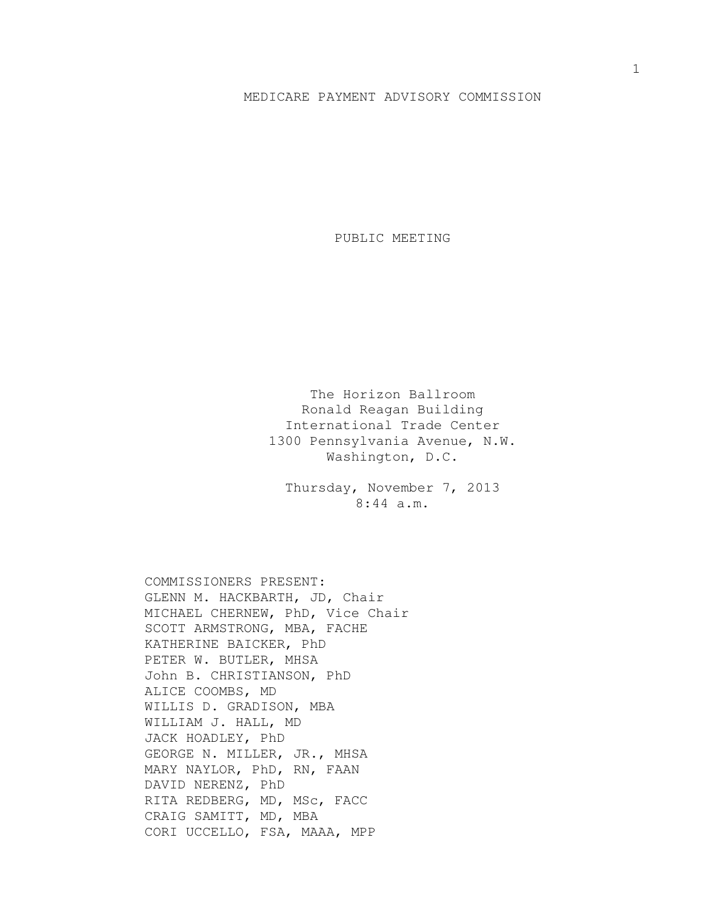# MEDICARE PAYMENT ADVISORY COMMISSION

## PUBLIC MEETING

The Horizon Ballroom
Ronald Reagan Building
International Trade Center
1300 Pennsylvania Avenue, N.W.
Washington, D.C.

Thursday, November 7, 2013
8:44 a.m.

COMMISSIONERS PRESENT:
GLENN M. HACKBARTH, JD, Chair
MICHAEL CHERNEW, PhD, Vice Chair
SCOTT ARMSTRONG, MBA, FACHE
KATHERINE BAICKER, PhD
PETER W. BUTLER, MHSA
John B. CHRISTIANSON, PhD
ALICE COOMBS, MD
WILLIS D. GRADISON, MBA
WILLIAM J. HALL, MD
JACK HOADLEY, PhD
GEORGE N. MILLER, JR., MHSA
MARY NAYLOR, PhD, RN, FAAN
DAVID NERENZ, PhD
RITA REDBERG, MD, MSc, FACC
CRAIG SAMITT, MD, MBA
CORI UCCELLO, FSA, MAAA, MPP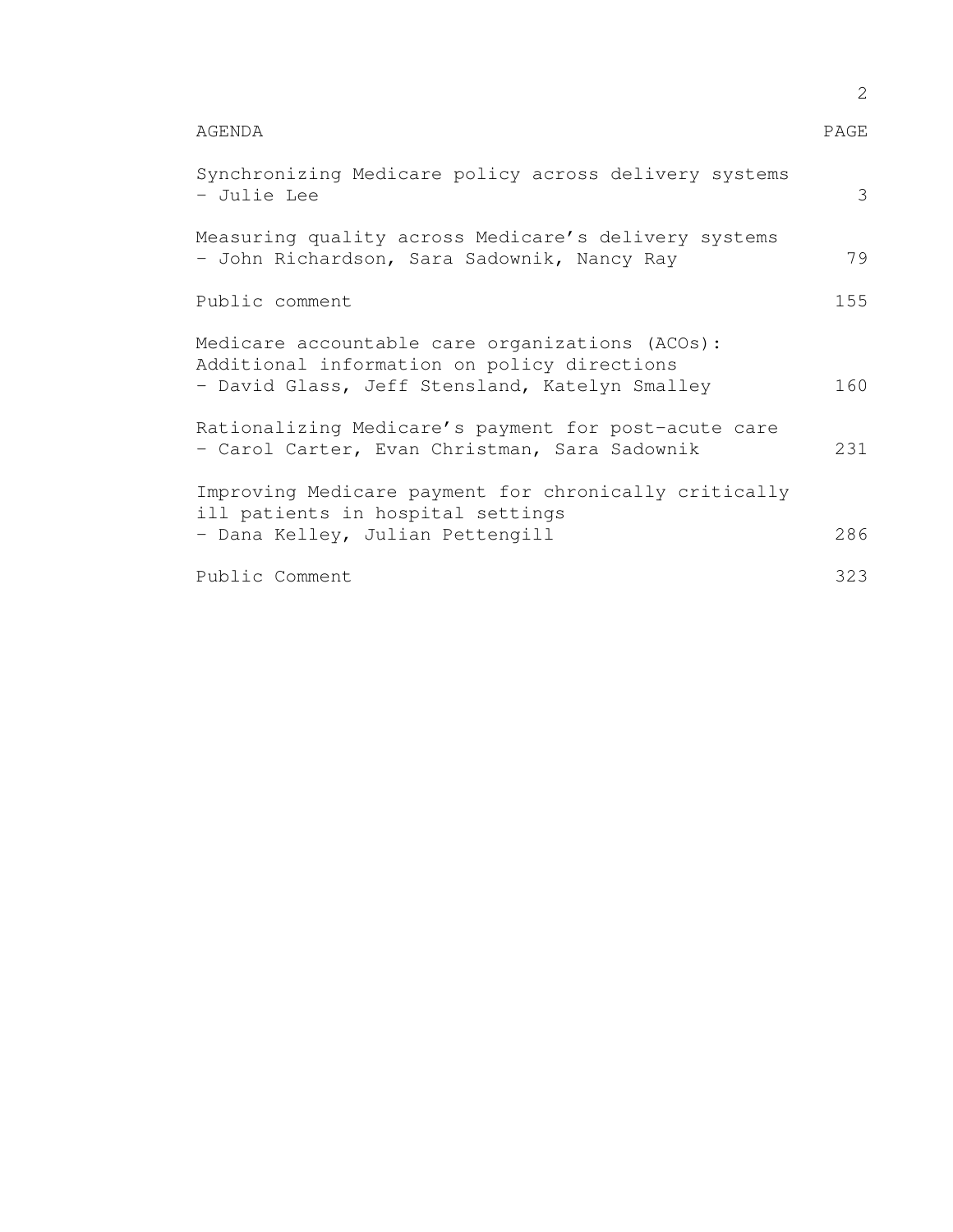| AGENDA | PAGE |
| --- | --- |
| Synchronizing Medicare policy across delivery systems<br>- Julie Lee | 3 |
| Measuring quality across Medicare's delivery systems<br>- John Richardson, Sara Sadownik, Nancy Ray | 79 |
| Public comment | 155 |
| Medicare accountable care organizations (ACOs):<br>Additional information on policy directions<br>- David Glass, Jeff Stensland, Katelyn Smalley | 160 |
| Rationalizing Medicare's payment for post-acute care<br>- Carol Carter, Evan Christman, Sara Sadownik | 231 |
| Improving Medicare payment for chronically critically<br>ill patients in hospital settings<br>- Dana Kelley, Julian Pettengill | 286 |
| Public Comment | 323 |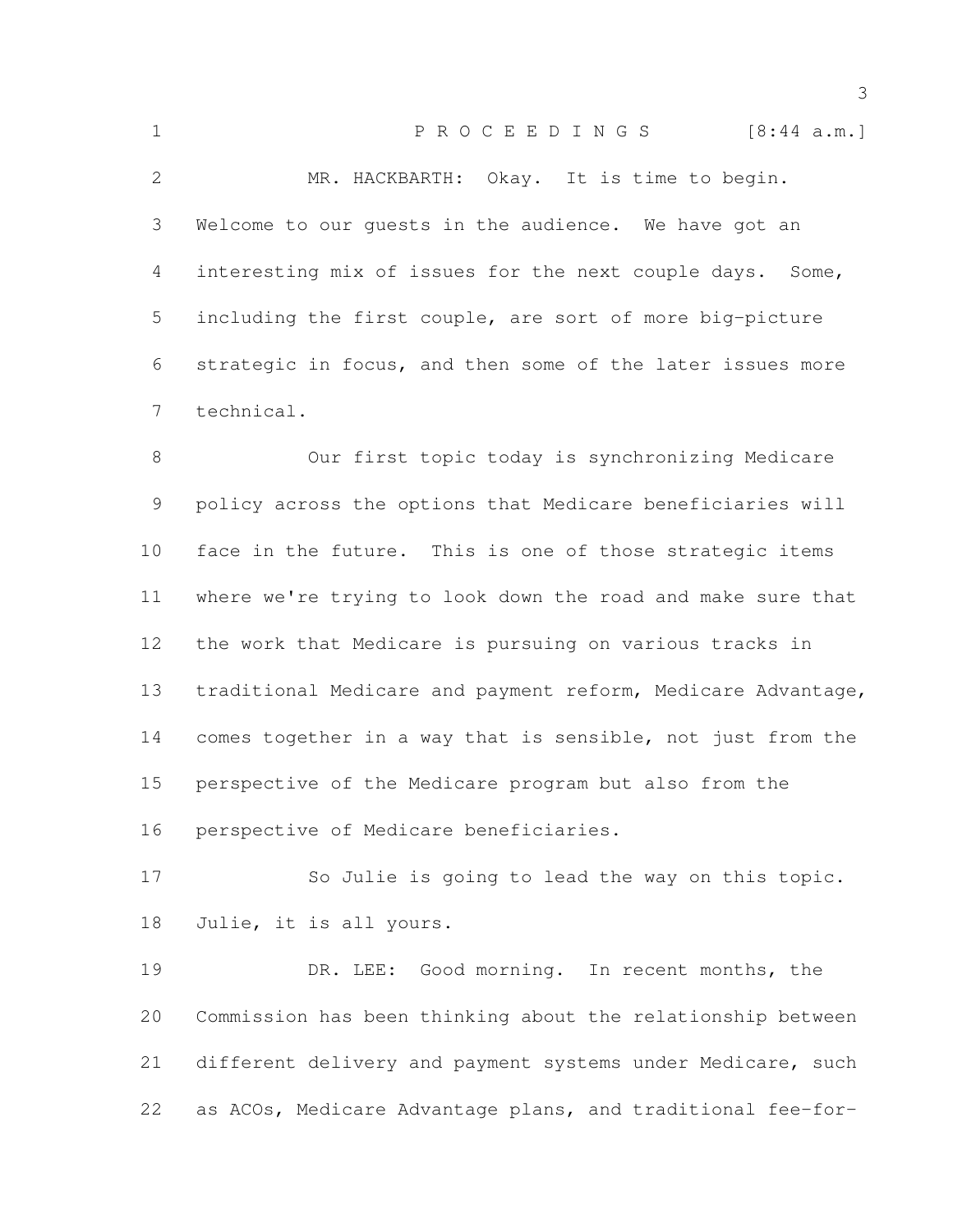P R O C E E D I N G S [8:44 a.m.]

MR. HACKBARTH: Okay. It is time to begin. Welcome to our guests in the audience. We have got an interesting mix of issues for the next couple days. Some, including the first couple, are sort of more big-picture strategic in focus, and then some of the later issues more technical.

Our first topic today is synchronizing Medicare policy across the options that Medicare beneficiaries will face in the future. This is one of those strategic items where we're trying to look down the road and make sure that the work that Medicare is pursuing on various tracks in traditional Medicare and payment reform, Medicare Advantage, comes together in a way that is sensible, not just from the perspective of the Medicare program but also from the perspective of Medicare beneficiaries.

So Julie is going to lead the way on this topic. Julie, it is all yours.

DR. LEE: Good morning. In recent months, the Commission has been thinking about the relationship between different delivery and payment systems under Medicare, such as ACOs, Medicare Advantage plans, and traditional fee-for-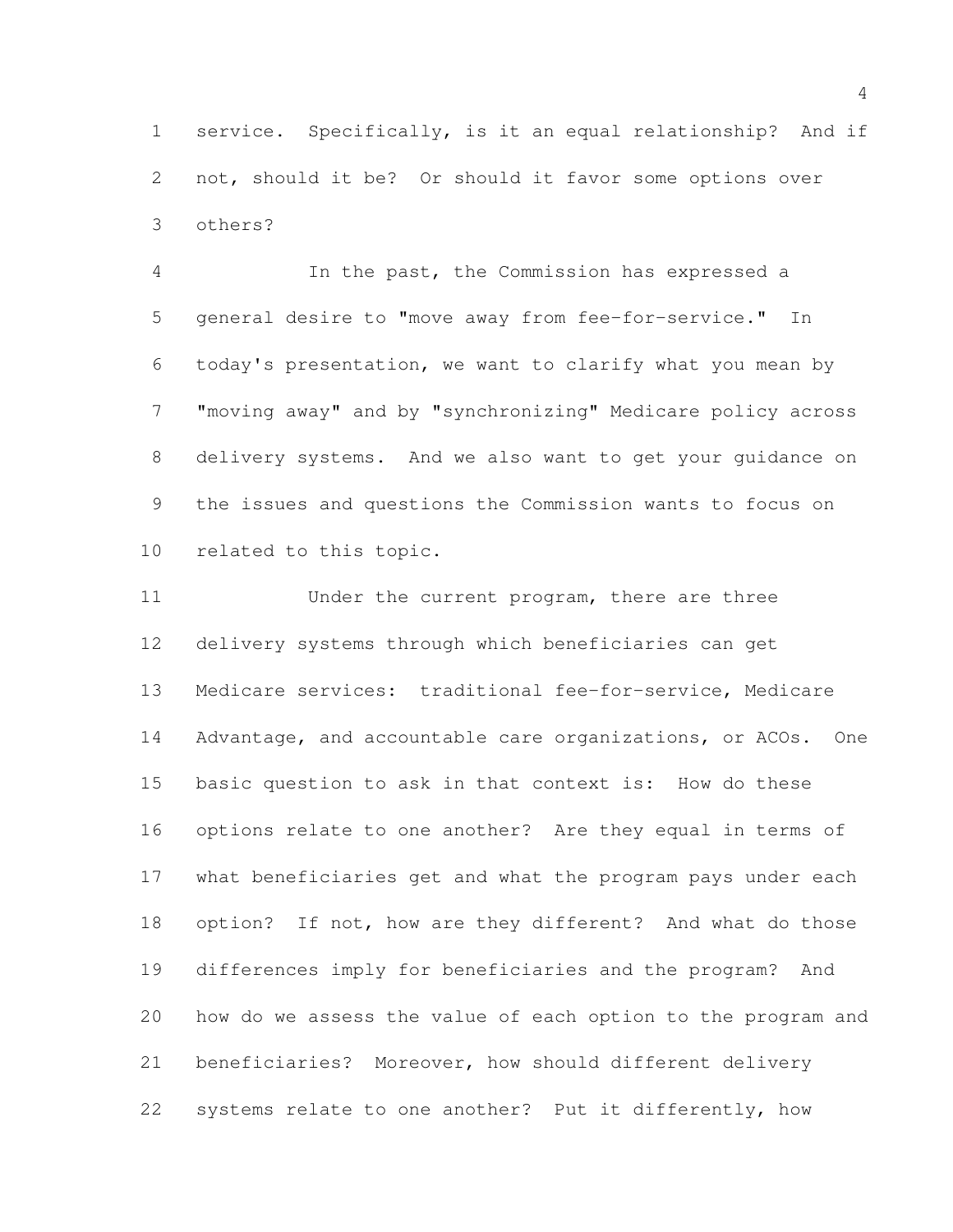service. Specifically, is it an equal relationship? And if not, should it be? Or should it favor some options over others?

In the past, the Commission has expressed a general desire to "move away from fee-for-service." In today's presentation, we want to clarify what you mean by "moving away" and by "synchronizing" Medicare policy across delivery systems. And we also want to get your guidance on the issues and questions the Commission wants to focus on related to this topic.

Under the current program, there are three delivery systems through which beneficiaries can get Medicare services: traditional fee-for-service, Medicare Advantage, and accountable care organizations, or ACOs. One basic question to ask in that context is: How do these options relate to one another? Are they equal in terms of what beneficiaries get and what the program pays under each option? If not, how are they different? And what do those differences imply for beneficiaries and the program? And how do we assess the value of each option to the program and beneficiaries? Moreover, how should different delivery systems relate to one another? Put it differently, how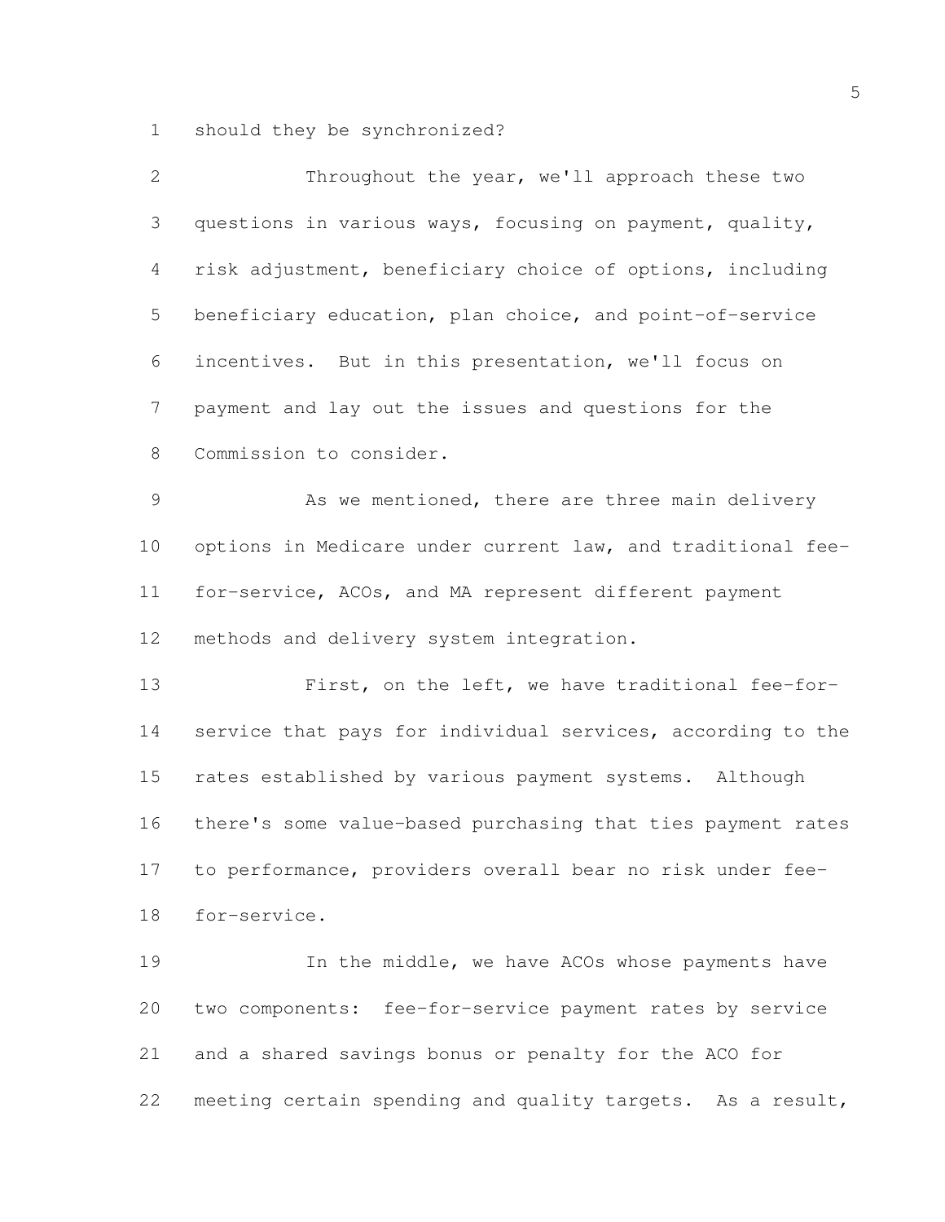should they be synchronized?

Throughout the year, we'll approach these two questions in various ways, focusing on payment, quality, risk adjustment, beneficiary choice of options, including beneficiary education, plan choice, and point-of-service incentives. But in this presentation, we'll focus on payment and lay out the issues and questions for the Commission to consider.

As we mentioned, there are three main delivery options in Medicare under current law, and traditional fee-for-service, ACOs, and MA represent different payment methods and delivery system integration.

First, on the left, we have traditional fee-for-service that pays for individual services, according to the rates established by various payment systems. Although there's some value-based purchasing that ties payment rates to performance, providers overall bear no risk under fee-for-service.

In the middle, we have ACOs whose payments have two components: fee-for-service payment rates by service and a shared savings bonus or penalty for the ACO for meeting certain spending and quality targets. As a result,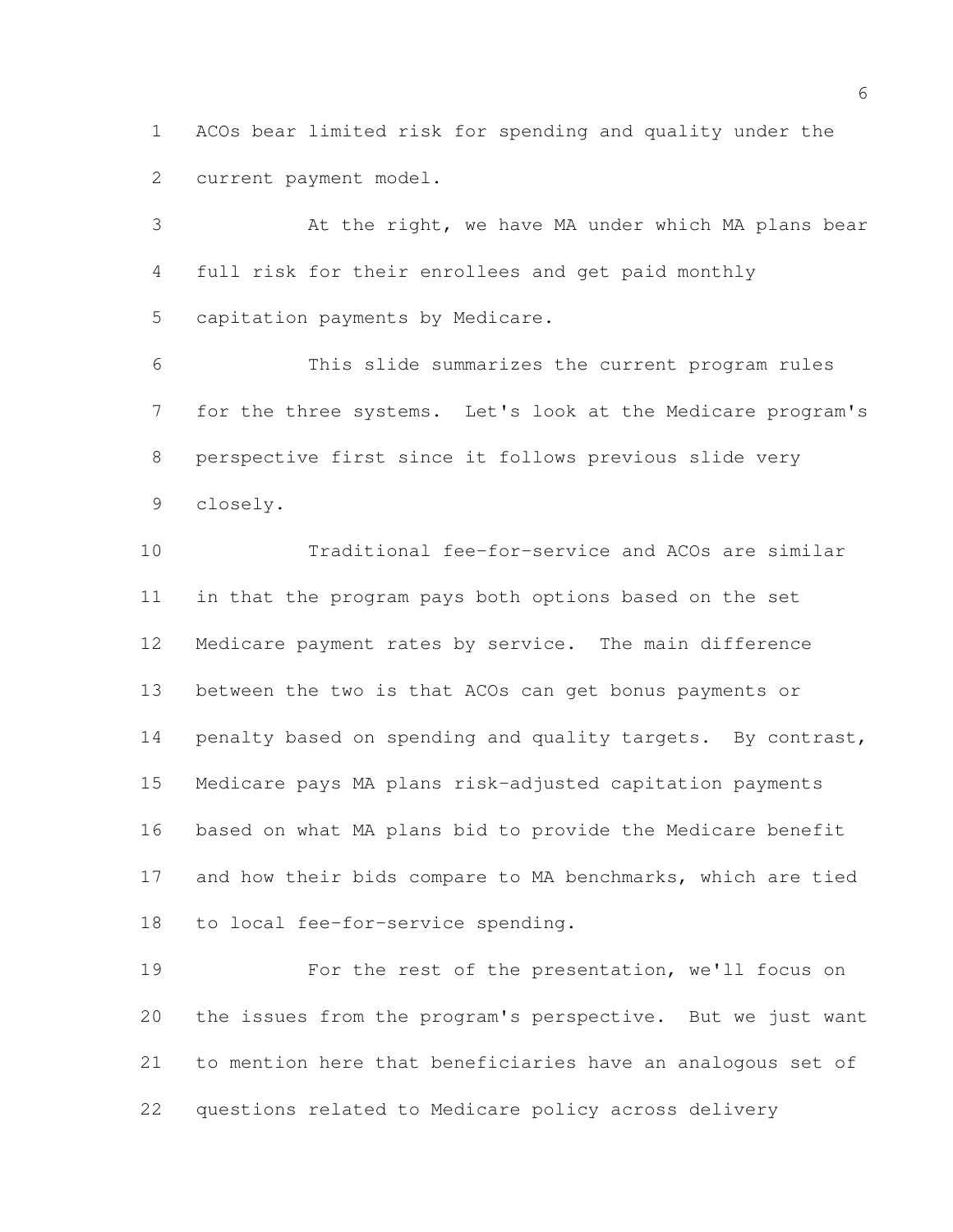ACOs bear limited risk for spending and quality under the current payment model.

At the right, we have MA under which MA plans bear full risk for their enrollees and get paid monthly capitation payments by Medicare.

This slide summarizes the current program rules for the three systems. Let's look at the Medicare program's perspective first since it follows previous slide very closely.

Traditional fee-for-service and ACOs are similar in that the program pays both options based on the set Medicare payment rates by service. The main difference between the two is that ACOs can get bonus payments or penalty based on spending and quality targets. By contrast, Medicare pays MA plans risk-adjusted capitation payments based on what MA plans bid to provide the Medicare benefit and how their bids compare to MA benchmarks, which are tied to local fee-for-service spending.

For the rest of the presentation, we'll focus on the issues from the program's perspective. But we just want to mention here that beneficiaries have an analogous set of questions related to Medicare policy across delivery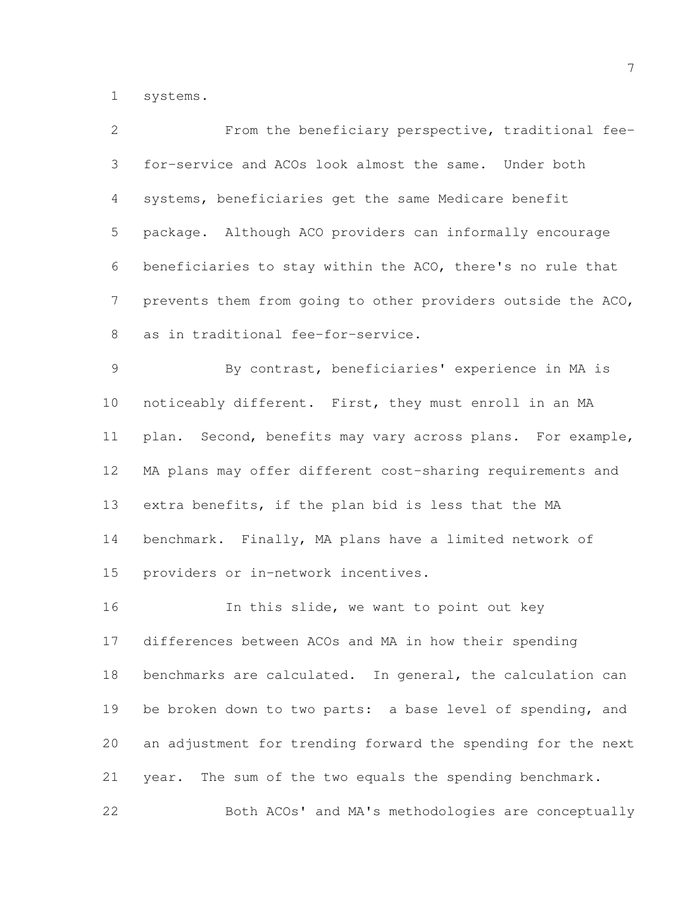systems.

From the beneficiary perspective, traditional fee-for-service and ACOs look almost the same. Under both systems, beneficiaries get the same Medicare benefit package. Although ACO providers can informally encourage beneficiaries to stay within the ACO, there's no rule that prevents them from going to other providers outside the ACO, as in traditional fee-for-service.

By contrast, beneficiaries' experience in MA is noticeably different. First, they must enroll in an MA plan. Second, benefits may vary across plans. For example, MA plans may offer different cost-sharing requirements and extra benefits, if the plan bid is less that the MA benchmark. Finally, MA plans have a limited network of providers or in-network incentives.

In this slide, we want to point out key differences between ACOs and MA in how their spending benchmarks are calculated. In general, the calculation can be broken down to two parts: a base level of spending, and an adjustment for trending forward the spending for the next year. The sum of the two equals the spending benchmark.

Both ACOs' and MA's methodologies are conceptually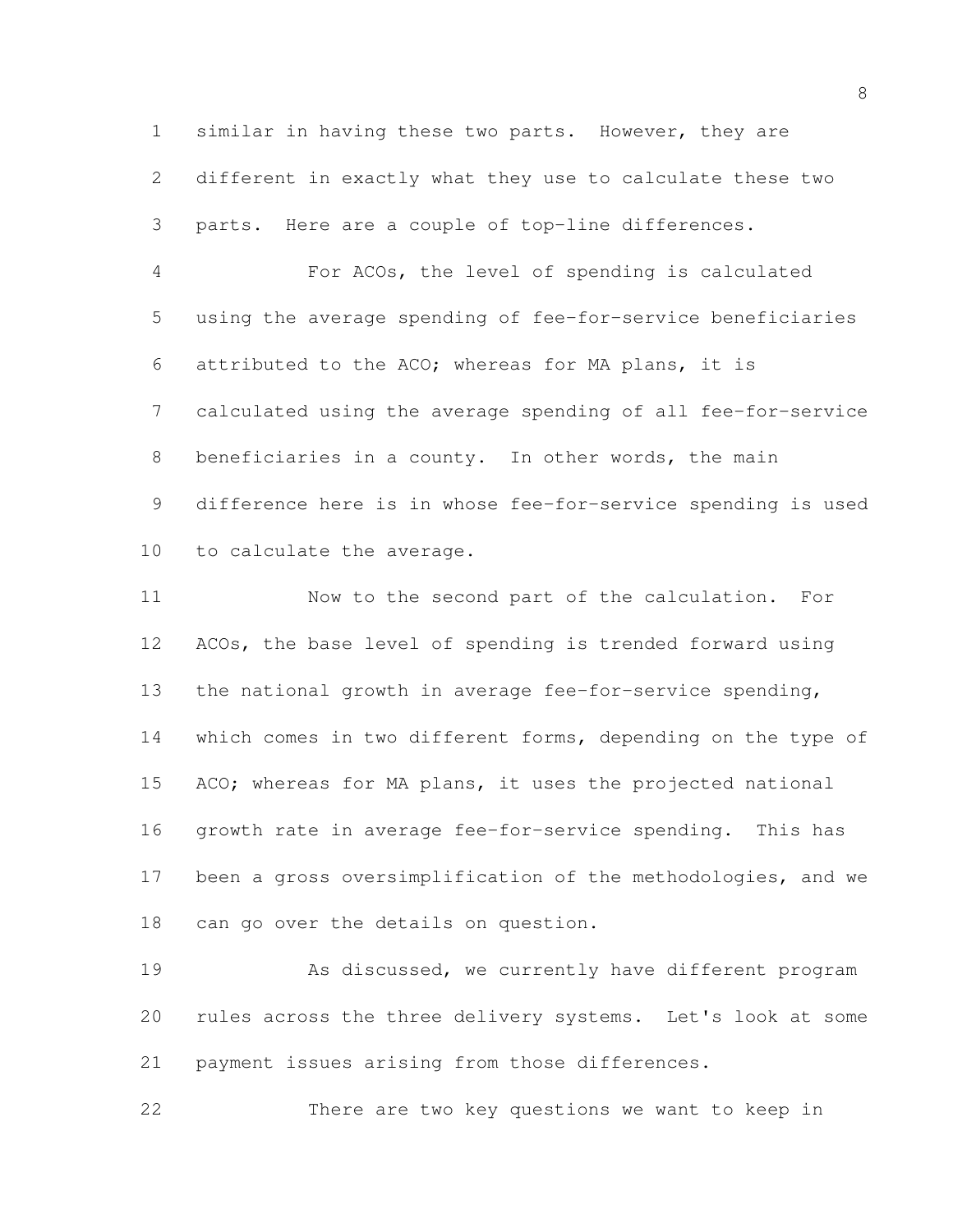similar in having these two parts. However, they are different in exactly what they use to calculate these two parts. Here are a couple of top-line differences.

For ACOs, the level of spending is calculated using the average spending of fee-for-service beneficiaries attributed to the ACO; whereas for MA plans, it is calculated using the average spending of all fee-for-service beneficiaries in a county. In other words, the main difference here is in whose fee-for-service spending is used to calculate the average.

Now to the second part of the calculation. For ACOs, the base level of spending is trended forward using the national growth in average fee-for-service spending, which comes in two different forms, depending on the type of ACO; whereas for MA plans, it uses the projected national growth rate in average fee-for-service spending. This has been a gross oversimplification of the methodologies, and we can go over the details on question.

As discussed, we currently have different program rules across the three delivery systems. Let's look at some payment issues arising from those differences.

There are two key questions we want to keep in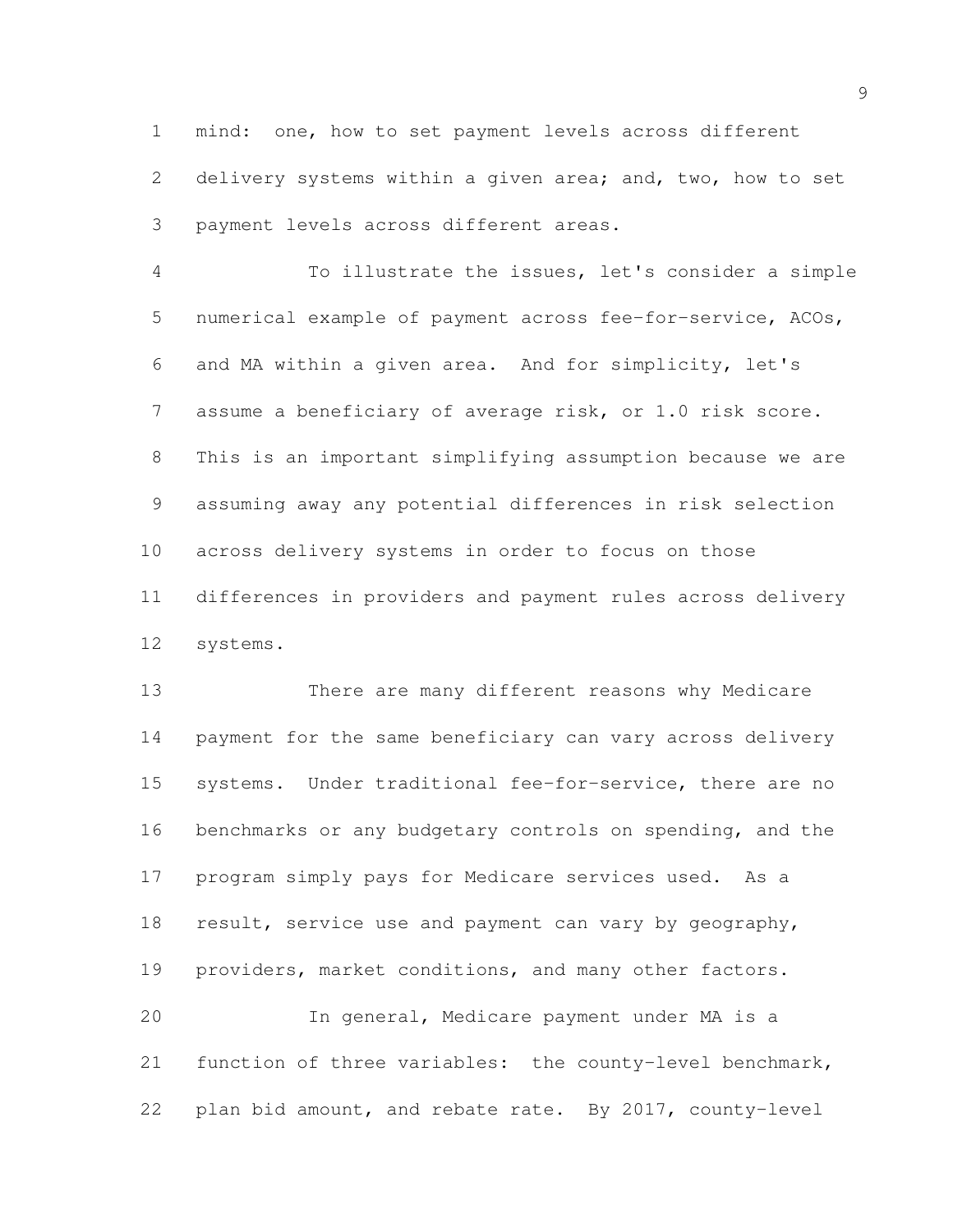mind: one, how to set payment levels across different delivery systems within a given area; and, two, how to set payment levels across different areas.

To illustrate the issues, let's consider a simple numerical example of payment across fee-for-service, ACOs, and MA within a given area. And for simplicity, let's assume a beneficiary of average risk, or 1.0 risk score. This is an important simplifying assumption because we are assuming away any potential differences in risk selection across delivery systems in order to focus on those differences in providers and payment rules across delivery systems.

There are many different reasons why Medicare payment for the same beneficiary can vary across delivery systems. Under traditional fee-for-service, there are no benchmarks or any budgetary controls on spending, and the program simply pays for Medicare services used. As a result, service use and payment can vary by geography, providers, market conditions, and many other factors.

In general, Medicare payment under MA is a function of three variables: the county-level benchmark, plan bid amount, and rebate rate. By 2017, county-level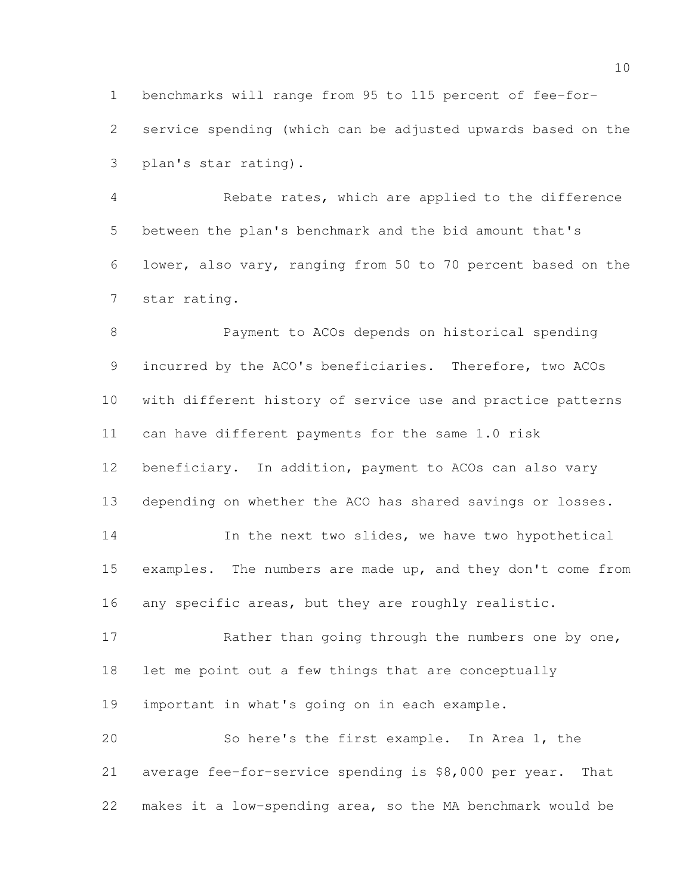benchmarks will range from 95 to 115 percent of fee-for-service spending (which can be adjusted upwards based on the plan's star rating).

Rebate rates, which are applied to the difference between the plan's benchmark and the bid amount that's lower, also vary, ranging from 50 to 70 percent based on the star rating.

Payment to ACOs depends on historical spending incurred by the ACO's beneficiaries. Therefore, two ACOs with different history of service use and practice patterns can have different payments for the same 1.0 risk beneficiary. In addition, payment to ACOs can also vary depending on whether the ACO has shared savings or losses.

In the next two slides, we have two hypothetical examples. The numbers are made up, and they don't come from any specific areas, but they are roughly realistic.

Rather than going through the numbers one by one, let me point out a few things that are conceptually important in what's going on in each example.

So here's the first example. In Area 1, the average fee-for-service spending is $8,000 per year. That makes it a low-spending area, so the MA benchmark would be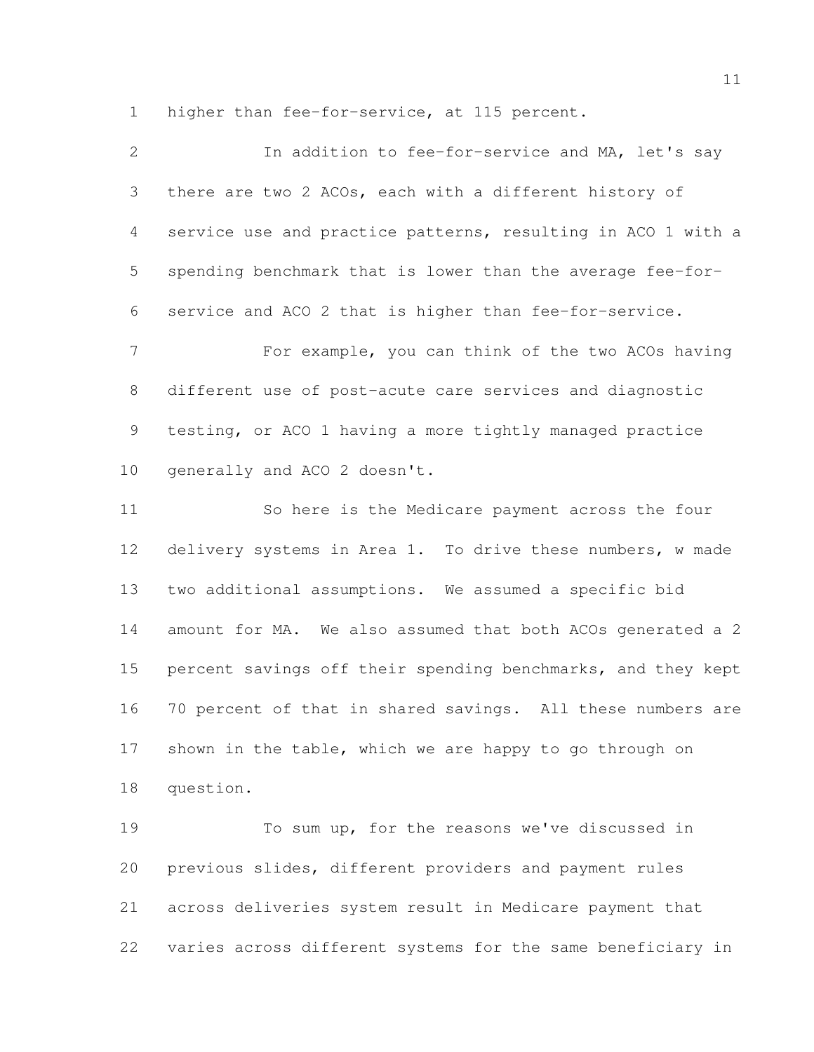higher than fee-for-service, at 115 percent.

In addition to fee-for-service and MA, let's say there are two 2 ACOs, each with a different history of service use and practice patterns, resulting in ACO 1 with a spending benchmark that is lower than the average fee-for-service and ACO 2 that is higher than fee-for-service.

For example, you can think of the two ACOs having different use of post-acute care services and diagnostic testing, or ACO 1 having a more tightly managed practice generally and ACO 2 doesn't.

So here is the Medicare payment across the four delivery systems in Area 1. To drive these numbers, w made two additional assumptions. We assumed a specific bid amount for MA. We also assumed that both ACOs generated a 2 percent savings off their spending benchmarks, and they kept 70 percent of that in shared savings. All these numbers are shown in the table, which we are happy to go through on question.

To sum up, for the reasons we've discussed in previous slides, different providers and payment rules across deliveries system result in Medicare payment that varies across different systems for the same beneficiary in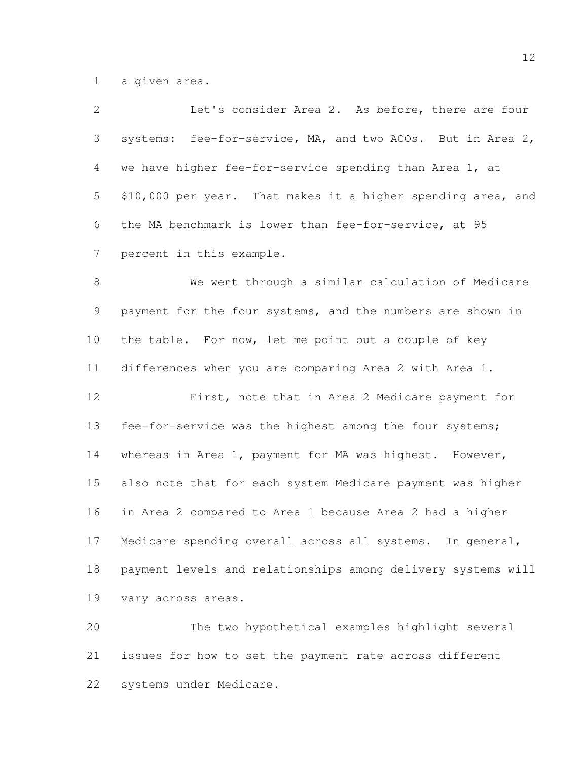a given area.

Let's consider Area 2. As before, there are four systems: fee-for-service, MA, and two ACOs. But in Area 2, we have higher fee-for-service spending than Area 1, at $10,000 per year. That makes it a higher spending area, and the MA benchmark is lower than fee-for-service, at 95 percent in this example.

We went through a similar calculation of Medicare payment for the four systems, and the numbers are shown in the table. For now, let me point out a couple of key differences when you are comparing Area 2 with Area 1.

First, note that in Area 2 Medicare payment for fee-for-service was the highest among the four systems; whereas in Area 1, payment for MA was highest. However, also note that for each system Medicare payment was higher in Area 2 compared to Area 1 because Area 2 had a higher Medicare spending overall across all systems. In general, payment levels and relationships among delivery systems will vary across areas.

The two hypothetical examples highlight several issues for how to set the payment rate across different systems under Medicare.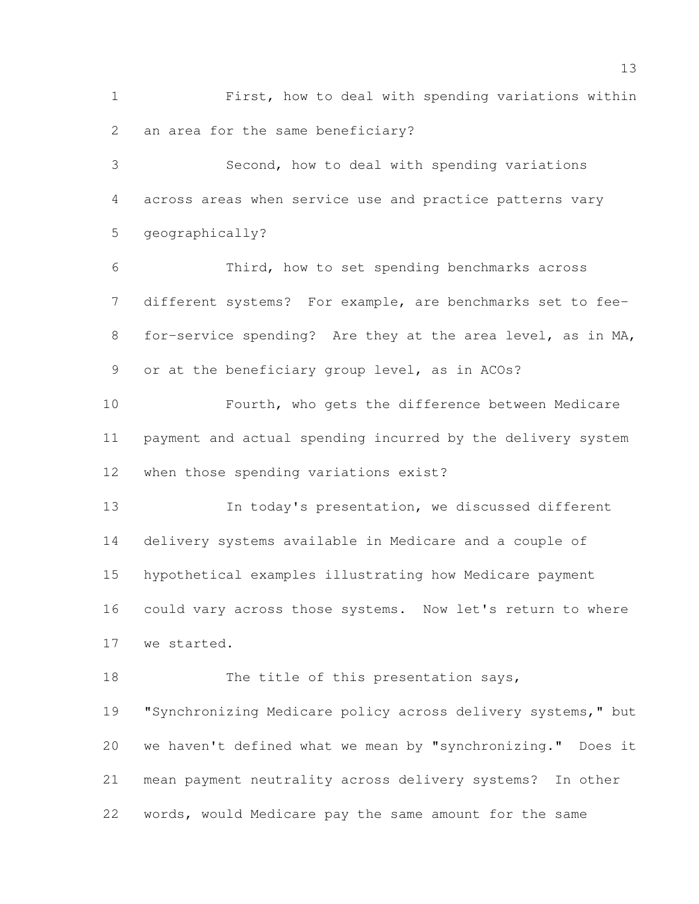First, how to deal with spending variations within an area for the same beneficiary?

Second, how to deal with spending variations across areas when service use and practice patterns vary geographically?

Third, how to set spending benchmarks across different systems? For example, are benchmarks set to fee-for-service spending? Are they at the area level, as in MA, or at the beneficiary group level, as in ACOs?

Fourth, who gets the difference between Medicare payment and actual spending incurred by the delivery system when those spending variations exist?

In today's presentation, we discussed different delivery systems available in Medicare and a couple of hypothetical examples illustrating how Medicare payment could vary across those systems. Now let's return to where we started.

The title of this presentation says, "Synchronizing Medicare policy across delivery systems," but we haven't defined what we mean by "synchronizing." Does it mean payment neutrality across delivery systems? In other words, would Medicare pay the same amount for the same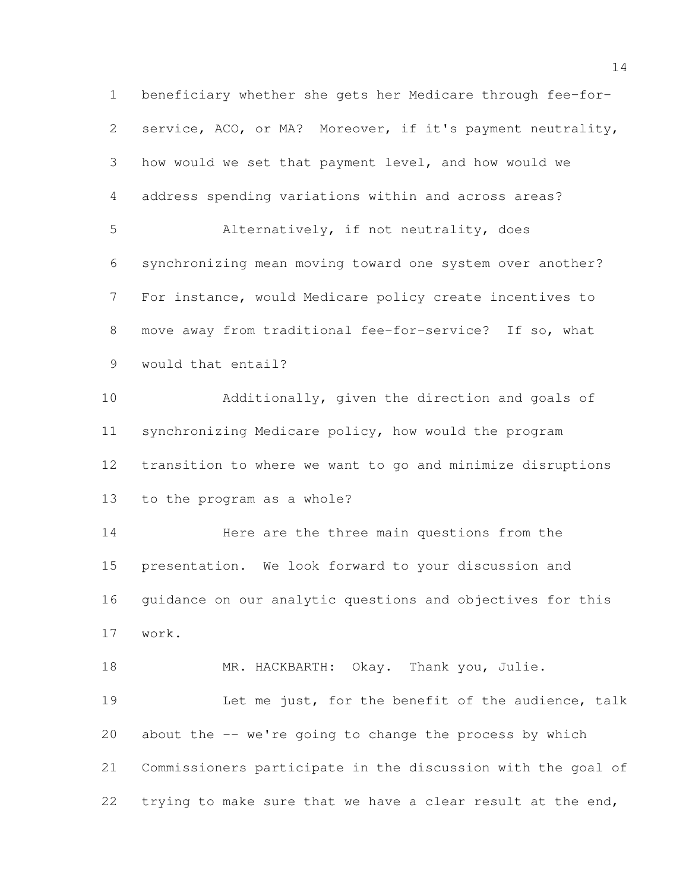beneficiary whether she gets her Medicare through fee-for-service, ACO, or MA? Moreover, if it's payment neutrality, how would we set that payment level, and how would we address spending variations within and across areas?

Alternatively, if not neutrality, does synchronizing mean moving toward one system over another? For instance, would Medicare policy create incentives to move away from traditional fee-for-service? If so, what would that entail?

Additionally, given the direction and goals of synchronizing Medicare policy, how would the program transition to where we want to go and minimize disruptions to the program as a whole?

Here are the three main questions from the presentation. We look forward to your discussion and guidance on our analytic questions and objectives for this work.

MR. HACKBARTH: Okay. Thank you, Julie.

Let me just, for the benefit of the audience, talk about the -- we're going to change the process by which Commissioners participate in the discussion with the goal of trying to make sure that we have a clear result at the end,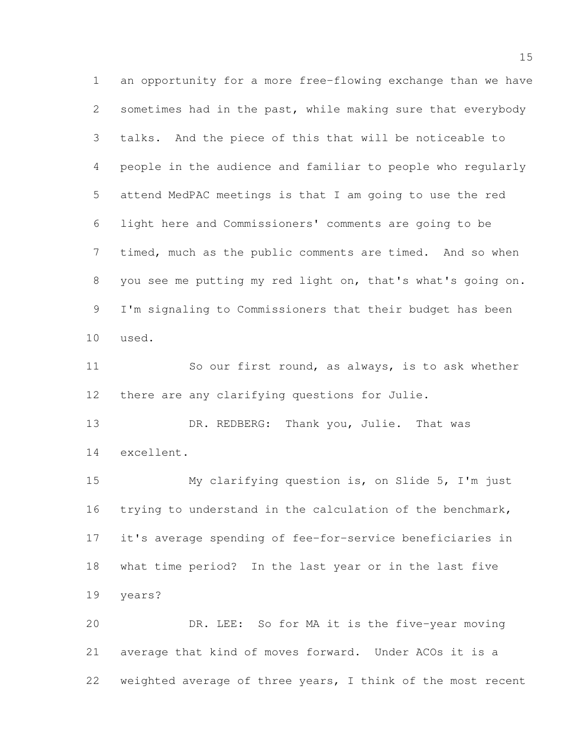an opportunity for a more free-flowing exchange than we have sometimes had in the past, while making sure that everybody talks. And the piece of this that will be noticeable to people in the audience and familiar to people who regularly attend MedPAC meetings is that I am going to use the red light here and Commissioners' comments are going to be timed, much as the public comments are timed. And so when you see me putting my red light on, that's what's going on. I'm signaling to Commissioners that their budget has been used.

So our first round, as always, is to ask whether there are any clarifying questions for Julie.

DR. REDBERG: Thank you, Julie. That was excellent.

My clarifying question is, on Slide 5, I'm just trying to understand in the calculation of the benchmark, it's average spending of fee-for-service beneficiaries in what time period? In the last year or in the last five years?

DR. LEE: So for MA it is the five-year moving average that kind of moves forward. Under ACOs it is a weighted average of three years, I think of the most recent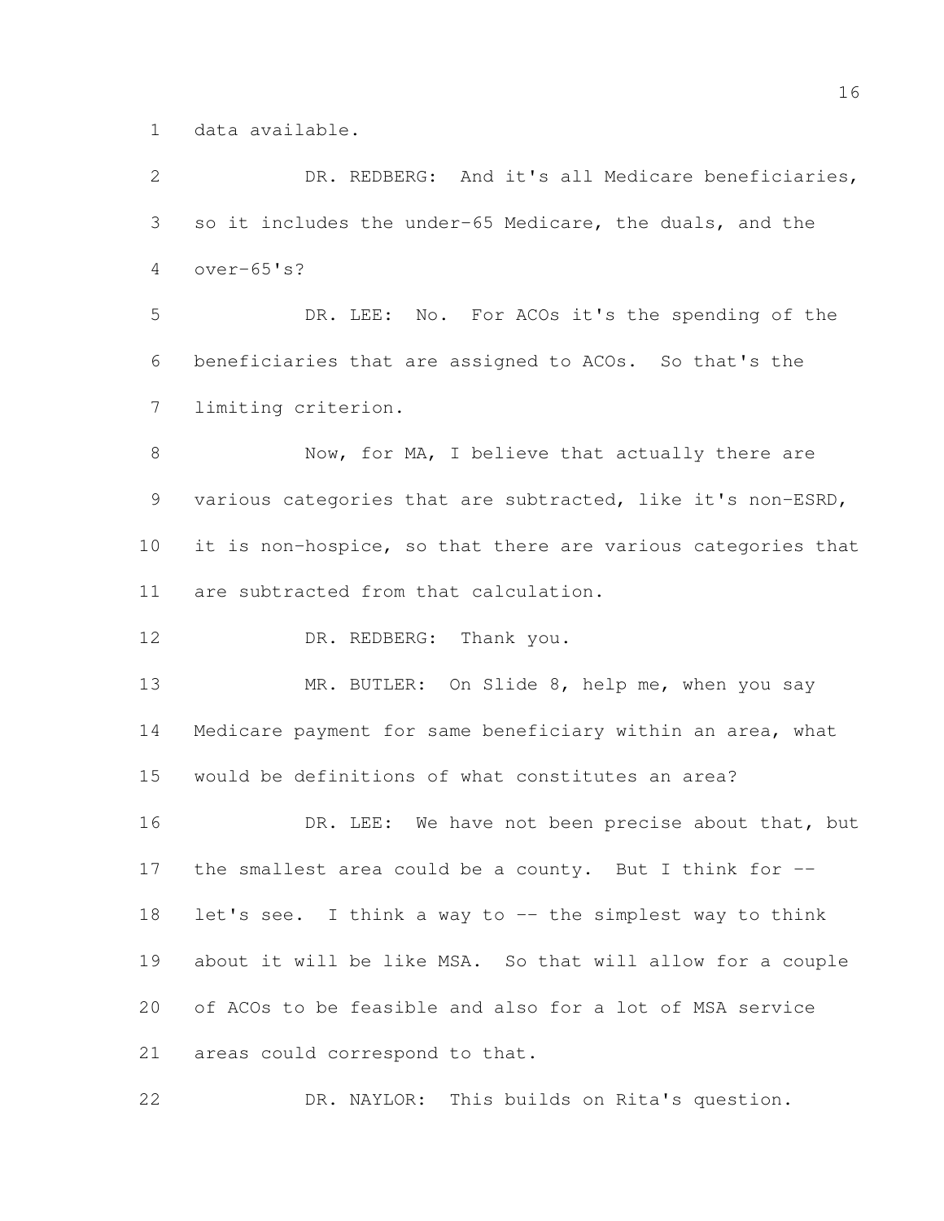data available.

DR. REDBERG: And it's all Medicare beneficiaries, so it includes the under-65 Medicare, the duals, and the over-65's?

DR. LEE: No. For ACOs it's the spending of the beneficiaries that are assigned to ACOs. So that's the limiting criterion.

Now, for MA, I believe that actually there are various categories that are subtracted, like it's non-ESRD, it is non-hospice, so that there are various categories that are subtracted from that calculation.

DR. REDBERG: Thank you.

MR. BUTLER: On Slide 8, help me, when you say Medicare payment for same beneficiary within an area, what would be definitions of what constitutes an area?

DR. LEE: We have not been precise about that, but the smallest area could be a county. But I think for -- let's see. I think a way to -- the simplest way to think about it will be like MSA. So that will allow for a couple of ACOs to be feasible and also for a lot of MSA service areas could correspond to that.

DR. NAYLOR: This builds on Rita's question.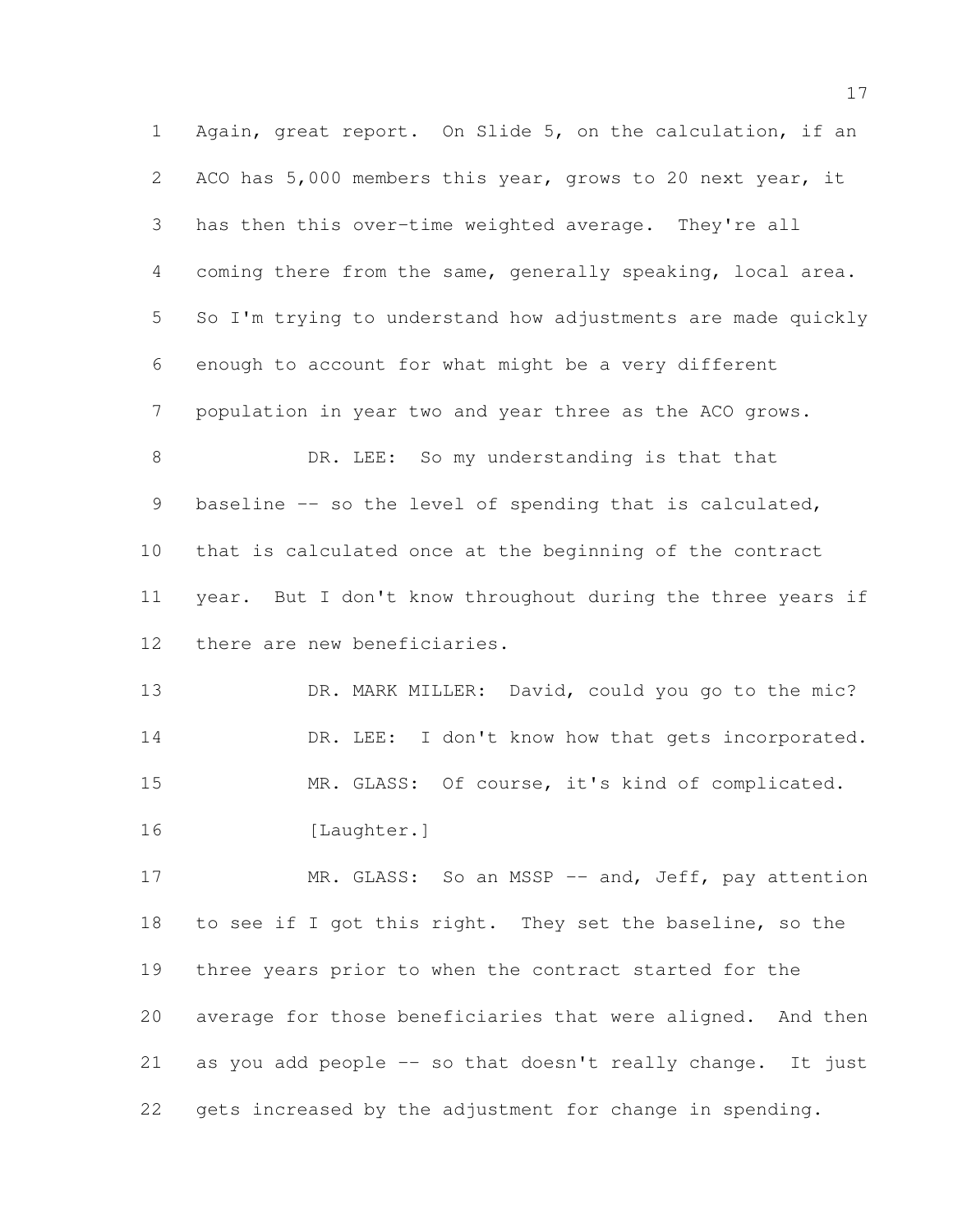Again, great report. On Slide 5, on the calculation, if an ACO has 5,000 members this year, grows to 20 next year, it has then this over-time weighted average. They're all coming there from the same, generally speaking, local area. So I'm trying to understand how adjustments are made quickly enough to account for what might be a very different population in year two and year three as the ACO grows.

DR. LEE: So my understanding is that that baseline -- so the level of spending that is calculated, that is calculated once at the beginning of the contract year. But I don't know throughout during the three years if there are new beneficiaries.

DR. MARK MILLER: David, could you go to the mic?

DR. LEE: I don't know how that gets incorporated.

MR. GLASS: Of course, it's kind of complicated.

[Laughter.]

MR. GLASS: So an MSSP -- and, Jeff, pay attention to see if I got this right. They set the baseline, so the three years prior to when the contract started for the average for those beneficiaries that were aligned. And then as you add people -- so that doesn't really change. It just gets increased by the adjustment for change in spending.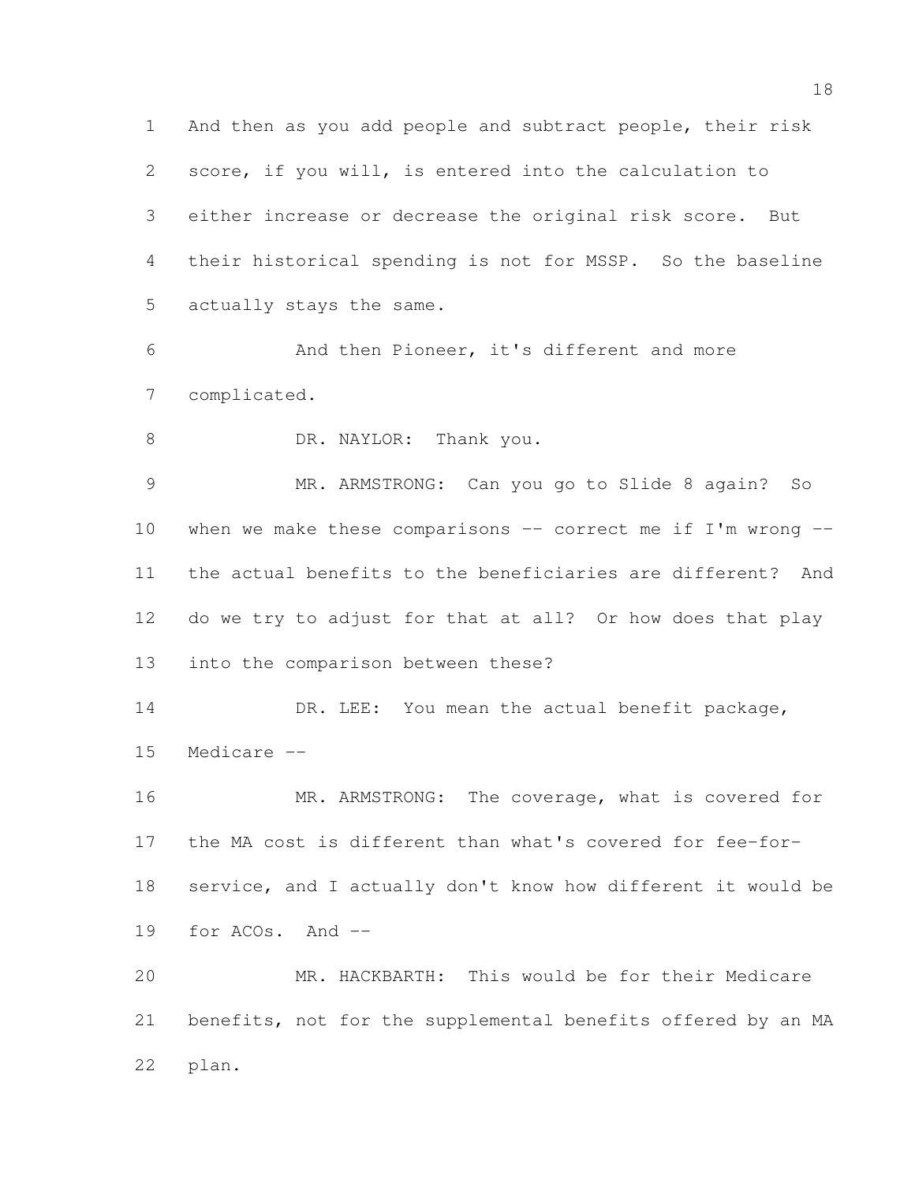And then as you add people and subtract people, their risk score, if you will, is entered into the calculation to either increase or decrease the original risk score. But their historical spending is not for MSSP. So the baseline actually stays the same.

And then Pioneer, it's different and more complicated.

DR. NAYLOR: Thank you.

MR. ARMSTRONG: Can you go to Slide 8 again? So when we make these comparisons -- correct me if I'm wrong -- the actual benefits to the beneficiaries are different? And do we try to adjust for that at all? Or how does that play into the comparison between these?

DR. LEE: You mean the actual benefit package, Medicare --

MR. ARMSTRONG: The coverage, what is covered for the MA cost is different than what's covered for fee-for-service, and I actually don't know how different it would be for ACOs. And --

MR. HACKBARTH: This would be for their Medicare benefits, not for the supplemental benefits offered by an MA plan.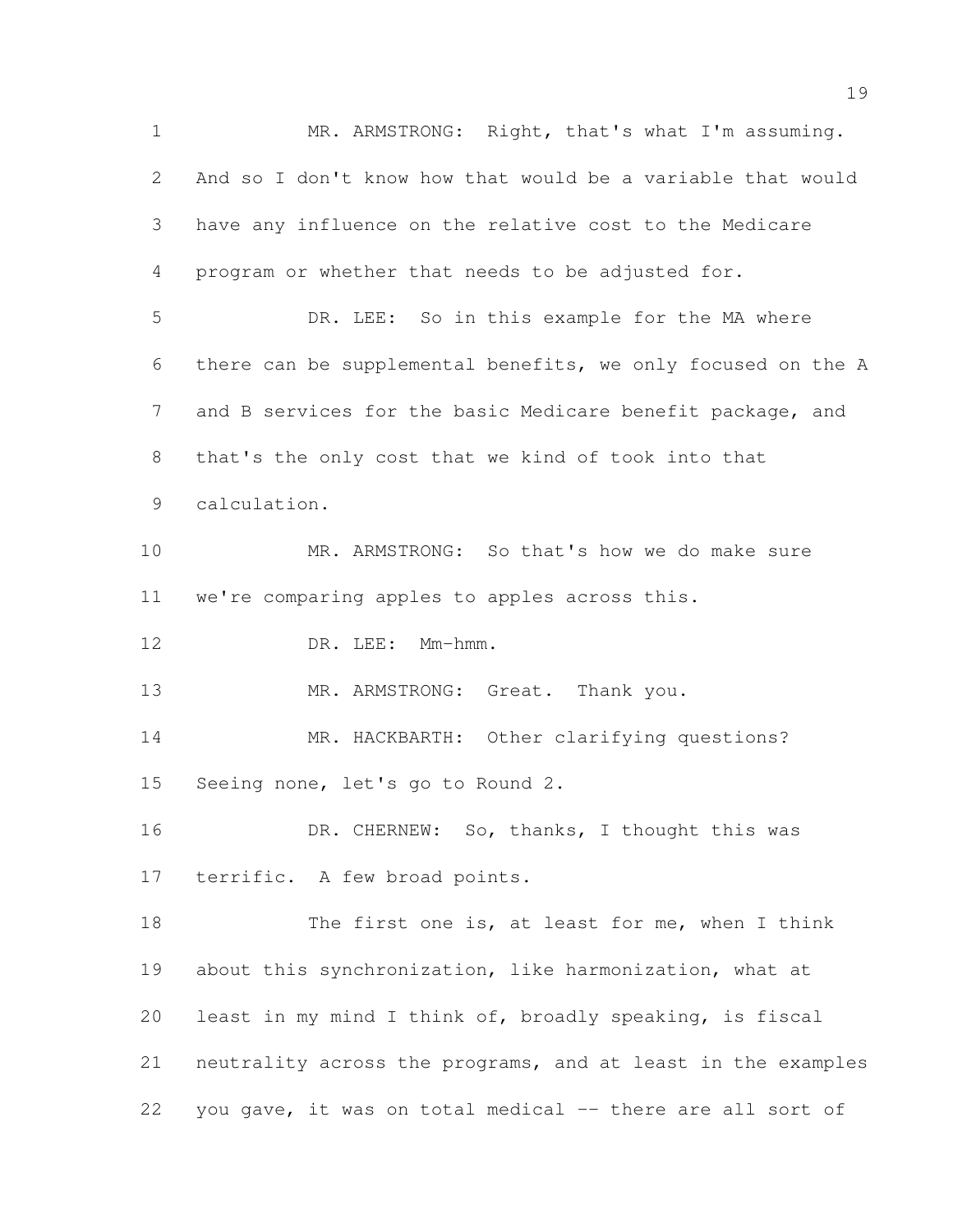MR. ARMSTRONG: Right, that's what I'm assuming. And so I don't know how that would be a variable that would have any influence on the relative cost to the Medicare program or whether that needs to be adjusted for.

DR. LEE: So in this example for the MA where there can be supplemental benefits, we only focused on the A and B services for the basic Medicare benefit package, and that's the only cost that we kind of took into that calculation.

MR. ARMSTRONG: So that's how we do make sure we're comparing apples to apples across this.

DR. LEE: Mm-hmm.

MR. ARMSTRONG: Great. Thank you.

MR. HACKBARTH: Other clarifying questions? Seeing none, let's go to Round 2.

DR. CHERNEW: So, thanks, I thought this was terrific. A few broad points.

The first one is, at least for me, when I think about this synchronization, like harmonization, what at least in my mind I think of, broadly speaking, is fiscal neutrality across the programs, and at least in the examples you gave, it was on total medical -- there are all sort of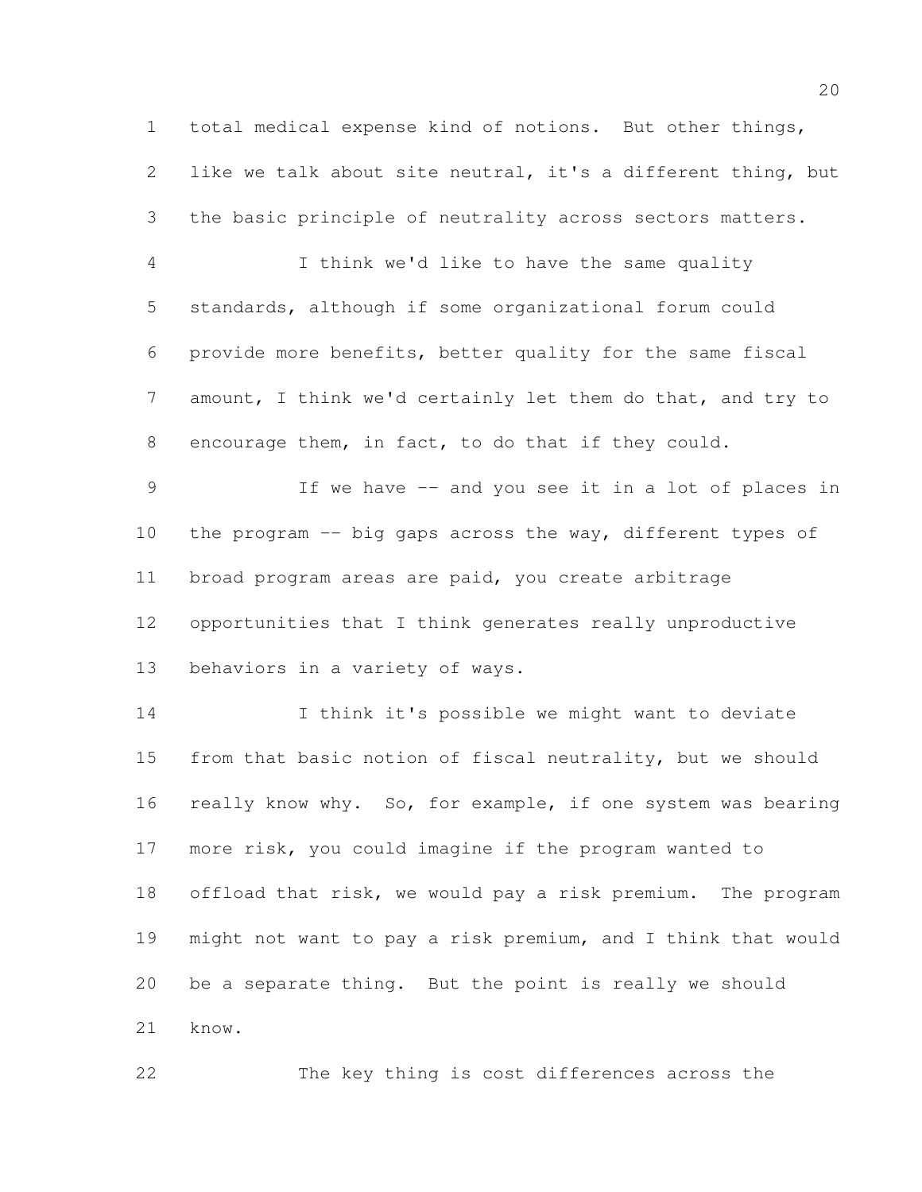total medical expense kind of notions. But other things, like we talk about site neutral, it's a different thing, but the basic principle of neutrality across sectors matters.

I think we'd like to have the same quality standards, although if some organizational forum could provide more benefits, better quality for the same fiscal amount, I think we'd certainly let them do that, and try to encourage them, in fact, to do that if they could.

If we have -- and you see it in a lot of places in the program -- big gaps across the way, different types of broad program areas are paid, you create arbitrage opportunities that I think generates really unproductive behaviors in a variety of ways.

I think it's possible we might want to deviate from that basic notion of fiscal neutrality, but we should really know why. So, for example, if one system was bearing more risk, you could imagine if the program wanted to offload that risk, we would pay a risk premium. The program might not want to pay a risk premium, and I think that would be a separate thing. But the point is really we should know.

The key thing is cost differences across the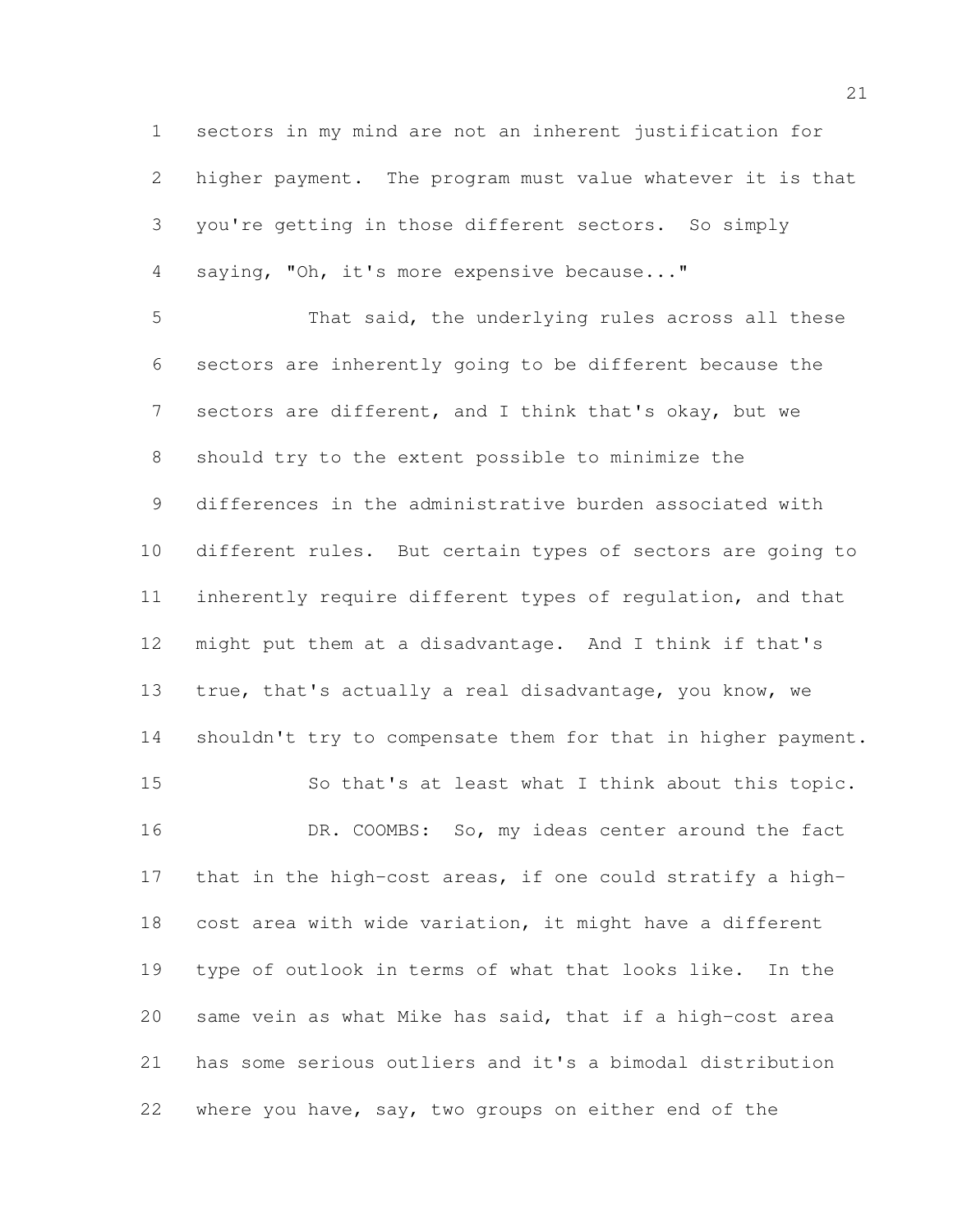sectors in my mind are not an inherent justification for higher payment. The program must value whatever it is that you're getting in those different sectors. So simply saying, "Oh, it's more expensive because..."

That said, the underlying rules across all these sectors are inherently going to be different because the sectors are different, and I think that's okay, but we should try to the extent possible to minimize the differences in the administrative burden associated with different rules. But certain types of sectors are going to inherently require different types of regulation, and that might put them at a disadvantage. And I think if that's true, that's actually a real disadvantage, you know, we shouldn't try to compensate them for that in higher payment.

So that's at least what I think about this topic.

DR. COOMBS: So, my ideas center around the fact that in the high-cost areas, if one could stratify a high-cost area with wide variation, it might have a different type of outlook in terms of what that looks like. In the same vein as what Mike has said, that if a high-cost area has some serious outliers and it's a bimodal distribution where you have, say, two groups on either end of the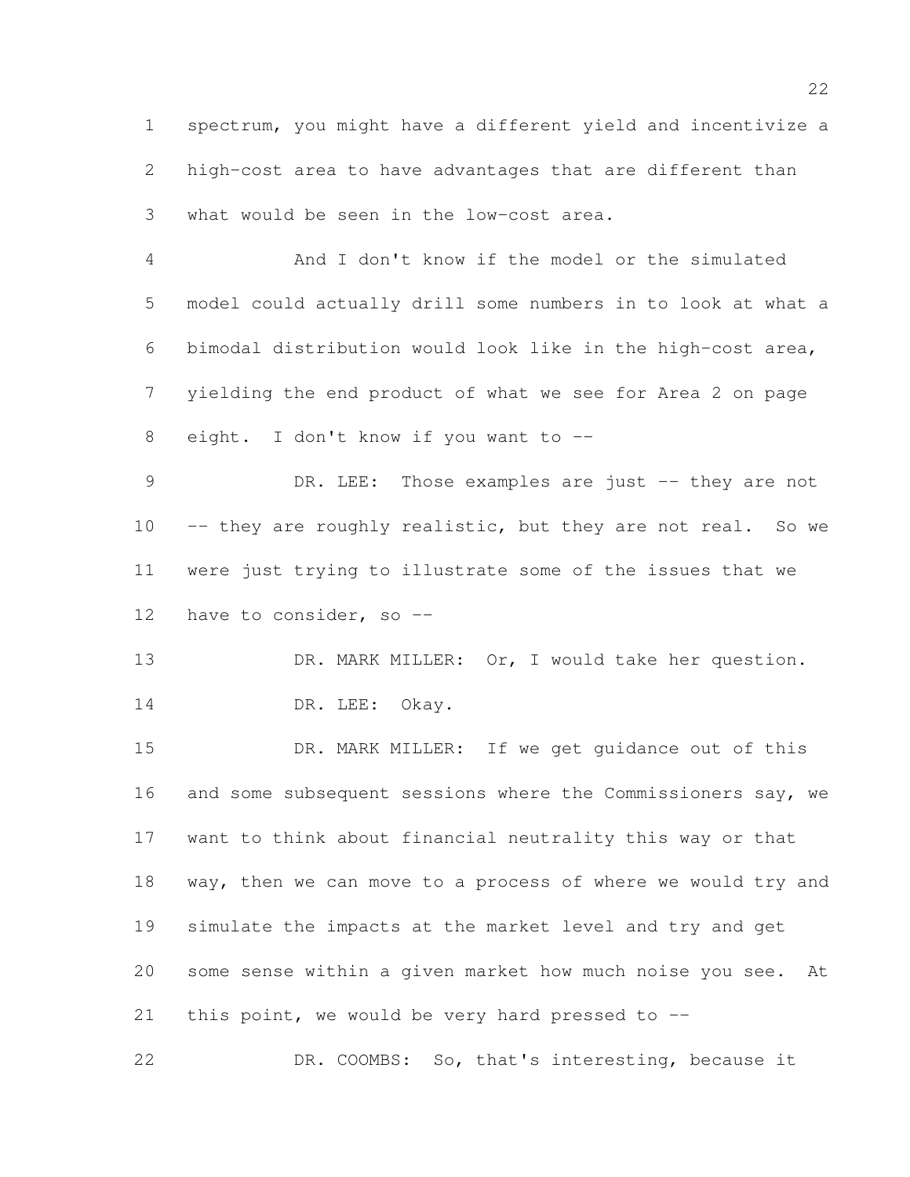spectrum, you might have a different yield and incentivize a high-cost area to have advantages that are different than what would be seen in the low-cost area.

And I don't know if the model or the simulated model could actually drill some numbers in to look at what a bimodal distribution would look like in the high-cost area, yielding the end product of what we see for Area 2 on page eight. I don't know if you want to --

DR. LEE: Those examples are just -- they are not -- they are roughly realistic, but they are not real. So we were just trying to illustrate some of the issues that we have to consider, so --

DR. MARK MILLER: Or, I would take her question.

DR. LEE: Okay.

DR. MARK MILLER: If we get guidance out of this and some subsequent sessions where the Commissioners say, we want to think about financial neutrality this way or that way, then we can move to a process of where we would try and simulate the impacts at the market level and try and get some sense within a given market how much noise you see. At this point, we would be very hard pressed to --

DR. COOMBS: So, that's interesting, because it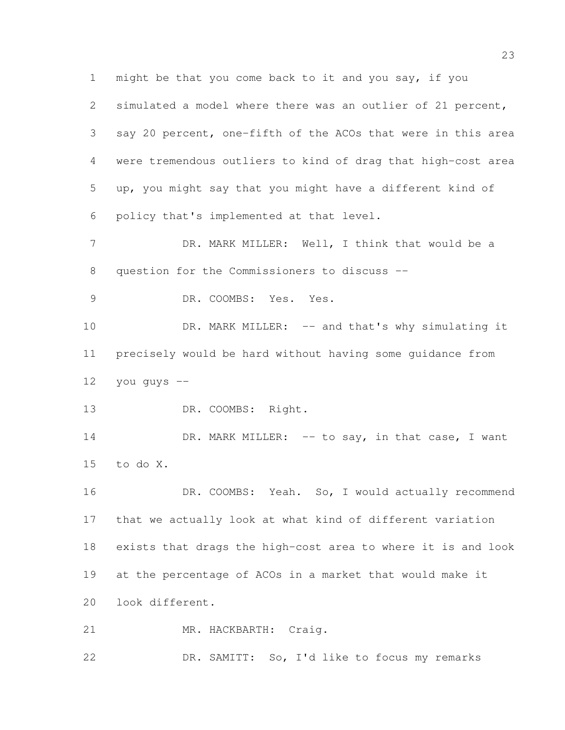might be that you come back to it and you say, if you simulated a model where there was an outlier of 21 percent, say 20 percent, one-fifth of the ACOs that were in this area were tremendous outliers to kind of drag that high-cost area up, you might say that you might have a different kind of policy that's implemented at that level.

DR. MARK MILLER: Well, I think that would be a question for the Commissioners to discuss --

DR. COOMBS: Yes. Yes.

DR. MARK MILLER: -- and that's why simulating it precisely would be hard without having some guidance from you guys --

DR. COOMBS: Right.

DR. MARK MILLER: -- to say, in that case, I want to do X.

DR. COOMBS: Yeah. So, I would actually recommend that we actually look at what kind of different variation exists that drags the high-cost area to where it is and look at the percentage of ACOs in a market that would make it look different.

MR. HACKBARTH: Craig.

DR. SAMITT: So, I'd like to focus my remarks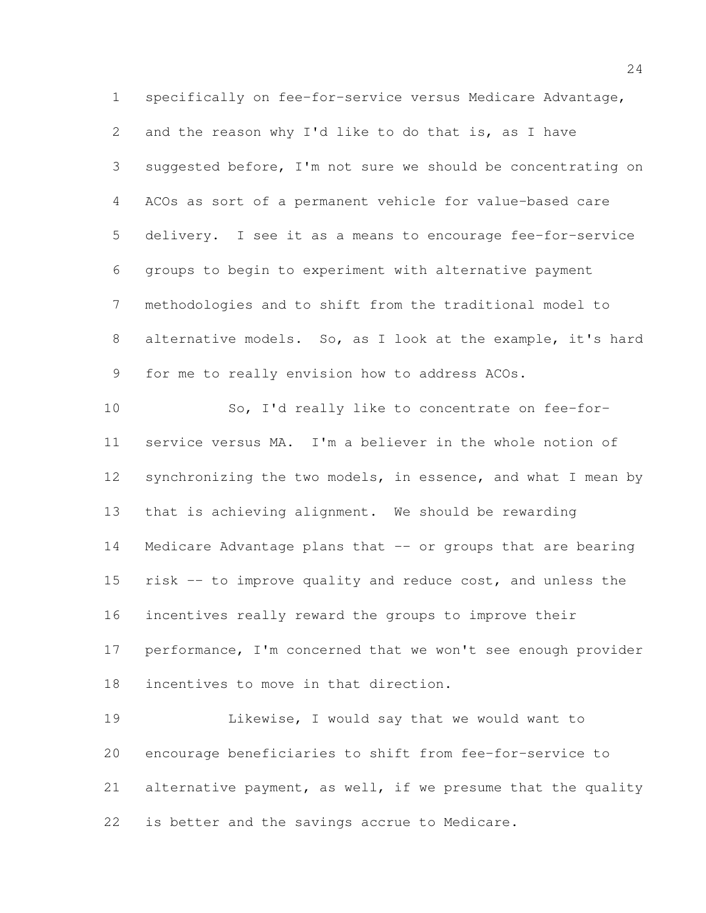specifically on fee-for-service versus Medicare Advantage, and the reason why I'd like to do that is, as I have suggested before, I'm not sure we should be concentrating on ACOs as sort of a permanent vehicle for value-based care delivery. I see it as a means to encourage fee-for-service groups to begin to experiment with alternative payment methodologies and to shift from the traditional model to alternative models. So, as I look at the example, it's hard for me to really envision how to address ACOs.

So, I'd really like to concentrate on fee-for-service versus MA. I'm a believer in the whole notion of synchronizing the two models, in essence, and what I mean by that is achieving alignment. We should be rewarding Medicare Advantage plans that -- or groups that are bearing risk -- to improve quality and reduce cost, and unless the incentives really reward the groups to improve their performance, I'm concerned that we won't see enough provider incentives to move in that direction.

Likewise, I would say that we would want to encourage beneficiaries to shift from fee-for-service to alternative payment, as well, if we presume that the quality is better and the savings accrue to Medicare.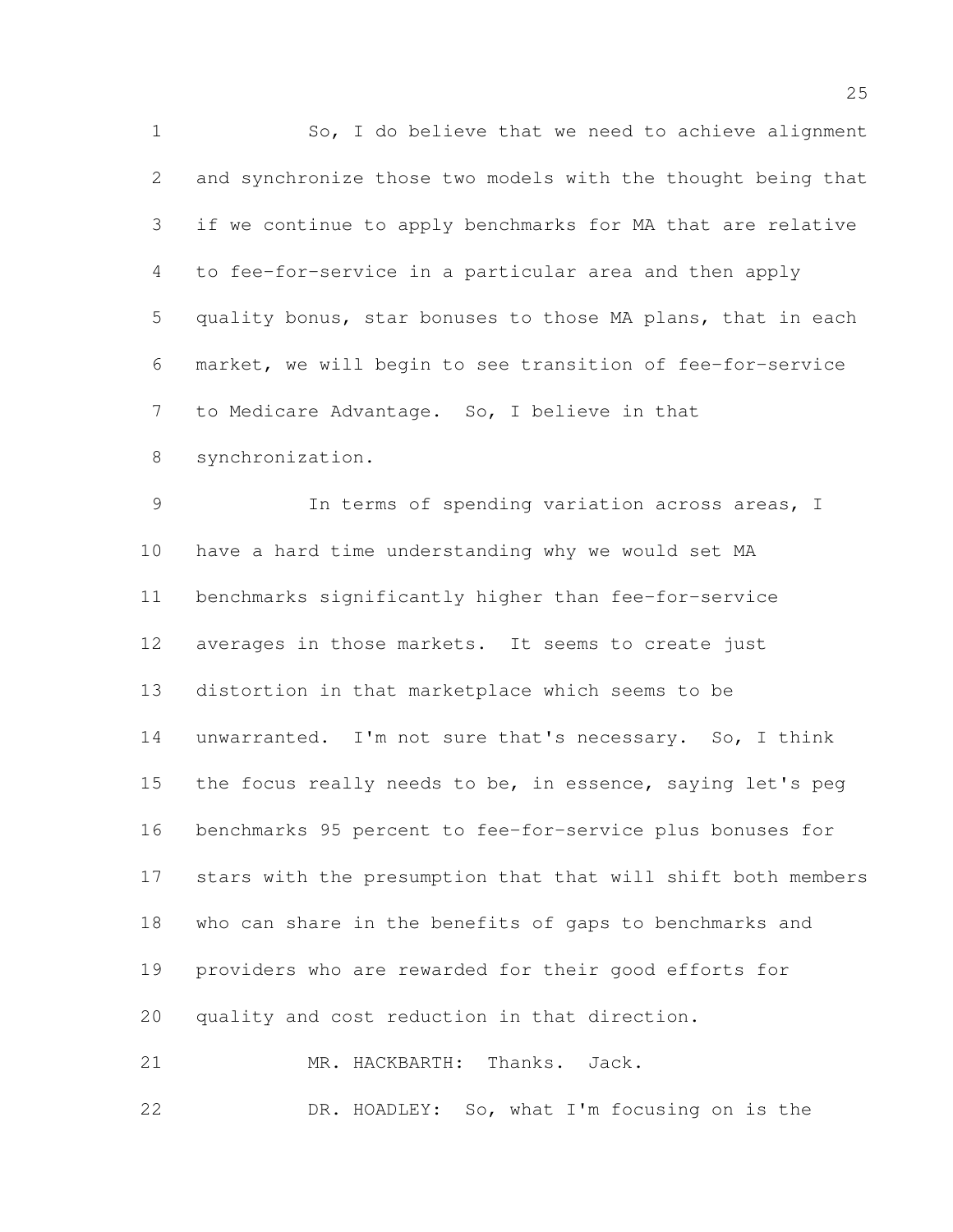So, I do believe that we need to achieve alignment and synchronize those two models with the thought being that if we continue to apply benchmarks for MA that are relative to fee-for-service in a particular area and then apply quality bonus, star bonuses to those MA plans, that in each market, we will begin to see transition of fee-for-service to Medicare Advantage. So, I believe in that synchronization.

In terms of spending variation across areas, I have a hard time understanding why we would set MA benchmarks significantly higher than fee-for-service averages in those markets. It seems to create just distortion in that marketplace which seems to be unwarranted. I'm not sure that's necessary. So, I think the focus really needs to be, in essence, saying let's peg benchmarks 95 percent to fee-for-service plus bonuses for stars with the presumption that that will shift both members who can share in the benefits of gaps to benchmarks and providers who are rewarded for their good efforts for quality and cost reduction in that direction.

MR. HACKBARTH: Thanks. Jack.

DR. HOADLEY: So, what I'm focusing on is the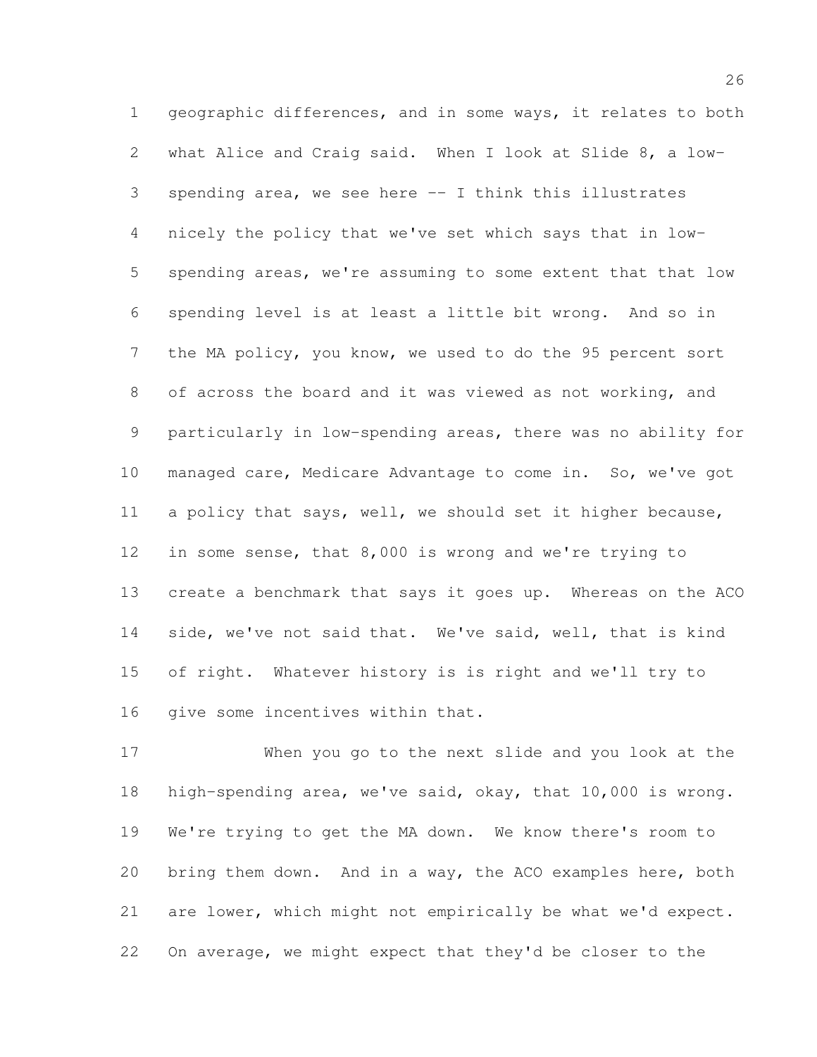geographic differences, and in some ways, it relates to both what Alice and Craig said. When I look at Slide 8, a low-spending area, we see here -- I think this illustrates nicely the policy that we've set which says that in low-spending areas, we're assuming to some extent that that low spending level is at least a little bit wrong. And so in the MA policy, you know, we used to do the 95 percent sort of across the board and it was viewed as not working, and particularly in low-spending areas, there was no ability for managed care, Medicare Advantage to come in. So, we've got a policy that says, well, we should set it higher because, in some sense, that 8,000 is wrong and we're trying to create a benchmark that says it goes up. Whereas on the ACO side, we've not said that. We've said, well, that is kind of right. Whatever history is is right and we'll try to give some incentives within that.

When you go to the next slide and you look at the high-spending area, we've said, okay, that 10,000 is wrong. We're trying to get the MA down. We know there's room to bring them down. And in a way, the ACO examples here, both are lower, which might not empirically be what we'd expect. On average, we might expect that they'd be closer to the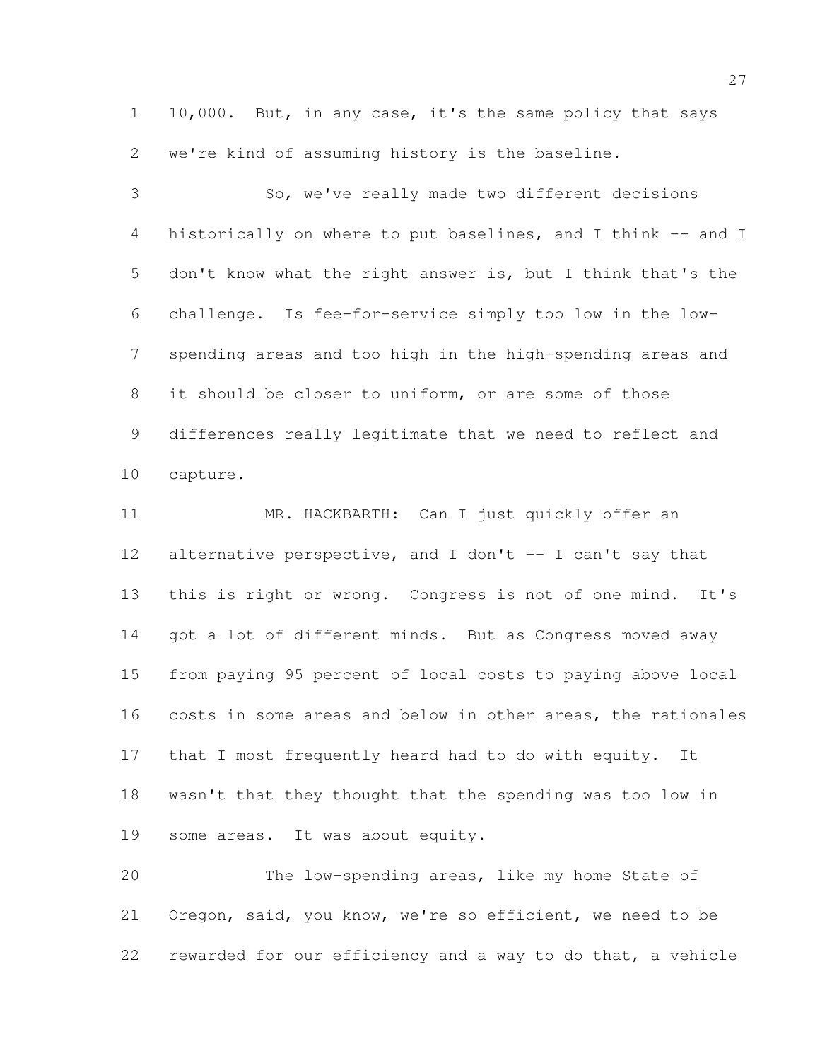10,000. But, in any case, it's the same policy that says we're kind of assuming history is the baseline.

So, we've really made two different decisions historically on where to put baselines, and I think -- and I don't know what the right answer is, but I think that's the challenge. Is fee-for-service simply too low in the low-spending areas and too high in the high-spending areas and it should be closer to uniform, or are some of those differences really legitimate that we need to reflect and capture.

MR. HACKBARTH: Can I just quickly offer an alternative perspective, and I don't -- I can't say that this is right or wrong. Congress is not of one mind. It's got a lot of different minds. But as Congress moved away from paying 95 percent of local costs to paying above local costs in some areas and below in other areas, the rationales that I most frequently heard had to do with equity. It wasn't that they thought that the spending was too low in some areas. It was about equity.

The low-spending areas, like my home State of Oregon, said, you know, we're so efficient, we need to be rewarded for our efficiency and a way to do that, a vehicle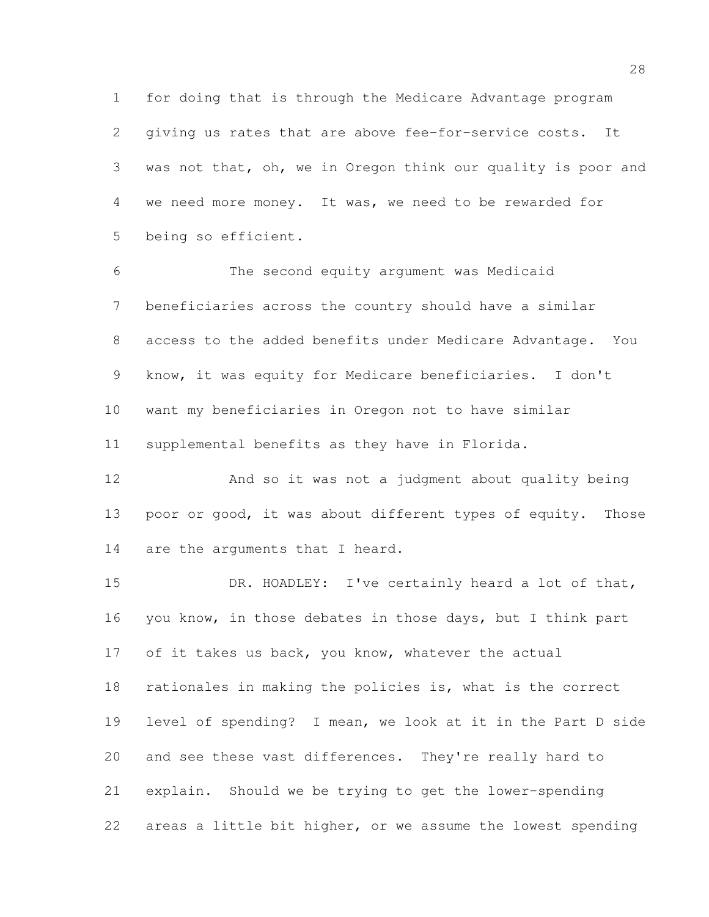for doing that is through the Medicare Advantage program giving us rates that are above fee-for-service costs. It was not that, oh, we in Oregon think our quality is poor and we need more money. It was, we need to be rewarded for being so efficient.

The second equity argument was Medicaid beneficiaries across the country should have a similar access to the added benefits under Medicare Advantage. You know, it was equity for Medicare beneficiaries. I don't want my beneficiaries in Oregon not to have similar supplemental benefits as they have in Florida.

And so it was not a judgment about quality being poor or good, it was about different types of equity. Those are the arguments that I heard.

DR. HOADLEY: I've certainly heard a lot of that, you know, in those debates in those days, but I think part of it takes us back, you know, whatever the actual rationales in making the policies is, what is the correct level of spending? I mean, we look at it in the Part D side and see these vast differences. They're really hard to explain. Should we be trying to get the lower-spending areas a little bit higher, or we assume the lowest spending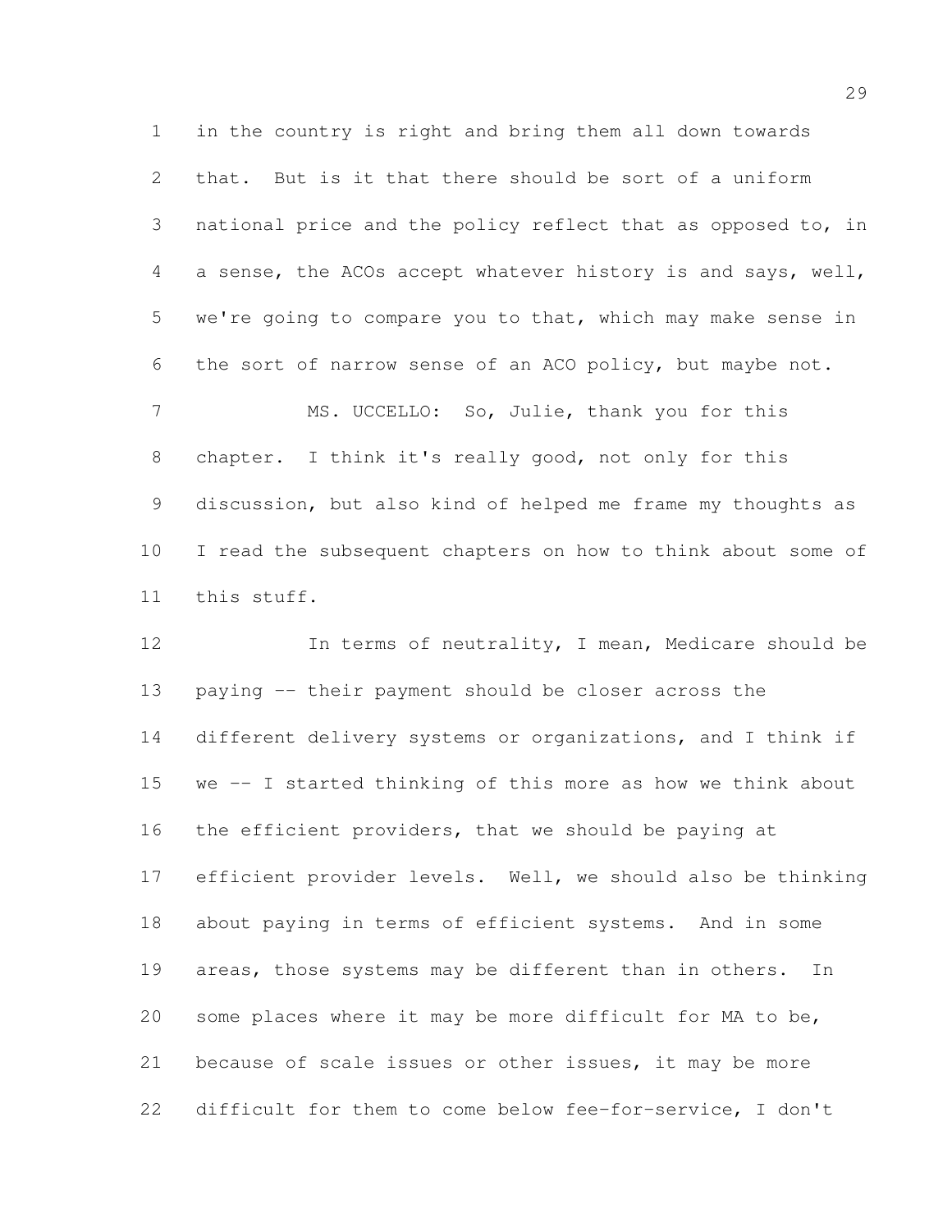in the country is right and bring them all down towards that. But is it that there should be sort of a uniform national price and the policy reflect that as opposed to, in a sense, the ACOs accept whatever history is and says, well, we're going to compare you to that, which may make sense in the sort of narrow sense of an ACO policy, but maybe not.

MS. UCCELLO: So, Julie, thank you for this chapter. I think it's really good, not only for this discussion, but also kind of helped me frame my thoughts as I read the subsequent chapters on how to think about some of this stuff.

In terms of neutrality, I mean, Medicare should be paying -- their payment should be closer across the different delivery systems or organizations, and I think if we -- I started thinking of this more as how we think about the efficient providers, that we should be paying at efficient provider levels. Well, we should also be thinking about paying in terms of efficient systems. And in some areas, those systems may be different than in others. In some places where it may be more difficult for MA to be, because of scale issues or other issues, it may be more difficult for them to come below fee-for-service, I don't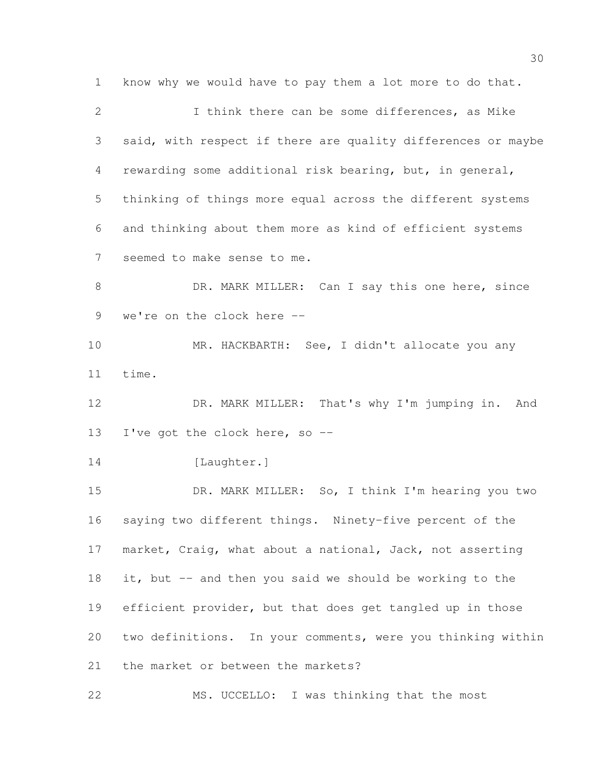know why we would have to pay them a lot more to do that.

I think there can be some differences, as Mike said, with respect if there are quality differences or maybe rewarding some additional risk bearing, but, in general, thinking of things more equal across the different systems and thinking about them more as kind of efficient systems seemed to make sense to me.

DR. MARK MILLER: Can I say this one here, since we're on the clock here --

MR. HACKBARTH: See, I didn't allocate you any time.

DR. MARK MILLER: That's why I'm jumping in. And I've got the clock here, so --

[Laughter.]

DR. MARK MILLER: So, I think I'm hearing you two saying two different things. Ninety-five percent of the market, Craig, what about a national, Jack, not asserting it, but -- and then you said we should be working to the efficient provider, but that does get tangled up in those two definitions. In your comments, were you thinking within the market or between the markets?

MS. UCCELLO: I was thinking that the most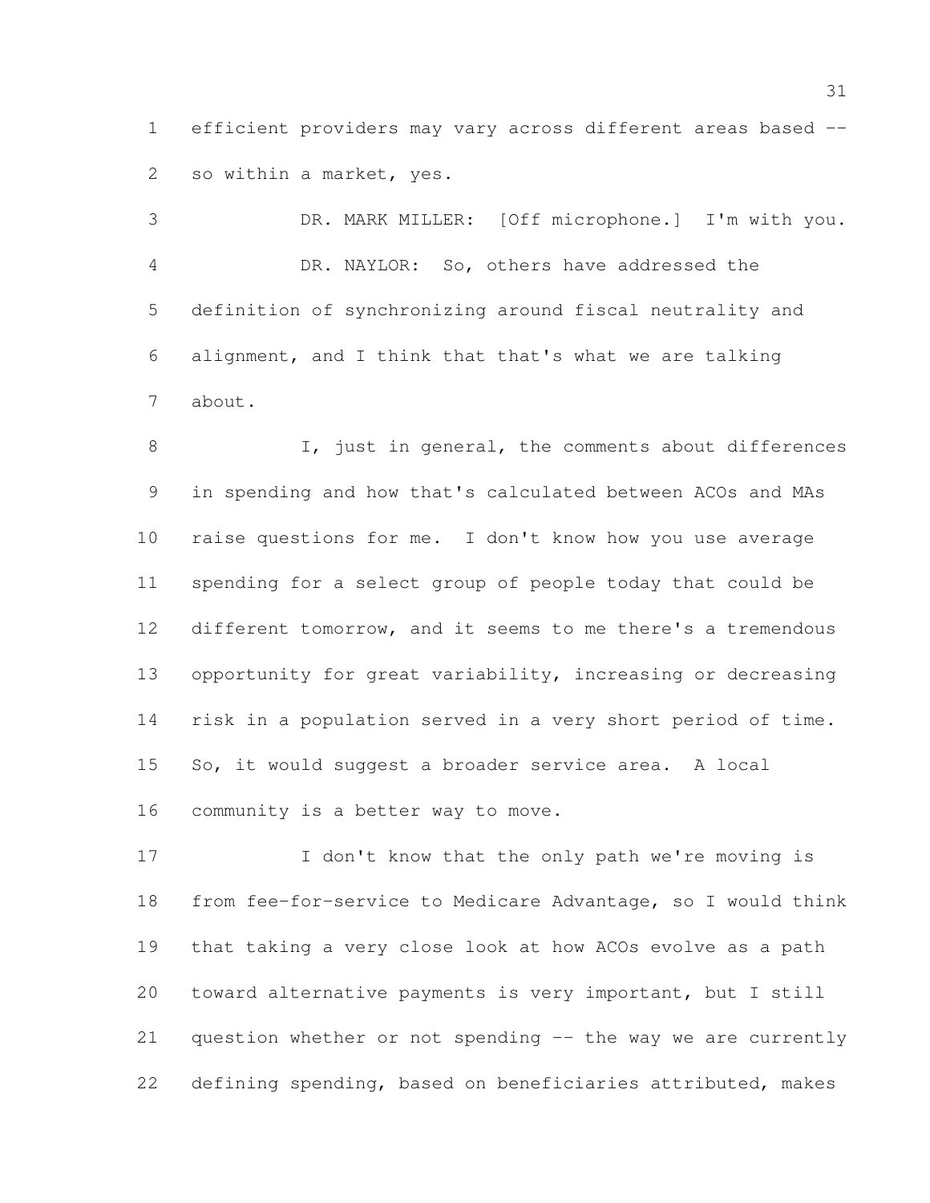efficient providers may vary across different areas based -- so within a market, yes.

DR. MARK MILLER: [Off microphone.] I'm with you.

DR. NAYLOR: So, others have addressed the definition of synchronizing around fiscal neutrality and alignment, and I think that that's what we are talking about.

I, just in general, the comments about differences in spending and how that's calculated between ACOs and MAs raise questions for me. I don't know how you use average spending for a select group of people today that could be different tomorrow, and it seems to me there's a tremendous opportunity for great variability, increasing or decreasing risk in a population served in a very short period of time. So, it would suggest a broader service area. A local community is a better way to move.

I don't know that the only path we're moving is from fee-for-service to Medicare Advantage, so I would think that taking a very close look at how ACOs evolve as a path toward alternative payments is very important, but I still question whether or not spending -- the way we are currently defining spending, based on beneficiaries attributed, makes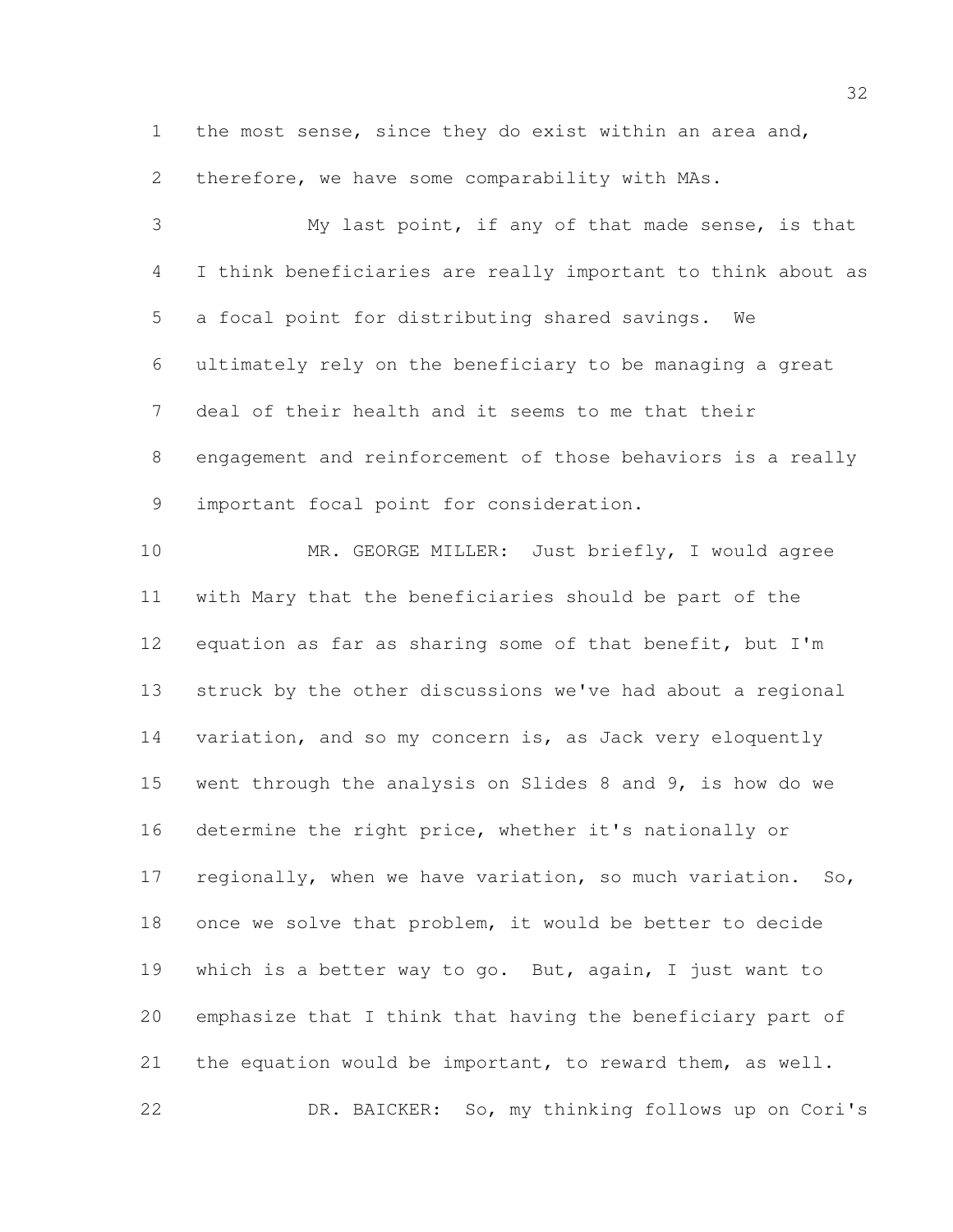the most sense, since they do exist within an area and, therefore, we have some comparability with MAs.

My last point, if any of that made sense, is that I think beneficiaries are really important to think about as a focal point for distributing shared savings. We ultimately rely on the beneficiary to be managing a great deal of their health and it seems to me that their engagement and reinforcement of those behaviors is a really important focal point for consideration.

MR. GEORGE MILLER: Just briefly, I would agree with Mary that the beneficiaries should be part of the equation as far as sharing some of that benefit, but I'm struck by the other discussions we've had about a regional variation, and so my concern is, as Jack very eloquently went through the analysis on Slides 8 and 9, is how do we determine the right price, whether it's nationally or regionally, when we have variation, so much variation. So, once we solve that problem, it would be better to decide which is a better way to go. But, again, I just want to emphasize that I think that having the beneficiary part of the equation would be important, to reward them, as well.

DR. BAICKER: So, my thinking follows up on Cori's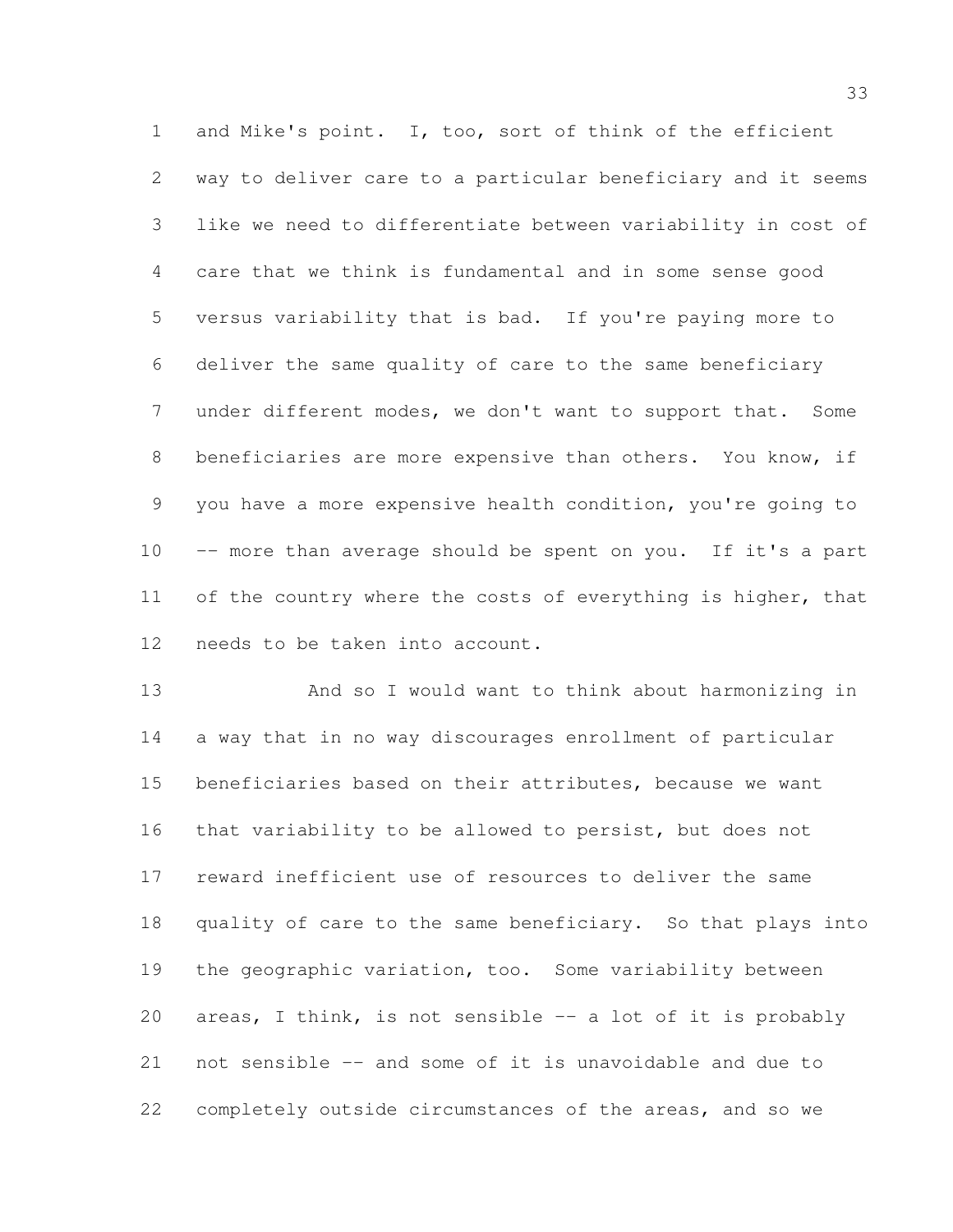and Mike's point. I, too, sort of think of the efficient way to deliver care to a particular beneficiary and it seems like we need to differentiate between variability in cost of care that we think is fundamental and in some sense good versus variability that is bad. If you're paying more to deliver the same quality of care to the same beneficiary under different modes, we don't want to support that. Some beneficiaries are more expensive than others. You know, if you have a more expensive health condition, you're going to -- more than average should be spent on you. If it's a part of the country where the costs of everything is higher, that needs to be taken into account.

And so I would want to think about harmonizing in a way that in no way discourages enrollment of particular beneficiaries based on their attributes, because we want that variability to be allowed to persist, but does not reward inefficient use of resources to deliver the same quality of care to the same beneficiary. So that plays into the geographic variation, too. Some variability between areas, I think, is not sensible -- a lot of it is probably not sensible -- and some of it is unavoidable and due to completely outside circumstances of the areas, and so we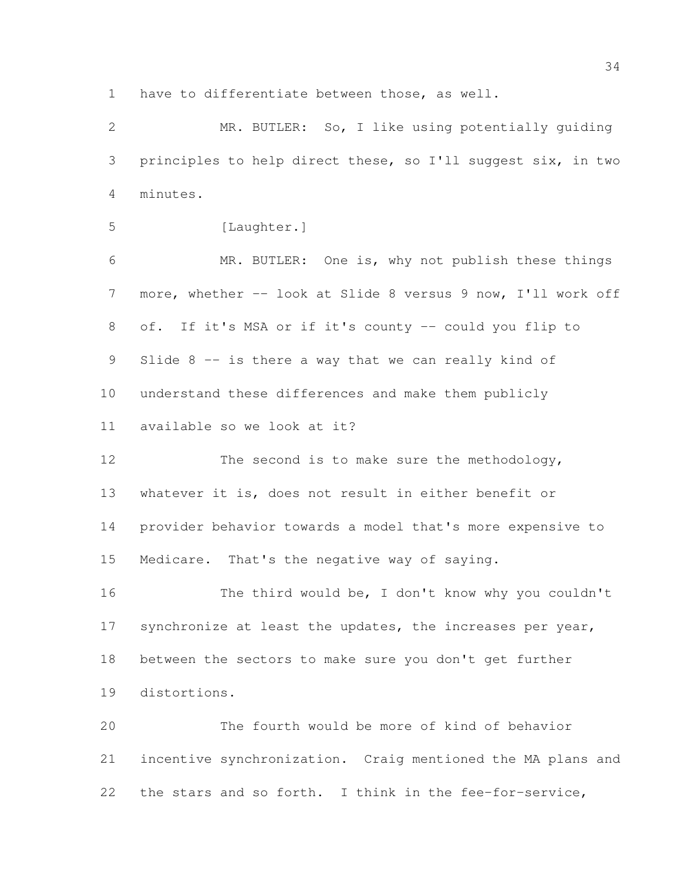have to differentiate between those, as well.

MR. BUTLER: So, I like using potentially guiding principles to help direct these, so I'll suggest six, in two minutes.

[Laughter.]

MR. BUTLER: One is, why not publish these things more, whether -- look at Slide 8 versus 9 now, I'll work off of. If it's MSA or if it's county -- could you flip to Slide 8 -- is there a way that we can really kind of understand these differences and make them publicly available so we look at it?

The second is to make sure the methodology, whatever it is, does not result in either benefit or provider behavior towards a model that's more expensive to Medicare. That's the negative way of saying.

The third would be, I don't know why you couldn't synchronize at least the updates, the increases per year, between the sectors to make sure you don't get further distortions.

The fourth would be more of kind of behavior incentive synchronization. Craig mentioned the MA plans and the stars and so forth. I think in the fee-for-service,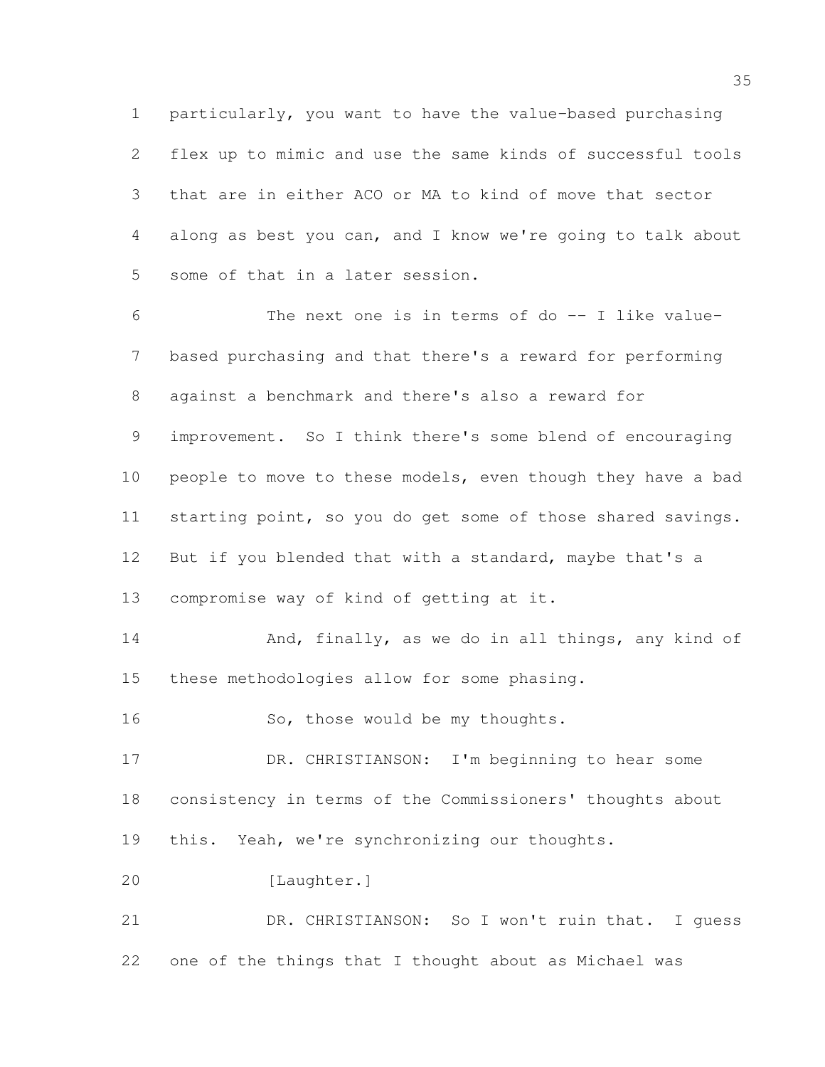particularly, you want to have the value-based purchasing flex up to mimic and use the same kinds of successful tools that are in either ACO or MA to kind of move that sector along as best you can, and I know we're going to talk about some of that in a later session.

The next one is in terms of do -- I like value-based purchasing and that there's a reward for performing against a benchmark and there's also a reward for improvement. So I think there's some blend of encouraging people to move to these models, even though they have a bad starting point, so you do get some of those shared savings. But if you blended that with a standard, maybe that's a compromise way of kind of getting at it.

And, finally, as we do in all things, any kind of these methodologies allow for some phasing.

So, those would be my thoughts.

DR. CHRISTIANSON: I'm beginning to hear some consistency in terms of the Commissioners' thoughts about this. Yeah, we're synchronizing our thoughts.

[Laughter.]

DR. CHRISTIANSON: So I won't ruin that. I guess one of the things that I thought about as Michael was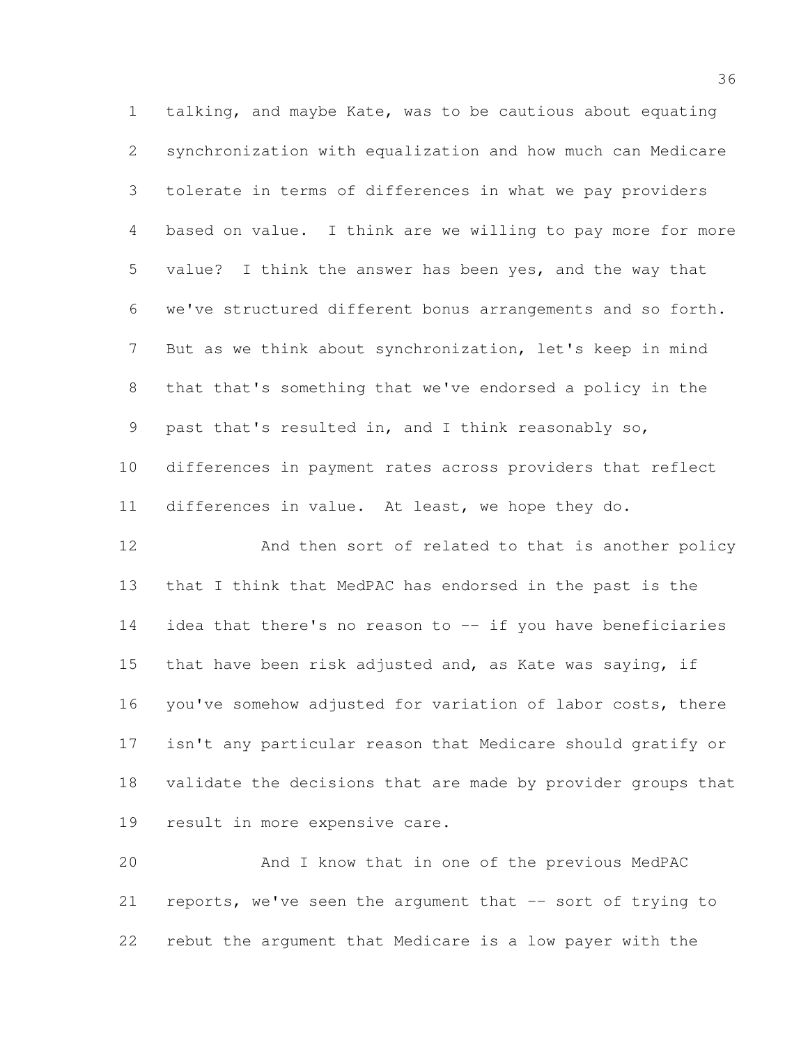talking, and maybe Kate, was to be cautious about equating synchronization with equalization and how much can Medicare tolerate in terms of differences in what we pay providers based on value. I think are we willing to pay more for more value? I think the answer has been yes, and the way that we've structured different bonus arrangements and so forth. But as we think about synchronization, let's keep in mind that that's something that we've endorsed a policy in the past that's resulted in, and I think reasonably so, differences in payment rates across providers that reflect differences in value. At least, we hope they do.

And then sort of related to that is another policy that I think that MedPAC has endorsed in the past is the idea that there's no reason to -- if you have beneficiaries that have been risk adjusted and, as Kate was saying, if you've somehow adjusted for variation of labor costs, there isn't any particular reason that Medicare should gratify or validate the decisions that are made by provider groups that result in more expensive care.

And I know that in one of the previous MedPAC reports, we've seen the argument that -- sort of trying to rebut the argument that Medicare is a low payer with the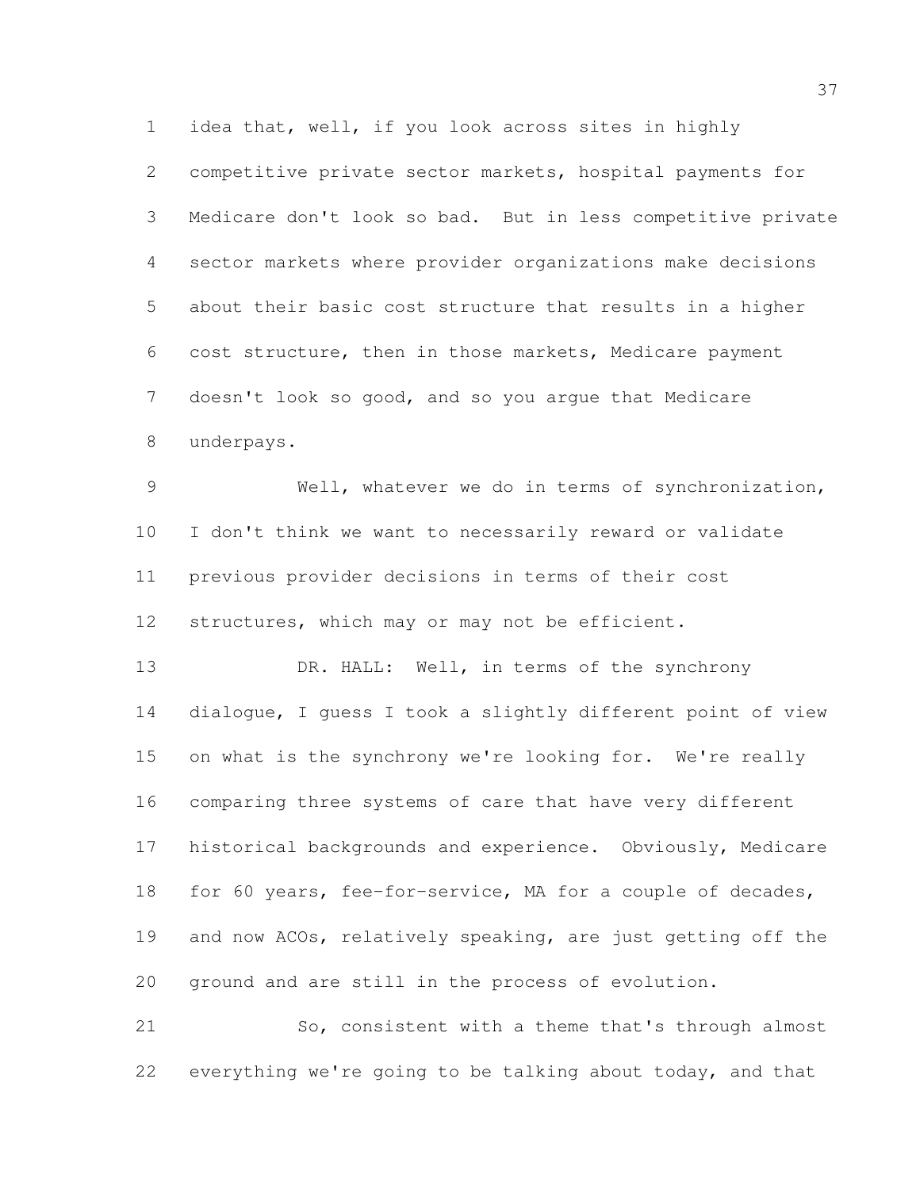idea that, well, if you look across sites in highly competitive private sector markets, hospital payments for Medicare don't look so bad. But in less competitive private sector markets where provider organizations make decisions about their basic cost structure that results in a higher cost structure, then in those markets, Medicare payment doesn't look so good, and so you argue that Medicare underpays.

Well, whatever we do in terms of synchronization, I don't think we want to necessarily reward or validate previous provider decisions in terms of their cost structures, which may or may not be efficient.

DR. HALL: Well, in terms of the synchrony dialogue, I guess I took a slightly different point of view on what is the synchrony we're looking for. We're really comparing three systems of care that have very different historical backgrounds and experience. Obviously, Medicare for 60 years, fee-for-service, MA for a couple of decades, and now ACOs, relatively speaking, are just getting off the ground and are still in the process of evolution.

So, consistent with a theme that's through almost everything we're going to be talking about today, and that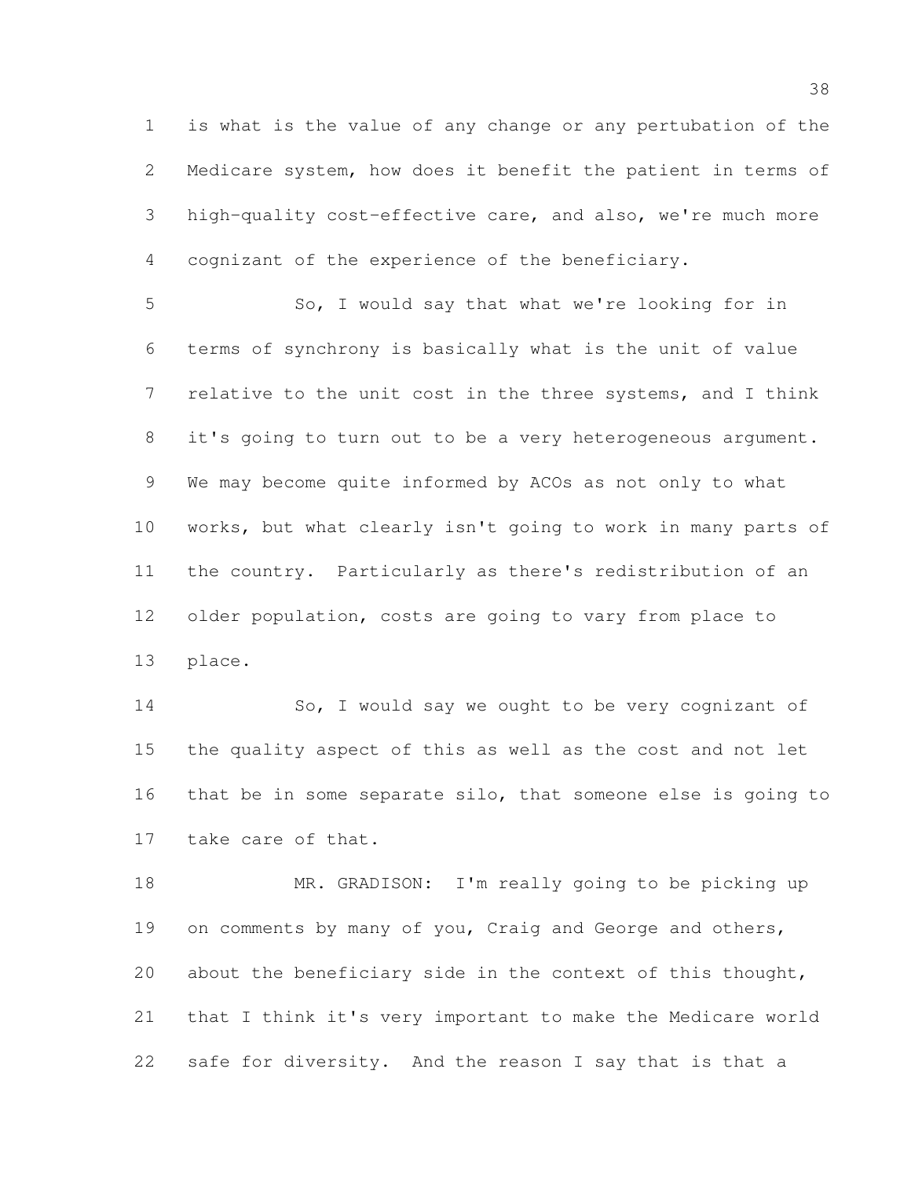is what is the value of any change or any pertubation of the Medicare system, how does it benefit the patient in terms of high-quality cost-effective care, and also, we're much more cognizant of the experience of the beneficiary.

So, I would say that what we're looking for in terms of synchrony is basically what is the unit of value relative to the unit cost in the three systems, and I think it's going to turn out to be a very heterogeneous argument. We may become quite informed by ACOs as not only to what works, but what clearly isn't going to work in many parts of the country. Particularly as there's redistribution of an older population, costs are going to vary from place to place.

So, I would say we ought to be very cognizant of the quality aspect of this as well as the cost and not let that be in some separate silo, that someone else is going to take care of that.

MR. GRADISON: I'm really going to be picking up on comments by many of you, Craig and George and others, about the beneficiary side in the context of this thought, that I think it's very important to make the Medicare world safe for diversity. And the reason I say that is that a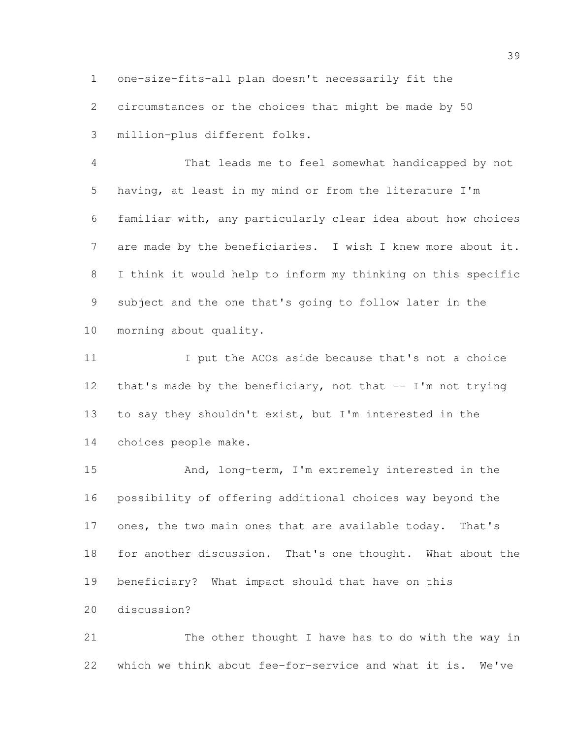one-size-fits-all plan doesn't necessarily fit the circumstances or the choices that might be made by 50 million-plus different folks.

That leads me to feel somewhat handicapped by not having, at least in my mind or from the literature I'm familiar with, any particularly clear idea about how choices are made by the beneficiaries. I wish I knew more about it. I think it would help to inform my thinking on this specific subject and the one that's going to follow later in the morning about quality.

I put the ACOs aside because that's not a choice that's made by the beneficiary, not that -- I'm not trying to say they shouldn't exist, but I'm interested in the choices people make.

And, long-term, I'm extremely interested in the possibility of offering additional choices way beyond the ones, the two main ones that are available today. That's for another discussion. That's one thought. What about the beneficiary? What impact should that have on this discussion?

The other thought I have has to do with the way in which we think about fee-for-service and what it is. We've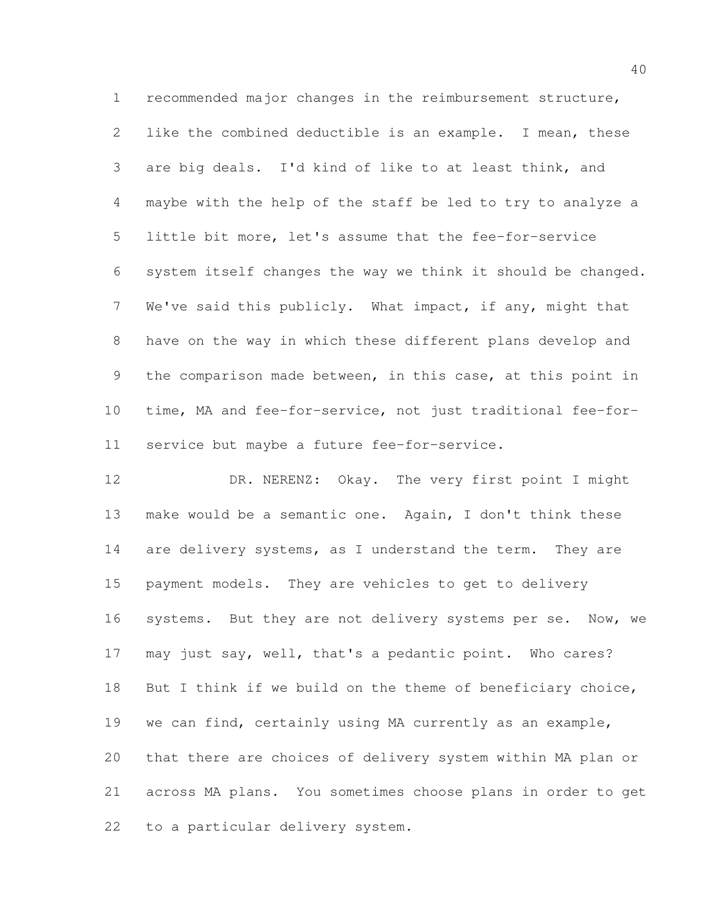recommended major changes in the reimbursement structure, like the combined deductible is an example. I mean, these are big deals. I'd kind of like to at least think, and maybe with the help of the staff be led to try to analyze a little bit more, let's assume that the fee-for-service system itself changes the way we think it should be changed. We've said this publicly. What impact, if any, might that have on the way in which these different plans develop and the comparison made between, in this case, at this point in time, MA and fee-for-service, not just traditional fee-for-service but maybe a future fee-for-service.

DR. NERENZ: Okay. The very first point I might make would be a semantic one. Again, I don't think these are delivery systems, as I understand the term. They are payment models. They are vehicles to get to delivery systems. But they are not delivery systems per se. Now, we may just say, well, that's a pedantic point. Who cares? But I think if we build on the theme of beneficiary choice, we can find, certainly using MA currently as an example, that there are choices of delivery system within MA plan or across MA plans. You sometimes choose plans in order to get to a particular delivery system.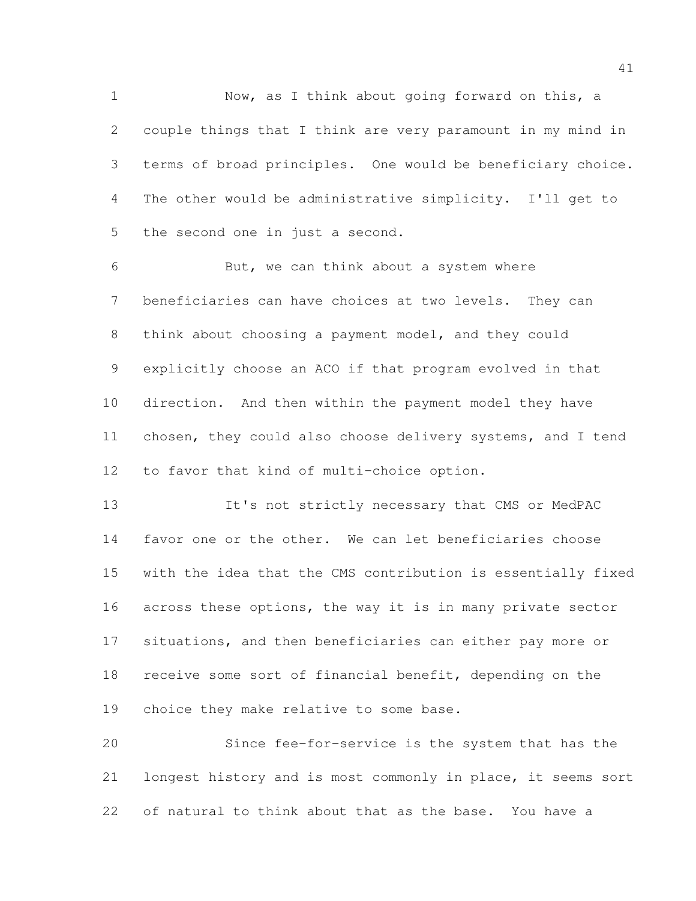Now, as I think about going forward on this, a couple things that I think are very paramount in my mind in terms of broad principles. One would be beneficiary choice. The other would be administrative simplicity. I'll get to the second one in just a second.

But, we can think about a system where beneficiaries can have choices at two levels. They can think about choosing a payment model, and they could explicitly choose an ACO if that program evolved in that direction. And then within the payment model they have chosen, they could also choose delivery systems, and I tend to favor that kind of multi-choice option.

It's not strictly necessary that CMS or MedPAC favor one or the other. We can let beneficiaries choose with the idea that the CMS contribution is essentially fixed across these options, the way it is in many private sector situations, and then beneficiaries can either pay more or receive some sort of financial benefit, depending on the choice they make relative to some base.

Since fee-for-service is the system that has the longest history and is most commonly in place, it seems sort of natural to think about that as the base. You have a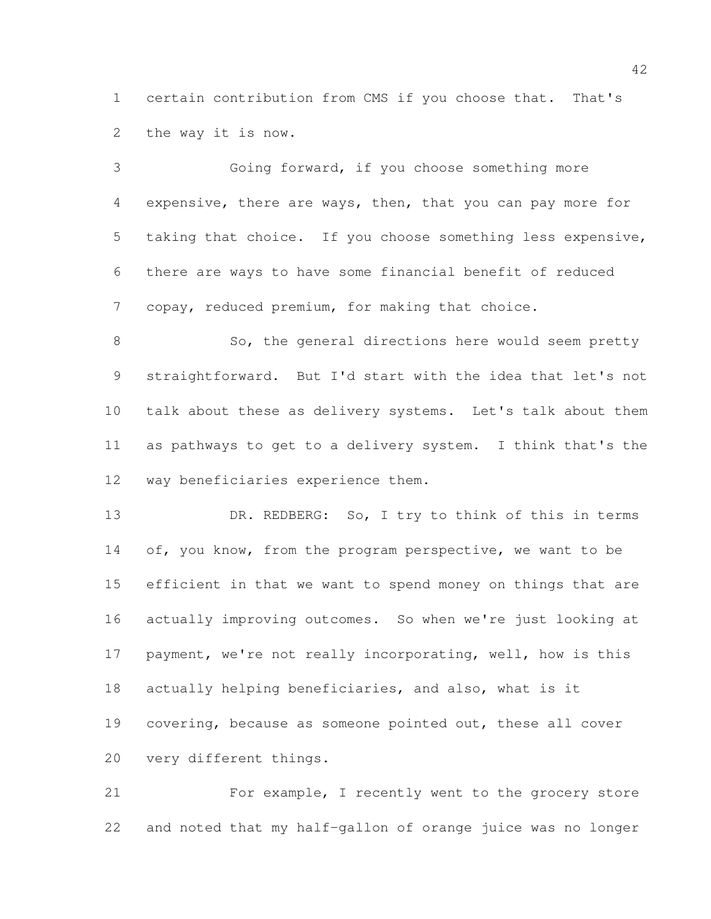certain contribution from CMS if you choose that. That's the way it is now.

Going forward, if you choose something more expensive, there are ways, then, that you can pay more for taking that choice. If you choose something less expensive, there are ways to have some financial benefit of reduced copay, reduced premium, for making that choice.

So, the general directions here would seem pretty straightforward. But I'd start with the idea that let's not talk about these as delivery systems. Let's talk about them as pathways to get to a delivery system. I think that's the way beneficiaries experience them.

DR. REDBERG: So, I try to think of this in terms of, you know, from the program perspective, we want to be efficient in that we want to spend money on things that are actually improving outcomes. So when we're just looking at payment, we're not really incorporating, well, how is this actually helping beneficiaries, and also, what is it covering, because as someone pointed out, these all cover very different things.

For example, I recently went to the grocery store and noted that my half-gallon of orange juice was no longer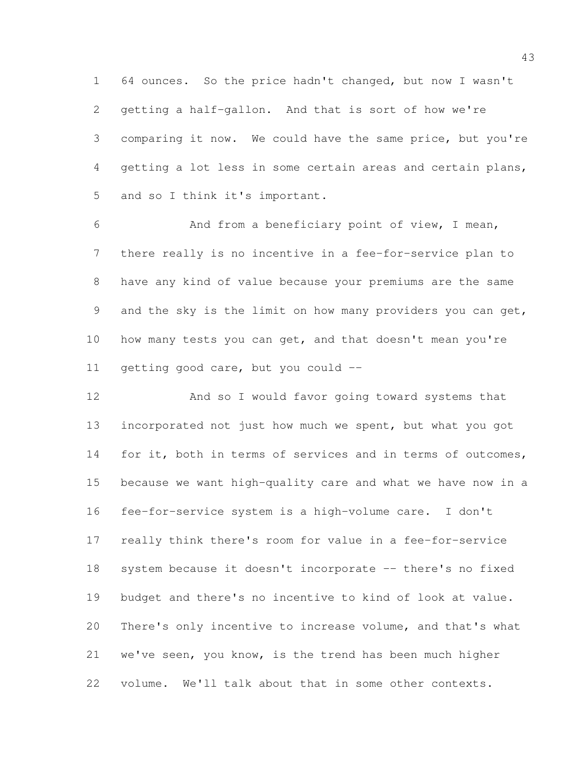64 ounces. So the price hadn't changed, but now I wasn't getting a half-gallon. And that is sort of how we're comparing it now. We could have the same price, but you're getting a lot less in some certain areas and certain plans, and so I think it's important.

And from a beneficiary point of view, I mean, there really is no incentive in a fee-for-service plan to have any kind of value because your premiums are the same and the sky is the limit on how many providers you can get, how many tests you can get, and that doesn't mean you're getting good care, but you could --

And so I would favor going toward systems that incorporated not just how much we spent, but what you got for it, both in terms of services and in terms of outcomes, because we want high-quality care and what we have now in a fee-for-service system is a high-volume care. I don't really think there's room for value in a fee-for-service system because it doesn't incorporate -- there's no fixed budget and there's no incentive to kind of look at value. There's only incentive to increase volume, and that's what we've seen, you know, is the trend has been much higher volume. We'll talk about that in some other contexts.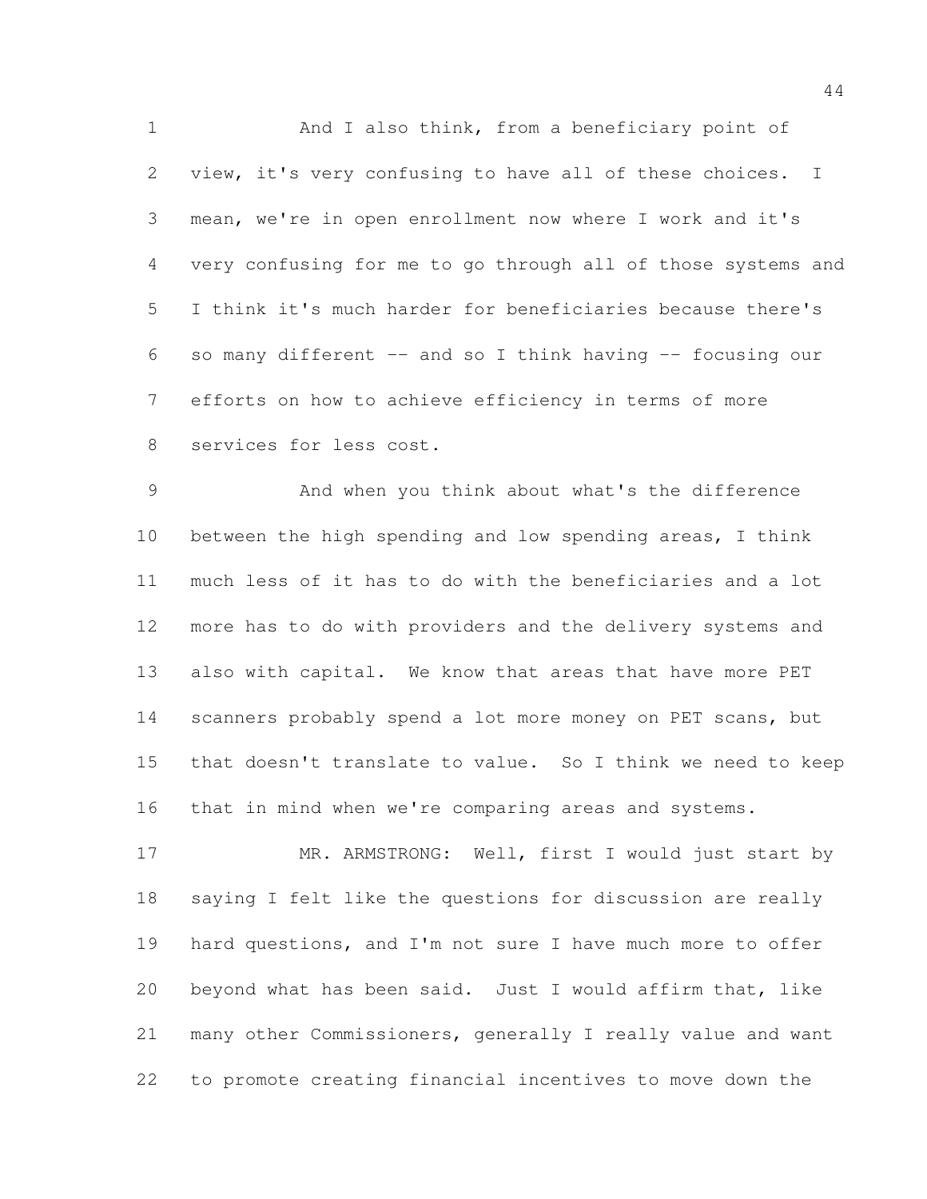And I also think, from a beneficiary point of view, it's very confusing to have all of these choices. I mean, we're in open enrollment now where I work and it's very confusing for me to go through all of those systems and I think it's much harder for beneficiaries because there's so many different -- and so I think having -- focusing our efforts on how to achieve efficiency in terms of more services for less cost.

And when you think about what's the difference between the high spending and low spending areas, I think much less of it has to do with the beneficiaries and a lot more has to do with providers and the delivery systems and also with capital. We know that areas that have more PET scanners probably spend a lot more money on PET scans, but that doesn't translate to value. So I think we need to keep that in mind when we're comparing areas and systems.

MR. ARMSTRONG: Well, first I would just start by saying I felt like the questions for discussion are really hard questions, and I'm not sure I have much more to offer beyond what has been said. Just I would affirm that, like many other Commissioners, generally I really value and want to promote creating financial incentives to move down the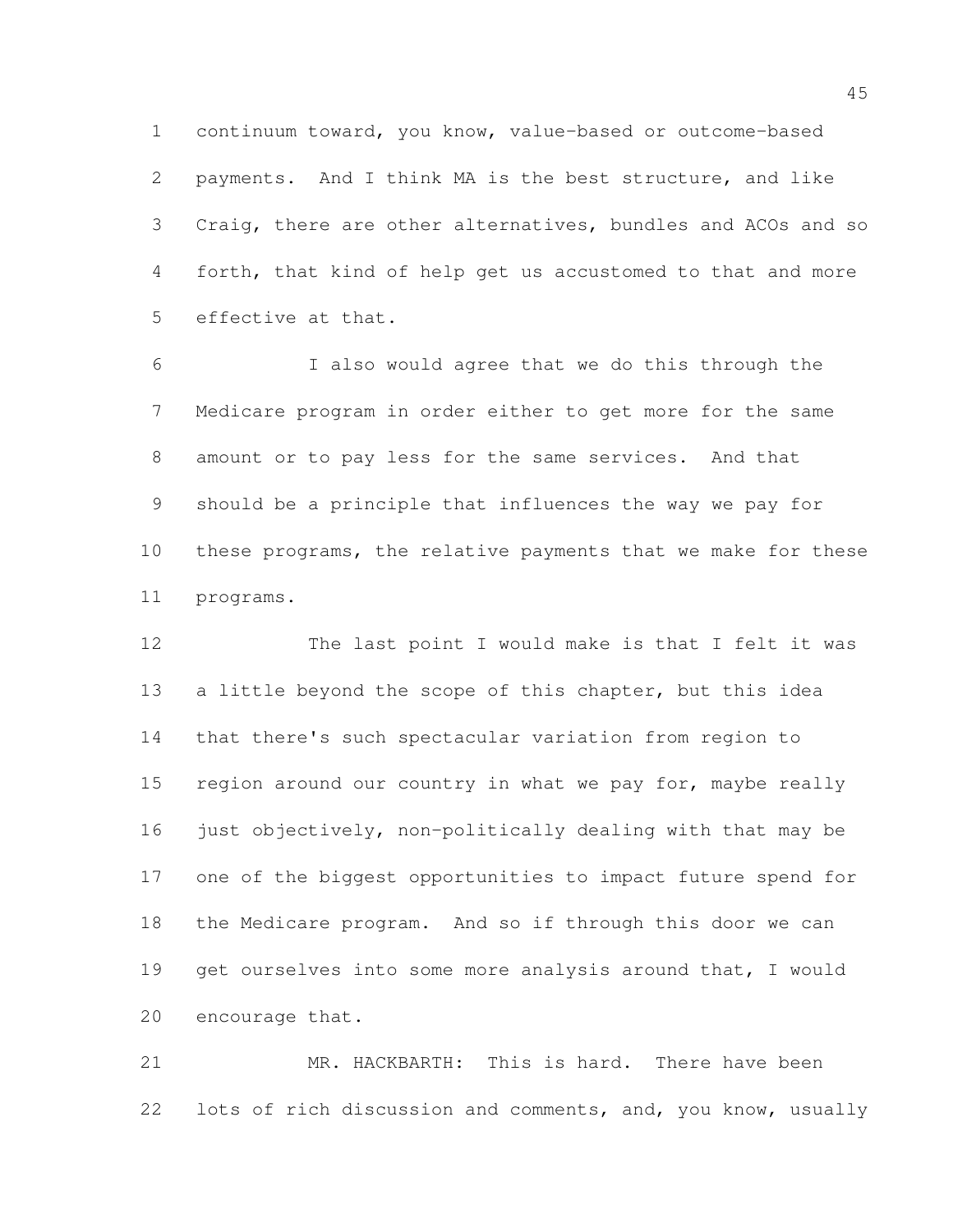continuum toward, you know, value-based or outcome-based payments. And I think MA is the best structure, and like Craig, there are other alternatives, bundles and ACOs and so forth, that kind of help get us accustomed to that and more effective at that.

I also would agree that we do this through the Medicare program in order either to get more for the same amount or to pay less for the same services. And that should be a principle that influences the way we pay for these programs, the relative payments that we make for these programs.

The last point I would make is that I felt it was a little beyond the scope of this chapter, but this idea that there's such spectacular variation from region to region around our country in what we pay for, maybe really just objectively, non-politically dealing with that may be one of the biggest opportunities to impact future spend for the Medicare program. And so if through this door we can get ourselves into some more analysis around that, I would encourage that.

MR. HACKBARTH: This is hard. There have been lots of rich discussion and comments, and, you know, usually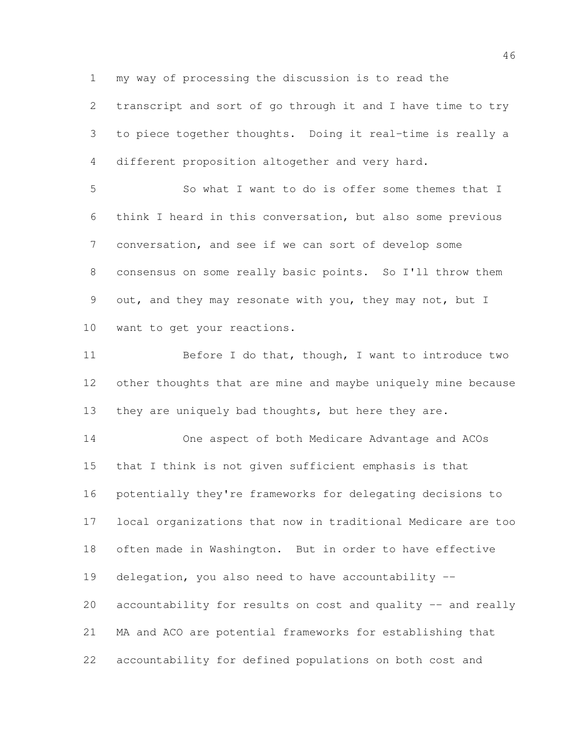my way of processing the discussion is to read the transcript and sort of go through it and I have time to try to piece together thoughts. Doing it real-time is really a different proposition altogether and very hard.

So what I want to do is offer some themes that I think I heard in this conversation, but also some previous conversation, and see if we can sort of develop some consensus on some really basic points. So I'll throw them out, and they may resonate with you, they may not, but I want to get your reactions.

Before I do that, though, I want to introduce two other thoughts that are mine and maybe uniquely mine because they are uniquely bad thoughts, but here they are.

One aspect of both Medicare Advantage and ACOs that I think is not given sufficient emphasis is that potentially they're frameworks for delegating decisions to local organizations that now in traditional Medicare are too often made in Washington. But in order to have effective delegation, you also need to have accountability -- accountability for results on cost and quality -- and really MA and ACO are potential frameworks for establishing that accountability for defined populations on both cost and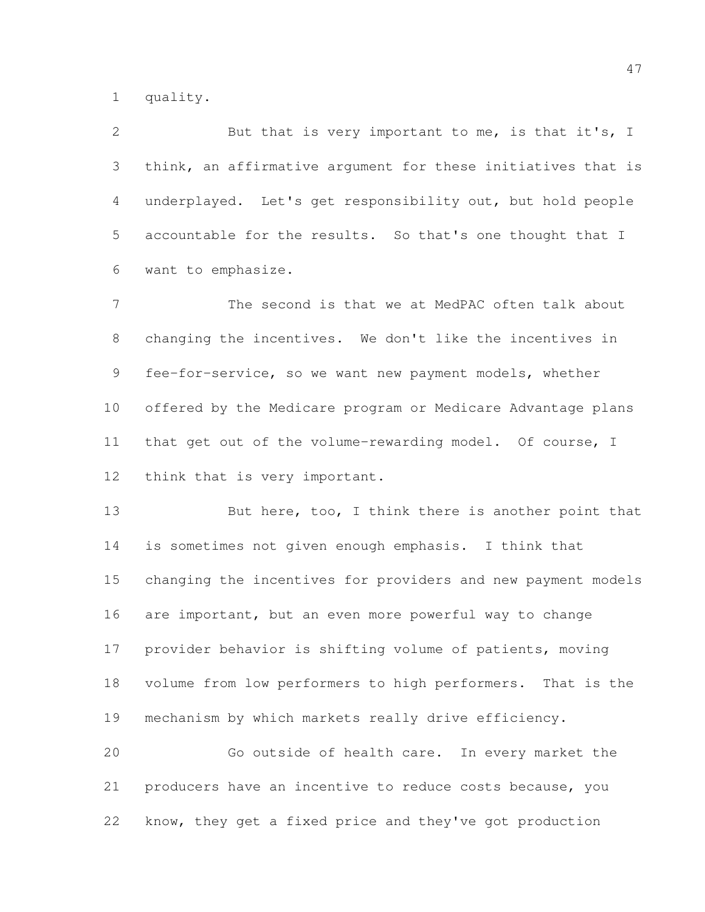quality.

But that is very important to me, is that it's, I think, an affirmative argument for these initiatives that is underplayed. Let's get responsibility out, but hold people accountable for the results. So that's one thought that I want to emphasize.

The second is that we at MedPAC often talk about changing the incentives. We don't like the incentives in fee-for-service, so we want new payment models, whether offered by the Medicare program or Medicare Advantage plans that get out of the volume-rewarding model. Of course, I think that is very important.

But here, too, I think there is another point that is sometimes not given enough emphasis. I think that changing the incentives for providers and new payment models are important, but an even more powerful way to change provider behavior is shifting volume of patients, moving volume from low performers to high performers. That is the mechanism by which markets really drive efficiency.

Go outside of health care. In every market the producers have an incentive to reduce costs because, you know, they get a fixed price and they've got production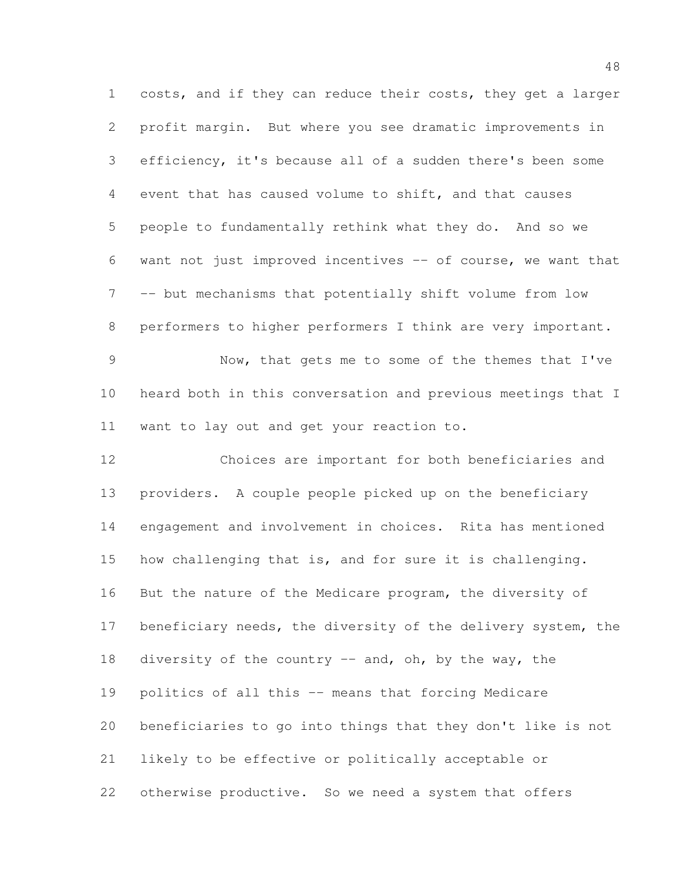costs, and if they can reduce their costs, they get a larger profit margin. But where you see dramatic improvements in efficiency, it's because all of a sudden there's been some event that has caused volume to shift, and that causes people to fundamentally rethink what they do. And so we want not just improved incentives -- of course, we want that -- but mechanisms that potentially shift volume from low performers to higher performers I think are very important.

Now, that gets me to some of the themes that I've heard both in this conversation and previous meetings that I want to lay out and get your reaction to.

Choices are important for both beneficiaries and providers. A couple people picked up on the beneficiary engagement and involvement in choices. Rita has mentioned how challenging that is, and for sure it is challenging. But the nature of the Medicare program, the diversity of beneficiary needs, the diversity of the delivery system, the diversity of the country -- and, oh, by the way, the politics of all this -- means that forcing Medicare beneficiaries to go into things that they don't like is not likely to be effective or politically acceptable or otherwise productive. So we need a system that offers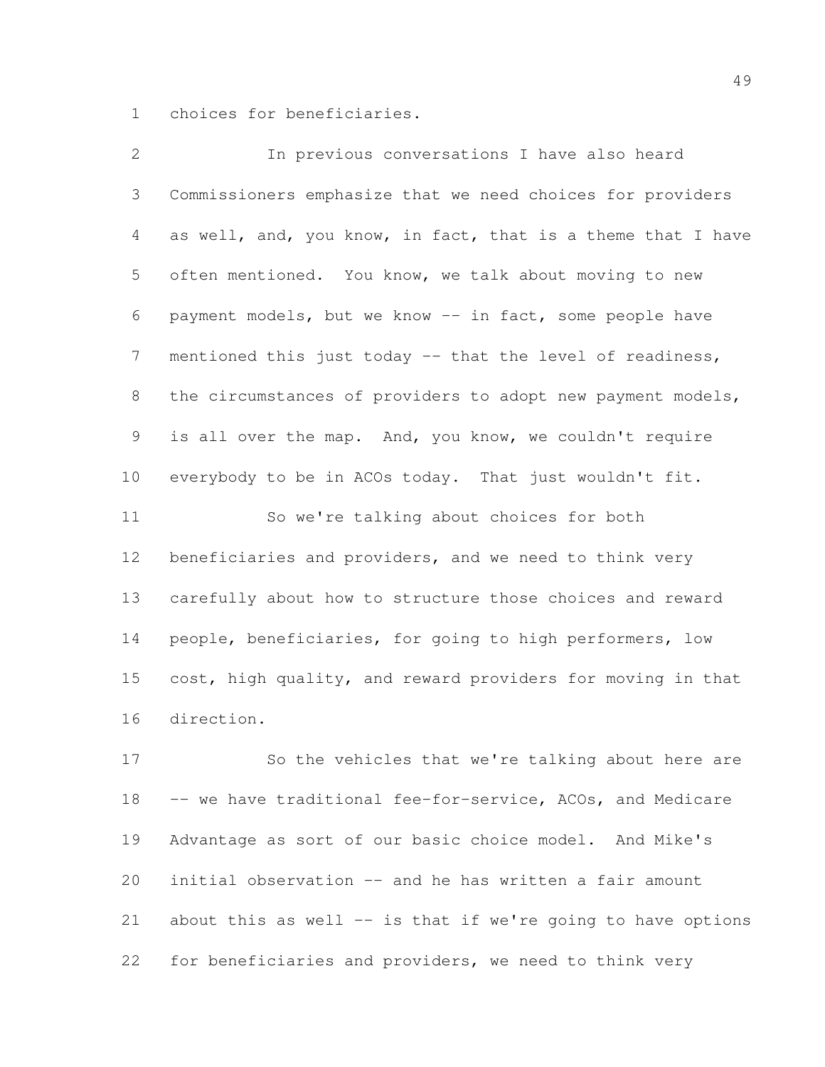choices for beneficiaries.

In previous conversations I have also heard Commissioners emphasize that we need choices for providers as well, and, you know, in fact, that is a theme that I have often mentioned. You know, we talk about moving to new payment models, but we know -- in fact, some people have mentioned this just today -- that the level of readiness, the circumstances of providers to adopt new payment models, is all over the map. And, you know, we couldn't require everybody to be in ACOs today. That just wouldn't fit.

So we're talking about choices for both beneficiaries and providers, and we need to think very carefully about how to structure those choices and reward people, beneficiaries, for going to high performers, low cost, high quality, and reward providers for moving in that direction.

So the vehicles that we're talking about here are -- we have traditional fee-for-service, ACOs, and Medicare Advantage as sort of our basic choice model. And Mike's initial observation -- and he has written a fair amount about this as well -- is that if we're going to have options for beneficiaries and providers, we need to think very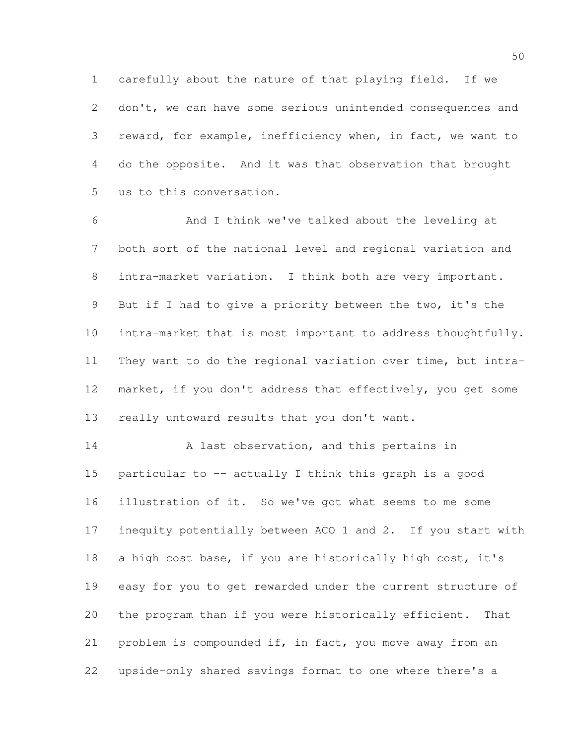carefully about the nature of that playing field. If we don't, we can have some serious unintended consequences and reward, for example, inefficiency when, in fact, we want to do the opposite. And it was that observation that brought us to this conversation.

And I think we've talked about the leveling at both sort of the national level and regional variation and intra-market variation. I think both are very important. But if I had to give a priority between the two, it's the intra-market that is most important to address thoughtfully. They want to do the regional variation over time, but intra-market, if you don't address that effectively, you get some really untoward results that you don't want.

A last observation, and this pertains in particular to -- actually I think this graph is a good illustration of it. So we've got what seems to me some inequity potentially between ACO 1 and 2. If you start with a high cost base, if you are historically high cost, it's easy for you to get rewarded under the current structure of the program than if you were historically efficient. That problem is compounded if, in fact, you move away from an upside-only shared savings format to one where there's a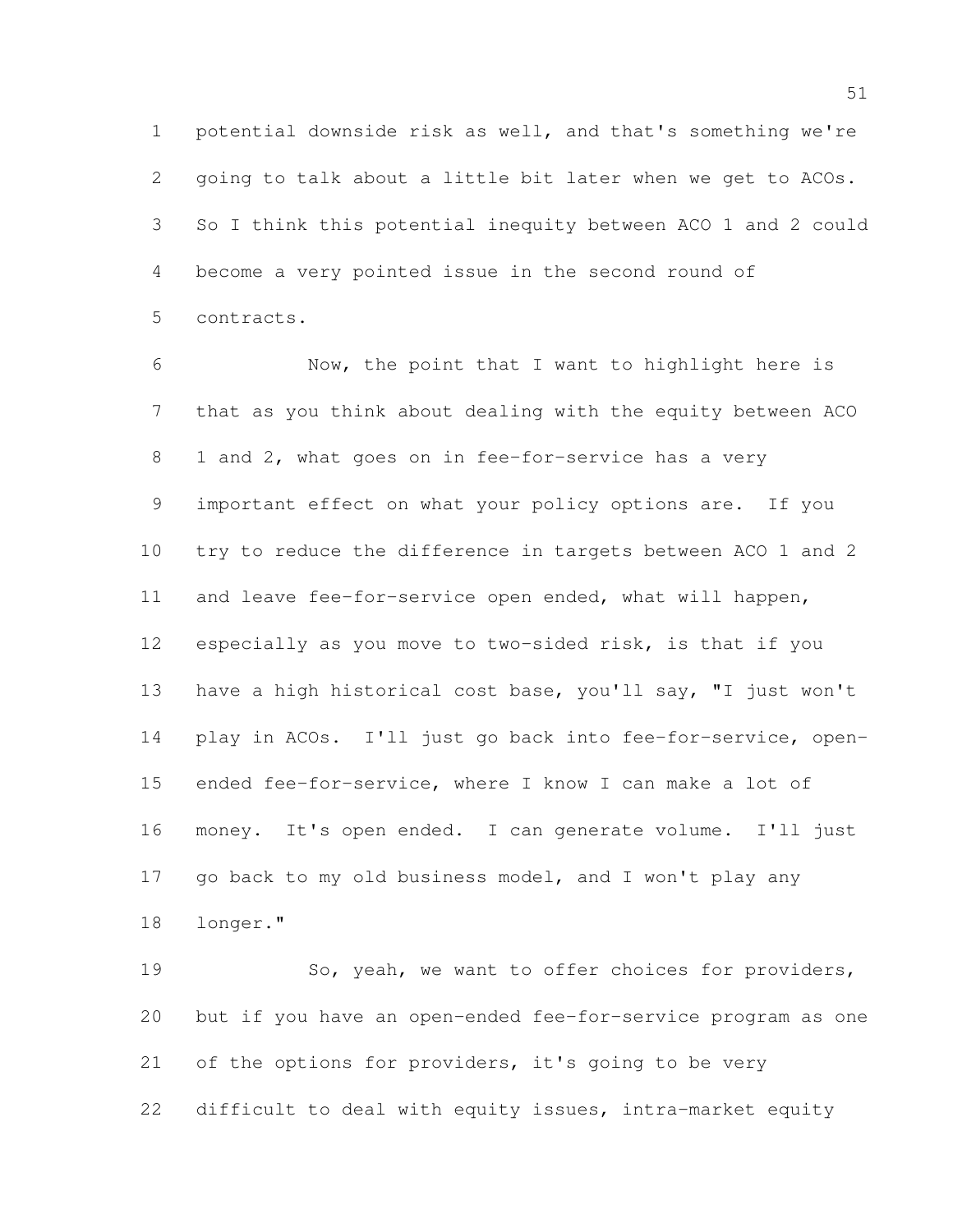potential downside risk as well, and that's something we're going to talk about a little bit later when we get to ACOs. So I think this potential inequity between ACO 1 and 2 could become a very pointed issue in the second round of contracts.

Now, the point that I want to highlight here is that as you think about dealing with the equity between ACO 1 and 2, what goes on in fee-for-service has a very important effect on what your policy options are. If you try to reduce the difference in targets between ACO 1 and 2 and leave fee-for-service open ended, what will happen, especially as you move to two-sided risk, is that if you have a high historical cost base, you'll say, "I just won't play in ACOs. I'll just go back into fee-for-service, open-ended fee-for-service, where I know I can make a lot of money. It's open ended. I can generate volume. I'll just go back to my old business model, and I won't play any longer."

So, yeah, we want to offer choices for providers, but if you have an open-ended fee-for-service program as one of the options for providers, it's going to be very difficult to deal with equity issues, intra-market equity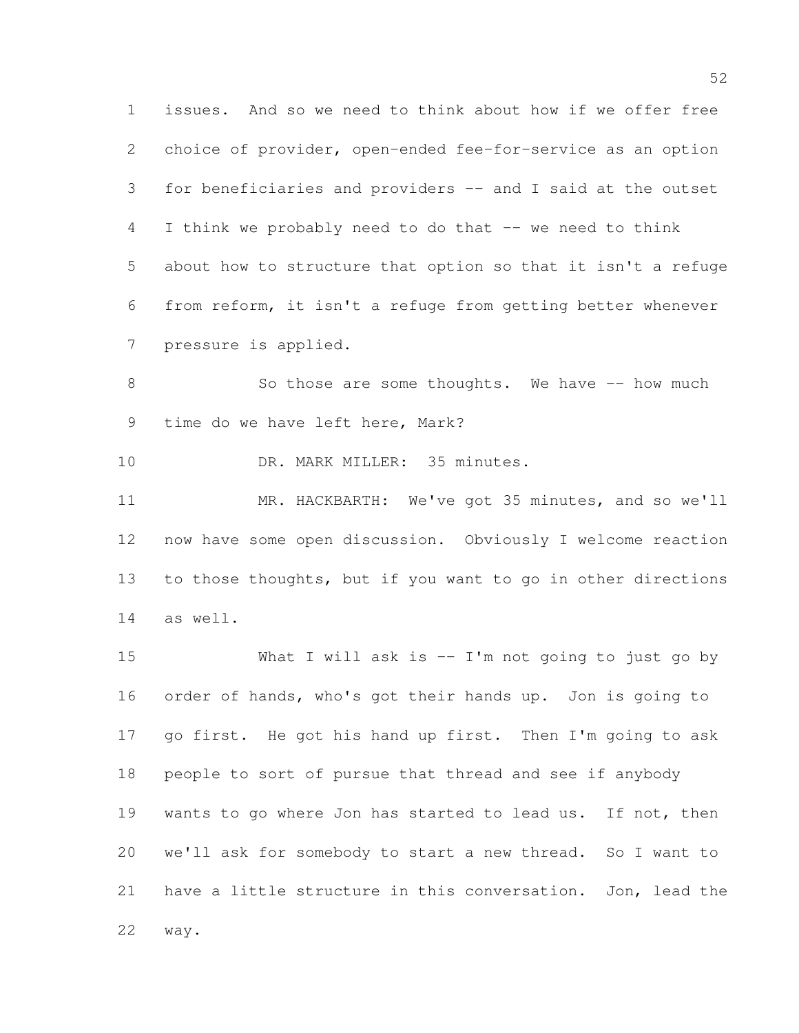issues. And so we need to think about how if we offer free choice of provider, open-ended fee-for-service as an option for beneficiaries and providers -- and I said at the outset I think we probably need to do that -- we need to think about how to structure that option so that it isn't a refuge from reform, it isn't a refuge from getting better whenever pressure is applied.

So those are some thoughts. We have -- how much time do we have left here, Mark?

DR. MARK MILLER: 35 minutes.

MR. HACKBARTH: We've got 35 minutes, and so we'll now have some open discussion. Obviously I welcome reaction to those thoughts, but if you want to go in other directions as well.

What I will ask is -- I'm not going to just go by order of hands, who's got their hands up. Jon is going to go first. He got his hand up first. Then I'm going to ask people to sort of pursue that thread and see if anybody wants to go where Jon has started to lead us. If not, then we'll ask for somebody to start a new thread. So I want to have a little structure in this conversation. Jon, lead the way.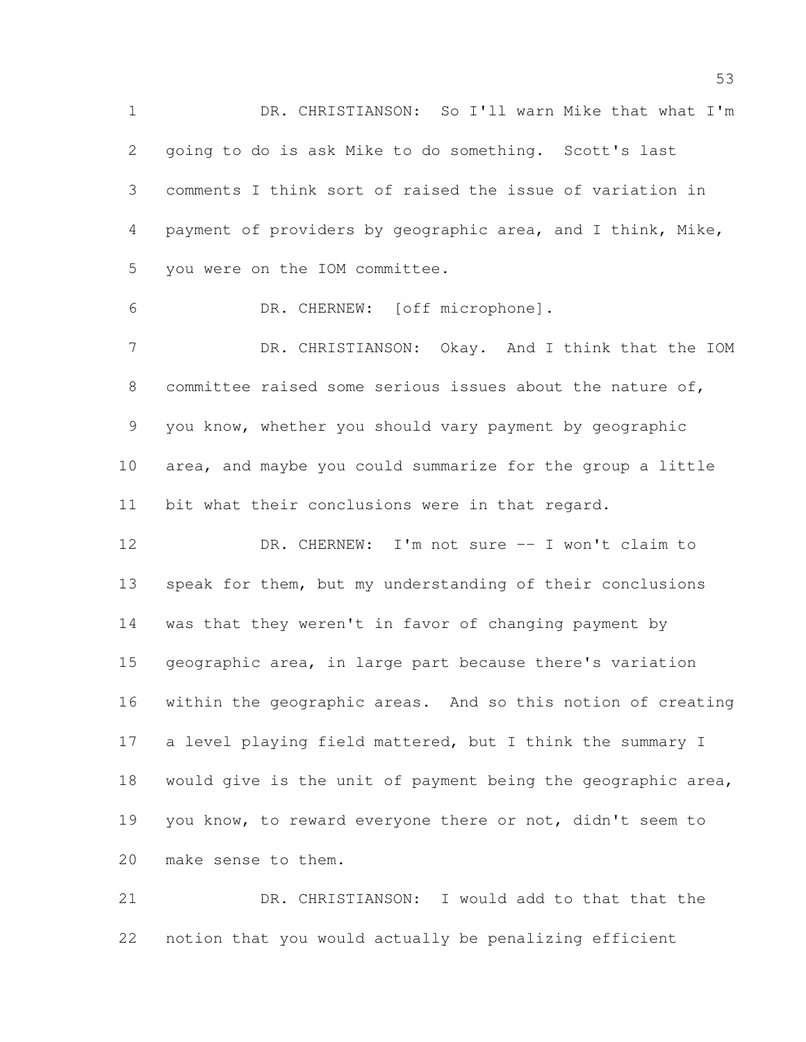DR. CHRISTIANSON: So I'll warn Mike that what I'm going to do is ask Mike to do something. Scott's last comments I think sort of raised the issue of variation in payment of providers by geographic area, and I think, Mike, you were on the IOM committee.

DR. CHERNEW: [off microphone].

DR. CHRISTIANSON: Okay. And I think that the IOM committee raised some serious issues about the nature of, you know, whether you should vary payment by geographic area, and maybe you could summarize for the group a little bit what their conclusions were in that regard.

DR. CHERNEW: I'm not sure -- I won't claim to speak for them, but my understanding of their conclusions was that they weren't in favor of changing payment by geographic area, in large part because there's variation within the geographic areas. And so this notion of creating a level playing field mattered, but I think the summary I would give is the unit of payment being the geographic area, you know, to reward everyone there or not, didn't seem to make sense to them.

DR. CHRISTIANSON: I would add to that that the notion that you would actually be penalizing efficient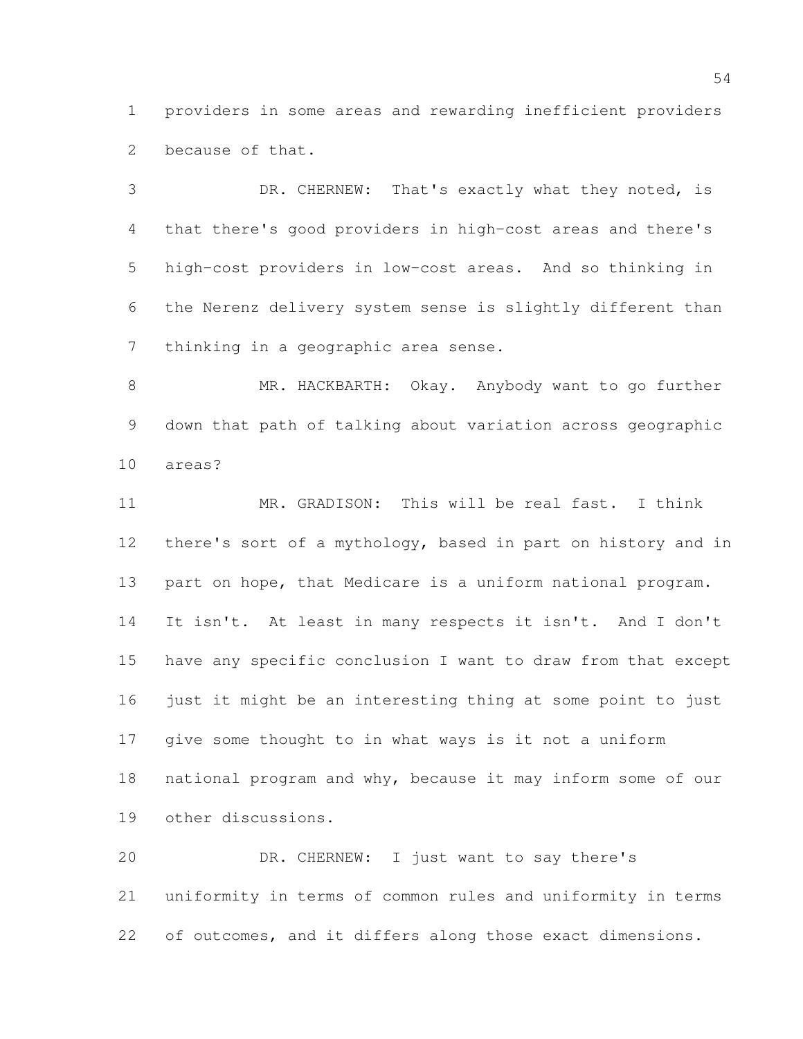providers in some areas and rewarding inefficient providers because of that.

DR. CHERNEW: That's exactly what they noted, is that there's good providers in high-cost areas and there's high-cost providers in low-cost areas. And so thinking in the Nerenz delivery system sense is slightly different than thinking in a geographic area sense.

MR. HACKBARTH: Okay. Anybody want to go further down that path of talking about variation across geographic areas?

MR. GRADISON: This will be real fast. I think there's sort of a mythology, based in part on history and in part on hope, that Medicare is a uniform national program. It isn't. At least in many respects it isn't. And I don't have any specific conclusion I want to draw from that except just it might be an interesting thing at some point to just give some thought to in what ways is it not a uniform national program and why, because it may inform some of our other discussions.

DR. CHERNEW: I just want to say there's uniformity in terms of common rules and uniformity in terms of outcomes, and it differs along those exact dimensions.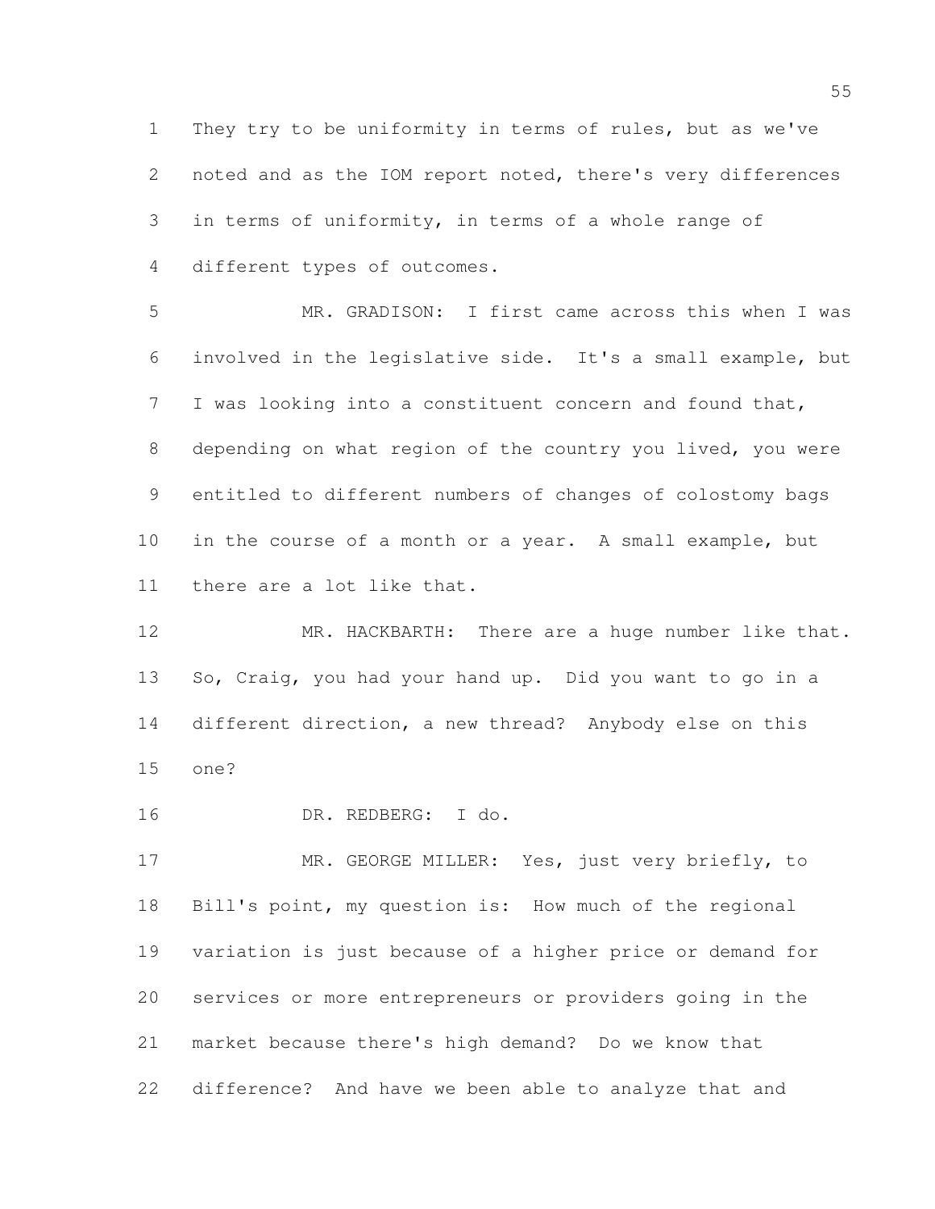They try to be uniformity in terms of rules, but as we've noted and as the IOM report noted, there's very differences in terms of uniformity, in terms of a whole range of different types of outcomes.

MR. GRADISON: I first came across this when I was involved in the legislative side. It's a small example, but I was looking into a constituent concern and found that, depending on what region of the country you lived, you were entitled to different numbers of changes of colostomy bags in the course of a month or a year. A small example, but there are a lot like that.

MR. HACKBARTH: There are a huge number like that. So, Craig, you had your hand up. Did you want to go in a different direction, a new thread? Anybody else on this one?

DR. REDBERG: I do.

MR. GEORGE MILLER: Yes, just very briefly, to Bill's point, my question is: How much of the regional variation is just because of a higher price or demand for services or more entrepreneurs or providers going in the market because there's high demand? Do we know that difference? And have we been able to analyze that and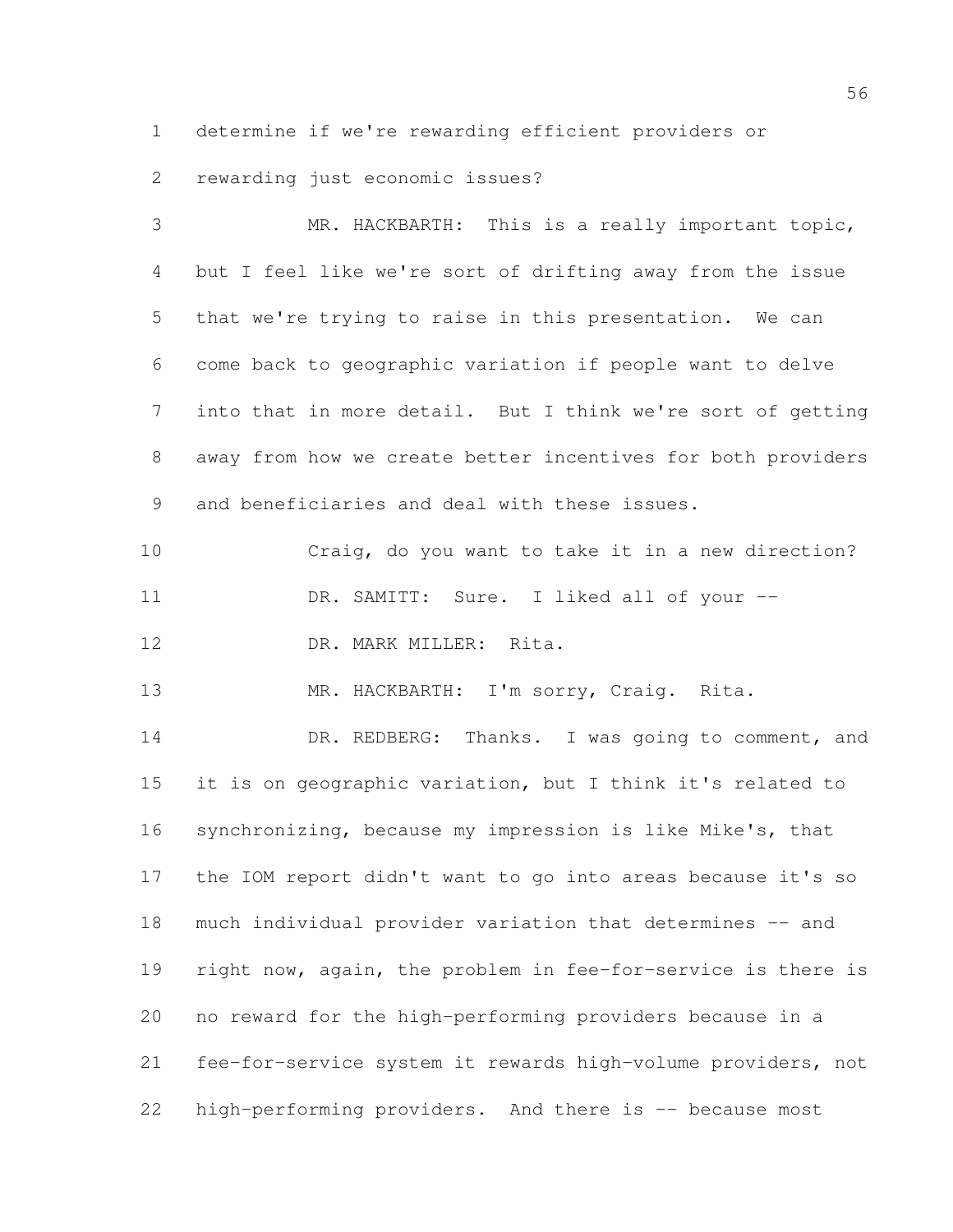determine if we're rewarding efficient providers or rewarding just economic issues?

MR. HACKBARTH: This is a really important topic, but I feel like we're sort of drifting away from the issue that we're trying to raise in this presentation. We can come back to geographic variation if people want to delve into that in more detail. But I think we're sort of getting away from how we create better incentives for both providers and beneficiaries and deal with these issues.

Craig, do you want to take it in a new direction?

DR. SAMITT: Sure. I liked all of your --

DR. MARK MILLER: Rita.

MR. HACKBARTH: I'm sorry, Craig. Rita.

DR. REDBERG: Thanks. I was going to comment, and it is on geographic variation, but I think it's related to synchronizing, because my impression is like Mike's, that the IOM report didn't want to go into areas because it's so much individual provider variation that determines -- and right now, again, the problem in fee-for-service is there is no reward for the high-performing providers because in a fee-for-service system it rewards high-volume providers, not high-performing providers. And there is -- because most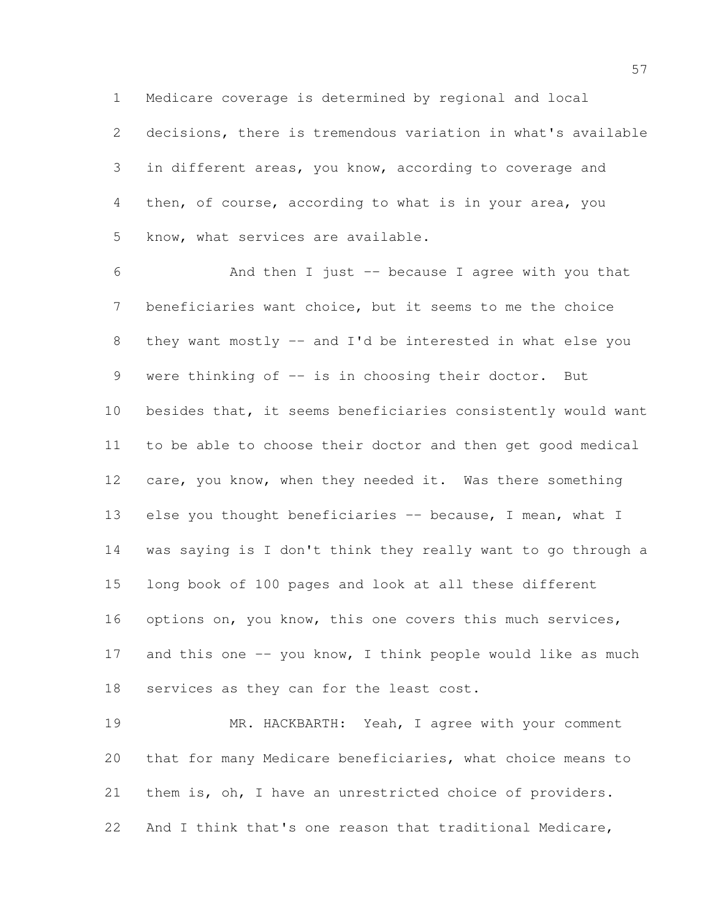Medicare coverage is determined by regional and local decisions, there is tremendous variation in what's available in different areas, you know, according to coverage and then, of course, according to what is in your area, you know, what services are available.

And then I just -- because I agree with you that beneficiaries want choice, but it seems to me the choice they want mostly -- and I'd be interested in what else you were thinking of -- is in choosing their doctor. But besides that, it seems beneficiaries consistently would want to be able to choose their doctor and then get good medical care, you know, when they needed it. Was there something else you thought beneficiaries -- because, I mean, what I was saying is I don't think they really want to go through a long book of 100 pages and look at all these different options on, you know, this one covers this much services, and this one -- you know, I think people would like as much services as they can for the least cost.

MR. HACKBARTH: Yeah, I agree with your comment that for many Medicare beneficiaries, what choice means to them is, oh, I have an unrestricted choice of providers. And I think that's one reason that traditional Medicare,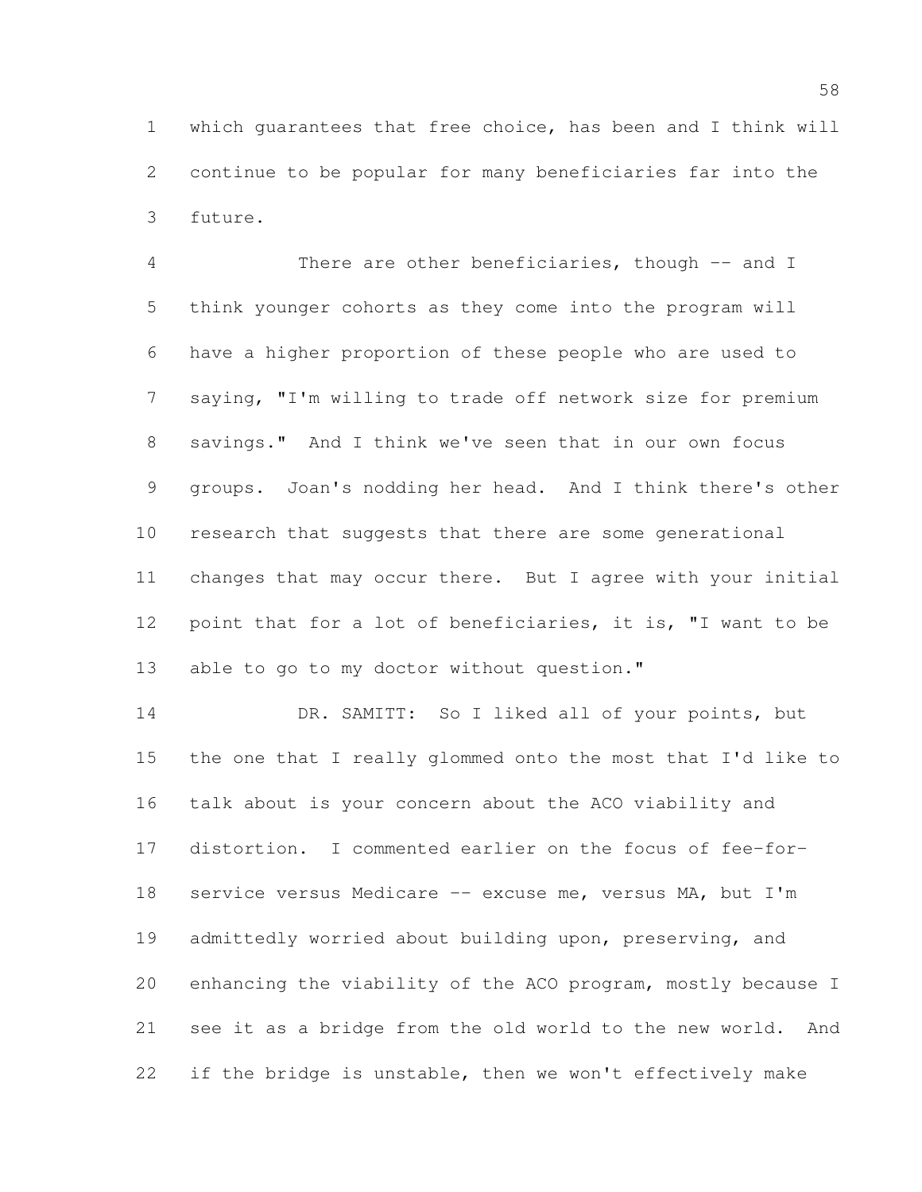which guarantees that free choice, has been and I think will continue to be popular for many beneficiaries far into the future.

There are other beneficiaries, though -- and I think younger cohorts as they come into the program will have a higher proportion of these people who are used to saying, "I'm willing to trade off network size for premium savings." And I think we've seen that in our own focus groups. Joan's nodding her head. And I think there's other research that suggests that there are some generational changes that may occur there. But I agree with your initial point that for a lot of beneficiaries, it is, "I want to be able to go to my doctor without question."

DR. SAMITT: So I liked all of your points, but the one that I really glommed onto the most that I'd like to talk about is your concern about the ACO viability and distortion. I commented earlier on the focus of fee-for-service versus Medicare -- excuse me, versus MA, but I'm admittedly worried about building upon, preserving, and enhancing the viability of the ACO program, mostly because I see it as a bridge from the old world to the new world. And if the bridge is unstable, then we won't effectively make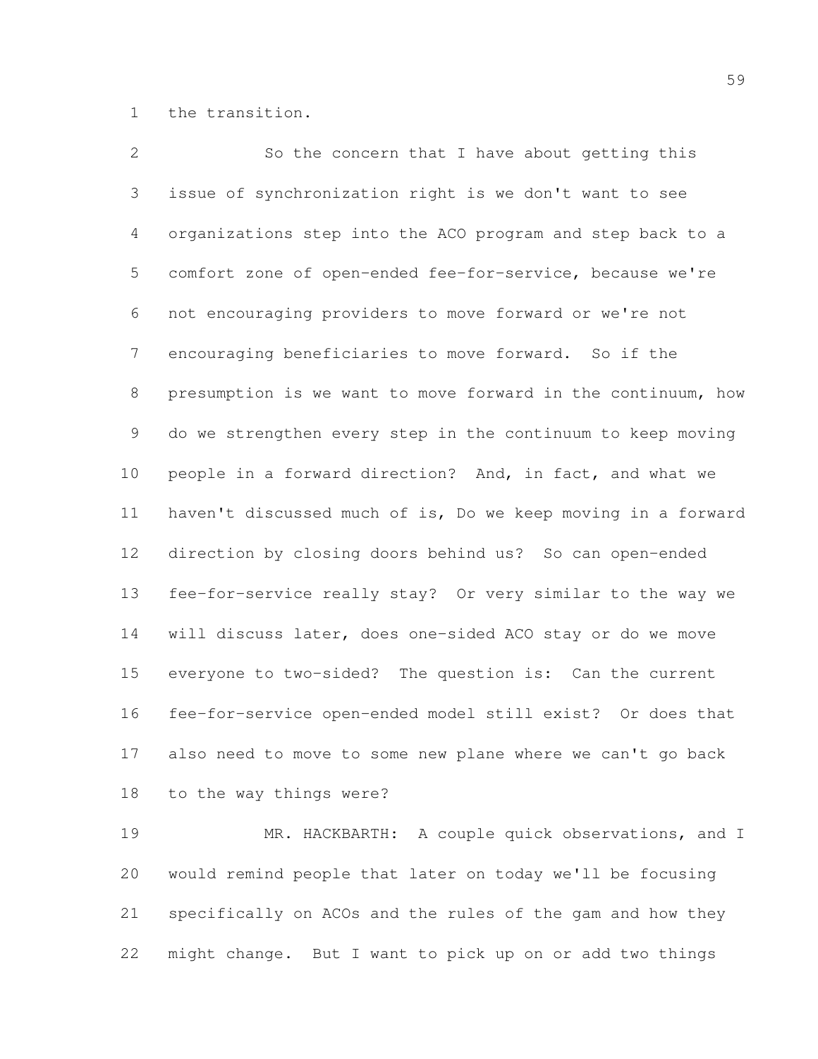the transition.

So the concern that I have about getting this issue of synchronization right is we don't want to see organizations step into the ACO program and step back to a comfort zone of open-ended fee-for-service, because we're not encouraging providers to move forward or we're not encouraging beneficiaries to move forward. So if the presumption is we want to move forward in the continuum, how do we strengthen every step in the continuum to keep moving people in a forward direction? And, in fact, and what we haven't discussed much of is, Do we keep moving in a forward direction by closing doors behind us? So can open-ended fee-for-service really stay? Or very similar to the way we will discuss later, does one-sided ACO stay or do we move everyone to two-sided? The question is: Can the current fee-for-service open-ended model still exist? Or does that also need to move to some new plane where we can't go back to the way things were?

MR. HACKBARTH: A couple quick observations, and I would remind people that later on today we'll be focusing specifically on ACOs and the rules of the gam and how they might change. But I want to pick up on or add two things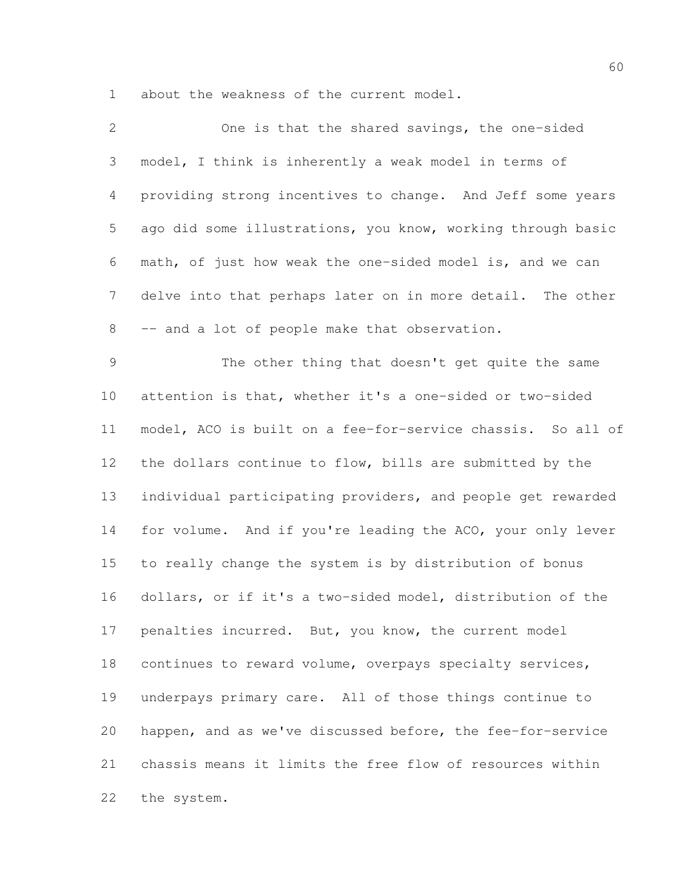about the weakness of the current model.

One is that the shared savings, the one-sided model, I think is inherently a weak model in terms of providing strong incentives to change. And Jeff some years ago did some illustrations, you know, working through basic math, of just how weak the one-sided model is, and we can delve into that perhaps later on in more detail. The other -- and a lot of people make that observation.

The other thing that doesn't get quite the same attention is that, whether it's a one-sided or two-sided model, ACO is built on a fee-for-service chassis. So all of the dollars continue to flow, bills are submitted by the individual participating providers, and people get rewarded for volume. And if you're leading the ACO, your only lever to really change the system is by distribution of bonus dollars, or if it's a two-sided model, distribution of the penalties incurred. But, you know, the current model continues to reward volume, overpays specialty services, underpays primary care. All of those things continue to happen, and as we've discussed before, the fee-for-service chassis means it limits the free flow of resources within the system.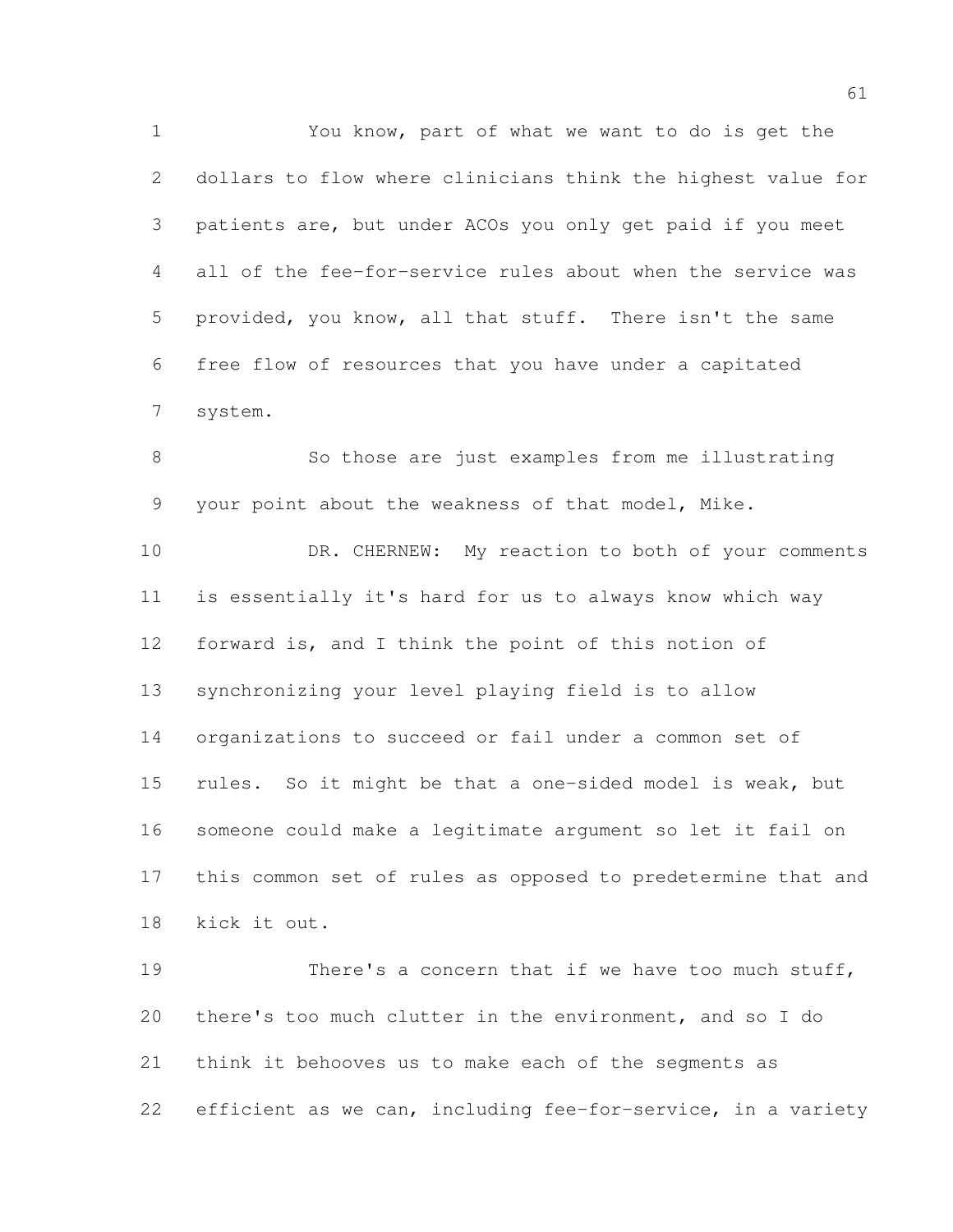You know, part of what we want to do is get the dollars to flow where clinicians think the highest value for patients are, but under ACOs you only get paid if you meet all of the fee-for-service rules about when the service was provided, you know, all that stuff. There isn't the same free flow of resources that you have under a capitated system.

So those are just examples from me illustrating your point about the weakness of that model, Mike.

DR. CHERNEW: My reaction to both of your comments is essentially it's hard for us to always know which way forward is, and I think the point of this notion of synchronizing your level playing field is to allow organizations to succeed or fail under a common set of rules. So it might be that a one-sided model is weak, but someone could make a legitimate argument so let it fail on this common set of rules as opposed to predetermine that and kick it out.

There's a concern that if we have too much stuff, there's too much clutter in the environment, and so I do think it behooves us to make each of the segments as efficient as we can, including fee-for-service, in a variety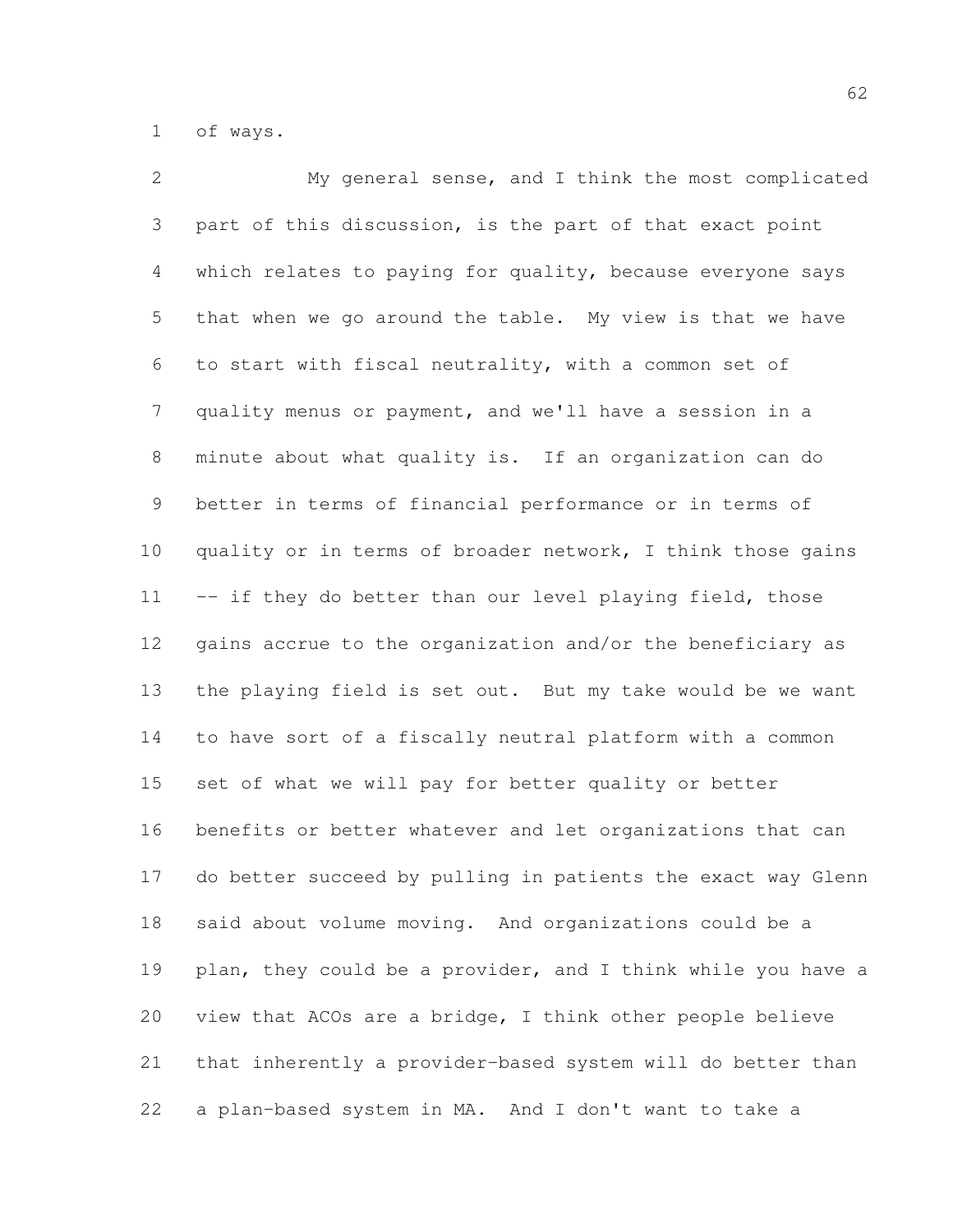of ways.

My general sense, and I think the most complicated part of this discussion, is the part of that exact point which relates to paying for quality, because everyone says that when we go around the table. My view is that we have to start with fiscal neutrality, with a common set of quality menus or payment, and we'll have a session in a minute about what quality is. If an organization can do better in terms of financial performance or in terms of quality or in terms of broader network, I think those gains -- if they do better than our level playing field, those gains accrue to the organization and/or the beneficiary as the playing field is set out. But my take would be we want to have sort of a fiscally neutral platform with a common set of what we will pay for better quality or better benefits or better whatever and let organizations that can do better succeed by pulling in patients the exact way Glenn said about volume moving. And organizations could be a plan, they could be a provider, and I think while you have a view that ACOs are a bridge, I think other people believe that inherently a provider-based system will do better than a plan-based system in MA. And I don't want to take a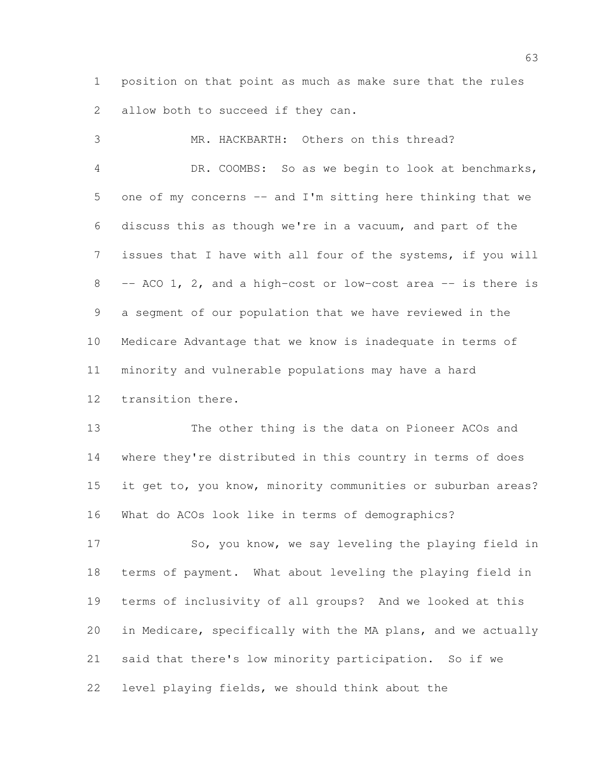position on that point as much as make sure that the rules allow both to succeed if they can.

MR. HACKBARTH: Others on this thread?

DR. COOMBS: So as we begin to look at benchmarks, one of my concerns -- and I'm sitting here thinking that we discuss this as though we're in a vacuum, and part of the issues that I have with all four of the systems, if you will -- ACO 1, 2, and a high-cost or low-cost area -- is there is a segment of our population that we have reviewed in the Medicare Advantage that we know is inadequate in terms of minority and vulnerable populations may have a hard transition there.

The other thing is the data on Pioneer ACOs and where they're distributed in this country in terms of does it get to, you know, minority communities or suburban areas? What do ACOs look like in terms of demographics?

So, you know, we say leveling the playing field in terms of payment. What about leveling the playing field in terms of inclusivity of all groups? And we looked at this in Medicare, specifically with the MA plans, and we actually said that there's low minority participation. So if we level playing fields, we should think about the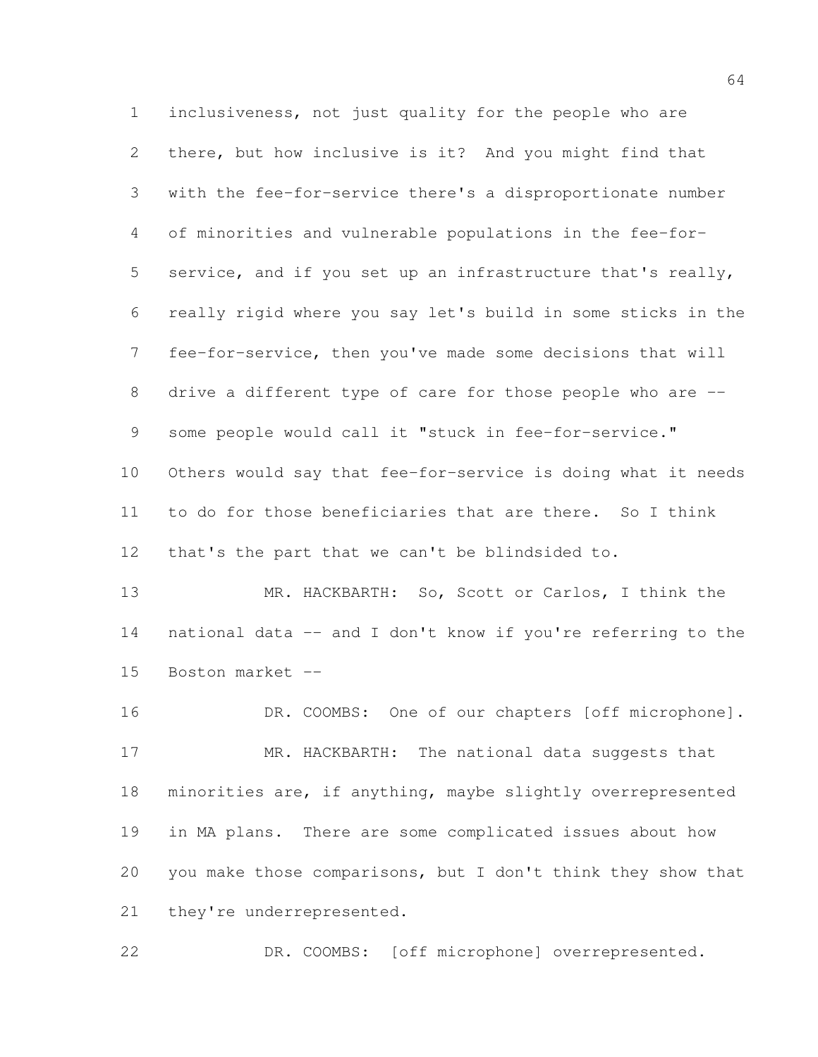inclusiveness, not just quality for the people who are there, but how inclusive is it? And you might find that with the fee-for-service there's a disproportionate number of minorities and vulnerable populations in the fee-for-service, and if you set up an infrastructure that's really, really rigid where you say let's build in some sticks in the fee-for-service, then you've made some decisions that will drive a different type of care for those people who are -- some people would call it "stuck in fee-for-service." Others would say that fee-for-service is doing what it needs to do for those beneficiaries that are there. So I think that's the part that we can't be blindsided to.

MR. HACKBARTH: So, Scott or Carlos, I think the national data -- and I don't know if you're referring to the Boston market --

DR. COOMBS: One of our chapters [off microphone].

MR. HACKBARTH: The national data suggests that minorities are, if anything, maybe slightly overrepresented in MA plans. There are some complicated issues about how you make those comparisons, but I don't think they show that they're underrepresented.

DR. COOMBS: [off microphone] overrepresented.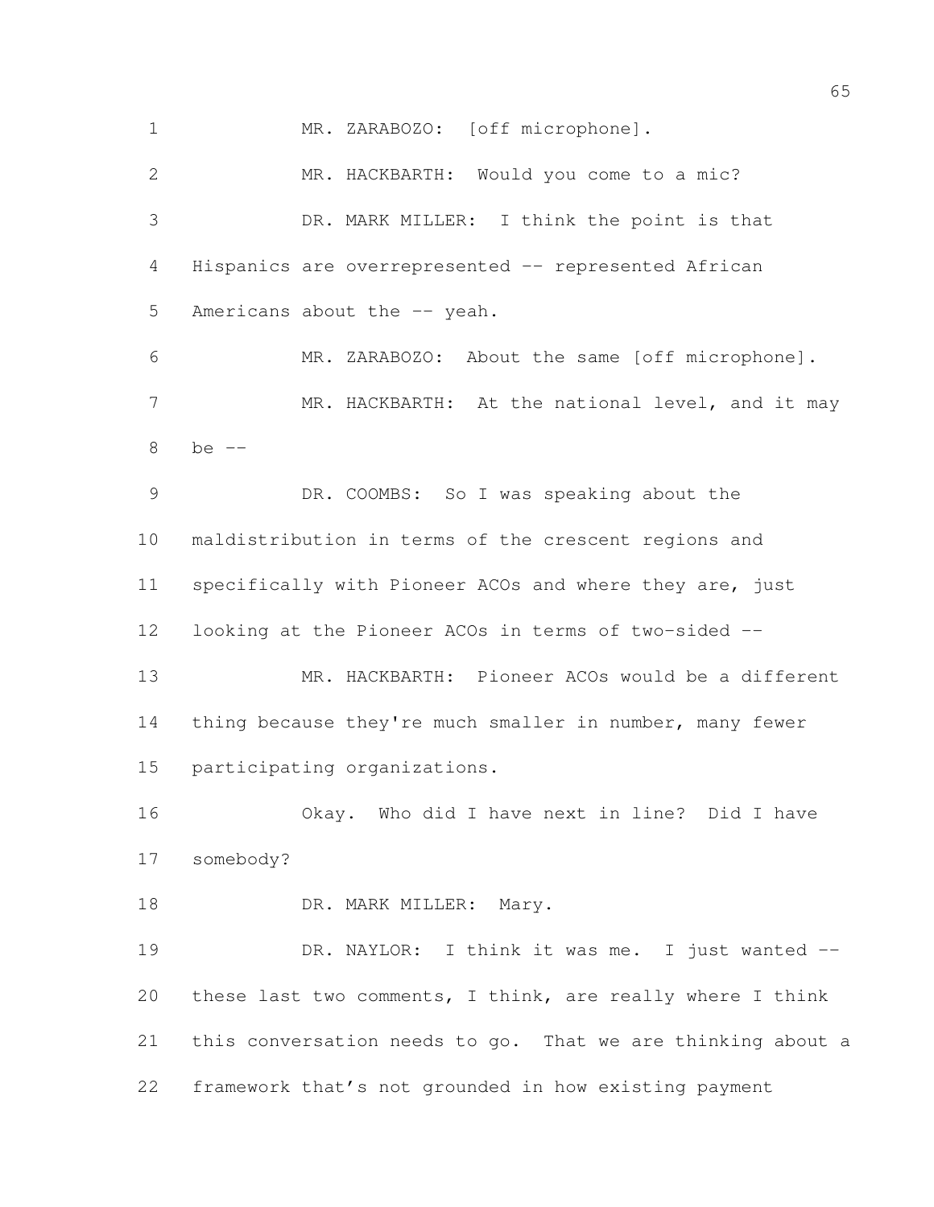MR. ZARABOZO: [off microphone].

MR. HACKBARTH: Would you come to a mic?

DR. MARK MILLER: I think the point is that Hispanics are overrepresented -- represented African Americans about the -- yeah.

MR. ZARABOZO: About the same [off microphone].

MR. HACKBARTH: At the national level, and it may be --

DR. COOMBS: So I was speaking about the maldistribution in terms of the crescent regions and specifically with Pioneer ACOs and where they are, just looking at the Pioneer ACOs in terms of two-sided --

MR. HACKBARTH: Pioneer ACOs would be a different thing because they're much smaller in number, many fewer participating organizations.

Okay. Who did I have next in line? Did I have somebody?

DR. MARK MILLER: Mary.

DR. NAYLOR: I think it was me. I just wanted -- these last two comments, I think, are really where I think this conversation needs to go. That we are thinking about a framework that's not grounded in how existing payment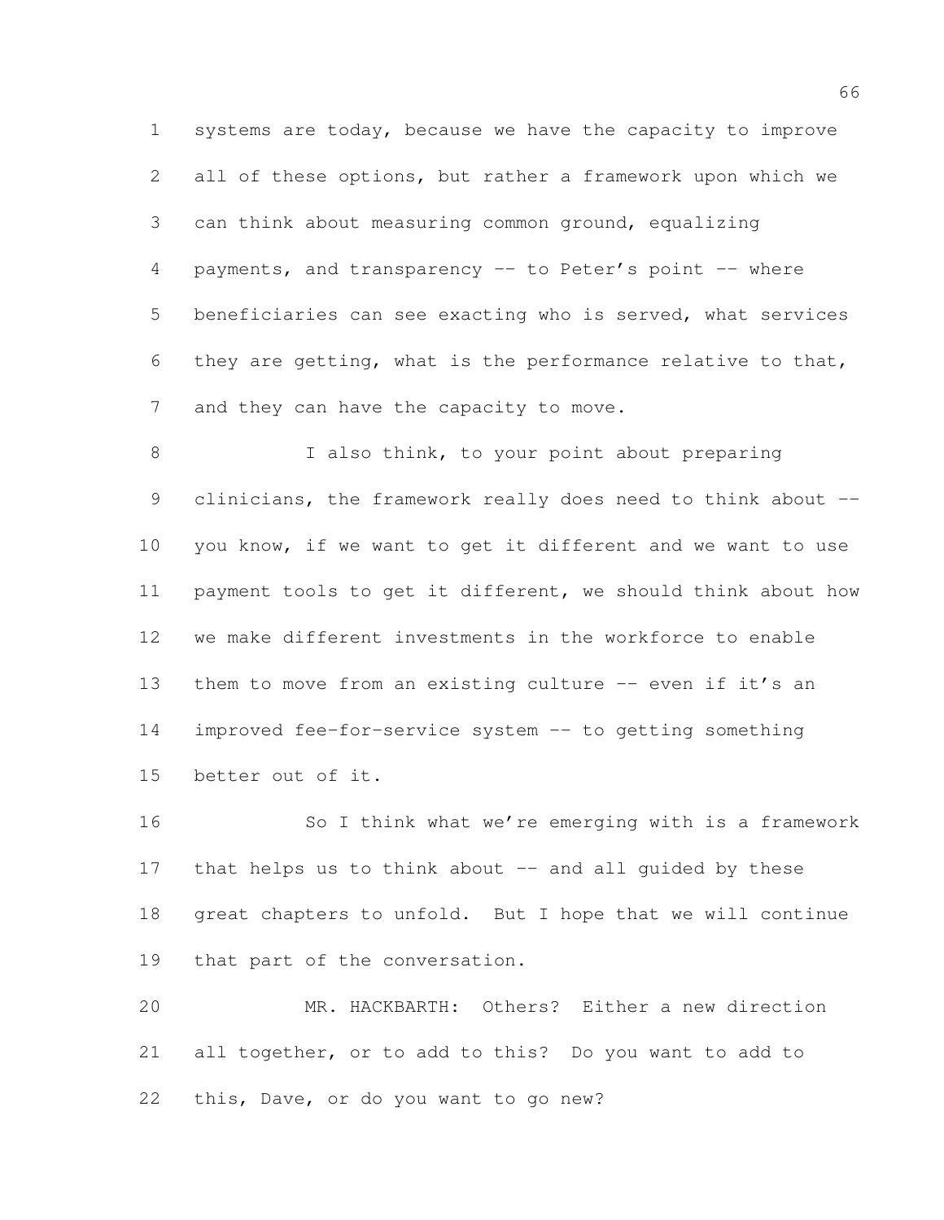systems are today, because we have the capacity to improve all of these options, but rather a framework upon which we can think about measuring common ground, equalizing payments, and transparency -- to Peter's point -- where beneficiaries can see exacting who is served, what services they are getting, what is the performance relative to that, and they can have the capacity to move.

I also think, to your point about preparing clinicians, the framework really does need to think about -- you know, if we want to get it different and we want to use payment tools to get it different, we should think about how we make different investments in the workforce to enable them to move from an existing culture -- even if it's an improved fee-for-service system -- to getting something better out of it.

So I think what we're emerging with is a framework that helps us to think about -- and all guided by these great chapters to unfold. But I hope that we will continue that part of the conversation.

MR. HACKBARTH: Others? Either a new direction all together, or to add to this? Do you want to add to this, Dave, or do you want to go new?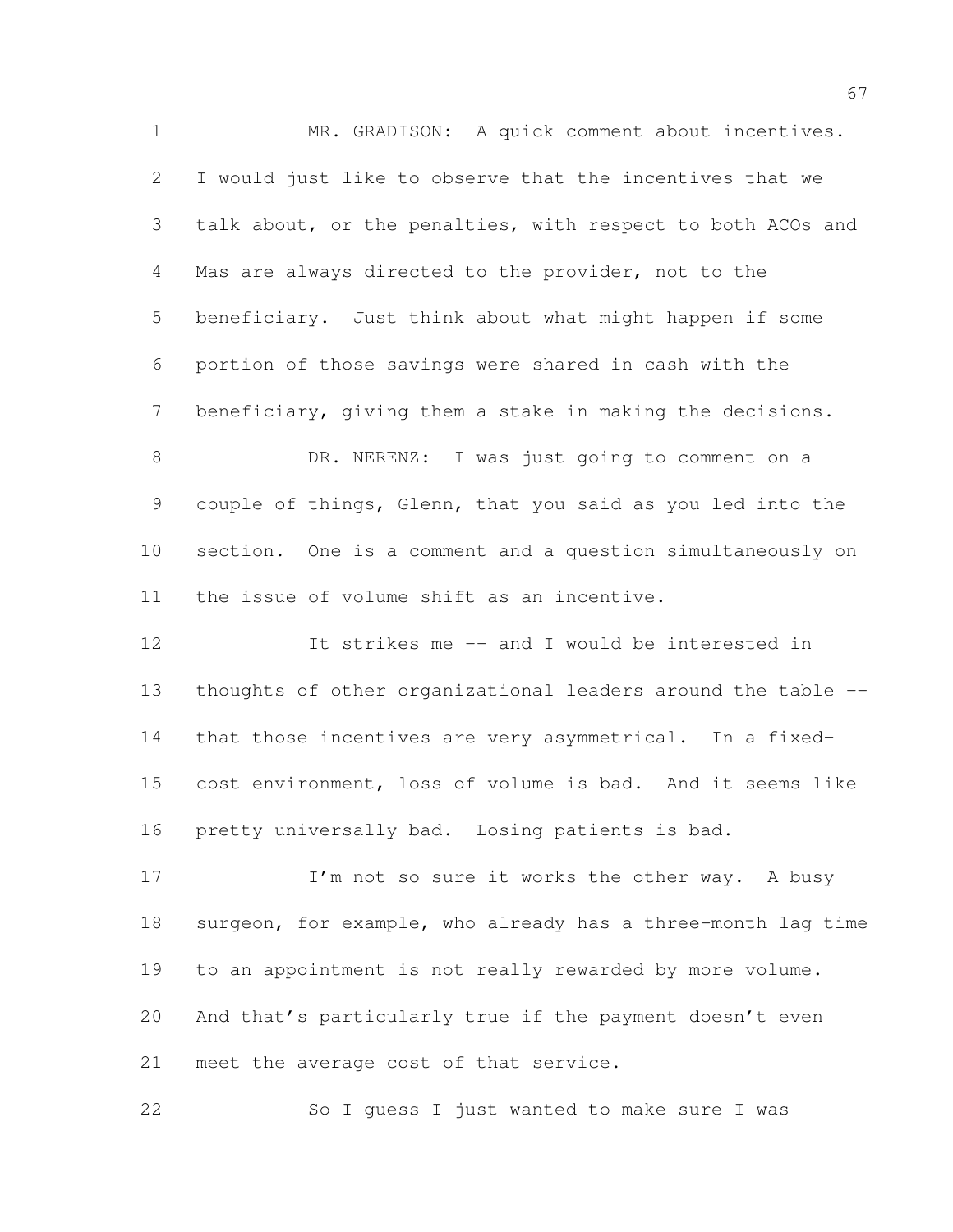MR. GRADISON: A quick comment about incentives. I would just like to observe that the incentives that we talk about, or the penalties, with respect to both ACOs and Mas are always directed to the provider, not to the beneficiary. Just think about what might happen if some portion of those savings were shared in cash with the beneficiary, giving them a stake in making the decisions.

DR. NERENZ: I was just going to comment on a couple of things, Glenn, that you said as you led into the section. One is a comment and a question simultaneously on the issue of volume shift as an incentive.

It strikes me -- and I would be interested in thoughts of other organizational leaders around the table -- that those incentives are very asymmetrical. In a fixed-cost environment, loss of volume is bad. And it seems like pretty universally bad. Losing patients is bad.

I'm not so sure it works the other way. A busy surgeon, for example, who already has a three-month lag time to an appointment is not really rewarded by more volume. And that's particularly true if the payment doesn't even meet the average cost of that service.

So I guess I just wanted to make sure I was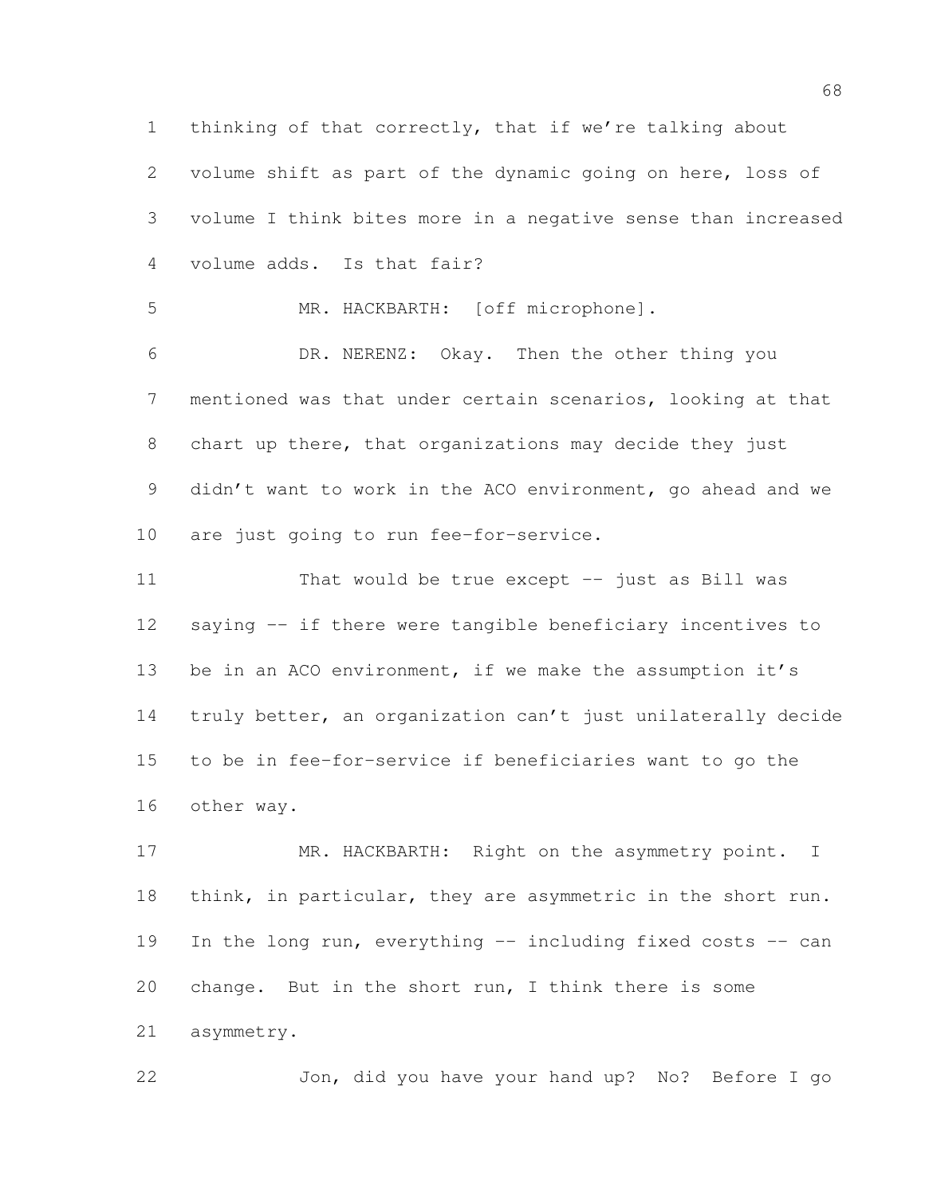thinking of that correctly, that if we're talking about volume shift as part of the dynamic going on here, loss of volume I think bites more in a negative sense than increased volume adds. Is that fair?

MR. HACKBARTH: [off microphone].

DR. NERENZ: Okay. Then the other thing you mentioned was that under certain scenarios, looking at that chart up there, that organizations may decide they just didn't want to work in the ACO environment, go ahead and we are just going to run fee-for-service.

That would be true except -- just as Bill was saying -- if there were tangible beneficiary incentives to be in an ACO environment, if we make the assumption it's truly better, an organization can't just unilaterally decide to be in fee-for-service if beneficiaries want to go the other way.

MR. HACKBARTH: Right on the asymmetry point. I think, in particular, they are asymmetric in the short run. In the long run, everything -- including fixed costs -- can change. But in the short run, I think there is some asymmetry.

Jon, did you have your hand up? No? Before I go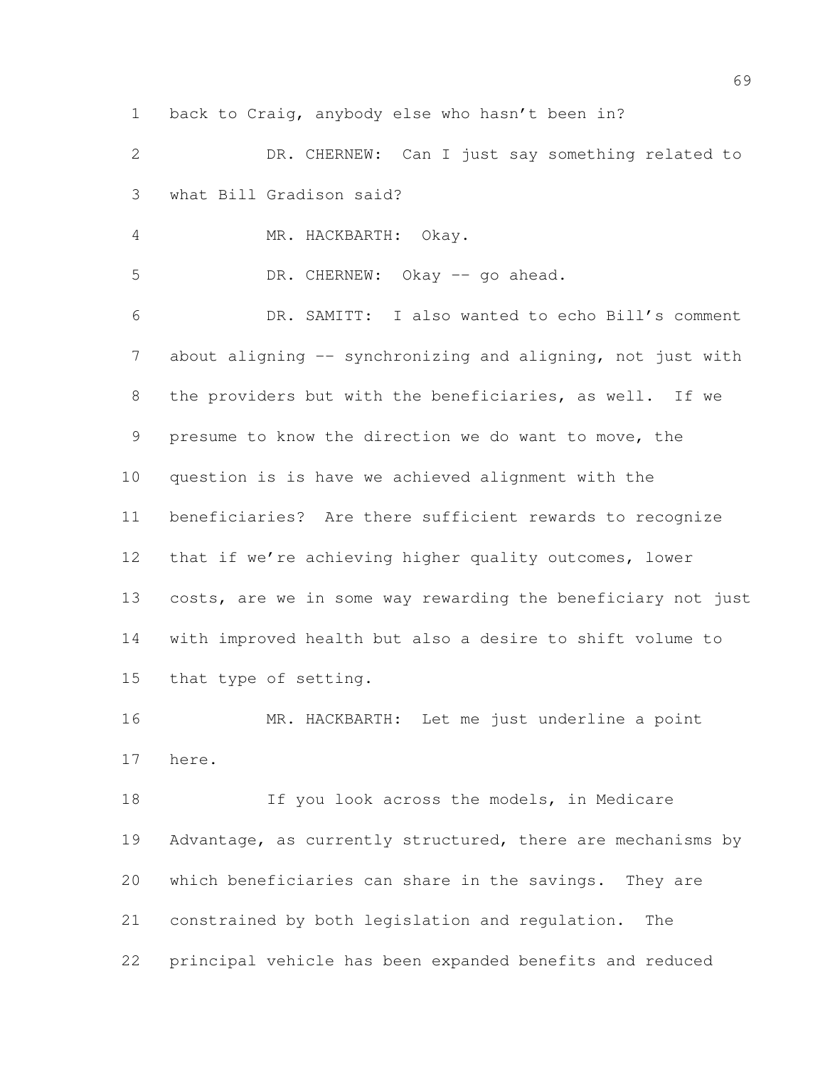back to Craig, anybody else who hasn't been in?

DR. CHERNEW: Can I just say something related to what Bill Gradison said?

MR. HACKBARTH: Okay.

DR. CHERNEW: Okay -- go ahead.

DR. SAMITT: I also wanted to echo Bill's comment about aligning -- synchronizing and aligning, not just with the providers but with the beneficiaries, as well. If we presume to know the direction we do want to move, the question is is have we achieved alignment with the beneficiaries? Are there sufficient rewards to recognize that if we're achieving higher quality outcomes, lower costs, are we in some way rewarding the beneficiary not just with improved health but also a desire to shift volume to that type of setting.

MR. HACKBARTH: Let me just underline a point here.

If you look across the models, in Medicare Advantage, as currently structured, there are mechanisms by which beneficiaries can share in the savings. They are constrained by both legislation and regulation. The principal vehicle has been expanded benefits and reduced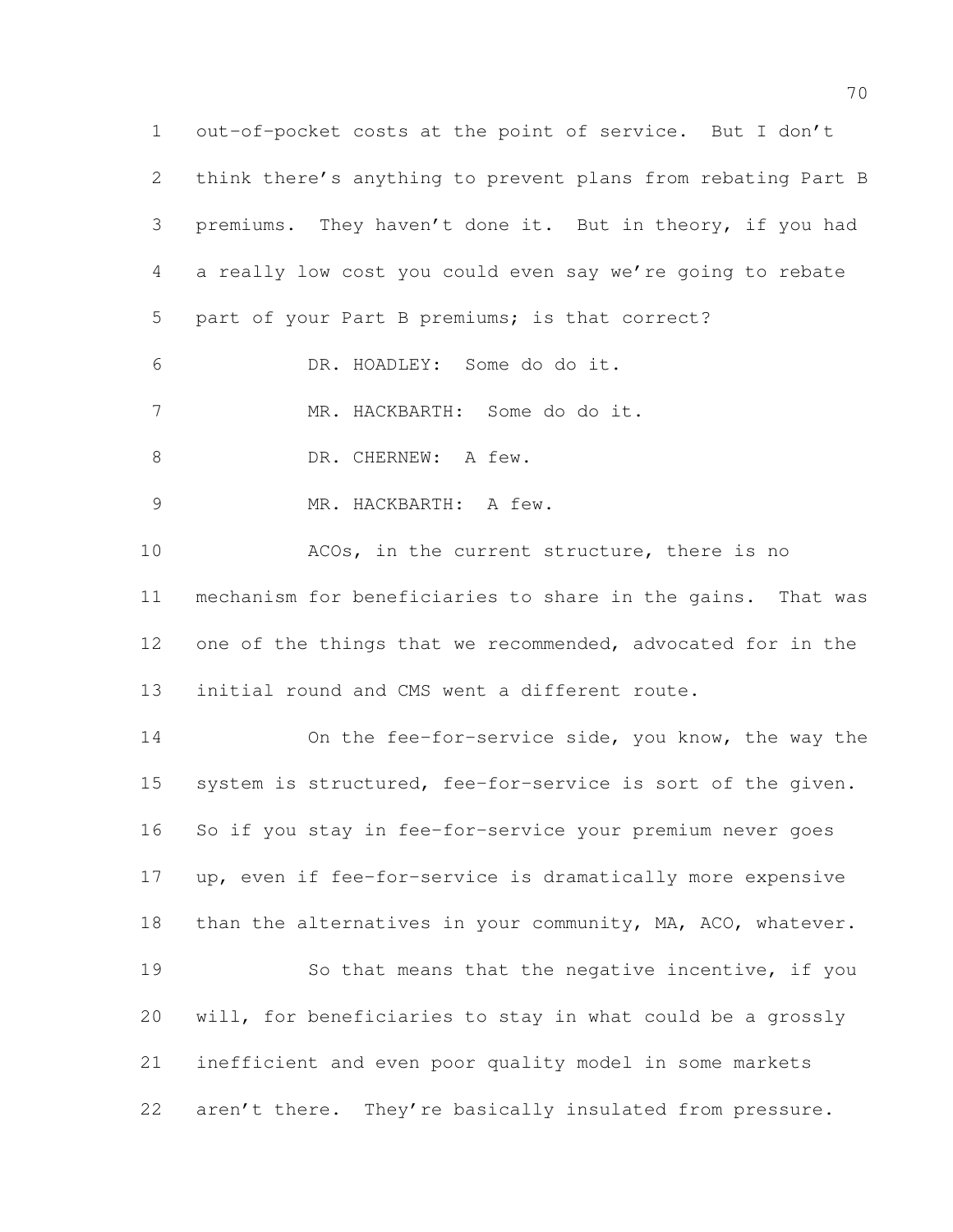out-of-pocket costs at the point of service. But I don't think there's anything to prevent plans from rebating Part B premiums. They haven't done it. But in theory, if you had a really low cost you could even say we're going to rebate part of your Part B premiums; is that correct?

DR. HOADLEY: Some do do it.

MR. HACKBARTH: Some do do it.

DR. CHERNEW: A few.

MR. HACKBARTH: A few.

ACOs, in the current structure, there is no mechanism for beneficiaries to share in the gains. That was one of the things that we recommended, advocated for in the initial round and CMS went a different route.

On the fee-for-service side, you know, the way the system is structured, fee-for-service is sort of the given. So if you stay in fee-for-service your premium never goes up, even if fee-for-service is dramatically more expensive than the alternatives in your community, MA, ACO, whatever.

So that means that the negative incentive, if you will, for beneficiaries to stay in what could be a grossly inefficient and even poor quality model in some markets aren't there. They're basically insulated from pressure.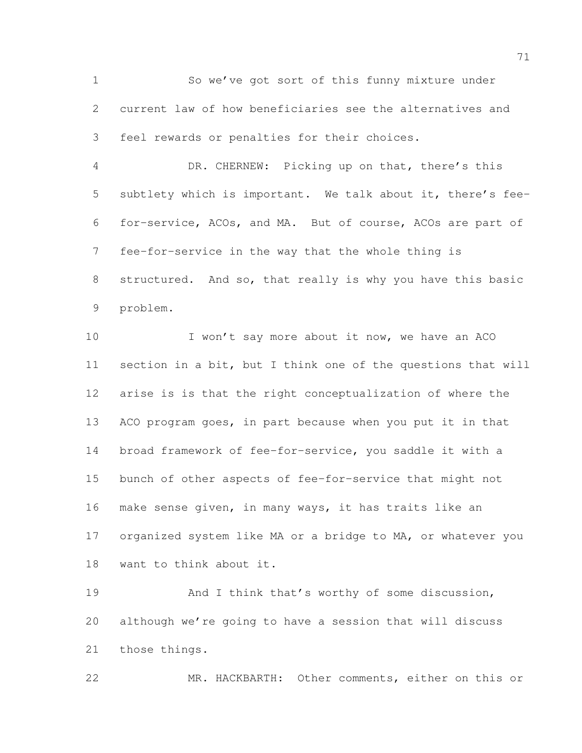So we've got sort of this funny mixture under current law of how beneficiaries see the alternatives and feel rewards or penalties for their choices.

DR. CHERNEW: Picking up on that, there's this subtlety which is important. We talk about it, there's fee-for-service, ACOs, and MA. But of course, ACOs are part of fee-for-service in the way that the whole thing is structured. And so, that really is why you have this basic problem.

I won't say more about it now, we have an ACO section in a bit, but I think one of the questions that will arise is is that the right conceptualization of where the ACO program goes, in part because when you put it in that broad framework of fee-for-service, you saddle it with a bunch of other aspects of fee-for-service that might not make sense given, in many ways, it has traits like an organized system like MA or a bridge to MA, or whatever you want to think about it.

And I think that's worthy of some discussion, although we're going to have a session that will discuss those things.

MR. HACKBARTH: Other comments, either on this or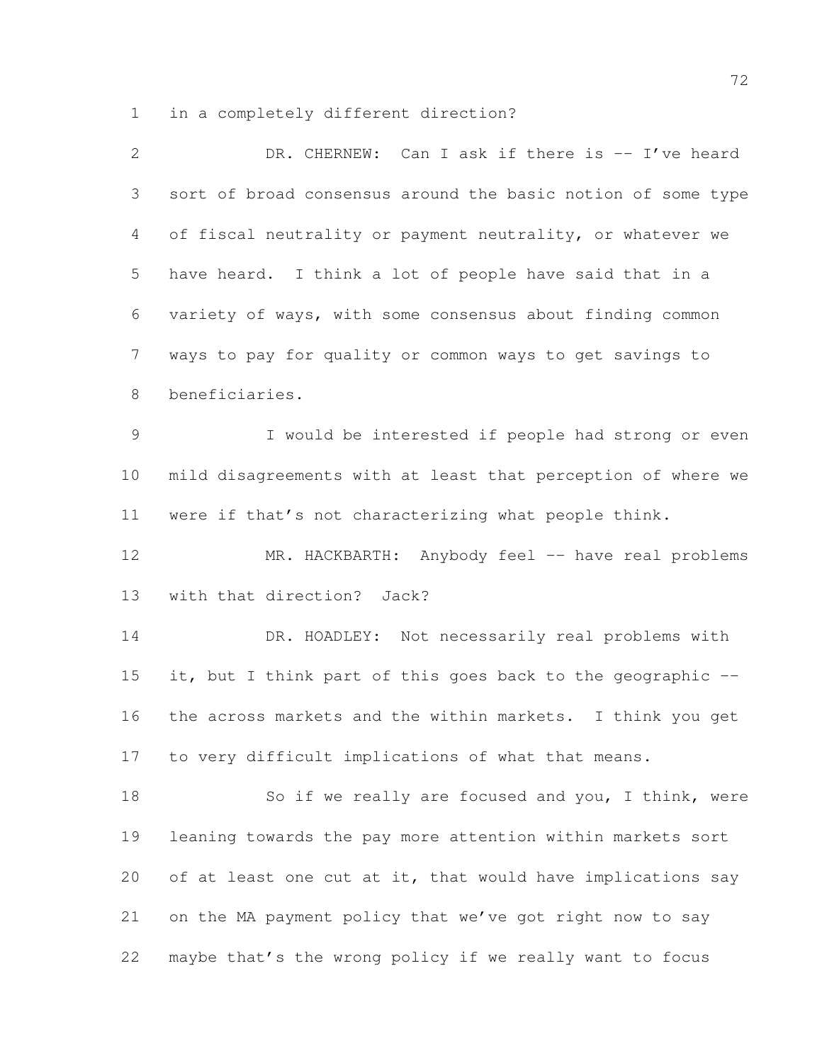in a completely different direction?

DR. CHERNEW: Can I ask if there is -- I've heard sort of broad consensus around the basic notion of some type of fiscal neutrality or payment neutrality, or whatever we have heard. I think a lot of people have said that in a variety of ways, with some consensus about finding common ways to pay for quality or common ways to get savings to beneficiaries.

I would be interested if people had strong or even mild disagreements with at least that perception of where we were if that's not characterizing what people think.

MR. HACKBARTH: Anybody feel -- have real problems with that direction? Jack?

DR. HOADLEY: Not necessarily real problems with it, but I think part of this goes back to the geographic -- the across markets and the within markets. I think you get to very difficult implications of what that means.

So if we really are focused and you, I think, were leaning towards the pay more attention within markets sort of at least one cut at it, that would have implications say on the MA payment policy that we've got right now to say maybe that's the wrong policy if we really want to focus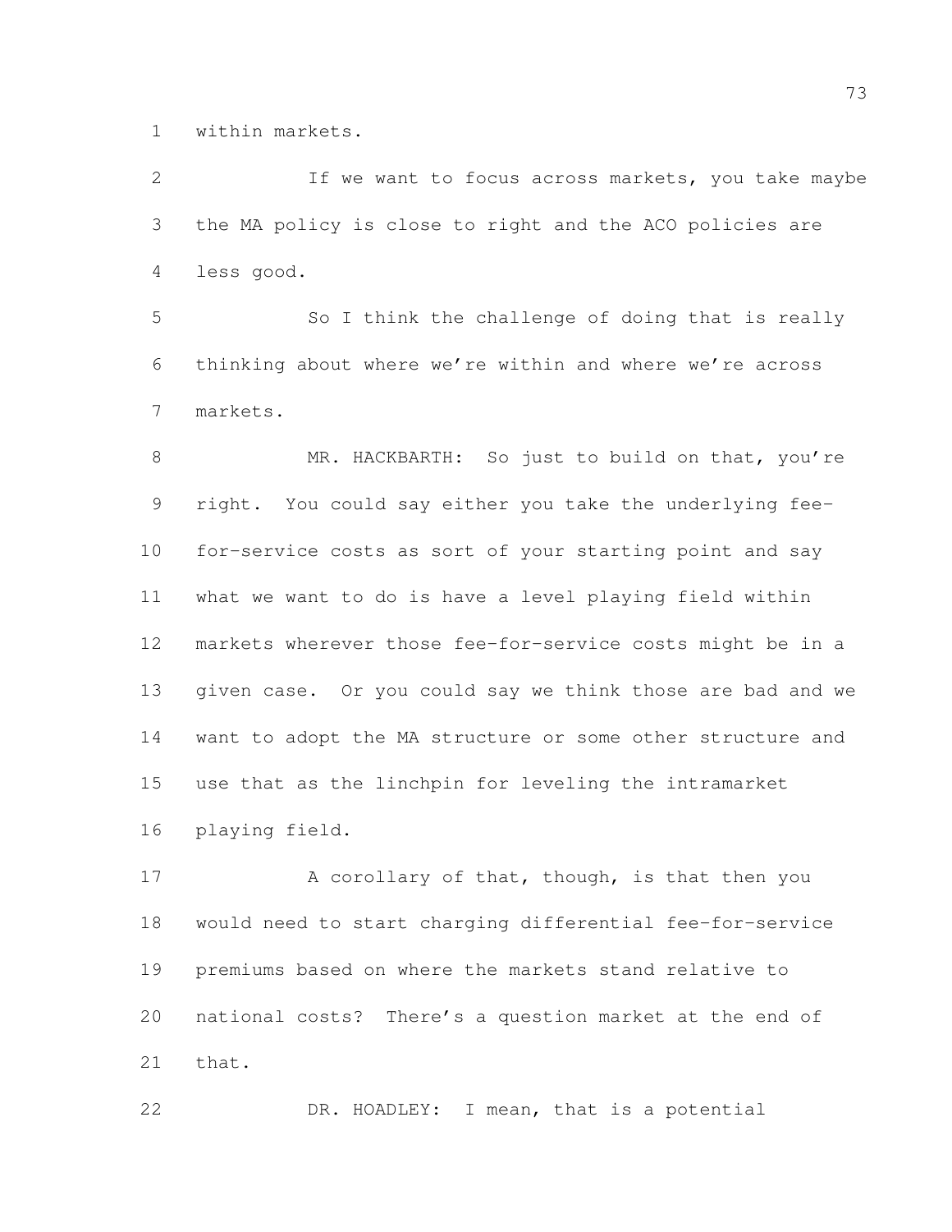within markets.

If we want to focus across markets, you take maybe the MA policy is close to right and the ACO policies are less good.

So I think the challenge of doing that is really thinking about where we're within and where we're across markets.

MR. HACKBARTH: So just to build on that, you're right. You could say either you take the underlying fee-for-service costs as sort of your starting point and say what we want to do is have a level playing field within markets wherever those fee-for-service costs might be in a given case. Or you could say we think those are bad and we want to adopt the MA structure or some other structure and use that as the linchpin for leveling the intramarket playing field.

A corollary of that, though, is that then you would need to start charging differential fee-for-service premiums based on where the markets stand relative to national costs? There's a question market at the end of that.

DR. HOADLEY: I mean, that is a potential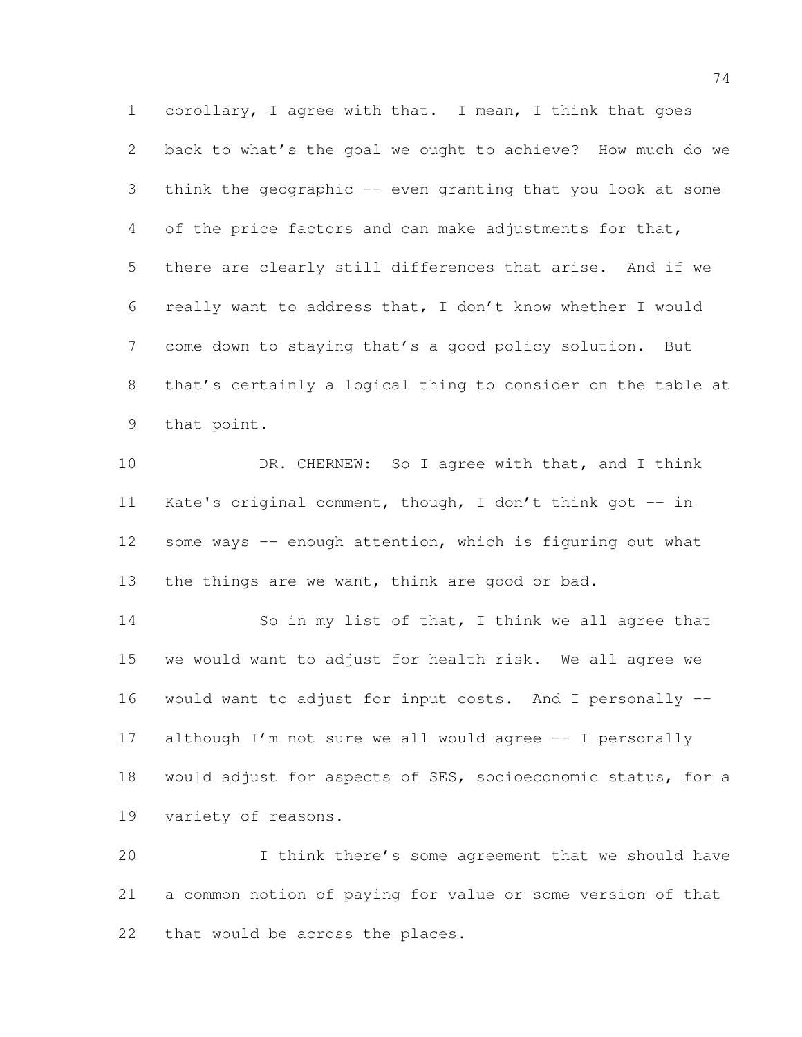corollary, I agree with that. I mean, I think that goes back to what's the goal we ought to achieve? How much do we think the geographic -- even granting that you look at some of the price factors and can make adjustments for that, there are clearly still differences that arise. And if we really want to address that, I don't know whether I would come down to staying that's a good policy solution. But that's certainly a logical thing to consider on the table at that point.

DR. CHERNEW: So I agree with that, and I think Kate's original comment, though, I don't think got -- in some ways -- enough attention, which is figuring out what the things are we want, think are good or bad.

So in my list of that, I think we all agree that we would want to adjust for health risk. We all agree we would want to adjust for input costs. And I personally -- although I'm not sure we all would agree -- I personally would adjust for aspects of SES, socioeconomic status, for a variety of reasons.

I think there's some agreement that we should have a common notion of paying for value or some version of that that would be across the places.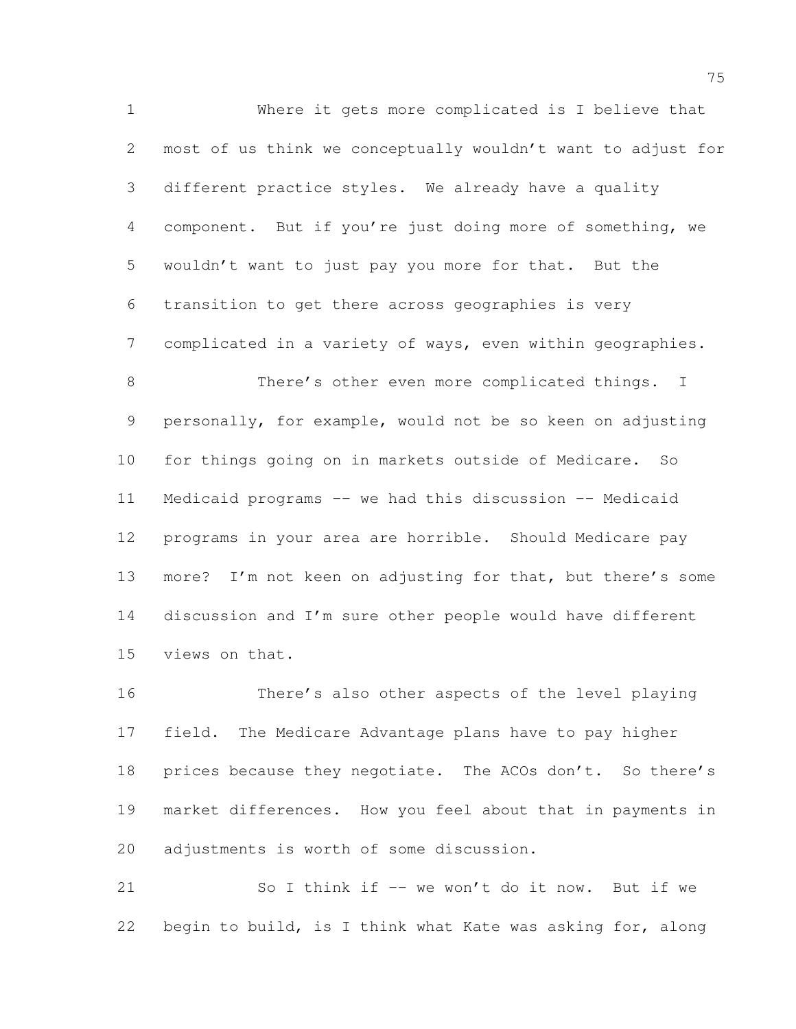Where it gets more complicated is I believe that most of us think we conceptually wouldn't want to adjust for different practice styles. We already have a quality component. But if you're just doing more of something, we wouldn't want to just pay you more for that. But the transition to get there across geographies is very complicated in a variety of ways, even within geographies.

There's other even more complicated things. I personally, for example, would not be so keen on adjusting for things going on in markets outside of Medicare. So Medicaid programs -- we had this discussion -- Medicaid programs in your area are horrible. Should Medicare pay more? I'm not keen on adjusting for that, but there's some discussion and I'm sure other people would have different views on that.

There's also other aspects of the level playing field. The Medicare Advantage plans have to pay higher prices because they negotiate. The ACOs don't. So there's market differences. How you feel about that in payments in adjustments is worth of some discussion.

So I think if -- we won't do it now. But if we begin to build, is I think what Kate was asking for, along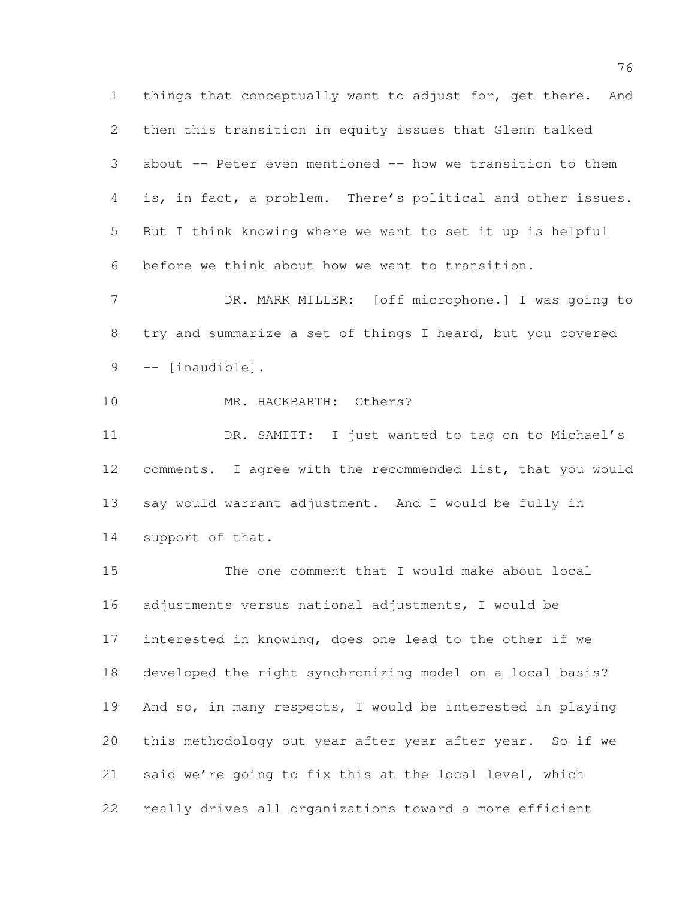things that conceptually want to adjust for, get there. And then this transition in equity issues that Glenn talked about -- Peter even mentioned -- how we transition to them is, in fact, a problem. There's political and other issues. But I think knowing where we want to set it up is helpful before we think about how we want to transition.

DR. MARK MILLER: [off microphone.] I was going to try and summarize a set of things I heard, but you covered -- [inaudible].

MR. HACKBARTH: Others?

DR. SAMITT: I just wanted to tag on to Michael's comments. I agree with the recommended list, that you would say would warrant adjustment. And I would be fully in support of that.

The one comment that I would make about local adjustments versus national adjustments, I would be interested in knowing, does one lead to the other if we developed the right synchronizing model on a local basis? And so, in many respects, I would be interested in playing this methodology out year after year after year. So if we said we're going to fix this at the local level, which really drives all organizations toward a more efficient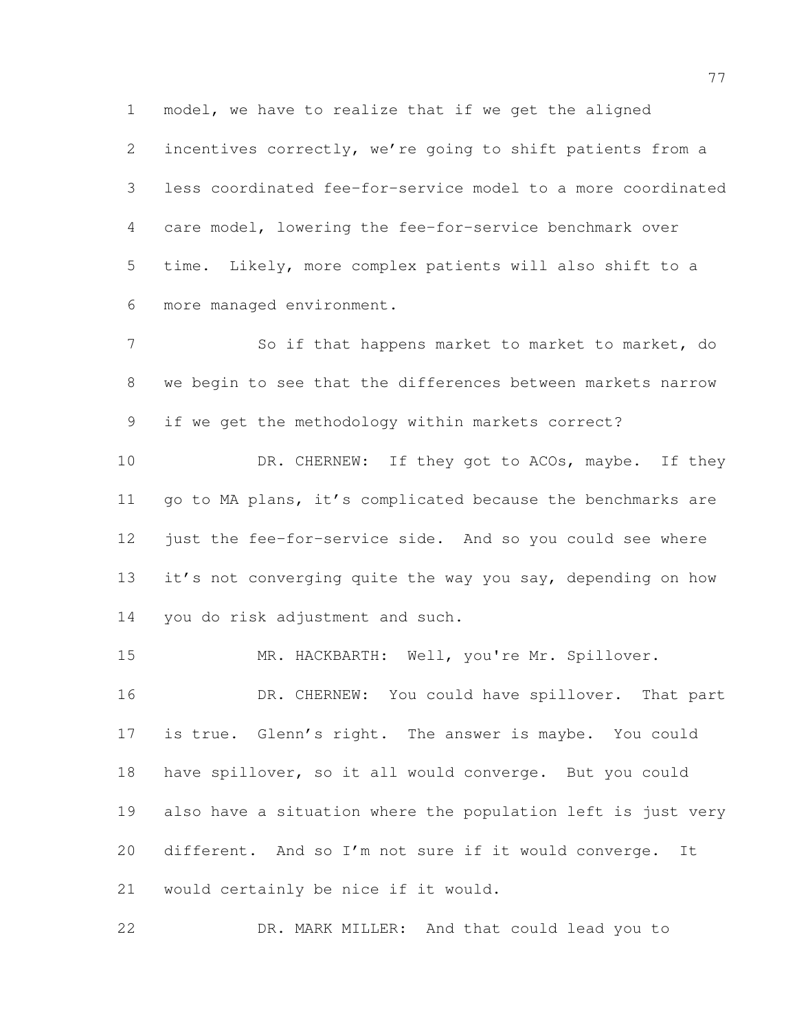model, we have to realize that if we get the aligned incentives correctly, we're going to shift patients from a less coordinated fee-for-service model to a more coordinated care model, lowering the fee-for-service benchmark over time. Likely, more complex patients will also shift to a more managed environment.

So if that happens market to market to market, do we begin to see that the differences between markets narrow if we get the methodology within markets correct?

DR. CHERNEW: If they got to ACOs, maybe. If they go to MA plans, it's complicated because the benchmarks are just the fee-for-service side. And so you could see where it's not converging quite the way you say, depending on how you do risk adjustment and such.

MR. HACKBARTH: Well, you're Mr. Spillover.

DR. CHERNEW: You could have spillover. That part is true. Glenn's right. The answer is maybe. You could have spillover, so it all would converge. But you could also have a situation where the population left is just very different. And so I'm not sure if it would converge. It would certainly be nice if it would.

DR. MARK MILLER: And that could lead you to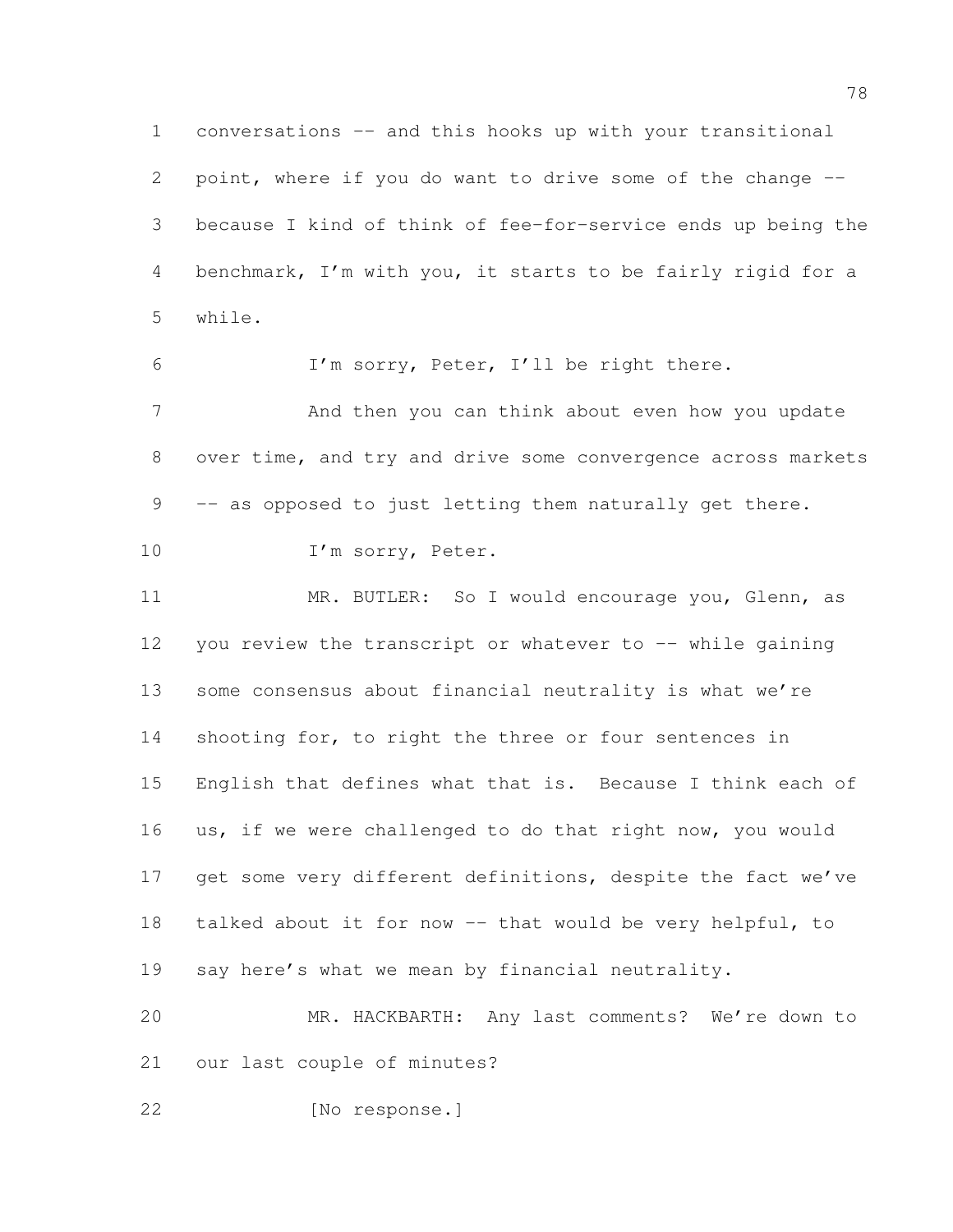conversations -- and this hooks up with your transitional point, where if you do want to drive some of the change -- because I kind of think of fee-for-service ends up being the benchmark, I'm with you, it starts to be fairly rigid for a while.

I'm sorry, Peter, I'll be right there.

And then you can think about even how you update over time, and try and drive some convergence across markets -- as opposed to just letting them naturally get there.

I'm sorry, Peter.

MR. BUTLER: So I would encourage you, Glenn, as you review the transcript or whatever to -- while gaining some consensus about financial neutrality is what we're shooting for, to right the three or four sentences in English that defines what that is. Because I think each of us, if we were challenged to do that right now, you would get some very different definitions, despite the fact we've talked about it for now -- that would be very helpful, to say here's what we mean by financial neutrality.

MR. HACKBARTH: Any last comments? We're down to our last couple of minutes?

[No response.]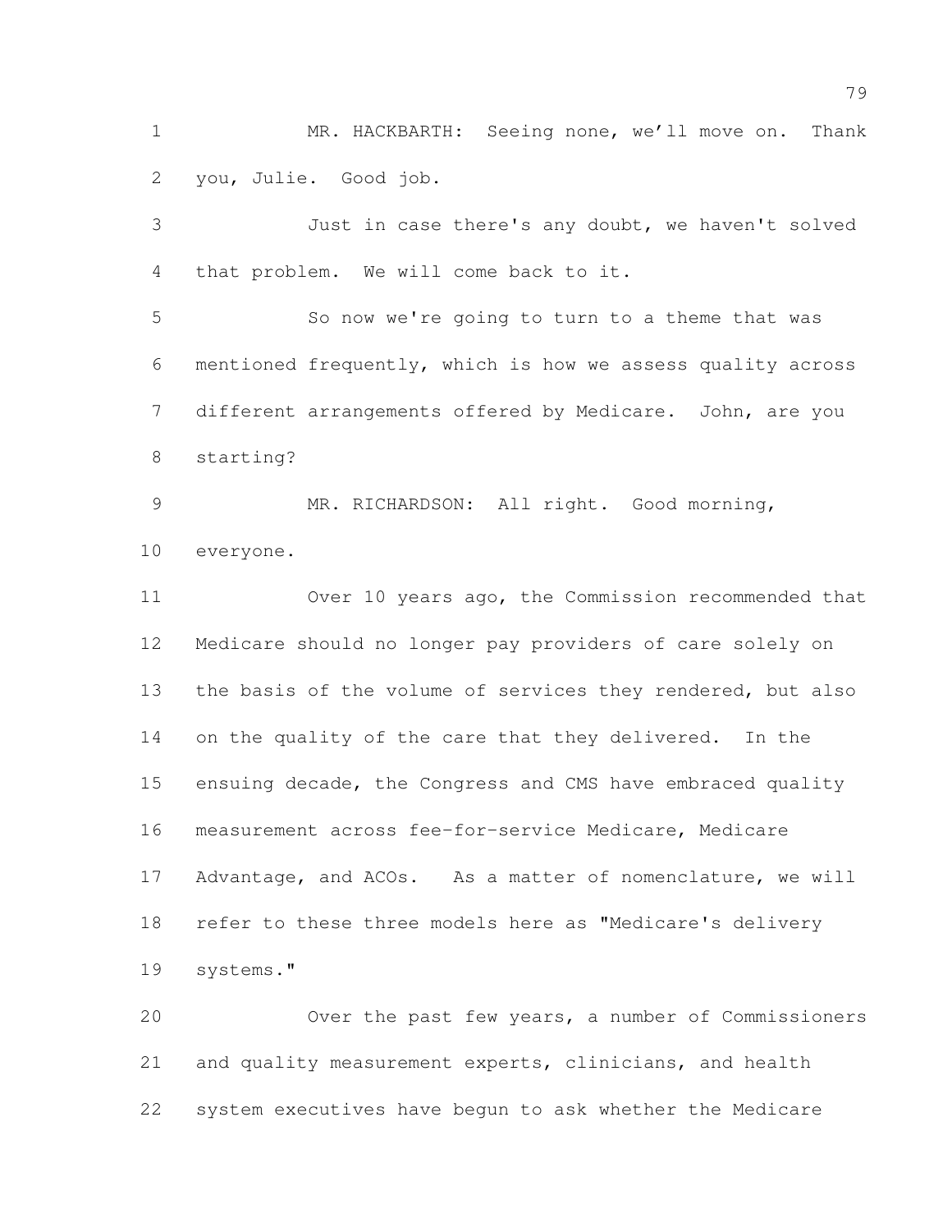MR. HACKBARTH: Seeing none, we'll move on. Thank you, Julie. Good job.

Just in case there's any doubt, we haven't solved that problem. We will come back to it.

So now we're going to turn to a theme that was mentioned frequently, which is how we assess quality across different arrangements offered by Medicare. John, are you starting?

MR. RICHARDSON: All right. Good morning, everyone.

Over 10 years ago, the Commission recommended that Medicare should no longer pay providers of care solely on the basis of the volume of services they rendered, but also on the quality of the care that they delivered. In the ensuing decade, the Congress and CMS have embraced quality measurement across fee-for-service Medicare, Medicare Advantage, and ACOs. As a matter of nomenclature, we will refer to these three models here as "Medicare's delivery systems."

Over the past few years, a number of Commissioners and quality measurement experts, clinicians, and health system executives have begun to ask whether the Medicare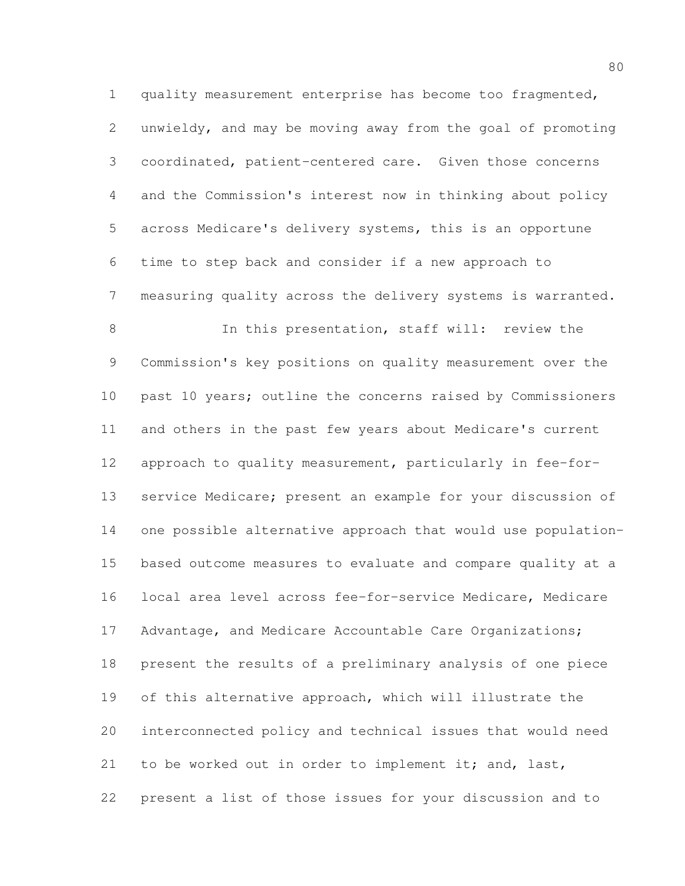quality measurement enterprise has become too fragmented, unwieldy, and may be moving away from the goal of promoting coordinated, patient-centered care. Given those concerns and the Commission's interest now in thinking about policy across Medicare's delivery systems, this is an opportune time to step back and consider if a new approach to measuring quality across the delivery systems is warranted.

In this presentation, staff will: review the Commission's key positions on quality measurement over the past 10 years; outline the concerns raised by Commissioners and others in the past few years about Medicare's current approach to quality measurement, particularly in fee-for-service Medicare; present an example for your discussion of one possible alternative approach that would use population-based outcome measures to evaluate and compare quality at a local area level across fee-for-service Medicare, Medicare Advantage, and Medicare Accountable Care Organizations; present the results of a preliminary analysis of one piece of this alternative approach, which will illustrate the interconnected policy and technical issues that would need to be worked out in order to implement it; and, last, present a list of those issues for your discussion and to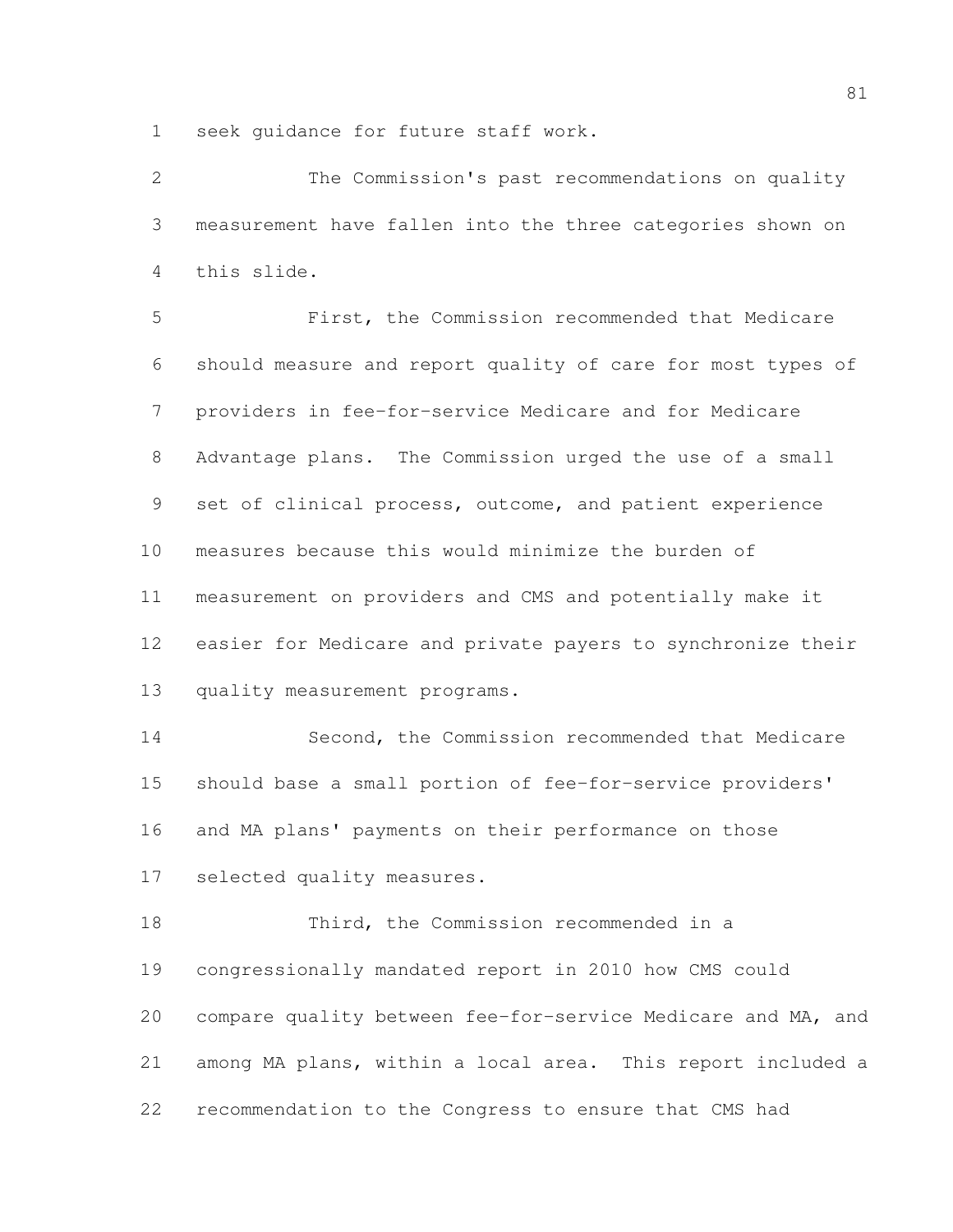seek guidance for future staff work.

The Commission's past recommendations on quality measurement have fallen into the three categories shown on this slide.

First, the Commission recommended that Medicare should measure and report quality of care for most types of providers in fee-for-service Medicare and for Medicare Advantage plans. The Commission urged the use of a small set of clinical process, outcome, and patient experience measures because this would minimize the burden of measurement on providers and CMS and potentially make it easier for Medicare and private payers to synchronize their quality measurement programs.

Second, the Commission recommended that Medicare should base a small portion of fee-for-service providers' and MA plans' payments on their performance on those selected quality measures.

Third, the Commission recommended in a congressionally mandated report in 2010 how CMS could compare quality between fee-for-service Medicare and MA, and among MA plans, within a local area. This report included a recommendation to the Congress to ensure that CMS had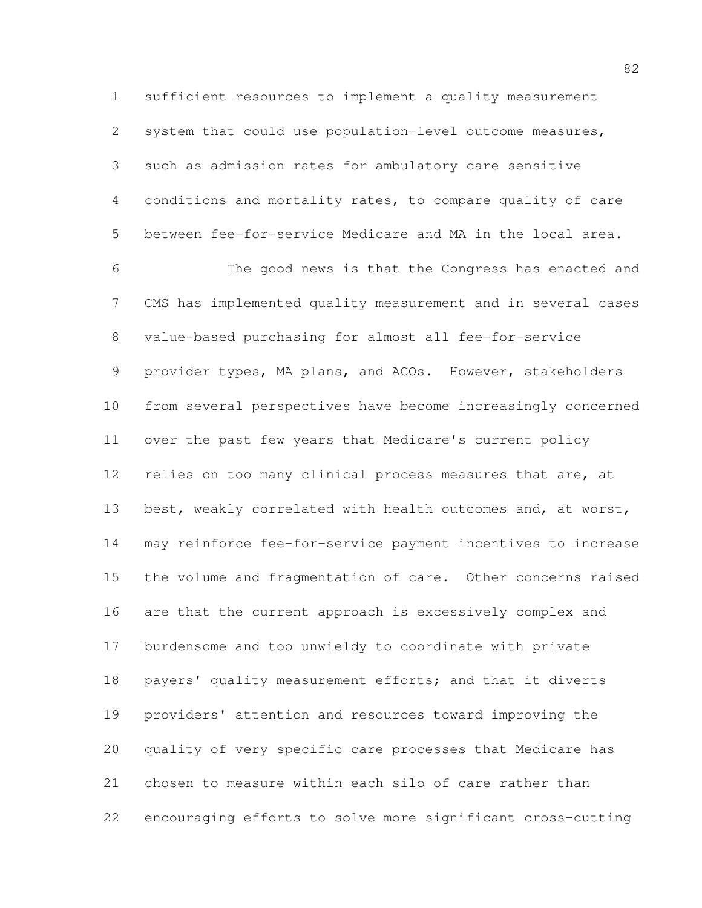sufficient resources to implement a quality measurement system that could use population-level outcome measures, such as admission rates for ambulatory care sensitive conditions and mortality rates, to compare quality of care between fee-for-service Medicare and MA in the local area.

The good news is that the Congress has enacted and CMS has implemented quality measurement and in several cases value-based purchasing for almost all fee-for-service provider types, MA plans, and ACOs. However, stakeholders from several perspectives have become increasingly concerned over the past few years that Medicare's current policy relies on too many clinical process measures that are, at best, weakly correlated with health outcomes and, at worst, may reinforce fee-for-service payment incentives to increase the volume and fragmentation of care. Other concerns raised are that the current approach is excessively complex and burdensome and too unwieldy to coordinate with private payers' quality measurement efforts; and that it diverts providers' attention and resources toward improving the quality of very specific care processes that Medicare has chosen to measure within each silo of care rather than encouraging efforts to solve more significant cross-cutting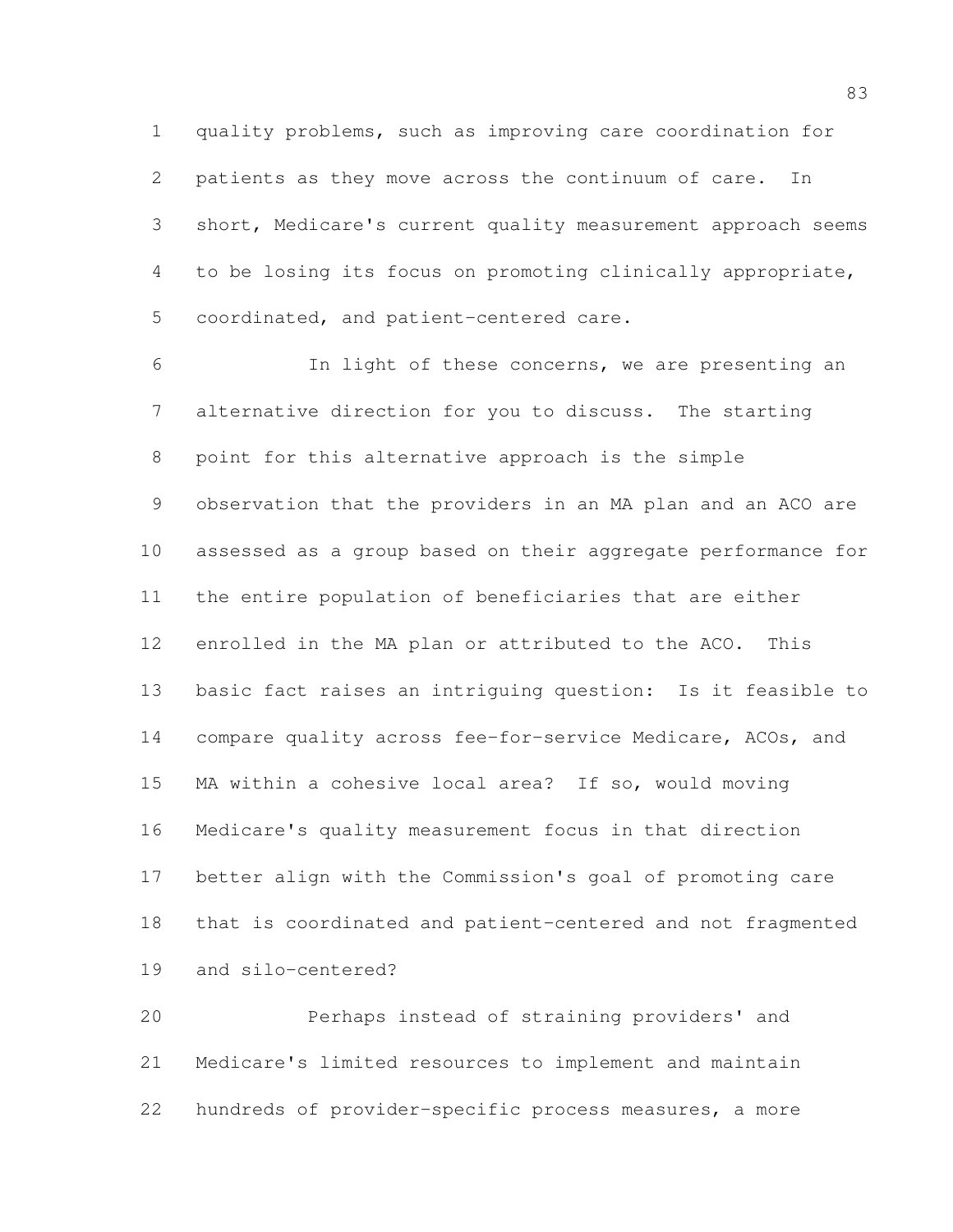quality problems, such as improving care coordination for patients as they move across the continuum of care. In short, Medicare's current quality measurement approach seems to be losing its focus on promoting clinically appropriate, coordinated, and patient-centered care.

In light of these concerns, we are presenting an alternative direction for you to discuss. The starting point for this alternative approach is the simple observation that the providers in an MA plan and an ACO are assessed as a group based on their aggregate performance for the entire population of beneficiaries that are either enrolled in the MA plan or attributed to the ACO. This basic fact raises an intriguing question: Is it feasible to compare quality across fee-for-service Medicare, ACOs, and MA within a cohesive local area? If so, would moving Medicare's quality measurement focus in that direction better align with the Commission's goal of promoting care that is coordinated and patient-centered and not fragmented and silo-centered?

Perhaps instead of straining providers' and Medicare's limited resources to implement and maintain hundreds of provider-specific process measures, a more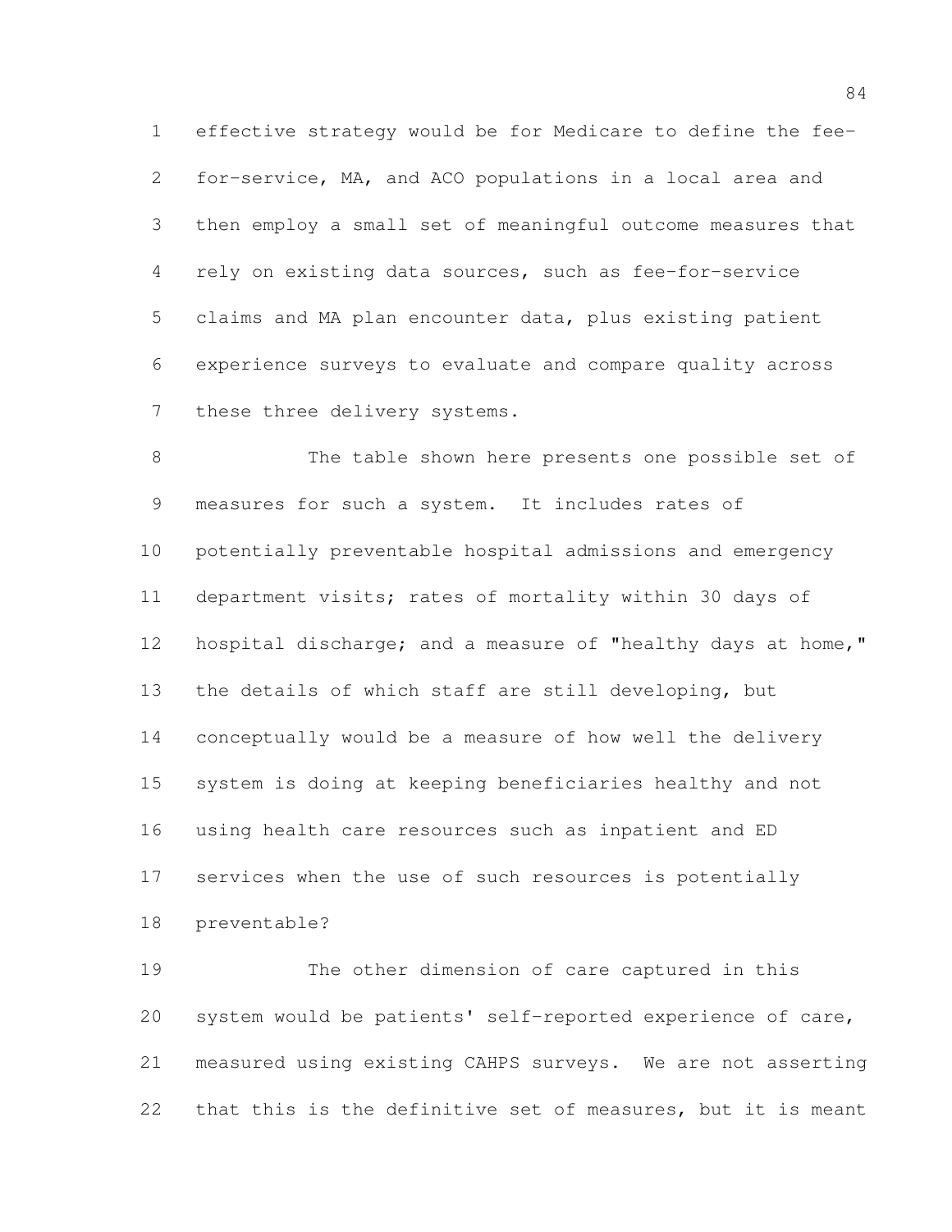effective strategy would be for Medicare to define the fee-for-service, MA, and ACO populations in a local area and then employ a small set of meaningful outcome measures that rely on existing data sources, such as fee-for-service claims and MA plan encounter data, plus existing patient experience surveys to evaluate and compare quality across these three delivery systems.

The table shown here presents one possible set of measures for such a system. It includes rates of potentially preventable hospital admissions and emergency department visits; rates of mortality within 30 days of hospital discharge; and a measure of "healthy days at home," the details of which staff are still developing, but conceptually would be a measure of how well the delivery system is doing at keeping beneficiaries healthy and not using health care resources such as inpatient and ED services when the use of such resources is potentially preventable?

The other dimension of care captured in this system would be patients' self-reported experience of care, measured using existing CAHPS surveys. We are not asserting that this is the definitive set of measures, but it is meant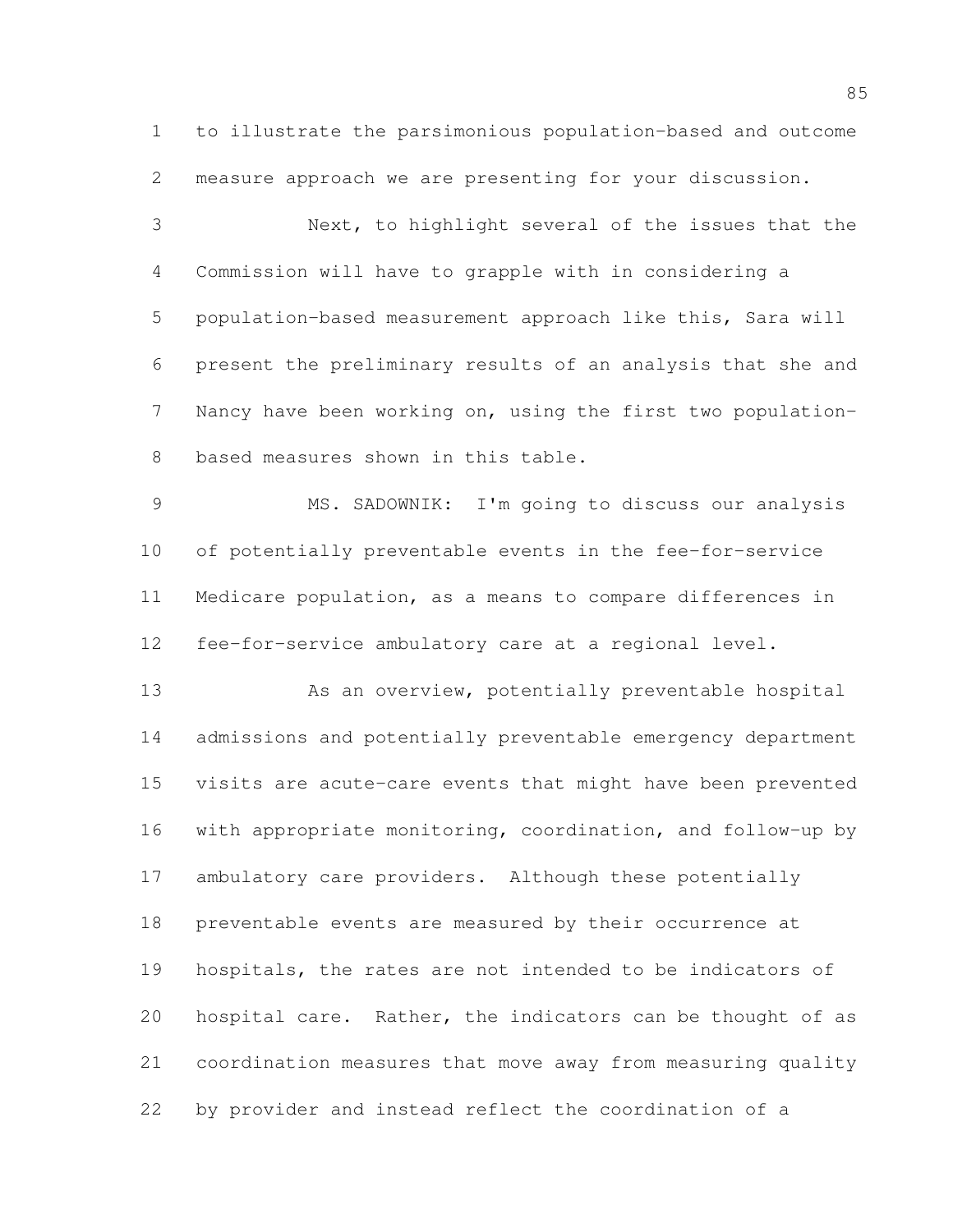to illustrate the parsimonious population-based and outcome measure approach we are presenting for your discussion.

Next, to highlight several of the issues that the Commission will have to grapple with in considering a population-based measurement approach like this, Sara will present the preliminary results of an analysis that she and Nancy have been working on, using the first two population-based measures shown in this table.

MS. SADOWNIK: I'm going to discuss our analysis of potentially preventable events in the fee-for-service Medicare population, as a means to compare differences in fee-for-service ambulatory care at a regional level.

As an overview, potentially preventable hospital admissions and potentially preventable emergency department visits are acute-care events that might have been prevented with appropriate monitoring, coordination, and follow-up by ambulatory care providers. Although these potentially preventable events are measured by their occurrence at hospitals, the rates are not intended to be indicators of hospital care. Rather, the indicators can be thought of as coordination measures that move away from measuring quality by provider and instead reflect the coordination of a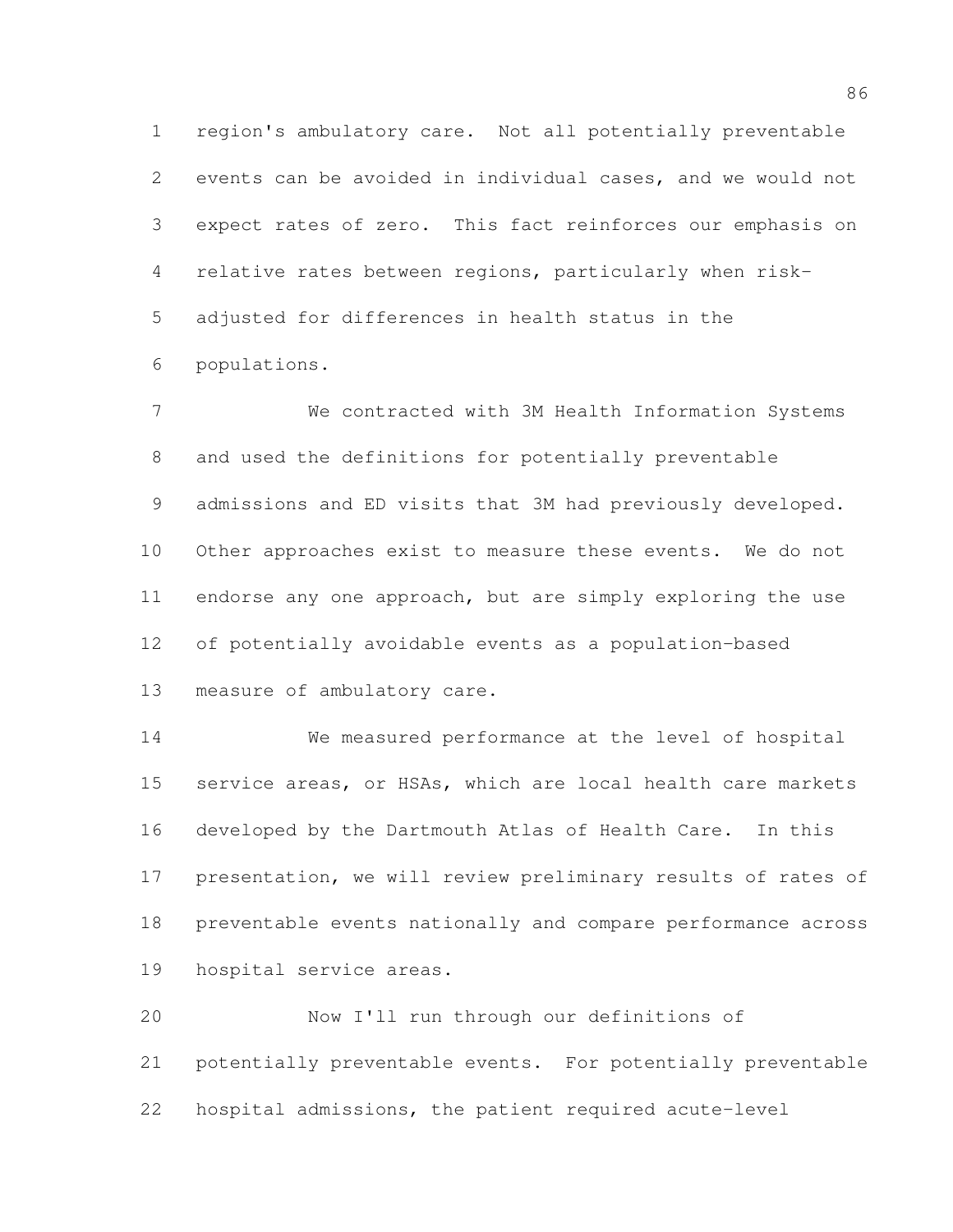region's ambulatory care. Not all potentially preventable events can be avoided in individual cases, and we would not expect rates of zero. This fact reinforces our emphasis on relative rates between regions, particularly when risk-adjusted for differences in health status in the populations.

We contracted with 3M Health Information Systems and used the definitions for potentially preventable admissions and ED visits that 3M had previously developed. Other approaches exist to measure these events. We do not endorse any one approach, but are simply exploring the use of potentially avoidable events as a population-based measure of ambulatory care.

We measured performance at the level of hospital service areas, or HSAs, which are local health care markets developed by the Dartmouth Atlas of Health Care. In this presentation, we will review preliminary results of rates of preventable events nationally and compare performance across hospital service areas.

Now I'll run through our definitions of potentially preventable events. For potentially preventable hospital admissions, the patient required acute-level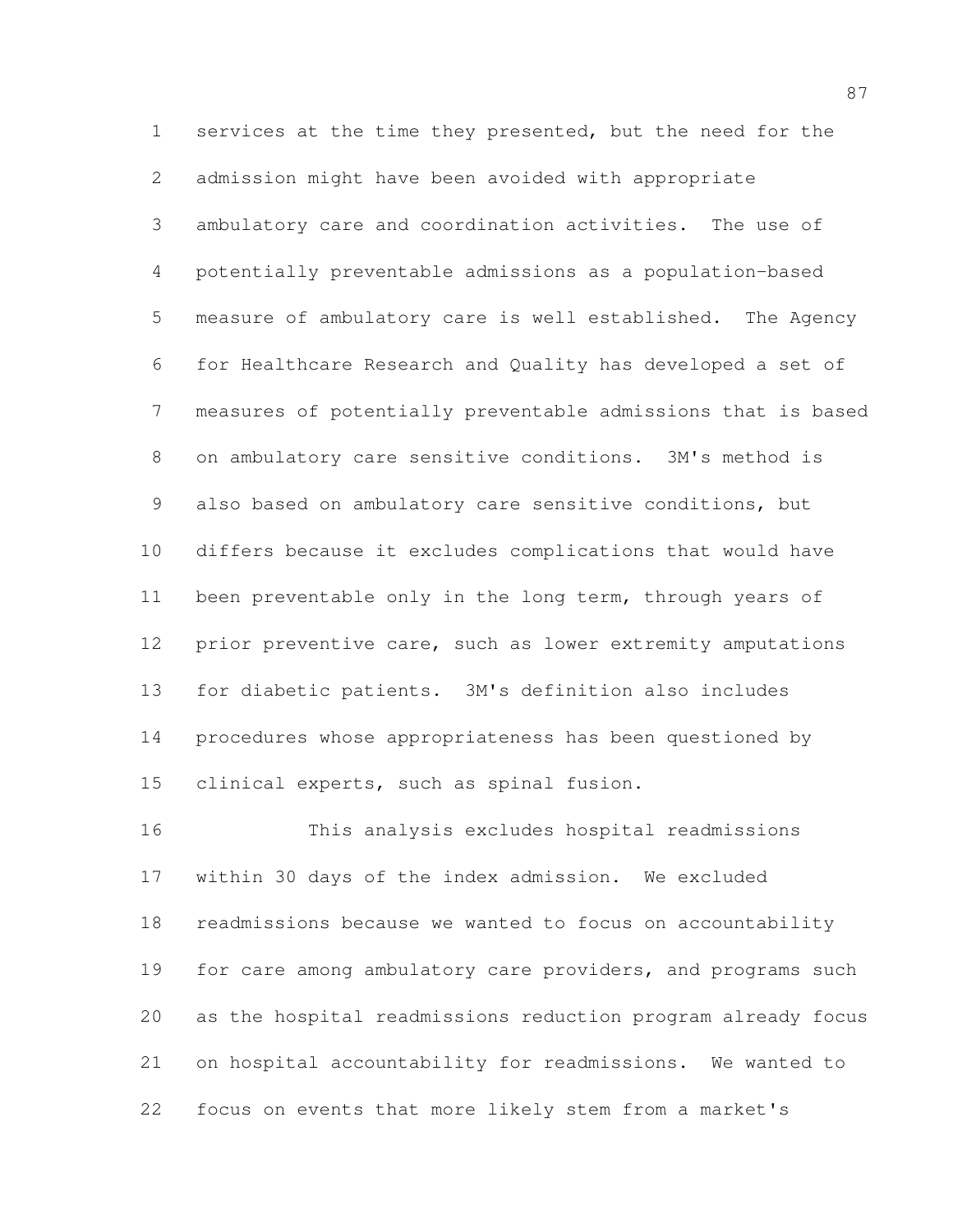services at the time they presented, but the need for the admission might have been avoided with appropriate ambulatory care and coordination activities. The use of potentially preventable admissions as a population-based measure of ambulatory care is well established. The Agency for Healthcare Research and Quality has developed a set of measures of potentially preventable admissions that is based on ambulatory care sensitive conditions. 3M's method is also based on ambulatory care sensitive conditions, but differs because it excludes complications that would have been preventable only in the long term, through years of prior preventive care, such as lower extremity amputations for diabetic patients. 3M's definition also includes procedures whose appropriateness has been questioned by clinical experts, such as spinal fusion.

This analysis excludes hospital readmissions within 30 days of the index admission. We excluded readmissions because we wanted to focus on accountability for care among ambulatory care providers, and programs such as the hospital readmissions reduction program already focus on hospital accountability for readmissions. We wanted to focus on events that more likely stem from a market's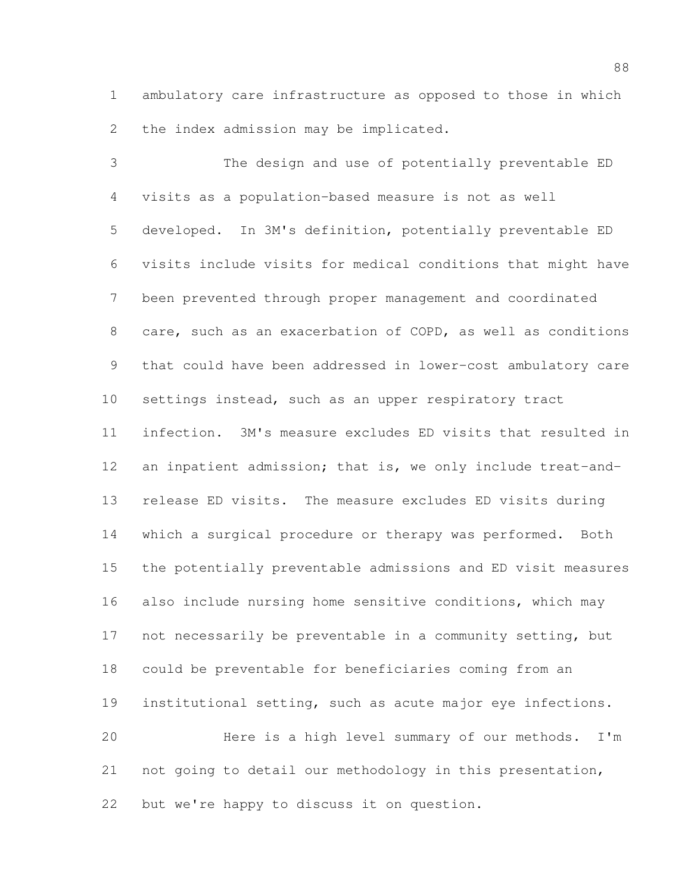ambulatory care infrastructure as opposed to those in which the index admission may be implicated.

The design and use of potentially preventable ED visits as a population-based measure is not as well developed. In 3M's definition, potentially preventable ED visits include visits for medical conditions that might have been prevented through proper management and coordinated care, such as an exacerbation of COPD, as well as conditions that could have been addressed in lower-cost ambulatory care settings instead, such as an upper respiratory tract infection. 3M's measure excludes ED visits that resulted in an inpatient admission; that is, we only include treat-and-release ED visits. The measure excludes ED visits during which a surgical procedure or therapy was performed. Both the potentially preventable admissions and ED visit measures also include nursing home sensitive conditions, which may not necessarily be preventable in a community setting, but could be preventable for beneficiaries coming from an institutional setting, such as acute major eye infections.

Here is a high level summary of our methods. I'm not going to detail our methodology in this presentation, but we're happy to discuss it on question.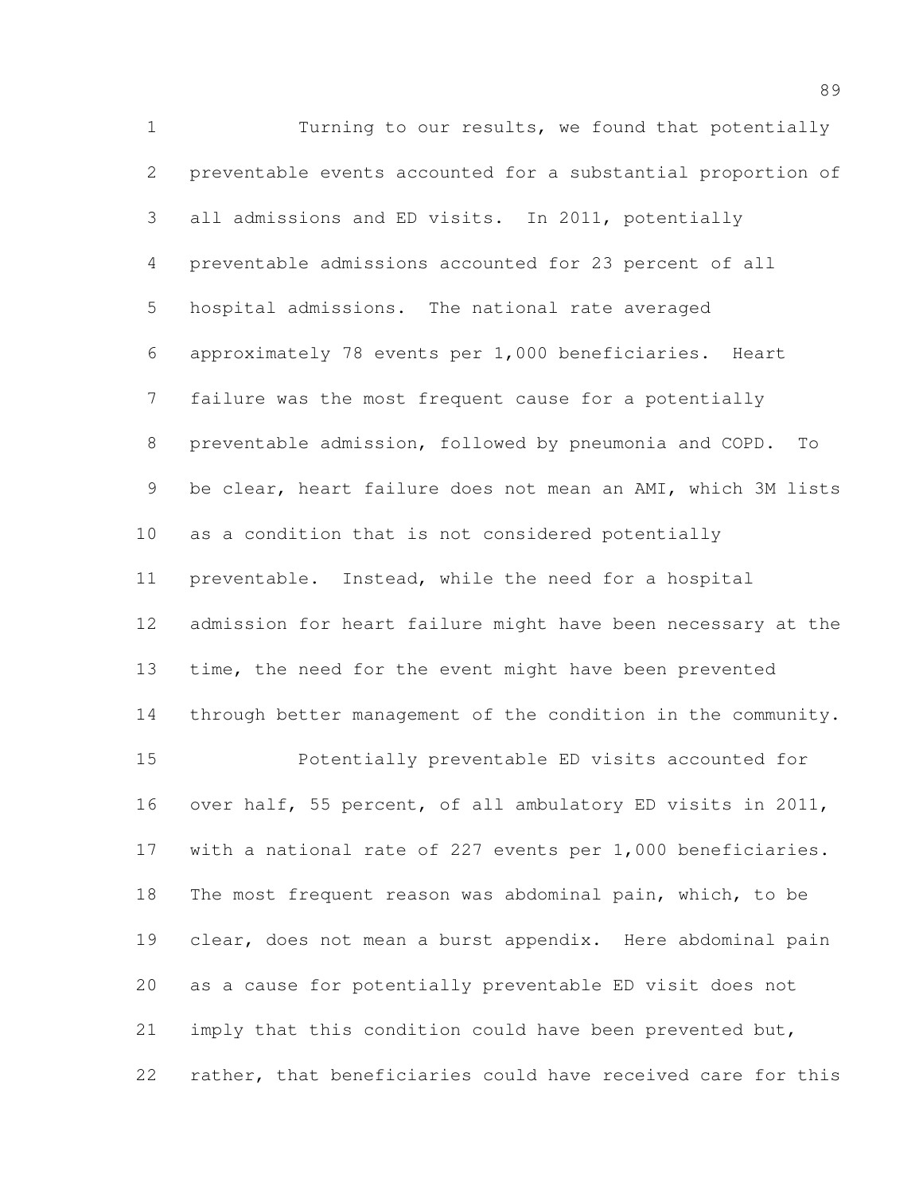Turning to our results, we found that potentially preventable events accounted for a substantial proportion of all admissions and ED visits. In 2011, potentially preventable admissions accounted for 23 percent of all hospital admissions. The national rate averaged approximately 78 events per 1,000 beneficiaries. Heart failure was the most frequent cause for a potentially preventable admission, followed by pneumonia and COPD. To be clear, heart failure does not mean an AMI, which 3M lists as a condition that is not considered potentially preventable. Instead, while the need for a hospital admission for heart failure might have been necessary at the time, the need for the event might have been prevented through better management of the condition in the community.

Potentially preventable ED visits accounted for over half, 55 percent, of all ambulatory ED visits in 2011, with a national rate of 227 events per 1,000 beneficiaries. The most frequent reason was abdominal pain, which, to be clear, does not mean a burst appendix. Here abdominal pain as a cause for potentially preventable ED visit does not imply that this condition could have been prevented but, rather, that beneficiaries could have received care for this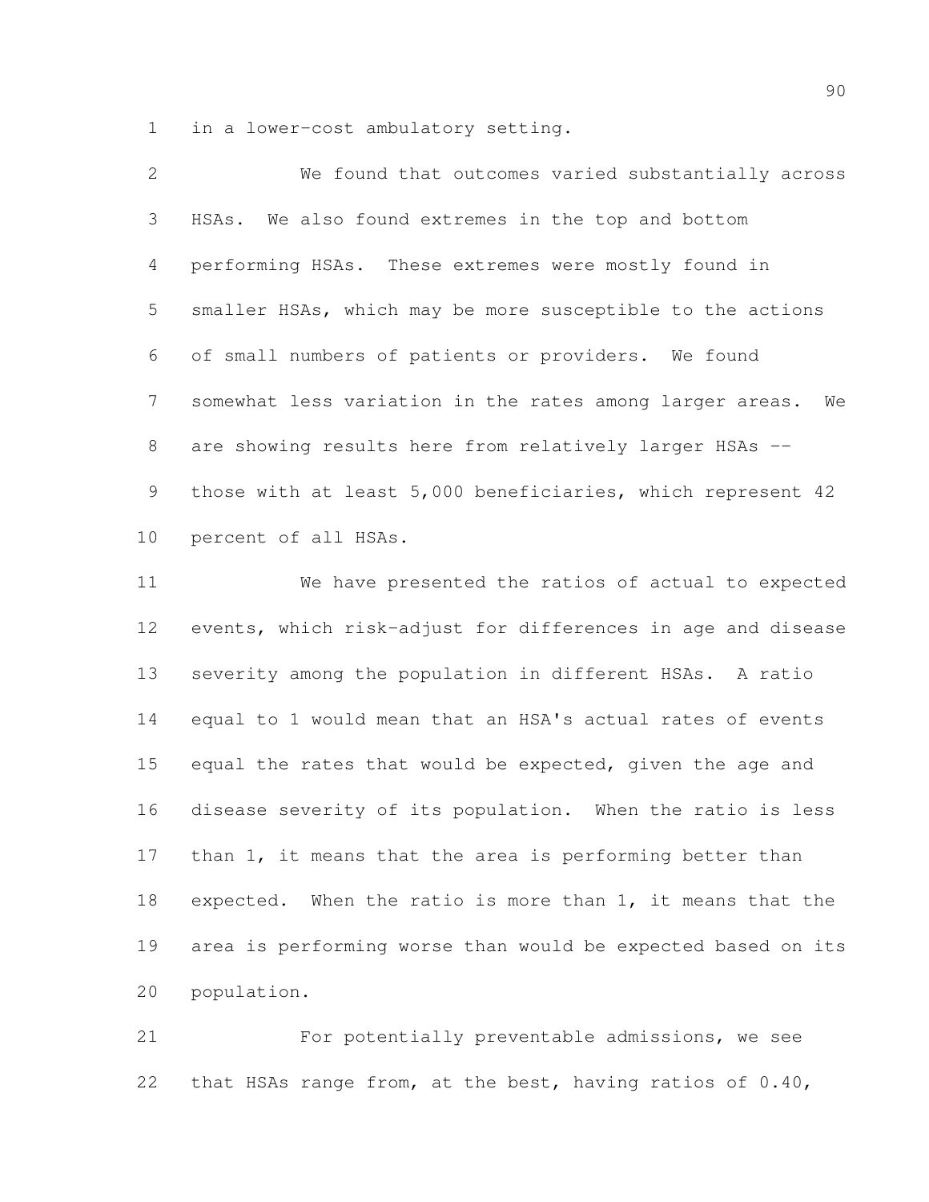in a lower-cost ambulatory setting.

We found that outcomes varied substantially across HSAs. We also found extremes in the top and bottom performing HSAs. These extremes were mostly found in smaller HSAs, which may be more susceptible to the actions of small numbers of patients or providers. We found somewhat less variation in the rates among larger areas. We are showing results here from relatively larger HSAs -- those with at least 5,000 beneficiaries, which represent 42 percent of all HSAs.

We have presented the ratios of actual to expected events, which risk-adjust for differences in age and disease severity among the population in different HSAs. A ratio equal to 1 would mean that an HSA's actual rates of events equal the rates that would be expected, given the age and disease severity of its population. When the ratio is less than 1, it means that the area is performing better than expected. When the ratio is more than 1, it means that the area is performing worse than would be expected based on its population.

For potentially preventable admissions, we see that HSAs range from, at the best, having ratios of 0.40,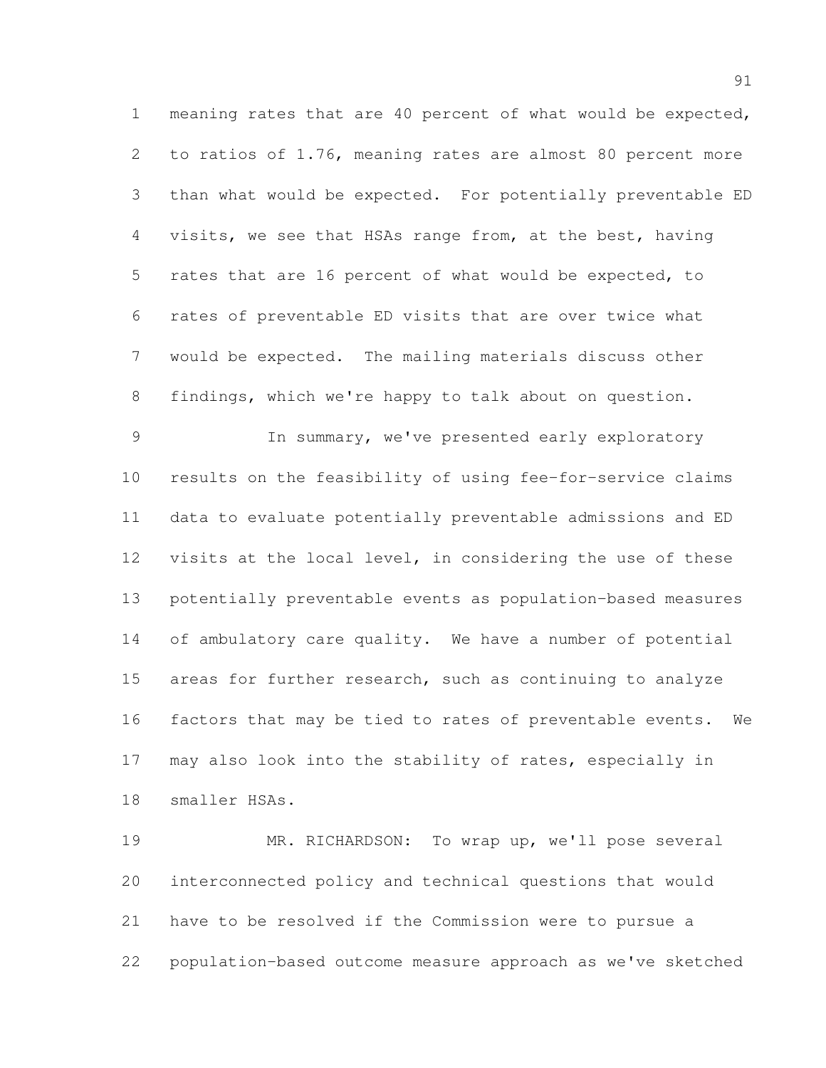meaning rates that are 40 percent of what would be expected, to ratios of 1.76, meaning rates are almost 80 percent more than what would be expected. For potentially preventable ED visits, we see that HSAs range from, at the best, having rates that are 16 percent of what would be expected, to rates of preventable ED visits that are over twice what would be expected. The mailing materials discuss other findings, which we're happy to talk about on question.

In summary, we've presented early exploratory results on the feasibility of using fee-for-service claims data to evaluate potentially preventable admissions and ED visits at the local level, in considering the use of these potentially preventable events as population-based measures of ambulatory care quality. We have a number of potential areas for further research, such as continuing to analyze factors that may be tied to rates of preventable events. We may also look into the stability of rates, especially in smaller HSAs.

MR. RICHARDSON: To wrap up, we'll pose several interconnected policy and technical questions that would have to be resolved if the Commission were to pursue a population-based outcome measure approach as we've sketched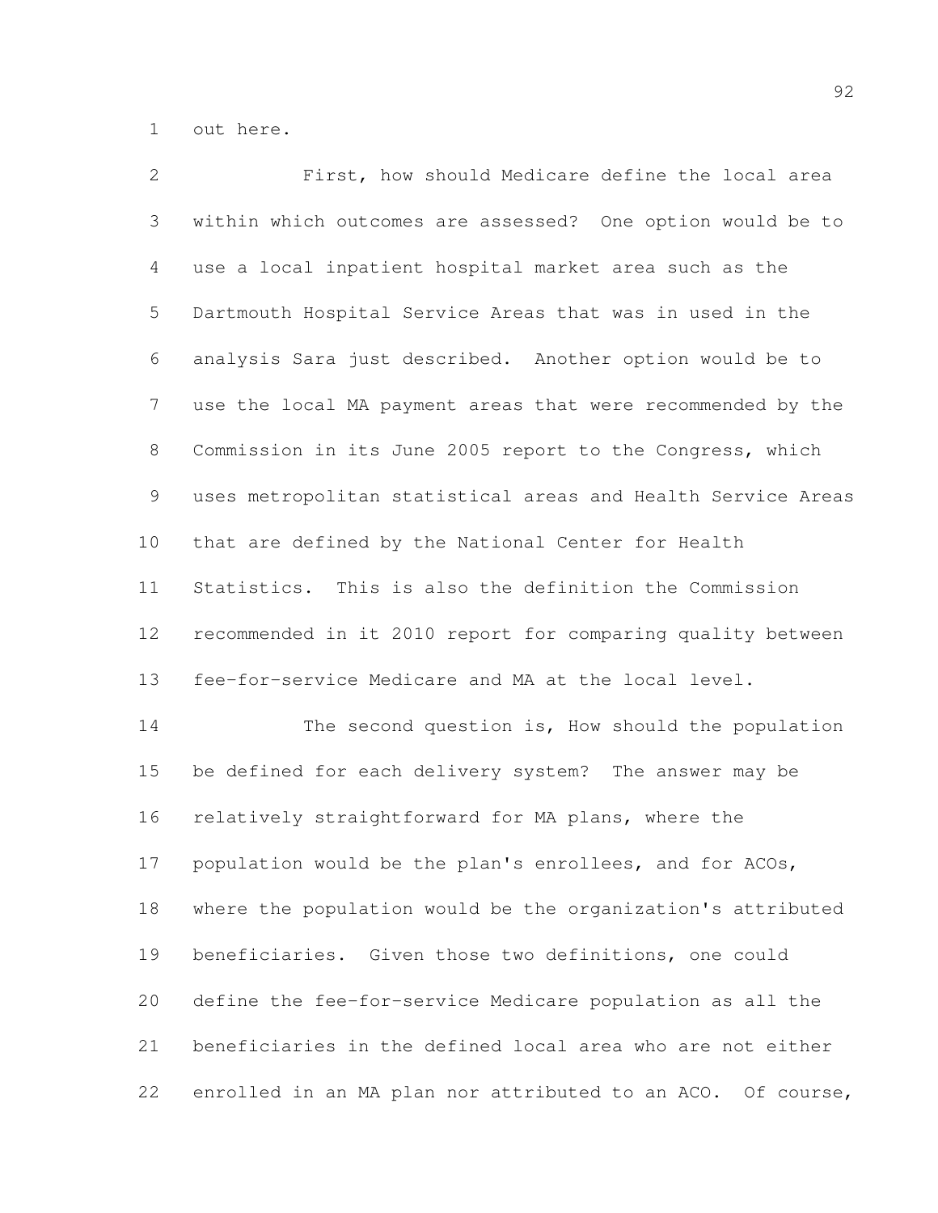out here.

First, how should Medicare define the local area within which outcomes are assessed? One option would be to use a local inpatient hospital market area such as the Dartmouth Hospital Service Areas that was in used in the analysis Sara just described. Another option would be to use the local MA payment areas that were recommended by the Commission in its June 2005 report to the Congress, which uses metropolitan statistical areas and Health Service Areas that are defined by the National Center for Health Statistics. This is also the definition the Commission recommended in it 2010 report for comparing quality between fee-for-service Medicare and MA at the local level.

The second question is, How should the population be defined for each delivery system? The answer may be relatively straightforward for MA plans, where the population would be the plan's enrollees, and for ACOs, where the population would be the organization's attributed beneficiaries. Given those two definitions, one could define the fee-for-service Medicare population as all the beneficiaries in the defined local area who are not either enrolled in an MA plan nor attributed to an ACO. Of course,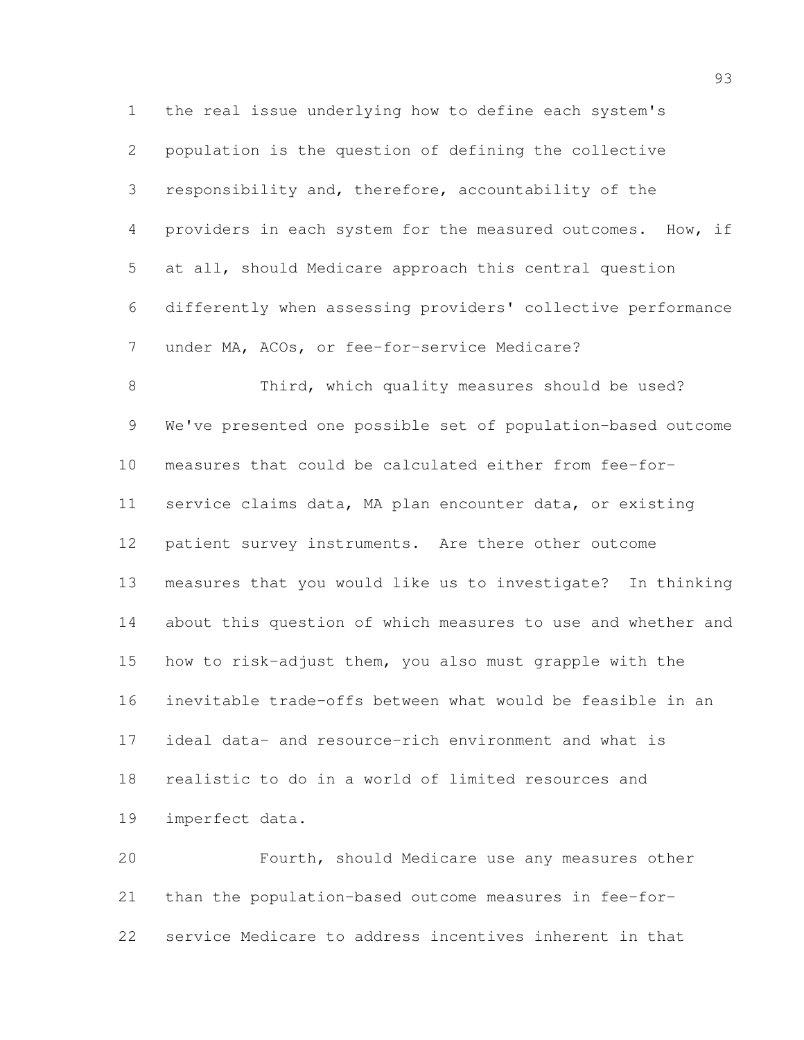the real issue underlying how to define each system's population is the question of defining the collective responsibility and, therefore, accountability of the providers in each system for the measured outcomes. How, if at all, should Medicare approach this central question differently when assessing providers' collective performance under MA, ACOs, or fee-for-service Medicare?

Third, which quality measures should be used? We've presented one possible set of population-based outcome measures that could be calculated either from fee-for-service claims data, MA plan encounter data, or existing patient survey instruments. Are there other outcome measures that you would like us to investigate? In thinking about this question of which measures to use and whether and how to risk-adjust them, you also must grapple with the inevitable trade-offs between what would be feasible in an ideal data- and resource-rich environment and what is realistic to do in a world of limited resources and imperfect data.

Fourth, should Medicare use any measures other than the population-based outcome measures in fee-for-service Medicare to address incentives inherent in that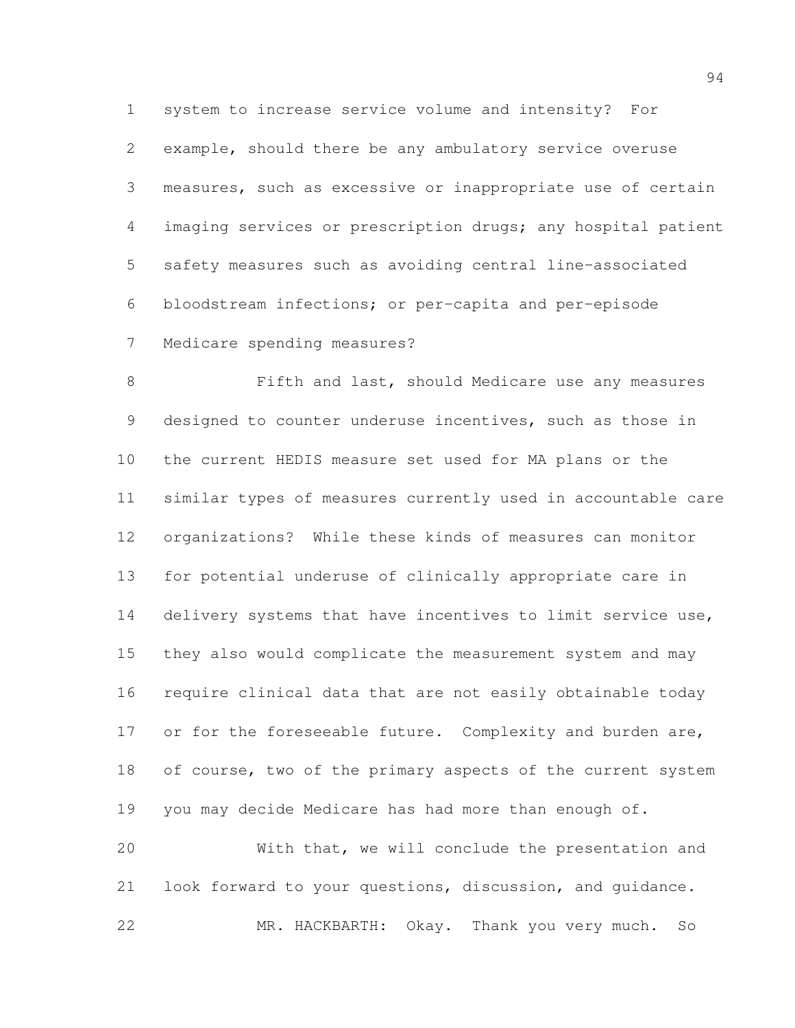system to increase service volume and intensity? For example, should there be any ambulatory service overuse measures, such as excessive or inappropriate use of certain imaging services or prescription drugs; any hospital patient safety measures such as avoiding central line-associated bloodstream infections; or per-capita and per-episode Medicare spending measures?

Fifth and last, should Medicare use any measures designed to counter underuse incentives, such as those in the current HEDIS measure set used for MA plans or the similar types of measures currently used in accountable care organizations? While these kinds of measures can monitor for potential underuse of clinically appropriate care in delivery systems that have incentives to limit service use, they also would complicate the measurement system and may require clinical data that are not easily obtainable today or for the foreseeable future. Complexity and burden are, of course, two of the primary aspects of the current system you may decide Medicare has had more than enough of.

With that, we will conclude the presentation and look forward to your questions, discussion, and guidance.

MR. HACKBARTH: Okay. Thank you very much. So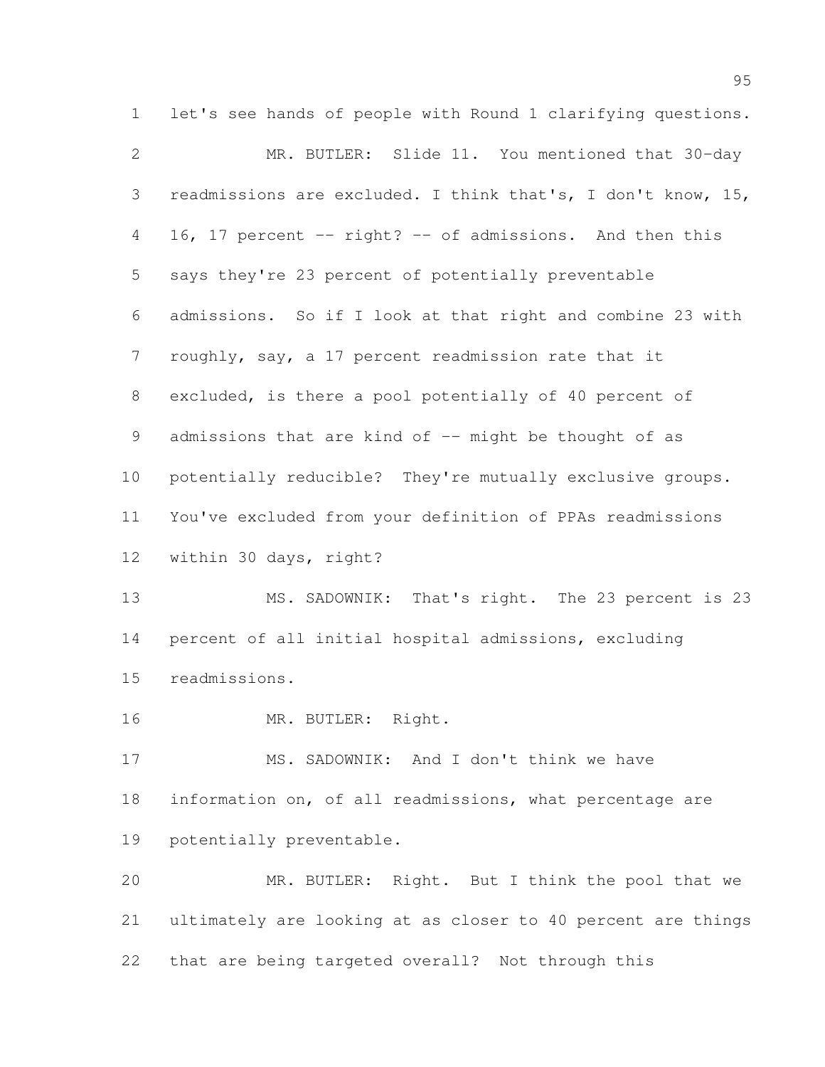let's see hands of people with Round 1 clarifying questions.

MR. BUTLER: Slide 11. You mentioned that 30-day readmissions are excluded. I think that's, I don't know, 15, 16, 17 percent -- right? -- of admissions. And then this says they're 23 percent of potentially preventable admissions. So if I look at that right and combine 23 with roughly, say, a 17 percent readmission rate that it excluded, is there a pool potentially of 40 percent of admissions that are kind of -- might be thought of as potentially reducible? They're mutually exclusive groups. You've excluded from your definition of PPAs readmissions within 30 days, right?

MS. SADOWNIK: That's right. The 23 percent is 23 percent of all initial hospital admissions, excluding readmissions.

MR. BUTLER: Right.

MS. SADOWNIK: And I don't think we have information on, of all readmissions, what percentage are potentially preventable.

MR. BUTLER: Right. But I think the pool that we ultimately are looking at as closer to 40 percent are things that are being targeted overall? Not through this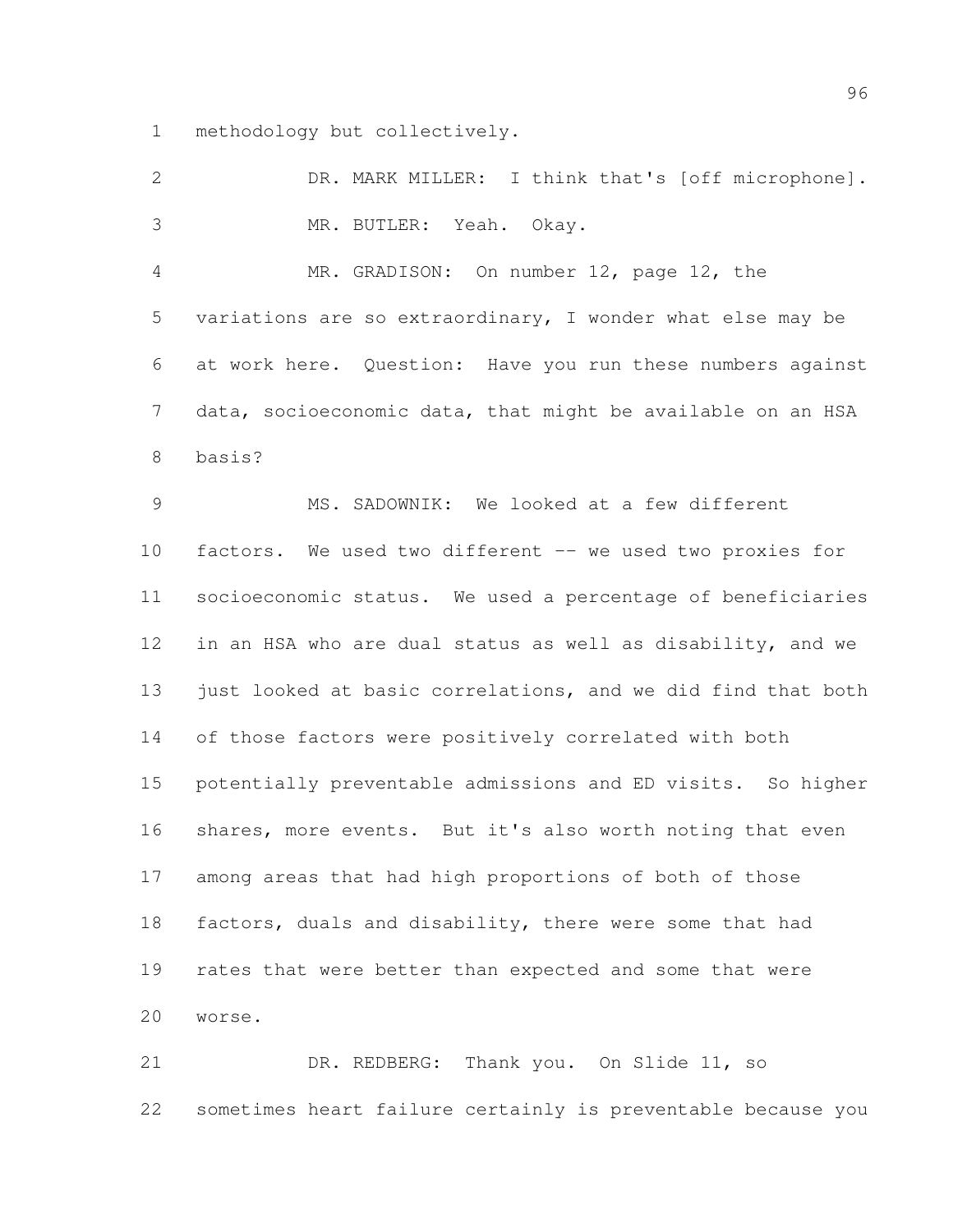methodology but collectively.

DR. MARK MILLER: I think that's [off microphone].

MR. BUTLER: Yeah. Okay.

MR. GRADISON: On number 12, page 12, the variations are so extraordinary, I wonder what else may be at work here. Question: Have you run these numbers against data, socioeconomic data, that might be available on an HSA basis?

MS. SADOWNIK: We looked at a few different factors. We used two different -- we used two proxies for socioeconomic status. We used a percentage of beneficiaries in an HSA who are dual status as well as disability, and we just looked at basic correlations, and we did find that both of those factors were positively correlated with both potentially preventable admissions and ED visits. So higher shares, more events. But it's also worth noting that even among areas that had high proportions of both of those factors, duals and disability, there were some that had rates that were better than expected and some that were worse.

DR. REDBERG: Thank you. On Slide 11, so sometimes heart failure certainly is preventable because you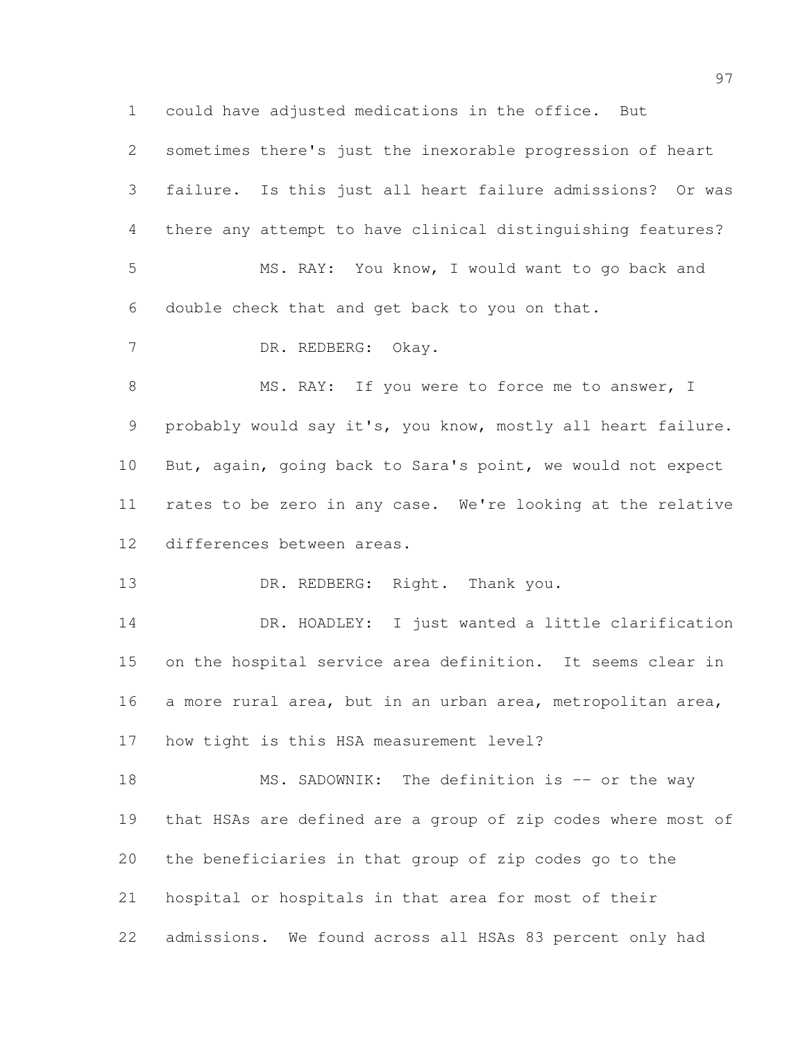could have adjusted medications in the office. But sometimes there's just the inexorable progression of heart failure. Is this just all heart failure admissions? Or was there any attempt to have clinical distinguishing features?

MS. RAY: You know, I would want to go back and double check that and get back to you on that.

DR. REDBERG: Okay.

MS. RAY: If you were to force me to answer, I probably would say it's, you know, mostly all heart failure. But, again, going back to Sara's point, we would not expect rates to be zero in any case. We're looking at the relative differences between areas.

DR. REDBERG: Right. Thank you.

DR. HOADLEY: I just wanted a little clarification on the hospital service area definition. It seems clear in a more rural area, but in an urban area, metropolitan area, how tight is this HSA measurement level?

MS. SADOWNIK: The definition is -- or the way that HSAs are defined are a group of zip codes where most of the beneficiaries in that group of zip codes go to the hospital or hospitals in that area for most of their admissions. We found across all HSAs 83 percent only had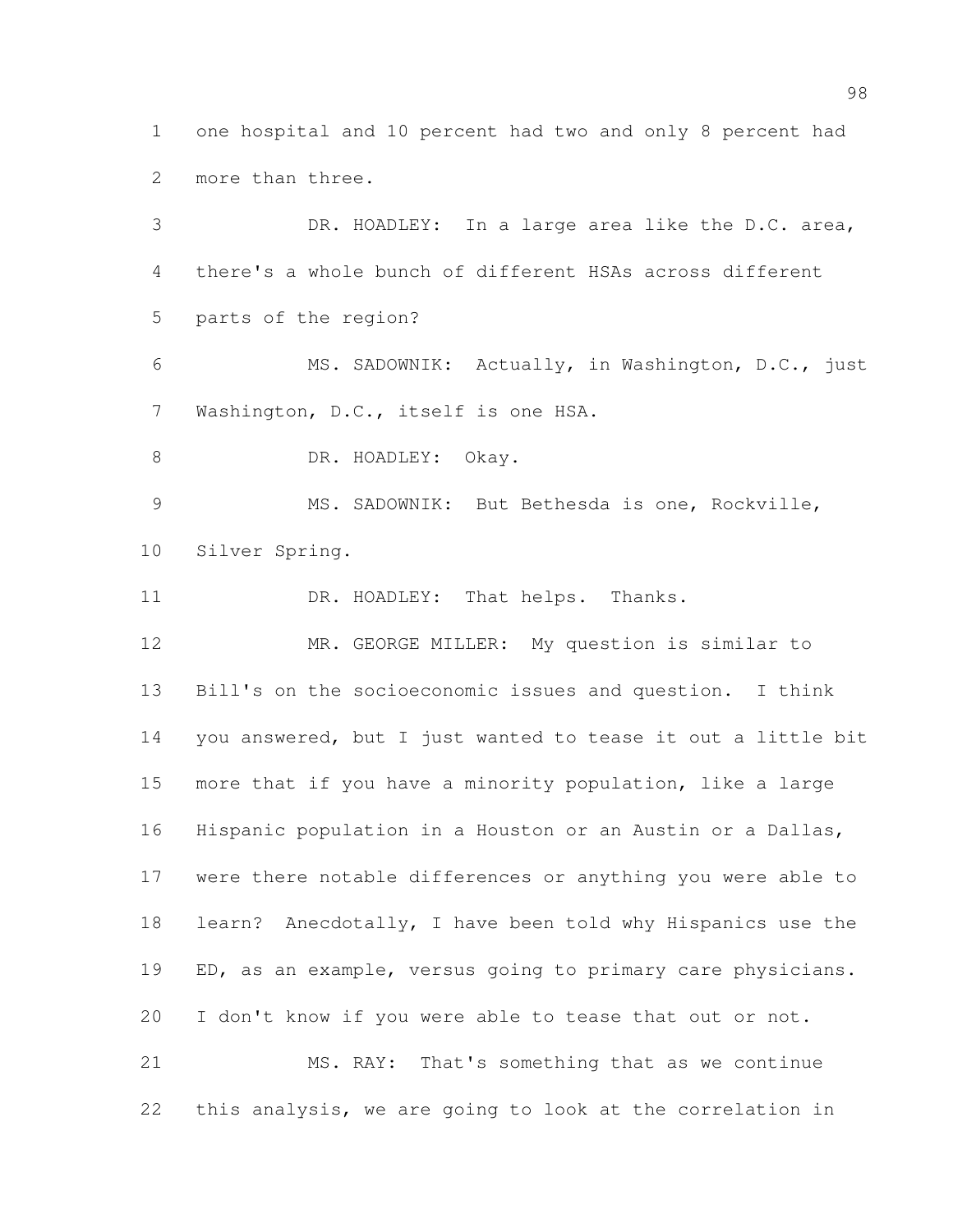one hospital and 10 percent had two and only 8 percent had more than three.

DR. HOADLEY: In a large area like the D.C. area, there's a whole bunch of different HSAs across different parts of the region?

MS. SADOWNIK: Actually, in Washington, D.C., just Washington, D.C., itself is one HSA.

DR. HOADLEY: Okay.

MS. SADOWNIK: But Bethesda is one, Rockville, Silver Spring.

DR. HOADLEY: That helps. Thanks.

MR. GEORGE MILLER: My question is similar to Bill's on the socioeconomic issues and question. I think you answered, but I just wanted to tease it out a little bit more that if you have a minority population, like a large Hispanic population in a Houston or an Austin or a Dallas, were there notable differences or anything you were able to learn? Anecdotally, I have been told why Hispanics use the ED, as an example, versus going to primary care physicians. I don't know if you were able to tease that out or not.

MS. RAY: That's something that as we continue this analysis, we are going to look at the correlation in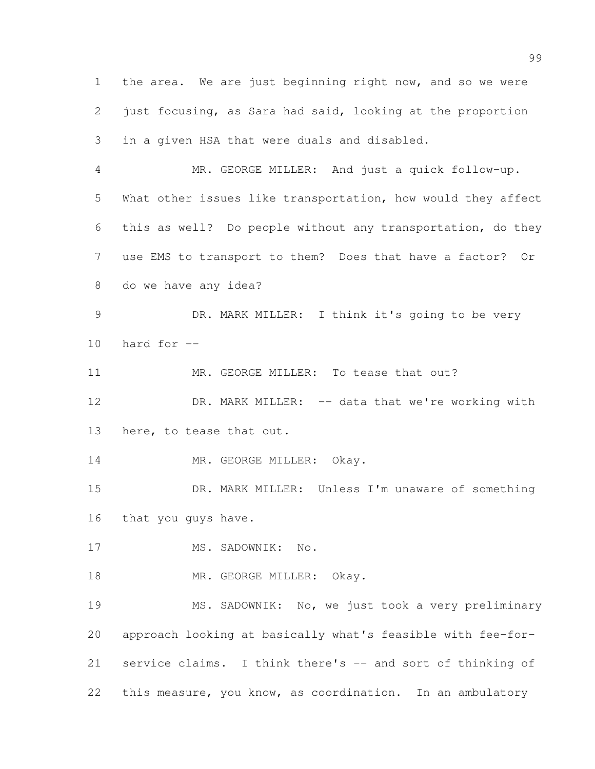the area. We are just beginning right now, and so we were just focusing, as Sara had said, looking at the proportion in a given HSA that were duals and disabled.

MR. GEORGE MILLER: And just a quick follow-up. What other issues like transportation, how would they affect this as well? Do people without any transportation, do they use EMS to transport to them? Does that have a factor? Or do we have any idea?

DR. MARK MILLER: I think it's going to be very hard for --

MR. GEORGE MILLER: To tease that out?

DR. MARK MILLER: -- data that we're working with here, to tease that out.

MR. GEORGE MILLER: Okay.

DR. MARK MILLER: Unless I'm unaware of something that you guys have.

MS. SADOWNIK: No.

MR. GEORGE MILLER: Okay.

MS. SADOWNIK: No, we just took a very preliminary approach looking at basically what's feasible with fee-for-service claims. I think there's -- and sort of thinking of this measure, you know, as coordination. In an ambulatory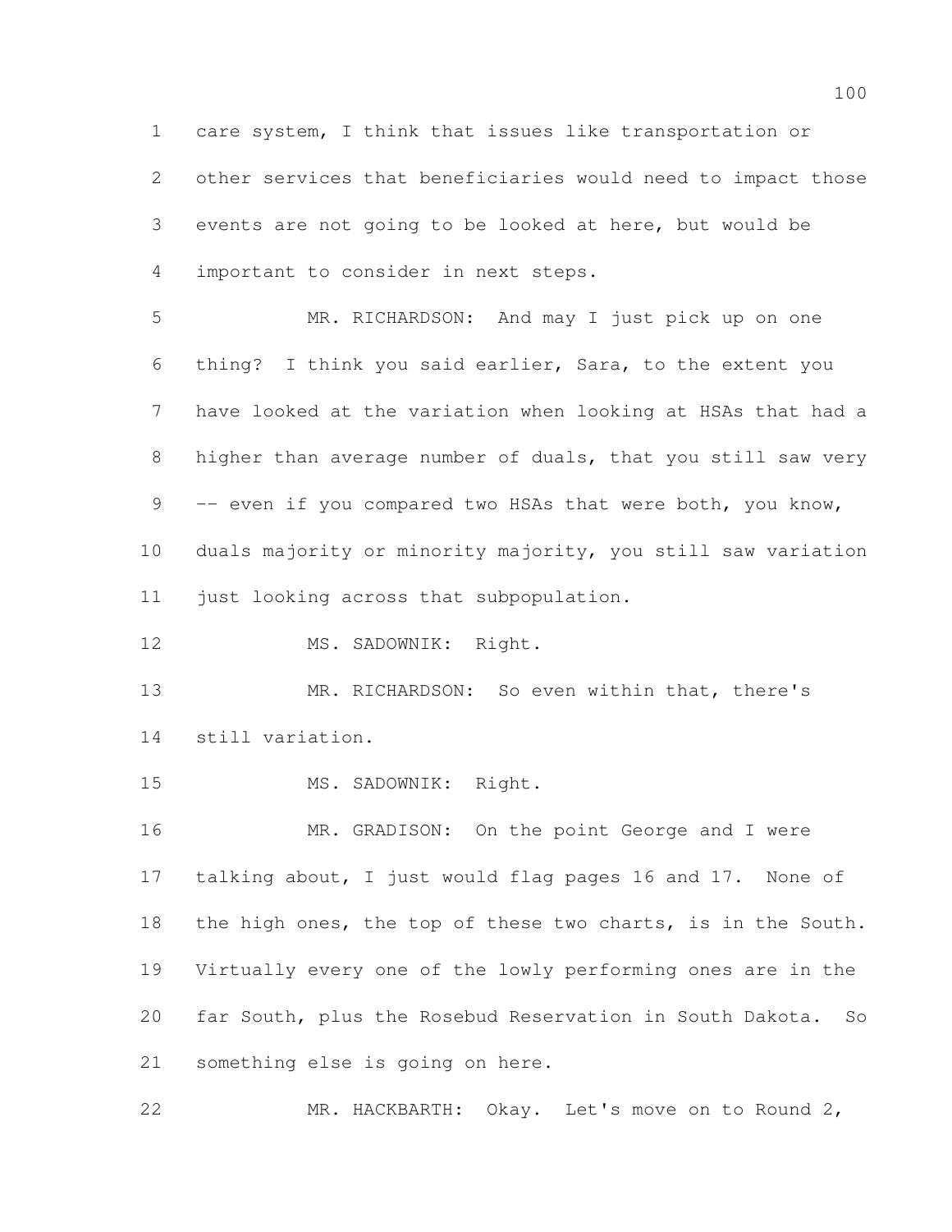care system, I think that issues like transportation or other services that beneficiaries would need to impact those events are not going to be looked at here, but would be important to consider in next steps.

MR. RICHARDSON: And may I just pick up on one thing? I think you said earlier, Sara, to the extent you have looked at the variation when looking at HSAs that had a higher than average number of duals, that you still saw very -- even if you compared two HSAs that were both, you know, duals majority or minority majority, you still saw variation just looking across that subpopulation.

MS. SADOWNIK: Right.

MR. RICHARDSON: So even within that, there's still variation.

MS. SADOWNIK: Right.

MR. GRADISON: On the point George and I were talking about, I just would flag pages 16 and 17. None of the high ones, the top of these two charts, is in the South. Virtually every one of the lowly performing ones are in the far South, plus the Rosebud Reservation in South Dakota. So something else is going on here.

MR. HACKBARTH: Okay. Let's move on to Round 2,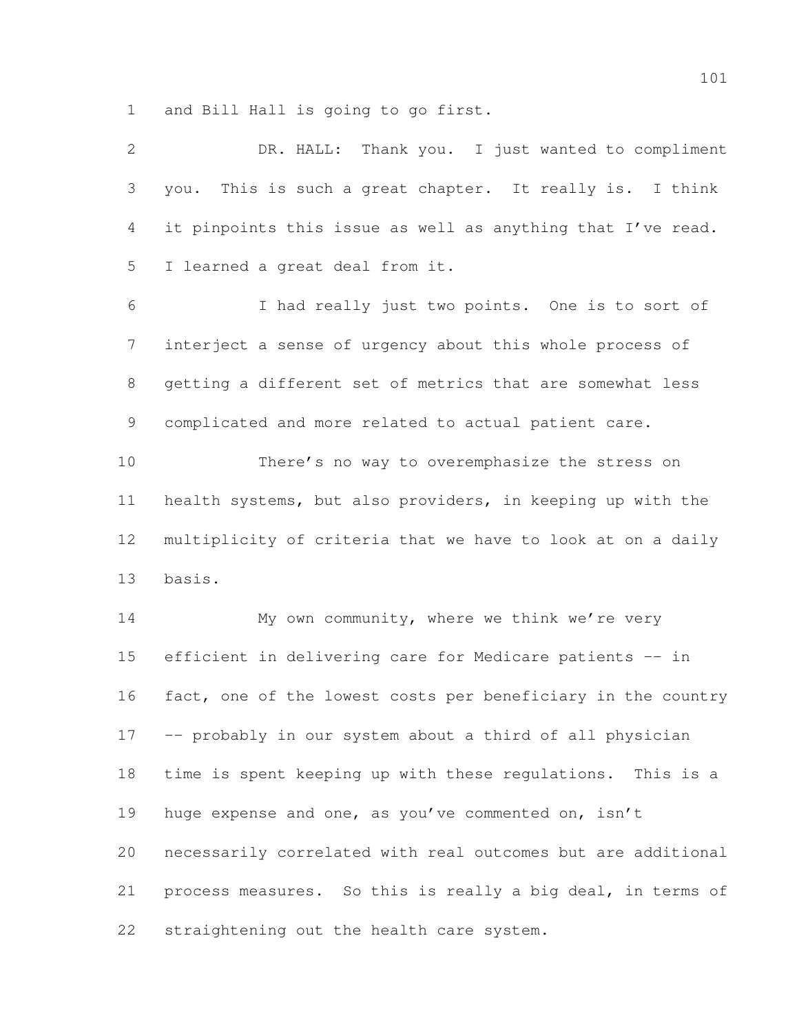and Bill Hall is going to go first.

DR. HALL: Thank you. I just wanted to compliment you. This is such a great chapter. It really is. I think it pinpoints this issue as well as anything that I've read. I learned a great deal from it.

I had really just two points. One is to sort of interject a sense of urgency about this whole process of getting a different set of metrics that are somewhat less complicated and more related to actual patient care.

There's no way to overemphasize the stress on health systems, but also providers, in keeping up with the multiplicity of criteria that we have to look at on a daily basis.

My own community, where we think we're very efficient in delivering care for Medicare patients -- in fact, one of the lowest costs per beneficiary in the country -- probably in our system about a third of all physician time is spent keeping up with these regulations. This is a huge expense and one, as you've commented on, isn't necessarily correlated with real outcomes but are additional process measures. So this is really a big deal, in terms of straightening out the health care system.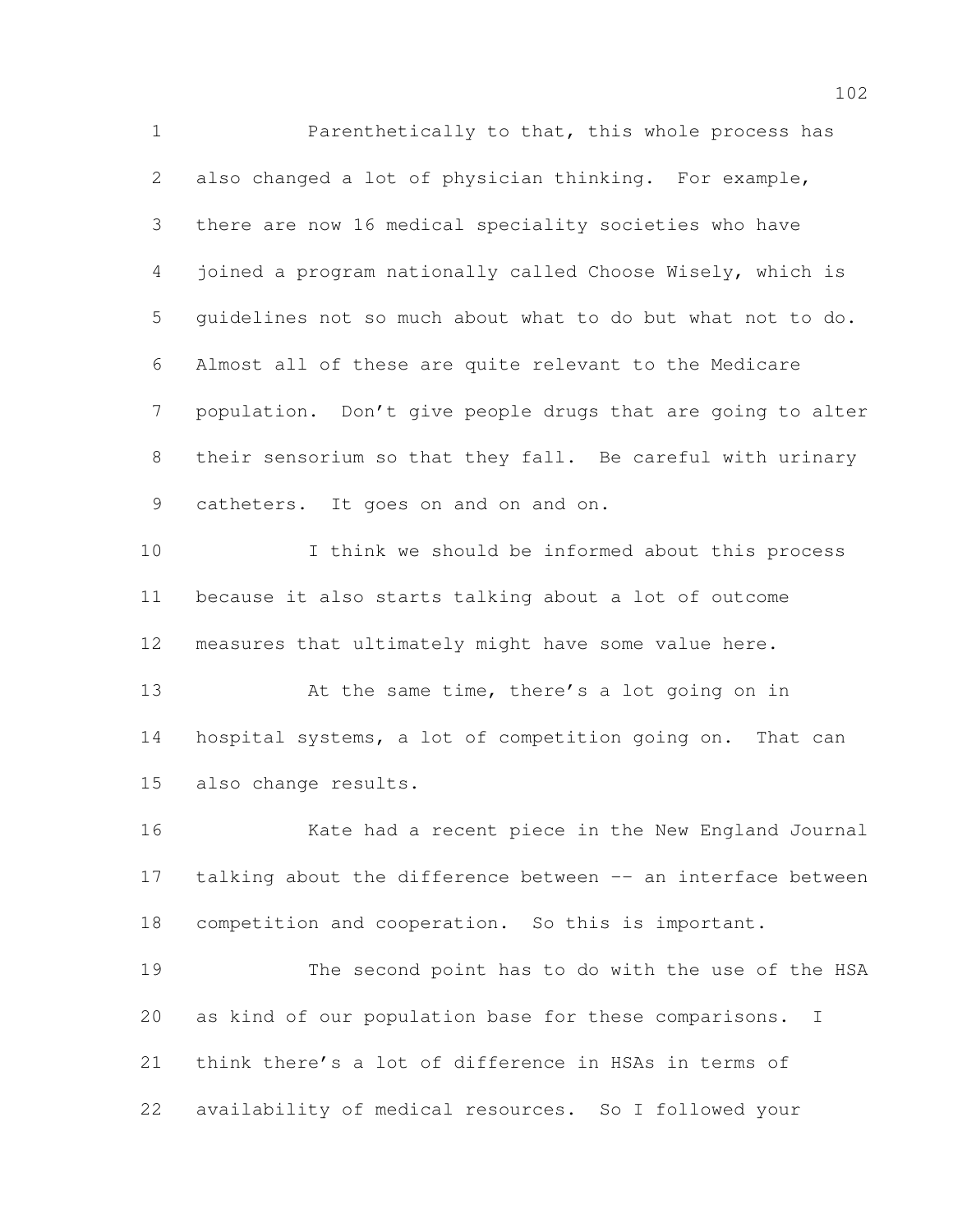Parenthetically to that, this whole process has also changed a lot of physician thinking. For example, there are now 16 medical speciality societies who have joined a program nationally called Choose Wisely, which is guidelines not so much about what to do but what not to do. Almost all of these are quite relevant to the Medicare population. Don't give people drugs that are going to alter their sensorium so that they fall. Be careful with urinary catheters. It goes on and on and on.

I think we should be informed about this process because it also starts talking about a lot of outcome measures that ultimately might have some value here.

At the same time, there's a lot going on in hospital systems, a lot of competition going on. That can also change results.

Kate had a recent piece in the New England Journal talking about the difference between -- an interface between competition and cooperation. So this is important.

The second point has to do with the use of the HSA as kind of our population base for these comparisons. I think there's a lot of difference in HSAs in terms of availability of medical resources. So I followed your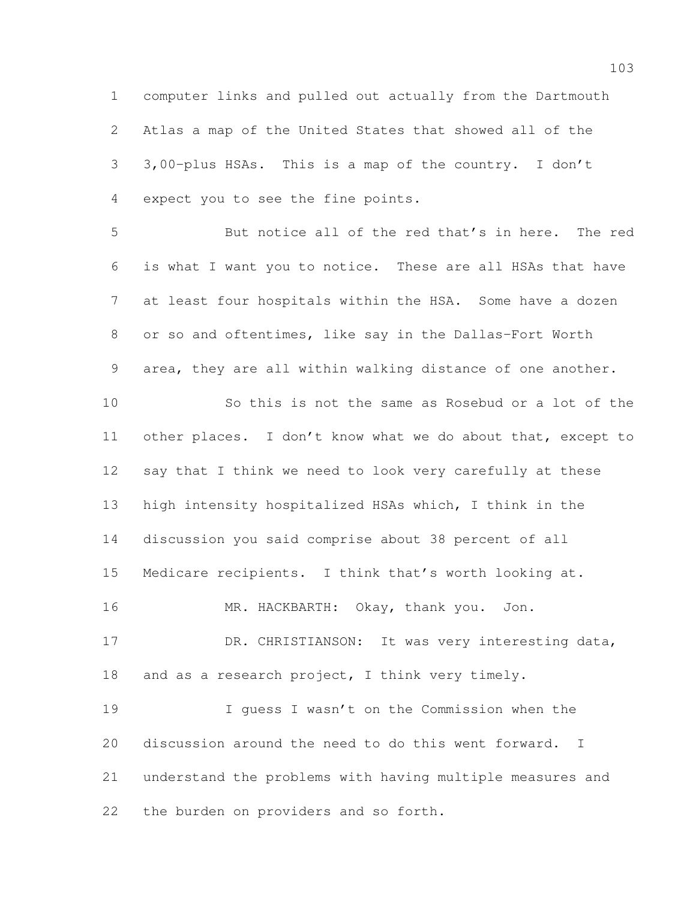computer links and pulled out actually from the Dartmouth Atlas a map of the United States that showed all of the 3,00-plus HSAs. This is a map of the country. I don't expect you to see the fine points.

But notice all of the red that's in here. The red is what I want you to notice. These are all HSAs that have at least four hospitals within the HSA. Some have a dozen or so and oftentimes, like say in the Dallas-Fort Worth area, they are all within walking distance of one another.

So this is not the same as Rosebud or a lot of the other places. I don't know what we do about that, except to say that I think we need to look very carefully at these high intensity hospitalized HSAs which, I think in the discussion you said comprise about 38 percent of all Medicare recipients. I think that's worth looking at.

MR. HACKBARTH: Okay, thank you. Jon.

DR. CHRISTIANSON: It was very interesting data, and as a research project, I think very timely.

I guess I wasn't on the Commission when the discussion around the need to do this went forward. I understand the problems with having multiple measures and the burden on providers and so forth.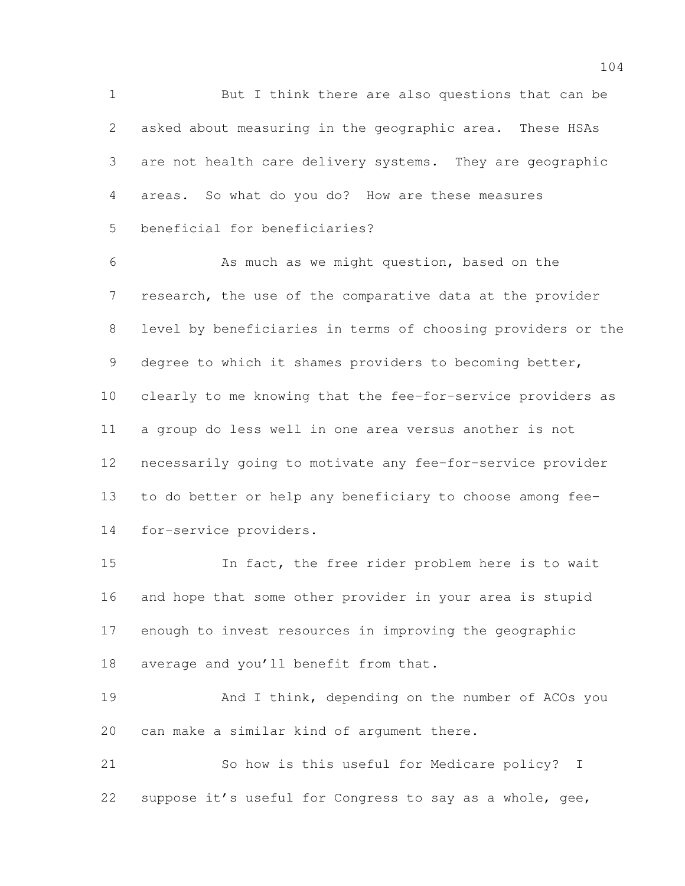But I think there are also questions that can be asked about measuring in the geographic area. These HSAs are not health care delivery systems. They are geographic areas. So what do you do? How are these measures beneficial for beneficiaries?

As much as we might question, based on the research, the use of the comparative data at the provider level by beneficiaries in terms of choosing providers or the degree to which it shames providers to becoming better, clearly to me knowing that the fee-for-service providers as a group do less well in one area versus another is not necessarily going to motivate any fee-for-service provider to do better or help any beneficiary to choose among fee-for-service providers.

In fact, the free rider problem here is to wait and hope that some other provider in your area is stupid enough to invest resources in improving the geographic average and you'll benefit from that.

And I think, depending on the number of ACOs you can make a similar kind of argument there.

So how is this useful for Medicare policy? I suppose it's useful for Congress to say as a whole, gee,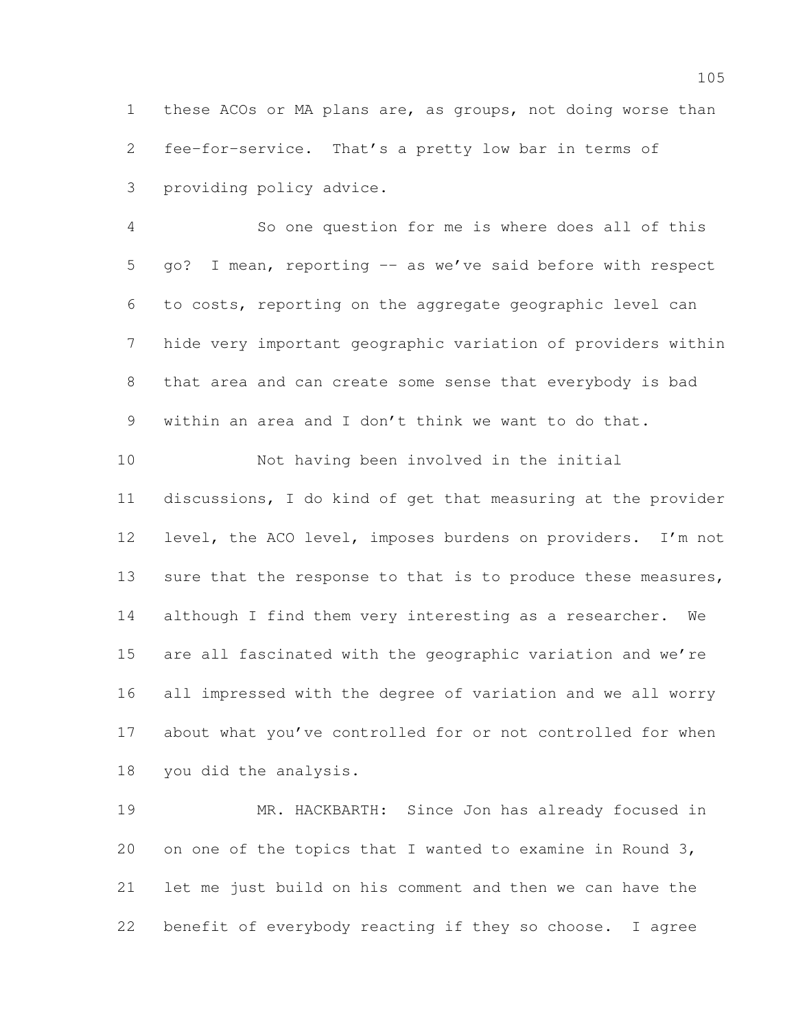these ACOs or MA plans are, as groups, not doing worse than fee-for-service. That's a pretty low bar in terms of providing policy advice.

So one question for me is where does all of this go? I mean, reporting -- as we've said before with respect to costs, reporting on the aggregate geographic level can hide very important geographic variation of providers within that area and can create some sense that everybody is bad within an area and I don't think we want to do that.

Not having been involved in the initial discussions, I do kind of get that measuring at the provider level, the ACO level, imposes burdens on providers. I'm not sure that the response to that is to produce these measures, although I find them very interesting as a researcher. We are all fascinated with the geographic variation and we're all impressed with the degree of variation and we all worry about what you've controlled for or not controlled for when you did the analysis.

MR. HACKBARTH: Since Jon has already focused in on one of the topics that I wanted to examine in Round 3, let me just build on his comment and then we can have the benefit of everybody reacting if they so choose. I agree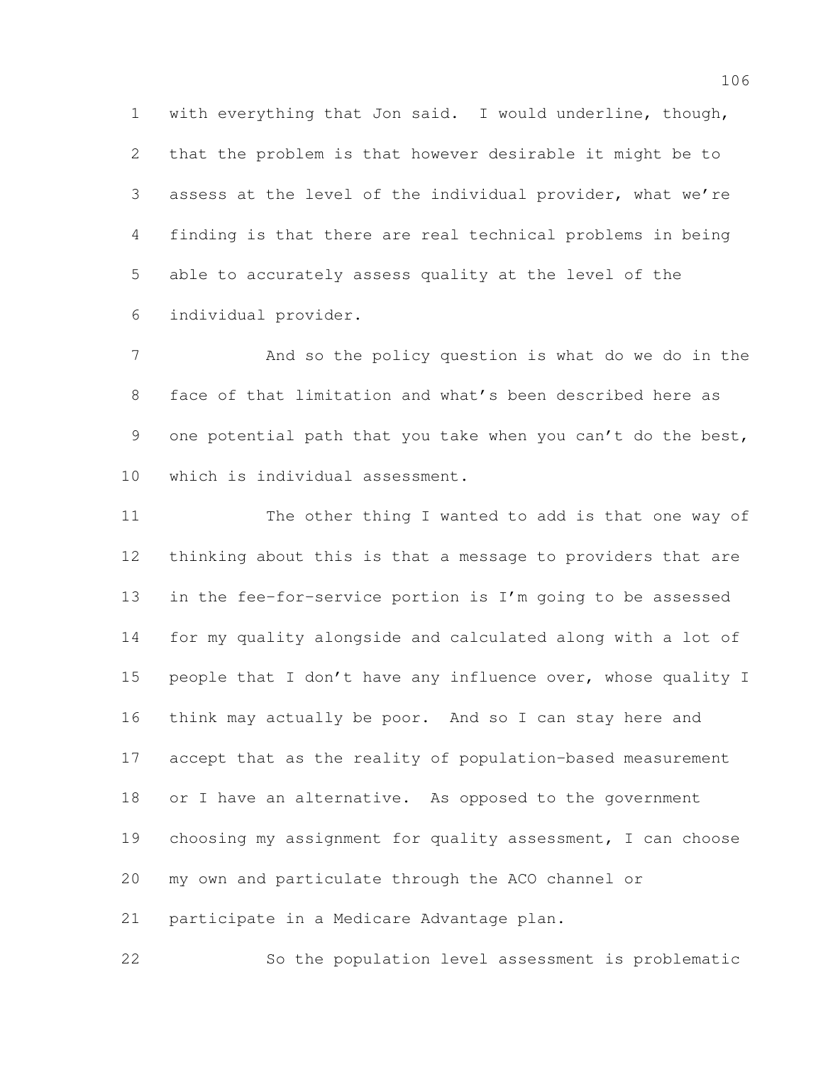with everything that Jon said. I would underline, though, that the problem is that however desirable it might be to assess at the level of the individual provider, what we're finding is that there are real technical problems in being able to accurately assess quality at the level of the individual provider.

And so the policy question is what do we do in the face of that limitation and what's been described here as one potential path that you take when you can't do the best, which is individual assessment.

The other thing I wanted to add is that one way of thinking about this is that a message to providers that are in the fee-for-service portion is I'm going to be assessed for my quality alongside and calculated along with a lot of people that I don't have any influence over, whose quality I think may actually be poor. And so I can stay here and accept that as the reality of population-based measurement or I have an alternative. As opposed to the government choosing my assignment for quality assessment, I can choose my own and particulate through the ACO channel or participate in a Medicare Advantage plan.

So the population level assessment is problematic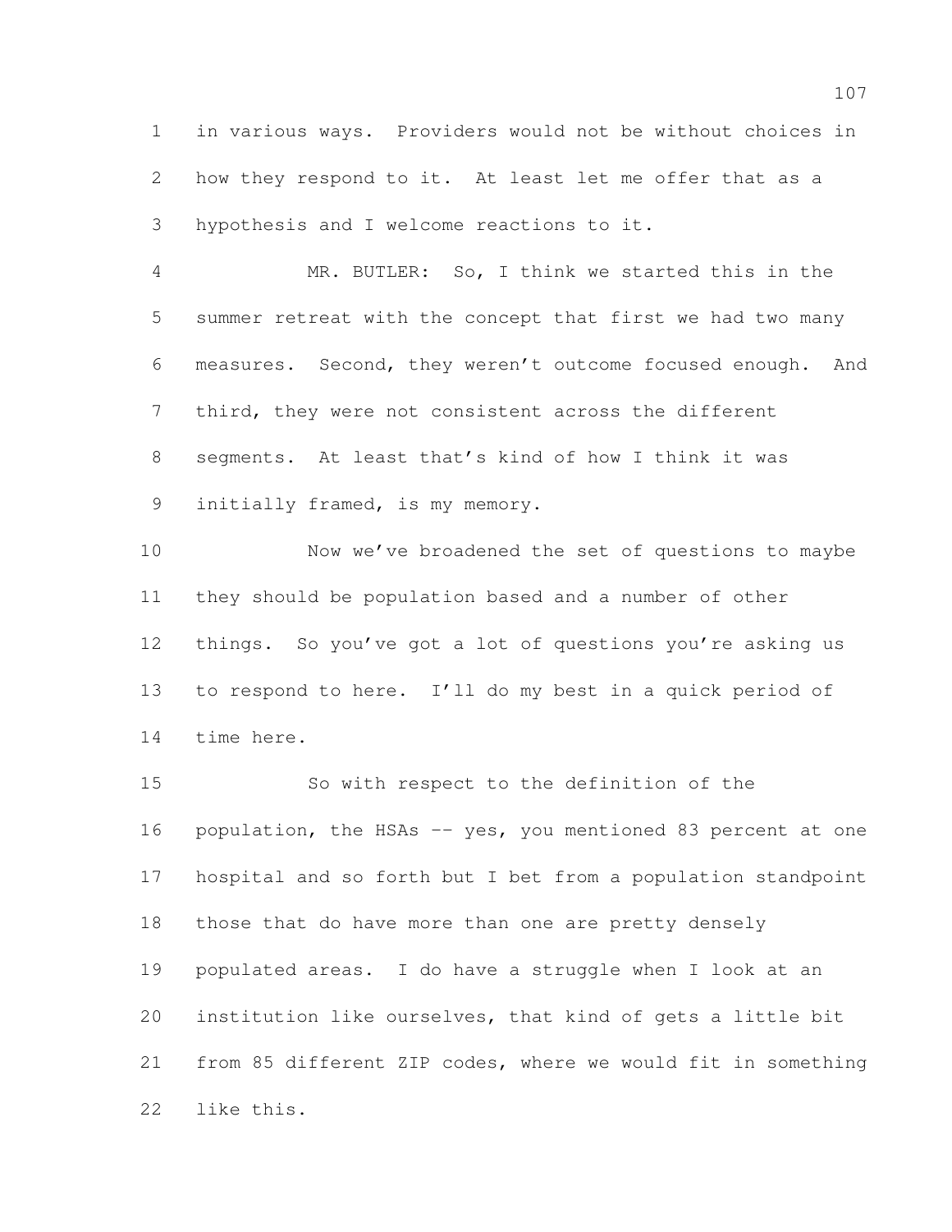in various ways. Providers would not be without choices in how they respond to it. At least let me offer that as a hypothesis and I welcome reactions to it.

MR. BUTLER: So, I think we started this in the summer retreat with the concept that first we had two many measures. Second, they weren't outcome focused enough. And third, they were not consistent across the different segments. At least that's kind of how I think it was initially framed, is my memory.

Now we've broadened the set of questions to maybe they should be population based and a number of other things. So you've got a lot of questions you're asking us to respond to here. I'll do my best in a quick period of time here.

So with respect to the definition of the population, the HSAs -- yes, you mentioned 83 percent at one hospital and so forth but I bet from a population standpoint those that do have more than one are pretty densely populated areas. I do have a struggle when I look at an institution like ourselves, that kind of gets a little bit from 85 different ZIP codes, where we would fit in something like this.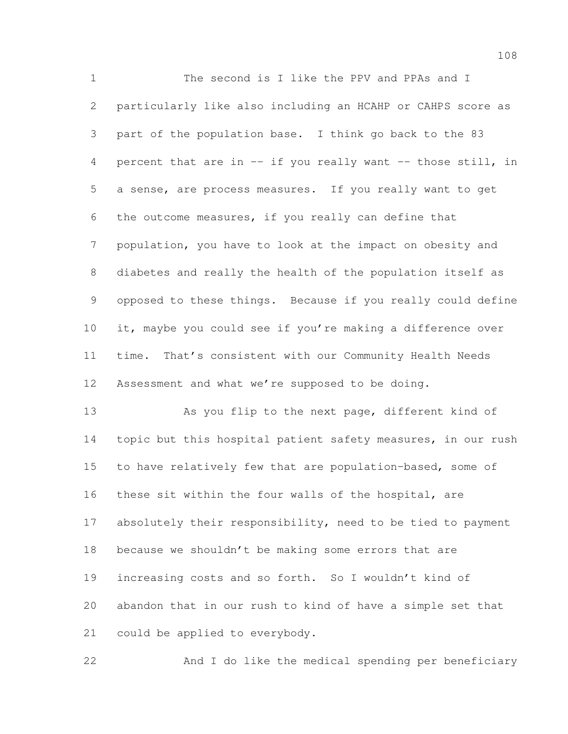The second is I like the PPV and PPAs and I particularly like also including an HCAHP or CAHPS score as part of the population base. I think go back to the 83 percent that are in -- if you really want -- those still, in a sense, are process measures. If you really want to get the outcome measures, if you really can define that population, you have to look at the impact on obesity and diabetes and really the health of the population itself as opposed to these things. Because if you really could define it, maybe you could see if you're making a difference over time. That's consistent with our Community Health Needs Assessment and what we're supposed to be doing.

As you flip to the next page, different kind of topic but this hospital patient safety measures, in our rush to have relatively few that are population-based, some of these sit within the four walls of the hospital, are absolutely their responsibility, need to be tied to payment because we shouldn't be making some errors that are increasing costs and so forth. So I wouldn't kind of abandon that in our rush to kind of have a simple set that could be applied to everybody.

And I do like the medical spending per beneficiary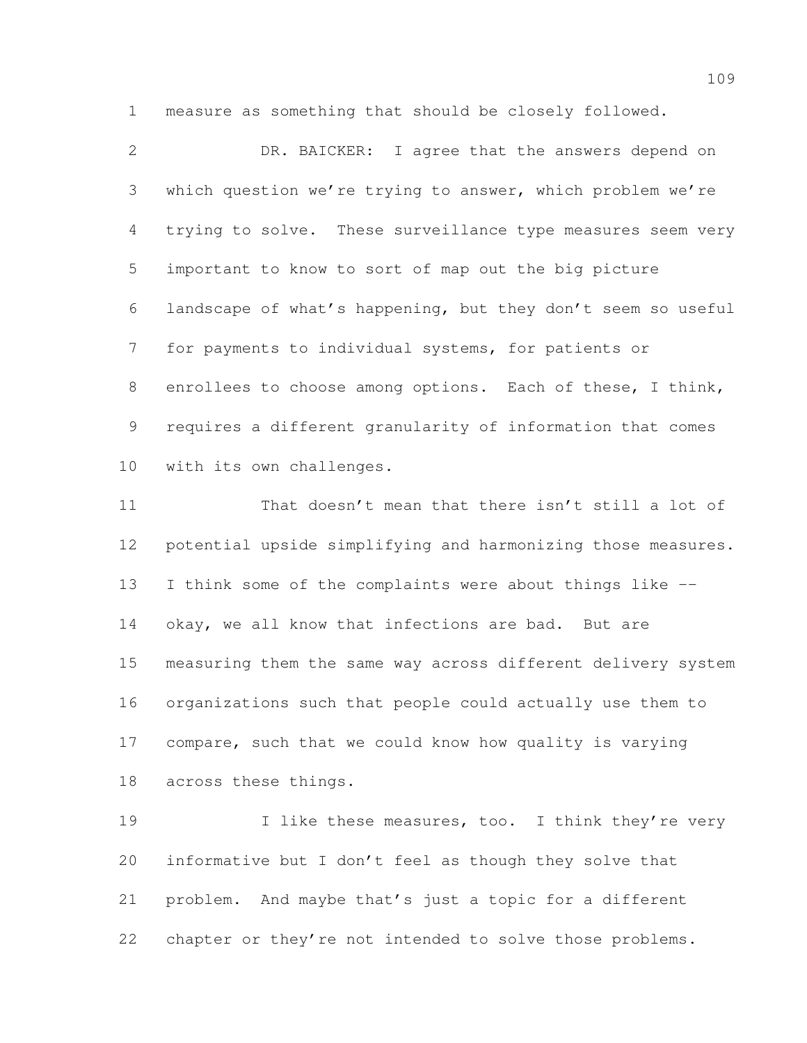measure as something that should be closely followed.

DR. BAICKER: I agree that the answers depend on which question we're trying to answer, which problem we're trying to solve. These surveillance type measures seem very important to know to sort of map out the big picture landscape of what's happening, but they don't seem so useful for payments to individual systems, for patients or enrollees to choose among options. Each of these, I think, requires a different granularity of information that comes with its own challenges.

That doesn't mean that there isn't still a lot of potential upside simplifying and harmonizing those measures. I think some of the complaints were about things like -- okay, we all know that infections are bad. But are measuring them the same way across different delivery system organizations such that people could actually use them to compare, such that we could know how quality is varying across these things.

I like these measures, too. I think they're very informative but I don't feel as though they solve that problem. And maybe that's just a topic for a different chapter or they're not intended to solve those problems.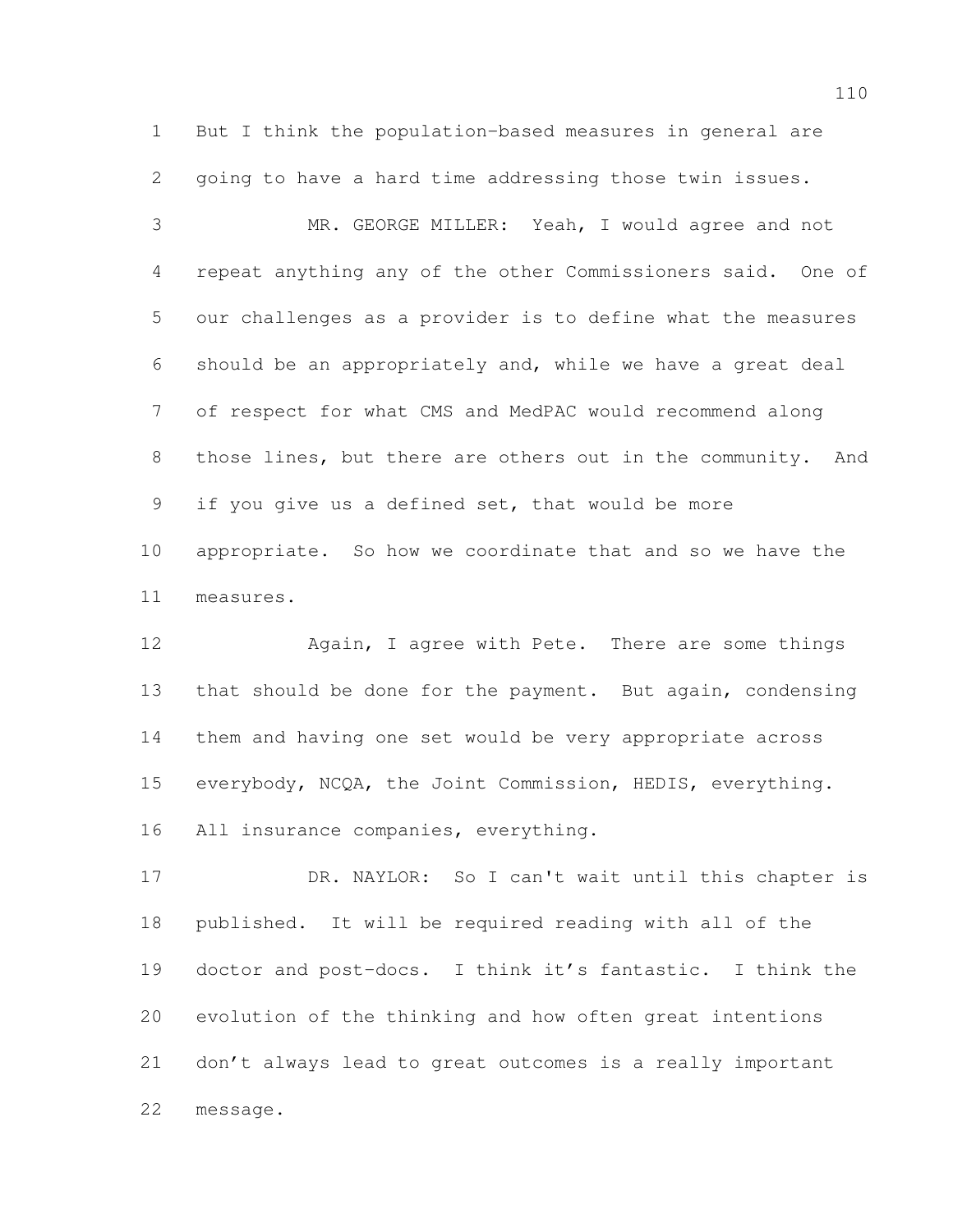But I think the population-based measures in general are going to have a hard time addressing those twin issues.

MR. GEORGE MILLER: Yeah, I would agree and not repeat anything any of the other Commissioners said. One of our challenges as a provider is to define what the measures should be an appropriately and, while we have a great deal of respect for what CMS and MedPAC would recommend along those lines, but there are others out in the community. And if you give us a defined set, that would be more appropriate. So how we coordinate that and so we have the measures.

Again, I agree with Pete. There are some things that should be done for the payment. But again, condensing them and having one set would be very appropriate across everybody, NCQA, the Joint Commission, HEDIS, everything. All insurance companies, everything.

DR. NAYLOR: So I can't wait until this chapter is published. It will be required reading with all of the doctor and post-docs. I think it's fantastic. I think the evolution of the thinking and how often great intentions don't always lead to great outcomes is a really important message.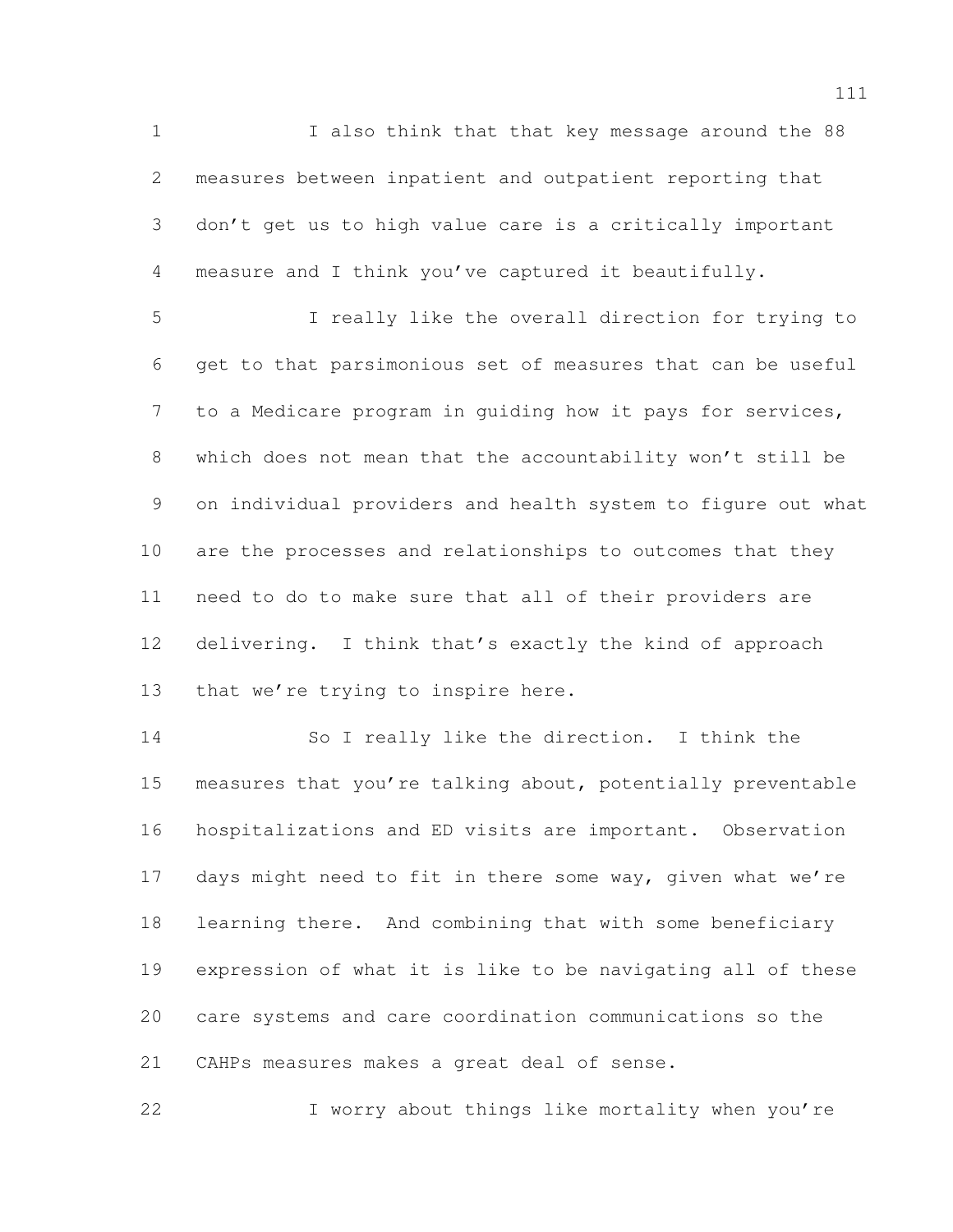I also think that that key message around the 88 measures between inpatient and outpatient reporting that don't get us to high value care is a critically important measure and I think you've captured it beautifully.

I really like the overall direction for trying to get to that parsimonious set of measures that can be useful to a Medicare program in guiding how it pays for services, which does not mean that the accountability won't still be on individual providers and health system to figure out what are the processes and relationships to outcomes that they need to do to make sure that all of their providers are delivering. I think that's exactly the kind of approach that we're trying to inspire here.

So I really like the direction. I think the measures that you're talking about, potentially preventable hospitalizations and ED visits are important. Observation days might need to fit in there some way, given what we're learning there. And combining that with some beneficiary expression of what it is like to be navigating all of these care systems and care coordination communications so the CAHPs measures makes a great deal of sense.

I worry about things like mortality when you're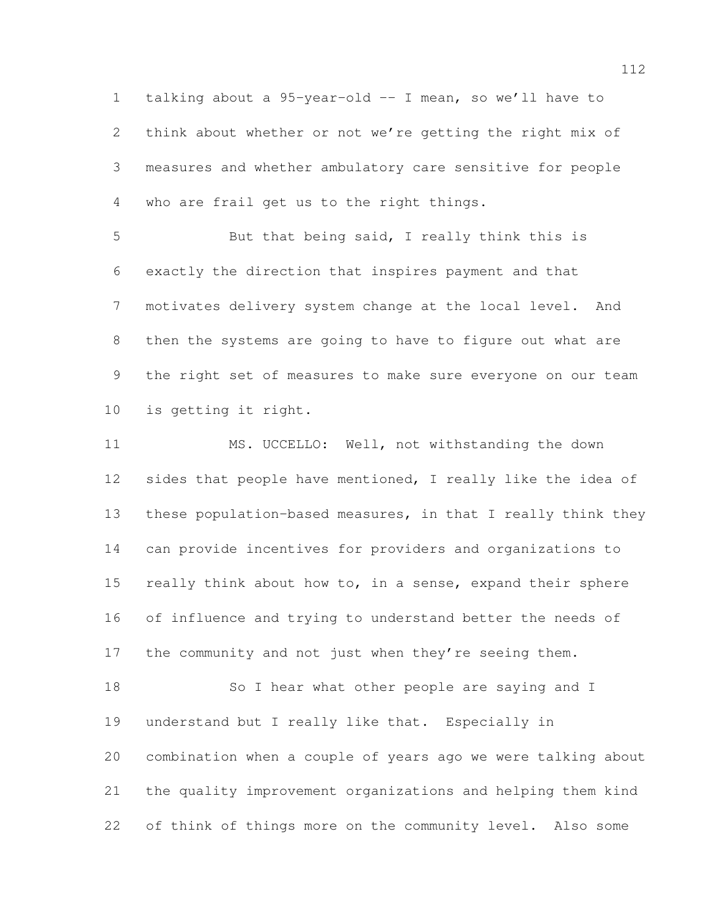talking about a 95-year-old -- I mean, so we'll have to think about whether or not we're getting the right mix of measures and whether ambulatory care sensitive for people who are frail get us to the right things.

But that being said, I really think this is exactly the direction that inspires payment and that motivates delivery system change at the local level. And then the systems are going to have to figure out what are the right set of measures to make sure everyone on our team is getting it right.

MS. UCCELLO: Well, not withstanding the down sides that people have mentioned, I really like the idea of these population-based measures, in that I really think they can provide incentives for providers and organizations to really think about how to, in a sense, expand their sphere of influence and trying to understand better the needs of the community and not just when they're seeing them.

So I hear what other people are saying and I understand but I really like that. Especially in combination when a couple of years ago we were talking about the quality improvement organizations and helping them kind of think of things more on the community level. Also some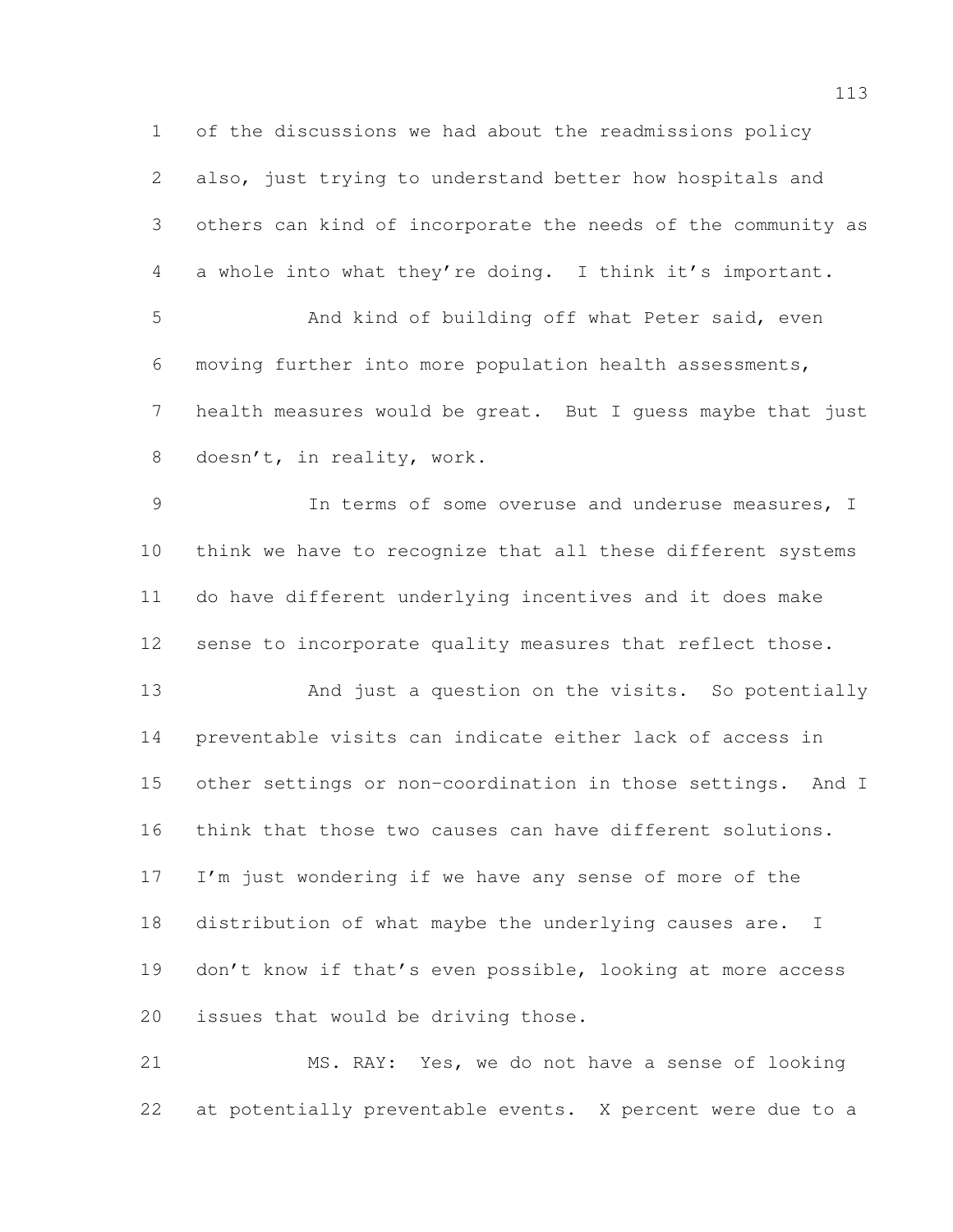of the discussions we had about the readmissions policy also, just trying to understand better how hospitals and others can kind of incorporate the needs of the community as a whole into what they're doing. I think it's important.

And kind of building off what Peter said, even moving further into more population health assessments, health measures would be great. But I guess maybe that just doesn't, in reality, work.

In terms of some overuse and underuse measures, I think we have to recognize that all these different systems do have different underlying incentives and it does make sense to incorporate quality measures that reflect those.

And just a question on the visits. So potentially preventable visits can indicate either lack of access in other settings or non-coordination in those settings. And I think that those two causes can have different solutions. I'm just wondering if we have any sense of more of the distribution of what maybe the underlying causes are. I don't know if that's even possible, looking at more access issues that would be driving those.

MS. RAY: Yes, we do not have a sense of looking at potentially preventable events. X percent were due to a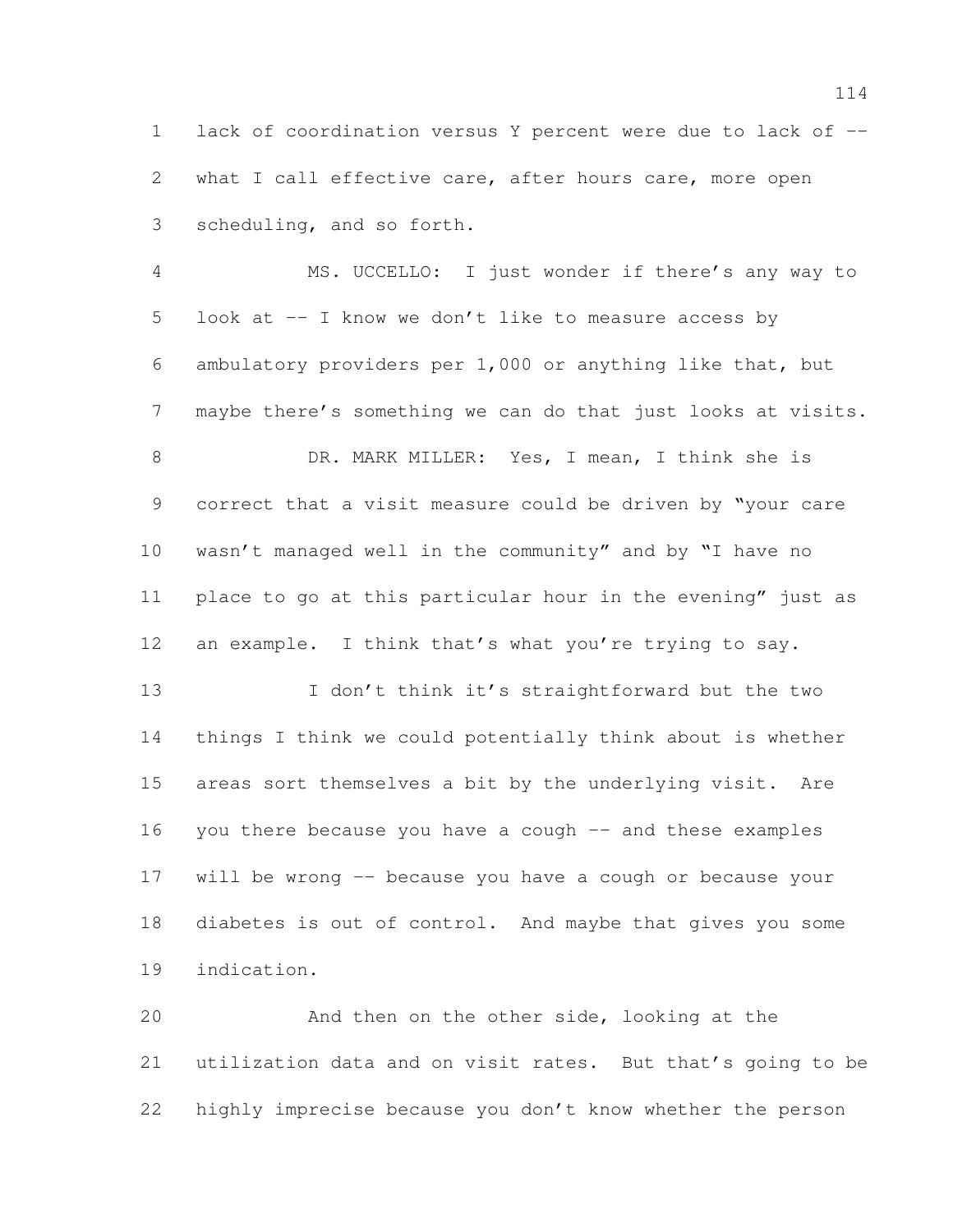lack of coordination versus Y percent were due to lack of -- what I call effective care, after hours care, more open scheduling, and so forth.

MS. UCCELLO: I just wonder if there's any way to look at -- I know we don't like to measure access by ambulatory providers per 1,000 or anything like that, but maybe there's something we can do that just looks at visits.

DR. MARK MILLER: Yes, I mean, I think she is correct that a visit measure could be driven by "your care wasn't managed well in the community" and by "I have no place to go at this particular hour in the evening" just as an example. I think that's what you're trying to say.

I don't think it's straightforward but the two things I think we could potentially think about is whether areas sort themselves a bit by the underlying visit. Are you there because you have a cough -- and these examples will be wrong -- because you have a cough or because your diabetes is out of control. And maybe that gives you some indication.

And then on the other side, looking at the utilization data and on visit rates. But that's going to be highly imprecise because you don't know whether the person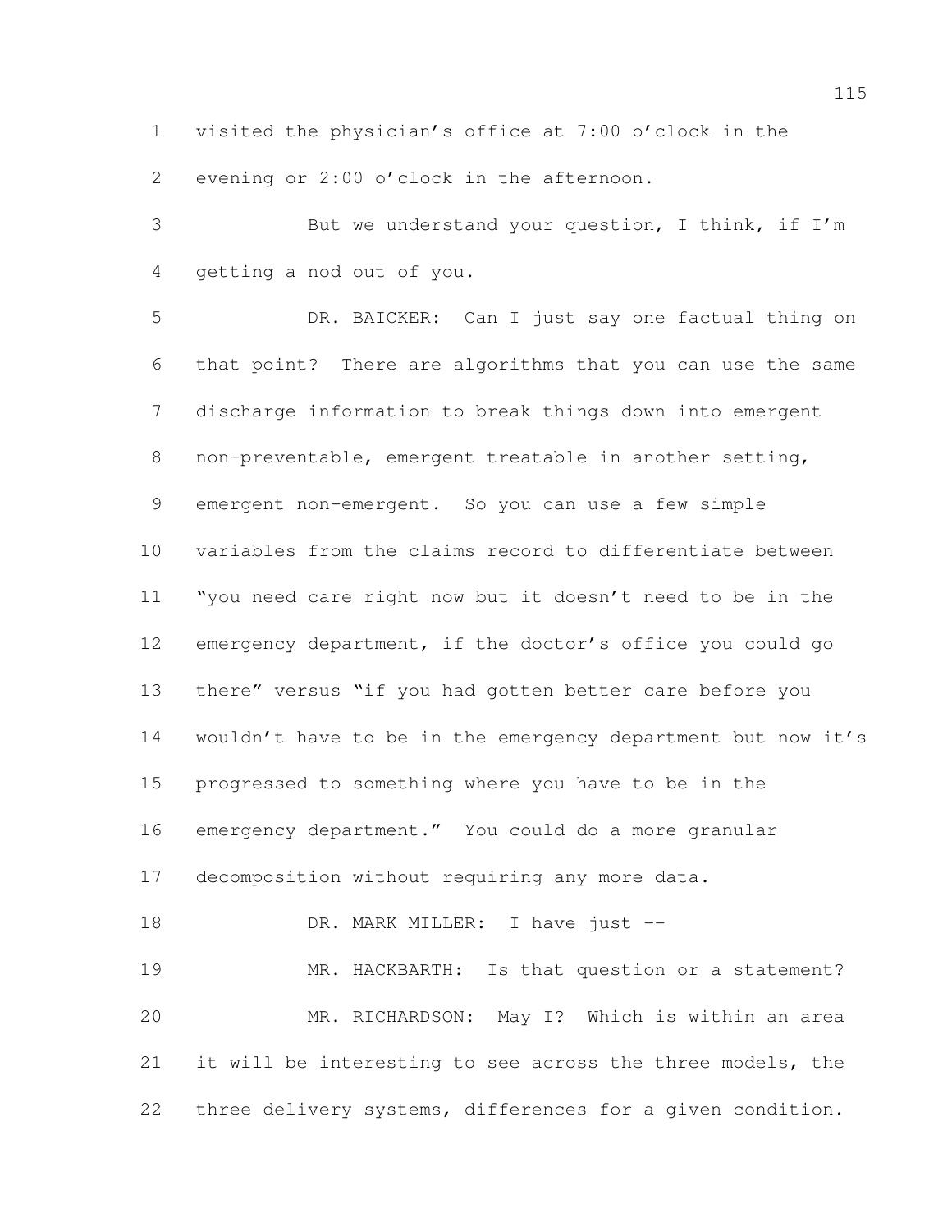visited the physician's office at 7:00 o'clock in the evening or 2:00 o'clock in the afternoon.

But we understand your question, I think, if I'm getting a nod out of you.

DR. BAICKER: Can I just say one factual thing on that point? There are algorithms that you can use the same discharge information to break things down into emergent non-preventable, emergent treatable in another setting, emergent non-emergent. So you can use a few simple variables from the claims record to differentiate between "you need care right now but it doesn't need to be in the emergency department, if the doctor's office you could go there" versus "if you had gotten better care before you wouldn't have to be in the emergency department but now it's progressed to something where you have to be in the emergency department." You could do a more granular decomposition without requiring any more data.

DR. MARK MILLER: I have just --

MR. HACKBARTH: Is that question or a statement?

MR. RICHARDSON: May I? Which is within an area it will be interesting to see across the three models, the three delivery systems, differences for a given condition.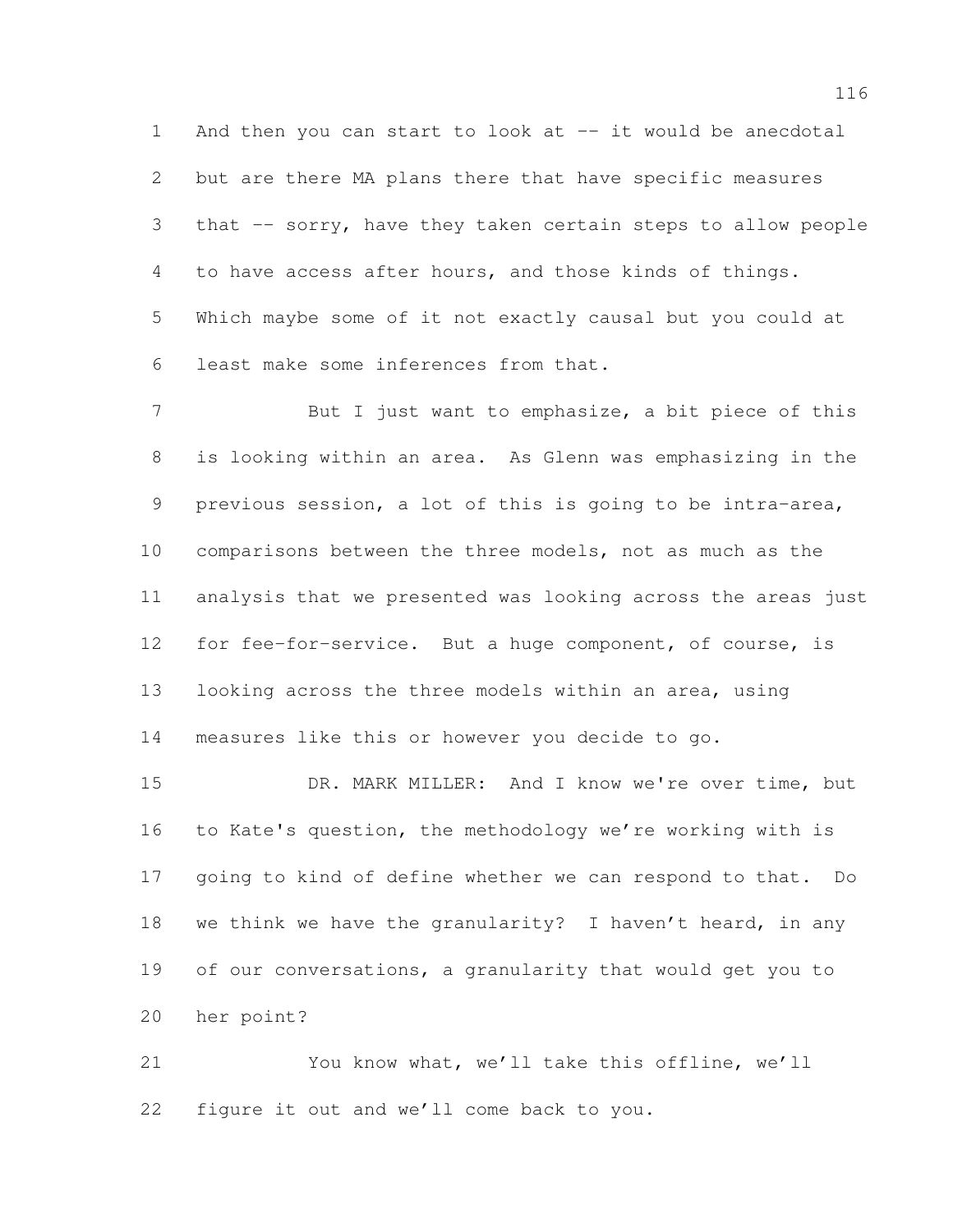And then you can start to look at -- it would be anecdotal but are there MA plans there that have specific measures that -- sorry, have they taken certain steps to allow people to have access after hours, and those kinds of things. Which maybe some of it not exactly causal but you could at least make some inferences from that.

But I just want to emphasize, a bit piece of this is looking within an area. As Glenn was emphasizing in the previous session, a lot of this is going to be intra-area, comparisons between the three models, not as much as the analysis that we presented was looking across the areas just for fee-for-service. But a huge component, of course, is looking across the three models within an area, using measures like this or however you decide to go.

DR. MARK MILLER: And I know we're over time, but to Kate's question, the methodology we're working with is going to kind of define whether we can respond to that. Do we think we have the granularity? I haven't heard, in any of our conversations, a granularity that would get you to her point?

You know what, we'll take this offline, we'll figure it out and we'll come back to you.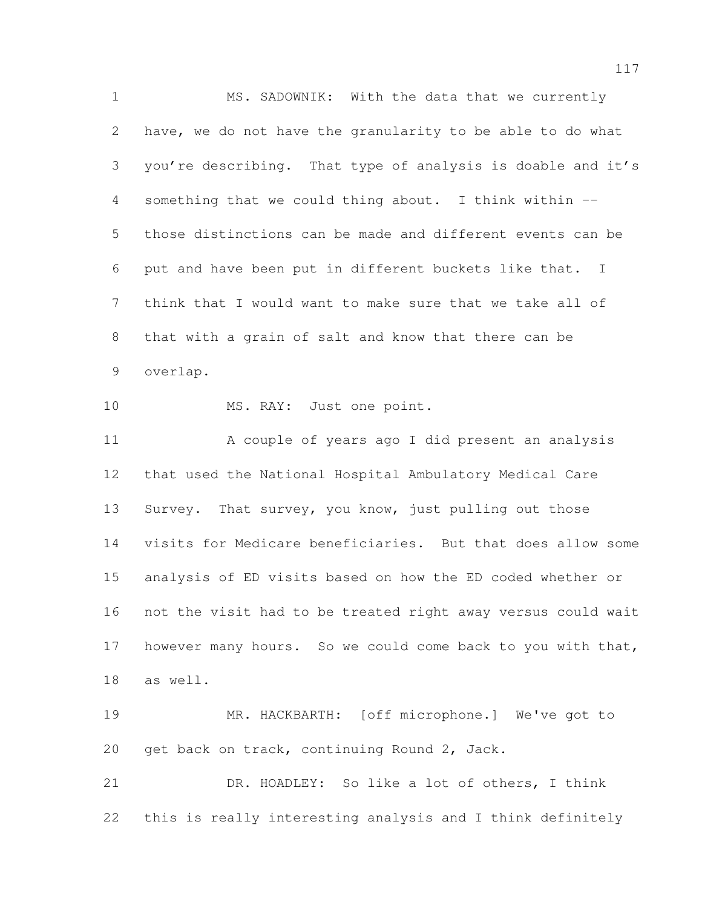MS. SADOWNIK: With the data that we currently have, we do not have the granularity to be able to do what you're describing. That type of analysis is doable and it's something that we could thing about. I think within -- those distinctions can be made and different events can be put and have been put in different buckets like that. I think that I would want to make sure that we take all of that with a grain of salt and know that there can be overlap.

MS. RAY: Just one point.

A couple of years ago I did present an analysis that used the National Hospital Ambulatory Medical Care Survey. That survey, you know, just pulling out those visits for Medicare beneficiaries. But that does allow some analysis of ED visits based on how the ED coded whether or not the visit had to be treated right away versus could wait however many hours. So we could come back to you with that, as well.

MR. HACKBARTH: [off microphone.] We've got to get back on track, continuing Round 2, Jack.

DR. HOADLEY: So like a lot of others, I think this is really interesting analysis and I think definitely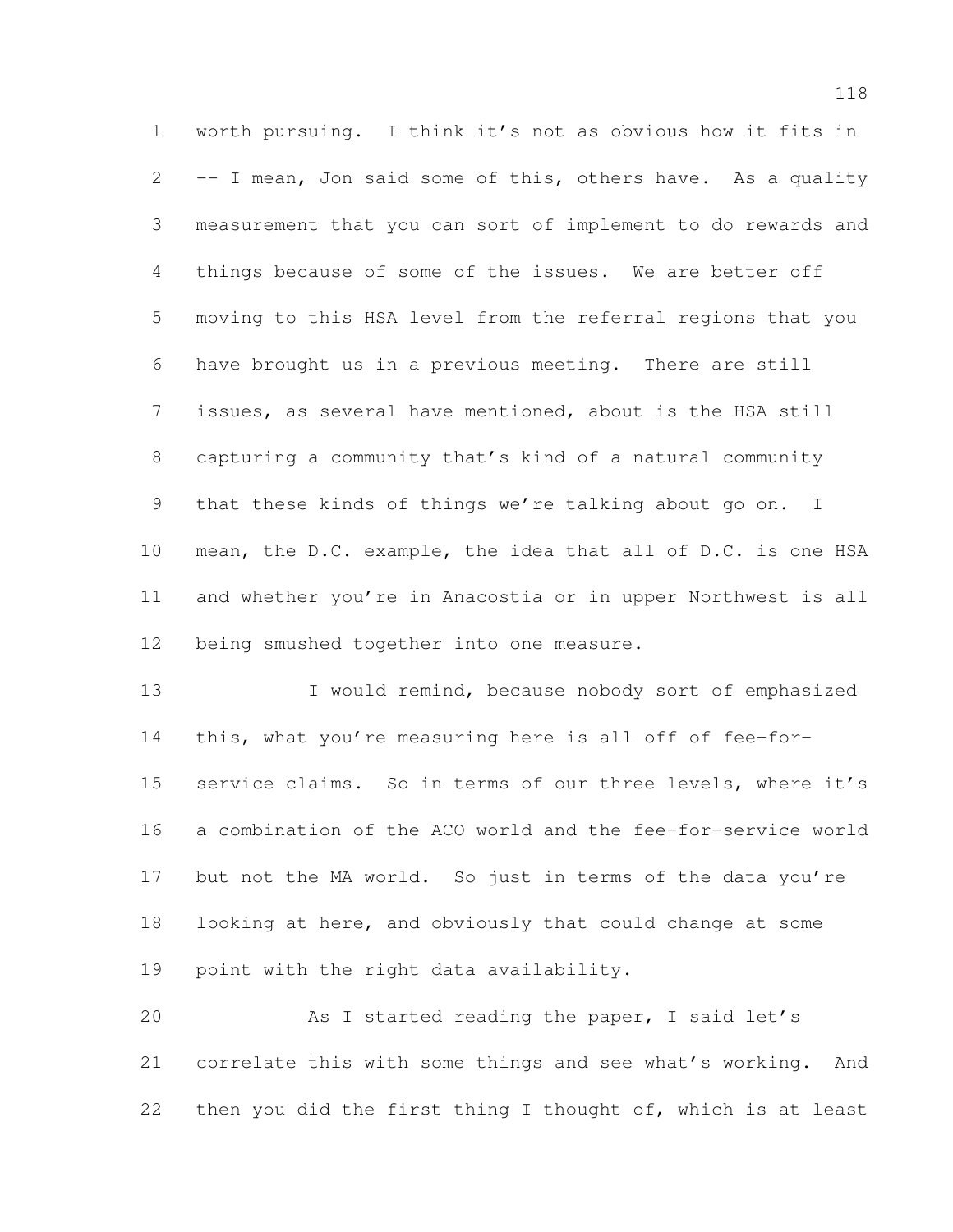worth pursuing. I think it's not as obvious how it fits in -- I mean, Jon said some of this, others have. As a quality measurement that you can sort of implement to do rewards and things because of some of the issues. We are better off moving to this HSA level from the referral regions that you have brought us in a previous meeting. There are still issues, as several have mentioned, about is the HSA still capturing a community that's kind of a natural community that these kinds of things we're talking about go on. I mean, the D.C. example, the idea that all of D.C. is one HSA and whether you're in Anacostia or in upper Northwest is all being smushed together into one measure.

I would remind, because nobody sort of emphasized this, what you're measuring here is all off of fee-for-service claims. So in terms of our three levels, where it's a combination of the ACO world and the fee-for-service world but not the MA world. So just in terms of the data you're looking at here, and obviously that could change at some point with the right data availability.

As I started reading the paper, I said let's correlate this with some things and see what's working. And then you did the first thing I thought of, which is at least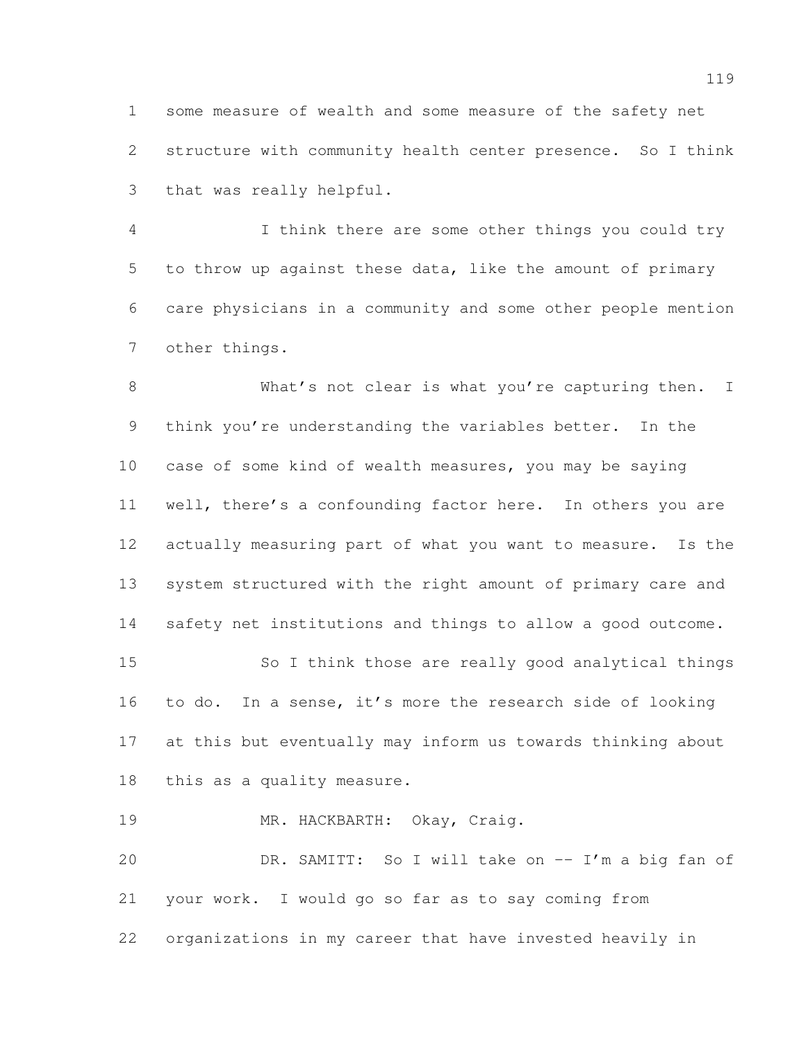some measure of wealth and some measure of the safety net structure with community health center presence. So I think that was really helpful.

I think there are some other things you could try to throw up against these data, like the amount of primary care physicians in a community and some other people mention other things.

What's not clear is what you're capturing then. I think you're understanding the variables better. In the case of some kind of wealth measures, you may be saying well, there's a confounding factor here. In others you are actually measuring part of what you want to measure. Is the system structured with the right amount of primary care and safety net institutions and things to allow a good outcome.

So I think those are really good analytical things to do. In a sense, it's more the research side of looking at this but eventually may inform us towards thinking about this as a quality measure.

MR. HACKBARTH: Okay, Craig.

DR. SAMITT: So I will take on -- I'm a big fan of your work. I would go so far as to say coming from organizations in my career that have invested heavily in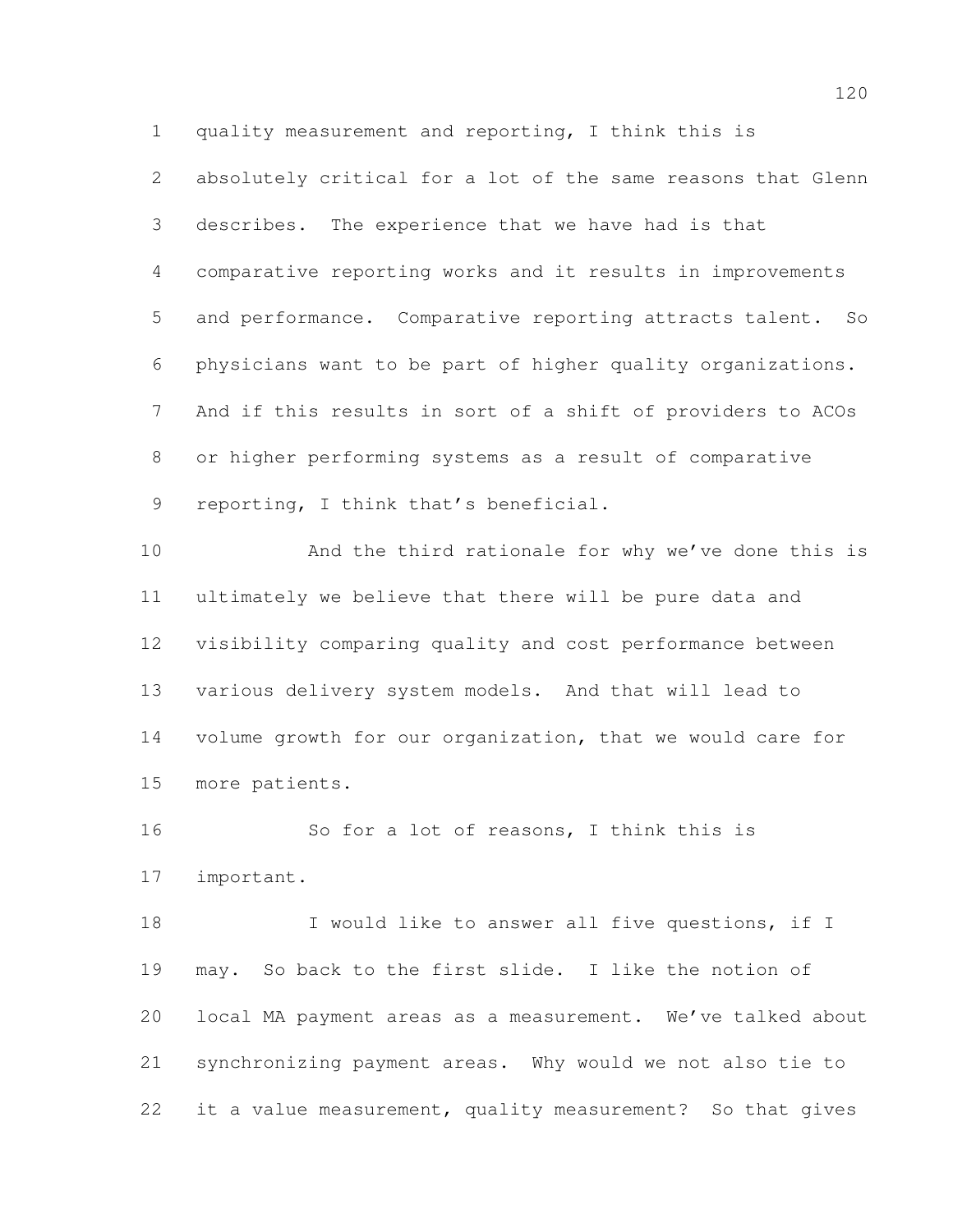quality measurement and reporting, I think this is absolutely critical for a lot of the same reasons that Glenn describes. The experience that we have had is that comparative reporting works and it results in improvements and performance. Comparative reporting attracts talent. So physicians want to be part of higher quality organizations. And if this results in sort of a shift of providers to ACOs or higher performing systems as a result of comparative reporting, I think that's beneficial.

And the third rationale for why we've done this is ultimately we believe that there will be pure data and visibility comparing quality and cost performance between various delivery system models. And that will lead to volume growth for our organization, that we would care for more patients.

So for a lot of reasons, I think this is important.

I would like to answer all five questions, if I may. So back to the first slide. I like the notion of local MA payment areas as a measurement. We've talked about synchronizing payment areas. Why would we not also tie to it a value measurement, quality measurement? So that gives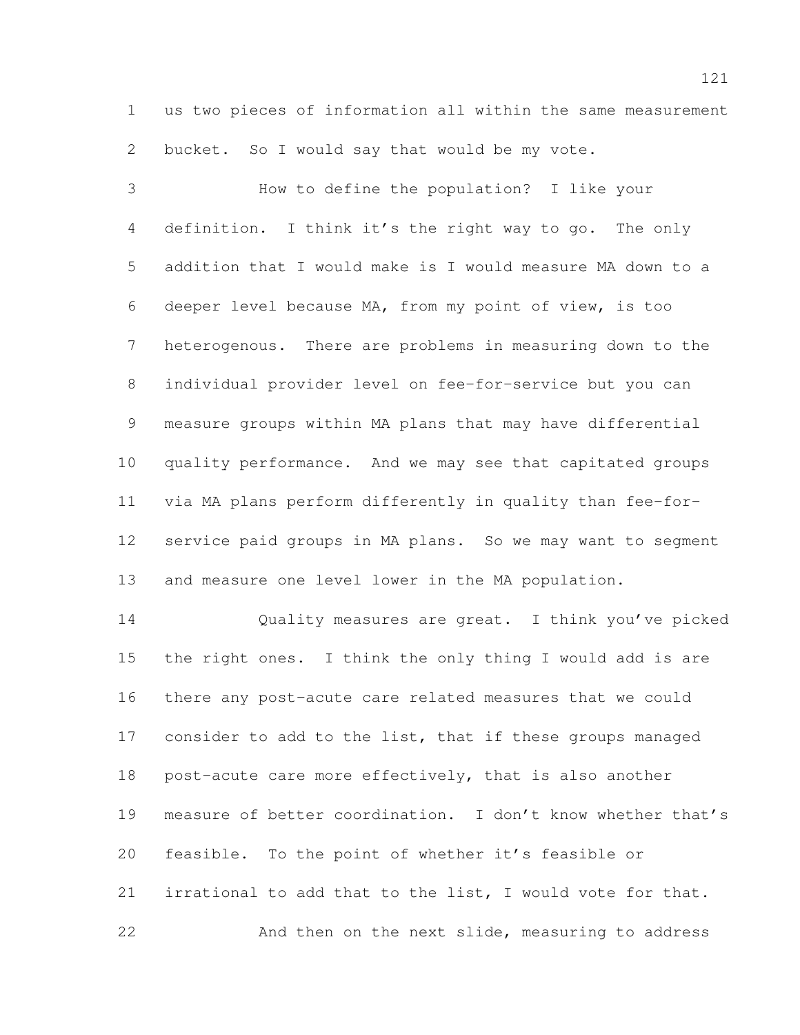us two pieces of information all within the same measurement bucket. So I would say that would be my vote.

How to define the population? I like your definition. I think it's the right way to go. The only addition that I would make is I would measure MA down to a deeper level because MA, from my point of view, is too heterogenous. There are problems in measuring down to the individual provider level on fee-for-service but you can measure groups within MA plans that may have differential quality performance. And we may see that capitated groups via MA plans perform differently in quality than fee-for-service paid groups in MA plans. So we may want to segment and measure one level lower in the MA population.

Quality measures are great. I think you've picked the right ones. I think the only thing I would add is are there any post-acute care related measures that we could consider to add to the list, that if these groups managed post-acute care more effectively, that is also another measure of better coordination. I don't know whether that's feasible. To the point of whether it's feasible or irrational to add that to the list, I would vote for that.

And then on the next slide, measuring to address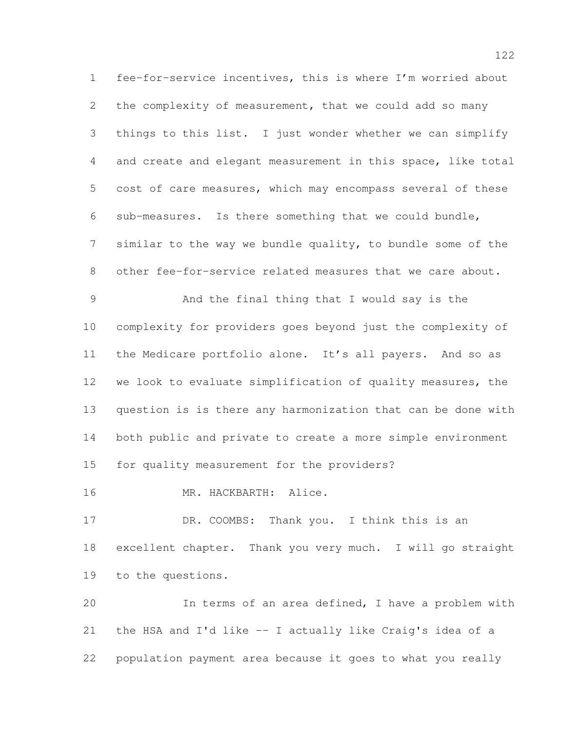fee-for-service incentives, this is where I'm worried about the complexity of measurement, that we could add so many things to this list. I just wonder whether we can simplify and create and elegant measurement in this space, like total cost of care measures, which may encompass several of these sub-measures. Is there something that we could bundle, similar to the way we bundle quality, to bundle some of the other fee-for-service related measures that we care about.

And the final thing that I would say is the complexity for providers goes beyond just the complexity of the Medicare portfolio alone. It's all payers. And so as we look to evaluate simplification of quality measures, the question is is there any harmonization that can be done with both public and private to create a more simple environment for quality measurement for the providers?

MR. HACKBARTH: Alice.

DR. COOMBS: Thank you. I think this is an excellent chapter. Thank you very much. I will go straight to the questions.

In terms of an area defined, I have a problem with the HSA and I'd like -- I actually like Craig's idea of a population payment area because it goes to what you really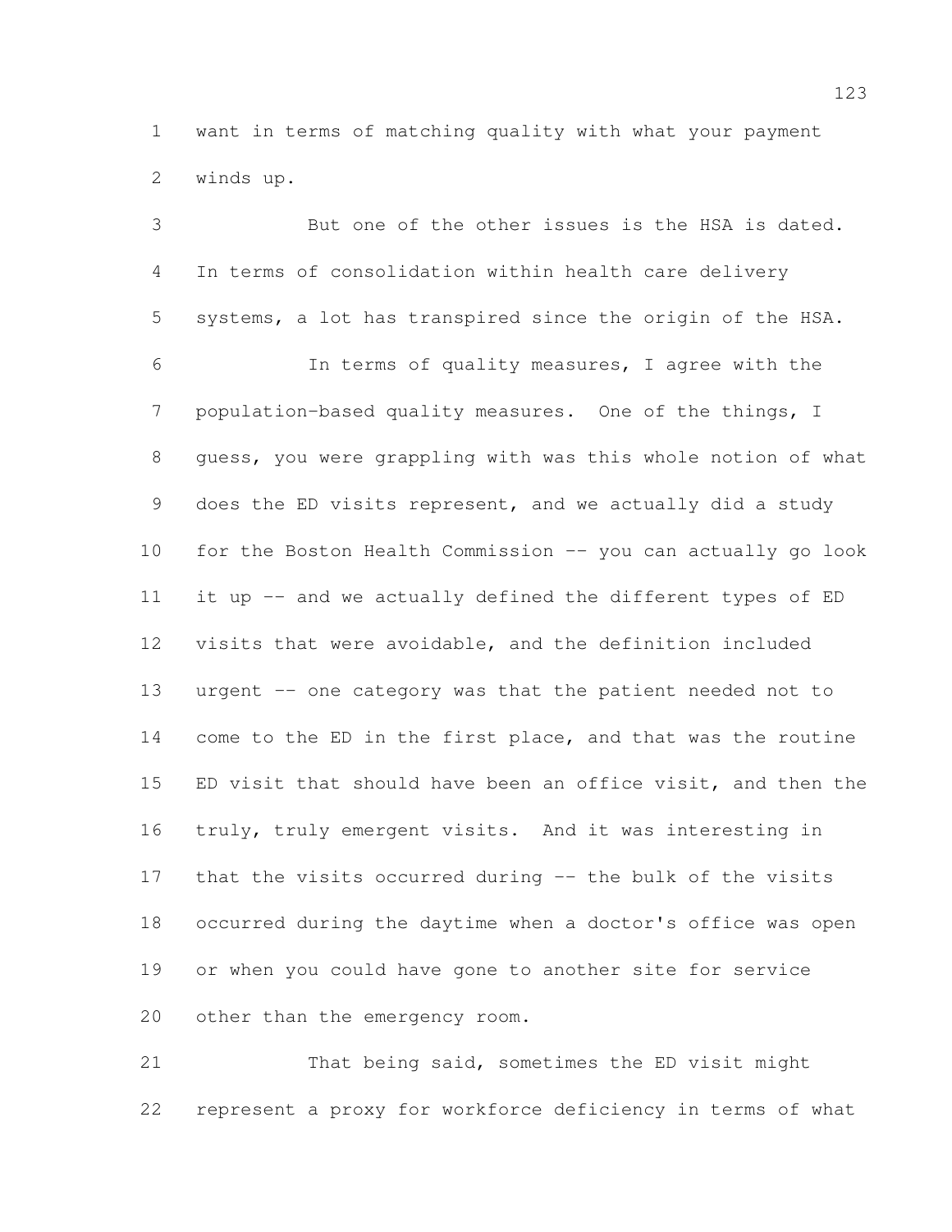want in terms of matching quality with what your payment winds up.

But one of the other issues is the HSA is dated. In terms of consolidation within health care delivery systems, a lot has transpired since the origin of the HSA.

In terms of quality measures, I agree with the population-based quality measures. One of the things, I guess, you were grappling with was this whole notion of what does the ED visits represent, and we actually did a study for the Boston Health Commission -- you can actually go look it up -- and we actually defined the different types of ED visits that were avoidable, and the definition included urgent -- one category was that the patient needed not to come to the ED in the first place, and that was the routine ED visit that should have been an office visit, and then the truly, truly emergent visits. And it was interesting in that the visits occurred during -- the bulk of the visits occurred during the daytime when a doctor's office was open or when you could have gone to another site for service other than the emergency room.

That being said, sometimes the ED visit might represent a proxy for workforce deficiency in terms of what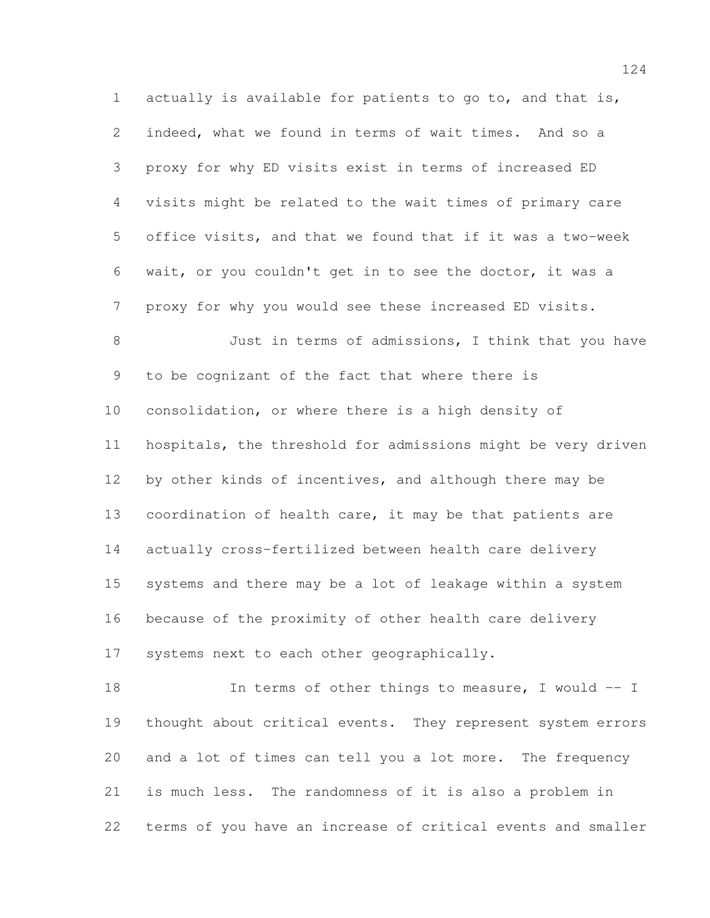actually is available for patients to go to, and that is, indeed, what we found in terms of wait times. And so a proxy for why ED visits exist in terms of increased ED visits might be related to the wait times of primary care office visits, and that we found that if it was a two-week wait, or you couldn't get in to see the doctor, it was a proxy for why you would see these increased ED visits.

Just in terms of admissions, I think that you have to be cognizant of the fact that where there is consolidation, or where there is a high density of hospitals, the threshold for admissions might be very driven by other kinds of incentives, and although there may be coordination of health care, it may be that patients are actually cross-fertilized between health care delivery systems and there may be a lot of leakage within a system because of the proximity of other health care delivery systems next to each other geographically.

In terms of other things to measure, I would -- I thought about critical events. They represent system errors and a lot of times can tell you a lot more. The frequency is much less. The randomness of it is also a problem in terms of you have an increase of critical events and smaller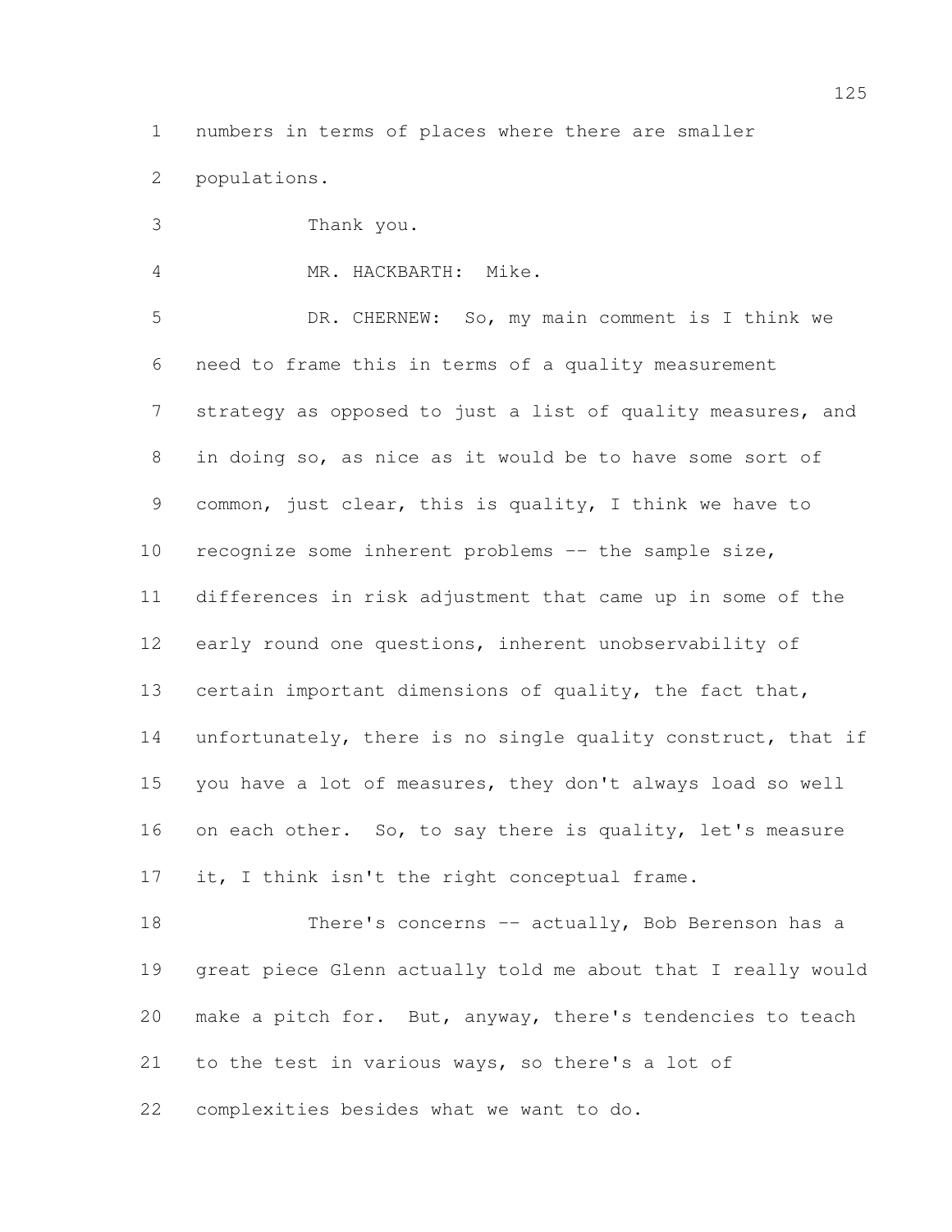numbers in terms of places where there are smaller populations.

Thank you.

MR. HACKBARTH: Mike.

DR. CHERNEW: So, my main comment is I think we need to frame this in terms of a quality measurement strategy as opposed to just a list of quality measures, and in doing so, as nice as it would be to have some sort of common, just clear, this is quality, I think we have to recognize some inherent problems -- the sample size, differences in risk adjustment that came up in some of the early round one questions, inherent unobservability of certain important dimensions of quality, the fact that, unfortunately, there is no single quality construct, that if you have a lot of measures, they don't always load so well on each other. So, to say there is quality, let's measure it, I think isn't the right conceptual frame.

There's concerns -- actually, Bob Berenson has a great piece Glenn actually told me about that I really would make a pitch for. But, anyway, there's tendencies to teach to the test in various ways, so there's a lot of complexities besides what we want to do.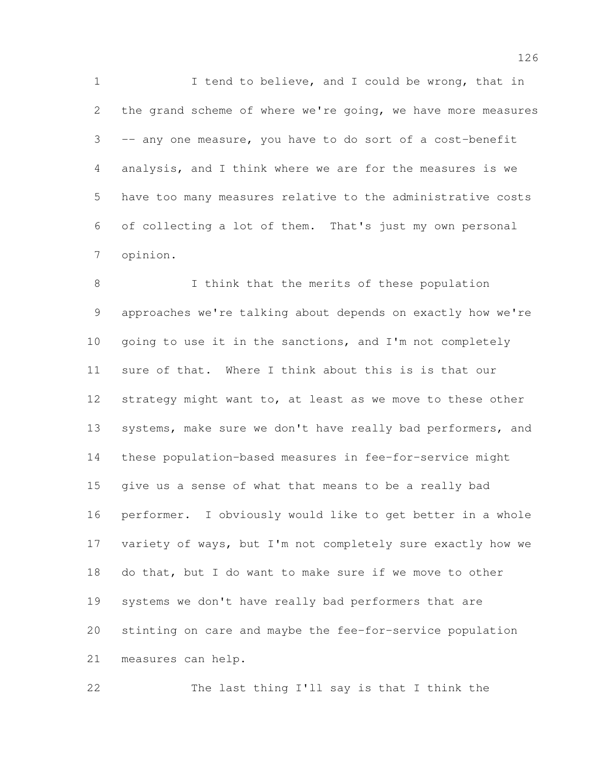I tend to believe, and I could be wrong, that in the grand scheme of where we're going, we have more measures -- any one measure, you have to do sort of a cost-benefit analysis, and I think where we are for the measures is we have too many measures relative to the administrative costs of collecting a lot of them. That's just my own personal opinion.

I think that the merits of these population approaches we're talking about depends on exactly how we're going to use it in the sanctions, and I'm not completely sure of that. Where I think about this is is that our strategy might want to, at least as we move to these other systems, make sure we don't have really bad performers, and these population-based measures in fee-for-service might give us a sense of what that means to be a really bad performer. I obviously would like to get better in a whole variety of ways, but I'm not completely sure exactly how we do that, but I do want to make sure if we move to other systems we don't have really bad performers that are stinting on care and maybe the fee-for-service population measures can help.

The last thing I'll say is that I think the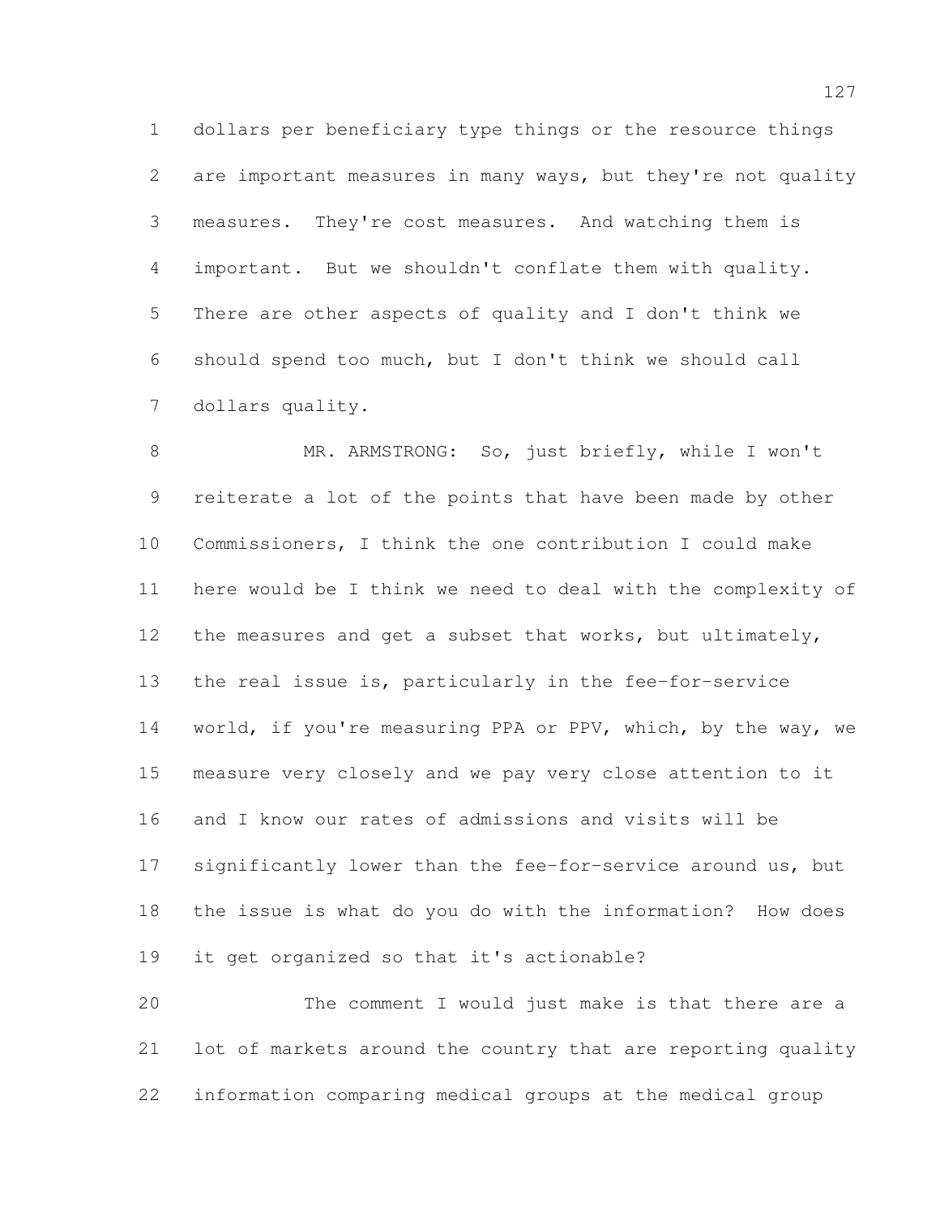dollars per beneficiary type things or the resource things are important measures in many ways, but they're not quality measures. They're cost measures. And watching them is important. But we shouldn't conflate them with quality. There are other aspects of quality and I don't think we should spend too much, but I don't think we should call dollars quality.

MR. ARMSTRONG: So, just briefly, while I won't reiterate a lot of the points that have been made by other Commissioners, I think the one contribution I could make here would be I think we need to deal with the complexity of the measures and get a subset that works, but ultimately, the real issue is, particularly in the fee-for-service world, if you're measuring PPA or PPV, which, by the way, we measure very closely and we pay very close attention to it and I know our rates of admissions and visits will be significantly lower than the fee-for-service around us, but the issue is what do you do with the information? How does it get organized so that it's actionable?

The comment I would just make is that there are a lot of markets around the country that are reporting quality information comparing medical groups at the medical group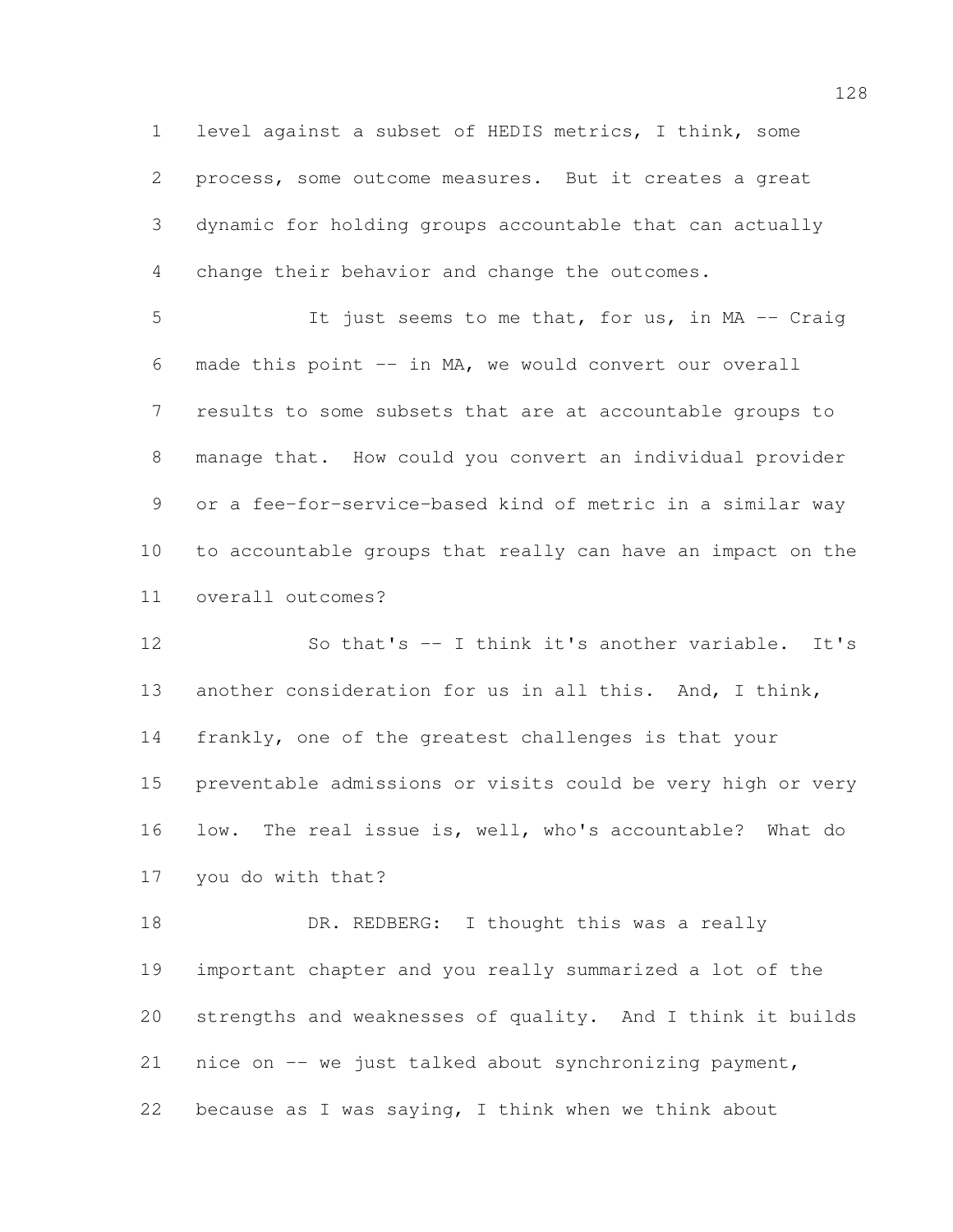level against a subset of HEDIS metrics, I think, some process, some outcome measures. But it creates a great dynamic for holding groups accountable that can actually change their behavior and change the outcomes.

It just seems to me that, for us, in MA -- Craig made this point -- in MA, we would convert our overall results to some subsets that are at accountable groups to manage that. How could you convert an individual provider or a fee-for-service-based kind of metric in a similar way to accountable groups that really can have an impact on the overall outcomes?

So that's -- I think it's another variable. It's another consideration for us in all this. And, I think, frankly, one of the greatest challenges is that your preventable admissions or visits could be very high or very low. The real issue is, well, who's accountable? What do you do with that?

DR. REDBERG: I thought this was a really important chapter and you really summarized a lot of the strengths and weaknesses of quality. And I think it builds nice on -- we just talked about synchronizing payment, because as I was saying, I think when we think about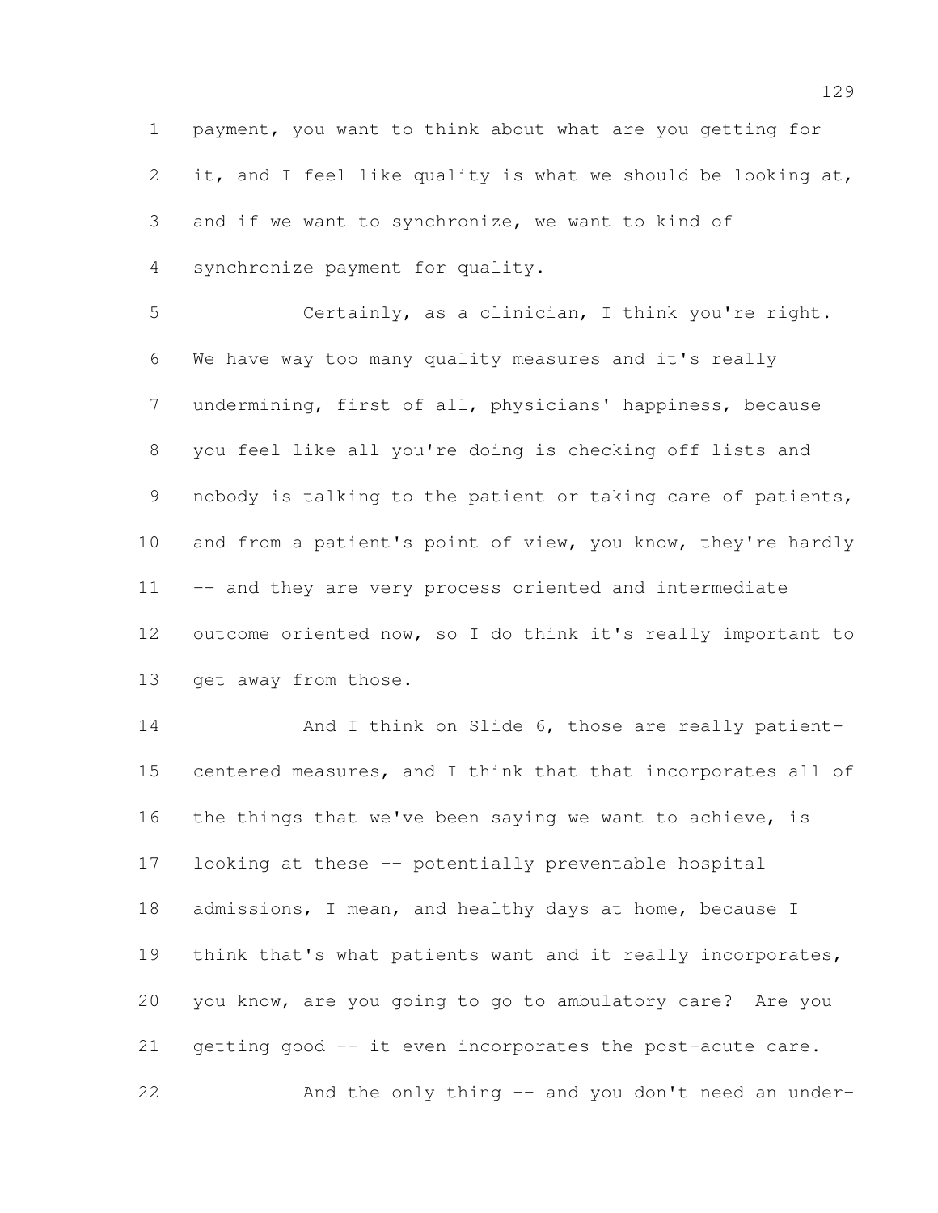payment, you want to think about what are you getting for it, and I feel like quality is what we should be looking at, and if we want to synchronize, we want to kind of synchronize payment for quality.

Certainly, as a clinician, I think you're right. We have way too many quality measures and it's really undermining, first of all, physicians' happiness, because you feel like all you're doing is checking off lists and nobody is talking to the patient or taking care of patients, and from a patient's point of view, you know, they're hardly -- and they are very process oriented and intermediate outcome oriented now, so I do think it's really important to get away from those.

And I think on Slide 6, those are really patient-centered measures, and I think that that incorporates all of the things that we've been saying we want to achieve, is looking at these -- potentially preventable hospital admissions, I mean, and healthy days at home, because I think that's what patients want and it really incorporates, you know, are you going to go to ambulatory care? Are you getting good -- it even incorporates the post-acute care.

And the only thing -- and you don't need an under-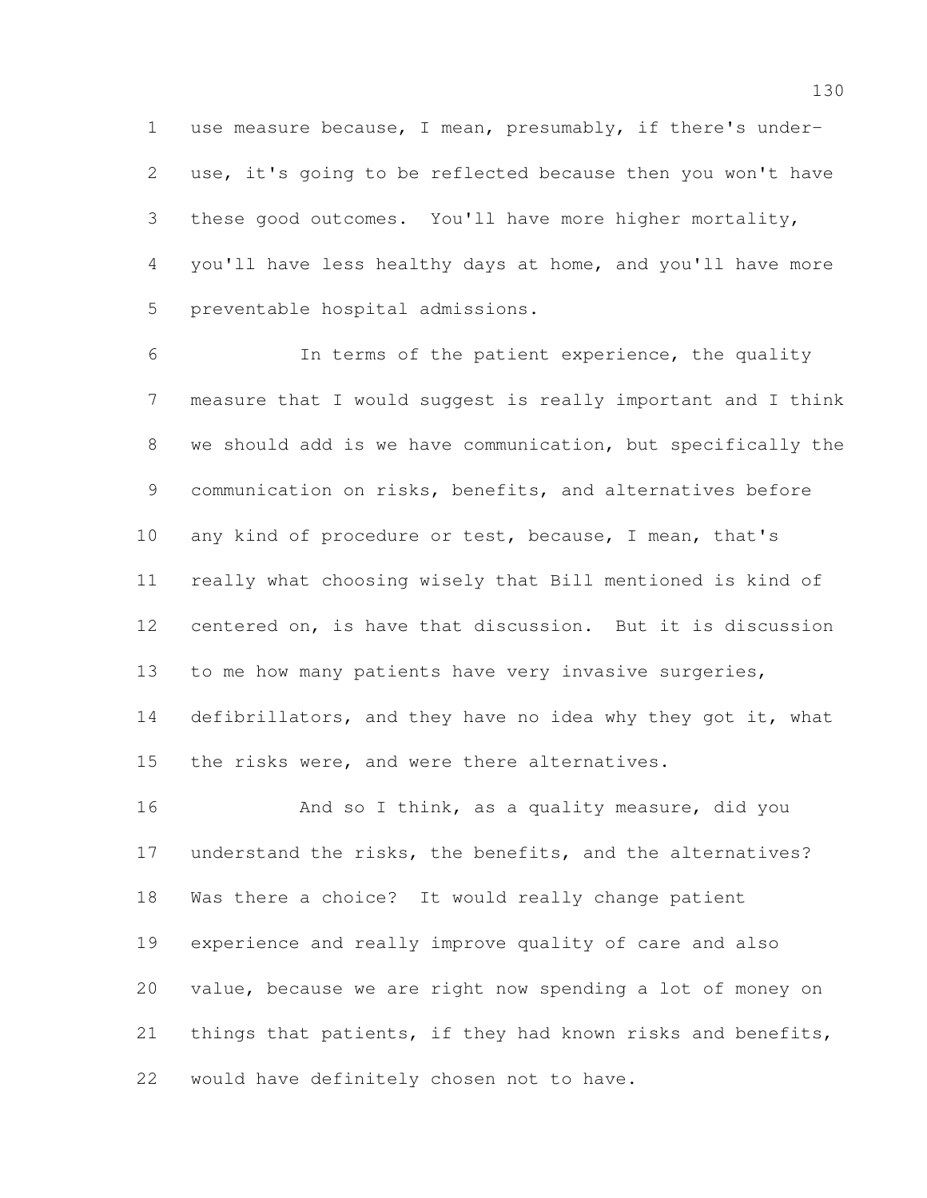use measure because, I mean, presumably, if there's under-use, it's going to be reflected because then you won't have these good outcomes. You'll have more higher mortality, you'll have less healthy days at home, and you'll have more preventable hospital admissions.

In terms of the patient experience, the quality measure that I would suggest is really important and I think we should add is we have communication, but specifically the communication on risks, benefits, and alternatives before any kind of procedure or test, because, I mean, that's really what choosing wisely that Bill mentioned is kind of centered on, is have that discussion. But it is discussion to me how many patients have very invasive surgeries, defibrillators, and they have no idea why they got it, what the risks were, and were there alternatives.

And so I think, as a quality measure, did you understand the risks, the benefits, and the alternatives? Was there a choice? It would really change patient experience and really improve quality of care and also value, because we are right now spending a lot of money on things that patients, if they had known risks and benefits, would have definitely chosen not to have.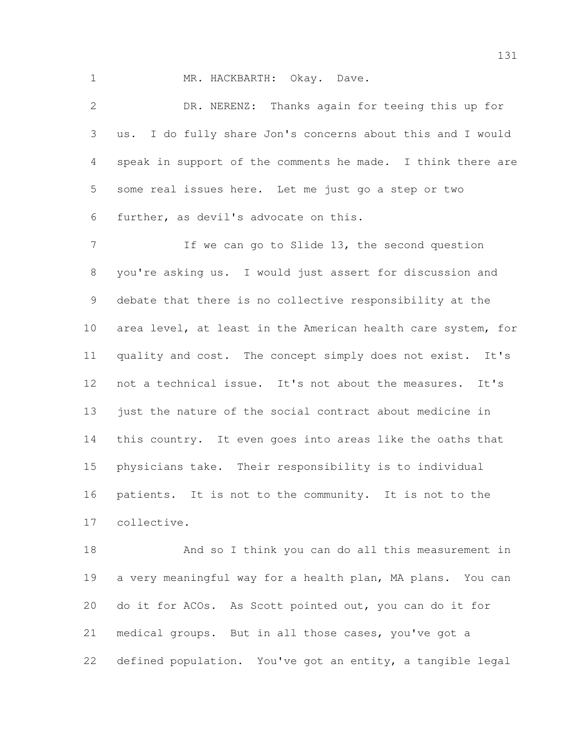MR. HACKBARTH: Okay. Dave.

DR. NERENZ: Thanks again for teeing this up for us. I do fully share Jon's concerns about this and I would speak in support of the comments he made. I think there are some real issues here. Let me just go a step or two further, as devil's advocate on this.

If we can go to Slide 13, the second question you're asking us. I would just assert for discussion and debate that there is no collective responsibility at the area level, at least in the American health care system, for quality and cost. The concept simply does not exist. It's not a technical issue. It's not about the measures. It's just the nature of the social contract about medicine in this country. It even goes into areas like the oaths that physicians take. Their responsibility is to individual patients. It is not to the community. It is not to the collective.

And so I think you can do all this measurement in a very meaningful way for a health plan, MA plans. You can do it for ACOs. As Scott pointed out, you can do it for medical groups. But in all those cases, you've got a defined population. You've got an entity, a tangible legal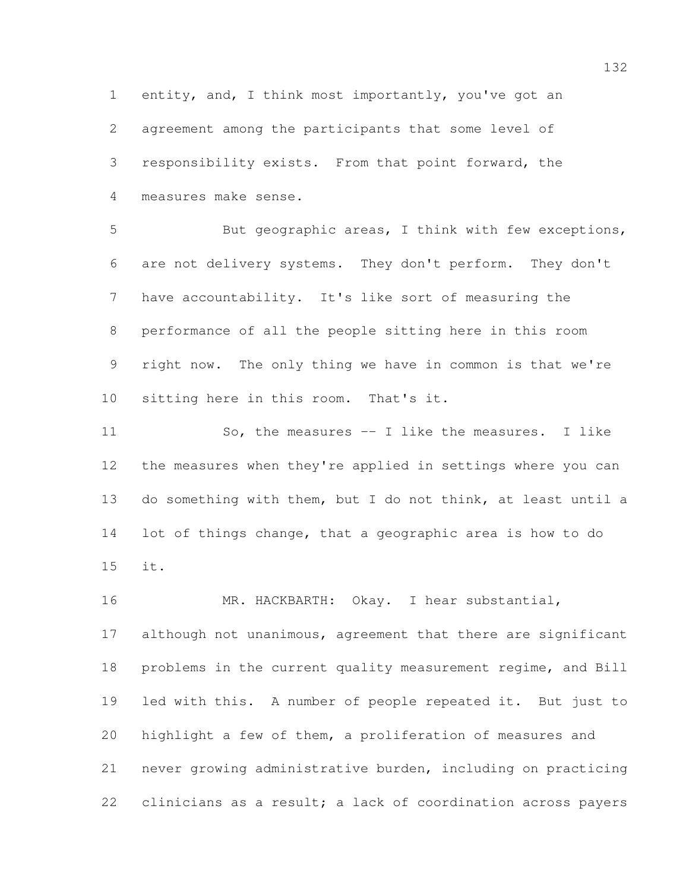entity, and, I think most importantly, you've got an agreement among the participants that some level of responsibility exists. From that point forward, the measures make sense.

But geographic areas, I think with few exceptions, are not delivery systems. They don't perform. They don't have accountability. It's like sort of measuring the performance of all the people sitting here in this room right now. The only thing we have in common is that we're sitting here in this room. That's it.

So, the measures -- I like the measures. I like the measures when they're applied in settings where you can do something with them, but I do not think, at least until a lot of things change, that a geographic area is how to do it.

MR. HACKBARTH: Okay. I hear substantial, although not unanimous, agreement that there are significant problems in the current quality measurement regime, and Bill led with this. A number of people repeated it. But just to highlight a few of them, a proliferation of measures and never growing administrative burden, including on practicing clinicians as a result; a lack of coordination across payers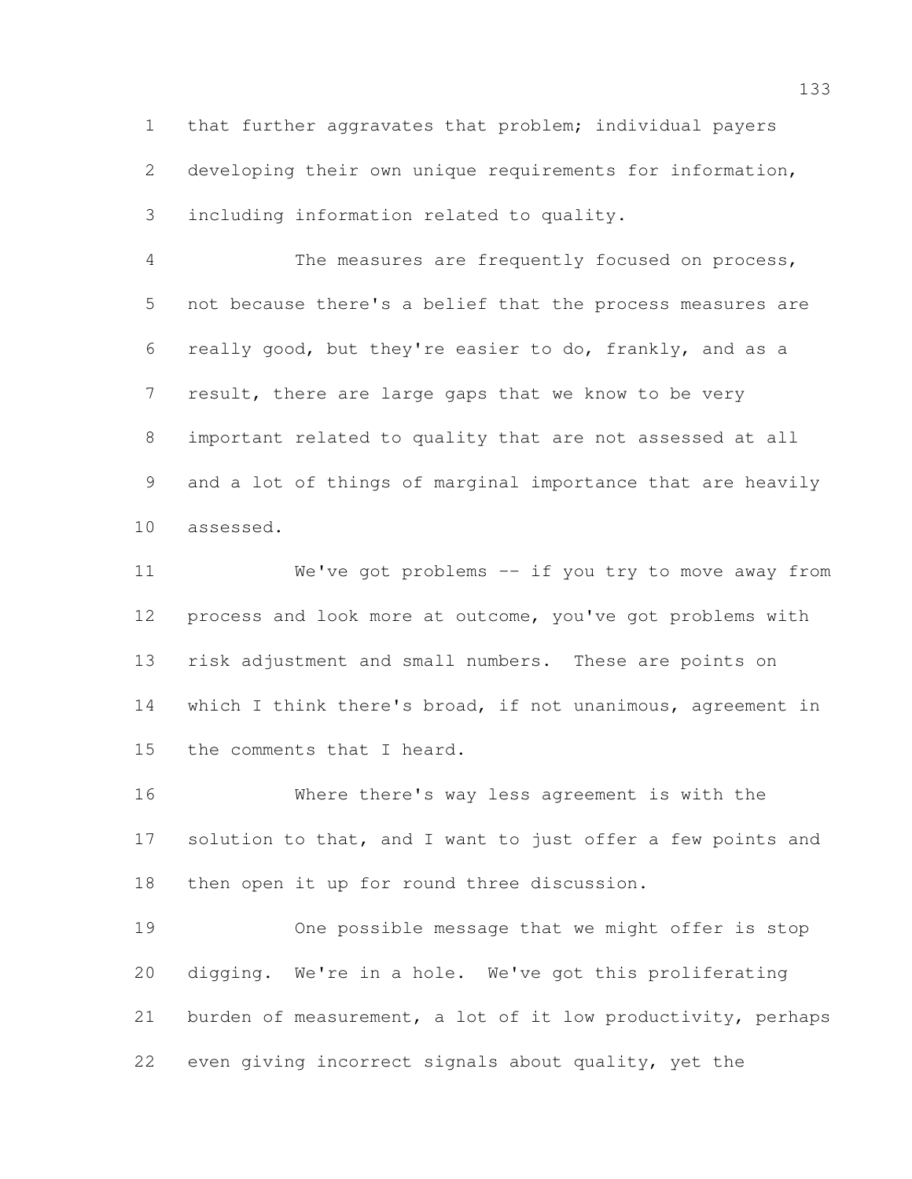that further aggravates that problem; individual payers developing their own unique requirements for information, including information related to quality.

The measures are frequently focused on process, not because there's a belief that the process measures are really good, but they're easier to do, frankly, and as a result, there are large gaps that we know to be very important related to quality that are not assessed at all and a lot of things of marginal importance that are heavily assessed.

We've got problems -- if you try to move away from process and look more at outcome, you've got problems with risk adjustment and small numbers. These are points on which I think there's broad, if not unanimous, agreement in the comments that I heard.

Where there's way less agreement is with the solution to that, and I want to just offer a few points and then open it up for round three discussion.

One possible message that we might offer is stop digging. We're in a hole. We've got this proliferating burden of measurement, a lot of it low productivity, perhaps even giving incorrect signals about quality, yet the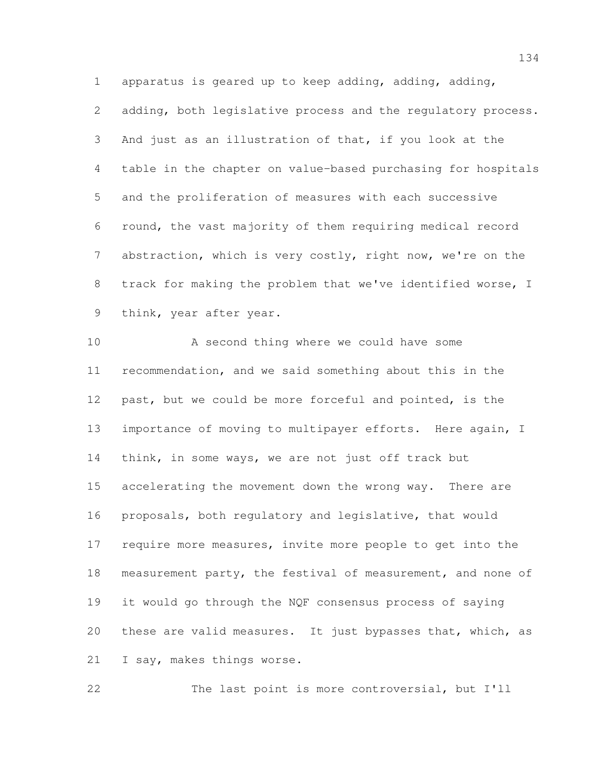apparatus is geared up to keep adding, adding, adding, adding, both legislative process and the regulatory process. And just as an illustration of that, if you look at the table in the chapter on value-based purchasing for hospitals and the proliferation of measures with each successive round, the vast majority of them requiring medical record abstraction, which is very costly, right now, we're on the track for making the problem that we've identified worse, I think, year after year.

A second thing where we could have some recommendation, and we said something about this in the past, but we could be more forceful and pointed, is the importance of moving to multipayer efforts. Here again, I think, in some ways, we are not just off track but accelerating the movement down the wrong way. There are proposals, both regulatory and legislative, that would require more measures, invite more people to get into the measurement party, the festival of measurement, and none of it would go through the NQF consensus process of saying these are valid measures. It just bypasses that, which, as I say, makes things worse.

The last point is more controversial, but I'll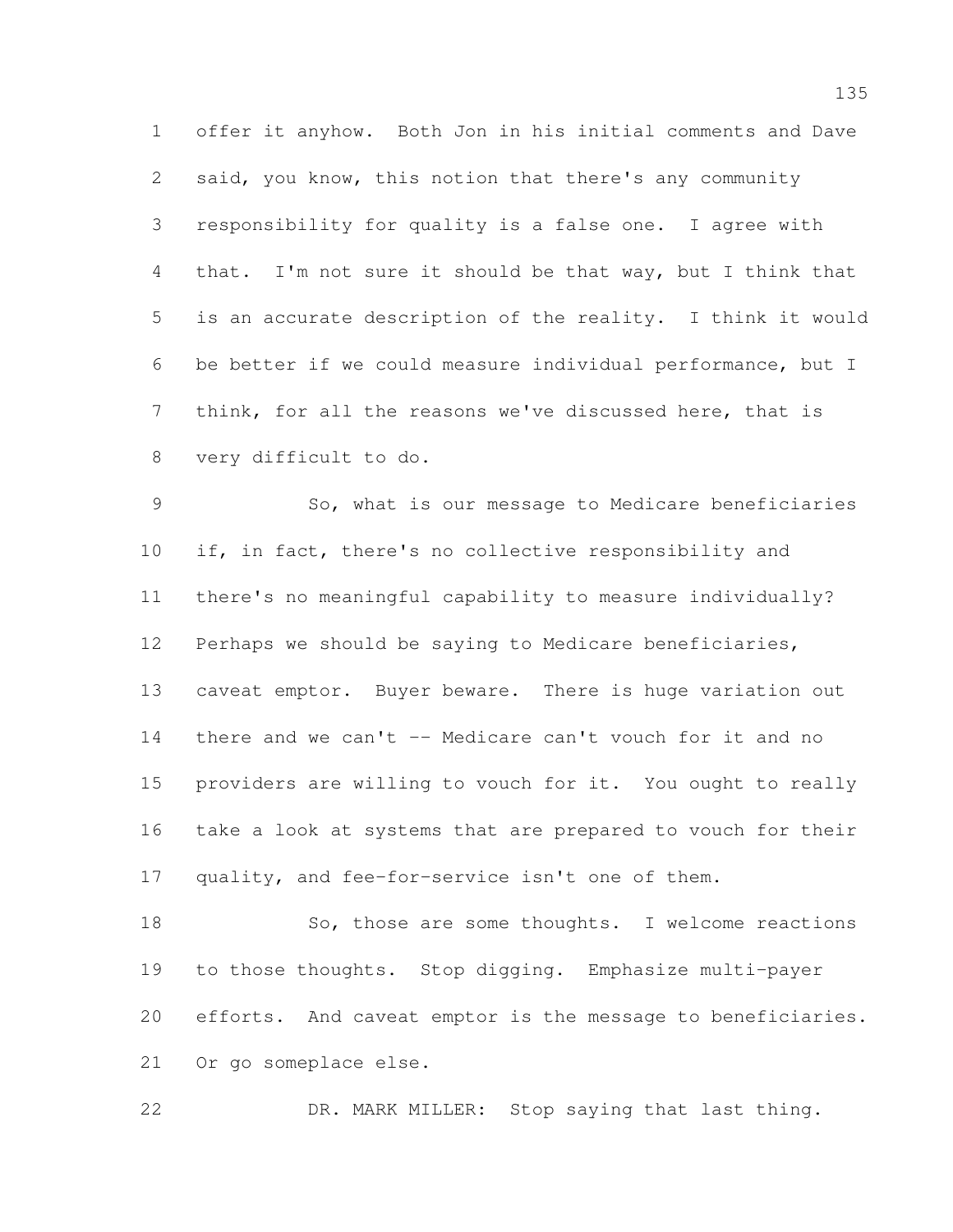offer it anyhow. Both Jon in his initial comments and Dave said, you know, this notion that there's any community responsibility for quality is a false one. I agree with that. I'm not sure it should be that way, but I think that is an accurate description of the reality. I think it would be better if we could measure individual performance, but I think, for all the reasons we've discussed here, that is very difficult to do.

So, what is our message to Medicare beneficiaries if, in fact, there's no collective responsibility and there's no meaningful capability to measure individually? Perhaps we should be saying to Medicare beneficiaries, caveat emptor. Buyer beware. There is huge variation out there and we can't -- Medicare can't vouch for it and no providers are willing to vouch for it. You ought to really take a look at systems that are prepared to vouch for their quality, and fee-for-service isn't one of them.

So, those are some thoughts. I welcome reactions to those thoughts. Stop digging. Emphasize multi-payer efforts. And caveat emptor is the message to beneficiaries. Or go someplace else.

DR. MARK MILLER: Stop saying that last thing.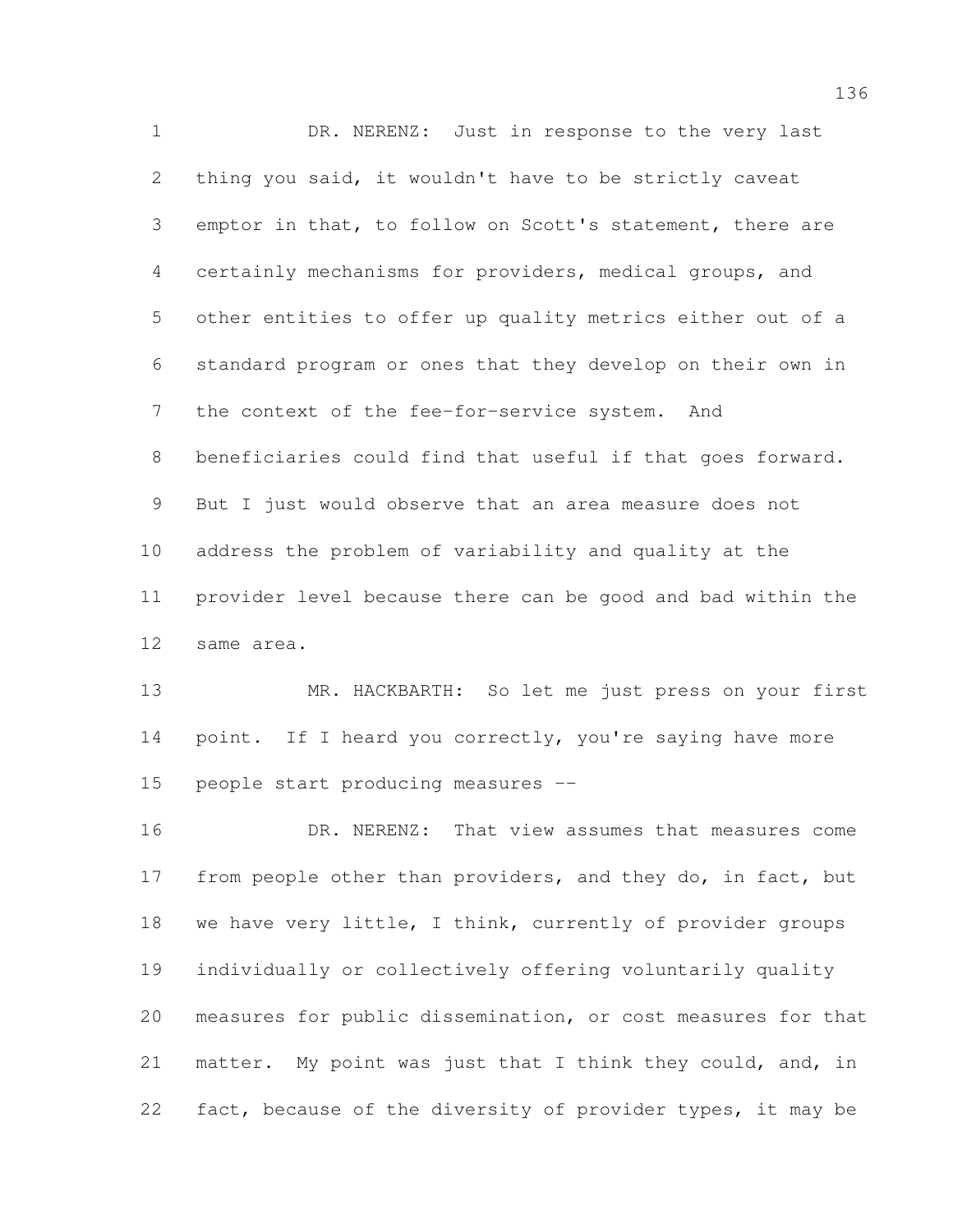DR. NERENZ: Just in response to the very last thing you said, it wouldn't have to be strictly caveat emptor in that, to follow on Scott's statement, there are certainly mechanisms for providers, medical groups, and other entities to offer up quality metrics either out of a standard program or ones that they develop on their own in the context of the fee-for-service system. And beneficiaries could find that useful if that goes forward. But I just would observe that an area measure does not address the problem of variability and quality at the provider level because there can be good and bad within the same area.

MR. HACKBARTH: So let me just press on your first point. If I heard you correctly, you're saying have more people start producing measures --

DR. NERENZ: That view assumes that measures come from people other than providers, and they do, in fact, but we have very little, I think, currently of provider groups individually or collectively offering voluntarily quality measures for public dissemination, or cost measures for that matter. My point was just that I think they could, and, in fact, because of the diversity of provider types, it may be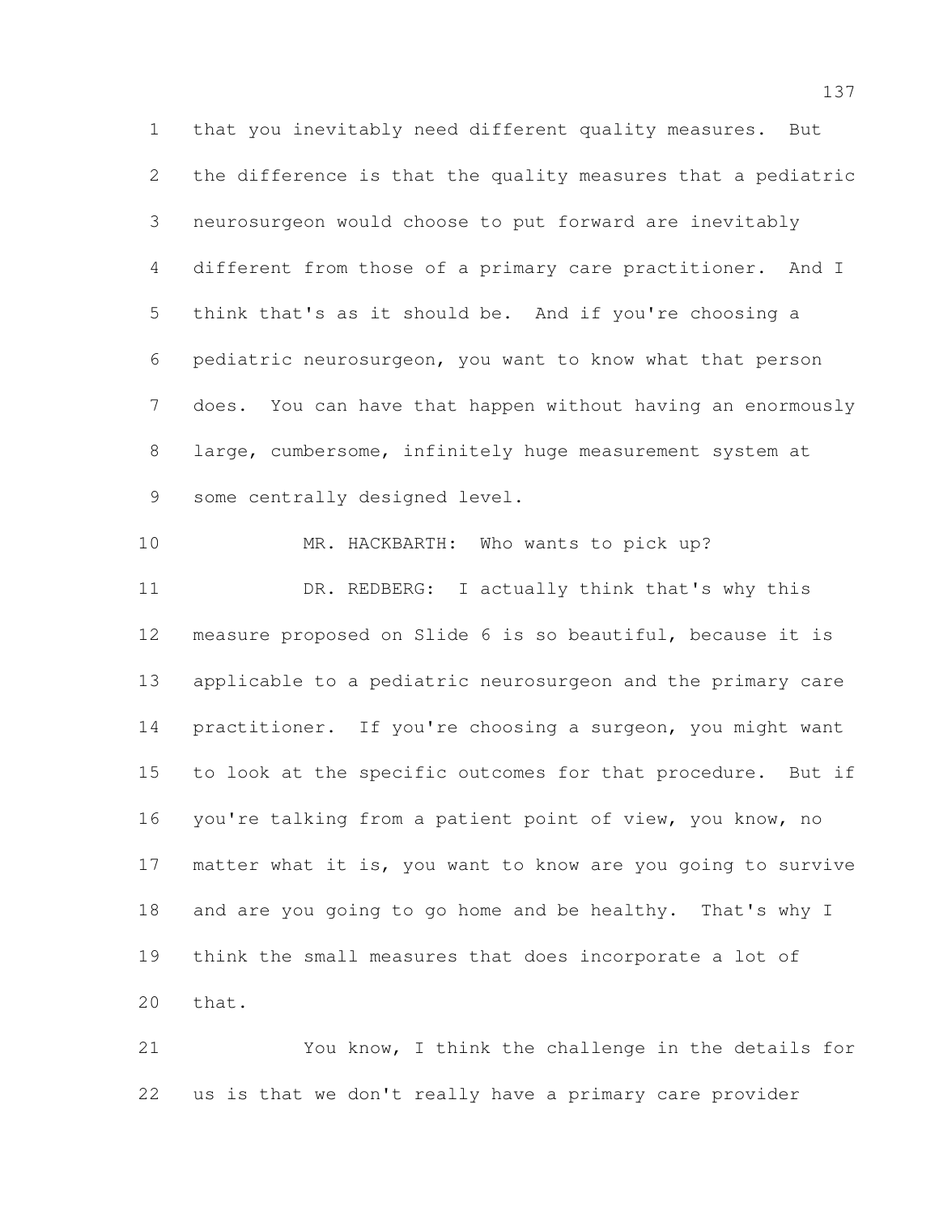that you inevitably need different quality measures. But the difference is that the quality measures that a pediatric neurosurgeon would choose to put forward are inevitably different from those of a primary care practitioner. And I think that's as it should be. And if you're choosing a pediatric neurosurgeon, you want to know what that person does. You can have that happen without having an enormously large, cumbersome, infinitely huge measurement system at some centrally designed level.

MR. HACKBARTH: Who wants to pick up?

DR. REDBERG: I actually think that's why this measure proposed on Slide 6 is so beautiful, because it is applicable to a pediatric neurosurgeon and the primary care practitioner. If you're choosing a surgeon, you might want to look at the specific outcomes for that procedure. But if you're talking from a patient point of view, you know, no matter what it is, you want to know are you going to survive and are you going to go home and be healthy. That's why I think the small measures that does incorporate a lot of that.

You know, I think the challenge in the details for us is that we don't really have a primary care provider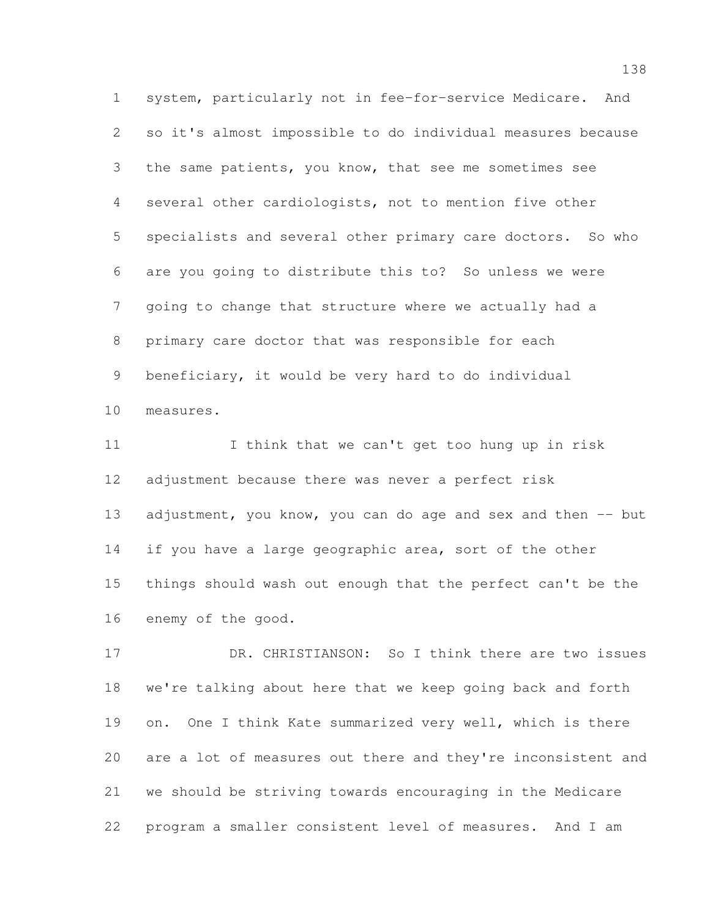system, particularly not in fee-for-service Medicare. And so it's almost impossible to do individual measures because the same patients, you know, that see me sometimes see several other cardiologists, not to mention five other specialists and several other primary care doctors. So who are you going to distribute this to? So unless we were going to change that structure where we actually had a primary care doctor that was responsible for each beneficiary, it would be very hard to do individual measures.

I think that we can't get too hung up in risk adjustment because there was never a perfect risk adjustment, you know, you can do age and sex and then -- but if you have a large geographic area, sort of the other things should wash out enough that the perfect can't be the enemy of the good.

DR. CHRISTIANSON: So I think there are two issues we're talking about here that we keep going back and forth on. One I think Kate summarized very well, which is there are a lot of measures out there and they're inconsistent and we should be striving towards encouraging in the Medicare program a smaller consistent level of measures. And I am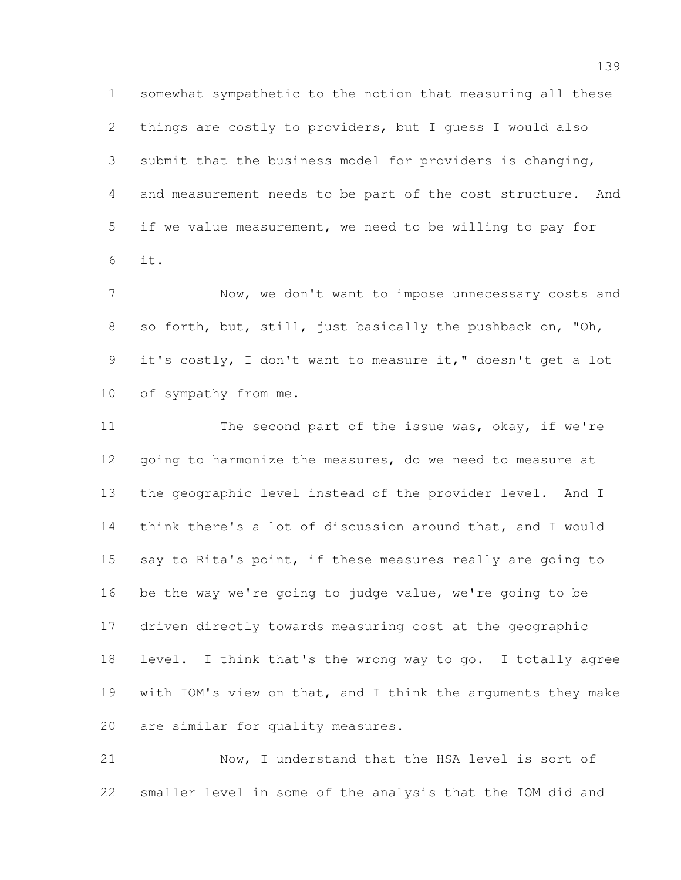somewhat sympathetic to the notion that measuring all these things are costly to providers, but I guess I would also submit that the business model for providers is changing, and measurement needs to be part of the cost structure. And if we value measurement, we need to be willing to pay for it.

Now, we don't want to impose unnecessary costs and so forth, but, still, just basically the pushback on, "Oh, it's costly, I don't want to measure it," doesn't get a lot of sympathy from me.

The second part of the issue was, okay, if we're going to harmonize the measures, do we need to measure at the geographic level instead of the provider level. And I think there's a lot of discussion around that, and I would say to Rita's point, if these measures really are going to be the way we're going to judge value, we're going to be driven directly towards measuring cost at the geographic level. I think that's the wrong way to go. I totally agree with IOM's view on that, and I think the arguments they make are similar for quality measures.

Now, I understand that the HSA level is sort of smaller level in some of the analysis that the IOM did and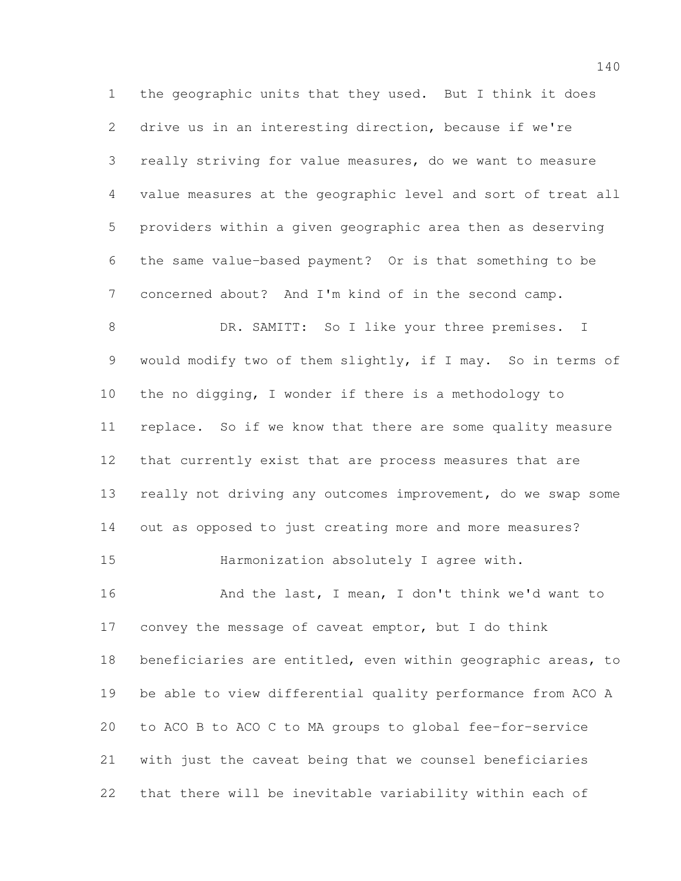the geographic units that they used. But I think it does drive us in an interesting direction, because if we're really striving for value measures, do we want to measure value measures at the geographic level and sort of treat all providers within a given geographic area then as deserving the same value-based payment? Or is that something to be concerned about? And I'm kind of in the second camp.

DR. SAMITT: So I like your three premises. I would modify two of them slightly, if I may. So in terms of the no digging, I wonder if there is a methodology to replace. So if we know that there are some quality measure that currently exist that are process measures that are really not driving any outcomes improvement, do we swap some out as opposed to just creating more and more measures?

Harmonization absolutely I agree with.

And the last, I mean, I don't think we'd want to convey the message of caveat emptor, but I do think beneficiaries are entitled, even within geographic areas, to be able to view differential quality performance from ACO A to ACO B to ACO C to MA groups to global fee-for-service with just the caveat being that we counsel beneficiaries that there will be inevitable variability within each of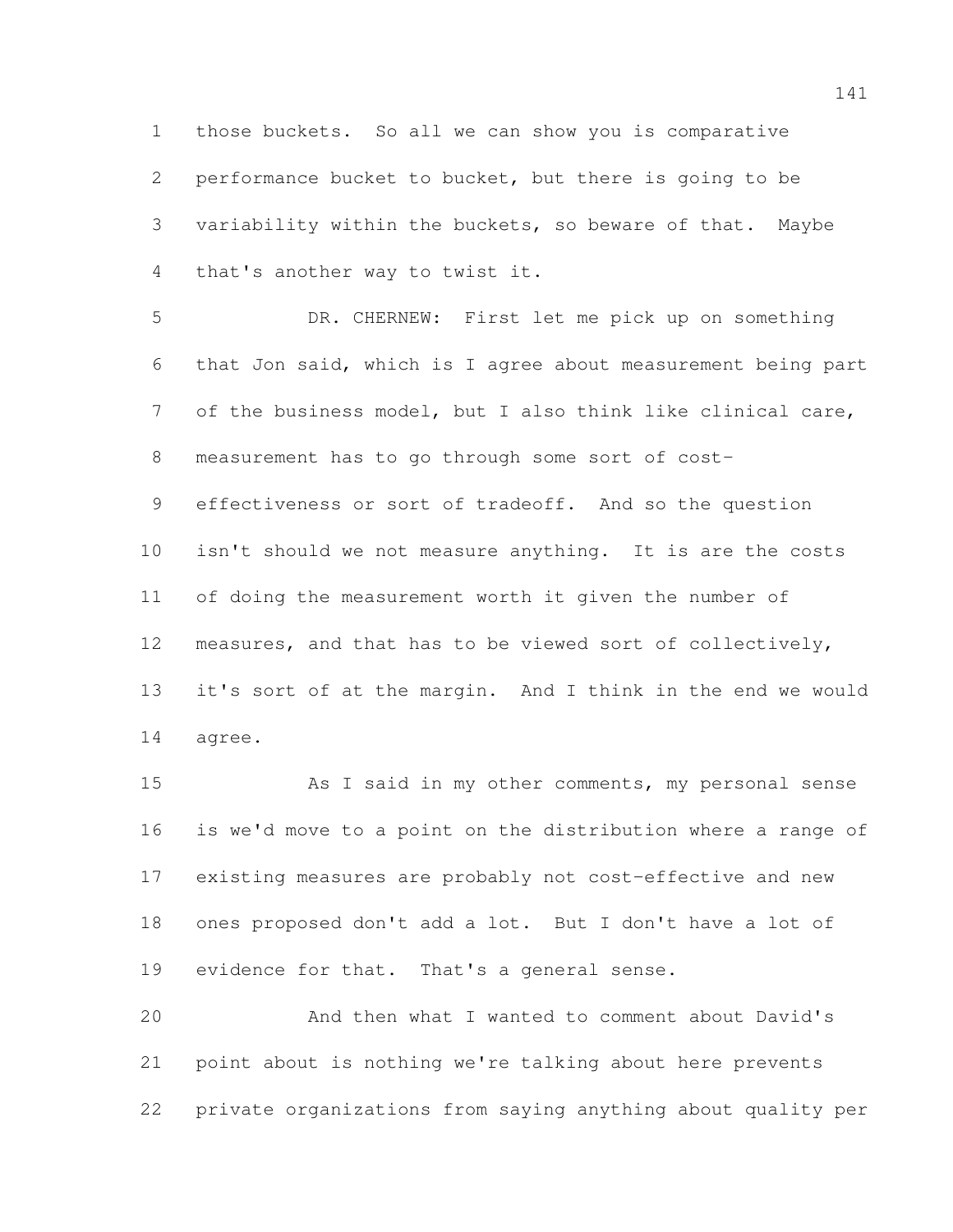those buckets. So all we can show you is comparative performance bucket to bucket, but there is going to be variability within the buckets, so beware of that. Maybe that's another way to twist it.

DR. CHERNEW: First let me pick up on something that Jon said, which is I agree about measurement being part of the business model, but I also think like clinical care, measurement has to go through some sort of cost-effectiveness or sort of tradeoff. And so the question isn't should we not measure anything. It is are the costs of doing the measurement worth it given the number of measures, and that has to be viewed sort of collectively, it's sort of at the margin. And I think in the end we would agree.

As I said in my other comments, my personal sense is we'd move to a point on the distribution where a range of existing measures are probably not cost-effective and new ones proposed don't add a lot. But I don't have a lot of evidence for that. That's a general sense.

And then what I wanted to comment about David's point about is nothing we're talking about here prevents private organizations from saying anything about quality per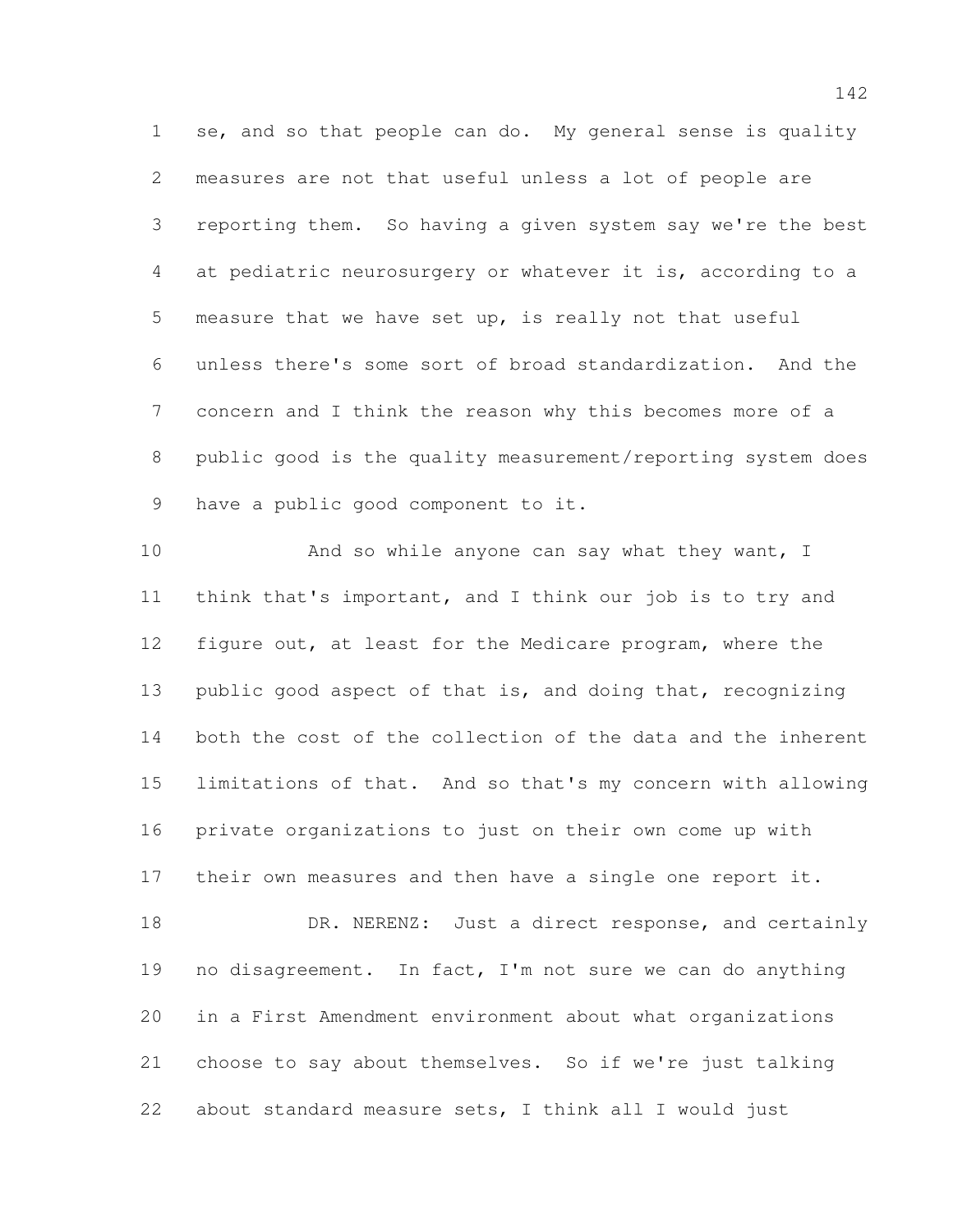se, and so that people can do. My general sense is quality measures are not that useful unless a lot of people are reporting them. So having a given system say we're the best at pediatric neurosurgery or whatever it is, according to a measure that we have set up, is really not that useful unless there's some sort of broad standardization. And the concern and I think the reason why this becomes more of a public good is the quality measurement/reporting system does have a public good component to it.

And so while anyone can say what they want, I think that's important, and I think our job is to try and figure out, at least for the Medicare program, where the public good aspect of that is, and doing that, recognizing both the cost of the collection of the data and the inherent limitations of that. And so that's my concern with allowing private organizations to just on their own come up with their own measures and then have a single one report it.

DR. NERENZ: Just a direct response, and certainly no disagreement. In fact, I'm not sure we can do anything in a First Amendment environment about what organizations choose to say about themselves. So if we're just talking about standard measure sets, I think all I would just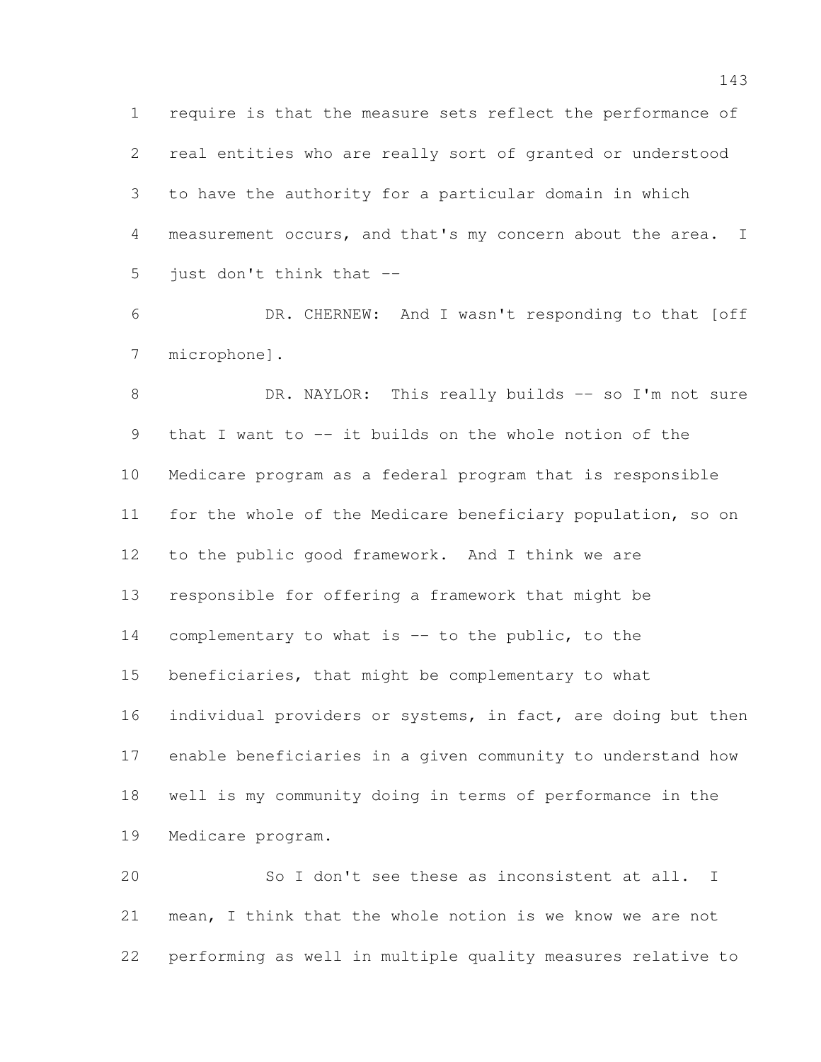require is that the measure sets reflect the performance of real entities who are really sort of granted or understood to have the authority for a particular domain in which measurement occurs, and that's my concern about the area. I just don't think that --

DR. CHERNEW: And I wasn't responding to that [off microphone].

DR. NAYLOR: This really builds -- so I'm not sure that I want to -- it builds on the whole notion of the Medicare program as a federal program that is responsible for the whole of the Medicare beneficiary population, so on to the public good framework. And I think we are responsible for offering a framework that might be complementary to what is -- to the public, to the beneficiaries, that might be complementary to what individual providers or systems, in fact, are doing but then enable beneficiaries in a given community to understand how well is my community doing in terms of performance in the Medicare program.

So I don't see these as inconsistent at all. I mean, I think that the whole notion is we know we are not performing as well in multiple quality measures relative to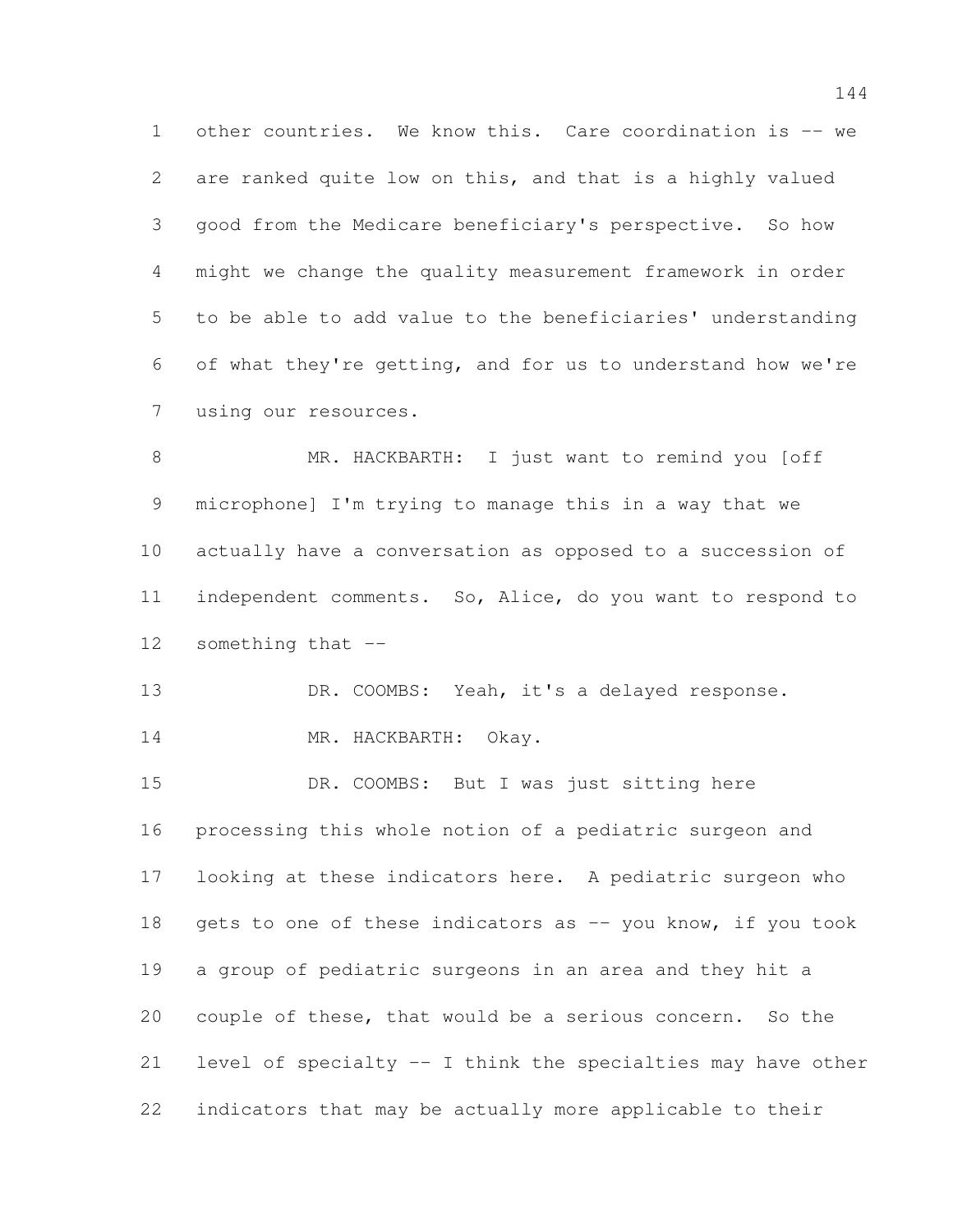other countries. We know this. Care coordination is -- we are ranked quite low on this, and that is a highly valued good from the Medicare beneficiary's perspective. So how might we change the quality measurement framework in order to be able to add value to the beneficiaries' understanding of what they're getting, and for us to understand how we're using our resources.

MR. HACKBARTH: I just want to remind you [off microphone] I'm trying to manage this in a way that we actually have a conversation as opposed to a succession of independent comments. So, Alice, do you want to respond to something that --

DR. COOMBS: Yeah, it's a delayed response.

MR. HACKBARTH: Okay.

DR. COOMBS: But I was just sitting here processing this whole notion of a pediatric surgeon and looking at these indicators here. A pediatric surgeon who gets to one of these indicators as -- you know, if you took a group of pediatric surgeons in an area and they hit a couple of these, that would be a serious concern. So the level of specialty -- I think the specialties may have other indicators that may be actually more applicable to their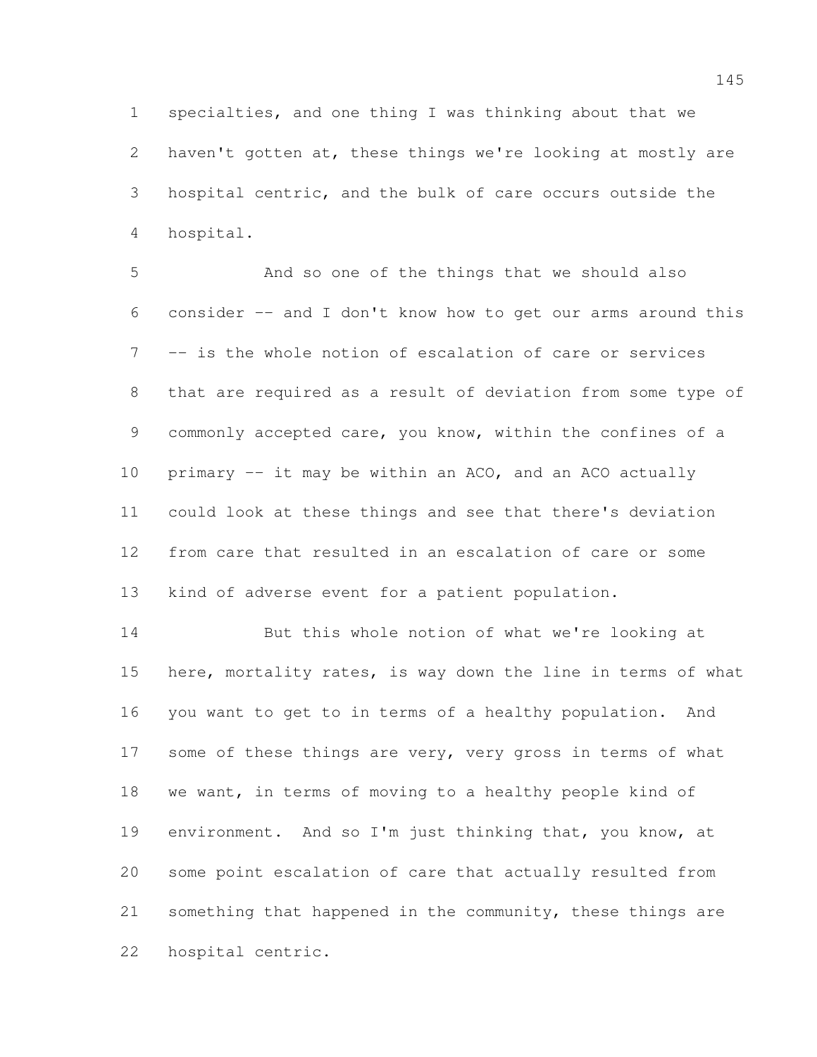specialties, and one thing I was thinking about that we haven't gotten at, these things we're looking at mostly are hospital centric, and the bulk of care occurs outside the hospital.

And so one of the things that we should also consider -- and I don't know how to get our arms around this -- is the whole notion of escalation of care or services that are required as a result of deviation from some type of commonly accepted care, you know, within the confines of a primary -- it may be within an ACO, and an ACO actually could look at these things and see that there's deviation from care that resulted in an escalation of care or some kind of adverse event for a patient population.

But this whole notion of what we're looking at here, mortality rates, is way down the line in terms of what you want to get to in terms of a healthy population. And some of these things are very, very gross in terms of what we want, in terms of moving to a healthy people kind of environment. And so I'm just thinking that, you know, at some point escalation of care that actually resulted from something that happened in the community, these things are hospital centric.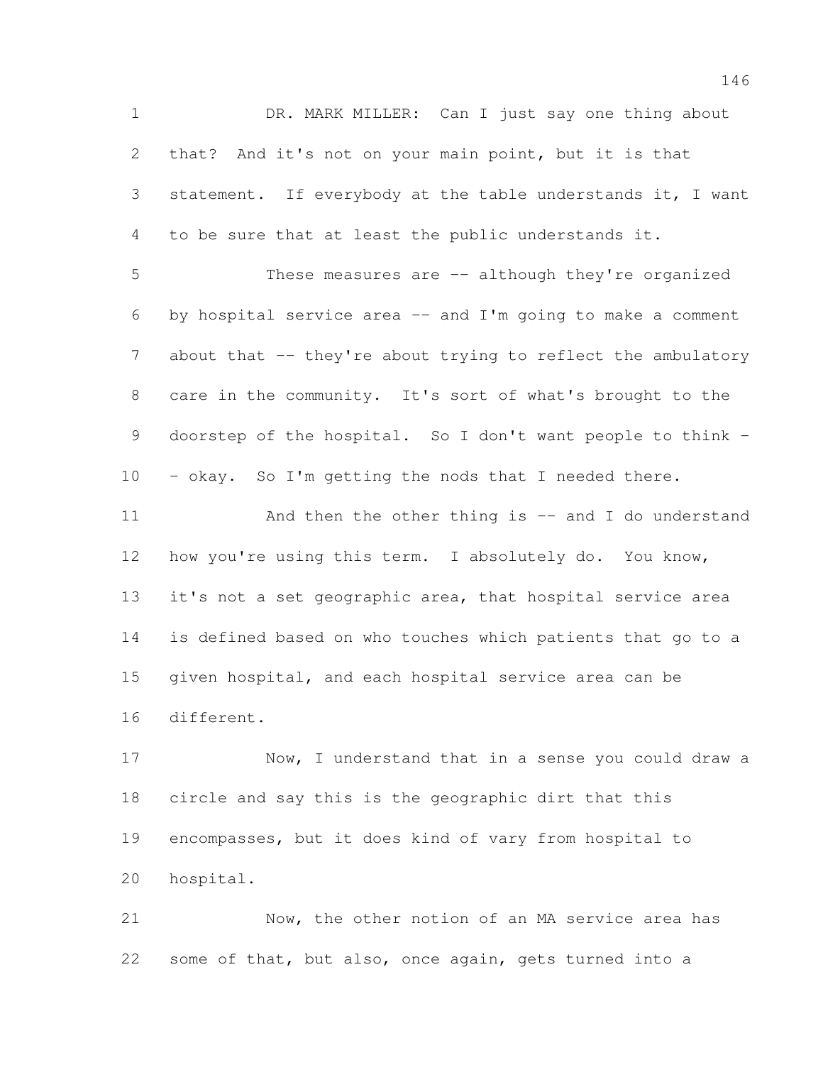DR. MARK MILLER: Can I just say one thing about that? And it's not on your main point, but it is that statement. If everybody at the table understands it, I want to be sure that at least the public understands it.

These measures are -- although they're organized by hospital service area -- and I'm going to make a comment about that -- they're about trying to reflect the ambulatory care in the community. It's sort of what's brought to the doorstep of the hospital. So I don't want people to think -- okay. So I'm getting the nods that I needed there.

And then the other thing is -- and I do understand how you're using this term. I absolutely do. You know, it's not a set geographic area, that hospital service area is defined based on who touches which patients that go to a given hospital, and each hospital service area can be different.

Now, I understand that in a sense you could draw a circle and say this is the geographic dirt that this encompasses, but it does kind of vary from hospital to hospital.

Now, the other notion of an MA service area has some of that, but also, once again, gets turned into a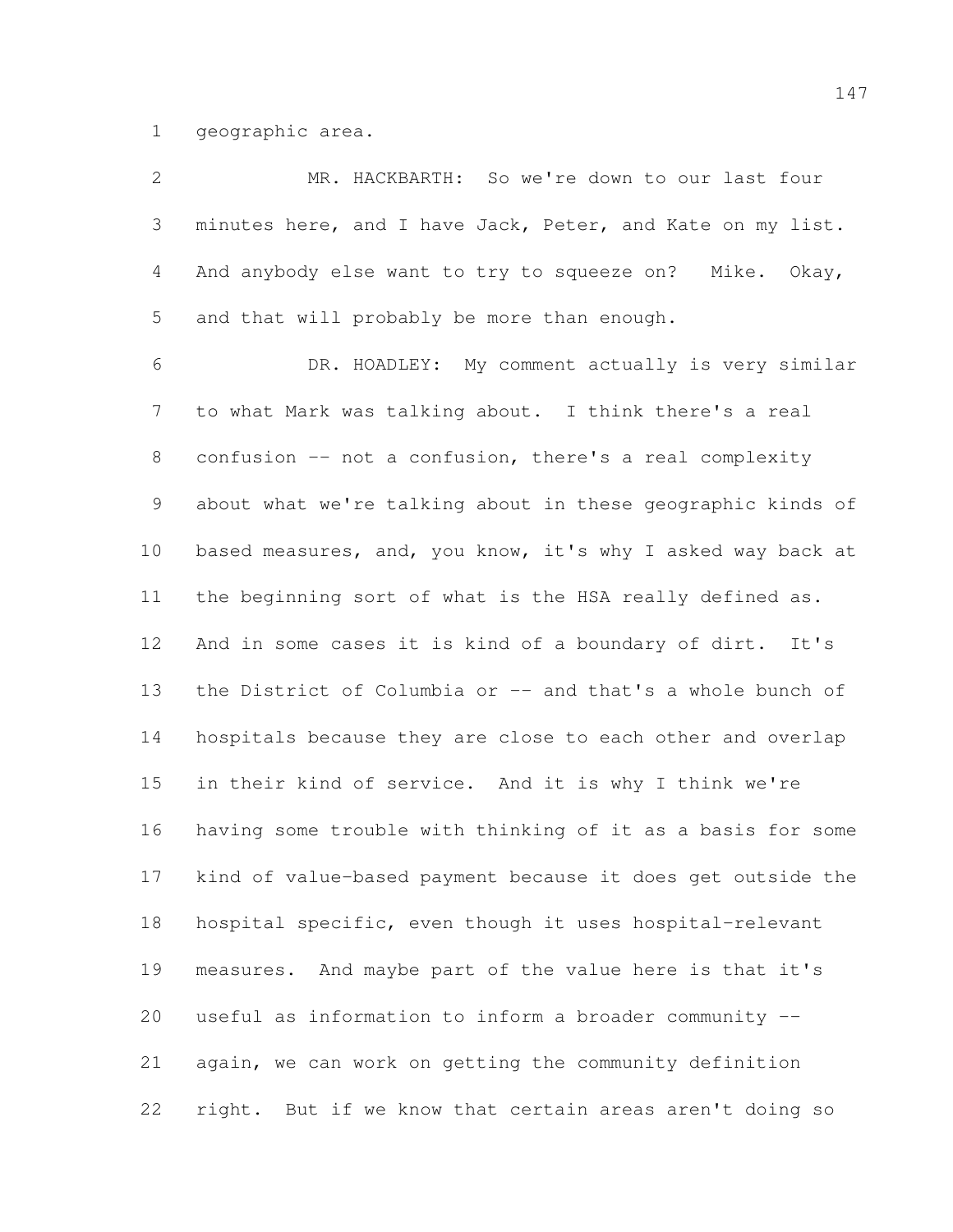geographic area.

MR. HACKBARTH: So we're down to our last four minutes here, and I have Jack, Peter, and Kate on my list. And anybody else want to try to squeeze on? Mike. Okay, and that will probably be more than enough.

DR. HOADLEY: My comment actually is very similar to what Mark was talking about. I think there's a real confusion -- not a confusion, there's a real complexity about what we're talking about in these geographic kinds of based measures, and, you know, it's why I asked way back at the beginning sort of what is the HSA really defined as. And in some cases it is kind of a boundary of dirt. It's the District of Columbia or -- and that's a whole bunch of hospitals because they are close to each other and overlap in their kind of service. And it is why I think we're having some trouble with thinking of it as a basis for some kind of value-based payment because it does get outside the hospital specific, even though it uses hospital-relevant measures. And maybe part of the value here is that it's useful as information to inform a broader community -- again, we can work on getting the community definition right. But if we know that certain areas aren't doing so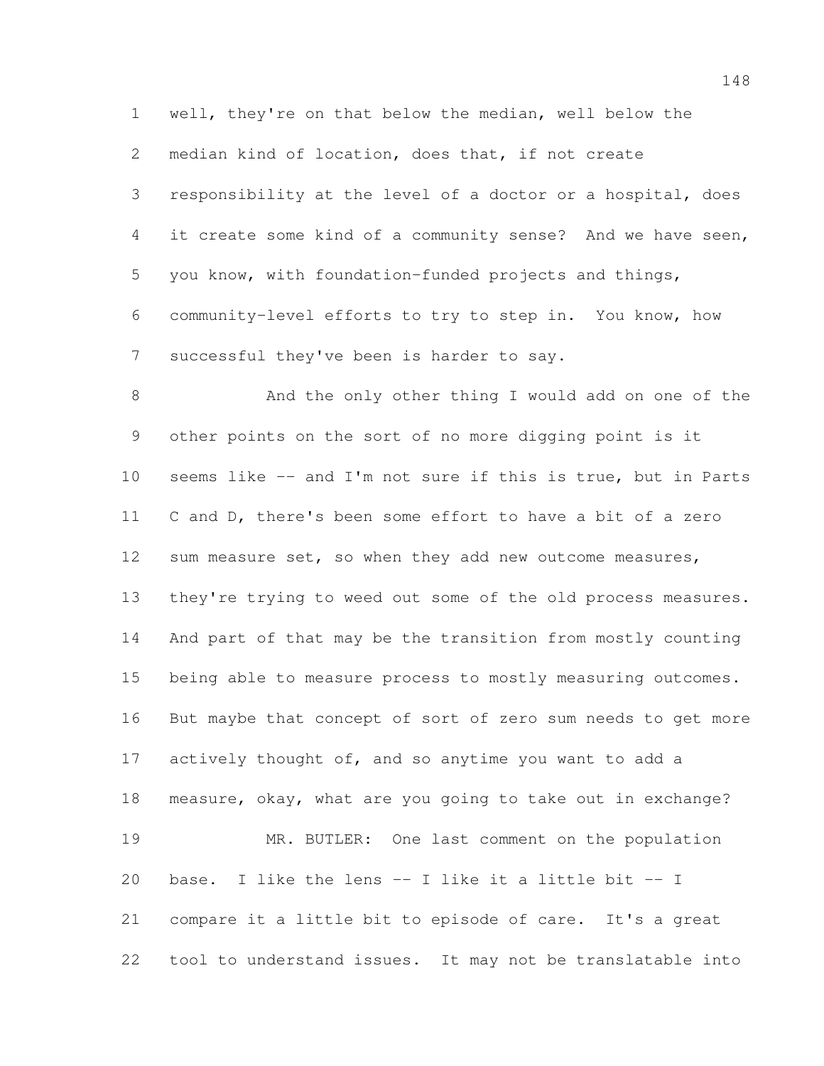well, they're on that below the median, well below the median kind of location, does that, if not create responsibility at the level of a doctor or a hospital, does it create some kind of a community sense? And we have seen, you know, with foundation-funded projects and things, community-level efforts to try to step in. You know, how successful they've been is harder to say.

And the only other thing I would add on one of the other points on the sort of no more digging point is it seems like -- and I'm not sure if this is true, but in Parts C and D, there's been some effort to have a bit of a zero sum measure set, so when they add new outcome measures, they're trying to weed out some of the old process measures. And part of that may be the transition from mostly counting being able to measure process to mostly measuring outcomes. But maybe that concept of sort of zero sum needs to get more actively thought of, and so anytime you want to add a measure, okay, what are you going to take out in exchange?

MR. BUTLER: One last comment on the population base. I like the lens -- I like it a little bit -- I compare it a little bit to episode of care. It's a great tool to understand issues. It may not be translatable into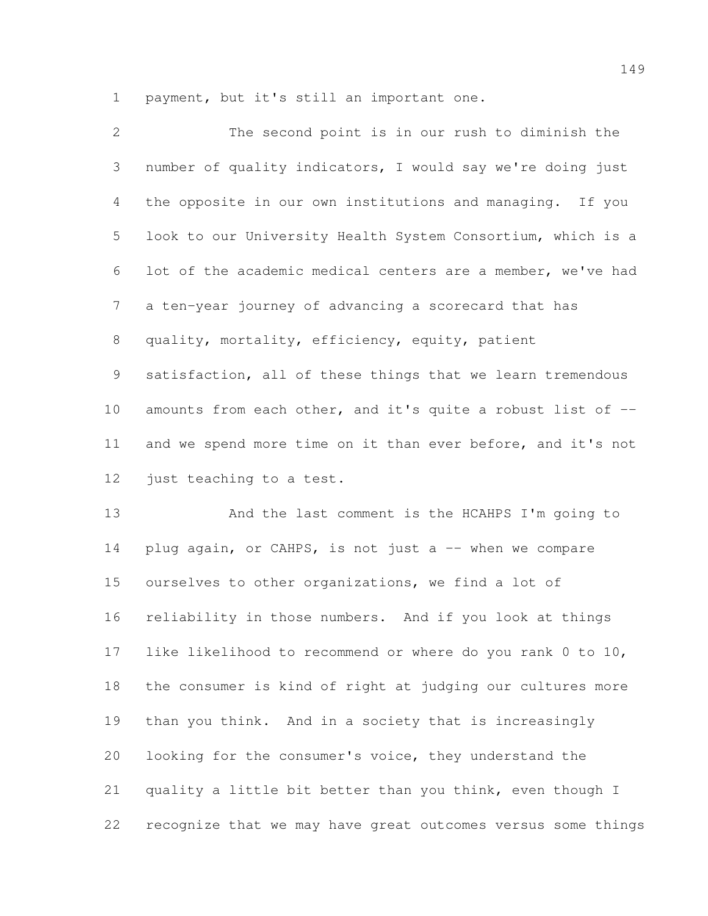payment, but it's still an important one.

The second point is in our rush to diminish the number of quality indicators, I would say we're doing just the opposite in our own institutions and managing. If you look to our University Health System Consortium, which is a lot of the academic medical centers are a member, we've had a ten-year journey of advancing a scorecard that has quality, mortality, efficiency, equity, patient satisfaction, all of these things that we learn tremendous amounts from each other, and it's quite a robust list of -- and we spend more time on it than ever before, and it's not just teaching to a test.

And the last comment is the HCAHPS I'm going to plug again, or CAHPS, is not just a -- when we compare ourselves to other organizations, we find a lot of reliability in those numbers. And if you look at things like likelihood to recommend or where do you rank 0 to 10, the consumer is kind of right at judging our cultures more than you think. And in a society that is increasingly looking for the consumer's voice, they understand the quality a little bit better than you think, even though I recognize that we may have great outcomes versus some things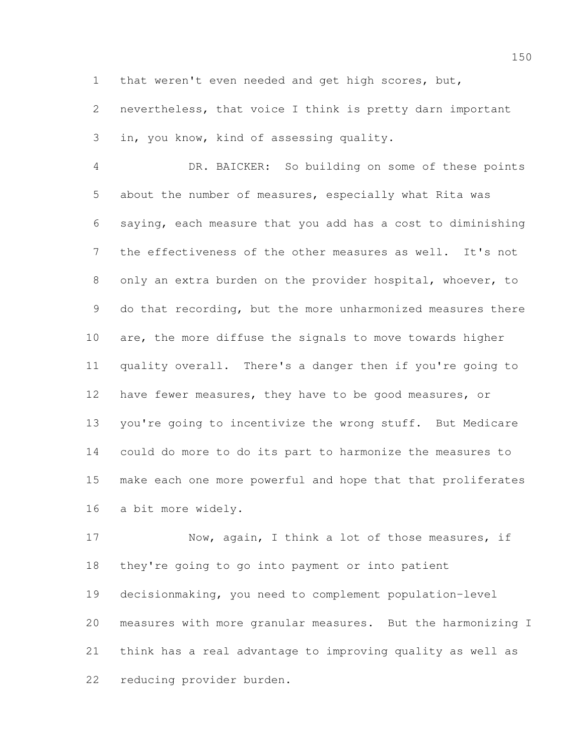that weren't even needed and get high scores, but, nevertheless, that voice I think is pretty darn important in, you know, kind of assessing quality.

DR. BAICKER: So building on some of these points about the number of measures, especially what Rita was saying, each measure that you add has a cost to diminishing the effectiveness of the other measures as well. It's not only an extra burden on the provider hospital, whoever, to do that recording, but the more unharmonized measures there are, the more diffuse the signals to move towards higher quality overall. There's a danger then if you're going to have fewer measures, they have to be good measures, or you're going to incentivize the wrong stuff. But Medicare could do more to do its part to harmonize the measures to make each one more powerful and hope that that proliferates a bit more widely.

Now, again, I think a lot of those measures, if they're going to go into payment or into patient decisionmaking, you need to complement population-level measures with more granular measures. But the harmonizing I think has a real advantage to improving quality as well as reducing provider burden.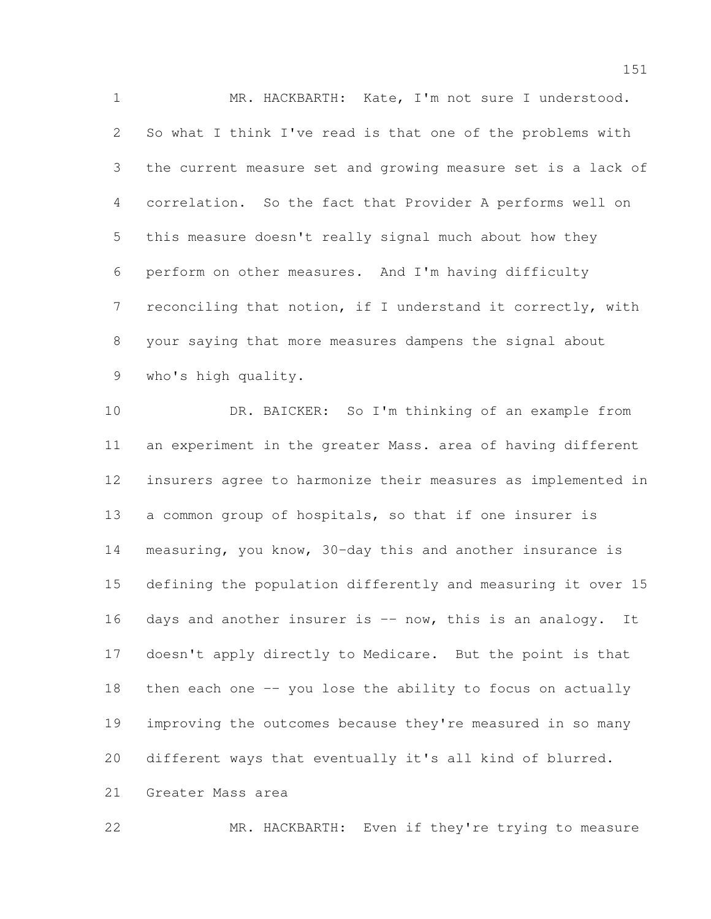MR. HACKBARTH: Kate, I'm not sure I understood. So what I think I've read is that one of the problems with the current measure set and growing measure set is a lack of correlation. So the fact that Provider A performs well on this measure doesn't really signal much about how they perform on other measures. And I'm having difficulty reconciling that notion, if I understand it correctly, with your saying that more measures dampens the signal about who's high quality.

DR. BAICKER: So I'm thinking of an example from an experiment in the greater Mass. area of having different insurers agree to harmonize their measures as implemented in a common group of hospitals, so that if one insurer is measuring, you know, 30-day this and another insurance is defining the population differently and measuring it over 15 days and another insurer is -- now, this is an analogy. It doesn't apply directly to Medicare. But the point is that then each one -- you lose the ability to focus on actually improving the outcomes because they're measured in so many different ways that eventually it's all kind of blurred. Greater Mass area

MR. HACKBARTH: Even if they're trying to measure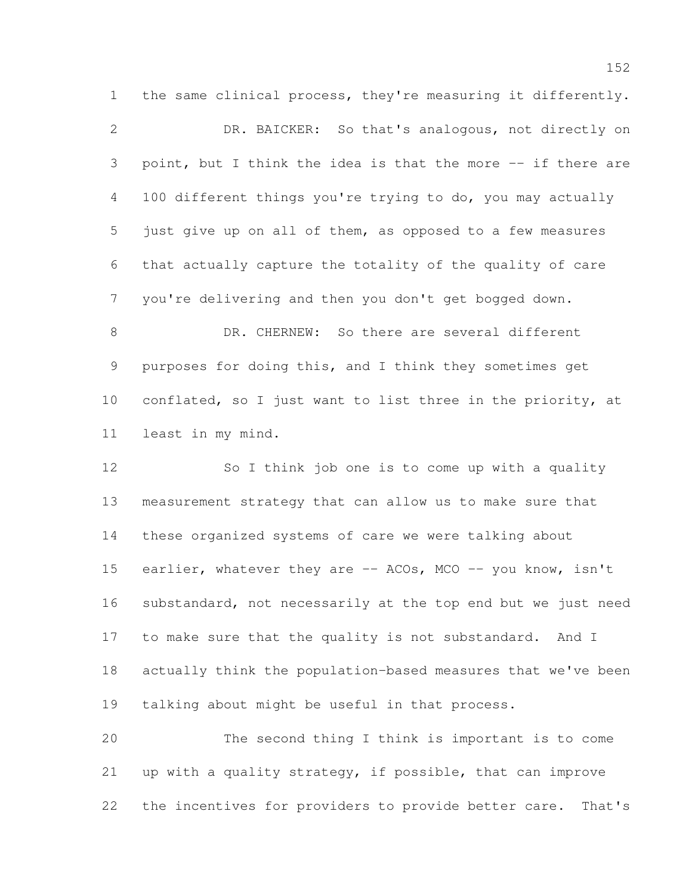the same clinical process, they're measuring it differently.

DR. BAICKER: So that's analogous, not directly on point, but I think the idea is that the more -- if there are 100 different things you're trying to do, you may actually just give up on all of them, as opposed to a few measures that actually capture the totality of the quality of care you're delivering and then you don't get bogged down.

DR. CHERNEW: So there are several different purposes for doing this, and I think they sometimes get conflated, so I just want to list three in the priority, at least in my mind.

So I think job one is to come up with a quality measurement strategy that can allow us to make sure that these organized systems of care we were talking about earlier, whatever they are -- ACOs, MCO -- you know, isn't substandard, not necessarily at the top end but we just need to make sure that the quality is not substandard. And I actually think the population-based measures that we've been talking about might be useful in that process.

The second thing I think is important is to come up with a quality strategy, if possible, that can improve the incentives for providers to provide better care. That's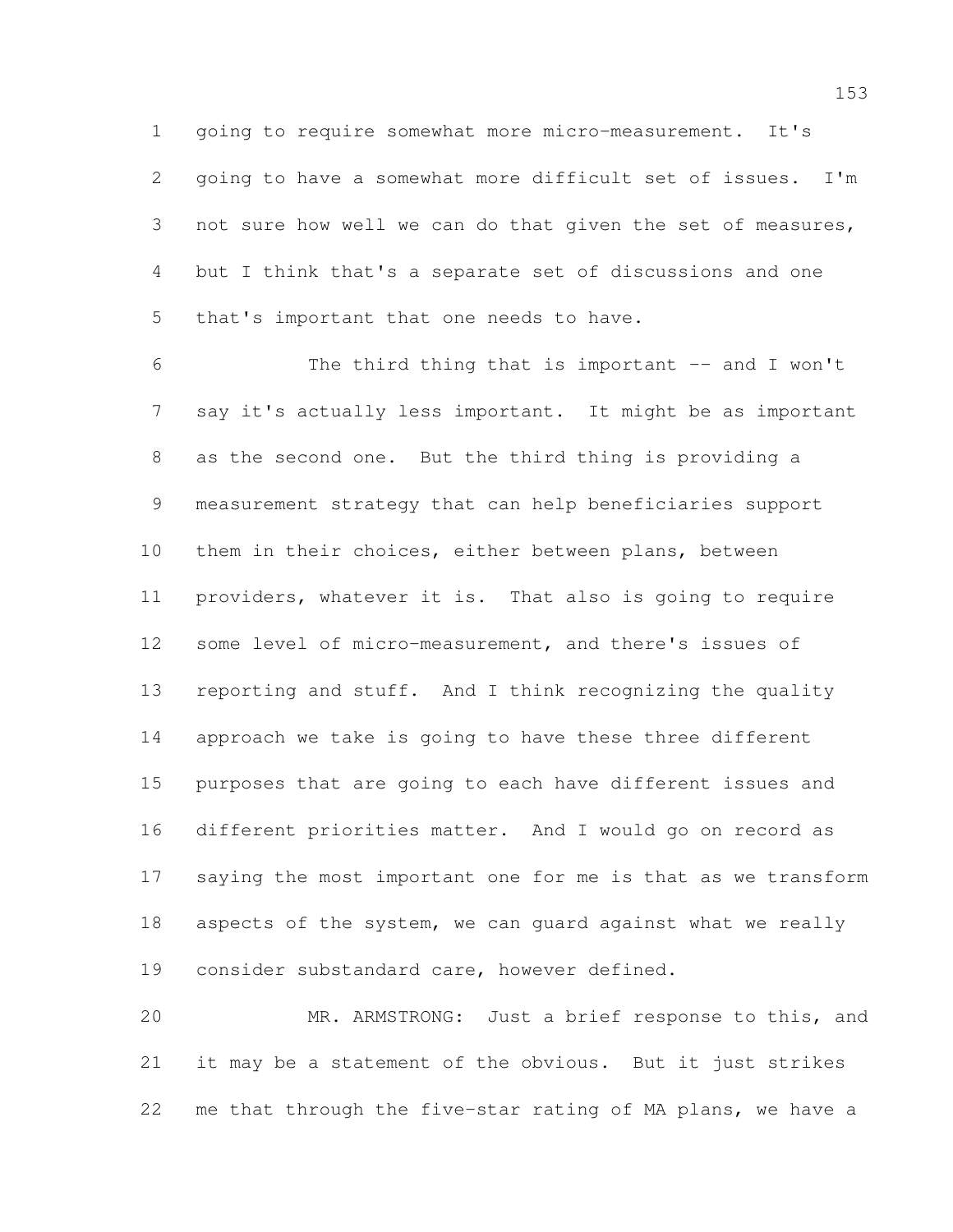going to require somewhat more micro-measurement. It's going to have a somewhat more difficult set of issues. I'm not sure how well we can do that given the set of measures, but I think that's a separate set of discussions and one that's important that one needs to have.

The third thing that is important -- and I won't say it's actually less important. It might be as important as the second one. But the third thing is providing a measurement strategy that can help beneficiaries support them in their choices, either between plans, between providers, whatever it is. That also is going to require some level of micro-measurement, and there's issues of reporting and stuff. And I think recognizing the quality approach we take is going to have these three different purposes that are going to each have different issues and different priorities matter. And I would go on record as saying the most important one for me is that as we transform aspects of the system, we can guard against what we really consider substandard care, however defined.

MR. ARMSTRONG: Just a brief response to this, and it may be a statement of the obvious. But it just strikes me that through the five-star rating of MA plans, we have a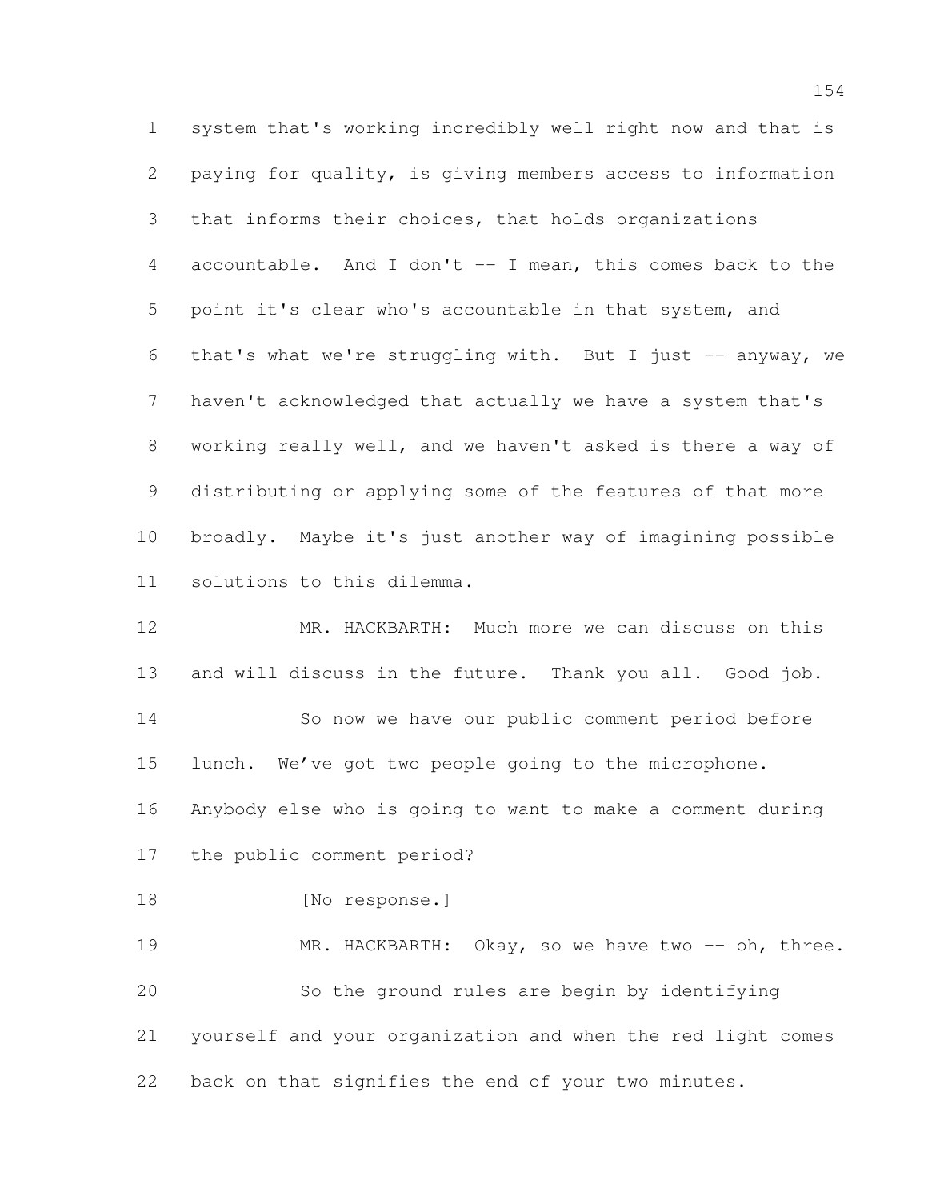system that's working incredibly well right now and that is paying for quality, is giving members access to information that informs their choices, that holds organizations accountable. And I don't -- I mean, this comes back to the point it's clear who's accountable in that system, and that's what we're struggling with. But I just -- anyway, we haven't acknowledged that actually we have a system that's working really well, and we haven't asked is there a way of distributing or applying some of the features of that more broadly. Maybe it's just another way of imagining possible solutions to this dilemma.

MR. HACKBARTH: Much more we can discuss on this and will discuss in the future. Thank you all. Good job.

So now we have our public comment period before lunch. We've got two people going to the microphone. Anybody else who is going to want to make a comment during the public comment period?

[No response.]

MR. HACKBARTH: Okay, so we have two -- oh, three.

So the ground rules are begin by identifying yourself and your organization and when the red light comes back on that signifies the end of your two minutes.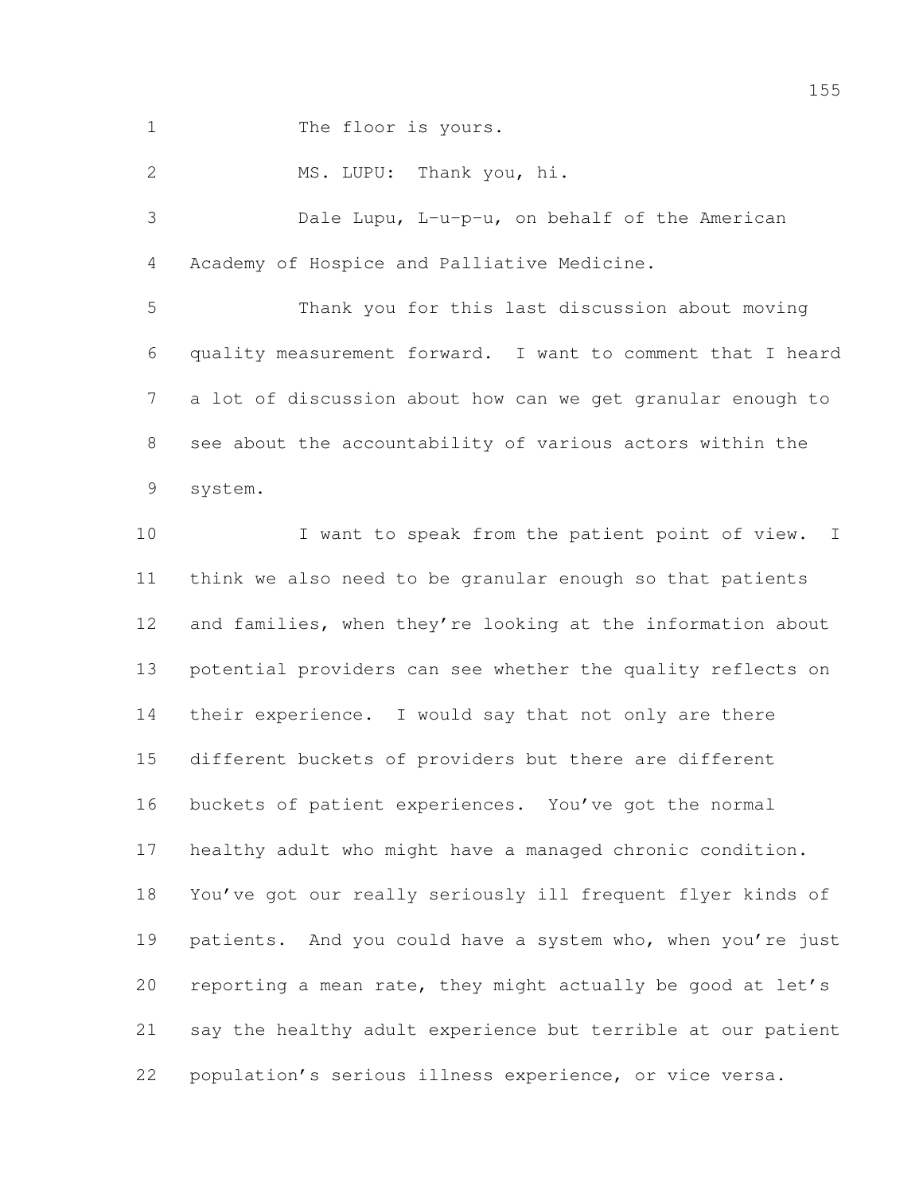The floor is yours.

MS. LUPU: Thank you, hi.

Dale Lupu, L-u-p-u, on behalf of the American Academy of Hospice and Palliative Medicine.

Thank you for this last discussion about moving quality measurement forward. I want to comment that I heard a lot of discussion about how can we get granular enough to see about the accountability of various actors within the system.

I want to speak from the patient point of view. I think we also need to be granular enough so that patients and families, when they're looking at the information about potential providers can see whether the quality reflects on their experience. I would say that not only are there different buckets of providers but there are different buckets of patient experiences. You've got the normal healthy adult who might have a managed chronic condition. You've got our really seriously ill frequent flyer kinds of patients. And you could have a system who, when you're just reporting a mean rate, they might actually be good at let's say the healthy adult experience but terrible at our patient population's serious illness experience, or vice versa.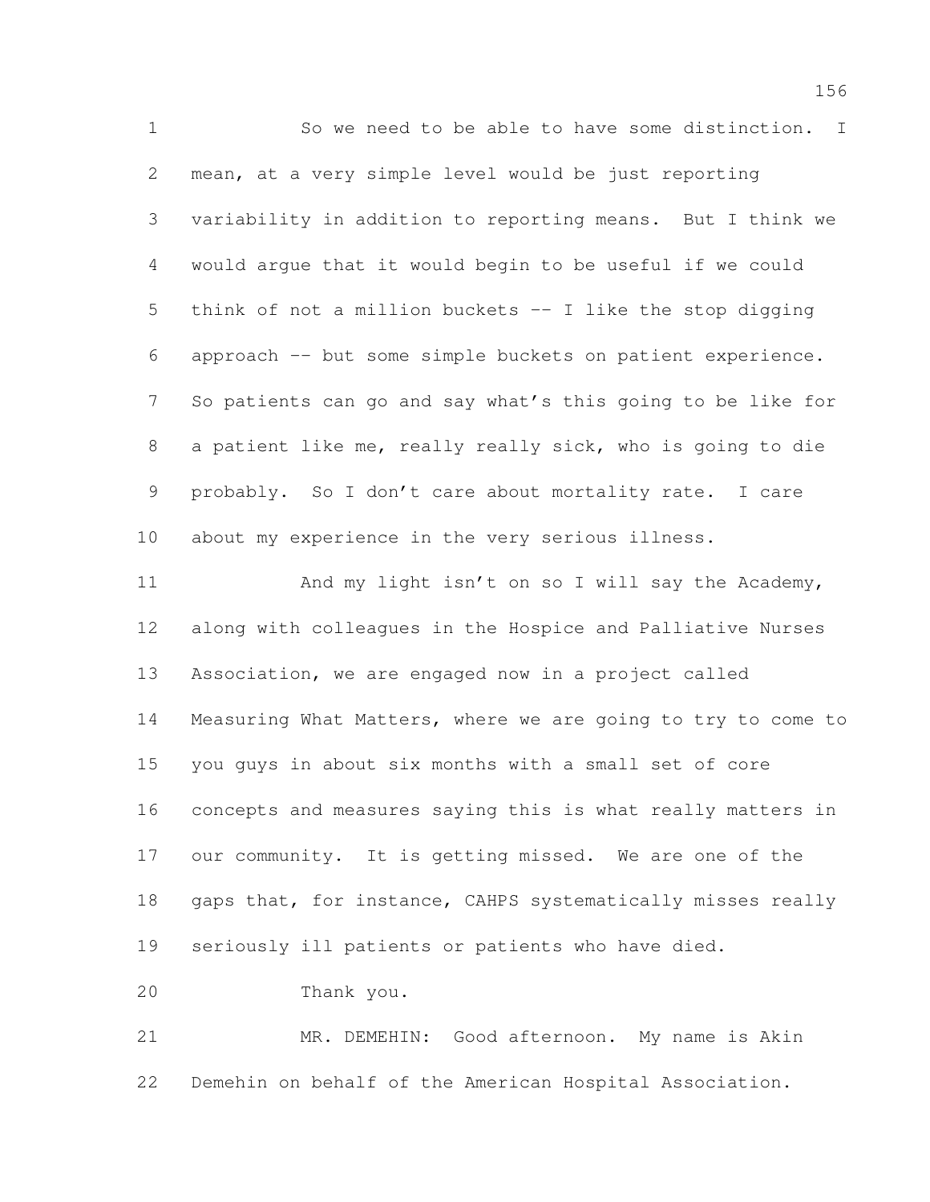So we need to be able to have some distinction. I mean, at a very simple level would be just reporting variability in addition to reporting means. But I think we would argue that it would begin to be useful if we could think of not a million buckets -- I like the stop digging approach -- but some simple buckets on patient experience. So patients can go and say what's this going to be like for a patient like me, really really sick, who is going to die probably. So I don't care about mortality rate. I care about my experience in the very serious illness.

And my light isn't on so I will say the Academy, along with colleagues in the Hospice and Palliative Nurses Association, we are engaged now in a project called Measuring What Matters, where we are going to try to come to you guys in about six months with a small set of core concepts and measures saying this is what really matters in our community. It is getting missed. We are one of the gaps that, for instance, CAHPS systematically misses really seriously ill patients or patients who have died.

Thank you.

MR. DEMEHIN: Good afternoon. My name is Akin Demehin on behalf of the American Hospital Association.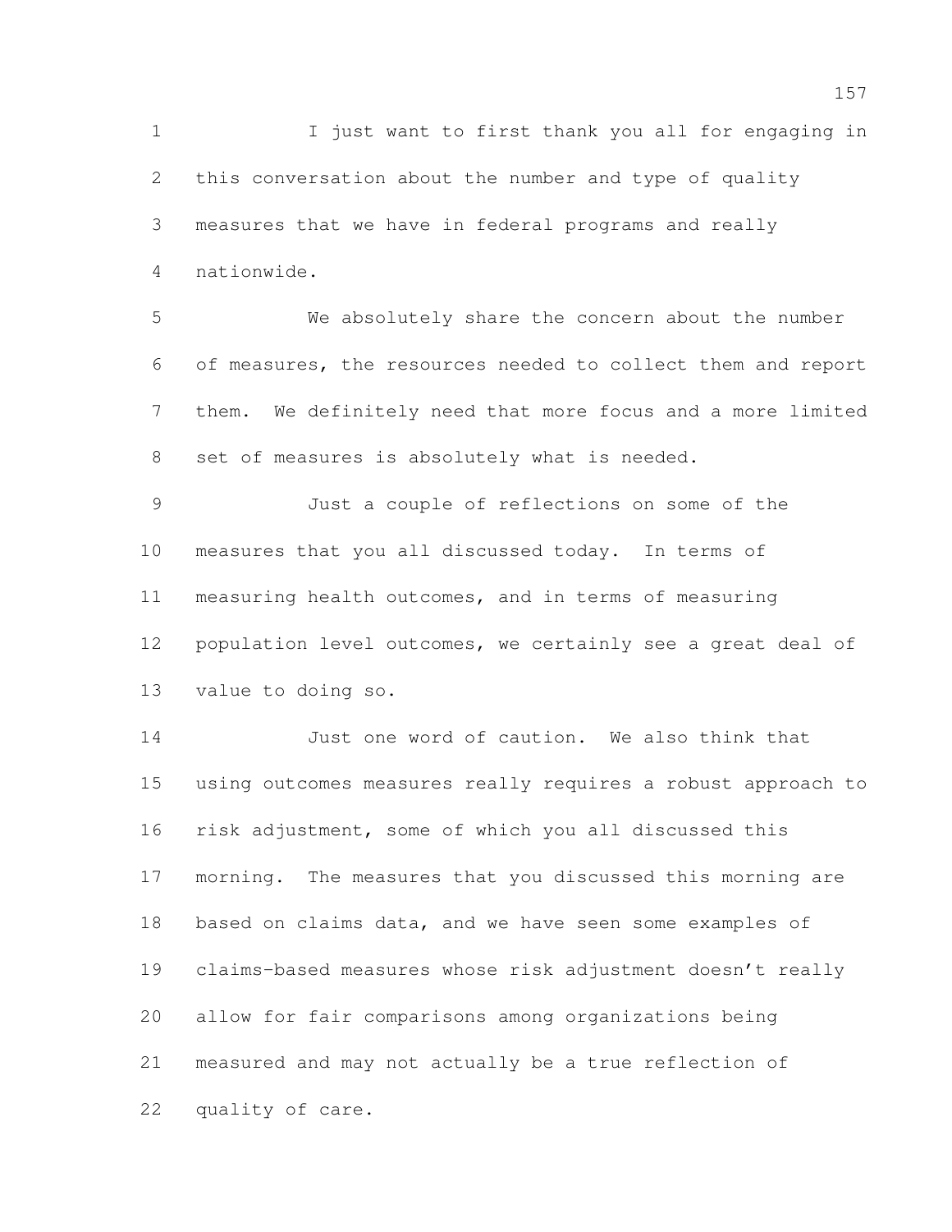I just want to first thank you all for engaging in this conversation about the number and type of quality measures that we have in federal programs and really nationwide.

We absolutely share the concern about the number of measures, the resources needed to collect them and report them. We definitely need that more focus and a more limited set of measures is absolutely what is needed.

Just a couple of reflections on some of the measures that you all discussed today. In terms of measuring health outcomes, and in terms of measuring population level outcomes, we certainly see a great deal of value to doing so.

Just one word of caution. We also think that using outcomes measures really requires a robust approach to risk adjustment, some of which you all discussed this morning. The measures that you discussed this morning are based on claims data, and we have seen some examples of claims-based measures whose risk adjustment doesn't really allow for fair comparisons among organizations being measured and may not actually be a true reflection of quality of care.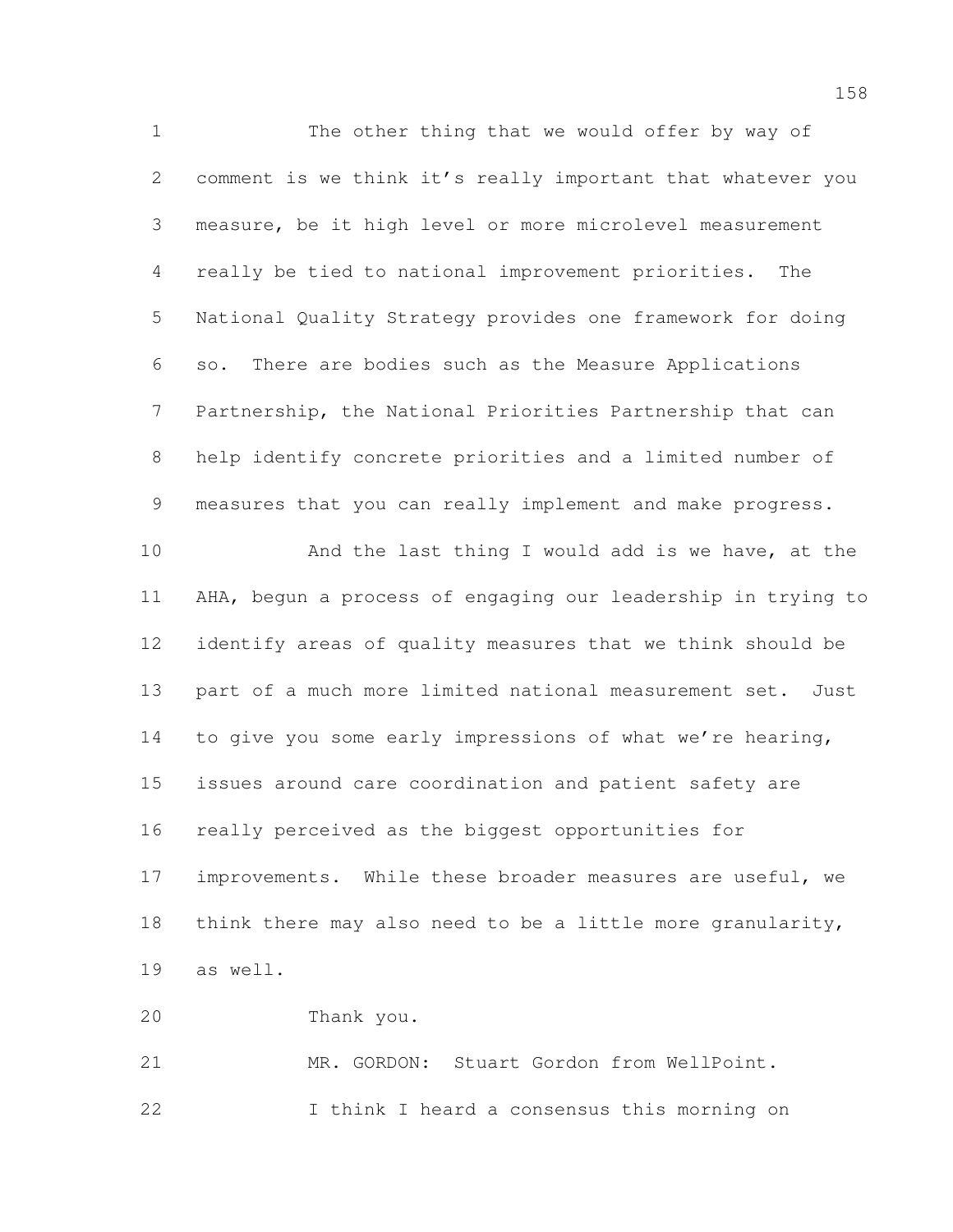The other thing that we would offer by way of comment is we think it's really important that whatever you measure, be it high level or more microlevel measurement really be tied to national improvement priorities. The National Quality Strategy provides one framework for doing so. There are bodies such as the Measure Applications Partnership, the National Priorities Partnership that can help identify concrete priorities and a limited number of measures that you can really implement and make progress.

And the last thing I would add is we have, at the AHA, begun a process of engaging our leadership in trying to identify areas of quality measures that we think should be part of a much more limited national measurement set. Just to give you some early impressions of what we're hearing, issues around care coordination and patient safety are really perceived as the biggest opportunities for improvements. While these broader measures are useful, we think there may also need to be a little more granularity, as well.

Thank you.

MR. GORDON: Stuart Gordon from WellPoint.

I think I heard a consensus this morning on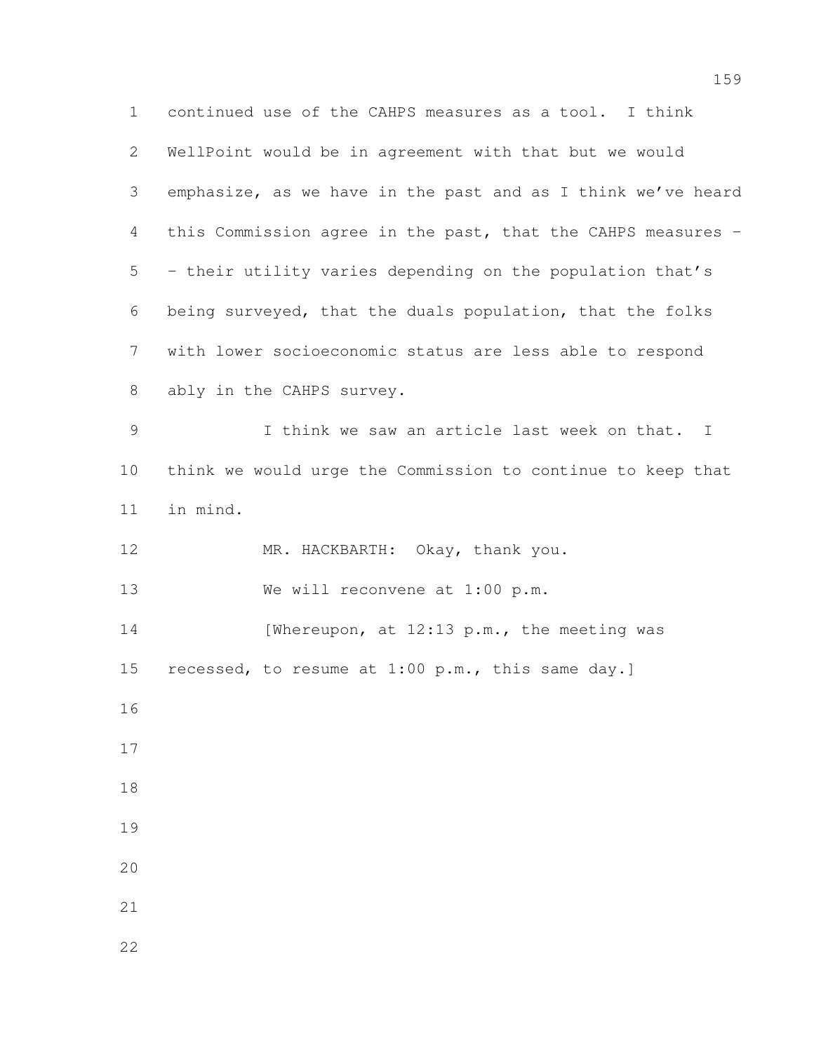continued use of the CAHPS measures as a tool. I think WellPoint would be in agreement with that but we would emphasize, as we have in the past and as I think we've heard this Commission agree in the past, that the CAHPS measures -- their utility varies depending on the population that's being surveyed, that the duals population, that the folks with lower socioeconomic status are less able to respond ably in the CAHPS survey.

I think we saw an article last week on that. I think we would urge the Commission to continue to keep that in mind.

MR. HACKBARTH: Okay, thank you.

We will reconvene at 1:00 p.m.

[Whereupon, at 12:13 p.m., the meeting was recessed, to resume at 1:00 p.m., this same day.]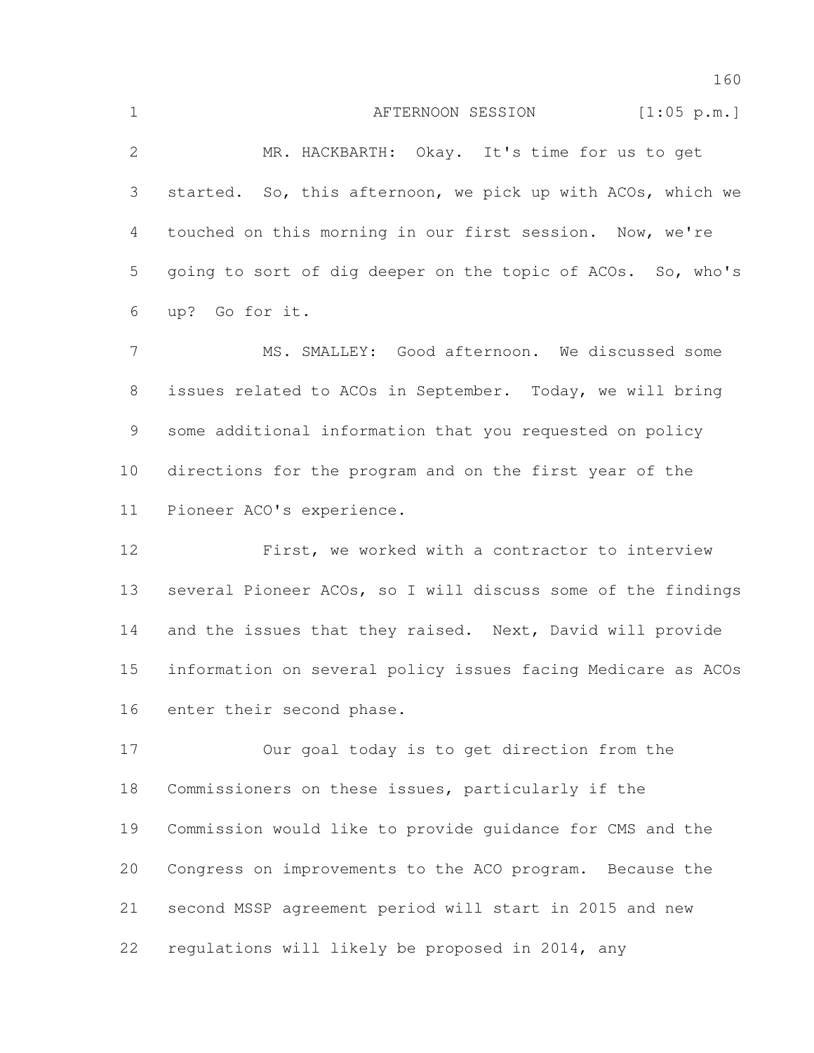AFTERNOON SESSION [1:05 p.m.]

MR. HACKBARTH: Okay. It's time for us to get started. So, this afternoon, we pick up with ACOs, which we touched on this morning in our first session. Now, we're going to sort of dig deeper on the topic of ACOs. So, who's up? Go for it.

MS. SMALLEY: Good afternoon. We discussed some issues related to ACOs in September. Today, we will bring some additional information that you requested on policy directions for the program and on the first year of the Pioneer ACO's experience.

First, we worked with a contractor to interview several Pioneer ACOs, so I will discuss some of the findings and the issues that they raised. Next, David will provide information on several policy issues facing Medicare as ACOs enter their second phase.

Our goal today is to get direction from the Commissioners on these issues, particularly if the Commission would like to provide guidance for CMS and the Congress on improvements to the ACO program. Because the second MSSP agreement period will start in 2015 and new regulations will likely be proposed in 2014, any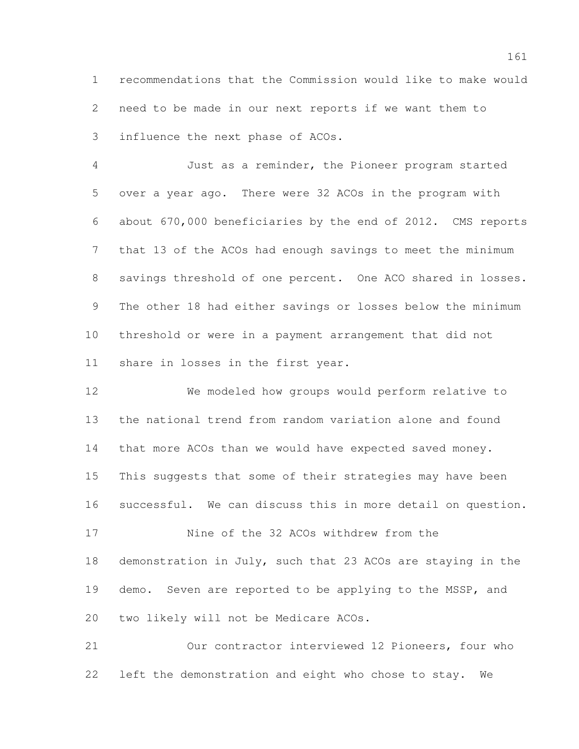recommendations that the Commission would like to make would need to be made in our next reports if we want them to influence the next phase of ACOs.

Just as a reminder, the Pioneer program started over a year ago. There were 32 ACOs in the program with about 670,000 beneficiaries by the end of 2012. CMS reports that 13 of the ACOs had enough savings to meet the minimum savings threshold of one percent. One ACO shared in losses. The other 18 had either savings or losses below the minimum threshold or were in a payment arrangement that did not share in losses in the first year.

We modeled how groups would perform relative to the national trend from random variation alone and found that more ACOs than we would have expected saved money. This suggests that some of their strategies may have been successful. We can discuss this in more detail on question.

Nine of the 32 ACOs withdrew from the demonstration in July, such that 23 ACOs are staying in the demo. Seven are reported to be applying to the MSSP, and two likely will not be Medicare ACOs.

Our contractor interviewed 12 Pioneers, four who left the demonstration and eight who chose to stay. We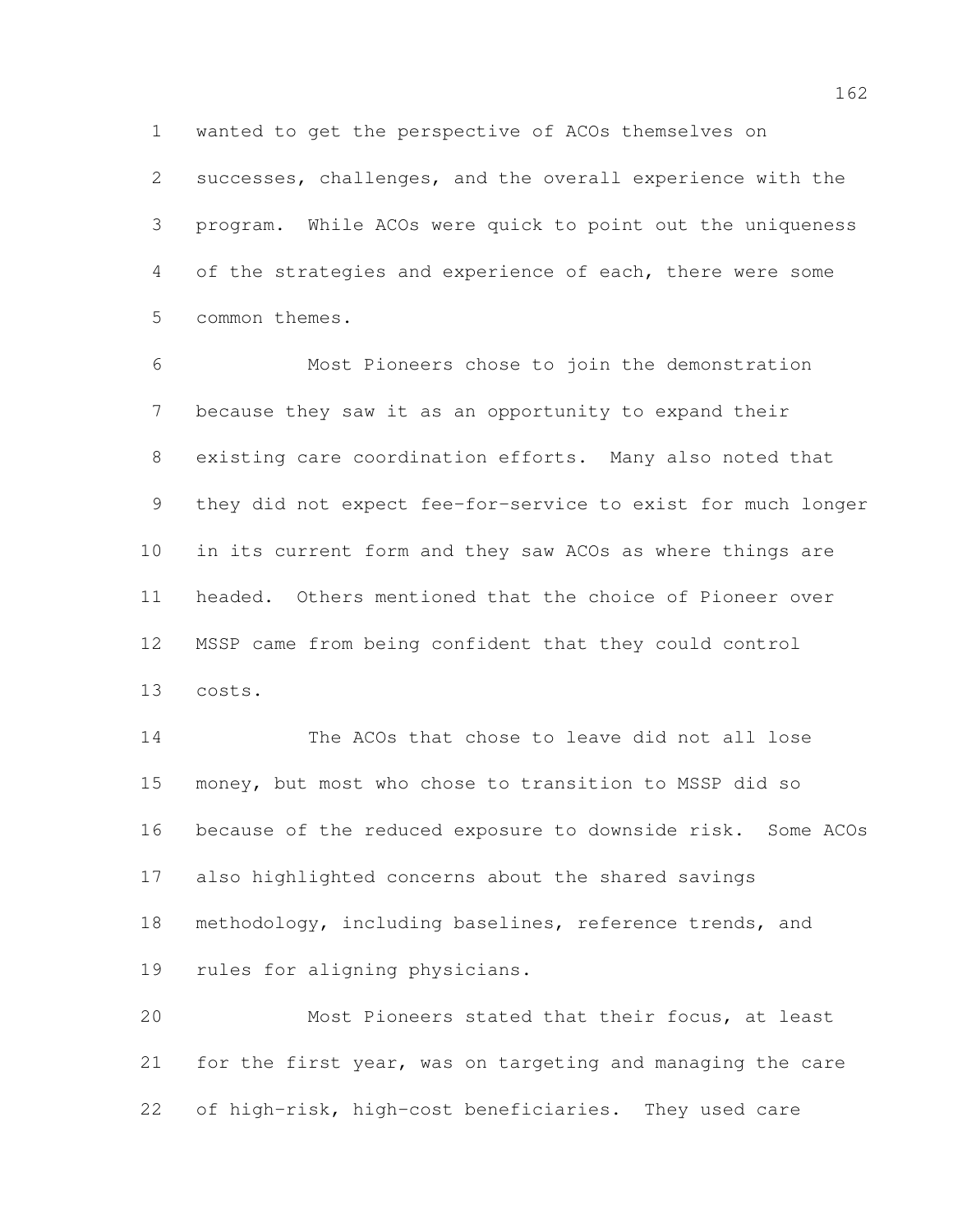wanted to get the perspective of ACOs themselves on successes, challenges, and the overall experience with the program. While ACOs were quick to point out the uniqueness of the strategies and experience of each, there were some common themes.

Most Pioneers chose to join the demonstration because they saw it as an opportunity to expand their existing care coordination efforts. Many also noted that they did not expect fee-for-service to exist for much longer in its current form and they saw ACOs as where things are headed. Others mentioned that the choice of Pioneer over MSSP came from being confident that they could control costs.

The ACOs that chose to leave did not all lose money, but most who chose to transition to MSSP did so because of the reduced exposure to downside risk. Some ACOs also highlighted concerns about the shared savings methodology, including baselines, reference trends, and rules for aligning physicians.

Most Pioneers stated that their focus, at least for the first year, was on targeting and managing the care of high-risk, high-cost beneficiaries. They used care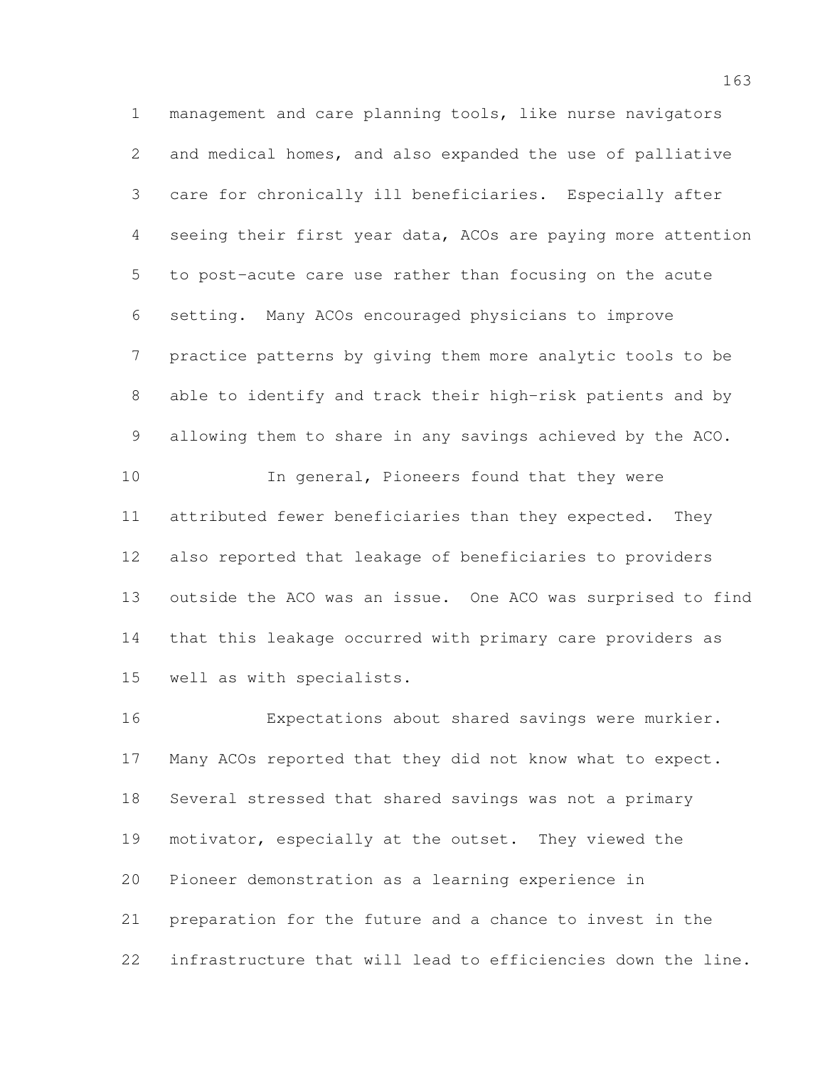management and care planning tools, like nurse navigators and medical homes, and also expanded the use of palliative care for chronically ill beneficiaries. Especially after seeing their first year data, ACOs are paying more attention to post-acute care use rather than focusing on the acute setting. Many ACOs encouraged physicians to improve practice patterns by giving them more analytic tools to be able to identify and track their high-risk patients and by allowing them to share in any savings achieved by the ACO.

In general, Pioneers found that they were attributed fewer beneficiaries than they expected. They also reported that leakage of beneficiaries to providers outside the ACO was an issue. One ACO was surprised to find that this leakage occurred with primary care providers as well as with specialists.

Expectations about shared savings were murkier. Many ACOs reported that they did not know what to expect. Several stressed that shared savings was not a primary motivator, especially at the outset. They viewed the Pioneer demonstration as a learning experience in preparation for the future and a chance to invest in the infrastructure that will lead to efficiencies down the line.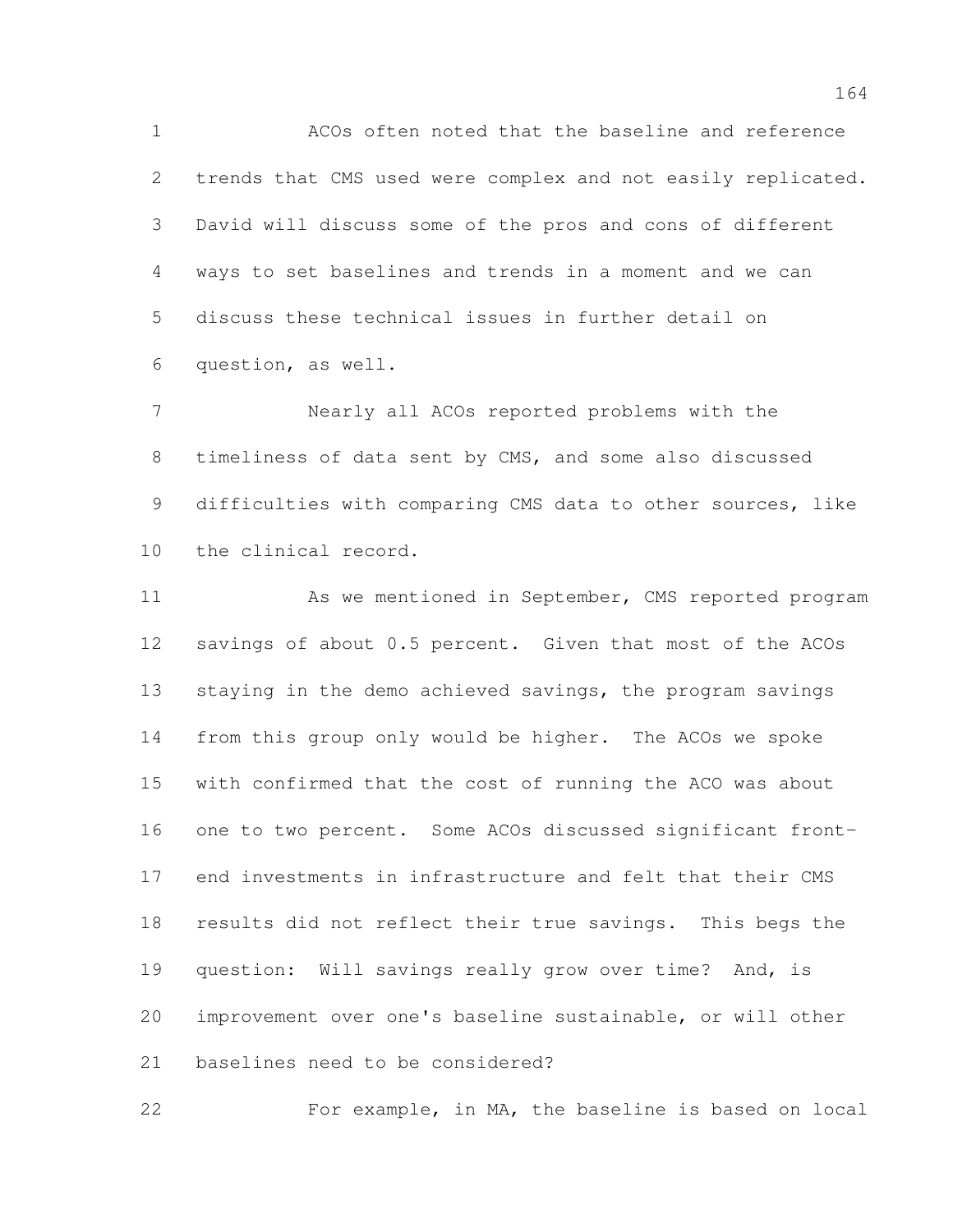ACOs often noted that the baseline and reference trends that CMS used were complex and not easily replicated. David will discuss some of the pros and cons of different ways to set baselines and trends in a moment and we can discuss these technical issues in further detail on question, as well.

Nearly all ACOs reported problems with the timeliness of data sent by CMS, and some also discussed difficulties with comparing CMS data to other sources, like the clinical record.

As we mentioned in September, CMS reported program savings of about 0.5 percent. Given that most of the ACOs staying in the demo achieved savings, the program savings from this group only would be higher. The ACOs we spoke with confirmed that the cost of running the ACO was about one to two percent. Some ACOs discussed significant front-end investments in infrastructure and felt that their CMS results did not reflect their true savings. This begs the question: Will savings really grow over time? And, is improvement over one's baseline sustainable, or will other baselines need to be considered?

For example, in MA, the baseline is based on local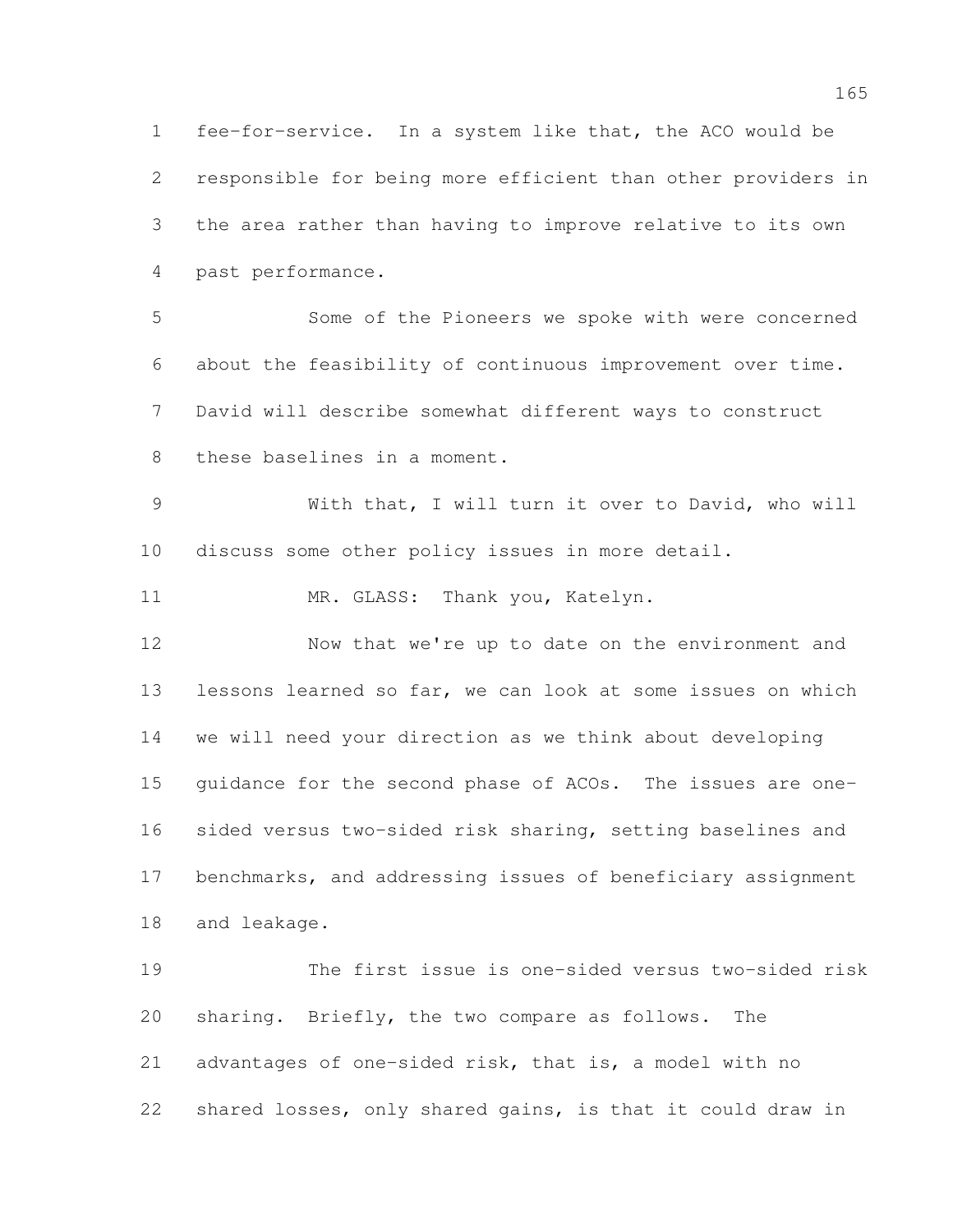fee-for-service. In a system like that, the ACO would be responsible for being more efficient than other providers in the area rather than having to improve relative to its own past performance.

Some of the Pioneers we spoke with were concerned about the feasibility of continuous improvement over time. David will describe somewhat different ways to construct these baselines in a moment.

With that, I will turn it over to David, who will discuss some other policy issues in more detail.

MR. GLASS: Thank you, Katelyn.

Now that we're up to date on the environment and lessons learned so far, we can look at some issues on which we will need your direction as we think about developing guidance for the second phase of ACOs. The issues are one-sided versus two-sided risk sharing, setting baselines and benchmarks, and addressing issues of beneficiary assignment and leakage.

The first issue is one-sided versus two-sided risk sharing. Briefly, the two compare as follows. The advantages of one-sided risk, that is, a model with no shared losses, only shared gains, is that it could draw in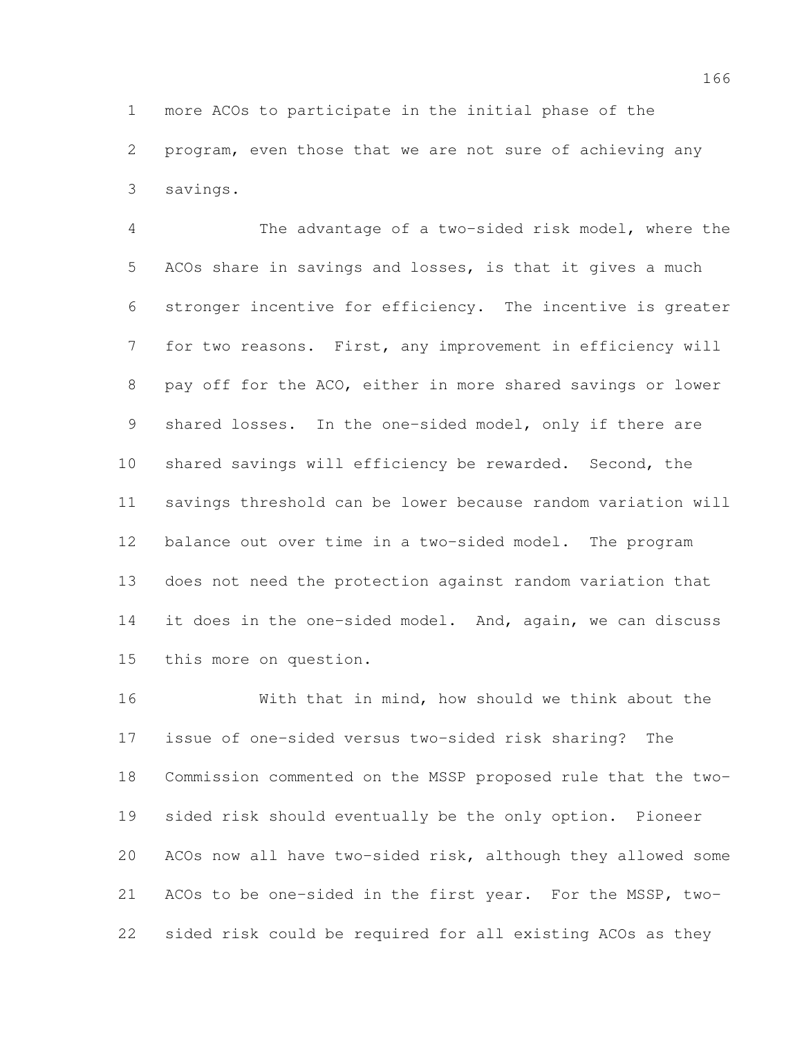more ACOs to participate in the initial phase of the program, even those that we are not sure of achieving any savings.

The advantage of a two-sided risk model, where the ACOs share in savings and losses, is that it gives a much stronger incentive for efficiency. The incentive is greater for two reasons. First, any improvement in efficiency will pay off for the ACO, either in more shared savings or lower shared losses. In the one-sided model, only if there are shared savings will efficiency be rewarded. Second, the savings threshold can be lower because random variation will balance out over time in a two-sided model. The program does not need the protection against random variation that it does in the one-sided model. And, again, we can discuss this more on question.

With that in mind, how should we think about the issue of one-sided versus two-sided risk sharing? The Commission commented on the MSSP proposed rule that the two-sided risk should eventually be the only option. Pioneer ACOs now all have two-sided risk, although they allowed some ACOs to be one-sided in the first year. For the MSSP, two-sided risk could be required for all existing ACOs as they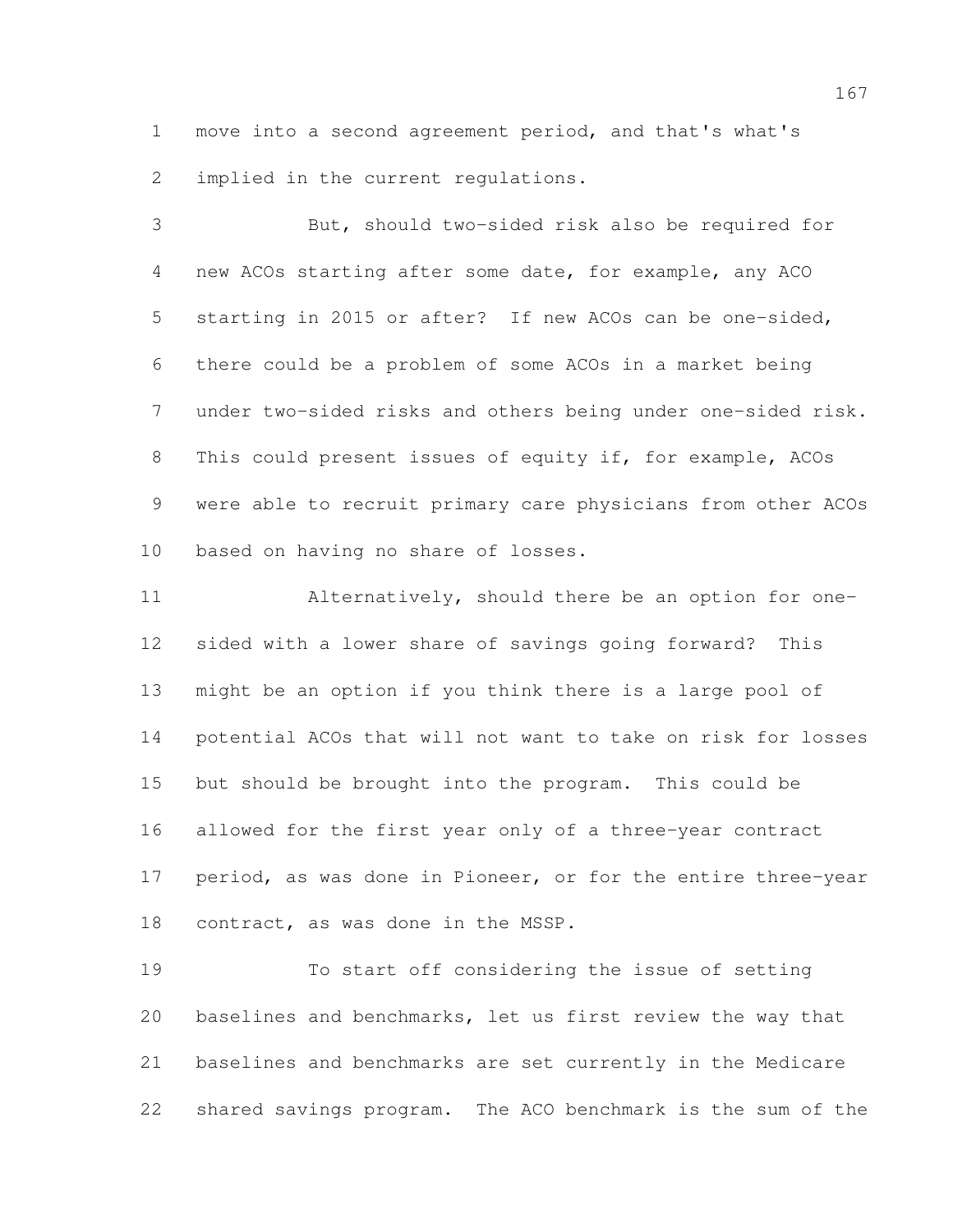move into a second agreement period, and that's what's implied in the current regulations.

But, should two-sided risk also be required for new ACOs starting after some date, for example, any ACO starting in 2015 or after? If new ACOs can be one-sided, there could be a problem of some ACOs in a market being under two-sided risks and others being under one-sided risk. This could present issues of equity if, for example, ACOs were able to recruit primary care physicians from other ACOs based on having no share of losses.

Alternatively, should there be an option for one-sided with a lower share of savings going forward? This might be an option if you think there is a large pool of potential ACOs that will not want to take on risk for losses but should be brought into the program. This could be allowed for the first year only of a three-year contract period, as was done in Pioneer, or for the entire three-year contract, as was done in the MSSP.

To start off considering the issue of setting baselines and benchmarks, let us first review the way that baselines and benchmarks are set currently in the Medicare shared savings program. The ACO benchmark is the sum of the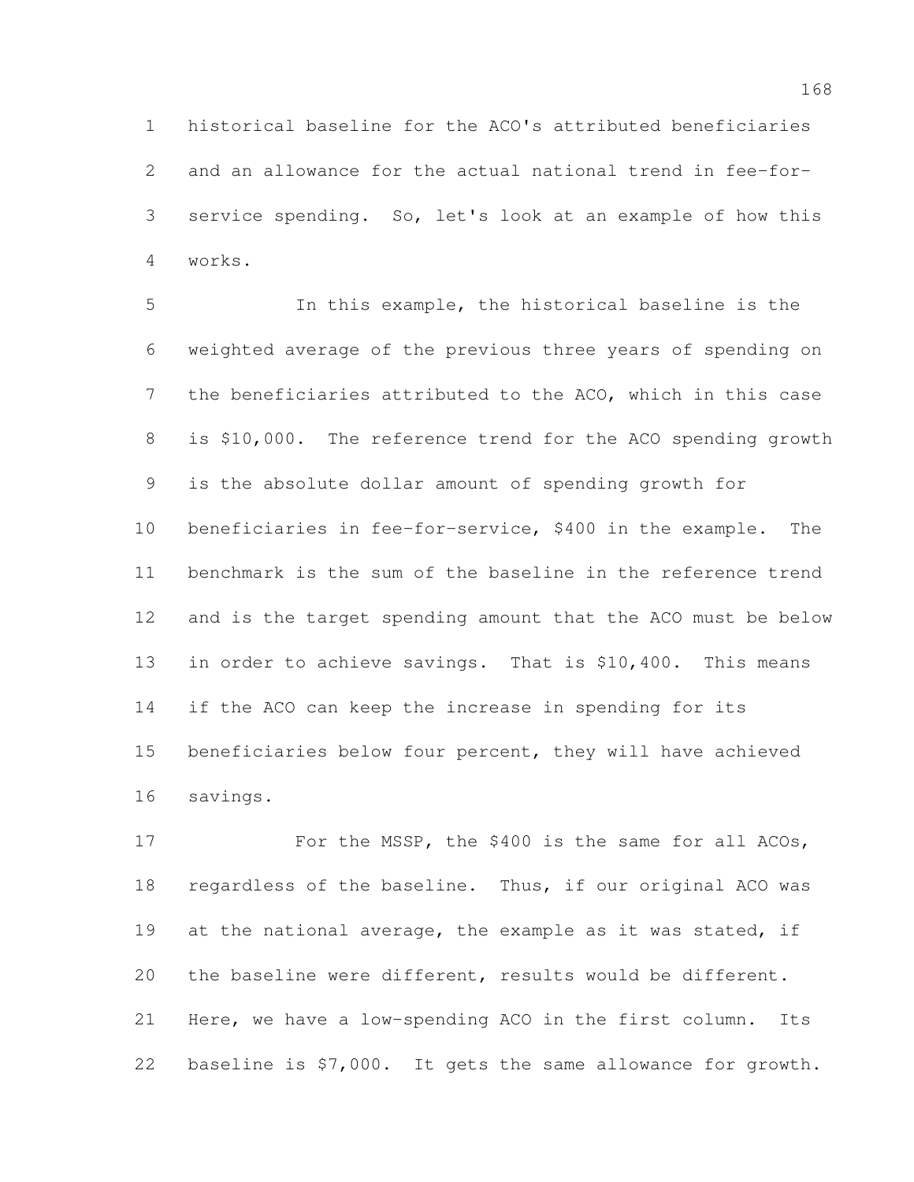historical baseline for the ACO's attributed beneficiaries and an allowance for the actual national trend in fee-for-service spending. So, let's look at an example of how this works.

In this example, the historical baseline is the weighted average of the previous three years of spending on the beneficiaries attributed to the ACO, which in this case is $10,000. The reference trend for the ACO spending growth is the absolute dollar amount of spending growth for beneficiaries in fee-for-service, $400 in the example. The benchmark is the sum of the baseline in the reference trend and is the target spending amount that the ACO must be below in order to achieve savings. That is $10,400. This means if the ACO can keep the increase in spending for its beneficiaries below four percent, they will have achieved savings.

For the MSSP, the $400 is the same for all ACOs, regardless of the baseline. Thus, if our original ACO was at the national average, the example as it was stated, if the baseline were different, results would be different. Here, we have a low-spending ACO in the first column. Its baseline is $7,000. It gets the same allowance for growth.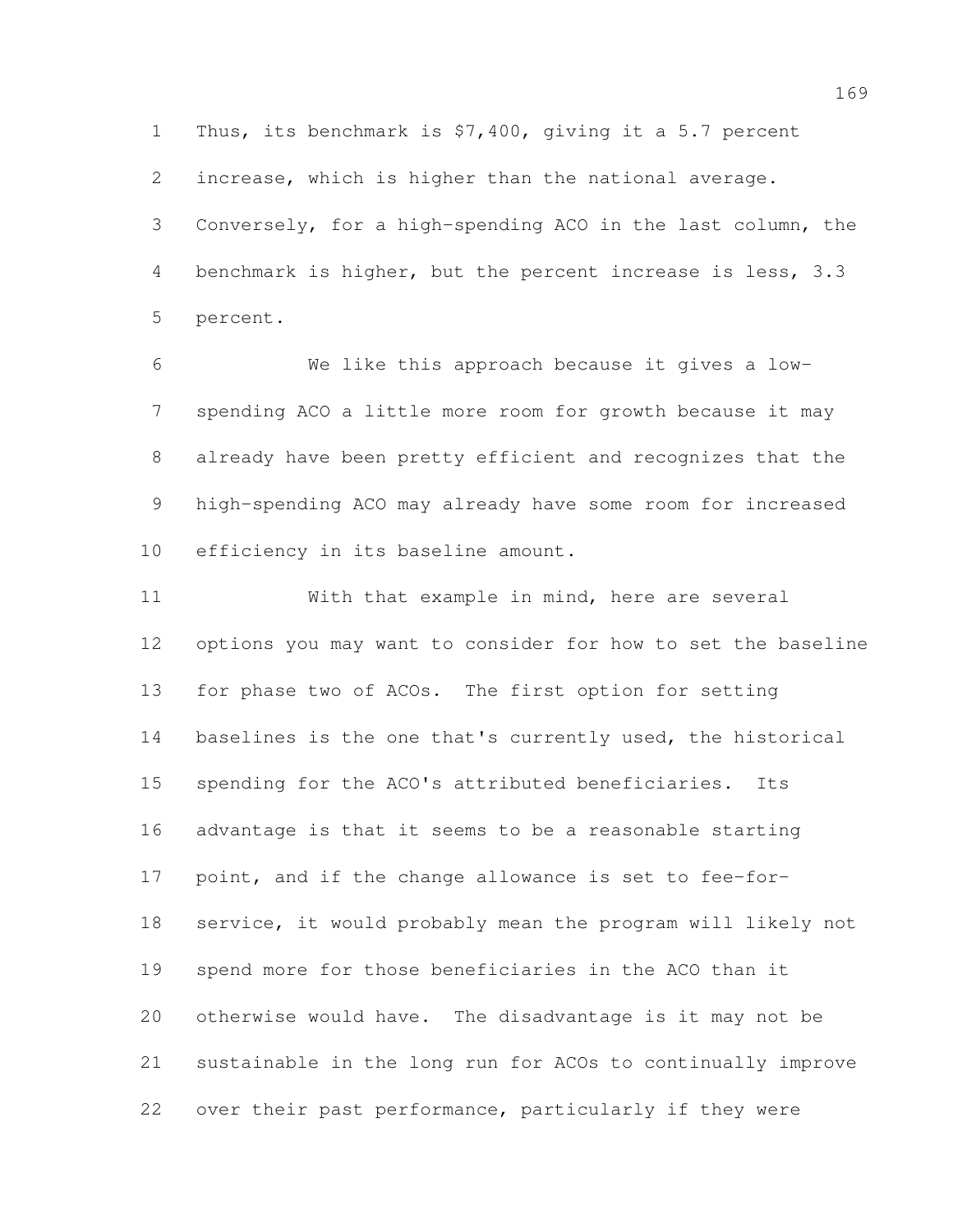Thus, its benchmark is $7,400, giving it a 5.7 percent increase, which is higher than the national average. Conversely, for a high-spending ACO in the last column, the benchmark is higher, but the percent increase is less, 3.3 percent.

We like this approach because it gives a low-spending ACO a little more room for growth because it may already have been pretty efficient and recognizes that the high-spending ACO may already have some room for increased efficiency in its baseline amount.

With that example in mind, here are several options you may want to consider for how to set the baseline for phase two of ACOs. The first option for setting baselines is the one that's currently used, the historical spending for the ACO's attributed beneficiaries. Its advantage is that it seems to be a reasonable starting point, and if the change allowance is set to fee-for-service, it would probably mean the program will likely not spend more for those beneficiaries in the ACO than it otherwise would have. The disadvantage is it may not be sustainable in the long run for ACOs to continually improve over their past performance, particularly if they were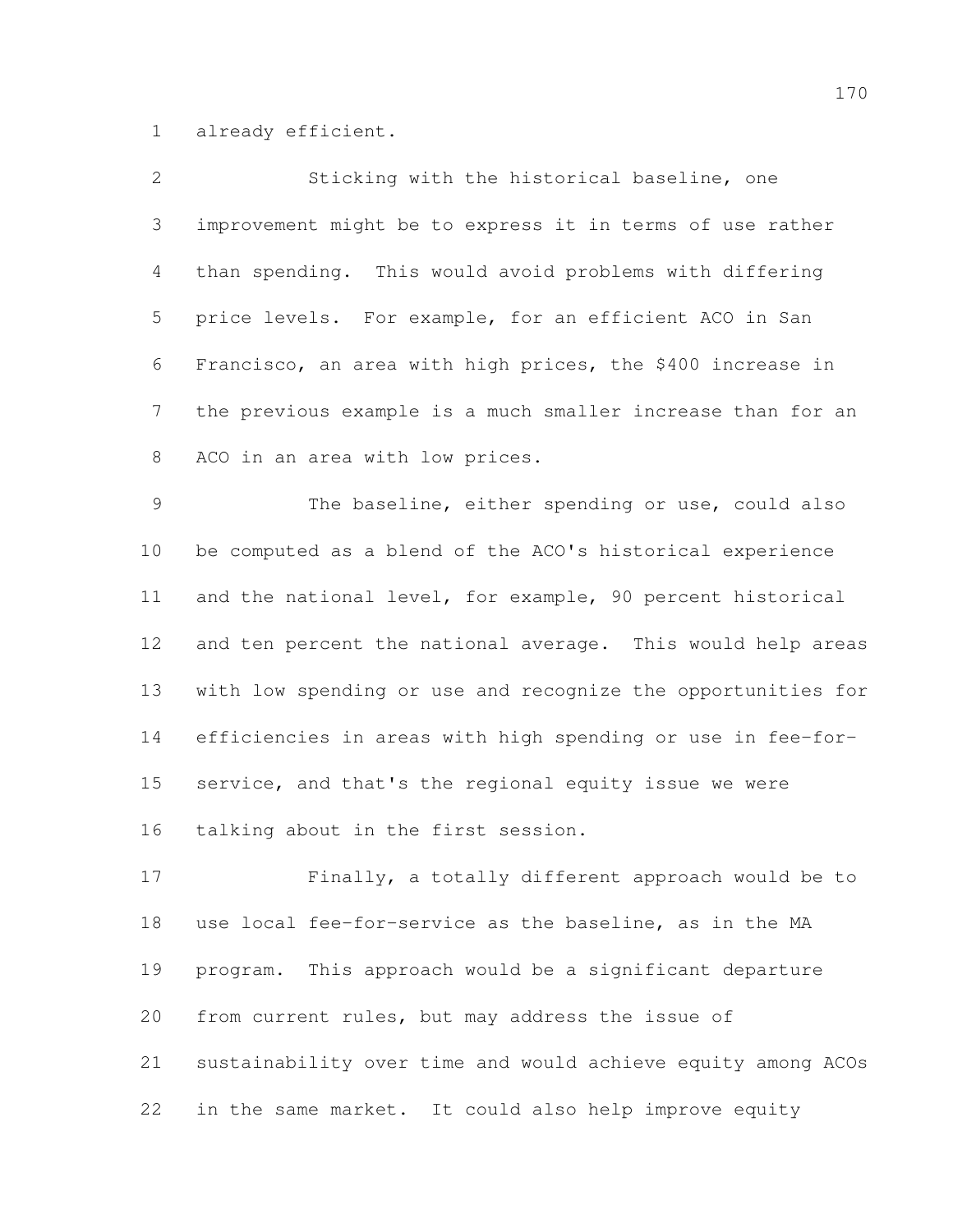already efficient.

Sticking with the historical baseline, one improvement might be to express it in terms of use rather than spending. This would avoid problems with differing price levels. For example, for an efficient ACO in San Francisco, an area with high prices, the $400 increase in the previous example is a much smaller increase than for an ACO in an area with low prices.

The baseline, either spending or use, could also be computed as a blend of the ACO's historical experience and the national level, for example, 90 percent historical and ten percent the national average. This would help areas with low spending or use and recognize the opportunities for efficiencies in areas with high spending or use in fee-for-service, and that's the regional equity issue we were talking about in the first session.

Finally, a totally different approach would be to use local fee-for-service as the baseline, as in the MA program. This approach would be a significant departure from current rules, but may address the issue of sustainability over time and would achieve equity among ACOs in the same market. It could also help improve equity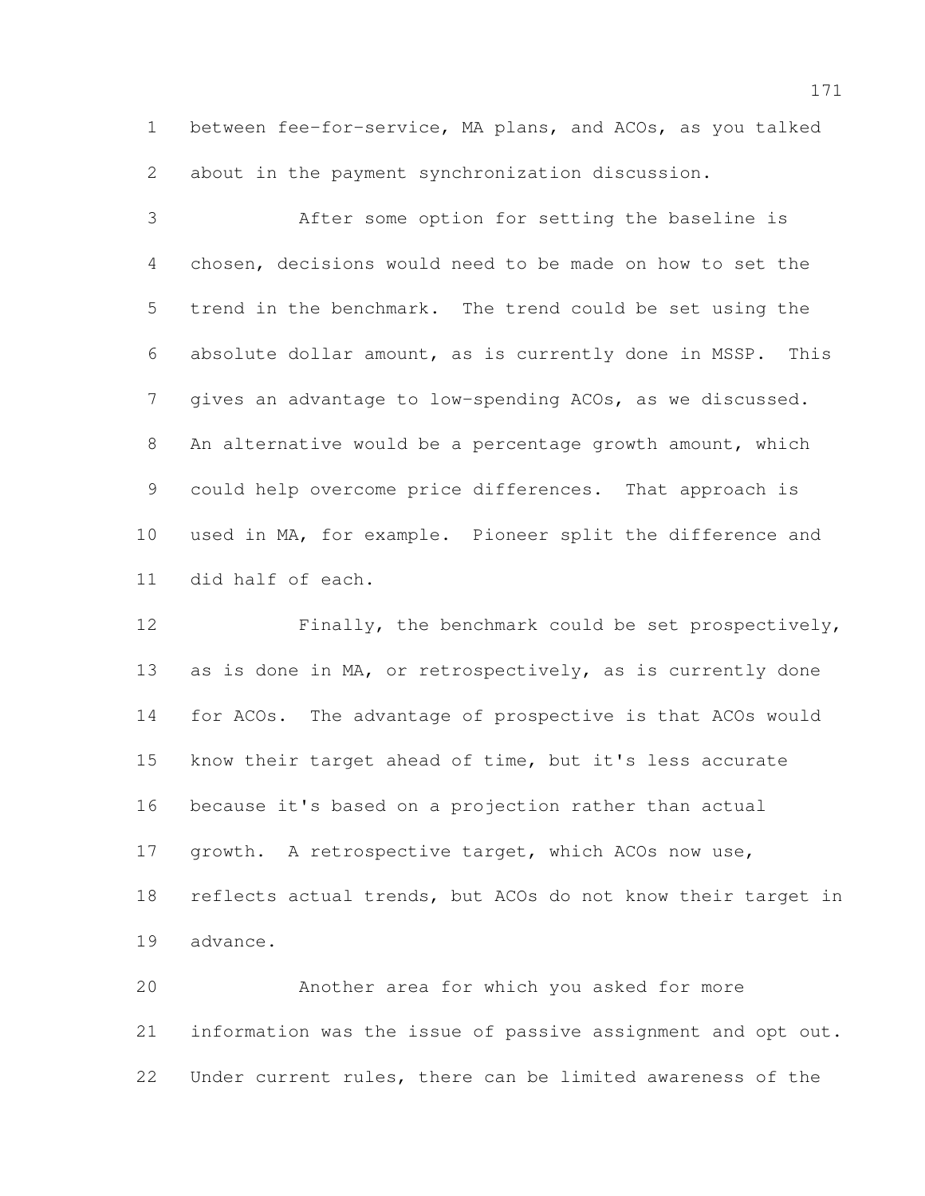between fee-for-service, MA plans, and ACOs, as you talked about in the payment synchronization discussion.

After some option for setting the baseline is chosen, decisions would need to be made on how to set the trend in the benchmark. The trend could be set using the absolute dollar amount, as is currently done in MSSP. This gives an advantage to low-spending ACOs, as we discussed. An alternative would be a percentage growth amount, which could help overcome price differences. That approach is used in MA, for example. Pioneer split the difference and did half of each.

Finally, the benchmark could be set prospectively, as is done in MA, or retrospectively, as is currently done for ACOs. The advantage of prospective is that ACOs would know their target ahead of time, but it's less accurate because it's based on a projection rather than actual growth. A retrospective target, which ACOs now use, reflects actual trends, but ACOs do not know their target in advance.

Another area for which you asked for more information was the issue of passive assignment and opt out. Under current rules, there can be limited awareness of the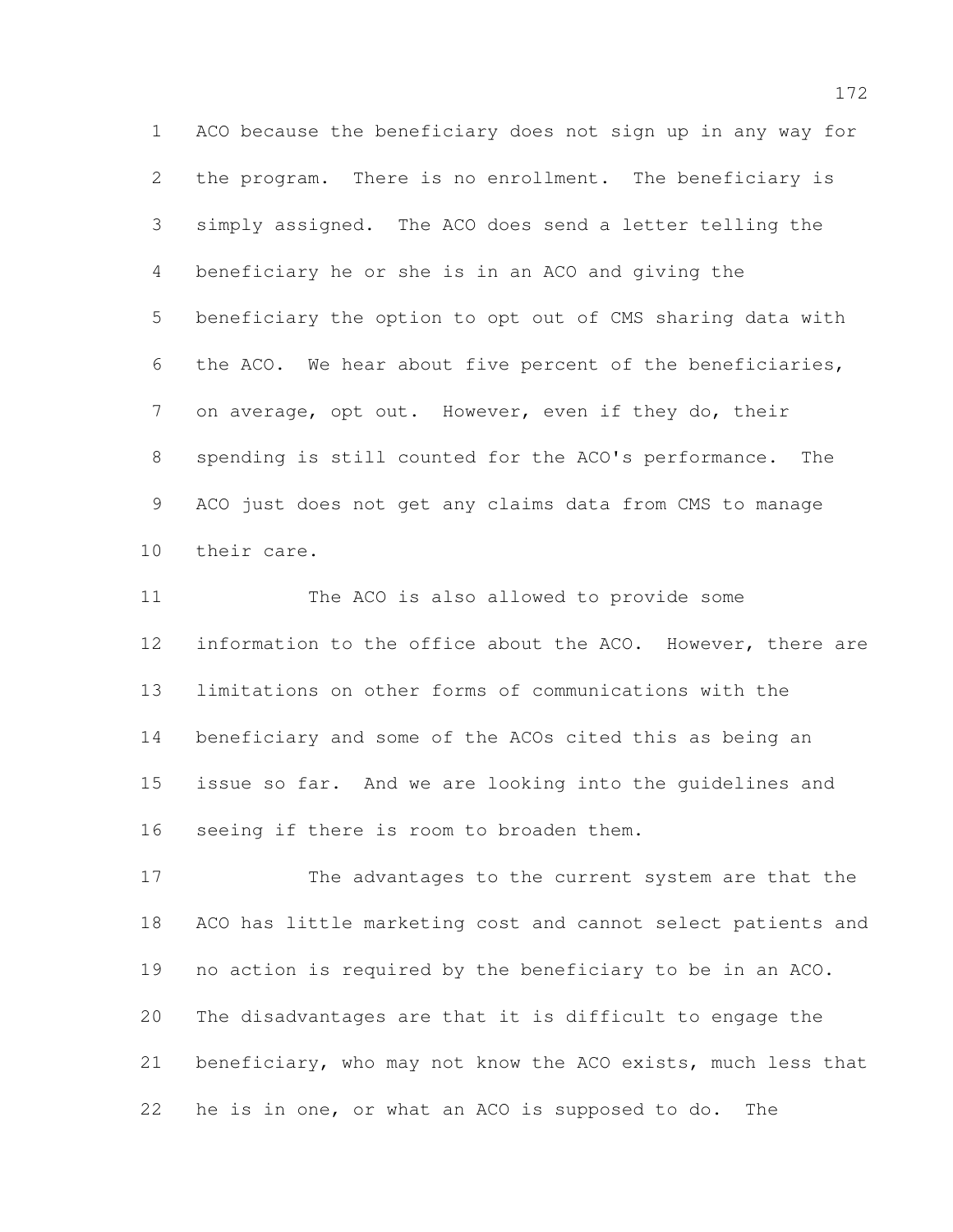ACO because the beneficiary does not sign up in any way for the program. There is no enrollment. The beneficiary is simply assigned. The ACO does send a letter telling the beneficiary he or she is in an ACO and giving the beneficiary the option to opt out of CMS sharing data with the ACO. We hear about five percent of the beneficiaries, on average, opt out. However, even if they do, their spending is still counted for the ACO's performance. The ACO just does not get any claims data from CMS to manage their care.

The ACO is also allowed to provide some information to the office about the ACO. However, there are limitations on other forms of communications with the beneficiary and some of the ACOs cited this as being an issue so far. And we are looking into the guidelines and seeing if there is room to broaden them.

The advantages to the current system are that the ACO has little marketing cost and cannot select patients and no action is required by the beneficiary to be in an ACO. The disadvantages are that it is difficult to engage the beneficiary, who may not know the ACO exists, much less that he is in one, or what an ACO is supposed to do. The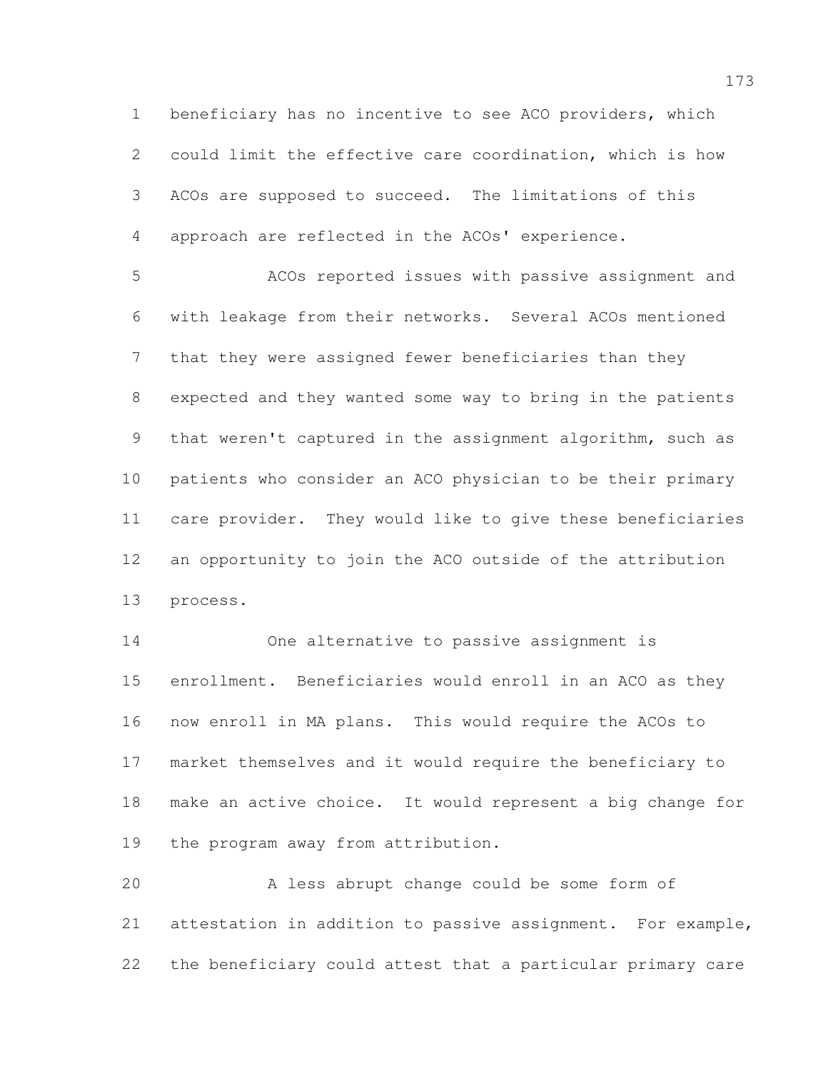beneficiary has no incentive to see ACO providers, which could limit the effective care coordination, which is how ACOs are supposed to succeed. The limitations of this approach are reflected in the ACOs' experience.

ACOs reported issues with passive assignment and with leakage from their networks. Several ACOs mentioned that they were assigned fewer beneficiaries than they expected and they wanted some way to bring in the patients that weren't captured in the assignment algorithm, such as patients who consider an ACO physician to be their primary care provider. They would like to give these beneficiaries an opportunity to join the ACO outside of the attribution process.

One alternative to passive assignment is enrollment. Beneficiaries would enroll in an ACO as they now enroll in MA plans. This would require the ACOs to market themselves and it would require the beneficiary to make an active choice. It would represent a big change for the program away from attribution.

A less abrupt change could be some form of attestation in addition to passive assignment. For example, the beneficiary could attest that a particular primary care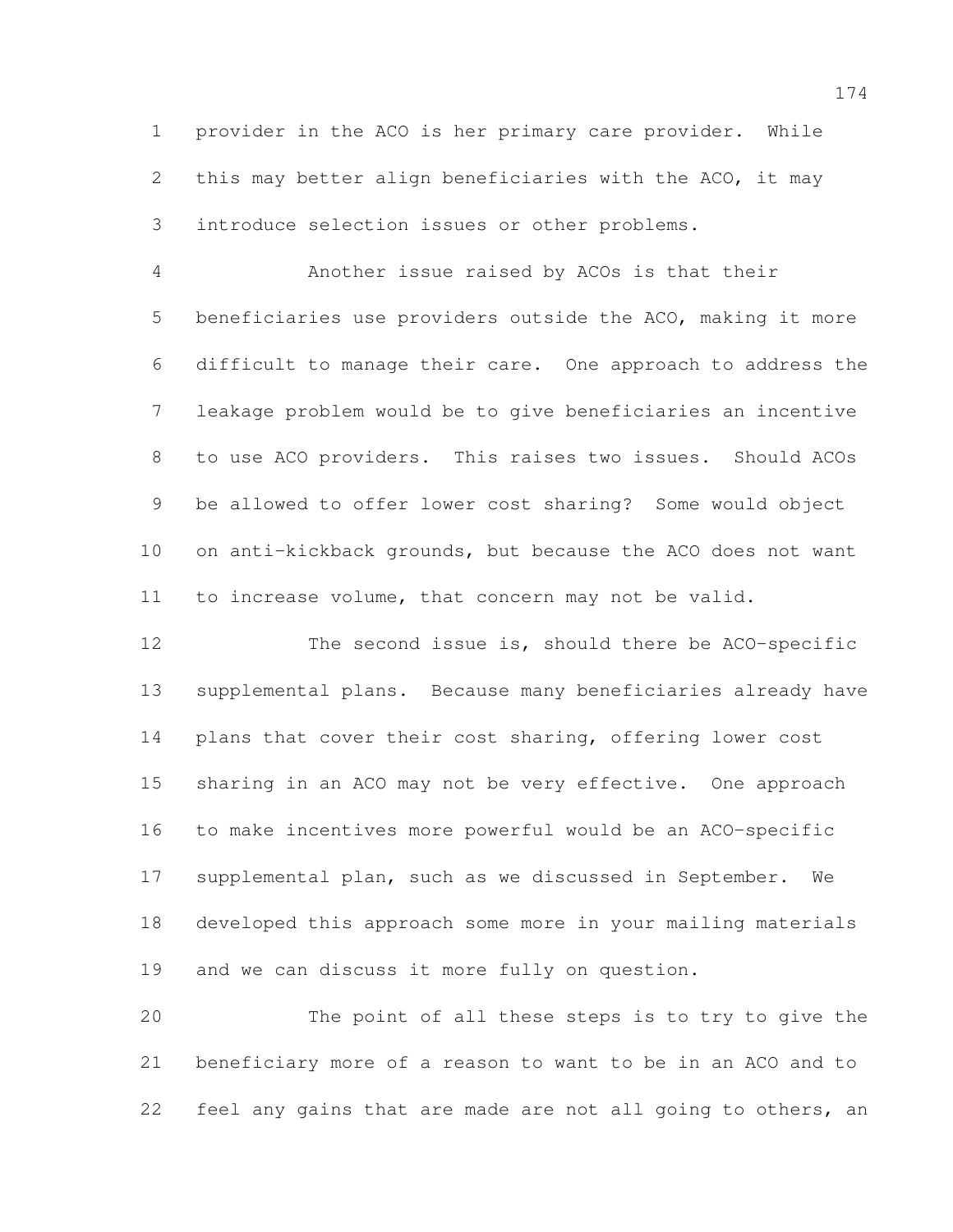provider in the ACO is her primary care provider. While this may better align beneficiaries with the ACO, it may introduce selection issues or other problems.

Another issue raised by ACOs is that their beneficiaries use providers outside the ACO, making it more difficult to manage their care. One approach to address the leakage problem would be to give beneficiaries an incentive to use ACO providers. This raises two issues. Should ACOs be allowed to offer lower cost sharing? Some would object on anti-kickback grounds, but because the ACO does not want to increase volume, that concern may not be valid.

The second issue is, should there be ACO-specific supplemental plans. Because many beneficiaries already have plans that cover their cost sharing, offering lower cost sharing in an ACO may not be very effective. One approach to make incentives more powerful would be an ACO-specific supplemental plan, such as we discussed in September. We developed this approach some more in your mailing materials and we can discuss it more fully on question.

The point of all these steps is to try to give the beneficiary more of a reason to want to be in an ACO and to feel any gains that are made are not all going to others, an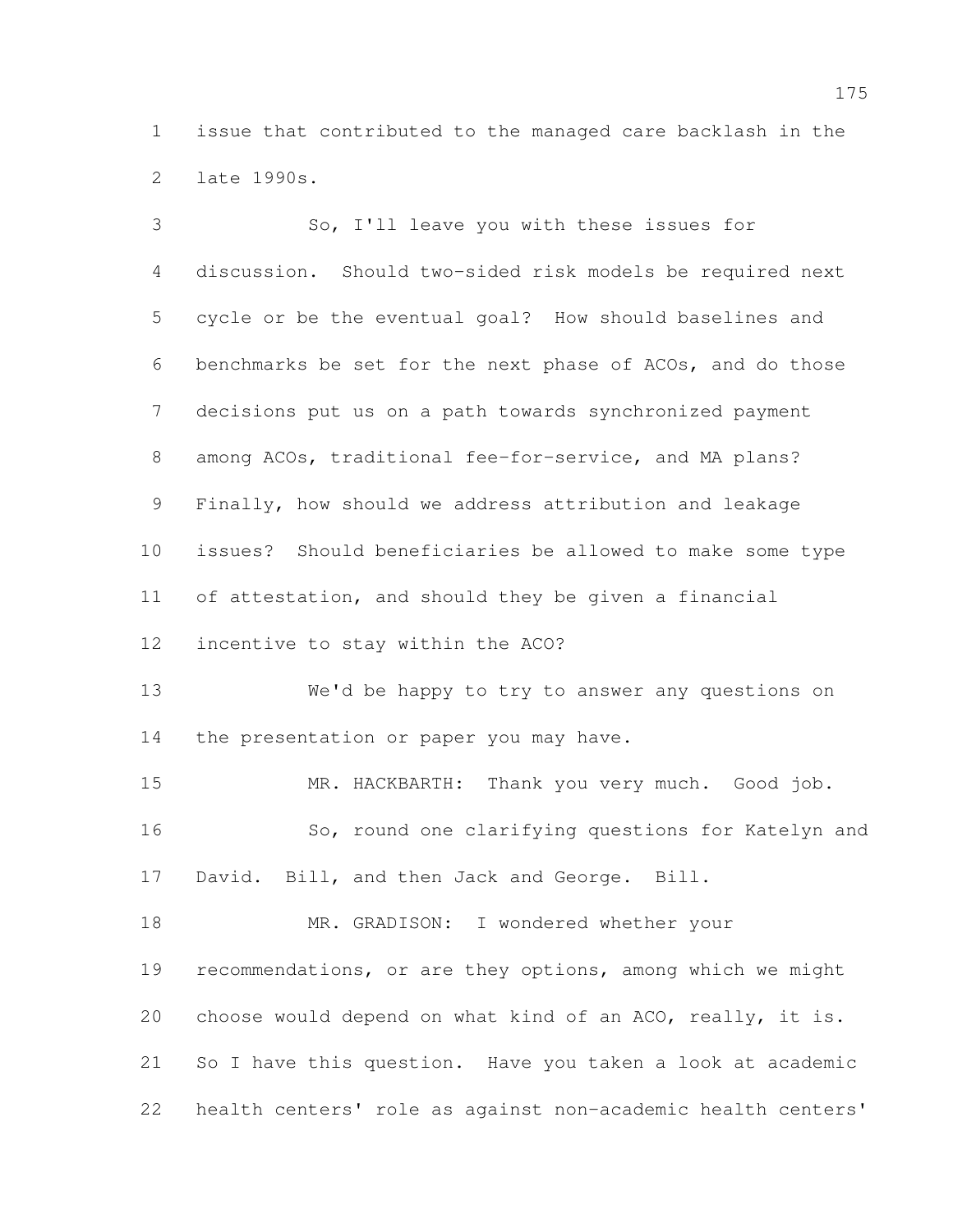issue that contributed to the managed care backlash in the late 1990s.

So, I'll leave you with these issues for discussion. Should two-sided risk models be required next cycle or be the eventual goal? How should baselines and benchmarks be set for the next phase of ACOs, and do those decisions put us on a path towards synchronized payment among ACOs, traditional fee-for-service, and MA plans? Finally, how should we address attribution and leakage issues? Should beneficiaries be allowed to make some type of attestation, and should they be given a financial incentive to stay within the ACO?

We'd be happy to try to answer any questions on the presentation or paper you may have.

MR. HACKBARTH: Thank you very much. Good job.

So, round one clarifying questions for Katelyn and David. Bill, and then Jack and George. Bill.

MR. GRADISON: I wondered whether your recommendations, or are they options, among which we might choose would depend on what kind of an ACO, really, it is. So I have this question. Have you taken a look at academic health centers' role as against non-academic health centers'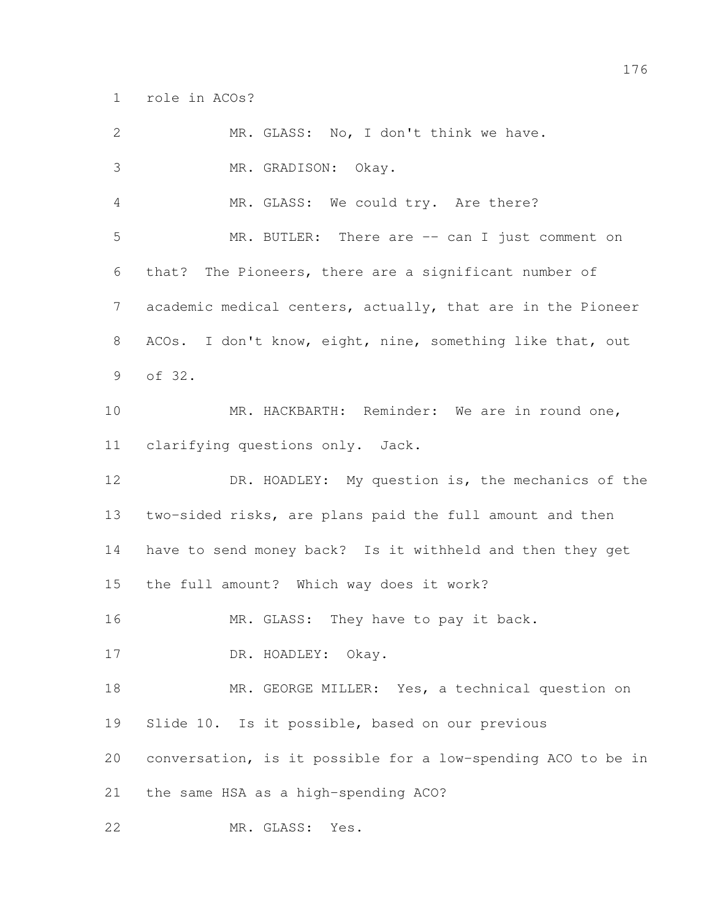role in ACOs?

MR. GLASS: No, I don't think we have.

MR. GRADISON: Okay.

MR. GLASS: We could try. Are there?

MR. BUTLER: There are -- can I just comment on that? The Pioneers, there are a significant number of academic medical centers, actually, that are in the Pioneer ACOs. I don't know, eight, nine, something like that, out of 32.

MR. HACKBARTH: Reminder: We are in round one, clarifying questions only. Jack.

DR. HOADLEY: My question is, the mechanics of the two-sided risks, are plans paid the full amount and then have to send money back? Is it withheld and then they get the full amount? Which way does it work?

MR. GLASS: They have to pay it back.

DR. HOADLEY: Okay.

MR. GEORGE MILLER: Yes, a technical question on Slide 10. Is it possible, based on our previous conversation, is it possible for a low-spending ACO to be in the same HSA as a high-spending ACO?

MR. GLASS: Yes.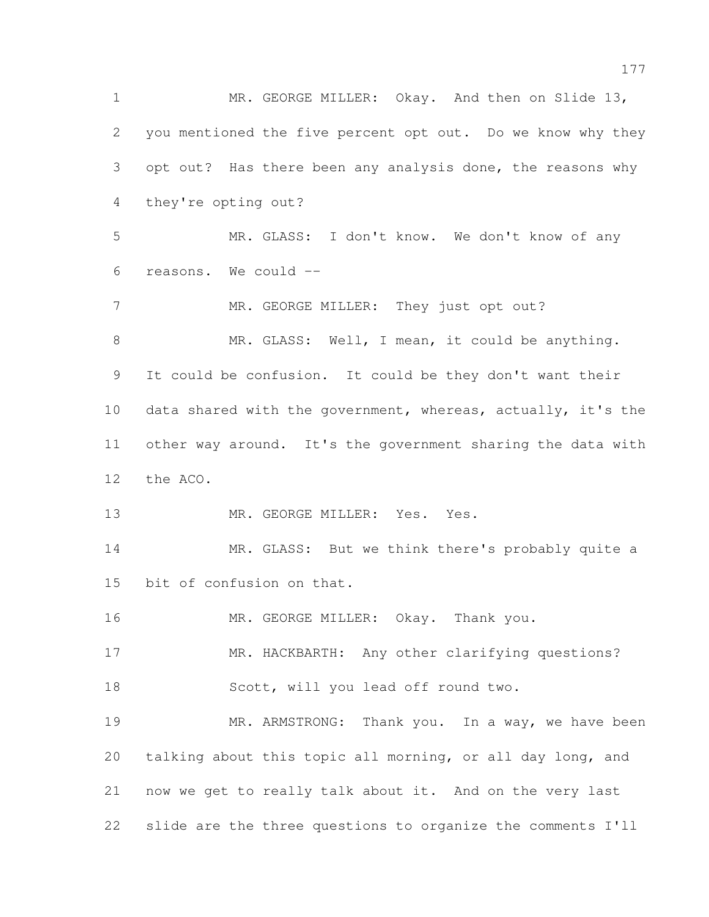MR. GEORGE MILLER: Okay. And then on Slide 13, you mentioned the five percent opt out. Do we know why they opt out? Has there been any analysis done, the reasons why they're opting out?

MR. GLASS: I don't know. We don't know of any reasons. We could --

MR. GEORGE MILLER: They just opt out?

MR. GLASS: Well, I mean, it could be anything. It could be confusion. It could be they don't want their data shared with the government, whereas, actually, it's the other way around. It's the government sharing the data with the ACO.

MR. GEORGE MILLER: Yes. Yes.

MR. GLASS: But we think there's probably quite a bit of confusion on that.

MR. GEORGE MILLER: Okay. Thank you.

MR. HACKBARTH: Any other clarifying questions?

Scott, will you lead off round two.

MR. ARMSTRONG: Thank you. In a way, we have been talking about this topic all morning, or all day long, and now we get to really talk about it. And on the very last slide are the three questions to organize the comments I'll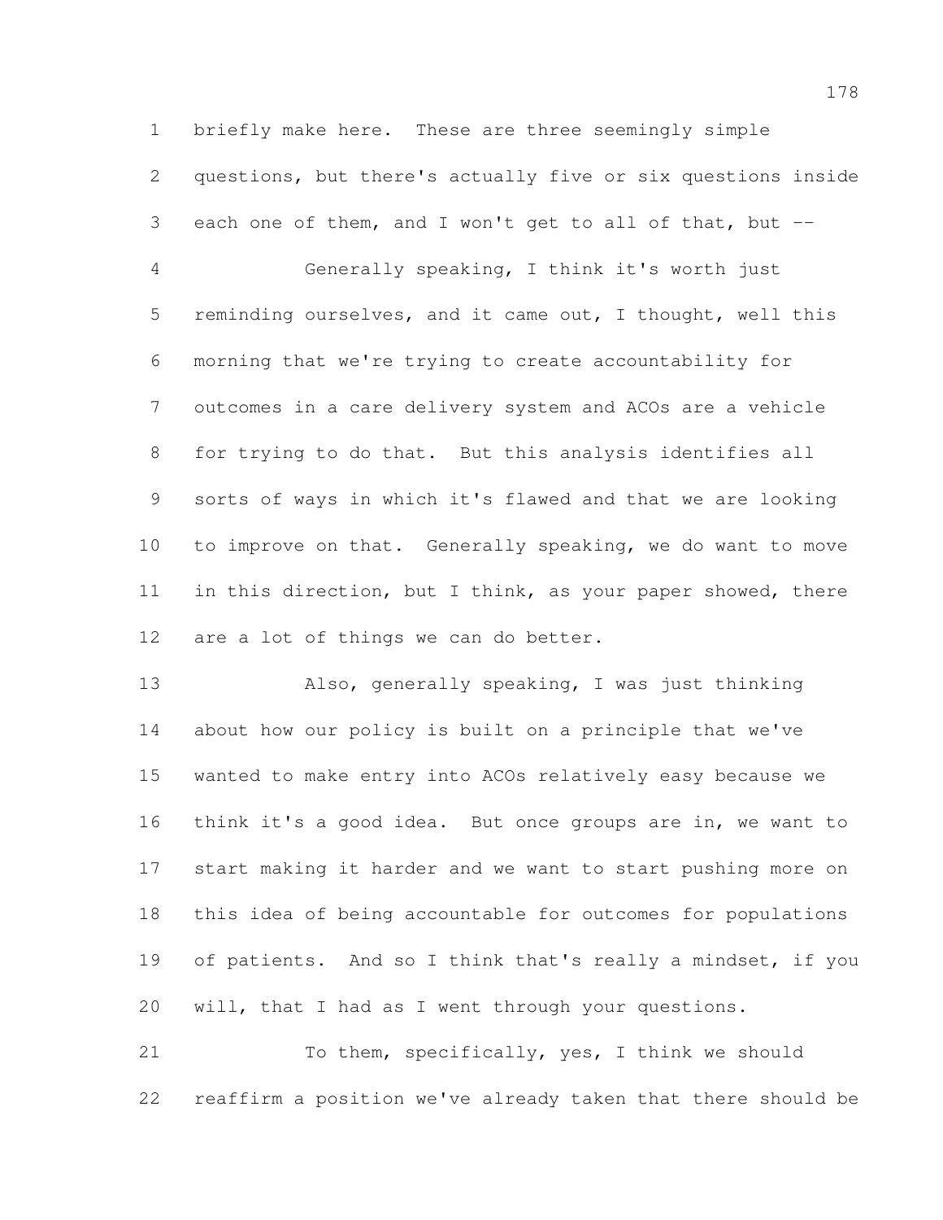briefly make here. These are three seemingly simple questions, but there's actually five or six questions inside each one of them, and I won't get to all of that, but --

Generally speaking, I think it's worth just reminding ourselves, and it came out, I thought, well this morning that we're trying to create accountability for outcomes in a care delivery system and ACOs are a vehicle for trying to do that. But this analysis identifies all sorts of ways in which it's flawed and that we are looking to improve on that. Generally speaking, we do want to move in this direction, but I think, as your paper showed, there are a lot of things we can do better.

Also, generally speaking, I was just thinking about how our policy is built on a principle that we've wanted to make entry into ACOs relatively easy because we think it's a good idea. But once groups are in, we want to start making it harder and we want to start pushing more on this idea of being accountable for outcomes for populations of patients. And so I think that's really a mindset, if you will, that I had as I went through your questions.

To them, specifically, yes, I think we should reaffirm a position we've already taken that there should be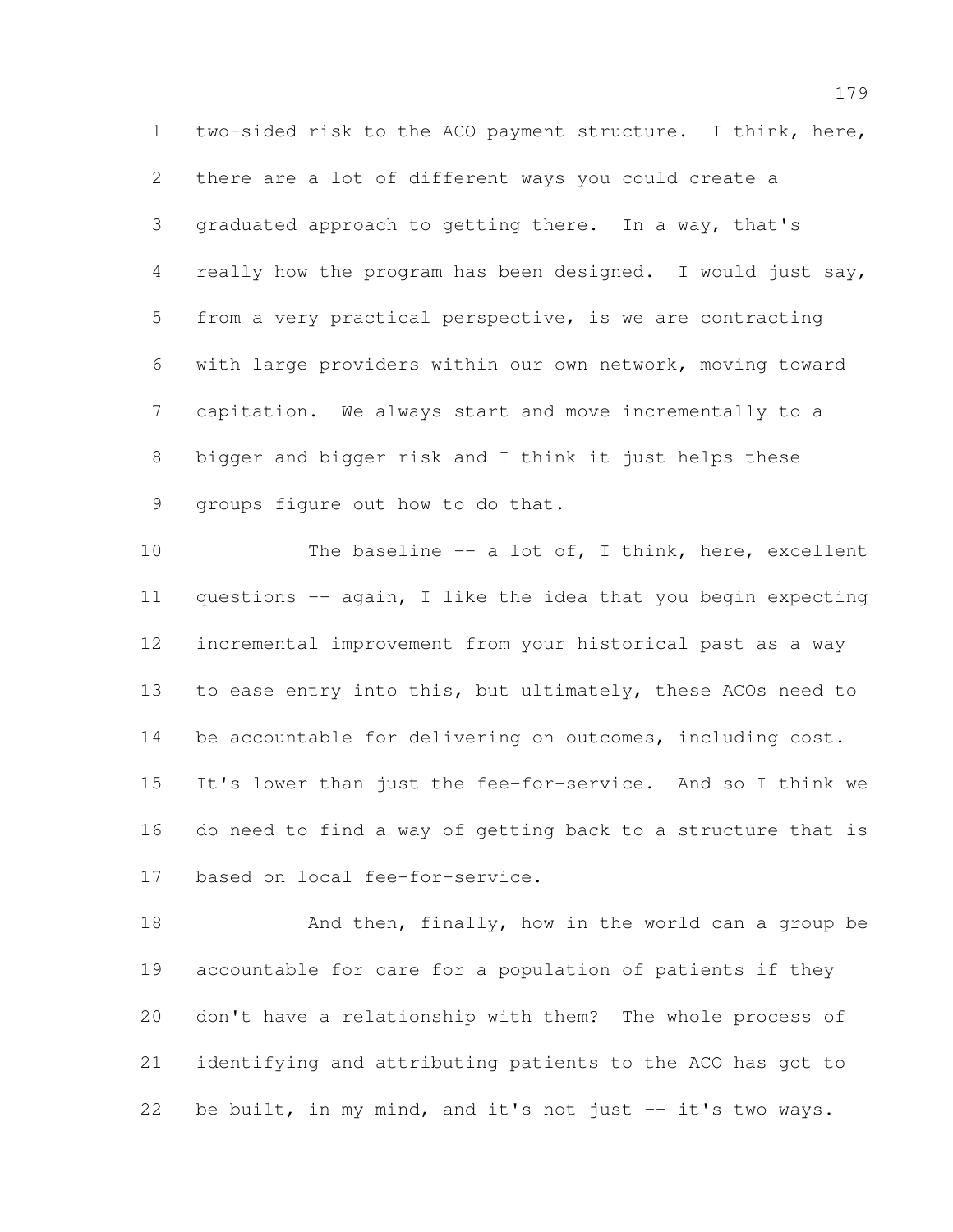two-sided risk to the ACO payment structure. I think, here, there are a lot of different ways you could create a graduated approach to getting there. In a way, that's really how the program has been designed. I would just say, from a very practical perspective, is we are contracting with large providers within our own network, moving toward capitation. We always start and move incrementally to a bigger and bigger risk and I think it just helps these groups figure out how to do that.

The baseline -- a lot of, I think, here, excellent questions -- again, I like the idea that you begin expecting incremental improvement from your historical past as a way to ease entry into this, but ultimately, these ACOs need to be accountable for delivering on outcomes, including cost. It's lower than just the fee-for-service. And so I think we do need to find a way of getting back to a structure that is based on local fee-for-service.

And then, finally, how in the world can a group be accountable for care for a population of patients if they don't have a relationship with them? The whole process of identifying and attributing patients to the ACO has got to be built, in my mind, and it's not just -- it's two ways.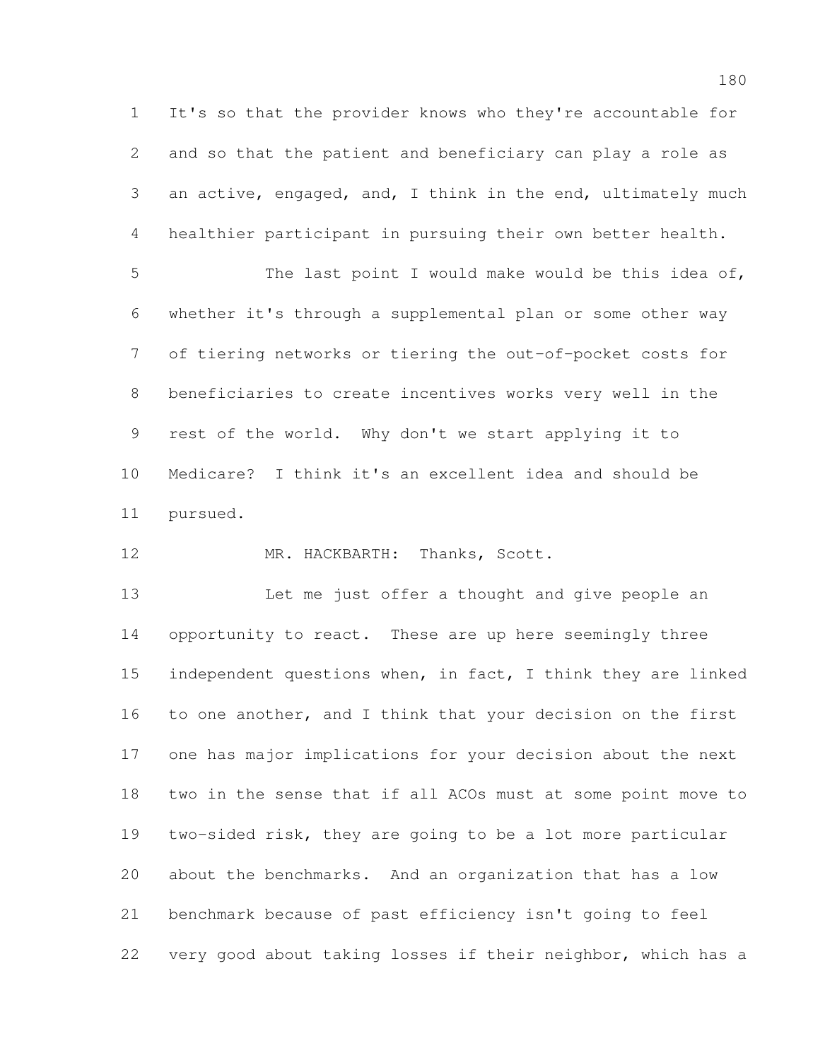It's so that the provider knows who they're accountable for and so that the patient and beneficiary can play a role as an active, engaged, and, I think in the end, ultimately much healthier participant in pursuing their own better health.

The last point I would make would be this idea of, whether it's through a supplemental plan or some other way of tiering networks or tiering the out-of-pocket costs for beneficiaries to create incentives works very well in the rest of the world. Why don't we start applying it to Medicare? I think it's an excellent idea and should be pursued.

MR. HACKBARTH: Thanks, Scott.

Let me just offer a thought and give people an opportunity to react. These are up here seemingly three independent questions when, in fact, I think they are linked to one another, and I think that your decision on the first one has major implications for your decision about the next two in the sense that if all ACOs must at some point move to two-sided risk, they are going to be a lot more particular about the benchmarks. And an organization that has a low benchmark because of past efficiency isn't going to feel very good about taking losses if their neighbor, which has a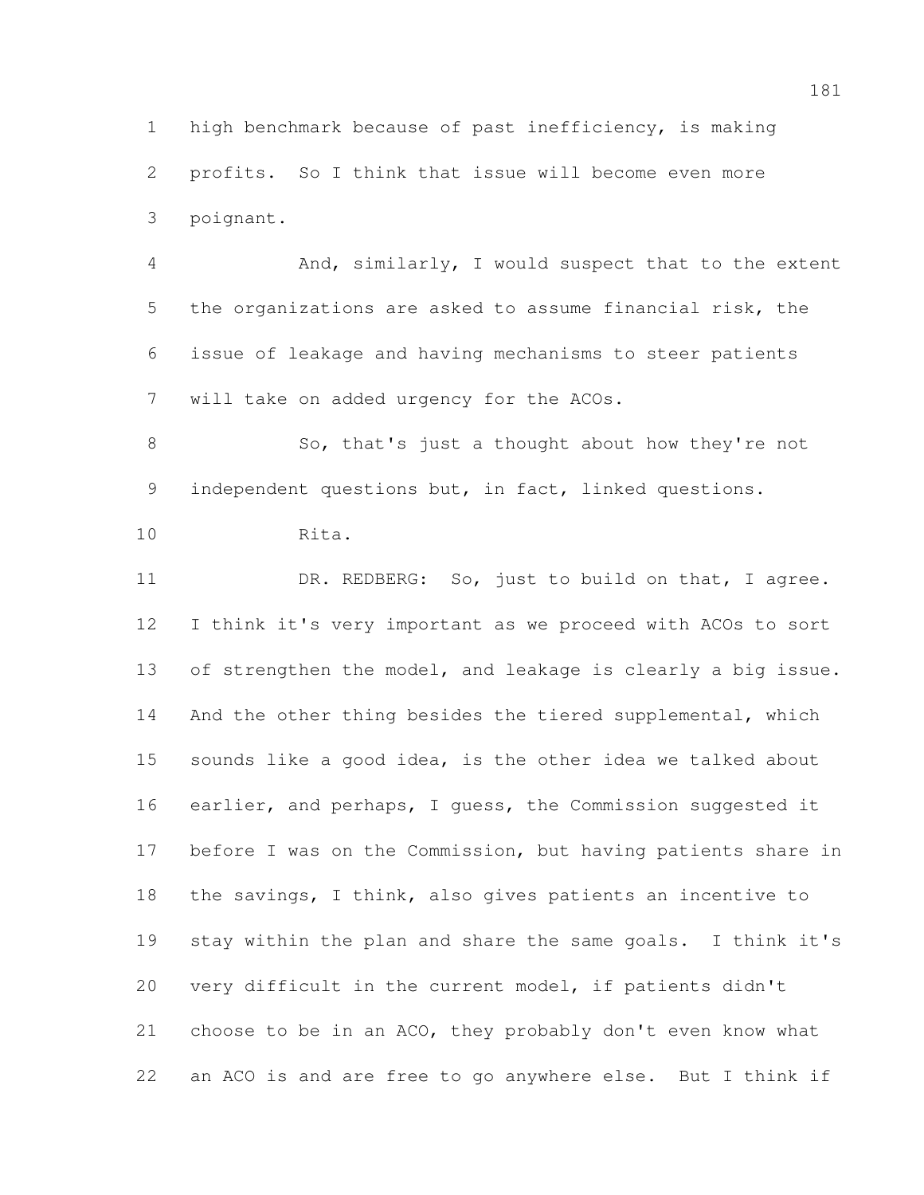high benchmark because of past inefficiency, is making profits. So I think that issue will become even more poignant.

And, similarly, I would suspect that to the extent the organizations are asked to assume financial risk, the issue of leakage and having mechanisms to steer patients will take on added urgency for the ACOs.

So, that's just a thought about how they're not independent questions but, in fact, linked questions.

Rita.

DR. REDBERG: So, just to build on that, I agree. I think it's very important as we proceed with ACOs to sort of strengthen the model, and leakage is clearly a big issue. And the other thing besides the tiered supplemental, which sounds like a good idea, is the other idea we talked about earlier, and perhaps, I guess, the Commission suggested it before I was on the Commission, but having patients share in the savings, I think, also gives patients an incentive to stay within the plan and share the same goals. I think it's very difficult in the current model, if patients didn't choose to be in an ACO, they probably don't even know what an ACO is and are free to go anywhere else. But I think if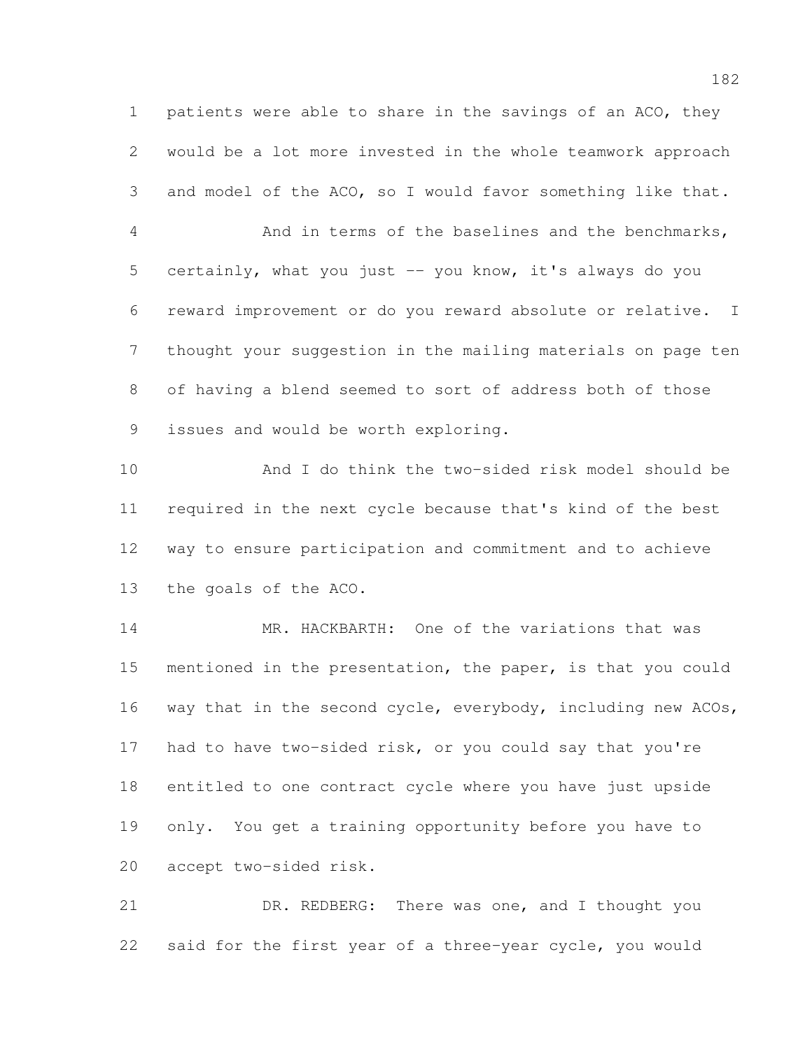patients were able to share in the savings of an ACO, they would be a lot more invested in the whole teamwork approach and model of the ACO, so I would favor something like that.

And in terms of the baselines and the benchmarks, certainly, what you just -- you know, it's always do you reward improvement or do you reward absolute or relative. I thought your suggestion in the mailing materials on page ten of having a blend seemed to sort of address both of those issues and would be worth exploring.

And I do think the two-sided risk model should be required in the next cycle because that's kind of the best way to ensure participation and commitment and to achieve the goals of the ACO.

MR. HACKBARTH: One of the variations that was mentioned in the presentation, the paper, is that you could way that in the second cycle, everybody, including new ACOs, had to have two-sided risk, or you could say that you're entitled to one contract cycle where you have just upside only. You get a training opportunity before you have to accept two-sided risk.

DR. REDBERG: There was one, and I thought you said for the first year of a three-year cycle, you would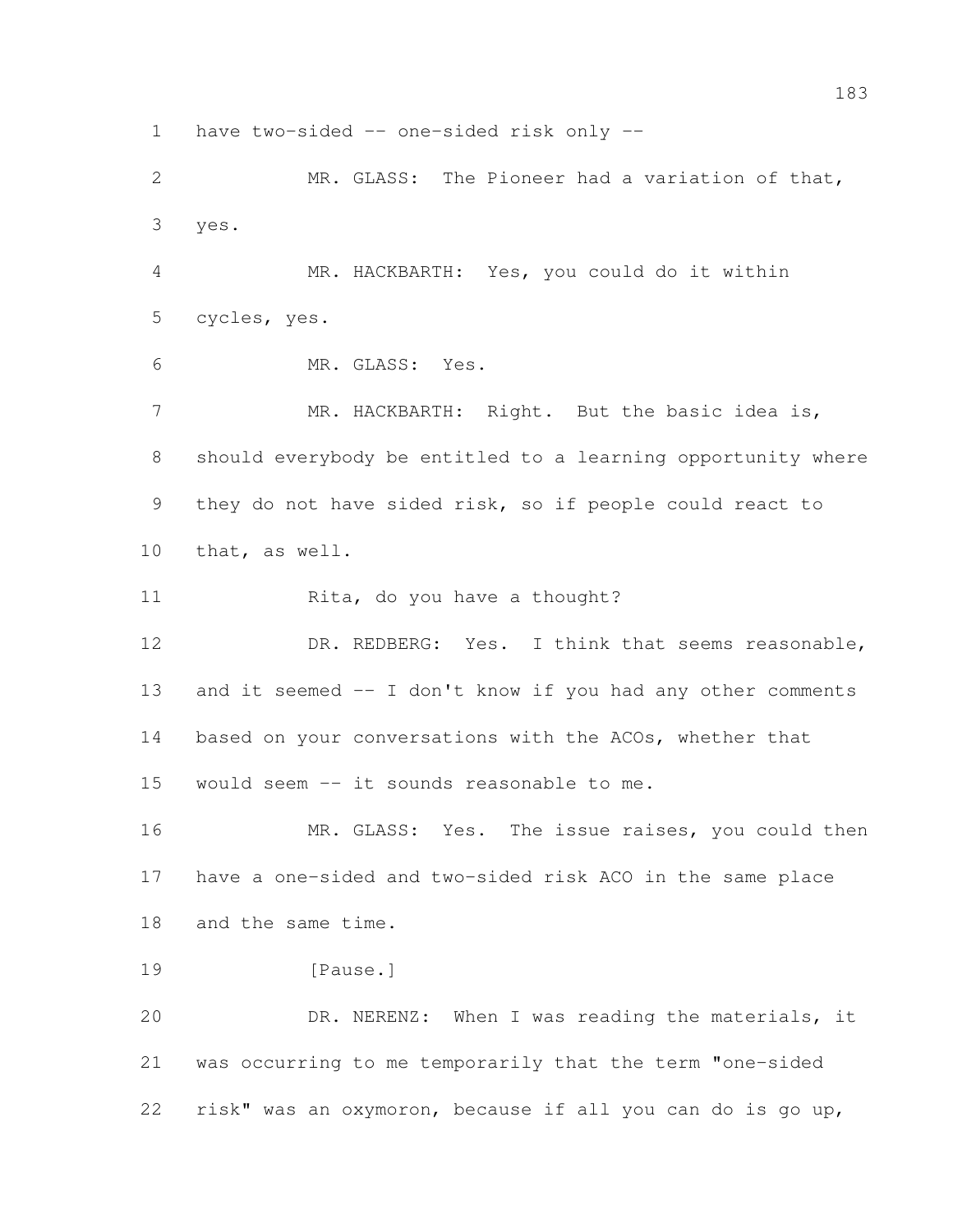have two-sided -- one-sided risk only --

MR. GLASS: The Pioneer had a variation of that, yes.

MR. HACKBARTH: Yes, you could do it within cycles, yes.

MR. GLASS: Yes.

MR. HACKBARTH: Right. But the basic idea is, should everybody be entitled to a learning opportunity where they do not have sided risk, so if people could react to that, as well.

Rita, do you have a thought?

DR. REDBERG: Yes. I think that seems reasonable, and it seemed -- I don't know if you had any other comments based on your conversations with the ACOs, whether that would seem -- it sounds reasonable to me.

MR. GLASS: Yes. The issue raises, you could then have a one-sided and two-sided risk ACO in the same place and the same time.

[Pause.]

DR. NERENZ: When I was reading the materials, it was occurring to me temporarily that the term "one-sided risk" was an oxymoron, because if all you can do is go up,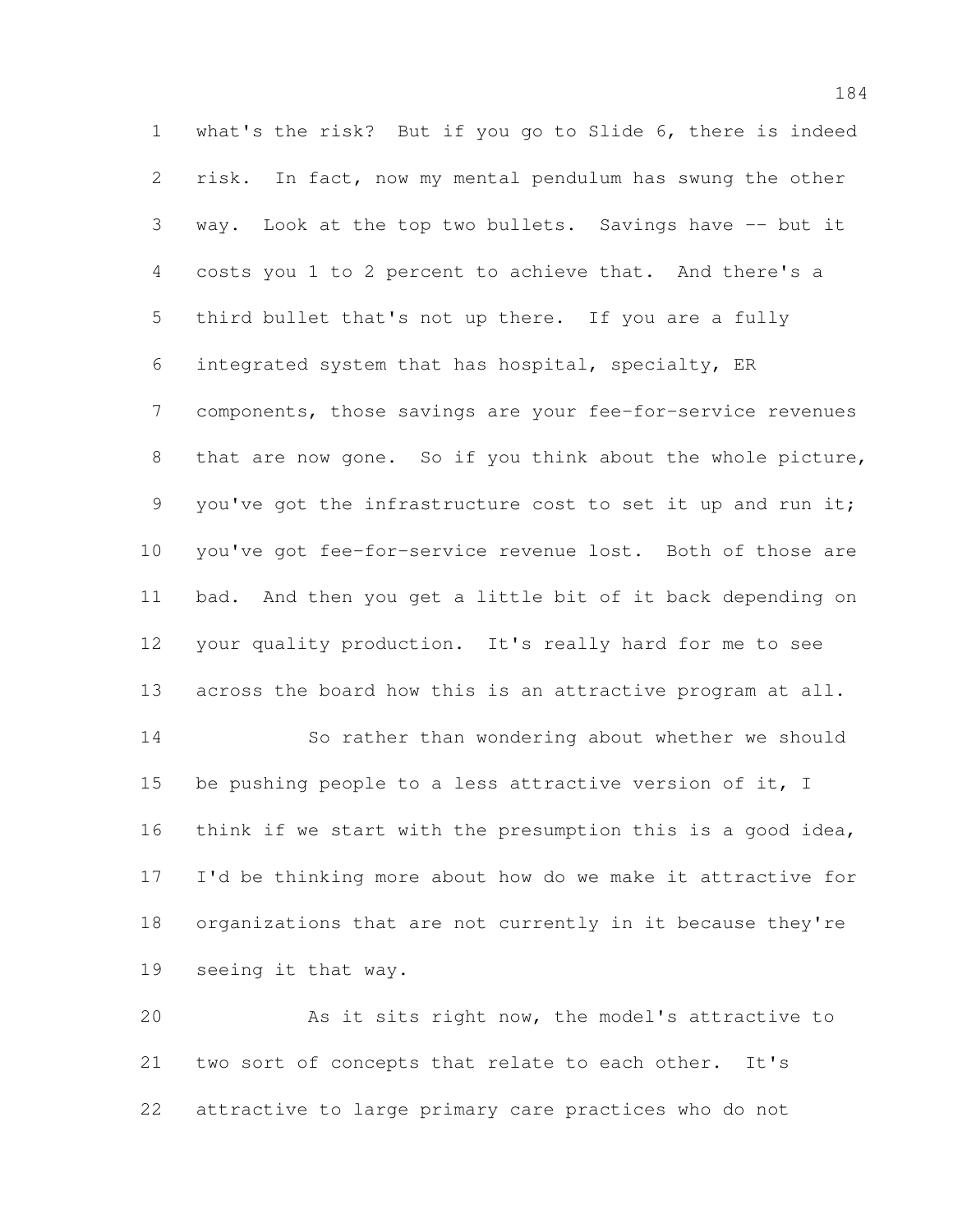what's the risk? But if you go to Slide 6, there is indeed risk. In fact, now my mental pendulum has swung the other way. Look at the top two bullets. Savings have -- but it costs you 1 to 2 percent to achieve that. And there's a third bullet that's not up there. If you are a fully integrated system that has hospital, specialty, ER components, those savings are your fee-for-service revenues that are now gone. So if you think about the whole picture, you've got the infrastructure cost to set it up and run it; you've got fee-for-service revenue lost. Both of those are bad. And then you get a little bit of it back depending on your quality production. It's really hard for me to see across the board how this is an attractive program at all.

So rather than wondering about whether we should be pushing people to a less attractive version of it, I think if we start with the presumption this is a good idea, I'd be thinking more about how do we make it attractive for organizations that are not currently in it because they're seeing it that way.

As it sits right now, the model's attractive to two sort of concepts that relate to each other. It's attractive to large primary care practices who do not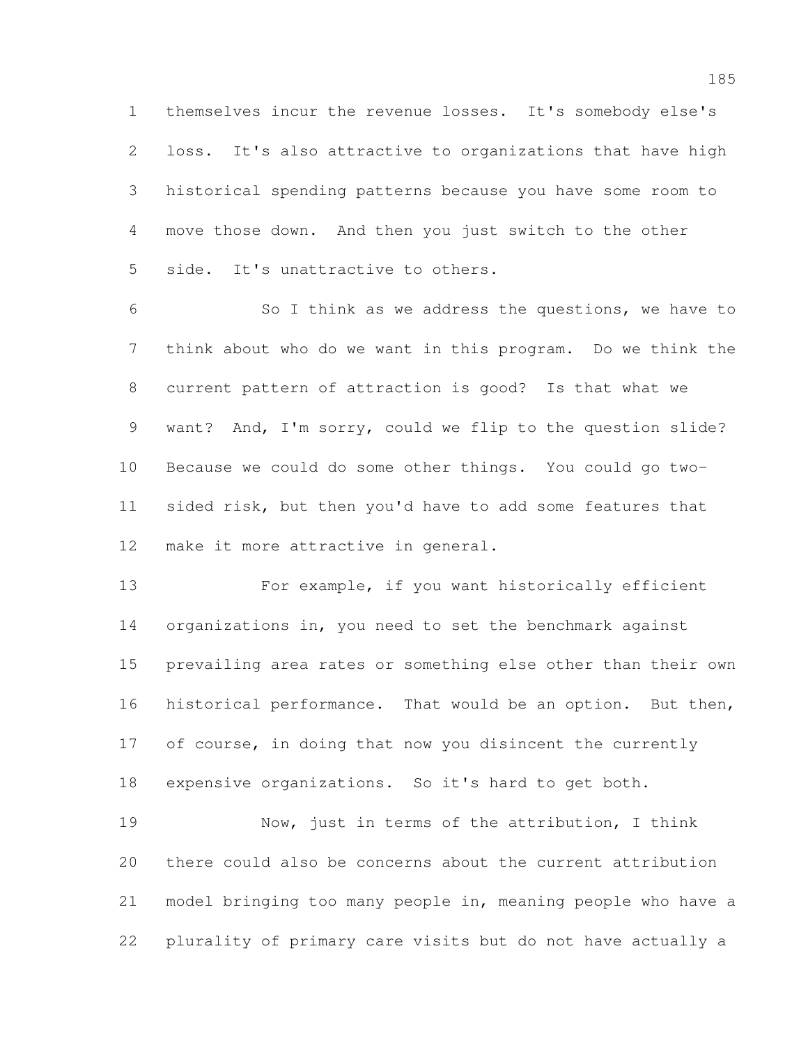themselves incur the revenue losses. It's somebody else's loss. It's also attractive to organizations that have high historical spending patterns because you have some room to move those down. And then you just switch to the other side. It's unattractive to others.

So I think as we address the questions, we have to think about who do we want in this program. Do we think the current pattern of attraction is good? Is that what we want? And, I'm sorry, could we flip to the question slide? Because we could do some other things. You could go two-sided risk, but then you'd have to add some features that make it more attractive in general.

For example, if you want historically efficient organizations in, you need to set the benchmark against prevailing area rates or something else other than their own historical performance. That would be an option. But then, of course, in doing that now you disincent the currently expensive organizations. So it's hard to get both.

Now, just in terms of the attribution, I think there could also be concerns about the current attribution model bringing too many people in, meaning people who have a plurality of primary care visits but do not have actually a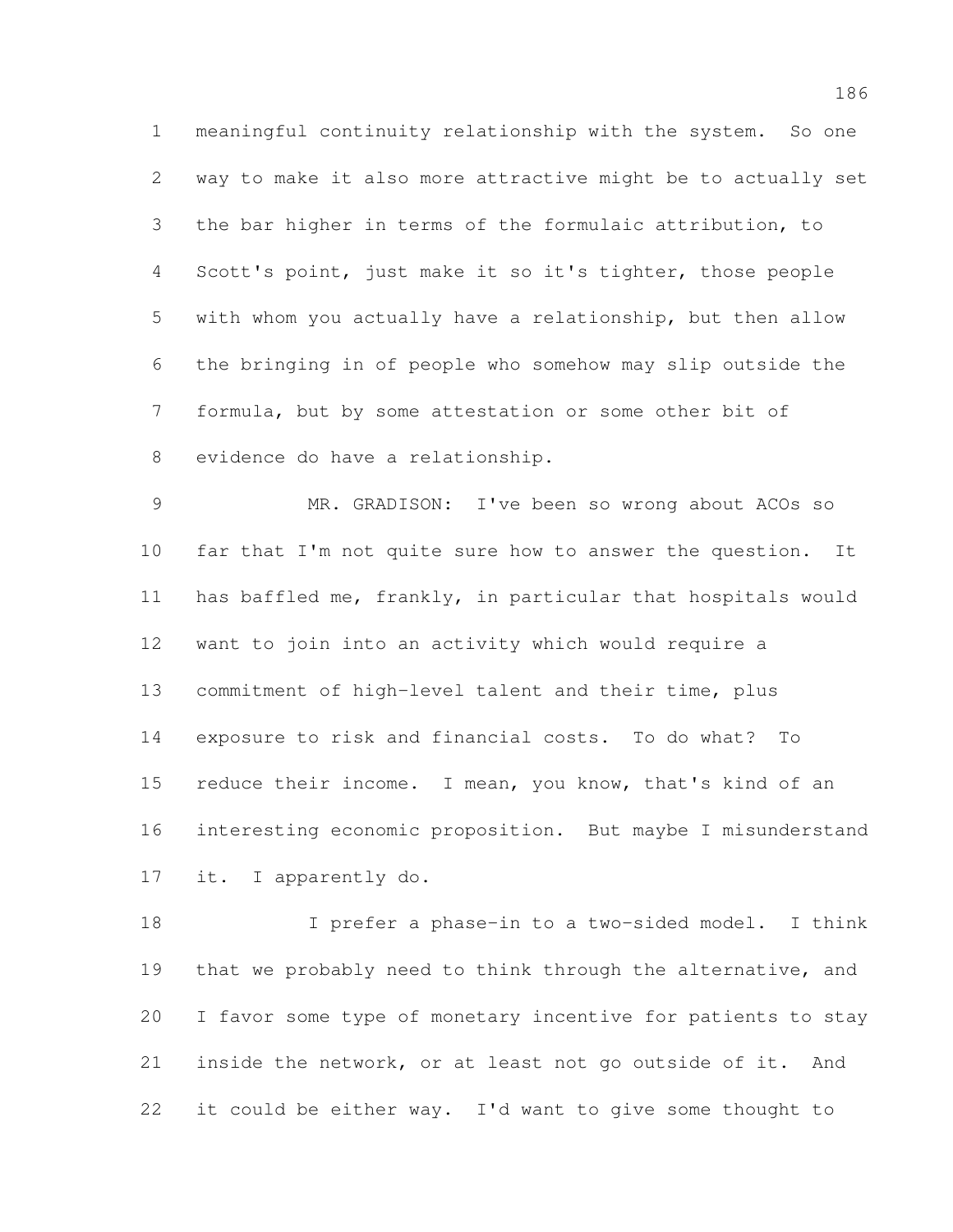meaningful continuity relationship with the system. So one way to make it also more attractive might be to actually set the bar higher in terms of the formulaic attribution, to Scott's point, just make it so it's tighter, those people with whom you actually have a relationship, but then allow the bringing in of people who somehow may slip outside the formula, but by some attestation or some other bit of evidence do have a relationship.

MR. GRADISON: I've been so wrong about ACOs so far that I'm not quite sure how to answer the question. It has baffled me, frankly, in particular that hospitals would want to join into an activity which would require a commitment of high-level talent and their time, plus exposure to risk and financial costs. To do what? To reduce their income. I mean, you know, that's kind of an interesting economic proposition. But maybe I misunderstand it. I apparently do.

I prefer a phase-in to a two-sided model. I think that we probably need to think through the alternative, and I favor some type of monetary incentive for patients to stay inside the network, or at least not go outside of it. And it could be either way. I'd want to give some thought to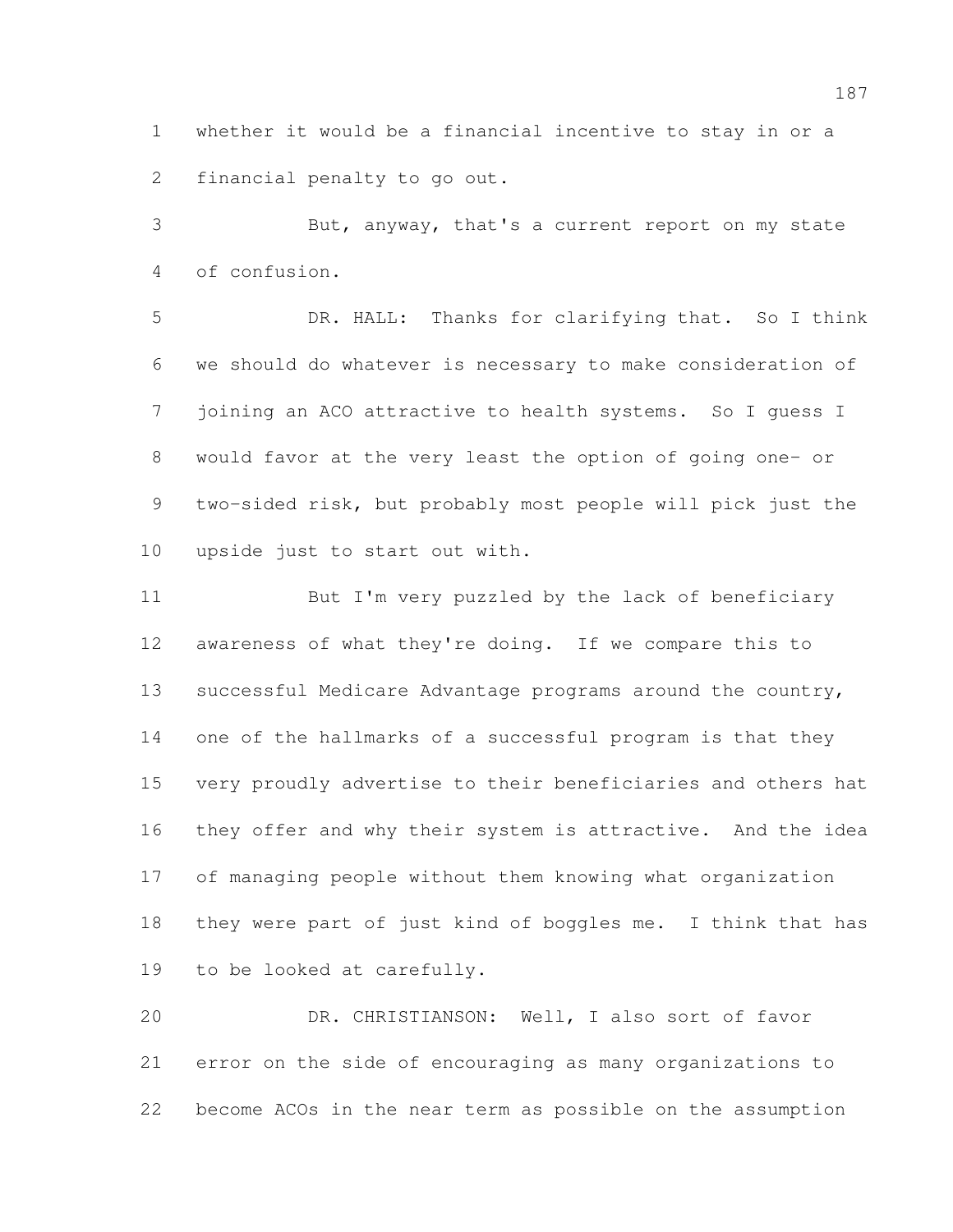whether it would be a financial incentive to stay in or a financial penalty to go out.

But, anyway, that's a current report on my state of confusion.

DR. HALL: Thanks for clarifying that. So I think we should do whatever is necessary to make consideration of joining an ACO attractive to health systems. So I guess I would favor at the very least the option of going one- or two-sided risk, but probably most people will pick just the upside just to start out with.

But I'm very puzzled by the lack of beneficiary awareness of what they're doing. If we compare this to successful Medicare Advantage programs around the country, one of the hallmarks of a successful program is that they very proudly advertise to their beneficiaries and others hat they offer and why their system is attractive. And the idea of managing people without them knowing what organization they were part of just kind of boggles me. I think that has to be looked at carefully.

DR. CHRISTIANSON: Well, I also sort of favor error on the side of encouraging as many organizations to become ACOs in the near term as possible on the assumption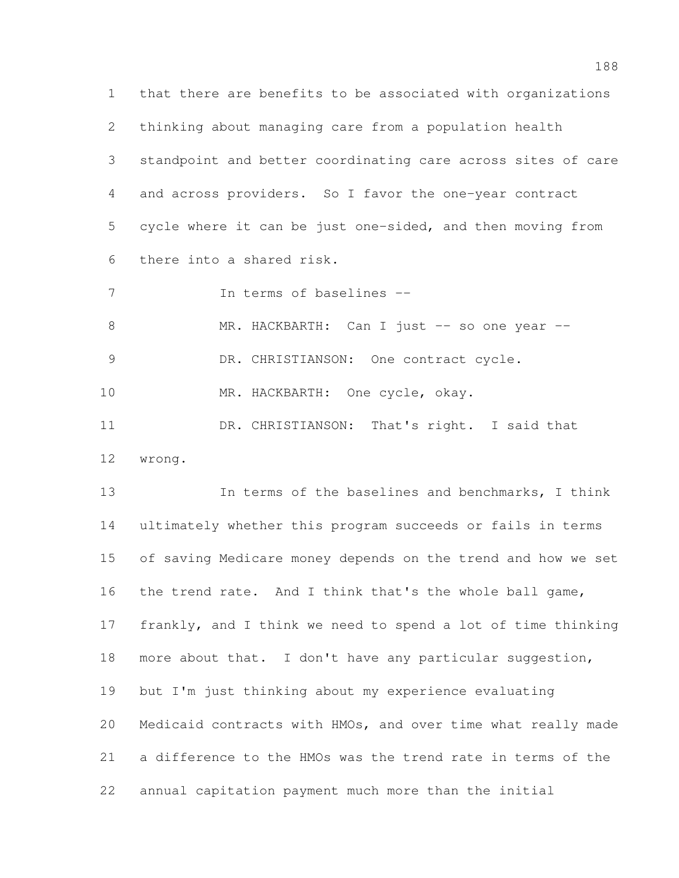that there are benefits to be associated with organizations thinking about managing care from a population health standpoint and better coordinating care across sites of care and across providers. So I favor the one-year contract cycle where it can be just one-sided, and then moving from there into a shared risk.

In terms of baselines --

MR. HACKBARTH: Can I just -- so one year --

DR. CHRISTIANSON: One contract cycle.

MR. HACKBARTH: One cycle, okay.

DR. CHRISTIANSON: That's right. I said that wrong.

In terms of the baselines and benchmarks, I think ultimately whether this program succeeds or fails in terms of saving Medicare money depends on the trend and how we set the trend rate. And I think that's the whole ball game, frankly, and I think we need to spend a lot of time thinking more about that. I don't have any particular suggestion, but I'm just thinking about my experience evaluating Medicaid contracts with HMOs, and over time what really made a difference to the HMOs was the trend rate in terms of the annual capitation payment much more than the initial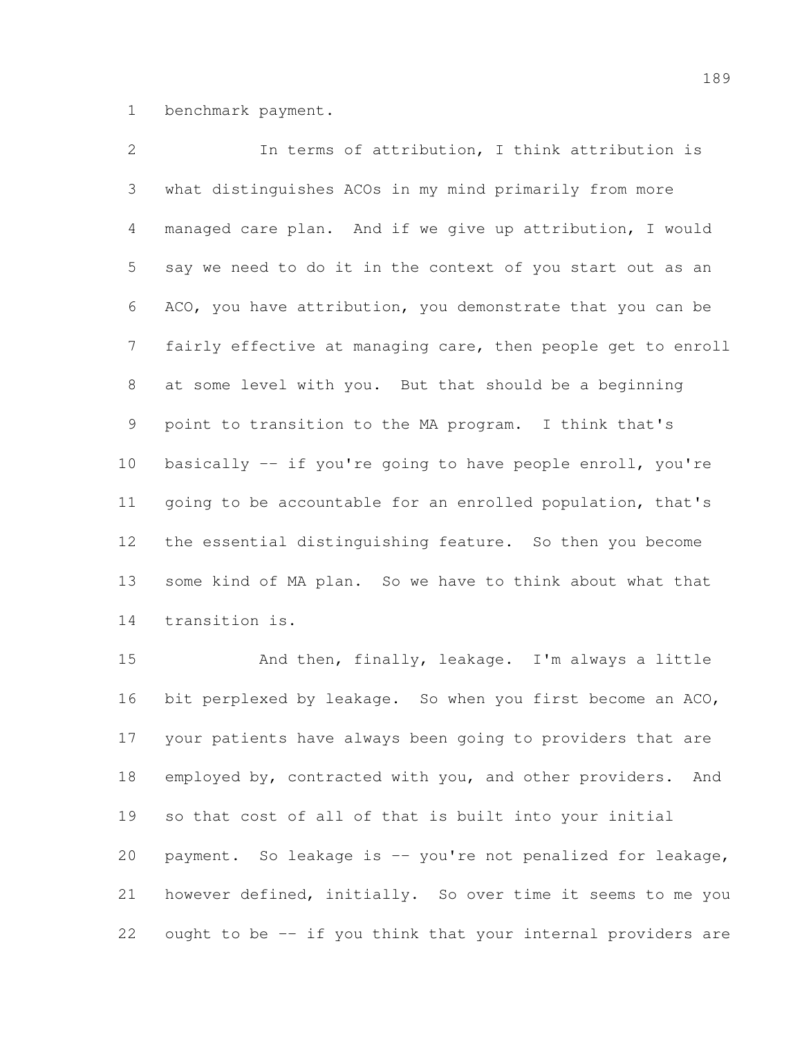benchmark payment.

In terms of attribution, I think attribution is what distinguishes ACOs in my mind primarily from more managed care plan. And if we give up attribution, I would say we need to do it in the context of you start out as an ACO, you have attribution, you demonstrate that you can be fairly effective at managing care, then people get to enroll at some level with you. But that should be a beginning point to transition to the MA program. I think that's basically -- if you're going to have people enroll, you're going to be accountable for an enrolled population, that's the essential distinguishing feature. So then you become some kind of MA plan. So we have to think about what that transition is.

And then, finally, leakage. I'm always a little bit perplexed by leakage. So when you first become an ACO, your patients have always been going to providers that are employed by, contracted with you, and other providers. And so that cost of all of that is built into your initial payment. So leakage is -- you're not penalized for leakage, however defined, initially. So over time it seems to me you ought to be -- if you think that your internal providers are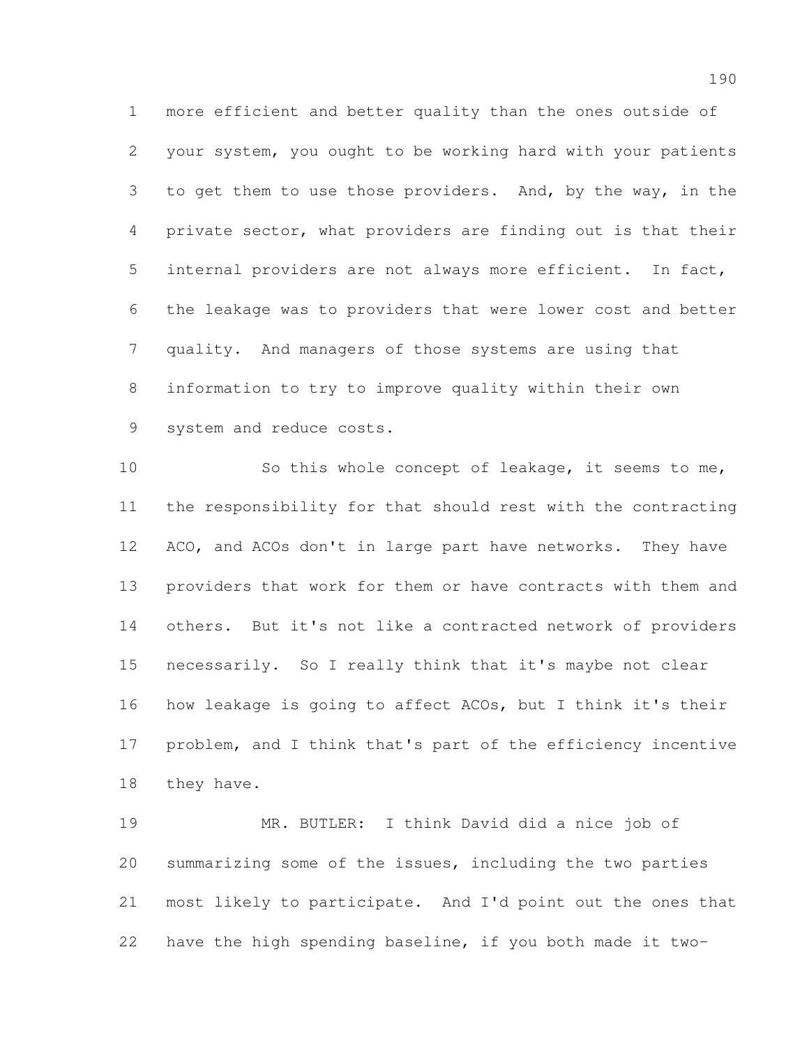more efficient and better quality than the ones outside of your system, you ought to be working hard with your patients to get them to use those providers. And, by the way, in the private sector, what providers are finding out is that their internal providers are not always more efficient. In fact, the leakage was to providers that were lower cost and better quality. And managers of those systems are using that information to try to improve quality within their own system and reduce costs.

So this whole concept of leakage, it seems to me, the responsibility for that should rest with the contracting ACO, and ACOs don't in large part have networks. They have providers that work for them or have contracts with them and others. But it's not like a contracted network of providers necessarily. So I really think that it's maybe not clear how leakage is going to affect ACOs, but I think it's their problem, and I think that's part of the efficiency incentive they have.

MR. BUTLER: I think David did a nice job of summarizing some of the issues, including the two parties most likely to participate. And I'd point out the ones that have the high spending baseline, if you both made it two-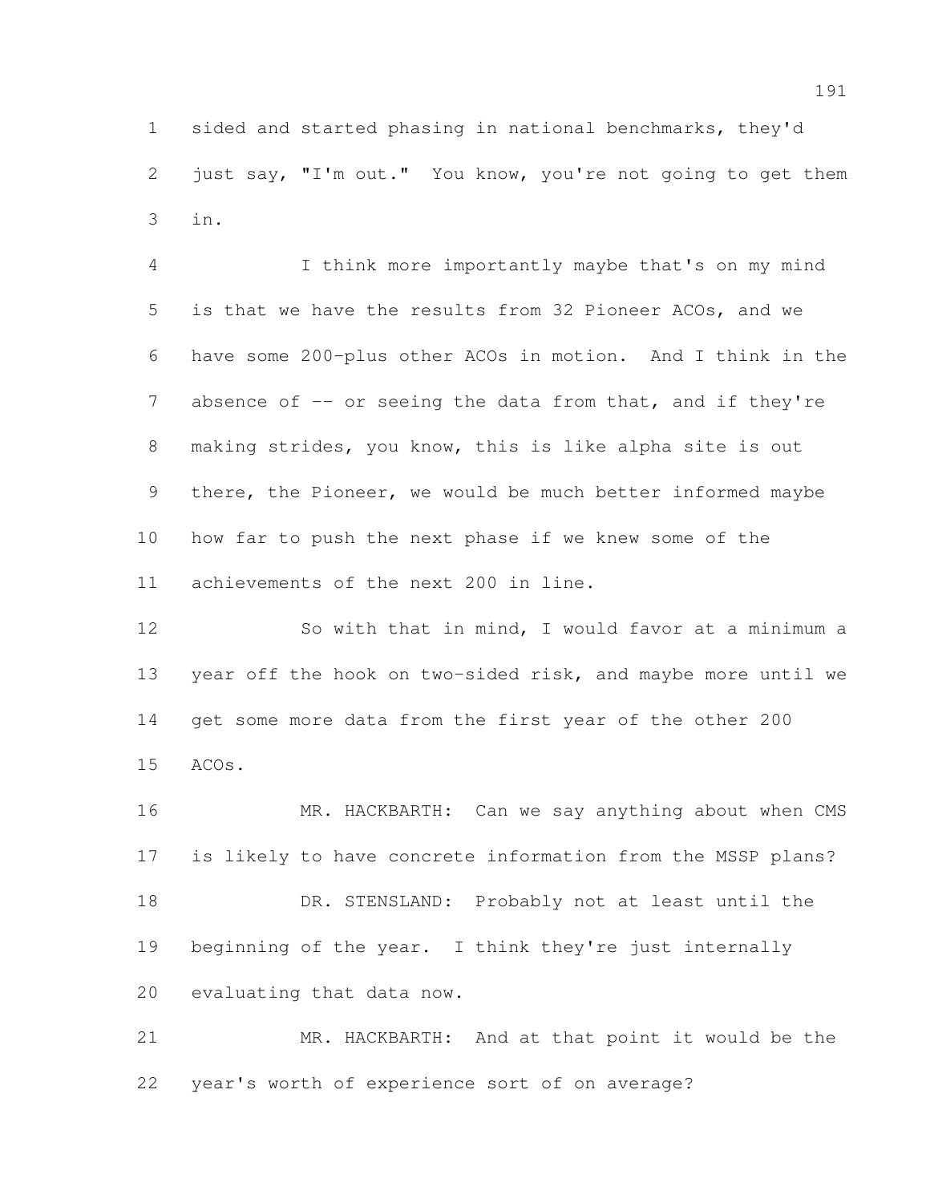sided and started phasing in national benchmarks, they'd just say, "I'm out." You know, you're not going to get them in.

I think more importantly maybe that's on my mind is that we have the results from 32 Pioneer ACOs, and we have some 200-plus other ACOs in motion. And I think in the absence of -- or seeing the data from that, and if they're making strides, you know, this is like alpha site is out there, the Pioneer, we would be much better informed maybe how far to push the next phase if we knew some of the achievements of the next 200 in line.

So with that in mind, I would favor at a minimum a year off the hook on two-sided risk, and maybe more until we get some more data from the first year of the other 200 ACOs.

MR. HACKBARTH: Can we say anything about when CMS is likely to have concrete information from the MSSP plans?

DR. STENSLAND: Probably not at least until the beginning of the year. I think they're just internally evaluating that data now.

MR. HACKBARTH: And at that point it would be the year's worth of experience sort of on average?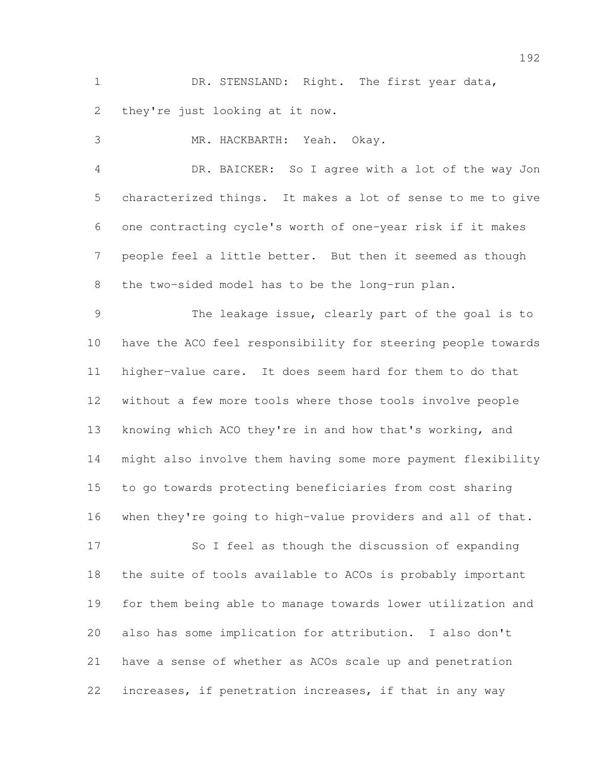DR. STENSLAND: Right. The first year data, they're just looking at it now.

MR. HACKBARTH: Yeah. Okay.

DR. BAICKER: So I agree with a lot of the way Jon characterized things. It makes a lot of sense to me to give one contracting cycle's worth of one-year risk if it makes people feel a little better. But then it seemed as though the two-sided model has to be the long-run plan.

The leakage issue, clearly part of the goal is to have the ACO feel responsibility for steering people towards higher-value care. It does seem hard for them to do that without a few more tools where those tools involve people knowing which ACO they're in and how that's working, and might also involve them having some more payment flexibility to go towards protecting beneficiaries from cost sharing when they're going to high-value providers and all of that.

So I feel as though the discussion of expanding the suite of tools available to ACOs is probably important for them being able to manage towards lower utilization and also has some implication for attribution. I also don't have a sense of whether as ACOs scale up and penetration increases, if penetration increases, if that in any way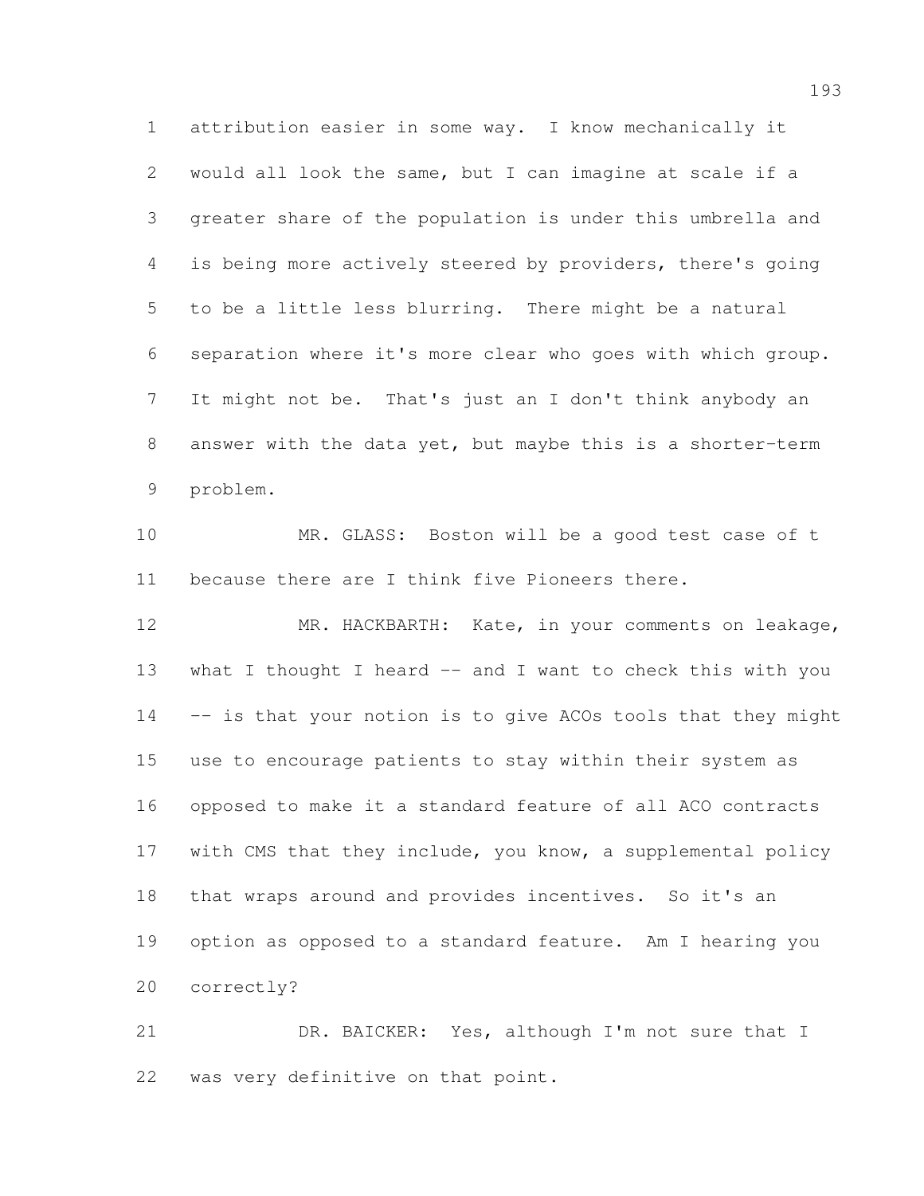attribution easier in some way. I know mechanically it would all look the same, but I can imagine at scale if a greater share of the population is under this umbrella and is being more actively steered by providers, there's going to be a little less blurring. There might be a natural separation where it's more clear who goes with which group. It might not be. That's just an I don't think anybody an answer with the data yet, but maybe this is a shorter-term problem.

MR. GLASS: Boston will be a good test case of t because there are I think five Pioneers there.

MR. HACKBARTH: Kate, in your comments on leakage, what I thought I heard -- and I want to check this with you -- is that your notion is to give ACOs tools that they might use to encourage patients to stay within their system as opposed to make it a standard feature of all ACO contracts with CMS that they include, you know, a supplemental policy that wraps around and provides incentives. So it's an option as opposed to a standard feature. Am I hearing you correctly?

DR. BAICKER: Yes, although I'm not sure that I was very definitive on that point.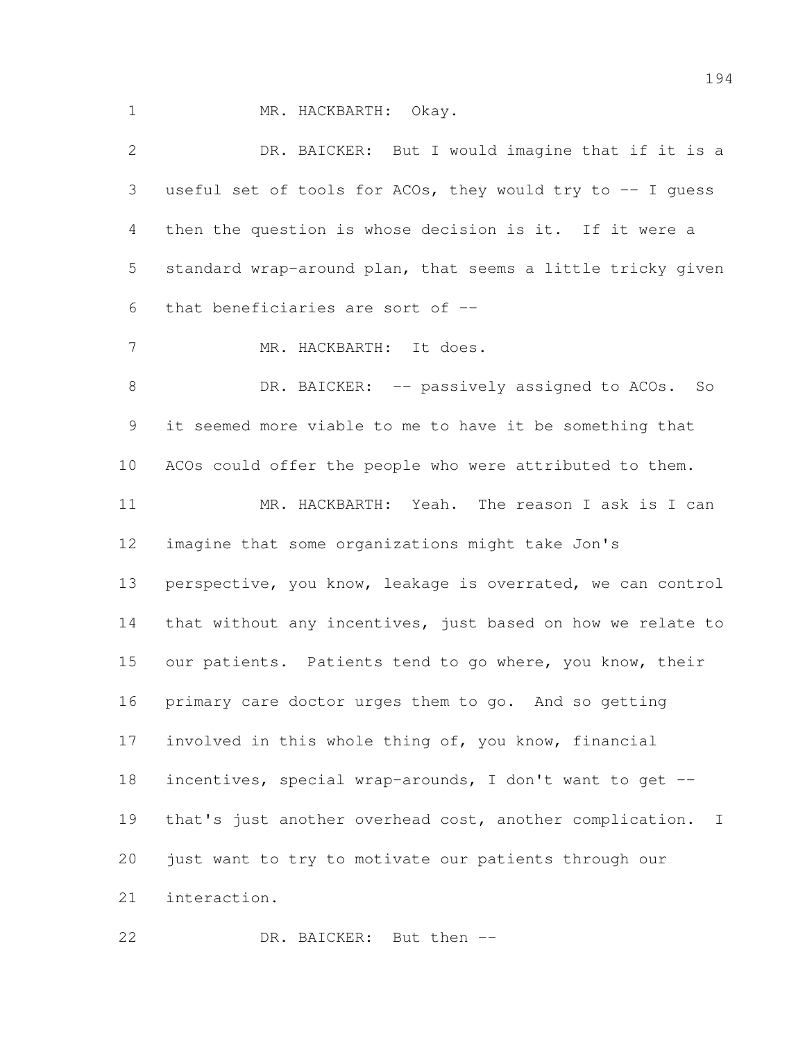MR. HACKBARTH: Okay.

DR. BAICKER: But I would imagine that if it is a useful set of tools for ACOs, they would try to -- I guess then the question is whose decision is it. If it were a standard wrap-around plan, that seems a little tricky given that beneficiaries are sort of --

MR. HACKBARTH: It does.

DR. BAICKER: -- passively assigned to ACOs. So it seemed more viable to me to have it be something that ACOs could offer the people who were attributed to them.

MR. HACKBARTH: Yeah. The reason I ask is I can imagine that some organizations might take Jon's perspective, you know, leakage is overrated, we can control that without any incentives, just based on how we relate to our patients. Patients tend to go where, you know, their primary care doctor urges them to go. And so getting involved in this whole thing of, you know, financial incentives, special wrap-arounds, I don't want to get -- that's just another overhead cost, another complication. I just want to try to motivate our patients through our interaction.

DR. BAICKER: But then --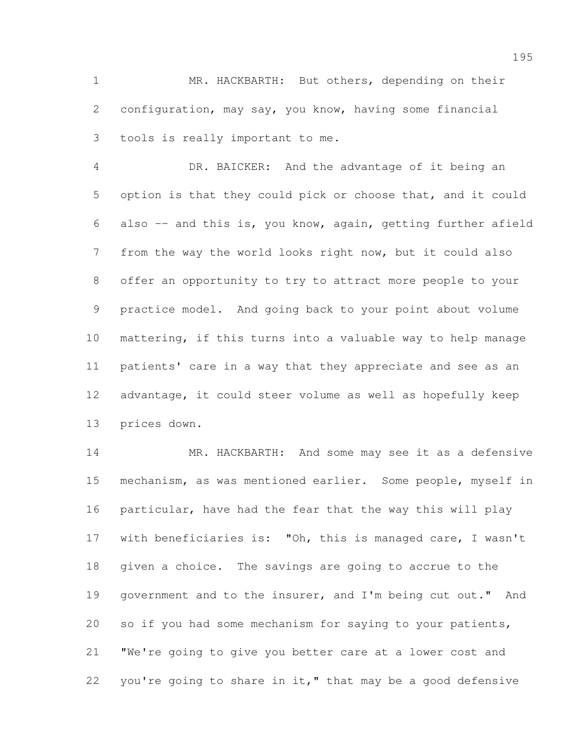MR. HACKBARTH: But others, depending on their configuration, may say, you know, having some financial tools is really important to me.

DR. BAICKER: And the advantage of it being an option is that they could pick or choose that, and it could also -- and this is, you know, again, getting further afield from the way the world looks right now, but it could also offer an opportunity to try to attract more people to your practice model. And going back to your point about volume mattering, if this turns into a valuable way to help manage patients' care in a way that they appreciate and see as an advantage, it could steer volume as well as hopefully keep prices down.

MR. HACKBARTH: And some may see it as a defensive mechanism, as was mentioned earlier. Some people, myself in particular, have had the fear that the way this will play with beneficiaries is: "Oh, this is managed care, I wasn't given a choice. The savings are going to accrue to the government and to the insurer, and I'm being cut out." And so if you had some mechanism for saying to your patients, "We're going to give you better care at a lower cost and you're going to share in it," that may be a good defensive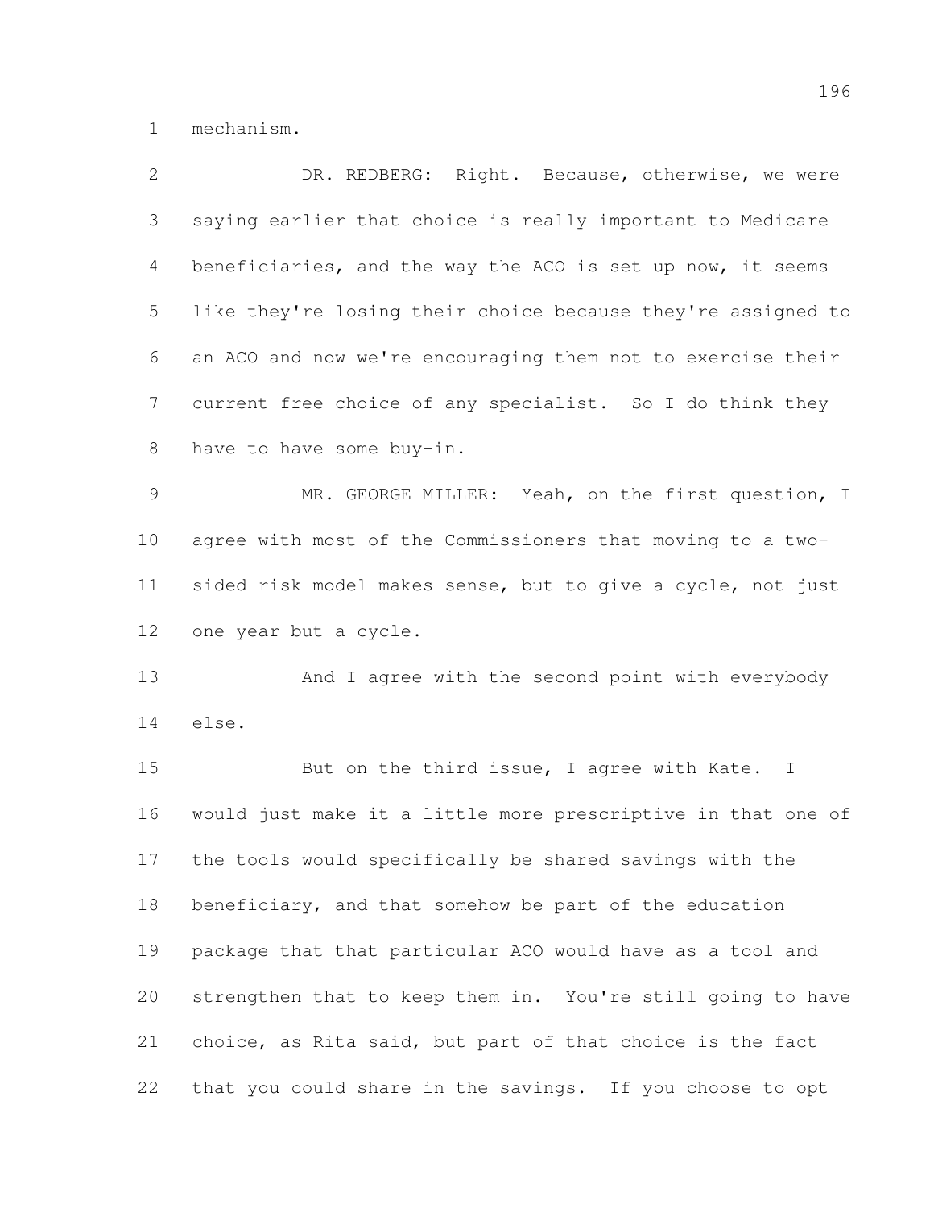mechanism.

DR. REDBERG: Right. Because, otherwise, we were saying earlier that choice is really important to Medicare beneficiaries, and the way the ACO is set up now, it seems like they're losing their choice because they're assigned to an ACO and now we're encouraging them not to exercise their current free choice of any specialist. So I do think they have to have some buy-in.

MR. GEORGE MILLER: Yeah, on the first question, I agree with most of the Commissioners that moving to a two-sided risk model makes sense, but to give a cycle, not just one year but a cycle.

And I agree with the second point with everybody else.

But on the third issue, I agree with Kate. I would just make it a little more prescriptive in that one of the tools would specifically be shared savings with the beneficiary, and that somehow be part of the education package that that particular ACO would have as a tool and strengthen that to keep them in. You're still going to have choice, as Rita said, but part of that choice is the fact that you could share in the savings. If you choose to opt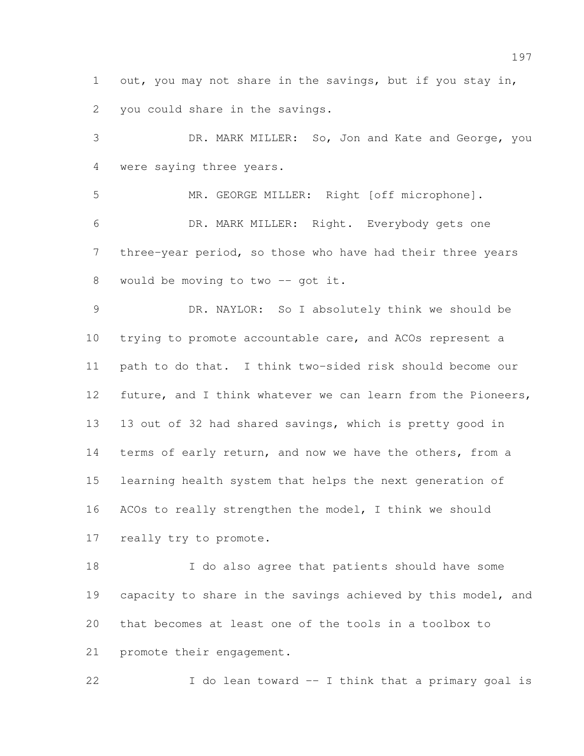out, you may not share in the savings, but if you stay in, you could share in the savings.

DR. MARK MILLER: So, Jon and Kate and George, you were saying three years.

MR. GEORGE MILLER: Right [off microphone].

DR. MARK MILLER: Right. Everybody gets one three-year period, so those who have had their three years would be moving to two -- got it.

DR. NAYLOR: So I absolutely think we should be trying to promote accountable care, and ACOs represent a path to do that. I think two-sided risk should become our future, and I think whatever we can learn from the Pioneers, 13 out of 32 had shared savings, which is pretty good in terms of early return, and now we have the others, from a learning health system that helps the next generation of ACOs to really strengthen the model, I think we should really try to promote.

I do also agree that patients should have some capacity to share in the savings achieved by this model, and that becomes at least one of the tools in a toolbox to promote their engagement.

I do lean toward -- I think that a primary goal is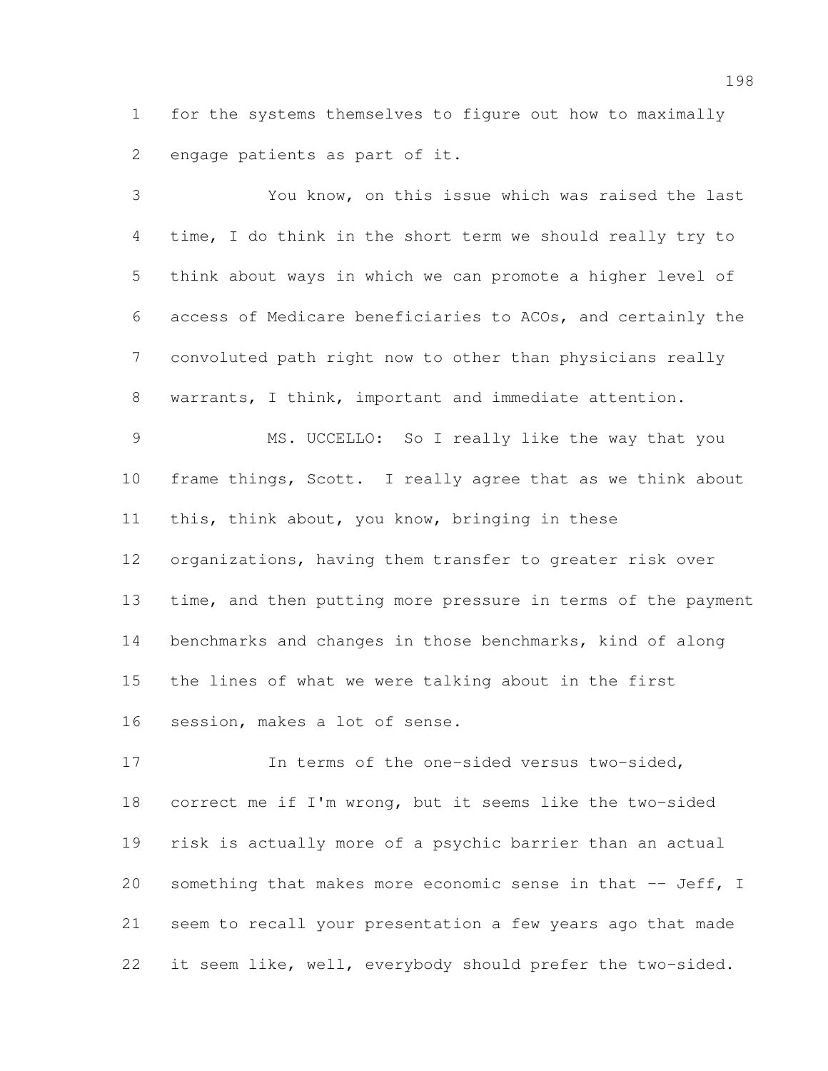for the systems themselves to figure out how to maximally engage patients as part of it.

You know, on this issue which was raised the last time, I do think in the short term we should really try to think about ways in which we can promote a higher level of access of Medicare beneficiaries to ACOs, and certainly the convoluted path right now to other than physicians really warrants, I think, important and immediate attention.

MS. UCCELLO: So I really like the way that you frame things, Scott. I really agree that as we think about this, think about, you know, bringing in these organizations, having them transfer to greater risk over time, and then putting more pressure in terms of the payment benchmarks and changes in those benchmarks, kind of along the lines of what we were talking about in the first session, makes a lot of sense.

In terms of the one-sided versus two-sided, correct me if I'm wrong, but it seems like the two-sided risk is actually more of a psychic barrier than an actual something that makes more economic sense in that -- Jeff, I seem to recall your presentation a few years ago that made it seem like, well, everybody should prefer the two-sided.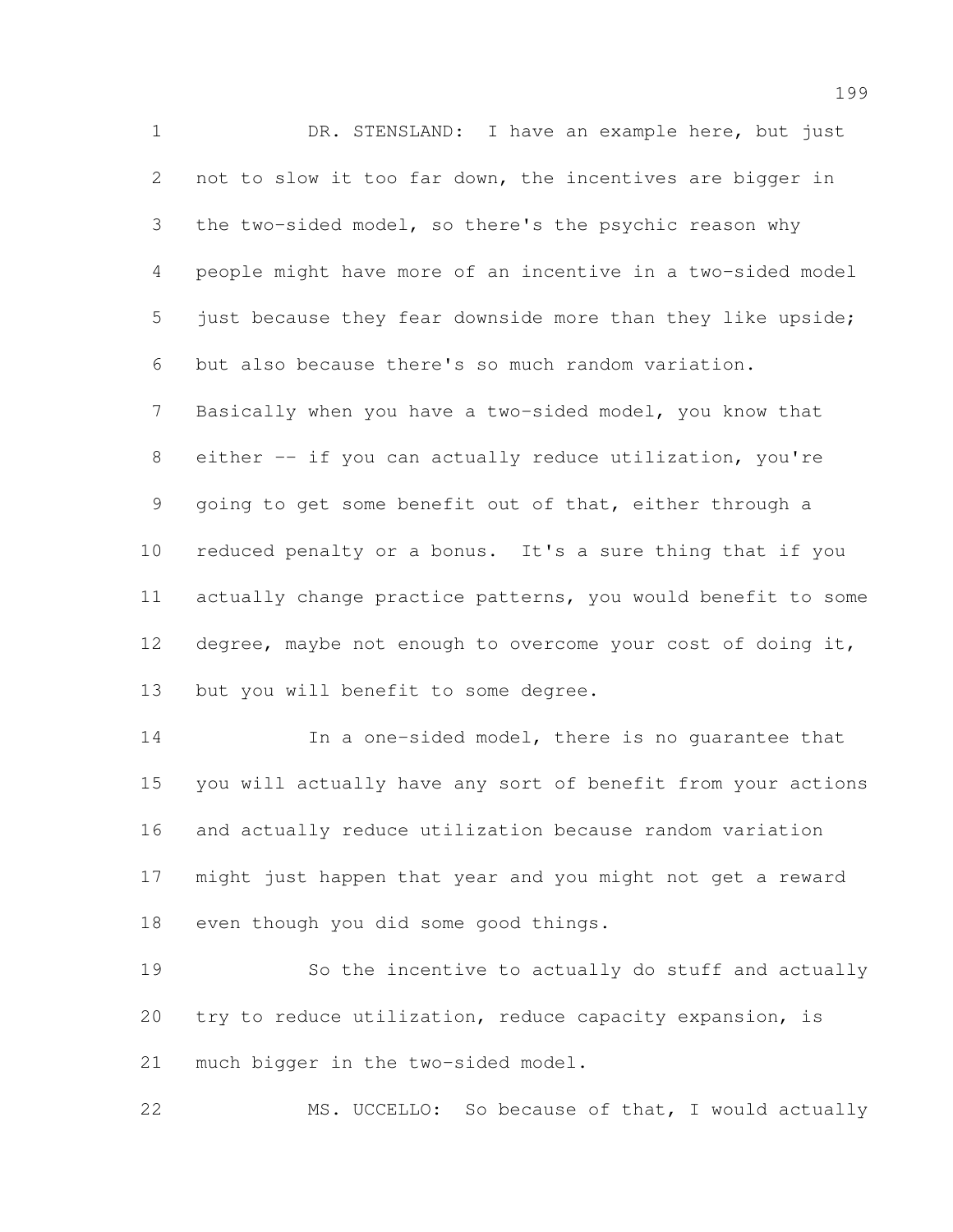DR. STENSLAND: I have an example here, but just not to slow it too far down, the incentives are bigger in the two-sided model, so there's the psychic reason why people might have more of an incentive in a two-sided model just because they fear downside more than they like upside; but also because there's so much random variation. Basically when you have a two-sided model, you know that either -- if you can actually reduce utilization, you're going to get some benefit out of that, either through a reduced penalty or a bonus. It's a sure thing that if you actually change practice patterns, you would benefit to some degree, maybe not enough to overcome your cost of doing it, but you will benefit to some degree.

In a one-sided model, there is no guarantee that you will actually have any sort of benefit from your actions and actually reduce utilization because random variation might just happen that year and you might not get a reward even though you did some good things.

So the incentive to actually do stuff and actually try to reduce utilization, reduce capacity expansion, is much bigger in the two-sided model.

MS. UCCELLO: So because of that, I would actually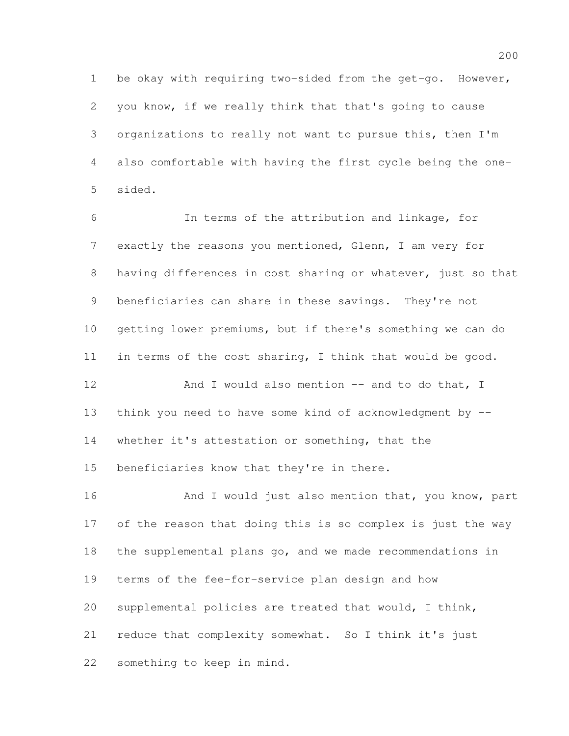be okay with requiring two-sided from the get-go. However, you know, if we really think that that's going to cause organizations to really not want to pursue this, then I'm also comfortable with having the first cycle being the one-sided.

In terms of the attribution and linkage, for exactly the reasons you mentioned, Glenn, I am very for having differences in cost sharing or whatever, just so that beneficiaries can share in these savings. They're not getting lower premiums, but if there's something we can do in terms of the cost sharing, I think that would be good.

And I would also mention -- and to do that, I think you need to have some kind of acknowledgment by -- whether it's attestation or something, that the beneficiaries know that they're in there.

And I would just also mention that, you know, part of the reason that doing this is so complex is just the way the supplemental plans go, and we made recommendations in terms of the fee-for-service plan design and how supplemental policies are treated that would, I think, reduce that complexity somewhat. So I think it's just something to keep in mind.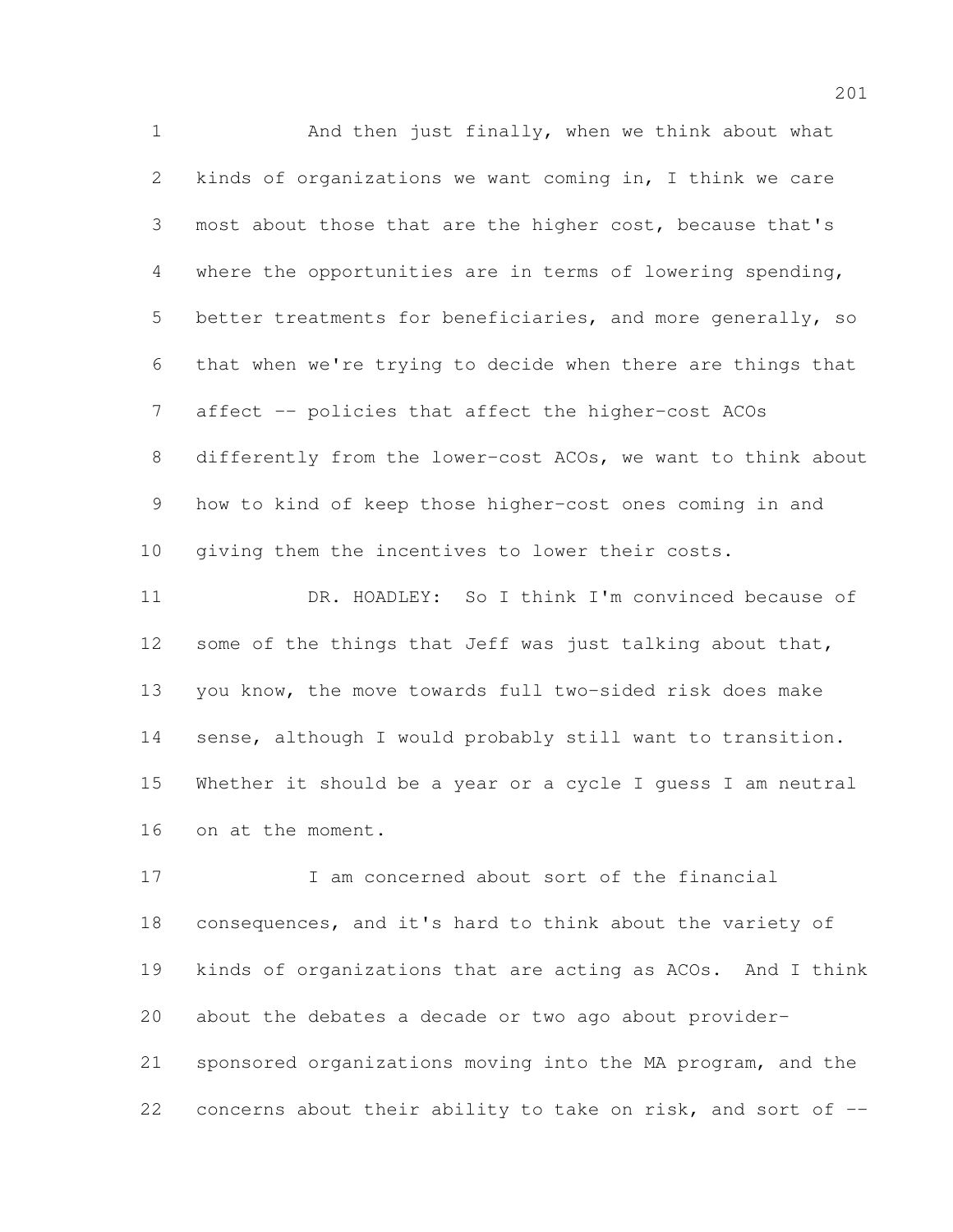And then just finally, when we think about what kinds of organizations we want coming in, I think we care most about those that are the higher cost, because that's where the opportunities are in terms of lowering spending, better treatments for beneficiaries, and more generally, so that when we're trying to decide when there are things that affect -- policies that affect the higher-cost ACOs differently from the lower-cost ACOs, we want to think about how to kind of keep those higher-cost ones coming in and giving them the incentives to lower their costs.

DR. HOADLEY: So I think I'm convinced because of some of the things that Jeff was just talking about that, you know, the move towards full two-sided risk does make sense, although I would probably still want to transition. Whether it should be a year or a cycle I guess I am neutral on at the moment.

I am concerned about sort of the financial consequences, and it's hard to think about the variety of kinds of organizations that are acting as ACOs. And I think about the debates a decade or two ago about provider-sponsored organizations moving into the MA program, and the concerns about their ability to take on risk, and sort of --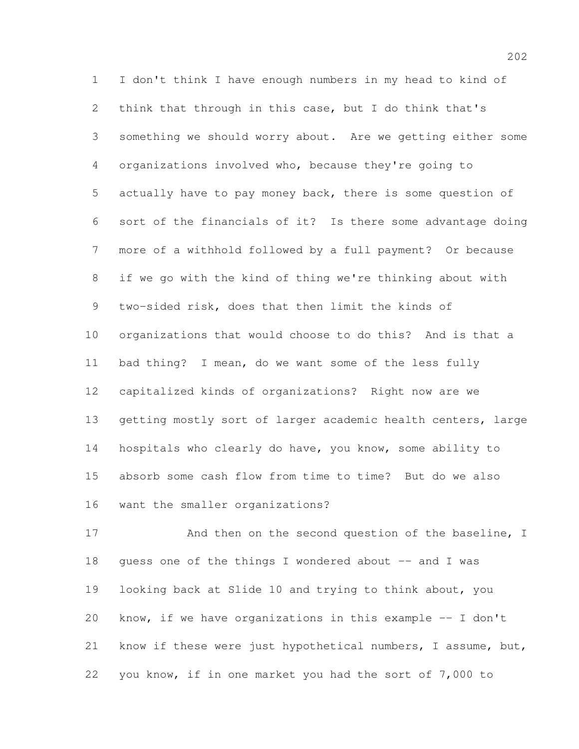I don't think I have enough numbers in my head to kind of think that through in this case, but I do think that's something we should worry about. Are we getting either some organizations involved who, because they're going to actually have to pay money back, there is some question of sort of the financials of it? Is there some advantage doing more of a withhold followed by a full payment? Or because if we go with the kind of thing we're thinking about with two-sided risk, does that then limit the kinds of organizations that would choose to do this? And is that a bad thing? I mean, do we want some of the less fully capitalized kinds of organizations? Right now are we getting mostly sort of larger academic health centers, large hospitals who clearly do have, you know, some ability to absorb some cash flow from time to time? But do we also want the smaller organizations?

And then on the second question of the baseline, I guess one of the things I wondered about -- and I was looking back at Slide 10 and trying to think about, you know, if we have organizations in this example -- I don't know if these were just hypothetical numbers, I assume, but, you know, if in one market you had the sort of 7,000 to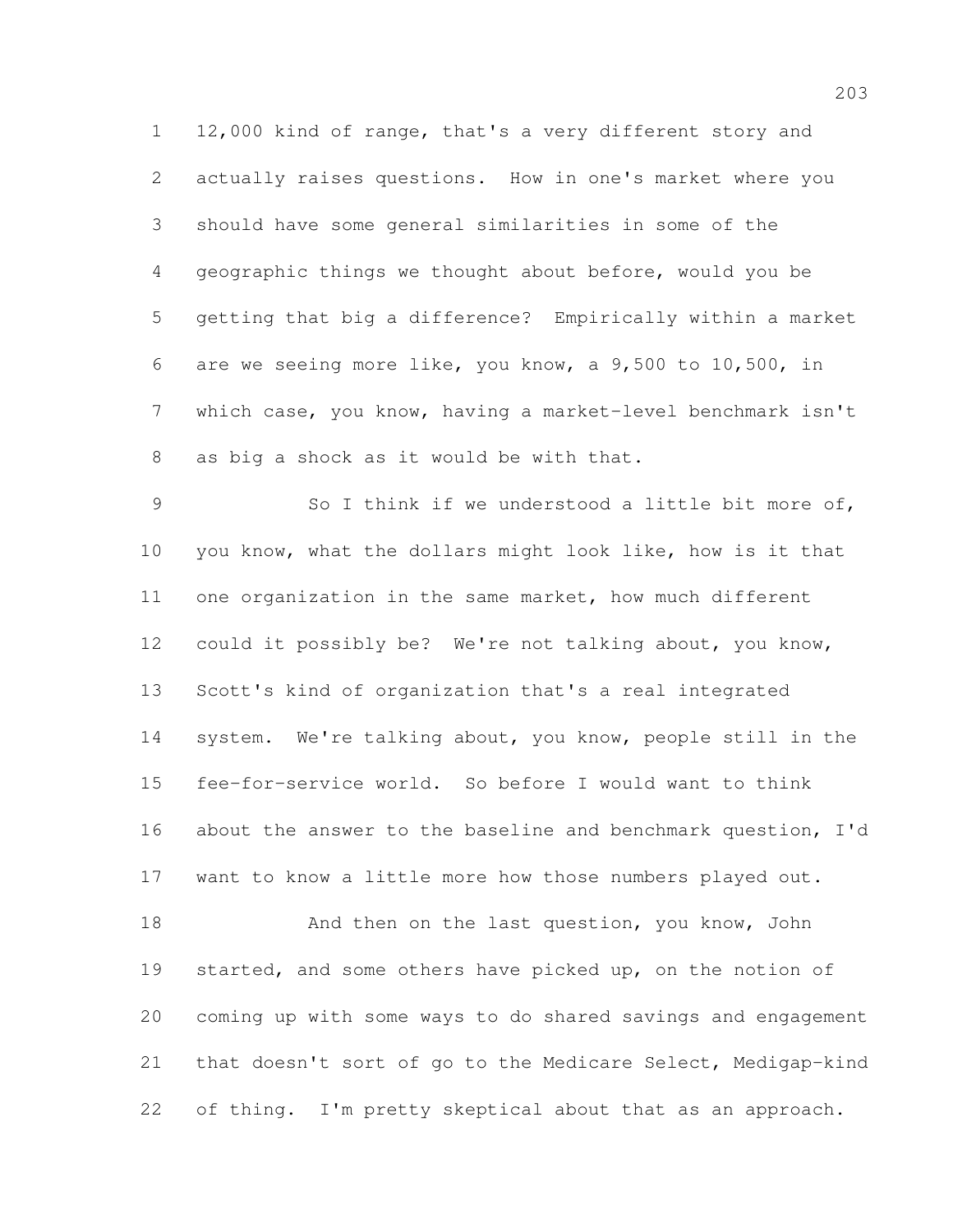12,000 kind of range, that's a very different story and actually raises questions. How in one's market where you should have some general similarities in some of the geographic things we thought about before, would you be getting that big a difference? Empirically within a market are we seeing more like, you know, a 9,500 to 10,500, in which case, you know, having a market-level benchmark isn't as big a shock as it would be with that.

So I think if we understood a little bit more of, you know, what the dollars might look like, how is it that one organization in the same market, how much different could it possibly be? We're not talking about, you know, Scott's kind of organization that's a real integrated system. We're talking about, you know, people still in the fee-for-service world. So before I would want to think about the answer to the baseline and benchmark question, I'd want to know a little more how those numbers played out.

And then on the last question, you know, John started, and some others have picked up, on the notion of coming up with some ways to do shared savings and engagement that doesn't sort of go to the Medicare Select, Medigap-kind of thing. I'm pretty skeptical about that as an approach.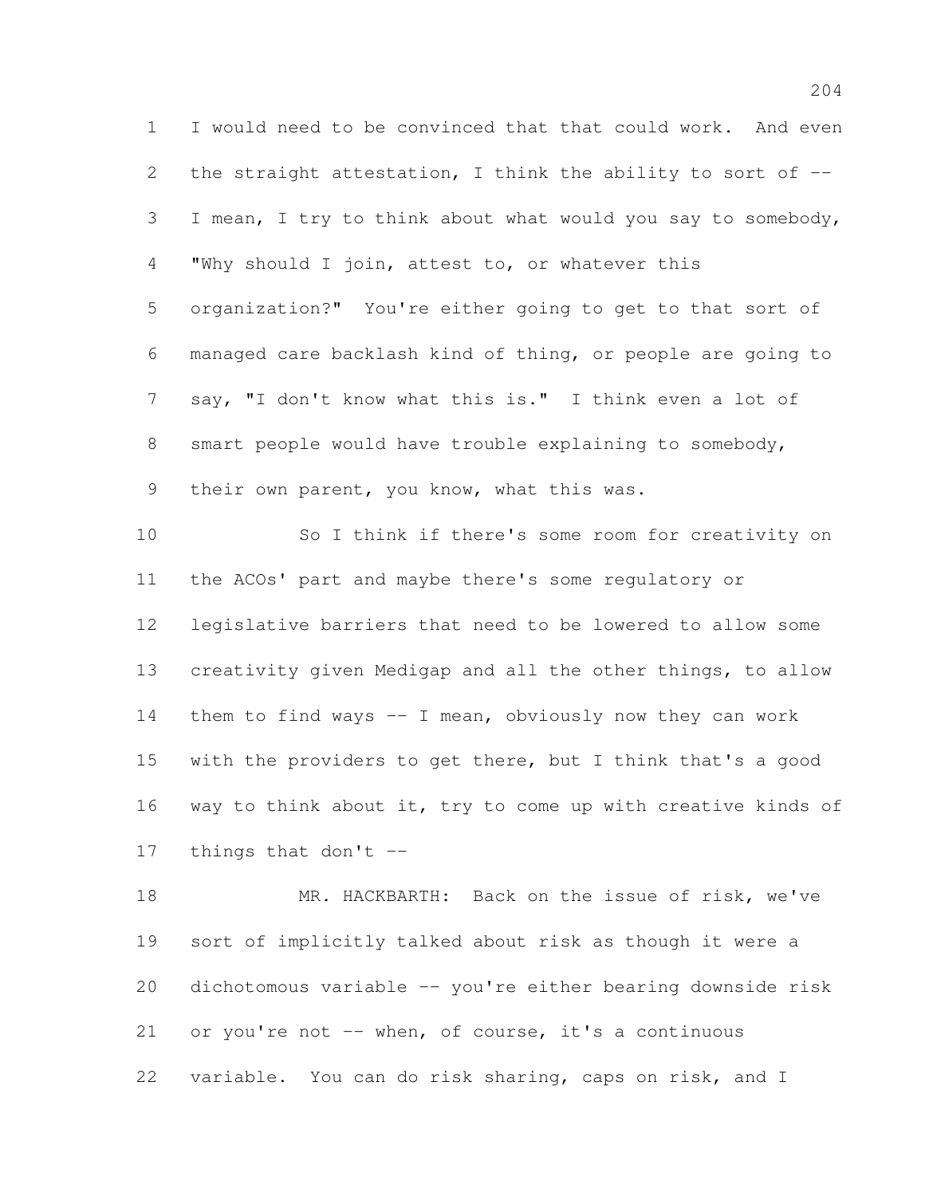I would need to be convinced that that could work. And even the straight attestation, I think the ability to sort of -- I mean, I try to think about what would you say to somebody, "Why should I join, attest to, or whatever this organization?" You're either going to get to that sort of managed care backlash kind of thing, or people are going to say, "I don't know what this is." I think even a lot of smart people would have trouble explaining to somebody, their own parent, you know, what this was.

So I think if there's some room for creativity on the ACOs' part and maybe there's some regulatory or legislative barriers that need to be lowered to allow some creativity given Medigap and all the other things, to allow them to find ways -- I mean, obviously now they can work with the providers to get there, but I think that's a good way to think about it, try to come up with creative kinds of things that don't --

MR. HACKBARTH: Back on the issue of risk, we've sort of implicitly talked about risk as though it were a dichotomous variable -- you're either bearing downside risk or you're not -- when, of course, it's a continuous variable. You can do risk sharing, caps on risk, and I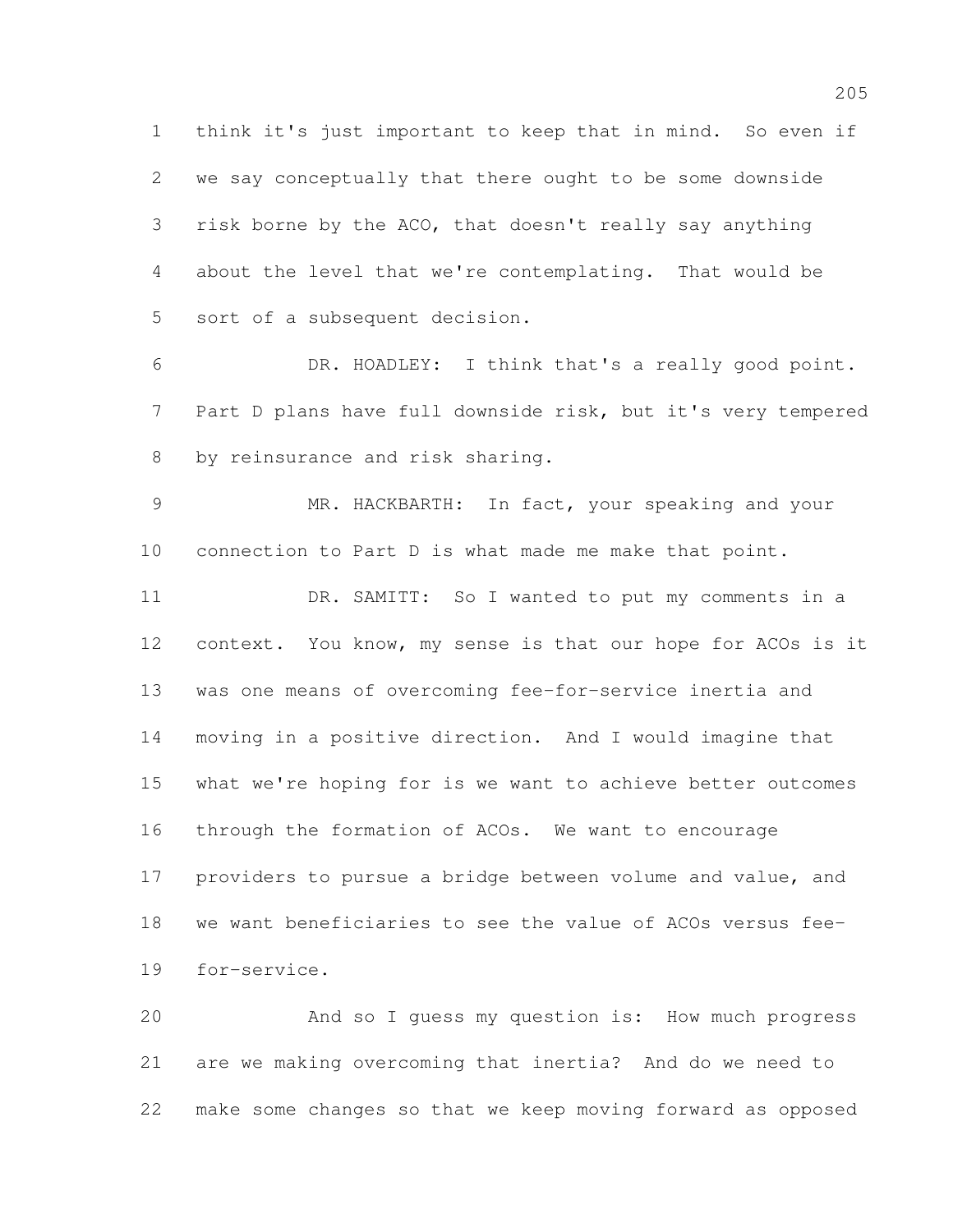think it's just important to keep that in mind. So even if we say conceptually that there ought to be some downside risk borne by the ACO, that doesn't really say anything about the level that we're contemplating. That would be sort of a subsequent decision.

DR. HOADLEY: I think that's a really good point. Part D plans have full downside risk, but it's very tempered by reinsurance and risk sharing.

MR. HACKBARTH: In fact, your speaking and your connection to Part D is what made me make that point.

DR. SAMITT: So I wanted to put my comments in a context. You know, my sense is that our hope for ACOs is it was one means of overcoming fee-for-service inertia and moving in a positive direction. And I would imagine that what we're hoping for is we want to achieve better outcomes through the formation of ACOs. We want to encourage providers to pursue a bridge between volume and value, and we want beneficiaries to see the value of ACOs versus fee-for-service.

And so I guess my question is: How much progress are we making overcoming that inertia? And do we need to make some changes so that we keep moving forward as opposed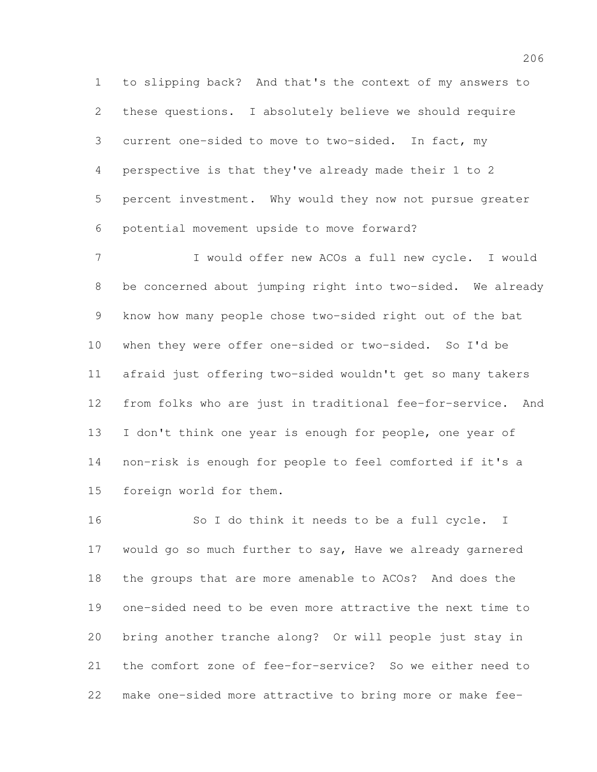to slipping back? And that's the context of my answers to these questions. I absolutely believe we should require current one-sided to move to two-sided. In fact, my perspective is that they've already made their 1 to 2 percent investment. Why would they now not pursue greater potential movement upside to move forward?

I would offer new ACOs a full new cycle. I would be concerned about jumping right into two-sided. We already know how many people chose two-sided right out of the bat when they were offer one-sided or two-sided. So I'd be afraid just offering two-sided wouldn't get so many takers from folks who are just in traditional fee-for-service. And I don't think one year is enough for people, one year of non-risk is enough for people to feel comforted if it's a foreign world for them.

So I do think it needs to be a full cycle. I would go so much further to say, Have we already garnered the groups that are more amenable to ACOs? And does the one-sided need to be even more attractive the next time to bring another tranche along? Or will people just stay in the comfort zone of fee-for-service? So we either need to make one-sided more attractive to bring more or make fee-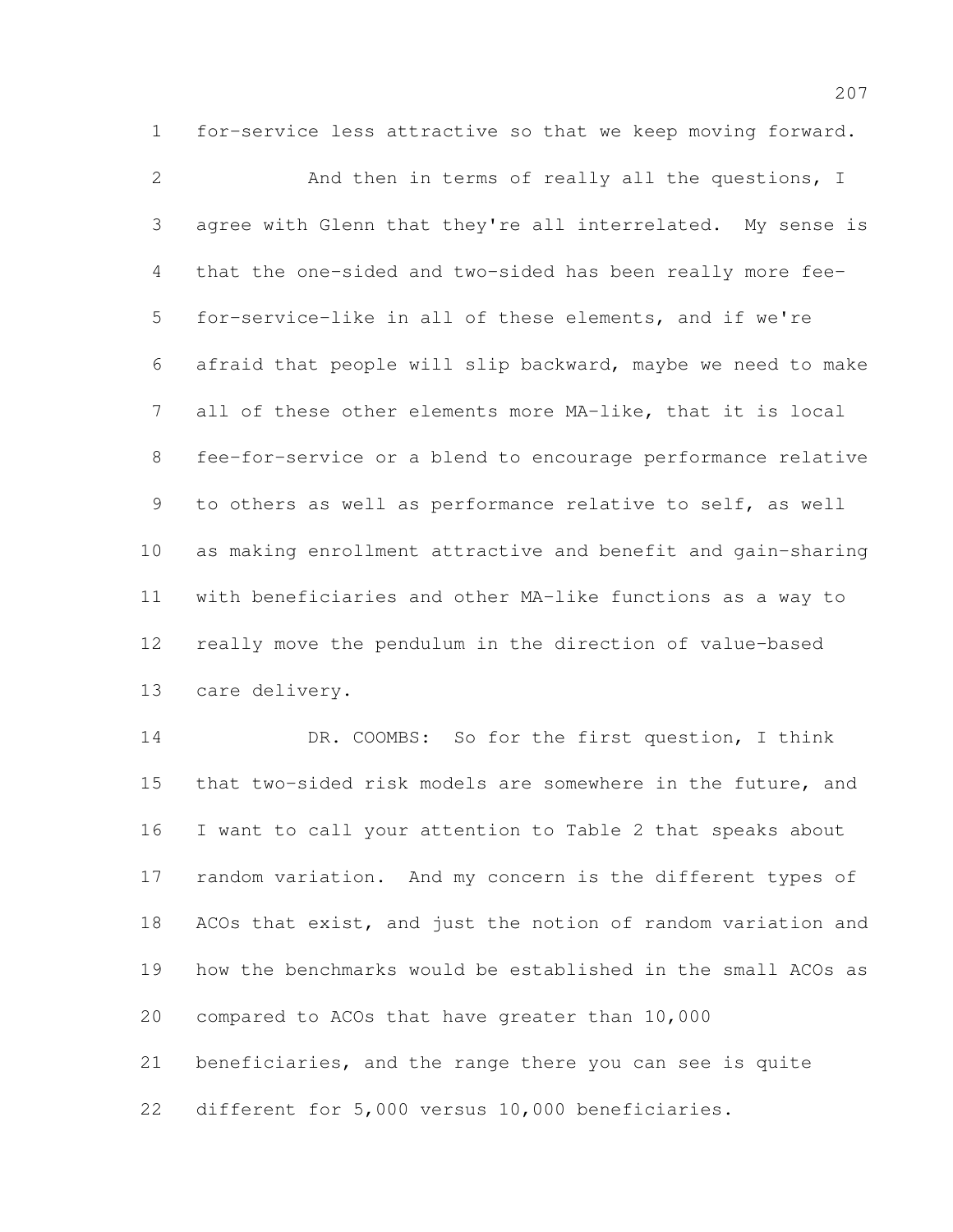for-service less attractive so that we keep moving forward.

And then in terms of really all the questions, I agree with Glenn that they're all interrelated. My sense is that the one-sided and two-sided has been really more fee-for-service-like in all of these elements, and if we're afraid that people will slip backward, maybe we need to make all of these other elements more MA-like, that it is local fee-for-service or a blend to encourage performance relative to others as well as performance relative to self, as well as making enrollment attractive and benefit and gain-sharing with beneficiaries and other MA-like functions as a way to really move the pendulum in the direction of value-based care delivery.

DR. COOMBS: So for the first question, I think that two-sided risk models are somewhere in the future, and I want to call your attention to Table 2 that speaks about random variation. And my concern is the different types of ACOs that exist, and just the notion of random variation and how the benchmarks would be established in the small ACOs as compared to ACOs that have greater than 10,000 beneficiaries, and the range there you can see is quite different for 5,000 versus 10,000 beneficiaries.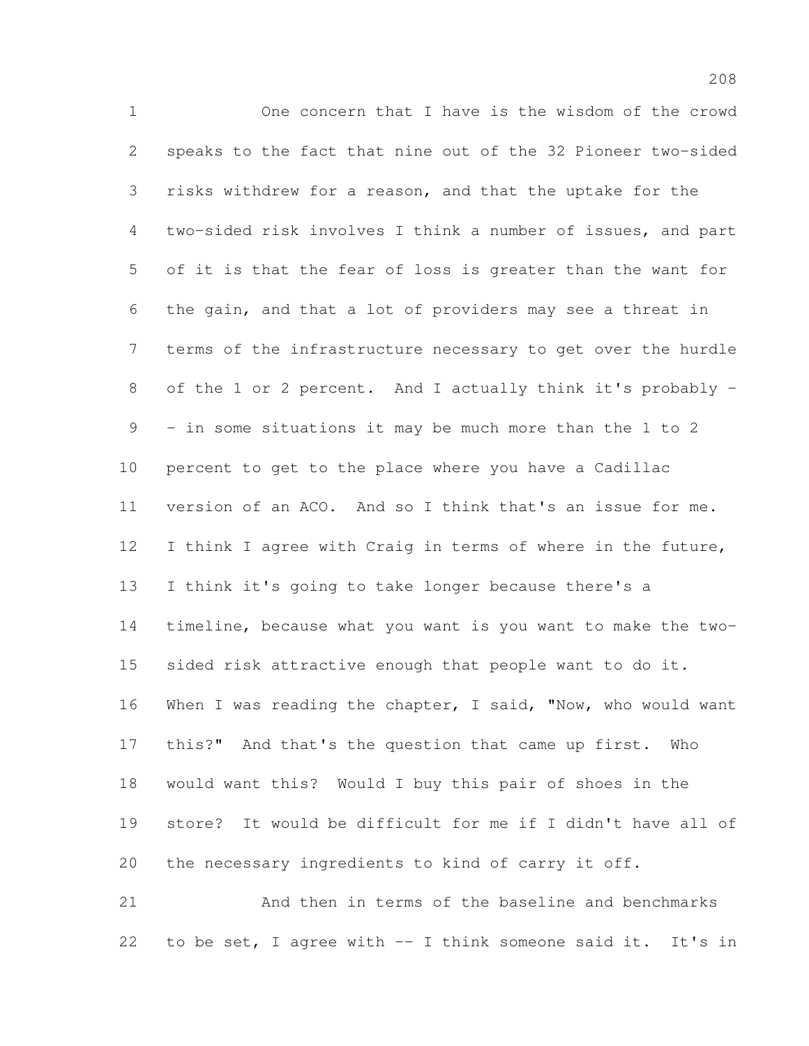One concern that I have is the wisdom of the crowd speaks to the fact that nine out of the 32 Pioneer two-sided risks withdrew for a reason, and that the uptake for the two-sided risk involves I think a number of issues, and part of it is that the fear of loss is greater than the want for the gain, and that a lot of providers may see a threat in terms of the infrastructure necessary to get over the hurdle of the 1 or 2 percent. And I actually think it's probably -- in some situations it may be much more than the 1 to 2 percent to get to the place where you have a Cadillac version of an ACO. And so I think that's an issue for me. I think I agree with Craig in terms of where in the future, I think it's going to take longer because there's a timeline, because what you want is you want to make the two-sided risk attractive enough that people want to do it. When I was reading the chapter, I said, "Now, who would want this?" And that's the question that came up first. Who would want this? Would I buy this pair of shoes in the store? It would be difficult for me if I didn't have all of the necessary ingredients to kind of carry it off.

And then in terms of the baseline and benchmarks to be set, I agree with -- I think someone said it. It's in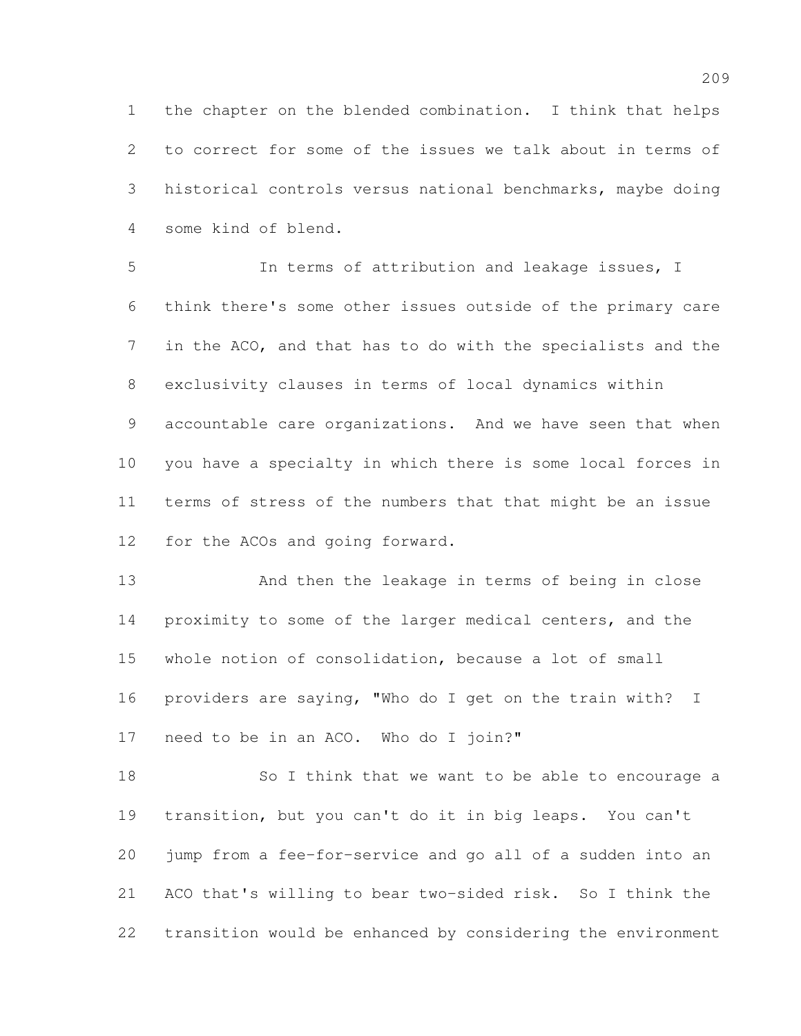the chapter on the blended combination. I think that helps to correct for some of the issues we talk about in terms of historical controls versus national benchmarks, maybe doing some kind of blend.

In terms of attribution and leakage issues, I think there's some other issues outside of the primary care in the ACO, and that has to do with the specialists and the exclusivity clauses in terms of local dynamics within accountable care organizations. And we have seen that when you have a specialty in which there is some local forces in terms of stress of the numbers that that might be an issue for the ACOs and going forward.

And then the leakage in terms of being in close proximity to some of the larger medical centers, and the whole notion of consolidation, because a lot of small providers are saying, "Who do I get on the train with? I need to be in an ACO. Who do I join?"

So I think that we want to be able to encourage a transition, but you can't do it in big leaps. You can't jump from a fee-for-service and go all of a sudden into an ACO that's willing to bear two-sided risk. So I think the transition would be enhanced by considering the environment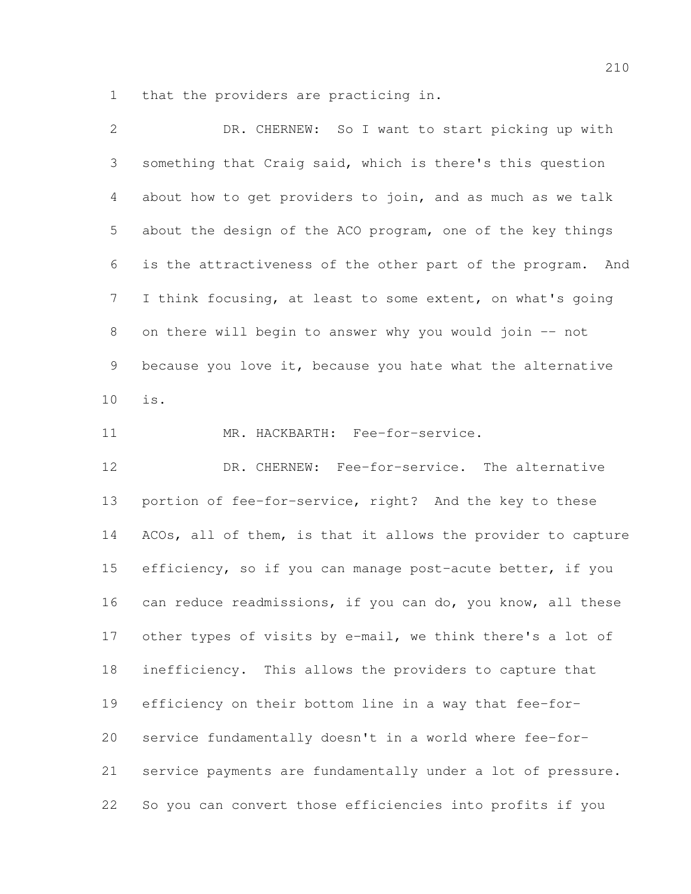that the providers are practicing in.

DR. CHERNEW: So I want to start picking up with something that Craig said, which is there's this question about how to get providers to join, and as much as we talk about the design of the ACO program, one of the key things is the attractiveness of the other part of the program. And I think focusing, at least to some extent, on what's going on there will begin to answer why you would join -- not because you love it, because you hate what the alternative is.

MR. HACKBARTH: Fee-for-service.

DR. CHERNEW: Fee-for-service. The alternative portion of fee-for-service, right? And the key to these ACOs, all of them, is that it allows the provider to capture efficiency, so if you can manage post-acute better, if you can reduce readmissions, if you can do, you know, all these other types of visits by e-mail, we think there's a lot of inefficiency. This allows the providers to capture that efficiency on their bottom line in a way that fee-for-service fundamentally doesn't in a world where fee-for-service payments are fundamentally under a lot of pressure. So you can convert those efficiencies into profits if you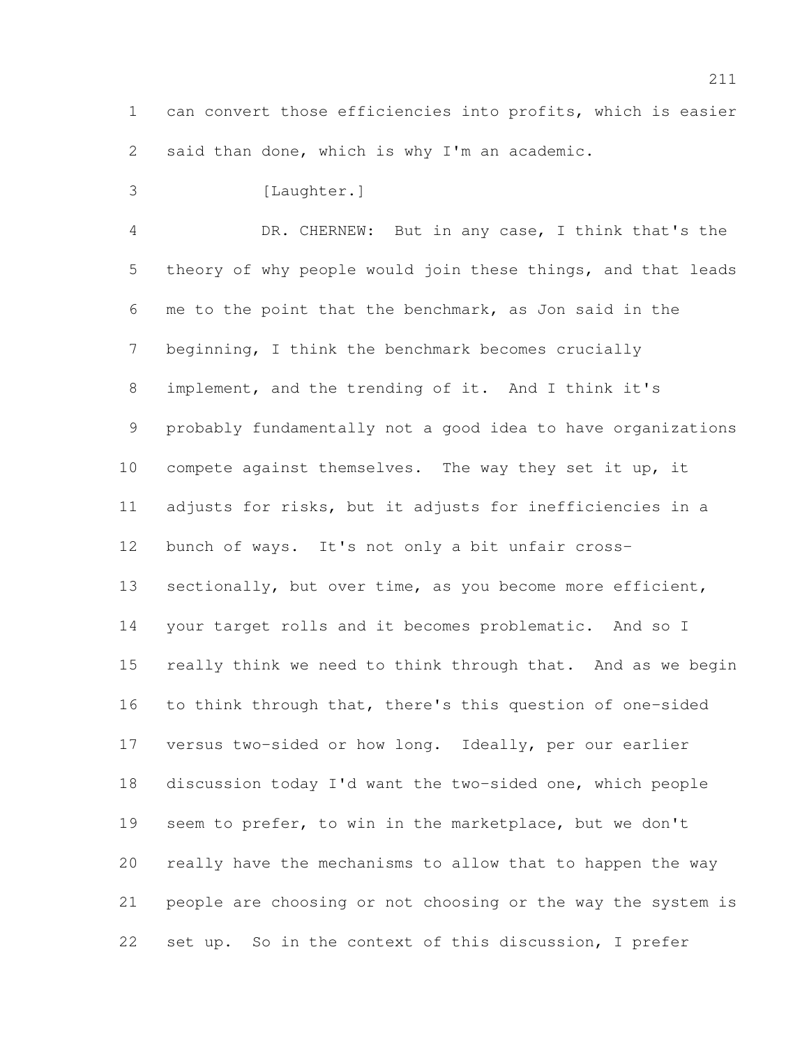can convert those efficiencies into profits, which is easier said than done, which is why I'm an academic.

[Laughter.]

DR. CHERNEW: But in any case, I think that's the theory of why people would join these things, and that leads me to the point that the benchmark, as Jon said in the beginning, I think the benchmark becomes crucially implement, and the trending of it. And I think it's probably fundamentally not a good idea to have organizations compete against themselves. The way they set it up, it adjusts for risks, but it adjusts for inefficiencies in a bunch of ways. It's not only a bit unfair cross-sectionally, but over time, as you become more efficient, your target rolls and it becomes problematic. And so I really think we need to think through that. And as we begin to think through that, there's this question of one-sided versus two-sided or how long. Ideally, per our earlier discussion today I'd want the two-sided one, which people seem to prefer, to win in the marketplace, but we don't really have the mechanisms to allow that to happen the way people are choosing or not choosing or the way the system is set up. So in the context of this discussion, I prefer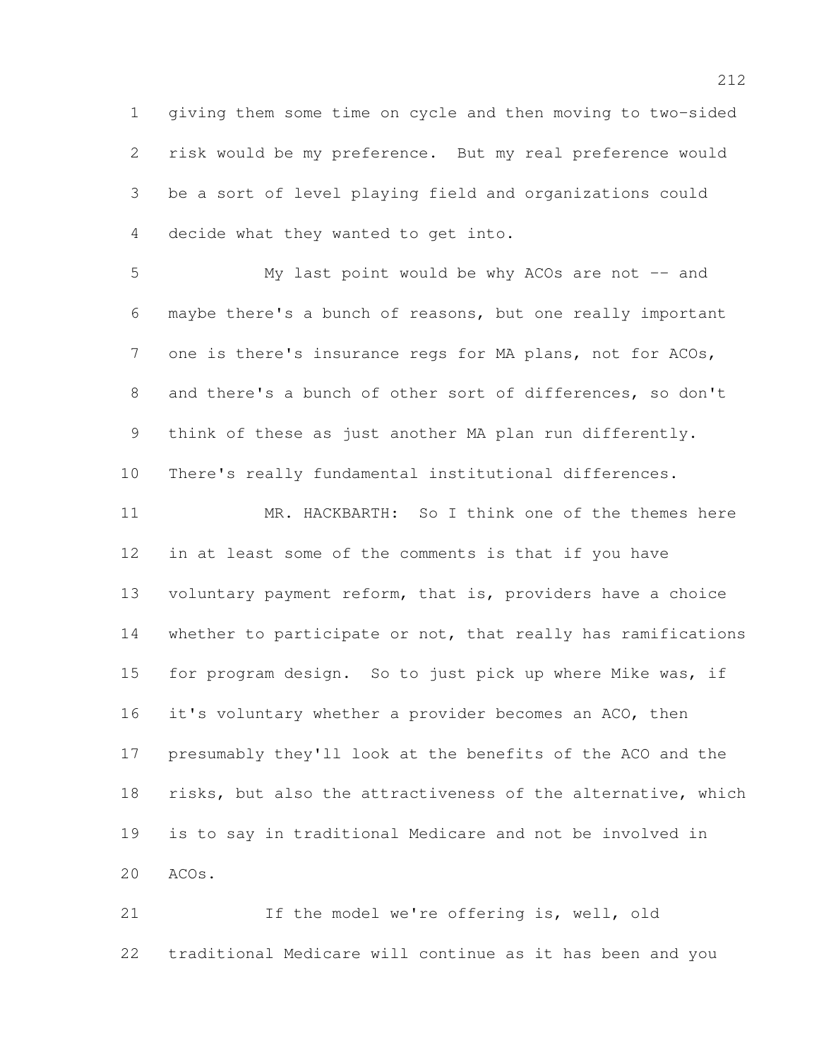giving them some time on cycle and then moving to two-sided risk would be my preference. But my real preference would be a sort of level playing field and organizations could decide what they wanted to get into.

My last point would be why ACOs are not -- and maybe there's a bunch of reasons, but one really important one is there's insurance regs for MA plans, not for ACOs, and there's a bunch of other sort of differences, so don't think of these as just another MA plan run differently. There's really fundamental institutional differences.

MR. HACKBARTH: So I think one of the themes here in at least some of the comments is that if you have voluntary payment reform, that is, providers have a choice whether to participate or not, that really has ramifications for program design. So to just pick up where Mike was, if it's voluntary whether a provider becomes an ACO, then presumably they'll look at the benefits of the ACO and the risks, but also the attractiveness of the alternative, which is to say in traditional Medicare and not be involved in ACOs.

If the model we're offering is, well, old traditional Medicare will continue as it has been and you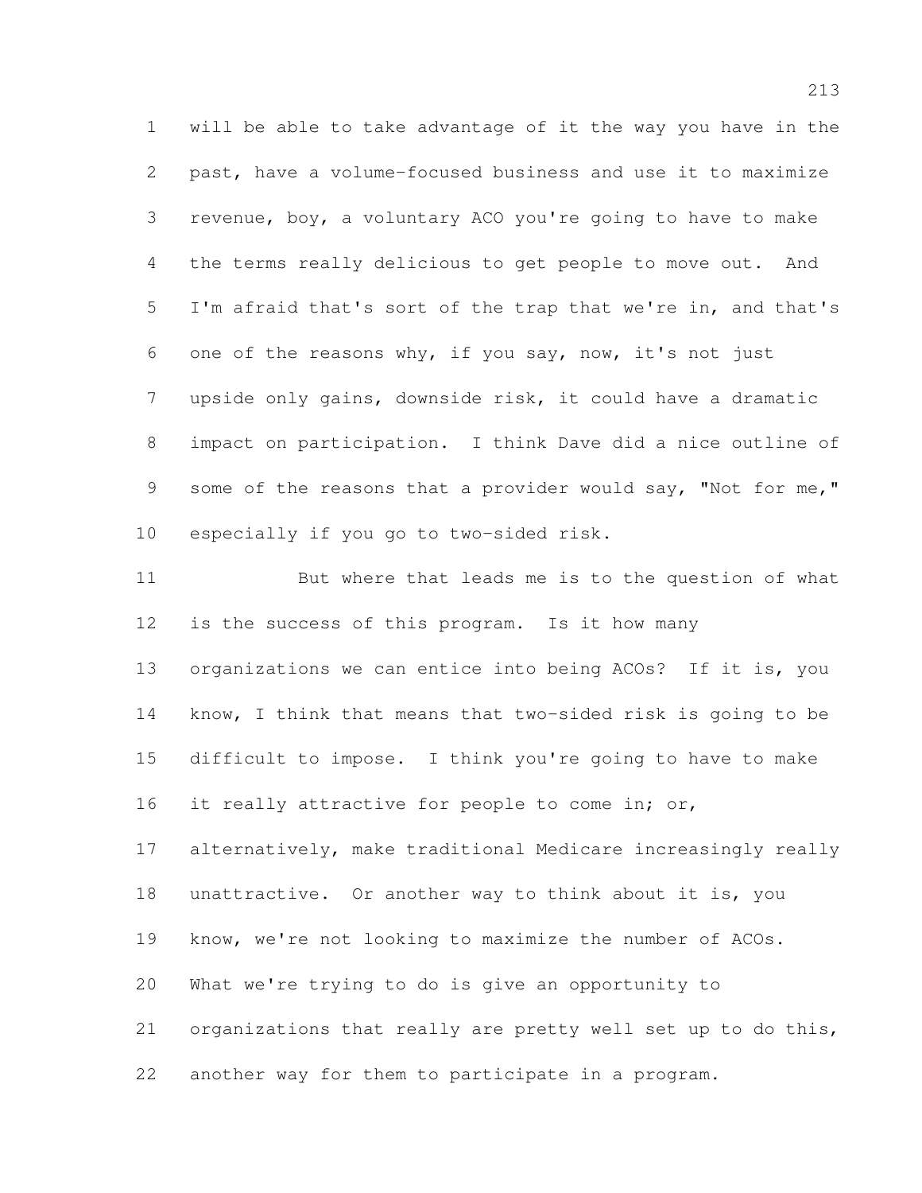will be able to take advantage of it the way you have in the past, have a volume-focused business and use it to maximize revenue, boy, a voluntary ACO you're going to have to make the terms really delicious to get people to move out. And I'm afraid that's sort of the trap that we're in, and that's one of the reasons why, if you say, now, it's not just upside only gains, downside risk, it could have a dramatic impact on participation. I think Dave did a nice outline of some of the reasons that a provider would say, "Not for me," especially if you go to two-sided risk.

But where that leads me is to the question of what is the success of this program. Is it how many organizations we can entice into being ACOs? If it is, you know, I think that means that two-sided risk is going to be difficult to impose. I think you're going to have to make it really attractive for people to come in; or, alternatively, make traditional Medicare increasingly really unattractive. Or another way to think about it is, you know, we're not looking to maximize the number of ACOs. What we're trying to do is give an opportunity to organizations that really are pretty well set up to do this, another way for them to participate in a program.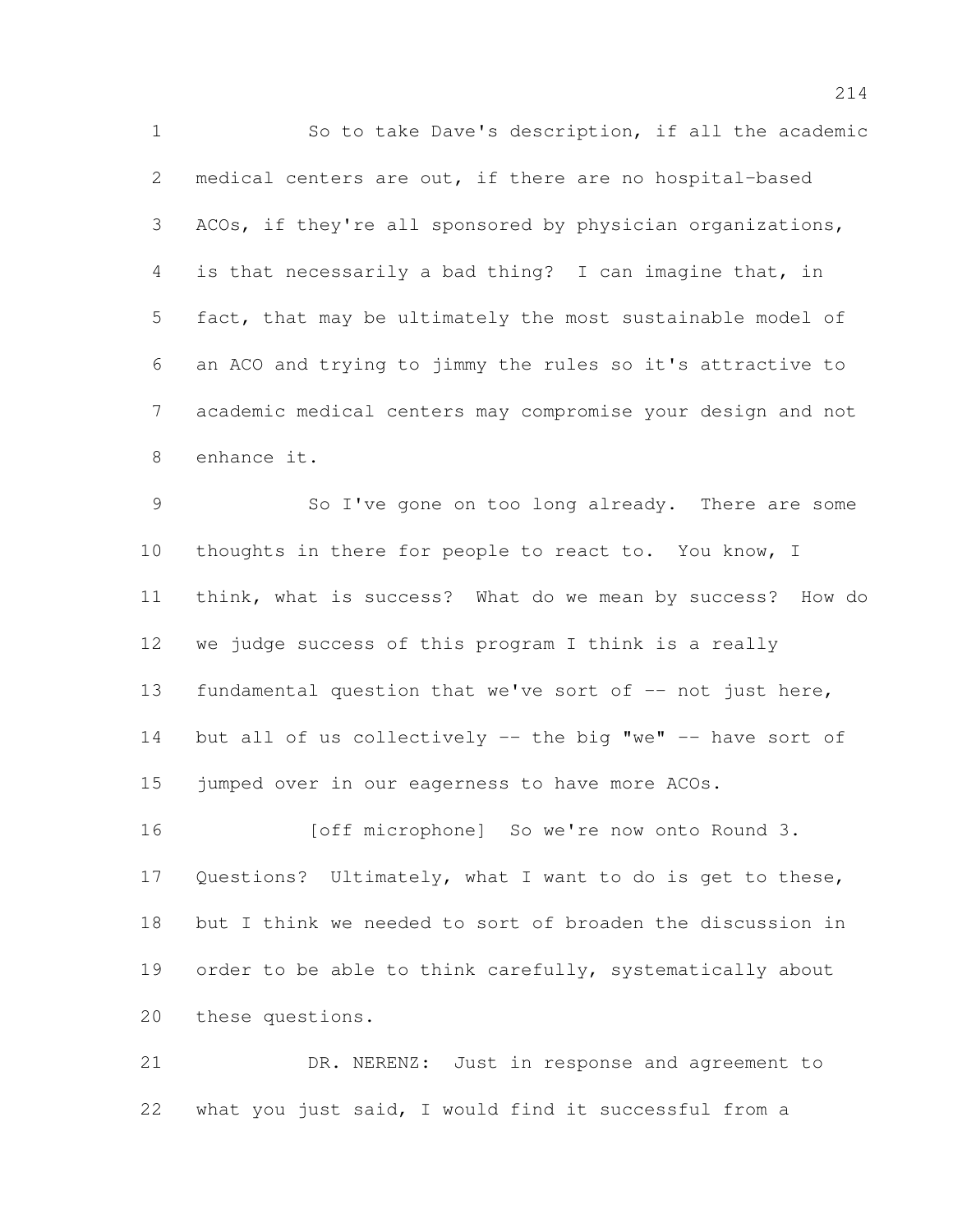So to take Dave's description, if all the academic medical centers are out, if there are no hospital-based ACOs, if they're all sponsored by physician organizations, is that necessarily a bad thing? I can imagine that, in fact, that may be ultimately the most sustainable model of an ACO and trying to jimmy the rules so it's attractive to academic medical centers may compromise your design and not enhance it.

So I've gone on too long already. There are some thoughts in there for people to react to. You know, I think, what is success? What do we mean by success? How do we judge success of this program I think is a really fundamental question that we've sort of -- not just here, but all of us collectively -- the big "we" -- have sort of jumped over in our eagerness to have more ACOs.

[off microphone] So we're now onto Round 3. Questions? Ultimately, what I want to do is get to these, but I think we needed to sort of broaden the discussion in order to be able to think carefully, systematically about these questions.

DR. NERENZ: Just in response and agreement to what you just said, I would find it successful from a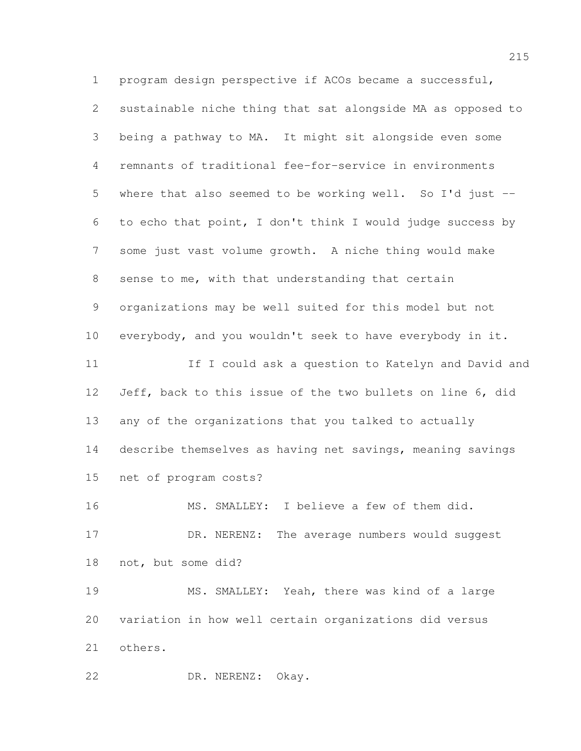program design perspective if ACOs became a successful, sustainable niche thing that sat alongside MA as opposed to being a pathway to MA. It might sit alongside even some remnants of traditional fee-for-service in environments where that also seemed to be working well. So I'd just -- to echo that point, I don't think I would judge success by some just vast volume growth. A niche thing would make sense to me, with that understanding that certain organizations may be well suited for this model but not everybody, and you wouldn't seek to have everybody in it.

If I could ask a question to Katelyn and David and Jeff, back to this issue of the two bullets on line 6, did any of the organizations that you talked to actually describe themselves as having net savings, meaning savings net of program costs?

MS. SMALLEY: I believe a few of them did.

DR. NERENZ: The average numbers would suggest not, but some did?

MS. SMALLEY: Yeah, there was kind of a large variation in how well certain organizations did versus others.

DR. NERENZ: Okay.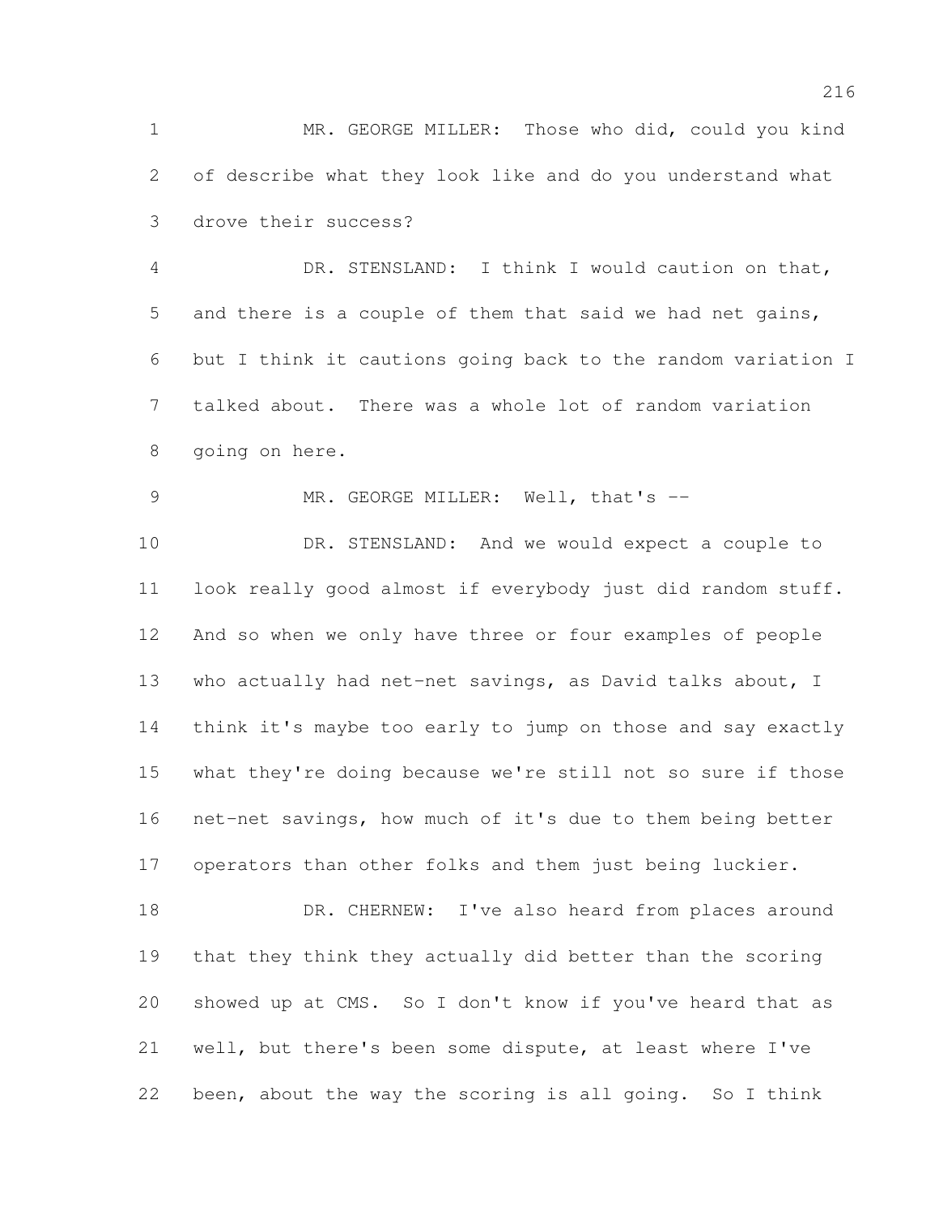MR. GEORGE MILLER: Those who did, could you kind of describe what they look like and do you understand what drove their success?

DR. STENSLAND: I think I would caution on that, and there is a couple of them that said we had net gains, but I think it cautions going back to the random variation I talked about. There was a whole lot of random variation going on here.

MR. GEORGE MILLER: Well, that's --

DR. STENSLAND: And we would expect a couple to look really good almost if everybody just did random stuff. And so when we only have three or four examples of people who actually had net-net savings, as David talks about, I think it's maybe too early to jump on those and say exactly what they're doing because we're still not so sure if those net-net savings, how much of it's due to them being better operators than other folks and them just being luckier.

DR. CHERNEW: I've also heard from places around that they think they actually did better than the scoring showed up at CMS. So I don't know if you've heard that as well, but there's been some dispute, at least where I've been, about the way the scoring is all going. So I think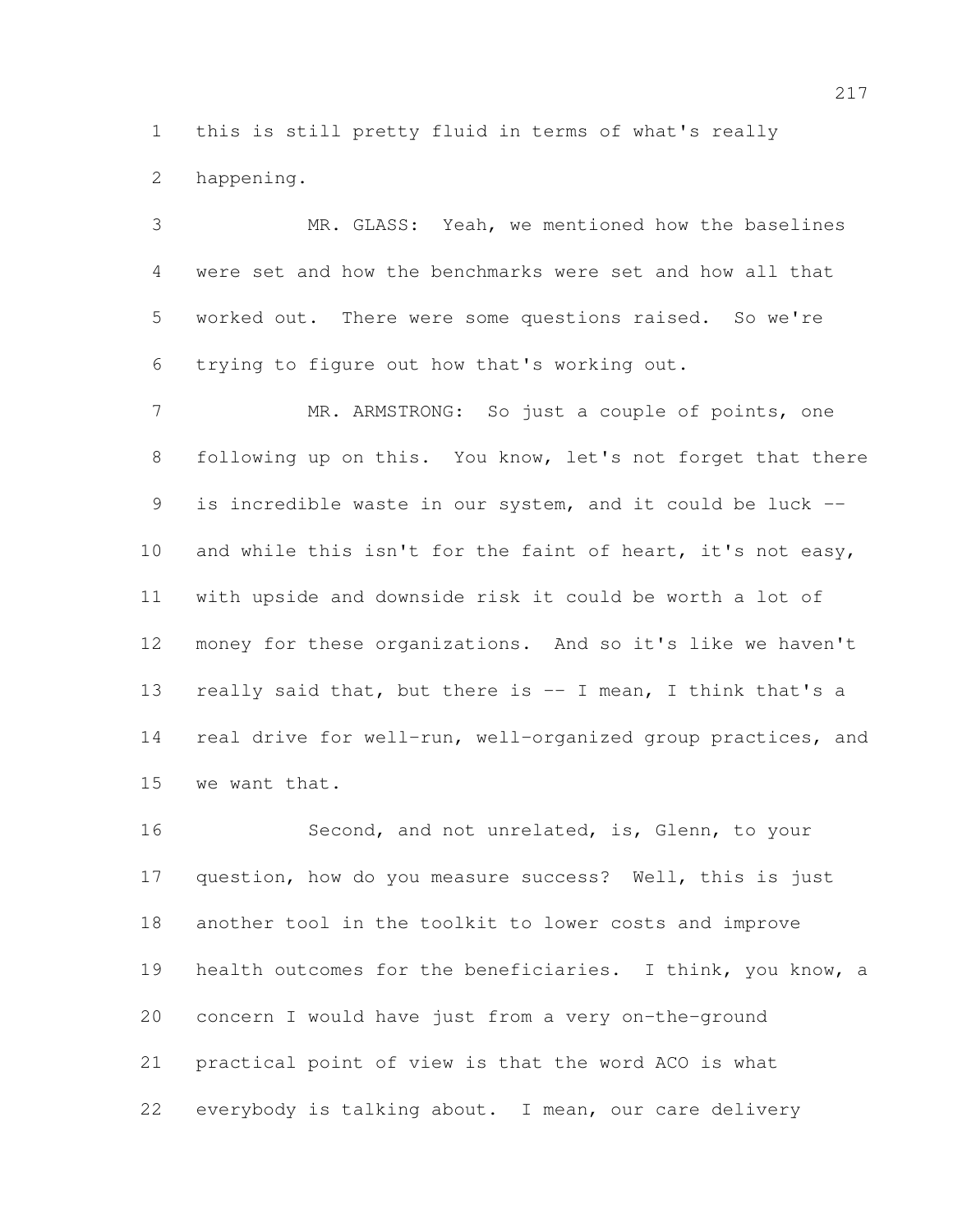this is still pretty fluid in terms of what's really happening.

MR. GLASS: Yeah, we mentioned how the baselines were set and how the benchmarks were set and how all that worked out. There were some questions raised. So we're trying to figure out how that's working out.

MR. ARMSTRONG: So just a couple of points, one following up on this. You know, let's not forget that there is incredible waste in our system, and it could be luck -- and while this isn't for the faint of heart, it's not easy, with upside and downside risk it could be worth a lot of money for these organizations. And so it's like we haven't really said that, but there is -- I mean, I think that's a real drive for well-run, well-organized group practices, and we want that.

Second, and not unrelated, is, Glenn, to your question, how do you measure success? Well, this is just another tool in the toolkit to lower costs and improve health outcomes for the beneficiaries. I think, you know, a concern I would have just from a very on-the-ground practical point of view is that the word ACO is what everybody is talking about. I mean, our care delivery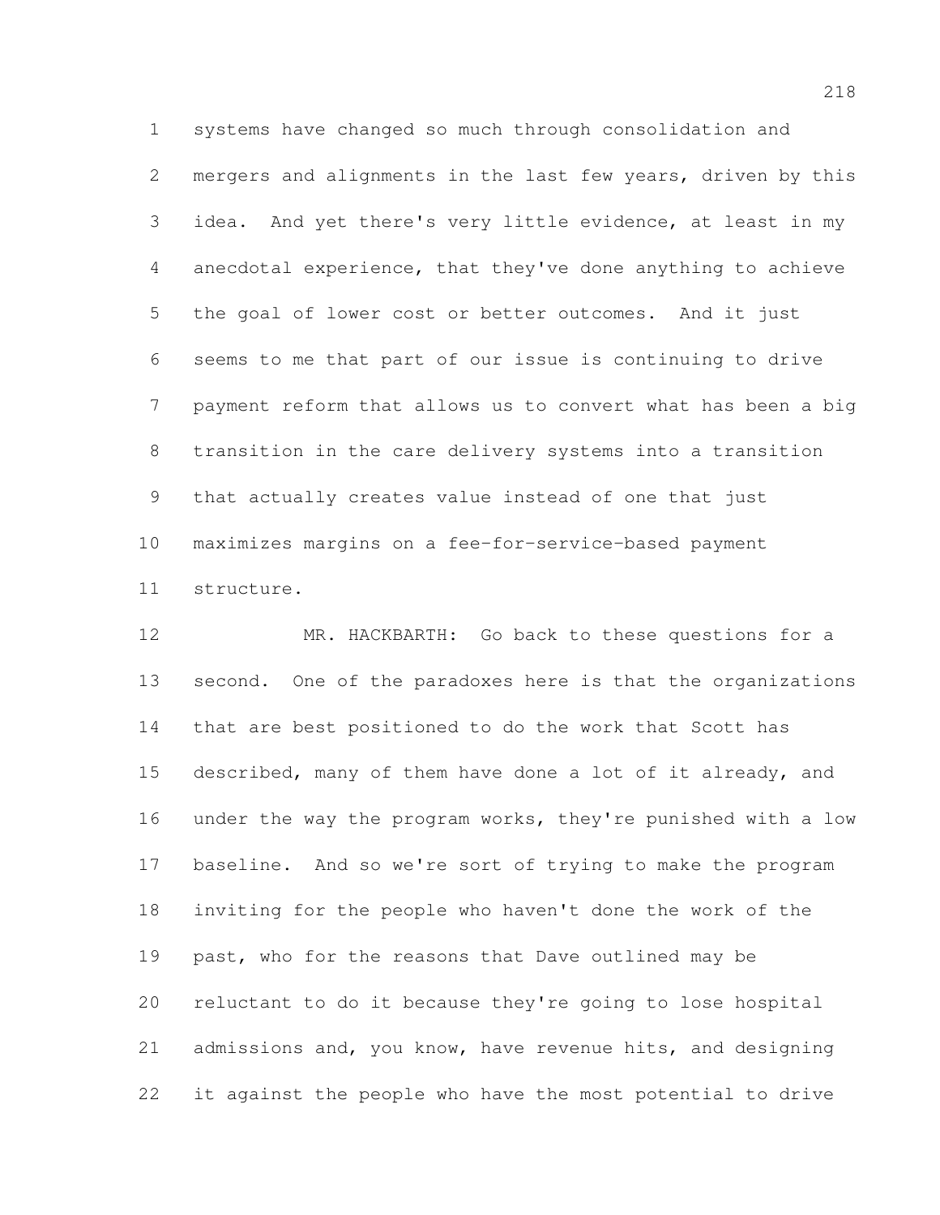systems have changed so much through consolidation and mergers and alignments in the last few years, driven by this idea. And yet there's very little evidence, at least in my anecdotal experience, that they've done anything to achieve the goal of lower cost or better outcomes. And it just seems to me that part of our issue is continuing to drive payment reform that allows us to convert what has been a big transition in the care delivery systems into a transition that actually creates value instead of one that just maximizes margins on a fee-for-service-based payment structure.

MR. HACKBARTH: Go back to these questions for a second. One of the paradoxes here is that the organizations that are best positioned to do the work that Scott has described, many of them have done a lot of it already, and under the way the program works, they're punished with a low baseline. And so we're sort of trying to make the program inviting for the people who haven't done the work of the past, who for the reasons that Dave outlined may be reluctant to do it because they're going to lose hospital admissions and, you know, have revenue hits, and designing it against the people who have the most potential to drive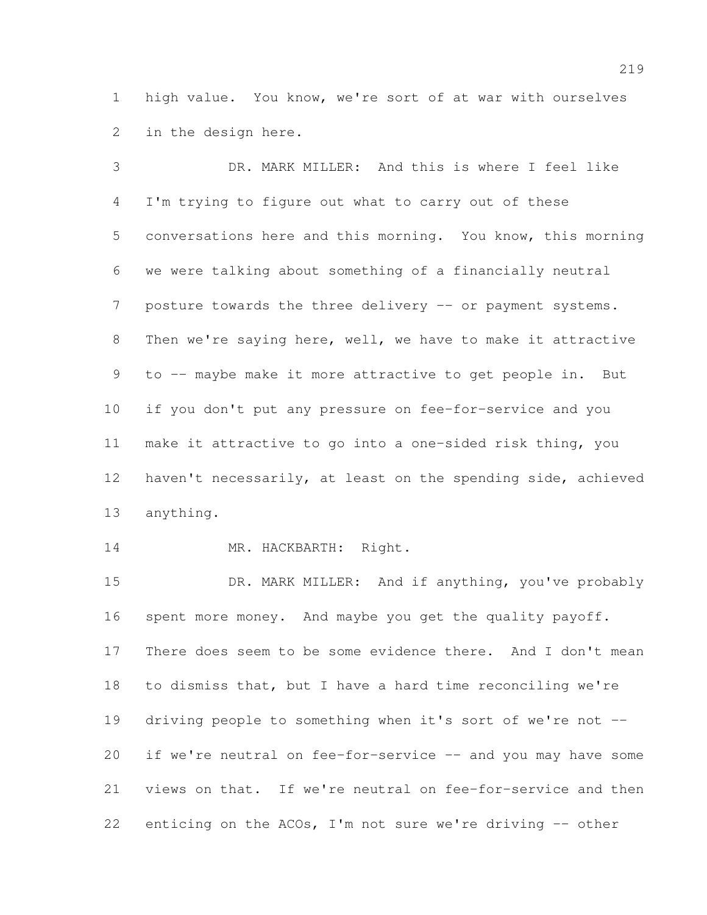high value. You know, we're sort of at war with ourselves in the design here.

DR. MARK MILLER: And this is where I feel like I'm trying to figure out what to carry out of these conversations here and this morning. You know, this morning we were talking about something of a financially neutral posture towards the three delivery -- or payment systems. Then we're saying here, well, we have to make it attractive to -- maybe make it more attractive to get people in. But if you don't put any pressure on fee-for-service and you make it attractive to go into a one-sided risk thing, you haven't necessarily, at least on the spending side, achieved anything.

MR. HACKBARTH: Right.

DR. MARK MILLER: And if anything, you've probably spent more money. And maybe you get the quality payoff. There does seem to be some evidence there. And I don't mean to dismiss that, but I have a hard time reconciling we're driving people to something when it's sort of we're not -- if we're neutral on fee-for-service -- and you may have some views on that. If we're neutral on fee-for-service and then enticing on the ACOs, I'm not sure we're driving -- other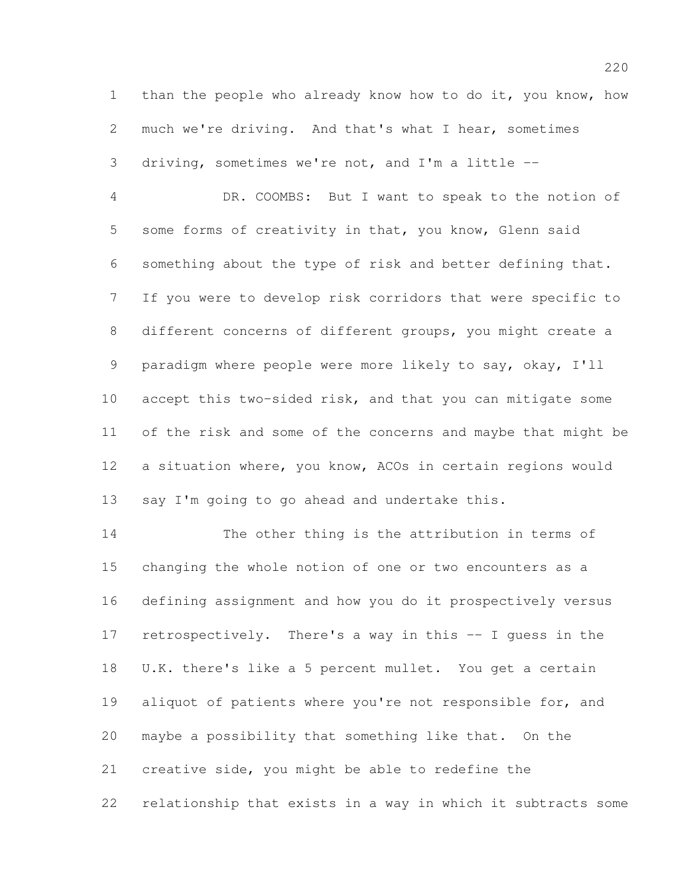than the people who already know how to do it, you know, how much we're driving. And that's what I hear, sometimes driving, sometimes we're not, and I'm a little --

DR. COOMBS: But I want to speak to the notion of some forms of creativity in that, you know, Glenn said something about the type of risk and better defining that. If you were to develop risk corridors that were specific to different concerns of different groups, you might create a paradigm where people were more likely to say, okay, I'll accept this two-sided risk, and that you can mitigate some of the risk and some of the concerns and maybe that might be a situation where, you know, ACOs in certain regions would say I'm going to go ahead and undertake this.

The other thing is the attribution in terms of changing the whole notion of one or two encounters as a defining assignment and how you do it prospectively versus retrospectively. There's a way in this -- I guess in the U.K. there's like a 5 percent mullet. You get a certain aliquot of patients where you're not responsible for, and maybe a possibility that something like that. On the creative side, you might be able to redefine the relationship that exists in a way in which it subtracts some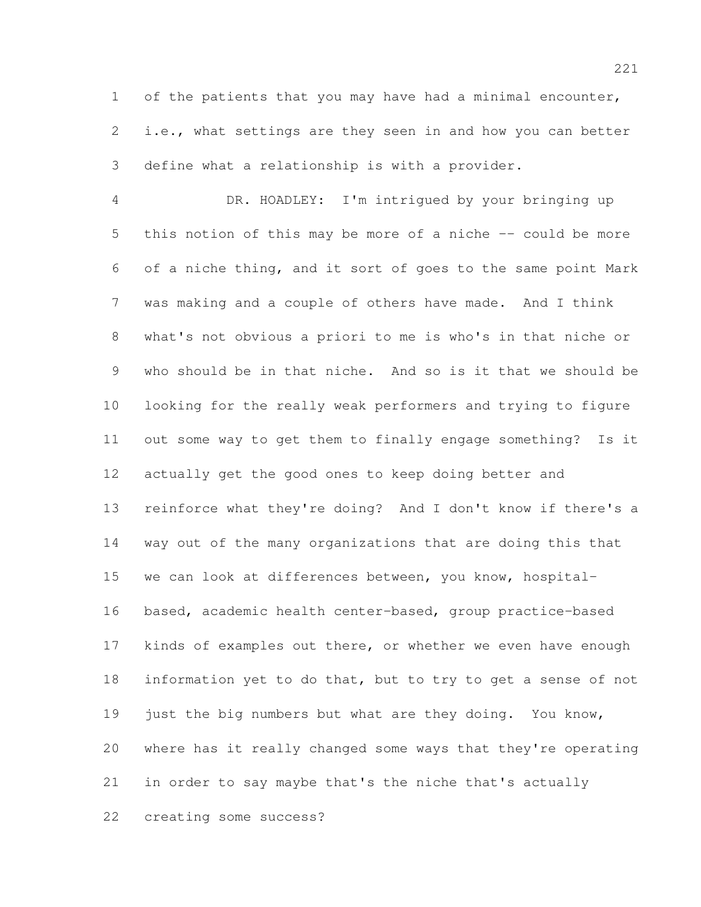of the patients that you may have had a minimal encounter, i.e., what settings are they seen in and how you can better define what a relationship is with a provider.

DR. HOADLEY: I'm intrigued by your bringing up this notion of this may be more of a niche -- could be more of a niche thing, and it sort of goes to the same point Mark was making and a couple of others have made. And I think what's not obvious a priori to me is who's in that niche or who should be in that niche. And so is it that we should be looking for the really weak performers and trying to figure out some way to get them to finally engage something? Is it actually get the good ones to keep doing better and reinforce what they're doing? And I don't know if there's a way out of the many organizations that are doing this that we can look at differences between, you know, hospital-based, academic health center-based, group practice-based kinds of examples out there, or whether we even have enough information yet to do that, but to try to get a sense of not just the big numbers but what are they doing. You know, where has it really changed some ways that they're operating in order to say maybe that's the niche that's actually creating some success?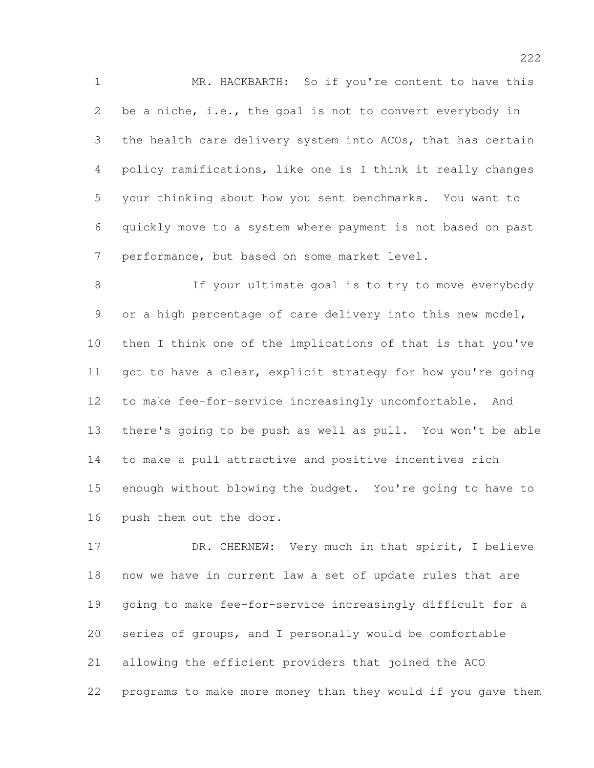MR. HACKBARTH: So if you're content to have this be a niche, i.e., the goal is not to convert everybody in the health care delivery system into ACOs, that has certain policy ramifications, like one is I think it really changes your thinking about how you sent benchmarks. You want to quickly move to a system where payment is not based on past performance, but based on some market level.

If your ultimate goal is to try to move everybody or a high percentage of care delivery into this new model, then I think one of the implications of that is that you've got to have a clear, explicit strategy for how you're going to make fee-for-service increasingly uncomfortable. And there's going to be push as well as pull. You won't be able to make a pull attractive and positive incentives rich enough without blowing the budget. You're going to have to push them out the door.

DR. CHERNEW: Very much in that spirit, I believe now we have in current law a set of update rules that are going to make fee-for-service increasingly difficult for a series of groups, and I personally would be comfortable allowing the efficient providers that joined the ACO programs to make more money than they would if you gave them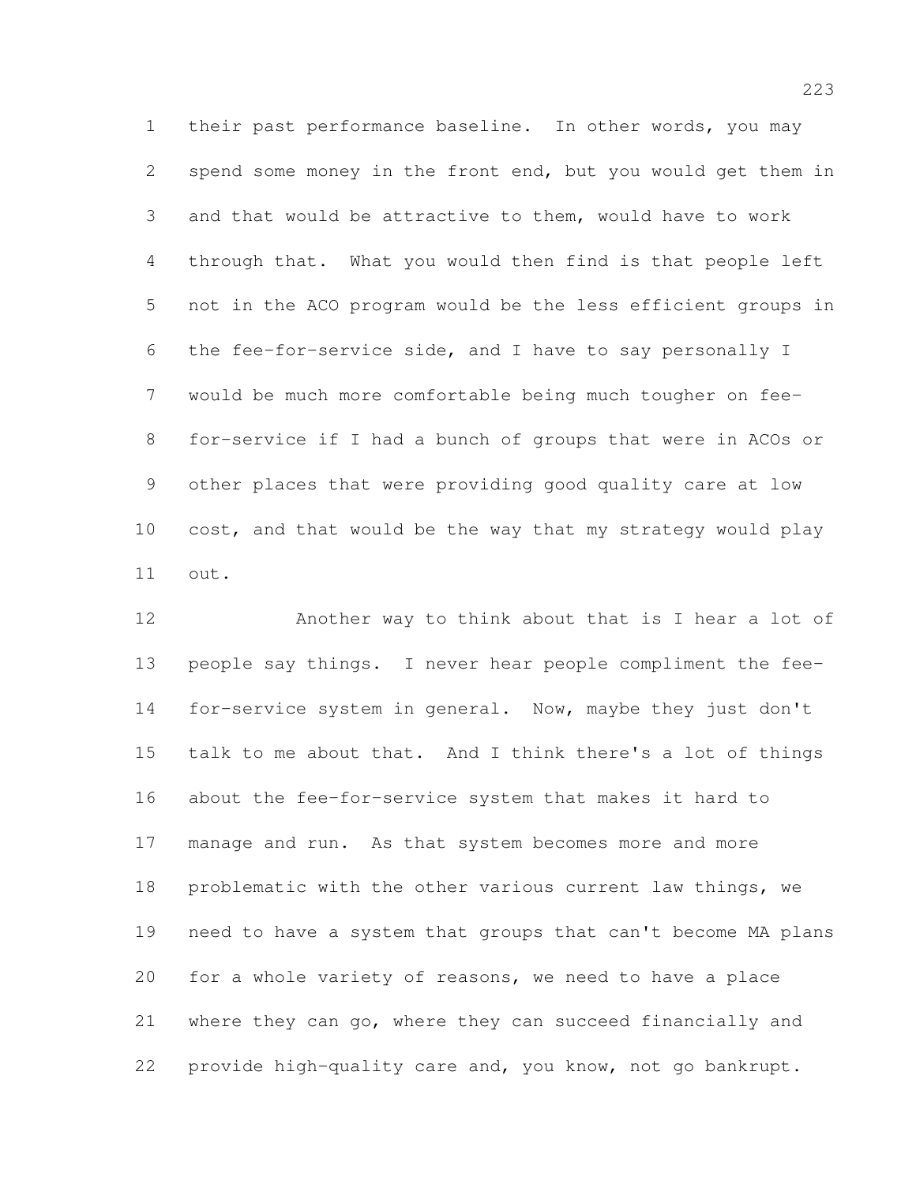their past performance baseline. In other words, you may spend some money in the front end, but you would get them in and that would be attractive to them, would have to work through that. What you would then find is that people left not in the ACO program would be the less efficient groups in the fee-for-service side, and I have to say personally I would be much more comfortable being much tougher on fee-for-service if I had a bunch of groups that were in ACOs or other places that were providing good quality care at low cost, and that would be the way that my strategy would play out.

Another way to think about that is I hear a lot of people say things. I never hear people compliment the fee-for-service system in general. Now, maybe they just don't talk to me about that. And I think there's a lot of things about the fee-for-service system that makes it hard to manage and run. As that system becomes more and more problematic with the other various current law things, we need to have a system that groups that can't become MA plans for a whole variety of reasons, we need to have a place where they can go, where they can succeed financially and provide high-quality care and, you know, not go bankrupt.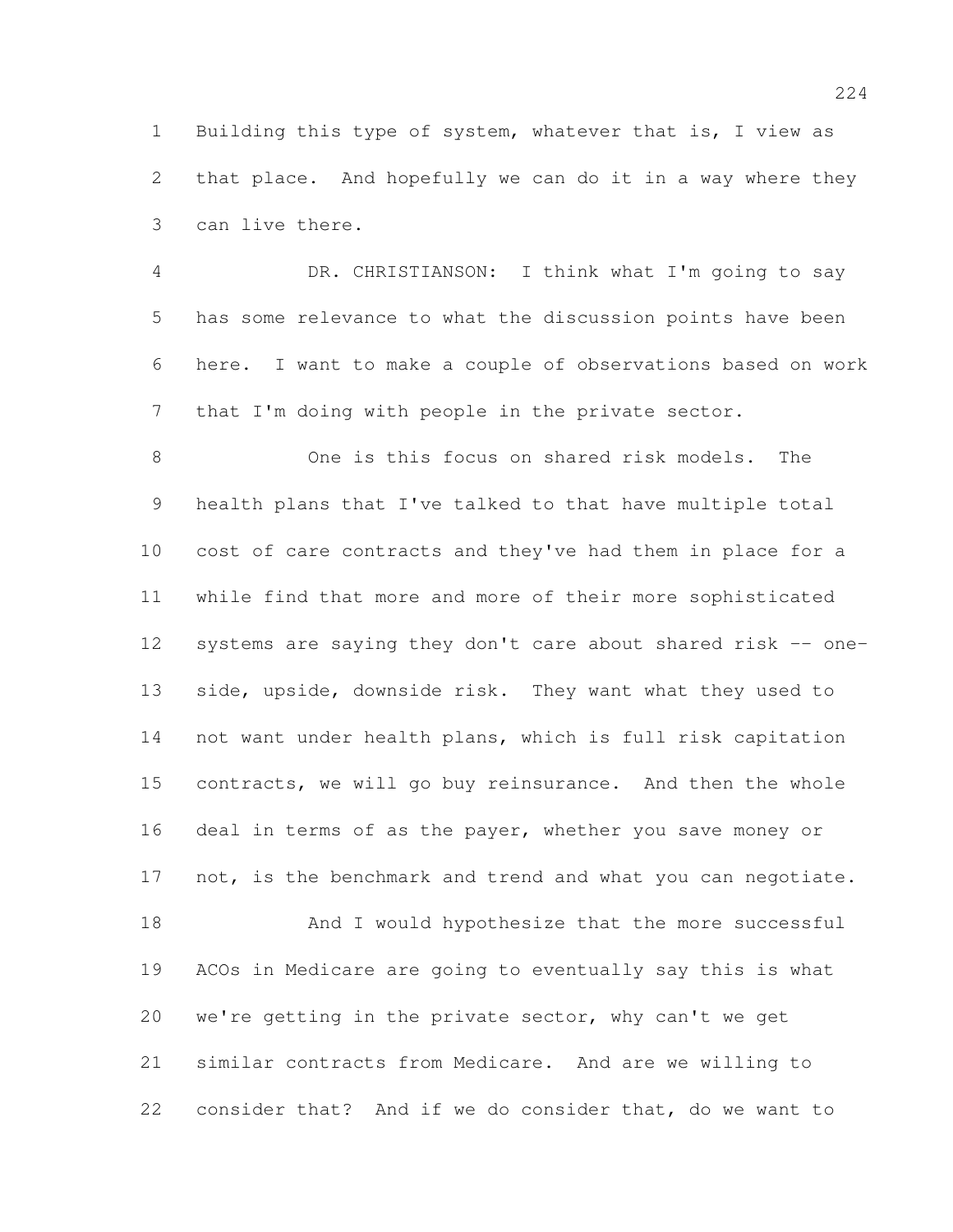Building this type of system, whatever that is, I view as that place. And hopefully we can do it in a way where they can live there.

DR. CHRISTIANSON: I think what I'm going to say has some relevance to what the discussion points have been here. I want to make a couple of observations based on work that I'm doing with people in the private sector.

One is this focus on shared risk models. The health plans that I've talked to that have multiple total cost of care contracts and they've had them in place for a while find that more and more of their more sophisticated systems are saying they don't care about shared risk -- one-side, upside, downside risk. They want what they used to not want under health plans, which is full risk capitation contracts, we will go buy reinsurance. And then the whole deal in terms of as the payer, whether you save money or not, is the benchmark and trend and what you can negotiate.

And I would hypothesize that the more successful ACOs in Medicare are going to eventually say this is what we're getting in the private sector, why can't we get similar contracts from Medicare. And are we willing to consider that? And if we do consider that, do we want to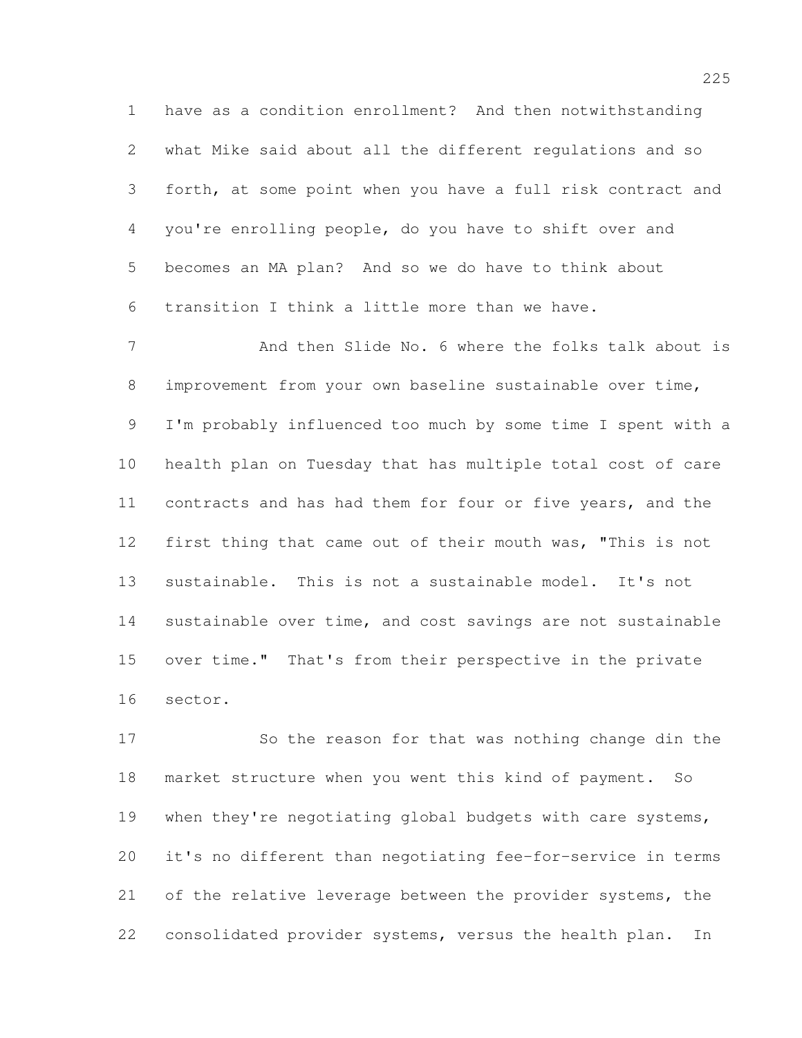have as a condition enrollment? And then notwithstanding what Mike said about all the different regulations and so forth, at some point when you have a full risk contract and you're enrolling people, do you have to shift over and becomes an MA plan? And so we do have to think about transition I think a little more than we have.

And then Slide No. 6 where the folks talk about is improvement from your own baseline sustainable over time, I'm probably influenced too much by some time I spent with a health plan on Tuesday that has multiple total cost of care contracts and has had them for four or five years, and the first thing that came out of their mouth was, "This is not sustainable. This is not a sustainable model. It's not sustainable over time, and cost savings are not sustainable over time." That's from their perspective in the private sector.

So the reason for that was nothing change din the market structure when you went this kind of payment. So when they're negotiating global budgets with care systems, it's no different than negotiating fee-for-service in terms of the relative leverage between the provider systems, the consolidated provider systems, versus the health plan. In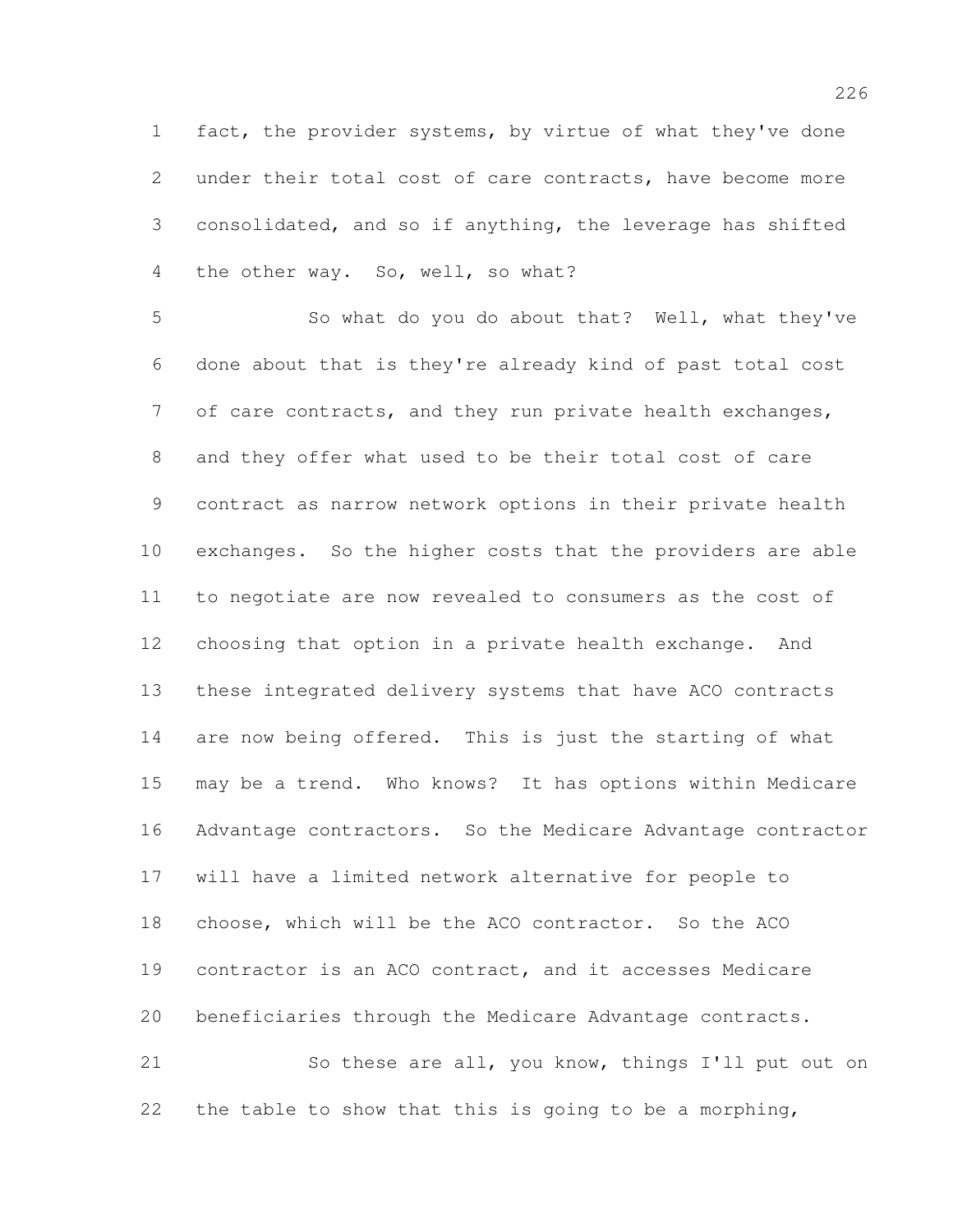fact, the provider systems, by virtue of what they've done under their total cost of care contracts, have become more consolidated, and so if anything, the leverage has shifted the other way. So, well, so what?

So what do you do about that? Well, what they've done about that is they're already kind of past total cost of care contracts, and they run private health exchanges, and they offer what used to be their total cost of care contract as narrow network options in their private health exchanges. So the higher costs that the providers are able to negotiate are now revealed to consumers as the cost of choosing that option in a private health exchange. And these integrated delivery systems that have ACO contracts are now being offered. This is just the starting of what may be a trend. Who knows? It has options within Medicare Advantage contractors. So the Medicare Advantage contractor will have a limited network alternative for people to choose, which will be the ACO contractor. So the ACO contractor is an ACO contract, and it accesses Medicare beneficiaries through the Medicare Advantage contracts.

So these are all, you know, things I'll put out on the table to show that this is going to be a morphing,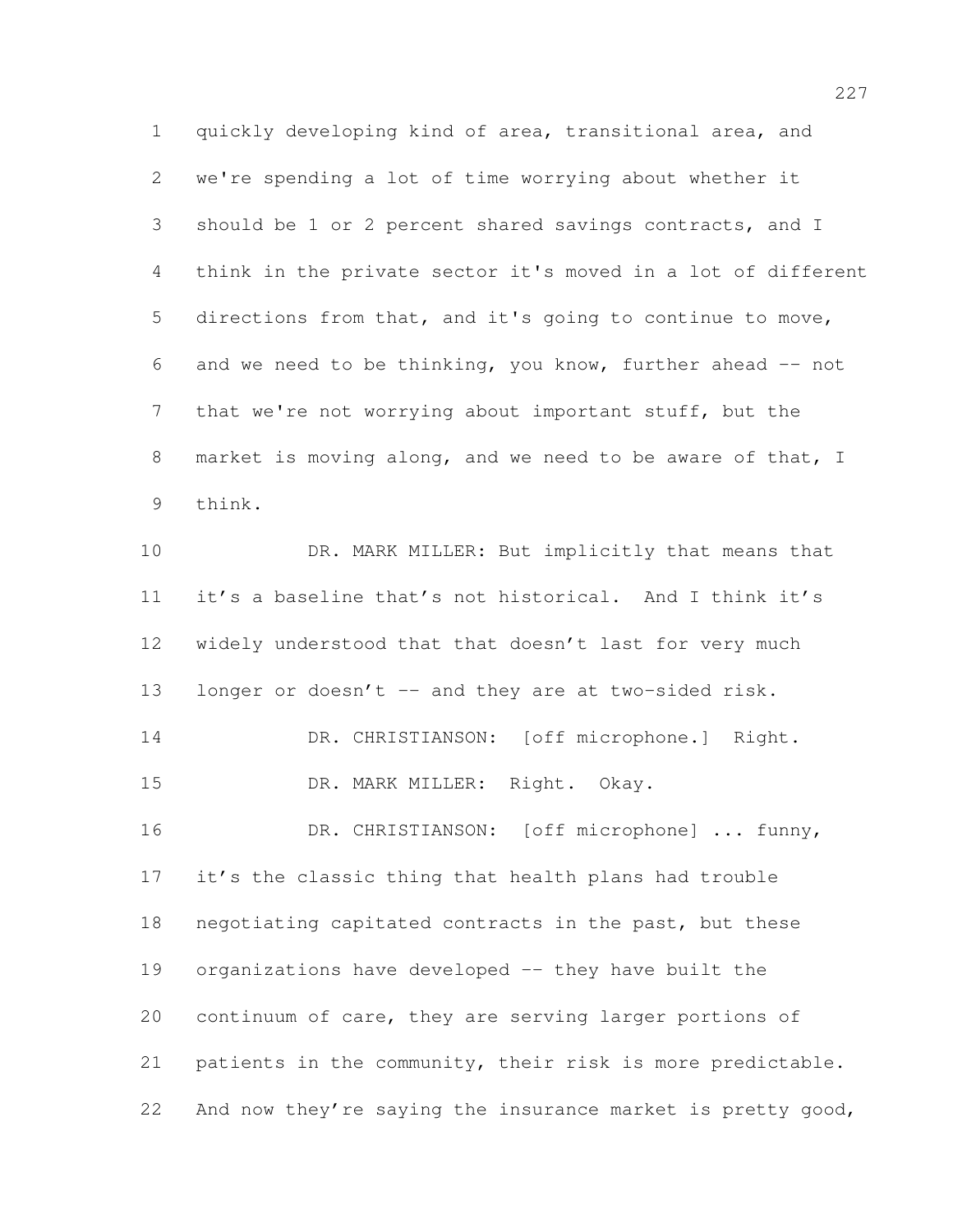quickly developing kind of area, transitional area, and we're spending a lot of time worrying about whether it should be 1 or 2 percent shared savings contracts, and I think in the private sector it's moved in a lot of different directions from that, and it's going to continue to move, and we need to be thinking, you know, further ahead -- not that we're not worrying about important stuff, but the market is moving along, and we need to be aware of that, I think.

DR. MARK MILLER: But implicitly that means that it's a baseline that's not historical. And I think it's widely understood that that doesn't last for very much longer or doesn't -- and they are at two-sided risk.

DR. CHRISTIANSON: [off microphone.] Right.

DR. MARK MILLER: Right. Okay.

DR. CHRISTIANSON: [off microphone] ... funny, it's the classic thing that health plans had trouble negotiating capitated contracts in the past, but these organizations have developed -- they have built the continuum of care, they are serving larger portions of patients in the community, their risk is more predictable. And now they're saying the insurance market is pretty good,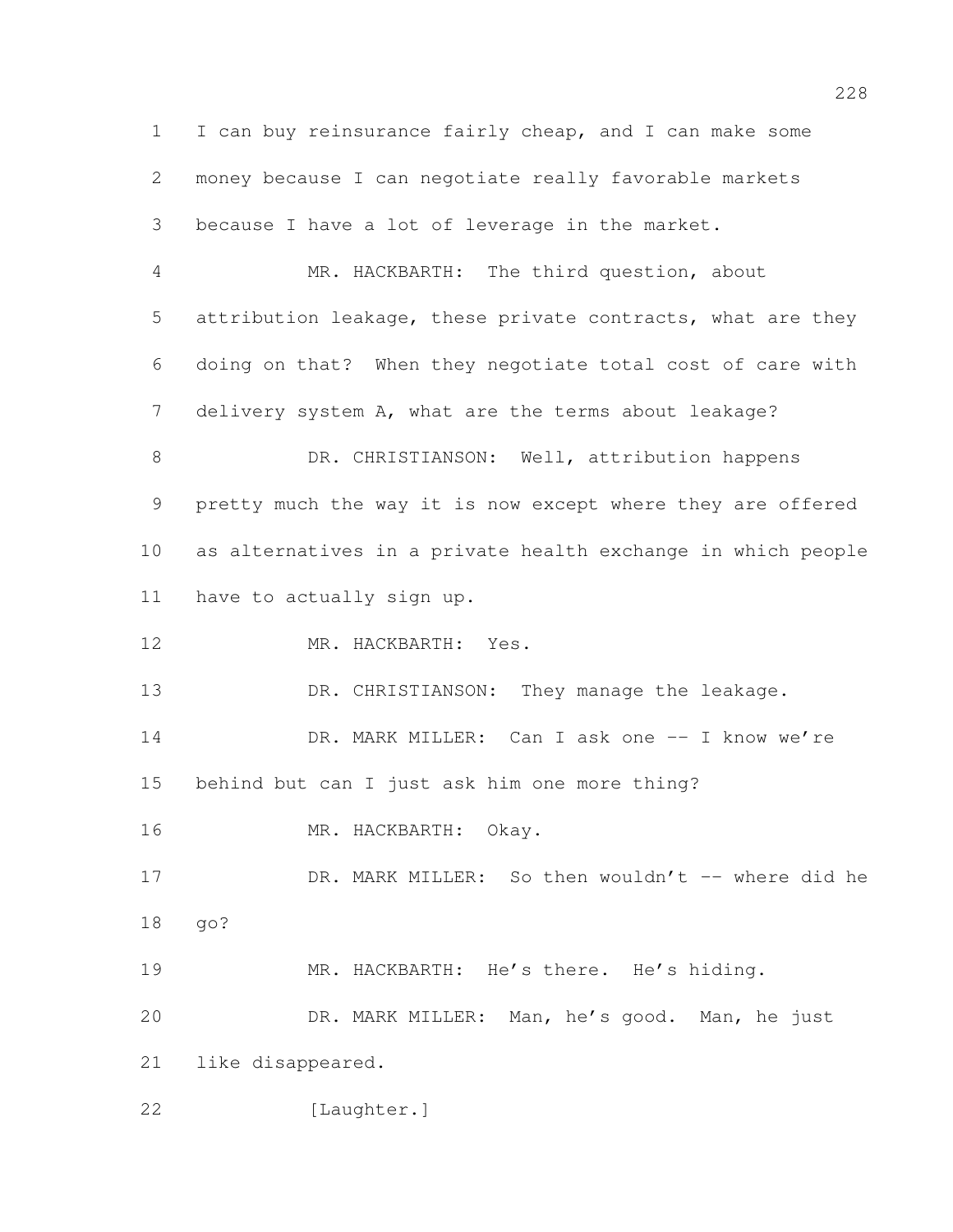I can buy reinsurance fairly cheap, and I can make some money because I can negotiate really favorable markets because I have a lot of leverage in the market.

MR. HACKBARTH: The third question, about attribution leakage, these private contracts, what are they doing on that? When they negotiate total cost of care with delivery system A, what are the terms about leakage?

DR. CHRISTIANSON: Well, attribution happens pretty much the way it is now except where they are offered as alternatives in a private health exchange in which people have to actually sign up.

MR. HACKBARTH: Yes.

DR. CHRISTIANSON: They manage the leakage.

DR. MARK MILLER: Can I ask one -- I know we're behind but can I just ask him one more thing?

MR. HACKBARTH: Okay.

DR. MARK MILLER: So then wouldn't -- where did he go?

MR. HACKBARTH: He's there. He's hiding.

DR. MARK MILLER: Man, he's good. Man, he just like disappeared.

[Laughter.]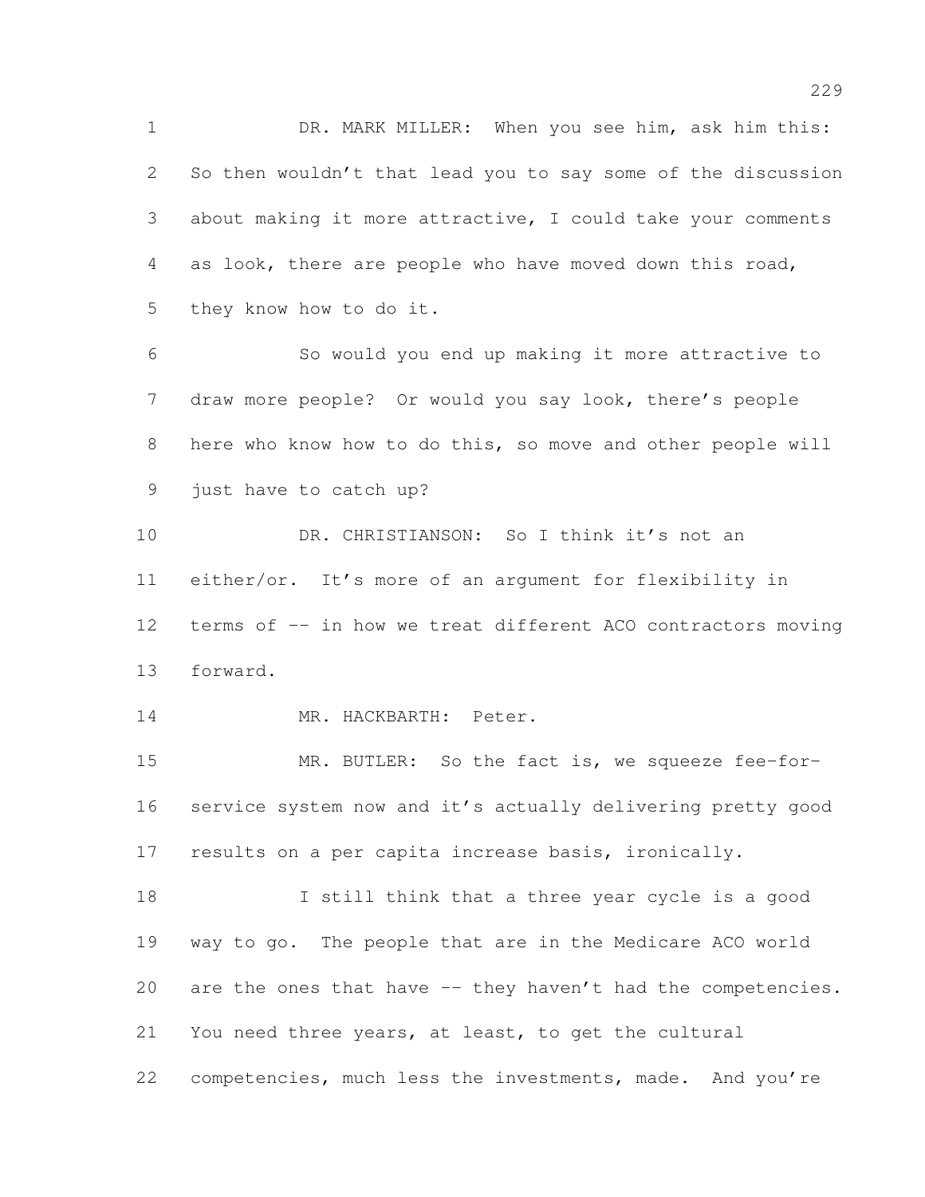DR. MARK MILLER: When you see him, ask him this: So then wouldn't that lead you to say some of the discussion about making it more attractive, I could take your comments as look, there are people who have moved down this road, they know how to do it.

So would you end up making it more attractive to draw more people? Or would you say look, there's people here who know how to do this, so move and other people will just have to catch up?

DR. CHRISTIANSON: So I think it's not an either/or. It's more of an argument for flexibility in terms of -- in how we treat different ACO contractors moving forward.

MR. HACKBARTH: Peter.

MR. BUTLER: So the fact is, we squeeze fee-for-service system now and it's actually delivering pretty good results on a per capita increase basis, ironically.

I still think that a three year cycle is a good way to go. The people that are in the Medicare ACO world are the ones that have -- they haven't had the competencies. You need three years, at least, to get the cultural competencies, much less the investments, made. And you're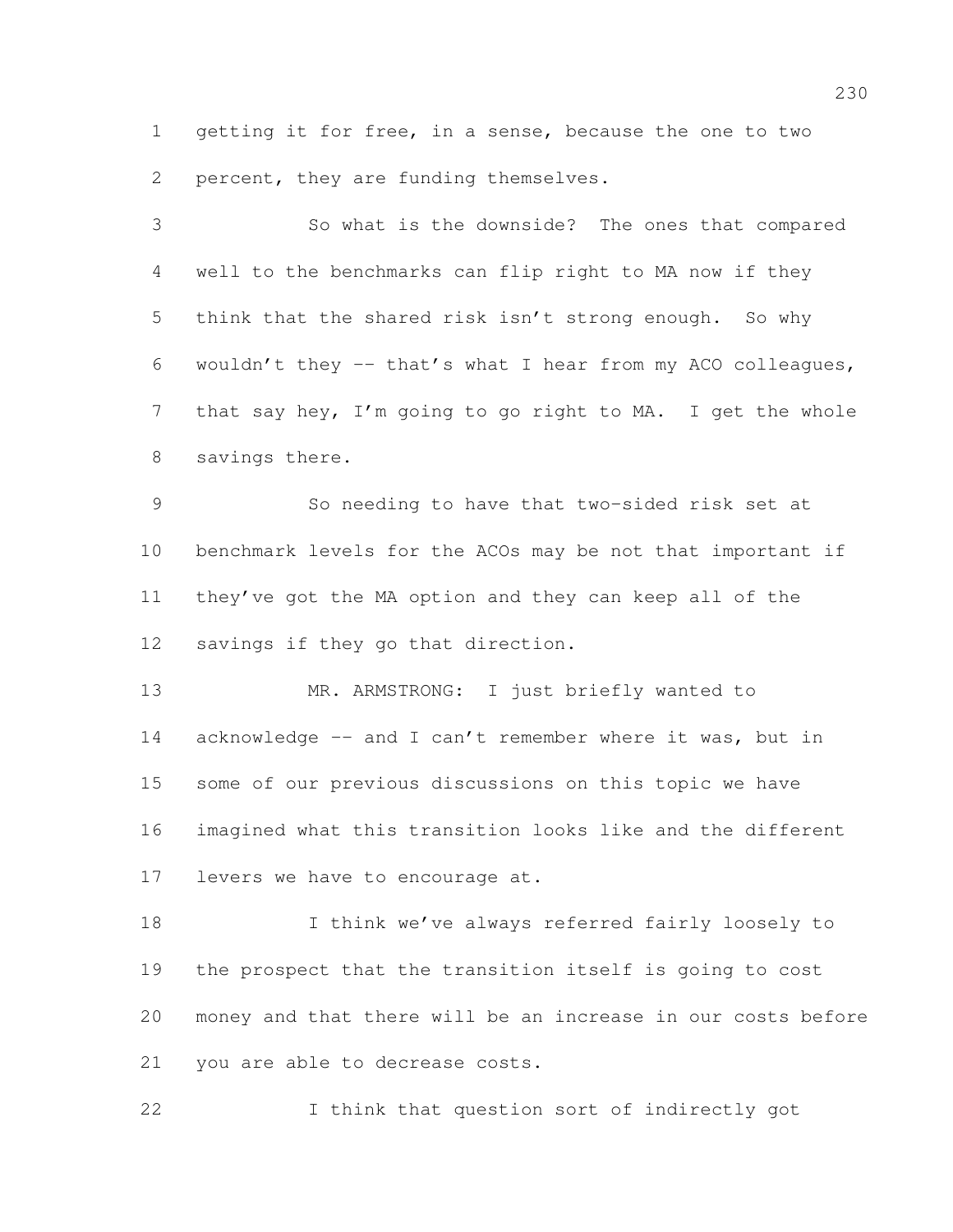getting it for free, in a sense, because the one to two percent, they are funding themselves.

So what is the downside? The ones that compared well to the benchmarks can flip right to MA now if they think that the shared risk isn't strong enough. So why wouldn't they -- that's what I hear from my ACO colleagues, that say hey, I'm going to go right to MA. I get the whole savings there.

So needing to have that two-sided risk set at benchmark levels for the ACOs may be not that important if they've got the MA option and they can keep all of the savings if they go that direction.

MR. ARMSTRONG: I just briefly wanted to acknowledge -- and I can't remember where it was, but in some of our previous discussions on this topic we have imagined what this transition looks like and the different levers we have to encourage at.

I think we've always referred fairly loosely to the prospect that the transition itself is going to cost money and that there will be an increase in our costs before you are able to decrease costs.

I think that question sort of indirectly got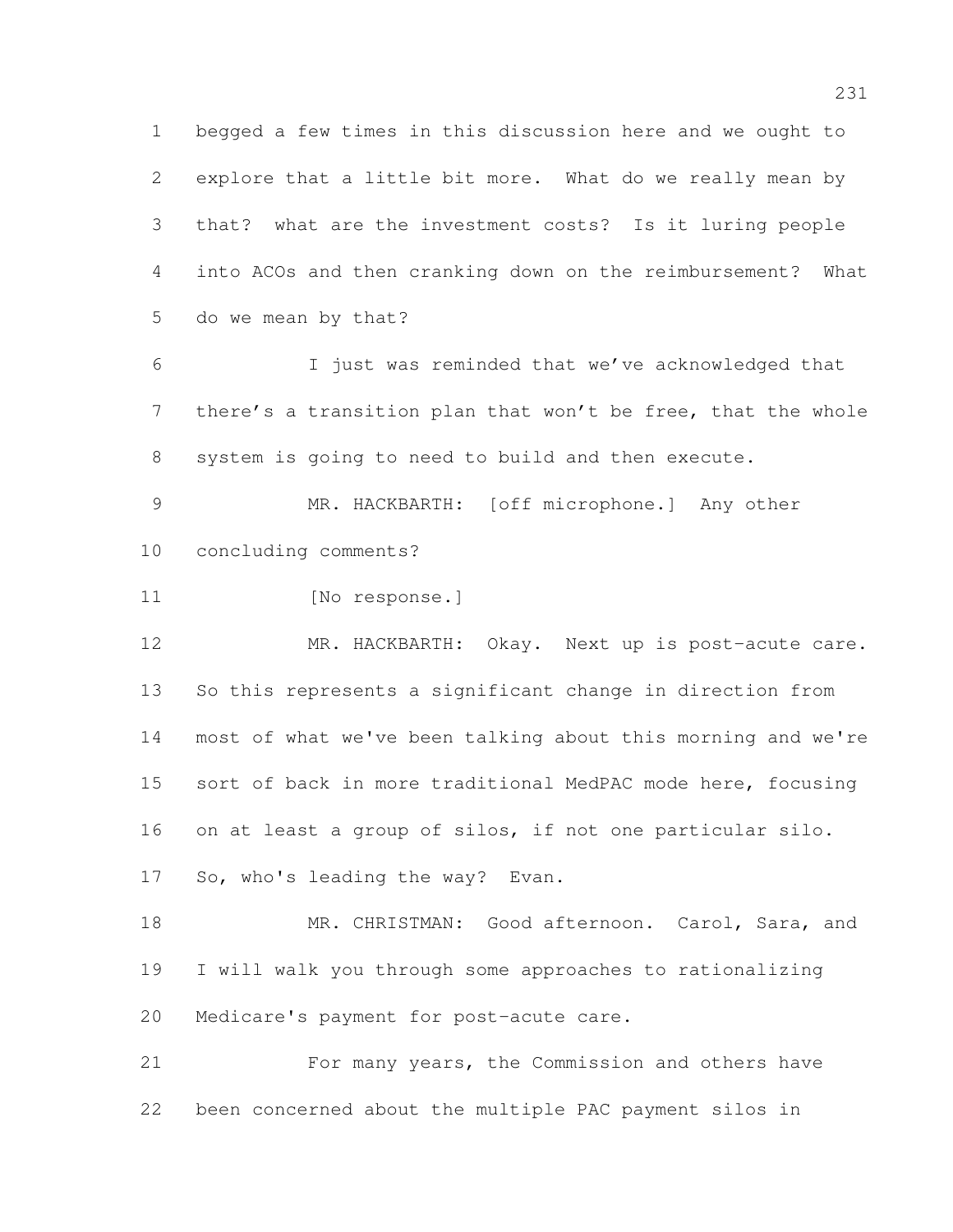begged a few times in this discussion here and we ought to explore that a little bit more. What do we really mean by that? what are the investment costs? Is it luring people into ACOs and then cranking down on the reimbursement? What do we mean by that?

I just was reminded that we've acknowledged that there's a transition plan that won't be free, that the whole system is going to need to build and then execute.

MR. HACKBARTH: [off microphone.] Any other concluding comments?

[No response.]

MR. HACKBARTH: Okay. Next up is post-acute care. So this represents a significant change in direction from most of what we've been talking about this morning and we're sort of back in more traditional MedPAC mode here, focusing on at least a group of silos, if not one particular silo. So, who's leading the way? Evan.

MR. CHRISTMAN: Good afternoon. Carol, Sara, and I will walk you through some approaches to rationalizing Medicare's payment for post-acute care.

For many years, the Commission and others have been concerned about the multiple PAC payment silos in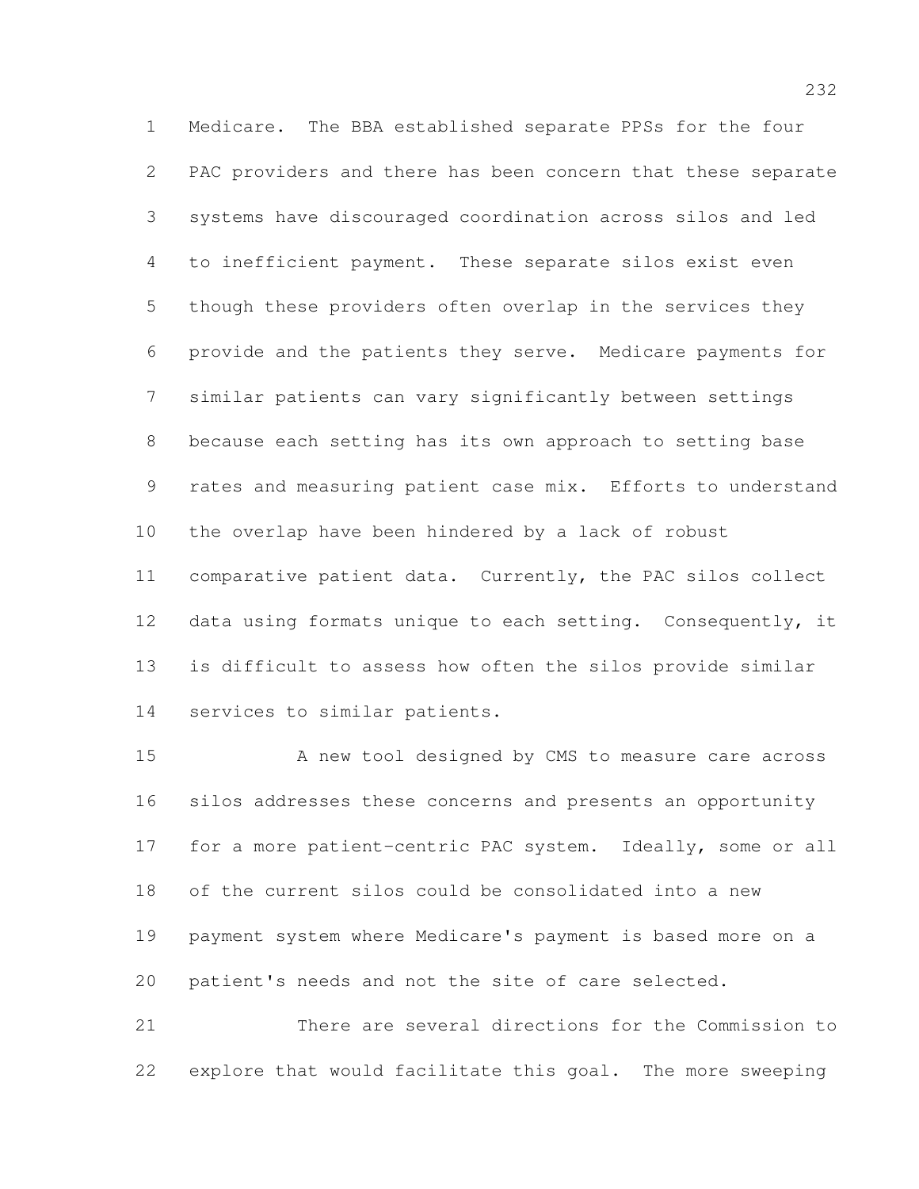Medicare. The BBA established separate PPSs for the four PAC providers and there has been concern that these separate systems have discouraged coordination across silos and led to inefficient payment. These separate silos exist even though these providers often overlap in the services they provide and the patients they serve. Medicare payments for similar patients can vary significantly between settings because each setting has its own approach to setting base rates and measuring patient case mix. Efforts to understand the overlap have been hindered by a lack of robust comparative patient data. Currently, the PAC silos collect data using formats unique to each setting. Consequently, it is difficult to assess how often the silos provide similar services to similar patients.

A new tool designed by CMS to measure care across silos addresses these concerns and presents an opportunity for a more patient-centric PAC system. Ideally, some or all of the current silos could be consolidated into a new payment system where Medicare's payment is based more on a patient's needs and not the site of care selected.

There are several directions for the Commission to explore that would facilitate this goal. The more sweeping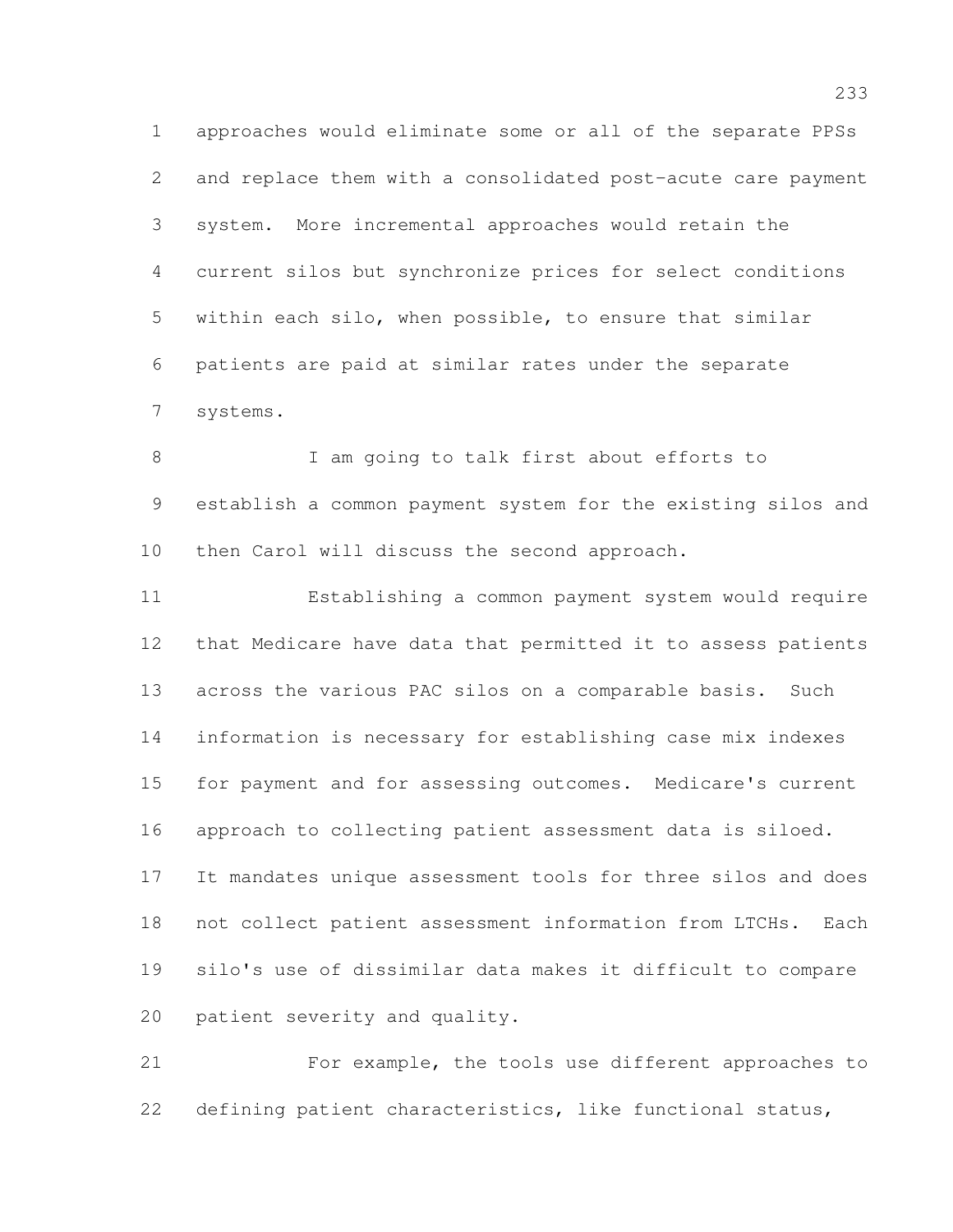approaches would eliminate some or all of the separate PPSs and replace them with a consolidated post-acute care payment system. More incremental approaches would retain the current silos but synchronize prices for select conditions within each silo, when possible, to ensure that similar patients are paid at similar rates under the separate systems.

I am going to talk first about efforts to establish a common payment system for the existing silos and then Carol will discuss the second approach.

Establishing a common payment system would require that Medicare have data that permitted it to assess patients across the various PAC silos on a comparable basis. Such information is necessary for establishing case mix indexes for payment and for assessing outcomes. Medicare's current approach to collecting patient assessment data is siloed. It mandates unique assessment tools for three silos and does not collect patient assessment information from LTCHs. Each silo's use of dissimilar data makes it difficult to compare patient severity and quality.

For example, the tools use different approaches to defining patient characteristics, like functional status,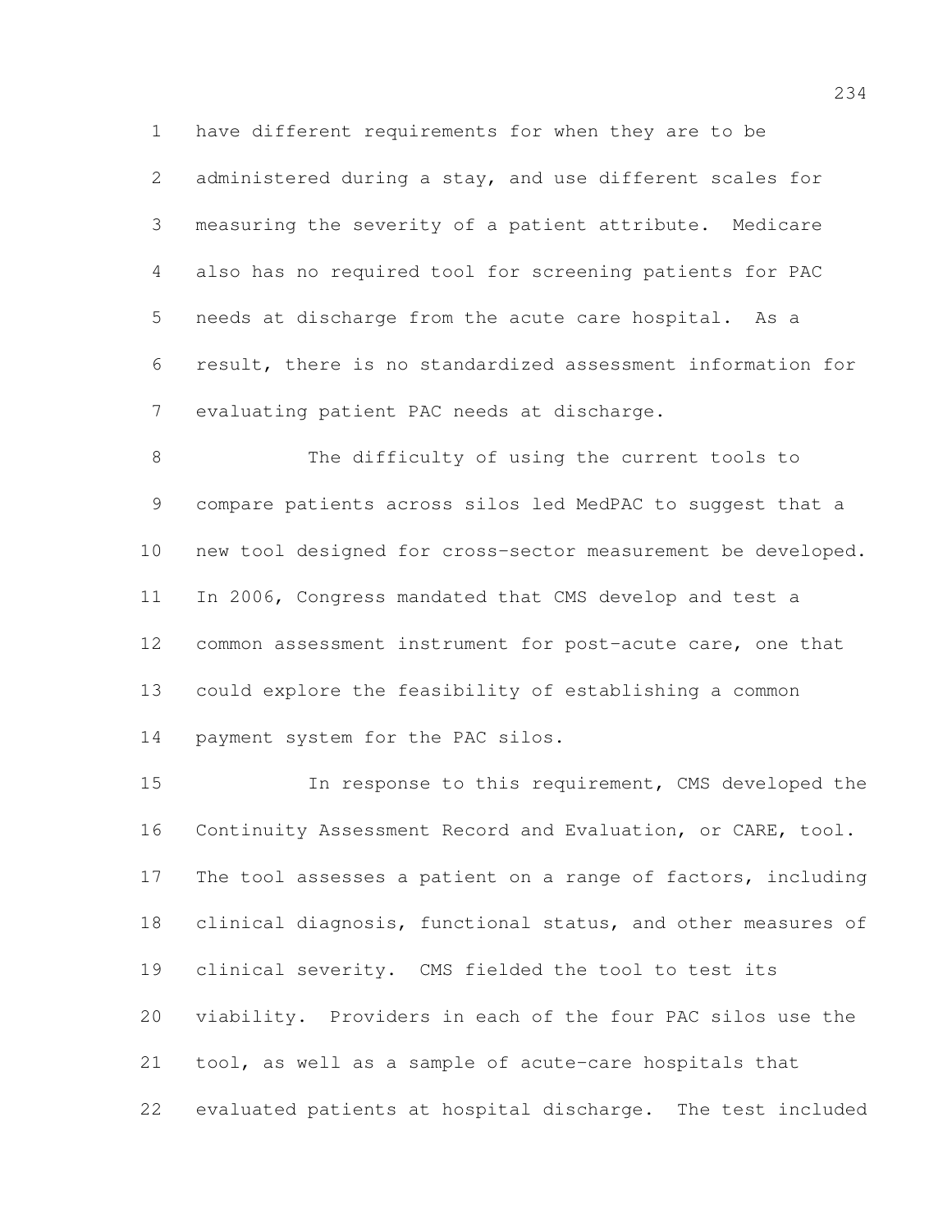have different requirements for when they are to be administered during a stay, and use different scales for measuring the severity of a patient attribute. Medicare also has no required tool for screening patients for PAC needs at discharge from the acute care hospital. As a result, there is no standardized assessment information for evaluating patient PAC needs at discharge.

The difficulty of using the current tools to compare patients across silos led MedPAC to suggest that a new tool designed for cross-sector measurement be developed. In 2006, Congress mandated that CMS develop and test a common assessment instrument for post-acute care, one that could explore the feasibility of establishing a common payment system for the PAC silos.

In response to this requirement, CMS developed the Continuity Assessment Record and Evaluation, or CARE, tool. The tool assesses a patient on a range of factors, including clinical diagnosis, functional status, and other measures of clinical severity. CMS fielded the tool to test its viability. Providers in each of the four PAC silos use the tool, as well as a sample of acute-care hospitals that evaluated patients at hospital discharge. The test included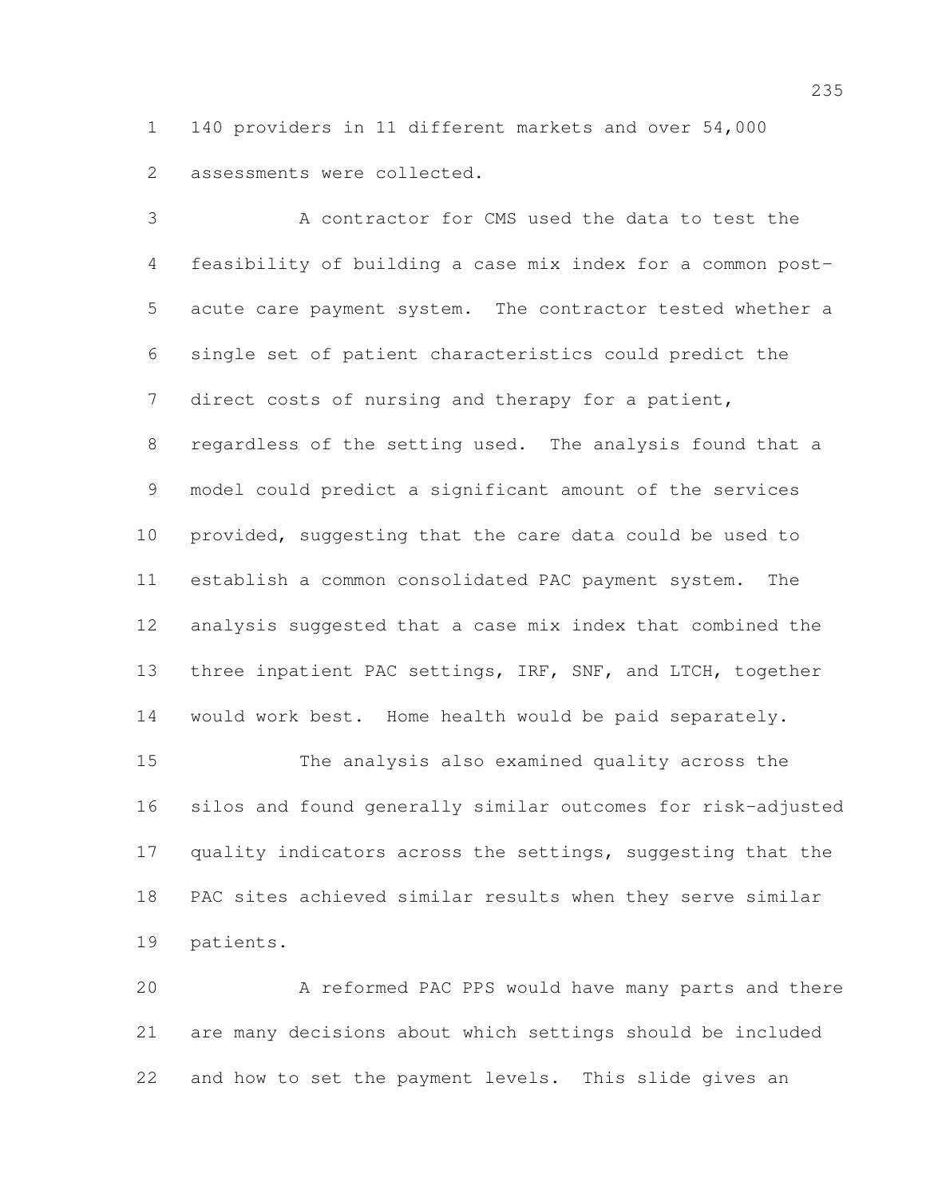140 providers in 11 different markets and over 54,000 assessments were collected.

A contractor for CMS used the data to test the feasibility of building a case mix index for a common post-acute care payment system. The contractor tested whether a single set of patient characteristics could predict the direct costs of nursing and therapy for a patient, regardless of the setting used. The analysis found that a model could predict a significant amount of the services provided, suggesting that the care data could be used to establish a common consolidated PAC payment system. The analysis suggested that a case mix index that combined the three inpatient PAC settings, IRF, SNF, and LTCH, together would work best. Home health would be paid separately.

The analysis also examined quality across the silos and found generally similar outcomes for risk-adjusted quality indicators across the settings, suggesting that the PAC sites achieved similar results when they serve similar patients.

A reformed PAC PPS would have many parts and there are many decisions about which settings should be included and how to set the payment levels. This slide gives an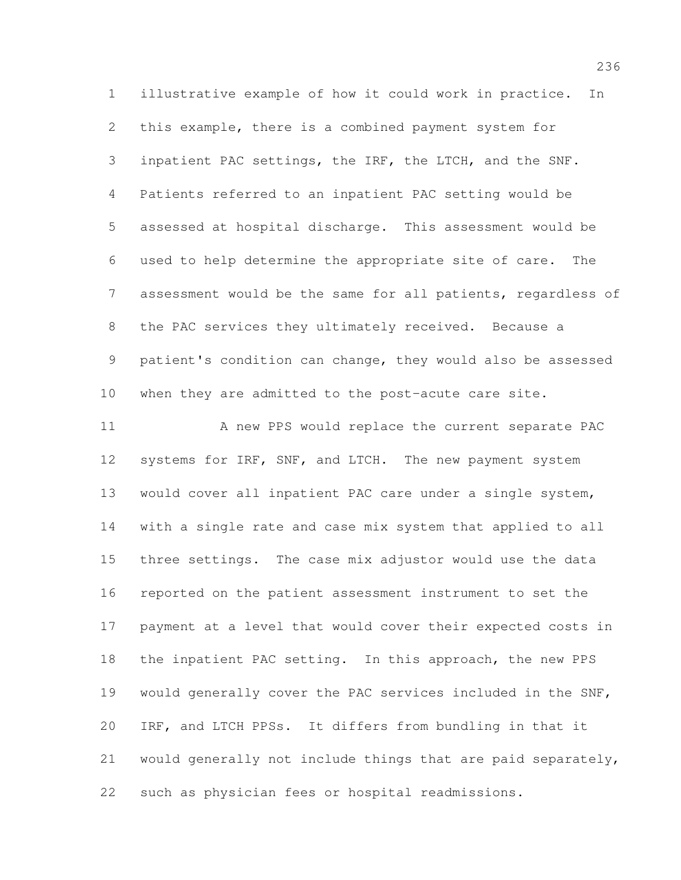illustrative example of how it could work in practice. In this example, there is a combined payment system for inpatient PAC settings, the IRF, the LTCH, and the SNF. Patients referred to an inpatient PAC setting would be assessed at hospital discharge. This assessment would be used to help determine the appropriate site of care. The assessment would be the same for all patients, regardless of the PAC services they ultimately received. Because a patient's condition can change, they would also be assessed when they are admitted to the post-acute care site.

A new PPS would replace the current separate PAC systems for IRF, SNF, and LTCH. The new payment system would cover all inpatient PAC care under a single system, with a single rate and case mix system that applied to all three settings. The case mix adjustor would use the data reported on the patient assessment instrument to set the payment at a level that would cover their expected costs in the inpatient PAC setting. In this approach, the new PPS would generally cover the PAC services included in the SNF, IRF, and LTCH PPSs. It differs from bundling in that it would generally not include things that are paid separately, such as physician fees or hospital readmissions.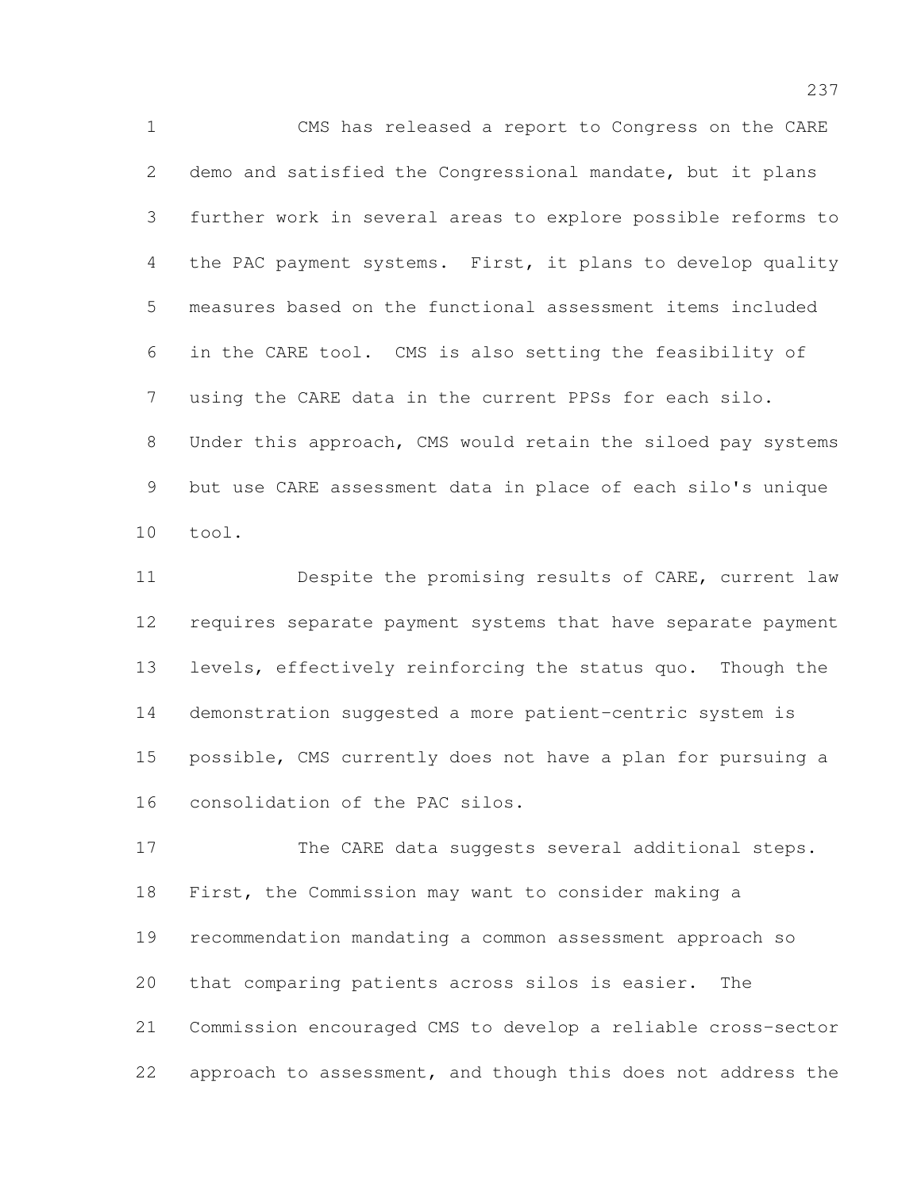CMS has released a report to Congress on the CARE demo and satisfied the Congressional mandate, but it plans further work in several areas to explore possible reforms to the PAC payment systems. First, it plans to develop quality measures based on the functional assessment items included in the CARE tool. CMS is also setting the feasibility of using the CARE data in the current PPSs for each silo. Under this approach, CMS would retain the siloed pay systems but use CARE assessment data in place of each silo's unique tool.

Despite the promising results of CARE, current law requires separate payment systems that have separate payment levels, effectively reinforcing the status quo. Though the demonstration suggested a more patient-centric system is possible, CMS currently does not have a plan for pursuing a consolidation of the PAC silos.

The CARE data suggests several additional steps. First, the Commission may want to consider making a recommendation mandating a common assessment approach so that comparing patients across silos is easier. The Commission encouraged CMS to develop a reliable cross-sector approach to assessment, and though this does not address the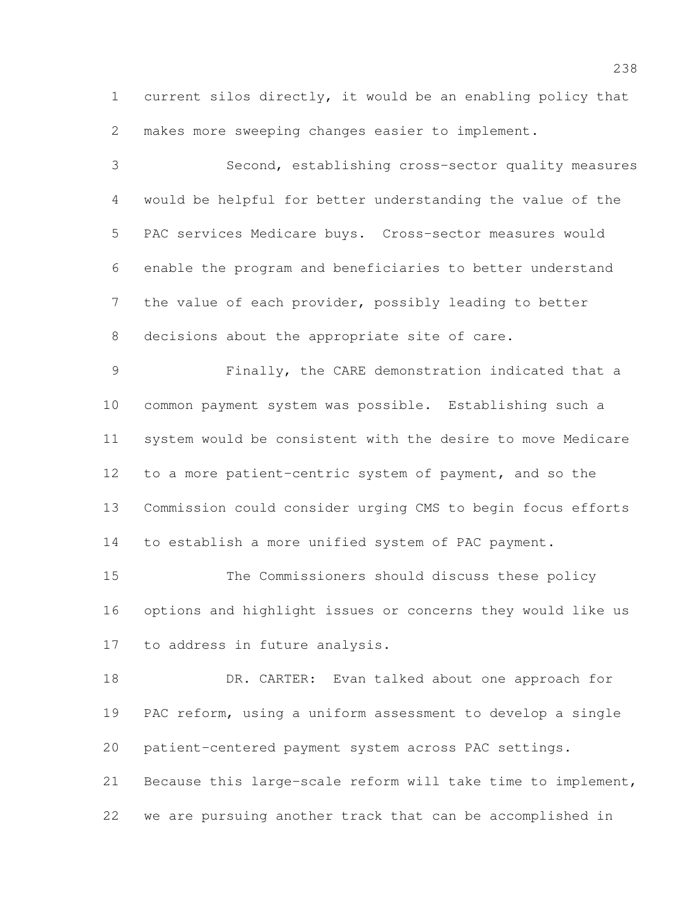current silos directly, it would be an enabling policy that makes more sweeping changes easier to implement.

Second, establishing cross-sector quality measures would be helpful for better understanding the value of the PAC services Medicare buys. Cross-sector measures would enable the program and beneficiaries to better understand the value of each provider, possibly leading to better decisions about the appropriate site of care.

Finally, the CARE demonstration indicated that a common payment system was possible. Establishing such a system would be consistent with the desire to move Medicare to a more patient-centric system of payment, and so the Commission could consider urging CMS to begin focus efforts to establish a more unified system of PAC payment.

The Commissioners should discuss these policy options and highlight issues or concerns they would like us to address in future analysis.

DR. CARTER: Evan talked about one approach for PAC reform, using a uniform assessment to develop a single patient-centered payment system across PAC settings. Because this large-scale reform will take time to implement, we are pursuing another track that can be accomplished in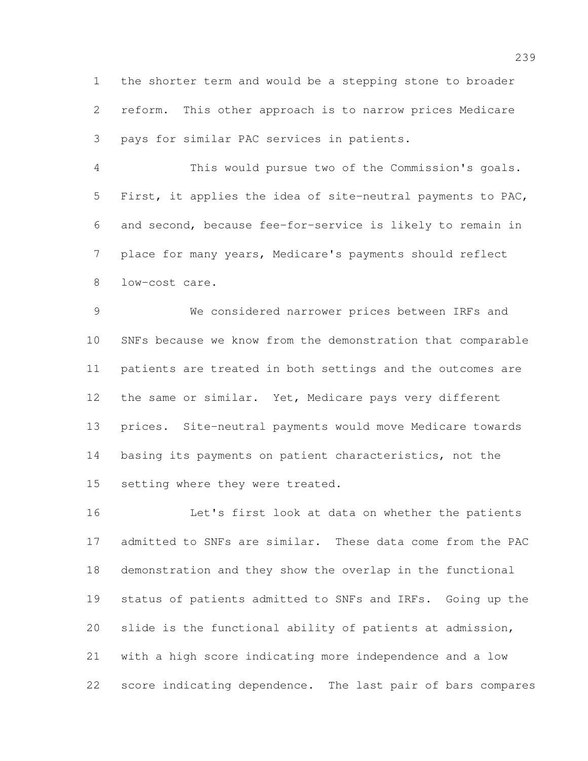the shorter term and would be a stepping stone to broader reform. This other approach is to narrow prices Medicare pays for similar PAC services in patients.

This would pursue two of the Commission's goals. First, it applies the idea of site-neutral payments to PAC, and second, because fee-for-service is likely to remain in place for many years, Medicare's payments should reflect low-cost care.

We considered narrower prices between IRFs and SNFs because we know from the demonstration that comparable patients are treated in both settings and the outcomes are the same or similar. Yet, Medicare pays very different prices. Site-neutral payments would move Medicare towards basing its payments on patient characteristics, not the setting where they were treated.

Let's first look at data on whether the patients admitted to SNFs are similar. These data come from the PAC demonstration and they show the overlap in the functional status of patients admitted to SNFs and IRFs. Going up the slide is the functional ability of patients at admission, with a high score indicating more independence and a low score indicating dependence. The last pair of bars compares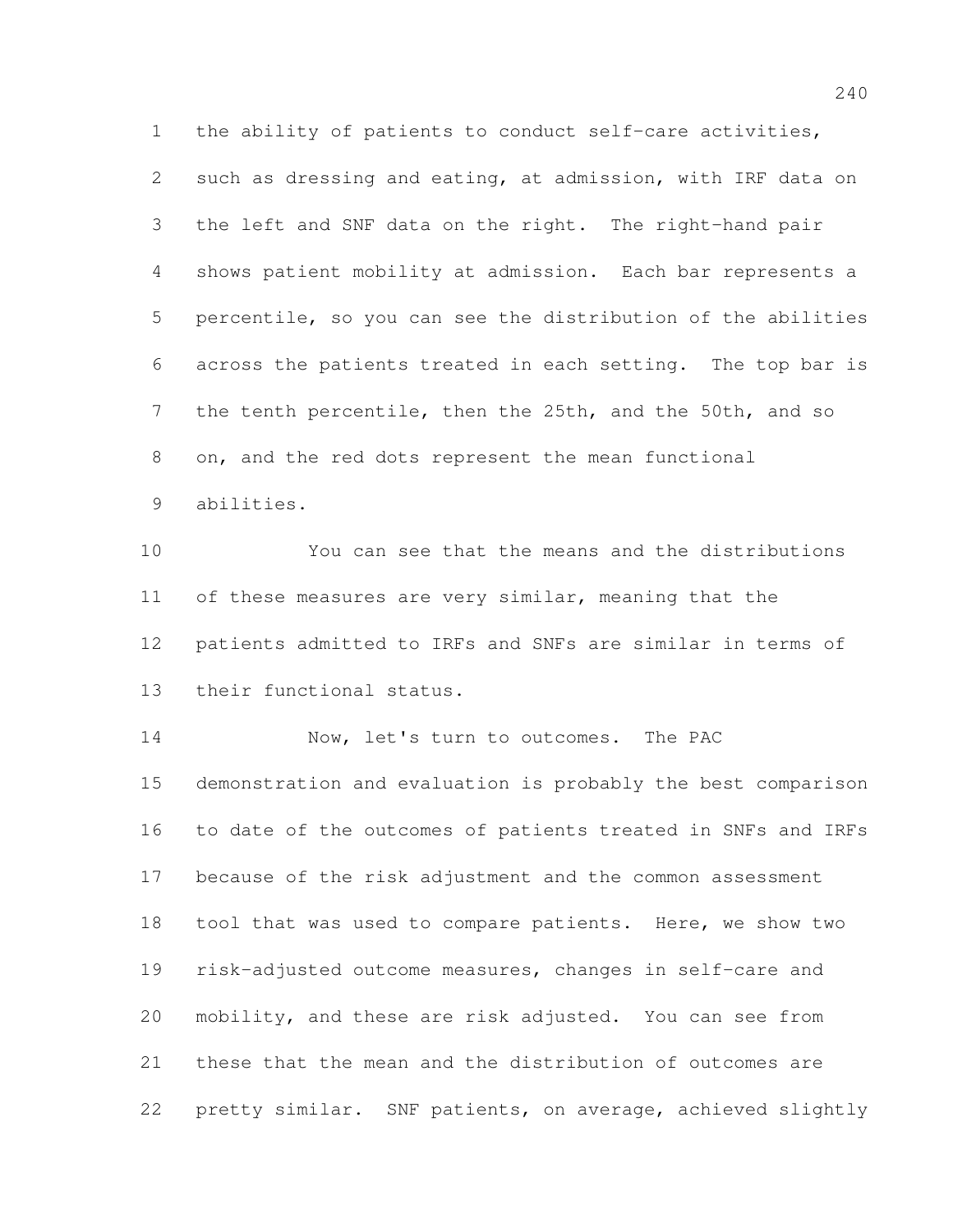the ability of patients to conduct self-care activities, such as dressing and eating, at admission, with IRF data on the left and SNF data on the right. The right-hand pair shows patient mobility at admission. Each bar represents a percentile, so you can see the distribution of the abilities across the patients treated in each setting. The top bar is the tenth percentile, then the 25th, and the 50th, and so on, and the red dots represent the mean functional abilities.

You can see that the means and the distributions of these measures are very similar, meaning that the patients admitted to IRFs and SNFs are similar in terms of their functional status.

Now, let's turn to outcomes. The PAC demonstration and evaluation is probably the best comparison to date of the outcomes of patients treated in SNFs and IRFs because of the risk adjustment and the common assessment tool that was used to compare patients. Here, we show two risk-adjusted outcome measures, changes in self-care and mobility, and these are risk adjusted. You can see from these that the mean and the distribution of outcomes are pretty similar. SNF patients, on average, achieved slightly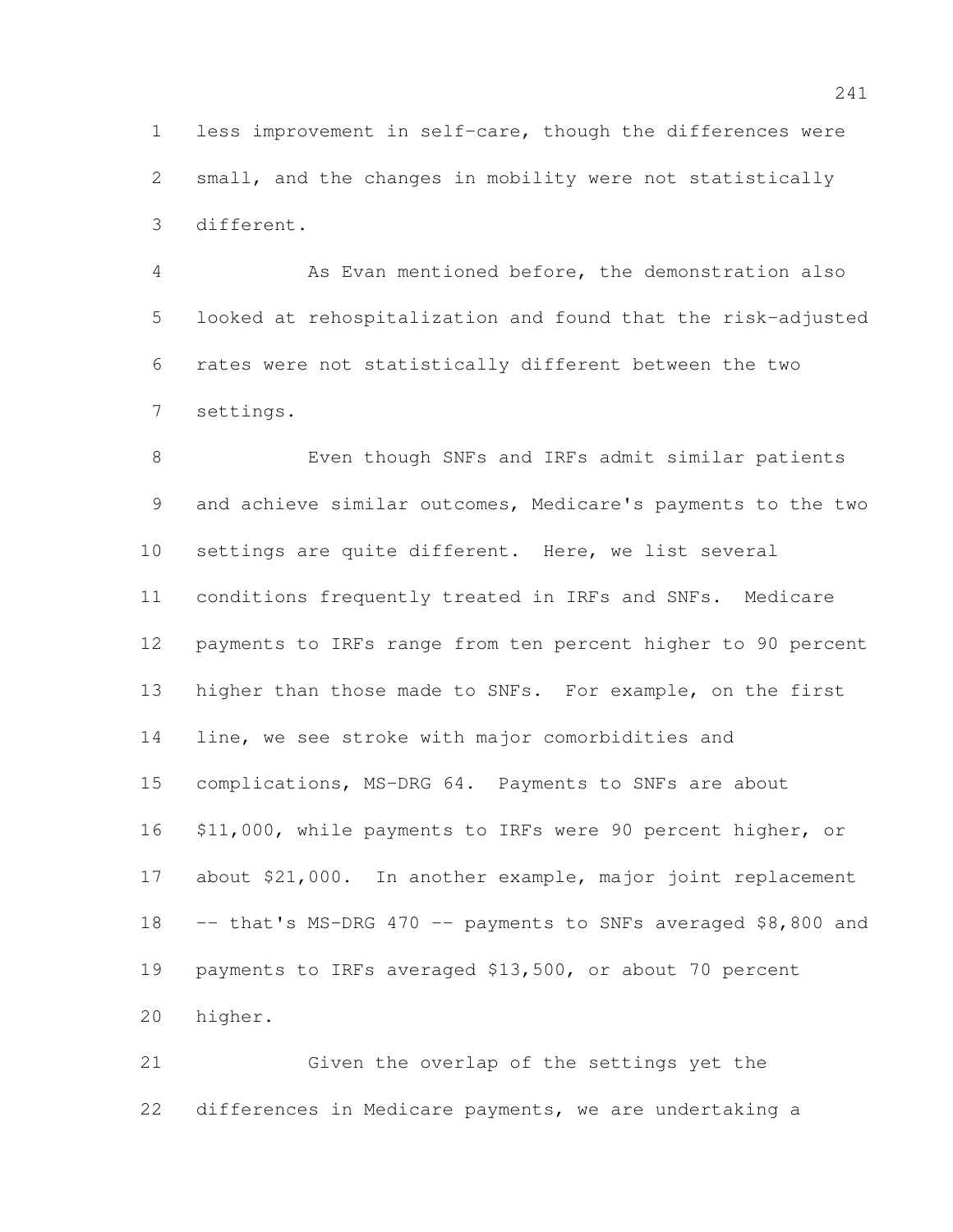less improvement in self-care, though the differences were small, and the changes in mobility were not statistically different.

As Evan mentioned before, the demonstration also looked at rehospitalization and found that the risk-adjusted rates were not statistically different between the two settings.

Even though SNFs and IRFs admit similar patients and achieve similar outcomes, Medicare's payments to the two settings are quite different. Here, we list several conditions frequently treated in IRFs and SNFs. Medicare payments to IRFs range from ten percent higher to 90 percent higher than those made to SNFs. For example, on the first line, we see stroke with major comorbidities and complications, MS-DRG 64. Payments to SNFs are about $11,000, while payments to IRFs were 90 percent higher, or about $21,000. In another example, major joint replacement -- that's MS-DRG 470 -- payments to SNFs averaged $8,800 and payments to IRFs averaged $13,500, or about 70 percent higher.

Given the overlap of the settings yet the differences in Medicare payments, we are undertaking a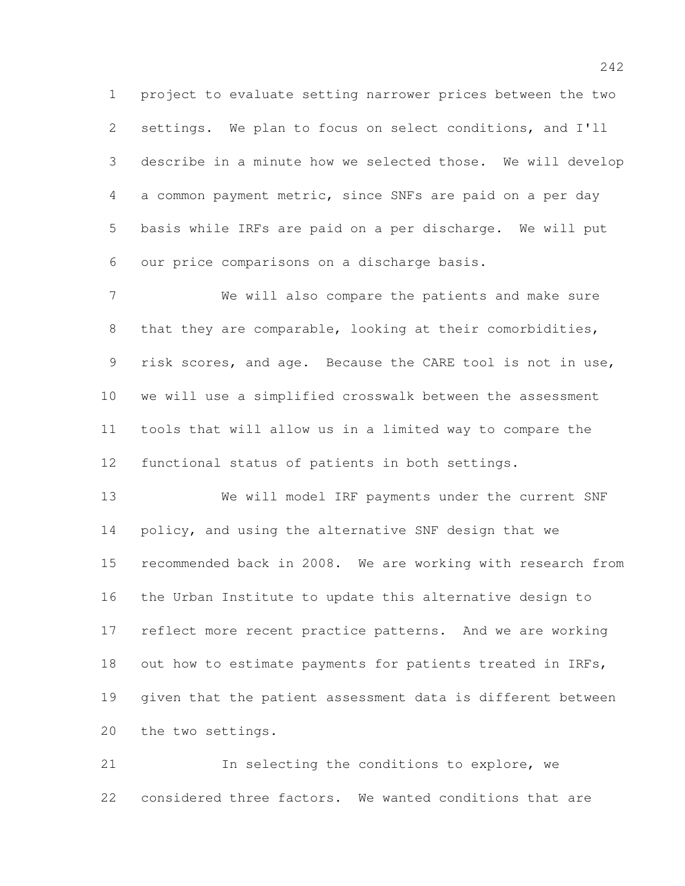project to evaluate setting narrower prices between the two settings. We plan to focus on select conditions, and I'll describe in a minute how we selected those. We will develop a common payment metric, since SNFs are paid on a per day basis while IRFs are paid on a per discharge. We will put our price comparisons on a discharge basis.

We will also compare the patients and make sure that they are comparable, looking at their comorbidities, risk scores, and age. Because the CARE tool is not in use, we will use a simplified crosswalk between the assessment tools that will allow us in a limited way to compare the functional status of patients in both settings.

We will model IRF payments under the current SNF policy, and using the alternative SNF design that we recommended back in 2008. We are working with research from the Urban Institute to update this alternative design to reflect more recent practice patterns. And we are working out how to estimate payments for patients treated in IRFs, given that the patient assessment data is different between the two settings.

In selecting the conditions to explore, we considered three factors. We wanted conditions that are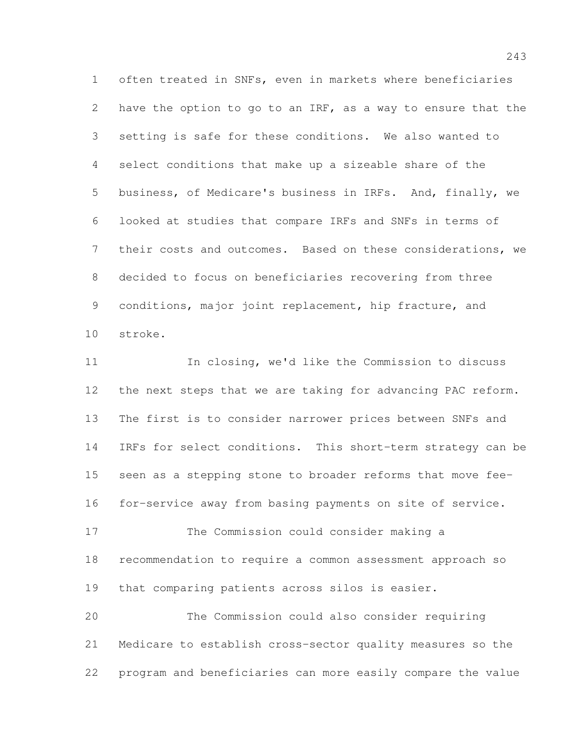often treated in SNFs, even in markets where beneficiaries have the option to go to an IRF, as a way to ensure that the setting is safe for these conditions. We also wanted to select conditions that make up a sizeable share of the business, of Medicare's business in IRFs. And, finally, we looked at studies that compare IRFs and SNFs in terms of their costs and outcomes. Based on these considerations, we decided to focus on beneficiaries recovering from three conditions, major joint replacement, hip fracture, and stroke.

In closing, we'd like the Commission to discuss the next steps that we are taking for advancing PAC reform. The first is to consider narrower prices between SNFs and IRFs for select conditions. This short-term strategy can be seen as a stepping stone to broader reforms that move fee-for-service away from basing payments on site of service.

The Commission could consider making a recommendation to require a common assessment approach so that comparing patients across silos is easier.

The Commission could also consider requiring Medicare to establish cross-sector quality measures so the program and beneficiaries can more easily compare the value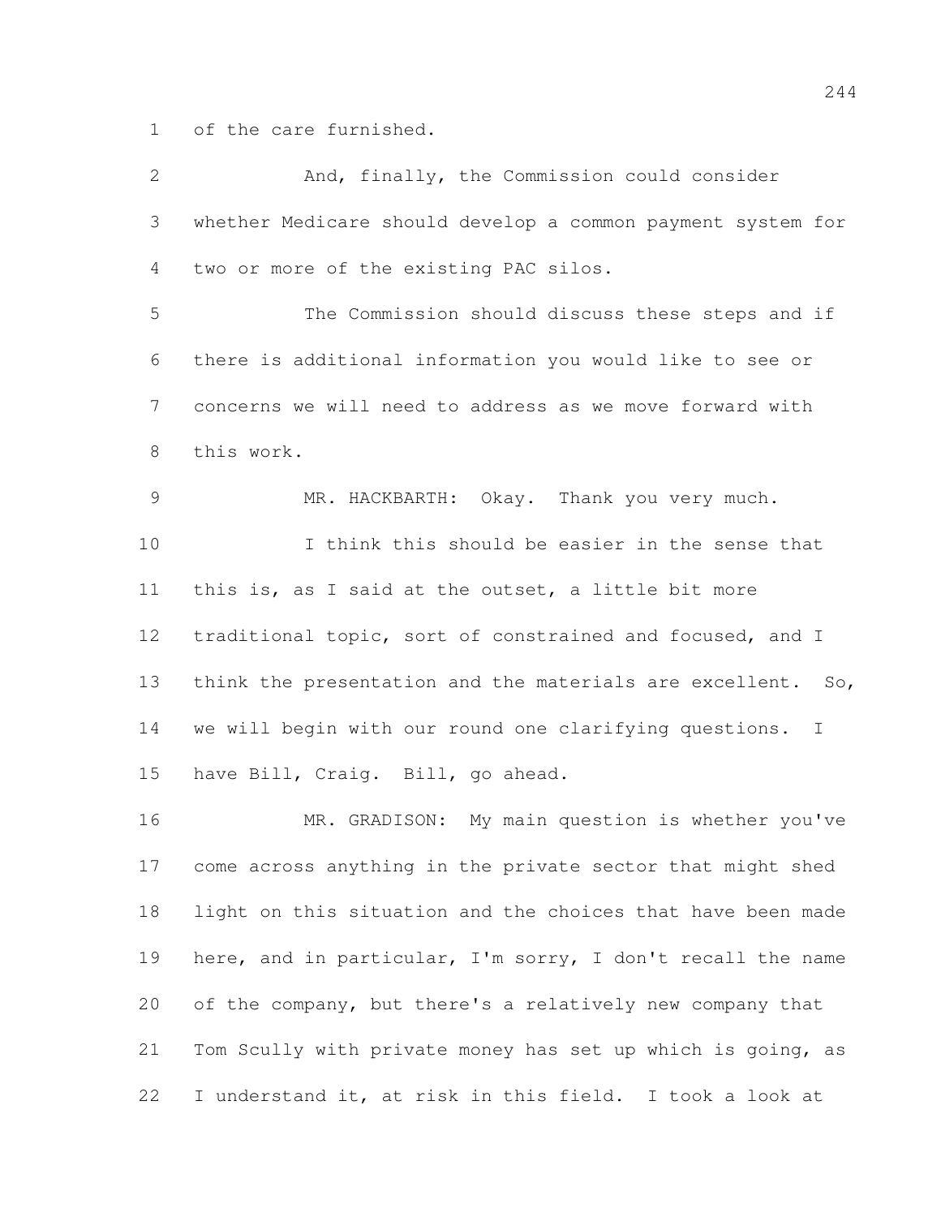of the care furnished.

And, finally, the Commission could consider whether Medicare should develop a common payment system for two or more of the existing PAC silos.

The Commission should discuss these steps and if there is additional information you would like to see or concerns we will need to address as we move forward with this work.

MR. HACKBARTH: Okay. Thank you very much.

I think this should be easier in the sense that this is, as I said at the outset, a little bit more traditional topic, sort of constrained and focused, and I think the presentation and the materials are excellent. So, we will begin with our round one clarifying questions. I have Bill, Craig. Bill, go ahead.

MR. GRADISON: My main question is whether you've come across anything in the private sector that might shed light on this situation and the choices that have been made here, and in particular, I'm sorry, I don't recall the name of the company, but there's a relatively new company that Tom Scully with private money has set up which is going, as I understand it, at risk in this field. I took a look at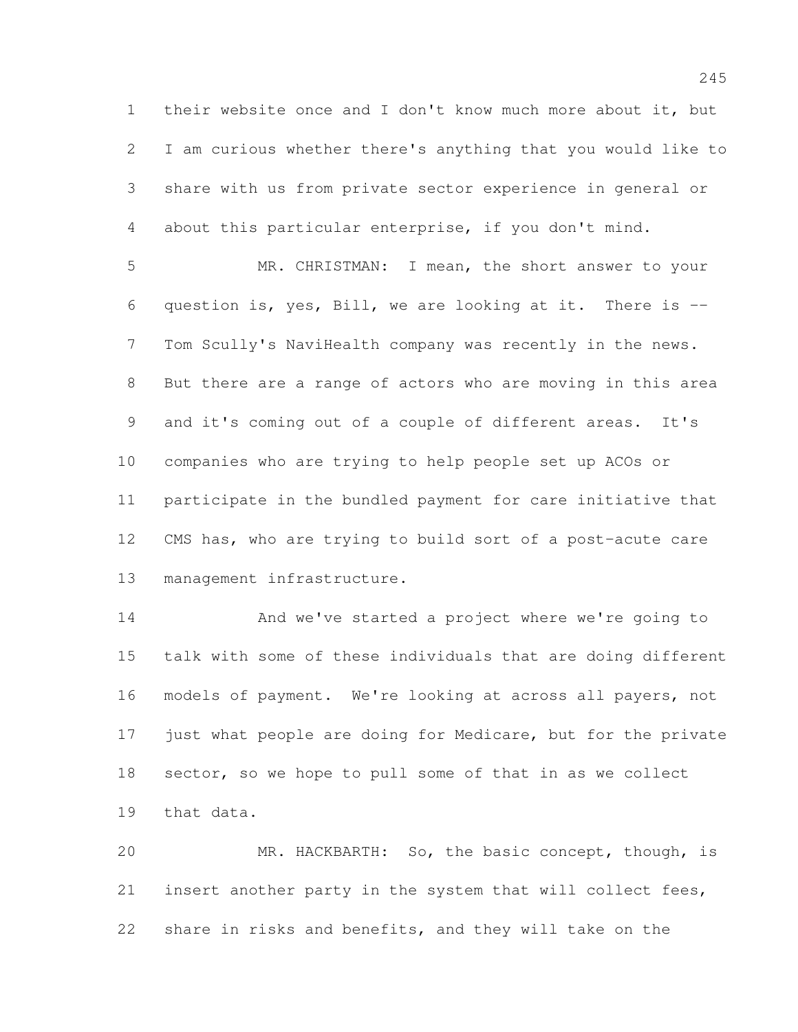their website once and I don't know much more about it, but I am curious whether there's anything that you would like to share with us from private sector experience in general or about this particular enterprise, if you don't mind.

MR. CHRISTMAN: I mean, the short answer to your question is, yes, Bill, we are looking at it. There is -- Tom Scully's NaviHealth company was recently in the news. But there are a range of actors who are moving in this area and it's coming out of a couple of different areas. It's companies who are trying to help people set up ACOs or participate in the bundled payment for care initiative that CMS has, who are trying to build sort of a post-acute care management infrastructure.

And we've started a project where we're going to talk with some of these individuals that are doing different models of payment. We're looking at across all payers, not just what people are doing for Medicare, but for the private sector, so we hope to pull some of that in as we collect that data.

MR. HACKBARTH: So, the basic concept, though, is insert another party in the system that will collect fees, share in risks and benefits, and they will take on the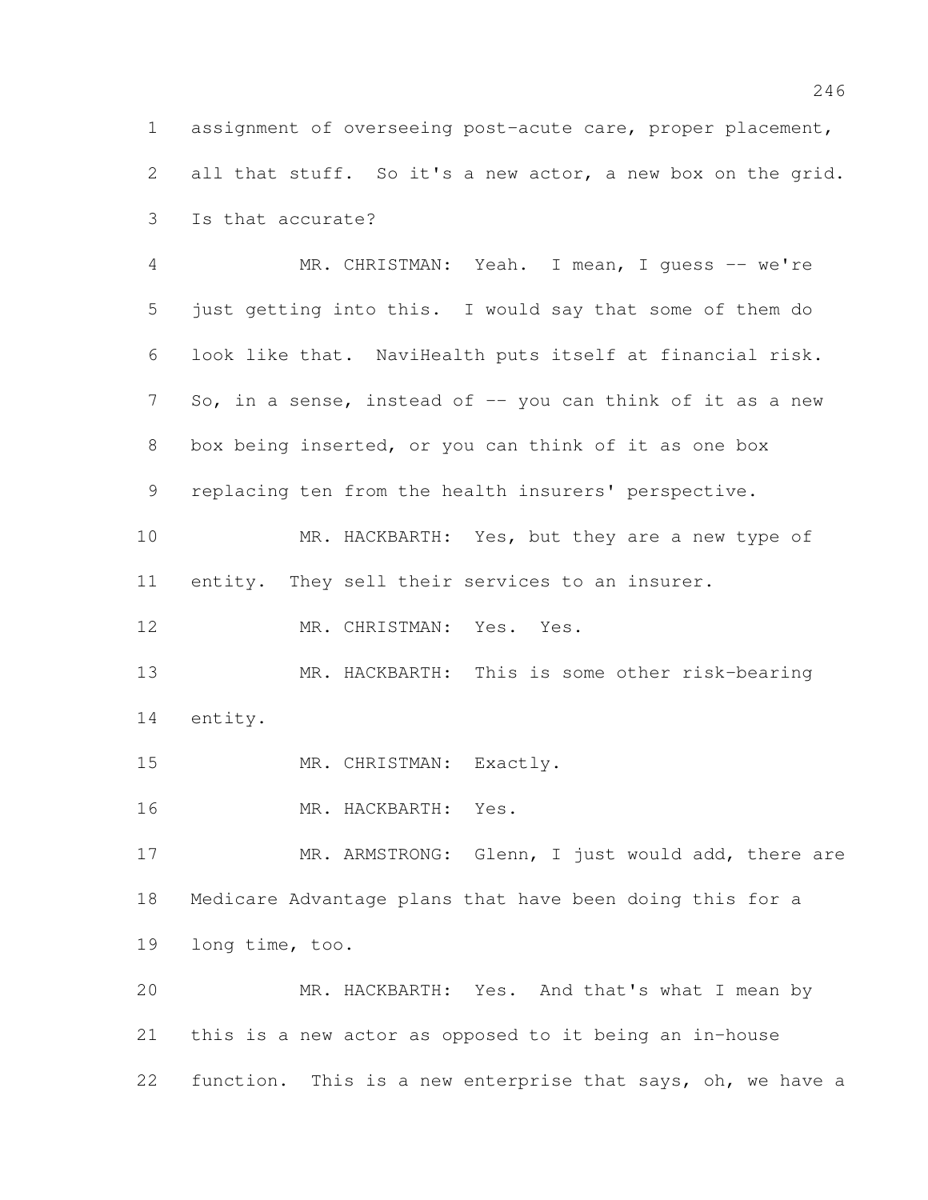assignment of overseeing post-acute care, proper placement, all that stuff. So it's a new actor, a new box on the grid. Is that accurate?

MR. CHRISTMAN: Yeah. I mean, I guess -- we're just getting into this. I would say that some of them do look like that. NaviHealth puts itself at financial risk. So, in a sense, instead of -- you can think of it as a new box being inserted, or you can think of it as one box replacing ten from the health insurers' perspective.

MR. HACKBARTH: Yes, but they are a new type of entity. They sell their services to an insurer.

MR. CHRISTMAN: Yes. Yes.

MR. HACKBARTH: This is some other risk-bearing entity.

MR. CHRISTMAN: Exactly.

MR. HACKBARTH: Yes.

MR. ARMSTRONG: Glenn, I just would add, there are Medicare Advantage plans that have been doing this for a long time, too.

MR. HACKBARTH: Yes. And that's what I mean by this is a new actor as opposed to it being an in-house function. This is a new enterprise that says, oh, we have a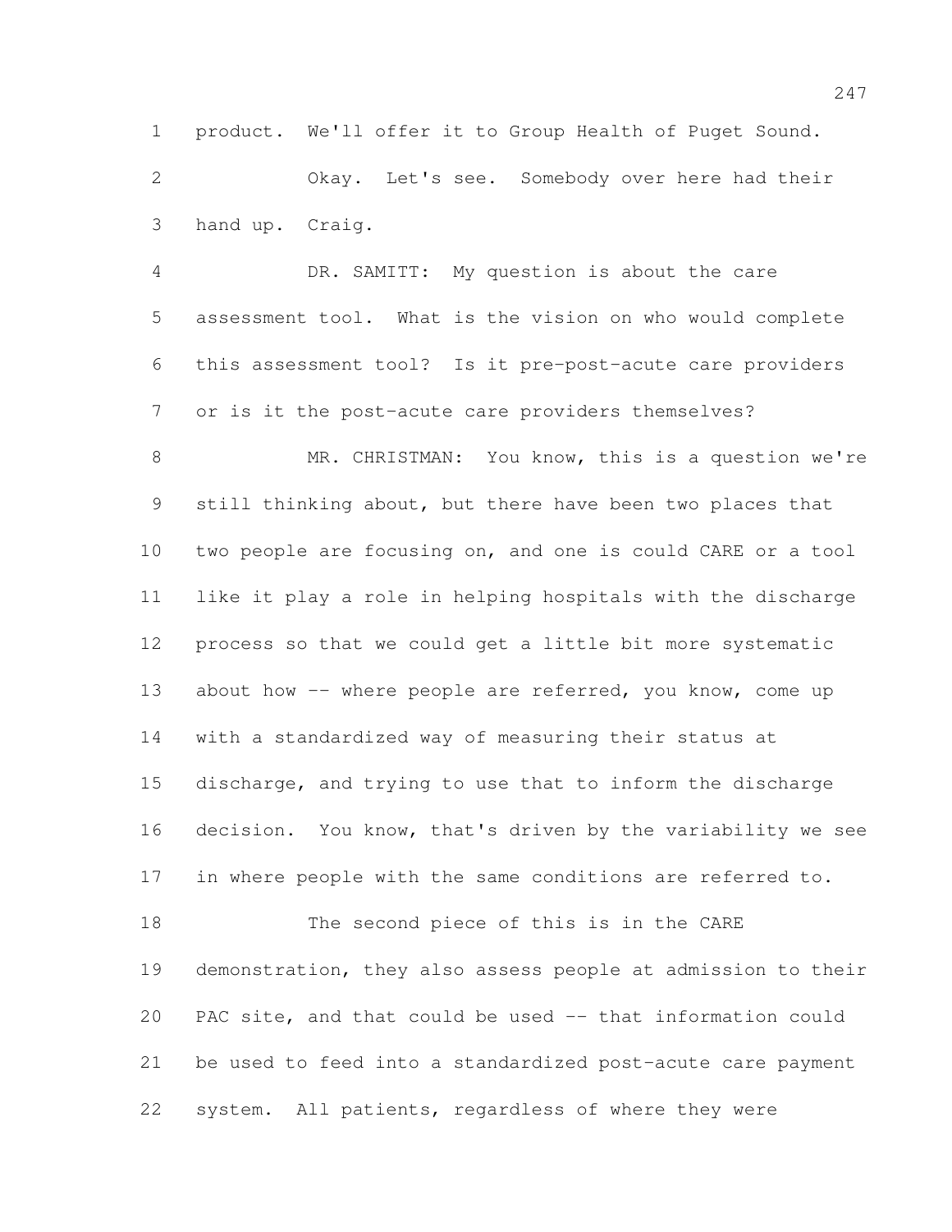product. We'll offer it to Group Health of Puget Sound.

Okay. Let's see. Somebody over here had their hand up. Craig.

DR. SAMITT: My question is about the care assessment tool. What is the vision on who would complete this assessment tool? Is it pre-post-acute care providers or is it the post-acute care providers themselves?

MR. CHRISTMAN: You know, this is a question we're still thinking about, but there have been two places that two people are focusing on, and one is could CARE or a tool like it play a role in helping hospitals with the discharge process so that we could get a little bit more systematic about how -- where people are referred, you know, come up with a standardized way of measuring their status at discharge, and trying to use that to inform the discharge decision. You know, that's driven by the variability we see in where people with the same conditions are referred to.

The second piece of this is in the CARE demonstration, they also assess people at admission to their PAC site, and that could be used -- that information could be used to feed into a standardized post-acute care payment system. All patients, regardless of where they were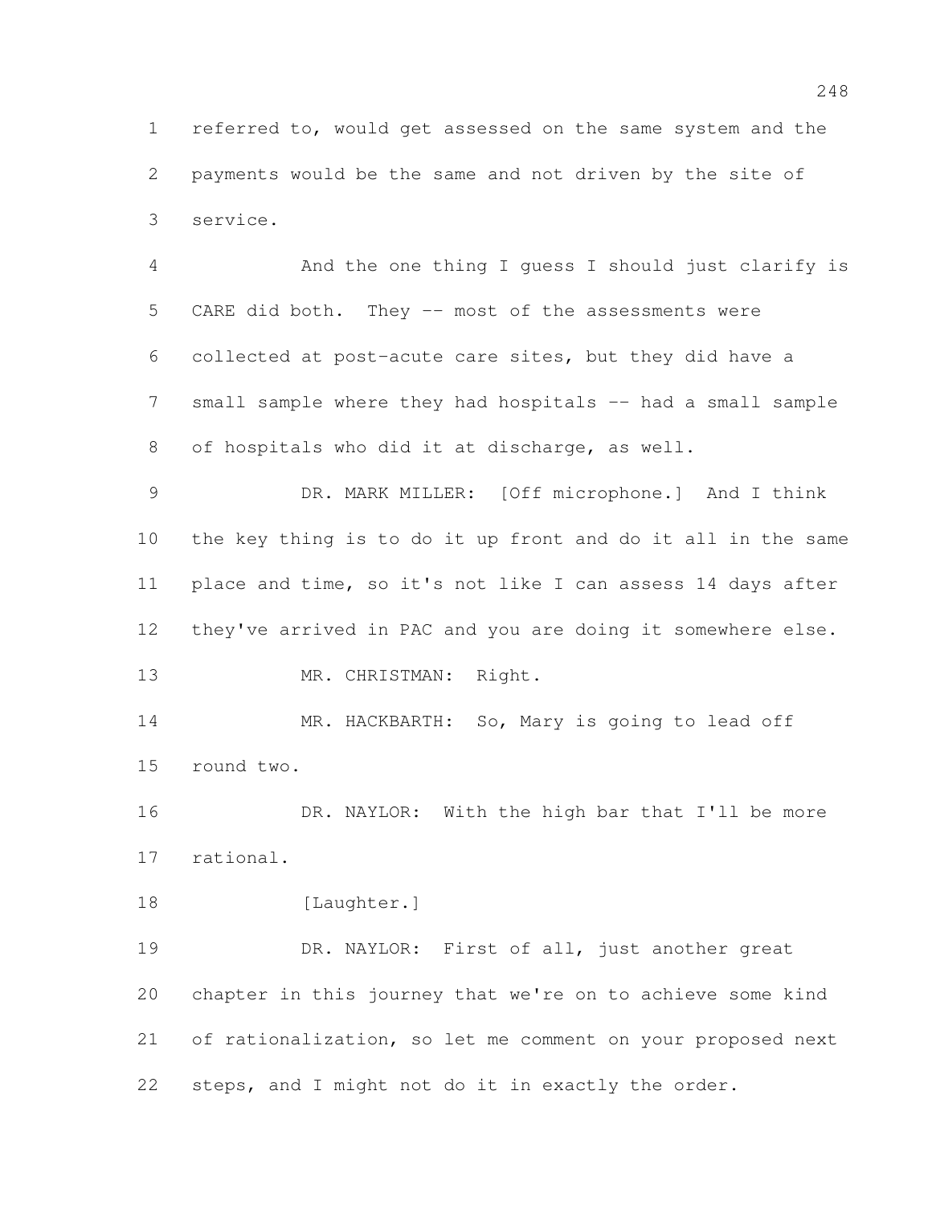referred to, would get assessed on the same system and the payments would be the same and not driven by the site of service.

And the one thing I guess I should just clarify is CARE did both. They -- most of the assessments were collected at post-acute care sites, but they did have a small sample where they had hospitals -- had a small sample of hospitals who did it at discharge, as well.

DR. MARK MILLER: [Off microphone.] And I think the key thing is to do it up front and do it all in the same place and time, so it's not like I can assess 14 days after they've arrived in PAC and you are doing it somewhere else.

MR. CHRISTMAN: Right.

MR. HACKBARTH: So, Mary is going to lead off round two.

DR. NAYLOR: With the high bar that I'll be more rational.

[Laughter.]

DR. NAYLOR: First of all, just another great chapter in this journey that we're on to achieve some kind of rationalization, so let me comment on your proposed next steps, and I might not do it in exactly the order.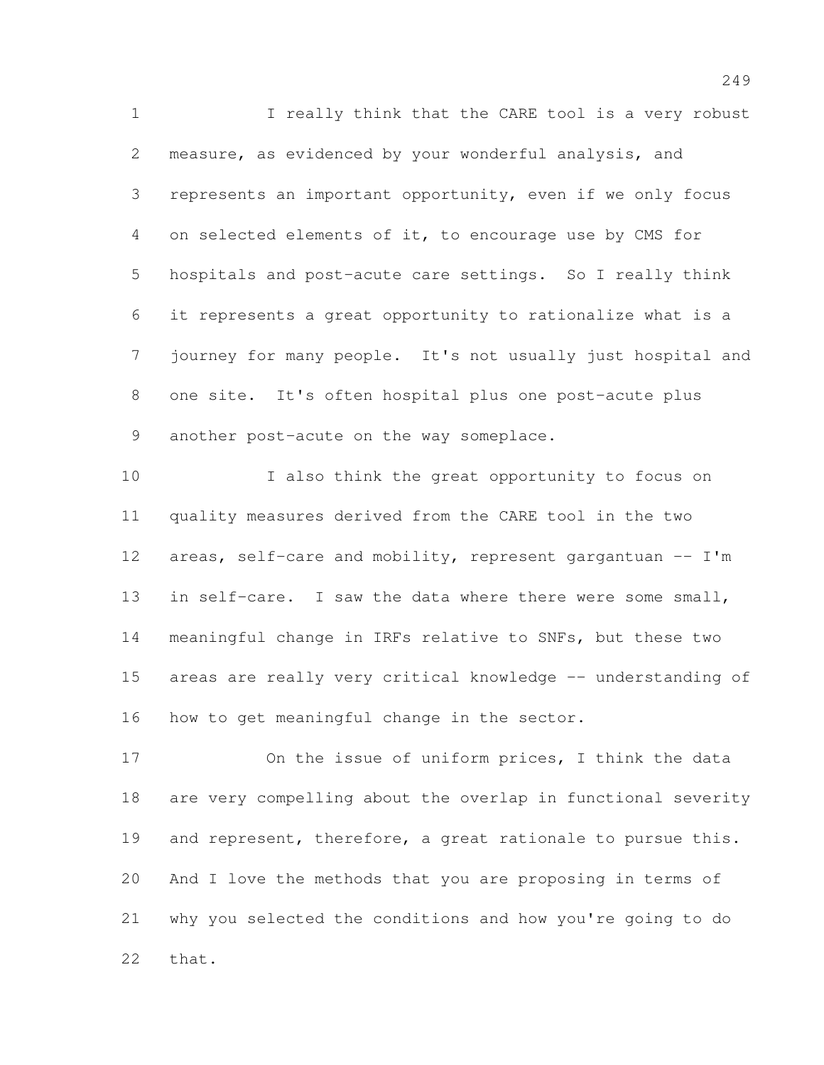I really think that the CARE tool is a very robust measure, as evidenced by your wonderful analysis, and represents an important opportunity, even if we only focus on selected elements of it, to encourage use by CMS for hospitals and post-acute care settings. So I really think it represents a great opportunity to rationalize what is a journey for many people. It's not usually just hospital and one site. It's often hospital plus one post-acute plus another post-acute on the way someplace.

I also think the great opportunity to focus on quality measures derived from the CARE tool in the two areas, self-care and mobility, represent gargantuan -- I'm in self-care. I saw the data where there were some small, meaningful change in IRFs relative to SNFs, but these two areas are really very critical knowledge -- understanding of how to get meaningful change in the sector.

On the issue of uniform prices, I think the data are very compelling about the overlap in functional severity and represent, therefore, a great rationale to pursue this. And I love the methods that you are proposing in terms of why you selected the conditions and how you're going to do that.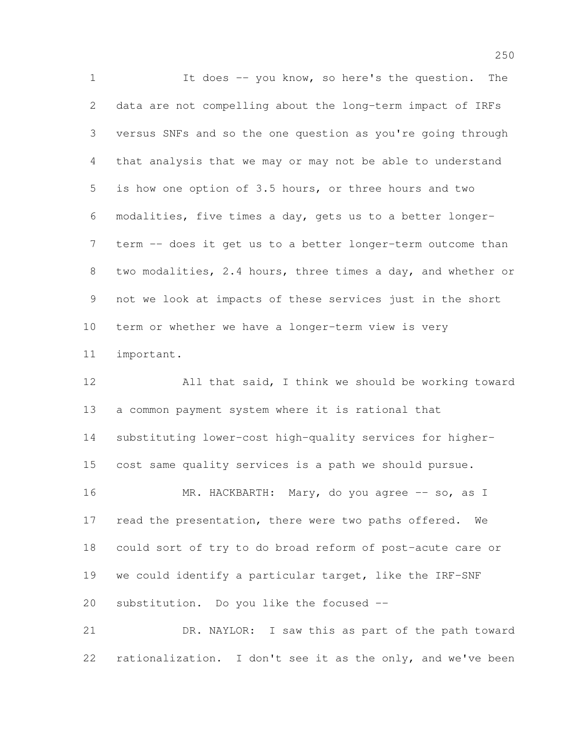It does -- you know, so here's the question. The data are not compelling about the long-term impact of IRFs versus SNFs and so the one question as you're going through that analysis that we may or may not be able to understand is how one option of 3.5 hours, or three hours and two modalities, five times a day, gets us to a better longer-term -- does it get us to a better longer-term outcome than two modalities, 2.4 hours, three times a day, and whether or not we look at impacts of these services just in the short term or whether we have a longer-term view is very important.

All that said, I think we should be working toward a common payment system where it is rational that substituting lower-cost high-quality services for higher-cost same quality services is a path we should pursue.

MR. HACKBARTH: Mary, do you agree -- so, as I read the presentation, there were two paths offered. We could sort of try to do broad reform of post-acute care or we could identify a particular target, like the IRF-SNF substitution. Do you like the focused --

DR. NAYLOR: I saw this as part of the path toward rationalization. I don't see it as the only, and we've been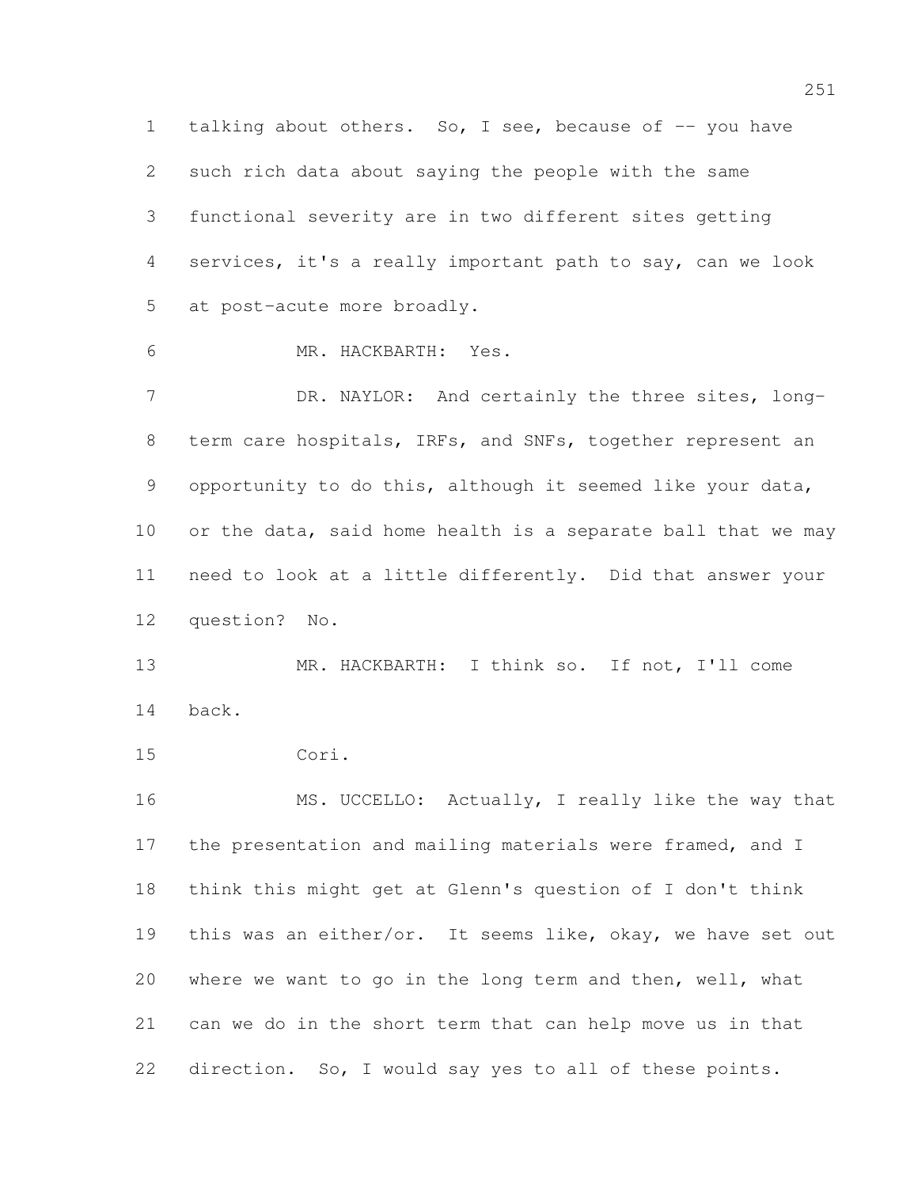talking about others. So, I see, because of -- you have such rich data about saying the people with the same functional severity are in two different sites getting services, it's a really important path to say, can we look at post-acute more broadly.

MR. HACKBARTH: Yes.

DR. NAYLOR: And certainly the three sites, long-term care hospitals, IRFs, and SNFs, together represent an opportunity to do this, although it seemed like your data, or the data, said home health is a separate ball that we may need to look at a little differently. Did that answer your question? No.

MR. HACKBARTH: I think so. If not, I'll come back.

Cori.

MS. UCCELLO: Actually, I really like the way that the presentation and mailing materials were framed, and I think this might get at Glenn's question of I don't think this was an either/or. It seems like, okay, we have set out where we want to go in the long term and then, well, what can we do in the short term that can help move us in that direction. So, I would say yes to all of these points.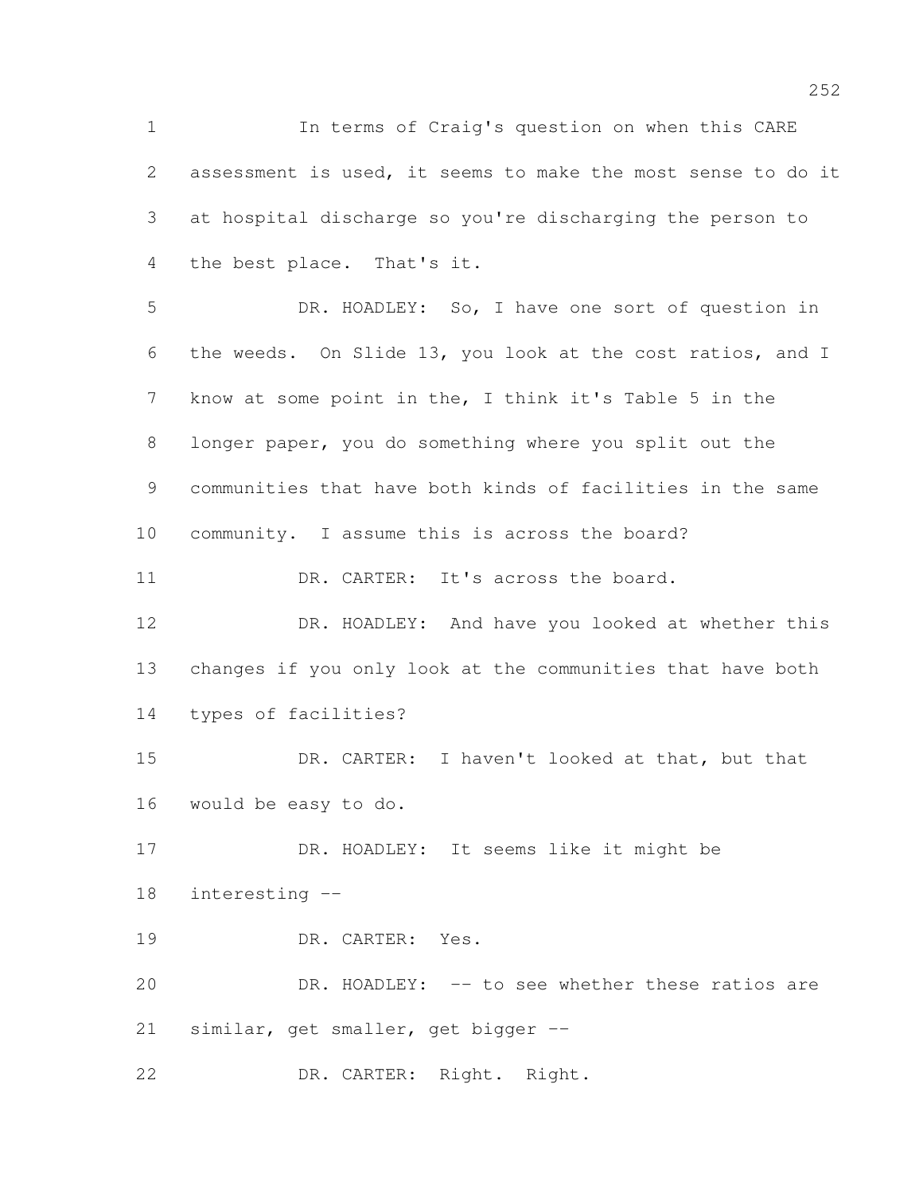In terms of Craig's question on when this CARE assessment is used, it seems to make the most sense to do it at hospital discharge so you're discharging the person to the best place. That's it.

DR. HOADLEY: So, I have one sort of question in the weeds. On Slide 13, you look at the cost ratios, and I know at some point in the, I think it's Table 5 in the longer paper, you do something where you split out the communities that have both kinds of facilities in the same community. I assume this is across the board?

DR. CARTER: It's across the board.

DR. HOADLEY: And have you looked at whether this changes if you only look at the communities that have both types of facilities?

DR. CARTER: I haven't looked at that, but that would be easy to do.

DR. HOADLEY: It seems like it might be interesting --

DR. CARTER: Yes.

DR. HOADLEY: -- to see whether these ratios are similar, get smaller, get bigger --

DR. CARTER: Right. Right.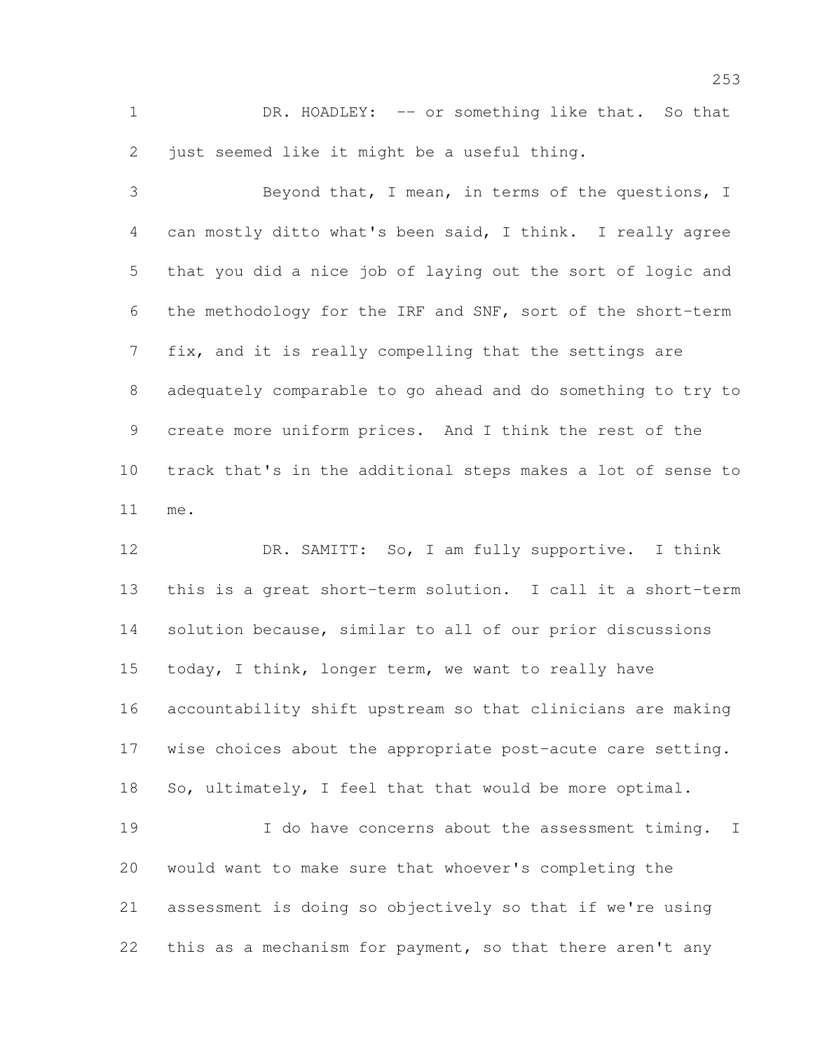DR. HOADLEY: -- or something like that. So that just seemed like it might be a useful thing.

Beyond that, I mean, in terms of the questions, I can mostly ditto what's been said, I think. I really agree that you did a nice job of laying out the sort of logic and the methodology for the IRF and SNF, sort of the short-term fix, and it is really compelling that the settings are adequately comparable to go ahead and do something to try to create more uniform prices. And I think the rest of the track that's in the additional steps makes a lot of sense to me.

DR. SAMITT: So, I am fully supportive. I think this is a great short-term solution. I call it a short-term solution because, similar to all of our prior discussions today, I think, longer term, we want to really have accountability shift upstream so that clinicians are making wise choices about the appropriate post-acute care setting. So, ultimately, I feel that that would be more optimal.

I do have concerns about the assessment timing. I would want to make sure that whoever's completing the assessment is doing so objectively so that if we're using this as a mechanism for payment, so that there aren't any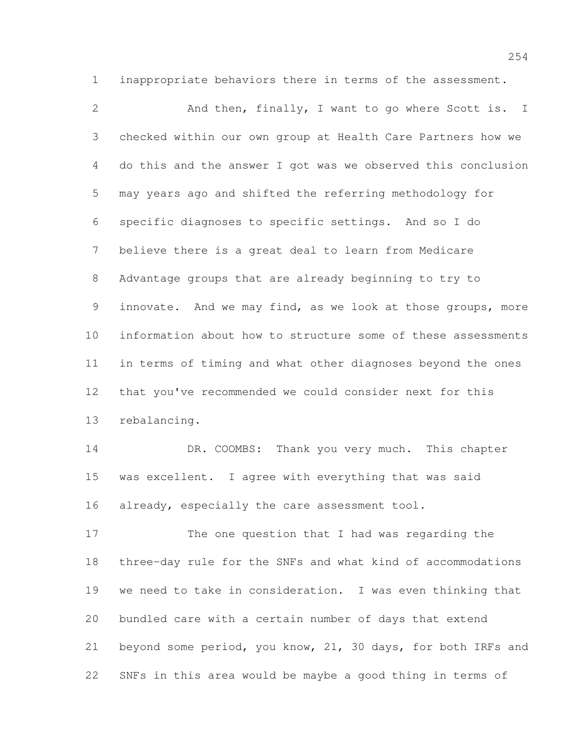inappropriate behaviors there in terms of the assessment.

And then, finally, I want to go where Scott is. I checked within our own group at Health Care Partners how we do this and the answer I got was we observed this conclusion may years ago and shifted the referring methodology for specific diagnoses to specific settings. And so I do believe there is a great deal to learn from Medicare Advantage groups that are already beginning to try to innovate. And we may find, as we look at those groups, more information about how to structure some of these assessments in terms of timing and what other diagnoses beyond the ones that you've recommended we could consider next for this rebalancing.

DR. COOMBS: Thank you very much. This chapter was excellent. I agree with everything that was said already, especially the care assessment tool.

The one question that I had was regarding the three-day rule for the SNFs and what kind of accommodations we need to take in consideration. I was even thinking that bundled care with a certain number of days that extend beyond some period, you know, 21, 30 days, for both IRFs and SNFs in this area would be maybe a good thing in terms of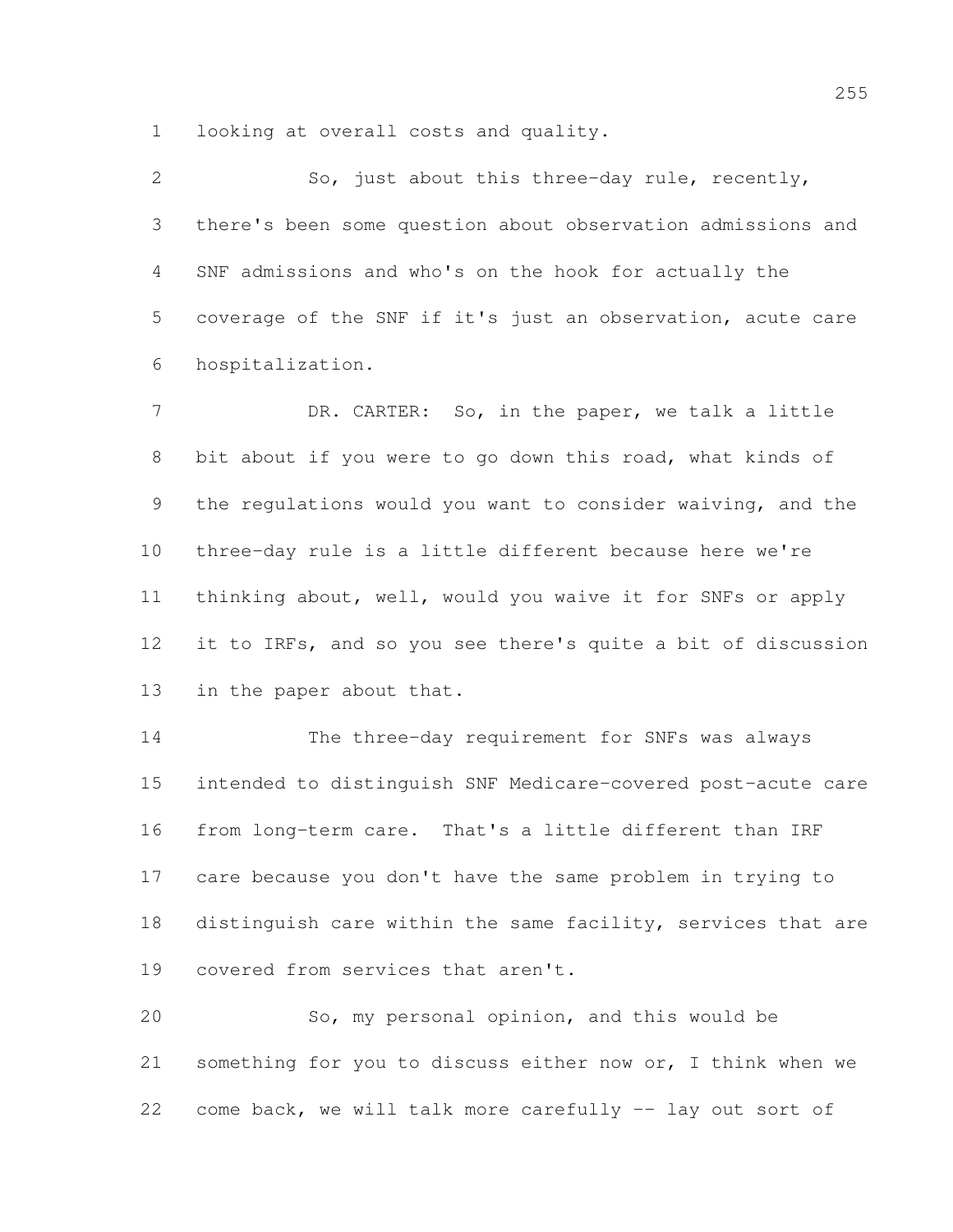looking at overall costs and quality.

So, just about this three-day rule, recently, there's been some question about observation admissions and SNF admissions and who's on the hook for actually the coverage of the SNF if it's just an observation, acute care hospitalization.

DR. CARTER: So, in the paper, we talk a little bit about if you were to go down this road, what kinds of the regulations would you want to consider waiving, and the three-day rule is a little different because here we're thinking about, well, would you waive it for SNFs or apply it to IRFs, and so you see there's quite a bit of discussion in the paper about that.

The three-day requirement for SNFs was always intended to distinguish SNF Medicare-covered post-acute care from long-term care. That's a little different than IRF care because you don't have the same problem in trying to distinguish care within the same facility, services that are covered from services that aren't.

So, my personal opinion, and this would be something for you to discuss either now or, I think when we come back, we will talk more carefully -- lay out sort of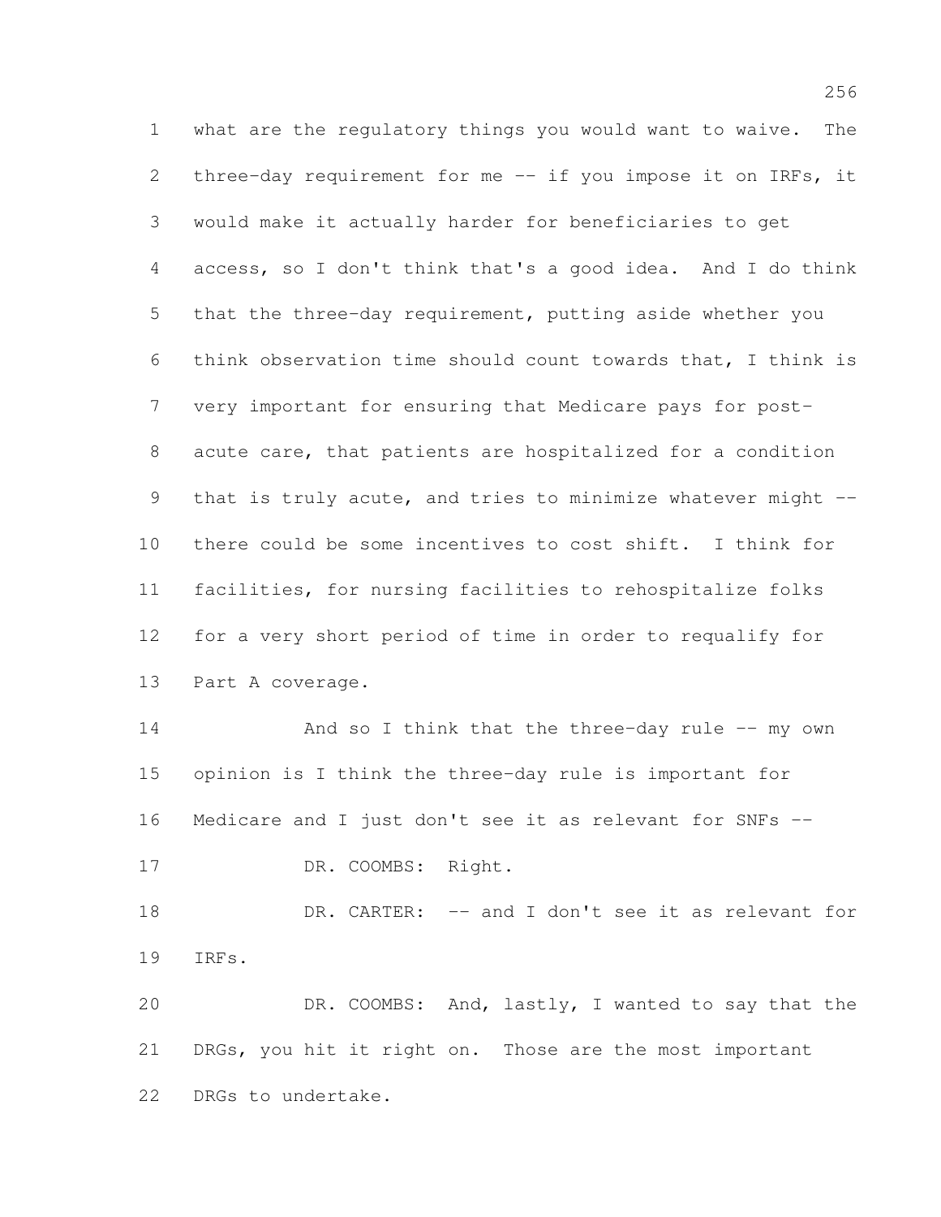what are the regulatory things you would want to waive. The three-day requirement for me -- if you impose it on IRFs, it would make it actually harder for beneficiaries to get access, so I don't think that's a good idea. And I do think that the three-day requirement, putting aside whether you think observation time should count towards that, I think is very important for ensuring that Medicare pays for post-acute care, that patients are hospitalized for a condition that is truly acute, and tries to minimize whatever might -- there could be some incentives to cost shift. I think for facilities, for nursing facilities to rehospitalize folks for a very short period of time in order to requalify for Part A coverage.

And so I think that the three-day rule -- my own opinion is I think the three-day rule is important for Medicare and I just don't see it as relevant for SNFs --

DR. COOMBS: Right.

DR. CARTER: -- and I don't see it as relevant for IRFs.

DR. COOMBS: And, lastly, I wanted to say that the DRGs, you hit it right on. Those are the most important DRGs to undertake.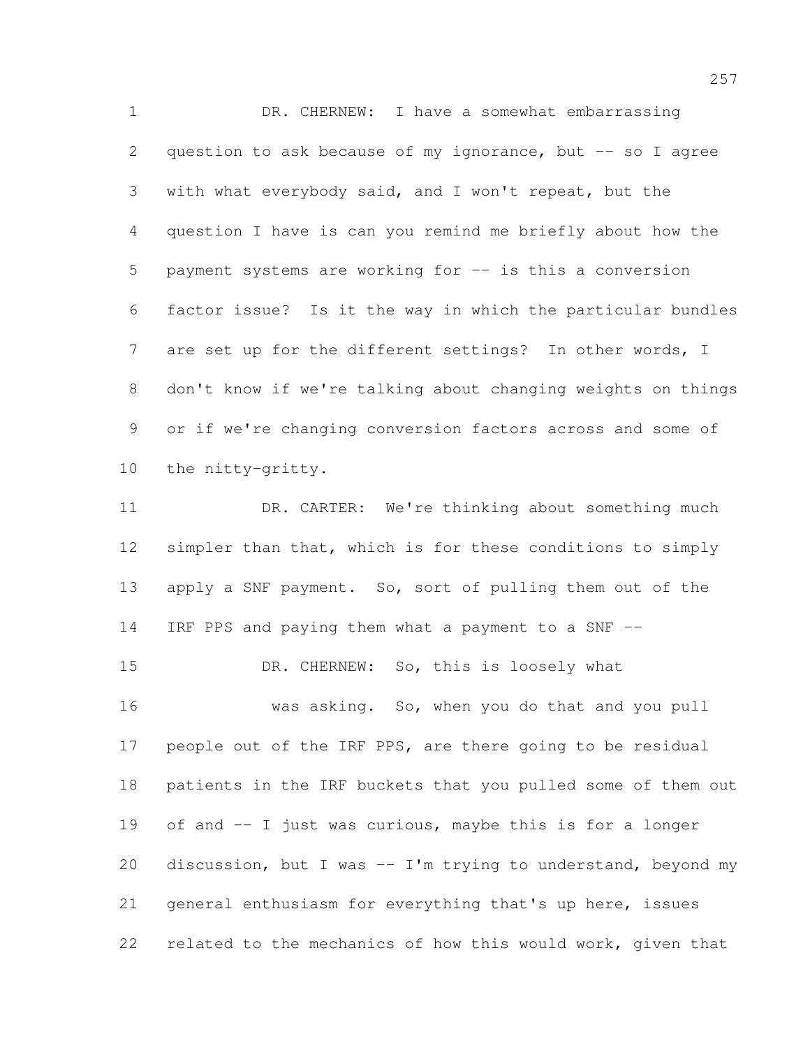DR. CHERNEW: I have a somewhat embarrassing question to ask because of my ignorance, but -- so I agree with what everybody said, and I won't repeat, but the question I have is can you remind me briefly about how the payment systems are working for -- is this a conversion factor issue? Is it the way in which the particular bundles are set up for the different settings? In other words, I don't know if we're talking about changing weights on things or if we're changing conversion factors across and some of the nitty-gritty.

DR. CARTER: We're thinking about something much simpler than that, which is for these conditions to simply apply a SNF payment. So, sort of pulling them out of the IRF PPS and paying them what a payment to a SNF --

DR. CHERNEW: So, this is loosely what

was asking. So, when you do that and you pull people out of the IRF PPS, are there going to be residual patients in the IRF buckets that you pulled some of them out of and -- I just was curious, maybe this is for a longer discussion, but I was -- I'm trying to understand, beyond my general enthusiasm for everything that's up here, issues related to the mechanics of how this would work, given that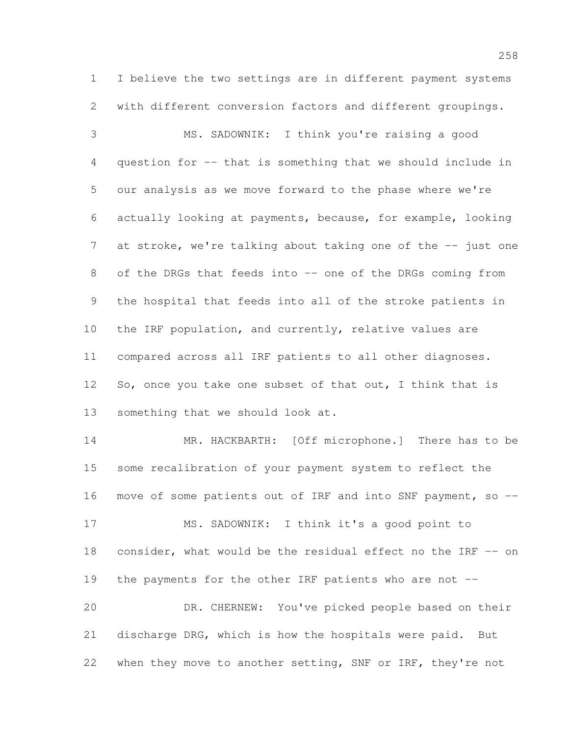I believe the two settings are in different payment systems with different conversion factors and different groupings.

MS. SADOWNIK: I think you're raising a good question for -- that is something that we should include in our analysis as we move forward to the phase where we're actually looking at payments, because, for example, looking at stroke, we're talking about taking one of the -- just one of the DRGs that feeds into -- one of the DRGs coming from the hospital that feeds into all of the stroke patients in the IRF population, and currently, relative values are compared across all IRF patients to all other diagnoses. So, once you take one subset of that out, I think that is something that we should look at.

MR. HACKBARTH: [Off microphone.] There has to be some recalibration of your payment system to reflect the move of some patients out of IRF and into SNF payment, so --

MS. SADOWNIK: I think it's a good point to consider, what would be the residual effect no the IRF -- on the payments for the other IRF patients who are not --

DR. CHERNEW: You've picked people based on their discharge DRG, which is how the hospitals were paid. But when they move to another setting, SNF or IRF, they're not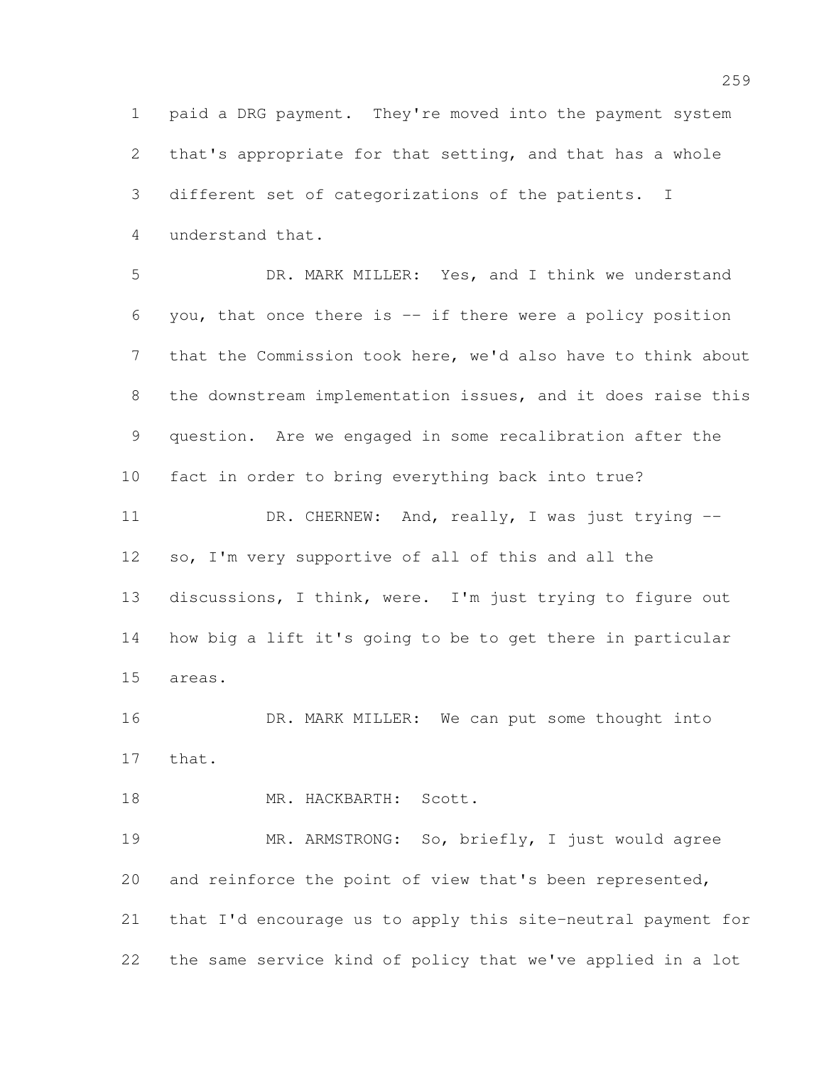paid a DRG payment. They're moved into the payment system that's appropriate for that setting, and that has a whole different set of categorizations of the patients. I understand that.

DR. MARK MILLER: Yes, and I think we understand you, that once there is -- if there were a policy position that the Commission took here, we'd also have to think about the downstream implementation issues, and it does raise this question. Are we engaged in some recalibration after the fact in order to bring everything back into true?

DR. CHERNEW: And, really, I was just trying -- so, I'm very supportive of all of this and all the discussions, I think, were. I'm just trying to figure out how big a lift it's going to be to get there in particular areas.

DR. MARK MILLER: We can put some thought into that.

MR. HACKBARTH: Scott.

MR. ARMSTRONG: So, briefly, I just would agree and reinforce the point of view that's been represented, that I'd encourage us to apply this site-neutral payment for the same service kind of policy that we've applied in a lot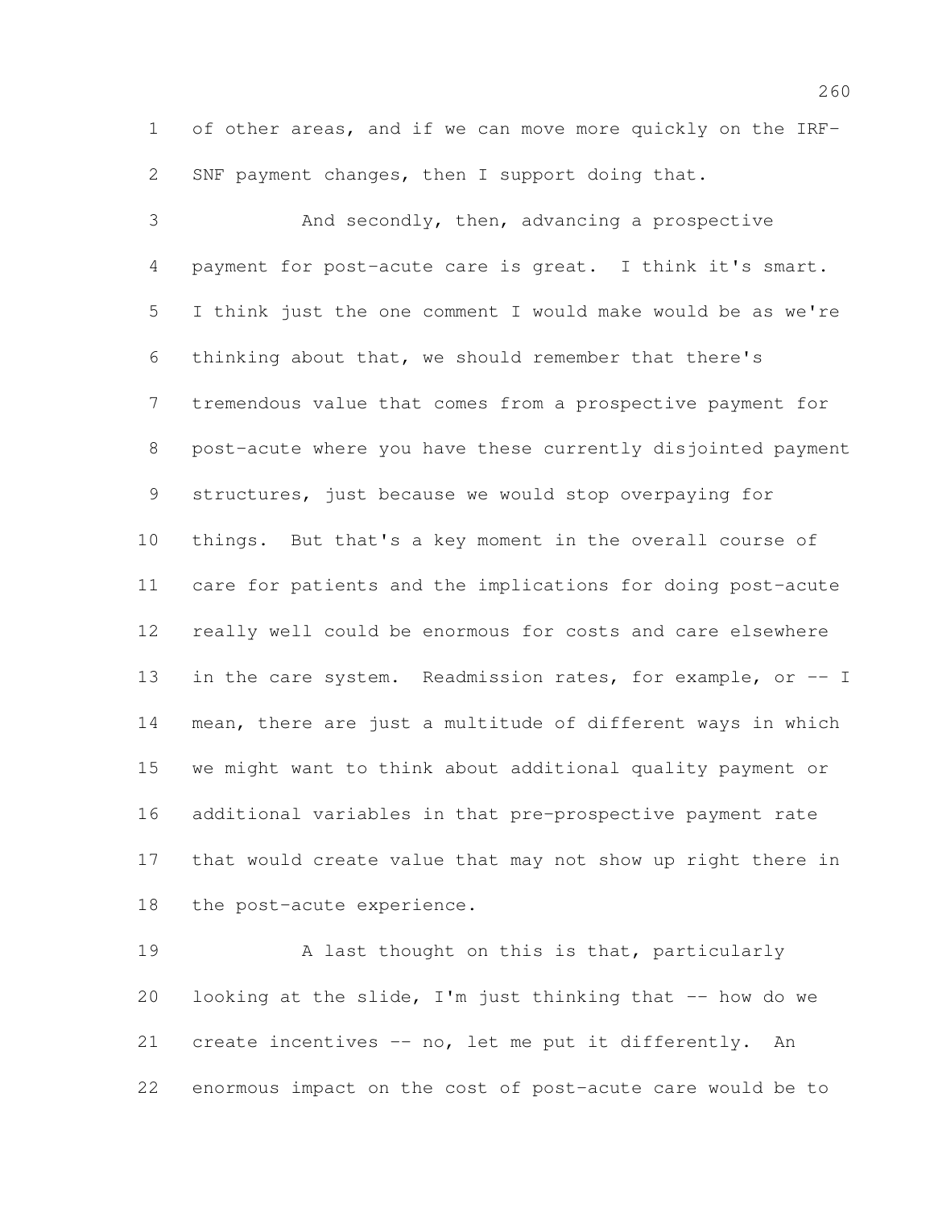of other areas, and if we can move more quickly on the IRF-SNF payment changes, then I support doing that.

And secondly, then, advancing a prospective payment for post-acute care is great. I think it's smart. I think just the one comment I would make would be as we're thinking about that, we should remember that there's tremendous value that comes from a prospective payment for post-acute where you have these currently disjointed payment structures, just because we would stop overpaying for things. But that's a key moment in the overall course of care for patients and the implications for doing post-acute really well could be enormous for costs and care elsewhere in the care system. Readmission rates, for example, or -- I mean, there are just a multitude of different ways in which we might want to think about additional quality payment or additional variables in that pre-prospective payment rate that would create value that may not show up right there in the post-acute experience.

A last thought on this is that, particularly looking at the slide, I'm just thinking that -- how do we create incentives -- no, let me put it differently. An enormous impact on the cost of post-acute care would be to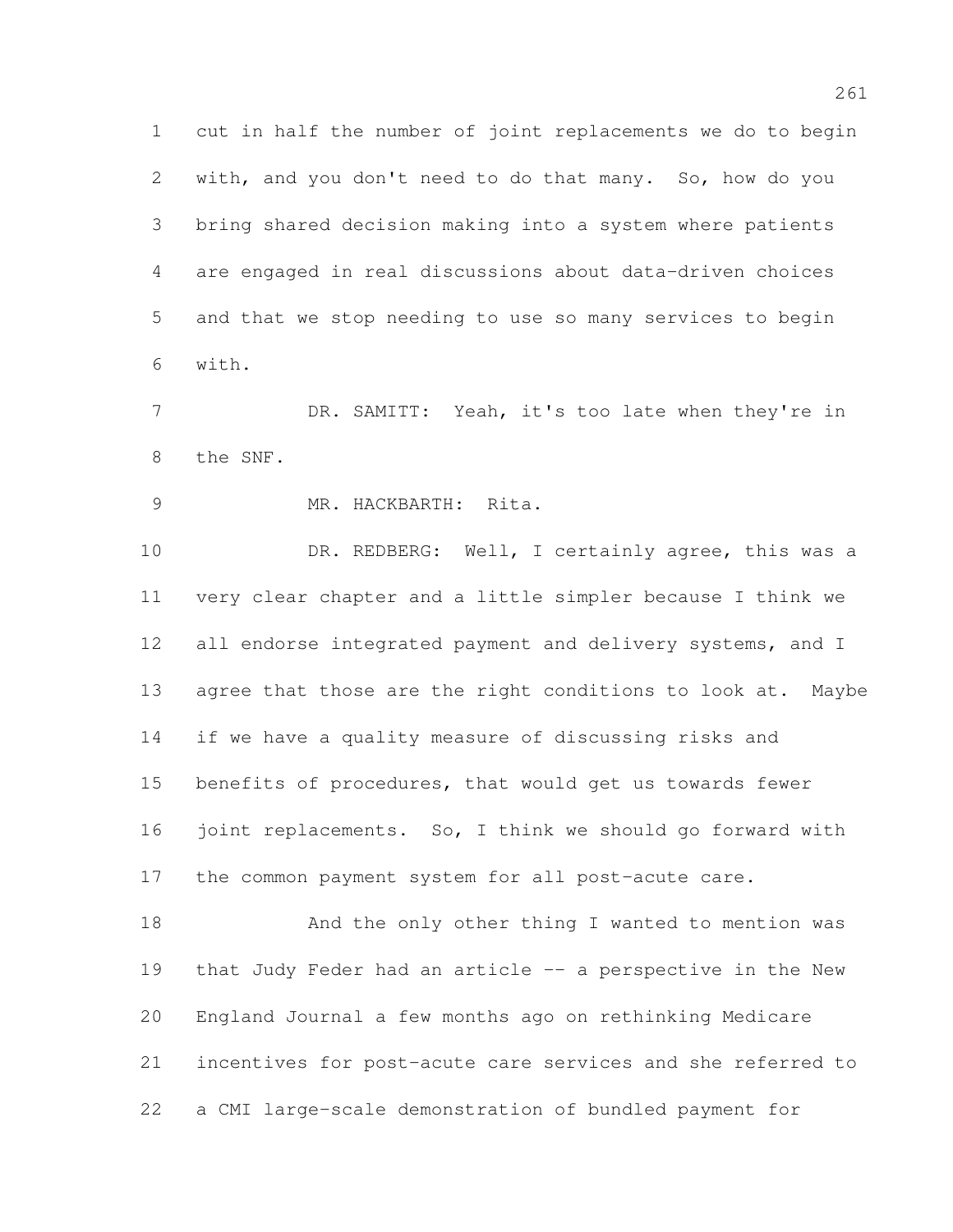cut in half the number of joint replacements we do to begin with, and you don't need to do that many. So, how do you bring shared decision making into a system where patients are engaged in real discussions about data-driven choices and that we stop needing to use so many services to begin with.

DR. SAMITT: Yeah, it's too late when they're in the SNF.

MR. HACKBARTH: Rita.

DR. REDBERG: Well, I certainly agree, this was a very clear chapter and a little simpler because I think we all endorse integrated payment and delivery systems, and I agree that those are the right conditions to look at. Maybe if we have a quality measure of discussing risks and benefits of procedures, that would get us towards fewer joint replacements. So, I think we should go forward with the common payment system for all post-acute care.

And the only other thing I wanted to mention was that Judy Feder had an article -- a perspective in the New England Journal a few months ago on rethinking Medicare incentives for post-acute care services and she referred to a CMI large-scale demonstration of bundled payment for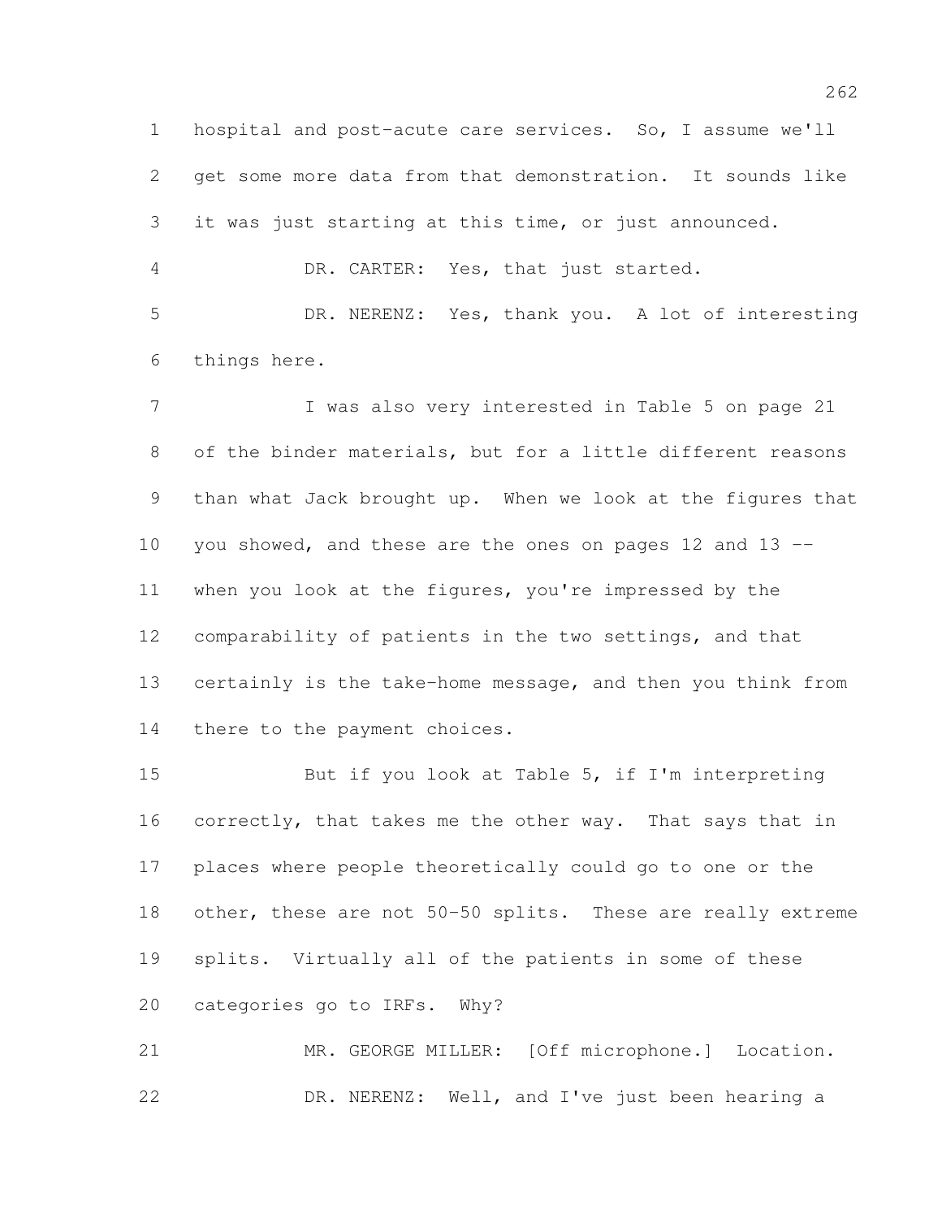hospital and post-acute care services. So, I assume we'll get some more data from that demonstration. It sounds like it was just starting at this time, or just announced.

DR. CARTER: Yes, that just started.

DR. NERENZ: Yes, thank you. A lot of interesting things here.

I was also very interested in Table 5 on page 21 of the binder materials, but for a little different reasons than what Jack brought up. When we look at the figures that you showed, and these are the ones on pages 12 and 13 -- when you look at the figures, you're impressed by the comparability of patients in the two settings, and that certainly is the take-home message, and then you think from there to the payment choices.

But if you look at Table 5, if I'm interpreting correctly, that takes me the other way. That says that in places where people theoretically could go to one or the other, these are not 50-50 splits. These are really extreme splits. Virtually all of the patients in some of these categories go to IRFs. Why?

MR. GEORGE MILLER: [Off microphone.] Location.

DR. NERENZ: Well, and I've just been hearing a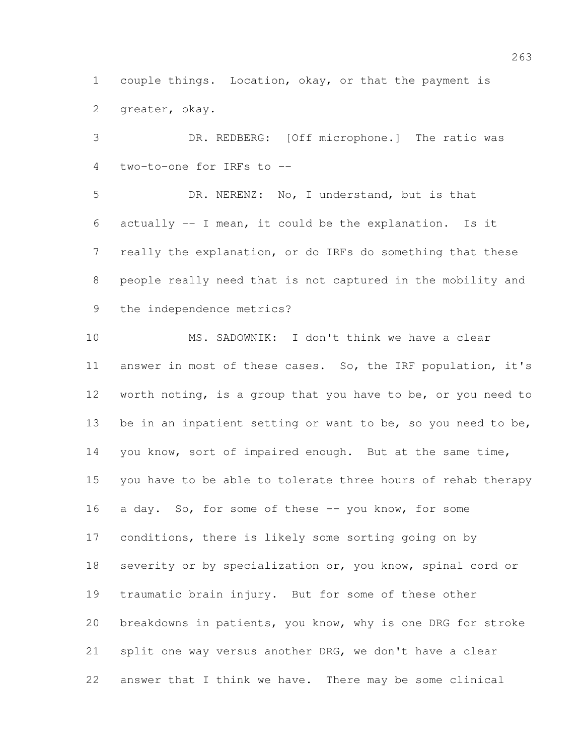couple things. Location, okay, or that the payment is greater, okay.

DR. REDBERG: [Off microphone.] The ratio was two-to-one for IRFs to --

DR. NERENZ: No, I understand, but is that actually -- I mean, it could be the explanation. Is it really the explanation, or do IRFs do something that these people really need that is not captured in the mobility and the independence metrics?

MS. SADOWNIK: I don't think we have a clear answer in most of these cases. So, the IRF population, it's worth noting, is a group that you have to be, or you need to be in an inpatient setting or want to be, so you need to be, you know, sort of impaired enough. But at the same time, you have to be able to tolerate three hours of rehab therapy a day. So, for some of these -- you know, for some conditions, there is likely some sorting going on by severity or by specialization or, you know, spinal cord or traumatic brain injury. But for some of these other breakdowns in patients, you know, why is one DRG for stroke split one way versus another DRG, we don't have a clear answer that I think we have. There may be some clinical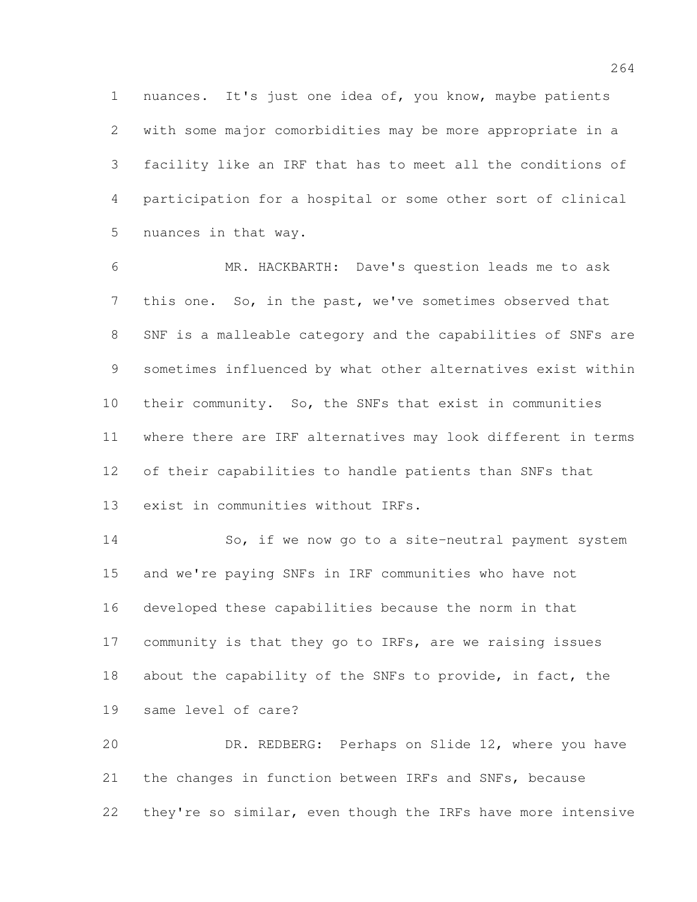nuances. It's just one idea of, you know, maybe patients with some major comorbidities may be more appropriate in a facility like an IRF that has to meet all the conditions of participation for a hospital or some other sort of clinical nuances in that way.

MR. HACKBARTH: Dave's question leads me to ask this one. So, in the past, we've sometimes observed that SNF is a malleable category and the capabilities of SNFs are sometimes influenced by what other alternatives exist within their community. So, the SNFs that exist in communities where there are IRF alternatives may look different in terms of their capabilities to handle patients than SNFs that exist in communities without IRFs.

So, if we now go to a site-neutral payment system and we're paying SNFs in IRF communities who have not developed these capabilities because the norm in that community is that they go to IRFs, are we raising issues about the capability of the SNFs to provide, in fact, the same level of care?

DR. REDBERG: Perhaps on Slide 12, where you have the changes in function between IRFs and SNFs, because they're so similar, even though the IRFs have more intensive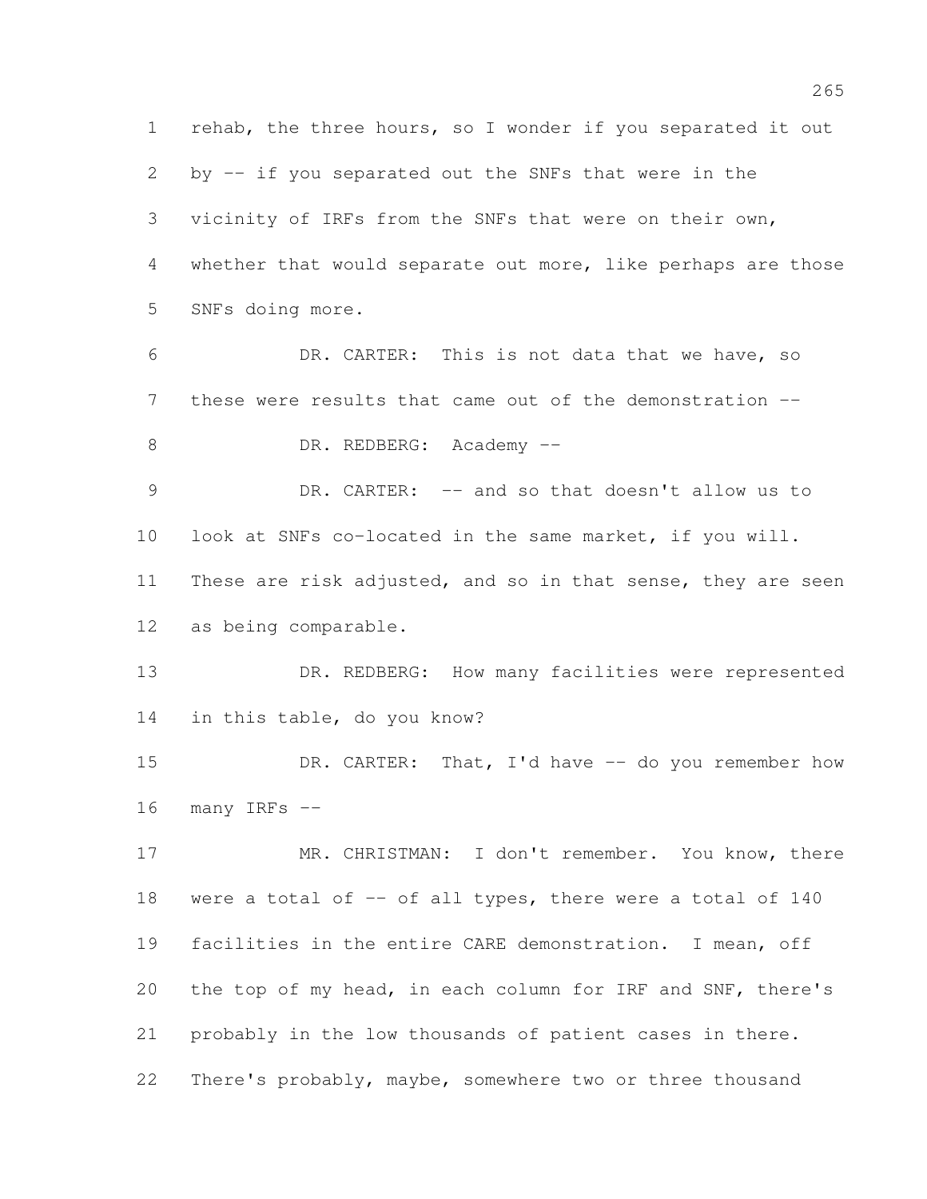rehab, the three hours, so I wonder if you separated it out by -- if you separated out the SNFs that were in the vicinity of IRFs from the SNFs that were on their own, whether that would separate out more, like perhaps are those SNFs doing more.

DR. CARTER: This is not data that we have, so these were results that came out of the demonstration --

DR. REDBERG: Academy --

DR. CARTER: -- and so that doesn't allow us to look at SNFs co-located in the same market, if you will. These are risk adjusted, and so in that sense, they are seen as being comparable.

DR. REDBERG: How many facilities were represented in this table, do you know?

DR. CARTER: That, I'd have -- do you remember how many IRFs --

MR. CHRISTMAN: I don't remember. You know, there were a total of -- of all types, there were a total of 140 facilities in the entire CARE demonstration. I mean, off the top of my head, in each column for IRF and SNF, there's probably in the low thousands of patient cases in there. There's probably, maybe, somewhere two or three thousand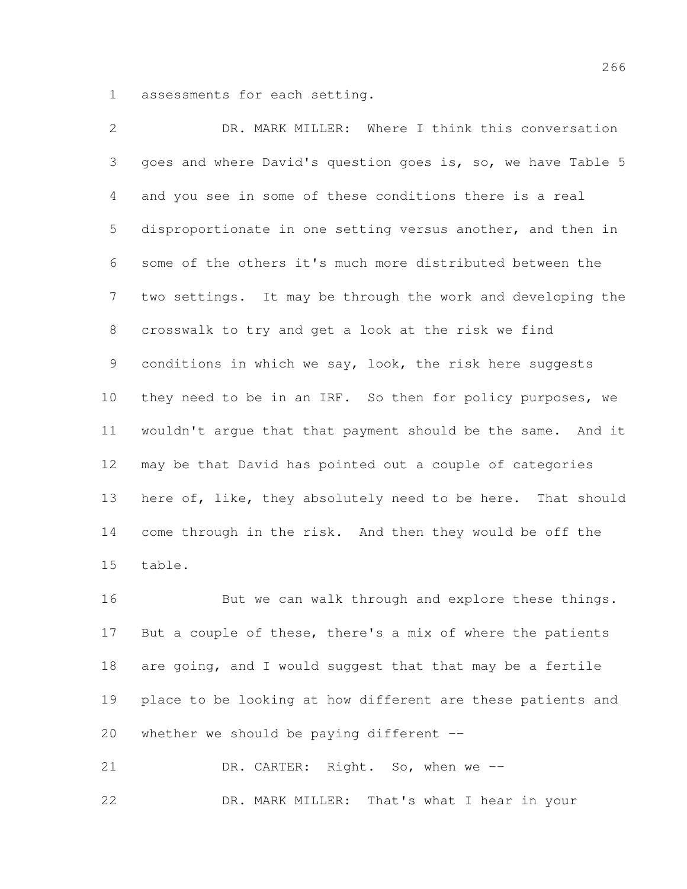assessments for each setting.

DR. MARK MILLER: Where I think this conversation goes and where David's question goes is, so, we have Table 5 and you see in some of these conditions there is a real disproportionate in one setting versus another, and then in some of the others it's much more distributed between the two settings. It may be through the work and developing the crosswalk to try and get a look at the risk we find conditions in which we say, look, the risk here suggests they need to be in an IRF. So then for policy purposes, we wouldn't argue that that payment should be the same. And it may be that David has pointed out a couple of categories here of, like, they absolutely need to be here. That should come through in the risk. And then they would be off the table.

But we can walk through and explore these things. But a couple of these, there's a mix of where the patients are going, and I would suggest that that may be a fertile place to be looking at how different are these patients and whether we should be paying different --

DR. CARTER: Right. So, when we --

DR. MARK MILLER: That's what I hear in your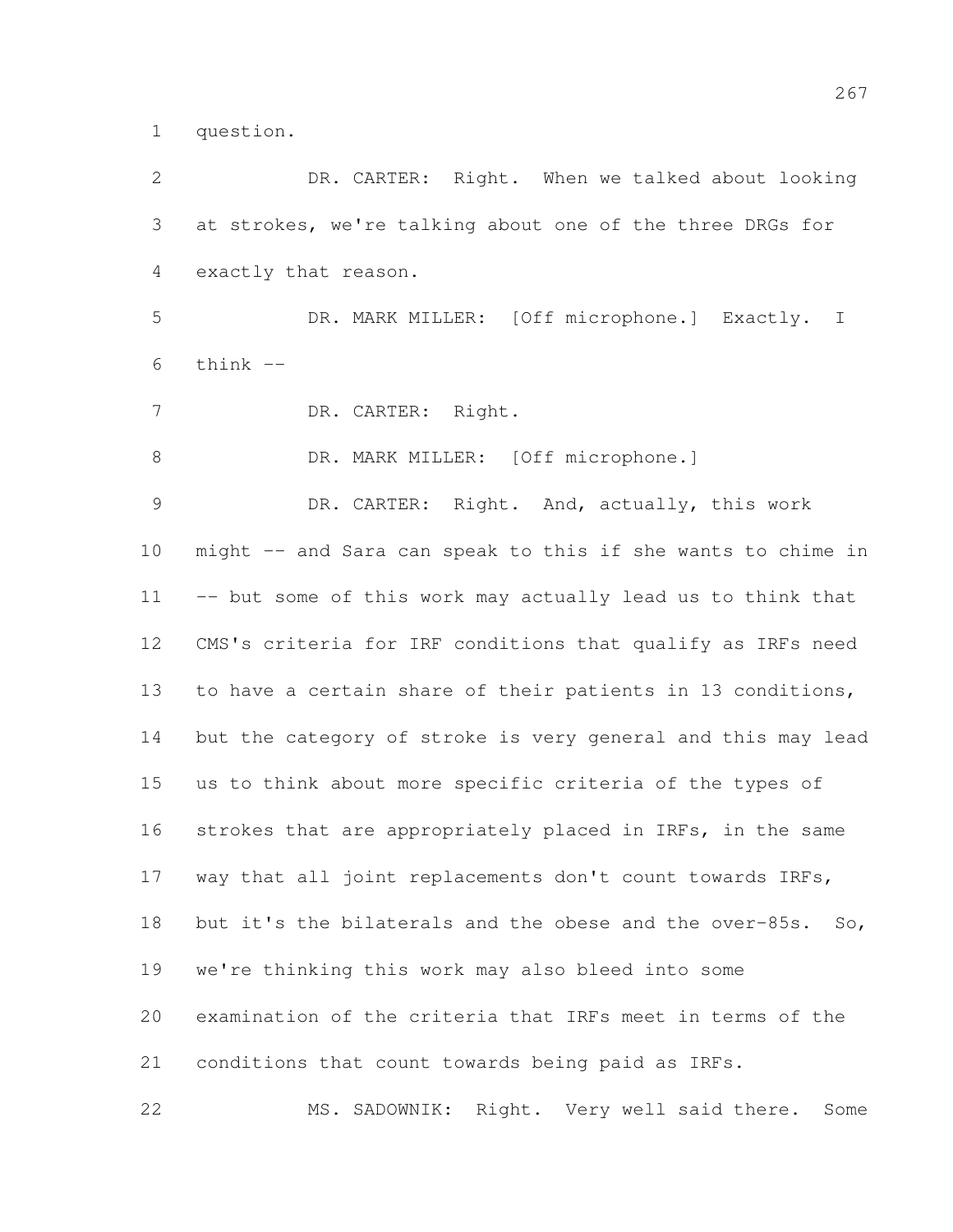question.

DR. CARTER: Right. When we talked about looking at strokes, we're talking about one of the three DRGs for exactly that reason.

DR. MARK MILLER: [Off microphone.] Exactly. I think --

DR. CARTER: Right.

DR. MARK MILLER: [Off microphone.]

DR. CARTER: Right. And, actually, this work might -- and Sara can speak to this if she wants to chime in -- but some of this work may actually lead us to think that CMS's criteria for IRF conditions that qualify as IRFs need to have a certain share of their patients in 13 conditions, but the category of stroke is very general and this may lead us to think about more specific criteria of the types of strokes that are appropriately placed in IRFs, in the same way that all joint replacements don't count towards IRFs, but it's the bilaterals and the obese and the over-85s. So, we're thinking this work may also bleed into some examination of the criteria that IRFs meet in terms of the conditions that count towards being paid as IRFs.

MS. SADOWNIK: Right. Very well said there. Some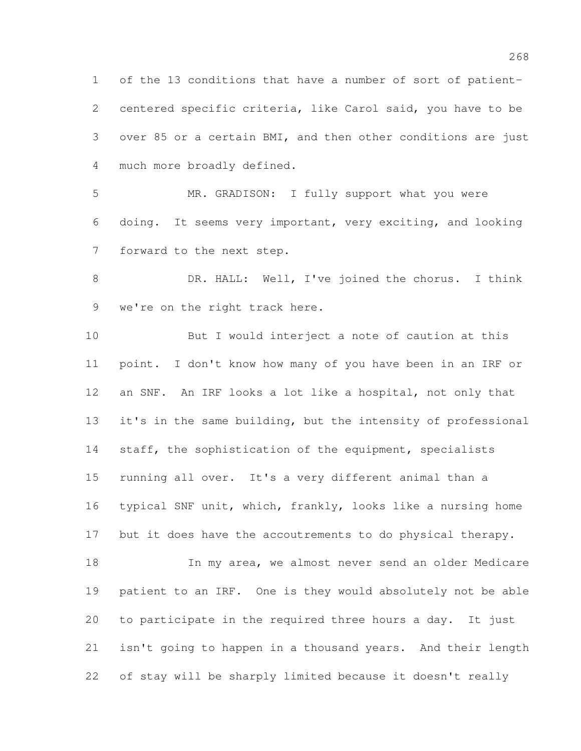of the 13 conditions that have a number of sort of patient-centered specific criteria, like Carol said, you have to be over 85 or a certain BMI, and then other conditions are just much more broadly defined.

MR. GRADISON: I fully support what you were doing. It seems very important, very exciting, and looking forward to the next step.

DR. HALL: Well, I've joined the chorus. I think we're on the right track here.

But I would interject a note of caution at this point. I don't know how many of you have been in an IRF or an SNF. An IRF looks a lot like a hospital, not only that it's in the same building, but the intensity of professional staff, the sophistication of the equipment, specialists running all over. It's a very different animal than a typical SNF unit, which, frankly, looks like a nursing home but it does have the accoutrements to do physical therapy.

In my area, we almost never send an older Medicare patient to an IRF. One is they would absolutely not be able to participate in the required three hours a day. It just isn't going to happen in a thousand years. And their length of stay will be sharply limited because it doesn't really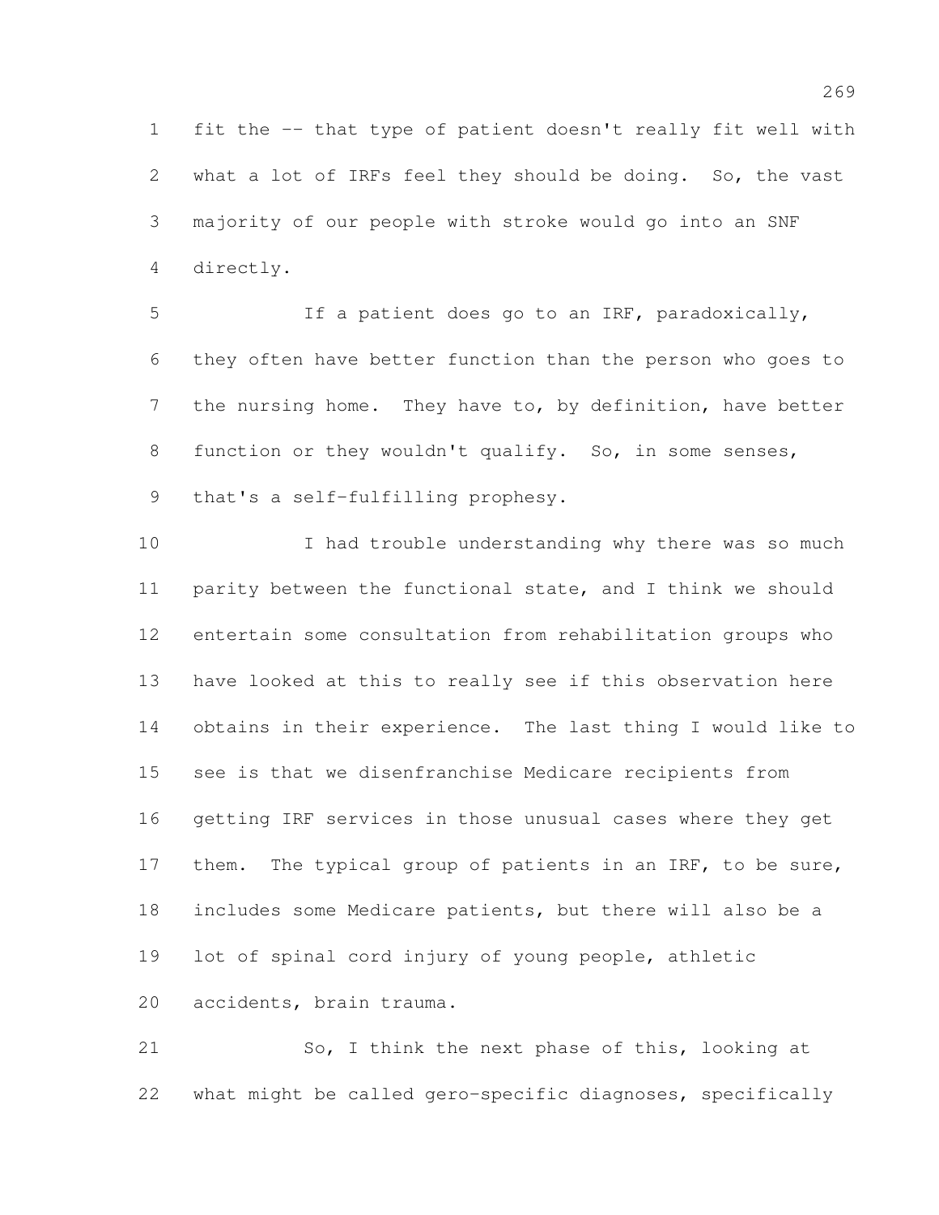fit the -- that type of patient doesn't really fit well with what a lot of IRFs feel they should be doing. So, the vast majority of our people with stroke would go into an SNF directly.

If a patient does go to an IRF, paradoxically, they often have better function than the person who goes to the nursing home. They have to, by definition, have better function or they wouldn't qualify. So, in some senses, that's a self-fulfilling prophesy.

I had trouble understanding why there was so much parity between the functional state, and I think we should entertain some consultation from rehabilitation groups who have looked at this to really see if this observation here obtains in their experience. The last thing I would like to see is that we disenfranchise Medicare recipients from getting IRF services in those unusual cases where they get them. The typical group of patients in an IRF, to be sure, includes some Medicare patients, but there will also be a lot of spinal cord injury of young people, athletic accidents, brain trauma.

So, I think the next phase of this, looking at what might be called gero-specific diagnoses, specifically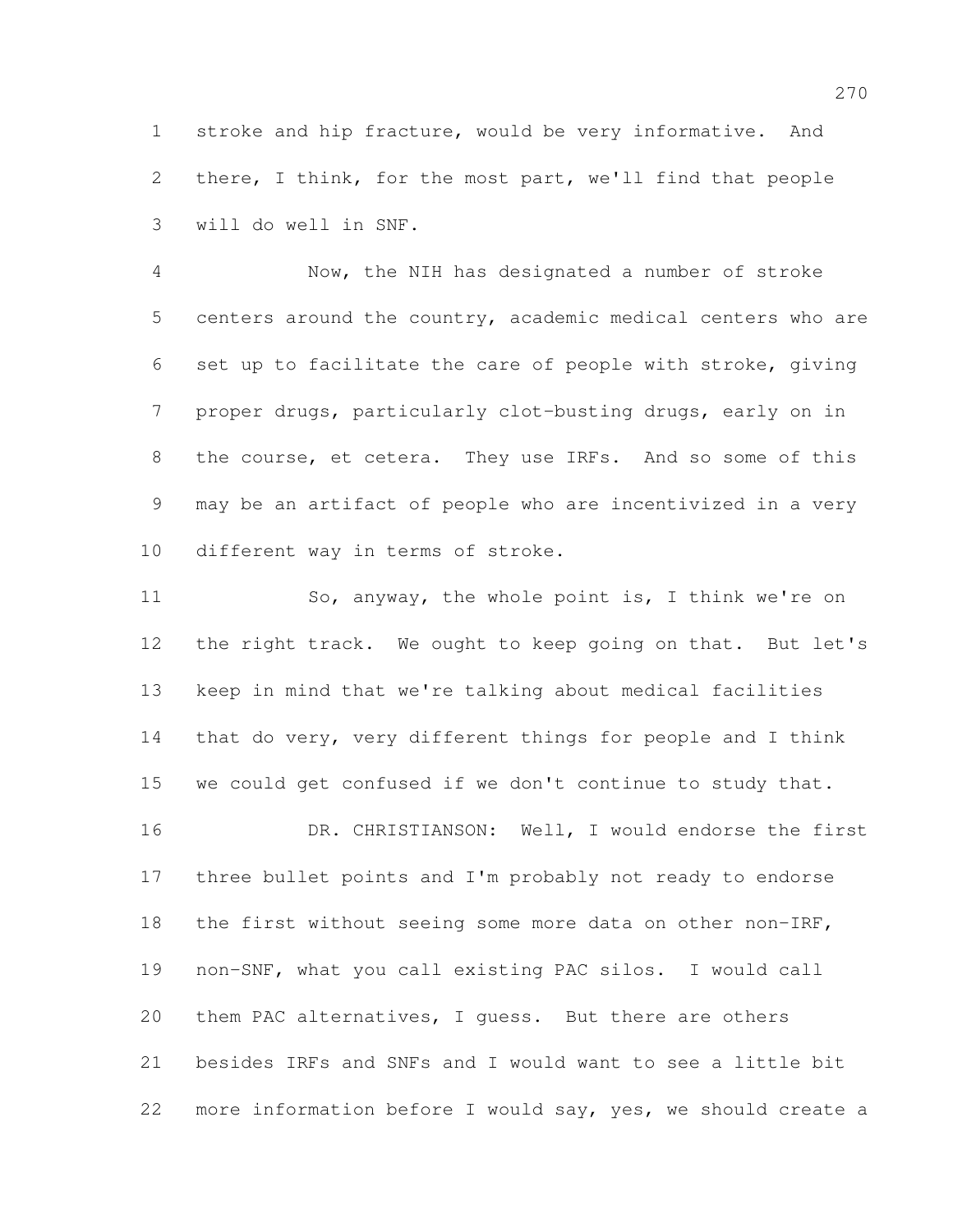stroke and hip fracture, would be very informative. And there, I think, for the most part, we'll find that people will do well in SNF.

Now, the NIH has designated a number of stroke centers around the country, academic medical centers who are set up to facilitate the care of people with stroke, giving proper drugs, particularly clot-busting drugs, early on in the course, et cetera. They use IRFs. And so some of this may be an artifact of people who are incentivized in a very different way in terms of stroke.

So, anyway, the whole point is, I think we're on the right track. We ought to keep going on that. But let's keep in mind that we're talking about medical facilities that do very, very different things for people and I think we could get confused if we don't continue to study that.

DR. CHRISTIANSON: Well, I would endorse the first three bullet points and I'm probably not ready to endorse the first without seeing some more data on other non-IRF, non-SNF, what you call existing PAC silos. I would call them PAC alternatives, I guess. But there are others besides IRFs and SNFs and I would want to see a little bit more information before I would say, yes, we should create a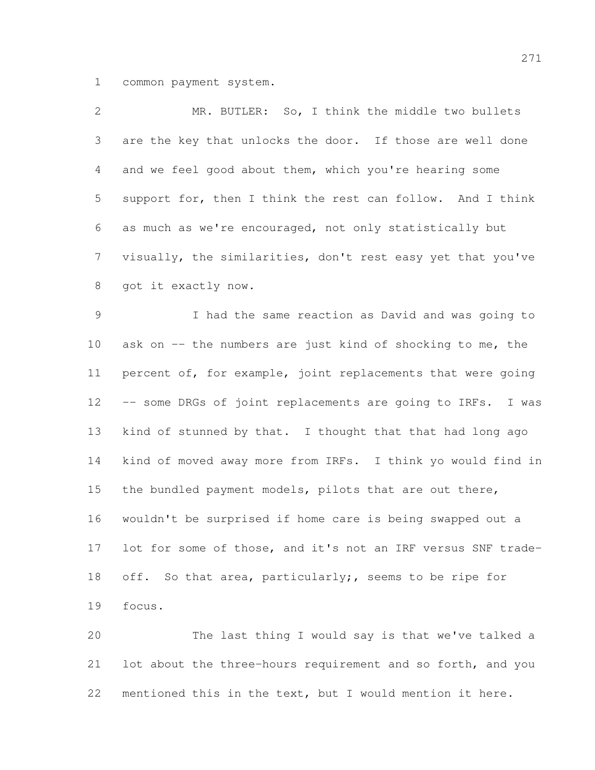common payment system.

MR. BUTLER: So, I think the middle two bullets are the key that unlocks the door. If those are well done and we feel good about them, which you're hearing some support for, then I think the rest can follow. And I think as much as we're encouraged, not only statistically but visually, the similarities, don't rest easy yet that you've got it exactly now.

I had the same reaction as David and was going to ask on -- the numbers are just kind of shocking to me, the percent of, for example, joint replacements that were going -- some DRGs of joint replacements are going to IRFs. I was kind of stunned by that. I thought that that had long ago kind of moved away more from IRFs. I think yo would find in the bundled payment models, pilots that are out there, wouldn't be surprised if home care is being swapped out a lot for some of those, and it's not an IRF versus SNF trade-off. So that area, particularly;, seems to be ripe for focus.

The last thing I would say is that we've talked a lot about the three-hours requirement and so forth, and you mentioned this in the text, but I would mention it here.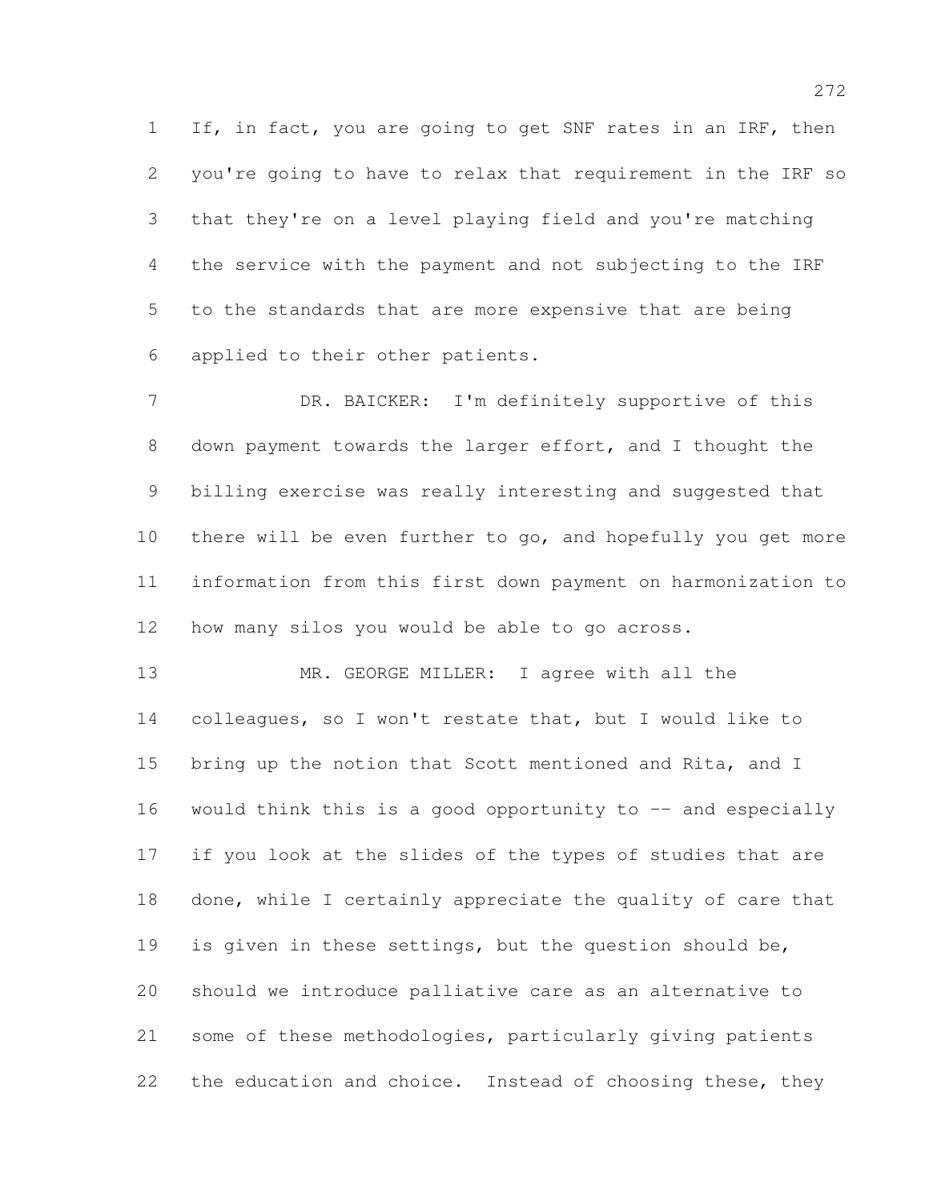If, in fact, you are going to get SNF rates in an IRF, then you're going to have to relax that requirement in the IRF so that they're on a level playing field and you're matching the service with the payment and not subjecting to the IRF to the standards that are more expensive that are being applied to their other patients.

DR. BAICKER: I'm definitely supportive of this down payment towards the larger effort, and I thought the billing exercise was really interesting and suggested that there will be even further to go, and hopefully you get more information from this first down payment on harmonization to how many silos you would be able to go across.

MR. GEORGE MILLER: I agree with all the colleagues, so I won't restate that, but I would like to bring up the notion that Scott mentioned and Rita, and I would think this is a good opportunity to -- and especially if you look at the slides of the types of studies that are done, while I certainly appreciate the quality of care that is given in these settings, but the question should be, should we introduce palliative care as an alternative to some of these methodologies, particularly giving patients the education and choice. Instead of choosing these, they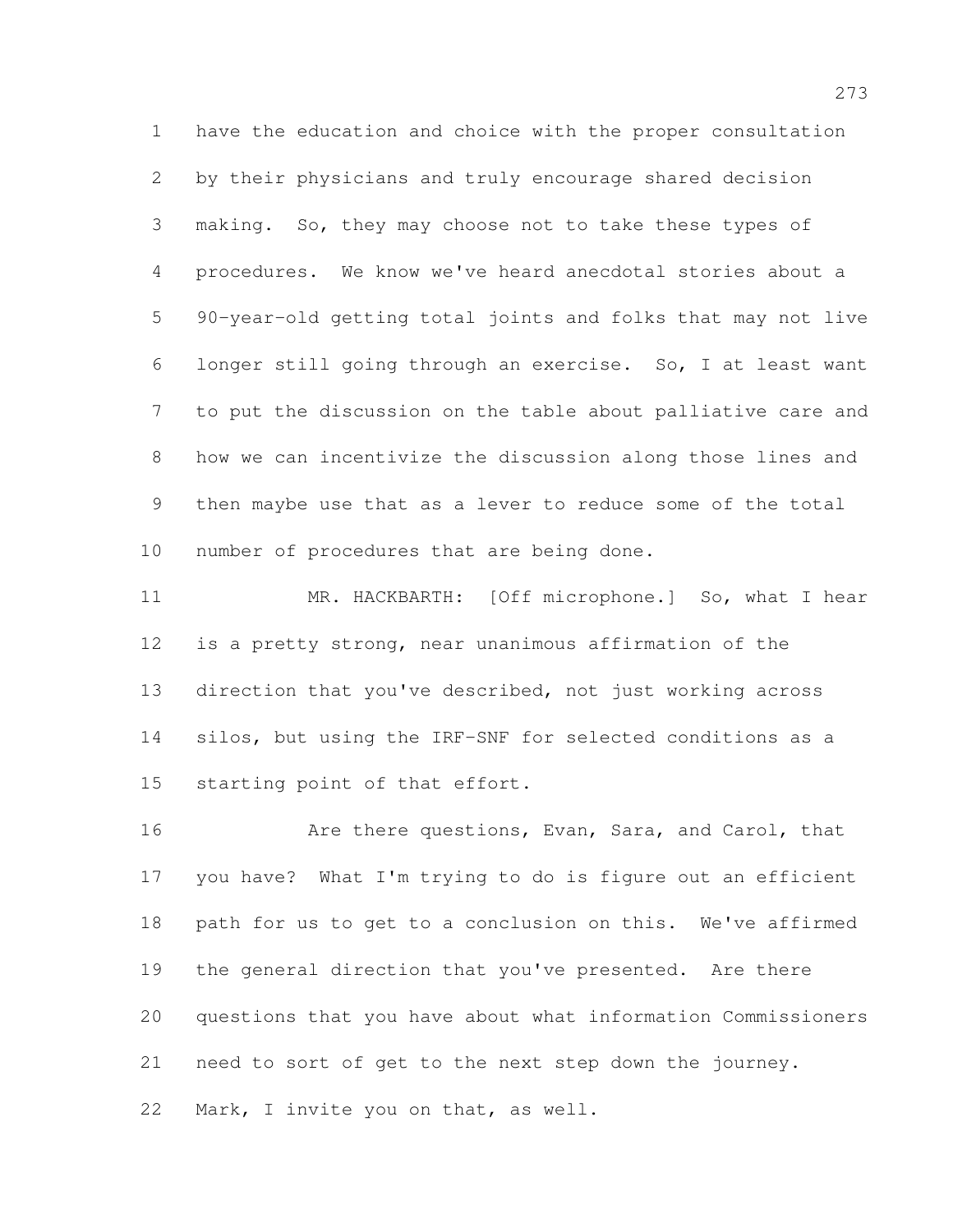have the education and choice with the proper consultation by their physicians and truly encourage shared decision making. So, they may choose not to take these types of procedures. We know we've heard anecdotal stories about a 90-year-old getting total joints and folks that may not live longer still going through an exercise. So, I at least want to put the discussion on the table about palliative care and how we can incentivize the discussion along those lines and then maybe use that as a lever to reduce some of the total number of procedures that are being done.

MR. HACKBARTH: [Off microphone.] So, what I hear is a pretty strong, near unanimous affirmation of the direction that you've described, not just working across silos, but using the IRF-SNF for selected conditions as a starting point of that effort.

Are there questions, Evan, Sara, and Carol, that you have? What I'm trying to do is figure out an efficient path for us to get to a conclusion on this. We've affirmed the general direction that you've presented. Are there questions that you have about what information Commissioners need to sort of get to the next step down the journey. Mark, I invite you on that, as well.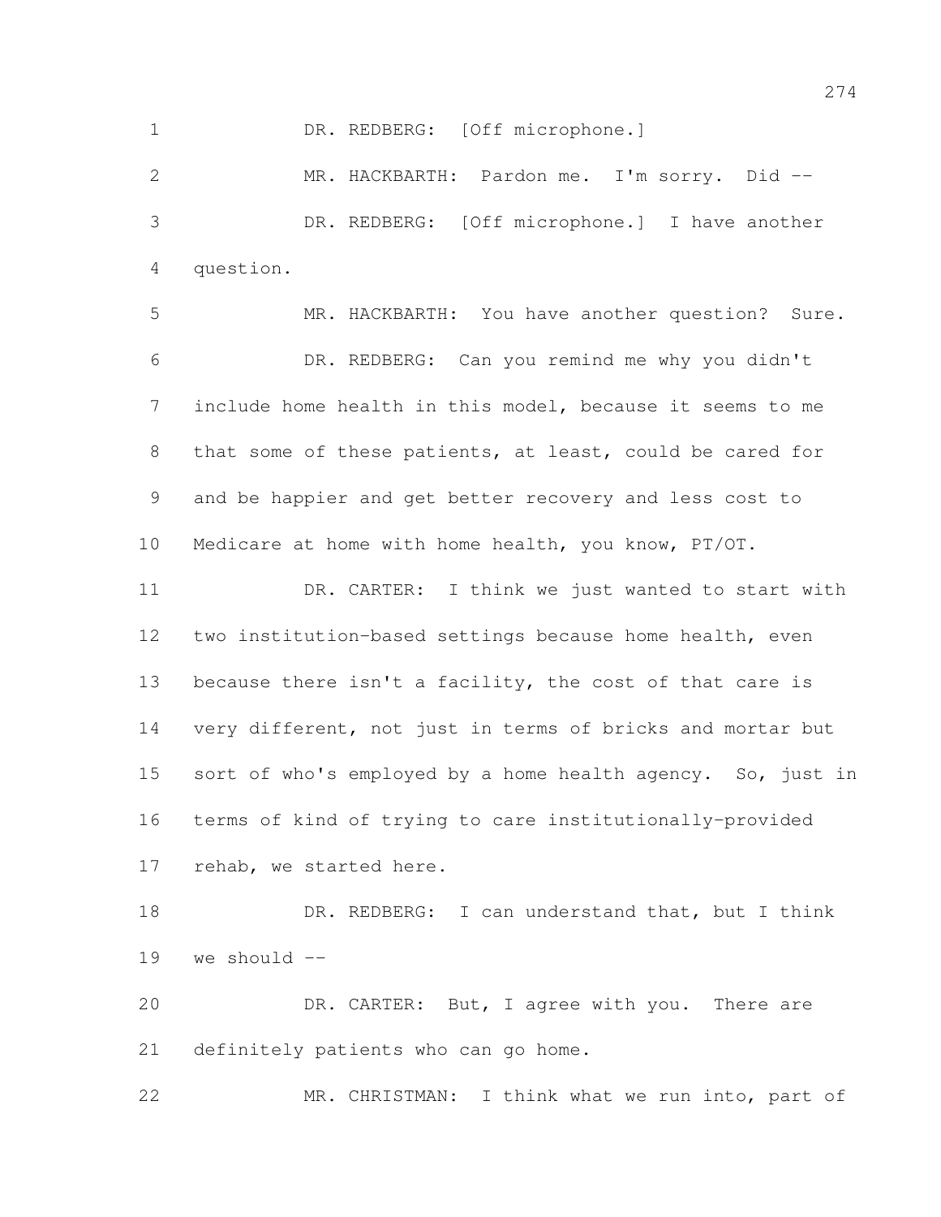DR. REDBERG: [Off microphone.]

MR. HACKBARTH: Pardon me. I'm sorry. Did --

DR. REDBERG: [Off microphone.] I have another question.

MR. HACKBARTH: You have another question? Sure.

DR. REDBERG: Can you remind me why you didn't include home health in this model, because it seems to me that some of these patients, at least, could be cared for and be happier and get better recovery and less cost to Medicare at home with home health, you know, PT/OT.

DR. CARTER: I think we just wanted to start with two institution-based settings because home health, even because there isn't a facility, the cost of that care is very different, not just in terms of bricks and mortar but sort of who's employed by a home health agency. So, just in terms of kind of trying to care institutionally-provided rehab, we started here.

DR. REDBERG: I can understand that, but I think we should --

DR. CARTER: But, I agree with you. There are definitely patients who can go home.

MR. CHRISTMAN: I think what we run into, part of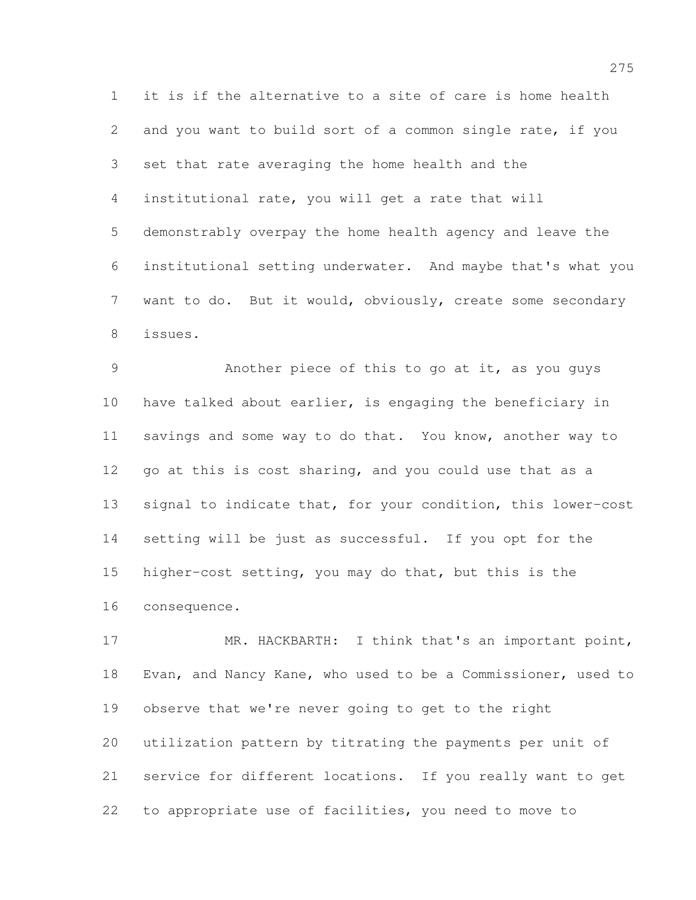it is if the alternative to a site of care is home health and you want to build sort of a common single rate, if you set that rate averaging the home health and the institutional rate, you will get a rate that will demonstrably overpay the home health agency and leave the institutional setting underwater. And maybe that's what you want to do. But it would, obviously, create some secondary issues.

Another piece of this to go at it, as you guys have talked about earlier, is engaging the beneficiary in savings and some way to do that. You know, another way to go at this is cost sharing, and you could use that as a signal to indicate that, for your condition, this lower-cost setting will be just as successful. If you opt for the higher-cost setting, you may do that, but this is the consequence.

MR. HACKBARTH: I think that's an important point, Evan, and Nancy Kane, who used to be a Commissioner, used to observe that we're never going to get to the right utilization pattern by titrating the payments per unit of service for different locations. If you really want to get to appropriate use of facilities, you need to move to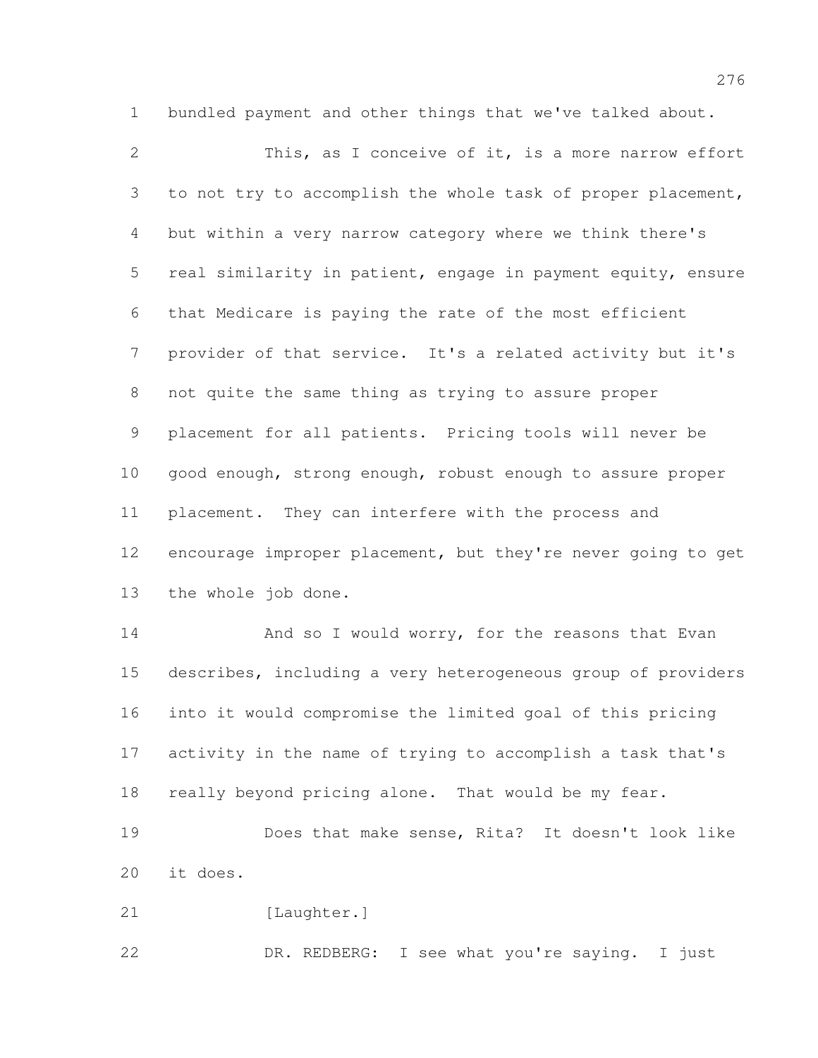bundled payment and other things that we've talked about.

This, as I conceive of it, is a more narrow effort to not try to accomplish the whole task of proper placement, but within a very narrow category where we think there's real similarity in patient, engage in payment equity, ensure that Medicare is paying the rate of the most efficient provider of that service. It's a related activity but it's not quite the same thing as trying to assure proper placement for all patients. Pricing tools will never be good enough, strong enough, robust enough to assure proper placement. They can interfere with the process and encourage improper placement, but they're never going to get the whole job done.

And so I would worry, for the reasons that Evan describes, including a very heterogeneous group of providers into it would compromise the limited goal of this pricing activity in the name of trying to accomplish a task that's really beyond pricing alone. That would be my fear.

Does that make sense, Rita? It doesn't look like it does.

[Laughter.]

DR. REDBERG: I see what you're saying. I just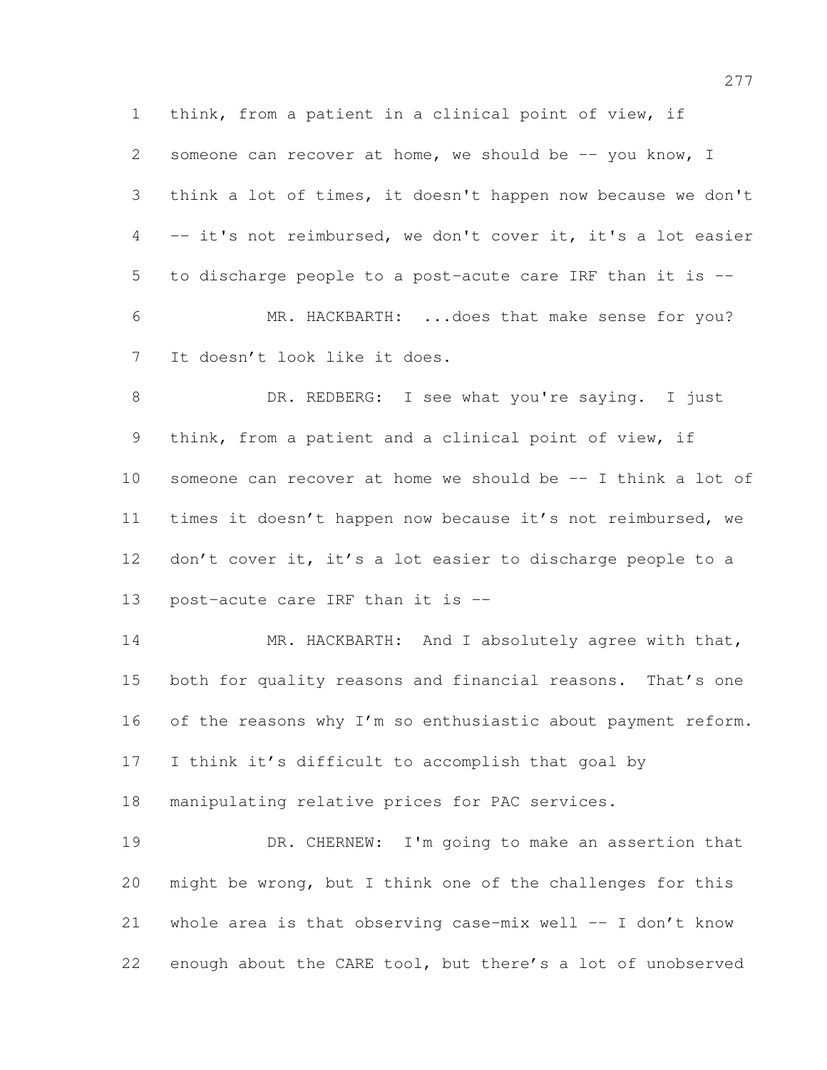think, from a patient in a clinical point of view, if someone can recover at home, we should be -- you know, I think a lot of times, it doesn't happen now because we don't -- it's not reimbursed, we don't cover it, it's a lot easier to discharge people to a post-acute care IRF than it is --

MR. HACKBARTH: ...does that make sense for you? It doesn't look like it does.

DR. REDBERG: I see what you're saying. I just think, from a patient and a clinical point of view, if someone can recover at home we should be -- I think a lot of times it doesn't happen now because it's not reimbursed, we don't cover it, it's a lot easier to discharge people to a post-acute care IRF than it is --

MR. HACKBARTH: And I absolutely agree with that, both for quality reasons and financial reasons. That's one of the reasons why I'm so enthusiastic about payment reform. I think it's difficult to accomplish that goal by manipulating relative prices for PAC services.

DR. CHERNEW: I'm going to make an assertion that might be wrong, but I think one of the challenges for this whole area is that observing case-mix well -- I don't know enough about the CARE tool, but there's a lot of unobserved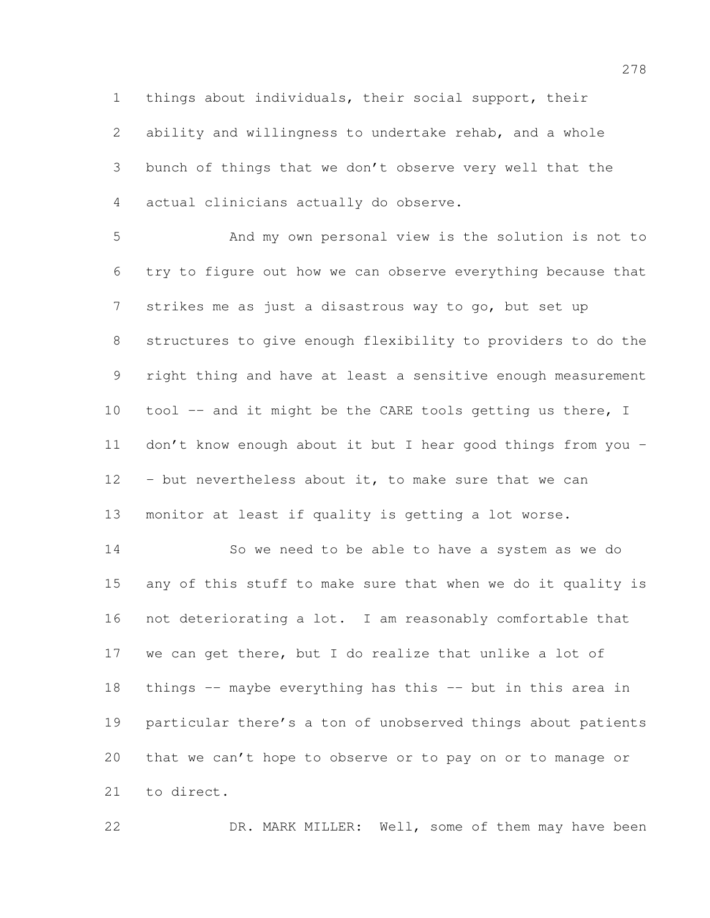things about individuals, their social support, their ability and willingness to undertake rehab, and a whole bunch of things that we don't observe very well that the actual clinicians actually do observe.

And my own personal view is the solution is not to try to figure out how we can observe everything because that strikes me as just a disastrous way to go, but set up structures to give enough flexibility to providers to do the right thing and have at least a sensitive enough measurement tool -- and it might be the CARE tools getting us there, I don't know enough about it but I hear good things from you -- but nevertheless about it, to make sure that we can monitor at least if quality is getting a lot worse.

So we need to be able to have a system as we do any of this stuff to make sure that when we do it quality is not deteriorating a lot. I am reasonably comfortable that we can get there, but I do realize that unlike a lot of things -- maybe everything has this -- but in this area in particular there's a ton of unobserved things about patients that we can't hope to observe or to pay on or to manage or to direct.

DR. MARK MILLER: Well, some of them may have been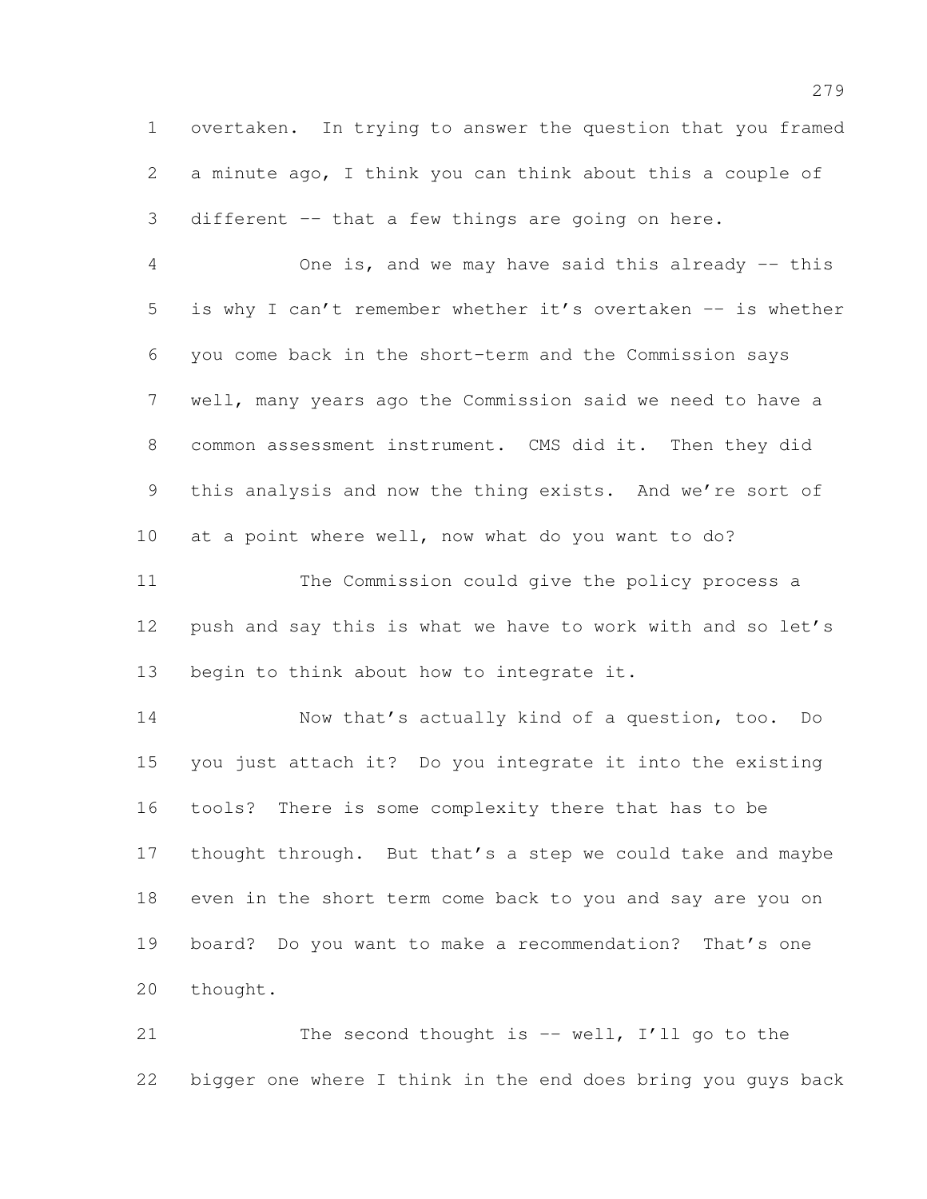overtaken. In trying to answer the question that you framed a minute ago, I think you can think about this a couple of different -- that a few things are going on here.

One is, and we may have said this already -- this is why I can't remember whether it's overtaken -- is whether you come back in the short-term and the Commission says well, many years ago the Commission said we need to have a common assessment instrument. CMS did it. Then they did this analysis and now the thing exists. And we're sort of at a point where well, now what do you want to do?

The Commission could give the policy process a push and say this is what we have to work with and so let's begin to think about how to integrate it.

Now that's actually kind of a question, too. Do you just attach it? Do you integrate it into the existing tools? There is some complexity there that has to be thought through. But that's a step we could take and maybe even in the short term come back to you and say are you on board? Do you want to make a recommendation? That's one thought.

The second thought is -- well, I'll go to the bigger one where I think in the end does bring you guys back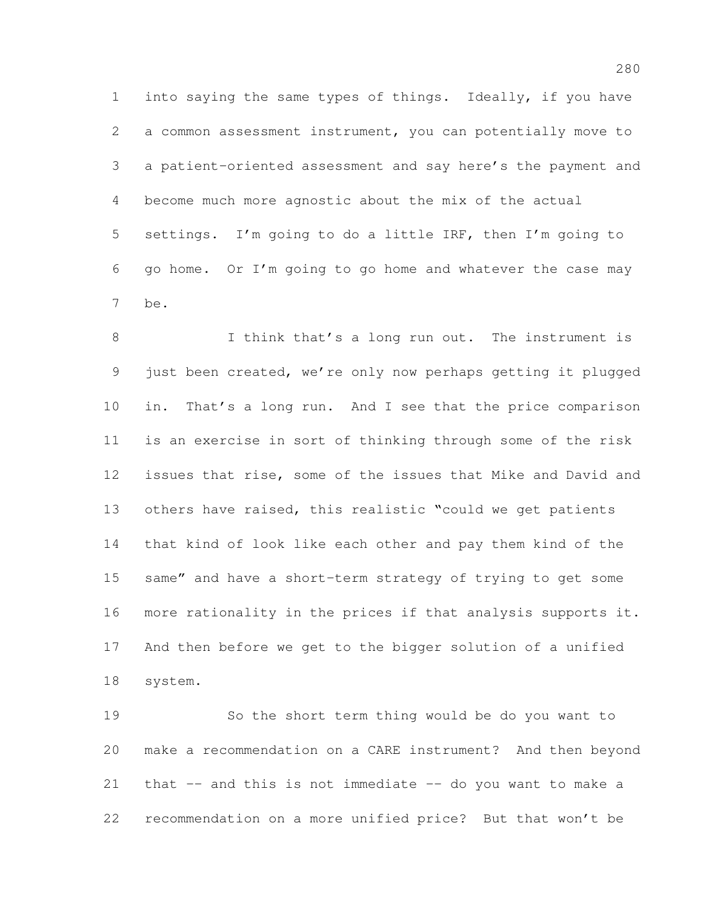into saying the same types of things. Ideally, if you have a common assessment instrument, you can potentially move to a patient-oriented assessment and say here's the payment and become much more agnostic about the mix of the actual settings. I'm going to do a little IRF, then I'm going to go home. Or I'm going to go home and whatever the case may be.

I think that's a long run out. The instrument is just been created, we're only now perhaps getting it plugged in. That's a long run. And I see that the price comparison is an exercise in sort of thinking through some of the risk issues that rise, some of the issues that Mike and David and others have raised, this realistic "could we get patients that kind of look like each other and pay them kind of the same" and have a short-term strategy of trying to get some more rationality in the prices if that analysis supports it. And then before we get to the bigger solution of a unified system.

So the short term thing would be do you want to make a recommendation on a CARE instrument? And then beyond that -- and this is not immediate -- do you want to make a recommendation on a more unified price? But that won't be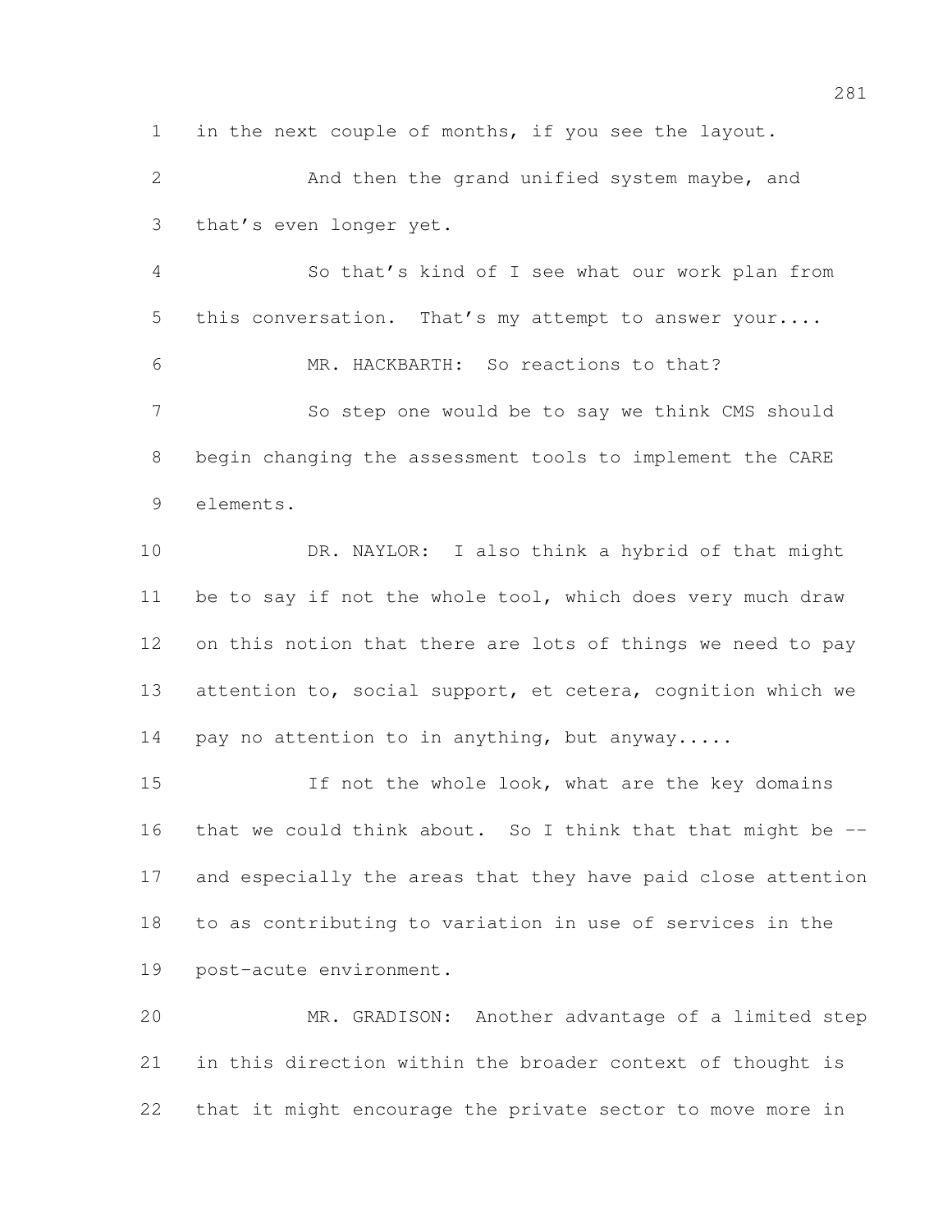in the next couple of months, if you see the layout.

And then the grand unified system maybe, and that's even longer yet.

So that's kind of I see what our work plan from this conversation. That's my attempt to answer your....

MR. HACKBARTH: So reactions to that?

So step one would be to say we think CMS should begin changing the assessment tools to implement the CARE elements.

DR. NAYLOR: I also think a hybrid of that might be to say if not the whole tool, which does very much draw on this notion that there are lots of things we need to pay attention to, social support, et cetera, cognition which we pay no attention to in anything, but anyway.....

If not the whole look, what are the key domains that we could think about. So I think that that might be -- and especially the areas that they have paid close attention to as contributing to variation in use of services in the post-acute environment.

MR. GRADISON: Another advantage of a limited step in this direction within the broader context of thought is that it might encourage the private sector to move more in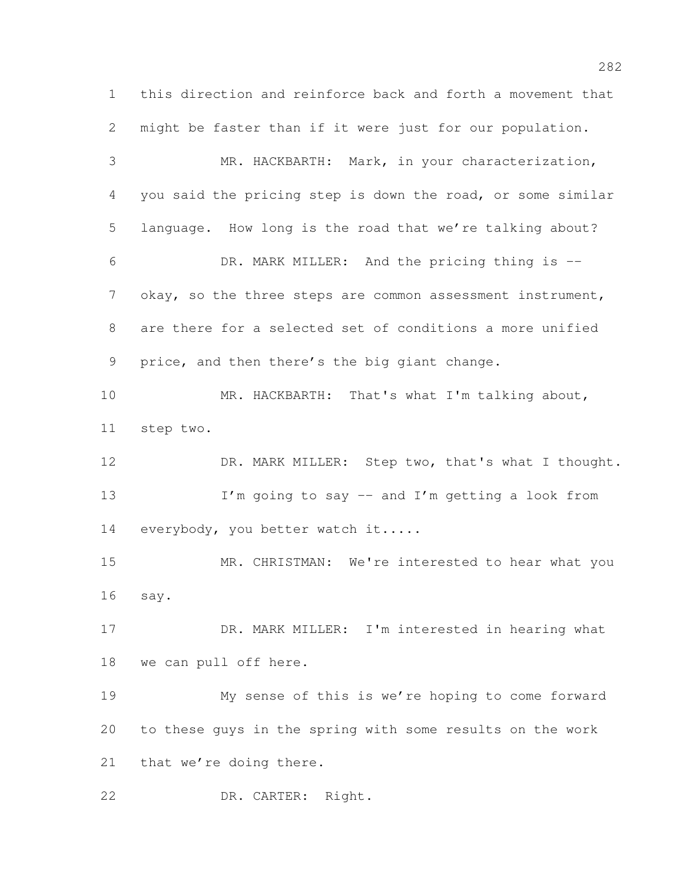this direction and reinforce back and forth a movement that might be faster than if it were just for our population.

MR. HACKBARTH: Mark, in your characterization, you said the pricing step is down the road, or some similar language. How long is the road that we're talking about?

DR. MARK MILLER: And the pricing thing is -- okay, so the three steps are common assessment instrument, are there for a selected set of conditions a more unified price, and then there's the big giant change.

MR. HACKBARTH: That's what I'm talking about, step two.

DR. MARK MILLER: Step two, that's what I thought.

I'm going to say -- and I'm getting a look from everybody, you better watch it.....

MR. CHRISTMAN: We're interested to hear what you say.

DR. MARK MILLER: I'm interested in hearing what we can pull off here.

My sense of this is we're hoping to come forward to these guys in the spring with some results on the work that we're doing there.

DR. CARTER: Right.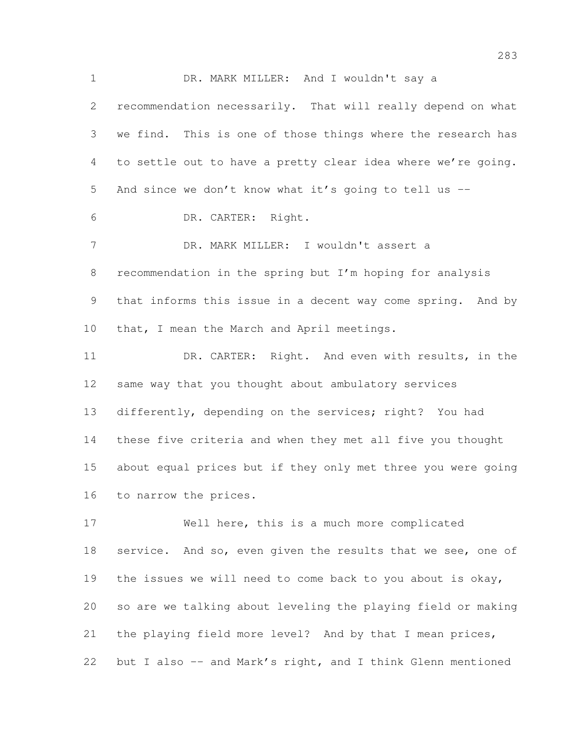DR. MARK MILLER: And I wouldn't say a recommendation necessarily. That will really depend on what we find. This is one of those things where the research has to settle out to have a pretty clear idea where we're going. And since we don't know what it's going to tell us --

DR. CARTER: Right.

DR. MARK MILLER: I wouldn't assert a recommendation in the spring but I'm hoping for analysis that informs this issue in a decent way come spring. And by that, I mean the March and April meetings.

DR. CARTER: Right. And even with results, in the same way that you thought about ambulatory services differently, depending on the services; right? You had these five criteria and when they met all five you thought about equal prices but if they only met three you were going to narrow the prices.

Well here, this is a much more complicated service. And so, even given the results that we see, one of the issues we will need to come back to you about is okay, so are we talking about leveling the playing field or making the playing field more level? And by that I mean prices, but I also -- and Mark's right, and I think Glenn mentioned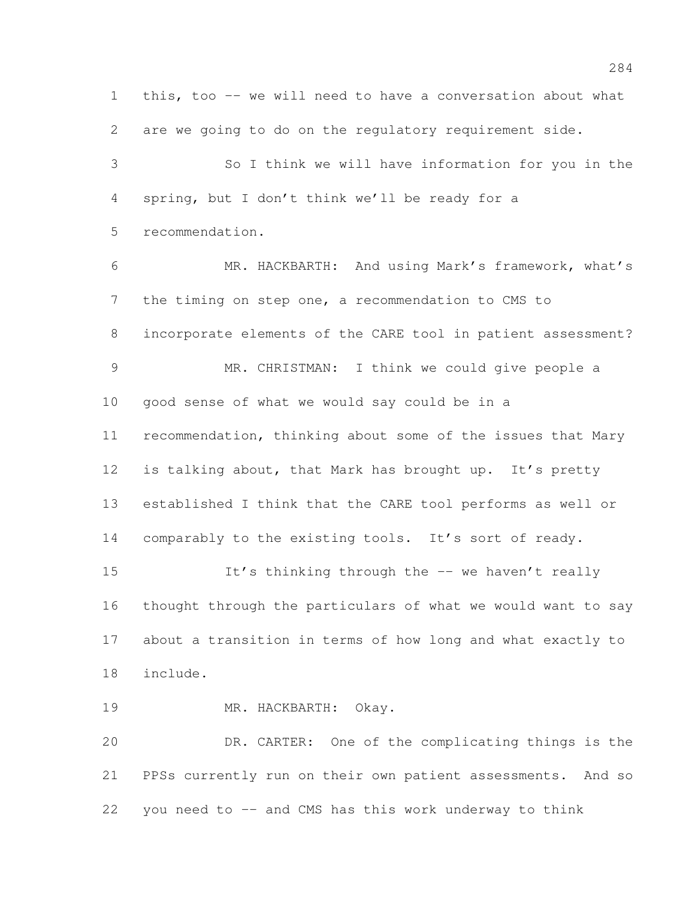this, too -- we will need to have a conversation about what are we going to do on the regulatory requirement side.

So I think we will have information for you in the spring, but I don't think we'll be ready for a recommendation.

MR. HACKBARTH: And using Mark's framework, what's the timing on step one, a recommendation to CMS to incorporate elements of the CARE tool in patient assessment?

MR. CHRISTMAN: I think we could give people a good sense of what we would say could be in a recommendation, thinking about some of the issues that Mary is talking about, that Mark has brought up. It's pretty established I think that the CARE tool performs as well or comparably to the existing tools. It's sort of ready.

It's thinking through the -- we haven't really thought through the particulars of what we would want to say about a transition in terms of how long and what exactly to include.

MR. HACKBARTH: Okay.

DR. CARTER: One of the complicating things is the PPSs currently run on their own patient assessments. And so you need to -- and CMS has this work underway to think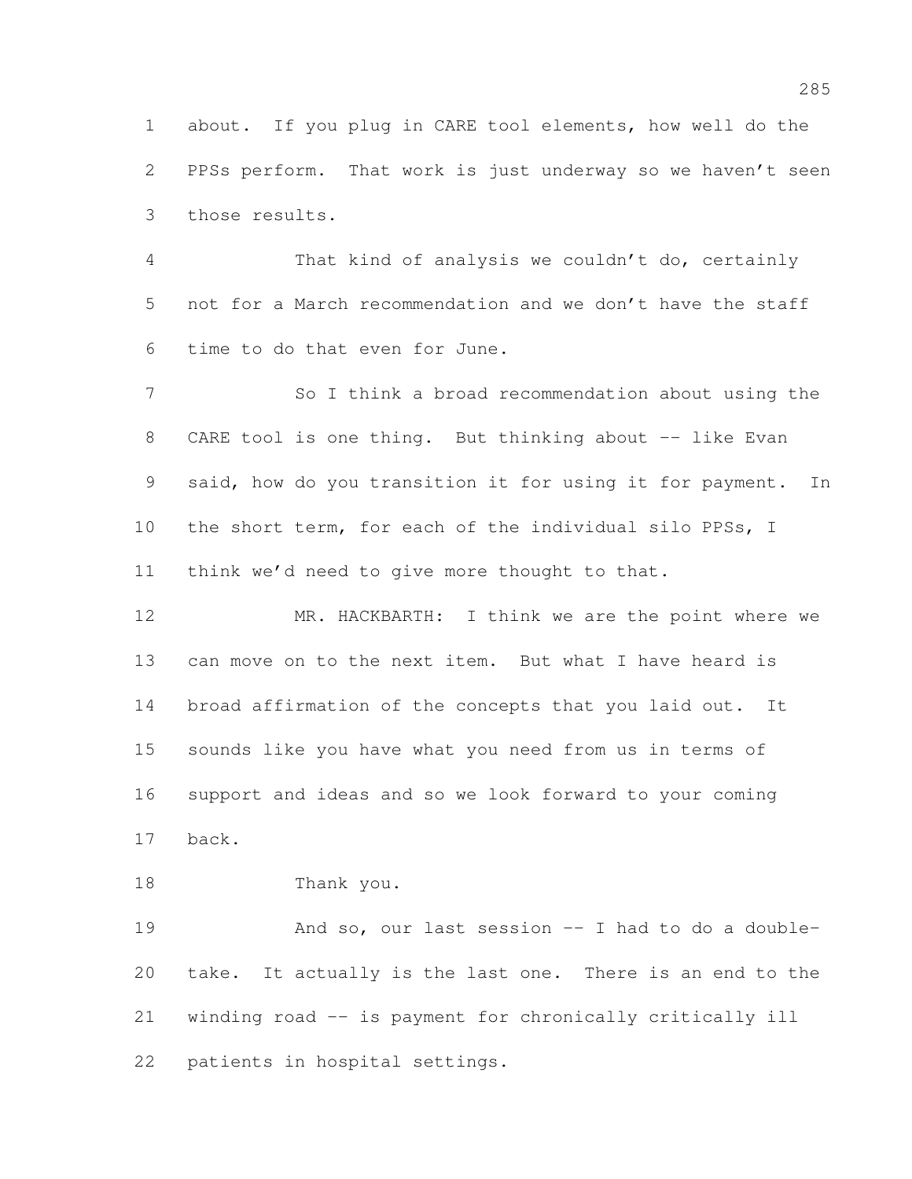about. If you plug in CARE tool elements, how well do the PPSs perform. That work is just underway so we haven't seen those results.

That kind of analysis we couldn't do, certainly not for a March recommendation and we don't have the staff time to do that even for June.

So I think a broad recommendation about using the CARE tool is one thing. But thinking about -- like Evan said, how do you transition it for using it for payment. In the short term, for each of the individual silo PPSs, I think we'd need to give more thought to that.

MR. HACKBARTH: I think we are the point where we can move on to the next item. But what I have heard is broad affirmation of the concepts that you laid out. It sounds like you have what you need from us in terms of support and ideas and so we look forward to your coming back.

Thank you.

And so, our last session -- I had to do a double-take. It actually is the last one. There is an end to the winding road -- is payment for chronically critically ill patients in hospital settings.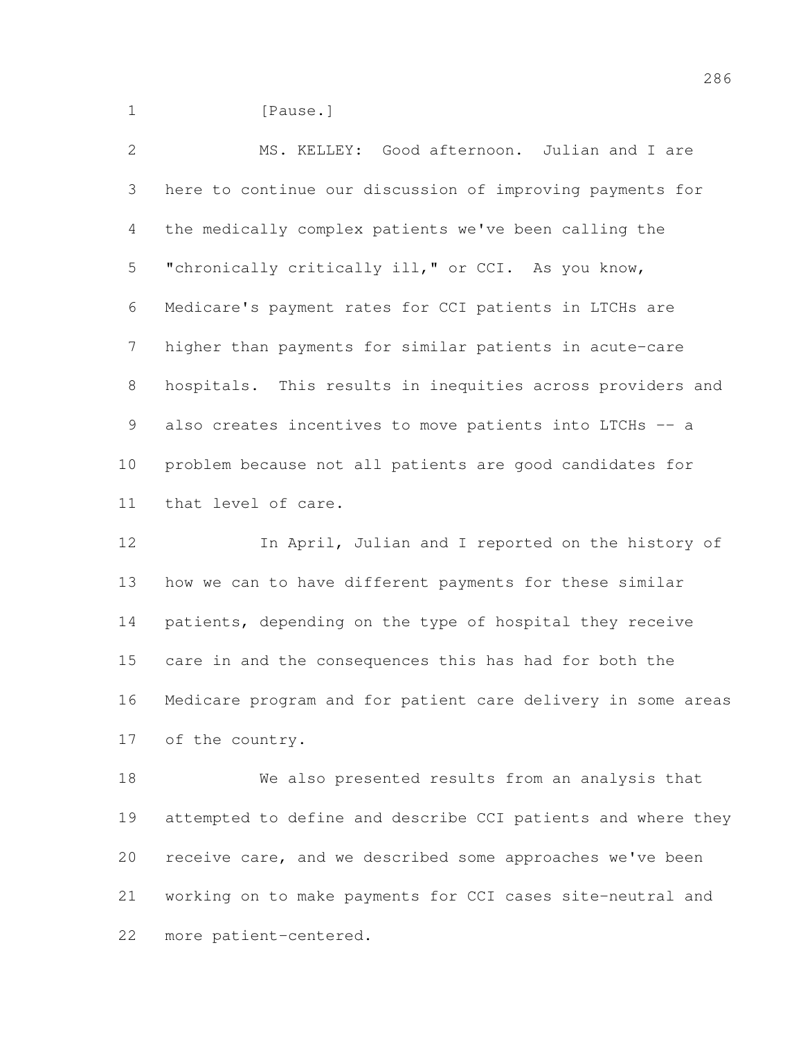[Pause.]

MS. KELLEY: Good afternoon. Julian and I are here to continue our discussion of improving payments for the medically complex patients we've been calling the "chronically critically ill," or CCI. As you know, Medicare's payment rates for CCI patients in LTCHs are higher than payments for similar patients in acute-care hospitals. This results in inequities across providers and also creates incentives to move patients into LTCHs -- a problem because not all patients are good candidates for that level of care.

In April, Julian and I reported on the history of how we can to have different payments for these similar patients, depending on the type of hospital they receive care in and the consequences this has had for both the Medicare program and for patient care delivery in some areas of the country.

We also presented results from an analysis that attempted to define and describe CCI patients and where they receive care, and we described some approaches we've been working on to make payments for CCI cases site-neutral and more patient-centered.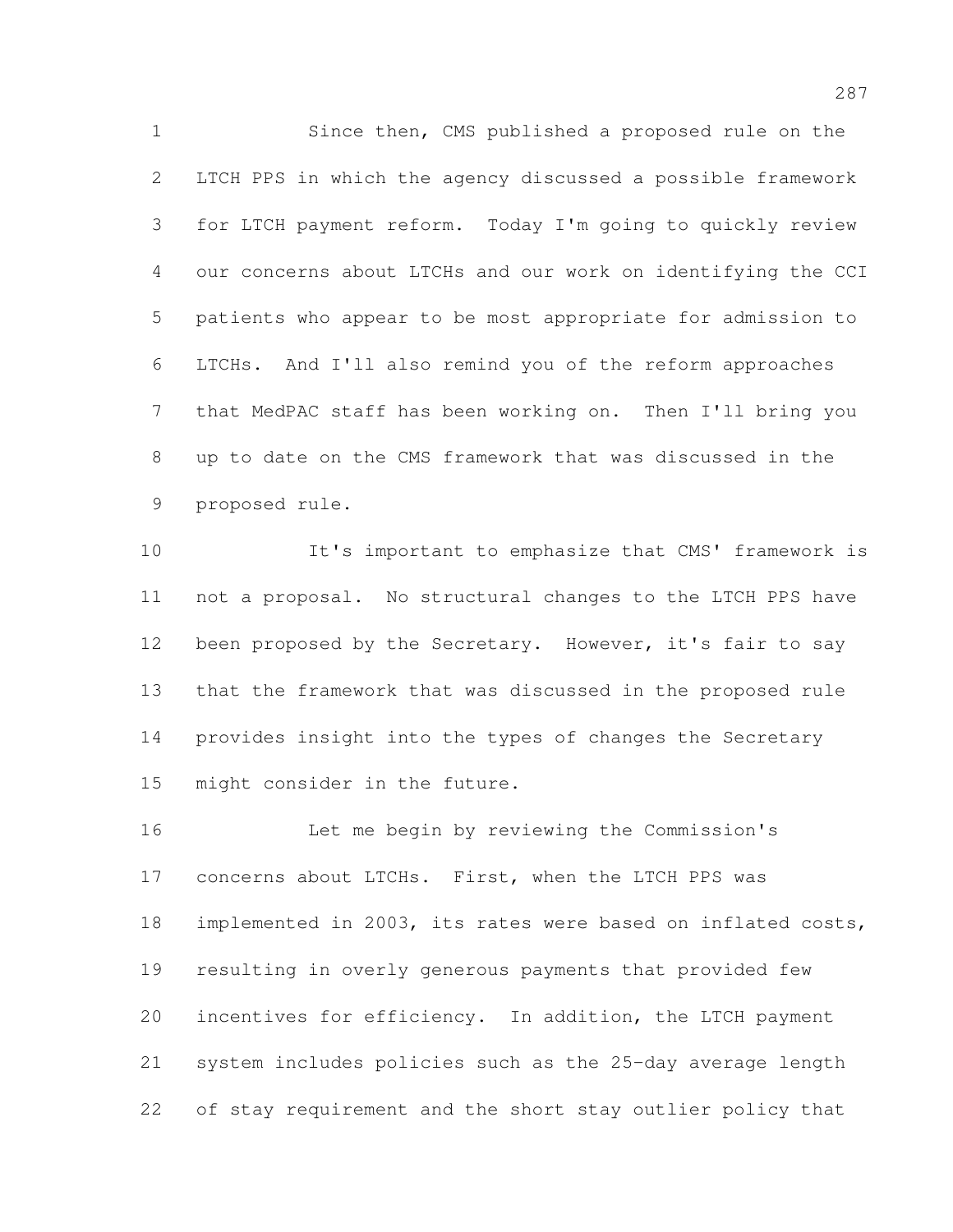Since then, CMS published a proposed rule on the LTCH PPS in which the agency discussed a possible framework for LTCH payment reform. Today I'm going to quickly review our concerns about LTCHs and our work on identifying the CCI patients who appear to be most appropriate for admission to LTCHs. And I'll also remind you of the reform approaches that MedPAC staff has been working on. Then I'll bring you up to date on the CMS framework that was discussed in the proposed rule.

It's important to emphasize that CMS' framework is not a proposal. No structural changes to the LTCH PPS have been proposed by the Secretary. However, it's fair to say that the framework that was discussed in the proposed rule provides insight into the types of changes the Secretary might consider in the future.

Let me begin by reviewing the Commission's concerns about LTCHs. First, when the LTCH PPS was implemented in 2003, its rates were based on inflated costs, resulting in overly generous payments that provided few incentives for efficiency. In addition, the LTCH payment system includes policies such as the 25-day average length of stay requirement and the short stay outlier policy that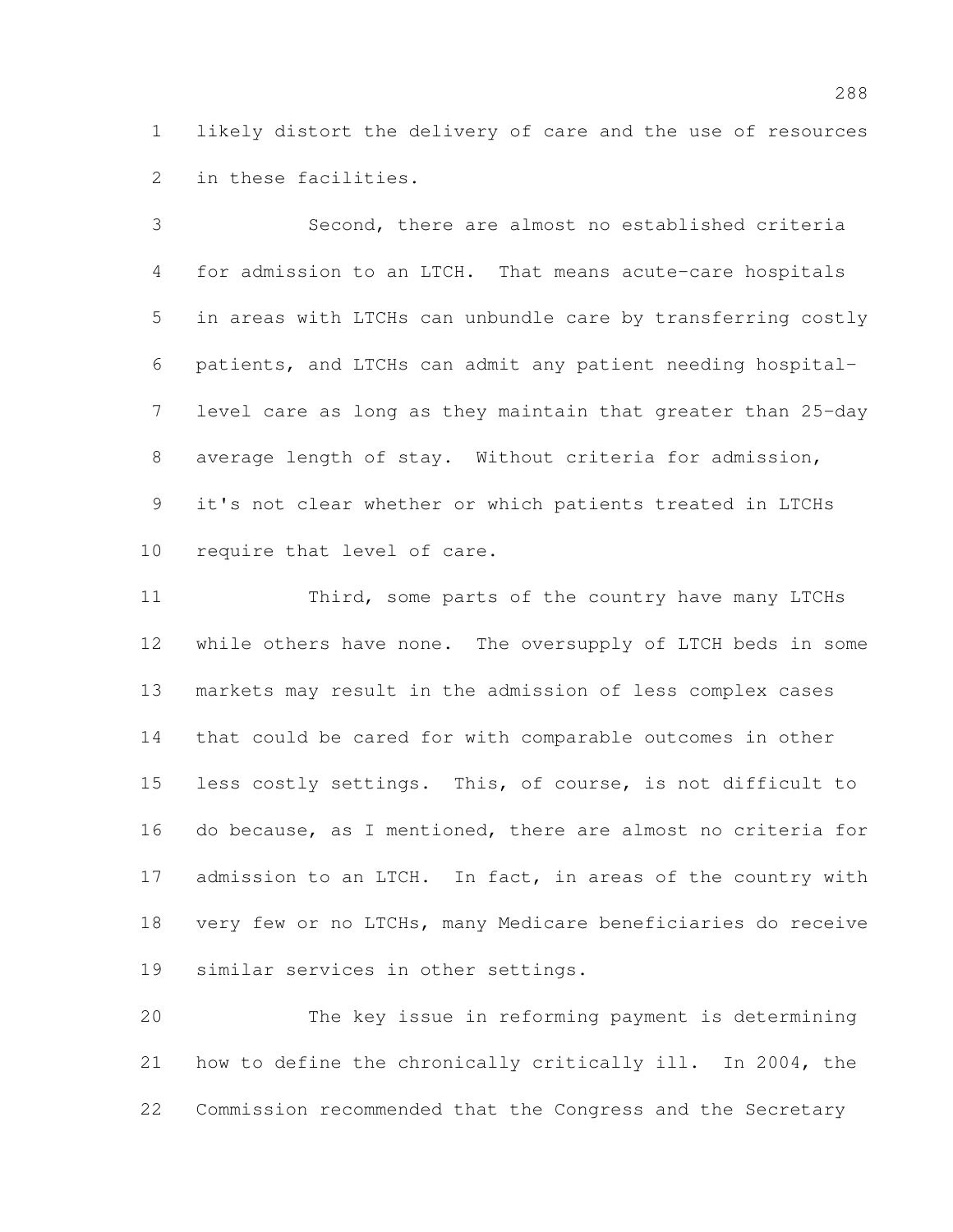likely distort the delivery of care and the use of resources in these facilities.

Second, there are almost no established criteria for admission to an LTCH. That means acute-care hospitals in areas with LTCHs can unbundle care by transferring costly patients, and LTCHs can admit any patient needing hospital-level care as long as they maintain that greater than 25-day average length of stay. Without criteria for admission, it's not clear whether or which patients treated in LTCHs require that level of care.

Third, some parts of the country have many LTCHs while others have none. The oversupply of LTCH beds in some markets may result in the admission of less complex cases that could be cared for with comparable outcomes in other less costly settings. This, of course, is not difficult to do because, as I mentioned, there are almost no criteria for admission to an LTCH. In fact, in areas of the country with very few or no LTCHs, many Medicare beneficiaries do receive similar services in other settings.

The key issue in reforming payment is determining how to define the chronically critically ill. In 2004, the Commission recommended that the Congress and the Secretary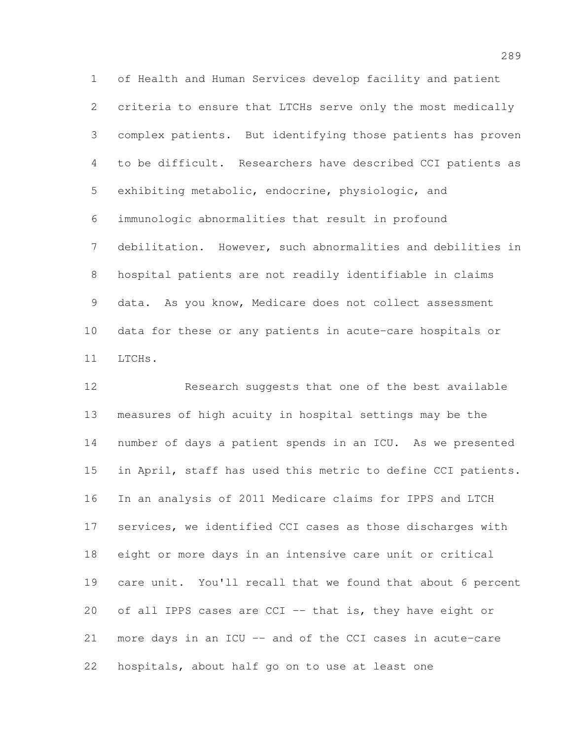of Health and Human Services develop facility and patient criteria to ensure that LTCHs serve only the most medically complex patients. But identifying those patients has proven to be difficult. Researchers have described CCI patients as exhibiting metabolic, endocrine, physiologic, and immunologic abnormalities that result in profound debilitation. However, such abnormalities and debilities in hospital patients are not readily identifiable in claims data. As you know, Medicare does not collect assessment data for these or any patients in acute-care hospitals or LTCHs.

Research suggests that one of the best available measures of high acuity in hospital settings may be the number of days a patient spends in an ICU. As we presented in April, staff has used this metric to define CCI patients. In an analysis of 2011 Medicare claims for IPPS and LTCH services, we identified CCI cases as those discharges with eight or more days in an intensive care unit or critical care unit. You'll recall that we found that about 6 percent of all IPPS cases are CCI -- that is, they have eight or more days in an ICU -- and of the CCI cases in acute-care hospitals, about half go on to use at least one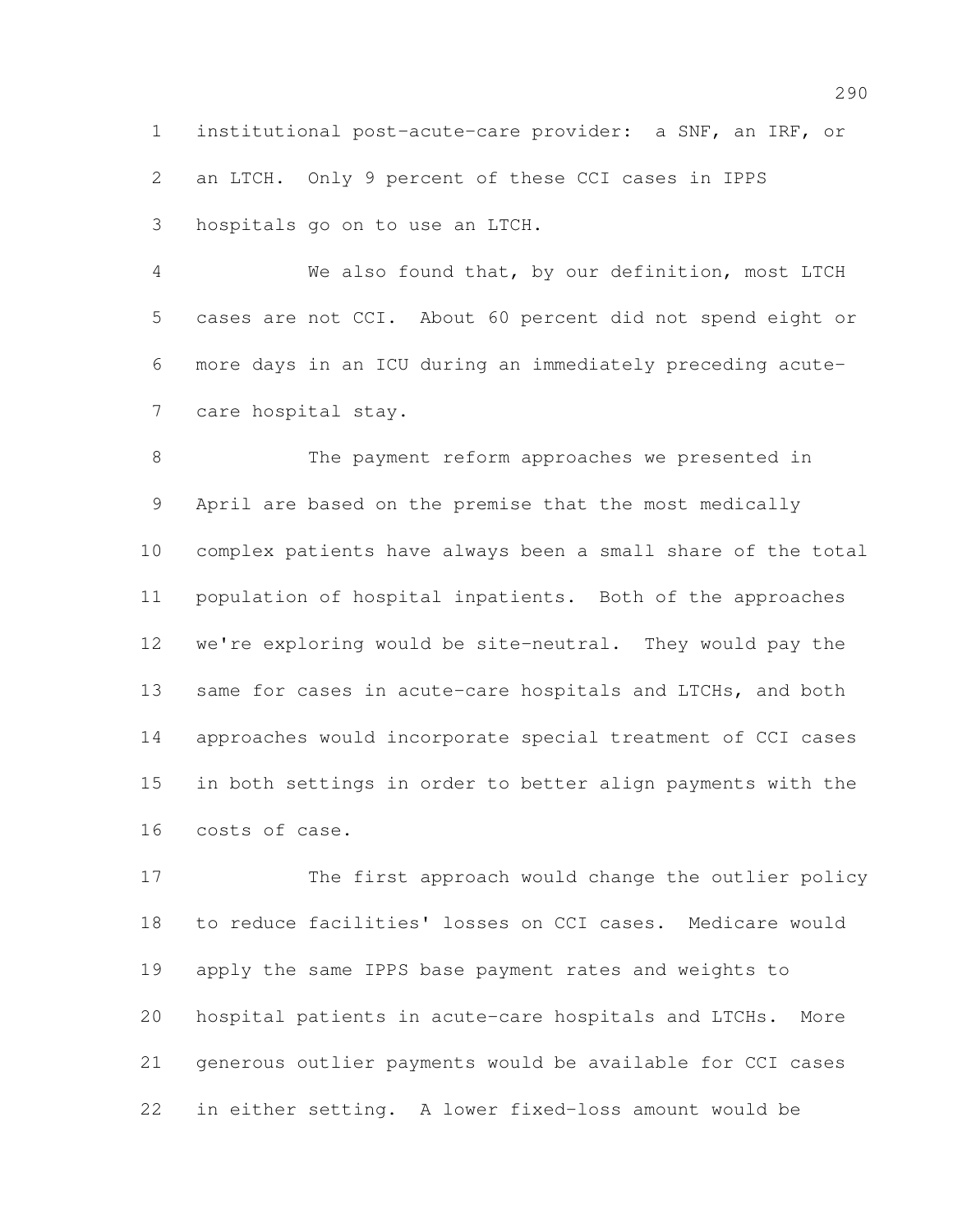institutional post-acute-care provider: a SNF, an IRF, or an LTCH. Only 9 percent of these CCI cases in IPPS hospitals go on to use an LTCH.

We also found that, by our definition, most LTCH cases are not CCI. About 60 percent did not spend eight or more days in an ICU during an immediately preceding acute-care hospital stay.

The payment reform approaches we presented in April are based on the premise that the most medically complex patients have always been a small share of the total population of hospital inpatients. Both of the approaches we're exploring would be site-neutral. They would pay the same for cases in acute-care hospitals and LTCHs, and both approaches would incorporate special treatment of CCI cases in both settings in order to better align payments with the costs of case.

The first approach would change the outlier policy to reduce facilities' losses on CCI cases. Medicare would apply the same IPPS base payment rates and weights to hospital patients in acute-care hospitals and LTCHs. More generous outlier payments would be available for CCI cases in either setting. A lower fixed-loss amount would be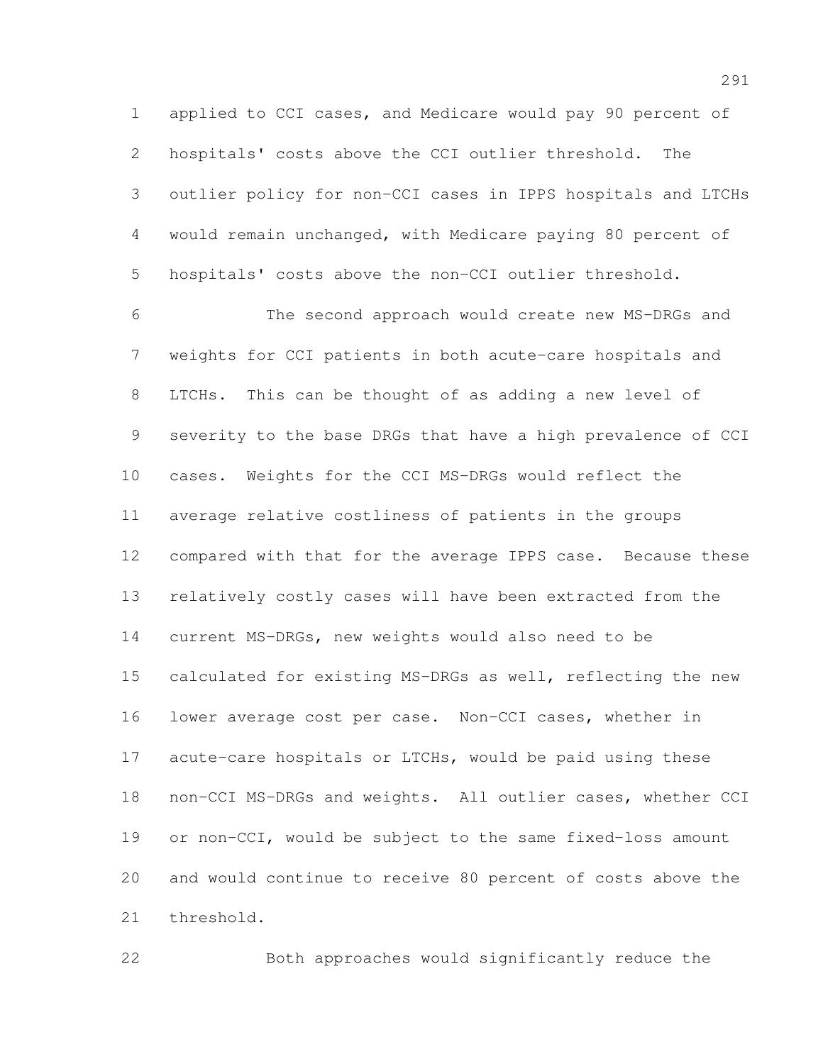applied to CCI cases, and Medicare would pay 90 percent of hospitals' costs above the CCI outlier threshold. The outlier policy for non-CCI cases in IPPS hospitals and LTCHs would remain unchanged, with Medicare paying 80 percent of hospitals' costs above the non-CCI outlier threshold.

The second approach would create new MS-DRGs and weights for CCI patients in both acute-care hospitals and LTCHs. This can be thought of as adding a new level of severity to the base DRGs that have a high prevalence of CCI cases. Weights for the CCI MS-DRGs would reflect the average relative costliness of patients in the groups compared with that for the average IPPS case. Because these relatively costly cases will have been extracted from the current MS-DRGs, new weights would also need to be calculated for existing MS-DRGs as well, reflecting the new lower average cost per case. Non-CCI cases, whether in acute-care hospitals or LTCHs, would be paid using these non-CCI MS-DRGs and weights. All outlier cases, whether CCI or non-CCI, would be subject to the same fixed-loss amount and would continue to receive 80 percent of costs above the threshold.

Both approaches would significantly reduce the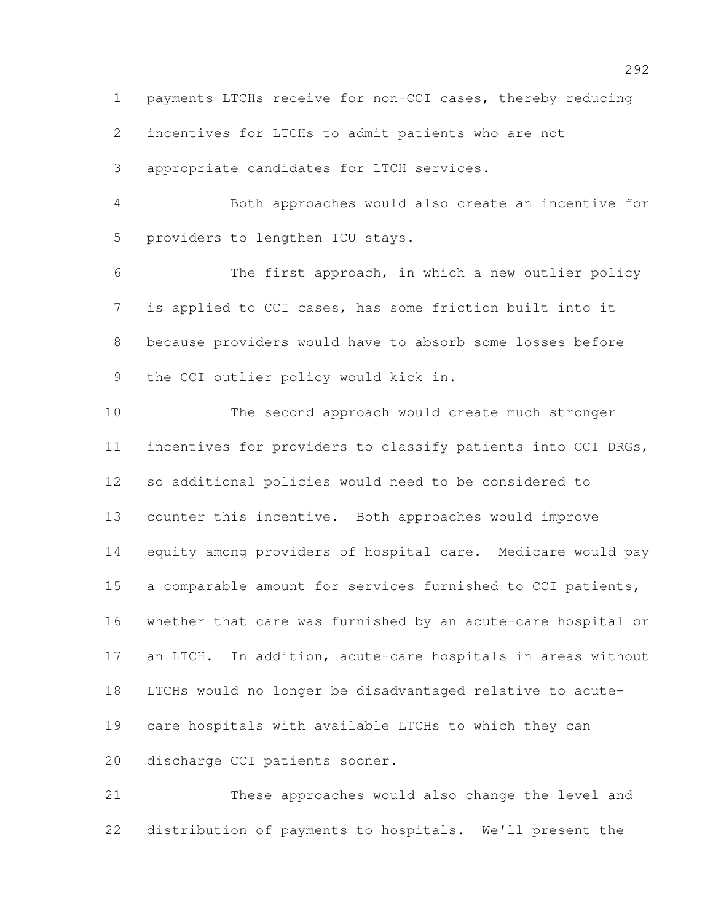payments LTCHs receive for non-CCI cases, thereby reducing incentives for LTCHs to admit patients who are not appropriate candidates for LTCH services.

Both approaches would also create an incentive for providers to lengthen ICU stays.

The first approach, in which a new outlier policy is applied to CCI cases, has some friction built into it because providers would have to absorb some losses before the CCI outlier policy would kick in.

The second approach would create much stronger incentives for providers to classify patients into CCI DRGs, so additional policies would need to be considered to counter this incentive. Both approaches would improve equity among providers of hospital care. Medicare would pay a comparable amount for services furnished to CCI patients, whether that care was furnished by an acute-care hospital or an LTCH. In addition, acute-care hospitals in areas without LTCHs would no longer be disadvantaged relative to acute-care hospitals with available LTCHs to which they can discharge CCI patients sooner.

These approaches would also change the level and distribution of payments to hospitals. We'll present the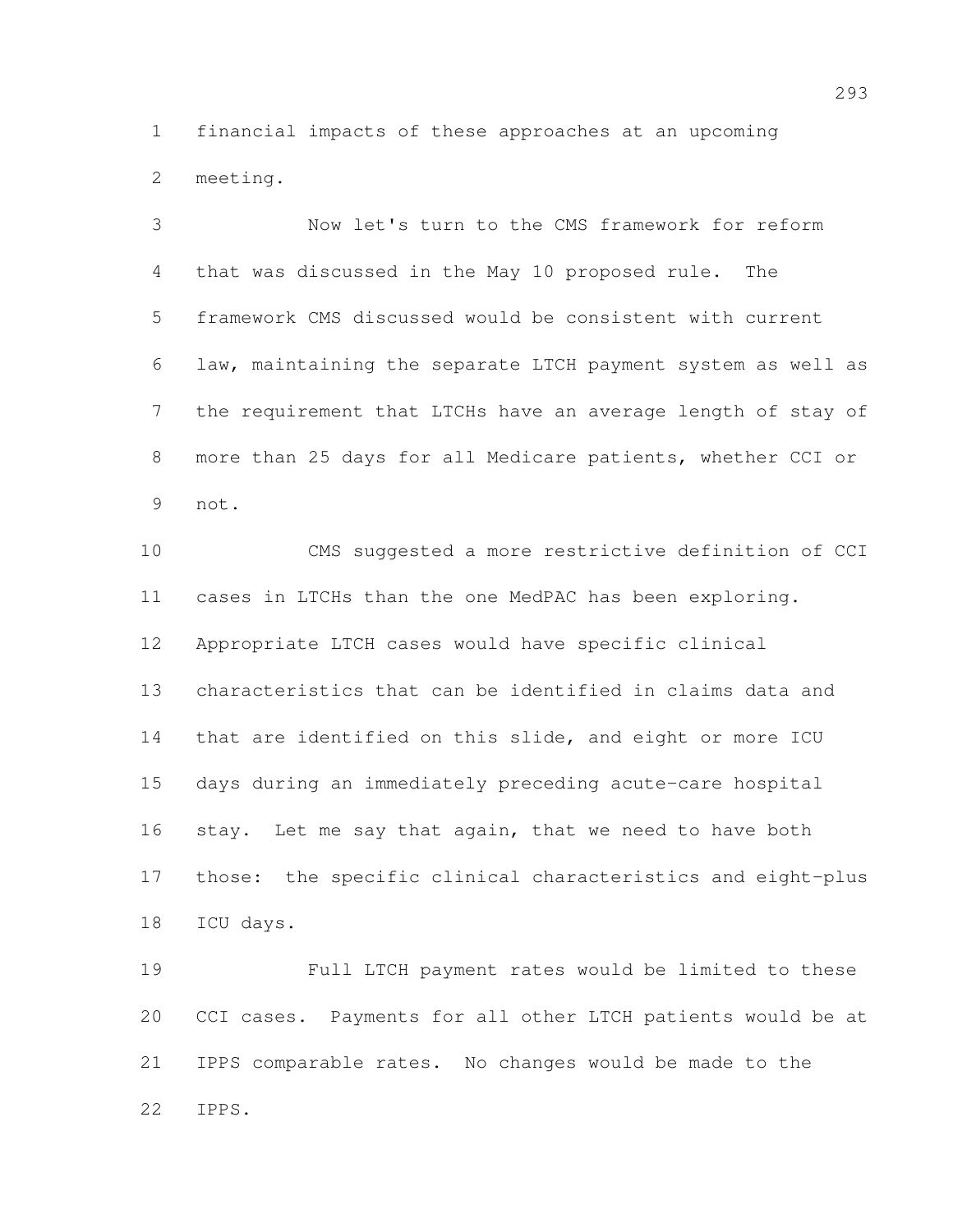financial impacts of these approaches at an upcoming meeting.

Now let's turn to the CMS framework for reform that was discussed in the May 10 proposed rule. The framework CMS discussed would be consistent with current law, maintaining the separate LTCH payment system as well as the requirement that LTCHs have an average length of stay of more than 25 days for all Medicare patients, whether CCI or not.

CMS suggested a more restrictive definition of CCI cases in LTCHs than the one MedPAC has been exploring. Appropriate LTCH cases would have specific clinical characteristics that can be identified in claims data and that are identified on this slide, and eight or more ICU days during an immediately preceding acute-care hospital stay. Let me say that again, that we need to have both those: the specific clinical characteristics and eight-plus ICU days.

Full LTCH payment rates would be limited to these CCI cases. Payments for all other LTCH patients would be at IPPS comparable rates. No changes would be made to the IPPS.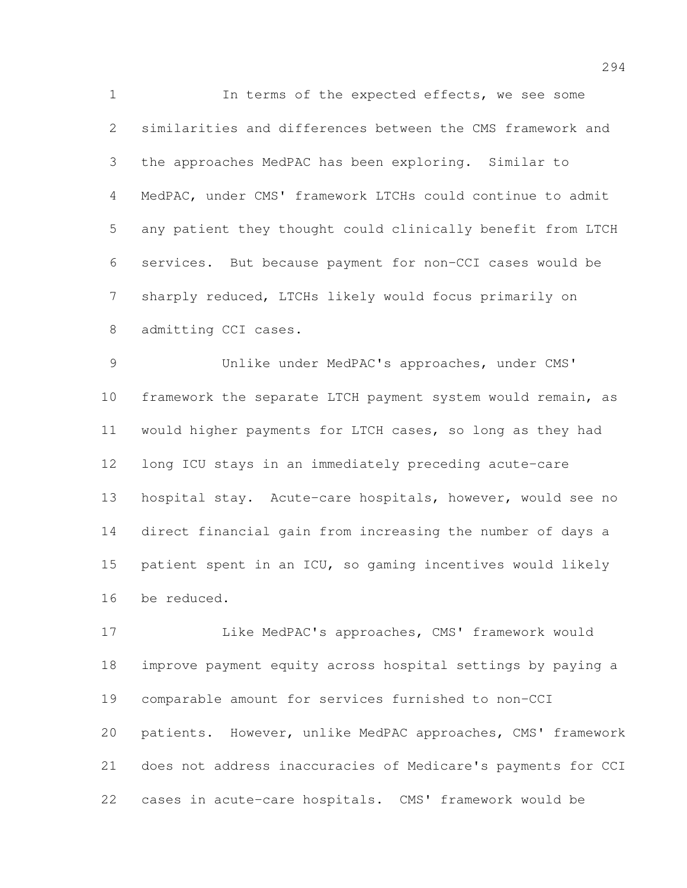In terms of the expected effects, we see some similarities and differences between the CMS framework and the approaches MedPAC has been exploring. Similar to MedPAC, under CMS' framework LTCHs could continue to admit any patient they thought could clinically benefit from LTCH services. But because payment for non-CCI cases would be sharply reduced, LTCHs likely would focus primarily on admitting CCI cases.

Unlike under MedPAC's approaches, under CMS' framework the separate LTCH payment system would remain, as would higher payments for LTCH cases, so long as they had long ICU stays in an immediately preceding acute-care hospital stay. Acute-care hospitals, however, would see no direct financial gain from increasing the number of days a patient spent in an ICU, so gaming incentives would likely be reduced.

Like MedPAC's approaches, CMS' framework would improve payment equity across hospital settings by paying a comparable amount for services furnished to non-CCI patients. However, unlike MedPAC approaches, CMS' framework does not address inaccuracies of Medicare's payments for CCI cases in acute-care hospitals. CMS' framework would be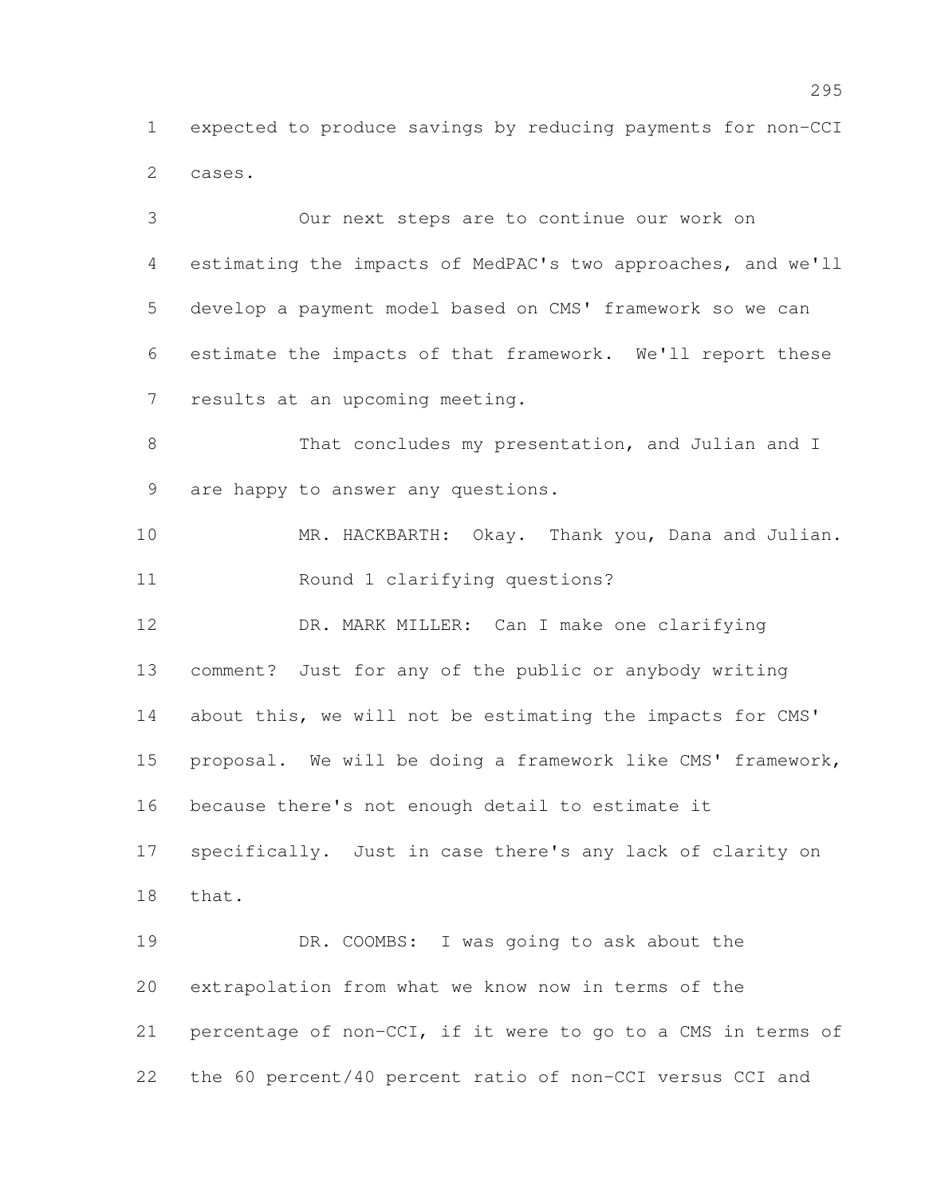expected to produce savings by reducing payments for non-CCI cases.

Our next steps are to continue our work on estimating the impacts of MedPAC's two approaches, and we'll develop a payment model based on CMS' framework so we can estimate the impacts of that framework. We'll report these results at an upcoming meeting.

That concludes my presentation, and Julian and I are happy to answer any questions.

MR. HACKBARTH: Okay. Thank you, Dana and Julian.

Round 1 clarifying questions?

DR. MARK MILLER: Can I make one clarifying comment? Just for any of the public or anybody writing about this, we will not be estimating the impacts for CMS' proposal. We will be doing a framework like CMS' framework, because there's not enough detail to estimate it specifically. Just in case there's any lack of clarity on that.

DR. COOMBS: I was going to ask about the extrapolation from what we know now in terms of the percentage of non-CCI, if it were to go to a CMS in terms of the 60 percent/40 percent ratio of non-CCI versus CCI and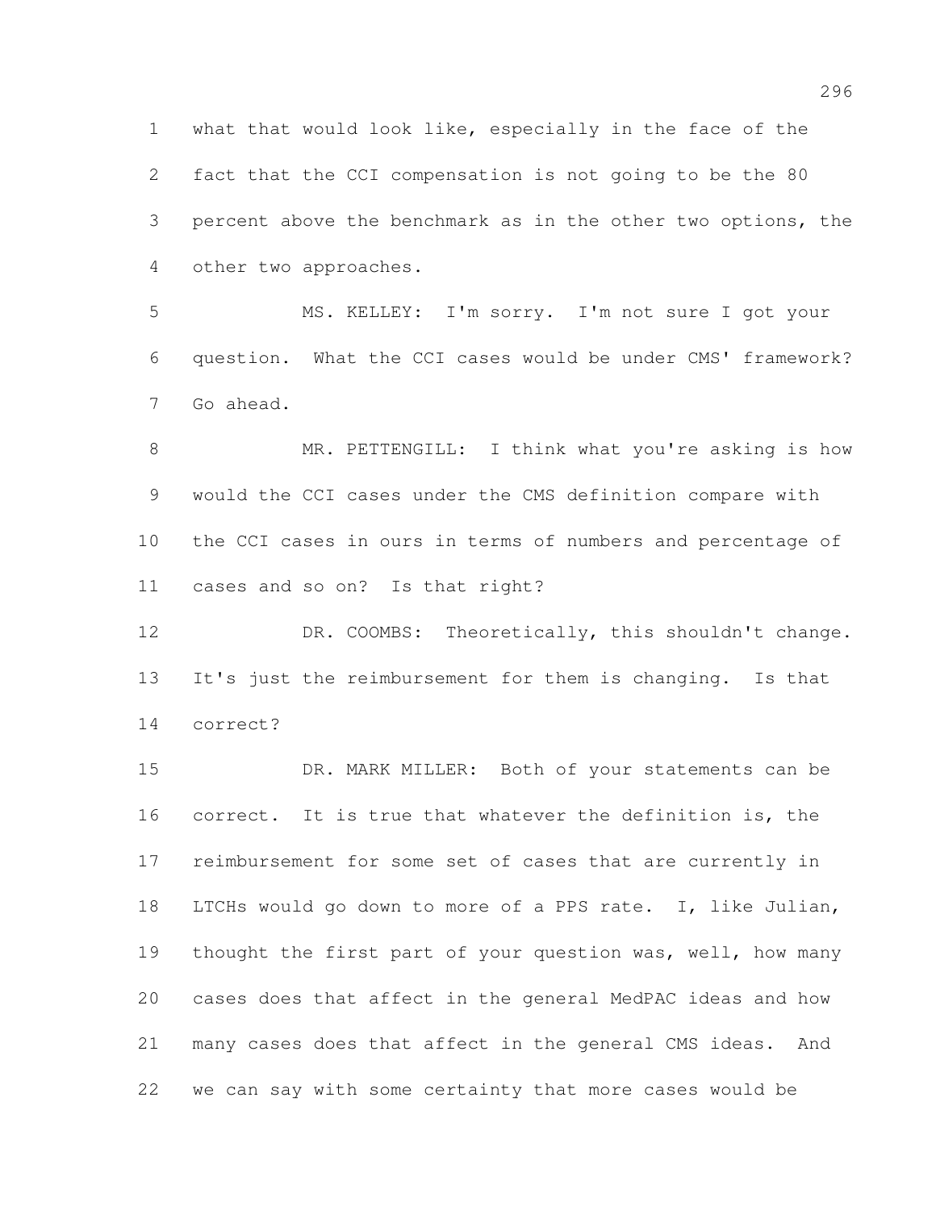what that would look like, especially in the face of the fact that the CCI compensation is not going to be the 80 percent above the benchmark as in the other two options, the other two approaches.

MS. KELLEY: I'm sorry. I'm not sure I got your question. What the CCI cases would be under CMS' framework? Go ahead.

MR. PETTENGILL: I think what you're asking is how would the CCI cases under the CMS definition compare with the CCI cases in ours in terms of numbers and percentage of cases and so on? Is that right?

DR. COOMBS: Theoretically, this shouldn't change. It's just the reimbursement for them is changing. Is that correct?

DR. MARK MILLER: Both of your statements can be correct. It is true that whatever the definition is, the reimbursement for some set of cases that are currently in LTCHs would go down to more of a PPS rate. I, like Julian, thought the first part of your question was, well, how many cases does that affect in the general MedPAC ideas and how many cases does that affect in the general CMS ideas. And we can say with some certainty that more cases would be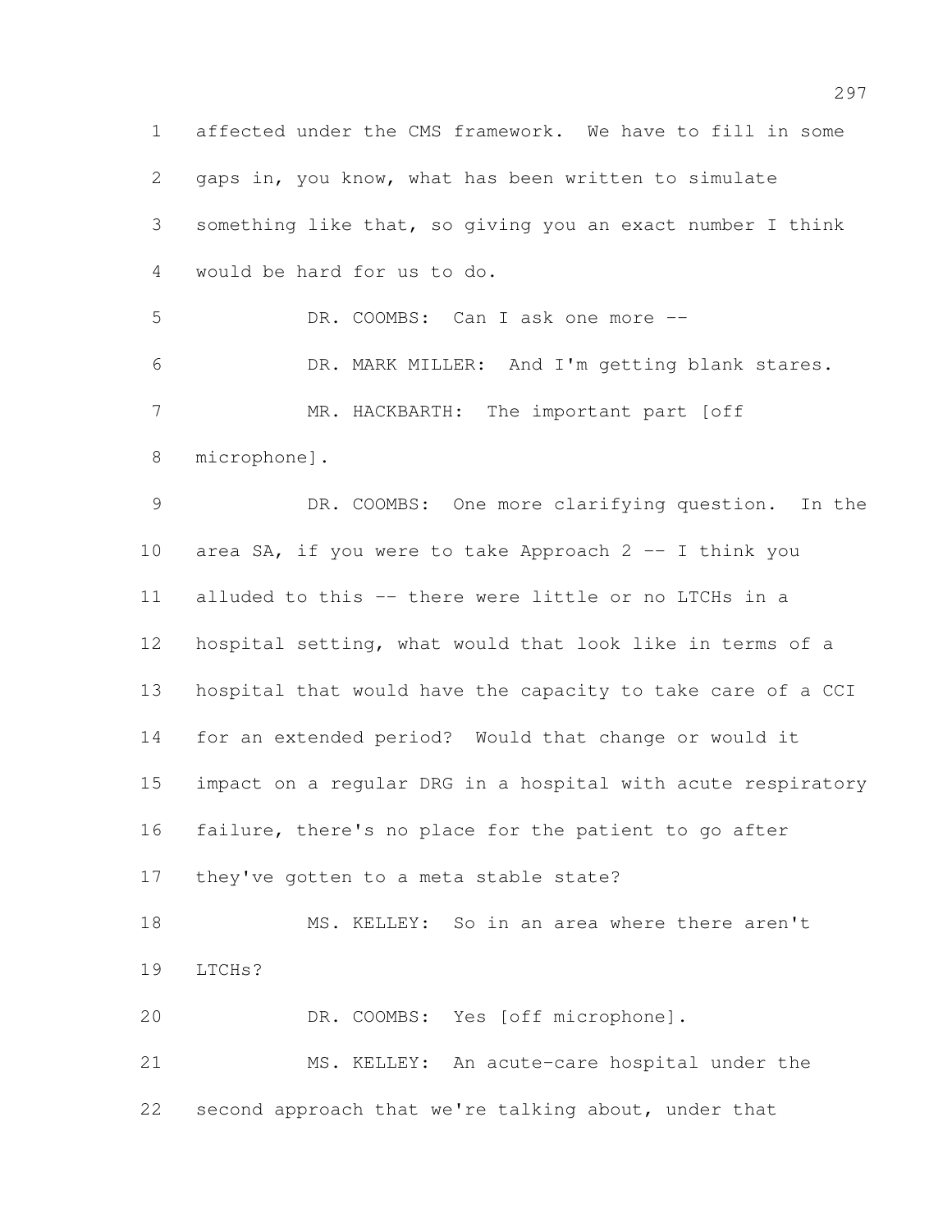affected under the CMS framework. We have to fill in some gaps in, you know, what has been written to simulate something like that, so giving you an exact number I think would be hard for us to do.

DR. COOMBS: Can I ask one more --

DR. MARK MILLER: And I'm getting blank stares.

MR. HACKBARTH: The important part [off microphone].

DR. COOMBS: One more clarifying question. In the area SA, if you were to take Approach 2 -- I think you alluded to this -- there were little or no LTCHs in a hospital setting, what would that look like in terms of a hospital that would have the capacity to take care of a CCI for an extended period? Would that change or would it impact on a regular DRG in a hospital with acute respiratory failure, there's no place for the patient to go after they've gotten to a meta stable state?

MS. KELLEY: So in an area where there aren't LTCHs?

DR. COOMBS: Yes [off microphone].

MS. KELLEY: An acute-care hospital under the second approach that we're talking about, under that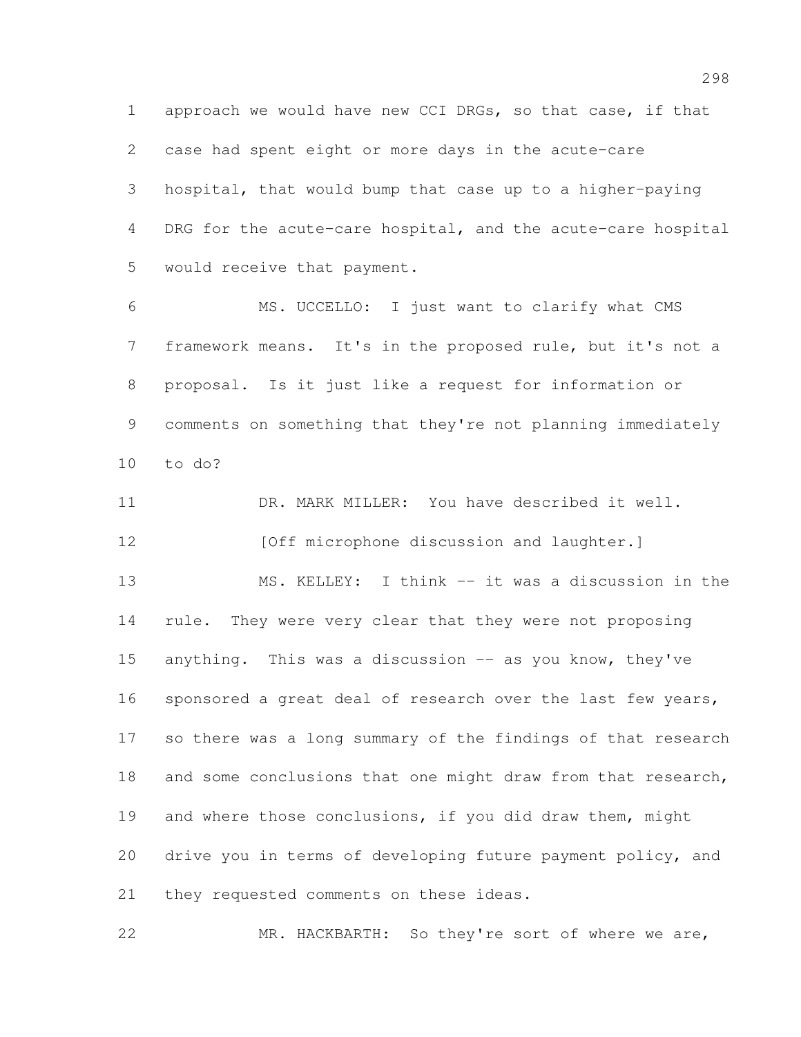approach we would have new CCI DRGs, so that case, if that case had spent eight or more days in the acute-care hospital, that would bump that case up to a higher-paying DRG for the acute-care hospital, and the acute-care hospital would receive that payment.

MS. UCCELLO: I just want to clarify what CMS framework means. It's in the proposed rule, but it's not a proposal. Is it just like a request for information or comments on something that they're not planning immediately to do?

DR. MARK MILLER: You have described it well.

[Off microphone discussion and laughter.]

MS. KELLEY: I think -- it was a discussion in the rule. They were very clear that they were not proposing anything. This was a discussion -- as you know, they've sponsored a great deal of research over the last few years, so there was a long summary of the findings of that research and some conclusions that one might draw from that research, and where those conclusions, if you did draw them, might drive you in terms of developing future payment policy, and they requested comments on these ideas.

MR. HACKBARTH: So they're sort of where we are,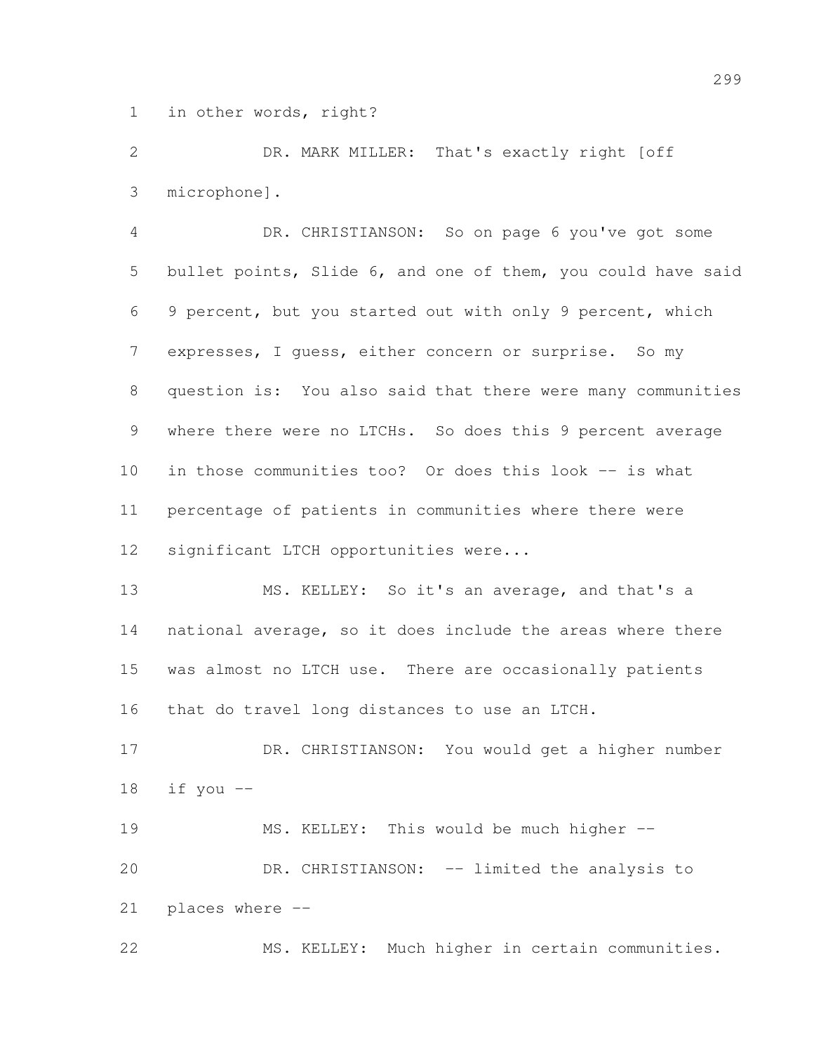in other words, right?

DR. MARK MILLER: That's exactly right [off microphone].

DR. CHRISTIANSON: So on page 6 you've got some bullet points, Slide 6, and one of them, you could have said 9 percent, but you started out with only 9 percent, which expresses, I guess, either concern or surprise. So my question is: You also said that there were many communities where there were no LTCHs. So does this 9 percent average in those communities too? Or does this look -- is what percentage of patients in communities where there were significant LTCH opportunities were...

MS. KELLEY: So it's an average, and that's a national average, so it does include the areas where there was almost no LTCH use. There are occasionally patients that do travel long distances to use an LTCH.

DR. CHRISTIANSON: You would get a higher number if you --

MS. KELLEY: This would be much higher --

DR. CHRISTIANSON: -- limited the analysis to places where --

MS. KELLEY: Much higher in certain communities.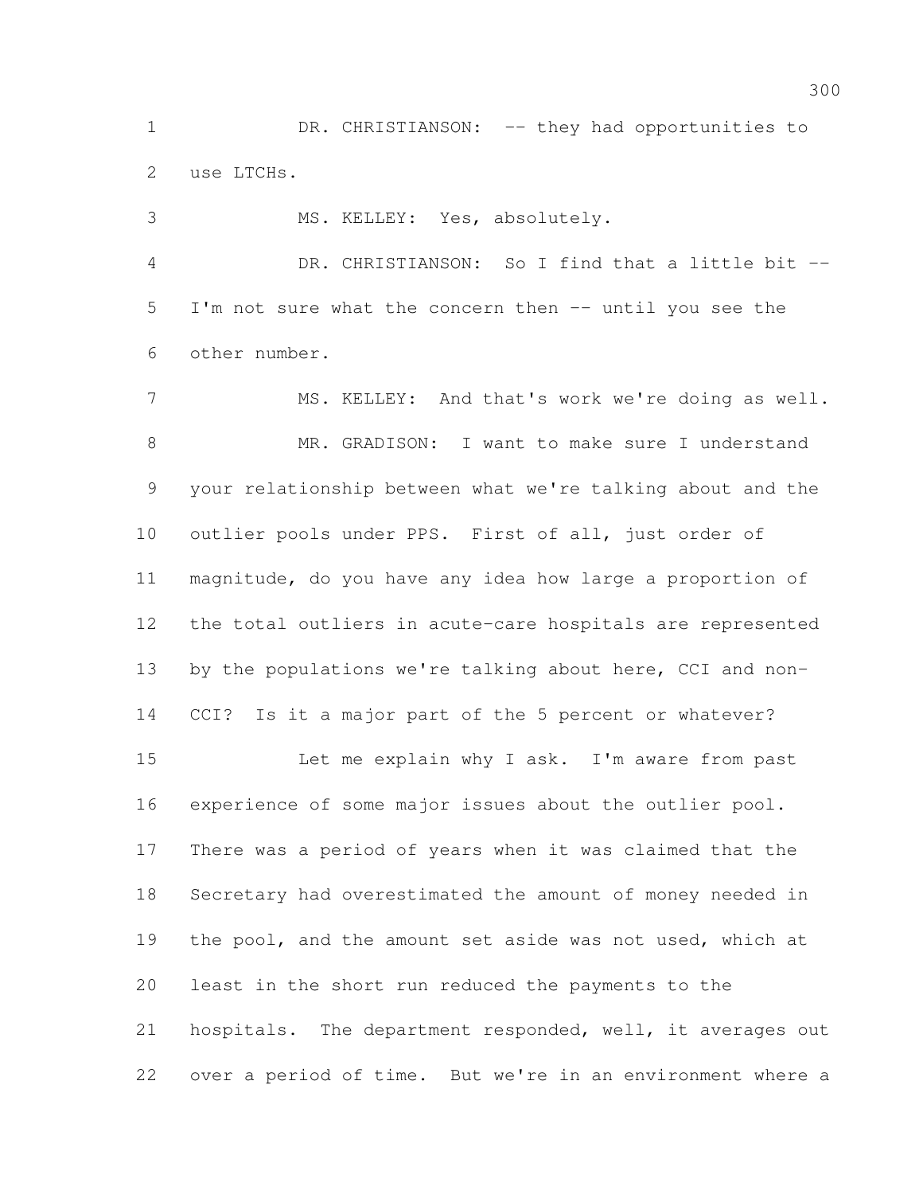DR. CHRISTIANSON: -- they had opportunities to use LTCHs.

MS. KELLEY: Yes, absolutely.

DR. CHRISTIANSON: So I find that a little bit -- I'm not sure what the concern then -- until you see the other number.

MS. KELLEY: And that's work we're doing as well.

MR. GRADISON: I want to make sure I understand your relationship between what we're talking about and the outlier pools under PPS. First of all, just order of magnitude, do you have any idea how large a proportion of the total outliers in acute-care hospitals are represented by the populations we're talking about here, CCI and non-CCI? Is it a major part of the 5 percent or whatever?

Let me explain why I ask. I'm aware from past experience of some major issues about the outlier pool. There was a period of years when it was claimed that the Secretary had overestimated the amount of money needed in the pool, and the amount set aside was not used, which at least in the short run reduced the payments to the hospitals. The department responded, well, it averages out over a period of time. But we're in an environment where a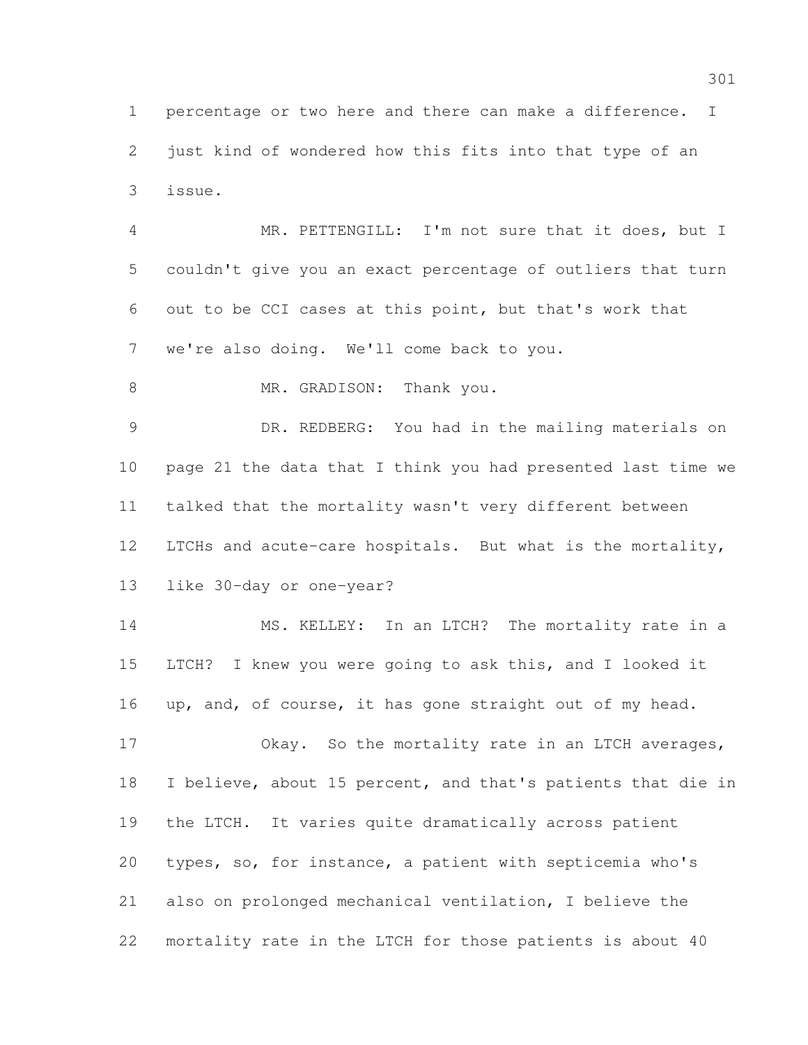percentage or two here and there can make a difference. I just kind of wondered how this fits into that type of an issue.

MR. PETTENGILL: I'm not sure that it does, but I couldn't give you an exact percentage of outliers that turn out to be CCI cases at this point, but that's work that we're also doing. We'll come back to you.

MR. GRADISON: Thank you.

DR. REDBERG: You had in the mailing materials on page 21 the data that I think you had presented last time we talked that the mortality wasn't very different between LTCHs and acute-care hospitals. But what is the mortality, like 30-day or one-year?

MS. KELLEY: In an LTCH? The mortality rate in a LTCH? I knew you were going to ask this, and I looked it up, and, of course, it has gone straight out of my head.

Okay. So the mortality rate in an LTCH averages, I believe, about 15 percent, and that's patients that die in the LTCH. It varies quite dramatically across patient types, so, for instance, a patient with septicemia who's also on prolonged mechanical ventilation, I believe the mortality rate in the LTCH for those patients is about 40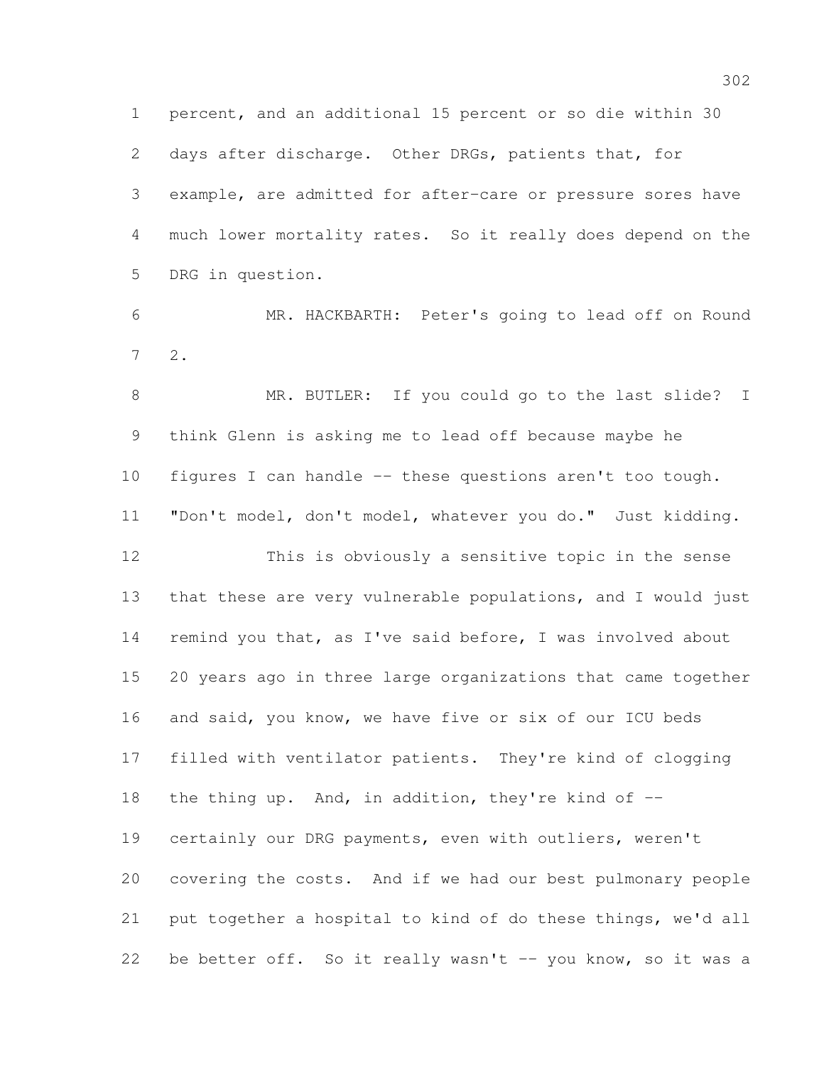percent, and an additional 15 percent or so die within 30 days after discharge. Other DRGs, patients that, for example, are admitted for after-care or pressure sores have much lower mortality rates. So it really does depend on the DRG in question.

MR. HACKBARTH: Peter's going to lead off on Round 2.

MR. BUTLER: If you could go to the last slide? I think Glenn is asking me to lead off because maybe he figures I can handle -- these questions aren't too tough. "Don't model, don't model, whatever you do." Just kidding.

This is obviously a sensitive topic in the sense that these are very vulnerable populations, and I would just remind you that, as I've said before, I was involved about 20 years ago in three large organizations that came together and said, you know, we have five or six of our ICU beds filled with ventilator patients. They're kind of clogging the thing up. And, in addition, they're kind of -- certainly our DRG payments, even with outliers, weren't covering the costs. And if we had our best pulmonary people put together a hospital to kind of do these things, we'd all be better off. So it really wasn't -- you know, so it was a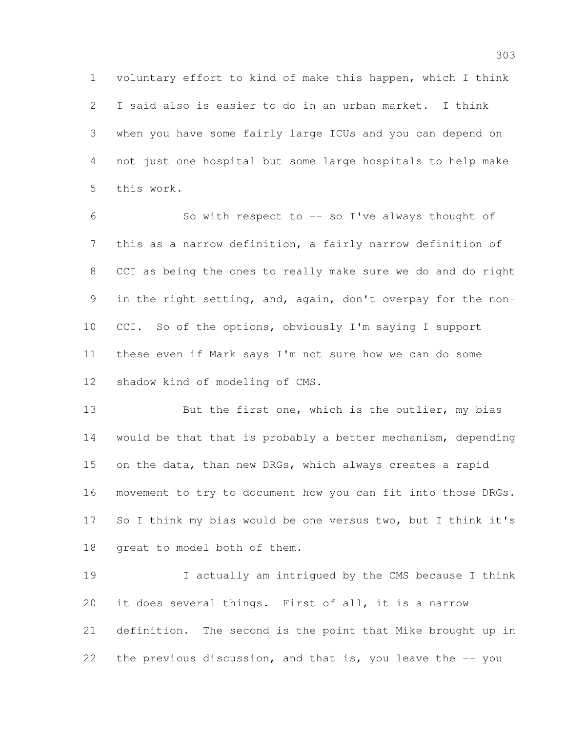voluntary effort to kind of make this happen, which I think I said also is easier to do in an urban market. I think when you have some fairly large ICUs and you can depend on not just one hospital but some large hospitals to help make this work.

So with respect to -- so I've always thought of this as a narrow definition, a fairly narrow definition of CCI as being the ones to really make sure we do and do right in the right setting, and, again, don't overpay for the non-CCI. So of the options, obviously I'm saying I support these even if Mark says I'm not sure how we can do some shadow kind of modeling of CMS.

But the first one, which is the outlier, my bias would be that that is probably a better mechanism, depending on the data, than new DRGs, which always creates a rapid movement to try to document how you can fit into those DRGs. So I think my bias would be one versus two, but I think it's great to model both of them.

I actually am intrigued by the CMS because I think it does several things. First of all, it is a narrow definition. The second is the point that Mike brought up in the previous discussion, and that is, you leave the -- you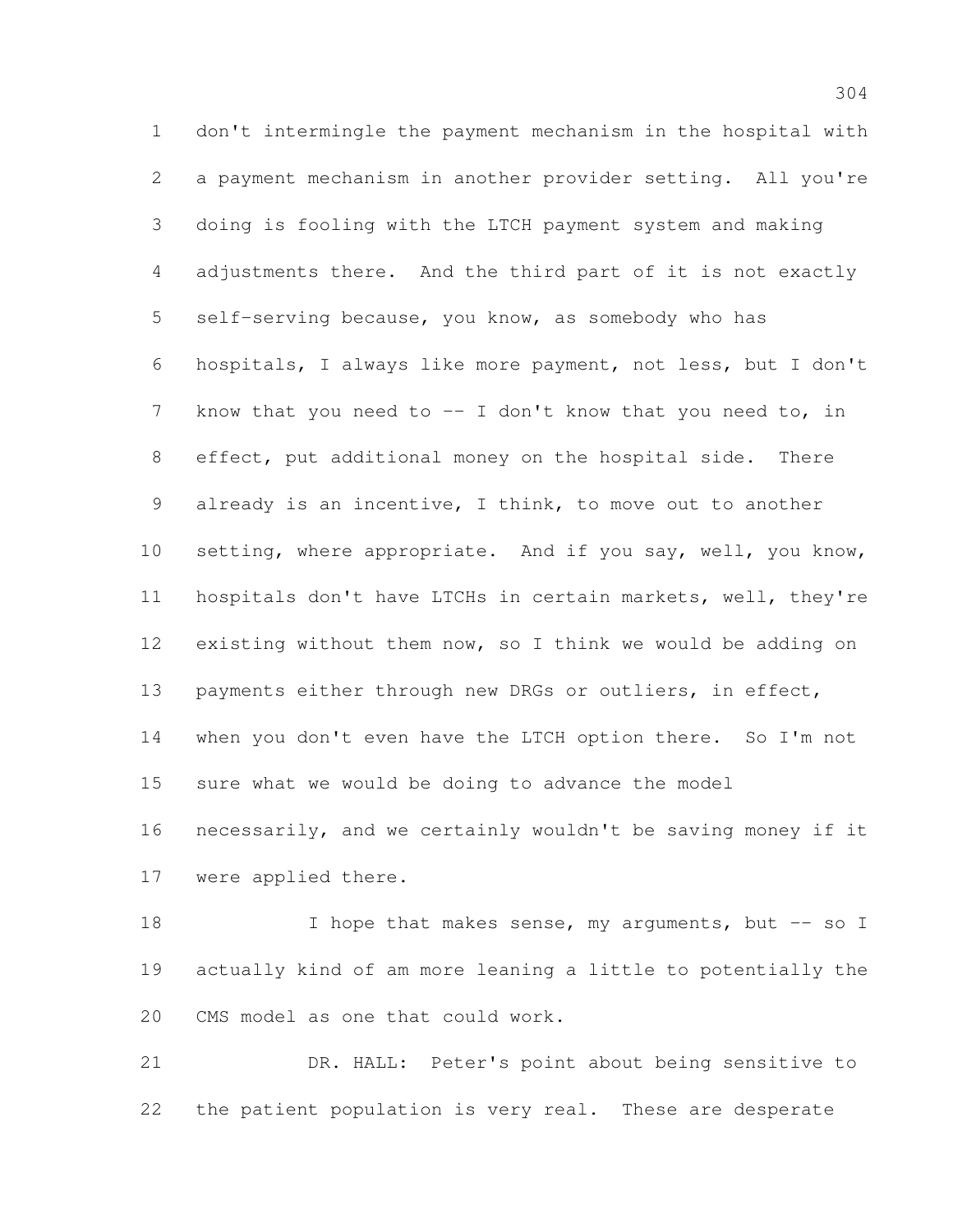don't intermingle the payment mechanism in the hospital with a payment mechanism in another provider setting. All you're doing is fooling with the LTCH payment system and making adjustments there. And the third part of it is not exactly self-serving because, you know, as somebody who has hospitals, I always like more payment, not less, but I don't know that you need to -- I don't know that you need to, in effect, put additional money on the hospital side. There already is an incentive, I think, to move out to another setting, where appropriate. And if you say, well, you know, hospitals don't have LTCHs in certain markets, well, they're existing without them now, so I think we would be adding on payments either through new DRGs or outliers, in effect, when you don't even have the LTCH option there. So I'm not sure what we would be doing to advance the model necessarily, and we certainly wouldn't be saving money if it were applied there.

I hope that makes sense, my arguments, but -- so I actually kind of am more leaning a little to potentially the CMS model as one that could work.

DR. HALL: Peter's point about being sensitive to the patient population is very real. These are desperate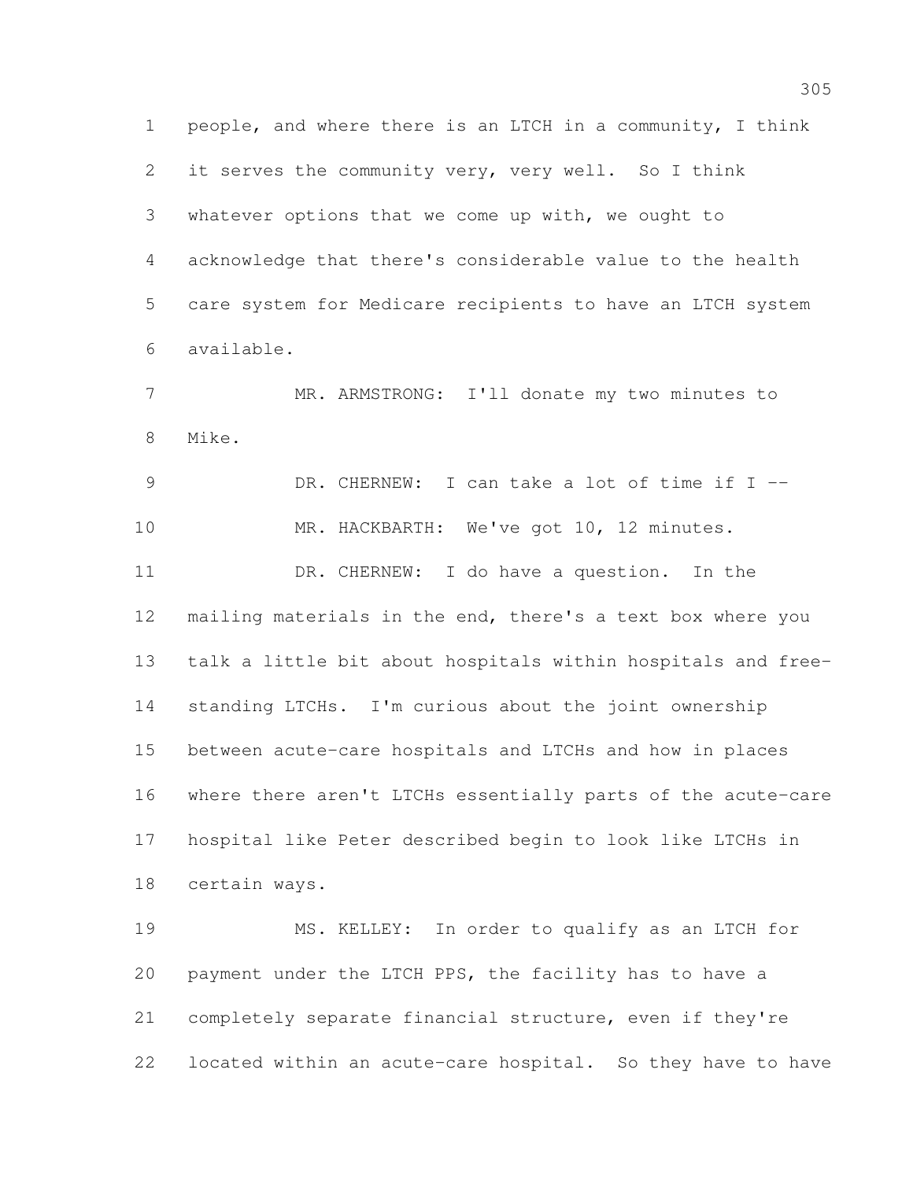people, and where there is an LTCH in a community, I think it serves the community very, very well. So I think whatever options that we come up with, we ought to acknowledge that there's considerable value to the health care system for Medicare recipients to have an LTCH system available.

MR. ARMSTRONG: I'll donate my two minutes to Mike.

DR. CHERNEW: I can take a lot of time if I --

MR. HACKBARTH: We've got 10, 12 minutes.

DR. CHERNEW: I do have a question. In the mailing materials in the end, there's a text box where you talk a little bit about hospitals within hospitals and free-standing LTCHs. I'm curious about the joint ownership between acute-care hospitals and LTCHs and how in places where there aren't LTCHs essentially parts of the acute-care hospital like Peter described begin to look like LTCHs in certain ways.

MS. KELLEY: In order to qualify as an LTCH for payment under the LTCH PPS, the facility has to have a completely separate financial structure, even if they're located within an acute-care hospital. So they have to have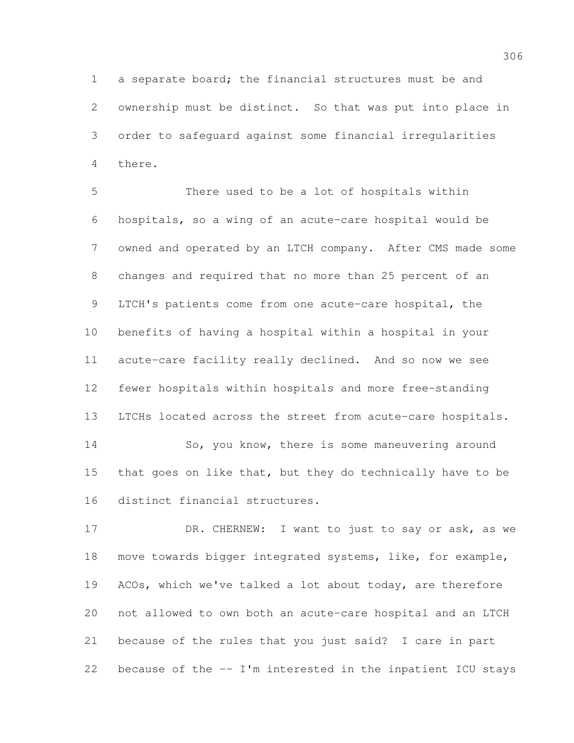a separate board; the financial structures must be and ownership must be distinct. So that was put into place in order to safeguard against some financial irregularities there.

There used to be a lot of hospitals within hospitals, so a wing of an acute-care hospital would be owned and operated by an LTCH company. After CMS made some changes and required that no more than 25 percent of an LTCH's patients come from one acute-care hospital, the benefits of having a hospital within a hospital in your acute-care facility really declined. And so now we see fewer hospitals within hospitals and more free-standing LTCHs located across the street from acute-care hospitals.

So, you know, there is some maneuvering around that goes on like that, but they do technically have to be distinct financial structures.

DR. CHERNEW: I want to just to say or ask, as we move towards bigger integrated systems, like, for example, ACOs, which we've talked a lot about today, are therefore not allowed to own both an acute-care hospital and an LTCH because of the rules that you just said? I care in part because of the -- I'm interested in the inpatient ICU stays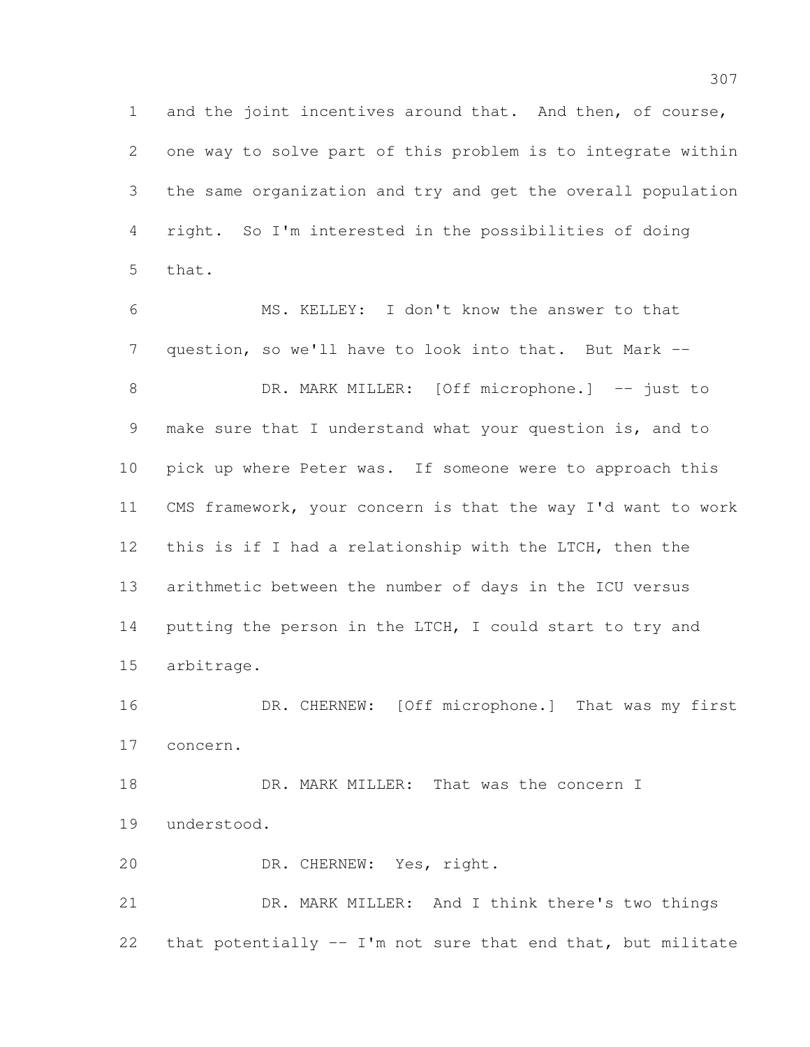and the joint incentives around that. And then, of course, one way to solve part of this problem is to integrate within the same organization and try and get the overall population right. So I'm interested in the possibilities of doing that.

MS. KELLEY: I don't know the answer to that question, so we'll have to look into that. But Mark --

DR. MARK MILLER: [Off microphone.] -- just to make sure that I understand what your question is, and to pick up where Peter was. If someone were to approach this CMS framework, your concern is that the way I'd want to work this is if I had a relationship with the LTCH, then the arithmetic between the number of days in the ICU versus putting the person in the LTCH, I could start to try and arbitrage.

DR. CHERNEW: [Off microphone.] That was my first concern.

DR. MARK MILLER: That was the concern I understood.

DR. CHERNEW: Yes, right.

DR. MARK MILLER: And I think there's two things that potentially -- I'm not sure that end that, but militate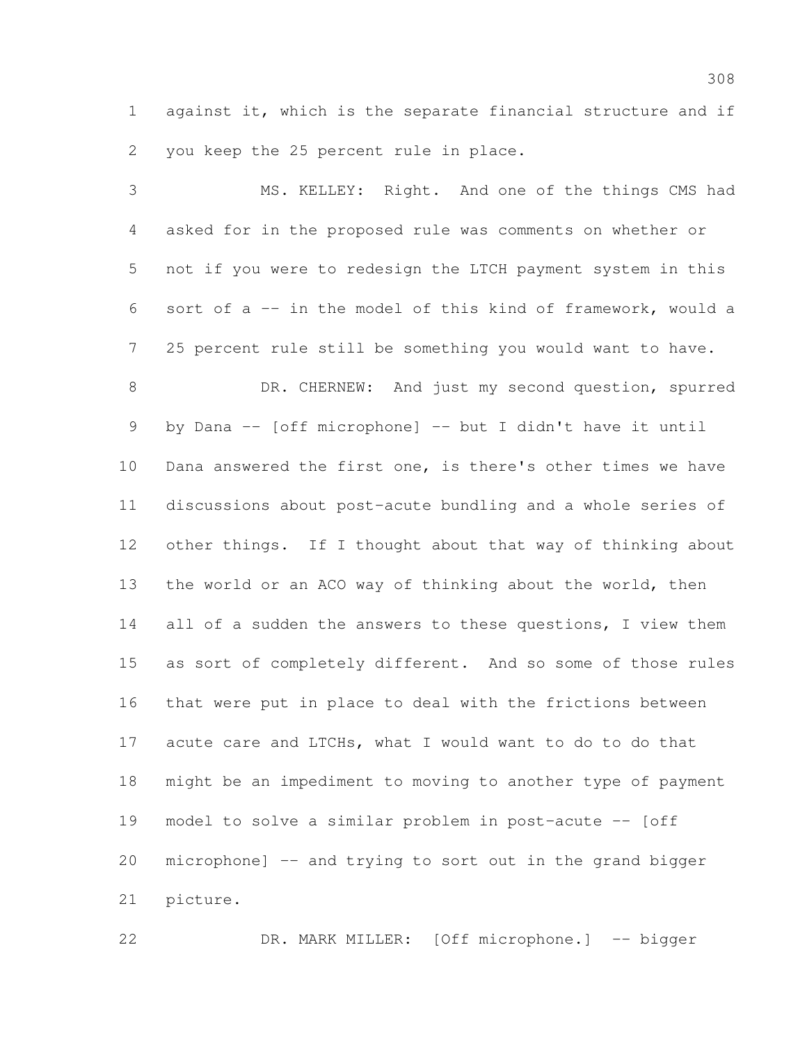against it, which is the separate financial structure and if you keep the 25 percent rule in place.

MS. KELLEY: Right. And one of the things CMS had asked for in the proposed rule was comments on whether or not if you were to redesign the LTCH payment system in this sort of a -- in the model of this kind of framework, would a 25 percent rule still be something you would want to have.

DR. CHERNEW: And just my second question, spurred by Dana -- [off microphone] -- but I didn't have it until Dana answered the first one, is there's other times we have discussions about post-acute bundling and a whole series of other things. If I thought about that way of thinking about the world or an ACO way of thinking about the world, then all of a sudden the answers to these questions, I view them as sort of completely different. And so some of those rules that were put in place to deal with the frictions between acute care and LTCHs, what I would want to do to do that might be an impediment to moving to another type of payment model to solve a similar problem in post-acute -- [off microphone] -- and trying to sort out in the grand bigger picture.

DR. MARK MILLER: [Off microphone.] -- bigger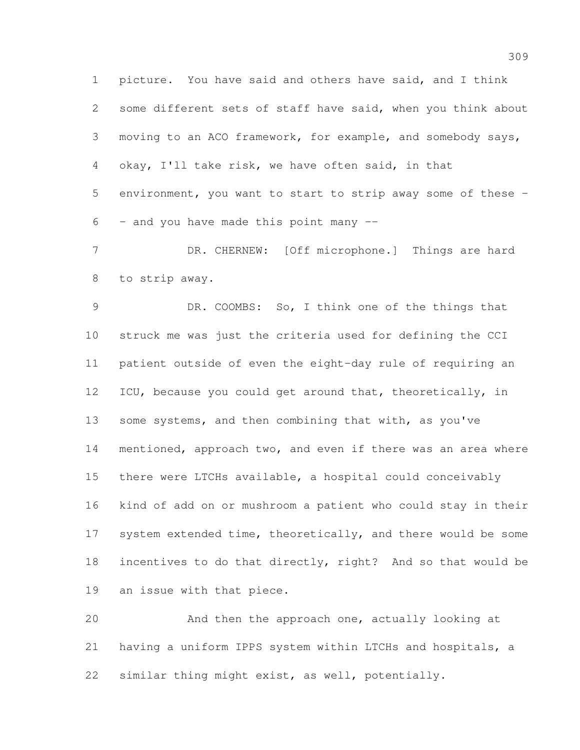picture. You have said and others have said, and I think some different sets of staff have said, when you think about moving to an ACO framework, for example, and somebody says, okay, I'll take risk, we have often said, in that environment, you want to start to strip away some of these -- and you have made this point many --

DR. CHERNEW: [Off microphone.] Things are hard to strip away.

DR. COOMBS: So, I think one of the things that struck me was just the criteria used for defining the CCI patient outside of even the eight-day rule of requiring an ICU, because you could get around that, theoretically, in some systems, and then combining that with, as you've mentioned, approach two, and even if there was an area where there were LTCHs available, a hospital could conceivably kind of add on or mushroom a patient who could stay in their system extended time, theoretically, and there would be some incentives to do that directly, right? And so that would be an issue with that piece.

And then the approach one, actually looking at having a uniform IPPS system within LTCHs and hospitals, a similar thing might exist, as well, potentially.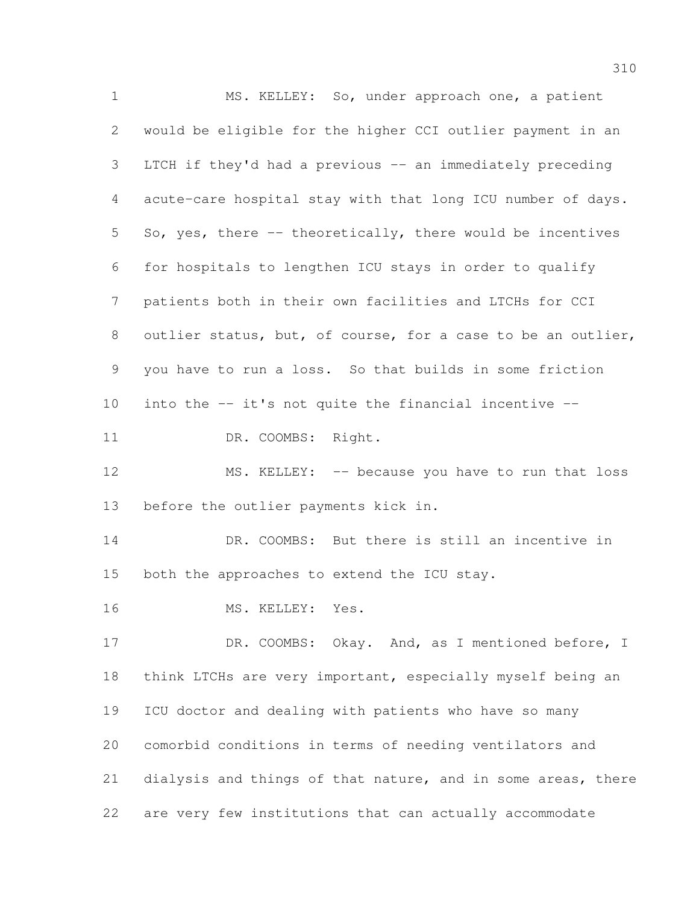MS. KELLEY: So, under approach one, a patient would be eligible for the higher CCI outlier payment in an LTCH if they'd had a previous -- an immediately preceding acute-care hospital stay with that long ICU number of days. So, yes, there -- theoretically, there would be incentives for hospitals to lengthen ICU stays in order to qualify patients both in their own facilities and LTCHs for CCI outlier status, but, of course, for a case to be an outlier, you have to run a loss. So that builds in some friction into the -- it's not quite the financial incentive --

DR. COOMBS: Right.

MS. KELLEY: -- because you have to run that loss before the outlier payments kick in.

DR. COOMBS: But there is still an incentive in both the approaches to extend the ICU stay.

MS. KELLEY: Yes.

DR. COOMBS: Okay. And, as I mentioned before, I think LTCHs are very important, especially myself being an ICU doctor and dealing with patients who have so many comorbid conditions in terms of needing ventilators and dialysis and things of that nature, and in some areas, there are very few institutions that can actually accommodate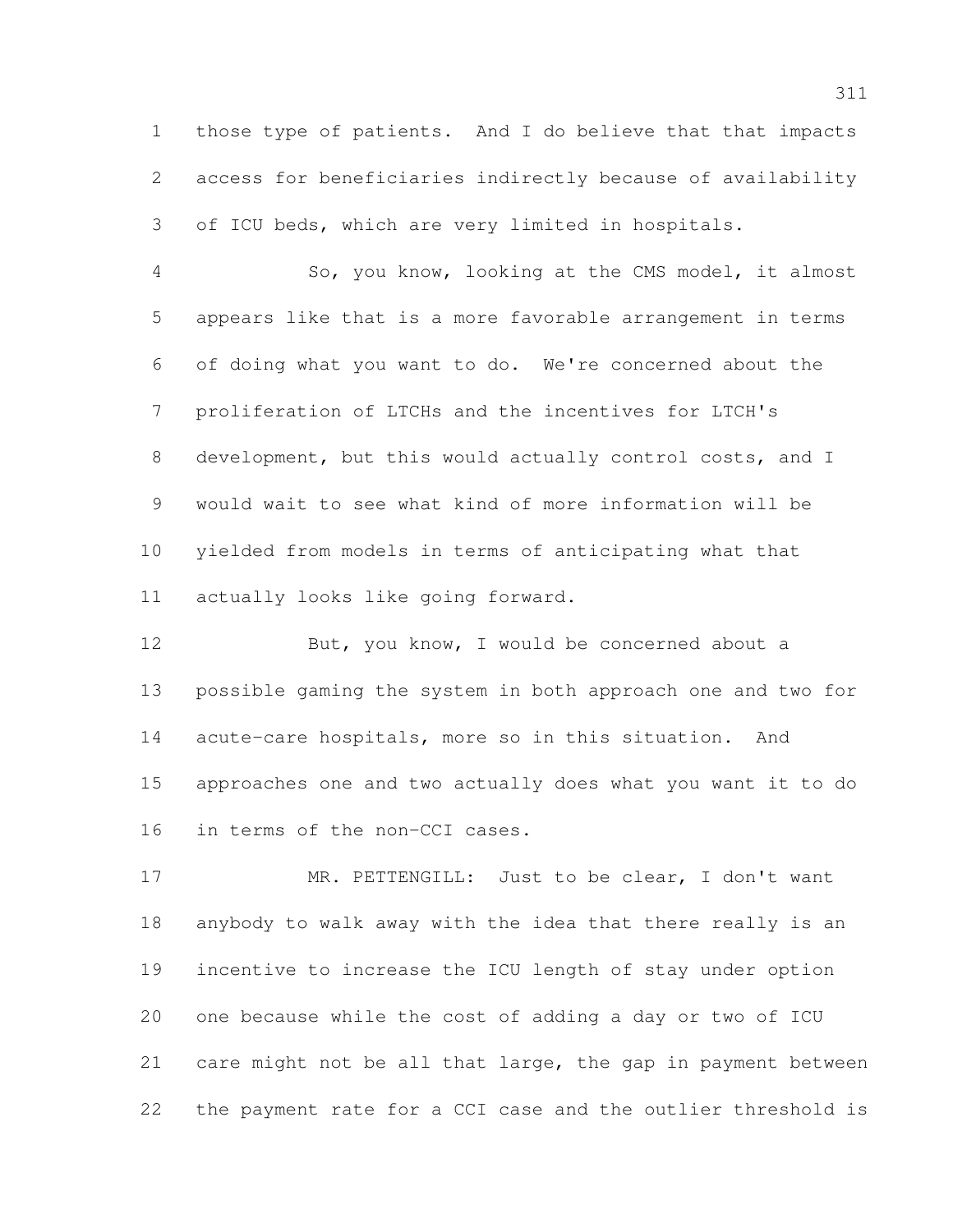those type of patients. And I do believe that that impacts access for beneficiaries indirectly because of availability of ICU beds, which are very limited in hospitals.

So, you know, looking at the CMS model, it almost appears like that is a more favorable arrangement in terms of doing what you want to do. We're concerned about the proliferation of LTCHs and the incentives for LTCH's development, but this would actually control costs, and I would wait to see what kind of more information will be yielded from models in terms of anticipating what that actually looks like going forward.

But, you know, I would be concerned about a possible gaming the system in both approach one and two for acute-care hospitals, more so in this situation. And approaches one and two actually does what you want it to do in terms of the non-CCI cases.

MR. PETTENGILL: Just to be clear, I don't want anybody to walk away with the idea that there really is an incentive to increase the ICU length of stay under option one because while the cost of adding a day or two of ICU care might not be all that large, the gap in payment between the payment rate for a CCI case and the outlier threshold is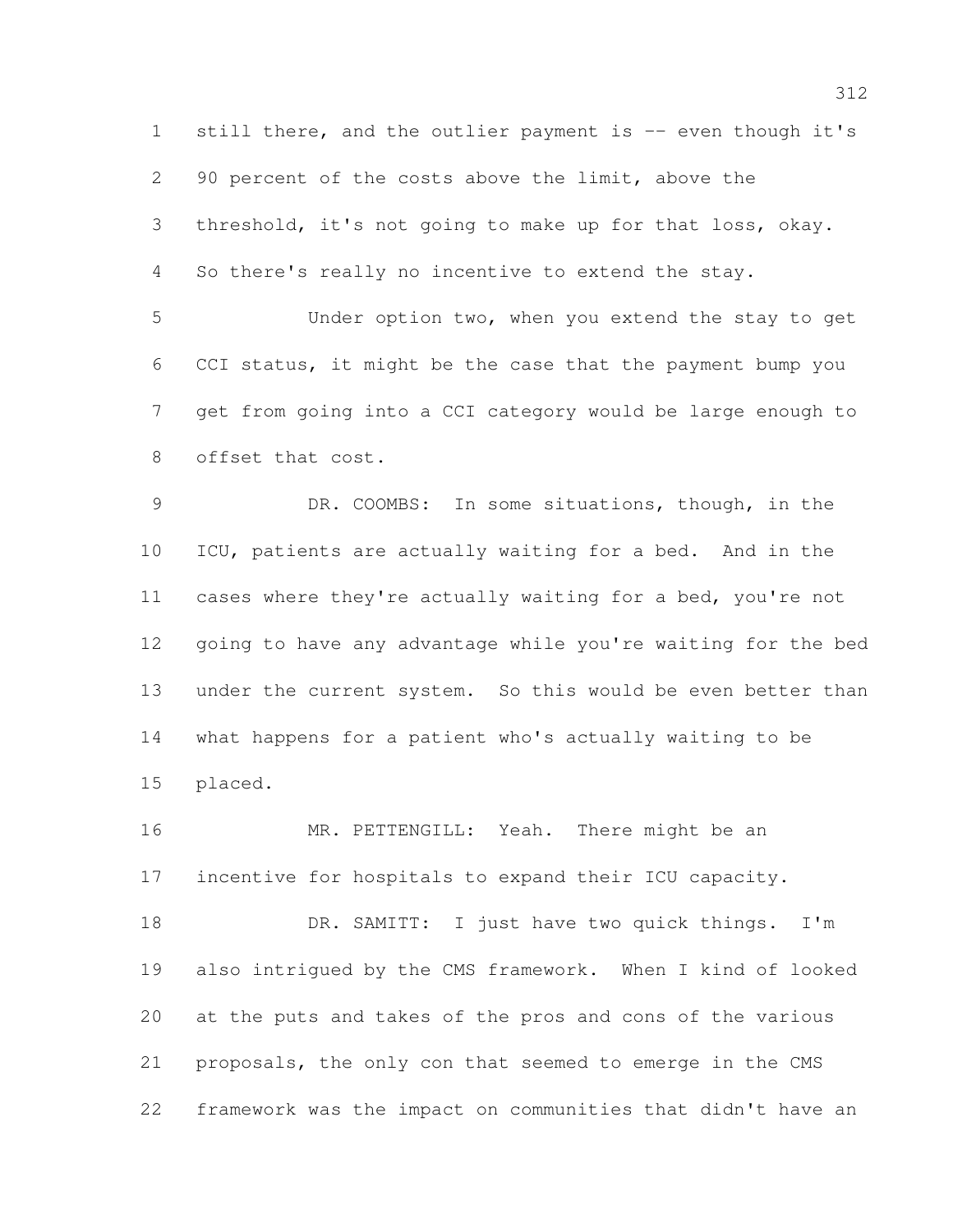still there, and the outlier payment is -- even though it's 90 percent of the costs above the limit, above the threshold, it's not going to make up for that loss, okay. So there's really no incentive to extend the stay.

Under option two, when you extend the stay to get CCI status, it might be the case that the payment bump you get from going into a CCI category would be large enough to offset that cost.

DR. COOMBS: In some situations, though, in the ICU, patients are actually waiting for a bed. And in the cases where they're actually waiting for a bed, you're not going to have any advantage while you're waiting for the bed under the current system. So this would be even better than what happens for a patient who's actually waiting to be placed.

MR. PETTENGILL: Yeah. There might be an incentive for hospitals to expand their ICU capacity.

DR. SAMITT: I just have two quick things. I'm also intrigued by the CMS framework. When I kind of looked at the puts and takes of the pros and cons of the various proposals, the only con that seemed to emerge in the CMS framework was the impact on communities that didn't have an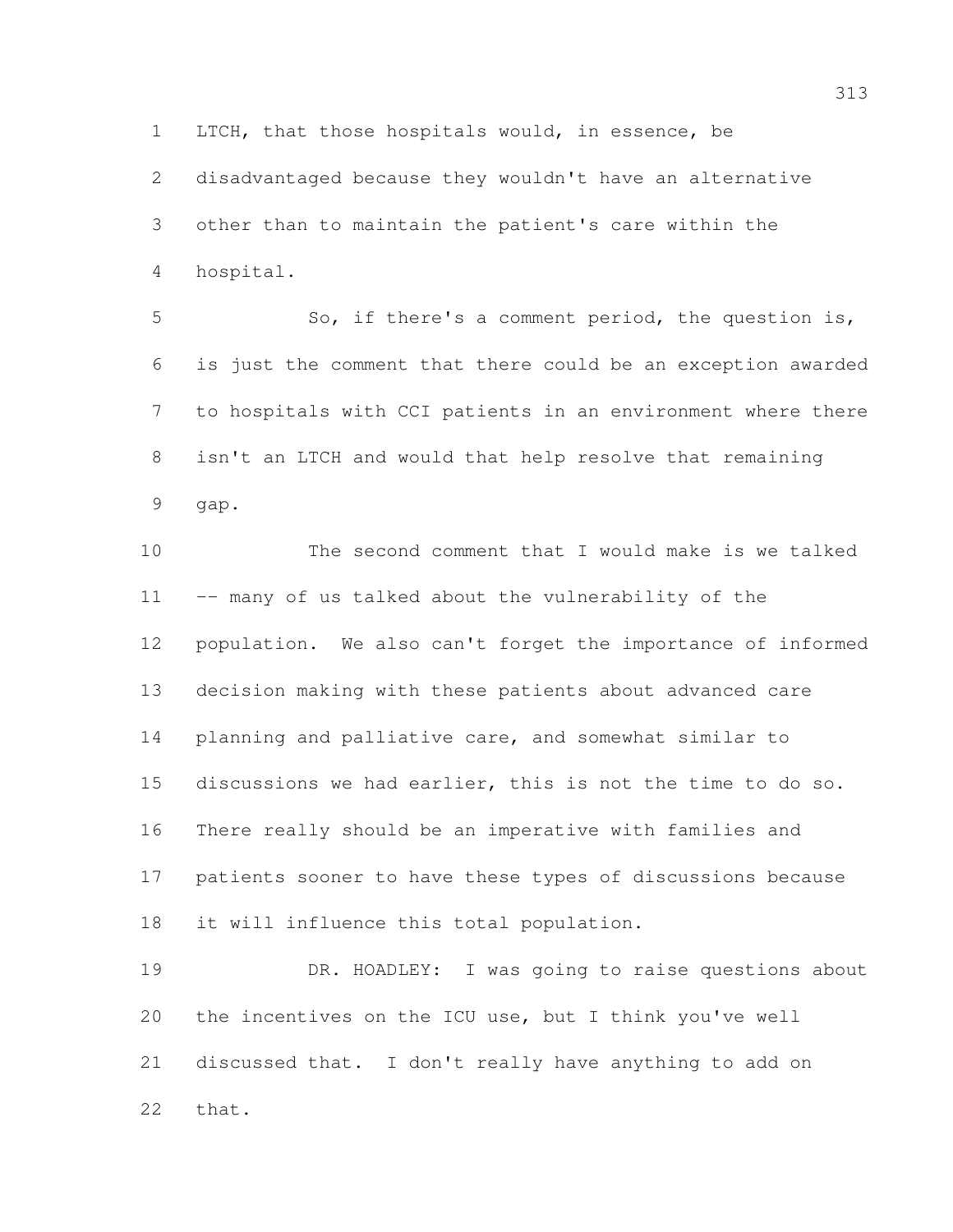LTCH, that those hospitals would, in essence, be disadvantaged because they wouldn't have an alternative other than to maintain the patient's care within the hospital.

So, if there's a comment period, the question is, is just the comment that there could be an exception awarded to hospitals with CCI patients in an environment where there isn't an LTCH and would that help resolve that remaining gap.

The second comment that I would make is we talked -- many of us talked about the vulnerability of the population. We also can't forget the importance of informed decision making with these patients about advanced care planning and palliative care, and somewhat similar to discussions we had earlier, this is not the time to do so. There really should be an imperative with families and patients sooner to have these types of discussions because it will influence this total population.

DR. HOADLEY: I was going to raise questions about the incentives on the ICU use, but I think you've well discussed that. I don't really have anything to add on that.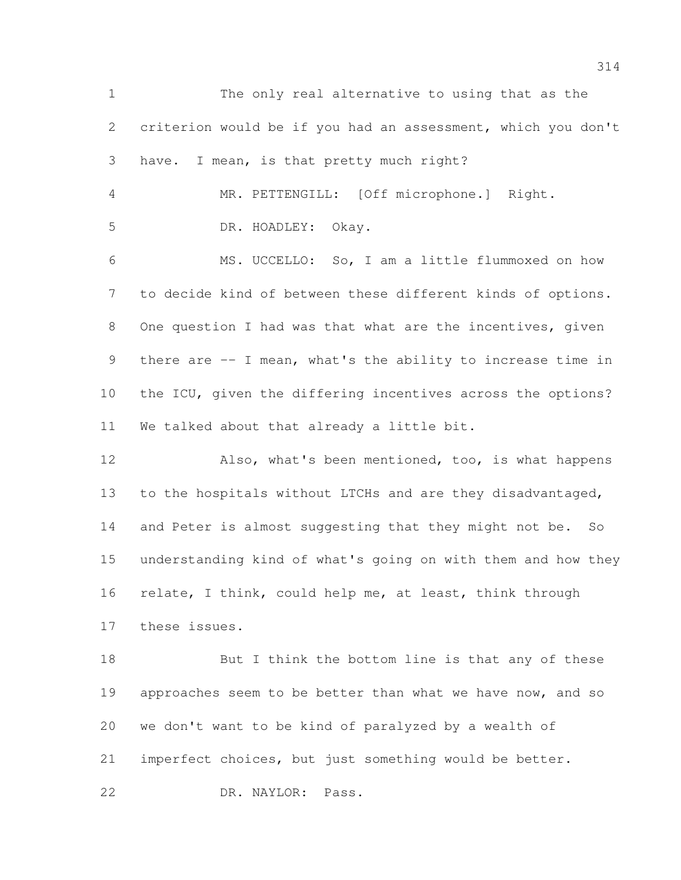The only real alternative to using that as the criterion would be if you had an assessment, which you don't have. I mean, is that pretty much right?

MR. PETTENGILL: [Off microphone.] Right.

DR. HOADLEY: Okay.

MS. UCCELLO: So, I am a little flummoxed on how to decide kind of between these different kinds of options. One question I had was that what are the incentives, given there are -- I mean, what's the ability to increase time in the ICU, given the differing incentives across the options? We talked about that already a little bit.

Also, what's been mentioned, too, is what happens to the hospitals without LTCHs and are they disadvantaged, and Peter is almost suggesting that they might not be. So understanding kind of what's going on with them and how they relate, I think, could help me, at least, think through these issues.

But I think the bottom line is that any of these approaches seem to be better than what we have now, and so we don't want to be kind of paralyzed by a wealth of imperfect choices, but just something would be better.

DR. NAYLOR: Pass.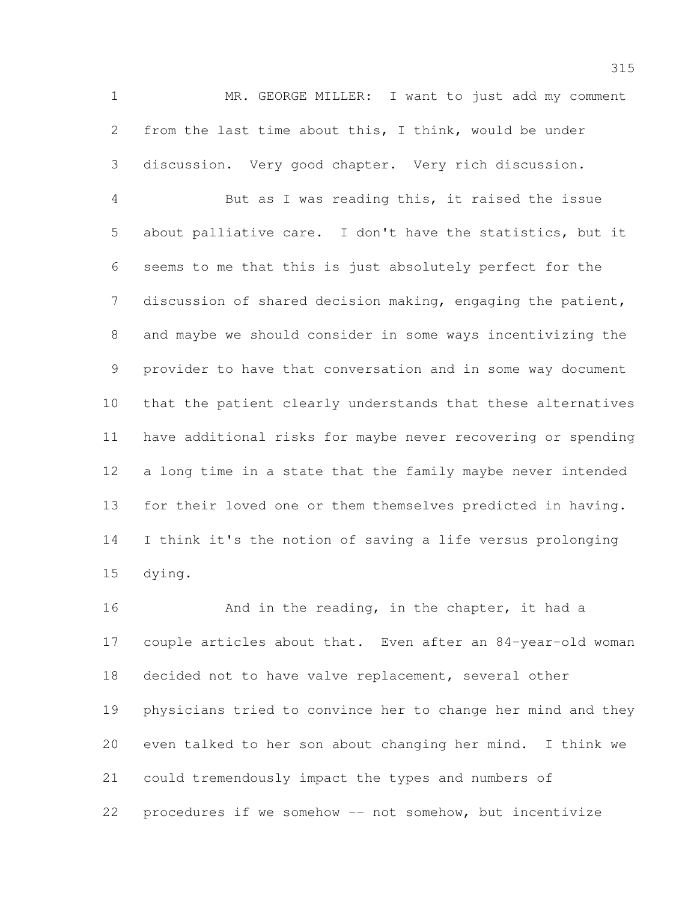MR. GEORGE MILLER: I want to just add my comment from the last time about this, I think, would be under discussion. Very good chapter. Very rich discussion.

But as I was reading this, it raised the issue about palliative care. I don't have the statistics, but it seems to me that this is just absolutely perfect for the discussion of shared decision making, engaging the patient, and maybe we should consider in some ways incentivizing the provider to have that conversation and in some way document that the patient clearly understands that these alternatives have additional risks for maybe never recovering or spending a long time in a state that the family maybe never intended for their loved one or them themselves predicted in having. I think it's the notion of saving a life versus prolonging dying.

And in the reading, in the chapter, it had a couple articles about that. Even after an 84-year-old woman decided not to have valve replacement, several other physicians tried to convince her to change her mind and they even talked to her son about changing her mind. I think we could tremendously impact the types and numbers of procedures if we somehow -- not somehow, but incentivize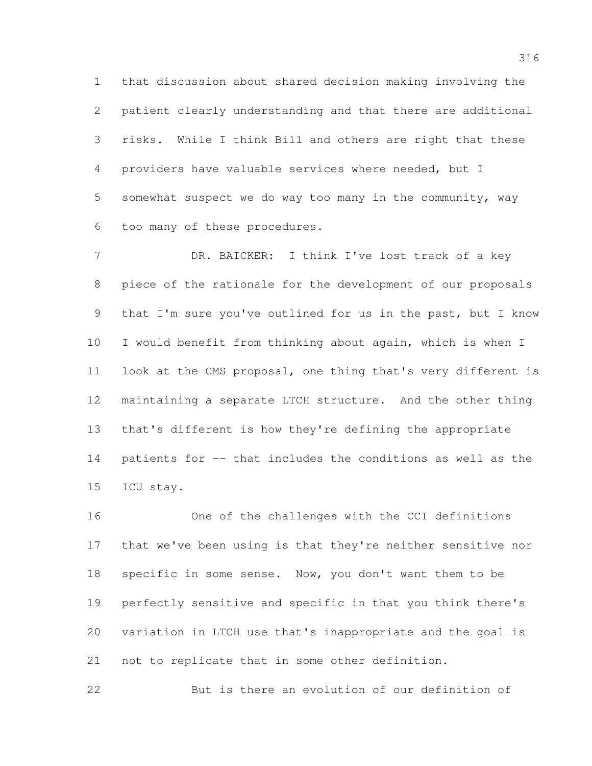that discussion about shared decision making involving the patient clearly understanding and that there are additional risks. While I think Bill and others are right that these providers have valuable services where needed, but I somewhat suspect we do way too many in the community, way too many of these procedures.

DR. BAICKER: I think I've lost track of a key piece of the rationale for the development of our proposals that I'm sure you've outlined for us in the past, but I know I would benefit from thinking about again, which is when I look at the CMS proposal, one thing that's very different is maintaining a separate LTCH structure. And the other thing that's different is how they're defining the appropriate patients for -- that includes the conditions as well as the ICU stay.

One of the challenges with the CCI definitions that we've been using is that they're neither sensitive nor specific in some sense. Now, you don't want them to be perfectly sensitive and specific in that you think there's variation in LTCH use that's inappropriate and the goal is not to replicate that in some other definition.

But is there an evolution of our definition of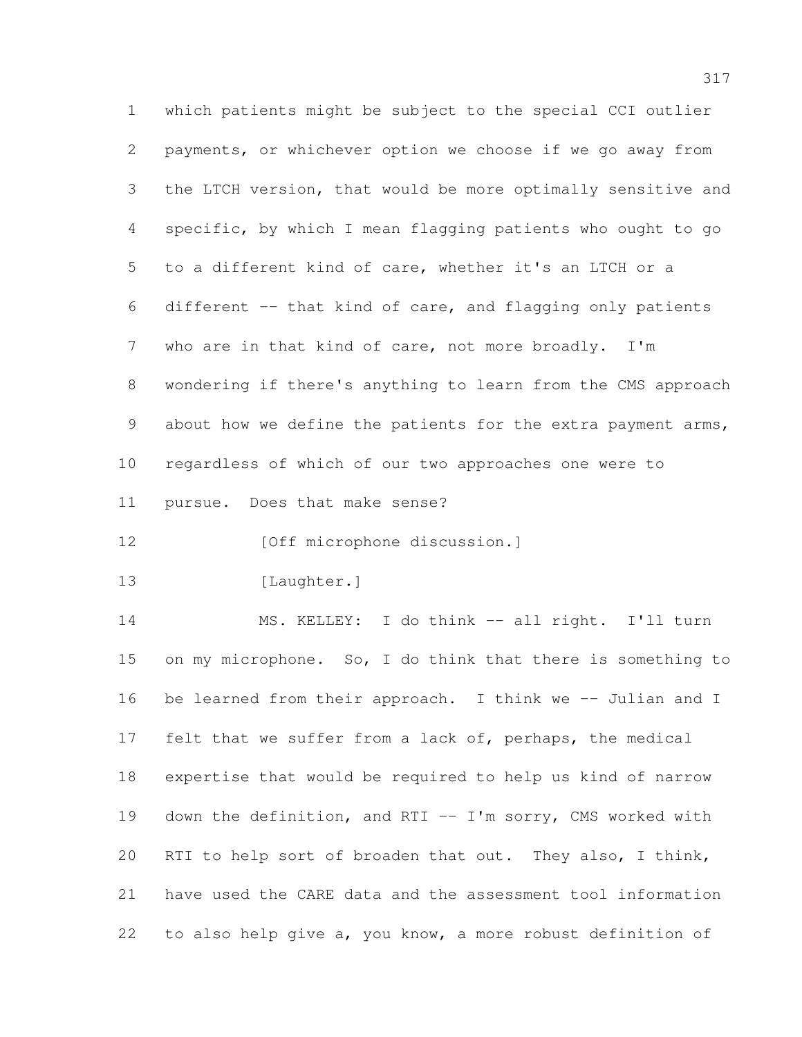which patients might be subject to the special CCI outlier payments, or whichever option we choose if we go away from the LTCH version, that would be more optimally sensitive and specific, by which I mean flagging patients who ought to go to a different kind of care, whether it's an LTCH or a different -- that kind of care, and flagging only patients who are in that kind of care, not more broadly. I'm wondering if there's anything to learn from the CMS approach about how we define the patients for the extra payment arms, regardless of which of our two approaches one were to pursue. Does that make sense?

[Off microphone discussion.]

[Laughter.]

MS. KELLEY: I do think -- all right. I'll turn on my microphone. So, I do think that there is something to be learned from their approach. I think we -- Julian and I felt that we suffer from a lack of, perhaps, the medical expertise that would be required to help us kind of narrow down the definition, and RTI -- I'm sorry, CMS worked with RTI to help sort of broaden that out. They also, I think, have used the CARE data and the assessment tool information to also help give a, you know, a more robust definition of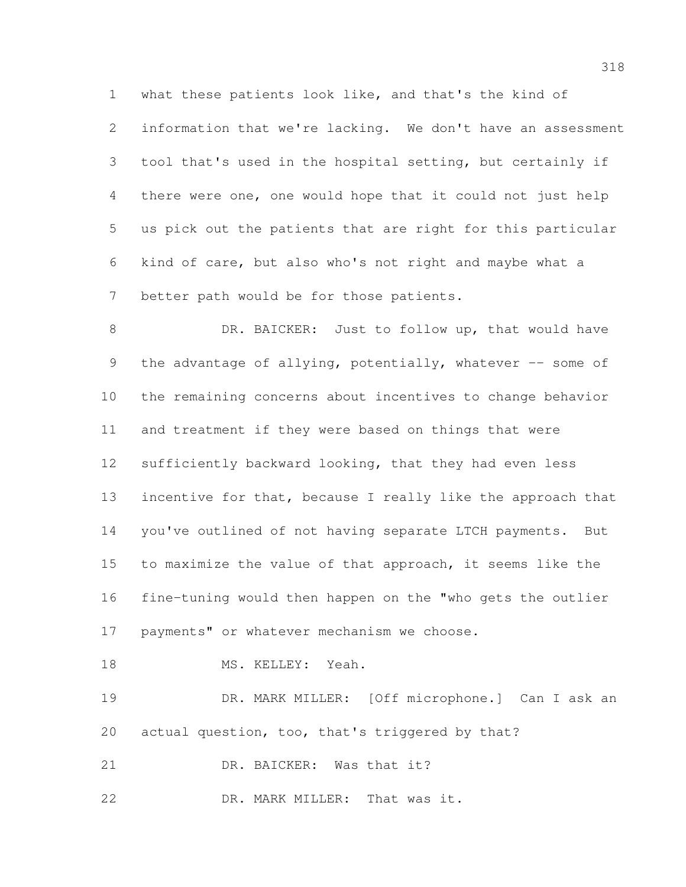what these patients look like, and that's the kind of information that we're lacking. We don't have an assessment tool that's used in the hospital setting, but certainly if there were one, one would hope that it could not just help us pick out the patients that are right for this particular kind of care, but also who's not right and maybe what a better path would be for those patients.

DR. BAICKER: Just to follow up, that would have the advantage of allying, potentially, whatever -- some of the remaining concerns about incentives to change behavior and treatment if they were based on things that were sufficiently backward looking, that they had even less incentive for that, because I really like the approach that you've outlined of not having separate LTCH payments. But to maximize the value of that approach, it seems like the fine-tuning would then happen on the "who gets the outlier payments" or whatever mechanism we choose.

MS. KELLEY: Yeah.

DR. MARK MILLER: [Off microphone.] Can I ask an actual question, too, that's triggered by that?

DR. BAICKER: Was that it?

DR. MARK MILLER: That was it.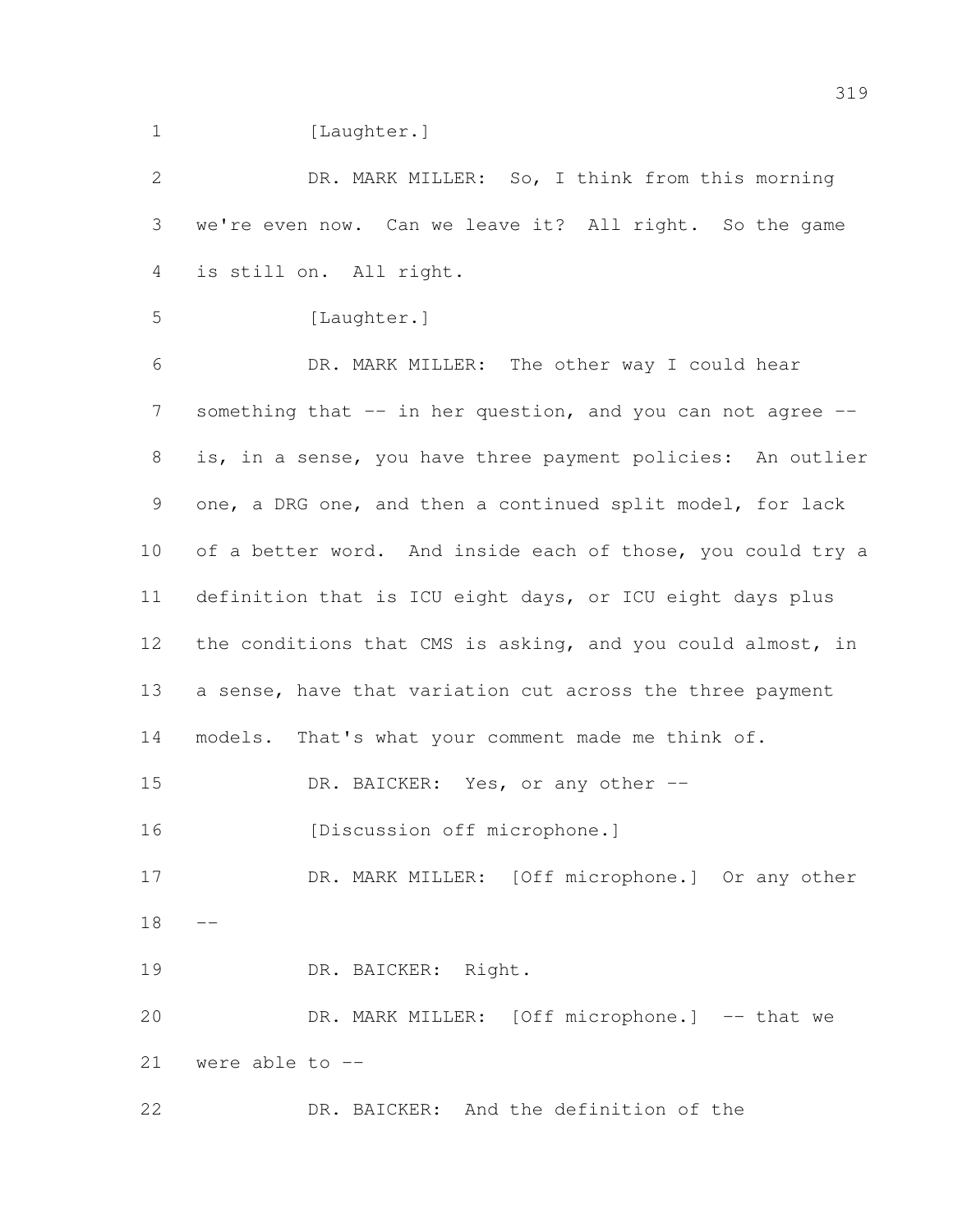[Laughter.]

DR. MARK MILLER: So, I think from this morning we're even now. Can we leave it? All right. So the game is still on. All right.

[Laughter.]

DR. MARK MILLER: The other way I could hear something that -- in her question, and you can not agree -- is, in a sense, you have three payment policies: An outlier one, a DRG one, and then a continued split model, for lack of a better word. And inside each of those, you could try a definition that is ICU eight days, or ICU eight days plus the conditions that CMS is asking, and you could almost, in a sense, have that variation cut across the three payment models. That's what your comment made me think of.

DR. BAICKER: Yes, or any other --

[Discussion off microphone.]

DR. MARK MILLER: [Off microphone.] Or any other --

DR. BAICKER: Right.

DR. MARK MILLER: [Off microphone.] -- that we were able to --

DR. BAICKER: And the definition of the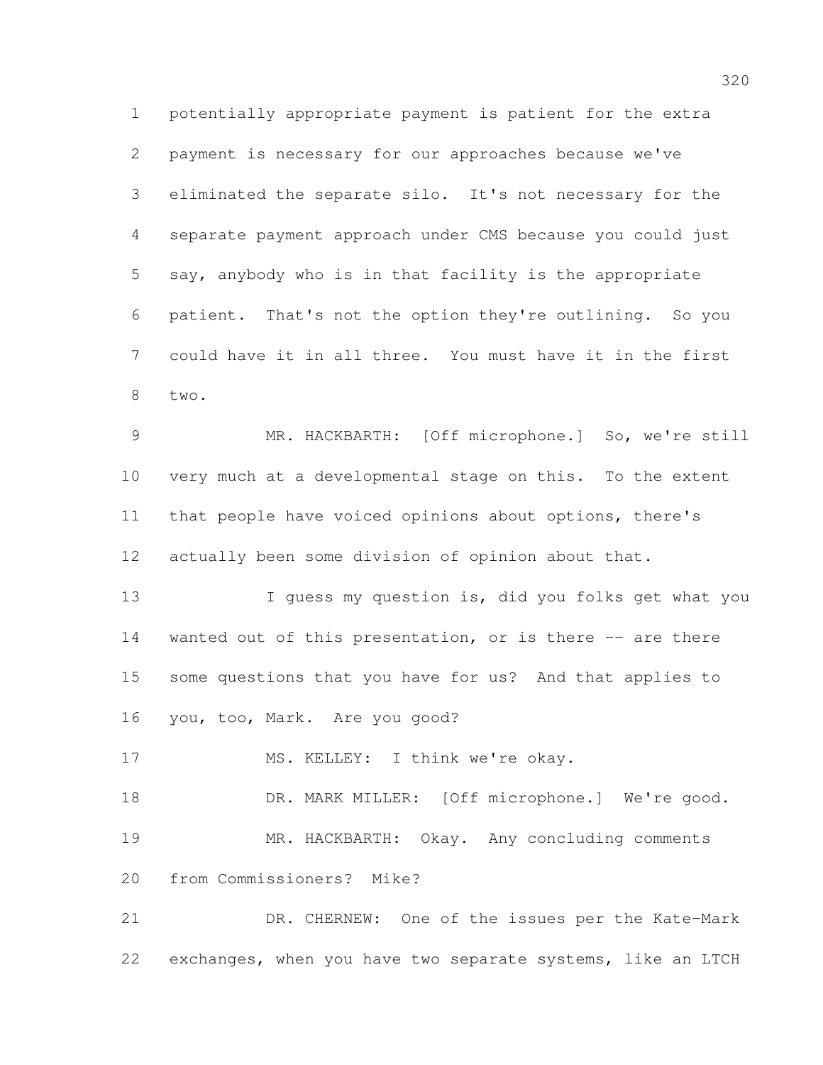potentially appropriate payment is patient for the extra payment is necessary for our approaches because we've eliminated the separate silo. It's not necessary for the separate payment approach under CMS because you could just say, anybody who is in that facility is the appropriate patient. That's not the option they're outlining. So you could have it in all three. You must have it in the first two.

MR. HACKBARTH: [Off microphone.] So, we're still very much at a developmental stage on this. To the extent that people have voiced opinions about options, there's actually been some division of opinion about that.

I guess my question is, did you folks get what you wanted out of this presentation, or is there -- are there some questions that you have for us? And that applies to you, too, Mark. Are you good?

MS. KELLEY: I think we're okay.

DR. MARK MILLER: [Off microphone.] We're good.

MR. HACKBARTH: Okay. Any concluding comments from Commissioners? Mike?

DR. CHERNEW: One of the issues per the Kate-Mark exchanges, when you have two separate systems, like an LTCH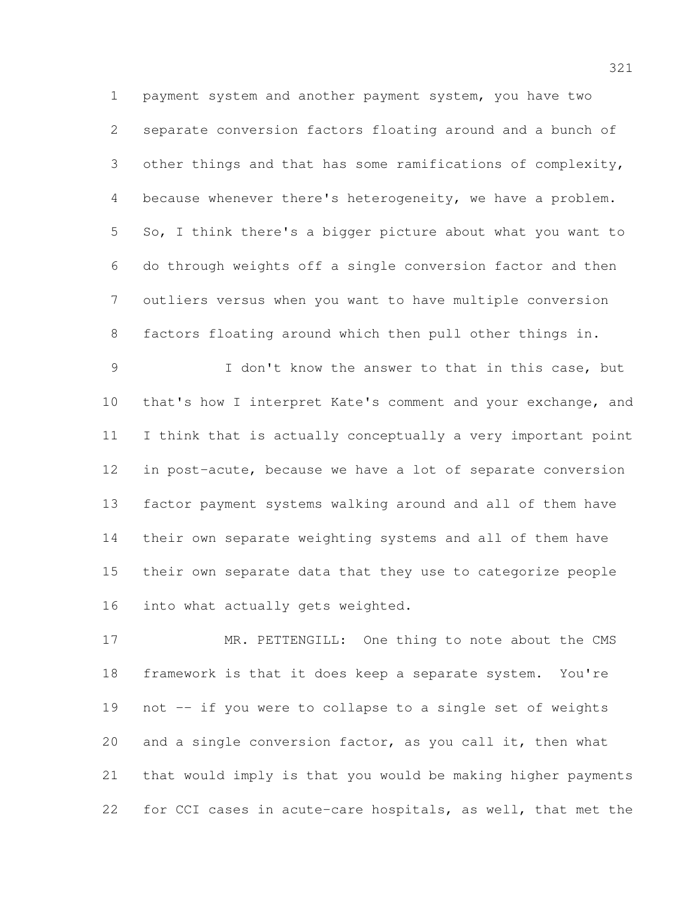payment system and another payment system, you have two separate conversion factors floating around and a bunch of other things and that has some ramifications of complexity, because whenever there's heterogeneity, we have a problem. So, I think there's a bigger picture about what you want to do through weights off a single conversion factor and then outliers versus when you want to have multiple conversion factors floating around which then pull other things in.

I don't know the answer to that in this case, but that's how I interpret Kate's comment and your exchange, and I think that is actually conceptually a very important point in post-acute, because we have a lot of separate conversion factor payment systems walking around and all of them have their own separate weighting systems and all of them have their own separate data that they use to categorize people into what actually gets weighted.

MR. PETTENGILL: One thing to note about the CMS framework is that it does keep a separate system. You're not -- if you were to collapse to a single set of weights and a single conversion factor, as you call it, then what that would imply is that you would be making higher payments for CCI cases in acute-care hospitals, as well, that met the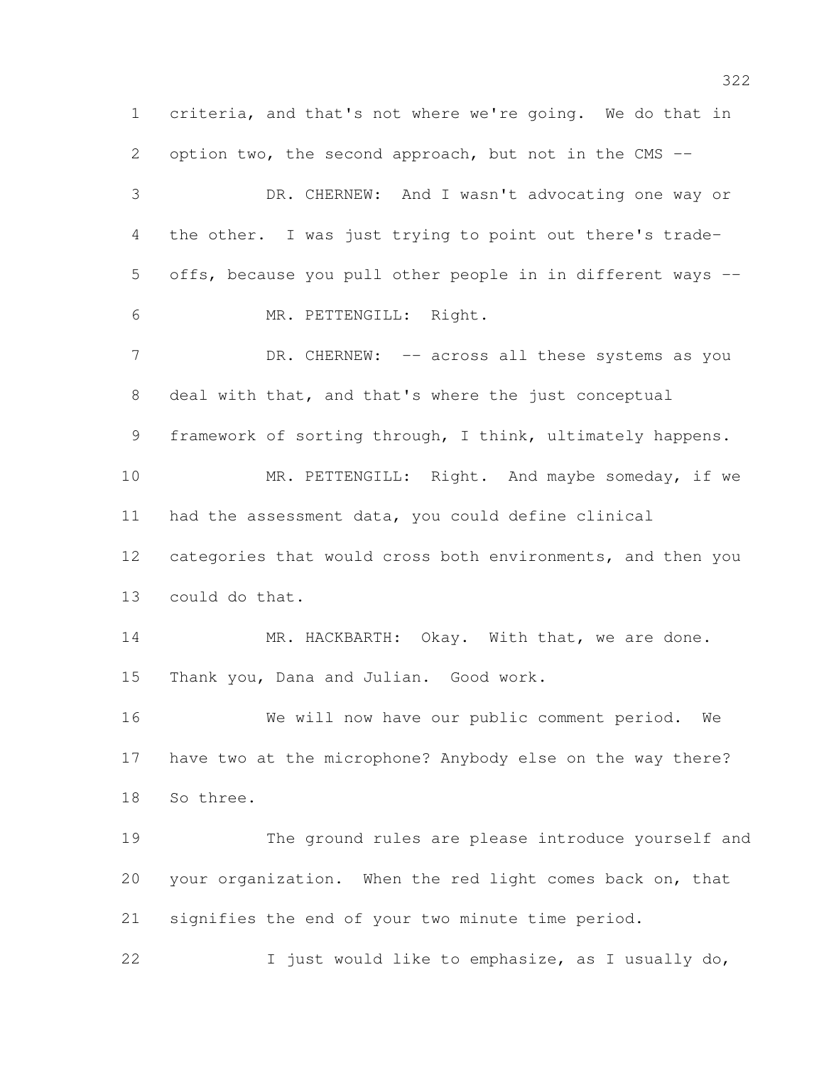criteria, and that's not where we're going. We do that in option two, the second approach, but not in the CMS --

DR. CHERNEW: And I wasn't advocating one way or the other. I was just trying to point out there's trade-offs, because you pull other people in in different ways --

MR. PETTENGILL: Right.

DR. CHERNEW: -- across all these systems as you deal with that, and that's where the just conceptual framework of sorting through, I think, ultimately happens.

MR. PETTENGILL: Right. And maybe someday, if we had the assessment data, you could define clinical categories that would cross both environments, and then you could do that.

MR. HACKBARTH: Okay. With that, we are done. Thank you, Dana and Julian. Good work.

We will now have our public comment period. We have two at the microphone? Anybody else on the way there? So three.

The ground rules are please introduce yourself and your organization. When the red light comes back on, that signifies the end of your two minute time period.

I just would like to emphasize, as I usually do,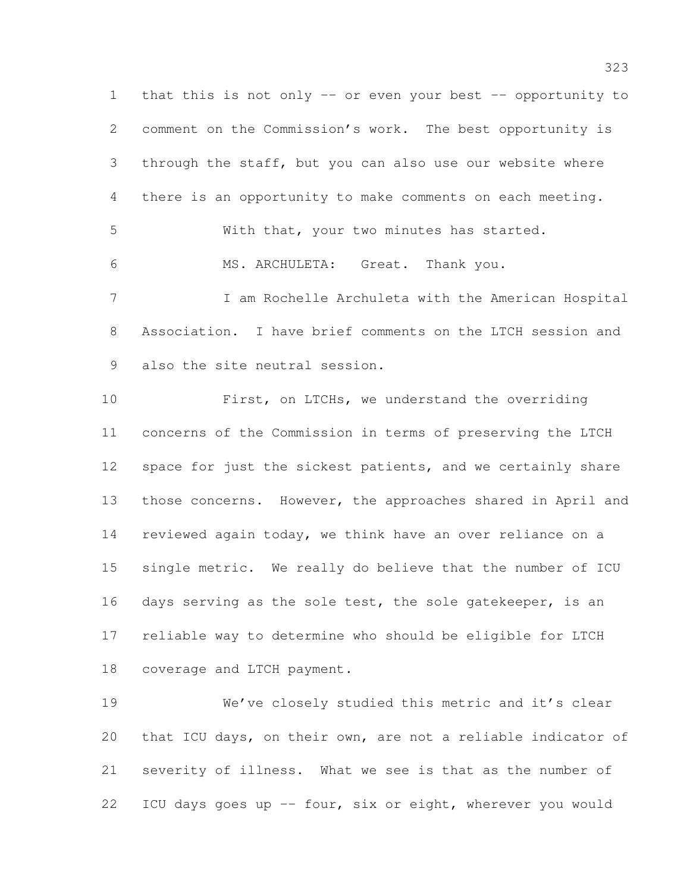that this is not only -- or even your best -- opportunity to comment on the Commission's work. The best opportunity is through the staff, but you can also use our website where there is an opportunity to make comments on each meeting.

With that, your two minutes has started.

MS. ARCHULETA: Great. Thank you.

I am Rochelle Archuleta with the American Hospital Association. I have brief comments on the LTCH session and also the site neutral session.

First, on LTCHs, we understand the overriding concerns of the Commission in terms of preserving the LTCH space for just the sickest patients, and we certainly share those concerns. However, the approaches shared in April and reviewed again today, we think have an over reliance on a single metric. We really do believe that the number of ICU days serving as the sole test, the sole gatekeeper, is an reliable way to determine who should be eligible for LTCH coverage and LTCH payment.

We've closely studied this metric and it's clear that ICU days, on their own, are not a reliable indicator of severity of illness. What we see is that as the number of ICU days goes up -- four, six or eight, wherever you would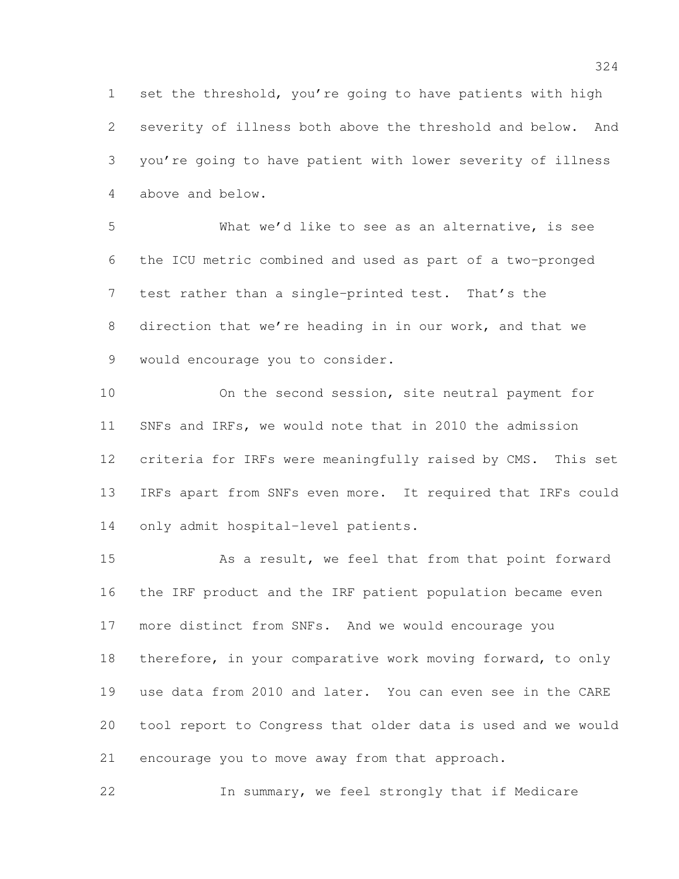set the threshold, you're going to have patients with high severity of illness both above the threshold and below. And you're going to have patient with lower severity of illness above and below.

What we'd like to see as an alternative, is see the ICU metric combined and used as part of a two-pronged test rather than a single-printed test. That's the direction that we're heading in in our work, and that we would encourage you to consider.

On the second session, site neutral payment for SNFs and IRFs, we would note that in 2010 the admission criteria for IRFs were meaningfully raised by CMS. This set IRFs apart from SNFs even more. It required that IRFs could only admit hospital-level patients.

As a result, we feel that from that point forward the IRF product and the IRF patient population became even more distinct from SNFs. And we would encourage you therefore, in your comparative work moving forward, to only use data from 2010 and later. You can even see in the CARE tool report to Congress that older data is used and we would encourage you to move away from that approach.

In summary, we feel strongly that if Medicare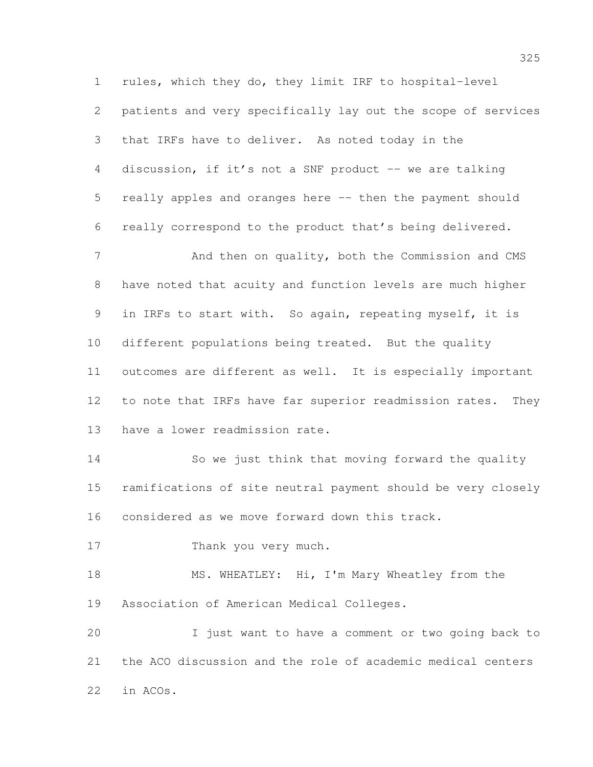rules, which they do, they limit IRF to hospital-level patients and very specifically lay out the scope of services that IRFs have to deliver. As noted today in the discussion, if it's not a SNF product -- we are talking really apples and oranges here -- then the payment should really correspond to the product that's being delivered.

And then on quality, both the Commission and CMS have noted that acuity and function levels are much higher in IRFs to start with. So again, repeating myself, it is different populations being treated. But the quality outcomes are different as well. It is especially important to note that IRFs have far superior readmission rates. They have a lower readmission rate.

So we just think that moving forward the quality ramifications of site neutral payment should be very closely considered as we move forward down this track.

Thank you very much.

MS. WHEATLEY: Hi, I'm Mary Wheatley from the Association of American Medical Colleges.

I just want to have a comment or two going back to the ACO discussion and the role of academic medical centers in ACOs.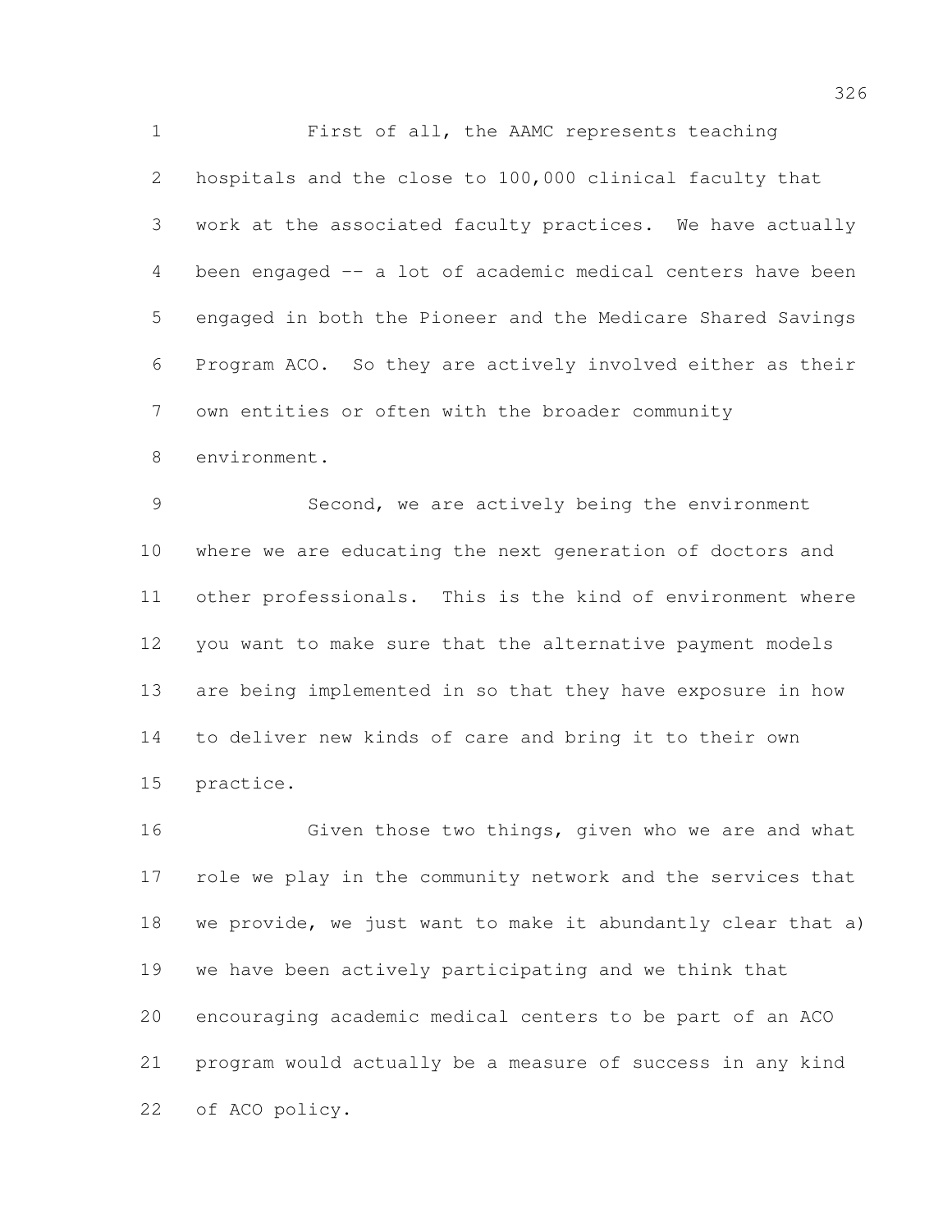First of all, the AAMC represents teaching hospitals and the close to 100,000 clinical faculty that work at the associated faculty practices. We have actually been engaged -- a lot of academic medical centers have been engaged in both the Pioneer and the Medicare Shared Savings Program ACO. So they are actively involved either as their own entities or often with the broader community environment.

Second, we are actively being the environment where we are educating the next generation of doctors and other professionals. This is the kind of environment where you want to make sure that the alternative payment models are being implemented in so that they have exposure in how to deliver new kinds of care and bring it to their own practice.

Given those two things, given who we are and what role we play in the community network and the services that we provide, we just want to make it abundantly clear that a) we have been actively participating and we think that encouraging academic medical centers to be part of an ACO program would actually be a measure of success in any kind of ACO policy.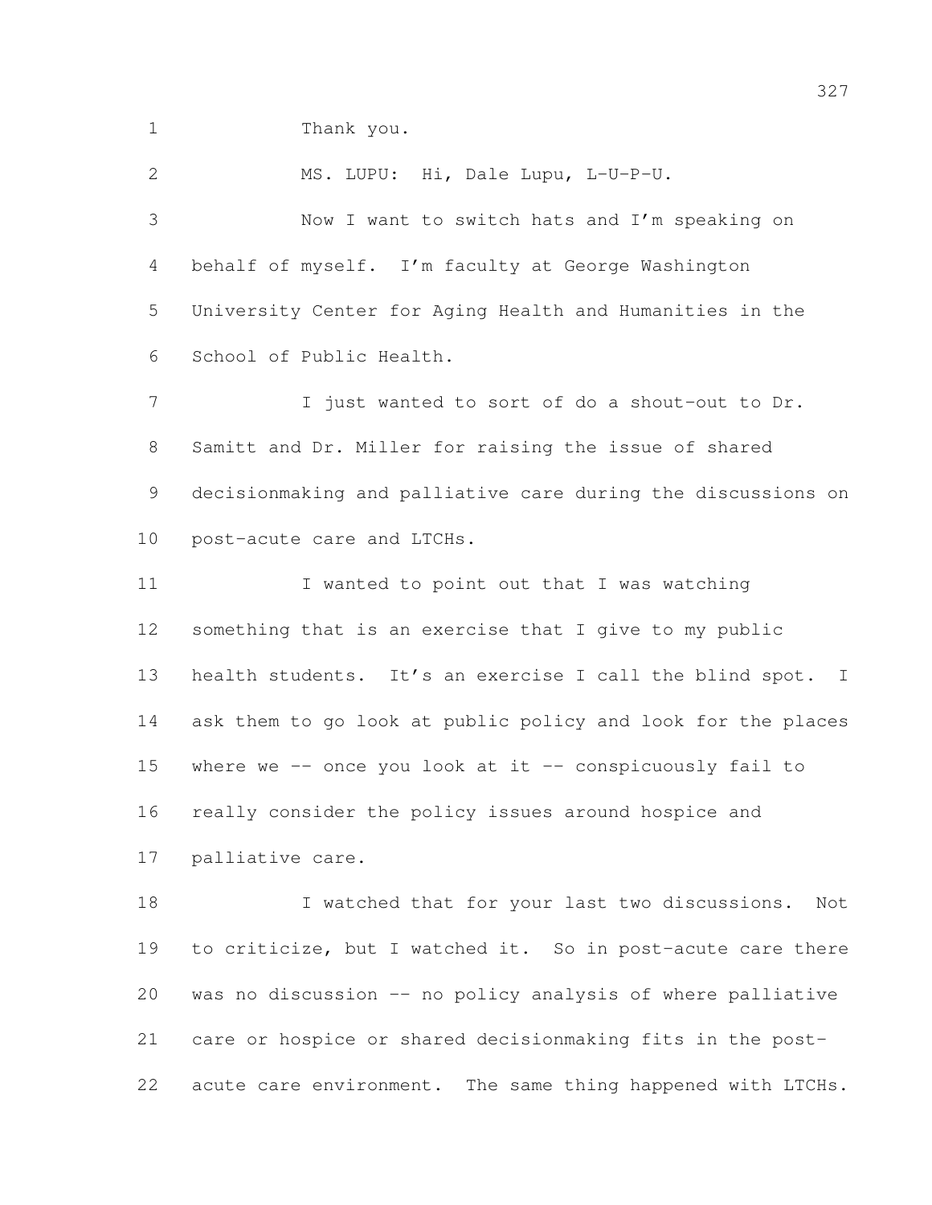Thank you.

MS. LUPU: Hi, Dale Lupu, L-U-P-U.

Now I want to switch hats and I'm speaking on behalf of myself. I'm faculty at George Washington University Center for Aging Health and Humanities in the School of Public Health.

I just wanted to sort of do a shout-out to Dr. Samitt and Dr. Miller for raising the issue of shared decisionmaking and palliative care during the discussions on post-acute care and LTCHs.

I wanted to point out that I was watching something that is an exercise that I give to my public health students. It's an exercise I call the blind spot. I ask them to go look at public policy and look for the places where we -- once you look at it -- conspicuously fail to really consider the policy issues around hospice and palliative care.

I watched that for your last two discussions. Not to criticize, but I watched it. So in post-acute care there was no discussion -- no policy analysis of where palliative care or hospice or shared decisionmaking fits in the post-acute care environment. The same thing happened with LTCHs.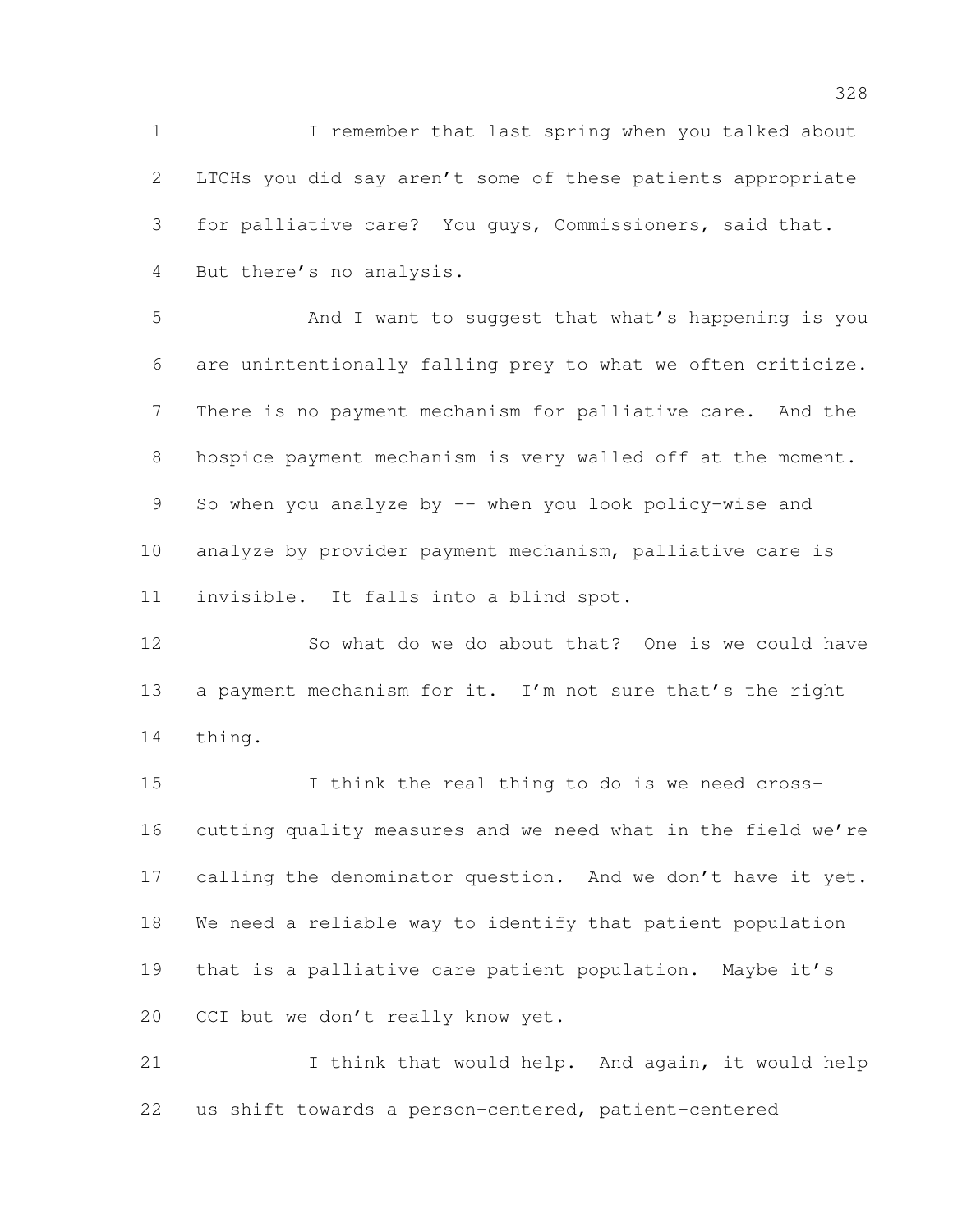I remember that last spring when you talked about LTCHs you did say aren't some of these patients appropriate for palliative care? You guys, Commissioners, said that. But there's no analysis.

And I want to suggest that what's happening is you are unintentionally falling prey to what we often criticize. There is no payment mechanism for palliative care. And the hospice payment mechanism is very walled off at the moment. So when you analyze by -- when you look policy-wise and analyze by provider payment mechanism, palliative care is invisible. It falls into a blind spot.

So what do we do about that? One is we could have a payment mechanism for it. I'm not sure that's the right thing.

I think the real thing to do is we need cross-cutting quality measures and we need what in the field we're calling the denominator question. And we don't have it yet. We need a reliable way to identify that patient population that is a palliative care patient population. Maybe it's CCI but we don't really know yet.

I think that would help. And again, it would help us shift towards a person-centered, patient-centered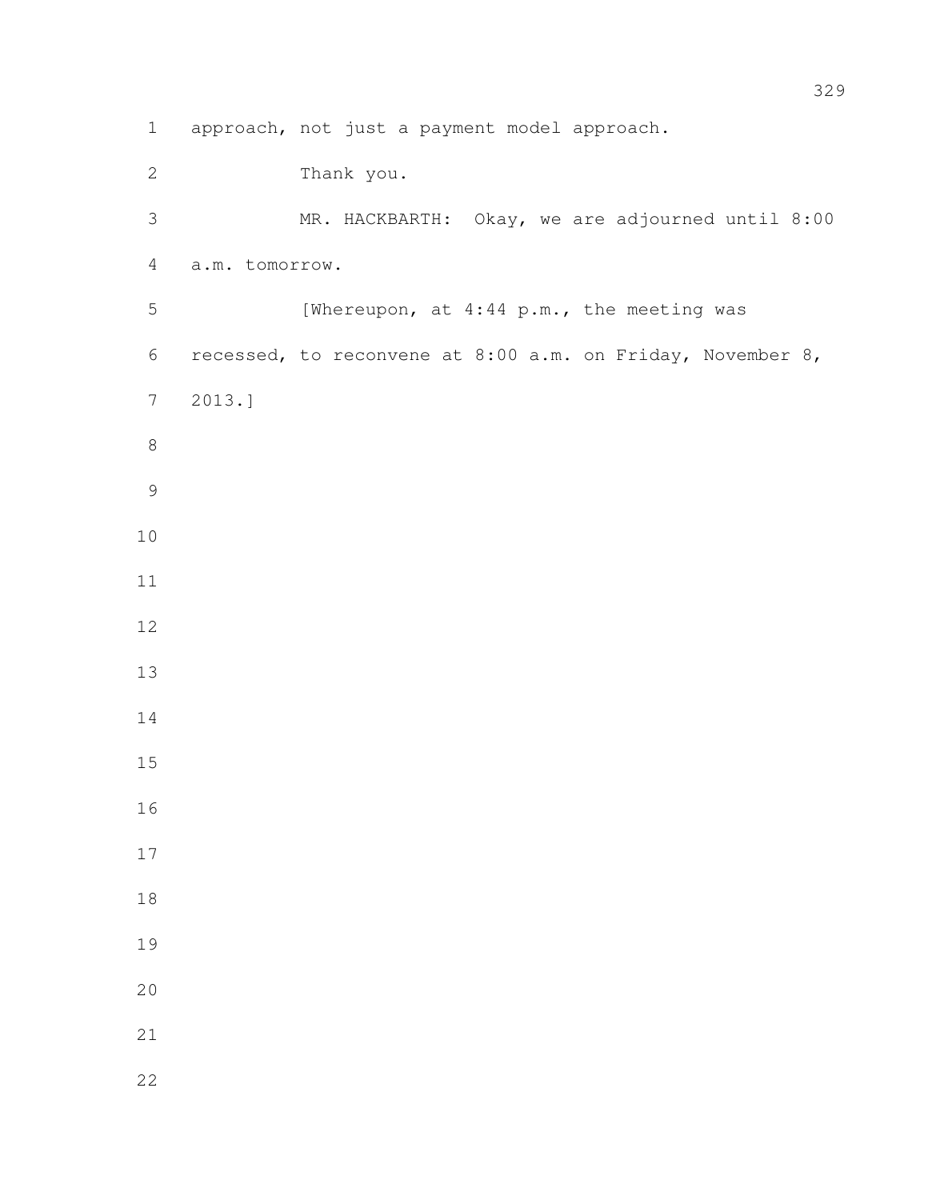approach, not just a payment model approach.

Thank you.

MR. HACKBARTH: Okay, we are adjourned until 8:00 a.m. tomorrow.

[Whereupon, at 4:44 p.m., the meeting was recessed, to reconvene at 8:00 a.m. on Friday, November 8, 2013.]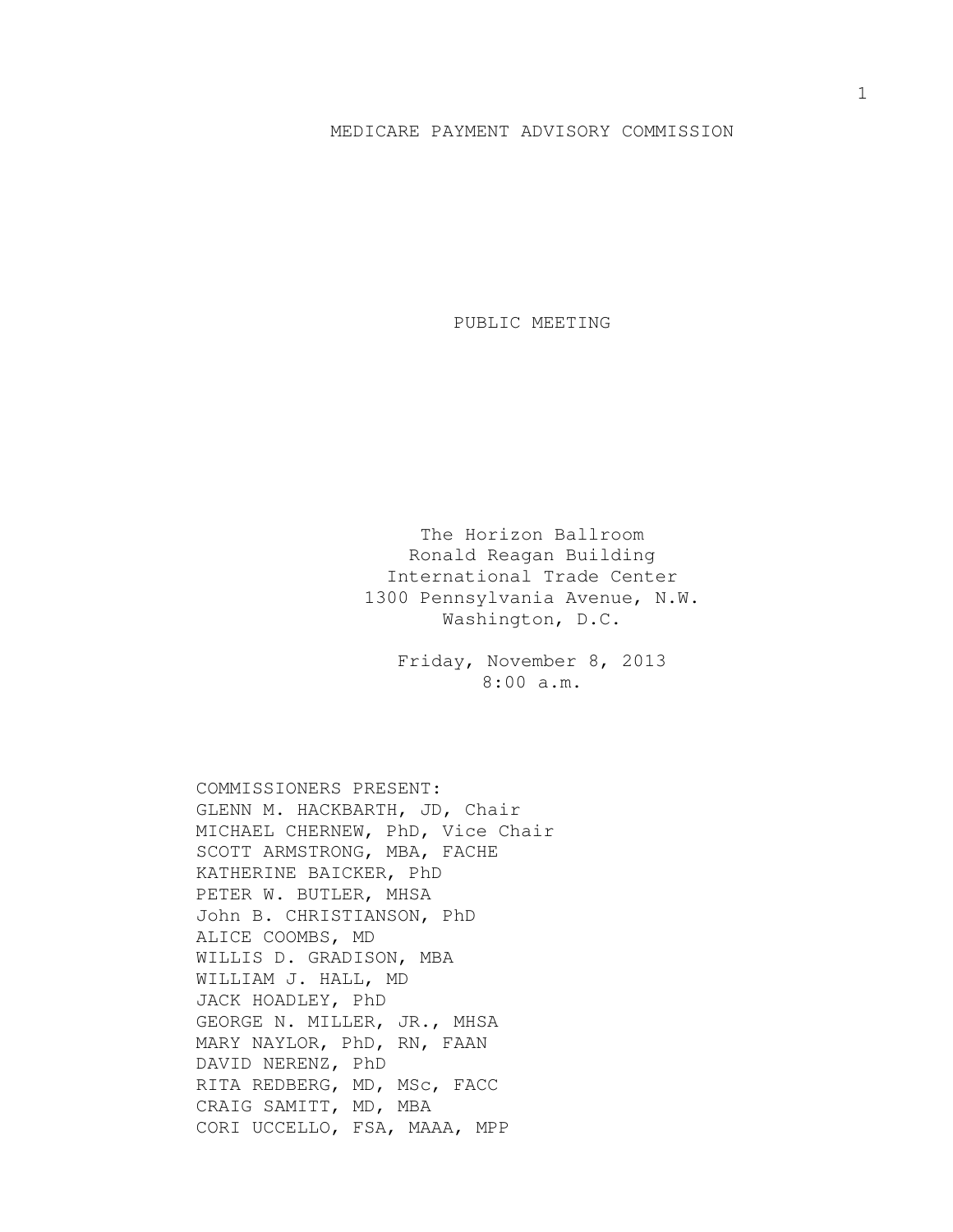MEDICARE PAYMENT ADVISORY COMMISSION

PUBLIC MEETING

The Horizon Ballroom
Ronald Reagan Building
International Trade Center
1300 Pennsylvania Avenue, N.W.
Washington, D.C.

Friday, November 8, 2013
8:00 a.m.

COMMISSIONERS PRESENT:
GLENN M. HACKBARTH, JD, Chair
MICHAEL CHERNEW, PhD, Vice Chair
SCOTT ARMSTRONG, MBA, FACHE
KATHERINE BAICKER, PhD
PETER W. BUTLER, MHSA
John B. CHRISTIANSON, PhD
ALICE COOMBS, MD
WILLIS D. GRADISON, MBA
WILLIAM J. HALL, MD
JACK HOADLEY, PhD
GEORGE N. MILLER, JR., MHSA
MARY NAYLOR, PhD, RN, FAAN
DAVID NERENZ, PhD
RITA REDBERG, MD, MSc, FACC
CRAIG SAMITT, MD, MBA
CORI UCCELLO, FSA, MAAA, MPP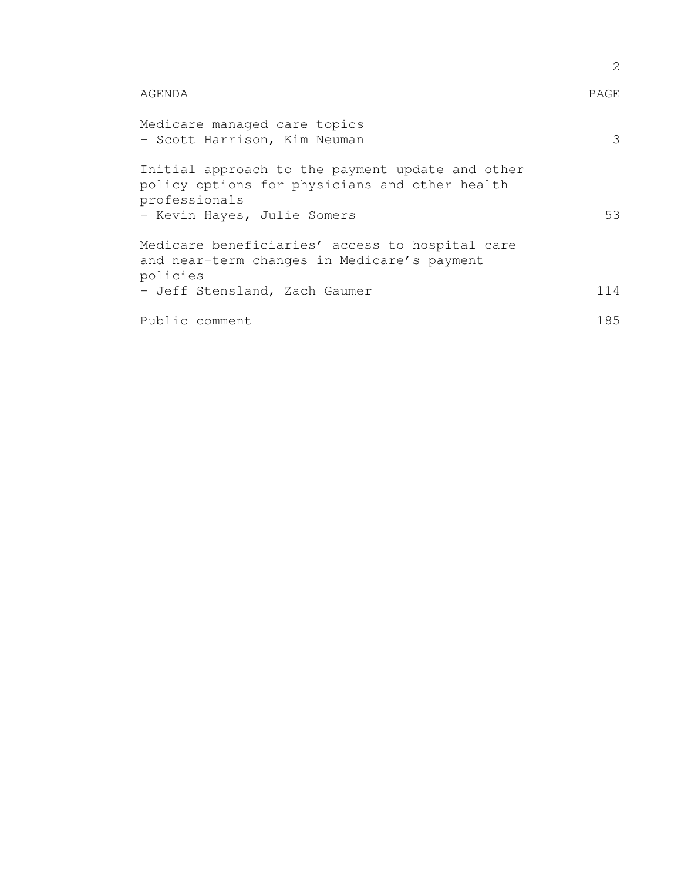| AGENDA | PAGE |
| --- | --- |
| Medicare managed care topics<br>- Scott Harrison, Kim Neuman | 3 |
| Initial approach to the payment update and other policy options for physicians and other health professionals<br>- Kevin Hayes, Julie Somers | 53 |
| Medicare beneficiaries' access to hospital care and near-term changes in Medicare's payment policies<br>- Jeff Stensland, Zach Gaumer | 114 |
| Public comment | 185 |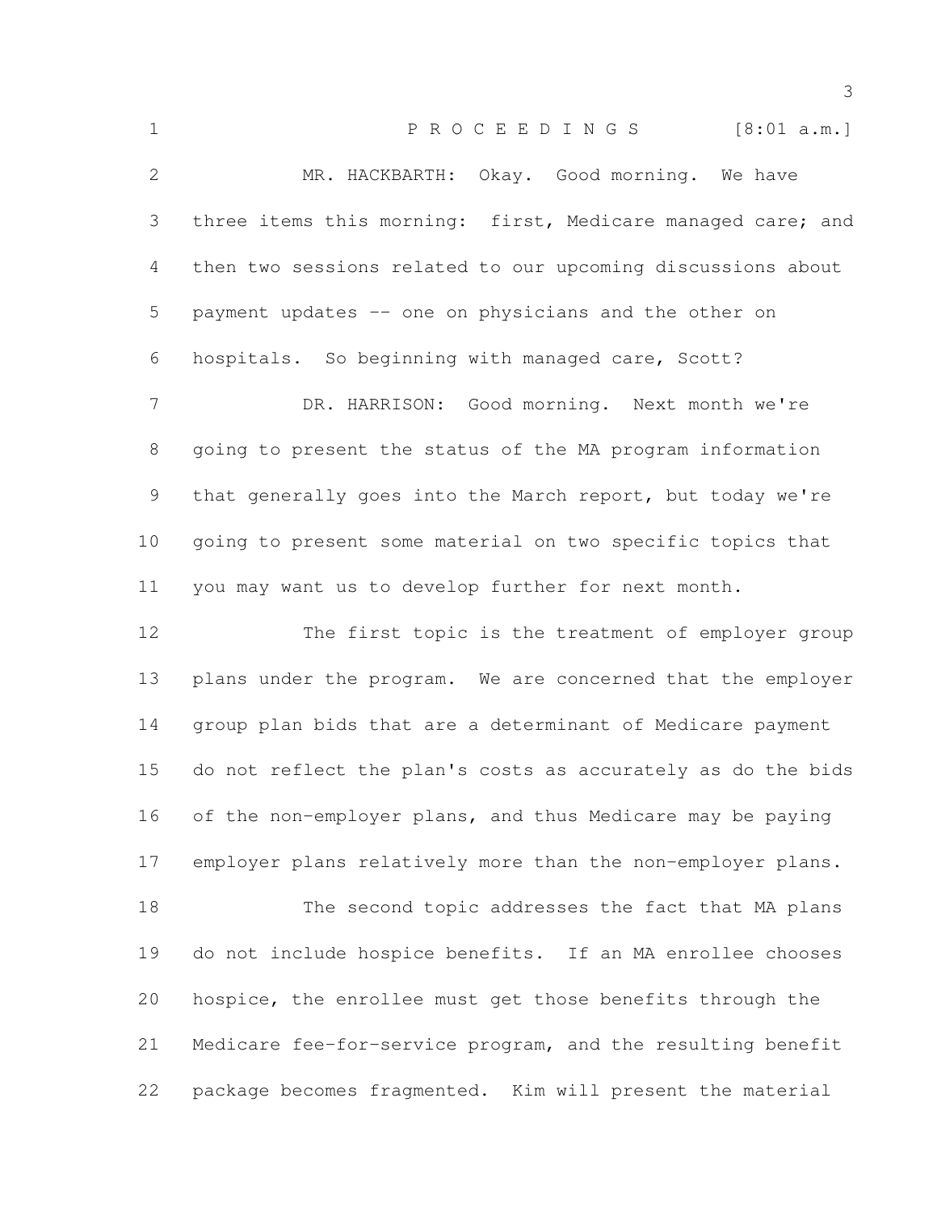P R O C E E D I N G S [8:01 a.m.]

MR. HACKBARTH: Okay. Good morning. We have three items this morning: first, Medicare managed care; and then two sessions related to our upcoming discussions about payment updates -- one on physicians and the other on hospitals. So beginning with managed care, Scott?

DR. HARRISON: Good morning. Next month we're going to present the status of the MA program information that generally goes into the March report, but today we're going to present some material on two specific topics that you may want us to develop further for next month.

The first topic is the treatment of employer group plans under the program. We are concerned that the employer group plan bids that are a determinant of Medicare payment do not reflect the plan's costs as accurately as do the bids of the non-employer plans, and thus Medicare may be paying employer plans relatively more than the non-employer plans.

The second topic addresses the fact that MA plans do not include hospice benefits. If an MA enrollee chooses hospice, the enrollee must get those benefits through the Medicare fee-for-service program, and the resulting benefit package becomes fragmented. Kim will present the material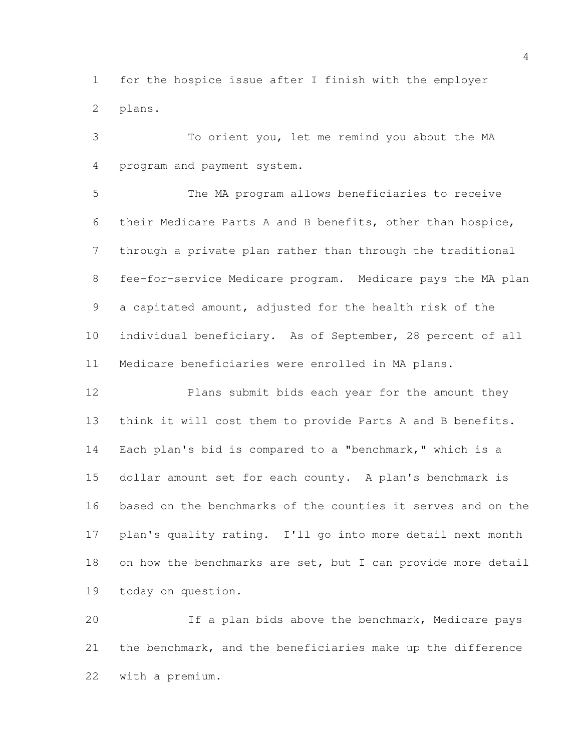for the hospice issue after I finish with the employer plans.

To orient you, let me remind you about the MA program and payment system.

The MA program allows beneficiaries to receive their Medicare Parts A and B benefits, other than hospice, through a private plan rather than through the traditional fee-for-service Medicare program. Medicare pays the MA plan a capitated amount, adjusted for the health risk of the individual beneficiary. As of September, 28 percent of all Medicare beneficiaries were enrolled in MA plans.

Plans submit bids each year for the amount they think it will cost them to provide Parts A and B benefits. Each plan's bid is compared to a "benchmark," which is a dollar amount set for each county. A plan's benchmark is based on the benchmarks of the counties it serves and on the plan's quality rating. I'll go into more detail next month on how the benchmarks are set, but I can provide more detail today on question.

If a plan bids above the benchmark, Medicare pays the benchmark, and the beneficiaries make up the difference with a premium.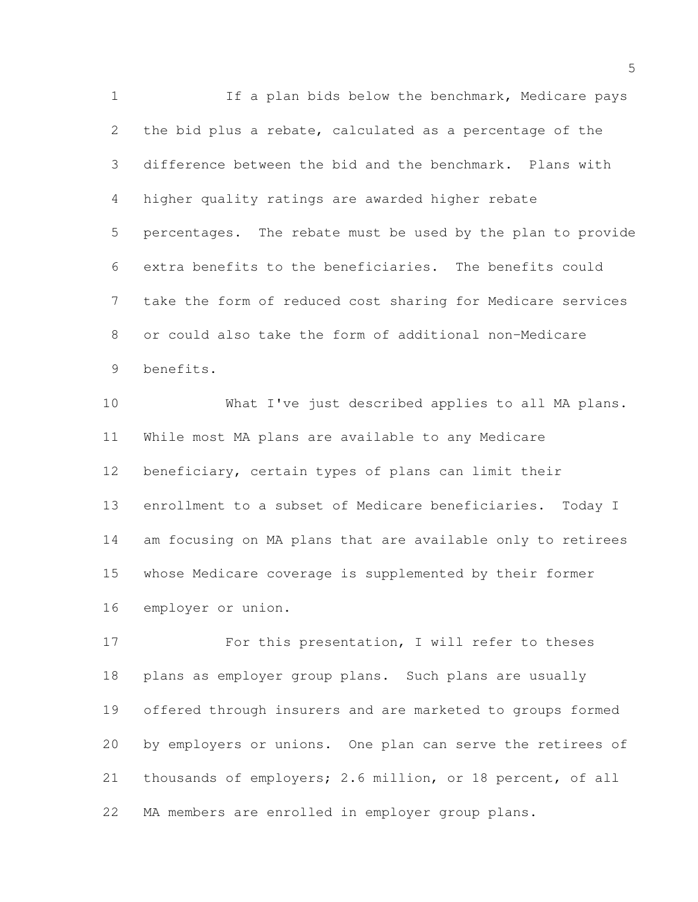If a plan bids below the benchmark, Medicare pays the bid plus a rebate, calculated as a percentage of the difference between the bid and the benchmark. Plans with higher quality ratings are awarded higher rebate percentages. The rebate must be used by the plan to provide extra benefits to the beneficiaries. The benefits could take the form of reduced cost sharing for Medicare services or could also take the form of additional non-Medicare benefits.

What I've just described applies to all MA plans. While most MA plans are available to any Medicare beneficiary, certain types of plans can limit their enrollment to a subset of Medicare beneficiaries. Today I am focusing on MA plans that are available only to retirees whose Medicare coverage is supplemented by their former employer or union.

For this presentation, I will refer to theses plans as employer group plans. Such plans are usually offered through insurers and are marketed to groups formed by employers or unions. One plan can serve the retirees of thousands of employers; 2.6 million, or 18 percent, of all MA members are enrolled in employer group plans.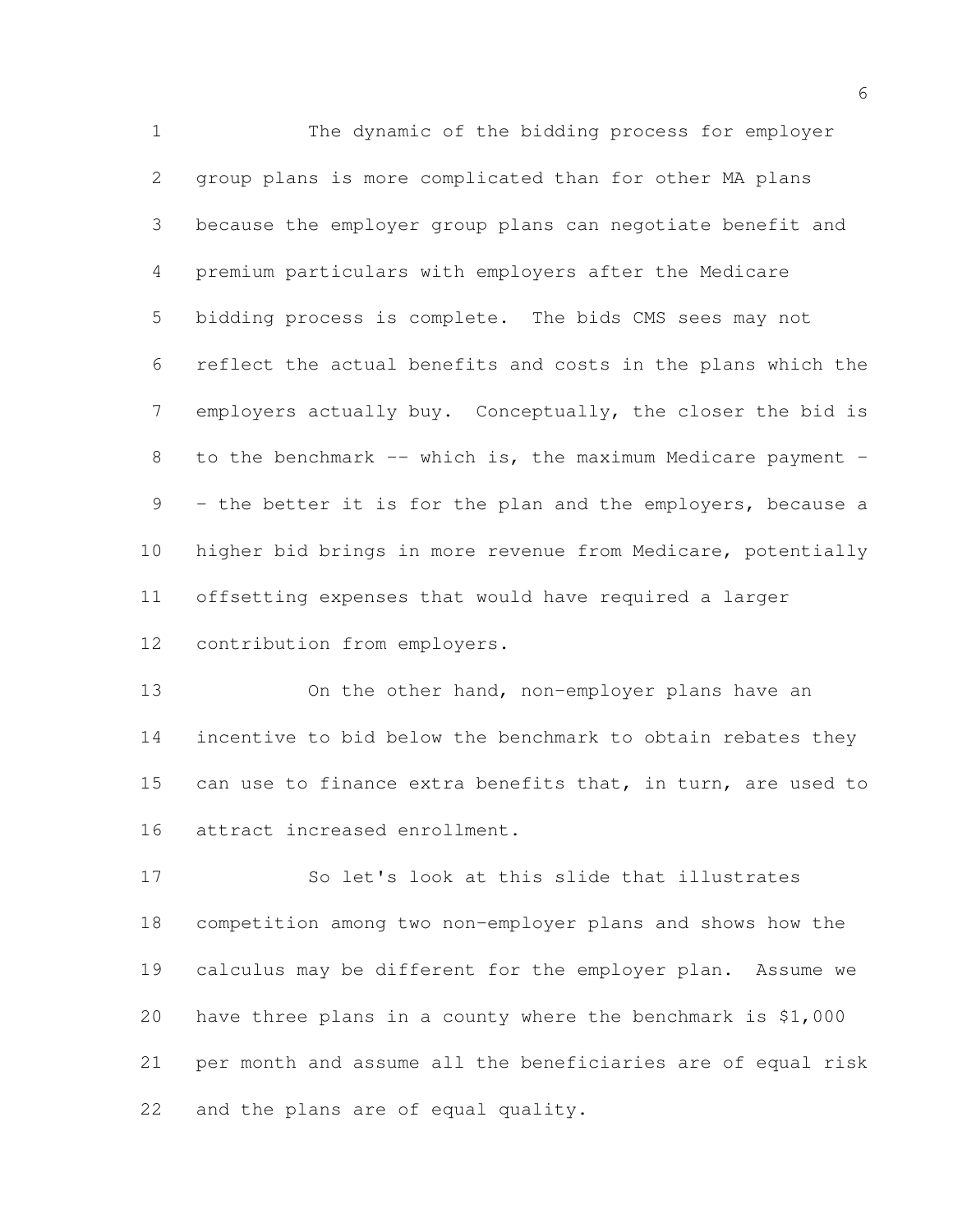The dynamic of the bidding process for employer group plans is more complicated than for other MA plans because the employer group plans can negotiate benefit and premium particulars with employers after the Medicare bidding process is complete. The bids CMS sees may not reflect the actual benefits and costs in the plans which the employers actually buy. Conceptually, the closer the bid is to the benchmark -- which is, the maximum Medicare payment -- the better it is for the plan and the employers, because a higher bid brings in more revenue from Medicare, potentially offsetting expenses that would have required a larger contribution from employers.

On the other hand, non-employer plans have an incentive to bid below the benchmark to obtain rebates they can use to finance extra benefits that, in turn, are used to attract increased enrollment.

So let's look at this slide that illustrates competition among two non-employer plans and shows how the calculus may be different for the employer plan. Assume we have three plans in a county where the benchmark is $1,000 per month and assume all the beneficiaries are of equal risk and the plans are of equal quality.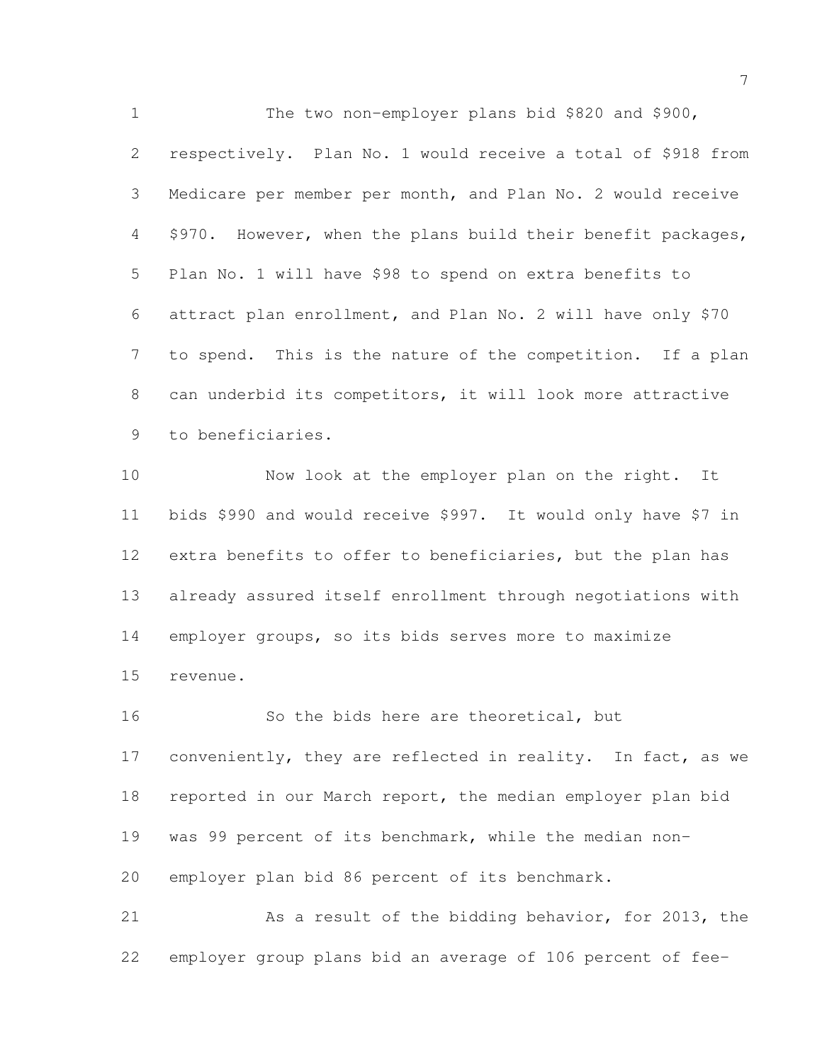The two non-employer plans bid $820 and $900, respectively. Plan No. 1 would receive a total of $918 from Medicare per member per month, and Plan No. 2 would receive $970. However, when the plans build their benefit packages, Plan No. 1 will have $98 to spend on extra benefits to attract plan enrollment, and Plan No. 2 will have only $70 to spend. This is the nature of the competition. If a plan can underbid its competitors, it will look more attractive to beneficiaries.

Now look at the employer plan on the right. It bids $990 and would receive $997. It would only have $7 in extra benefits to offer to beneficiaries, but the plan has already assured itself enrollment through negotiations with employer groups, so its bids serves more to maximize revenue.

So the bids here are theoretical, but conveniently, they are reflected in reality. In fact, as we reported in our March report, the median employer plan bid was 99 percent of its benchmark, while the median non-employer plan bid 86 percent of its benchmark.

As a result of the bidding behavior, for 2013, the employer group plans bid an average of 106 percent of fee-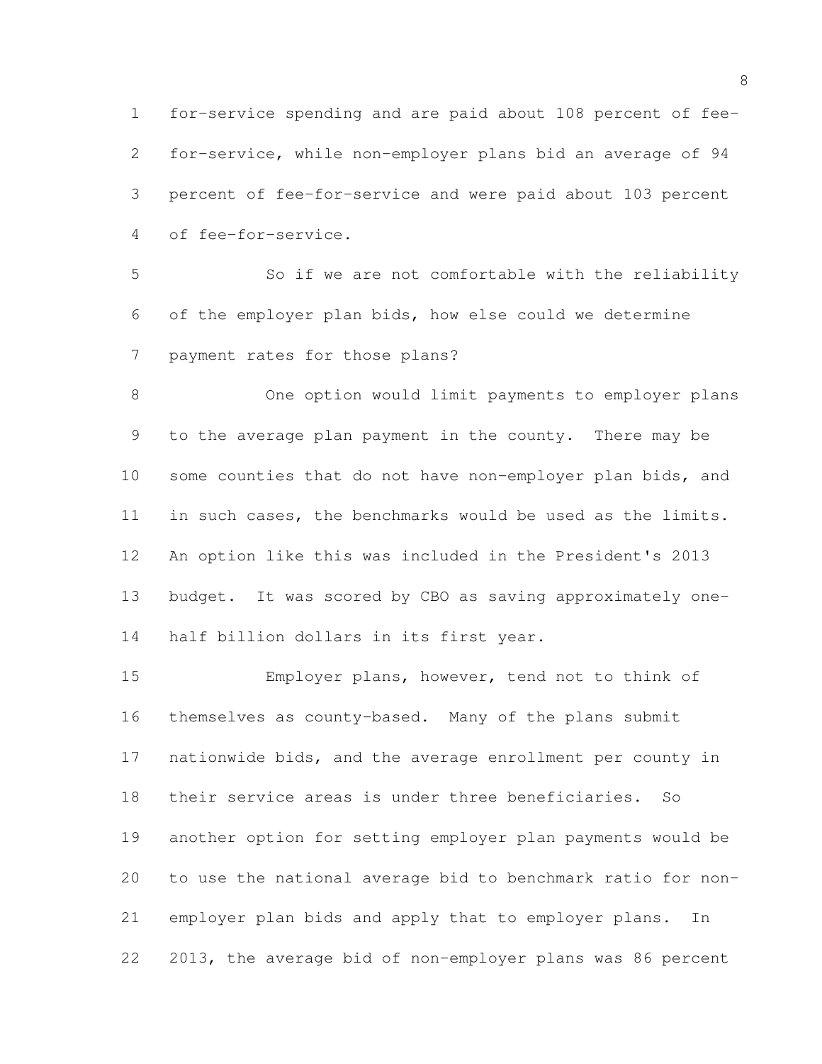for-service spending and are paid about 108 percent of fee-for-service, while non-employer plans bid an average of 94 percent of fee-for-service and were paid about 103 percent of fee-for-service.

So if we are not comfortable with the reliability of the employer plan bids, how else could we determine payment rates for those plans?

One option would limit payments to employer plans to the average plan payment in the county. There may be some counties that do not have non-employer plan bids, and in such cases, the benchmarks would be used as the limits. An option like this was included in the President's 2013 budget. It was scored by CBO as saving approximately one-half billion dollars in its first year.

Employer plans, however, tend not to think of themselves as county-based. Many of the plans submit nationwide bids, and the average enrollment per county in their service areas is under three beneficiaries. So another option for setting employer plan payments would be to use the national average bid to benchmark ratio for non-employer plan bids and apply that to employer plans. In 2013, the average bid of non-employer plans was 86 percent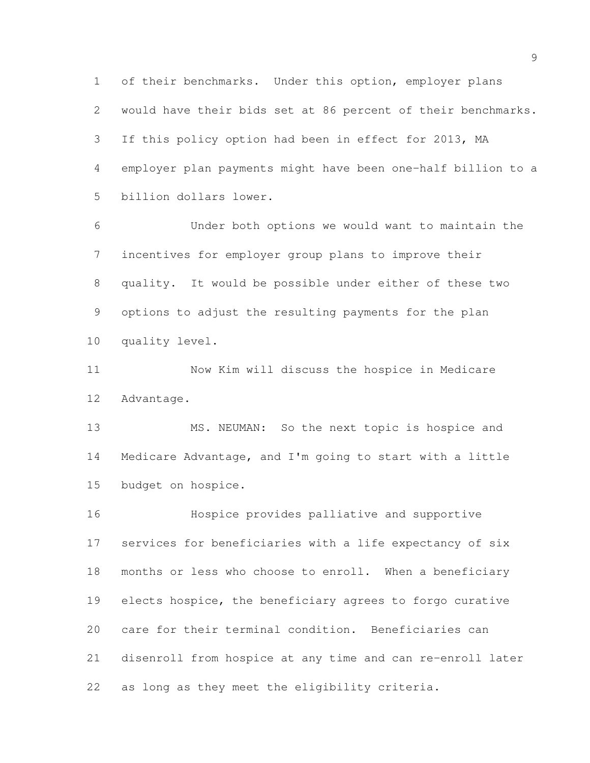of their benchmarks. Under this option, employer plans would have their bids set at 86 percent of their benchmarks. If this policy option had been in effect for 2013, MA employer plan payments might have been one-half billion to a billion dollars lower.

Under both options we would want to maintain the incentives for employer group plans to improve their quality. It would be possible under either of these two options to adjust the resulting payments for the plan quality level.

Now Kim will discuss the hospice in Medicare Advantage.

MS. NEUMAN: So the next topic is hospice and Medicare Advantage, and I'm going to start with a little budget on hospice.

Hospice provides palliative and supportive services for beneficiaries with a life expectancy of six months or less who choose to enroll. When a beneficiary elects hospice, the beneficiary agrees to forgo curative care for their terminal condition. Beneficiaries can disenroll from hospice at any time and can re-enroll later as long as they meet the eligibility criteria.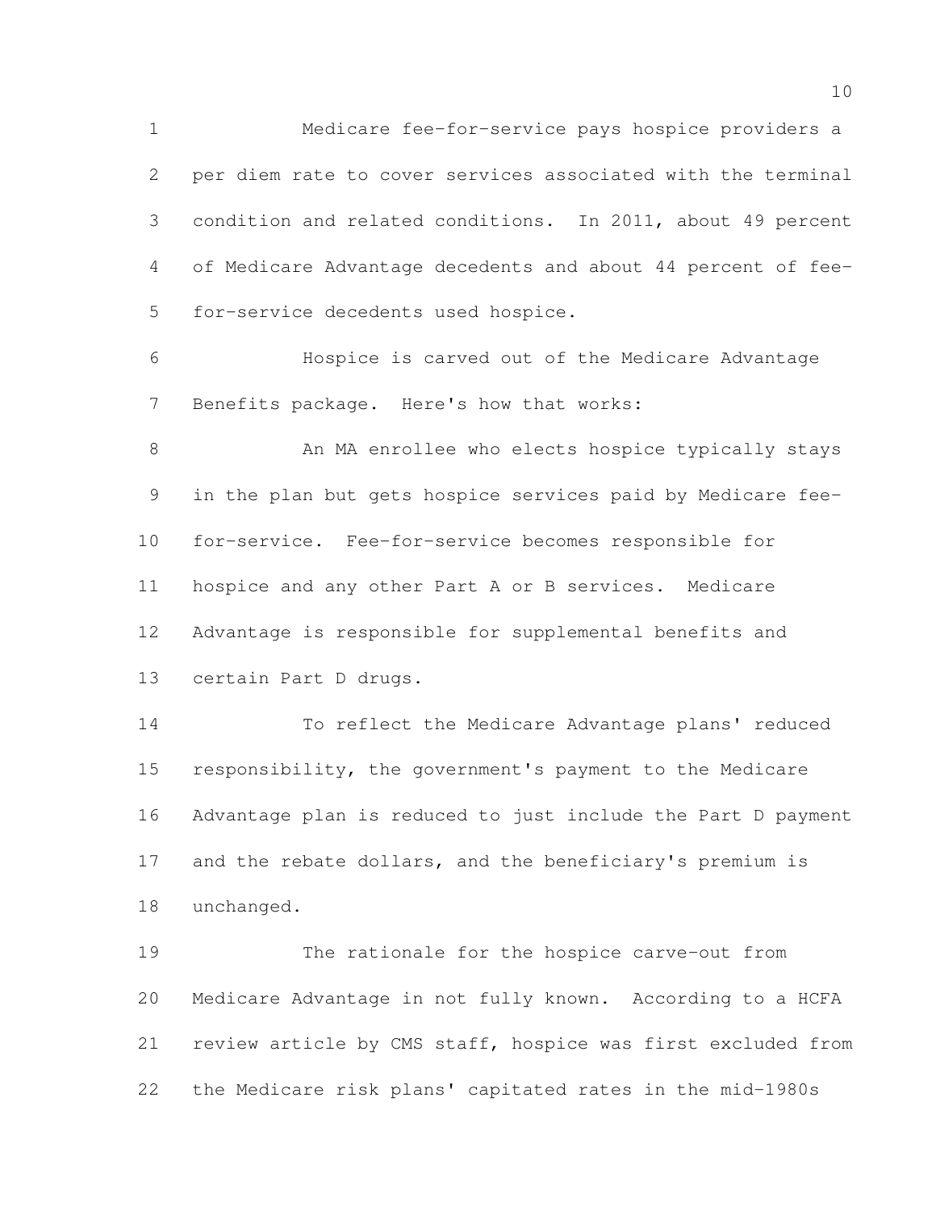Medicare fee-for-service pays hospice providers a per diem rate to cover services associated with the terminal condition and related conditions. In 2011, about 49 percent of Medicare Advantage decedents and about 44 percent of fee-for-service decedents used hospice.

Hospice is carved out of the Medicare Advantage Benefits package. Here's how that works:

An MA enrollee who elects hospice typically stays in the plan but gets hospice services paid by Medicare fee-for-service. Fee-for-service becomes responsible for hospice and any other Part A or B services. Medicare Advantage is responsible for supplemental benefits and certain Part D drugs.

To reflect the Medicare Advantage plans' reduced responsibility, the government's payment to the Medicare Advantage plan is reduced to just include the Part D payment and the rebate dollars, and the beneficiary's premium is unchanged.

The rationale for the hospice carve-out from Medicare Advantage in not fully known. According to a HCFA review article by CMS staff, hospice was first excluded from the Medicare risk plans' capitated rates in the mid-1980s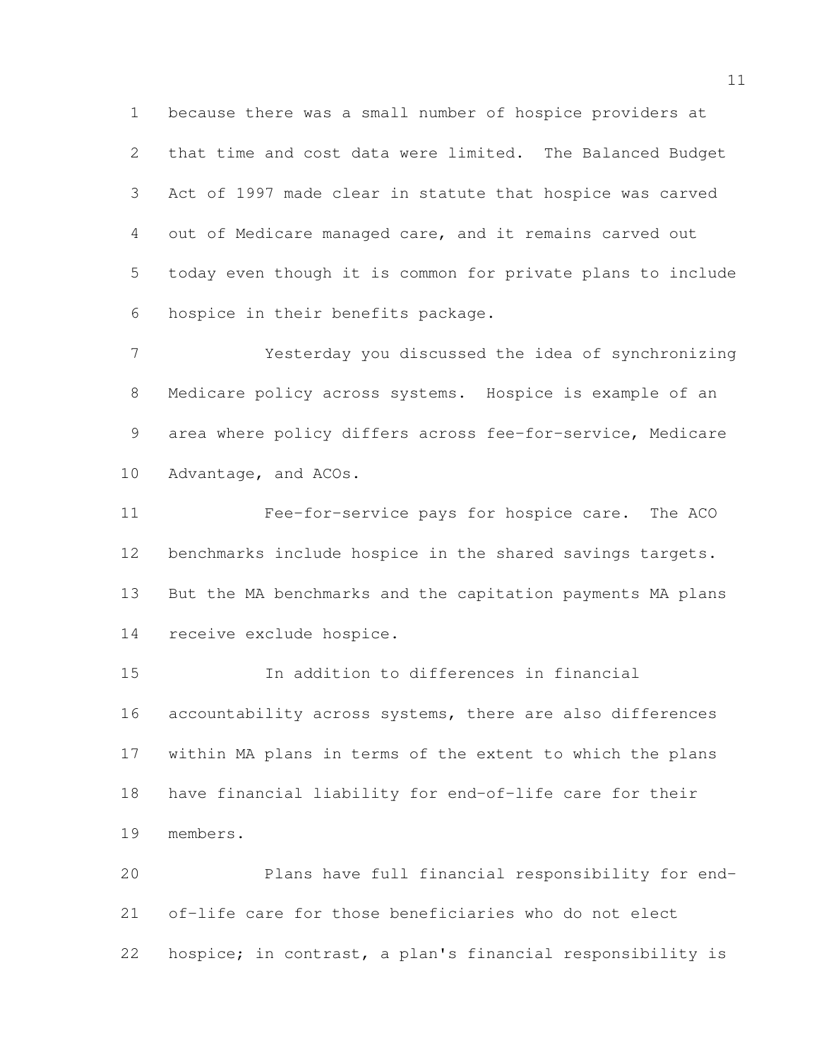because there was a small number of hospice providers at that time and cost data were limited. The Balanced Budget Act of 1997 made clear in statute that hospice was carved out of Medicare managed care, and it remains carved out today even though it is common for private plans to include hospice in their benefits package.

Yesterday you discussed the idea of synchronizing Medicare policy across systems. Hospice is example of an area where policy differs across fee-for-service, Medicare Advantage, and ACOs.

Fee-for-service pays for hospice care. The ACO benchmarks include hospice in the shared savings targets. But the MA benchmarks and the capitation payments MA plans receive exclude hospice.

In addition to differences in financial accountability across systems, there are also differences within MA plans in terms of the extent to which the plans have financial liability for end-of-life care for their members.

Plans have full financial responsibility for end-of-life care for those beneficiaries who do not elect hospice; in contrast, a plan's financial responsibility is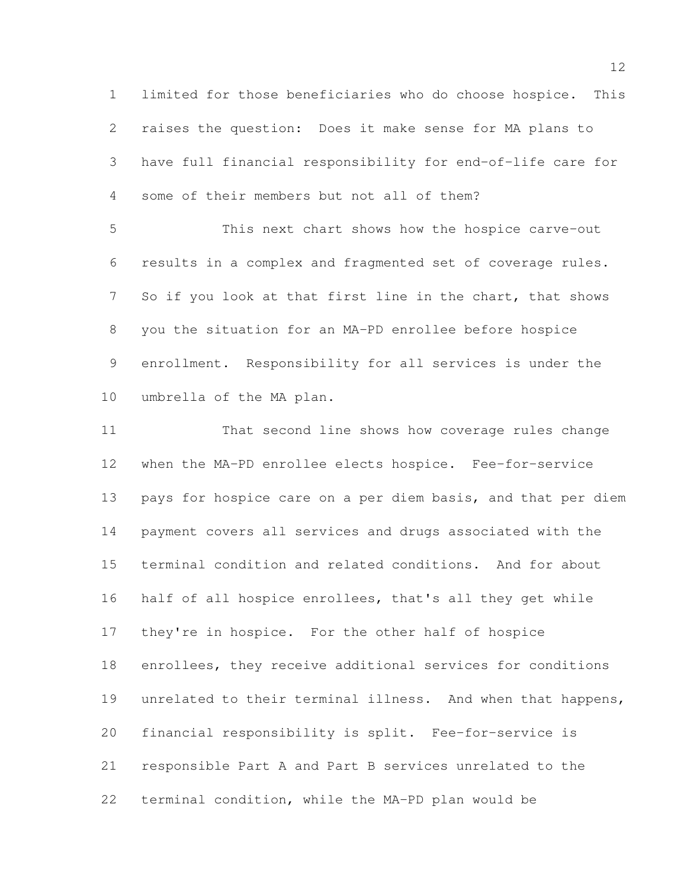limited for those beneficiaries who do choose hospice. This raises the question: Does it make sense for MA plans to have full financial responsibility for end-of-life care for some of their members but not all of them?

This next chart shows how the hospice carve-out results in a complex and fragmented set of coverage rules. So if you look at that first line in the chart, that shows you the situation for an MA-PD enrollee before hospice enrollment. Responsibility for all services is under the umbrella of the MA plan.

That second line shows how coverage rules change when the MA-PD enrollee elects hospice. Fee-for-service pays for hospice care on a per diem basis, and that per diem payment covers all services and drugs associated with the terminal condition and related conditions. And for about half of all hospice enrollees, that's all they get while they're in hospice. For the other half of hospice enrollees, they receive additional services for conditions unrelated to their terminal illness. And when that happens, financial responsibility is split. Fee-for-service is responsible Part A and Part B services unrelated to the terminal condition, while the MA-PD plan would be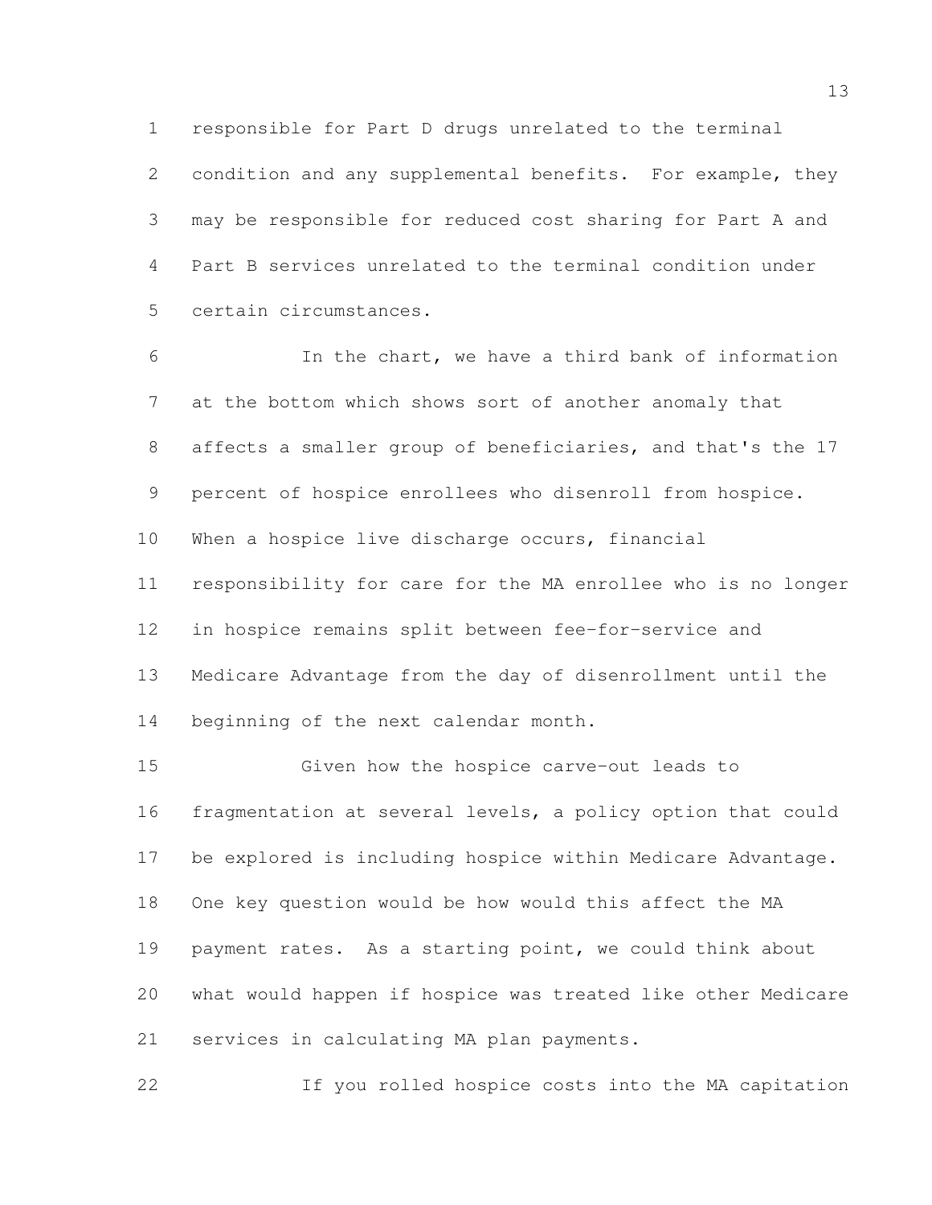responsible for Part D drugs unrelated to the terminal condition and any supplemental benefits. For example, they may be responsible for reduced cost sharing for Part A and Part B services unrelated to the terminal condition under certain circumstances.

In the chart, we have a third bank of information at the bottom which shows sort of another anomaly that affects a smaller group of beneficiaries, and that's the 17 percent of hospice enrollees who disenroll from hospice. When a hospice live discharge occurs, financial responsibility for care for the MA enrollee who is no longer in hospice remains split between fee-for-service and Medicare Advantage from the day of disenrollment until the beginning of the next calendar month.

Given how the hospice carve-out leads to fragmentation at several levels, a policy option that could be explored is including hospice within Medicare Advantage. One key question would be how would this affect the MA payment rates. As a starting point, we could think about what would happen if hospice was treated like other Medicare services in calculating MA plan payments.

If you rolled hospice costs into the MA capitation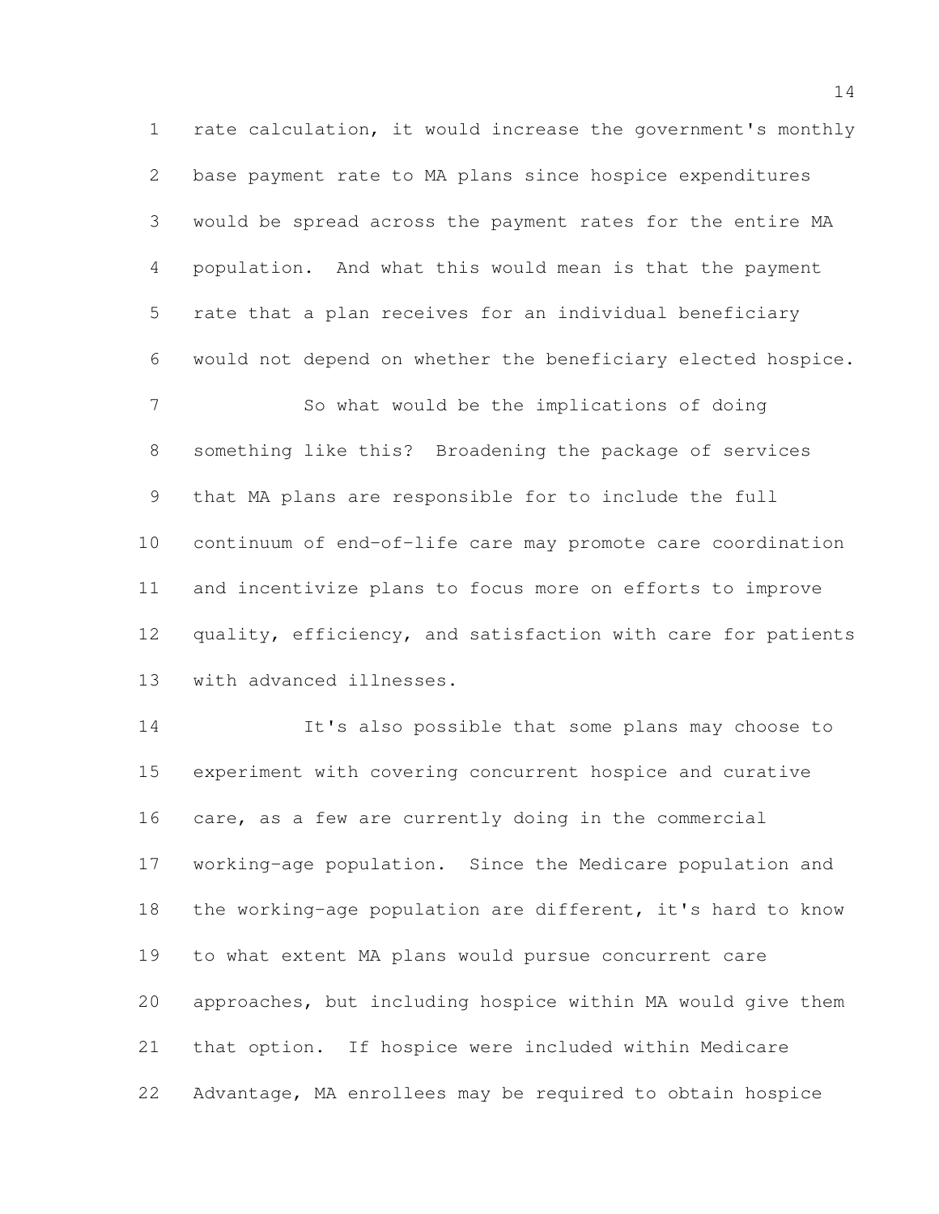rate calculation, it would increase the government's monthly base payment rate to MA plans since hospice expenditures would be spread across the payment rates for the entire MA population. And what this would mean is that the payment rate that a plan receives for an individual beneficiary would not depend on whether the beneficiary elected hospice.

So what would be the implications of doing something like this? Broadening the package of services that MA plans are responsible for to include the full continuum of end-of-life care may promote care coordination and incentivize plans to focus more on efforts to improve quality, efficiency, and satisfaction with care for patients with advanced illnesses.

It's also possible that some plans may choose to experiment with covering concurrent hospice and curative care, as a few are currently doing in the commercial working-age population. Since the Medicare population and the working-age population are different, it's hard to know to what extent MA plans would pursue concurrent care approaches, but including hospice within MA would give them that option. If hospice were included within Medicare Advantage, MA enrollees may be required to obtain hospice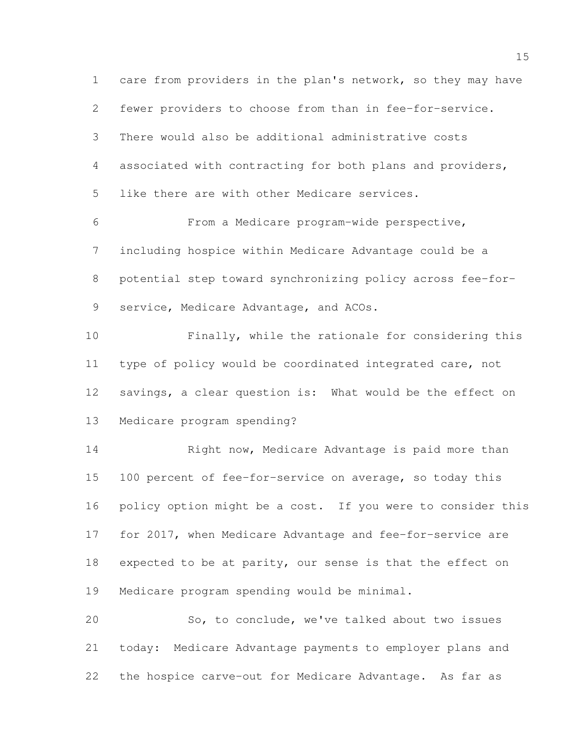care from providers in the plan's network, so they may have fewer providers to choose from than in fee-for-service. There would also be additional administrative costs associated with contracting for both plans and providers, like there are with other Medicare services.

From a Medicare program-wide perspective, including hospice within Medicare Advantage could be a potential step toward synchronizing policy across fee-for-service, Medicare Advantage, and ACOs.

Finally, while the rationale for considering this type of policy would be coordinated integrated care, not savings, a clear question is: What would be the effect on Medicare program spending?

Right now, Medicare Advantage is paid more than 100 percent of fee-for-service on average, so today this policy option might be a cost. If you were to consider this for 2017, when Medicare Advantage and fee-for-service are expected to be at parity, our sense is that the effect on Medicare program spending would be minimal.

So, to conclude, we've talked about two issues today: Medicare Advantage payments to employer plans and the hospice carve-out for Medicare Advantage. As far as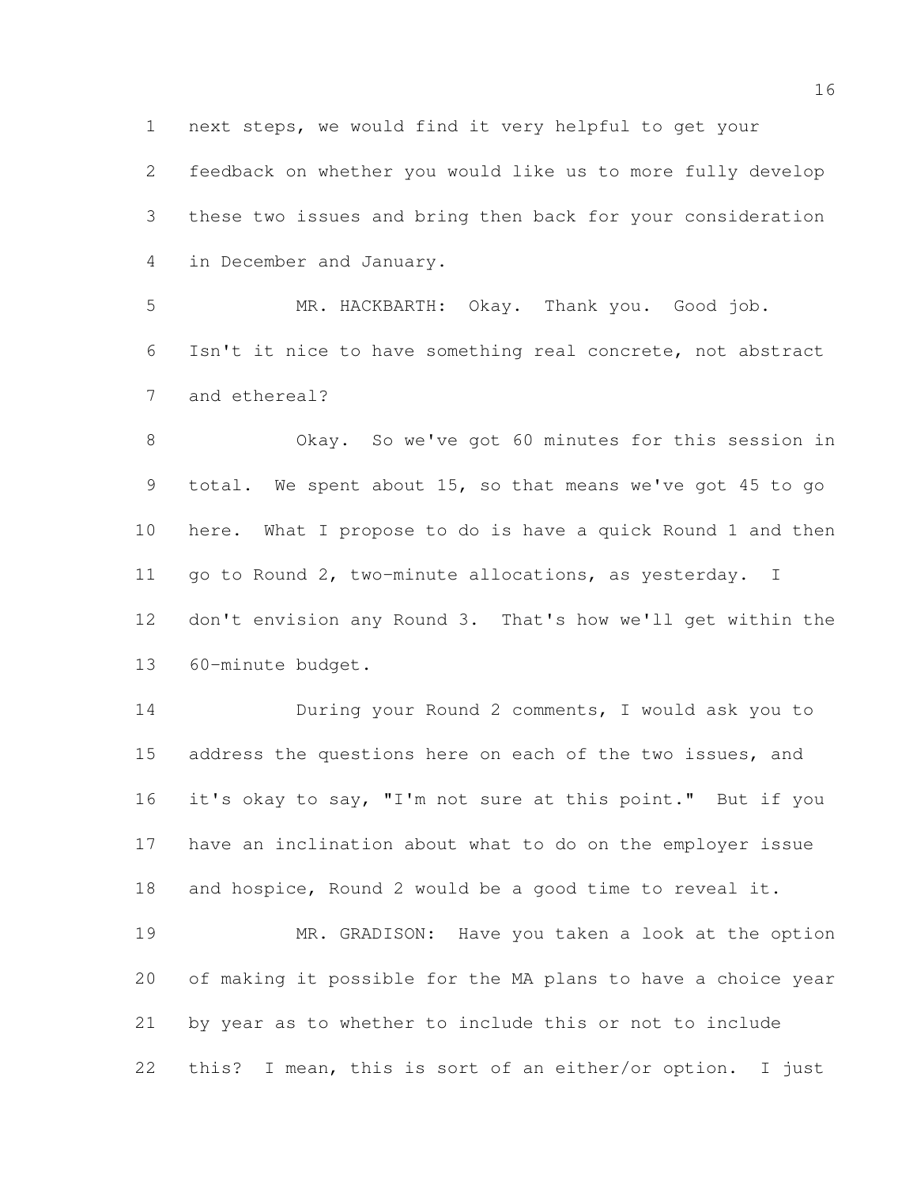next steps, we would find it very helpful to get your feedback on whether you would like us to more fully develop these two issues and bring then back for your consideration in December and January.

MR. HACKBARTH: Okay. Thank you. Good job. Isn't it nice to have something real concrete, not abstract and ethereal?

Okay. So we've got 60 minutes for this session in total. We spent about 15, so that means we've got 45 to go here. What I propose to do is have a quick Round 1 and then go to Round 2, two-minute allocations, as yesterday. I don't envision any Round 3. That's how we'll get within the 60-minute budget.

During your Round 2 comments, I would ask you to address the questions here on each of the two issues, and it's okay to say, "I'm not sure at this point." But if you have an inclination about what to do on the employer issue and hospice, Round 2 would be a good time to reveal it.

MR. GRADISON: Have you taken a look at the option of making it possible for the MA plans to have a choice year by year as to whether to include this or not to include this? I mean, this is sort of an either/or option. I just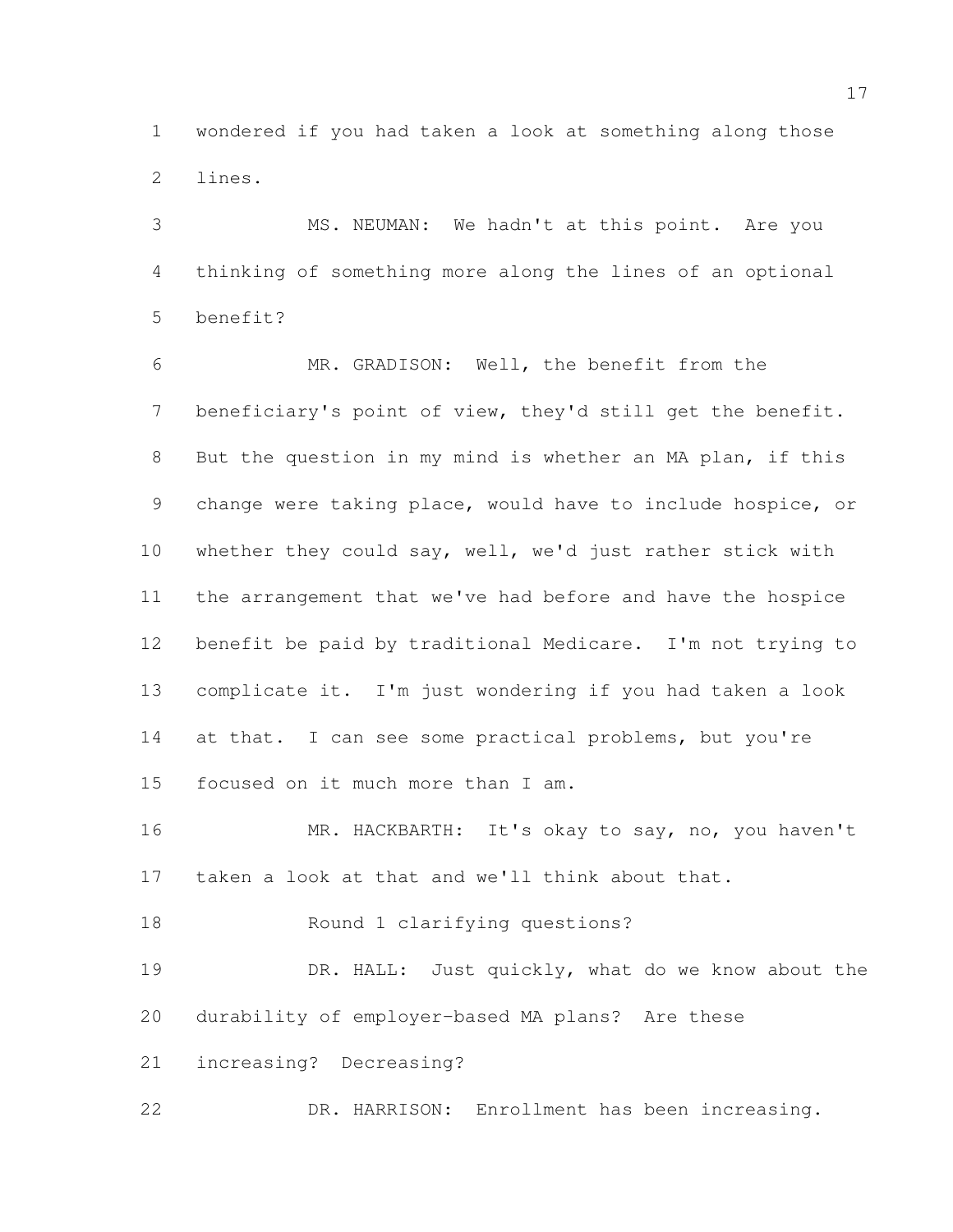wondered if you had taken a look at something along those lines.

MS. NEUMAN: We hadn't at this point. Are you thinking of something more along the lines of an optional benefit?

MR. GRADISON: Well, the benefit from the beneficiary's point of view, they'd still get the benefit. But the question in my mind is whether an MA plan, if this change were taking place, would have to include hospice, or whether they could say, well, we'd just rather stick with the arrangement that we've had before and have the hospice benefit be paid by traditional Medicare. I'm not trying to complicate it. I'm just wondering if you had taken a look at that. I can see some practical problems, but you're focused on it much more than I am.

MR. HACKBARTH: It's okay to say, no, you haven't taken a look at that and we'll think about that.

Round 1 clarifying questions?

DR. HALL: Just quickly, what do we know about the durability of employer-based MA plans? Are these increasing? Decreasing?

DR. HARRISON: Enrollment has been increasing.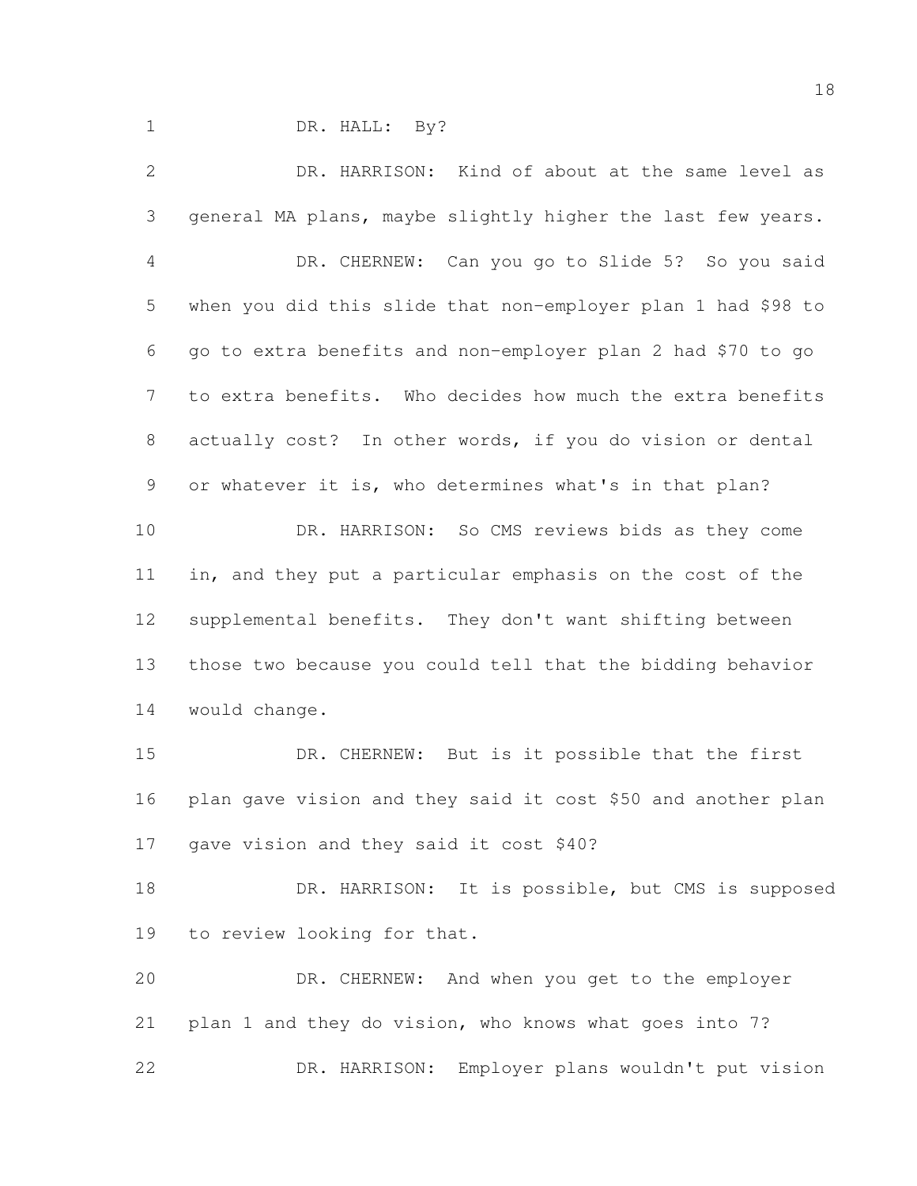DR. HALL: By?

DR. HARRISON: Kind of about at the same level as general MA plans, maybe slightly higher the last few years.

DR. CHERNEW: Can you go to Slide 5? So you said when you did this slide that non-employer plan 1 had $98 to go to extra benefits and non-employer plan 2 had $70 to go to extra benefits. Who decides how much the extra benefits actually cost? In other words, if you do vision or dental or whatever it is, who determines what's in that plan?

DR. HARRISON: So CMS reviews bids as they come in, and they put a particular emphasis on the cost of the supplemental benefits. They don't want shifting between those two because you could tell that the bidding behavior would change.

DR. CHERNEW: But is it possible that the first plan gave vision and they said it cost $50 and another plan gave vision and they said it cost $40?

DR. HARRISON: It is possible, but CMS is supposed to review looking for that.

DR. CHERNEW: And when you get to the employer plan 1 and they do vision, who knows what goes into 7?

DR. HARRISON: Employer plans wouldn't put vision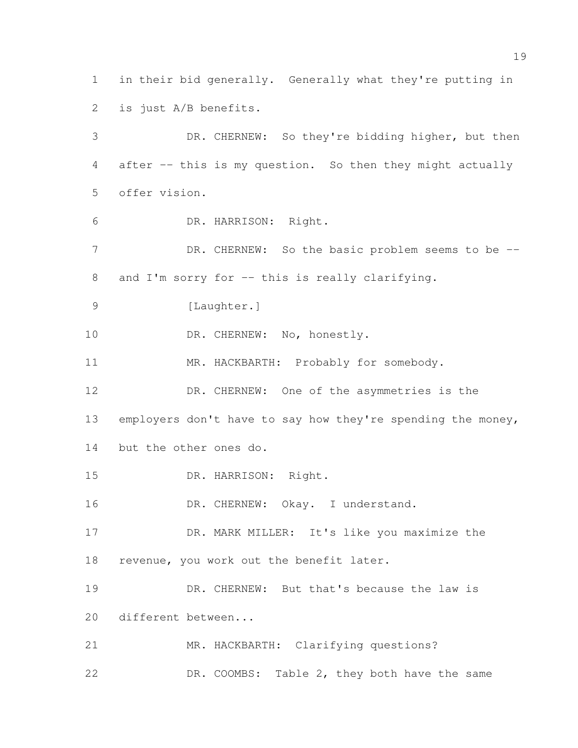in their bid generally. Generally what they're putting in is just A/B benefits.

DR. CHERNEW: So they're bidding higher, but then after -- this is my question. So then they might actually offer vision.

DR. HARRISON: Right.

DR. CHERNEW: So the basic problem seems to be -- and I'm sorry for -- this is really clarifying.

[Laughter.]

DR. CHERNEW: No, honestly.

MR. HACKBARTH: Probably for somebody.

DR. CHERNEW: One of the asymmetries is the employers don't have to say how they're spending the money, but the other ones do.

DR. HARRISON: Right.

DR. CHERNEW: Okay. I understand.

DR. MARK MILLER: It's like you maximize the revenue, you work out the benefit later.

DR. CHERNEW: But that's because the law is different between...

MR. HACKBARTH: Clarifying questions?

DR. COOMBS: Table 2, they both have the same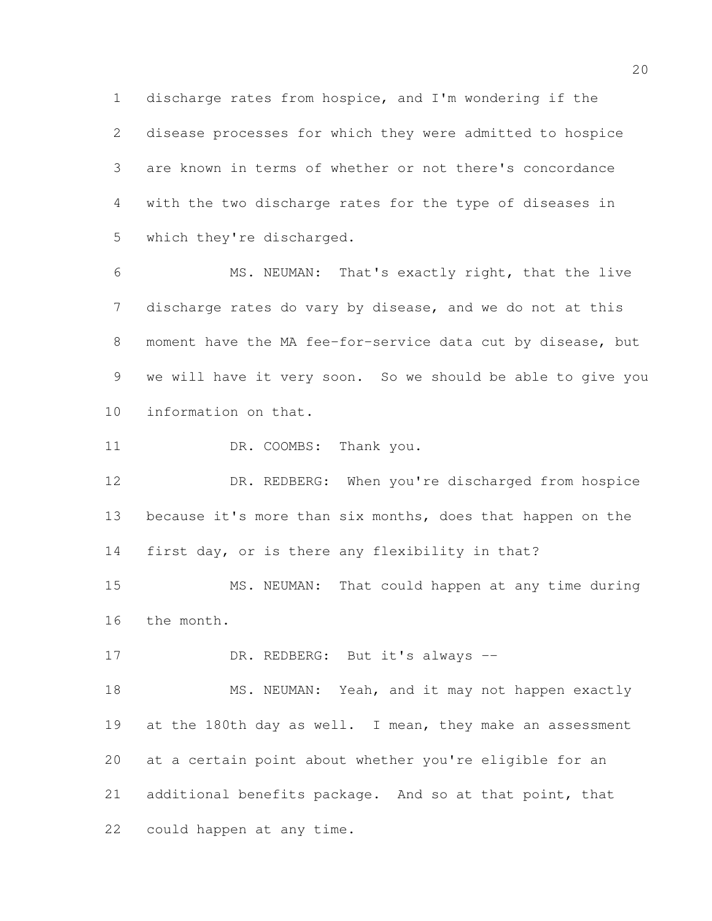discharge rates from hospice, and I'm wondering if the disease processes for which they were admitted to hospice are known in terms of whether or not there's concordance with the two discharge rates for the type of diseases in which they're discharged.

MS. NEUMAN: That's exactly right, that the live discharge rates do vary by disease, and we do not at this moment have the MA fee-for-service data cut by disease, but we will have it very soon. So we should be able to give you information on that.

DR. COOMBS: Thank you.

DR. REDBERG: When you're discharged from hospice because it's more than six months, does that happen on the first day, or is there any flexibility in that?

MS. NEUMAN: That could happen at any time during the month.

DR. REDBERG: But it's always --

MS. NEUMAN: Yeah, and it may not happen exactly at the 180th day as well. I mean, they make an assessment at a certain point about whether you're eligible for an additional benefits package. And so at that point, that could happen at any time.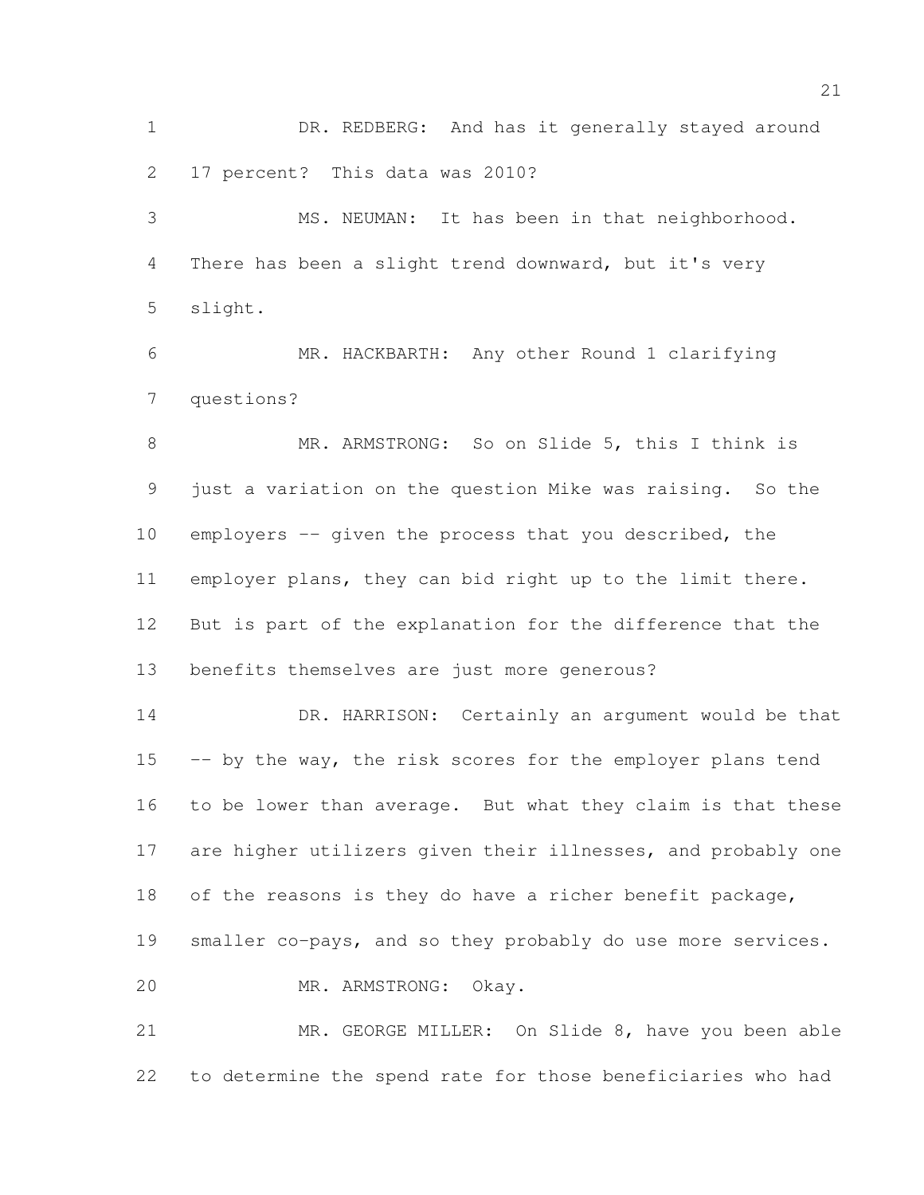DR. REDBERG: And has it generally stayed around 17 percent? This data was 2010?

MS. NEUMAN: It has been in that neighborhood. There has been a slight trend downward, but it's very slight.

MR. HACKBARTH: Any other Round 1 clarifying questions?

MR. ARMSTRONG: So on Slide 5, this I think is just a variation on the question Mike was raising. So the employers -- given the process that you described, the employer plans, they can bid right up to the limit there. But is part of the explanation for the difference that the benefits themselves are just more generous?

DR. HARRISON: Certainly an argument would be that -- by the way, the risk scores for the employer plans tend to be lower than average. But what they claim is that these are higher utilizers given their illnesses, and probably one of the reasons is they do have a richer benefit package, smaller co-pays, and so they probably do use more services.

MR. ARMSTRONG: Okay.

MR. GEORGE MILLER: On Slide 8, have you been able to determine the spend rate for those beneficiaries who had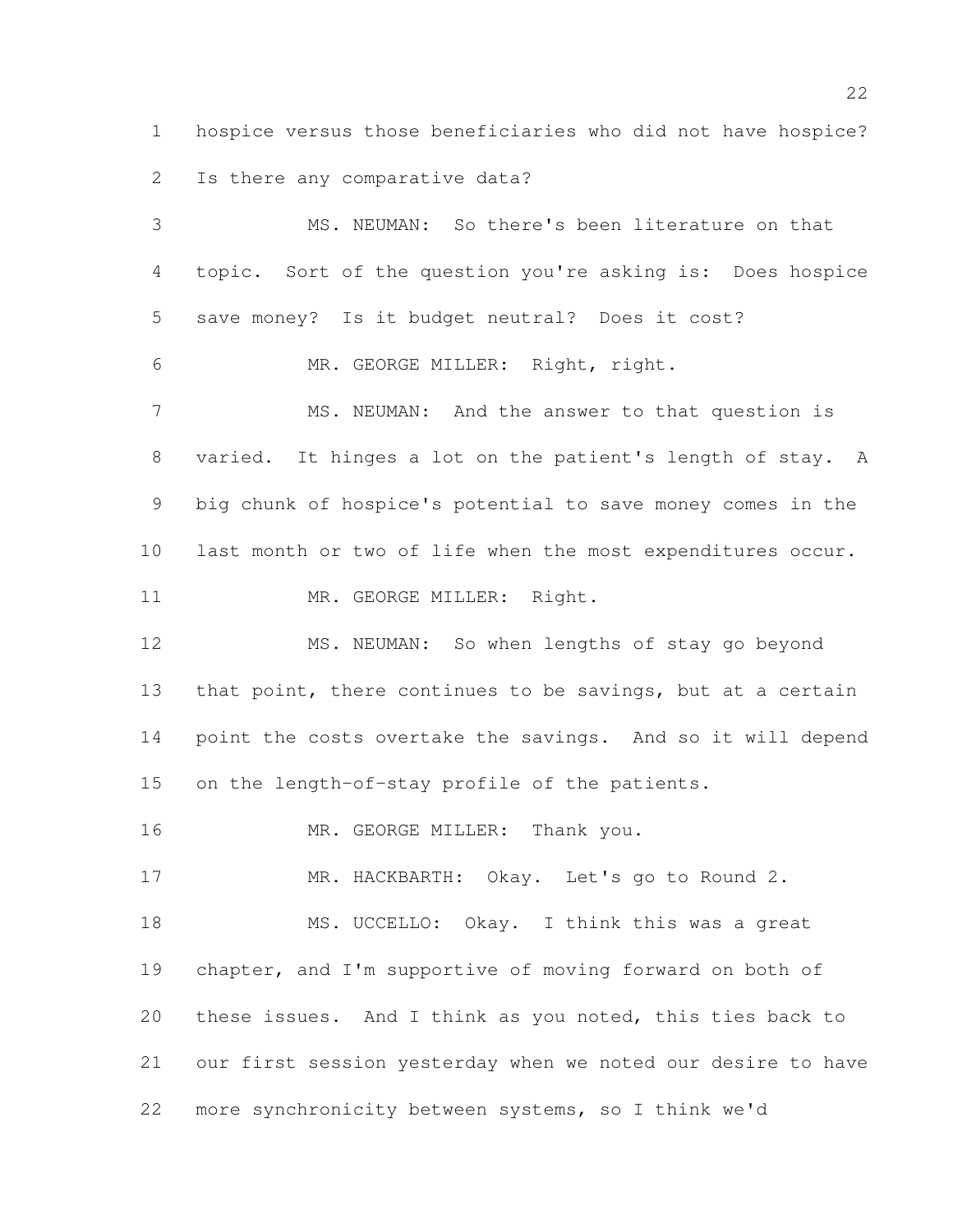hospice versus those beneficiaries who did not have hospice? Is there any comparative data?

MS. NEUMAN: So there's been literature on that topic. Sort of the question you're asking is: Does hospice save money? Is it budget neutral? Does it cost?

MR. GEORGE MILLER: Right, right.

MS. NEUMAN: And the answer to that question is varied. It hinges a lot on the patient's length of stay. A big chunk of hospice's potential to save money comes in the last month or two of life when the most expenditures occur.

MR. GEORGE MILLER: Right.

MS. NEUMAN: So when lengths of stay go beyond that point, there continues to be savings, but at a certain point the costs overtake the savings. And so it will depend on the length-of-stay profile of the patients.

MR. GEORGE MILLER: Thank you.

MR. HACKBARTH: Okay. Let's go to Round 2.

MS. UCCELLO: Okay. I think this was a great chapter, and I'm supportive of moving forward on both of these issues. And I think as you noted, this ties back to our first session yesterday when we noted our desire to have more synchronicity between systems, so I think we'd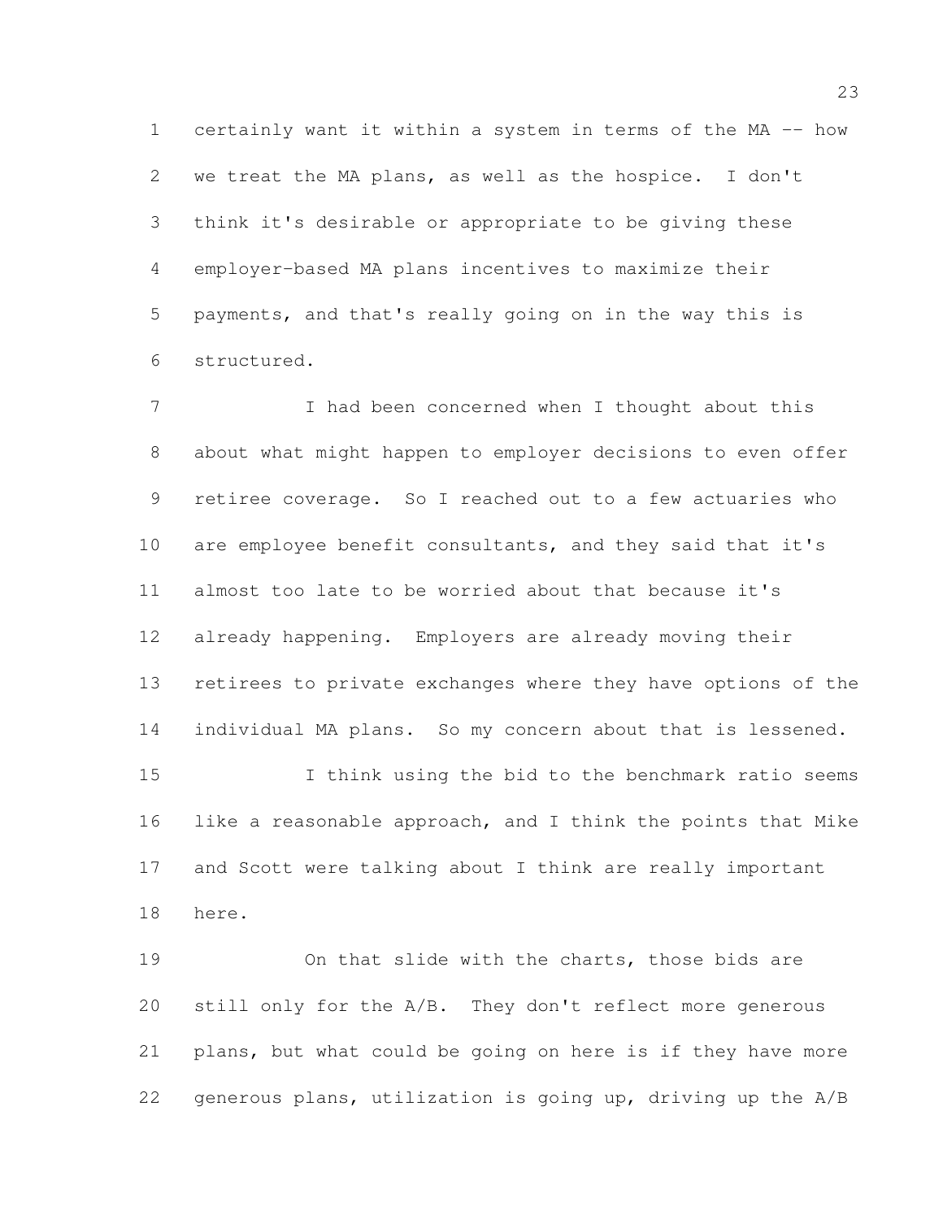certainly want it within a system in terms of the MA -- how we treat the MA plans, as well as the hospice. I don't think it's desirable or appropriate to be giving these employer-based MA plans incentives to maximize their payments, and that's really going on in the way this is structured.

I had been concerned when I thought about this about what might happen to employer decisions to even offer retiree coverage. So I reached out to a few actuaries who are employee benefit consultants, and they said that it's almost too late to be worried about that because it's already happening. Employers are already moving their retirees to private exchanges where they have options of the individual MA plans. So my concern about that is lessened.

I think using the bid to the benchmark ratio seems like a reasonable approach, and I think the points that Mike and Scott were talking about I think are really important here.

On that slide with the charts, those bids are still only for the A/B. They don't reflect more generous plans, but what could be going on here is if they have more generous plans, utilization is going up, driving up the A/B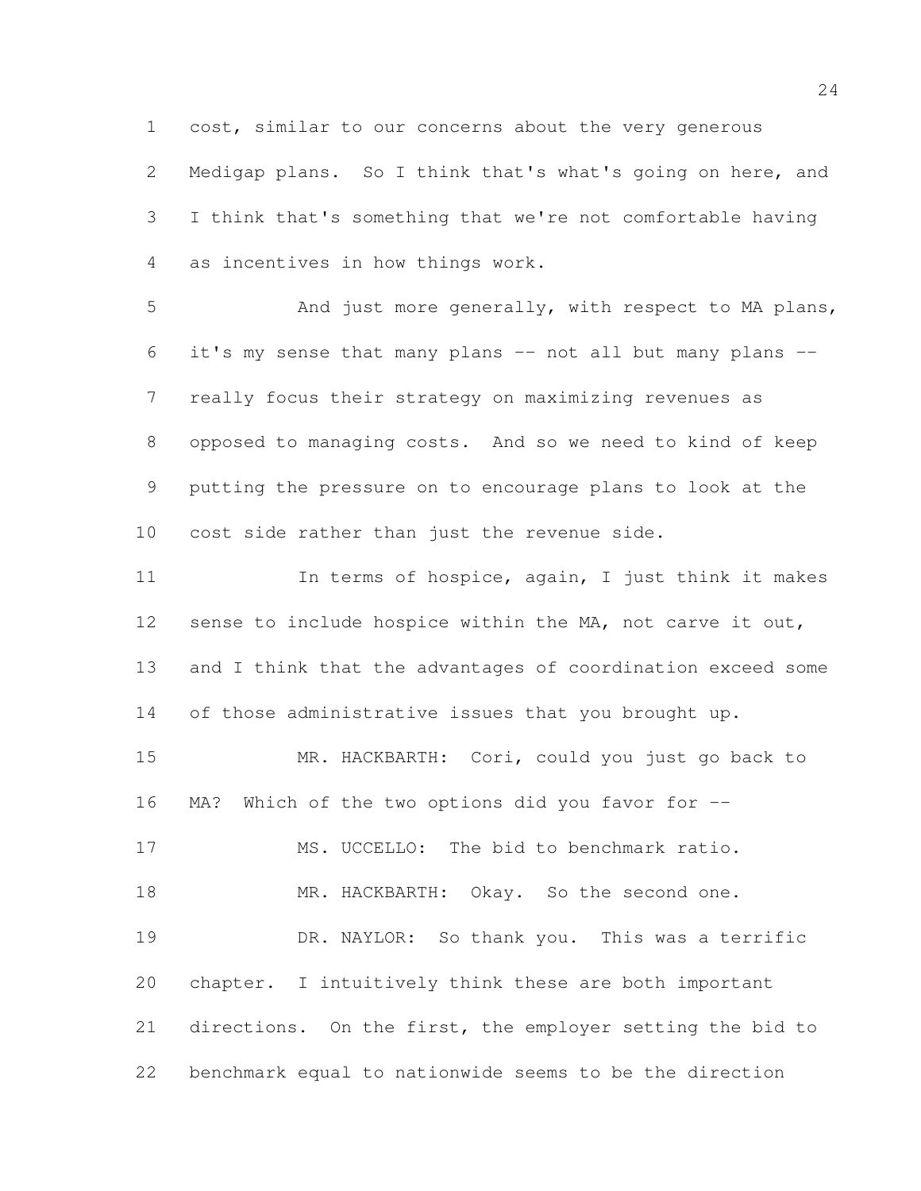cost, similar to our concerns about the very generous Medigap plans. So I think that's what's going on here, and I think that's something that we're not comfortable having as incentives in how things work.

And just more generally, with respect to MA plans, it's my sense that many plans -- not all but many plans -- really focus their strategy on maximizing revenues as opposed to managing costs. And so we need to kind of keep putting the pressure on to encourage plans to look at the cost side rather than just the revenue side.

In terms of hospice, again, I just think it makes sense to include hospice within the MA, not carve it out, and I think that the advantages of coordination exceed some of those administrative issues that you brought up.

MR. HACKBARTH: Cori, could you just go back to MA? Which of the two options did you favor for --

MS. UCCELLO: The bid to benchmark ratio.

MR. HACKBARTH: Okay. So the second one.

DR. NAYLOR: So thank you. This was a terrific chapter. I intuitively think these are both important directions. On the first, the employer setting the bid to benchmark equal to nationwide seems to be the direction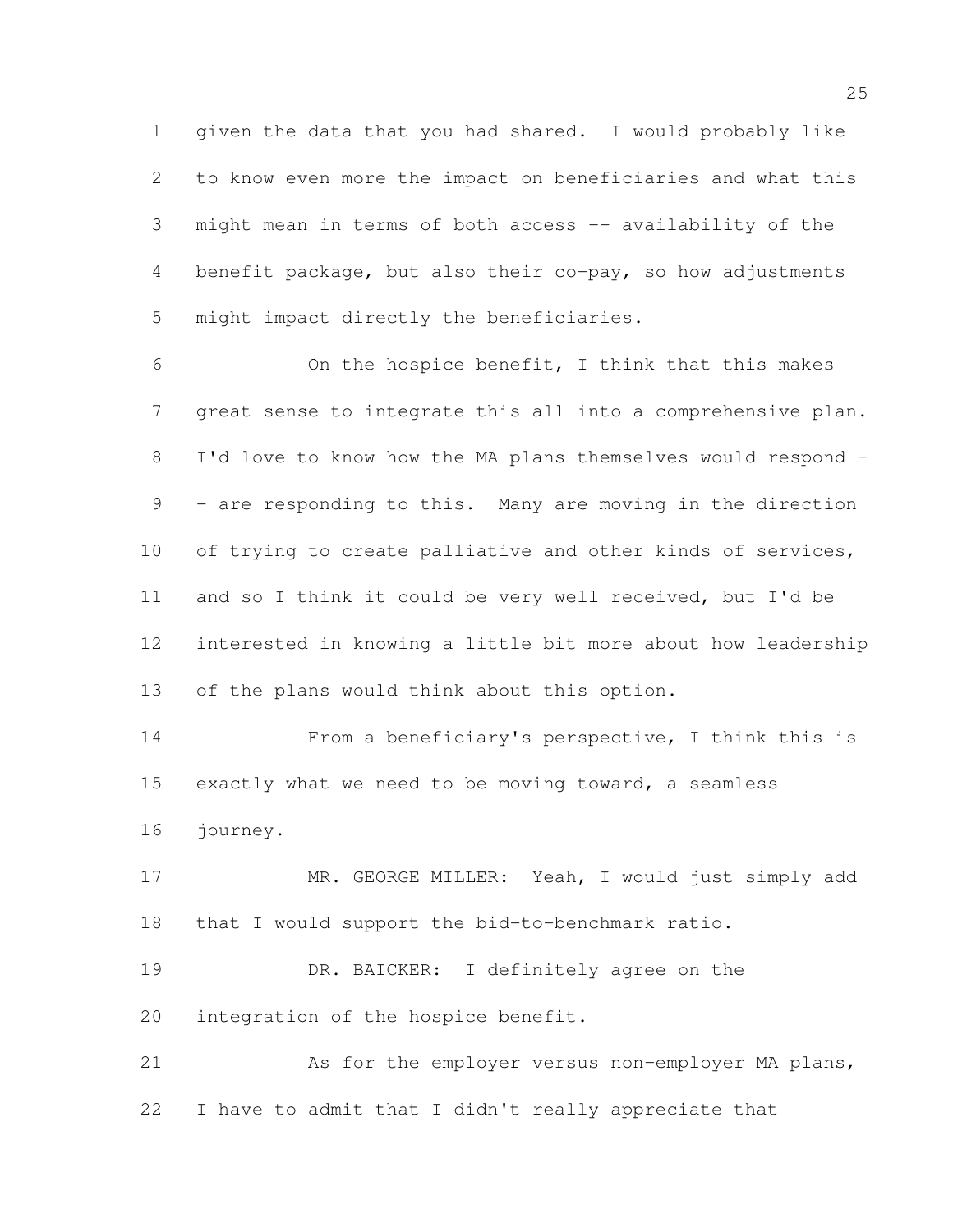given the data that you had shared. I would probably like to know even more the impact on beneficiaries and what this might mean in terms of both access -- availability of the benefit package, but also their co-pay, so how adjustments might impact directly the beneficiaries.

On the hospice benefit, I think that this makes great sense to integrate this all into a comprehensive plan. I'd love to know how the MA plans themselves would respond -- are responding to this. Many are moving in the direction of trying to create palliative and other kinds of services, and so I think it could be very well received, but I'd be interested in knowing a little bit more about how leadership of the plans would think about this option.

From a beneficiary's perspective, I think this is exactly what we need to be moving toward, a seamless journey.

MR. GEORGE MILLER: Yeah, I would just simply add that I would support the bid-to-benchmark ratio.

DR. BAICKER: I definitely agree on the integration of the hospice benefit.

As for the employer versus non-employer MA plans, I have to admit that I didn't really appreciate that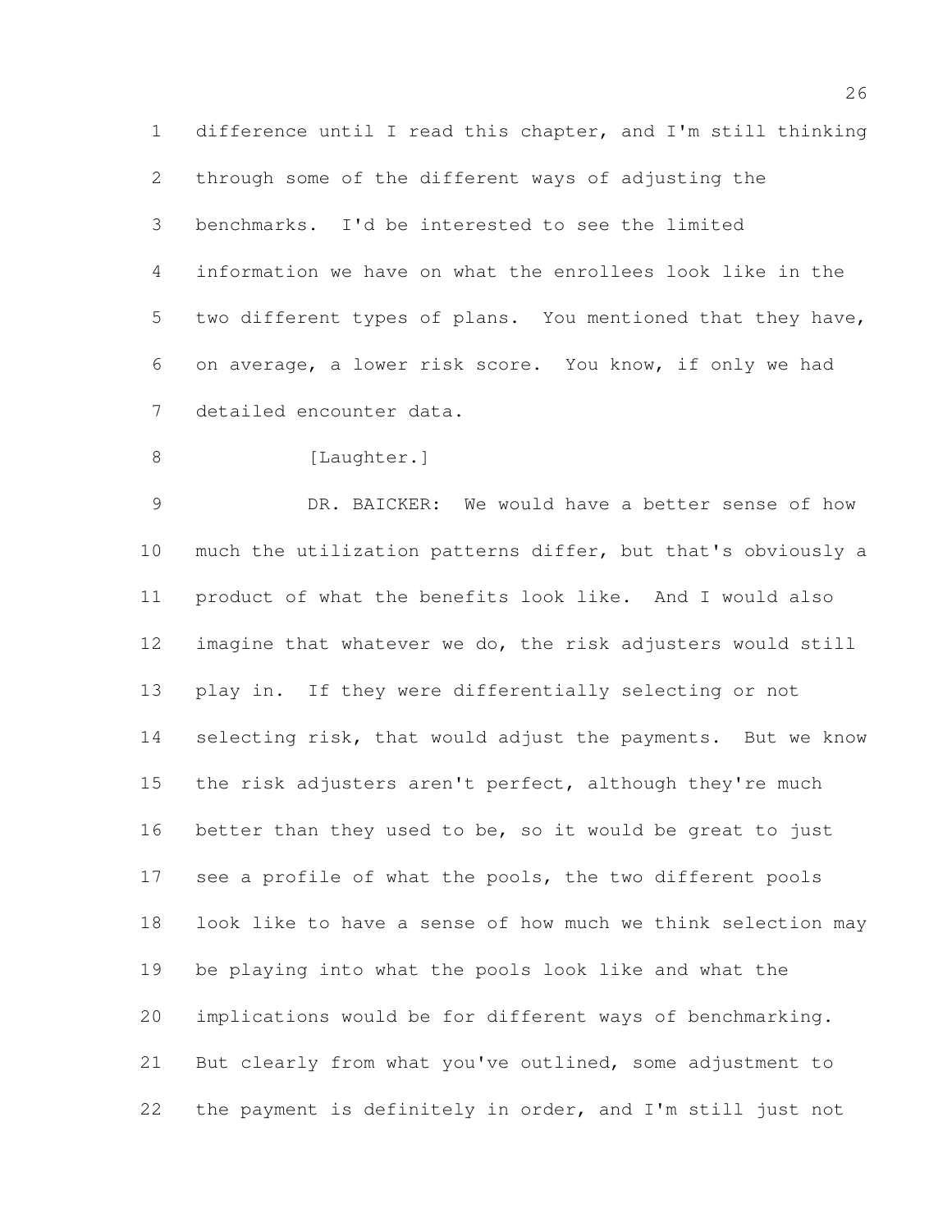difference until I read this chapter, and I'm still thinking through some of the different ways of adjusting the benchmarks. I'd be interested to see the limited information we have on what the enrollees look like in the two different types of plans. You mentioned that they have, on average, a lower risk score. You know, if only we had detailed encounter data.

[Laughter.]

DR. BAICKER: We would have a better sense of how much the utilization patterns differ, but that's obviously a product of what the benefits look like. And I would also imagine that whatever we do, the risk adjusters would still play in. If they were differentially selecting or not selecting risk, that would adjust the payments. But we know the risk adjusters aren't perfect, although they're much better than they used to be, so it would be great to just see a profile of what the pools, the two different pools look like to have a sense of how much we think selection may be playing into what the pools look like and what the implications would be for different ways of benchmarking. But clearly from what you've outlined, some adjustment to the payment is definitely in order, and I'm still just not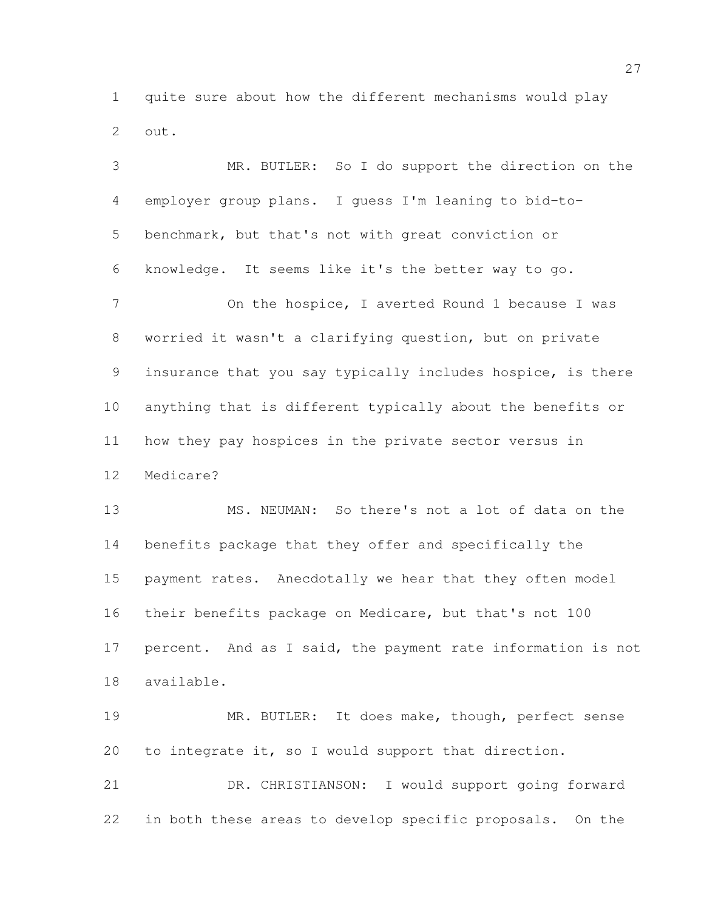quite sure about how the different mechanisms would play out.

MR. BUTLER: So I do support the direction on the employer group plans. I guess I'm leaning to bid-to-benchmark, but that's not with great conviction or knowledge. It seems like it's the better way to go.

On the hospice, I averted Round 1 because I was worried it wasn't a clarifying question, but on private insurance that you say typically includes hospice, is there anything that is different typically about the benefits or how they pay hospices in the private sector versus in Medicare?

MS. NEUMAN: So there's not a lot of data on the benefits package that they offer and specifically the payment rates. Anecdotally we hear that they often model their benefits package on Medicare, but that's not 100 percent. And as I said, the payment rate information is not available.

MR. BUTLER: It does make, though, perfect sense to integrate it, so I would support that direction.

DR. CHRISTIANSON: I would support going forward in both these areas to develop specific proposals. On the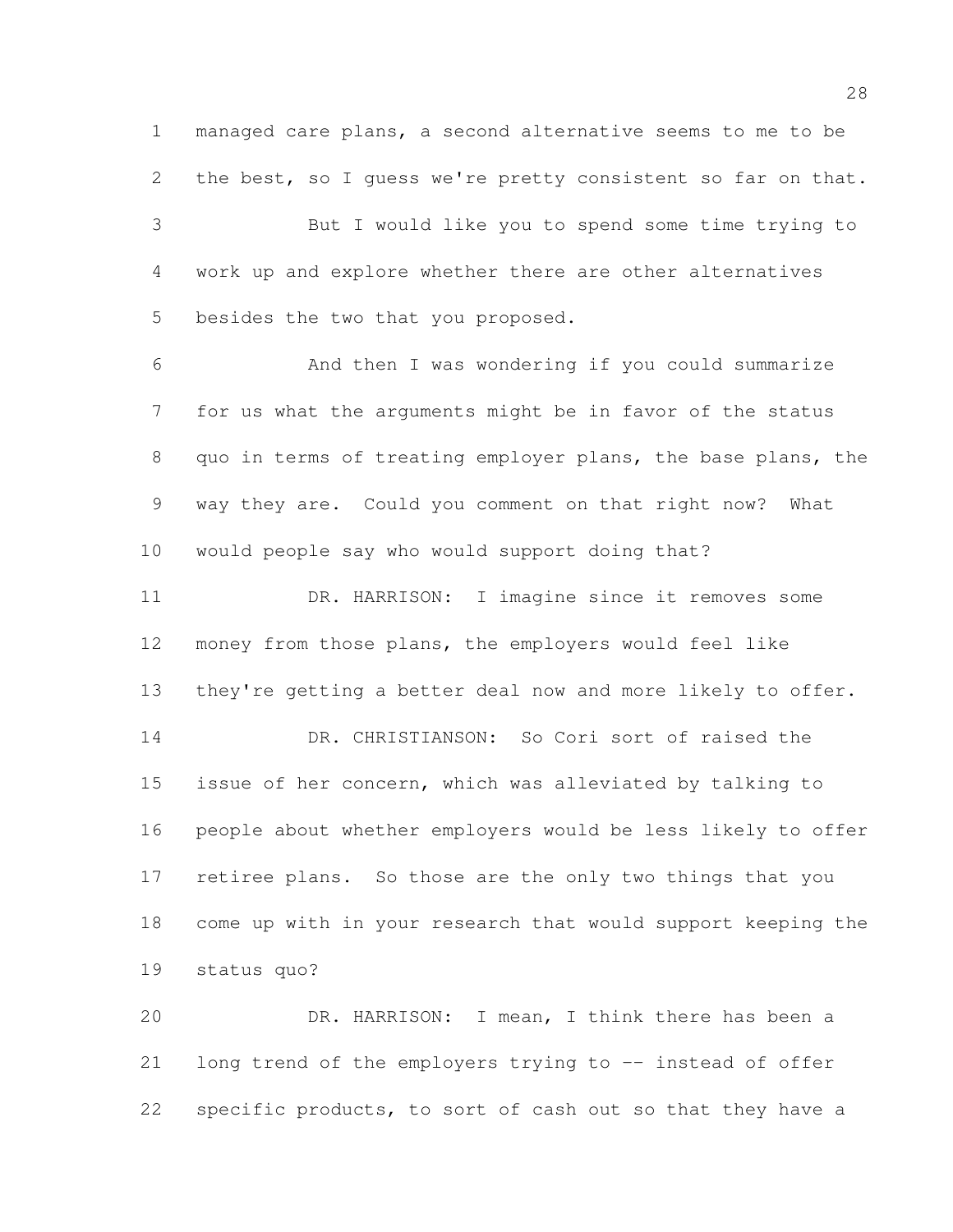managed care plans, a second alternative seems to me to be the best, so I guess we're pretty consistent so far on that.

But I would like you to spend some time trying to work up and explore whether there are other alternatives besides the two that you proposed.

And then I was wondering if you could summarize for us what the arguments might be in favor of the status quo in terms of treating employer plans, the base plans, the way they are. Could you comment on that right now? What would people say who would support doing that?

DR. HARRISON: I imagine since it removes some money from those plans, the employers would feel like they're getting a better deal now and more likely to offer.

DR. CHRISTIANSON: So Cori sort of raised the issue of her concern, which was alleviated by talking to people about whether employers would be less likely to offer retiree plans. So those are the only two things that you come up with in your research that would support keeping the status quo?

DR. HARRISON: I mean, I think there has been a long trend of the employers trying to -- instead of offer specific products, to sort of cash out so that they have a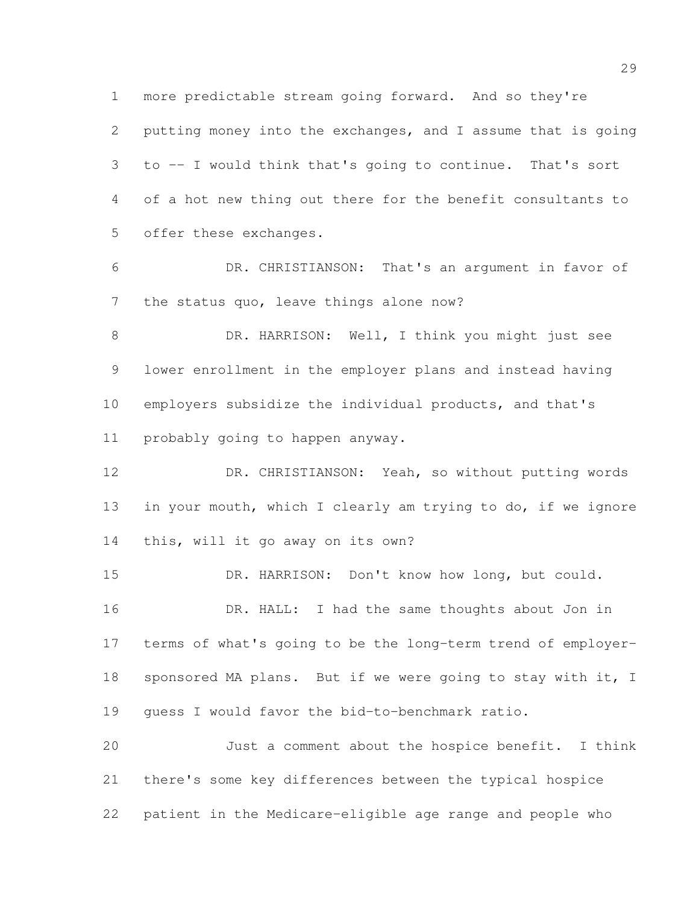more predictable stream going forward. And so they're putting money into the exchanges, and I assume that is going to -- I would think that's going to continue. That's sort of a hot new thing out there for the benefit consultants to offer these exchanges.

DR. CHRISTIANSON: That's an argument in favor of the status quo, leave things alone now?

DR. HARRISON: Well, I think you might just see lower enrollment in the employer plans and instead having employers subsidize the individual products, and that's probably going to happen anyway.

DR. CHRISTIANSON: Yeah, so without putting words in your mouth, which I clearly am trying to do, if we ignore this, will it go away on its own?

DR. HARRISON: Don't know how long, but could.

DR. HALL: I had the same thoughts about Jon in terms of what's going to be the long-term trend of employer-sponsored MA plans. But if we were going to stay with it, I guess I would favor the bid-to-benchmark ratio.

Just a comment about the hospice benefit. I think there's some key differences between the typical hospice patient in the Medicare-eligible age range and people who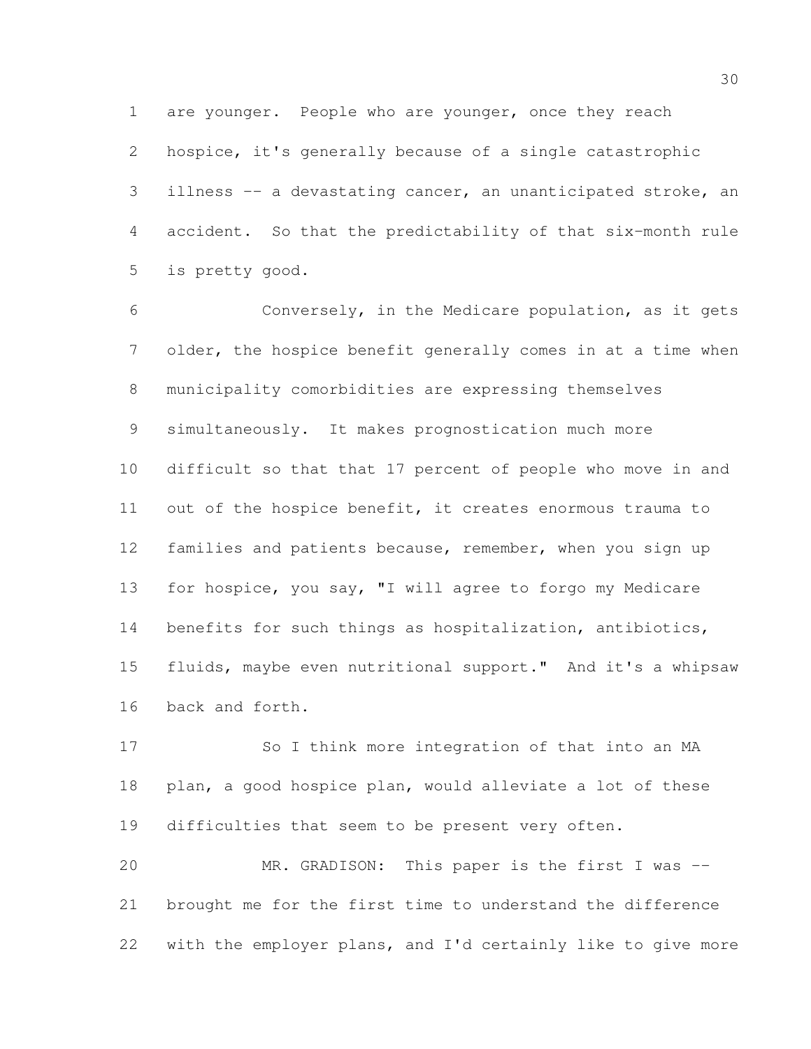are younger. People who are younger, once they reach hospice, it's generally because of a single catastrophic illness -- a devastating cancer, an unanticipated stroke, an accident. So that the predictability of that six-month rule is pretty good.

Conversely, in the Medicare population, as it gets older, the hospice benefit generally comes in at a time when municipality comorbidities are expressing themselves simultaneously. It makes prognostication much more difficult so that that 17 percent of people who move in and out of the hospice benefit, it creates enormous trauma to families and patients because, remember, when you sign up for hospice, you say, "I will agree to forgo my Medicare benefits for such things as hospitalization, antibiotics, fluids, maybe even nutritional support." And it's a whipsaw back and forth.

So I think more integration of that into an MA plan, a good hospice plan, would alleviate a lot of these difficulties that seem to be present very often.

MR. GRADISON: This paper is the first I was -- brought me for the first time to understand the difference with the employer plans, and I'd certainly like to give more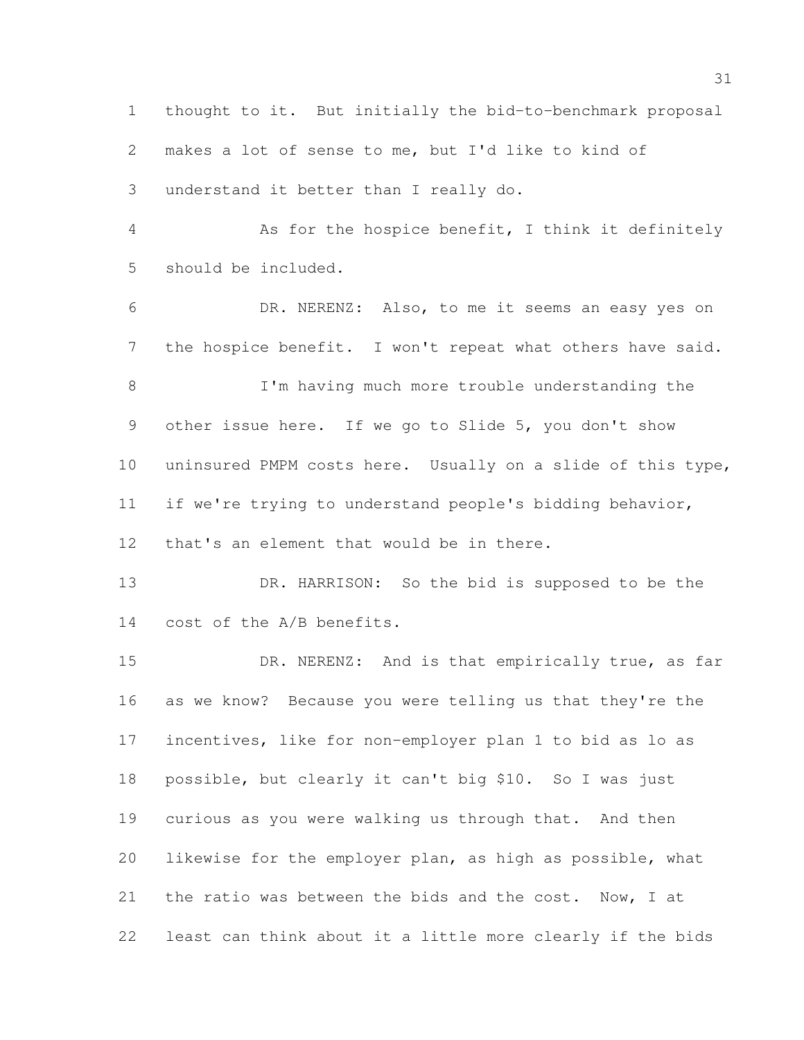thought to it. But initially the bid-to-benchmark proposal makes a lot of sense to me, but I'd like to kind of understand it better than I really do.

As for the hospice benefit, I think it definitely should be included.

DR. NERENZ: Also, to me it seems an easy yes on the hospice benefit. I won't repeat what others have said.

I'm having much more trouble understanding the other issue here. If we go to Slide 5, you don't show uninsured PMPM costs here. Usually on a slide of this type, if we're trying to understand people's bidding behavior, that's an element that would be in there.

DR. HARRISON: So the bid is supposed to be the cost of the A/B benefits.

DR. NERENZ: And is that empirically true, as far as we know? Because you were telling us that they're the incentives, like for non-employer plan 1 to bid as lo as possible, but clearly it can't big $10. So I was just curious as you were walking us through that. And then likewise for the employer plan, as high as possible, what the ratio was between the bids and the cost. Now, I at least can think about it a little more clearly if the bids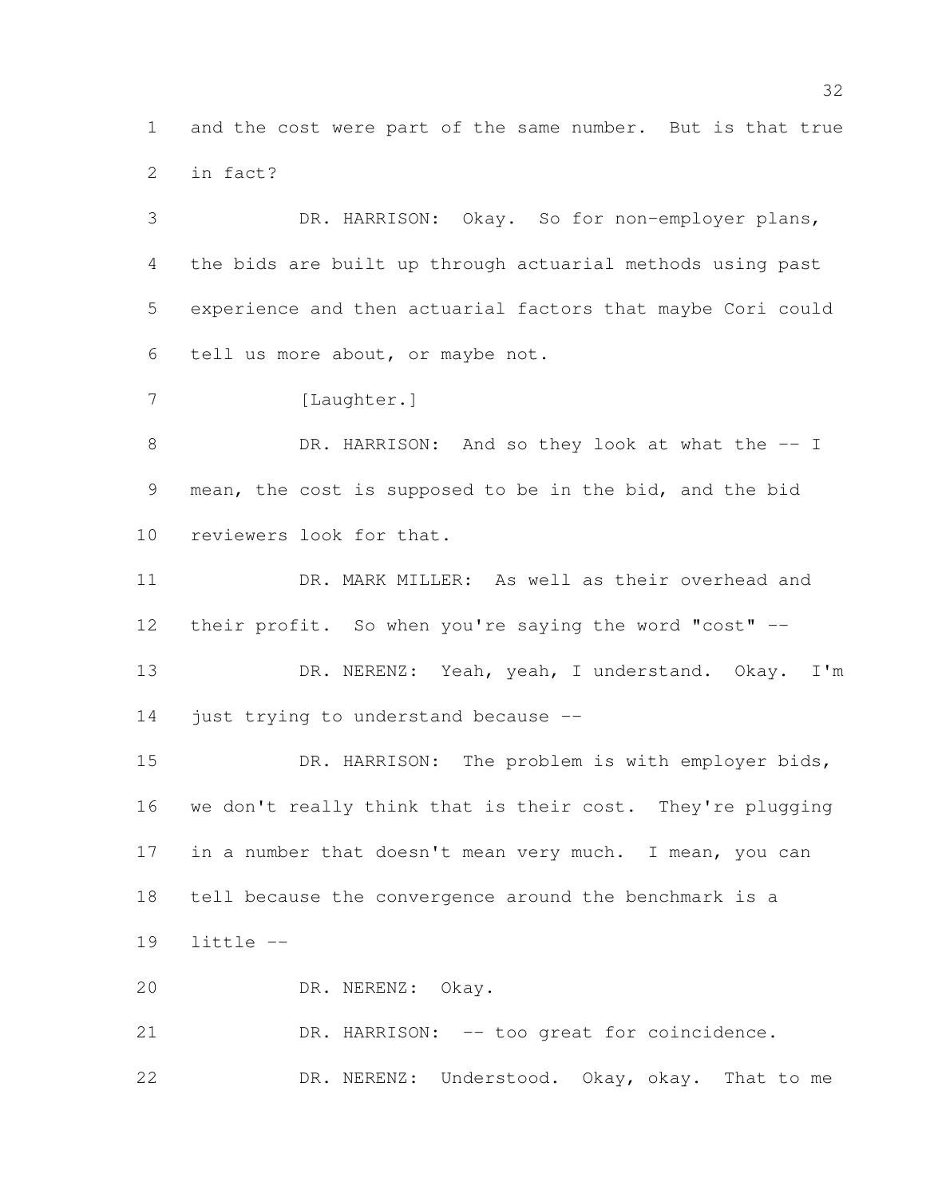and the cost were part of the same number. But is that true in fact?

DR. HARRISON: Okay. So for non-employer plans, the bids are built up through actuarial methods using past experience and then actuarial factors that maybe Cori could tell us more about, or maybe not.

[Laughter.]

DR. HARRISON: And so they look at what the -- I mean, the cost is supposed to be in the bid, and the bid reviewers look for that.

DR. MARK MILLER: As well as their overhead and their profit. So when you're saying the word "cost" --

DR. NERENZ: Yeah, yeah, I understand. Okay. I'm just trying to understand because --

DR. HARRISON: The problem is with employer bids, we don't really think that is their cost. They're plugging in a number that doesn't mean very much. I mean, you can tell because the convergence around the benchmark is a little --

DR. NERENZ: Okay.

DR. HARRISON: -- too great for coincidence.

DR. NERENZ: Understood. Okay, okay. That to me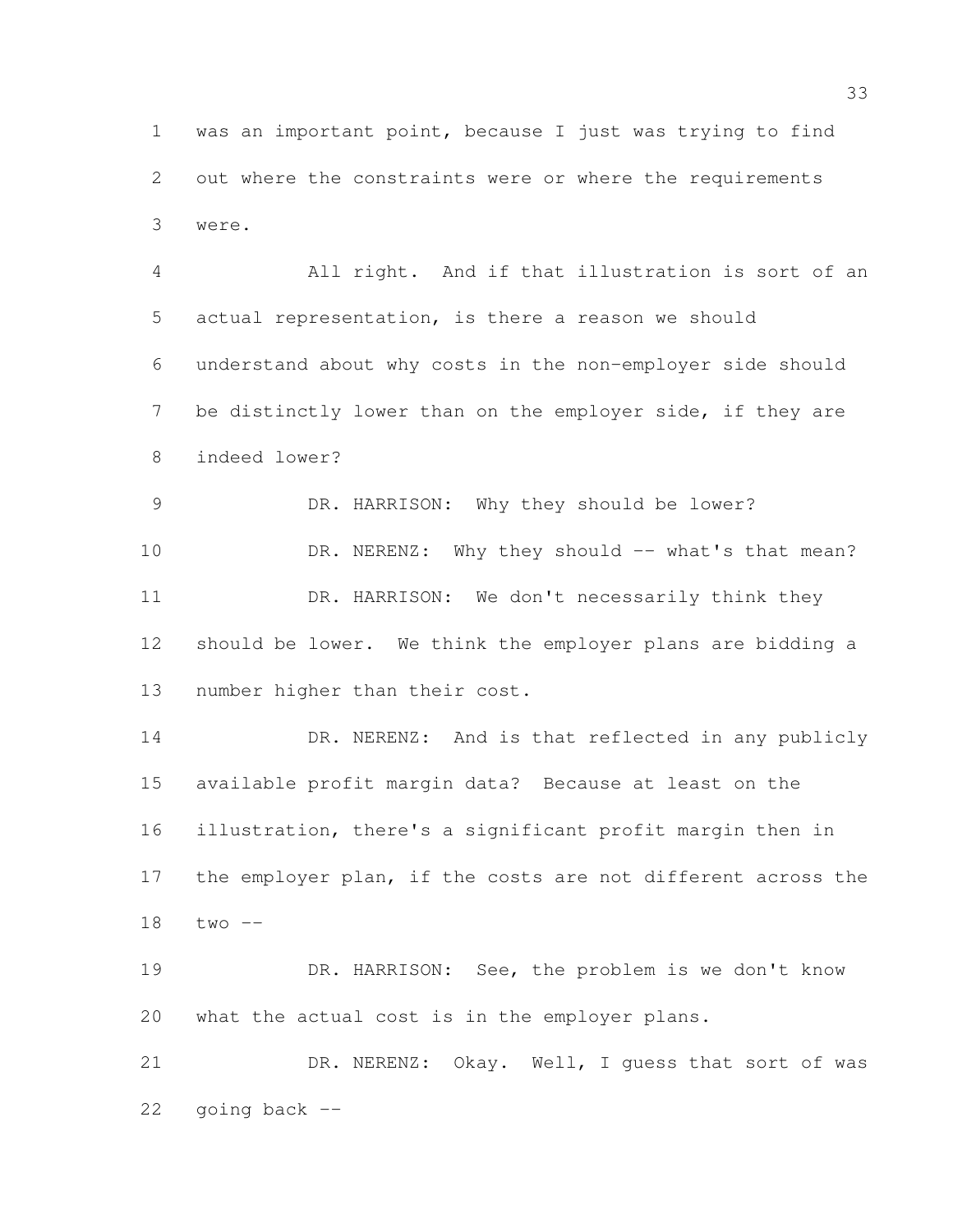was an important point, because I just was trying to find out where the constraints were or where the requirements were.

All right. And if that illustration is sort of an actual representation, is there a reason we should understand about why costs in the non-employer side should be distinctly lower than on the employer side, if they are indeed lower?

DR. HARRISON: Why they should be lower?

DR. NERENZ: Why they should -- what's that mean?

DR. HARRISON: We don't necessarily think they should be lower. We think the employer plans are bidding a number higher than their cost.

DR. NERENZ: And is that reflected in any publicly available profit margin data? Because at least on the illustration, there's a significant profit margin then in the employer plan, if the costs are not different across the two --

DR. HARRISON: See, the problem is we don't know what the actual cost is in the employer plans.

DR. NERENZ: Okay. Well, I guess that sort of was going back --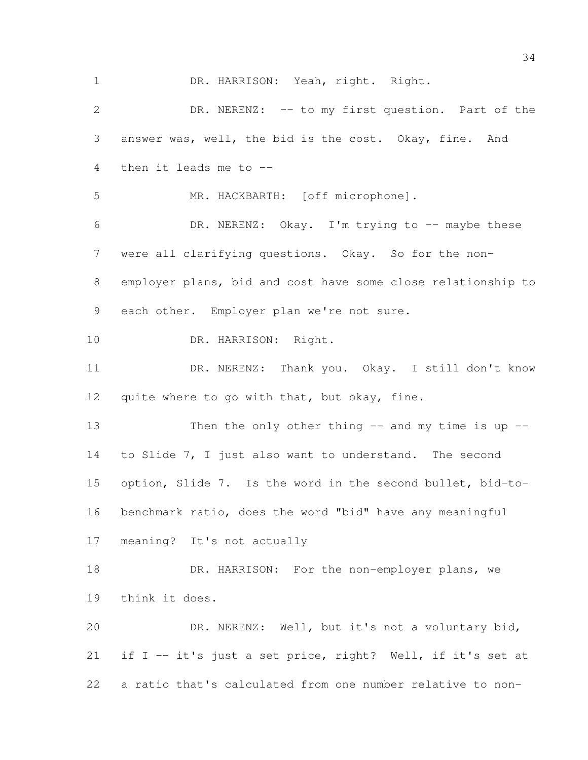DR. HARRISON: Yeah, right. Right.

DR. NERENZ: -- to my first question. Part of the answer was, well, the bid is the cost. Okay, fine. And then it leads me to --

MR. HACKBARTH: [off microphone].

DR. NERENZ: Okay. I'm trying to -- maybe these were all clarifying questions. Okay. So for the non-employer plans, bid and cost have some close relationship to each other. Employer plan we're not sure.

DR. HARRISON: Right.

DR. NERENZ: Thank you. Okay. I still don't know quite where to go with that, but okay, fine.

Then the only other thing -- and my time is up -- to Slide 7, I just also want to understand. The second option, Slide 7. Is the word in the second bullet, bid-to-benchmark ratio, does the word "bid" have any meaningful meaning? It's not actually

DR. HARRISON: For the non-employer plans, we think it does.

DR. NERENZ: Well, but it's not a voluntary bid, if I -- it's just a set price, right? Well, if it's set at a ratio that's calculated from one number relative to non-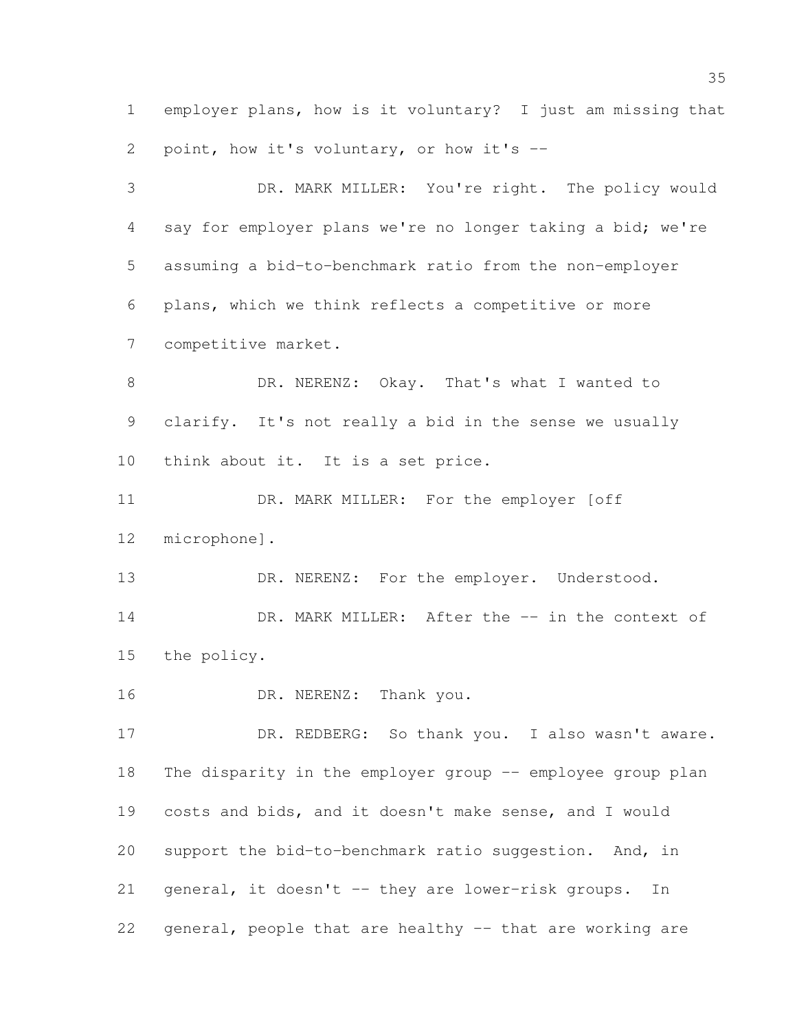employer plans, how is it voluntary? I just am missing that point, how it's voluntary, or how it's --

DR. MARK MILLER: You're right. The policy would say for employer plans we're no longer taking a bid; we're assuming a bid-to-benchmark ratio from the non-employer plans, which we think reflects a competitive or more competitive market.

DR. NERENZ: Okay. That's what I wanted to clarify. It's not really a bid in the sense we usually think about it. It is a set price.

DR. MARK MILLER: For the employer [off microphone].

DR. NERENZ: For the employer. Understood.

DR. MARK MILLER: After the -- in the context of the policy.

DR. NERENZ: Thank you.

DR. REDBERG: So thank you. I also wasn't aware. The disparity in the employer group -- employee group plan costs and bids, and it doesn't make sense, and I would support the bid-to-benchmark ratio suggestion. And, in general, it doesn't -- they are lower-risk groups. In general, people that are healthy -- that are working are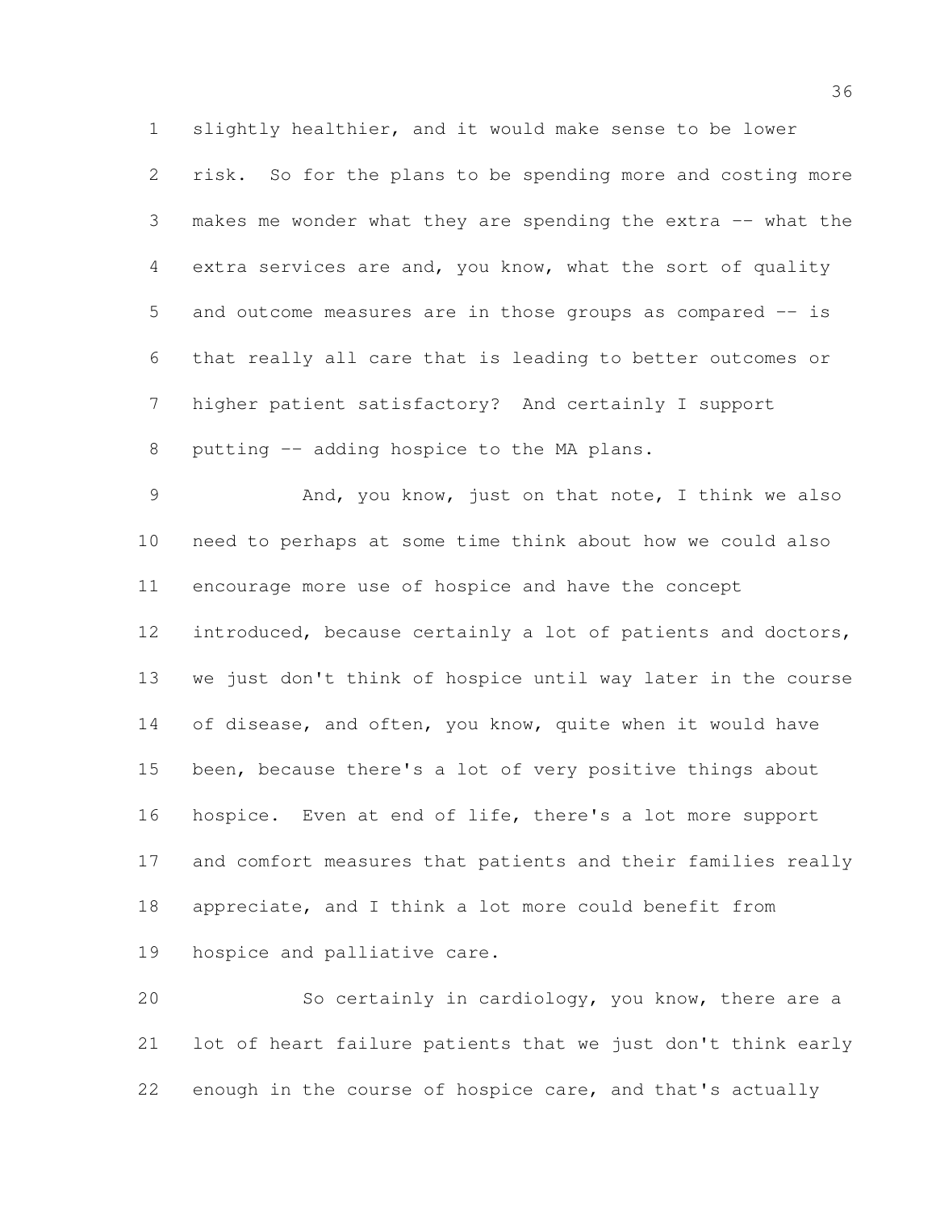slightly healthier, and it would make sense to be lower risk. So for the plans to be spending more and costing more makes me wonder what they are spending the extra -- what the extra services are and, you know, what the sort of quality and outcome measures are in those groups as compared -- is that really all care that is leading to better outcomes or higher patient satisfactory? And certainly I support putting -- adding hospice to the MA plans.

And, you know, just on that note, I think we also need to perhaps at some time think about how we could also encourage more use of hospice and have the concept introduced, because certainly a lot of patients and doctors, we just don't think of hospice until way later in the course of disease, and often, you know, quite when it would have been, because there's a lot of very positive things about hospice. Even at end of life, there's a lot more support and comfort measures that patients and their families really appreciate, and I think a lot more could benefit from hospice and palliative care.

So certainly in cardiology, you know, there are a lot of heart failure patients that we just don't think early enough in the course of hospice care, and that's actually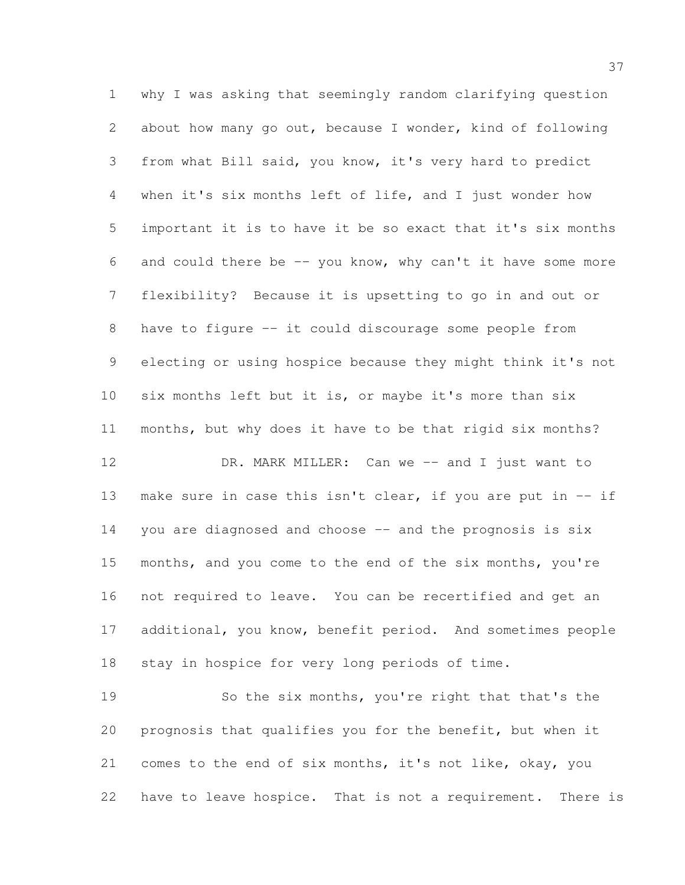why I was asking that seemingly random clarifying question about how many go out, because I wonder, kind of following from what Bill said, you know, it's very hard to predict when it's six months left of life, and I just wonder how important it is to have it be so exact that it's six months and could there be -- you know, why can't it have some more flexibility? Because it is upsetting to go in and out or have to figure -- it could discourage some people from electing or using hospice because they might think it's not six months left but it is, or maybe it's more than six months, but why does it have to be that rigid six months?

DR. MARK MILLER: Can we -- and I just want to make sure in case this isn't clear, if you are put in -- if you are diagnosed and choose -- and the prognosis is six months, and you come to the end of the six months, you're not required to leave. You can be recertified and get an additional, you know, benefit period. And sometimes people stay in hospice for very long periods of time.

So the six months, you're right that that's the prognosis that qualifies you for the benefit, but when it comes to the end of six months, it's not like, okay, you have to leave hospice. That is not a requirement. There is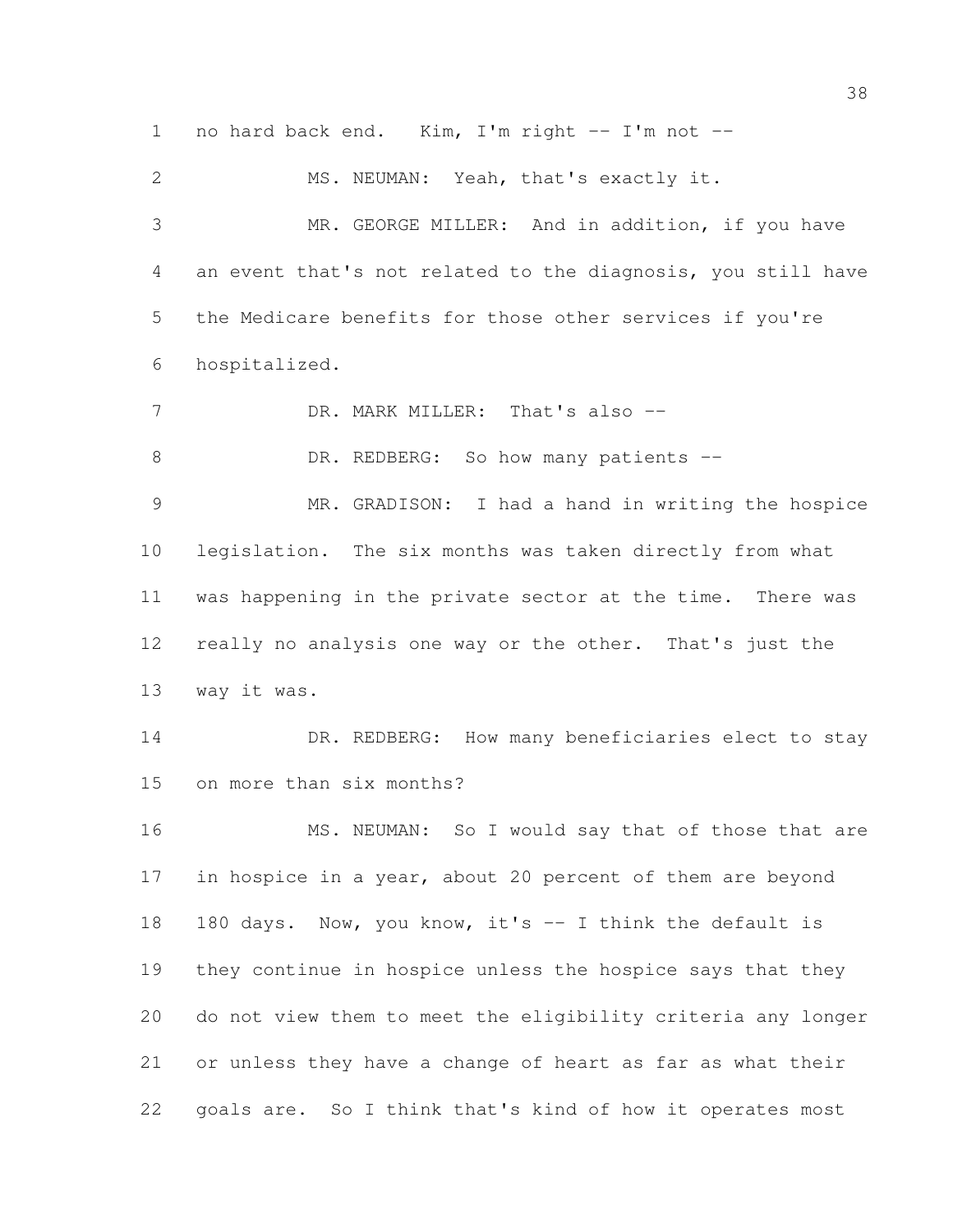no hard back end. Kim, I'm right -- I'm not --

MS. NEUMAN: Yeah, that's exactly it.

MR. GEORGE MILLER: And in addition, if you have an event that's not related to the diagnosis, you still have the Medicare benefits for those other services if you're hospitalized.

DR. MARK MILLER: That's also --

DR. REDBERG: So how many patients --

MR. GRADISON: I had a hand in writing the hospice legislation. The six months was taken directly from what was happening in the private sector at the time. There was really no analysis one way or the other. That's just the way it was.

DR. REDBERG: How many beneficiaries elect to stay on more than six months?

MS. NEUMAN: So I would say that of those that are in hospice in a year, about 20 percent of them are beyond 180 days. Now, you know, it's -- I think the default is they continue in hospice unless the hospice says that they do not view them to meet the eligibility criteria any longer or unless they have a change of heart as far as what their goals are. So I think that's kind of how it operates most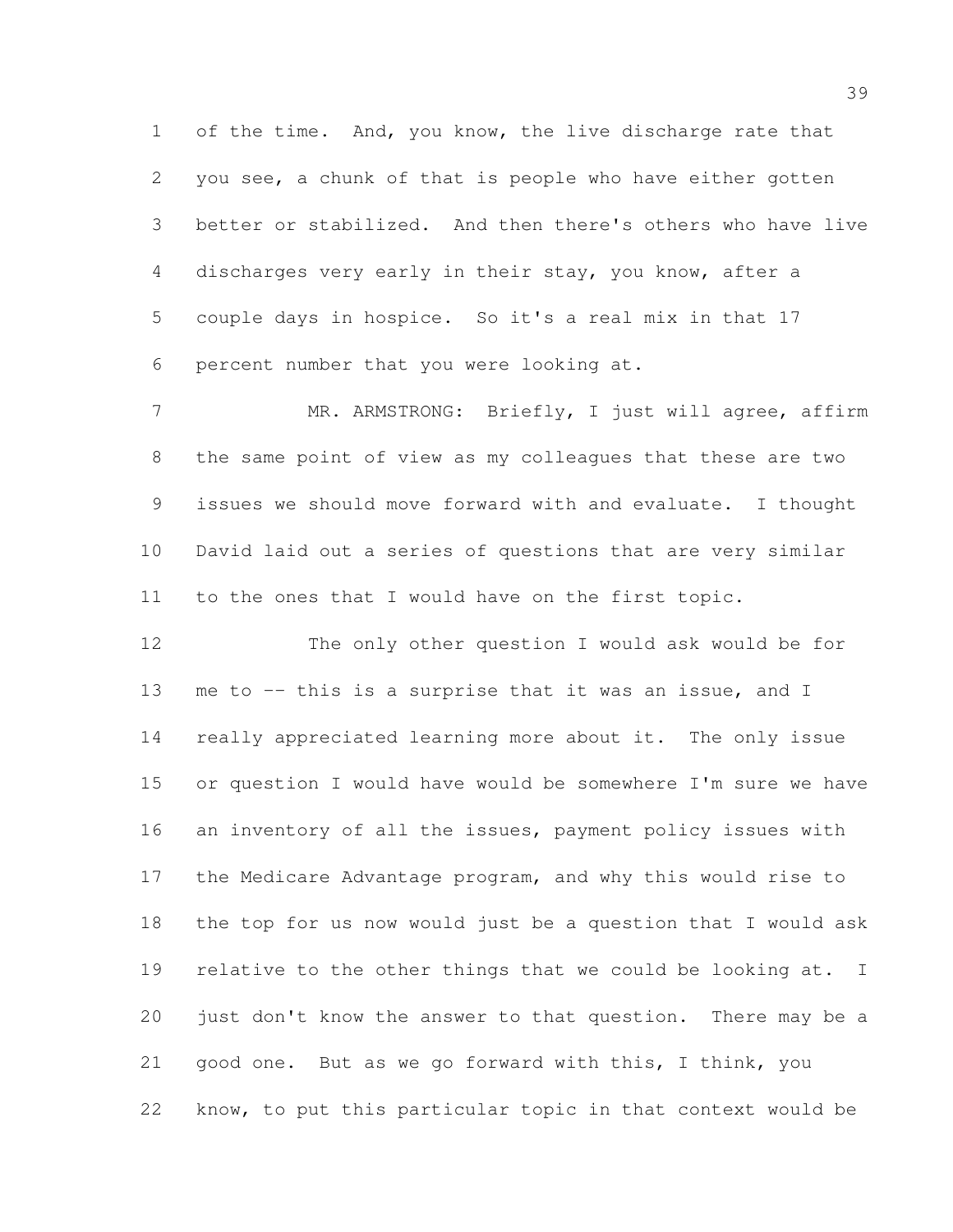of the time. And, you know, the live discharge rate that you see, a chunk of that is people who have either gotten better or stabilized. And then there's others who have live discharges very early in their stay, you know, after a couple days in hospice. So it's a real mix in that 17 percent number that you were looking at.

MR. ARMSTRONG: Briefly, I just will agree, affirm the same point of view as my colleagues that these are two issues we should move forward with and evaluate. I thought David laid out a series of questions that are very similar to the ones that I would have on the first topic.

The only other question I would ask would be for me to -- this is a surprise that it was an issue, and I really appreciated learning more about it. The only issue or question I would have would be somewhere I'm sure we have an inventory of all the issues, payment policy issues with the Medicare Advantage program, and why this would rise to the top for us now would just be a question that I would ask relative to the other things that we could be looking at. I just don't know the answer to that question. There may be a good one. But as we go forward with this, I think, you know, to put this particular topic in that context would be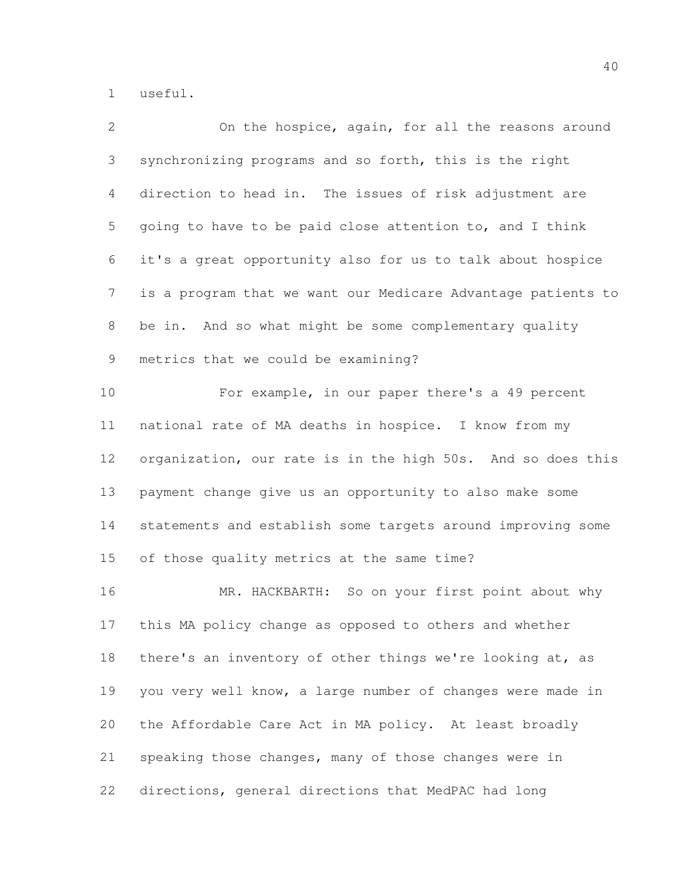useful.

On the hospice, again, for all the reasons around synchronizing programs and so forth, this is the right direction to head in. The issues of risk adjustment are going to have to be paid close attention to, and I think it's a great opportunity also for us to talk about hospice is a program that we want our Medicare Advantage patients to be in. And so what might be some complementary quality metrics that we could be examining?

For example, in our paper there's a 49 percent national rate of MA deaths in hospice. I know from my organization, our rate is in the high 50s. And so does this payment change give us an opportunity to also make some statements and establish some targets around improving some of those quality metrics at the same time?

MR. HACKBARTH: So on your first point about why this MA policy change as opposed to others and whether there's an inventory of other things we're looking at, as you very well know, a large number of changes were made in the Affordable Care Act in MA policy. At least broadly speaking those changes, many of those changes were in directions, general directions that MedPAC had long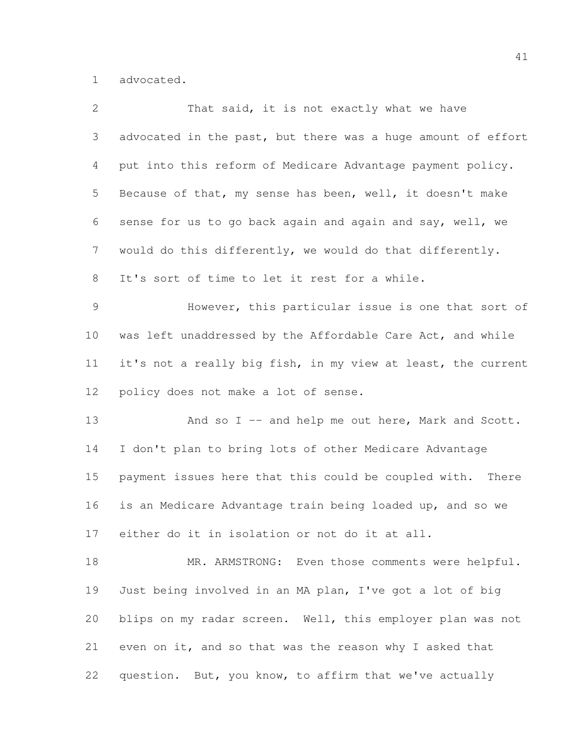advocated.

That said, it is not exactly what we have advocated in the past, but there was a huge amount of effort put into this reform of Medicare Advantage payment policy. Because of that, my sense has been, well, it doesn't make sense for us to go back again and again and say, well, we would do this differently, we would do that differently. It's sort of time to let it rest for a while.

However, this particular issue is one that sort of was left unaddressed by the Affordable Care Act, and while it's not a really big fish, in my view at least, the current policy does not make a lot of sense.

And so I -- and help me out here, Mark and Scott. I don't plan to bring lots of other Medicare Advantage payment issues here that this could be coupled with. There is an Medicare Advantage train being loaded up, and so we either do it in isolation or not do it at all.

MR. ARMSTRONG: Even those comments were helpful. Just being involved in an MA plan, I've got a lot of big blips on my radar screen. Well, this employer plan was not even on it, and so that was the reason why I asked that question. But, you know, to affirm that we've actually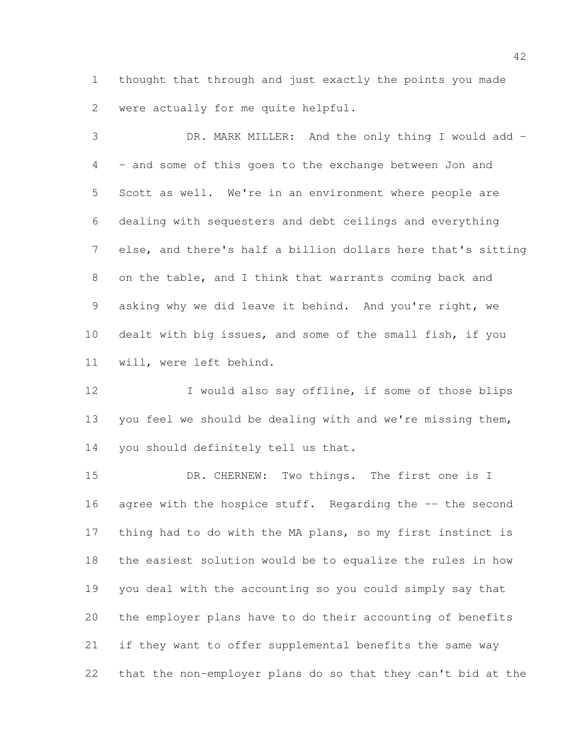thought that through and just exactly the points you made were actually for me quite helpful.

DR. MARK MILLER: And the only thing I would add -- and some of this goes to the exchange between Jon and Scott as well. We're in an environment where people are dealing with sequesters and debt ceilings and everything else, and there's half a billion dollars here that's sitting on the table, and I think that warrants coming back and asking why we did leave it behind. And you're right, we dealt with big issues, and some of the small fish, if you will, were left behind.

I would also say offline, if some of those blips you feel we should be dealing with and we're missing them, you should definitely tell us that.

DR. CHERNEW: Two things. The first one is I agree with the hospice stuff. Regarding the -- the second thing had to do with the MA plans, so my first instinct is the easiest solution would be to equalize the rules in how you deal with the accounting so you could simply say that the employer plans have to do their accounting of benefits if they want to offer supplemental benefits the same way that the non-employer plans do so that they can't bid at the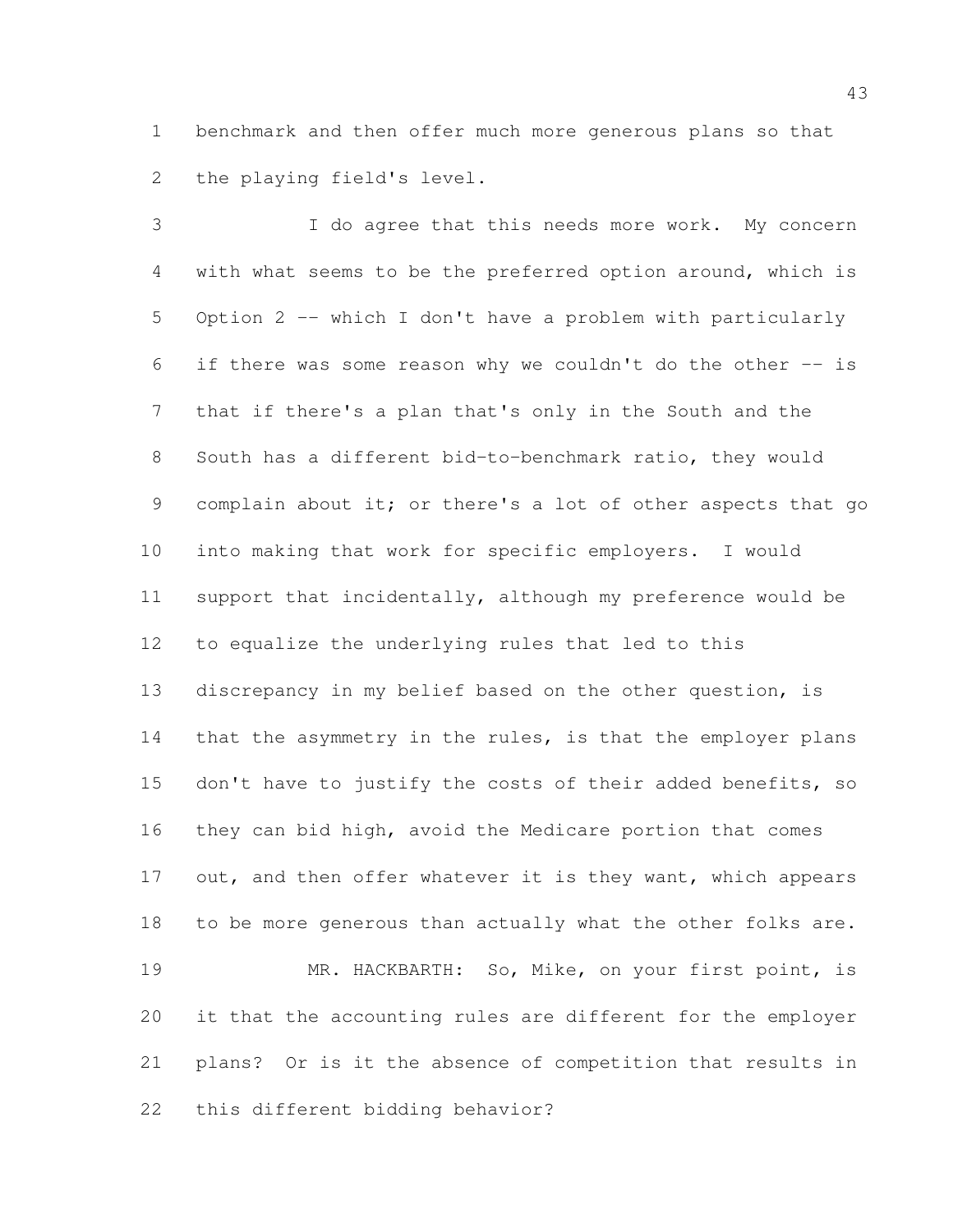benchmark and then offer much more generous plans so that the playing field's level.

I do agree that this needs more work. My concern with what seems to be the preferred option around, which is Option 2 -- which I don't have a problem with particularly if there was some reason why we couldn't do the other -- is that if there's a plan that's only in the South and the South has a different bid-to-benchmark ratio, they would complain about it; or there's a lot of other aspects that go into making that work for specific employers. I would support that incidentally, although my preference would be to equalize the underlying rules that led to this discrepancy in my belief based on the other question, is that the asymmetry in the rules, is that the employer plans don't have to justify the costs of their added benefits, so they can bid high, avoid the Medicare portion that comes out, and then offer whatever it is they want, which appears to be more generous than actually what the other folks are.

MR. HACKBARTH: So, Mike, on your first point, is it that the accounting rules are different for the employer plans? Or is it the absence of competition that results in this different bidding behavior?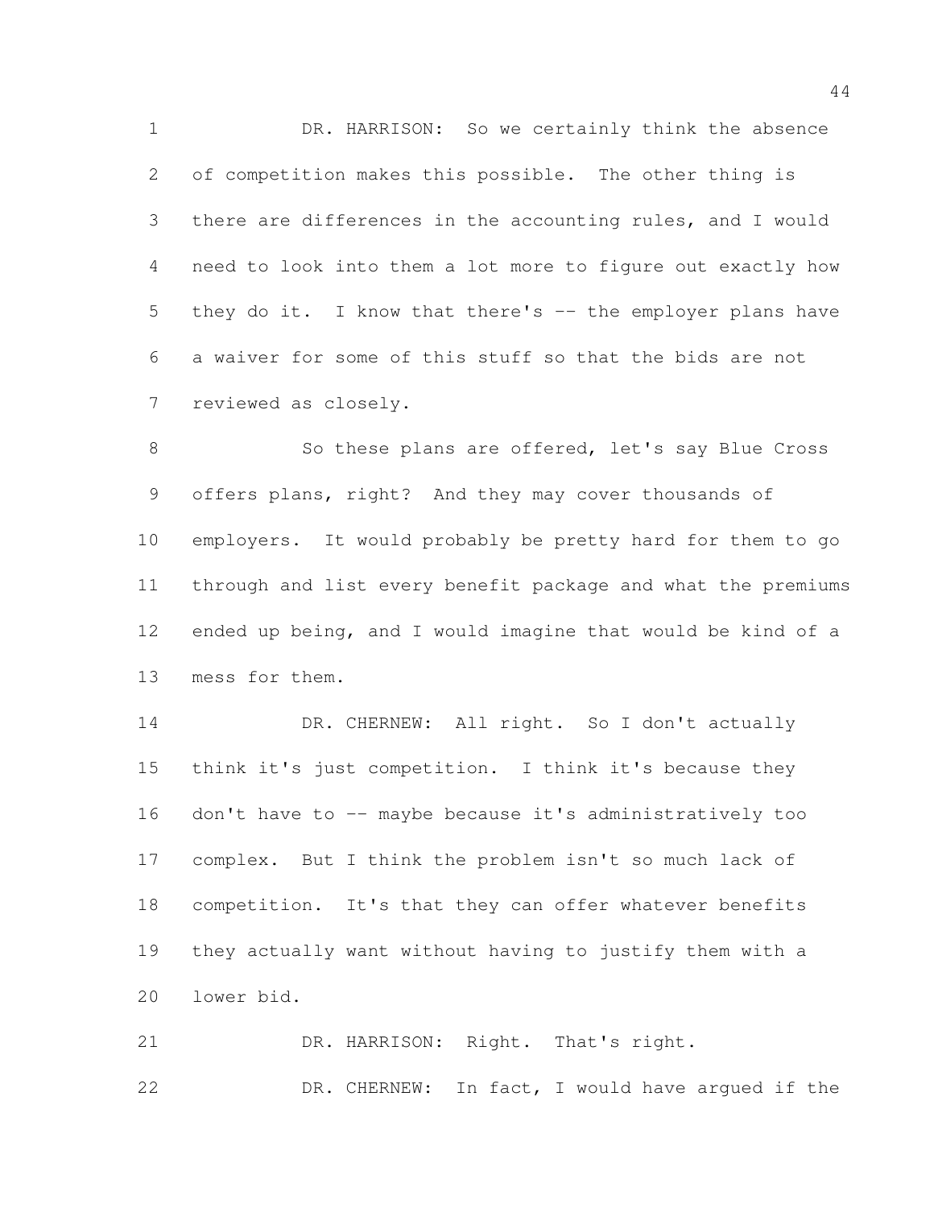DR. HARRISON: So we certainly think the absence of competition makes this possible. The other thing is there are differences in the accounting rules, and I would need to look into them a lot more to figure out exactly how they do it. I know that there's -- the employer plans have a waiver for some of this stuff so that the bids are not reviewed as closely.

So these plans are offered, let's say Blue Cross offers plans, right? And they may cover thousands of employers. It would probably be pretty hard for them to go through and list every benefit package and what the premiums ended up being, and I would imagine that would be kind of a mess for them.

DR. CHERNEW: All right. So I don't actually think it's just competition. I think it's because they don't have to -- maybe because it's administratively too complex. But I think the problem isn't so much lack of competition. It's that they can offer whatever benefits they actually want without having to justify them with a lower bid.

DR. HARRISON: Right. That's right.

DR. CHERNEW: In fact, I would have argued if the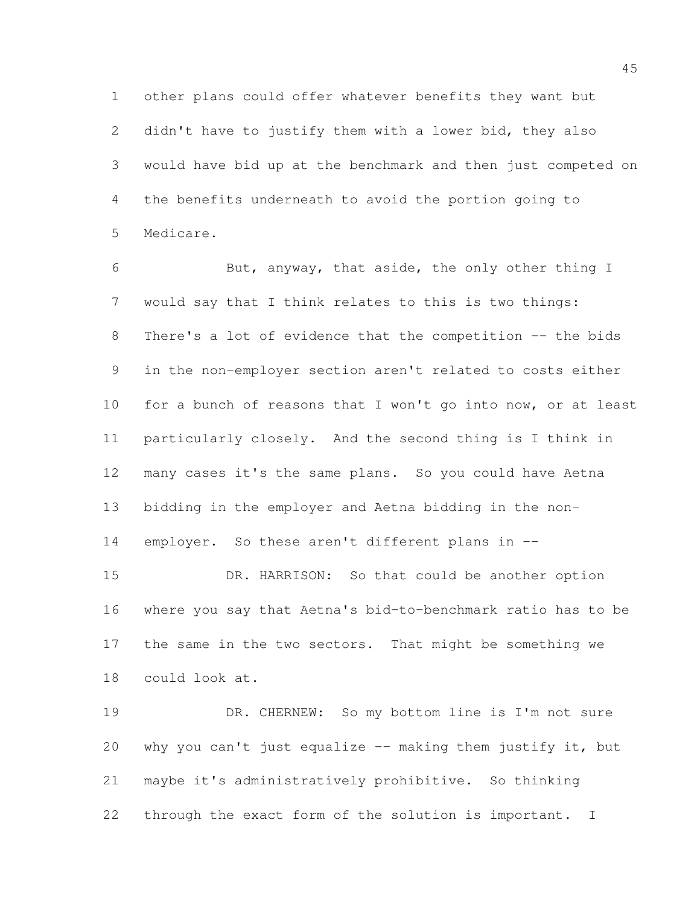other plans could offer whatever benefits they want but didn't have to justify them with a lower bid, they also would have bid up at the benchmark and then just competed on the benefits underneath to avoid the portion going to Medicare.

But, anyway, that aside, the only other thing I would say that I think relates to this is two things: There's a lot of evidence that the competition -- the bids in the non-employer section aren't related to costs either for a bunch of reasons that I won't go into now, or at least particularly closely. And the second thing is I think in many cases it's the same plans. So you could have Aetna bidding in the employer and Aetna bidding in the non-employer. So these aren't different plans in --

DR. HARRISON: So that could be another option where you say that Aetna's bid-to-benchmark ratio has to be the same in the two sectors. That might be something we could look at.

DR. CHERNEW: So my bottom line is I'm not sure why you can't just equalize -- making them justify it, but maybe it's administratively prohibitive. So thinking through the exact form of the solution is important. I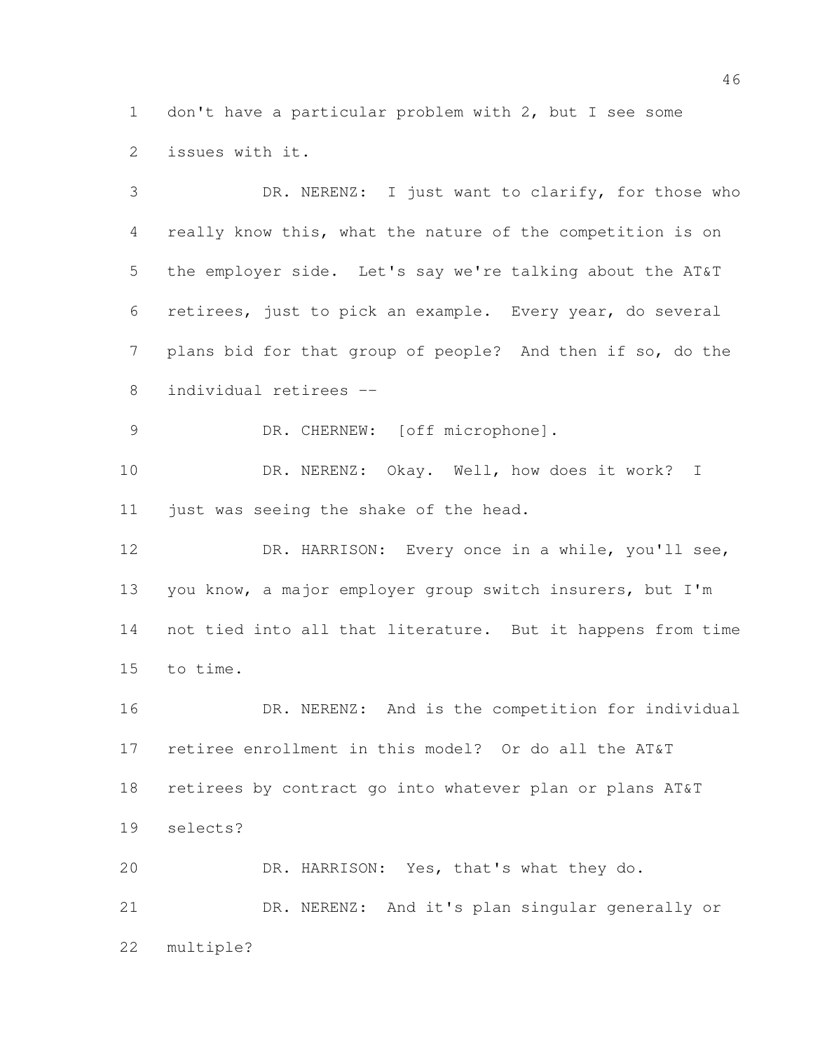don't have a particular problem with 2, but I see some issues with it.

DR. NERENZ: I just want to clarify, for those who really know this, what the nature of the competition is on the employer side. Let's say we're talking about the AT&T retirees, just to pick an example. Every year, do several plans bid for that group of people? And then if so, do the individual retirees --

DR. CHERNEW: [off microphone].

DR. NERENZ: Okay. Well, how does it work? I just was seeing the shake of the head.

DR. HARRISON: Every once in a while, you'll see, you know, a major employer group switch insurers, but I'm not tied into all that literature. But it happens from time to time.

DR. NERENZ: And is the competition for individual retiree enrollment in this model? Or do all the AT&T retirees by contract go into whatever plan or plans AT&T selects?

DR. HARRISON: Yes, that's what they do.

DR. NERENZ: And it's plan singular generally or multiple?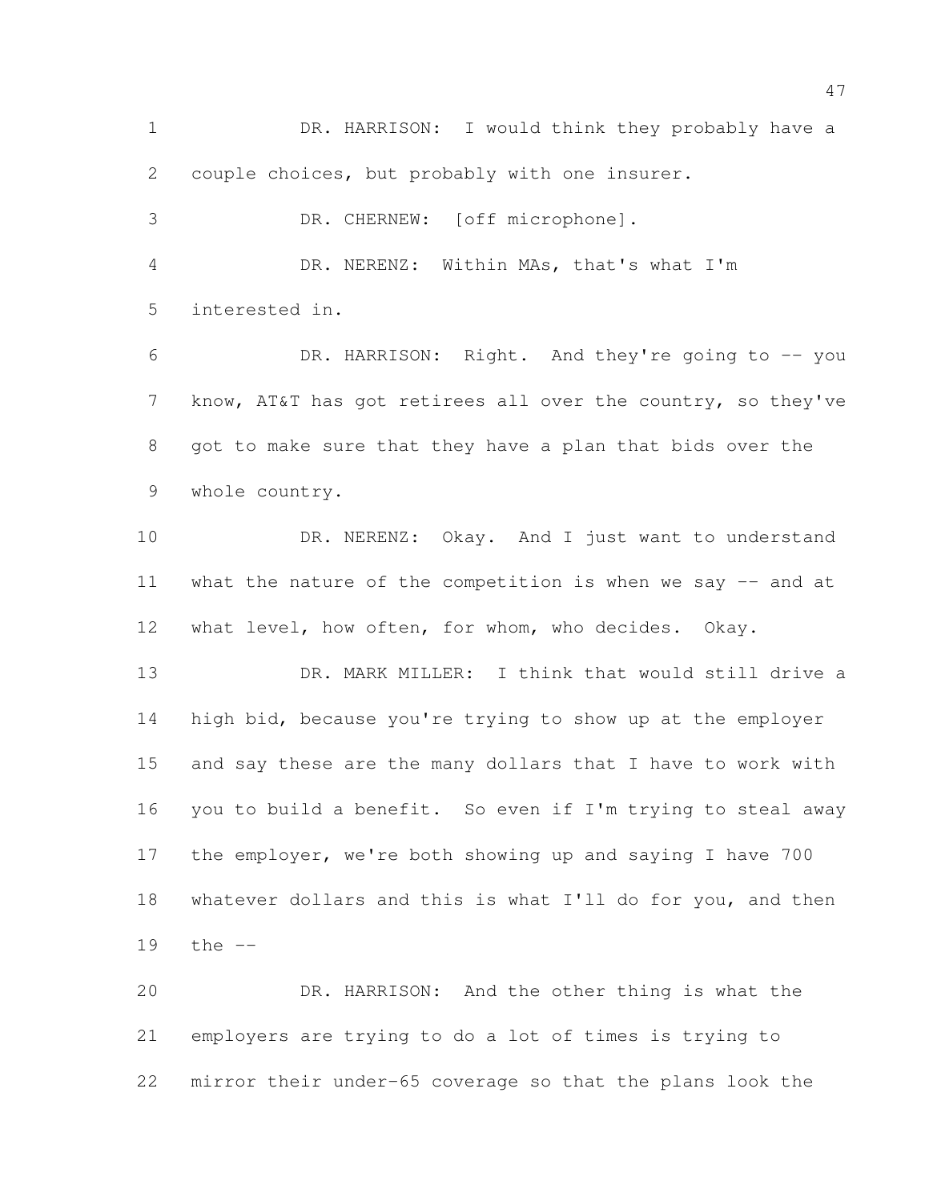DR. HARRISON: I would think they probably have a couple choices, but probably with one insurer.

DR. CHERNEW: [off microphone].

DR. NERENZ: Within MAs, that's what I'm interested in.

DR. HARRISON: Right. And they're going to -- you know, AT&T has got retirees all over the country, so they've got to make sure that they have a plan that bids over the whole country.

DR. NERENZ: Okay. And I just want to understand what the nature of the competition is when we say -- and at what level, how often, for whom, who decides. Okay.

DR. MARK MILLER: I think that would still drive a high bid, because you're trying to show up at the employer and say these are the many dollars that I have to work with you to build a benefit. So even if I'm trying to steal away the employer, we're both showing up and saying I have 700 whatever dollars and this is what I'll do for you, and then the --

DR. HARRISON: And the other thing is what the employers are trying to do a lot of times is trying to mirror their under-65 coverage so that the plans look the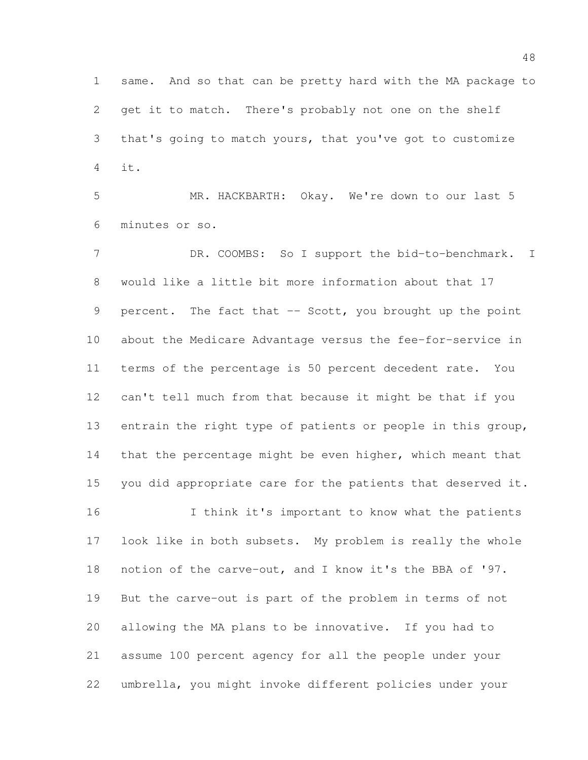same. And so that can be pretty hard with the MA package to get it to match. There's probably not one on the shelf that's going to match yours, that you've got to customize it.

MR. HACKBARTH: Okay. We're down to our last 5 minutes or so.

DR. COOMBS: So I support the bid-to-benchmark. I would like a little bit more information about that 17 percent. The fact that -- Scott, you brought up the point about the Medicare Advantage versus the fee-for-service in terms of the percentage is 50 percent decedent rate. You can't tell much from that because it might be that if you entrain the right type of patients or people in this group, that the percentage might be even higher, which meant that you did appropriate care for the patients that deserved it.

I think it's important to know what the patients look like in both subsets. My problem is really the whole notion of the carve-out, and I know it's the BBA of '97. But the carve-out is part of the problem in terms of not allowing the MA plans to be innovative. If you had to assume 100 percent agency for all the people under your umbrella, you might invoke different policies under your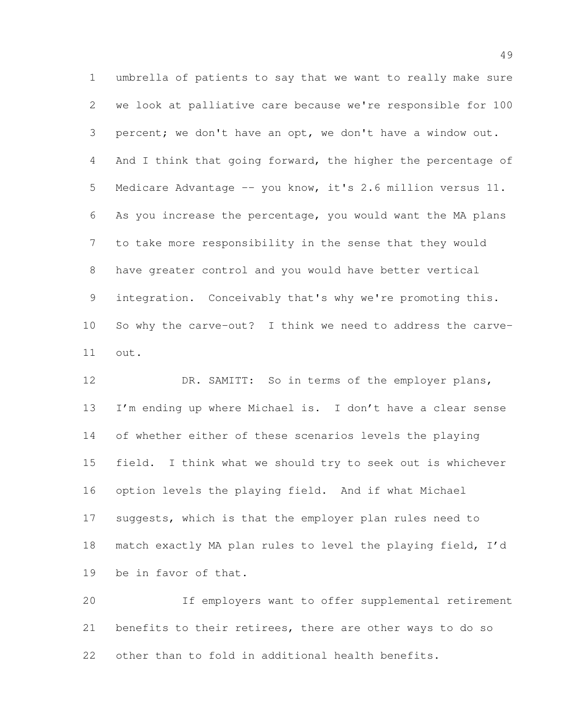umbrella of patients to say that we want to really make sure we look at palliative care because we're responsible for 100 percent; we don't have an opt, we don't have a window out. And I think that going forward, the higher the percentage of Medicare Advantage -- you know, it's 2.6 million versus 11. As you increase the percentage, you would want the MA plans to take more responsibility in the sense that they would have greater control and you would have better vertical integration. Conceivably that's why we're promoting this. So why the carve-out? I think we need to address the carve-out.

DR. SAMITT: So in terms of the employer plans, I'm ending up where Michael is. I don't have a clear sense of whether either of these scenarios levels the playing field. I think what we should try to seek out is whichever option levels the playing field. And if what Michael suggests, which is that the employer plan rules need to match exactly MA plan rules to level the playing field, I'd be in favor of that.

If employers want to offer supplemental retirement benefits to their retirees, there are other ways to do so other than to fold in additional health benefits.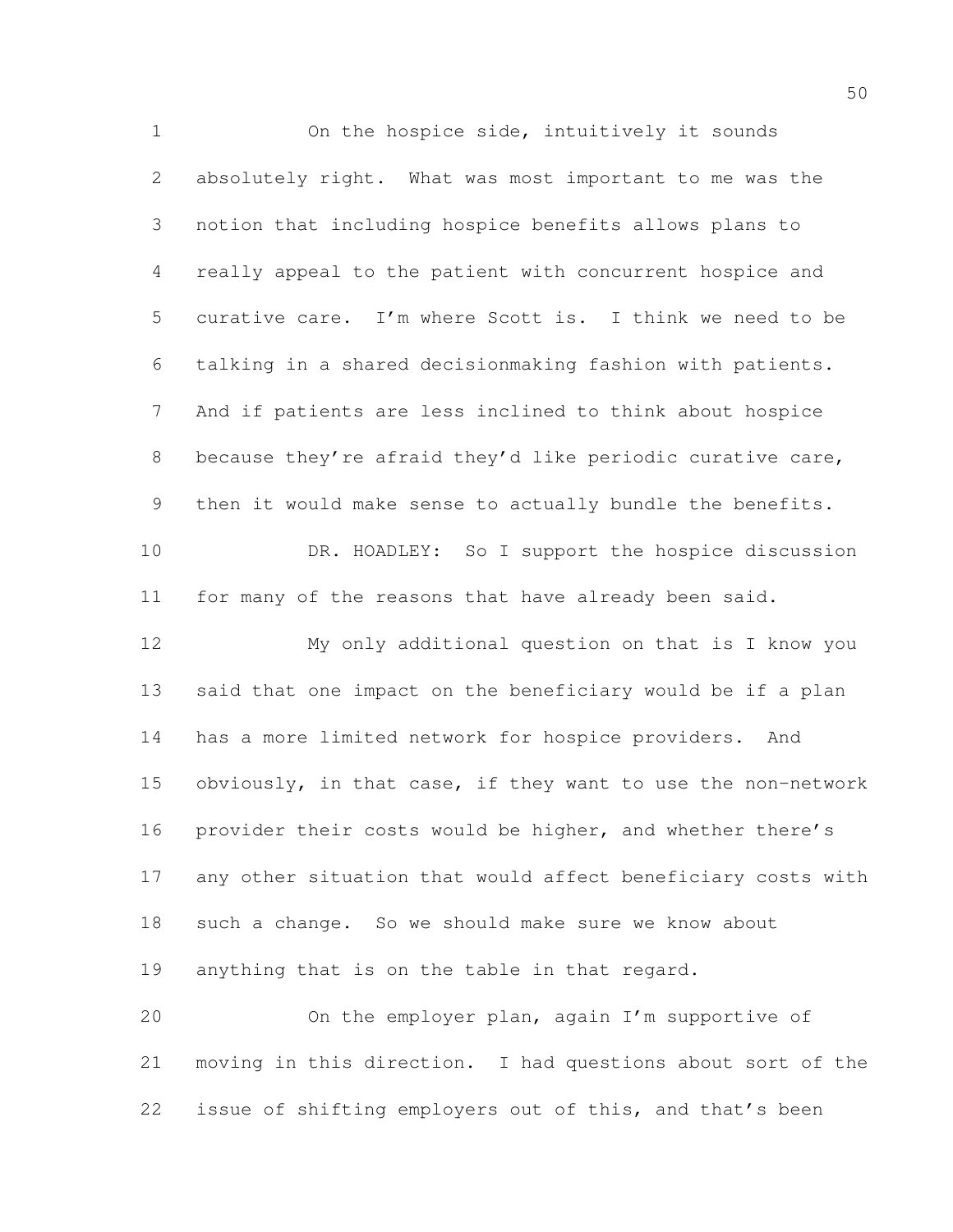On the hospice side, intuitively it sounds absolutely right. What was most important to me was the notion that including hospice benefits allows plans to really appeal to the patient with concurrent hospice and curative care. I'm where Scott is. I think we need to be talking in a shared decisionmaking fashion with patients. And if patients are less inclined to think about hospice because they're afraid they'd like periodic curative care, then it would make sense to actually bundle the benefits.

DR. HOADLEY: So I support the hospice discussion for many of the reasons that have already been said.

My only additional question on that is I know you said that one impact on the beneficiary would be if a plan has a more limited network for hospice providers. And obviously, in that case, if they want to use the non-network provider their costs would be higher, and whether there's any other situation that would affect beneficiary costs with such a change. So we should make sure we know about anything that is on the table in that regard.

On the employer plan, again I'm supportive of moving in this direction. I had questions about sort of the issue of shifting employers out of this, and that's been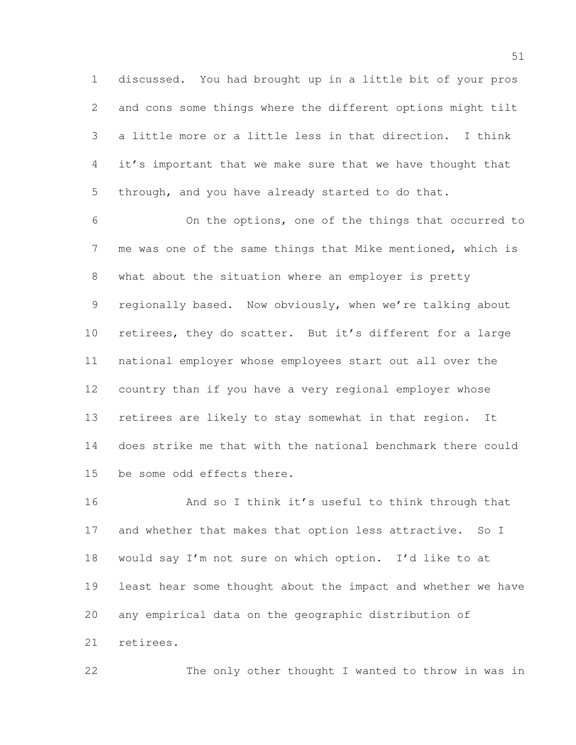discussed. You had brought up in a little bit of your pros and cons some things where the different options might tilt a little more or a little less in that direction. I think it's important that we make sure that we have thought that through, and you have already started to do that.

On the options, one of the things that occurred to me was one of the same things that Mike mentioned, which is what about the situation where an employer is pretty regionally based. Now obviously, when we're talking about retirees, they do scatter. But it's different for a large national employer whose employees start out all over the country than if you have a very regional employer whose retirees are likely to stay somewhat in that region. It does strike me that with the national benchmark there could be some odd effects there.

And so I think it's useful to think through that and whether that makes that option less attractive. So I would say I'm not sure on which option. I'd like to at least hear some thought about the impact and whether we have any empirical data on the geographic distribution of retirees.

The only other thought I wanted to throw in was in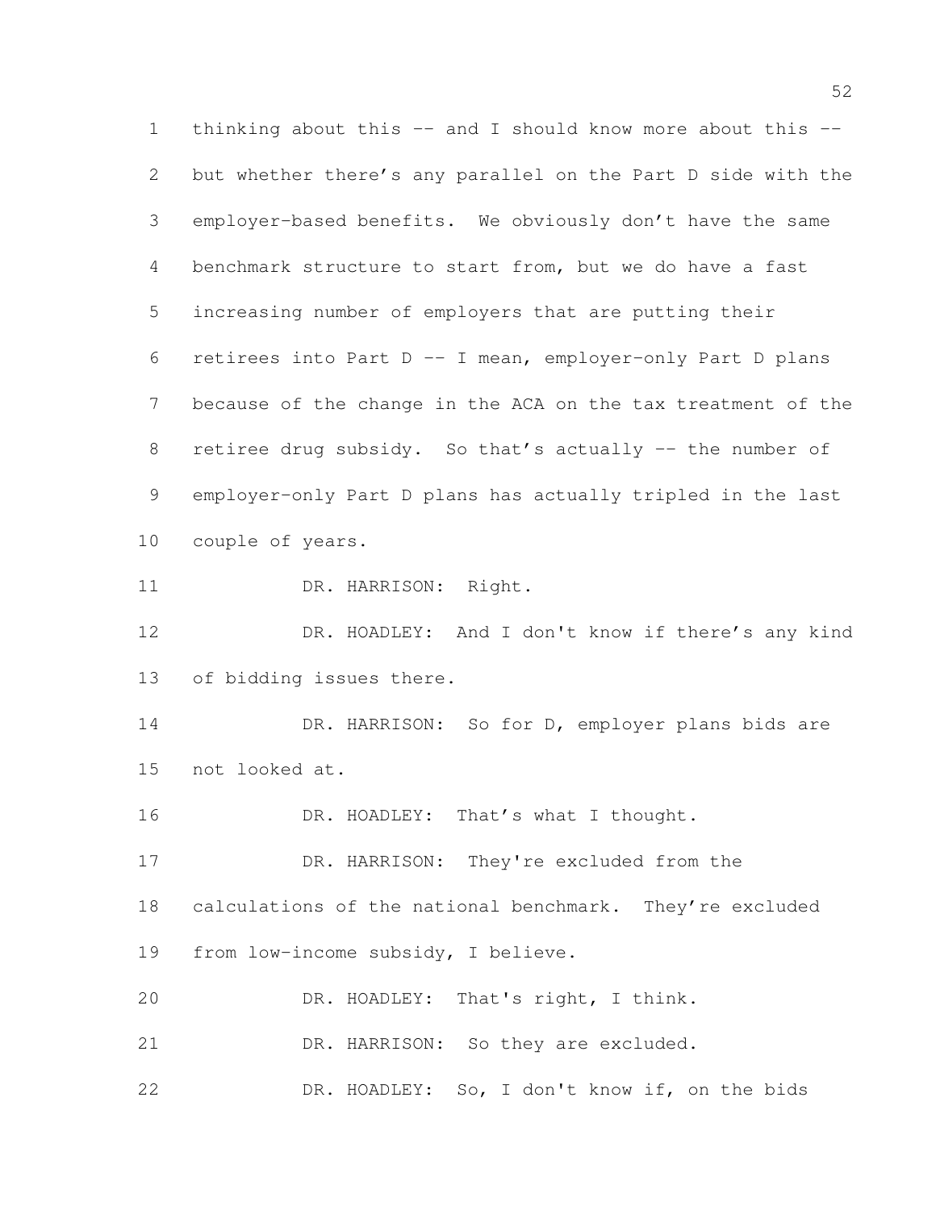thinking about this -- and I should know more about this -- but whether there's any parallel on the Part D side with the employer-based benefits. We obviously don't have the same benchmark structure to start from, but we do have a fast increasing number of employers that are putting their retirees into Part D -- I mean, employer-only Part D plans because of the change in the ACA on the tax treatment of the retiree drug subsidy. So that's actually -- the number of employer-only Part D plans has actually tripled in the last couple of years.

DR. HARRISON: Right.

DR. HOADLEY: And I don't know if there's any kind of bidding issues there.

DR. HARRISON: So for D, employer plans bids are not looked at.

DR. HOADLEY: That's what I thought.

DR. HARRISON: They're excluded from the calculations of the national benchmark. They're excluded from low-income subsidy, I believe.

DR. HOADLEY: That's right, I think.

DR. HARRISON: So they are excluded.

DR. HOADLEY: So, I don't know if, on the bids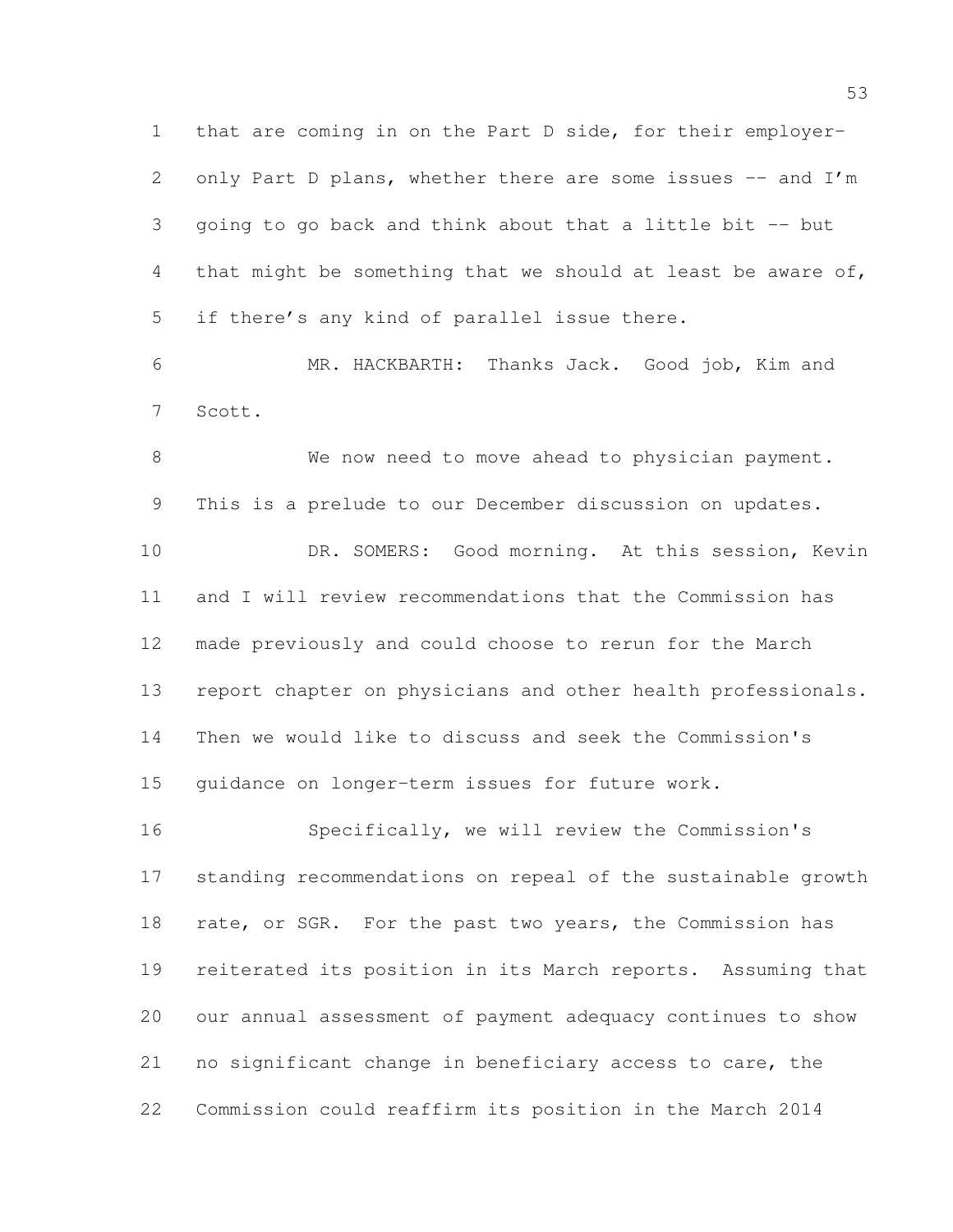that are coming in on the Part D side, for their employer-only Part D plans, whether there are some issues -- and I'm going to go back and think about that a little bit -- but that might be something that we should at least be aware of, if there's any kind of parallel issue there.

MR. HACKBARTH: Thanks Jack. Good job, Kim and Scott.

We now need to move ahead to physician payment. This is a prelude to our December discussion on updates.

DR. SOMERS: Good morning. At this session, Kevin and I will review recommendations that the Commission has made previously and could choose to rerun for the March report chapter on physicians and other health professionals. Then we would like to discuss and seek the Commission's guidance on longer-term issues for future work.

Specifically, we will review the Commission's standing recommendations on repeal of the sustainable growth rate, or SGR. For the past two years, the Commission has reiterated its position in its March reports. Assuming that our annual assessment of payment adequacy continues to show no significant change in beneficiary access to care, the Commission could reaffirm its position in the March 2014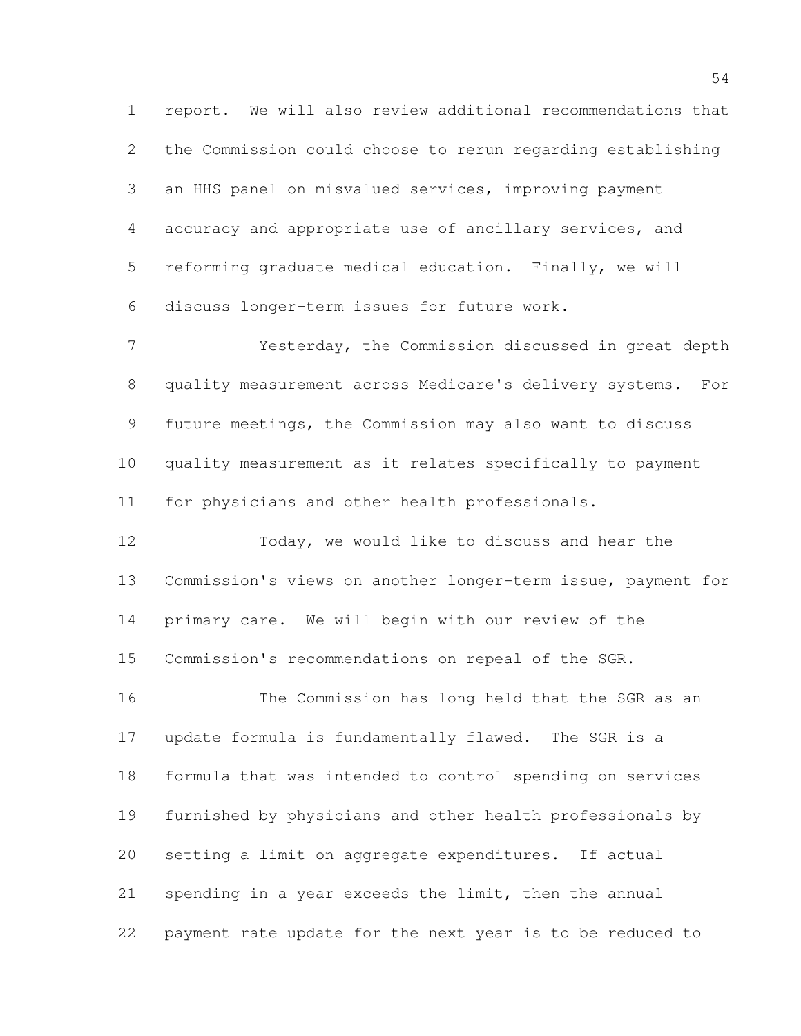report. We will also review additional recommendations that the Commission could choose to rerun regarding establishing an HHS panel on misvalued services, improving payment accuracy and appropriate use of ancillary services, and reforming graduate medical education. Finally, we will discuss longer-term issues for future work.

Yesterday, the Commission discussed in great depth quality measurement across Medicare's delivery systems. For future meetings, the Commission may also want to discuss quality measurement as it relates specifically to payment for physicians and other health professionals.

Today, we would like to discuss and hear the Commission's views on another longer-term issue, payment for primary care. We will begin with our review of the Commission's recommendations on repeal of the SGR.

The Commission has long held that the SGR as an update formula is fundamentally flawed. The SGR is a formula that was intended to control spending on services furnished by physicians and other health professionals by setting a limit on aggregate expenditures. If actual spending in a year exceeds the limit, then the annual payment rate update for the next year is to be reduced to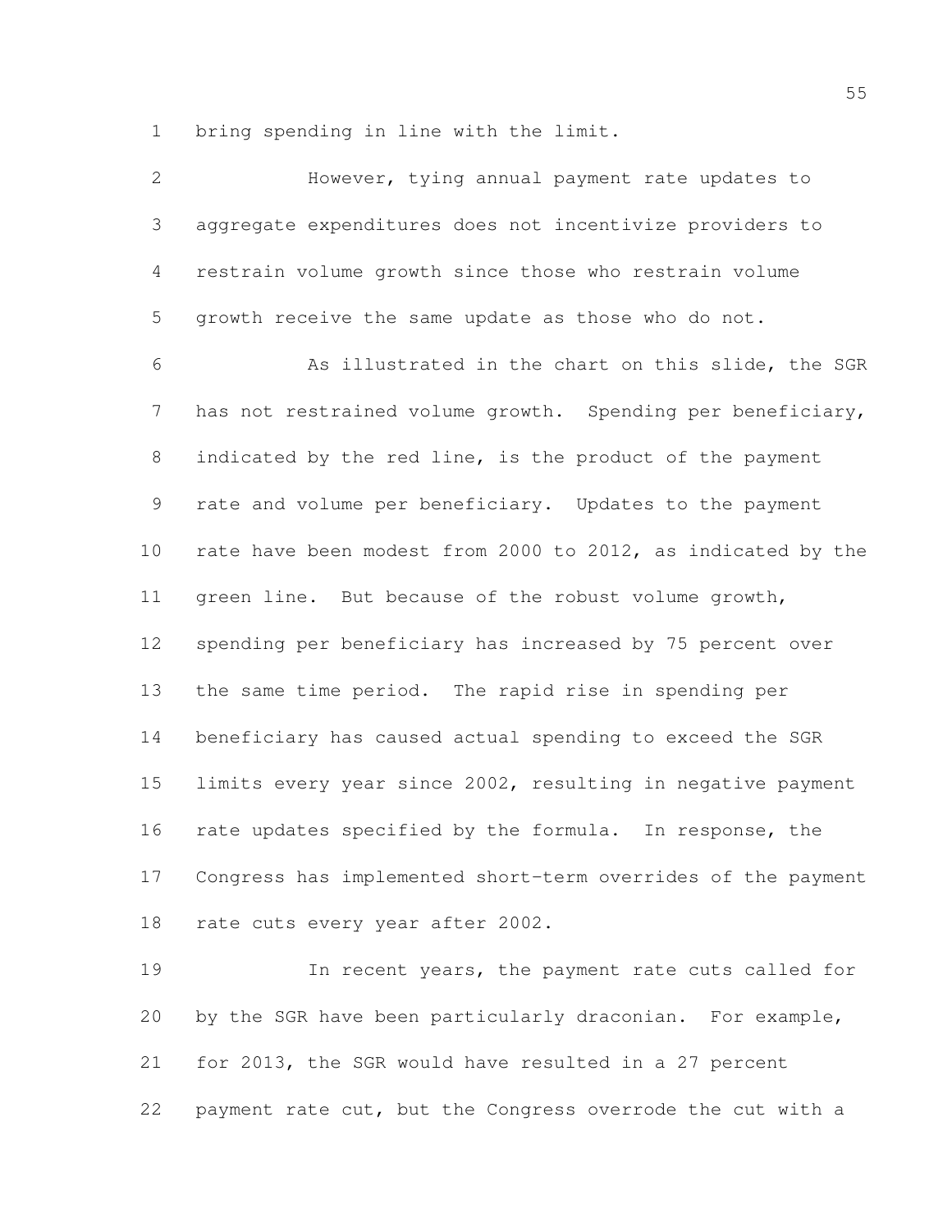bring spending in line with the limit.

However, tying annual payment rate updates to aggregate expenditures does not incentivize providers to restrain volume growth since those who restrain volume growth receive the same update as those who do not.

As illustrated in the chart on this slide, the SGR has not restrained volume growth. Spending per beneficiary, indicated by the red line, is the product of the payment rate and volume per beneficiary. Updates to the payment rate have been modest from 2000 to 2012, as indicated by the green line. But because of the robust volume growth, spending per beneficiary has increased by 75 percent over the same time period. The rapid rise in spending per beneficiary has caused actual spending to exceed the SGR limits every year since 2002, resulting in negative payment rate updates specified by the formula. In response, the Congress has implemented short-term overrides of the payment rate cuts every year after 2002.

In recent years, the payment rate cuts called for by the SGR have been particularly draconian. For example, for 2013, the SGR would have resulted in a 27 percent payment rate cut, but the Congress overrode the cut with a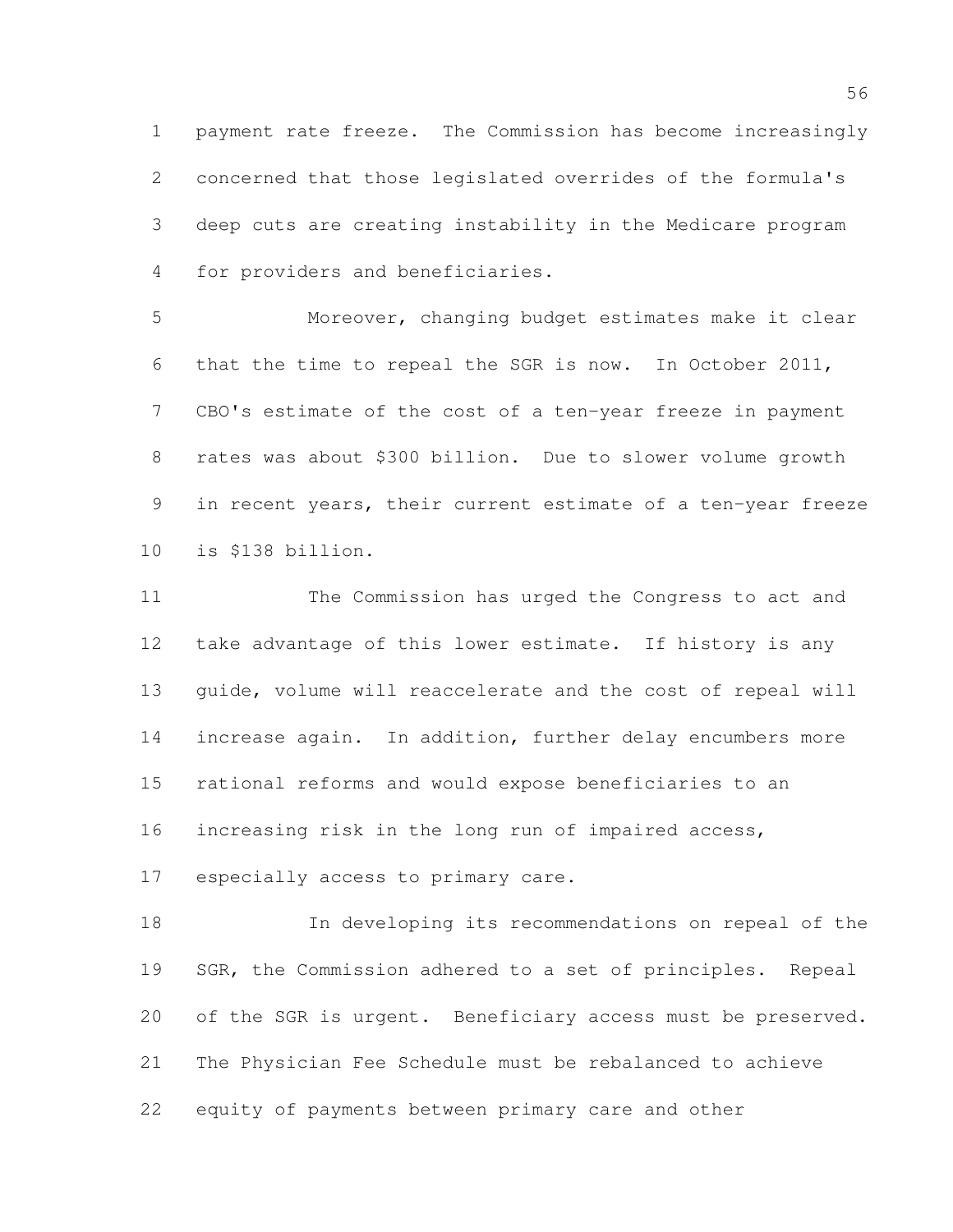payment rate freeze. The Commission has become increasingly concerned that those legislated overrides of the formula's deep cuts are creating instability in the Medicare program for providers and beneficiaries.

Moreover, changing budget estimates make it clear that the time to repeal the SGR is now. In October 2011, CBO's estimate of the cost of a ten-year freeze in payment rates was about $300 billion. Due to slower volume growth in recent years, their current estimate of a ten-year freeze is $138 billion.

The Commission has urged the Congress to act and take advantage of this lower estimate. If history is any guide, volume will reaccelerate and the cost of repeal will increase again. In addition, further delay encumbers more rational reforms and would expose beneficiaries to an increasing risk in the long run of impaired access, especially access to primary care.

In developing its recommendations on repeal of the SGR, the Commission adhered to a set of principles. Repeal of the SGR is urgent. Beneficiary access must be preserved. The Physician Fee Schedule must be rebalanced to achieve equity of payments between primary care and other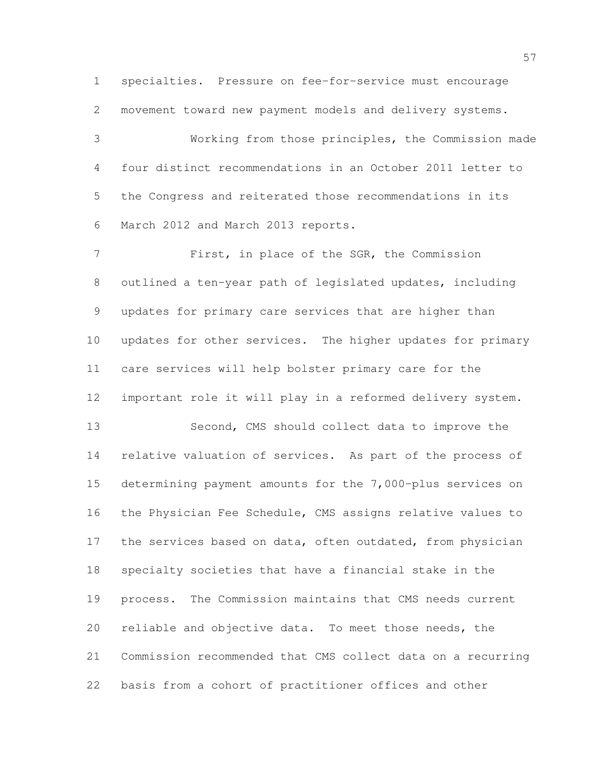specialties. Pressure on fee-for-service must encourage movement toward new payment models and delivery systems.

Working from those principles, the Commission made four distinct recommendations in an October 2011 letter to the Congress and reiterated those recommendations in its March 2012 and March 2013 reports.

First, in place of the SGR, the Commission outlined a ten-year path of legislated updates, including updates for primary care services that are higher than updates for other services. The higher updates for primary care services will help bolster primary care for the important role it will play in a reformed delivery system.

Second, CMS should collect data to improve the relative valuation of services. As part of the process of determining payment amounts for the 7,000-plus services on the Physician Fee Schedule, CMS assigns relative values to the services based on data, often outdated, from physician specialty societies that have a financial stake in the process. The Commission maintains that CMS needs current reliable and objective data. To meet those needs, the Commission recommended that CMS collect data on a recurring basis from a cohort of practitioner offices and other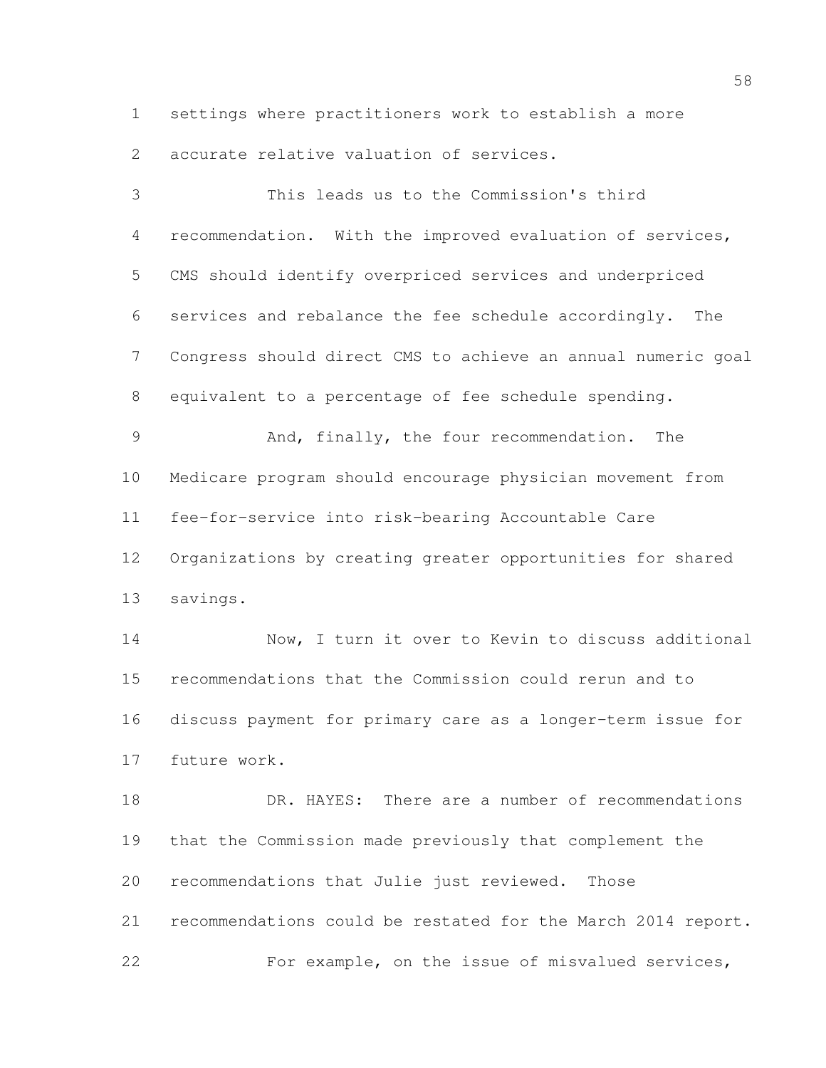settings where practitioners work to establish a more accurate relative valuation of services.

This leads us to the Commission's third recommendation. With the improved evaluation of services, CMS should identify overpriced services and underpriced services and rebalance the fee schedule accordingly. The Congress should direct CMS to achieve an annual numeric goal equivalent to a percentage of fee schedule spending.

And, finally, the four recommendation. The Medicare program should encourage physician movement from fee-for-service into risk-bearing Accountable Care Organizations by creating greater opportunities for shared savings.

Now, I turn it over to Kevin to discuss additional recommendations that the Commission could rerun and to discuss payment for primary care as a longer-term issue for future work.

DR. HAYES: There are a number of recommendations that the Commission made previously that complement the recommendations that Julie just reviewed. Those recommendations could be restated for the March 2014 report.

For example, on the issue of misvalued services,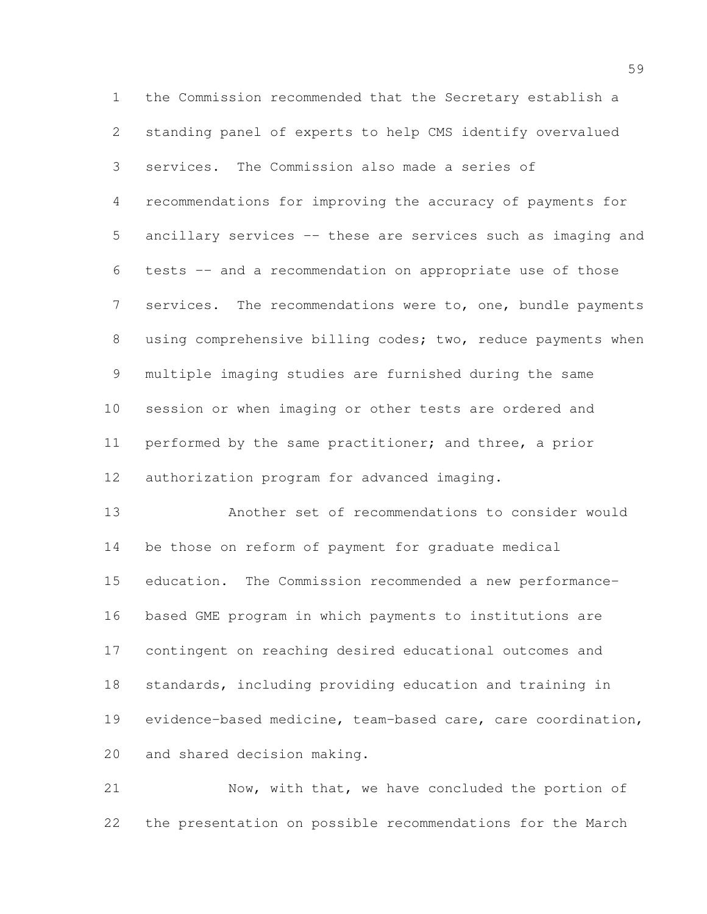the Commission recommended that the Secretary establish a standing panel of experts to help CMS identify overvalued services. The Commission also made a series of recommendations for improving the accuracy of payments for ancillary services -- these are services such as imaging and tests -- and a recommendation on appropriate use of those services. The recommendations were to, one, bundle payments using comprehensive billing codes; two, reduce payments when multiple imaging studies are furnished during the same session or when imaging or other tests are ordered and performed by the same practitioner; and three, a prior authorization program for advanced imaging.

Another set of recommendations to consider would be those on reform of payment for graduate medical education. The Commission recommended a new performance-based GME program in which payments to institutions are contingent on reaching desired educational outcomes and standards, including providing education and training in evidence-based medicine, team-based care, care coordination, and shared decision making.

Now, with that, we have concluded the portion of the presentation on possible recommendations for the March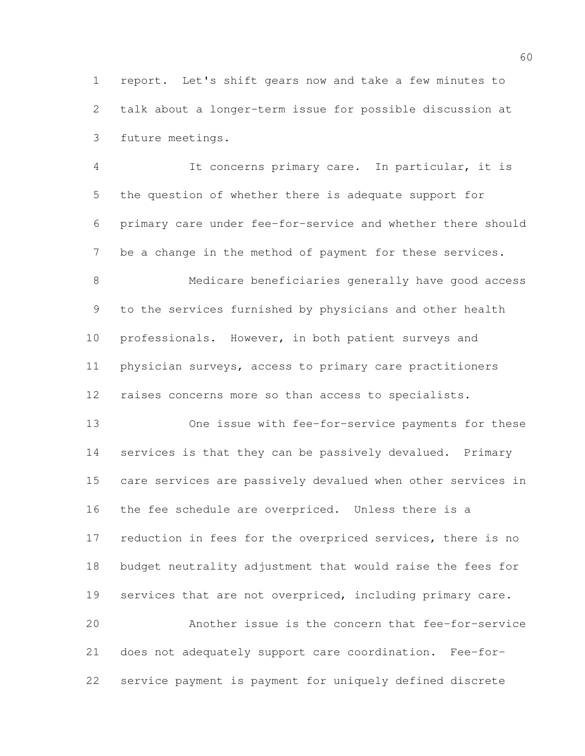report. Let's shift gears now and take a few minutes to talk about a longer-term issue for possible discussion at future meetings.

It concerns primary care. In particular, it is the question of whether there is adequate support for primary care under fee-for-service and whether there should be a change in the method of payment for these services.

Medicare beneficiaries generally have good access to the services furnished by physicians and other health professionals. However, in both patient surveys and physician surveys, access to primary care practitioners raises concerns more so than access to specialists.

One issue with fee-for-service payments for these services is that they can be passively devalued. Primary care services are passively devalued when other services in the fee schedule are overpriced. Unless there is a reduction in fees for the overpriced services, there is no budget neutrality adjustment that would raise the fees for services that are not overpriced, including primary care.

Another issue is the concern that fee-for-service does not adequately support care coordination. Fee-for-service payment is payment for uniquely defined discrete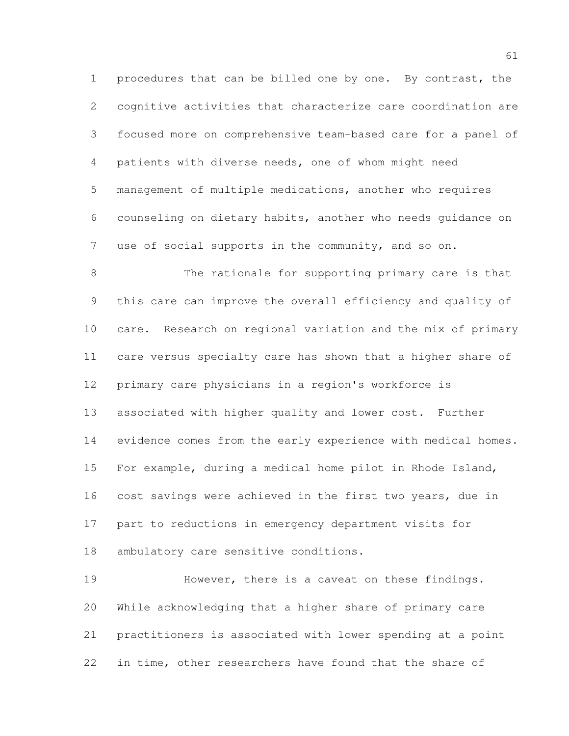procedures that can be billed one by one. By contrast, the cognitive activities that characterize care coordination are focused more on comprehensive team-based care for a panel of patients with diverse needs, one of whom might need management of multiple medications, another who requires counseling on dietary habits, another who needs guidance on use of social supports in the community, and so on.

The rationale for supporting primary care is that this care can improve the overall efficiency and quality of care. Research on regional variation and the mix of primary care versus specialty care has shown that a higher share of primary care physicians in a region's workforce is associated with higher quality and lower cost. Further evidence comes from the early experience with medical homes. For example, during a medical home pilot in Rhode Island, cost savings were achieved in the first two years, due in part to reductions in emergency department visits for ambulatory care sensitive conditions.

However, there is a caveat on these findings. While acknowledging that a higher share of primary care practitioners is associated with lower spending at a point in time, other researchers have found that the share of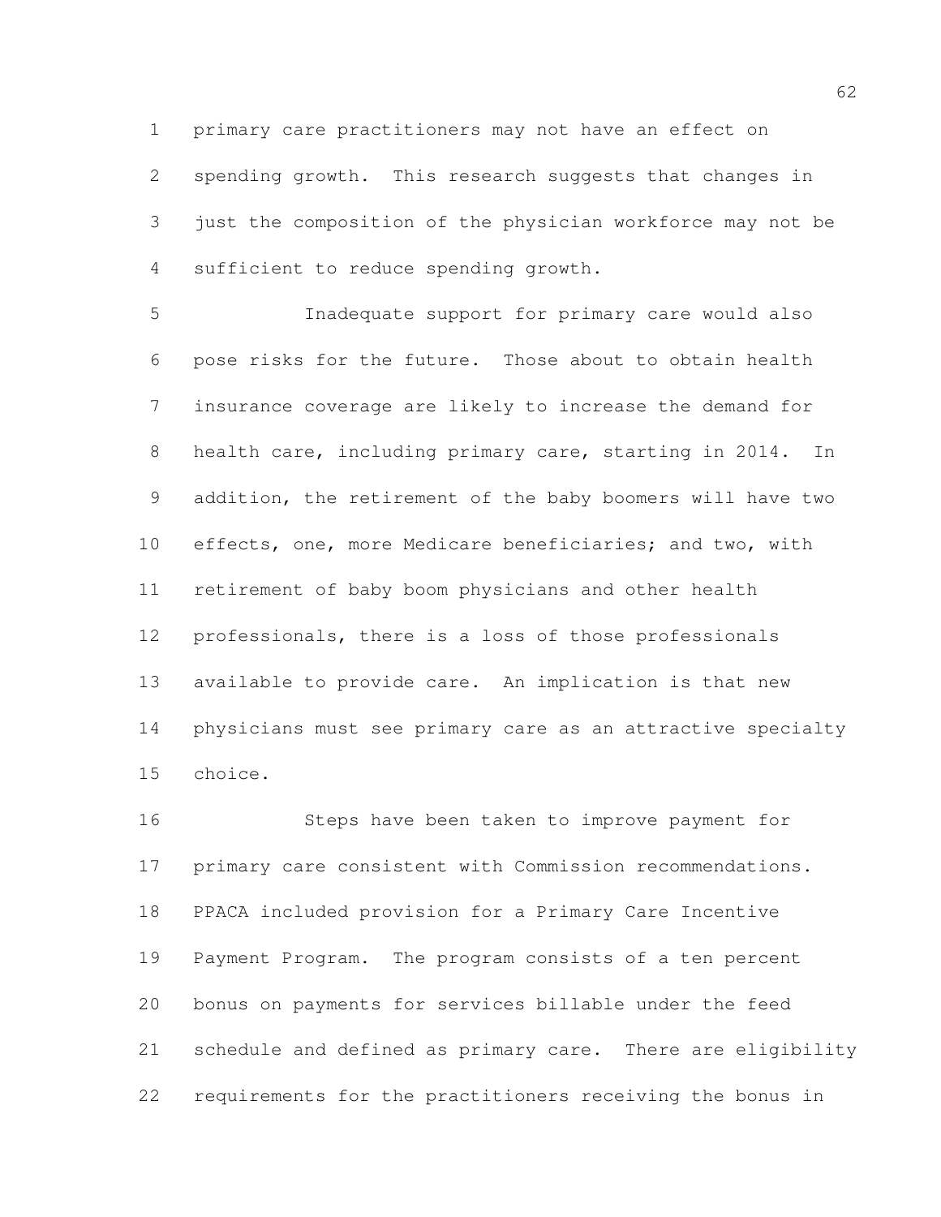primary care practitioners may not have an effect on spending growth. This research suggests that changes in just the composition of the physician workforce may not be sufficient to reduce spending growth.

Inadequate support for primary care would also pose risks for the future. Those about to obtain health insurance coverage are likely to increase the demand for health care, including primary care, starting in 2014. In addition, the retirement of the baby boomers will have two effects, one, more Medicare beneficiaries; and two, with retirement of baby boom physicians and other health professionals, there is a loss of those professionals available to provide care. An implication is that new physicians must see primary care as an attractive specialty choice.

Steps have been taken to improve payment for primary care consistent with Commission recommendations. PPACA included provision for a Primary Care Incentive Payment Program. The program consists of a ten percent bonus on payments for services billable under the feed schedule and defined as primary care. There are eligibility requirements for the practitioners receiving the bonus in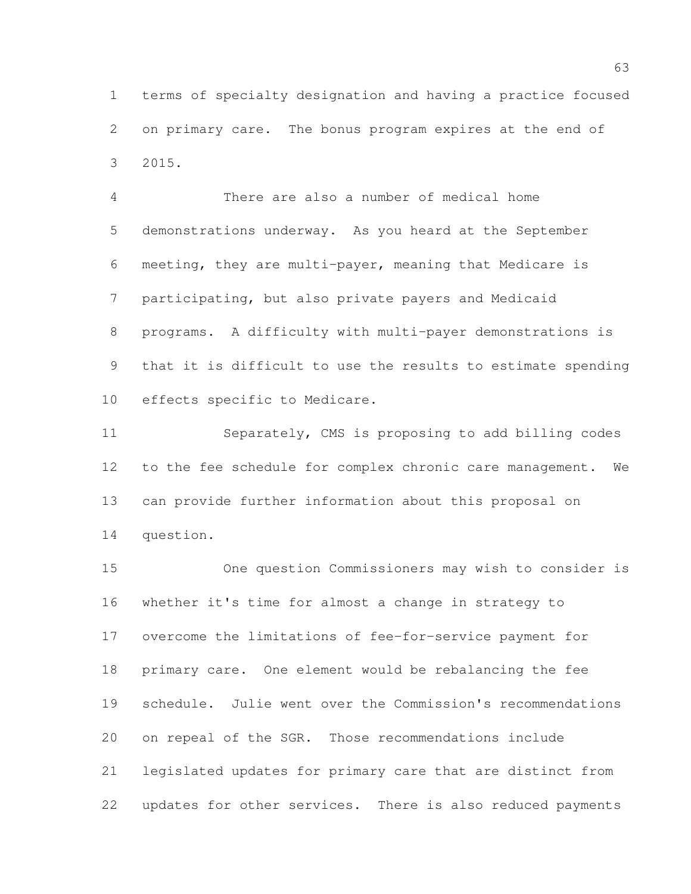terms of specialty designation and having a practice focused on primary care. The bonus program expires at the end of 2015.

There are also a number of medical home demonstrations underway. As you heard at the September meeting, they are multi-payer, meaning that Medicare is participating, but also private payers and Medicaid programs. A difficulty with multi-payer demonstrations is that it is difficult to use the results to estimate spending effects specific to Medicare.

Separately, CMS is proposing to add billing codes to the fee schedule for complex chronic care management. We can provide further information about this proposal on question.

One question Commissioners may wish to consider is whether it's time for almost a change in strategy to overcome the limitations of fee-for-service payment for primary care. One element would be rebalancing the fee schedule. Julie went over the Commission's recommendations on repeal of the SGR. Those recommendations include legislated updates for primary care that are distinct from updates for other services. There is also reduced payments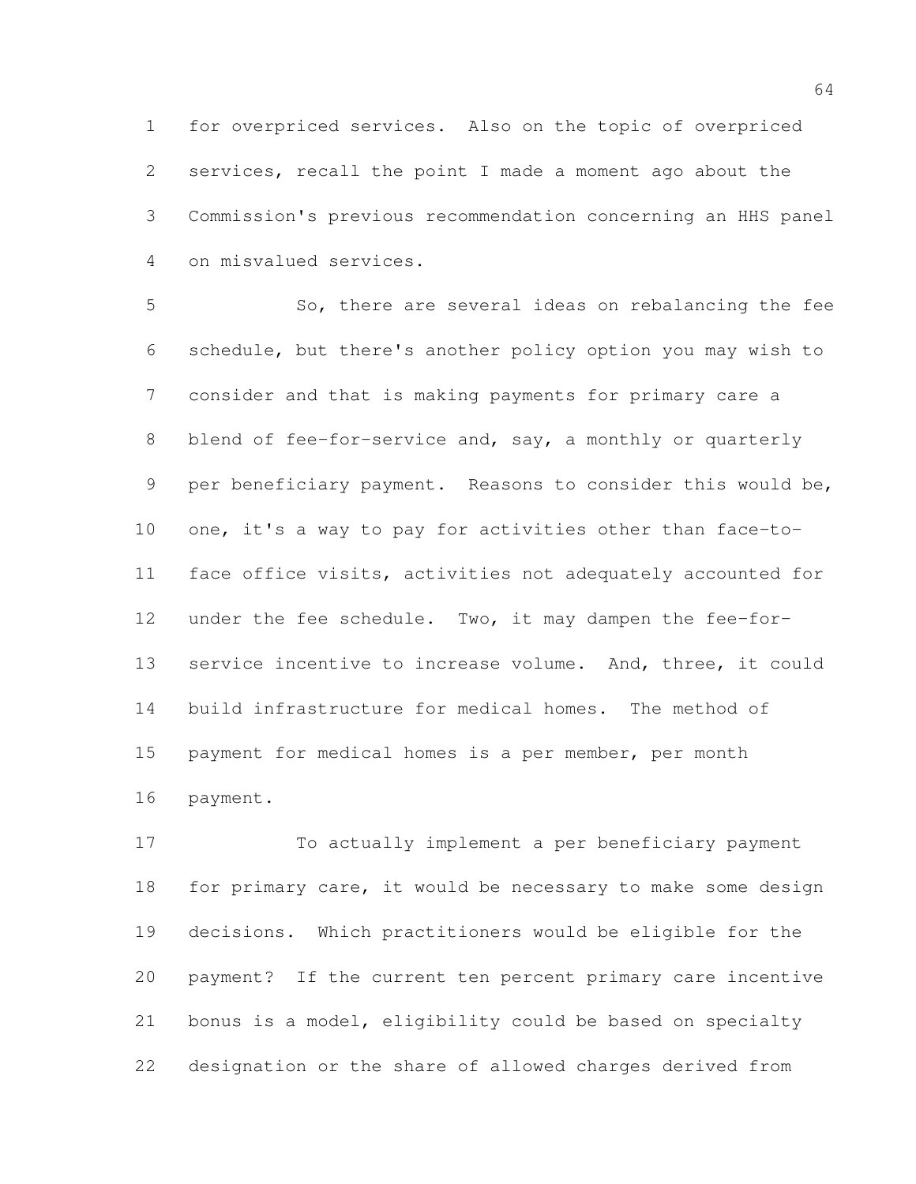for overpriced services. Also on the topic of overpriced services, recall the point I made a moment ago about the Commission's previous recommendation concerning an HHS panel on misvalued services.

So, there are several ideas on rebalancing the fee schedule, but there's another policy option you may wish to consider and that is making payments for primary care a blend of fee-for-service and, say, a monthly or quarterly per beneficiary payment. Reasons to consider this would be, one, it's a way to pay for activities other than face-to-face office visits, activities not adequately accounted for under the fee schedule. Two, it may dampen the fee-for-service incentive to increase volume. And, three, it could build infrastructure for medical homes. The method of payment for medical homes is a per member, per month payment.

To actually implement a per beneficiary payment for primary care, it would be necessary to make some design decisions. Which practitioners would be eligible for the payment? If the current ten percent primary care incentive bonus is a model, eligibility could be based on specialty designation or the share of allowed charges derived from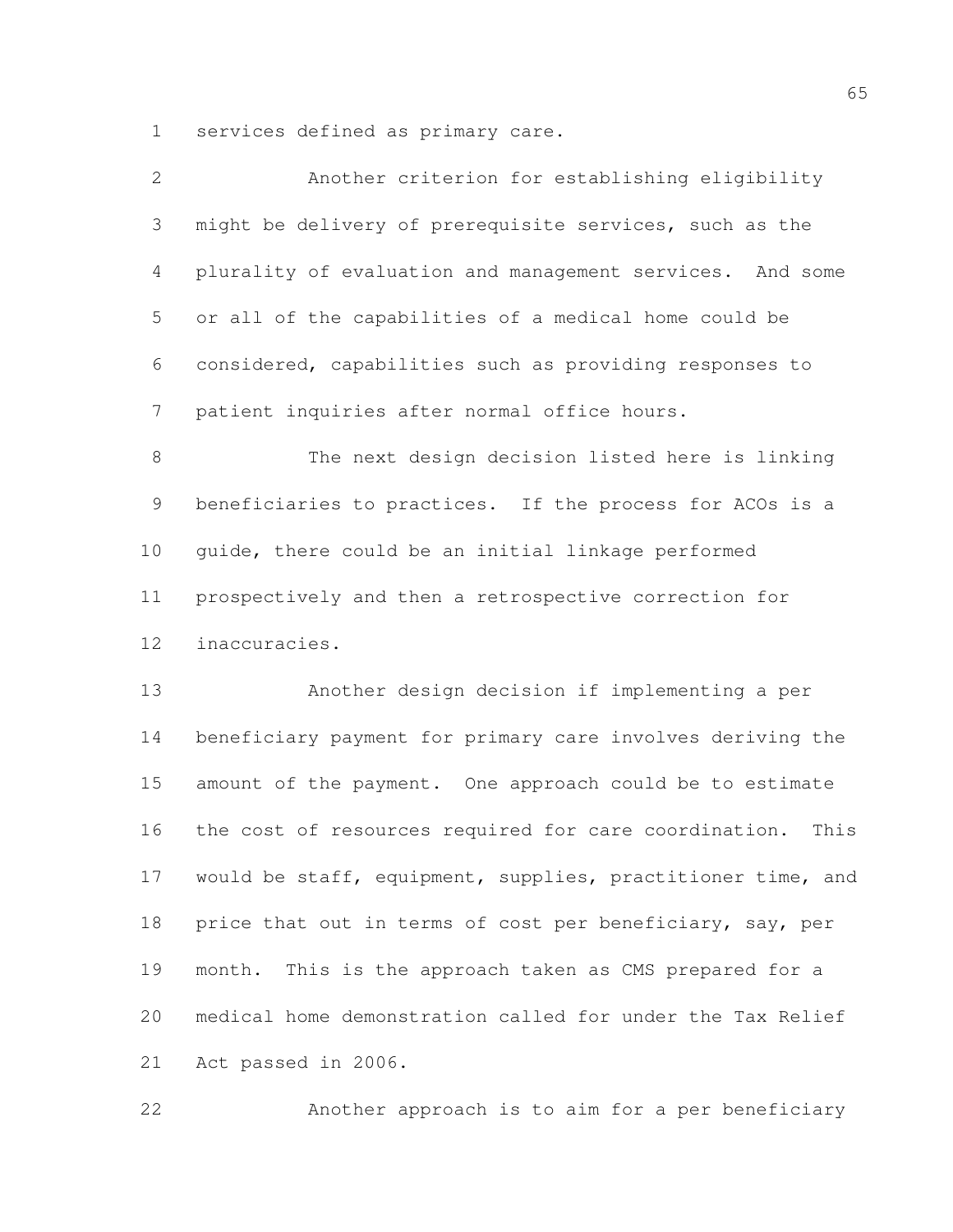services defined as primary care.

Another criterion for establishing eligibility might be delivery of prerequisite services, such as the plurality of evaluation and management services. And some or all of the capabilities of a medical home could be considered, capabilities such as providing responses to patient inquiries after normal office hours.

The next design decision listed here is linking beneficiaries to practices. If the process for ACOs is a guide, there could be an initial linkage performed prospectively and then a retrospective correction for inaccuracies.

Another design decision if implementing a per beneficiary payment for primary care involves deriving the amount of the payment. One approach could be to estimate the cost of resources required for care coordination. This would be staff, equipment, supplies, practitioner time, and price that out in terms of cost per beneficiary, say, per month. This is the approach taken as CMS prepared for a medical home demonstration called for under the Tax Relief Act passed in 2006.

Another approach is to aim for a per beneficiary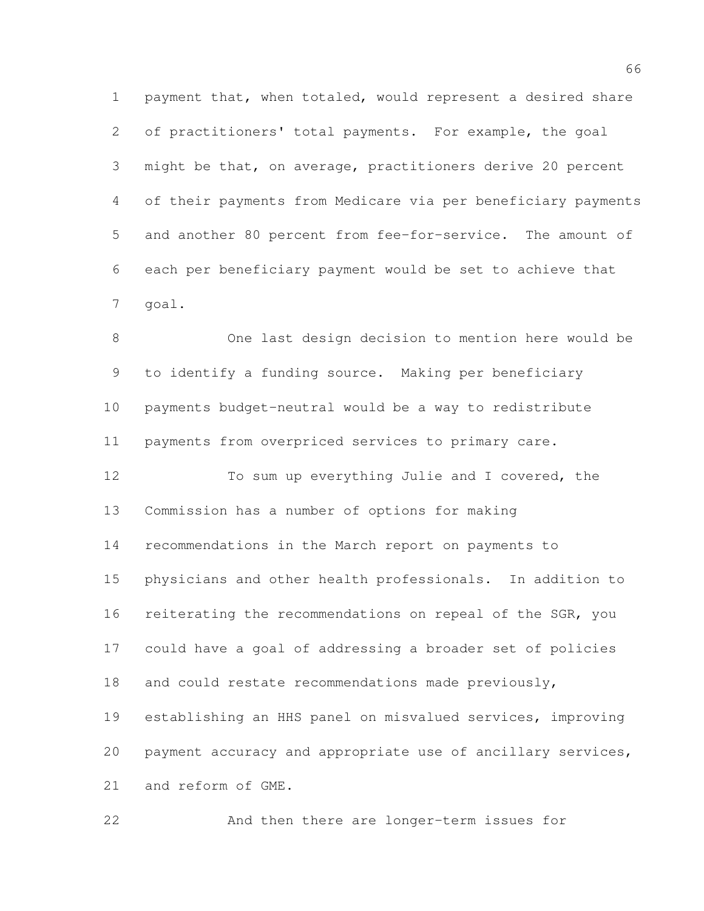payment that, when totaled, would represent a desired share of practitioners' total payments. For example, the goal might be that, on average, practitioners derive 20 percent of their payments from Medicare via per beneficiary payments and another 80 percent from fee-for-service. The amount of each per beneficiary payment would be set to achieve that goal.

One last design decision to mention here would be to identify a funding source. Making per beneficiary payments budget-neutral would be a way to redistribute payments from overpriced services to primary care.

To sum up everything Julie and I covered, the Commission has a number of options for making recommendations in the March report on payments to physicians and other health professionals. In addition to reiterating the recommendations on repeal of the SGR, you could have a goal of addressing a broader set of policies and could restate recommendations made previously, establishing an HHS panel on misvalued services, improving payment accuracy and appropriate use of ancillary services, and reform of GME.

And then there are longer-term issues for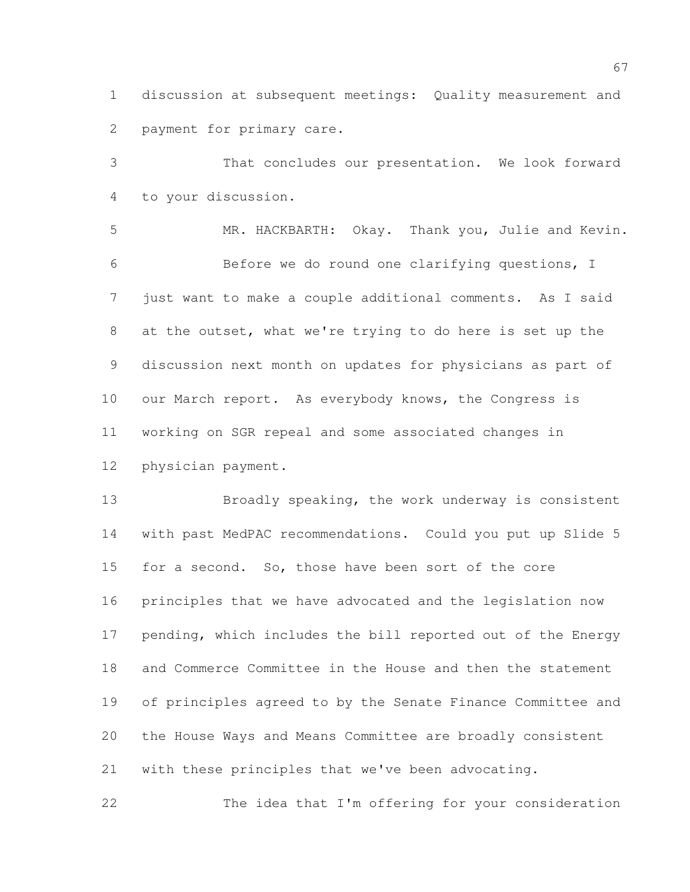discussion at subsequent meetings: Quality measurement and payment for primary care.

That concludes our presentation. We look forward to your discussion.

MR. HACKBARTH: Okay. Thank you, Julie and Kevin.

Before we do round one clarifying questions, I just want to make a couple additional comments. As I said at the outset, what we're trying to do here is set up the discussion next month on updates for physicians as part of our March report. As everybody knows, the Congress is working on SGR repeal and some associated changes in physician payment.

Broadly speaking, the work underway is consistent with past MedPAC recommendations. Could you put up Slide 5 for a second. So, those have been sort of the core principles that we have advocated and the legislation now pending, which includes the bill reported out of the Energy and Commerce Committee in the House and then the statement of principles agreed to by the Senate Finance Committee and the House Ways and Means Committee are broadly consistent with these principles that we've been advocating.

The idea that I'm offering for your consideration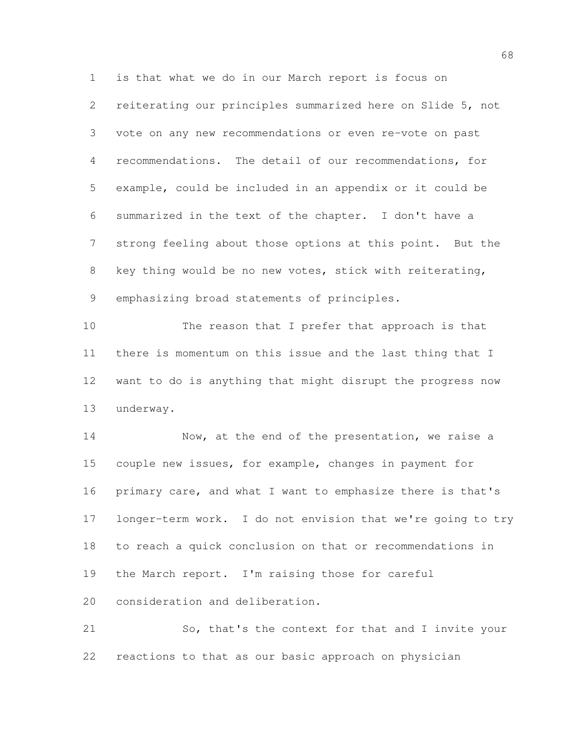is that what we do in our March report is focus on reiterating our principles summarized here on Slide 5, not vote on any new recommendations or even re-vote on past recommendations. The detail of our recommendations, for example, could be included in an appendix or it could be summarized in the text of the chapter. I don't have a strong feeling about those options at this point. But the key thing would be no new votes, stick with reiterating, emphasizing broad statements of principles.

The reason that I prefer that approach is that there is momentum on this issue and the last thing that I want to do is anything that might disrupt the progress now underway.

Now, at the end of the presentation, we raise a couple new issues, for example, changes in payment for primary care, and what I want to emphasize there is that's longer-term work. I do not envision that we're going to try to reach a quick conclusion on that or recommendations in the March report. I'm raising those for careful consideration and deliberation.

So, that's the context for that and I invite your reactions to that as our basic approach on physician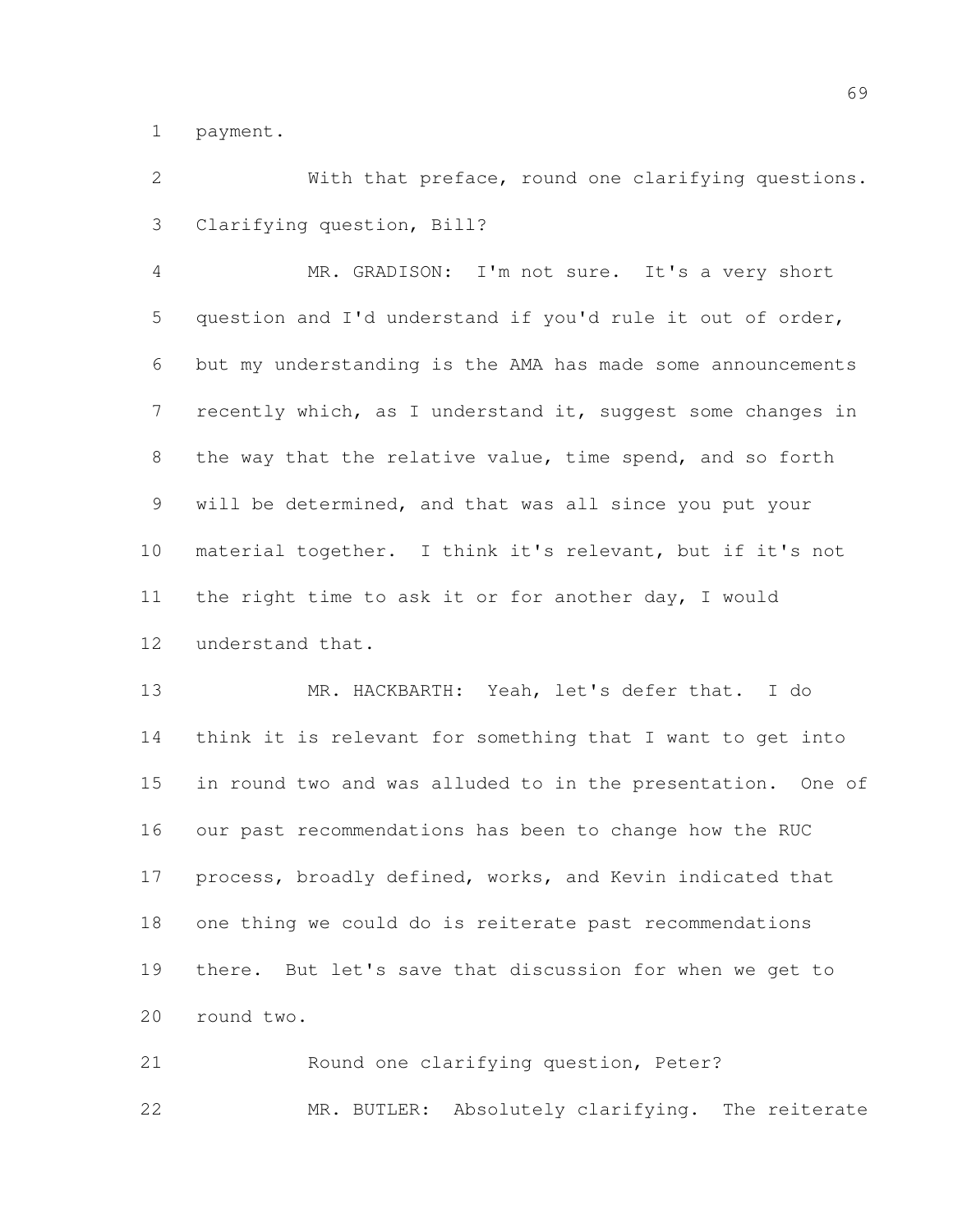payment.

With that preface, round one clarifying questions. Clarifying question, Bill?

MR. GRADISON: I'm not sure. It's a very short question and I'd understand if you'd rule it out of order, but my understanding is the AMA has made some announcements recently which, as I understand it, suggest some changes in the way that the relative value, time spend, and so forth will be determined, and that was all since you put your material together. I think it's relevant, but if it's not the right time to ask it or for another day, I would understand that.

MR. HACKBARTH: Yeah, let's defer that. I do think it is relevant for something that I want to get into in round two and was alluded to in the presentation. One of our past recommendations has been to change how the RUC process, broadly defined, works, and Kevin indicated that one thing we could do is reiterate past recommendations there. But let's save that discussion for when we get to round two.

Round one clarifying question, Peter?

MR. BUTLER: Absolutely clarifying. The reiterate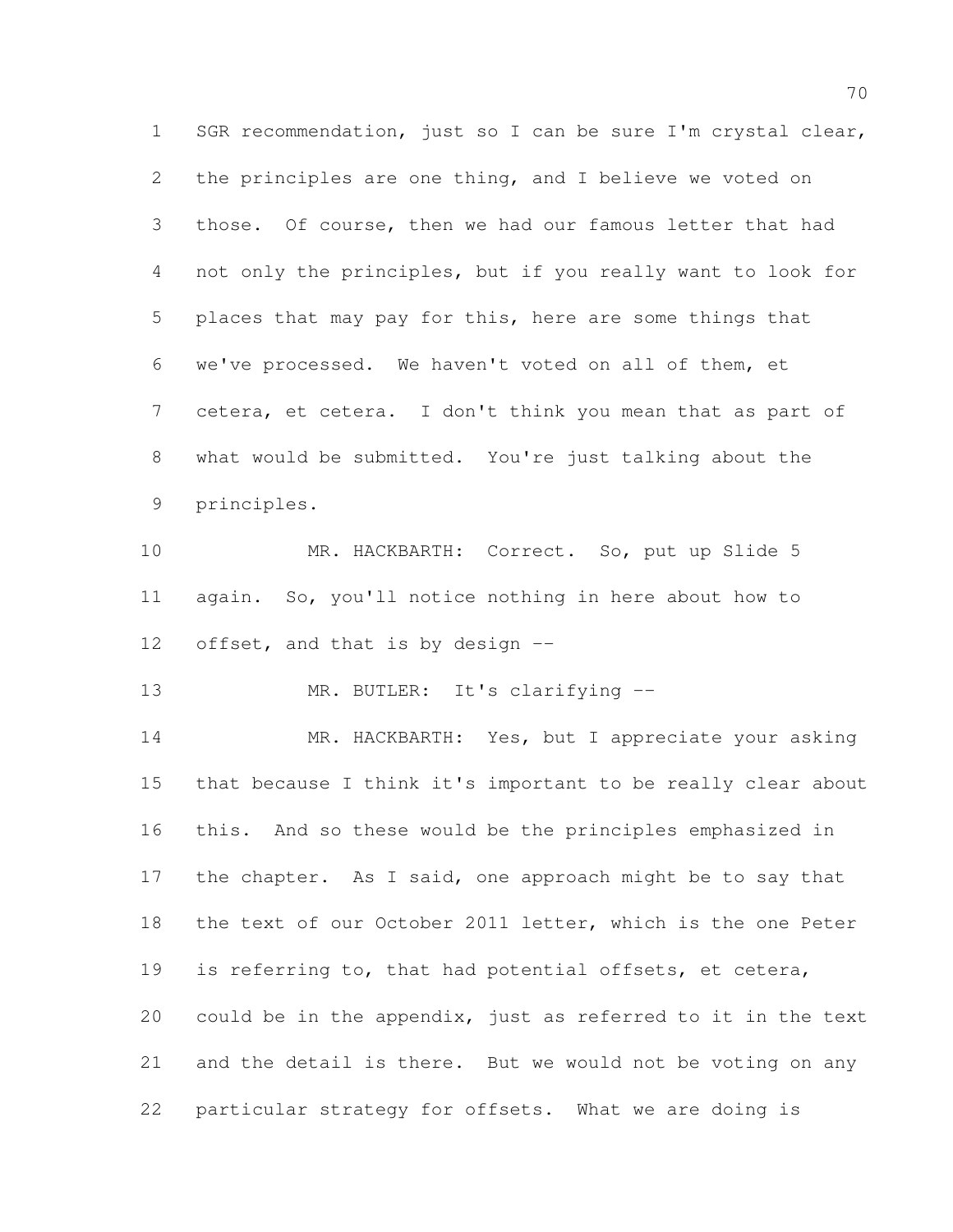SGR recommendation, just so I can be sure I'm crystal clear, the principles are one thing, and I believe we voted on those. Of course, then we had our famous letter that had not only the principles, but if you really want to look for places that may pay for this, here are some things that we've processed. We haven't voted on all of them, et cetera, et cetera. I don't think you mean that as part of what would be submitted. You're just talking about the principles.

MR. HACKBARTH: Correct. So, put up Slide 5 again. So, you'll notice nothing in here about how to offset, and that is by design --

MR. BUTLER: It's clarifying --

MR. HACKBARTH: Yes, but I appreciate your asking that because I think it's important to be really clear about this. And so these would be the principles emphasized in the chapter. As I said, one approach might be to say that the text of our October 2011 letter, which is the one Peter is referring to, that had potential offsets, et cetera, could be in the appendix, just as referred to it in the text and the detail is there. But we would not be voting on any particular strategy for offsets. What we are doing is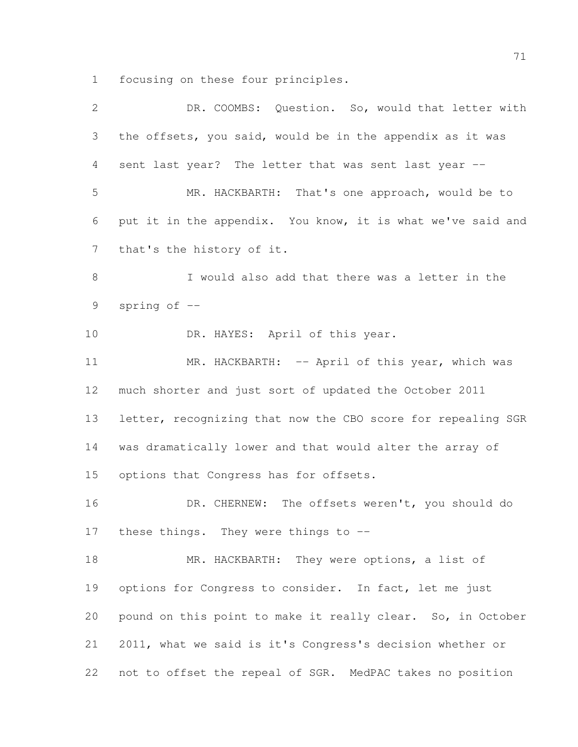focusing on these four principles.

DR. COOMBS: Question. So, would that letter with the offsets, you said, would be in the appendix as it was sent last year? The letter that was sent last year --

MR. HACKBARTH: That's one approach, would be to put it in the appendix. You know, it is what we've said and that's the history of it.

I would also add that there was a letter in the spring of --

DR. HAYES: April of this year.

MR. HACKBARTH: -- April of this year, which was much shorter and just sort of updated the October 2011 letter, recognizing that now the CBO score for repealing SGR was dramatically lower and that would alter the array of options that Congress has for offsets.

DR. CHERNEW: The offsets weren't, you should do these things. They were things to --

MR. HACKBARTH: They were options, a list of options for Congress to consider. In fact, let me just pound on this point to make it really clear. So, in October 2011, what we said is it's Congress's decision whether or not to offset the repeal of SGR. MedPAC takes no position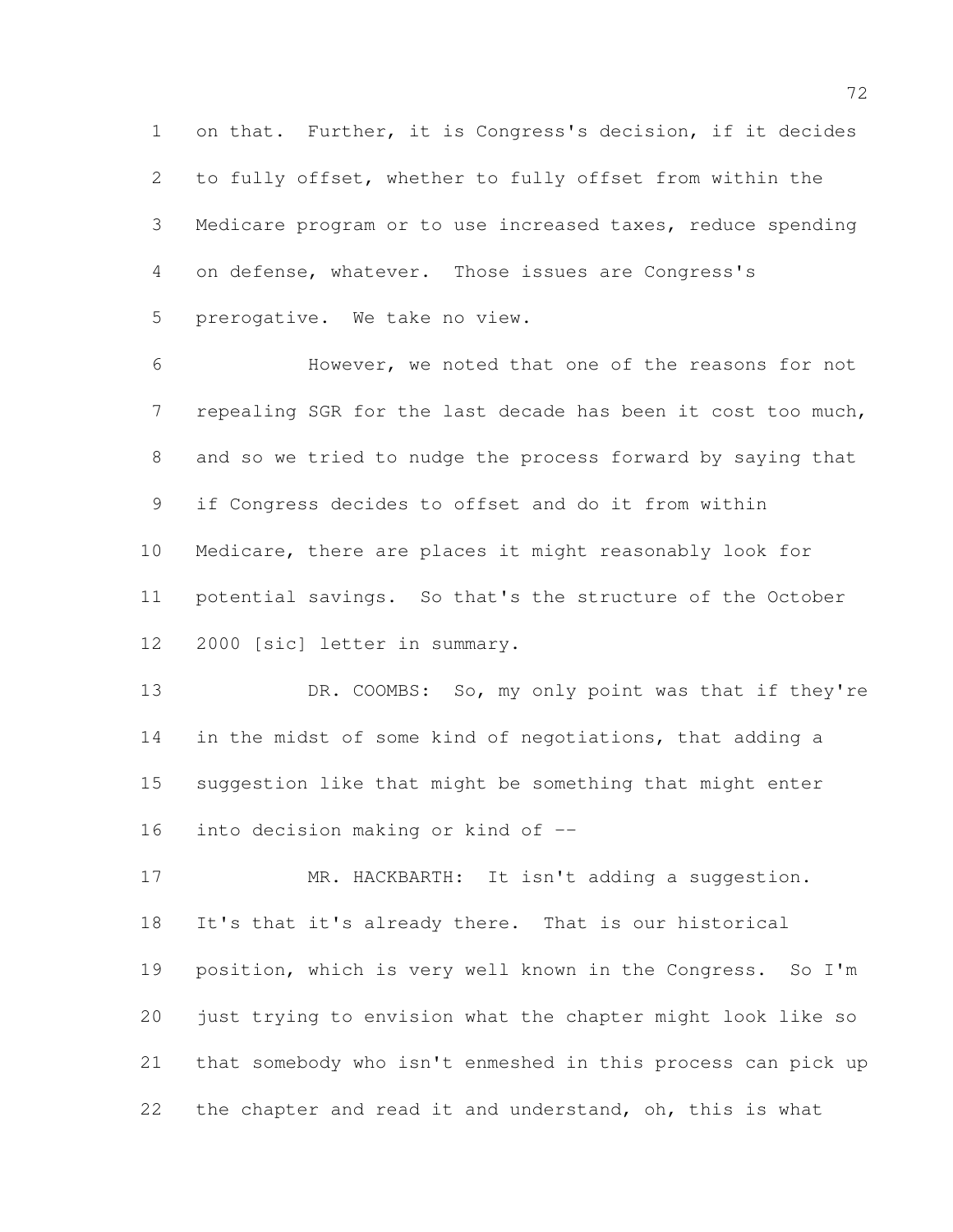on that. Further, it is Congress's decision, if it decides to fully offset, whether to fully offset from within the Medicare program or to use increased taxes, reduce spending on defense, whatever. Those issues are Congress's prerogative. We take no view.

However, we noted that one of the reasons for not repealing SGR for the last decade has been it cost too much, and so we tried to nudge the process forward by saying that if Congress decides to offset and do it from within Medicare, there are places it might reasonably look for potential savings. So that's the structure of the October 2000 [sic] letter in summary.

DR. COOMBS: So, my only point was that if they're in the midst of some kind of negotiations, that adding a suggestion like that might be something that might enter into decision making or kind of --

MR. HACKBARTH: It isn't adding a suggestion. It's that it's already there. That is our historical position, which is very well known in the Congress. So I'm just trying to envision what the chapter might look like so that somebody who isn't enmeshed in this process can pick up the chapter and read it and understand, oh, this is what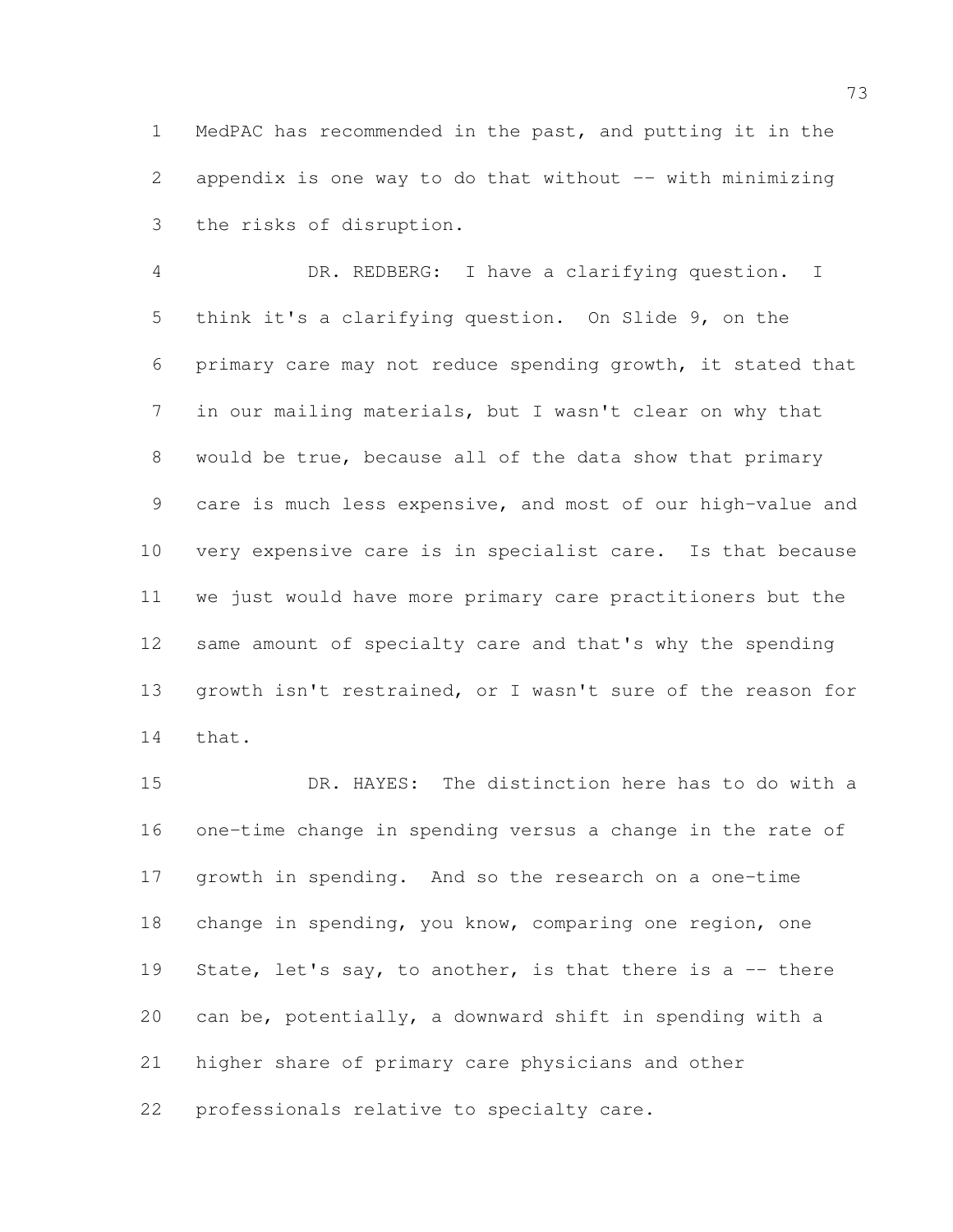MedPAC has recommended in the past, and putting it in the appendix is one way to do that without -- with minimizing the risks of disruption.

DR. REDBERG: I have a clarifying question. I think it's a clarifying question. On Slide 9, on the primary care may not reduce spending growth, it stated that in our mailing materials, but I wasn't clear on why that would be true, because all of the data show that primary care is much less expensive, and most of our high-value and very expensive care is in specialist care. Is that because we just would have more primary care practitioners but the same amount of specialty care and that's why the spending growth isn't restrained, or I wasn't sure of the reason for that.

DR. HAYES: The distinction here has to do with a one-time change in spending versus a change in the rate of growth in spending. And so the research on a one-time change in spending, you know, comparing one region, one State, let's say, to another, is that there is a -- there can be, potentially, a downward shift in spending with a higher share of primary care physicians and other professionals relative to specialty care.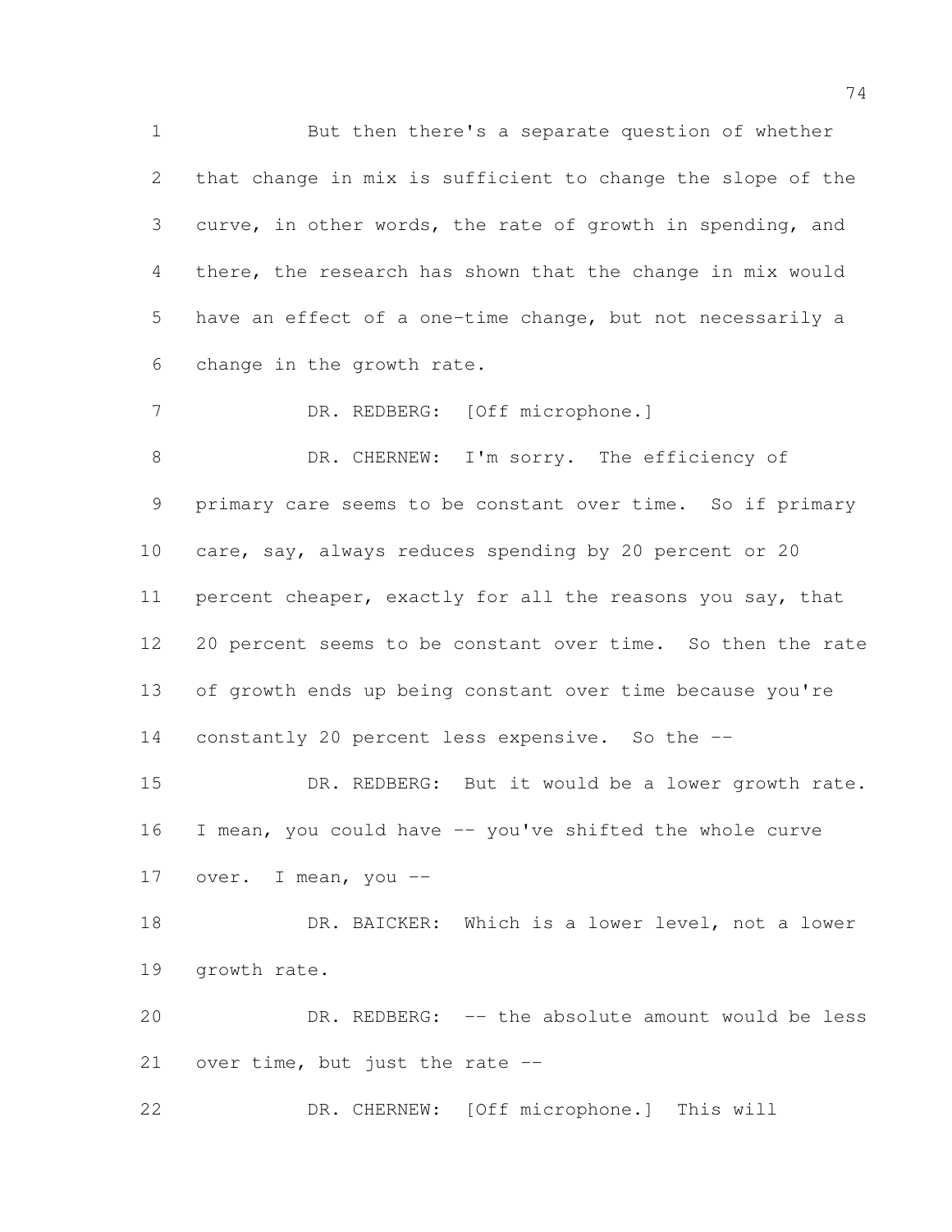But then there's a separate question of whether that change in mix is sufficient to change the slope of the curve, in other words, the rate of growth in spending, and there, the research has shown that the change in mix would have an effect of a one-time change, but not necessarily a change in the growth rate.

DR. REDBERG: [Off microphone.]

DR. CHERNEW: I'm sorry. The efficiency of primary care seems to be constant over time. So if primary care, say, always reduces spending by 20 percent or 20 percent cheaper, exactly for all the reasons you say, that 20 percent seems to be constant over time. So then the rate of growth ends up being constant over time because you're constantly 20 percent less expensive. So the --

DR. REDBERG: But it would be a lower growth rate. I mean, you could have -- you've shifted the whole curve over. I mean, you --

DR. BAICKER: Which is a lower level, not a lower growth rate.

DR. REDBERG: -- the absolute amount would be less over time, but just the rate --

DR. CHERNEW: [Off microphone.] This will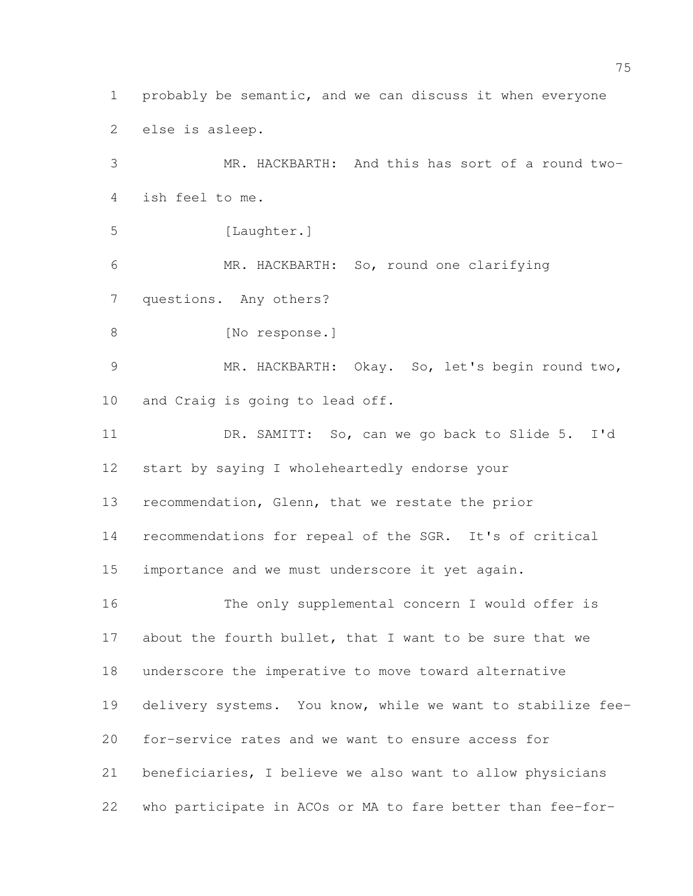probably be semantic, and we can discuss it when everyone else is asleep.

MR. HACKBARTH: And this has sort of a round two-ish feel to me.

[Laughter.]

MR. HACKBARTH: So, round one clarifying questions. Any others?

[No response.]

MR. HACKBARTH: Okay. So, let's begin round two, and Craig is going to lead off.

DR. SAMITT: So, can we go back to Slide 5. I'd start by saying I wholeheartedly endorse your recommendation, Glenn, that we restate the prior recommendations for repeal of the SGR. It's of critical importance and we must underscore it yet again.

The only supplemental concern I would offer is about the fourth bullet, that I want to be sure that we underscore the imperative to move toward alternative delivery systems. You know, while we want to stabilize fee-for-service rates and we want to ensure access for beneficiaries, I believe we also want to allow physicians who participate in ACOs or MA to fare better than fee-for-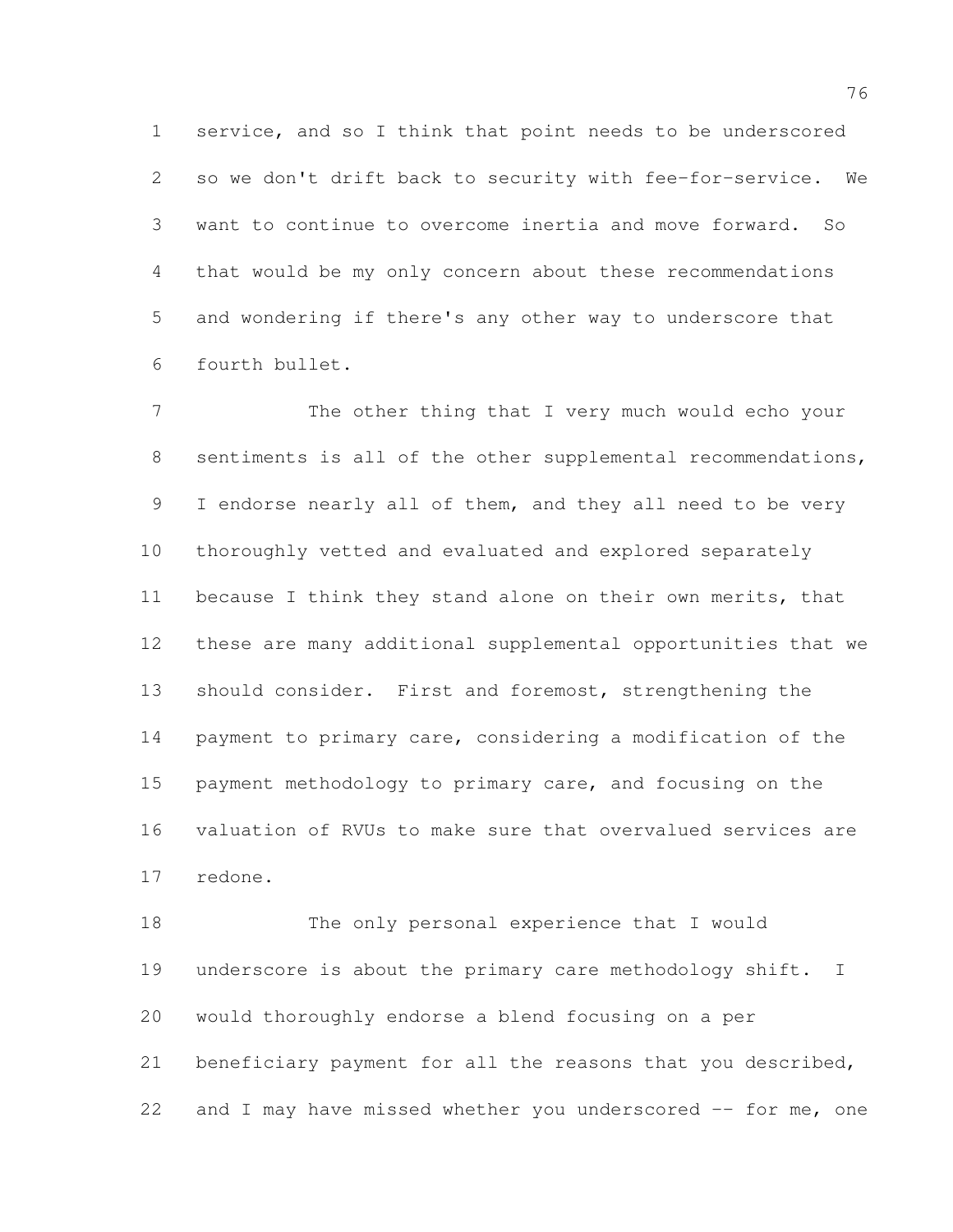service, and so I think that point needs to be underscored so we don't drift back to security with fee-for-service. We want to continue to overcome inertia and move forward. So that would be my only concern about these recommendations and wondering if there's any other way to underscore that fourth bullet.

The other thing that I very much would echo your sentiments is all of the other supplemental recommendations, I endorse nearly all of them, and they all need to be very thoroughly vetted and evaluated and explored separately because I think they stand alone on their own merits, that these are many additional supplemental opportunities that we should consider. First and foremost, strengthening the payment to primary care, considering a modification of the payment methodology to primary care, and focusing on the valuation of RVUs to make sure that overvalued services are redone.

The only personal experience that I would underscore is about the primary care methodology shift. I would thoroughly endorse a blend focusing on a per beneficiary payment for all the reasons that you described, and I may have missed whether you underscored -- for me, one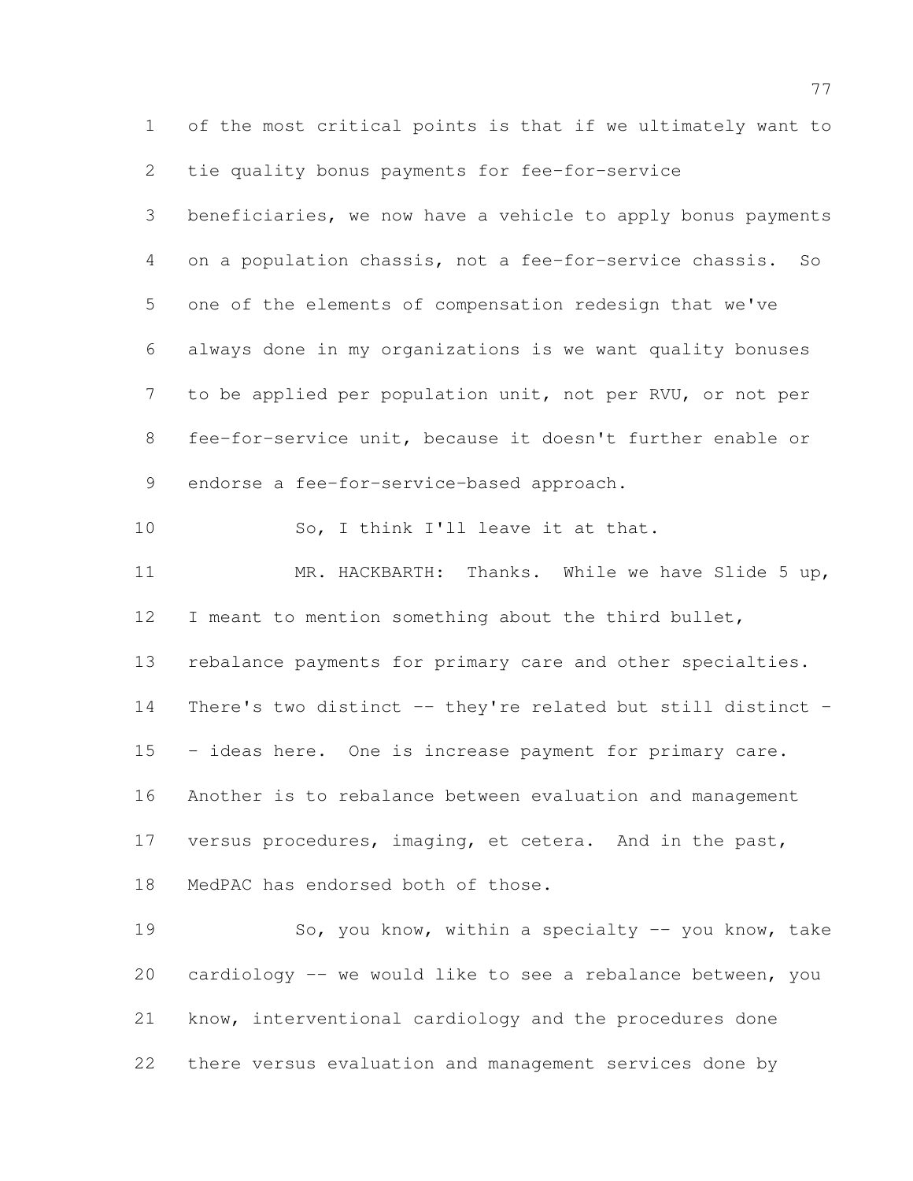of the most critical points is that if we ultimately want to tie quality bonus payments for fee-for-service beneficiaries, we now have a vehicle to apply bonus payments on a population chassis, not a fee-for-service chassis. So one of the elements of compensation redesign that we've always done in my organizations is we want quality bonuses to be applied per population unit, not per RVU, or not per fee-for-service unit, because it doesn't further enable or endorse a fee-for-service-based approach.

So, I think I'll leave it at that.

MR. HACKBARTH: Thanks. While we have Slide 5 up, I meant to mention something about the third bullet, rebalance payments for primary care and other specialties. There's two distinct -- they're related but still distinct -- ideas here. One is increase payment for primary care. Another is to rebalance between evaluation and management versus procedures, imaging, et cetera. And in the past, MedPAC has endorsed both of those.

So, you know, within a specialty -- you know, take cardiology -- we would like to see a rebalance between, you know, interventional cardiology and the procedures done there versus evaluation and management services done by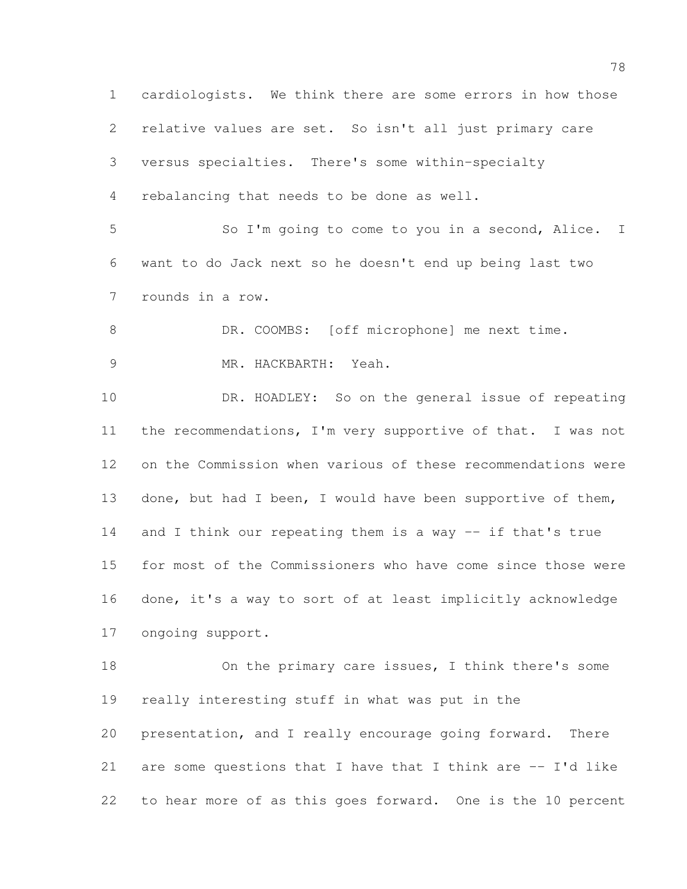cardiologists. We think there are some errors in how those relative values are set. So isn't all just primary care versus specialties. There's some within-specialty rebalancing that needs to be done as well.

So I'm going to come to you in a second, Alice. I want to do Jack next so he doesn't end up being last two rounds in a row.

DR. COOMBS: [off microphone] me next time.

MR. HACKBARTH: Yeah.

DR. HOADLEY: So on the general issue of repeating the recommendations, I'm very supportive of that. I was not on the Commission when various of these recommendations were done, but had I been, I would have been supportive of them, and I think our repeating them is a way -- if that's true for most of the Commissioners who have come since those were done, it's a way to sort of at least implicitly acknowledge ongoing support.

On the primary care issues, I think there's some really interesting stuff in what was put in the presentation, and I really encourage going forward. There are some questions that I have that I think are -- I'd like to hear more of as this goes forward. One is the 10 percent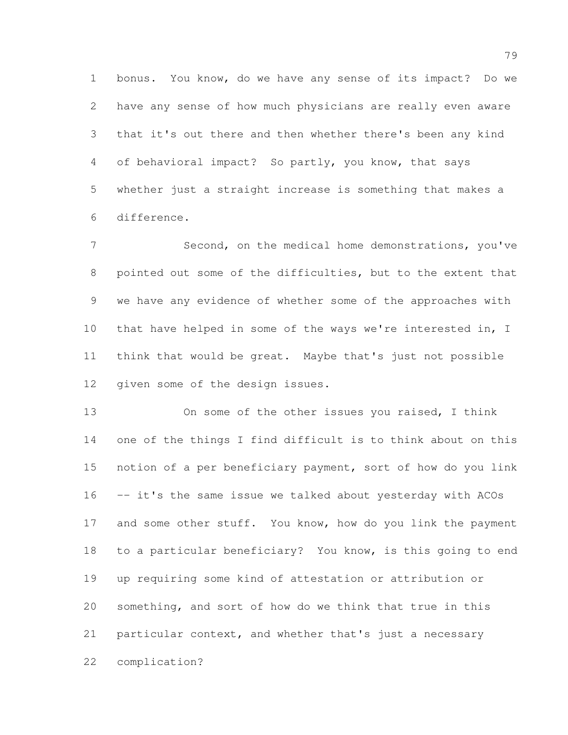bonus. You know, do we have any sense of its impact? Do we have any sense of how much physicians are really even aware that it's out there and then whether there's been any kind of behavioral impact? So partly, you know, that says whether just a straight increase is something that makes a difference.

Second, on the medical home demonstrations, you've pointed out some of the difficulties, but to the extent that we have any evidence of whether some of the approaches with that have helped in some of the ways we're interested in, I think that would be great. Maybe that's just not possible given some of the design issues.

On some of the other issues you raised, I think one of the things I find difficult is to think about on this notion of a per beneficiary payment, sort of how do you link -- it's the same issue we talked about yesterday with ACOs and some other stuff. You know, how do you link the payment to a particular beneficiary? You know, is this going to end up requiring some kind of attestation or attribution or something, and sort of how do we think that true in this particular context, and whether that's just a necessary complication?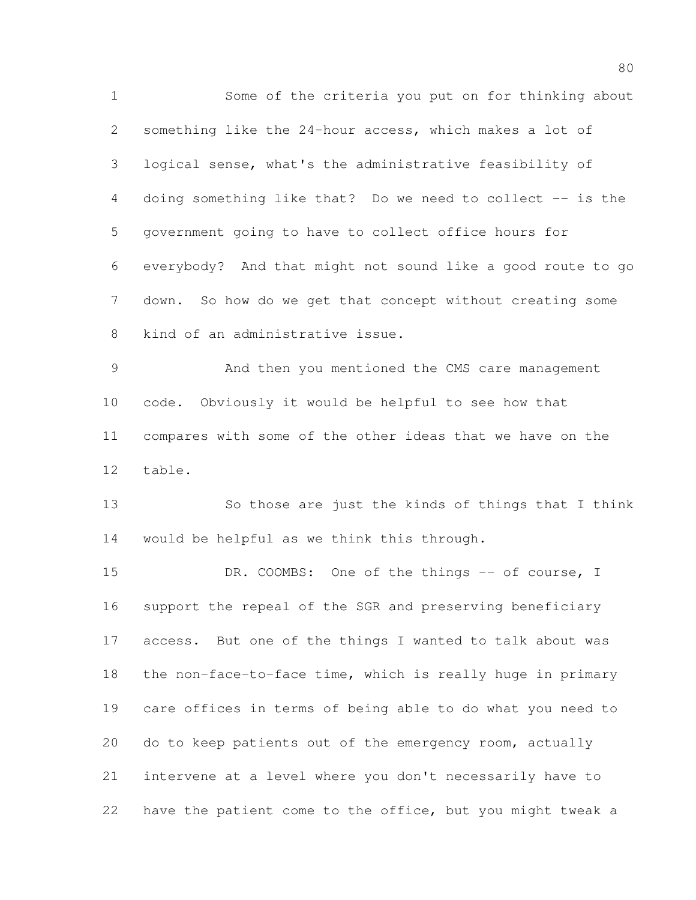Some of the criteria you put on for thinking about something like the 24-hour access, which makes a lot of logical sense, what's the administrative feasibility of doing something like that? Do we need to collect -- is the government going to have to collect office hours for everybody? And that might not sound like a good route to go down. So how do we get that concept without creating some kind of an administrative issue.

And then you mentioned the CMS care management code. Obviously it would be helpful to see how that compares with some of the other ideas that we have on the table.

So those are just the kinds of things that I think would be helpful as we think this through.

DR. COOMBS: One of the things -- of course, I support the repeal of the SGR and preserving beneficiary access. But one of the things I wanted to talk about was the non-face-to-face time, which is really huge in primary care offices in terms of being able to do what you need to do to keep patients out of the emergency room, actually intervene at a level where you don't necessarily have to have the patient come to the office, but you might tweak a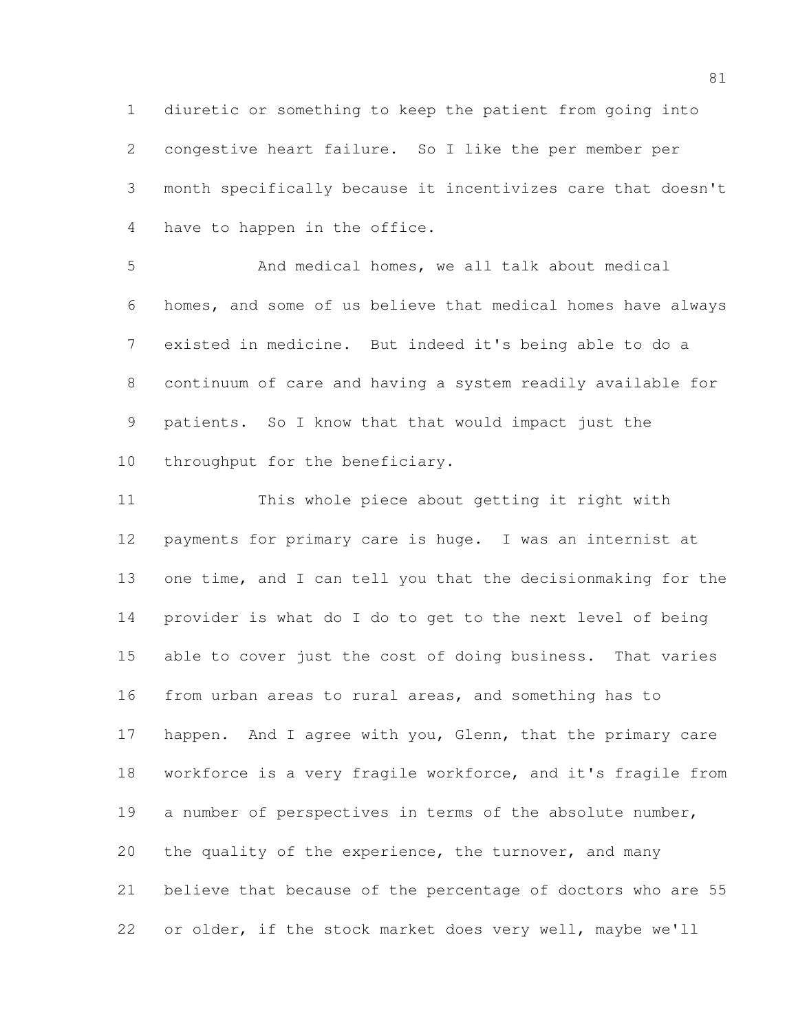diuretic or something to keep the patient from going into congestive heart failure. So I like the per member per month specifically because it incentivizes care that doesn't have to happen in the office.

And medical homes, we all talk about medical homes, and some of us believe that medical homes have always existed in medicine. But indeed it's being able to do a continuum of care and having a system readily available for patients. So I know that that would impact just the throughput for the beneficiary.

This whole piece about getting it right with payments for primary care is huge. I was an internist at one time, and I can tell you that the decisionmaking for the provider is what do I do to get to the next level of being able to cover just the cost of doing business. That varies from urban areas to rural areas, and something has to happen. And I agree with you, Glenn, that the primary care workforce is a very fragile workforce, and it's fragile from a number of perspectives in terms of the absolute number, the quality of the experience, the turnover, and many believe that because of the percentage of doctors who are 55 or older, if the stock market does very well, maybe we'll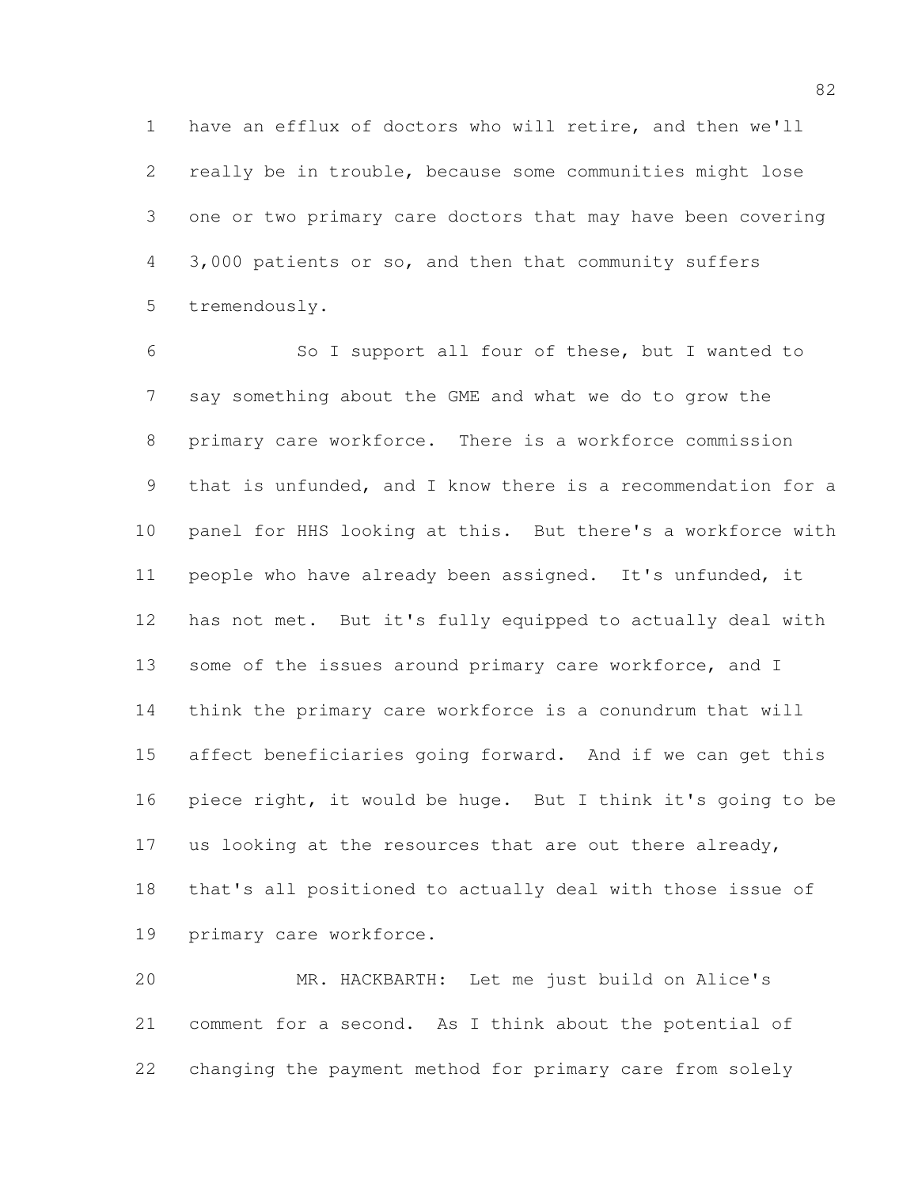have an efflux of doctors who will retire, and then we'll really be in trouble, because some communities might lose one or two primary care doctors that may have been covering 3,000 patients or so, and then that community suffers tremendously.

So I support all four of these, but I wanted to say something about the GME and what we do to grow the primary care workforce. There is a workforce commission that is unfunded, and I know there is a recommendation for a panel for HHS looking at this. But there's a workforce with people who have already been assigned. It's unfunded, it has not met. But it's fully equipped to actually deal with some of the issues around primary care workforce, and I think the primary care workforce is a conundrum that will affect beneficiaries going forward. And if we can get this piece right, it would be huge. But I think it's going to be us looking at the resources that are out there already, that's all positioned to actually deal with those issue of primary care workforce.

MR. HACKBARTH: Let me just build on Alice's comment for a second. As I think about the potential of changing the payment method for primary care from solely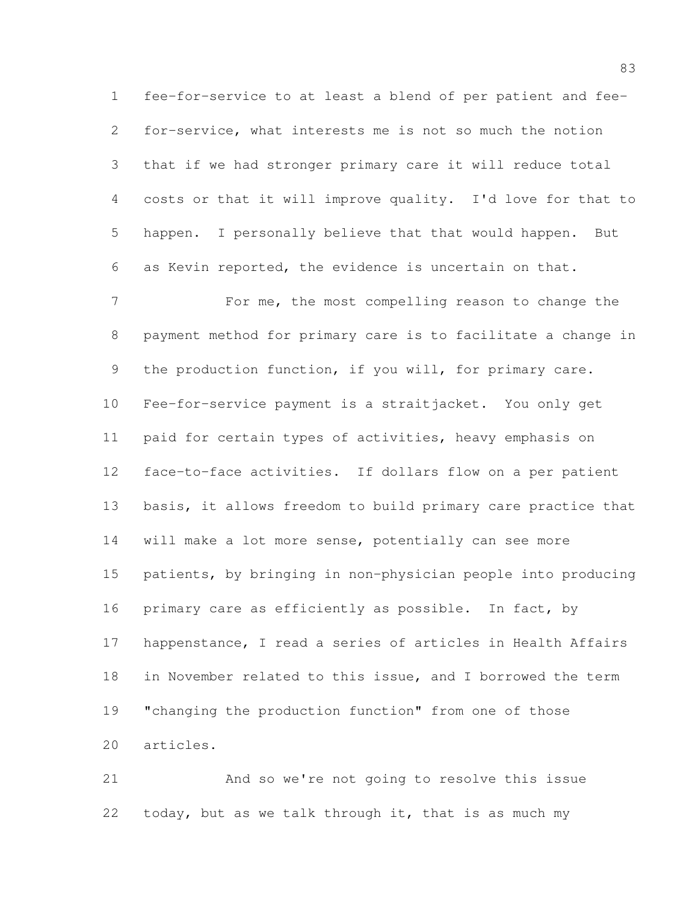fee-for-service to at least a blend of per patient and fee-for-service, what interests me is not so much the notion that if we had stronger primary care it will reduce total costs or that it will improve quality. I'd love for that to happen. I personally believe that that would happen. But as Kevin reported, the evidence is uncertain on that.

For me, the most compelling reason to change the payment method for primary care is to facilitate a change in the production function, if you will, for primary care. Fee-for-service payment is a straitjacket. You only get paid for certain types of activities, heavy emphasis on face-to-face activities. If dollars flow on a per patient basis, it allows freedom to build primary care practice that will make a lot more sense, potentially can see more patients, by bringing in non-physician people into producing primary care as efficiently as possible. In fact, by happenstance, I read a series of articles in Health Affairs in November related to this issue, and I borrowed the term "changing the production function" from one of those articles.

And so we're not going to resolve this issue today, but as we talk through it, that is as much my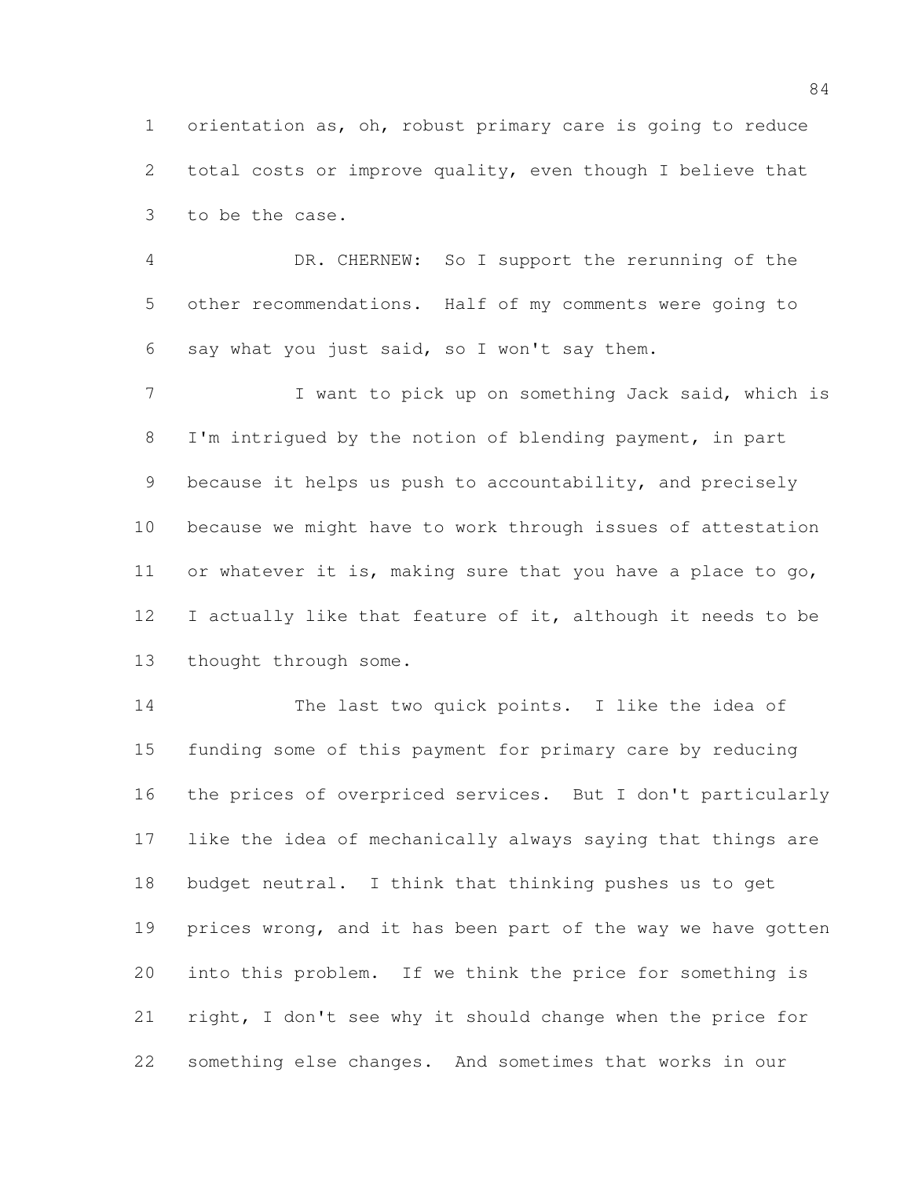orientation as, oh, robust primary care is going to reduce total costs or improve quality, even though I believe that to be the case.

DR. CHERNEW: So I support the rerunning of the other recommendations. Half of my comments were going to say what you just said, so I won't say them.

I want to pick up on something Jack said, which is I'm intrigued by the notion of blending payment, in part because it helps us push to accountability, and precisely because we might have to work through issues of attestation or whatever it is, making sure that you have a place to go, I actually like that feature of it, although it needs to be thought through some.

The last two quick points. I like the idea of funding some of this payment for primary care by reducing the prices of overpriced services. But I don't particularly like the idea of mechanically always saying that things are budget neutral. I think that thinking pushes us to get prices wrong, and it has been part of the way we have gotten into this problem. If we think the price for something is right, I don't see why it should change when the price for something else changes. And sometimes that works in our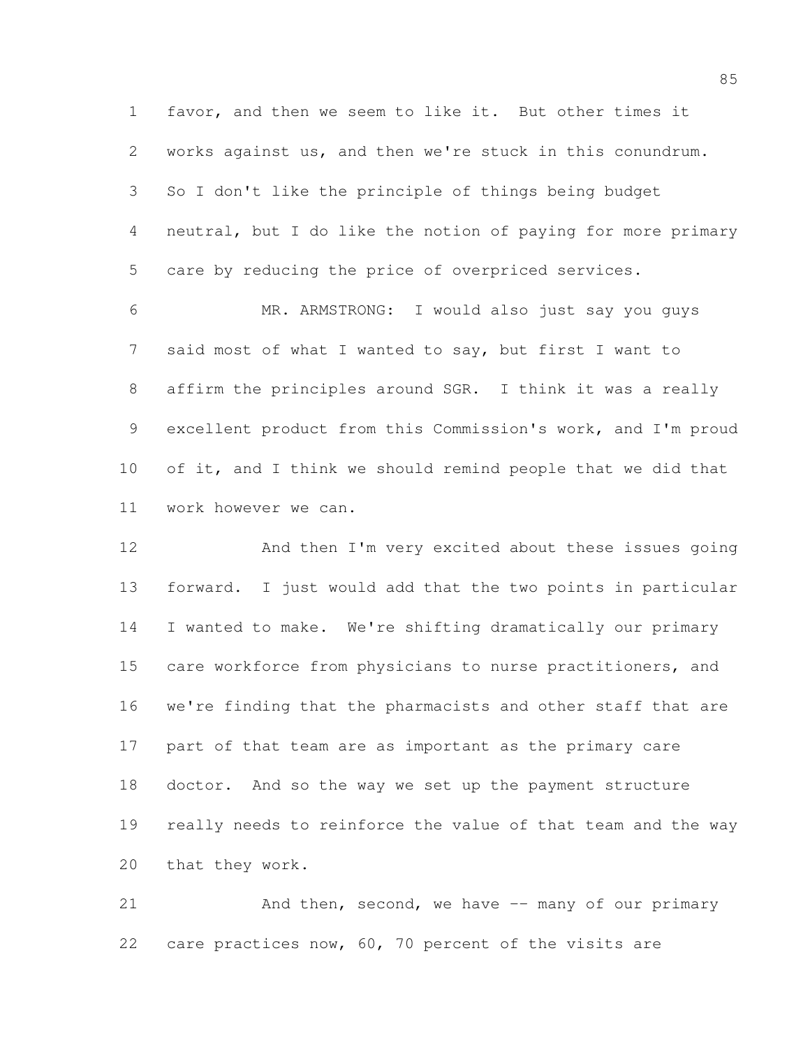favor, and then we seem to like it. But other times it works against us, and then we're stuck in this conundrum. So I don't like the principle of things being budget neutral, but I do like the notion of paying for more primary care by reducing the price of overpriced services.

MR. ARMSTRONG: I would also just say you guys said most of what I wanted to say, but first I want to affirm the principles around SGR. I think it was a really excellent product from this Commission's work, and I'm proud of it, and I think we should remind people that we did that work however we can.

And then I'm very excited about these issues going forward. I just would add that the two points in particular I wanted to make. We're shifting dramatically our primary care workforce from physicians to nurse practitioners, and we're finding that the pharmacists and other staff that are part of that team are as important as the primary care doctor. And so the way we set up the payment structure really needs to reinforce the value of that team and the way that they work.

And then, second, we have -- many of our primary care practices now, 60, 70 percent of the visits are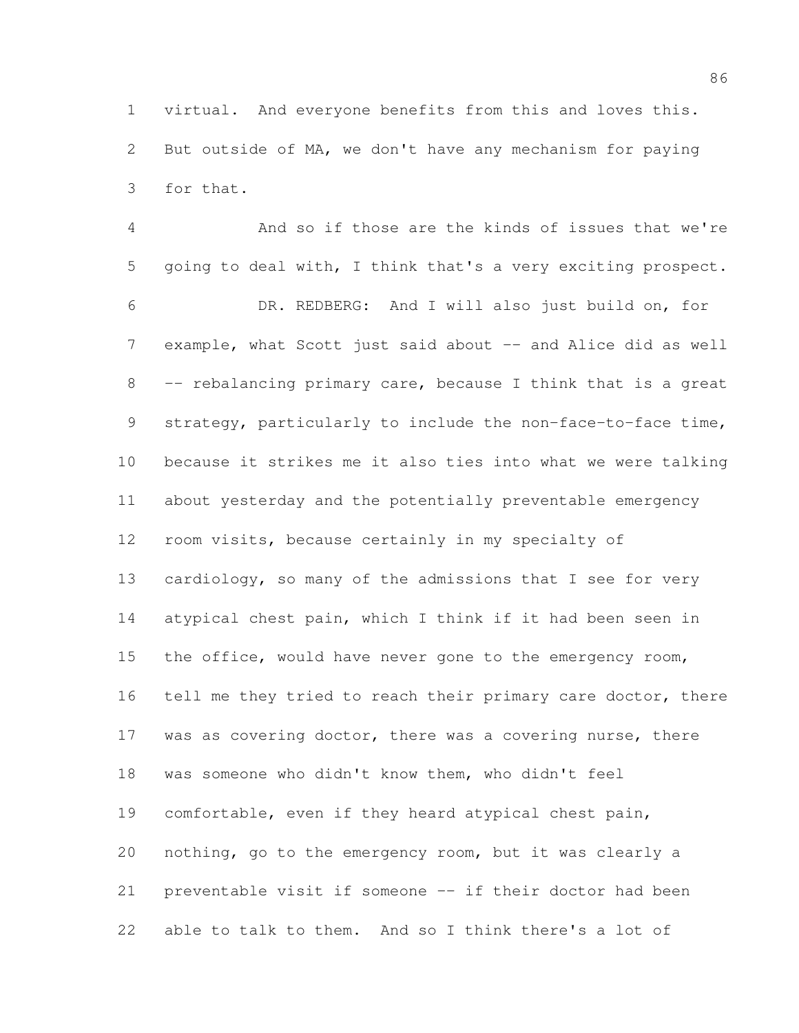virtual. And everyone benefits from this and loves this. But outside of MA, we don't have any mechanism for paying for that.

And so if those are the kinds of issues that we're going to deal with, I think that's a very exciting prospect.

DR. REDBERG: And I will also just build on, for example, what Scott just said about -- and Alice did as well -- rebalancing primary care, because I think that is a great strategy, particularly to include the non-face-to-face time, because it strikes me it also ties into what we were talking about yesterday and the potentially preventable emergency room visits, because certainly in my specialty of cardiology, so many of the admissions that I see for very atypical chest pain, which I think if it had been seen in the office, would have never gone to the emergency room, tell me they tried to reach their primary care doctor, there was as covering doctor, there was a covering nurse, there was someone who didn't know them, who didn't feel comfortable, even if they heard atypical chest pain, nothing, go to the emergency room, but it was clearly a preventable visit if someone -- if their doctor had been able to talk to them. And so I think there's a lot of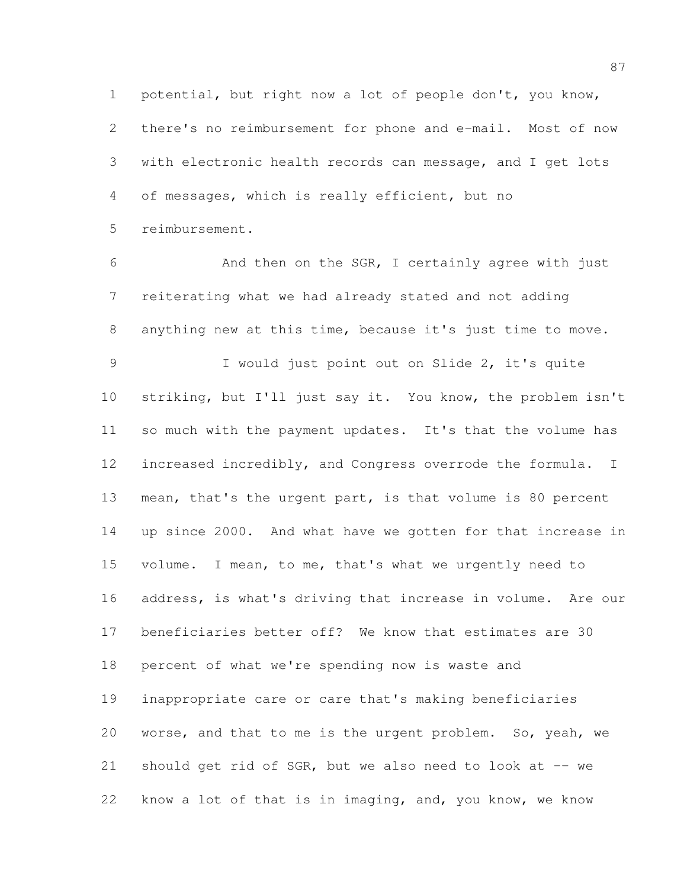potential, but right now a lot of people don't, you know, there's no reimbursement for phone and e-mail. Most of now with electronic health records can message, and I get lots of messages, which is really efficient, but no reimbursement.

And then on the SGR, I certainly agree with just reiterating what we had already stated and not adding anything new at this time, because it's just time to move.

I would just point out on Slide 2, it's quite striking, but I'll just say it. You know, the problem isn't so much with the payment updates. It's that the volume has increased incredibly, and Congress overrode the formula. I mean, that's the urgent part, is that volume is 80 percent up since 2000. And what have we gotten for that increase in volume. I mean, to me, that's what we urgently need to address, is what's driving that increase in volume. Are our beneficiaries better off? We know that estimates are 30 percent of what we're spending now is waste and inappropriate care or care that's making beneficiaries worse, and that to me is the urgent problem. So, yeah, we should get rid of SGR, but we also need to look at -- we know a lot of that is in imaging, and, you know, we know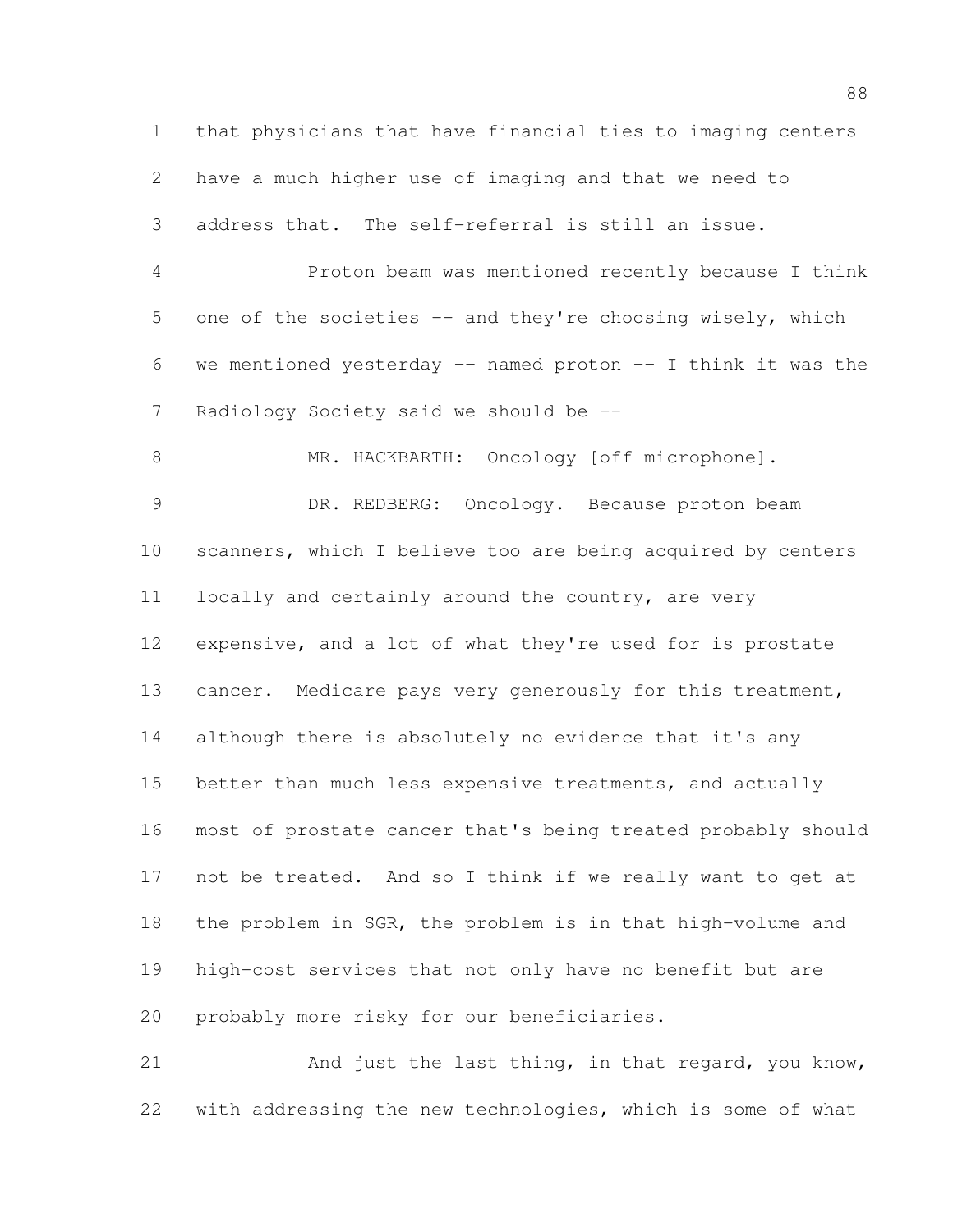that physicians that have financial ties to imaging centers have a much higher use of imaging and that we need to address that. The self-referral is still an issue.

Proton beam was mentioned recently because I think one of the societies -- and they're choosing wisely, which we mentioned yesterday -- named proton -- I think it was the Radiology Society said we should be --

MR. HACKBARTH: Oncology [off microphone].

DR. REDBERG: Oncology. Because proton beam scanners, which I believe too are being acquired by centers locally and certainly around the country, are very expensive, and a lot of what they're used for is prostate cancer. Medicare pays very generously for this treatment, although there is absolutely no evidence that it's any better than much less expensive treatments, and actually most of prostate cancer that's being treated probably should not be treated. And so I think if we really want to get at the problem in SGR, the problem is in that high-volume and high-cost services that not only have no benefit but are probably more risky for our beneficiaries.

And just the last thing, in that regard, you know, with addressing the new technologies, which is some of what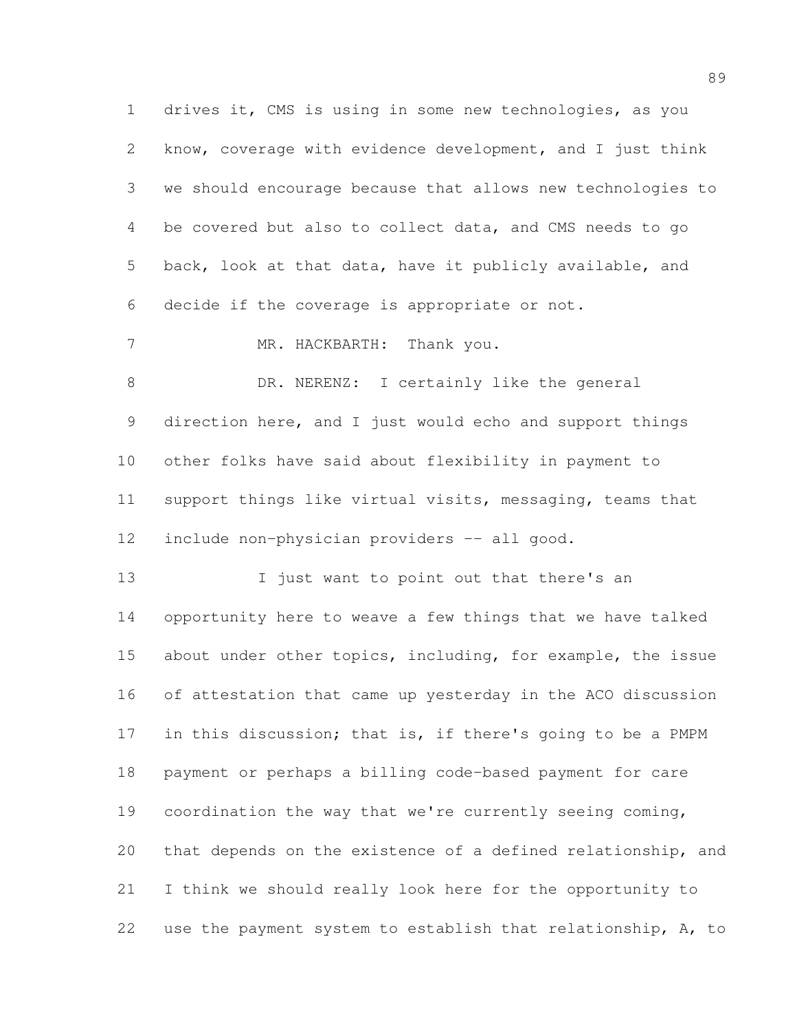drives it, CMS is using in some new technologies, as you know, coverage with evidence development, and I just think we should encourage because that allows new technologies to be covered but also to collect data, and CMS needs to go back, look at that data, have it publicly available, and decide if the coverage is appropriate or not.

MR. HACKBARTH: Thank you.

DR. NERENZ: I certainly like the general direction here, and I just would echo and support things other folks have said about flexibility in payment to support things like virtual visits, messaging, teams that include non-physician providers -- all good.

I just want to point out that there's an opportunity here to weave a few things that we have talked about under other topics, including, for example, the issue of attestation that came up yesterday in the ACO discussion in this discussion; that is, if there's going to be a PMPM payment or perhaps a billing code-based payment for care coordination the way that we're currently seeing coming, that depends on the existence of a defined relationship, and I think we should really look here for the opportunity to use the payment system to establish that relationship, A, to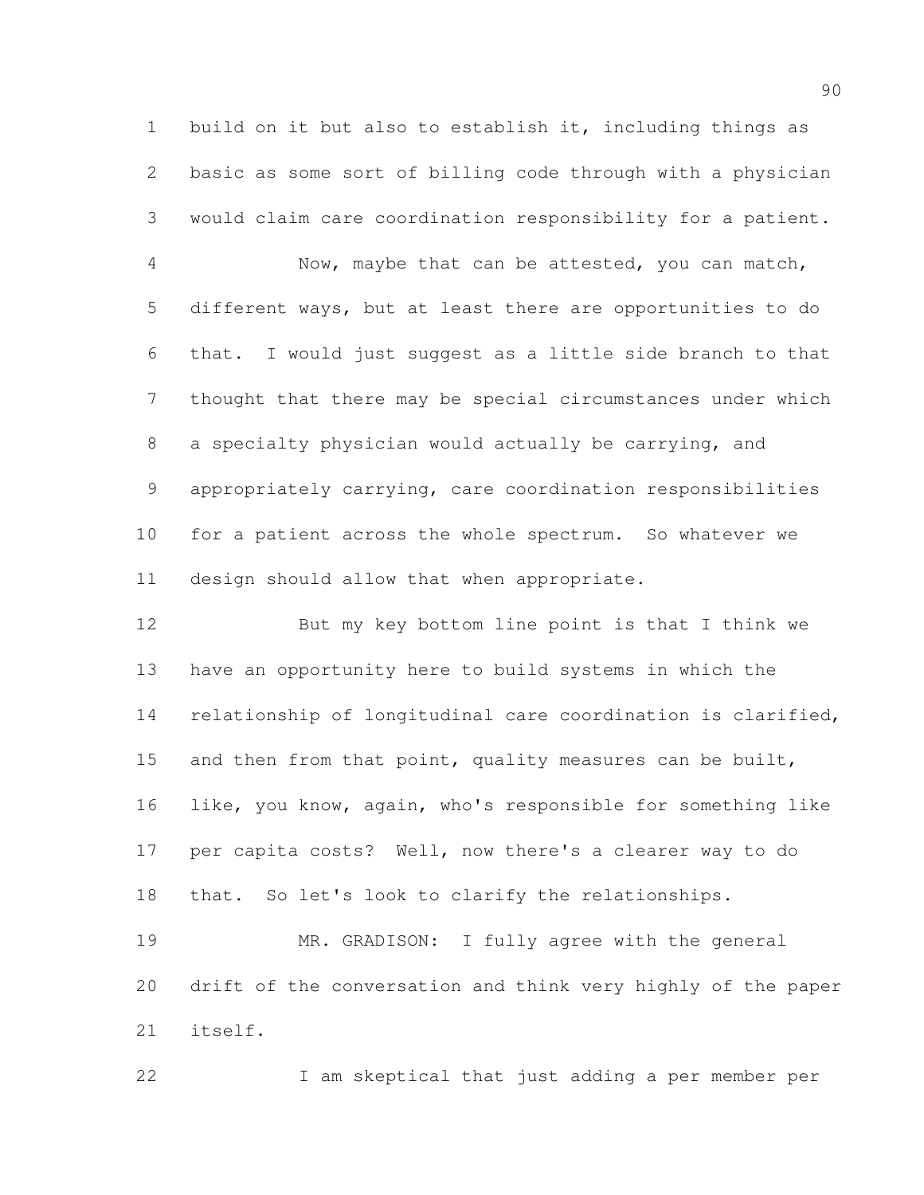build on it but also to establish it, including things as basic as some sort of billing code through with a physician would claim care coordination responsibility for a patient.

Now, maybe that can be attested, you can match, different ways, but at least there are opportunities to do that. I would just suggest as a little side branch to that thought that there may be special circumstances under which a specialty physician would actually be carrying, and appropriately carrying, care coordination responsibilities for a patient across the whole spectrum. So whatever we design should allow that when appropriate.

But my key bottom line point is that I think we have an opportunity here to build systems in which the relationship of longitudinal care coordination is clarified, and then from that point, quality measures can be built, like, you know, again, who's responsible for something like per capita costs? Well, now there's a clearer way to do that. So let's look to clarify the relationships.

MR. GRADISON: I fully agree with the general drift of the conversation and think very highly of the paper itself.

I am skeptical that just adding a per member per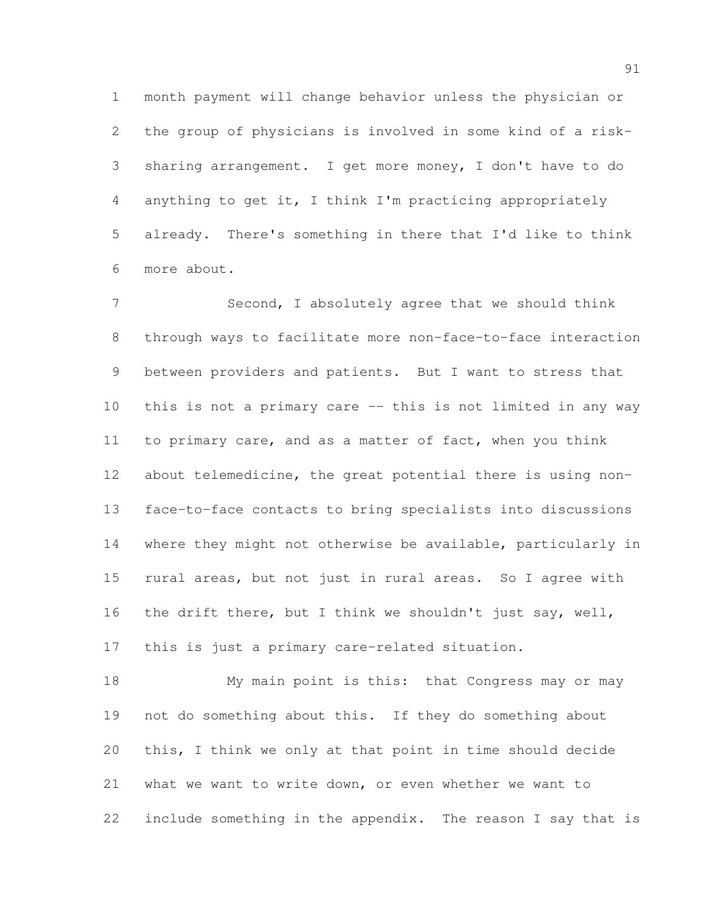month payment will change behavior unless the physician or the group of physicians is involved in some kind of a risk-sharing arrangement. I get more money, I don't have to do anything to get it, I think I'm practicing appropriately already. There's something in there that I'd like to think more about.

Second, I absolutely agree that we should think through ways to facilitate more non-face-to-face interaction between providers and patients. But I want to stress that this is not a primary care -- this is not limited in any way to primary care, and as a matter of fact, when you think about telemedicine, the great potential there is using non-face-to-face contacts to bring specialists into discussions where they might not otherwise be available, particularly in rural areas, but not just in rural areas. So I agree with the drift there, but I think we shouldn't just say, well, this is just a primary care-related situation.

My main point is this: that Congress may or may not do something about this. If they do something about this, I think we only at that point in time should decide what we want to write down, or even whether we want to include something in the appendix. The reason I say that is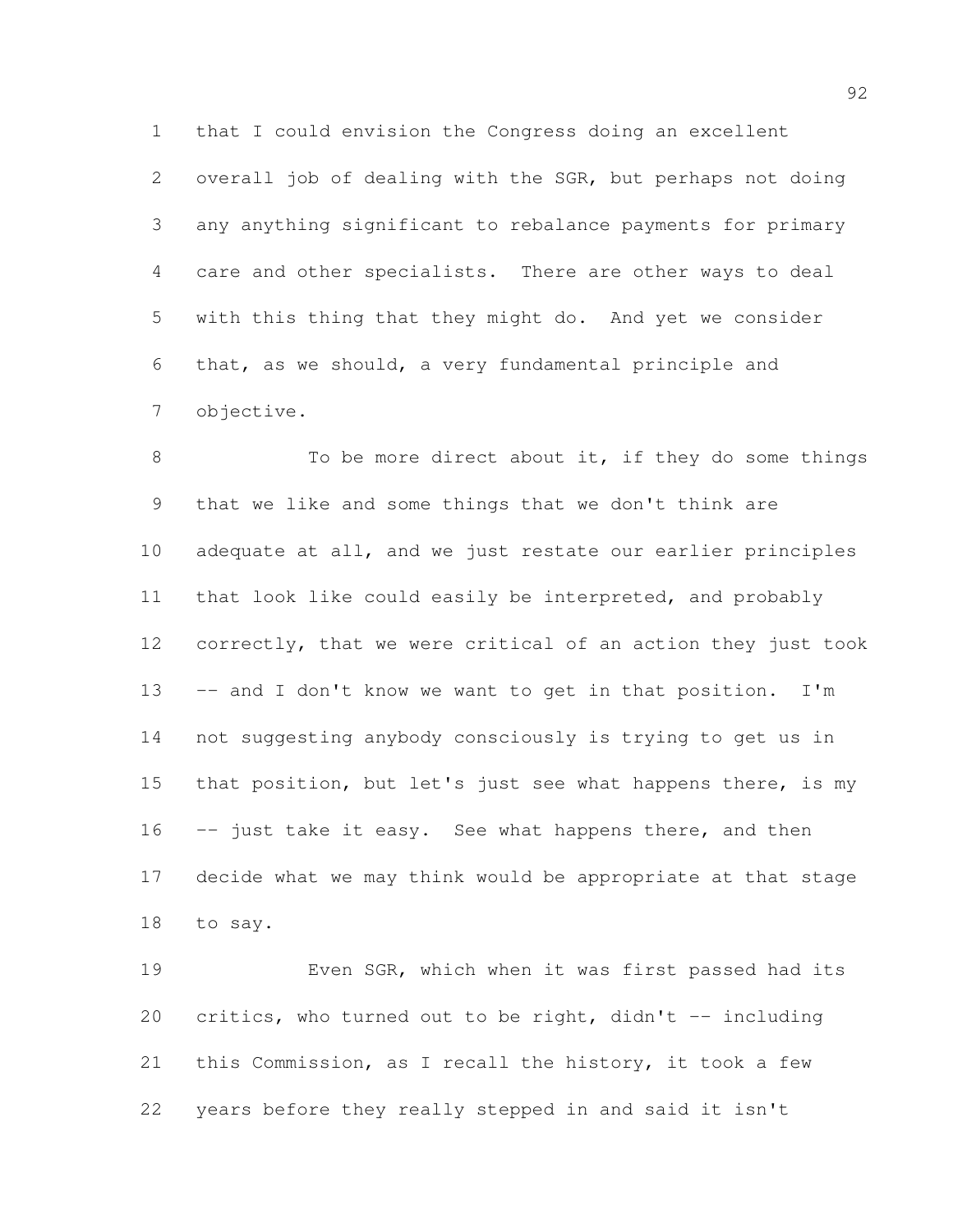that I could envision the Congress doing an excellent overall job of dealing with the SGR, but perhaps not doing any anything significant to rebalance payments for primary care and other specialists. There are other ways to deal with this thing that they might do. And yet we consider that, as we should, a very fundamental principle and objective.

To be more direct about it, if they do some things that we like and some things that we don't think are adequate at all, and we just restate our earlier principles that look like could easily be interpreted, and probably correctly, that we were critical of an action they just took -- and I don't know we want to get in that position. I'm not suggesting anybody consciously is trying to get us in that position, but let's just see what happens there, is my -- just take it easy. See what happens there, and then decide what we may think would be appropriate at that stage to say.

Even SGR, which when it was first passed had its critics, who turned out to be right, didn't -- including this Commission, as I recall the history, it took a few years before they really stepped in and said it isn't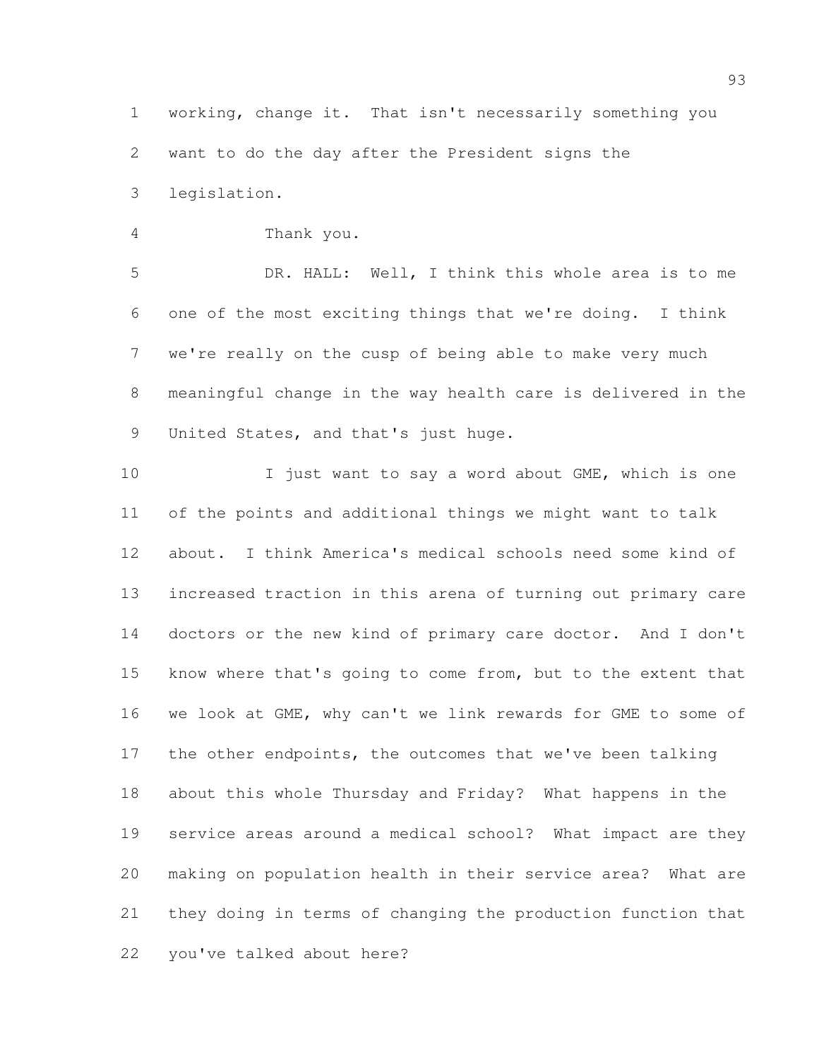working, change it. That isn't necessarily something you want to do the day after the President signs the legislation.

Thank you.

DR. HALL: Well, I think this whole area is to me one of the most exciting things that we're doing. I think we're really on the cusp of being able to make very much meaningful change in the way health care is delivered in the United States, and that's just huge.

I just want to say a word about GME, which is one of the points and additional things we might want to talk about. I think America's medical schools need some kind of increased traction in this arena of turning out primary care doctors or the new kind of primary care doctor. And I don't know where that's going to come from, but to the extent that we look at GME, why can't we link rewards for GME to some of the other endpoints, the outcomes that we've been talking about this whole Thursday and Friday? What happens in the service areas around a medical school? What impact are they making on population health in their service area? What are they doing in terms of changing the production function that you've talked about here?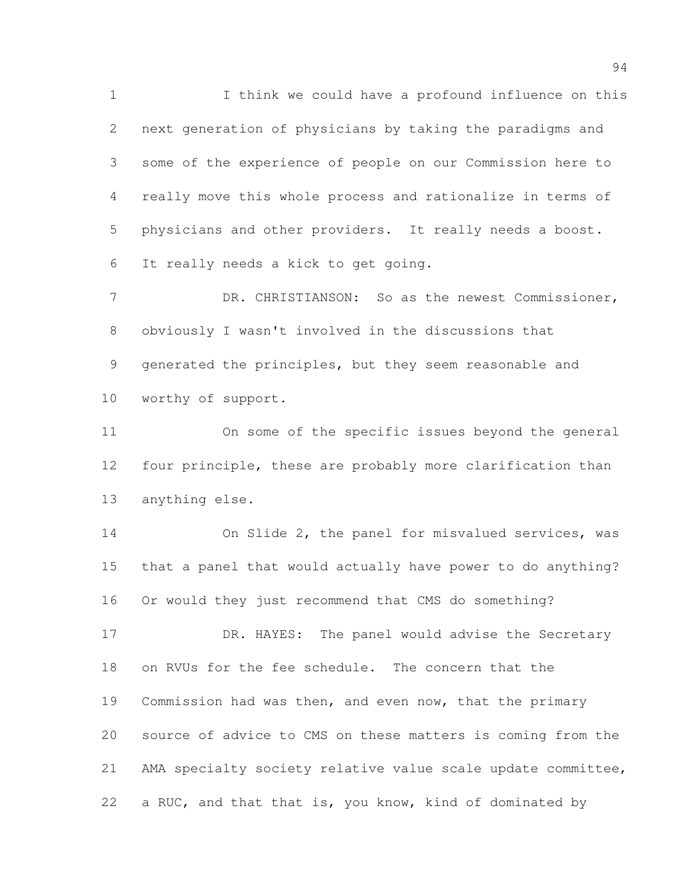I think we could have a profound influence on this next generation of physicians by taking the paradigms and some of the experience of people on our Commission here to really move this whole process and rationalize in terms of physicians and other providers. It really needs a boost. It really needs a kick to get going.

DR. CHRISTIANSON: So as the newest Commissioner, obviously I wasn't involved in the discussions that generated the principles, but they seem reasonable and worthy of support.

On some of the specific issues beyond the general four principle, these are probably more clarification than anything else.

On Slide 2, the panel for misvalued services, was that a panel that would actually have power to do anything? Or would they just recommend that CMS do something?

DR. HAYES: The panel would advise the Secretary on RVUs for the fee schedule. The concern that the Commission had was then, and even now, that the primary source of advice to CMS on these matters is coming from the AMA specialty society relative value scale update committee, a RUC, and that that is, you know, kind of dominated by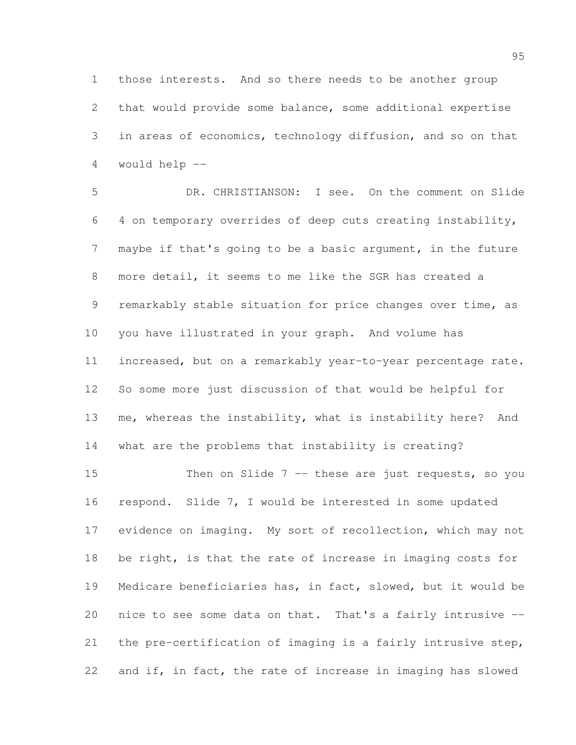those interests. And so there needs to be another group that would provide some balance, some additional expertise in areas of economics, technology diffusion, and so on that would help --

DR. CHRISTIANSON: I see. On the comment on Slide 4 on temporary overrides of deep cuts creating instability, maybe if that's going to be a basic argument, in the future more detail, it seems to me like the SGR has created a remarkably stable situation for price changes over time, as you have illustrated in your graph. And volume has increased, but on a remarkably year-to-year percentage rate. So some more just discussion of that would be helpful for me, whereas the instability, what is instability here? And what are the problems that instability is creating?

Then on Slide 7 -- these are just requests, so you respond. Slide 7, I would be interested in some updated evidence on imaging. My sort of recollection, which may not be right, is that the rate of increase in imaging costs for Medicare beneficiaries has, in fact, slowed, but it would be nice to see some data on that. That's a fairly intrusive -- the pre-certification of imaging is a fairly intrusive step, and if, in fact, the rate of increase in imaging has slowed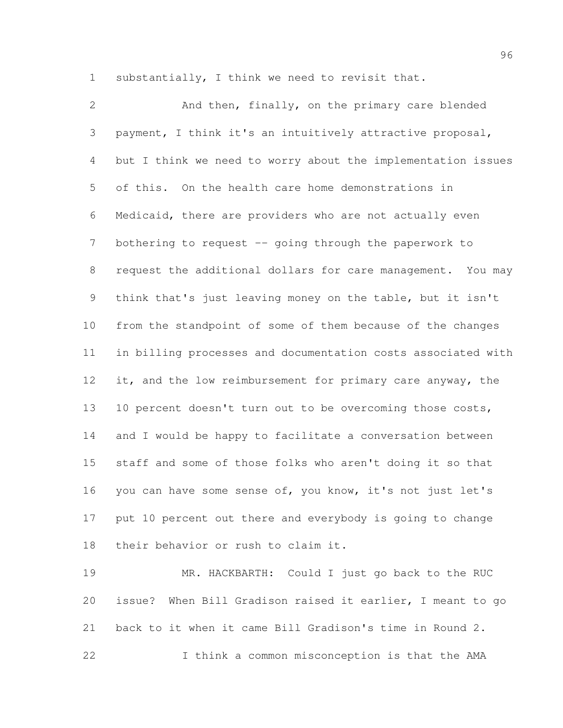substantially, I think we need to revisit that.

And then, finally, on the primary care blended payment, I think it's an intuitively attractive proposal, but I think we need to worry about the implementation issues of this. On the health care home demonstrations in Medicaid, there are providers who are not actually even bothering to request -- going through the paperwork to request the additional dollars for care management. You may think that's just leaving money on the table, but it isn't from the standpoint of some of them because of the changes in billing processes and documentation costs associated with it, and the low reimbursement for primary care anyway, the 10 percent doesn't turn out to be overcoming those costs, and I would be happy to facilitate a conversation between staff and some of those folks who aren't doing it so that you can have some sense of, you know, it's not just let's put 10 percent out there and everybody is going to change their behavior or rush to claim it.

MR. HACKBARTH: Could I just go back to the RUC issue? When Bill Gradison raised it earlier, I meant to go back to it when it came Bill Gradison's time in Round 2.

I think a common misconception is that the AMA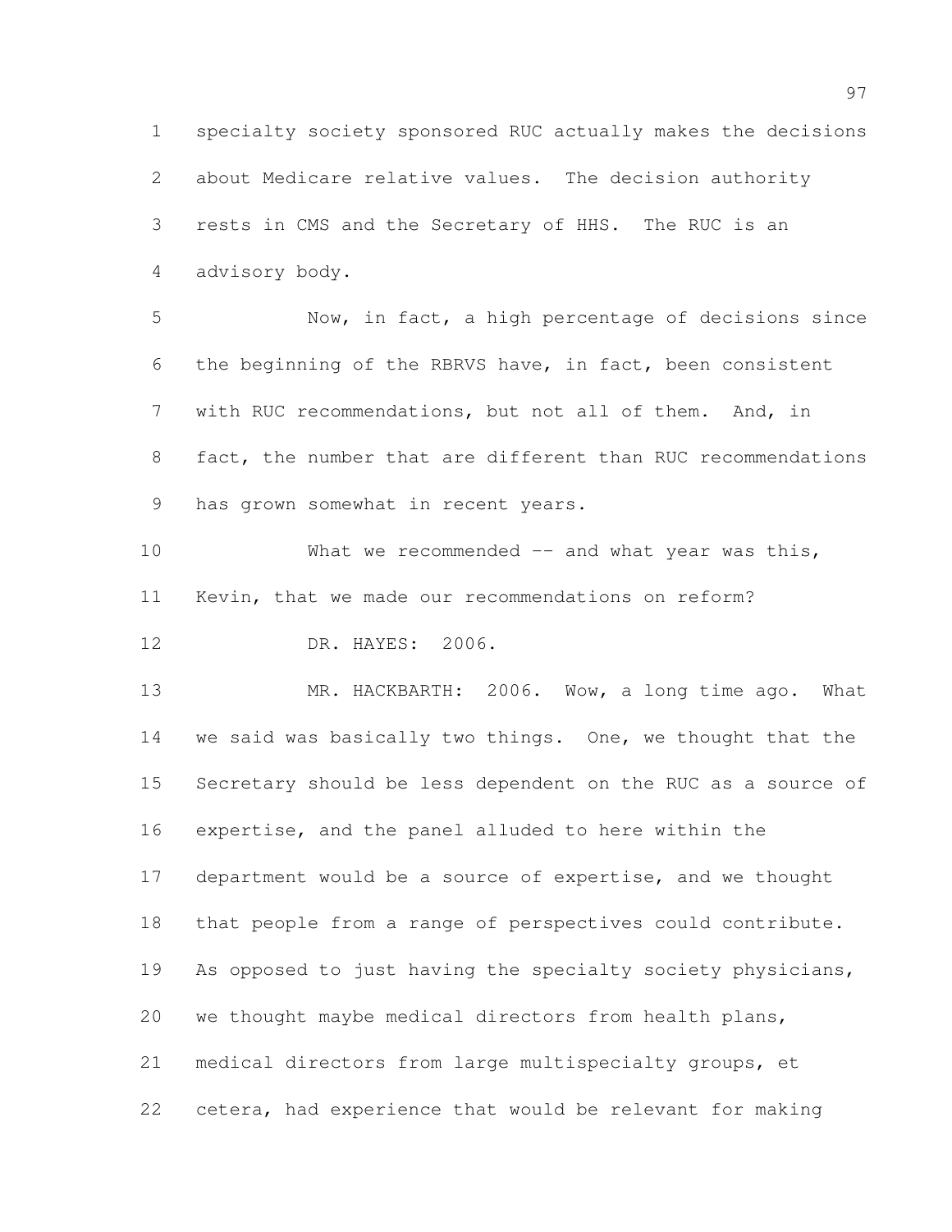specialty society sponsored RUC actually makes the decisions about Medicare relative values. The decision authority rests in CMS and the Secretary of HHS. The RUC is an advisory body.

Now, in fact, a high percentage of decisions since the beginning of the RBRVS have, in fact, been consistent with RUC recommendations, but not all of them. And, in fact, the number that are different than RUC recommendations has grown somewhat in recent years.

What we recommended -- and what year was this, Kevin, that we made our recommendations on reform?

DR. HAYES: 2006.

MR. HACKBARTH: 2006. Wow, a long time ago. What we said was basically two things. One, we thought that the Secretary should be less dependent on the RUC as a source of expertise, and the panel alluded to here within the department would be a source of expertise, and we thought that people from a range of perspectives could contribute. As opposed to just having the specialty society physicians, we thought maybe medical directors from health plans, medical directors from large multispecialty groups, et cetera, had experience that would be relevant for making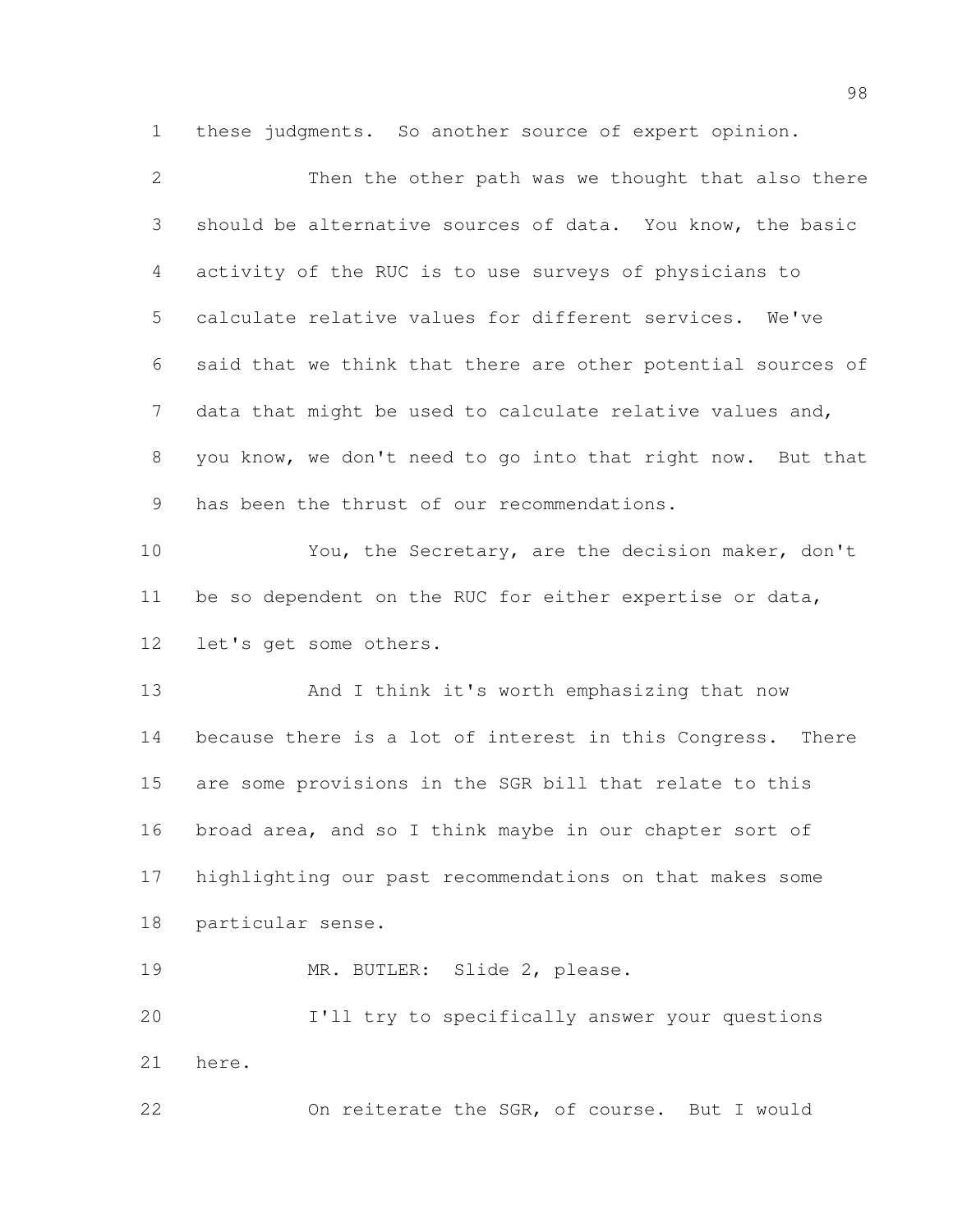these judgments. So another source of expert opinion.

Then the other path was we thought that also there should be alternative sources of data. You know, the basic activity of the RUC is to use surveys of physicians to calculate relative values for different services. We've said that we think that there are other potential sources of data that might be used to calculate relative values and, you know, we don't need to go into that right now. But that has been the thrust of our recommendations.

You, the Secretary, are the decision maker, don't be so dependent on the RUC for either expertise or data, let's get some others.

And I think it's worth emphasizing that now because there is a lot of interest in this Congress. There are some provisions in the SGR bill that relate to this broad area, and so I think maybe in our chapter sort of highlighting our past recommendations on that makes some particular sense.

MR. BUTLER: Slide 2, please.

I'll try to specifically answer your questions here.

On reiterate the SGR, of course. But I would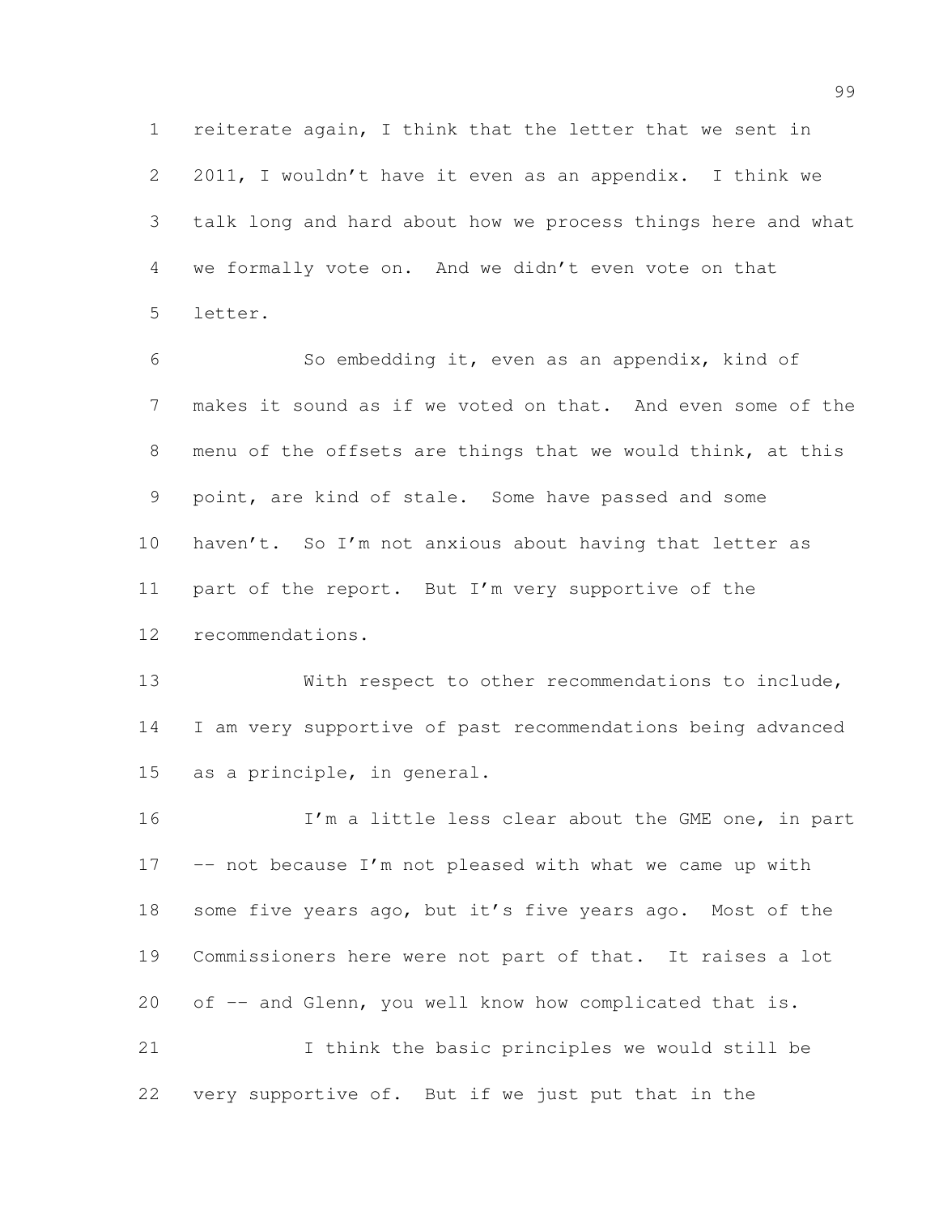reiterate again, I think that the letter that we sent in 2011, I wouldn't have it even as an appendix. I think we talk long and hard about how we process things here and what we formally vote on. And we didn't even vote on that letter.

So embedding it, even as an appendix, kind of makes it sound as if we voted on that. And even some of the menu of the offsets are things that we would think, at this point, are kind of stale. Some have passed and some haven't. So I'm not anxious about having that letter as part of the report. But I'm very supportive of the recommendations.

With respect to other recommendations to include, I am very supportive of past recommendations being advanced as a principle, in general.

I'm a little less clear about the GME one, in part -- not because I'm not pleased with what we came up with some five years ago, but it's five years ago. Most of the Commissioners here were not part of that. It raises a lot of -- and Glenn, you well know how complicated that is.

I think the basic principles we would still be very supportive of. But if we just put that in the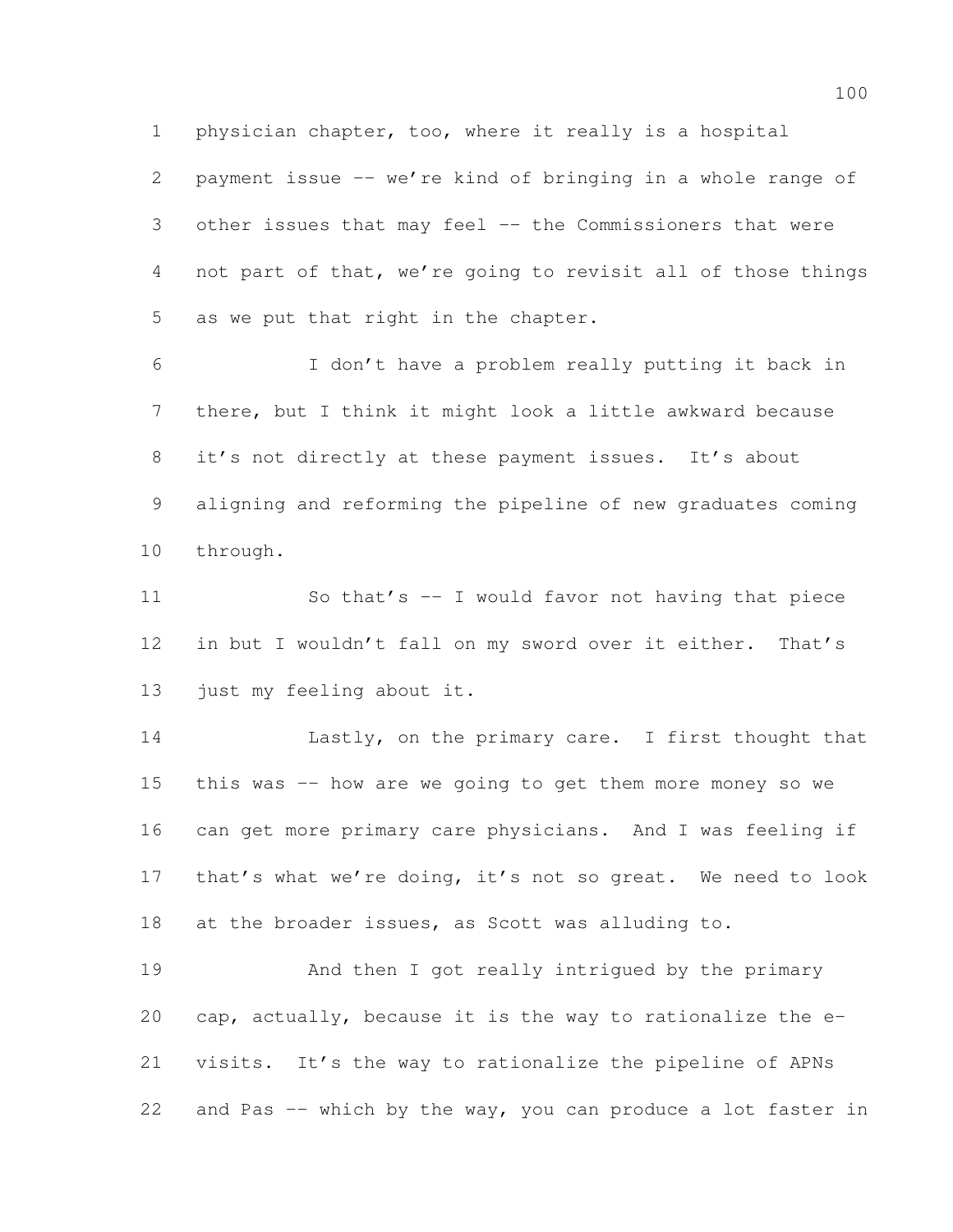physician chapter, too, where it really is a hospital payment issue -- we're kind of bringing in a whole range of other issues that may feel -- the Commissioners that were not part of that, we're going to revisit all of those things as we put that right in the chapter.

I don't have a problem really putting it back in there, but I think it might look a little awkward because it's not directly at these payment issues. It's about aligning and reforming the pipeline of new graduates coming through.

So that's -- I would favor not having that piece in but I wouldn't fall on my sword over it either. That's just my feeling about it.

Lastly, on the primary care. I first thought that this was -- how are we going to get them more money so we can get more primary care physicians. And I was feeling if that's what we're doing, it's not so great. We need to look at the broader issues, as Scott was alluding to.

And then I got really intrigued by the primary cap, actually, because it is the way to rationalize the e-visits. It's the way to rationalize the pipeline of APNs and Pas -- which by the way, you can produce a lot faster in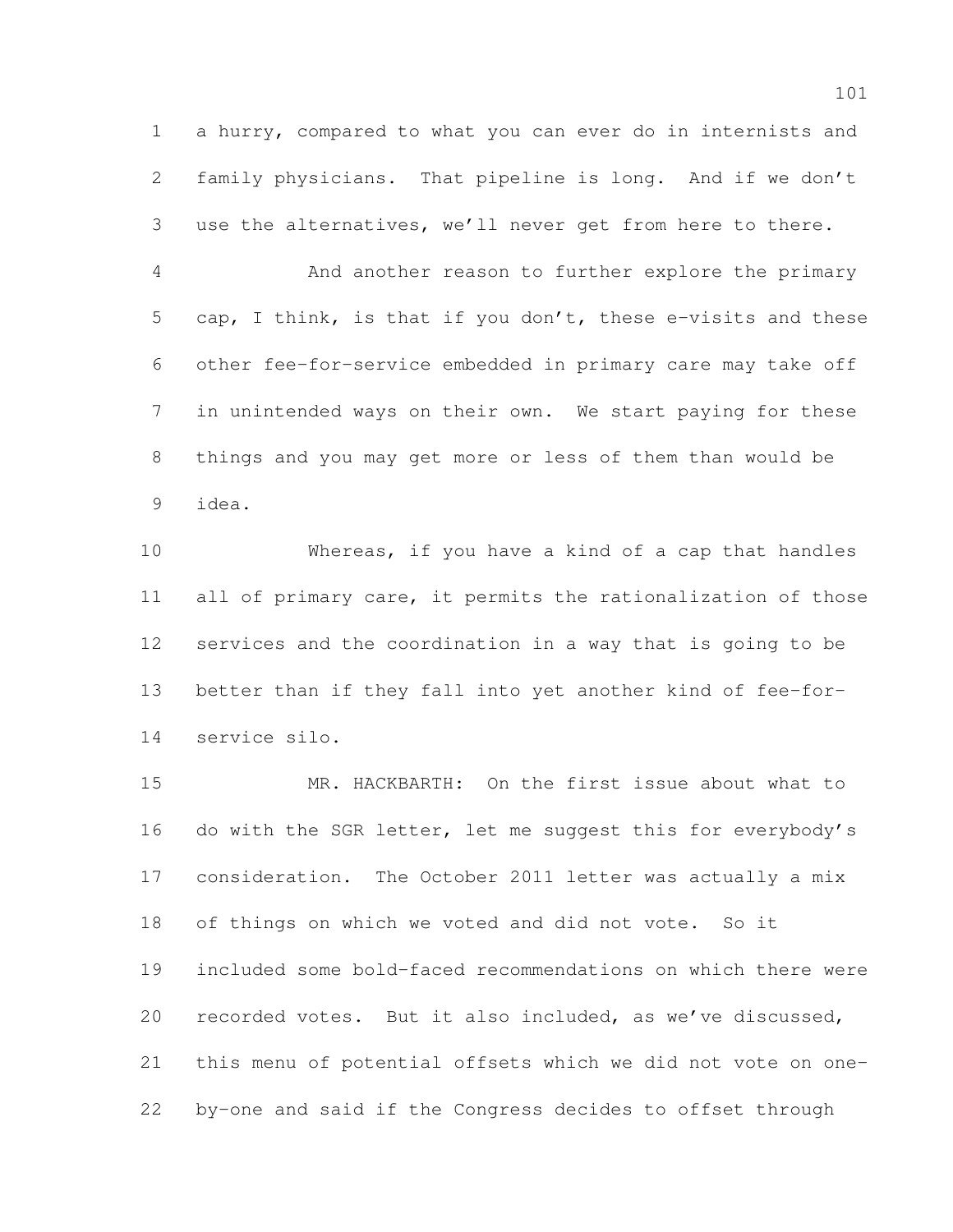a hurry, compared to what you can ever do in internists and family physicians. That pipeline is long. And if we don't use the alternatives, we'll never get from here to there.

And another reason to further explore the primary cap, I think, is that if you don't, these e-visits and these other fee-for-service embedded in primary care may take off in unintended ways on their own. We start paying for these things and you may get more or less of them than would be idea.

Whereas, if you have a kind of a cap that handles all of primary care, it permits the rationalization of those services and the coordination in a way that is going to be better than if they fall into yet another kind of fee-for-service silo.

MR. HACKBARTH: On the first issue about what to do with the SGR letter, let me suggest this for everybody's consideration. The October 2011 letter was actually a mix of things on which we voted and did not vote. So it included some bold-faced recommendations on which there were recorded votes. But it also included, as we've discussed, this menu of potential offsets which we did not vote on one-by-one and said if the Congress decides to offset through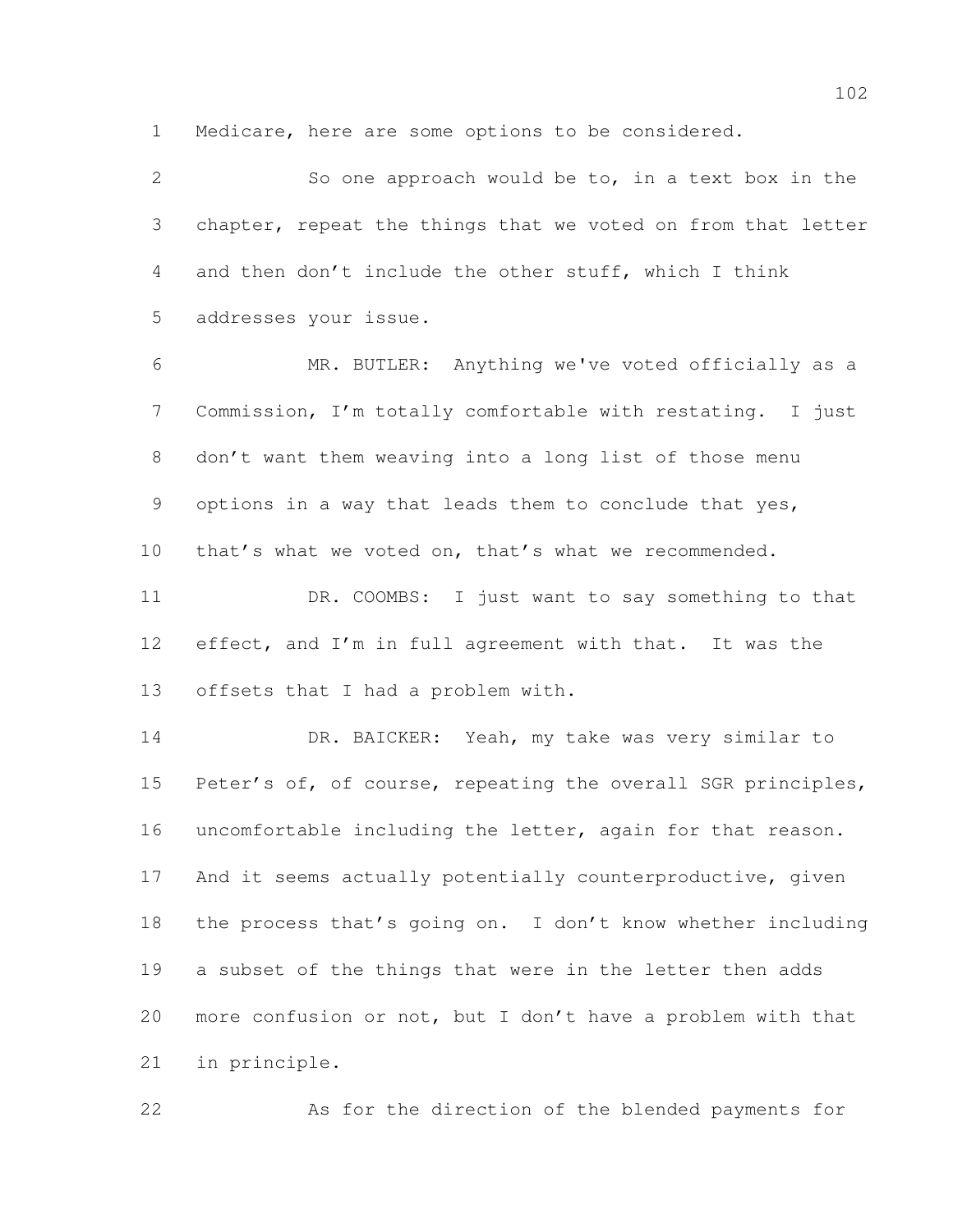Medicare, here are some options to be considered.

So one approach would be to, in a text box in the chapter, repeat the things that we voted on from that letter and then don't include the other stuff, which I think addresses your issue.

MR. BUTLER: Anything we've voted officially as a Commission, I'm totally comfortable with restating. I just don't want them weaving into a long list of those menu options in a way that leads them to conclude that yes, that's what we voted on, that's what we recommended.

DR. COOMBS: I just want to say something to that effect, and I'm in full agreement with that. It was the offsets that I had a problem with.

DR. BAICKER: Yeah, my take was very similar to Peter's of, of course, repeating the overall SGR principles, uncomfortable including the letter, again for that reason. And it seems actually potentially counterproductive, given the process that's going on. I don't know whether including a subset of the things that were in the letter then adds more confusion or not, but I don't have a problem with that in principle.

As for the direction of the blended payments for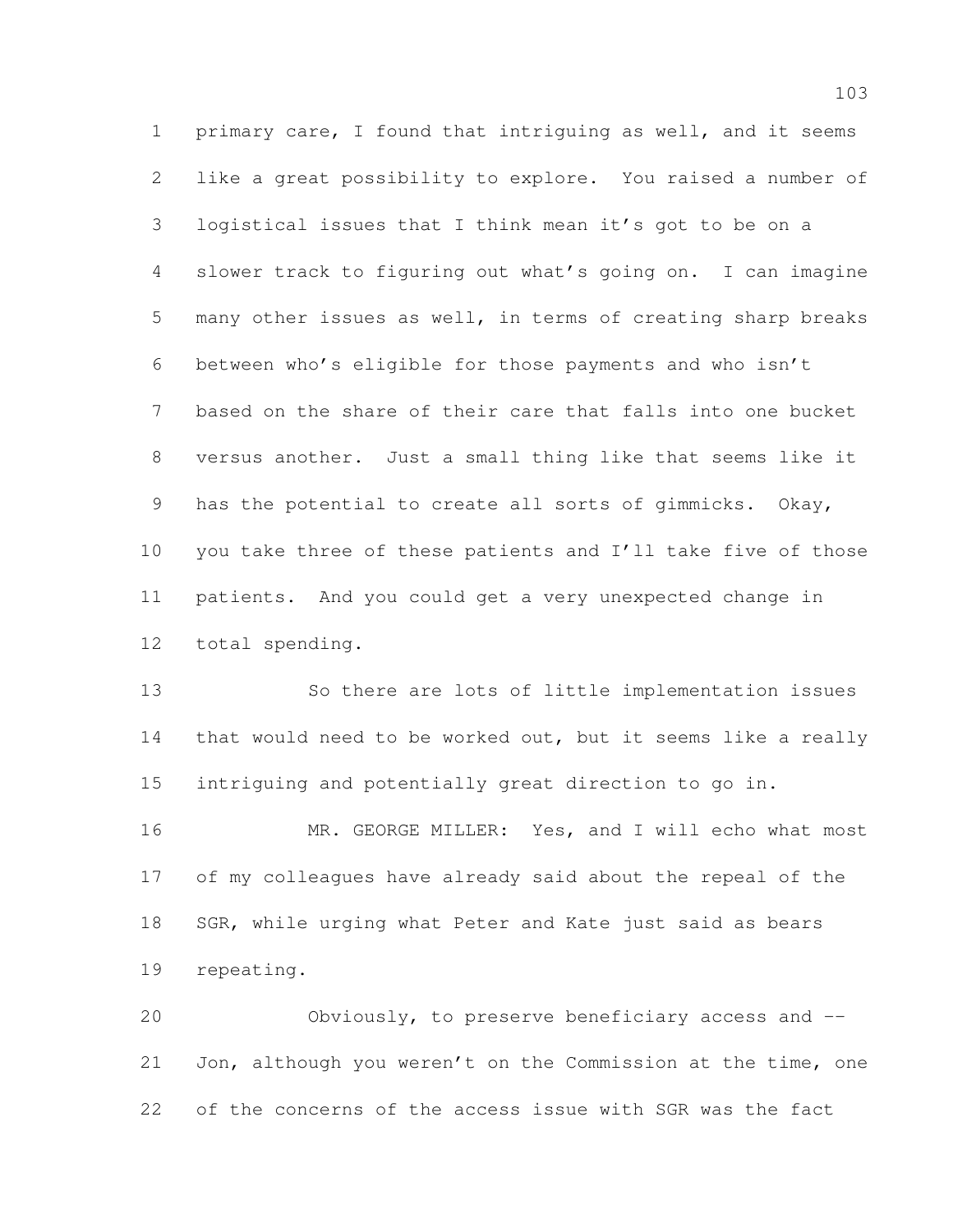primary care, I found that intriguing as well, and it seems like a great possibility to explore. You raised a number of logistical issues that I think mean it's got to be on a slower track to figuring out what's going on. I can imagine many other issues as well, in terms of creating sharp breaks between who's eligible for those payments and who isn't based on the share of their care that falls into one bucket versus another. Just a small thing like that seems like it has the potential to create all sorts of gimmicks. Okay, you take three of these patients and I'll take five of those patients. And you could get a very unexpected change in total spending.

So there are lots of little implementation issues that would need to be worked out, but it seems like a really intriguing and potentially great direction to go in.

MR. GEORGE MILLER: Yes, and I will echo what most of my colleagues have already said about the repeal of the SGR, while urging what Peter and Kate just said as bears repeating.

Obviously, to preserve beneficiary access and -- Jon, although you weren't on the Commission at the time, one of the concerns of the access issue with SGR was the fact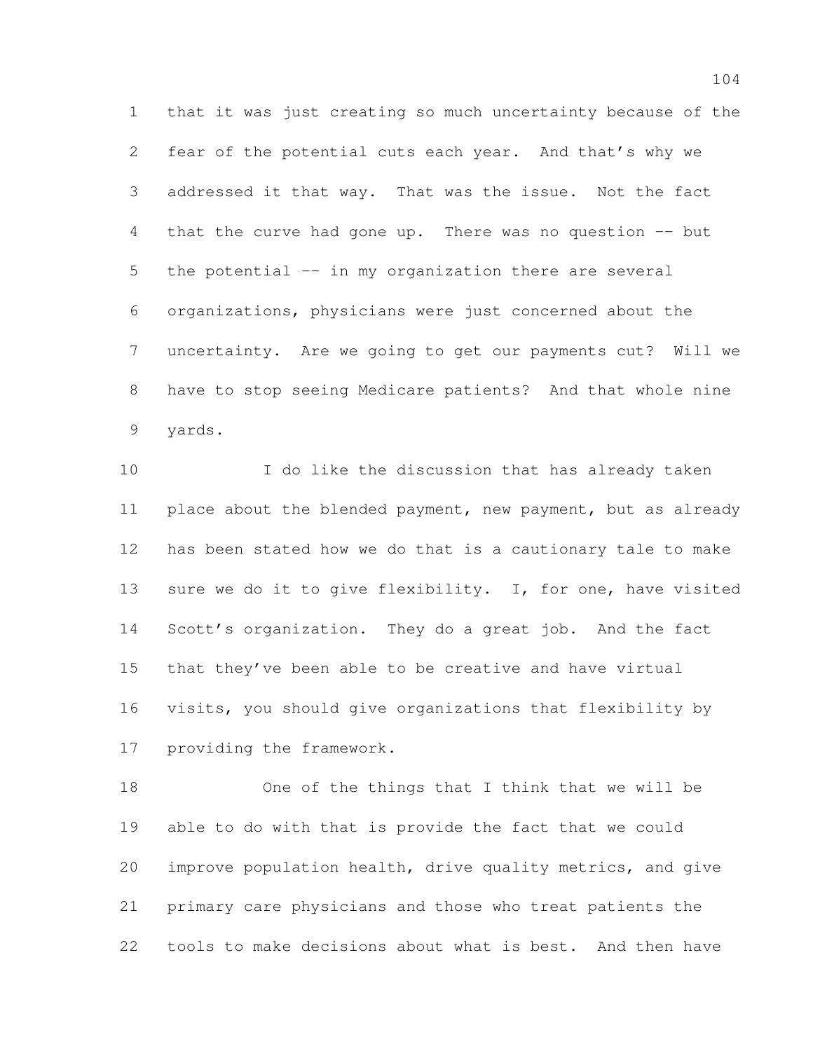that it was just creating so much uncertainty because of the fear of the potential cuts each year. And that's why we addressed it that way. That was the issue. Not the fact that the curve had gone up. There was no question -- but the potential -- in my organization there are several organizations, physicians were just concerned about the uncertainty. Are we going to get our payments cut? Will we have to stop seeing Medicare patients? And that whole nine yards.

I do like the discussion that has already taken place about the blended payment, new payment, but as already has been stated how we do that is a cautionary tale to make sure we do it to give flexibility. I, for one, have visited Scott's organization. They do a great job. And the fact that they've been able to be creative and have virtual visits, you should give organizations that flexibility by providing the framework.

One of the things that I think that we will be able to do with that is provide the fact that we could improve population health, drive quality metrics, and give primary care physicians and those who treat patients the tools to make decisions about what is best. And then have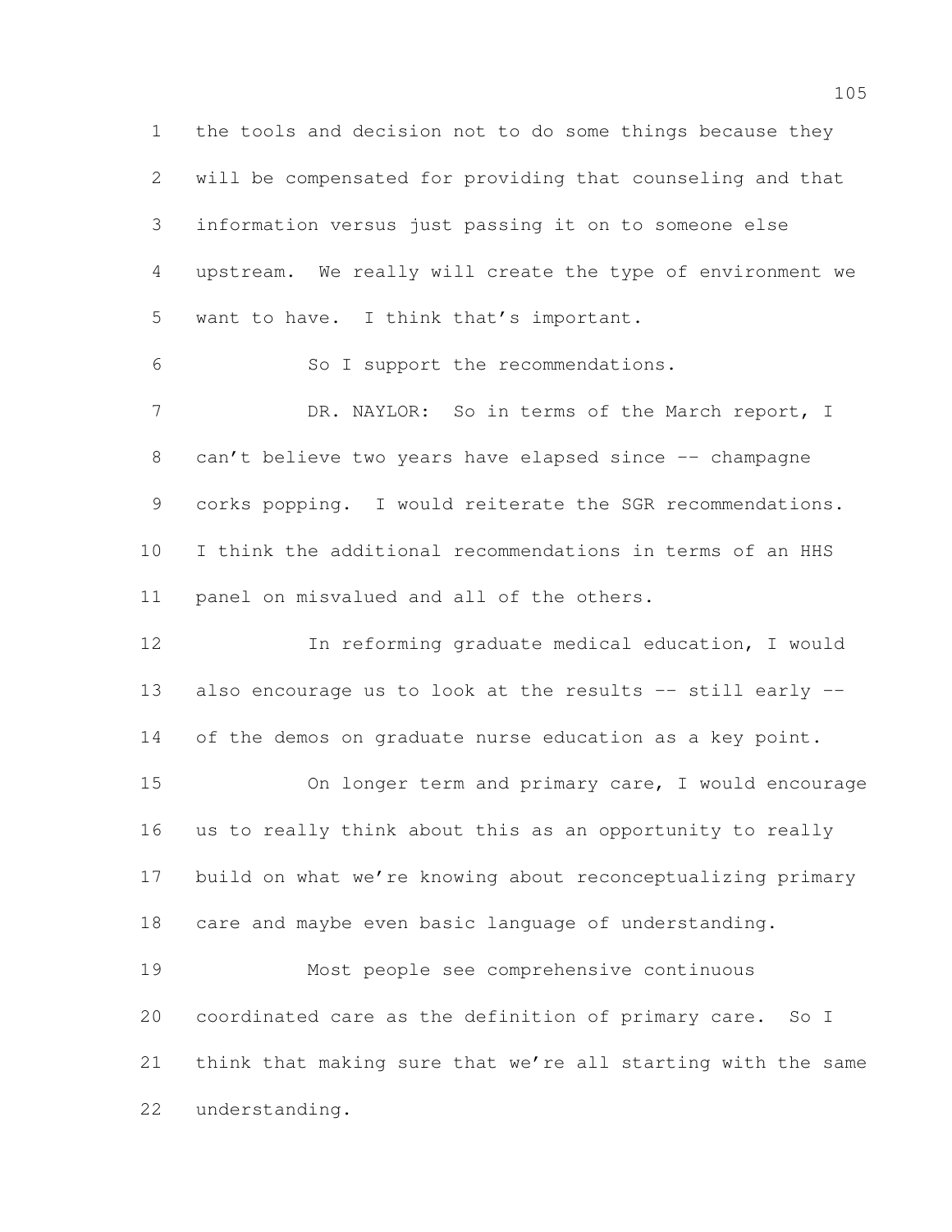the tools and decision not to do some things because they will be compensated for providing that counseling and that information versus just passing it on to someone else upstream. We really will create the type of environment we want to have. I think that's important.

So I support the recommendations.

DR. NAYLOR: So in terms of the March report, I can't believe two years have elapsed since -- champagne corks popping. I would reiterate the SGR recommendations. I think the additional recommendations in terms of an HHS panel on misvalued and all of the others.

In reforming graduate medical education, I would also encourage us to look at the results -- still early -- of the demos on graduate nurse education as a key point.

On longer term and primary care, I would encourage us to really think about this as an opportunity to really build on what we're knowing about reconceptualizing primary care and maybe even basic language of understanding.

Most people see comprehensive continuous coordinated care as the definition of primary care. So I think that making sure that we're all starting with the same understanding.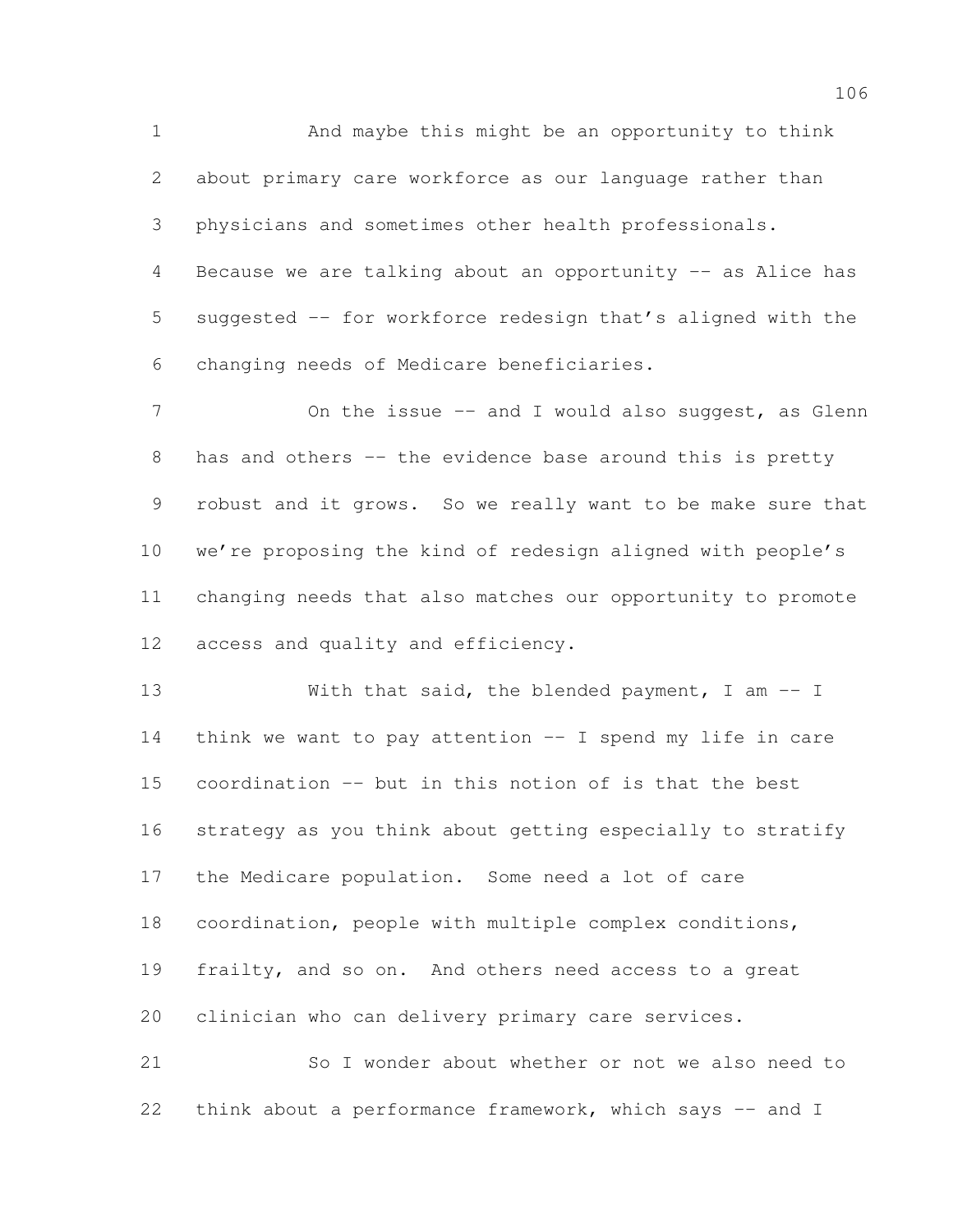And maybe this might be an opportunity to think about primary care workforce as our language rather than physicians and sometimes other health professionals. Because we are talking about an opportunity -- as Alice has suggested -- for workforce redesign that's aligned with the changing needs of Medicare beneficiaries.

On the issue -- and I would also suggest, as Glenn has and others -- the evidence base around this is pretty robust and it grows. So we really want to be make sure that we're proposing the kind of redesign aligned with people's changing needs that also matches our opportunity to promote access and quality and efficiency.

With that said, the blended payment, I am -- I think we want to pay attention -- I spend my life in care coordination -- but in this notion of is that the best strategy as you think about getting especially to stratify the Medicare population. Some need a lot of care coordination, people with multiple complex conditions, frailty, and so on. And others need access to a great clinician who can delivery primary care services.

So I wonder about whether or not we also need to think about a performance framework, which says -- and I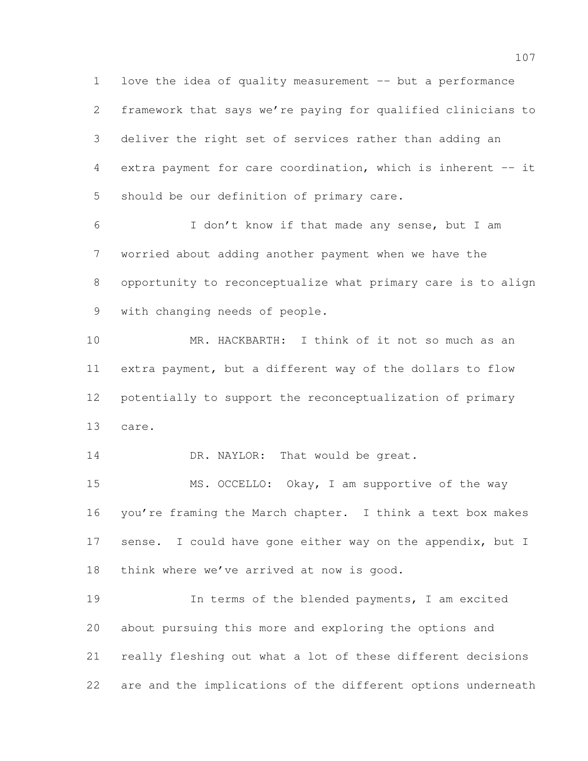love the idea of quality measurement -- but a performance framework that says we're paying for qualified clinicians to deliver the right set of services rather than adding an extra payment for care coordination, which is inherent -- it should be our definition of primary care.

I don't know if that made any sense, but I am worried about adding another payment when we have the opportunity to reconceptualize what primary care is to align with changing needs of people.

MR. HACKBARTH: I think of it not so much as an extra payment, but a different way of the dollars to flow potentially to support the reconceptualization of primary care.

DR. NAYLOR: That would be great.

MS. OCCELLO: Okay, I am supportive of the way you're framing the March chapter. I think a text box makes sense. I could have gone either way on the appendix, but I think where we've arrived at now is good.

In terms of the blended payments, I am excited about pursuing this more and exploring the options and really fleshing out what a lot of these different decisions are and the implications of the different options underneath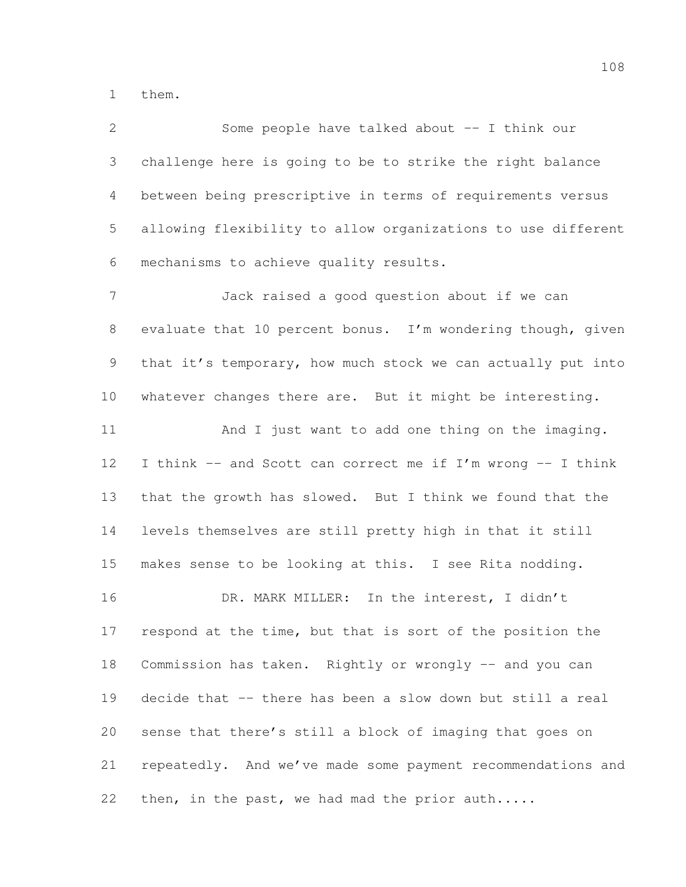them.

Some people have talked about -- I think our challenge here is going to be to strike the right balance between being prescriptive in terms of requirements versus allowing flexibility to allow organizations to use different mechanisms to achieve quality results.

Jack raised a good question about if we can evaluate that 10 percent bonus. I'm wondering though, given that it's temporary, how much stock we can actually put into whatever changes there are. But it might be interesting.

And I just want to add one thing on the imaging. I think -- and Scott can correct me if I'm wrong -- I think that the growth has slowed. But I think we found that the levels themselves are still pretty high in that it still makes sense to be looking at this. I see Rita nodding.

DR. MARK MILLER: In the interest, I didn't respond at the time, but that is sort of the position the Commission has taken. Rightly or wrongly -- and you can decide that -- there has been a slow down but still a real sense that there's still a block of imaging that goes on repeatedly. And we've made some payment recommendations and then, in the past, we had mad the prior auth.....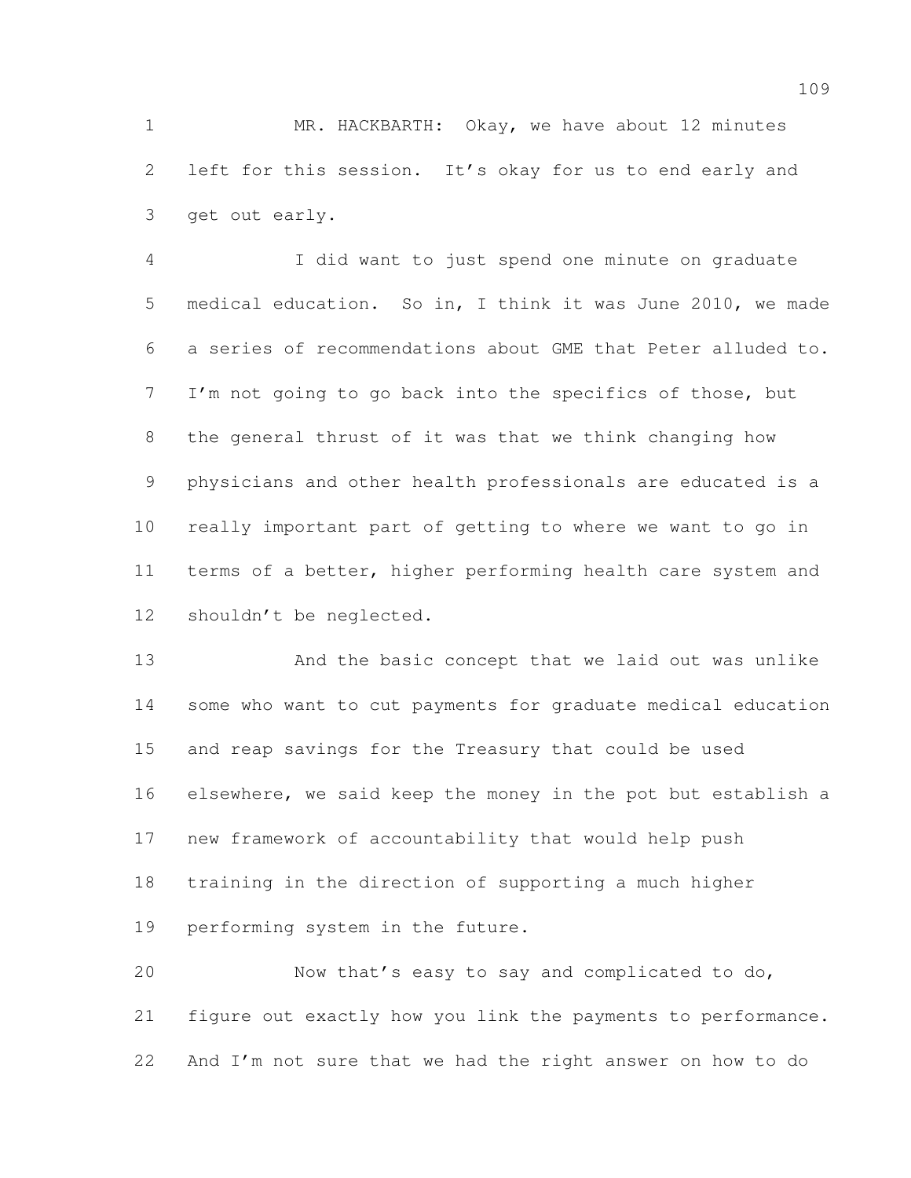MR. HACKBARTH: Okay, we have about 12 minutes left for this session. It's okay for us to end early and get out early.

I did want to just spend one minute on graduate medical education. So in, I think it was June 2010, we made a series of recommendations about GME that Peter alluded to. I'm not going to go back into the specifics of those, but the general thrust of it was that we think changing how physicians and other health professionals are educated is a really important part of getting to where we want to go in terms of a better, higher performing health care system and shouldn't be neglected.

And the basic concept that we laid out was unlike some who want to cut payments for graduate medical education and reap savings for the Treasury that could be used elsewhere, we said keep the money in the pot but establish a new framework of accountability that would help push training in the direction of supporting a much higher performing system in the future.

Now that's easy to say and complicated to do, figure out exactly how you link the payments to performance. And I'm not sure that we had the right answer on how to do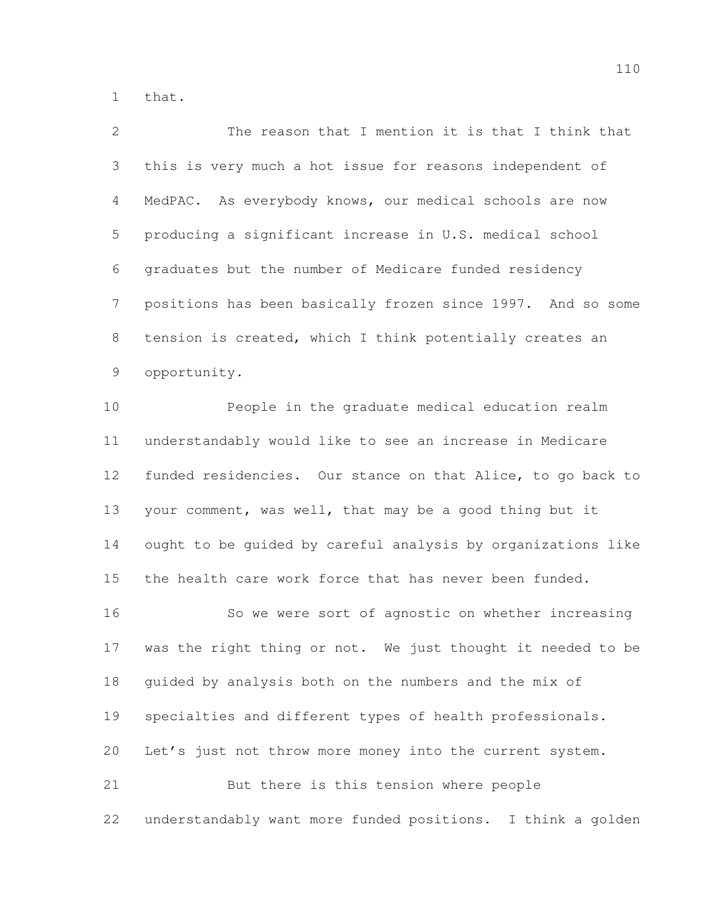that.

The reason that I mention it is that I think that this is very much a hot issue for reasons independent of MedPAC. As everybody knows, our medical schools are now producing a significant increase in U.S. medical school graduates but the number of Medicare funded residency positions has been basically frozen since 1997. And so some tension is created, which I think potentially creates an opportunity.

People in the graduate medical education realm understandably would like to see an increase in Medicare funded residencies. Our stance on that Alice, to go back to your comment, was well, that may be a good thing but it ought to be guided by careful analysis by organizations like the health care work force that has never been funded.

So we were sort of agnostic on whether increasing was the right thing or not. We just thought it needed to be guided by analysis both on the numbers and the mix of specialties and different types of health professionals. Let's just not throw more money into the current system.

But there is this tension where people understandably want more funded positions. I think a golden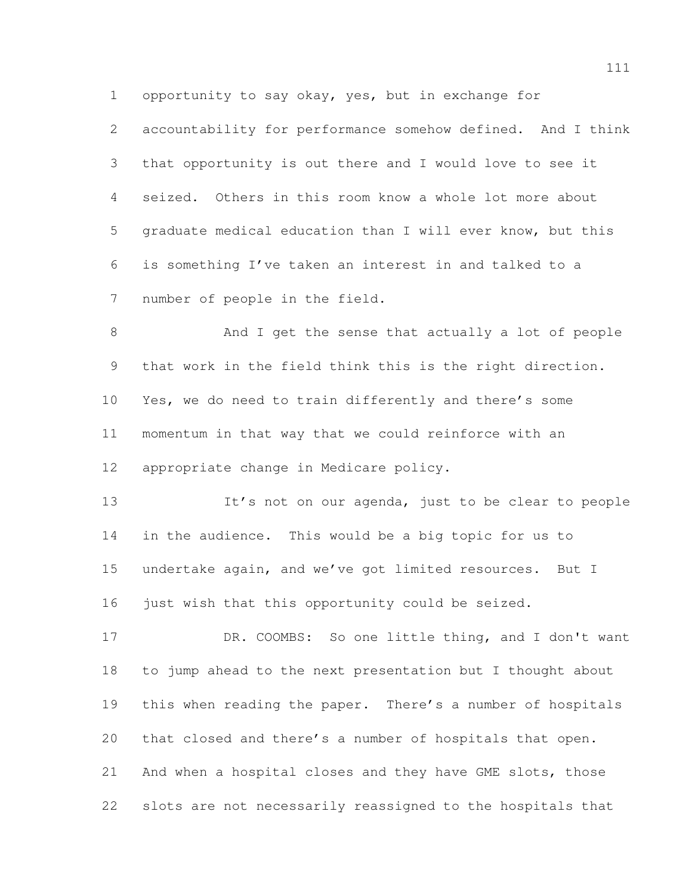opportunity to say okay, yes, but in exchange for accountability for performance somehow defined. And I think that opportunity is out there and I would love to see it seized. Others in this room know a whole lot more about graduate medical education than I will ever know, but this is something I've taken an interest in and talked to a number of people in the field.

And I get the sense that actually a lot of people that work in the field think this is the right direction. Yes, we do need to train differently and there's some momentum in that way that we could reinforce with an appropriate change in Medicare policy.

It's not on our agenda, just to be clear to people in the audience. This would be a big topic for us to undertake again, and we've got limited resources. But I just wish that this opportunity could be seized.

DR. COOMBS: So one little thing, and I don't want to jump ahead to the next presentation but I thought about this when reading the paper. There's a number of hospitals that closed and there's a number of hospitals that open. And when a hospital closes and they have GME slots, those slots are not necessarily reassigned to the hospitals that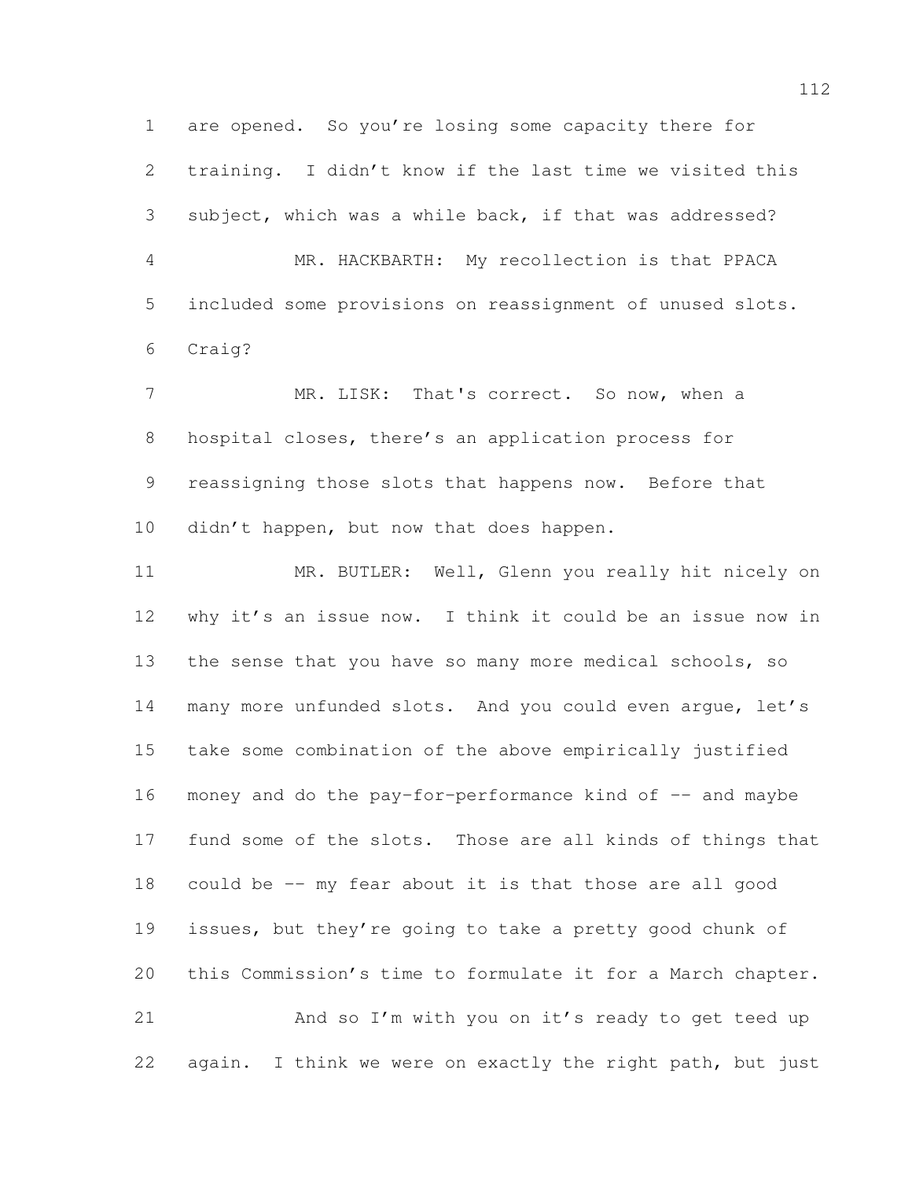are opened. So you're losing some capacity there for training. I didn't know if the last time we visited this subject, which was a while back, if that was addressed?

MR. HACKBARTH: My recollection is that PPACA included some provisions on reassignment of unused slots. Craig?

MR. LISK: That's correct. So now, when a hospital closes, there's an application process for reassigning those slots that happens now. Before that didn't happen, but now that does happen.

MR. BUTLER: Well, Glenn you really hit nicely on why it's an issue now. I think it could be an issue now in the sense that you have so many more medical schools, so many more unfunded slots. And you could even argue, let's take some combination of the above empirically justified money and do the pay-for-performance kind of -- and maybe fund some of the slots. Those are all kinds of things that could be -- my fear about it is that those are all good issues, but they're going to take a pretty good chunk of this Commission's time to formulate it for a March chapter.

And so I'm with you on it's ready to get teed up again. I think we were on exactly the right path, but just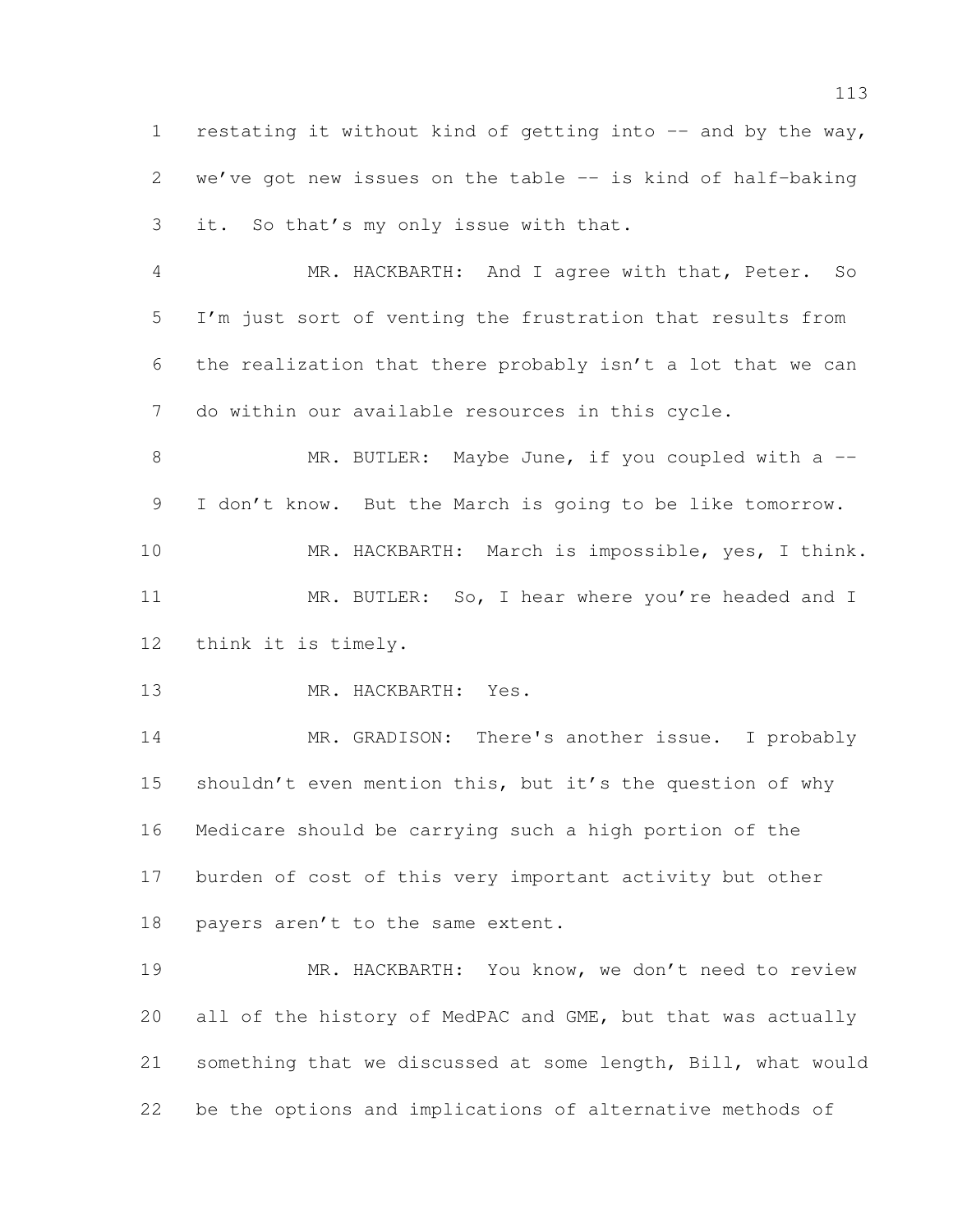restating it without kind of getting into -- and by the way, we've got new issues on the table -- is kind of half-baking it. So that's my only issue with that.

MR. HACKBARTH: And I agree with that, Peter. So I'm just sort of venting the frustration that results from the realization that there probably isn't a lot that we can do within our available resources in this cycle.

MR. BUTLER: Maybe June, if you coupled with a -- I don't know. But the March is going to be like tomorrow.

MR. HACKBARTH: March is impossible, yes, I think.

MR. BUTLER: So, I hear where you're headed and I think it is timely.

MR. HACKBARTH: Yes.

MR. GRADISON: There's another issue. I probably shouldn't even mention this, but it's the question of why Medicare should be carrying such a high portion of the burden of cost of this very important activity but other payers aren't to the same extent.

MR. HACKBARTH: You know, we don't need to review all of the history of MedPAC and GME, but that was actually something that we discussed at some length, Bill, what would be the options and implications of alternative methods of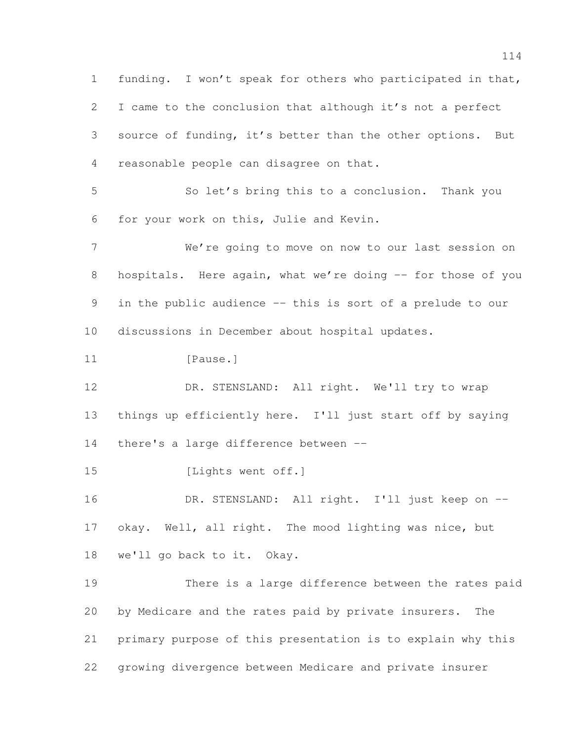funding. I won't speak for others who participated in that, I came to the conclusion that although it's not a perfect source of funding, it's better than the other options. But reasonable people can disagree on that.

So let's bring this to a conclusion. Thank you for your work on this, Julie and Kevin.

We're going to move on now to our last session on hospitals. Here again, what we're doing -- for those of you in the public audience -- this is sort of a prelude to our discussions in December about hospital updates.

[Pause.]

DR. STENSLAND: All right. We'll try to wrap things up efficiently here. I'll just start off by saying there's a large difference between --

[Lights went off.]

DR. STENSLAND: All right. I'll just keep on -- okay. Well, all right. The mood lighting was nice, but we'll go back to it. Okay.

There is a large difference between the rates paid by Medicare and the rates paid by private insurers. The primary purpose of this presentation is to explain why this growing divergence between Medicare and private insurer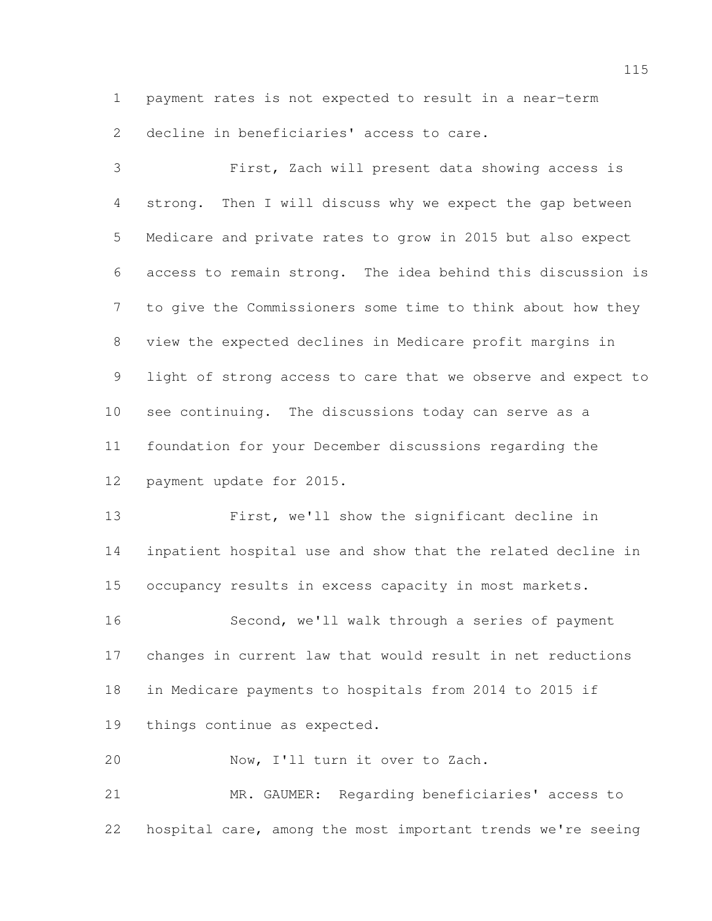payment rates is not expected to result in a near-term decline in beneficiaries' access to care.

First, Zach will present data showing access is strong. Then I will discuss why we expect the gap between Medicare and private rates to grow in 2015 but also expect access to remain strong. The idea behind this discussion is to give the Commissioners some time to think about how they view the expected declines in Medicare profit margins in light of strong access to care that we observe and expect to see continuing. The discussions today can serve as a foundation for your December discussions regarding the payment update for 2015.

First, we'll show the significant decline in inpatient hospital use and show that the related decline in occupancy results in excess capacity in most markets.

Second, we'll walk through a series of payment changes in current law that would result in net reductions in Medicare payments to hospitals from 2014 to 2015 if things continue as expected.

Now, I'll turn it over to Zach.

MR. GAUMER: Regarding beneficiaries' access to hospital care, among the most important trends we're seeing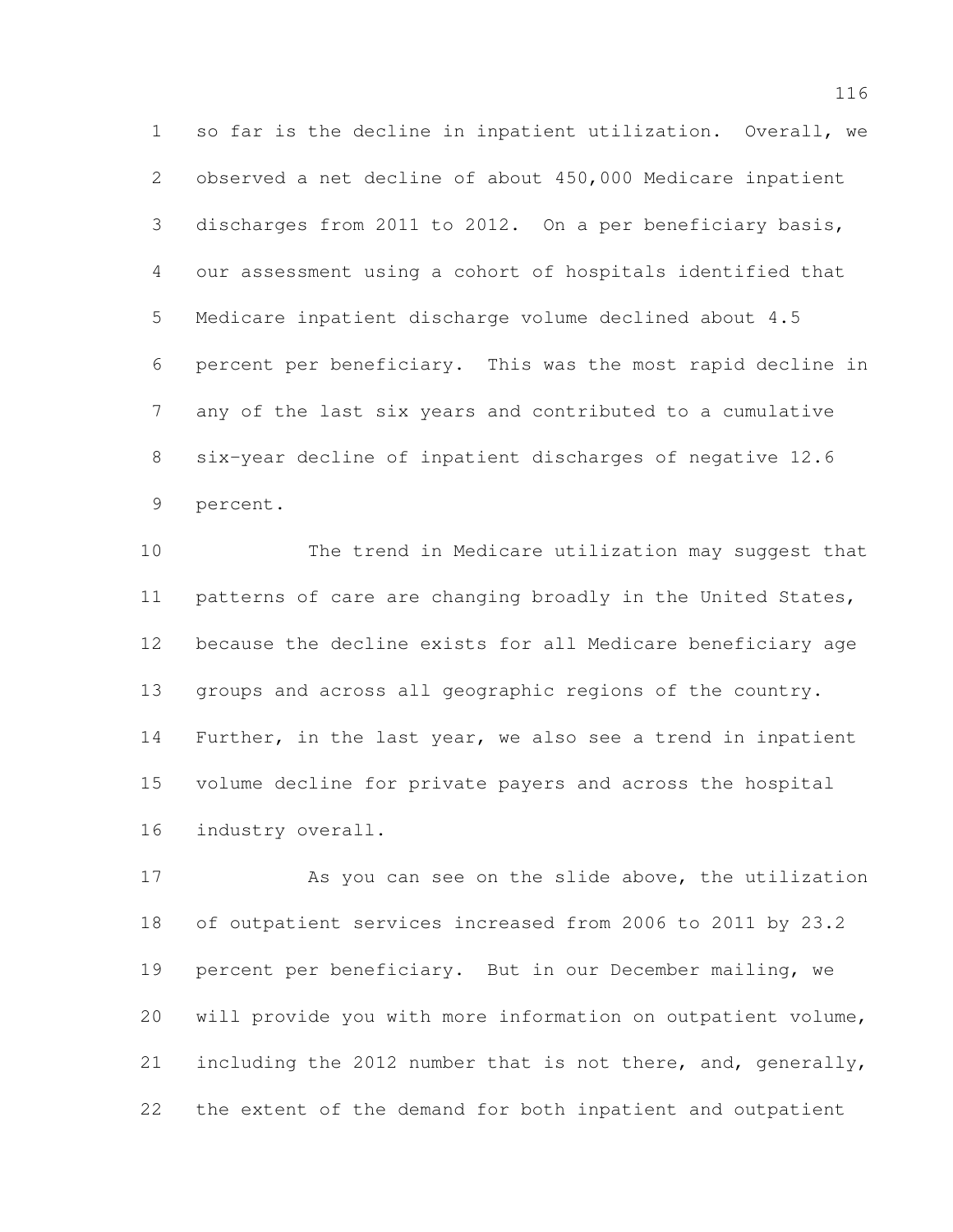so far is the decline in inpatient utilization. Overall, we observed a net decline of about 450,000 Medicare inpatient discharges from 2011 to 2012. On a per beneficiary basis, our assessment using a cohort of hospitals identified that Medicare inpatient discharge volume declined about 4.5 percent per beneficiary. This was the most rapid decline in any of the last six years and contributed to a cumulative six-year decline of inpatient discharges of negative 12.6 percent.

The trend in Medicare utilization may suggest that patterns of care are changing broadly in the United States, because the decline exists for all Medicare beneficiary age groups and across all geographic regions of the country. Further, in the last year, we also see a trend in inpatient volume decline for private payers and across the hospital industry overall.

As you can see on the slide above, the utilization of outpatient services increased from 2006 to 2011 by 23.2 percent per beneficiary. But in our December mailing, we will provide you with more information on outpatient volume, including the 2012 number that is not there, and, generally, the extent of the demand for both inpatient and outpatient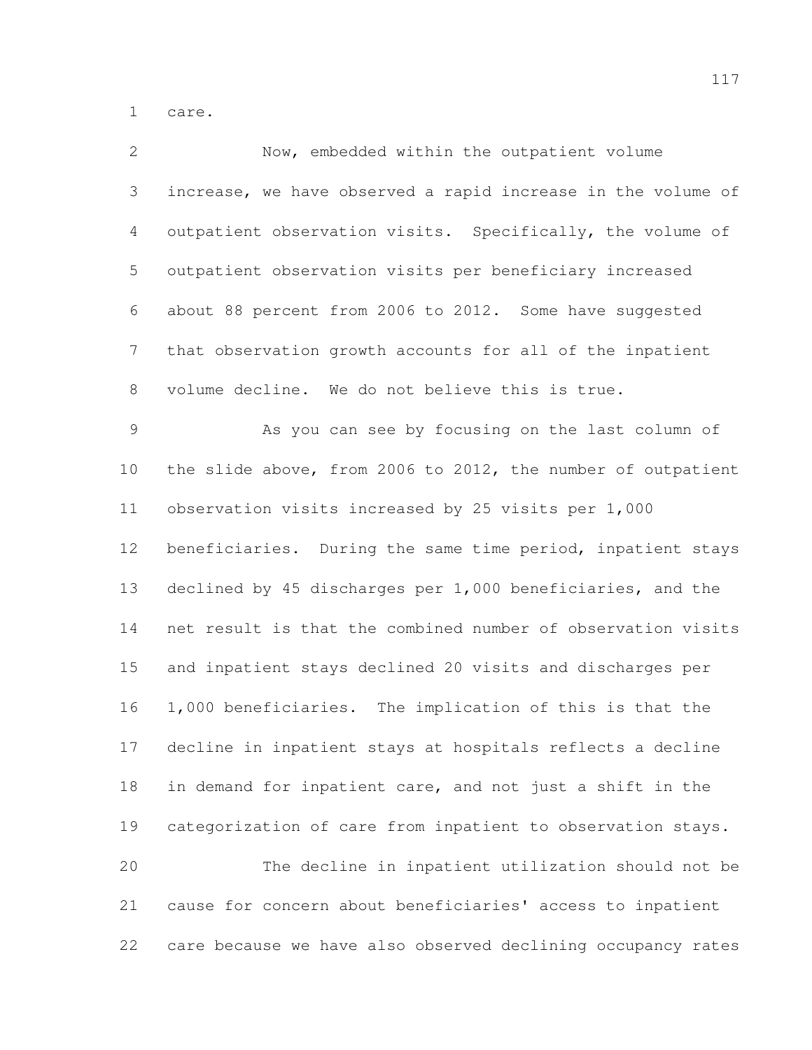care.

Now, embedded within the outpatient volume increase, we have observed a rapid increase in the volume of outpatient observation visits. Specifically, the volume of outpatient observation visits per beneficiary increased about 88 percent from 2006 to 2012. Some have suggested that observation growth accounts for all of the inpatient volume decline. We do not believe this is true.

As you can see by focusing on the last column of the slide above, from 2006 to 2012, the number of outpatient observation visits increased by 25 visits per 1,000 beneficiaries. During the same time period, inpatient stays declined by 45 discharges per 1,000 beneficiaries, and the net result is that the combined number of observation visits and inpatient stays declined 20 visits and discharges per 1,000 beneficiaries. The implication of this is that the decline in inpatient stays at hospitals reflects a decline in demand for inpatient care, and not just a shift in the categorization of care from inpatient to observation stays.

The decline in inpatient utilization should not be cause for concern about beneficiaries' access to inpatient care because we have also observed declining occupancy rates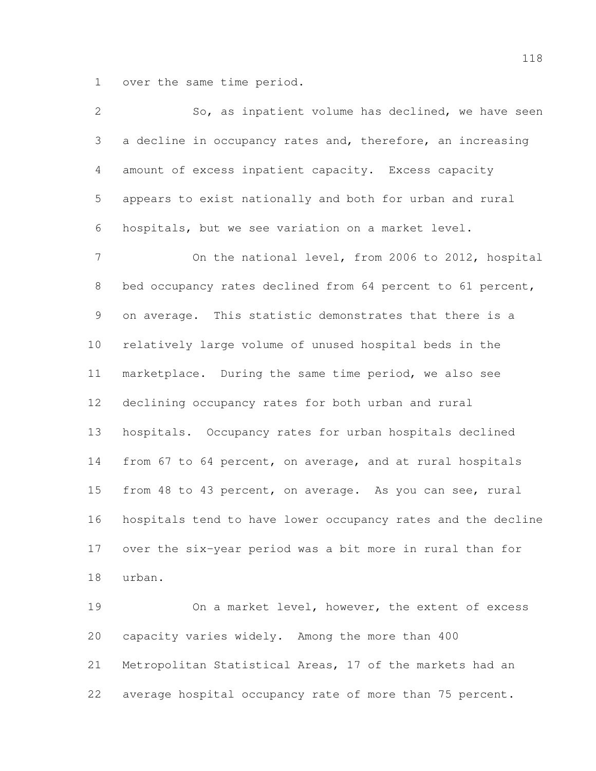over the same time period.

So, as inpatient volume has declined, we have seen a decline in occupancy rates and, therefore, an increasing amount of excess inpatient capacity. Excess capacity appears to exist nationally and both for urban and rural hospitals, but we see variation on a market level.

On the national level, from 2006 to 2012, hospital bed occupancy rates declined from 64 percent to 61 percent, on average. This statistic demonstrates that there is a relatively large volume of unused hospital beds in the marketplace. During the same time period, we also see declining occupancy rates for both urban and rural hospitals. Occupancy rates for urban hospitals declined from 67 to 64 percent, on average, and at rural hospitals from 48 to 43 percent, on average. As you can see, rural hospitals tend to have lower occupancy rates and the decline over the six-year period was a bit more in rural than for urban.

On a market level, however, the extent of excess capacity varies widely. Among the more than 400 Metropolitan Statistical Areas, 17 of the markets had an average hospital occupancy rate of more than 75 percent.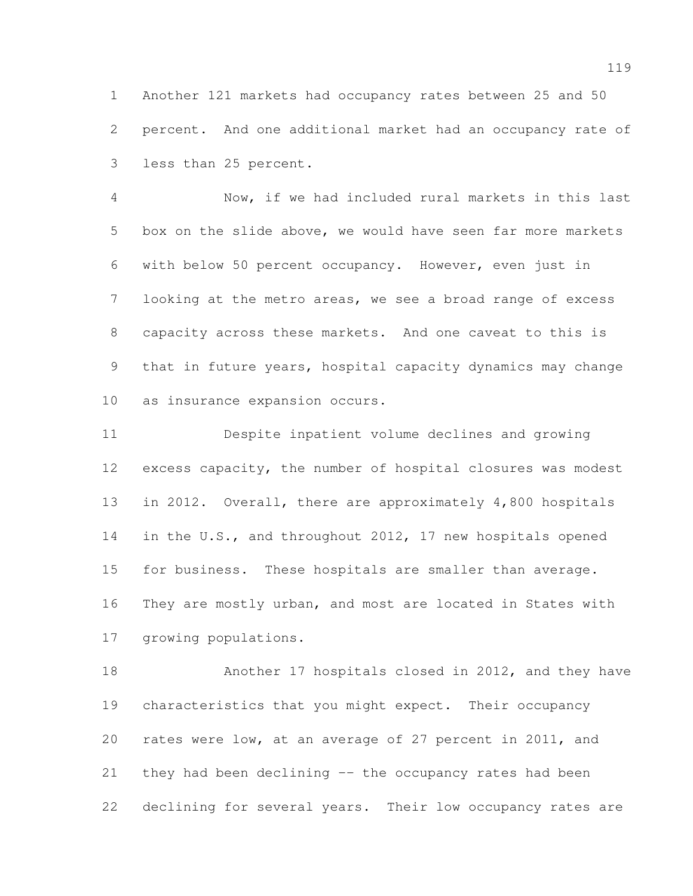Another 121 markets had occupancy rates between 25 and 50 percent. And one additional market had an occupancy rate of less than 25 percent.

Now, if we had included rural markets in this last box on the slide above, we would have seen far more markets with below 50 percent occupancy. However, even just in looking at the metro areas, we see a broad range of excess capacity across these markets. And one caveat to this is that in future years, hospital capacity dynamics may change as insurance expansion occurs.

Despite inpatient volume declines and growing excess capacity, the number of hospital closures was modest in 2012. Overall, there are approximately 4,800 hospitals in the U.S., and throughout 2012, 17 new hospitals opened for business. These hospitals are smaller than average. They are mostly urban, and most are located in States with growing populations.

Another 17 hospitals closed in 2012, and they have characteristics that you might expect. Their occupancy rates were low, at an average of 27 percent in 2011, and they had been declining -- the occupancy rates had been declining for several years. Their low occupancy rates are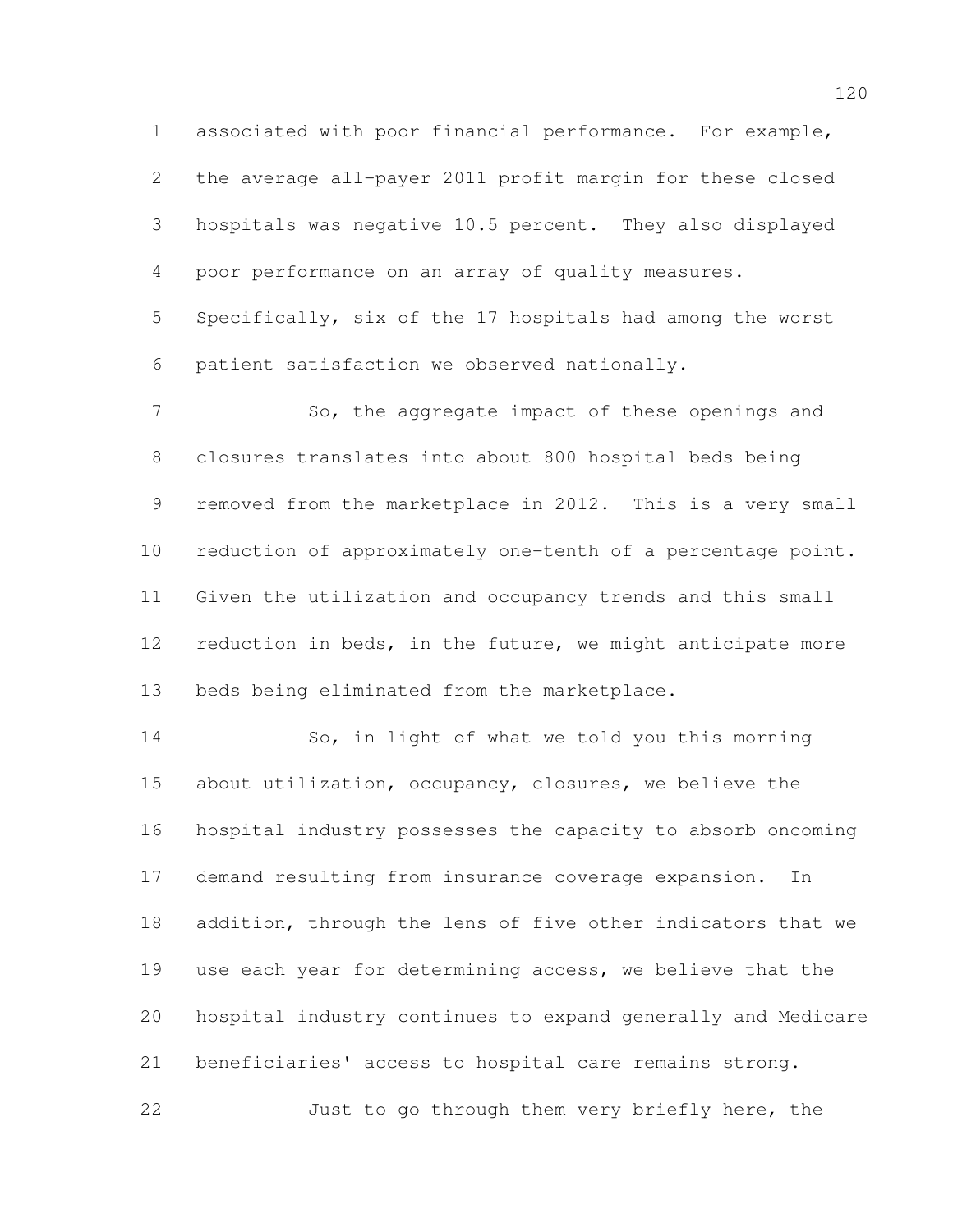associated with poor financial performance. For example, the average all-payer 2011 profit margin for these closed hospitals was negative 10.5 percent. They also displayed poor performance on an array of quality measures. Specifically, six of the 17 hospitals had among the worst patient satisfaction we observed nationally.

So, the aggregate impact of these openings and closures translates into about 800 hospital beds being removed from the marketplace in 2012. This is a very small reduction of approximately one-tenth of a percentage point. Given the utilization and occupancy trends and this small reduction in beds, in the future, we might anticipate more beds being eliminated from the marketplace.

So, in light of what we told you this morning about utilization, occupancy, closures, we believe the hospital industry possesses the capacity to absorb oncoming demand resulting from insurance coverage expansion. In addition, through the lens of five other indicators that we use each year for determining access, we believe that the hospital industry continues to expand generally and Medicare beneficiaries' access to hospital care remains strong.

Just to go through them very briefly here, the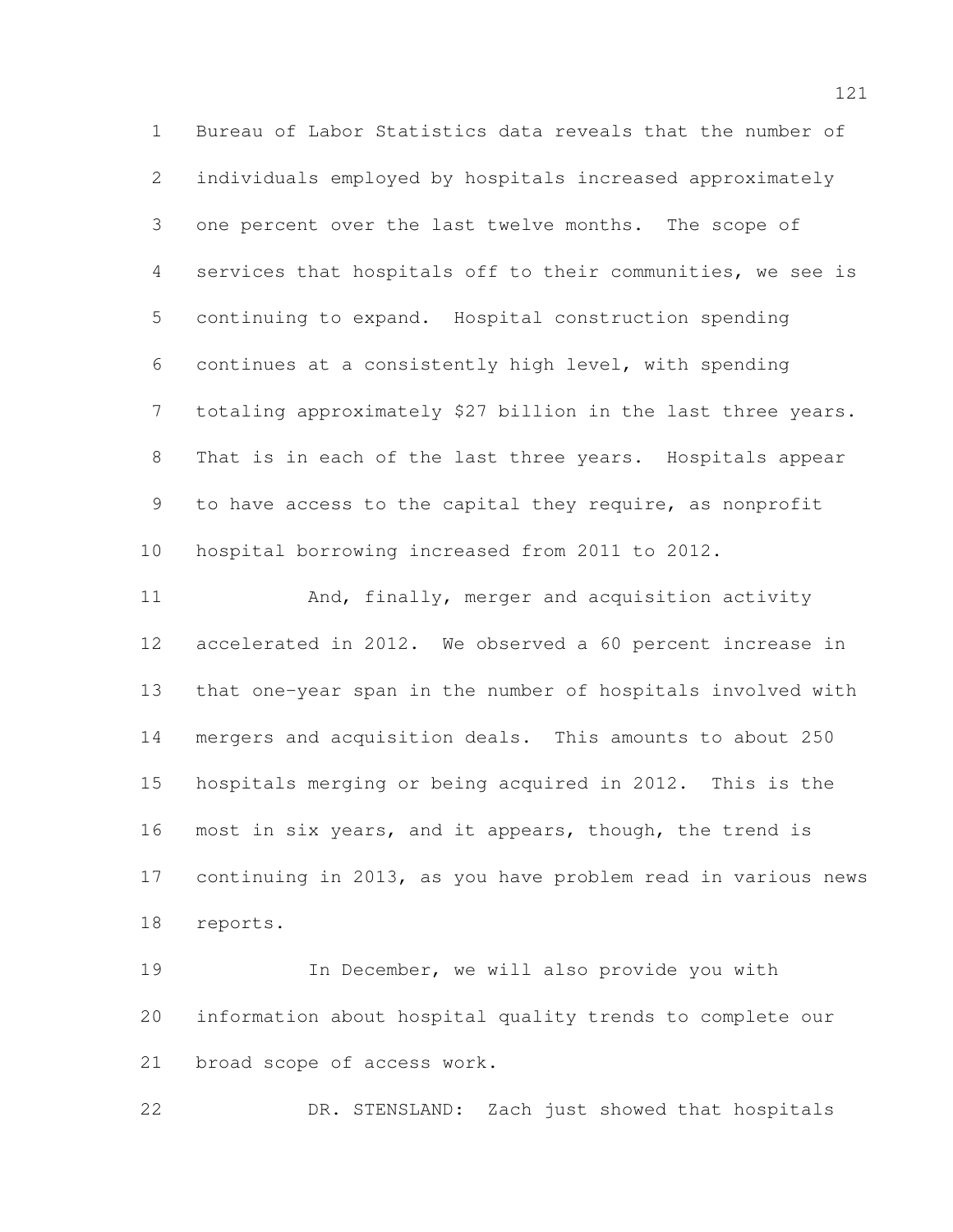Bureau of Labor Statistics data reveals that the number of individuals employed by hospitals increased approximately one percent over the last twelve months. The scope of services that hospitals off to their communities, we see is continuing to expand. Hospital construction spending continues at a consistently high level, with spending totaling approximately $27 billion in the last three years. That is in each of the last three years. Hospitals appear to have access to the capital they require, as nonprofit hospital borrowing increased from 2011 to 2012.

And, finally, merger and acquisition activity accelerated in 2012. We observed a 60 percent increase in that one-year span in the number of hospitals involved with mergers and acquisition deals. This amounts to about 250 hospitals merging or being acquired in 2012. This is the most in six years, and it appears, though, the trend is continuing in 2013, as you have problem read in various news reports.

In December, we will also provide you with information about hospital quality trends to complete our broad scope of access work.

DR. STENSLAND: Zach just showed that hospitals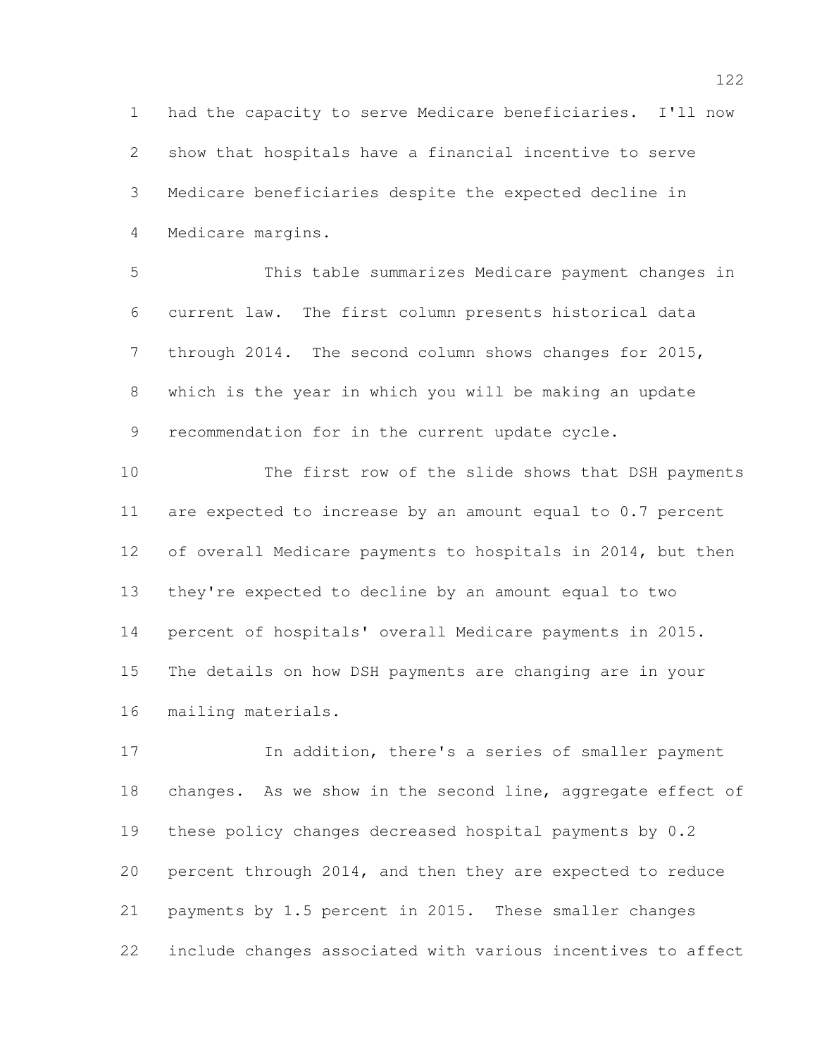had the capacity to serve Medicare beneficiaries. I'll now show that hospitals have a financial incentive to serve Medicare beneficiaries despite the expected decline in Medicare margins.

This table summarizes Medicare payment changes in current law. The first column presents historical data through 2014. The second column shows changes for 2015, which is the year in which you will be making an update recommendation for in the current update cycle.

The first row of the slide shows that DSH payments are expected to increase by an amount equal to 0.7 percent of overall Medicare payments to hospitals in 2014, but then they're expected to decline by an amount equal to two percent of hospitals' overall Medicare payments in 2015. The details on how DSH payments are changing are in your mailing materials.

In addition, there's a series of smaller payment changes. As we show in the second line, aggregate effect of these policy changes decreased hospital payments by 0.2 percent through 2014, and then they are expected to reduce payments by 1.5 percent in 2015. These smaller changes include changes associated with various incentives to affect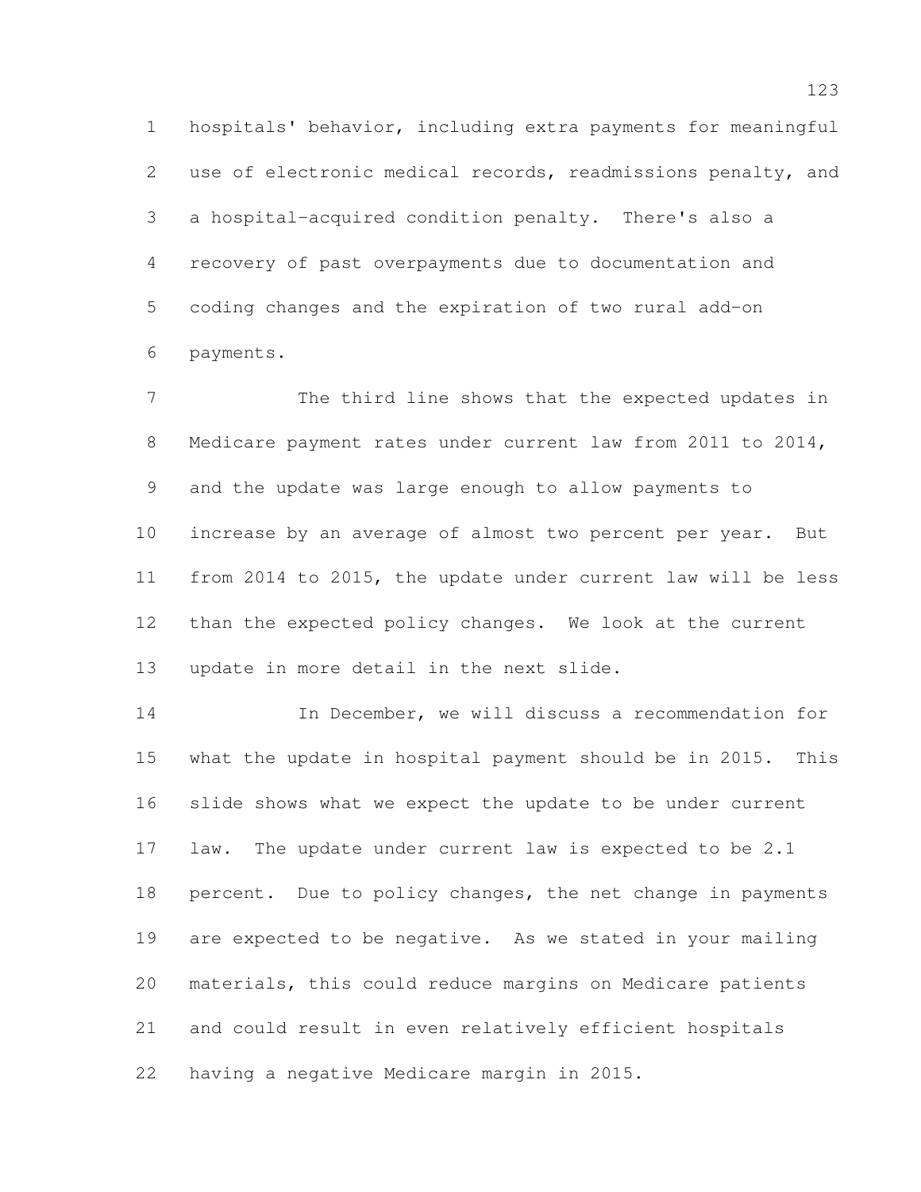hospitals' behavior, including extra payments for meaningful use of electronic medical records, readmissions penalty, and a hospital-acquired condition penalty. There's also a recovery of past overpayments due to documentation and coding changes and the expiration of two rural add-on payments.

The third line shows that the expected updates in Medicare payment rates under current law from 2011 to 2014, and the update was large enough to allow payments to increase by an average of almost two percent per year. But from 2014 to 2015, the update under current law will be less than the expected policy changes. We look at the current update in more detail in the next slide.

In December, we will discuss a recommendation for what the update in hospital payment should be in 2015. This slide shows what we expect the update to be under current law. The update under current law is expected to be 2.1 percent. Due to policy changes, the net change in payments are expected to be negative. As we stated in your mailing materials, this could reduce margins on Medicare patients and could result in even relatively efficient hospitals having a negative Medicare margin in 2015.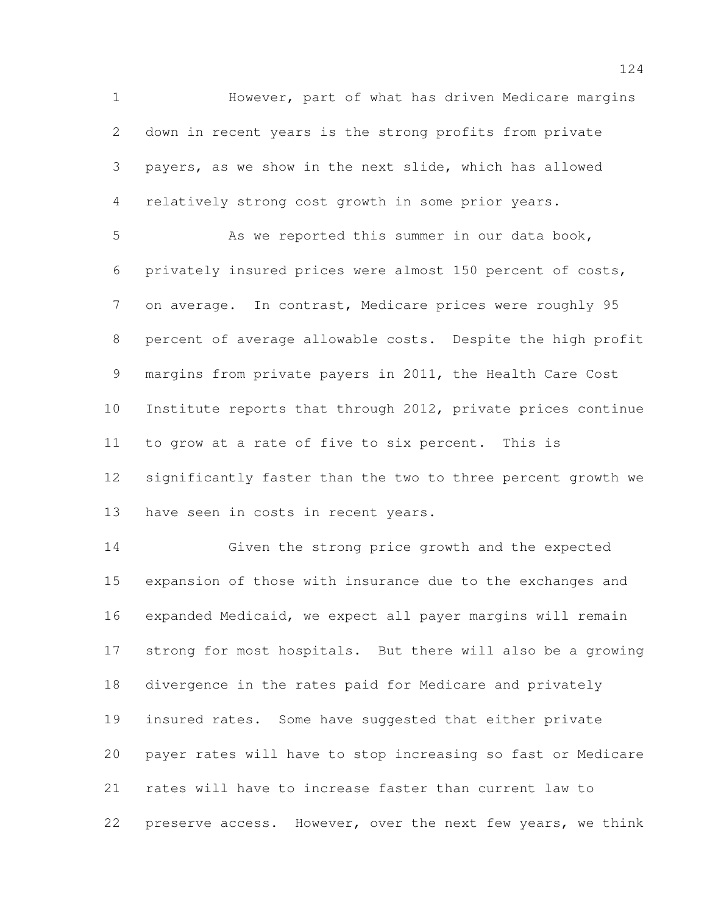However, part of what has driven Medicare margins down in recent years is the strong profits from private payers, as we show in the next slide, which has allowed relatively strong cost growth in some prior years.

As we reported this summer in our data book, privately insured prices were almost 150 percent of costs, on average. In contrast, Medicare prices were roughly 95 percent of average allowable costs. Despite the high profit margins from private payers in 2011, the Health Care Cost Institute reports that through 2012, private prices continue to grow at a rate of five to six percent. This is significantly faster than the two to three percent growth we have seen in costs in recent years.

Given the strong price growth and the expected expansion of those with insurance due to the exchanges and expanded Medicaid, we expect all payer margins will remain strong for most hospitals. But there will also be a growing divergence in the rates paid for Medicare and privately insured rates. Some have suggested that either private payer rates will have to stop increasing so fast or Medicare rates will have to increase faster than current law to preserve access. However, over the next few years, we think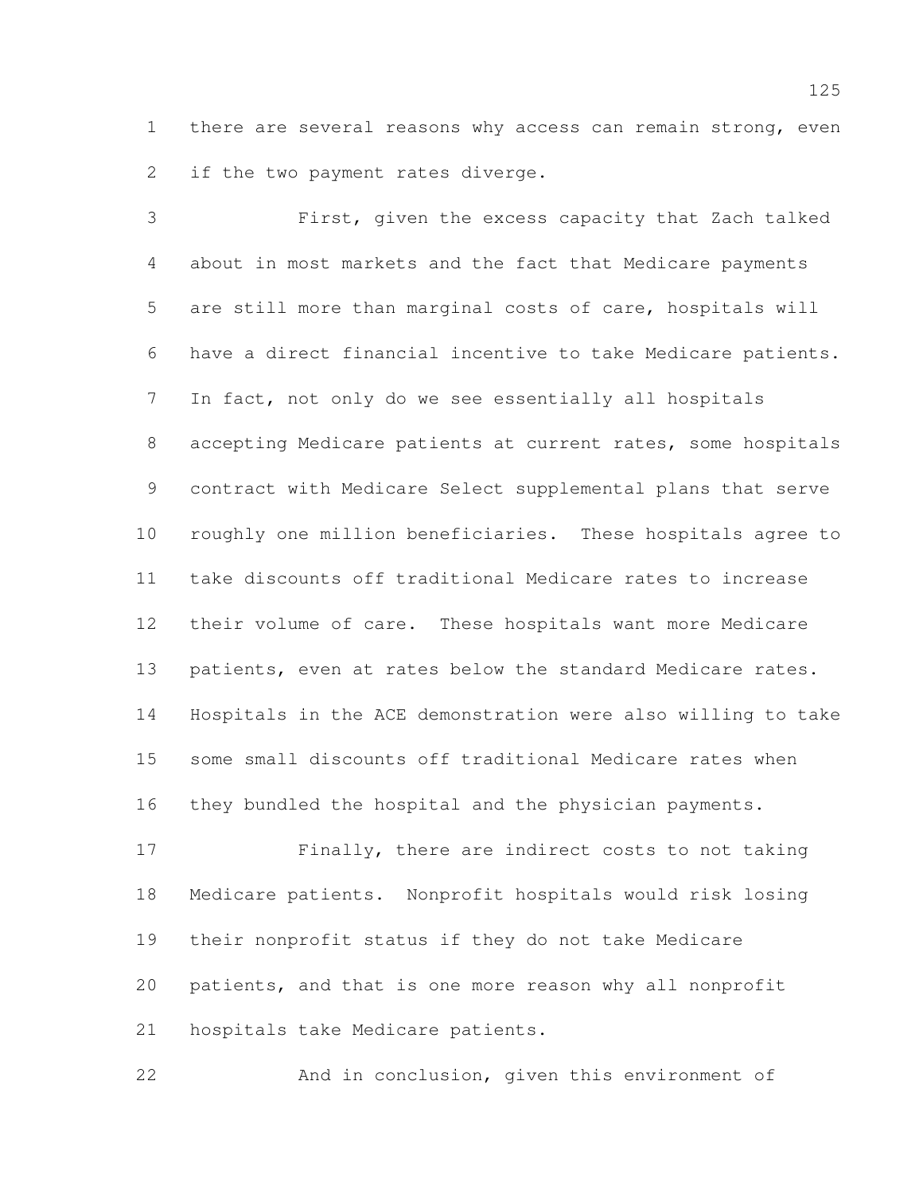there are several reasons why access can remain strong, even if the two payment rates diverge.

First, given the excess capacity that Zach talked about in most markets and the fact that Medicare payments are still more than marginal costs of care, hospitals will have a direct financial incentive to take Medicare patients. In fact, not only do we see essentially all hospitals accepting Medicare patients at current rates, some hospitals contract with Medicare Select supplemental plans that serve roughly one million beneficiaries. These hospitals agree to take discounts off traditional Medicare rates to increase their volume of care. These hospitals want more Medicare patients, even at rates below the standard Medicare rates. Hospitals in the ACE demonstration were also willing to take some small discounts off traditional Medicare rates when they bundled the hospital and the physician payments.

Finally, there are indirect costs to not taking Medicare patients. Nonprofit hospitals would risk losing their nonprofit status if they do not take Medicare patients, and that is one more reason why all nonprofit hospitals take Medicare patients.

And in conclusion, given this environment of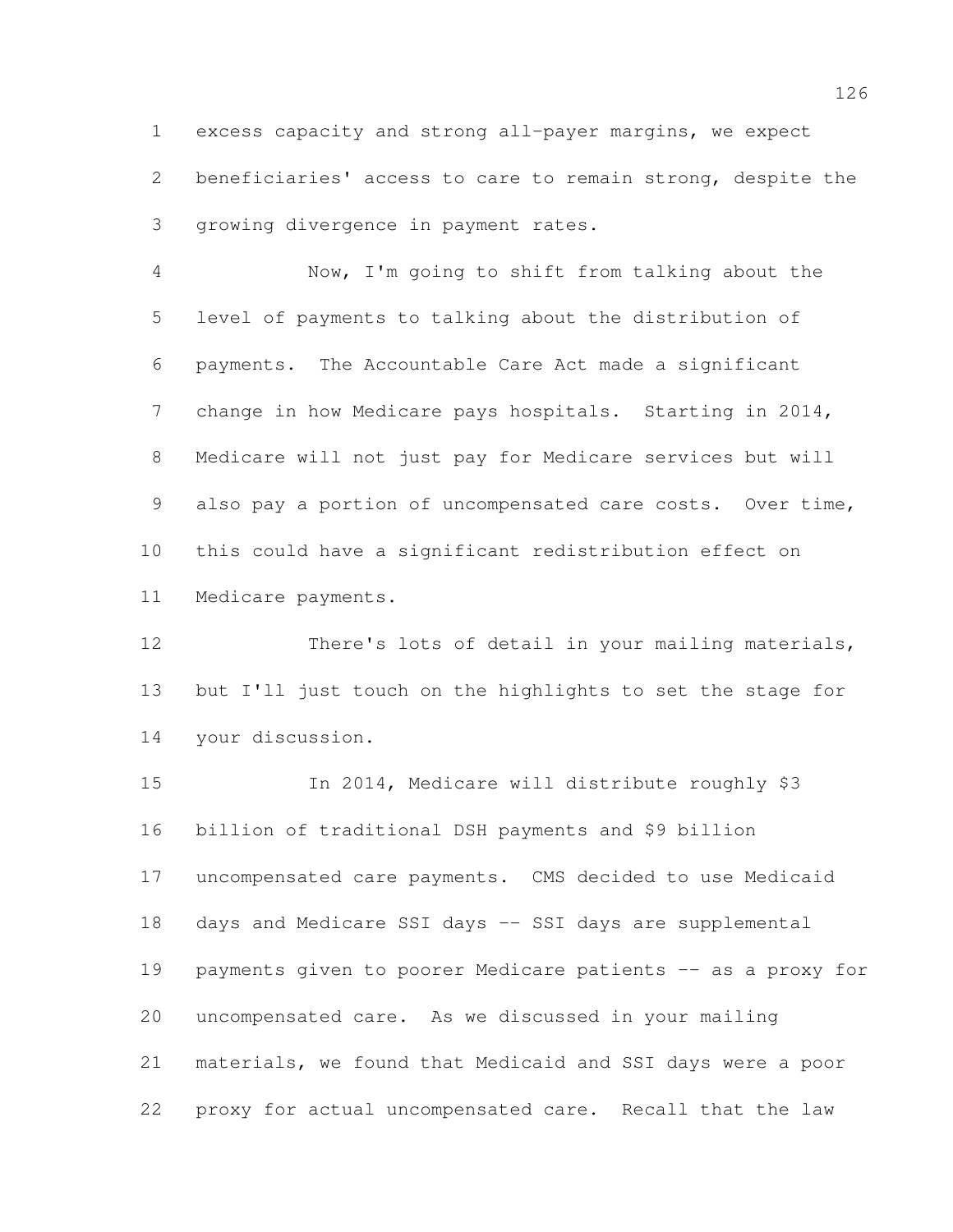excess capacity and strong all-payer margins, we expect beneficiaries' access to care to remain strong, despite the growing divergence in payment rates.

Now, I'm going to shift from talking about the level of payments to talking about the distribution of payments. The Accountable Care Act made a significant change in how Medicare pays hospitals. Starting in 2014, Medicare will not just pay for Medicare services but will also pay a portion of uncompensated care costs. Over time, this could have a significant redistribution effect on Medicare payments.

There's lots of detail in your mailing materials, but I'll just touch on the highlights to set the stage for your discussion.

In 2014, Medicare will distribute roughly $3 billion of traditional DSH payments and $9 billion uncompensated care payments. CMS decided to use Medicaid days and Medicare SSI days -- SSI days are supplemental payments given to poorer Medicare patients -- as a proxy for uncompensated care. As we discussed in your mailing materials, we found that Medicaid and SSI days were a poor proxy for actual uncompensated care. Recall that the law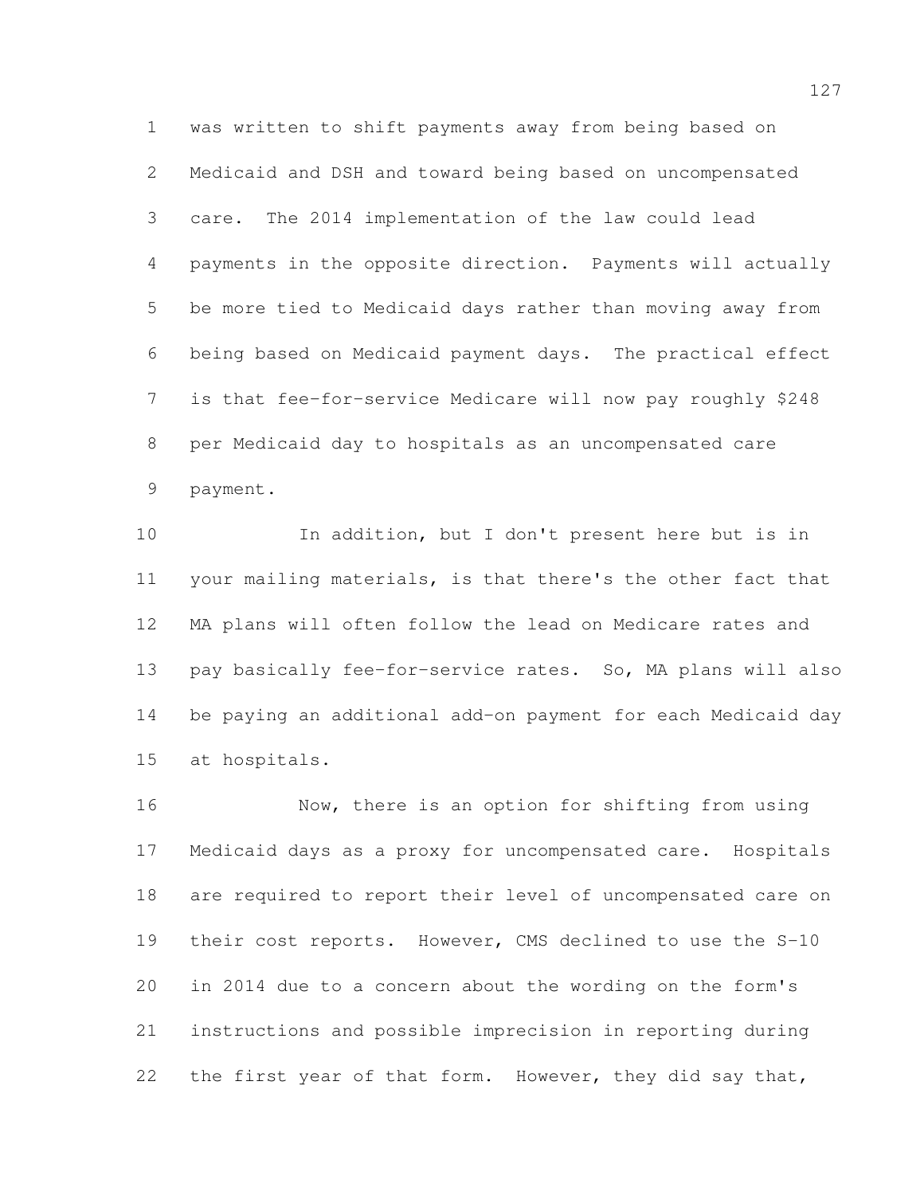was written to shift payments away from being based on Medicaid and DSH and toward being based on uncompensated care. The 2014 implementation of the law could lead payments in the opposite direction. Payments will actually be more tied to Medicaid days rather than moving away from being based on Medicaid payment days. The practical effect is that fee-for-service Medicare will now pay roughly $248 per Medicaid day to hospitals as an uncompensated care payment.

In addition, but I don't present here but is in your mailing materials, is that there's the other fact that MA plans will often follow the lead on Medicare rates and pay basically fee-for-service rates. So, MA plans will also be paying an additional add-on payment for each Medicaid day at hospitals.

Now, there is an option for shifting from using Medicaid days as a proxy for uncompensated care. Hospitals are required to report their level of uncompensated care on their cost reports. However, CMS declined to use the S-10 in 2014 due to a concern about the wording on the form's instructions and possible imprecision in reporting during the first year of that form. However, they did say that,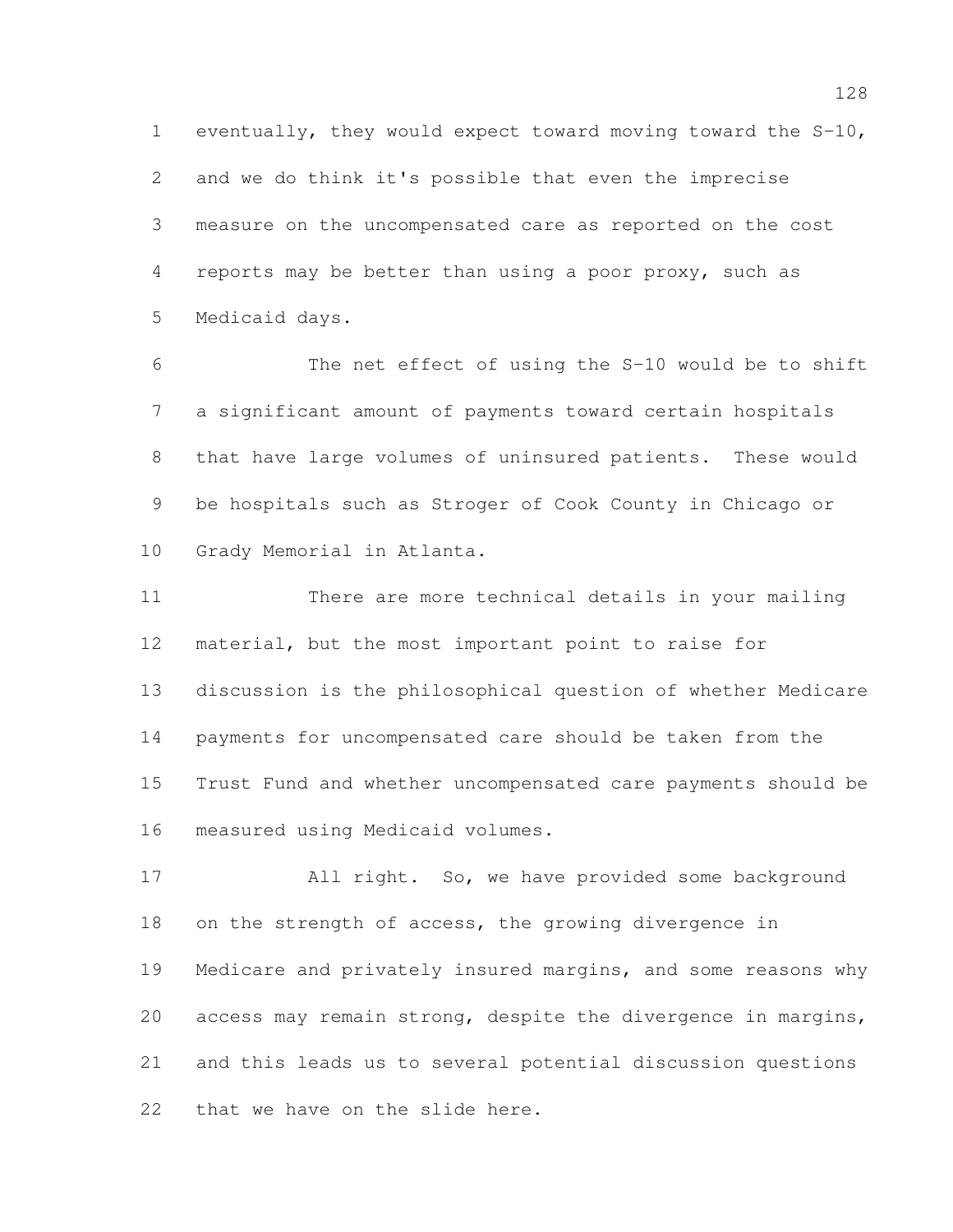eventually, they would expect toward moving toward the S-10, and we do think it's possible that even the imprecise measure on the uncompensated care as reported on the cost reports may be better than using a poor proxy, such as Medicaid days.

The net effect of using the S-10 would be to shift a significant amount of payments toward certain hospitals that have large volumes of uninsured patients. These would be hospitals such as Stroger of Cook County in Chicago or Grady Memorial in Atlanta.

There are more technical details in your mailing material, but the most important point to raise for discussion is the philosophical question of whether Medicare payments for uncompensated care should be taken from the Trust Fund and whether uncompensated care payments should be measured using Medicaid volumes.

All right. So, we have provided some background on the strength of access, the growing divergence in Medicare and privately insured margins, and some reasons why access may remain strong, despite the divergence in margins, and this leads us to several potential discussion questions that we have on the slide here.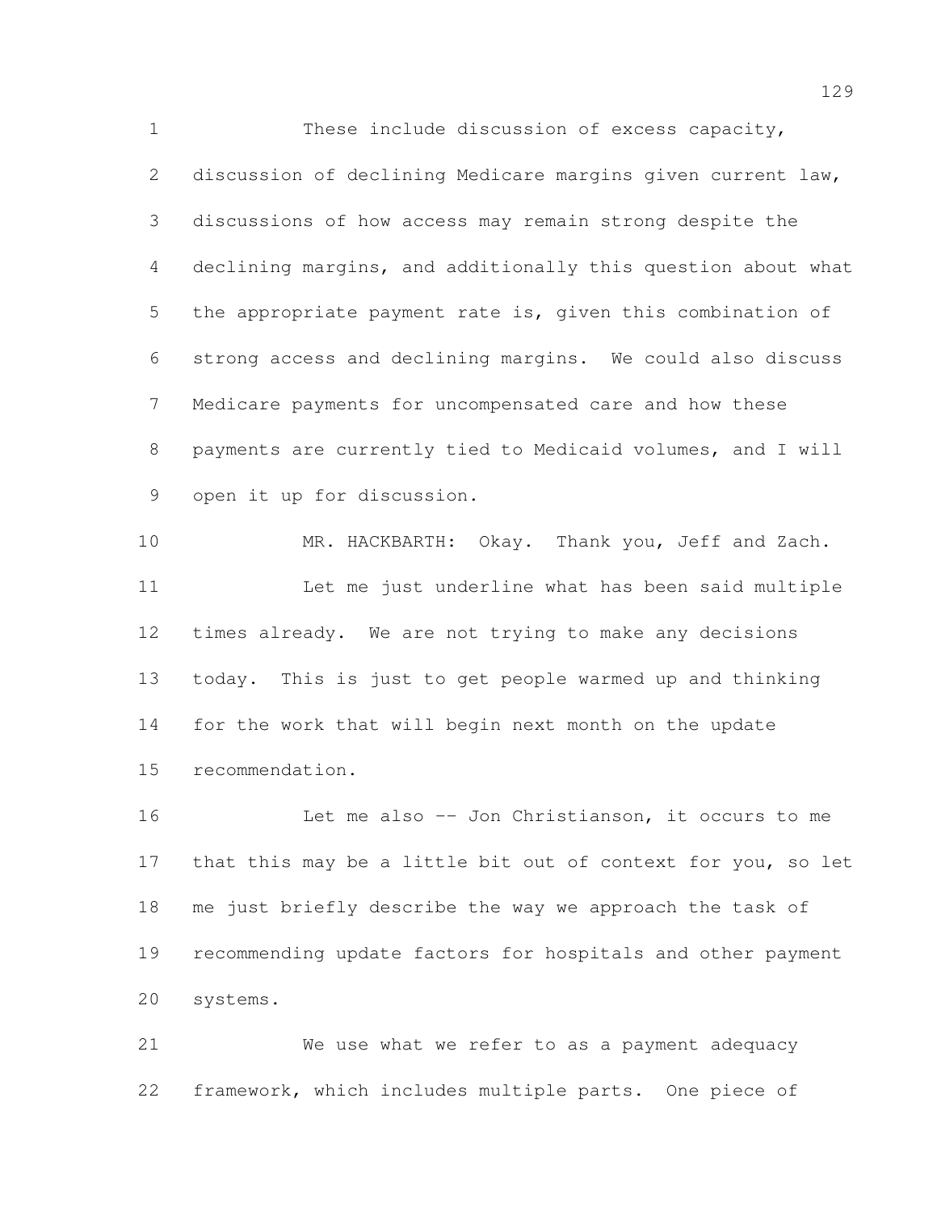These include discussion of excess capacity, discussion of declining Medicare margins given current law, discussions of how access may remain strong despite the declining margins, and additionally this question about what the appropriate payment rate is, given this combination of strong access and declining margins. We could also discuss Medicare payments for uncompensated care and how these payments are currently tied to Medicaid volumes, and I will open it up for discussion.

MR. HACKBARTH: Okay. Thank you, Jeff and Zach.

Let me just underline what has been said multiple times already. We are not trying to make any decisions today. This is just to get people warmed up and thinking for the work that will begin next month on the update recommendation.

Let me also -- Jon Christianson, it occurs to me that this may be a little bit out of context for you, so let me just briefly describe the way we approach the task of recommending update factors for hospitals and other payment systems.

We use what we refer to as a payment adequacy framework, which includes multiple parts. One piece of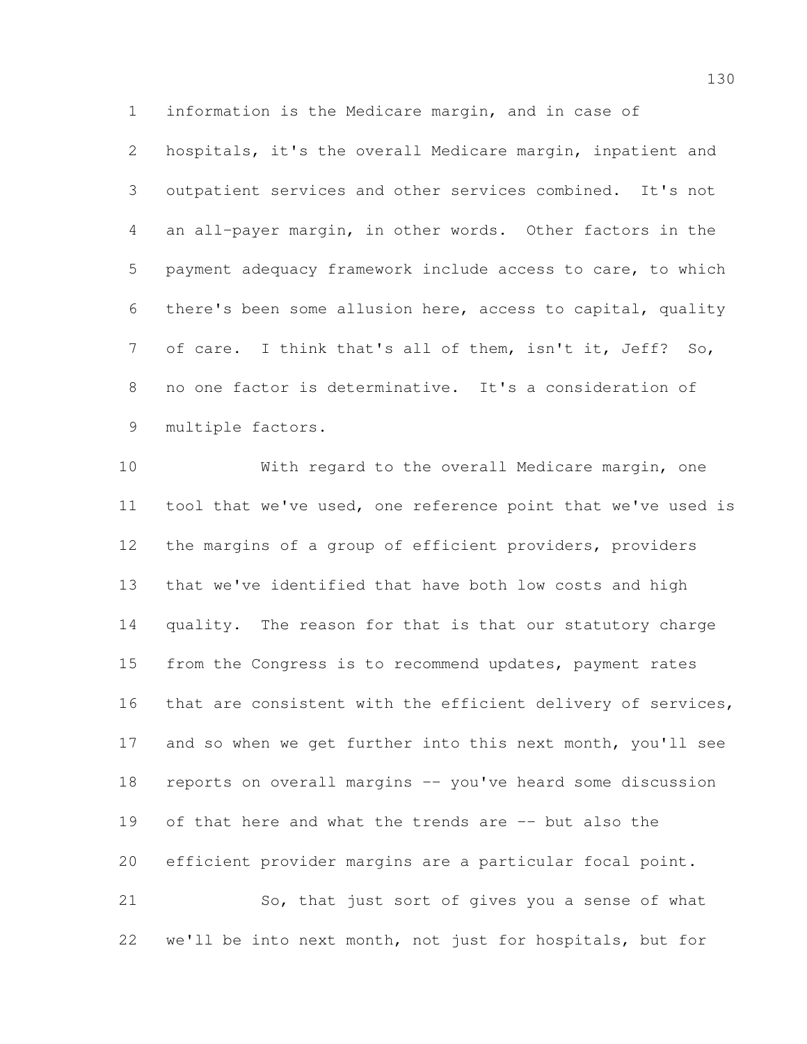information is the Medicare margin, and in case of hospitals, it's the overall Medicare margin, inpatient and outpatient services and other services combined. It's not an all-payer margin, in other words. Other factors in the payment adequacy framework include access to care, to which there's been some allusion here, access to capital, quality of care. I think that's all of them, isn't it, Jeff? So, no one factor is determinative. It's a consideration of multiple factors.

With regard to the overall Medicare margin, one tool that we've used, one reference point that we've used is the margins of a group of efficient providers, providers that we've identified that have both low costs and high quality. The reason for that is that our statutory charge from the Congress is to recommend updates, payment rates that are consistent with the efficient delivery of services, and so when we get further into this next month, you'll see reports on overall margins -- you've heard some discussion of that here and what the trends are -- but also the efficient provider margins are a particular focal point.

So, that just sort of gives you a sense of what we'll be into next month, not just for hospitals, but for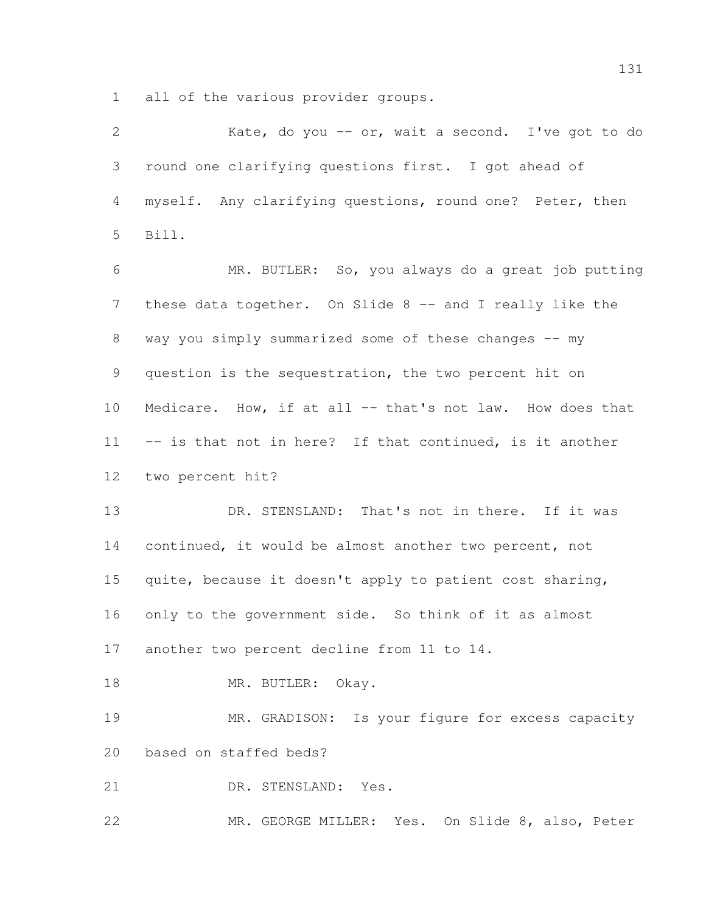all of the various provider groups.

Kate, do you -- or, wait a second. I've got to do round one clarifying questions first. I got ahead of myself. Any clarifying questions, round one? Peter, then Bill.

MR. BUTLER: So, you always do a great job putting these data together. On Slide 8 -- and I really like the way you simply summarized some of these changes -- my question is the sequestration, the two percent hit on Medicare. How, if at all -- that's not law. How does that -- is that not in here? If that continued, is it another two percent hit?

DR. STENSLAND: That's not in there. If it was continued, it would be almost another two percent, not quite, because it doesn't apply to patient cost sharing, only to the government side. So think of it as almost another two percent decline from 11 to 14.

MR. BUTLER: Okay.

MR. GRADISON: Is your figure for excess capacity based on staffed beds?

DR. STENSLAND: Yes.

MR. GEORGE MILLER: Yes. On Slide 8, also, Peter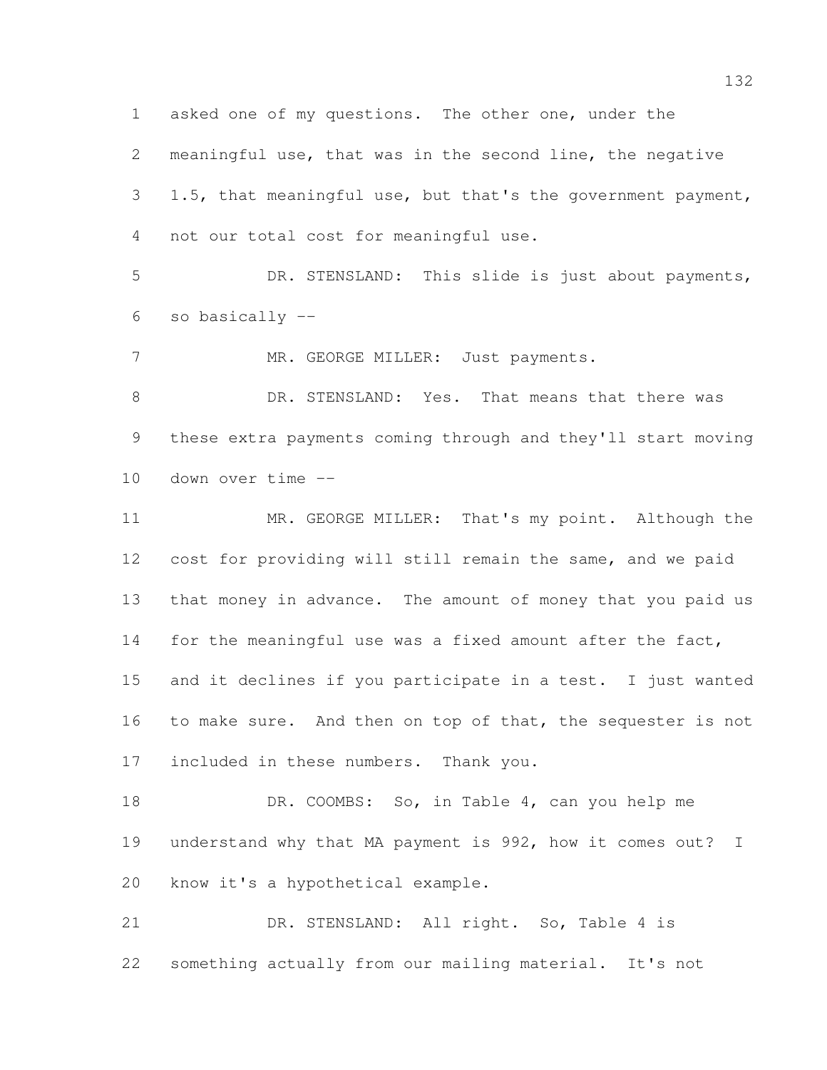asked one of my questions. The other one, under the meaningful use, that was in the second line, the negative 1.5, that meaningful use, but that's the government payment, not our total cost for meaningful use.

DR. STENSLAND: This slide is just about payments, so basically --

MR. GEORGE MILLER: Just payments.

DR. STENSLAND: Yes. That means that there was these extra payments coming through and they'll start moving down over time --

MR. GEORGE MILLER: That's my point. Although the cost for providing will still remain the same, and we paid that money in advance. The amount of money that you paid us for the meaningful use was a fixed amount after the fact, and it declines if you participate in a test. I just wanted to make sure. And then on top of that, the sequester is not included in these numbers. Thank you.

DR. COOMBS: So, in Table 4, can you help me understand why that MA payment is 992, how it comes out? I know it's a hypothetical example.

DR. STENSLAND: All right. So, Table 4 is something actually from our mailing material. It's not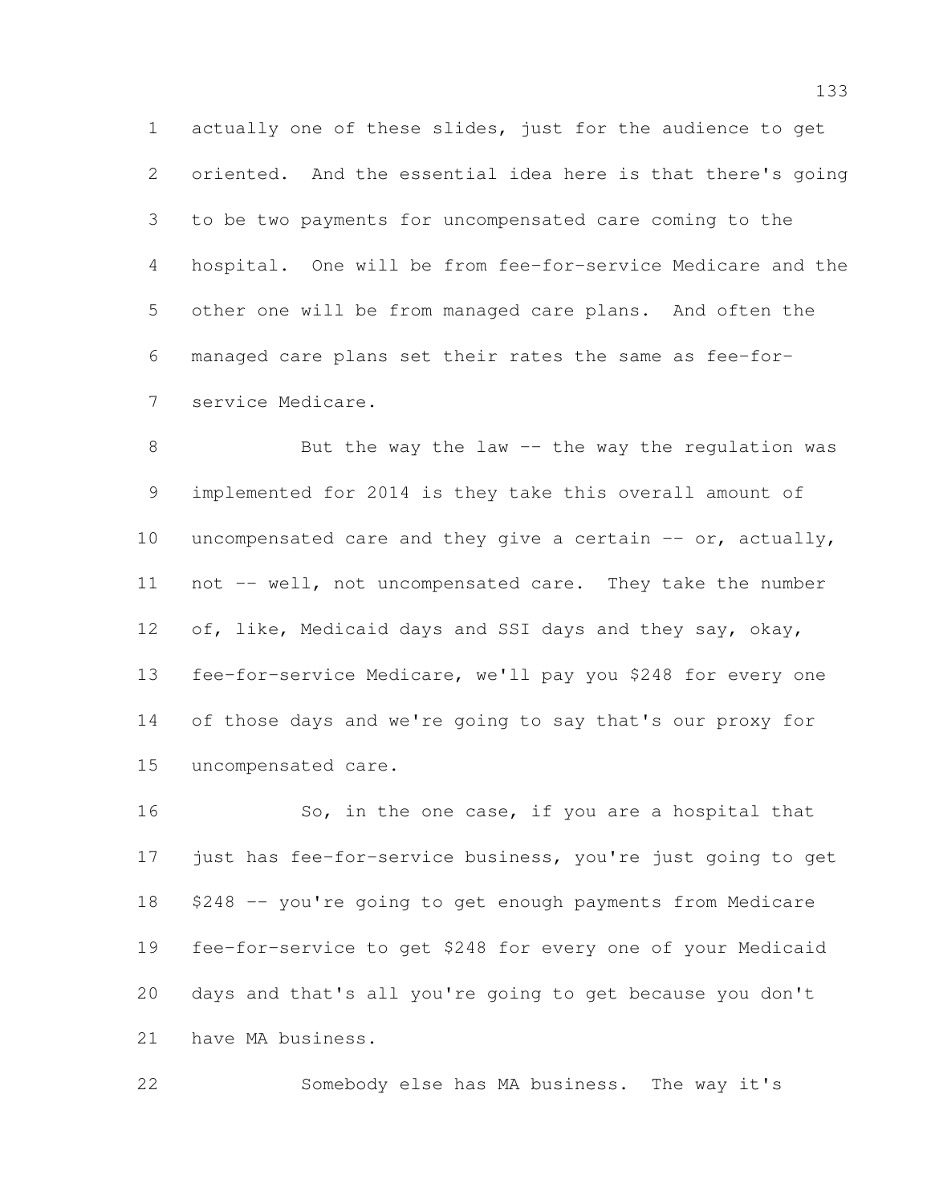actually one of these slides, just for the audience to get oriented. And the essential idea here is that there's going to be two payments for uncompensated care coming to the hospital. One will be from fee-for-service Medicare and the other one will be from managed care plans. And often the managed care plans set their rates the same as fee-for-service Medicare.

But the way the law -- the way the regulation was implemented for 2014 is they take this overall amount of uncompensated care and they give a certain -- or, actually, not -- well, not uncompensated care. They take the number of, like, Medicaid days and SSI days and they say, okay, fee-for-service Medicare, we'll pay you $248 for every one of those days and we're going to say that's our proxy for uncompensated care.

So, in the one case, if you are a hospital that just has fee-for-service business, you're just going to get $248 -- you're going to get enough payments from Medicare fee-for-service to get $248 for every one of your Medicaid days and that's all you're going to get because you don't have MA business.

Somebody else has MA business. The way it's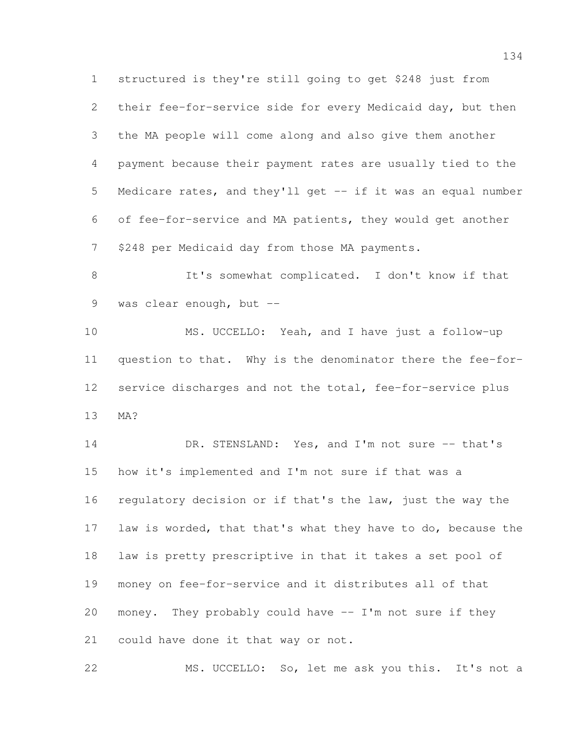structured is they're still going to get $248 just from their fee-for-service side for every Medicaid day, but then the MA people will come along and also give them another payment because their payment rates are usually tied to the Medicare rates, and they'll get -- if it was an equal number of fee-for-service and MA patients, they would get another $248 per Medicaid day from those MA payments.

It's somewhat complicated. I don't know if that was clear enough, but --

MS. UCCELLO: Yeah, and I have just a follow-up question to that. Why is the denominator there the fee-for-service discharges and not the total, fee-for-service plus MA?

DR. STENSLAND: Yes, and I'm not sure -- that's how it's implemented and I'm not sure if that was a regulatory decision or if that's the law, just the way the law is worded, that that's what they have to do, because the law is pretty prescriptive in that it takes a set pool of money on fee-for-service and it distributes all of that money. They probably could have -- I'm not sure if they could have done it that way or not.

MS. UCCELLO: So, let me ask you this. It's not a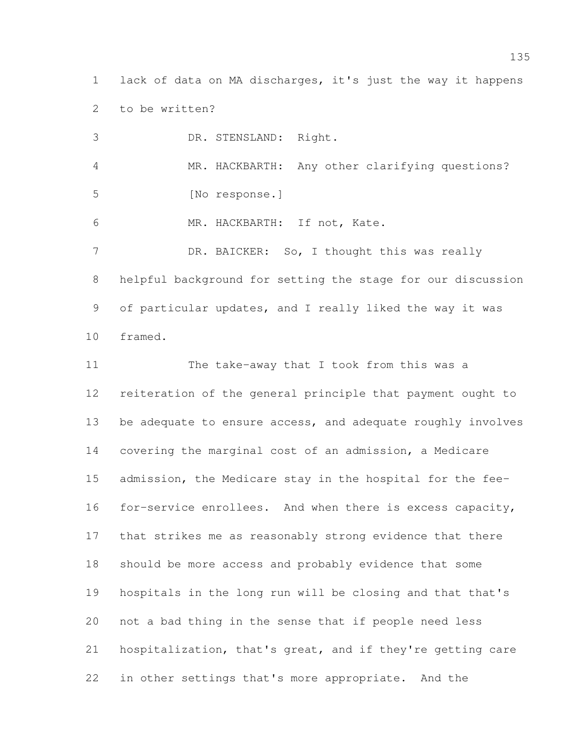lack of data on MA discharges, it's just the way it happens to be written?

DR. STENSLAND: Right.

MR. HACKBARTH: Any other clarifying questions?

[No response.]

MR. HACKBARTH: If not, Kate.

DR. BAICKER: So, I thought this was really helpful background for setting the stage for our discussion of particular updates, and I really liked the way it was framed.

The take-away that I took from this was a reiteration of the general principle that payment ought to be adequate to ensure access, and adequate roughly involves covering the marginal cost of an admission, a Medicare admission, the Medicare stay in the hospital for the fee-for-service enrollees. And when there is excess capacity, that strikes me as reasonably strong evidence that there should be more access and probably evidence that some hospitals in the long run will be closing and that that's not a bad thing in the sense that if people need less hospitalization, that's great, and if they're getting care in other settings that's more appropriate. And the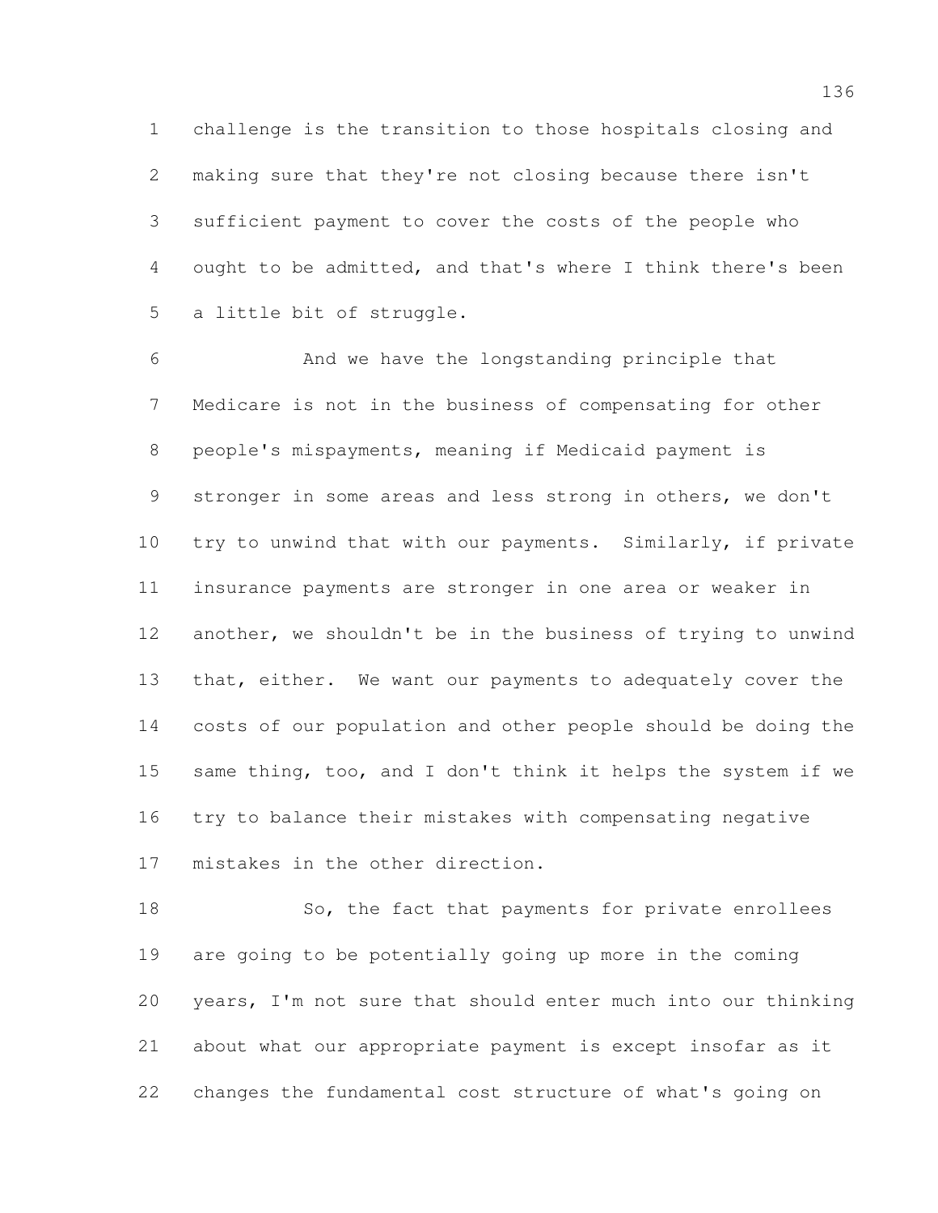challenge is the transition to those hospitals closing and making sure that they're not closing because there isn't sufficient payment to cover the costs of the people who ought to be admitted, and that's where I think there's been a little bit of struggle.

And we have the longstanding principle that Medicare is not in the business of compensating for other people's mispayments, meaning if Medicaid payment is stronger in some areas and less strong in others, we don't try to unwind that with our payments. Similarly, if private insurance payments are stronger in one area or weaker in another, we shouldn't be in the business of trying to unwind that, either. We want our payments to adequately cover the costs of our population and other people should be doing the same thing, too, and I don't think it helps the system if we try to balance their mistakes with compensating negative mistakes in the other direction.

So, the fact that payments for private enrollees are going to be potentially going up more in the coming years, I'm not sure that should enter much into our thinking about what our appropriate payment is except insofar as it changes the fundamental cost structure of what's going on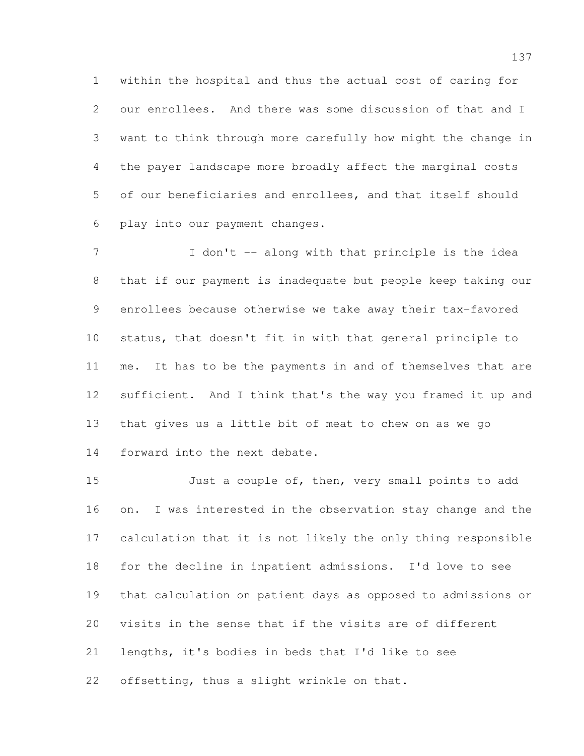within the hospital and thus the actual cost of caring for our enrollees. And there was some discussion of that and I want to think through more carefully how might the change in the payer landscape more broadly affect the marginal costs of our beneficiaries and enrollees, and that itself should play into our payment changes.

I don't -- along with that principle is the idea that if our payment is inadequate but people keep taking our enrollees because otherwise we take away their tax-favored status, that doesn't fit in with that general principle to me. It has to be the payments in and of themselves that are sufficient. And I think that's the way you framed it up and that gives us a little bit of meat to chew on as we go forward into the next debate.

Just a couple of, then, very small points to add on. I was interested in the observation stay change and the calculation that it is not likely the only thing responsible for the decline in inpatient admissions. I'd love to see that calculation on patient days as opposed to admissions or visits in the sense that if the visits are of different lengths, it's bodies in beds that I'd like to see offsetting, thus a slight wrinkle on that.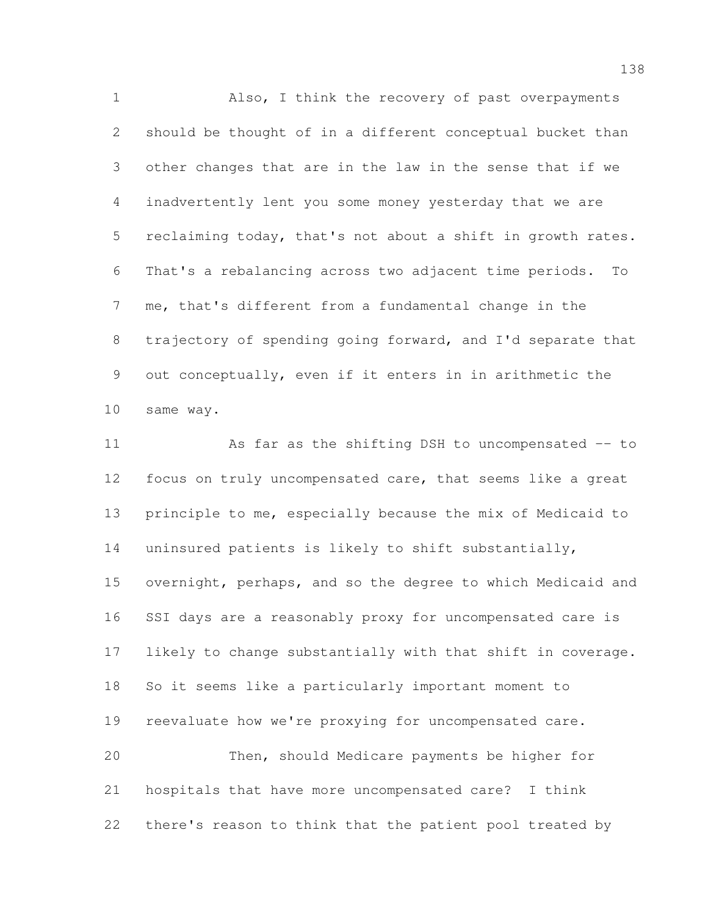Also, I think the recovery of past overpayments should be thought of in a different conceptual bucket than other changes that are in the law in the sense that if we inadvertently lent you some money yesterday that we are reclaiming today, that's not about a shift in growth rates. That's a rebalancing across two adjacent time periods. To me, that's different from a fundamental change in the trajectory of spending going forward, and I'd separate that out conceptually, even if it enters in in arithmetic the same way.

As far as the shifting DSH to uncompensated -- to focus on truly uncompensated care, that seems like a great principle to me, especially because the mix of Medicaid to uninsured patients is likely to shift substantially, overnight, perhaps, and so the degree to which Medicaid and SSI days are a reasonably proxy for uncompensated care is likely to change substantially with that shift in coverage. So it seems like a particularly important moment to reevaluate how we're proxying for uncompensated care.

Then, should Medicare payments be higher for hospitals that have more uncompensated care? I think there's reason to think that the patient pool treated by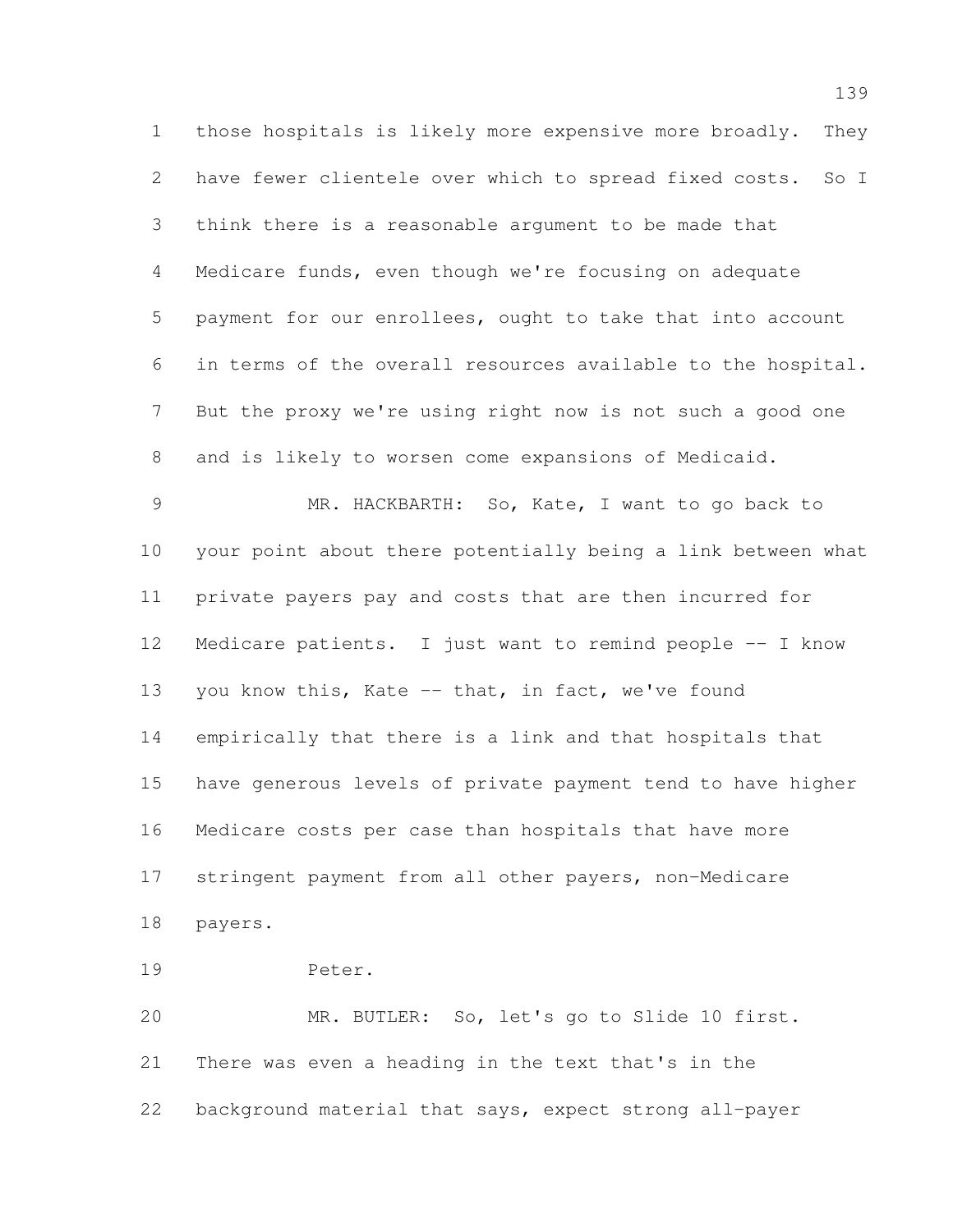those hospitals is likely more expensive more broadly. They have fewer clientele over which to spread fixed costs. So I think there is a reasonable argument to be made that Medicare funds, even though we're focusing on adequate payment for our enrollees, ought to take that into account in terms of the overall resources available to the hospital. But the proxy we're using right now is not such a good one and is likely to worsen come expansions of Medicaid.

MR. HACKBARTH: So, Kate, I want to go back to your point about there potentially being a link between what private payers pay and costs that are then incurred for Medicare patients. I just want to remind people -- I know you know this, Kate -- that, in fact, we've found empirically that there is a link and that hospitals that have generous levels of private payment tend to have higher Medicare costs per case than hospitals that have more stringent payment from all other payers, non-Medicare payers.

Peter.

MR. BUTLER: So, let's go to Slide 10 first. There was even a heading in the text that's in the background material that says, expect strong all-payer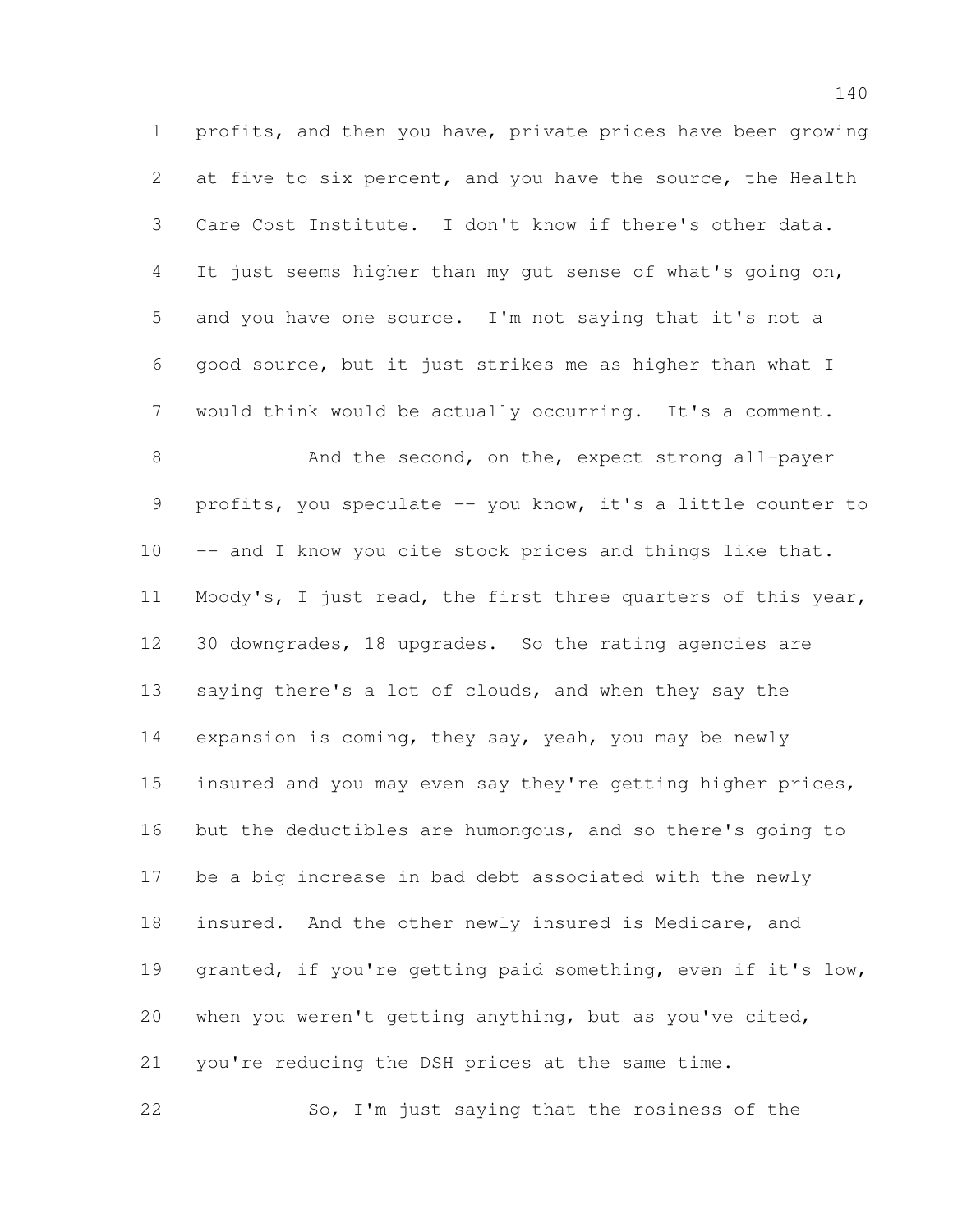profits, and then you have, private prices have been growing at five to six percent, and you have the source, the Health Care Cost Institute. I don't know if there's other data. It just seems higher than my gut sense of what's going on, and you have one source. I'm not saying that it's not a good source, but it just strikes me as higher than what I would think would be actually occurring. It's a comment.

And the second, on the, expect strong all-payer profits, you speculate -- you know, it's a little counter to -- and I know you cite stock prices and things like that. Moody's, I just read, the first three quarters of this year, 30 downgrades, 18 upgrades. So the rating agencies are saying there's a lot of clouds, and when they say the expansion is coming, they say, yeah, you may be newly insured and you may even say they're getting higher prices, but the deductibles are humongous, and so there's going to be a big increase in bad debt associated with the newly insured. And the other newly insured is Medicare, and granted, if you're getting paid something, even if it's low, when you weren't getting anything, but as you've cited, you're reducing the DSH prices at the same time.

So, I'm just saying that the rosiness of the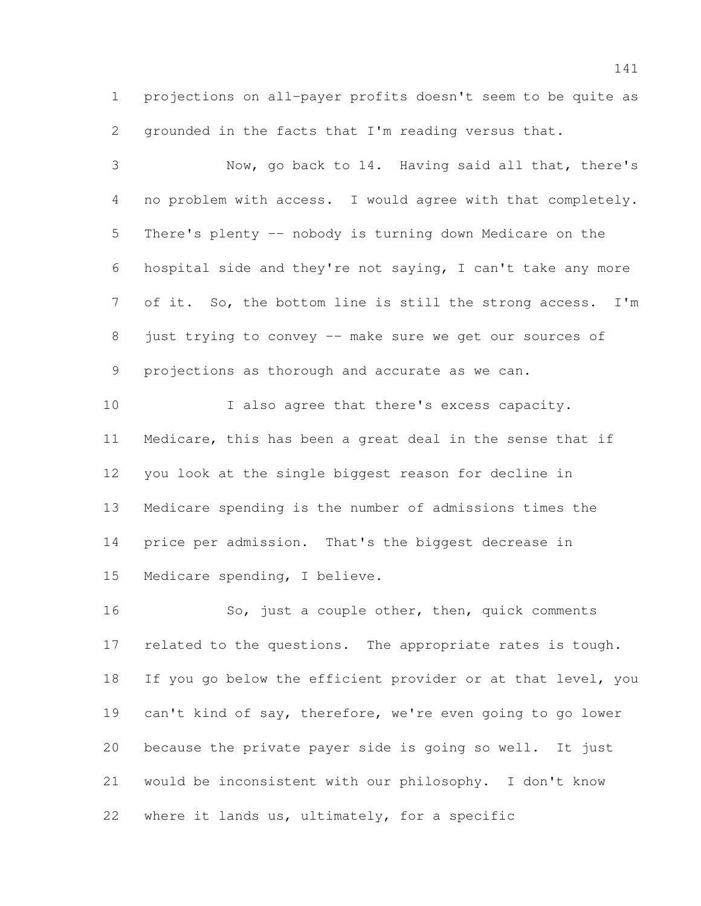projections on all-payer profits doesn't seem to be quite as grounded in the facts that I'm reading versus that.

Now, go back to 14. Having said all that, there's no problem with access. I would agree with that completely. There's plenty -- nobody is turning down Medicare on the hospital side and they're not saying, I can't take any more of it. So, the bottom line is still the strong access. I'm just trying to convey -- make sure we get our sources of projections as thorough and accurate as we can.

I also agree that there's excess capacity. Medicare, this has been a great deal in the sense that if you look at the single biggest reason for decline in Medicare spending is the number of admissions times the price per admission. That's the biggest decrease in Medicare spending, I believe.

So, just a couple other, then, quick comments related to the questions. The appropriate rates is tough. If you go below the efficient provider or at that level, you can't kind of say, therefore, we're even going to go lower because the private payer side is going so well. It just would be inconsistent with our philosophy. I don't know where it lands us, ultimately, for a specific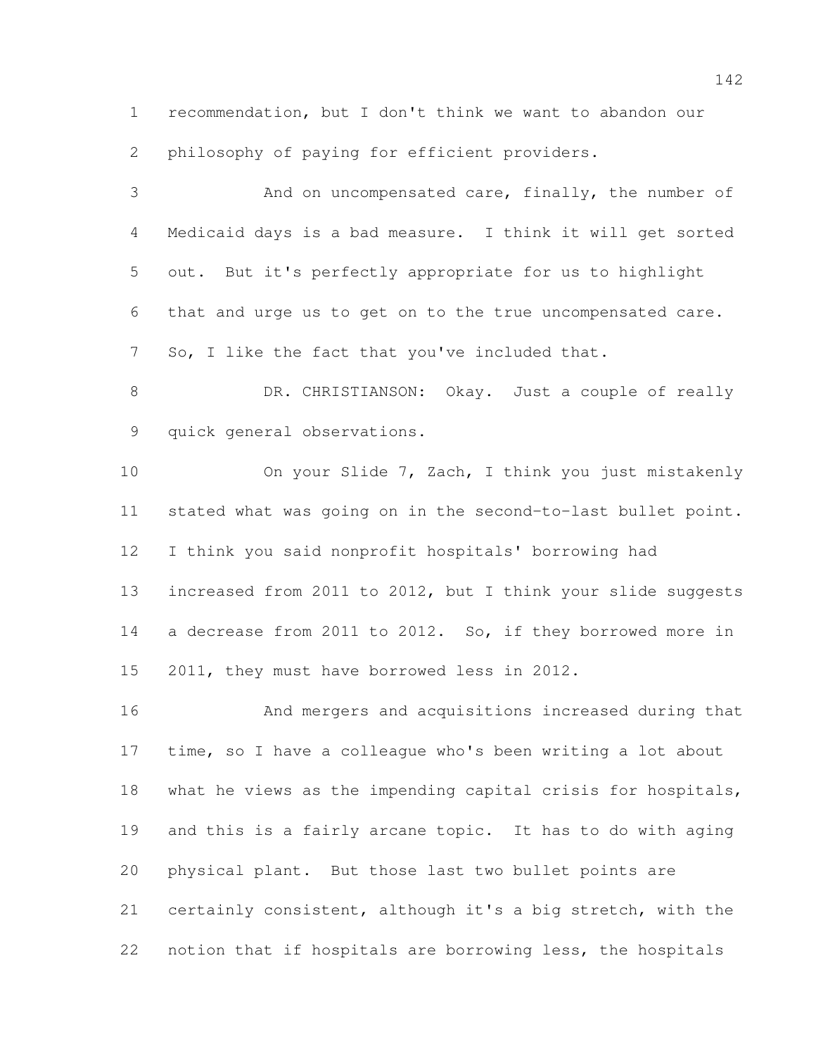recommendation, but I don't think we want to abandon our philosophy of paying for efficient providers.

And on uncompensated care, finally, the number of Medicaid days is a bad measure. I think it will get sorted out. But it's perfectly appropriate for us to highlight that and urge us to get on to the true uncompensated care. So, I like the fact that you've included that.

DR. CHRISTIANSON: Okay. Just a couple of really quick general observations.

On your Slide 7, Zach, I think you just mistakenly stated what was going on in the second-to-last bullet point. I think you said nonprofit hospitals' borrowing had increased from 2011 to 2012, but I think your slide suggests a decrease from 2011 to 2012. So, if they borrowed more in 2011, they must have borrowed less in 2012.

And mergers and acquisitions increased during that time, so I have a colleague who's been writing a lot about what he views as the impending capital crisis for hospitals, and this is a fairly arcane topic. It has to do with aging physical plant. But those last two bullet points are certainly consistent, although it's a big stretch, with the notion that if hospitals are borrowing less, the hospitals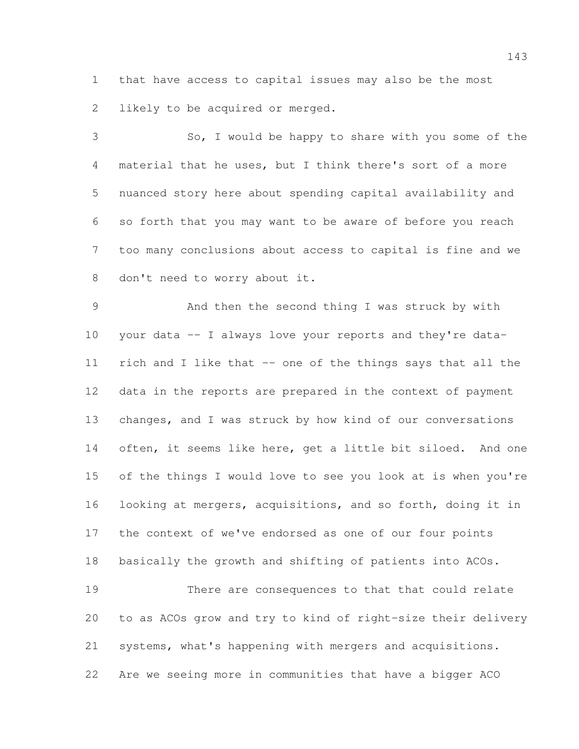that have access to capital issues may also be the most likely to be acquired or merged.

So, I would be happy to share with you some of the material that he uses, but I think there's sort of a more nuanced story here about spending capital availability and so forth that you may want to be aware of before you reach too many conclusions about access to capital is fine and we don't need to worry about it.

And then the second thing I was struck by with your data -- I always love your reports and they're data-rich and I like that -- one of the things says that all the data in the reports are prepared in the context of payment changes, and I was struck by how kind of our conversations often, it seems like here, get a little bit siloed. And one of the things I would love to see you look at is when you're looking at mergers, acquisitions, and so forth, doing it in the context of we've endorsed as one of our four points basically the growth and shifting of patients into ACOs.

There are consequences to that that could relate to as ACOs grow and try to kind of right-size their delivery systems, what's happening with mergers and acquisitions. Are we seeing more in communities that have a bigger ACO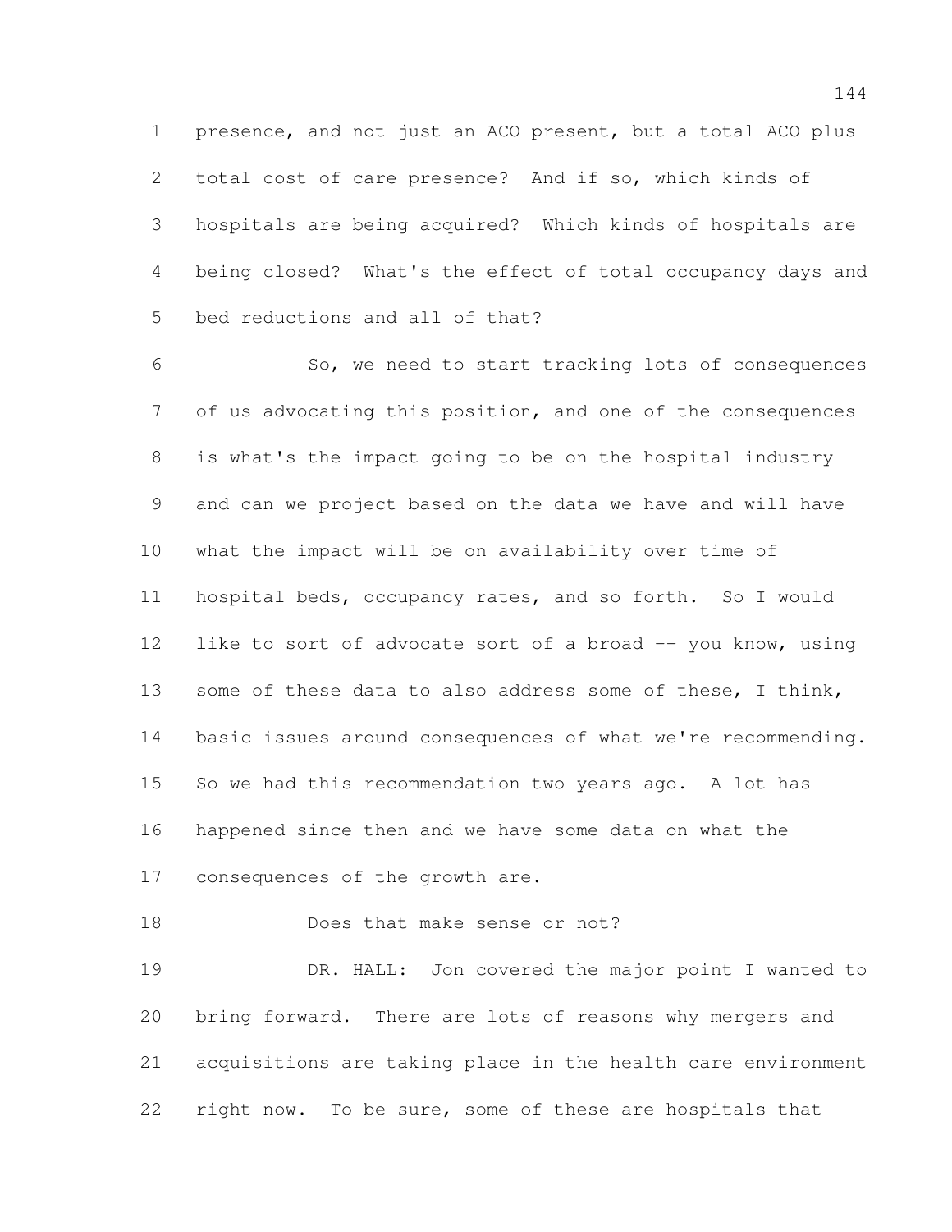presence, and not just an ACO present, but a total ACO plus total cost of care presence? And if so, which kinds of hospitals are being acquired? Which kinds of hospitals are being closed? What's the effect of total occupancy days and bed reductions and all of that?

So, we need to start tracking lots of consequences of us advocating this position, and one of the consequences is what's the impact going to be on the hospital industry and can we project based on the data we have and will have what the impact will be on availability over time of hospital beds, occupancy rates, and so forth. So I would like to sort of advocate sort of a broad -- you know, using some of these data to also address some of these, I think, basic issues around consequences of what we're recommending. So we had this recommendation two years ago. A lot has happened since then and we have some data on what the consequences of the growth are.

Does that make sense or not?

DR. HALL: Jon covered the major point I wanted to bring forward. There are lots of reasons why mergers and acquisitions are taking place in the health care environment right now. To be sure, some of these are hospitals that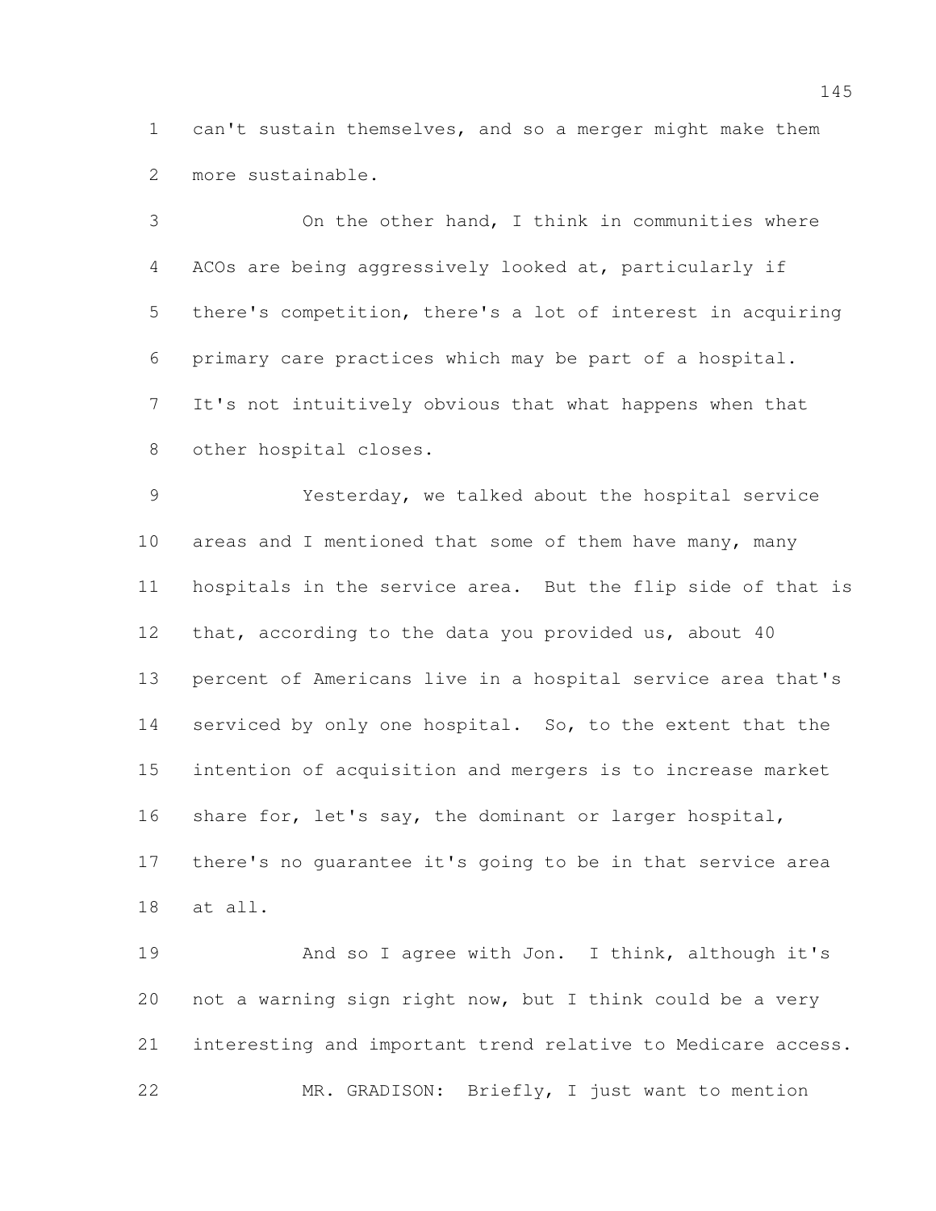can't sustain themselves, and so a merger might make them more sustainable.

On the other hand, I think in communities where ACOs are being aggressively looked at, particularly if there's competition, there's a lot of interest in acquiring primary care practices which may be part of a hospital. It's not intuitively obvious that what happens when that other hospital closes.

Yesterday, we talked about the hospital service areas and I mentioned that some of them have many, many hospitals in the service area. But the flip side of that is that, according to the data you provided us, about 40 percent of Americans live in a hospital service area that's serviced by only one hospital. So, to the extent that the intention of acquisition and mergers is to increase market share for, let's say, the dominant or larger hospital, there's no guarantee it's going to be in that service area at all.

And so I agree with Jon. I think, although it's not a warning sign right now, but I think could be a very interesting and important trend relative to Medicare access.

MR. GRADISON: Briefly, I just want to mention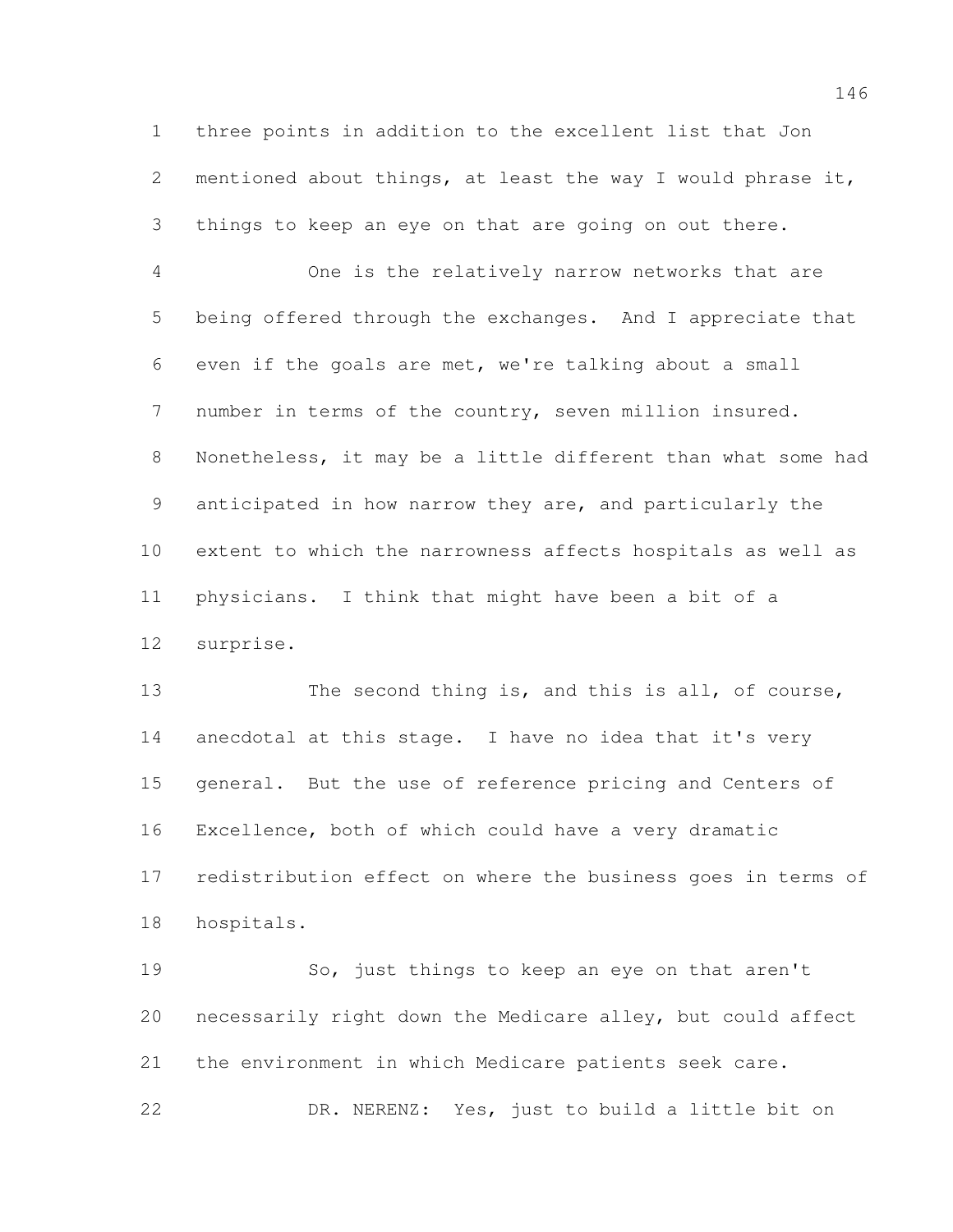three points in addition to the excellent list that Jon mentioned about things, at least the way I would phrase it, things to keep an eye on that are going on out there.

One is the relatively narrow networks that are being offered through the exchanges. And I appreciate that even if the goals are met, we're talking about a small number in terms of the country, seven million insured. Nonetheless, it may be a little different than what some had anticipated in how narrow they are, and particularly the extent to which the narrowness affects hospitals as well as physicians. I think that might have been a bit of a surprise.

The second thing is, and this is all, of course, anecdotal at this stage. I have no idea that it's very general. But the use of reference pricing and Centers of Excellence, both of which could have a very dramatic redistribution effect on where the business goes in terms of hospitals.

So, just things to keep an eye on that aren't necessarily right down the Medicare alley, but could affect the environment in which Medicare patients seek care.

DR. NERENZ: Yes, just to build a little bit on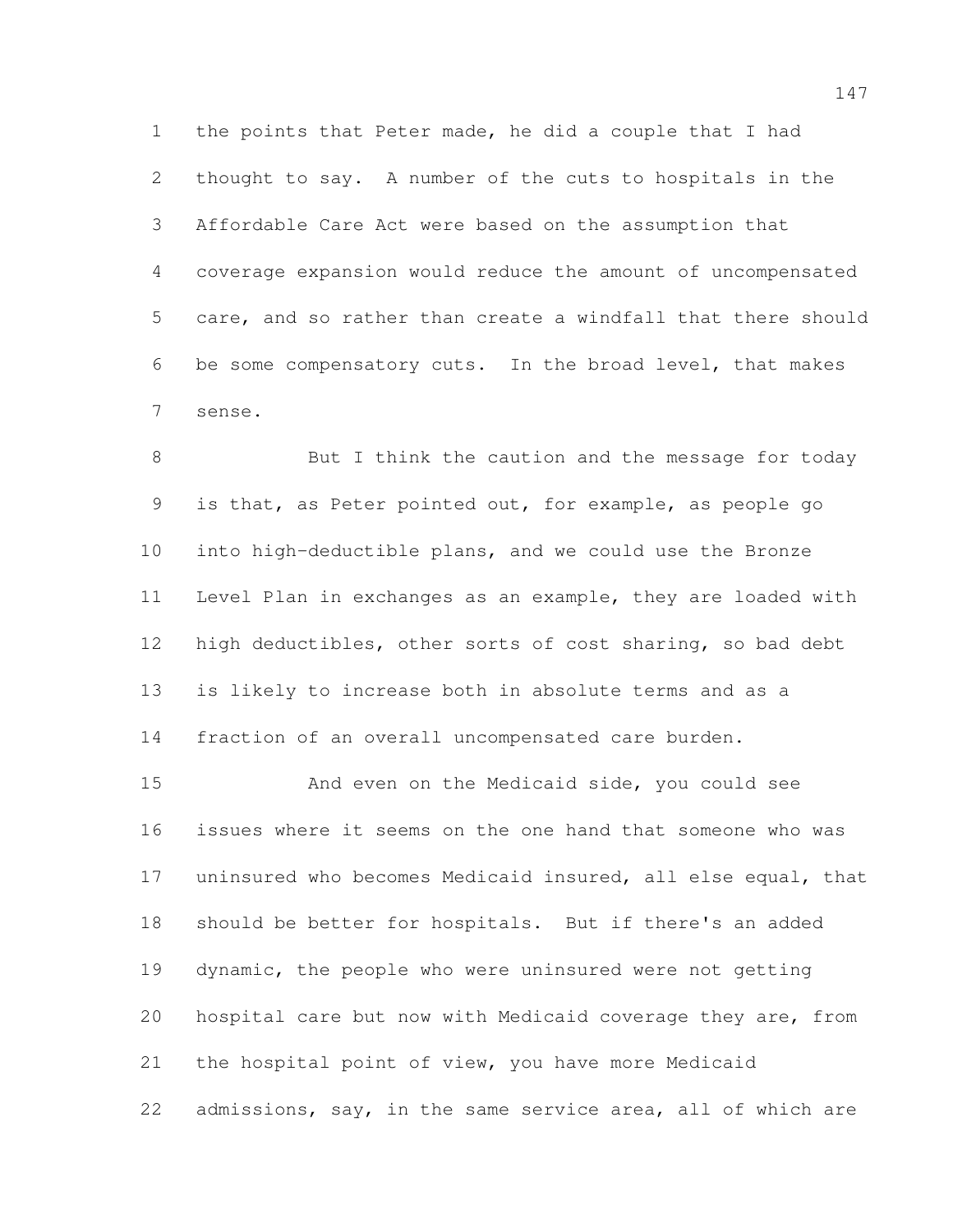the points that Peter made, he did a couple that I had thought to say. A number of the cuts to hospitals in the Affordable Care Act were based on the assumption that coverage expansion would reduce the amount of uncompensated care, and so rather than create a windfall that there should be some compensatory cuts. In the broad level, that makes sense.

But I think the caution and the message for today is that, as Peter pointed out, for example, as people go into high-deductible plans, and we could use the Bronze Level Plan in exchanges as an example, they are loaded with high deductibles, other sorts of cost sharing, so bad debt is likely to increase both in absolute terms and as a fraction of an overall uncompensated care burden.

And even on the Medicaid side, you could see issues where it seems on the one hand that someone who was uninsured who becomes Medicaid insured, all else equal, that should be better for hospitals. But if there's an added dynamic, the people who were uninsured were not getting hospital care but now with Medicaid coverage they are, from the hospital point of view, you have more Medicaid admissions, say, in the same service area, all of which are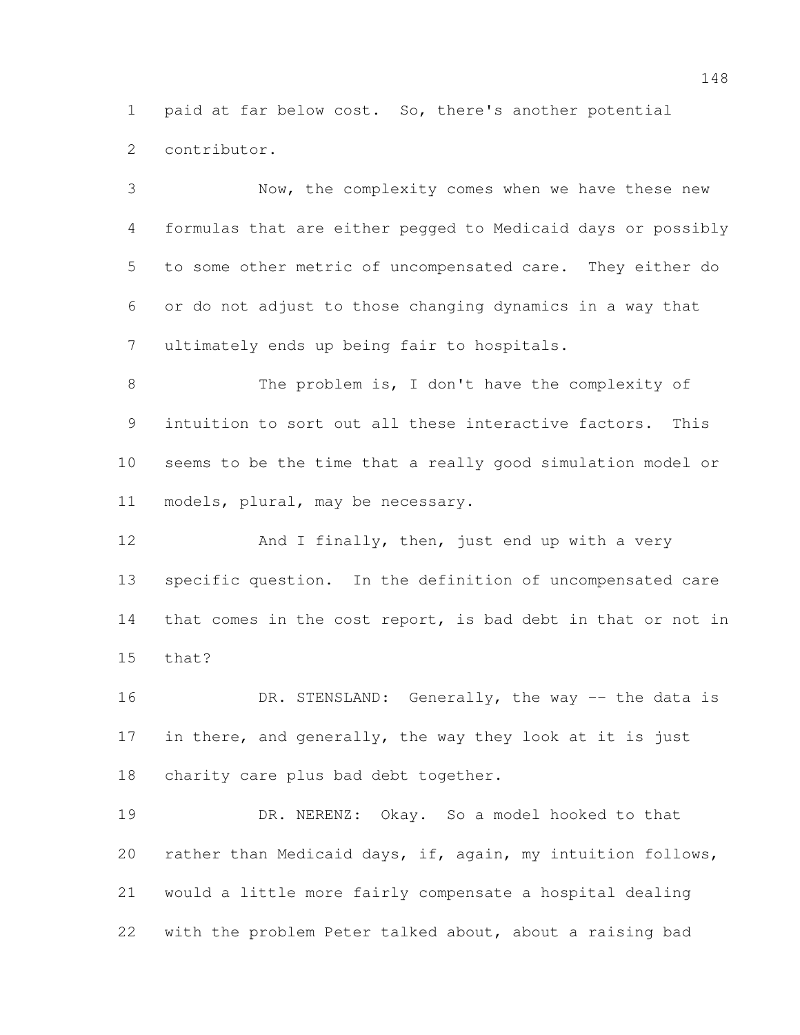paid at far below cost. So, there's another potential contributor.

Now, the complexity comes when we have these new formulas that are either pegged to Medicaid days or possibly to some other metric of uncompensated care. They either do or do not adjust to those changing dynamics in a way that ultimately ends up being fair to hospitals.

The problem is, I don't have the complexity of intuition to sort out all these interactive factors. This seems to be the time that a really good simulation model or models, plural, may be necessary.

And I finally, then, just end up with a very specific question. In the definition of uncompensated care that comes in the cost report, is bad debt in that or not in that?

DR. STENSLAND: Generally, the way -- the data is in there, and generally, the way they look at it is just charity care plus bad debt together.

DR. NERENZ: Okay. So a model hooked to that rather than Medicaid days, if, again, my intuition follows, would a little more fairly compensate a hospital dealing with the problem Peter talked about, about a raising bad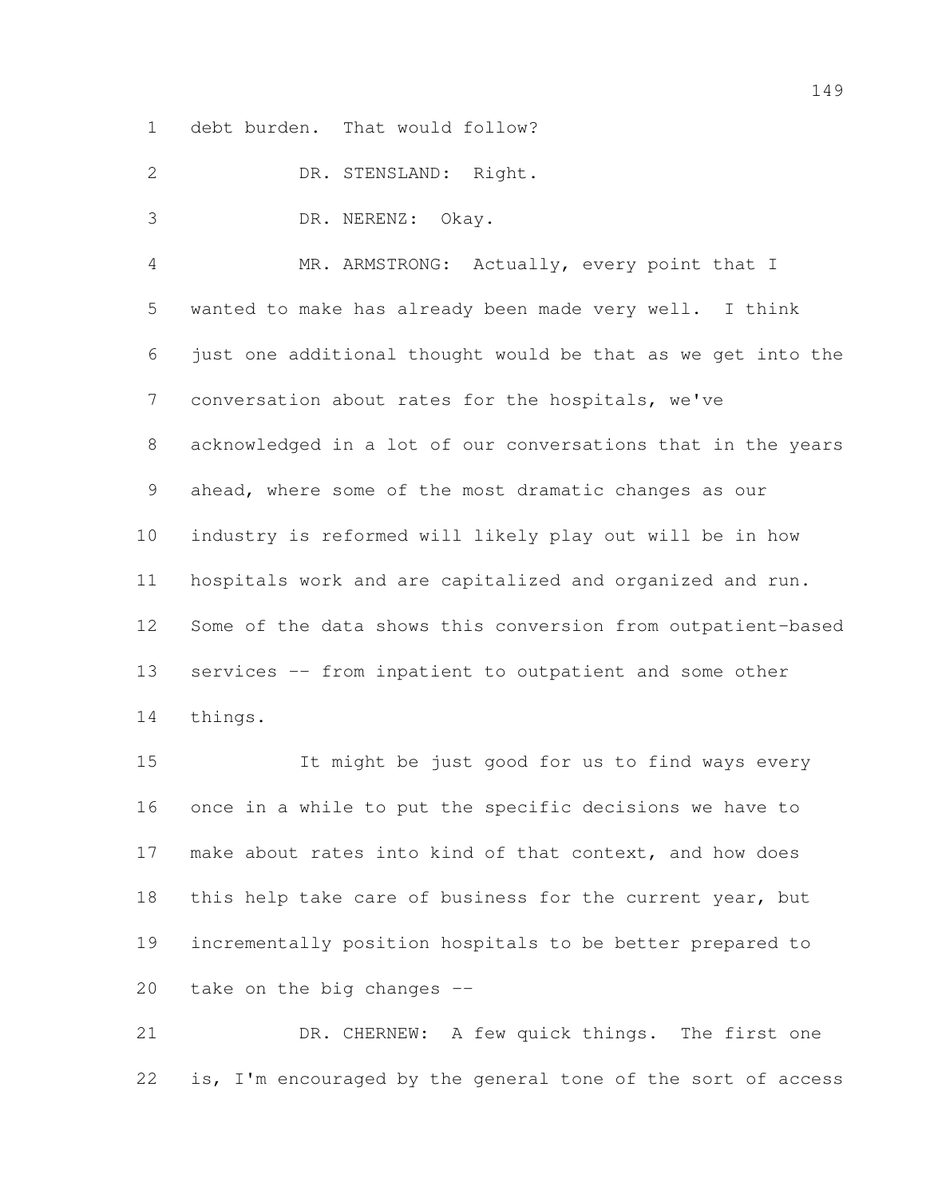debt burden. That would follow?

DR. STENSLAND: Right.

DR. NERENZ: Okay.

MR. ARMSTRONG: Actually, every point that I wanted to make has already been made very well. I think just one additional thought would be that as we get into the conversation about rates for the hospitals, we've acknowledged in a lot of our conversations that in the years ahead, where some of the most dramatic changes as our industry is reformed will likely play out will be in how hospitals work and are capitalized and organized and run. Some of the data shows this conversion from outpatient-based services -- from inpatient to outpatient and some other things.

It might be just good for us to find ways every once in a while to put the specific decisions we have to make about rates into kind of that context, and how does this help take care of business for the current year, but incrementally position hospitals to be better prepared to take on the big changes --

DR. CHERNEW: A few quick things. The first one is, I'm encouraged by the general tone of the sort of access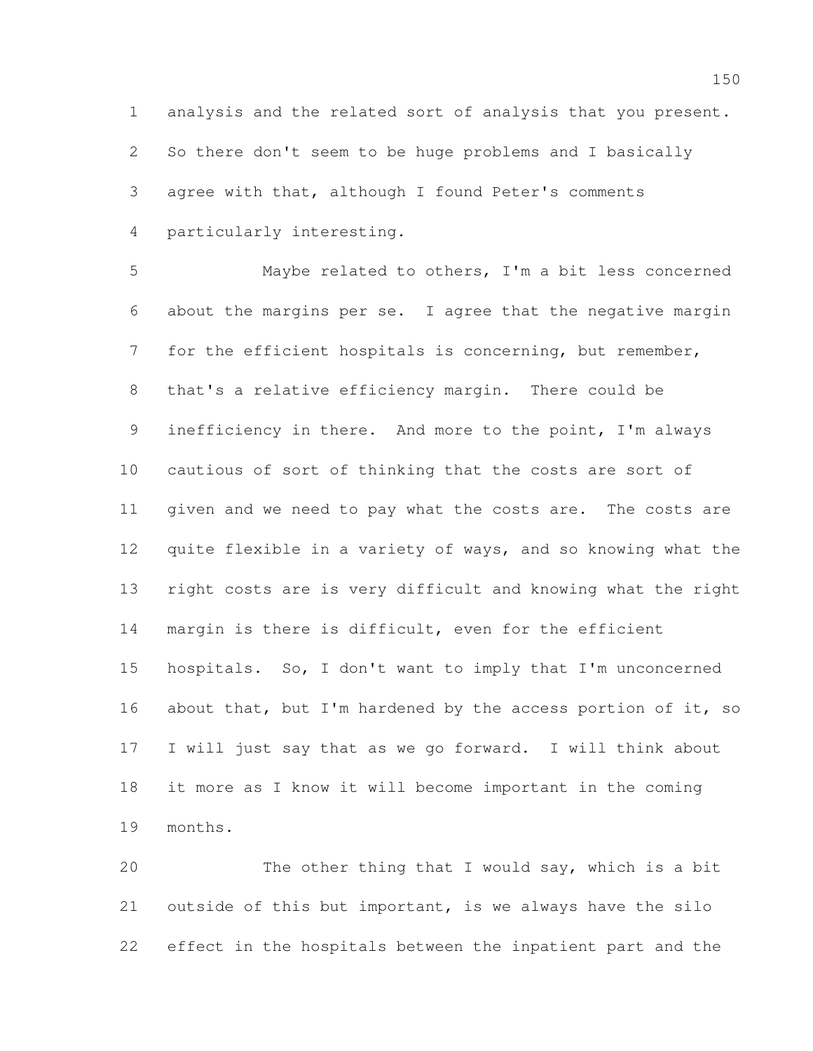analysis and the related sort of analysis that you present. So there don't seem to be huge problems and I basically agree with that, although I found Peter's comments particularly interesting.

Maybe related to others, I'm a bit less concerned about the margins per se. I agree that the negative margin for the efficient hospitals is concerning, but remember, that's a relative efficiency margin. There could be inefficiency in there. And more to the point, I'm always cautious of sort of thinking that the costs are sort of given and we need to pay what the costs are. The costs are quite flexible in a variety of ways, and so knowing what the right costs are is very difficult and knowing what the right margin is there is difficult, even for the efficient hospitals. So, I don't want to imply that I'm unconcerned about that, but I'm hardened by the access portion of it, so I will just say that as we go forward. I will think about it more as I know it will become important in the coming months.

The other thing that I would say, which is a bit outside of this but important, is we always have the silo effect in the hospitals between the inpatient part and the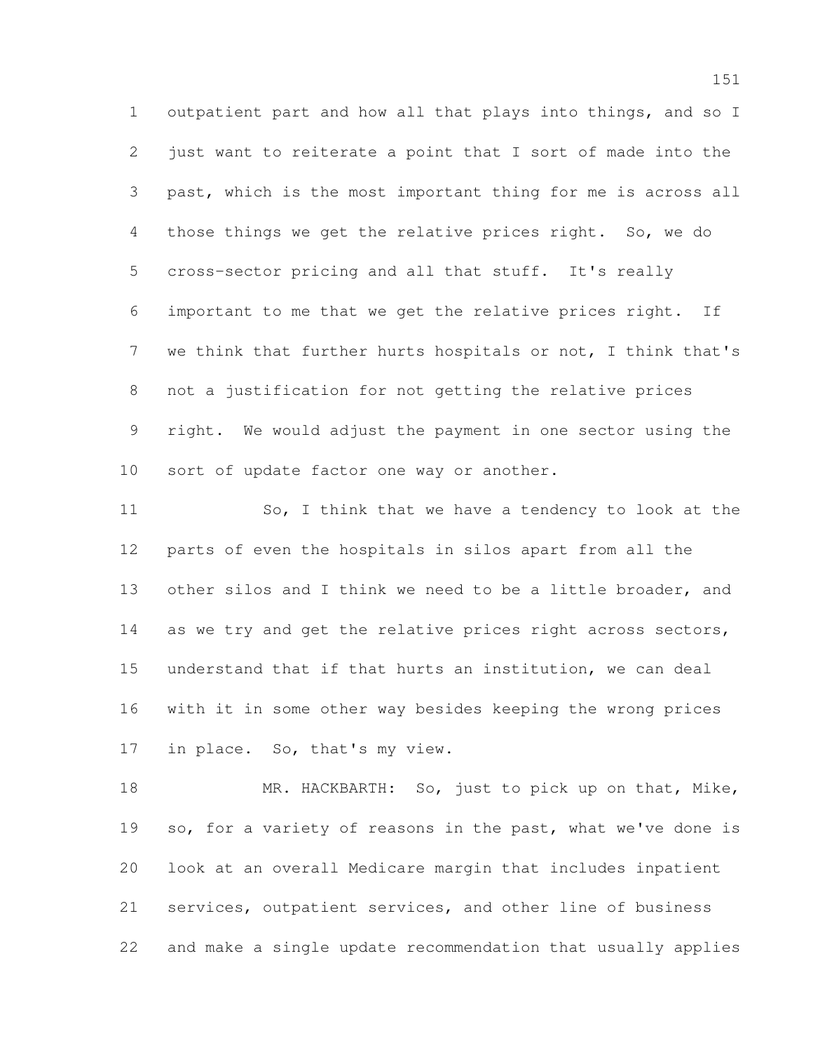outpatient part and how all that plays into things, and so I just want to reiterate a point that I sort of made into the past, which is the most important thing for me is across all those things we get the relative prices right. So, we do cross-sector pricing and all that stuff. It's really important to me that we get the relative prices right. If we think that further hurts hospitals or not, I think that's not a justification for not getting the relative prices right. We would adjust the payment in one sector using the sort of update factor one way or another.

So, I think that we have a tendency to look at the parts of even the hospitals in silos apart from all the other silos and I think we need to be a little broader, and as we try and get the relative prices right across sectors, understand that if that hurts an institution, we can deal with it in some other way besides keeping the wrong prices in place. So, that's my view.

MR. HACKBARTH: So, just to pick up on that, Mike, so, for a variety of reasons in the past, what we've done is look at an overall Medicare margin that includes inpatient services, outpatient services, and other line of business and make a single update recommendation that usually applies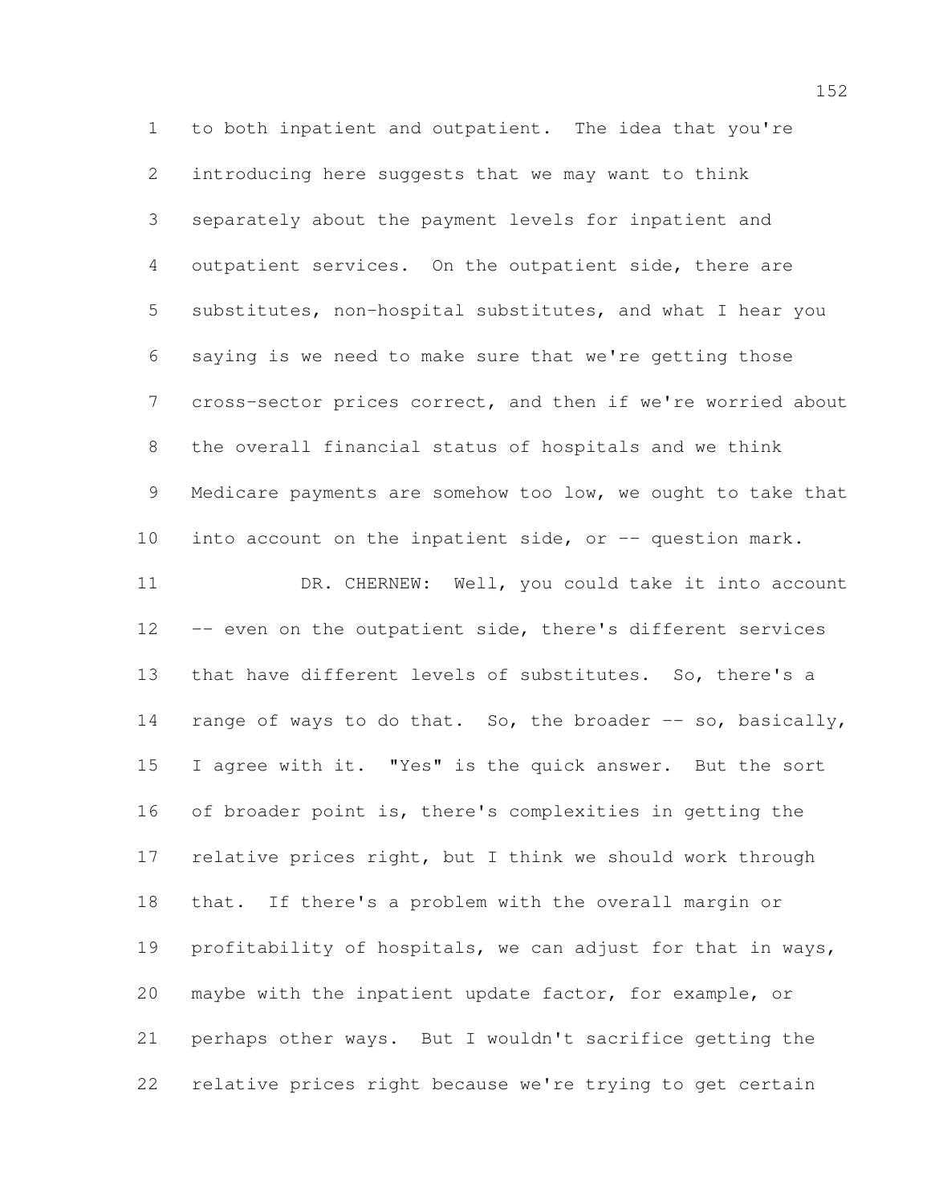to both inpatient and outpatient. The idea that you're introducing here suggests that we may want to think separately about the payment levels for inpatient and outpatient services. On the outpatient side, there are substitutes, non-hospital substitutes, and what I hear you saying is we need to make sure that we're getting those cross-sector prices correct, and then if we're worried about the overall financial status of hospitals and we think Medicare payments are somehow too low, we ought to take that into account on the inpatient side, or -- question mark.

DR. CHERNEW: Well, you could take it into account -- even on the outpatient side, there's different services that have different levels of substitutes. So, there's a range of ways to do that. So, the broader -- so, basically, I agree with it. "Yes" is the quick answer. But the sort of broader point is, there's complexities in getting the relative prices right, but I think we should work through that. If there's a problem with the overall margin or profitability of hospitals, we can adjust for that in ways, maybe with the inpatient update factor, for example, or perhaps other ways. But I wouldn't sacrifice getting the relative prices right because we're trying to get certain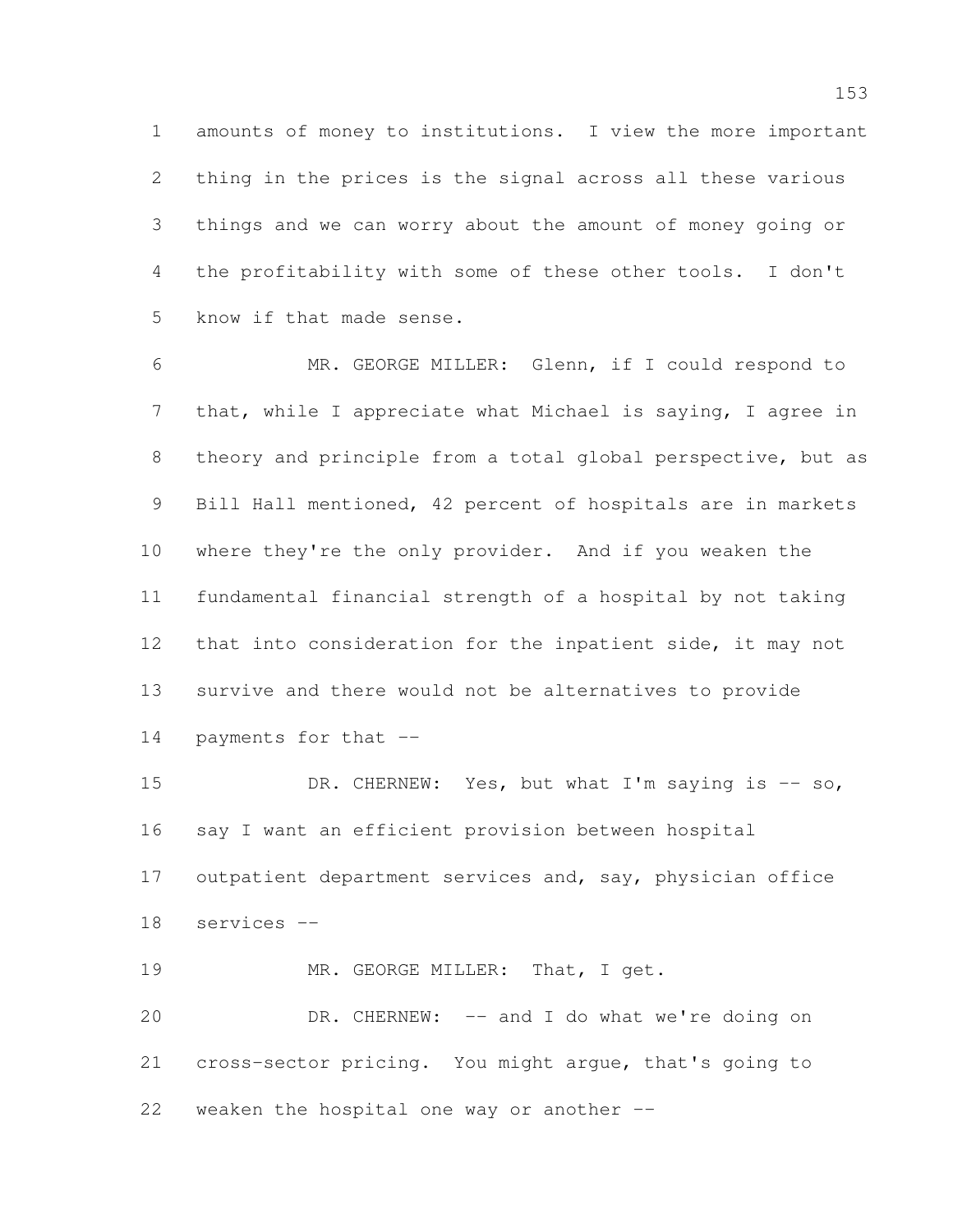amounts of money to institutions. I view the more important thing in the prices is the signal across all these various things and we can worry about the amount of money going or the profitability with some of these other tools. I don't know if that made sense.

MR. GEORGE MILLER: Glenn, if I could respond to that, while I appreciate what Michael is saying, I agree in theory and principle from a total global perspective, but as Bill Hall mentioned, 42 percent of hospitals are in markets where they're the only provider. And if you weaken the fundamental financial strength of a hospital by not taking that into consideration for the inpatient side, it may not survive and there would not be alternatives to provide payments for that --

DR. CHERNEW: Yes, but what I'm saying is -- so, say I want an efficient provision between hospital outpatient department services and, say, physician office services --

MR. GEORGE MILLER: That, I get.

DR. CHERNEW: -- and I do what we're doing on cross-sector pricing. You might argue, that's going to weaken the hospital one way or another --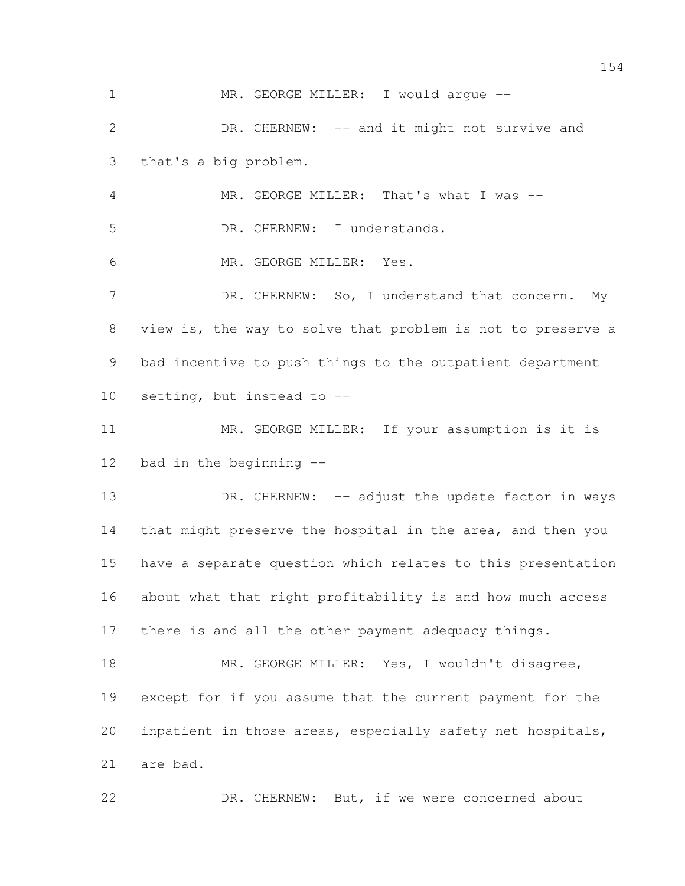MR. GEORGE MILLER: I would argue --

DR. CHERNEW: -- and it might not survive and that's a big problem.

MR. GEORGE MILLER: That's what I was --

DR. CHERNEW: I understands.

MR. GEORGE MILLER: Yes.

DR. CHERNEW: So, I understand that concern. My view is, the way to solve that problem is not to preserve a bad incentive to push things to the outpatient department setting, but instead to --

MR. GEORGE MILLER: If your assumption is it is bad in the beginning --

DR. CHERNEW: -- adjust the update factor in ways that might preserve the hospital in the area, and then you have a separate question which relates to this presentation about what that right profitability is and how much access there is and all the other payment adequacy things.

MR. GEORGE MILLER: Yes, I wouldn't disagree, except for if you assume that the current payment for the inpatient in those areas, especially safety net hospitals, are bad.

DR. CHERNEW: But, if we were concerned about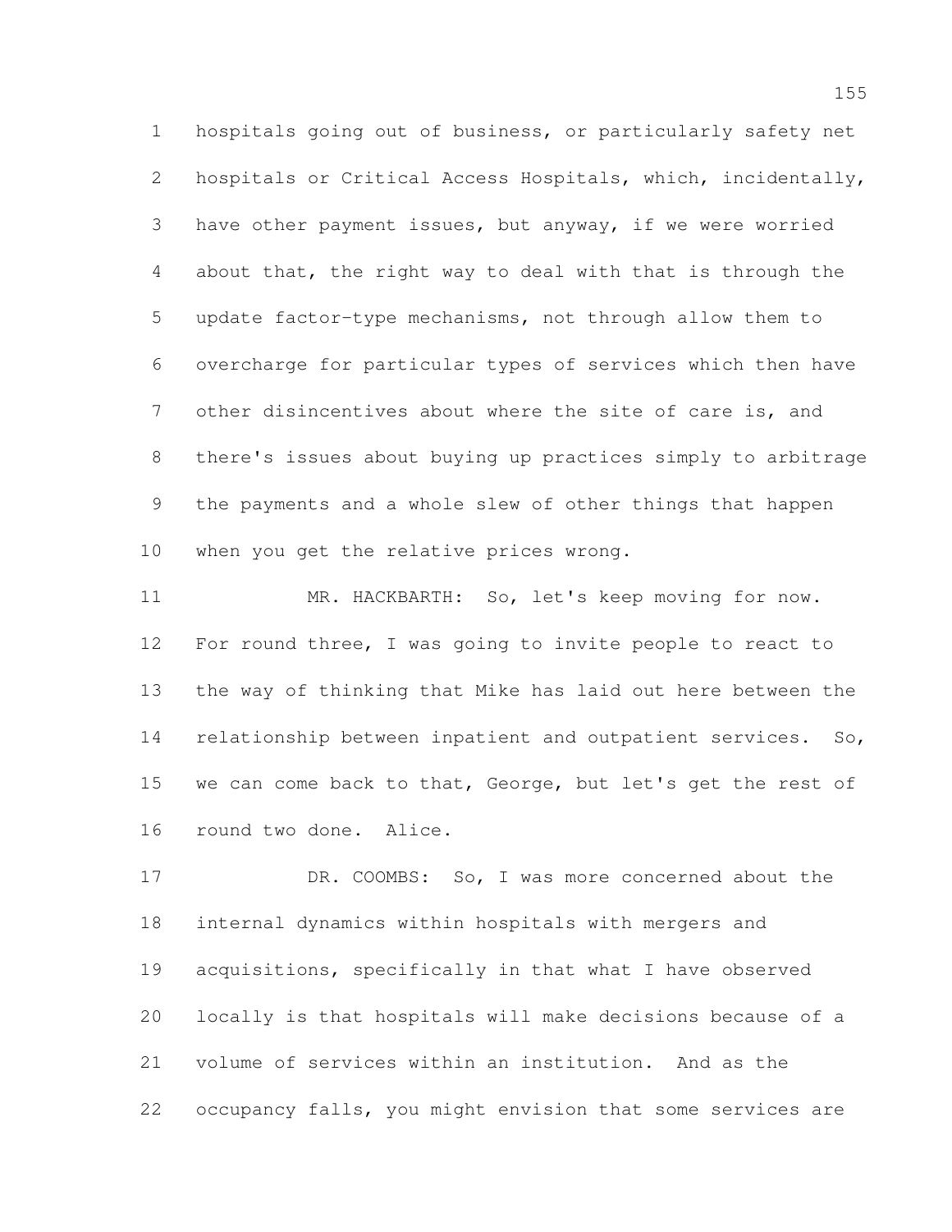hospitals going out of business, or particularly safety net hospitals or Critical Access Hospitals, which, incidentally, have other payment issues, but anyway, if we were worried about that, the right way to deal with that is through the update factor-type mechanisms, not through allow them to overcharge for particular types of services which then have other disincentives about where the site of care is, and there's issues about buying up practices simply to arbitrage the payments and a whole slew of other things that happen when you get the relative prices wrong.

MR. HACKBARTH: So, let's keep moving for now. For round three, I was going to invite people to react to the way of thinking that Mike has laid out here between the relationship between inpatient and outpatient services. So, we can come back to that, George, but let's get the rest of round two done. Alice.

DR. COOMBS: So, I was more concerned about the internal dynamics within hospitals with mergers and acquisitions, specifically in that what I have observed locally is that hospitals will make decisions because of a volume of services within an institution. And as the occupancy falls, you might envision that some services are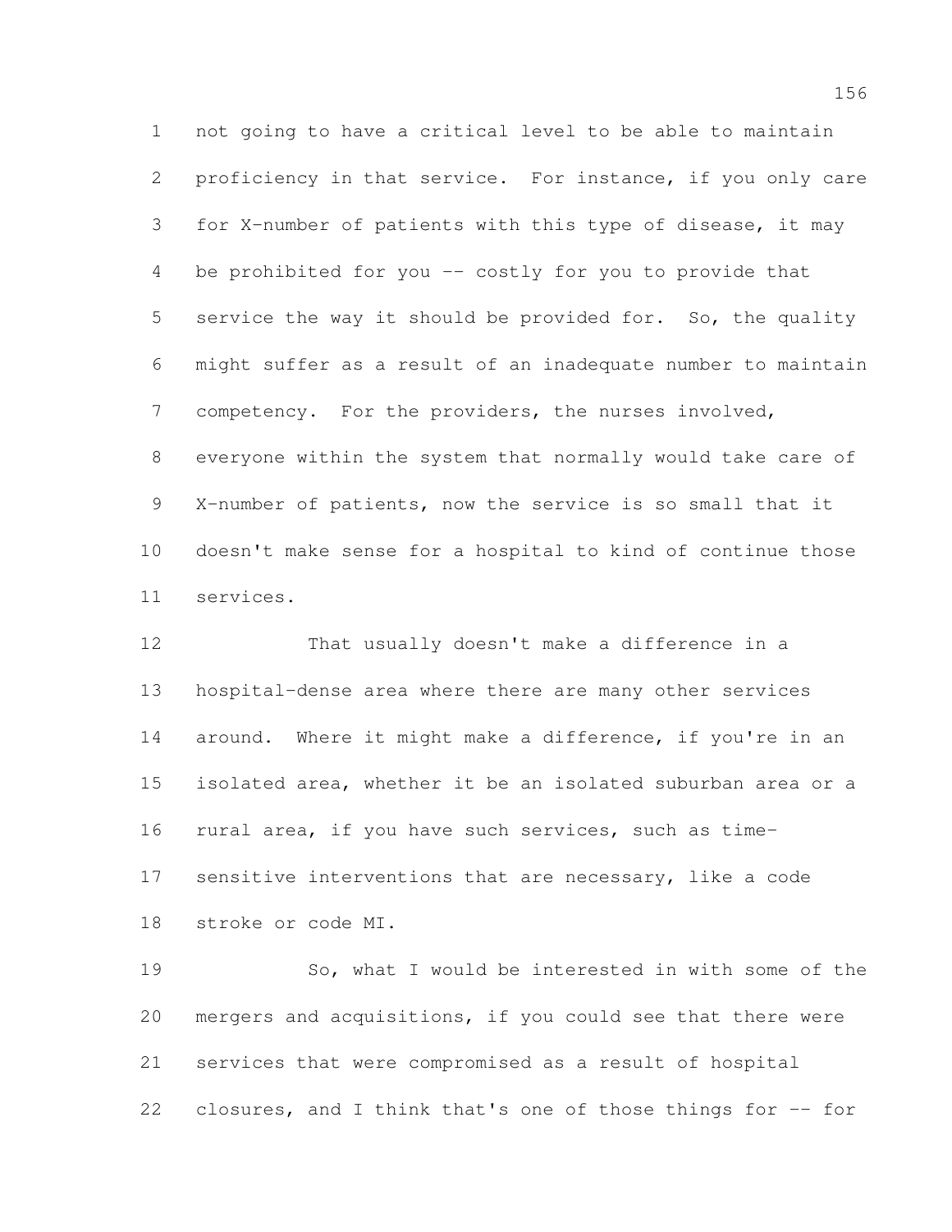not going to have a critical level to be able to maintain proficiency in that service. For instance, if you only care for X-number of patients with this type of disease, it may be prohibited for you -- costly for you to provide that service the way it should be provided for. So, the quality might suffer as a result of an inadequate number to maintain competency. For the providers, the nurses involved, everyone within the system that normally would take care of X-number of patients, now the service is so small that it doesn't make sense for a hospital to kind of continue those services.

That usually doesn't make a difference in a hospital-dense area where there are many other services around. Where it might make a difference, if you're in an isolated area, whether it be an isolated suburban area or a rural area, if you have such services, such as time-sensitive interventions that are necessary, like a code stroke or code MI.

So, what I would be interested in with some of the mergers and acquisitions, if you could see that there were services that were compromised as a result of hospital closures, and I think that's one of those things for -- for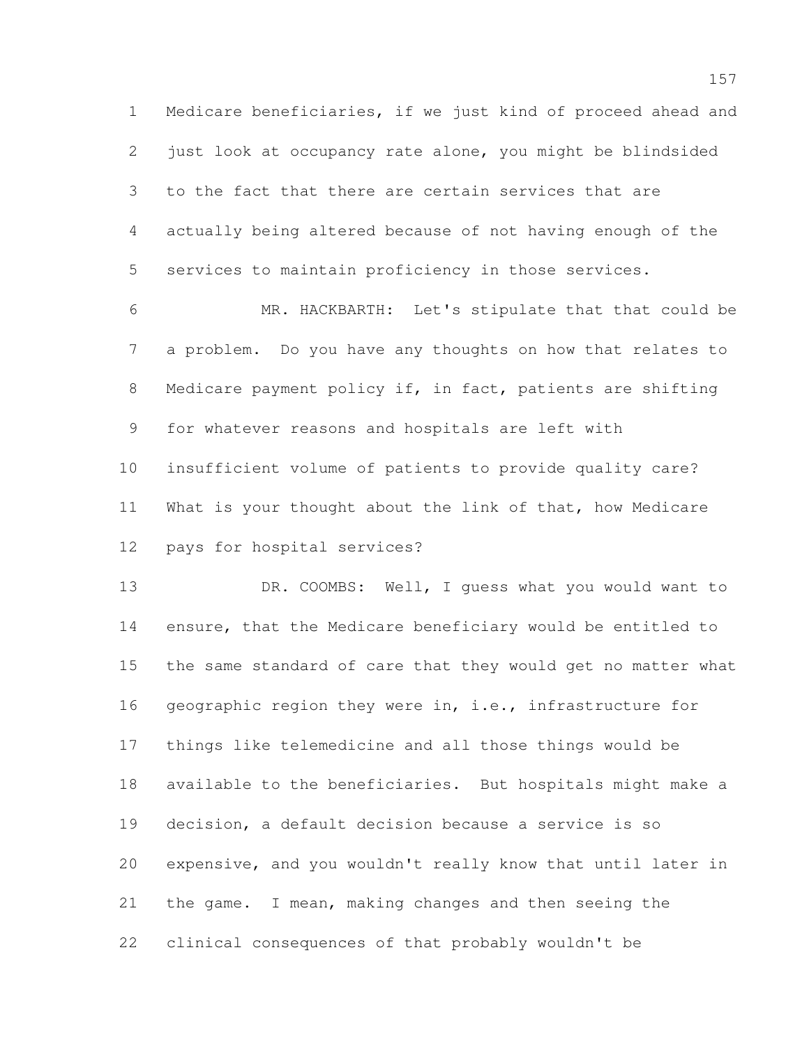Medicare beneficiaries, if we just kind of proceed ahead and just look at occupancy rate alone, you might be blindsided to the fact that there are certain services that are actually being altered because of not having enough of the services to maintain proficiency in those services.

MR. HACKBARTH: Let's stipulate that that could be a problem. Do you have any thoughts on how that relates to Medicare payment policy if, in fact, patients are shifting for whatever reasons and hospitals are left with insufficient volume of patients to provide quality care? What is your thought about the link of that, how Medicare pays for hospital services?

DR. COOMBS: Well, I guess what you would want to ensure, that the Medicare beneficiary would be entitled to the same standard of care that they would get no matter what geographic region they were in, i.e., infrastructure for things like telemedicine and all those things would be available to the beneficiaries. But hospitals might make a decision, a default decision because a service is so expensive, and you wouldn't really know that until later in the game. I mean, making changes and then seeing the clinical consequences of that probably wouldn't be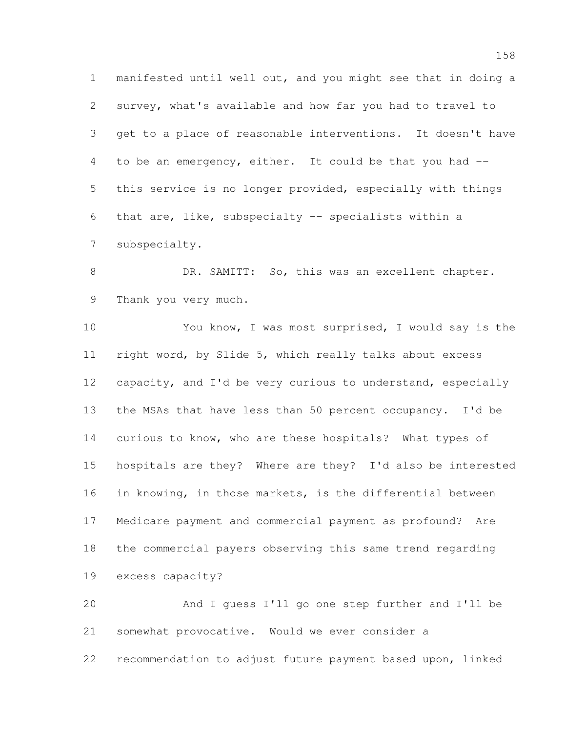manifested until well out, and you might see that in doing a survey, what's available and how far you had to travel to get to a place of reasonable interventions. It doesn't have to be an emergency, either. It could be that you had -- this service is no longer provided, especially with things that are, like, subspecialty -- specialists within a subspecialty.

DR. SAMITT: So, this was an excellent chapter. Thank you very much.

You know, I was most surprised, I would say is the right word, by Slide 5, which really talks about excess capacity, and I'd be very curious to understand, especially the MSAs that have less than 50 percent occupancy. I'd be curious to know, who are these hospitals? What types of hospitals are they? Where are they? I'd also be interested in knowing, in those markets, is the differential between Medicare payment and commercial payment as profound? Are the commercial payers observing this same trend regarding excess capacity?

And I guess I'll go one step further and I'll be somewhat provocative. Would we ever consider a recommendation to adjust future payment based upon, linked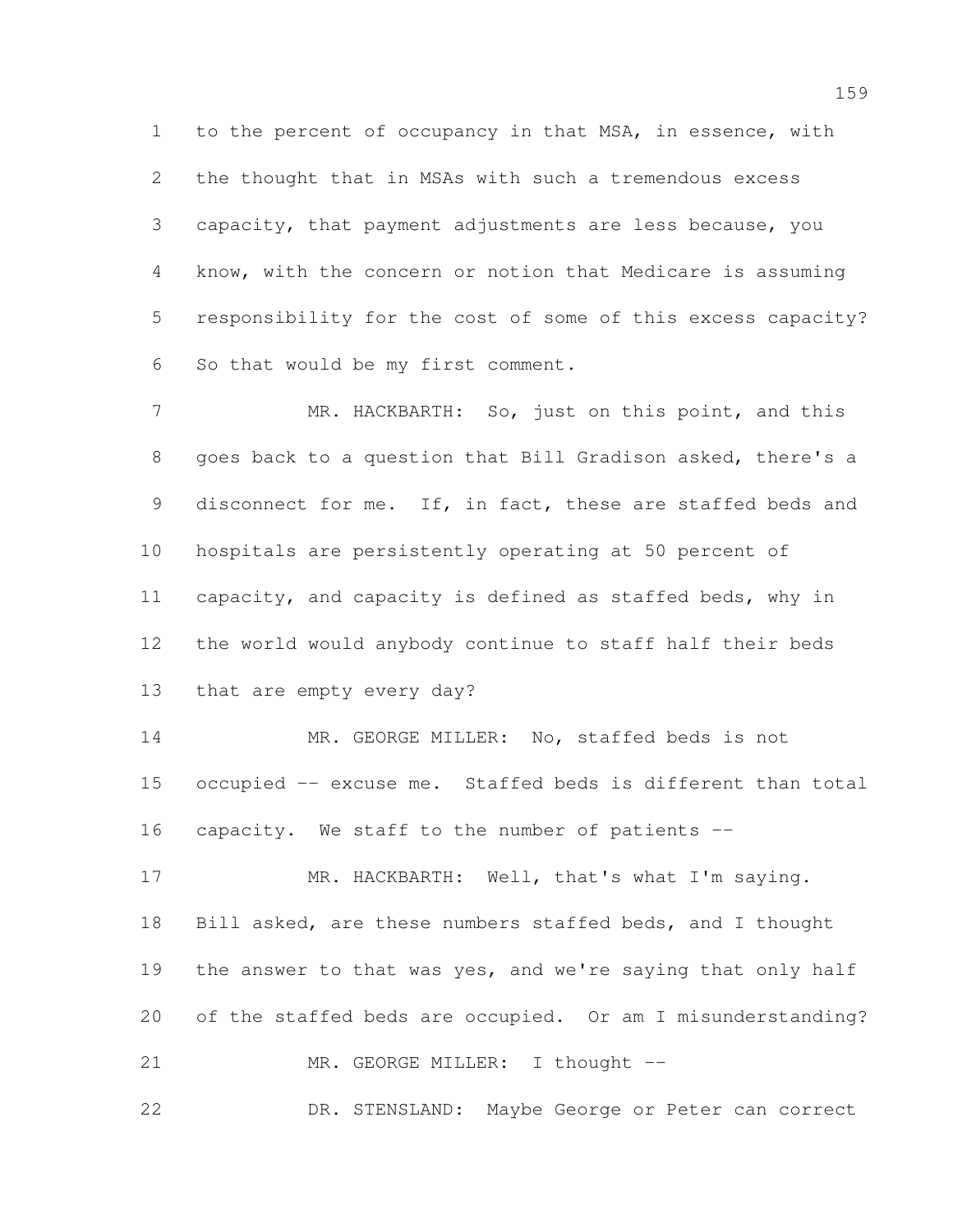to the percent of occupancy in that MSA, in essence, with the thought that in MSAs with such a tremendous excess capacity, that payment adjustments are less because, you know, with the concern or notion that Medicare is assuming responsibility for the cost of some of this excess capacity? So that would be my first comment.

MR. HACKBARTH: So, just on this point, and this goes back to a question that Bill Gradison asked, there's a disconnect for me. If, in fact, these are staffed beds and hospitals are persistently operating at 50 percent of capacity, and capacity is defined as staffed beds, why in the world would anybody continue to staff half their beds that are empty every day?

MR. GEORGE MILLER: No, staffed beds is not occupied -- excuse me. Staffed beds is different than total capacity. We staff to the number of patients --

MR. HACKBARTH: Well, that's what I'm saying. Bill asked, are these numbers staffed beds, and I thought the answer to that was yes, and we're saying that only half of the staffed beds are occupied. Or am I misunderstanding?

MR. GEORGE MILLER: I thought --

DR. STENSLAND: Maybe George or Peter can correct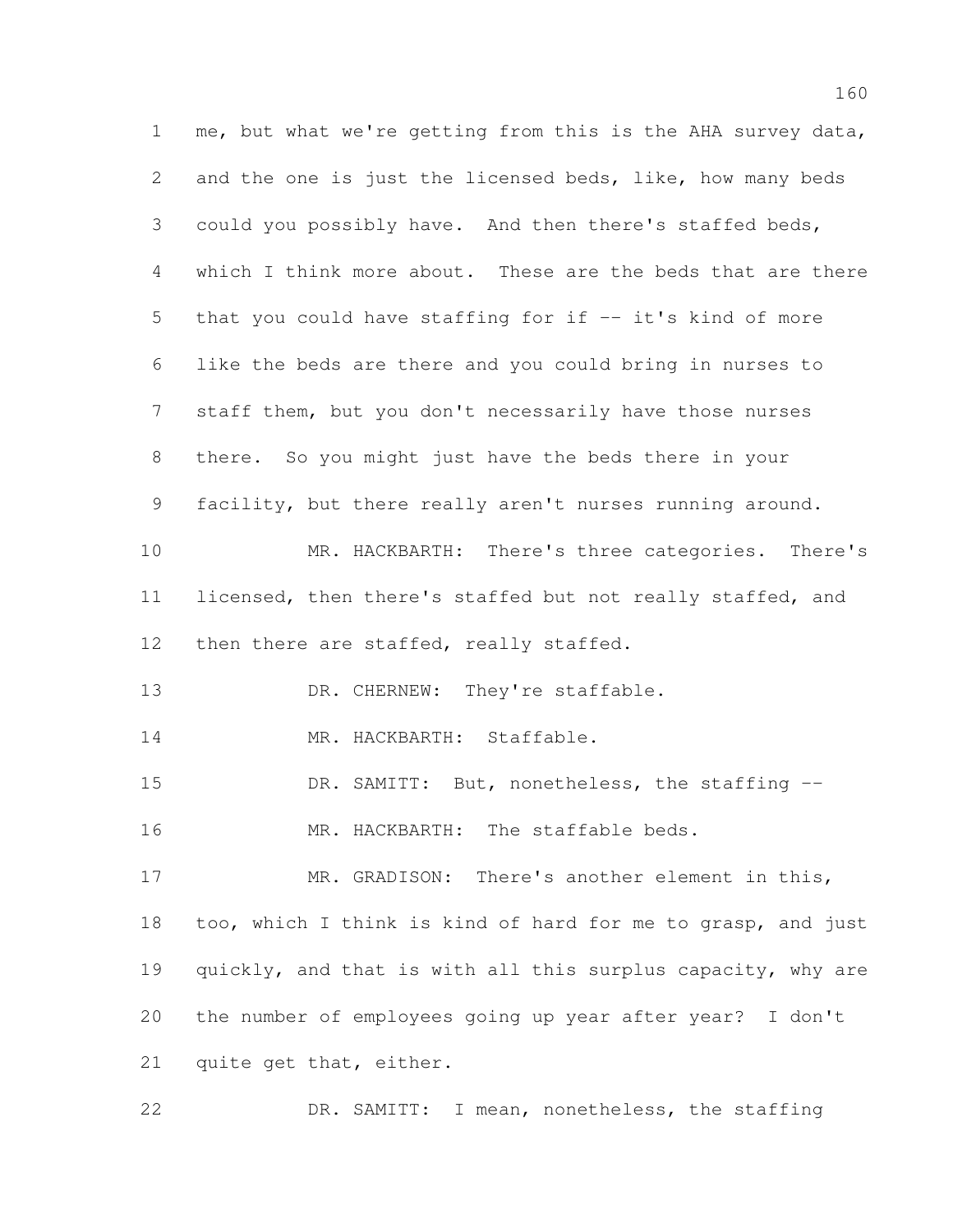me, but what we're getting from this is the AHA survey data, and the one is just the licensed beds, like, how many beds could you possibly have. And then there's staffed beds, which I think more about. These are the beds that are there that you could have staffing for if -- it's kind of more like the beds are there and you could bring in nurses to staff them, but you don't necessarily have those nurses there. So you might just have the beds there in your facility, but there really aren't nurses running around.

MR. HACKBARTH: There's three categories. There's licensed, then there's staffed but not really staffed, and then there are staffed, really staffed.

DR. CHERNEW: They're staffable.

MR. HACKBARTH: Staffable.

DR. SAMITT: But, nonetheless, the staffing --

MR. HACKBARTH: The staffable beds.

MR. GRADISON: There's another element in this, too, which I think is kind of hard for me to grasp, and just quickly, and that is with all this surplus capacity, why are the number of employees going up year after year? I don't quite get that, either.

DR. SAMITT: I mean, nonetheless, the staffing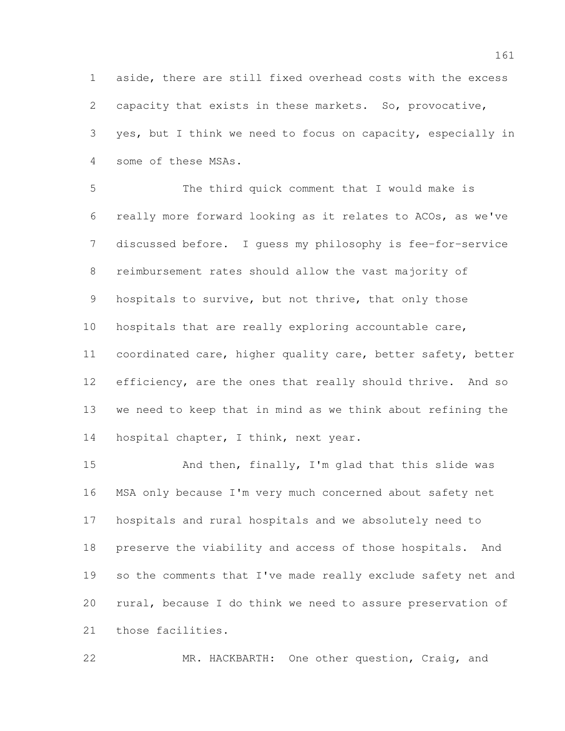aside, there are still fixed overhead costs with the excess capacity that exists in these markets. So, provocative, yes, but I think we need to focus on capacity, especially in some of these MSAs.

The third quick comment that I would make is really more forward looking as it relates to ACOs, as we've discussed before. I guess my philosophy is fee-for-service reimbursement rates should allow the vast majority of hospitals to survive, but not thrive, that only those hospitals that are really exploring accountable care, coordinated care, higher quality care, better safety, better efficiency, are the ones that really should thrive. And so we need to keep that in mind as we think about refining the hospital chapter, I think, next year.

And then, finally, I'm glad that this slide was MSA only because I'm very much concerned about safety net hospitals and rural hospitals and we absolutely need to preserve the viability and access of those hospitals. And so the comments that I've made really exclude safety net and rural, because I do think we need to assure preservation of those facilities.

MR. HACKBARTH: One other question, Craig, and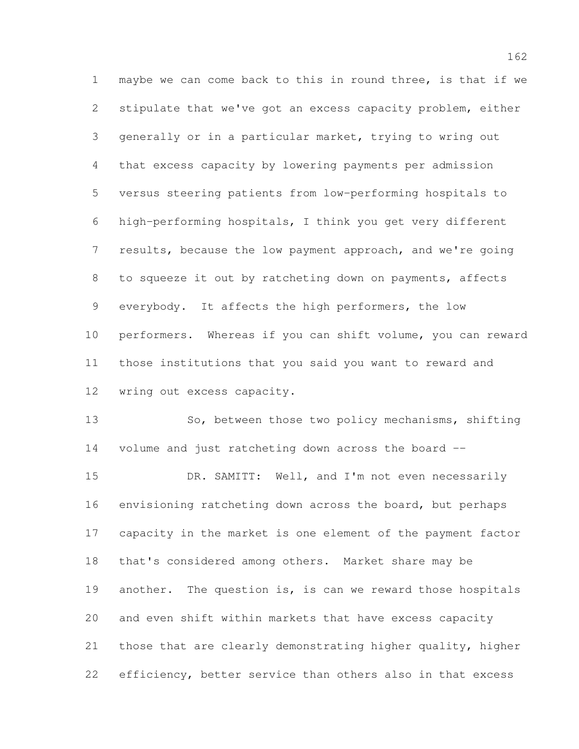maybe we can come back to this in round three, is that if we stipulate that we've got an excess capacity problem, either generally or in a particular market, trying to wring out that excess capacity by lowering payments per admission versus steering patients from low-performing hospitals to high-performing hospitals, I think you get very different results, because the low payment approach, and we're going to squeeze it out by ratcheting down on payments, affects everybody. It affects the high performers, the low performers. Whereas if you can shift volume, you can reward those institutions that you said you want to reward and wring out excess capacity.

So, between those two policy mechanisms, shifting volume and just ratcheting down across the board --

DR. SAMITT: Well, and I'm not even necessarily envisioning ratcheting down across the board, but perhaps capacity in the market is one element of the payment factor that's considered among others. Market share may be another. The question is, is can we reward those hospitals and even shift within markets that have excess capacity those that are clearly demonstrating higher quality, higher efficiency, better service than others also in that excess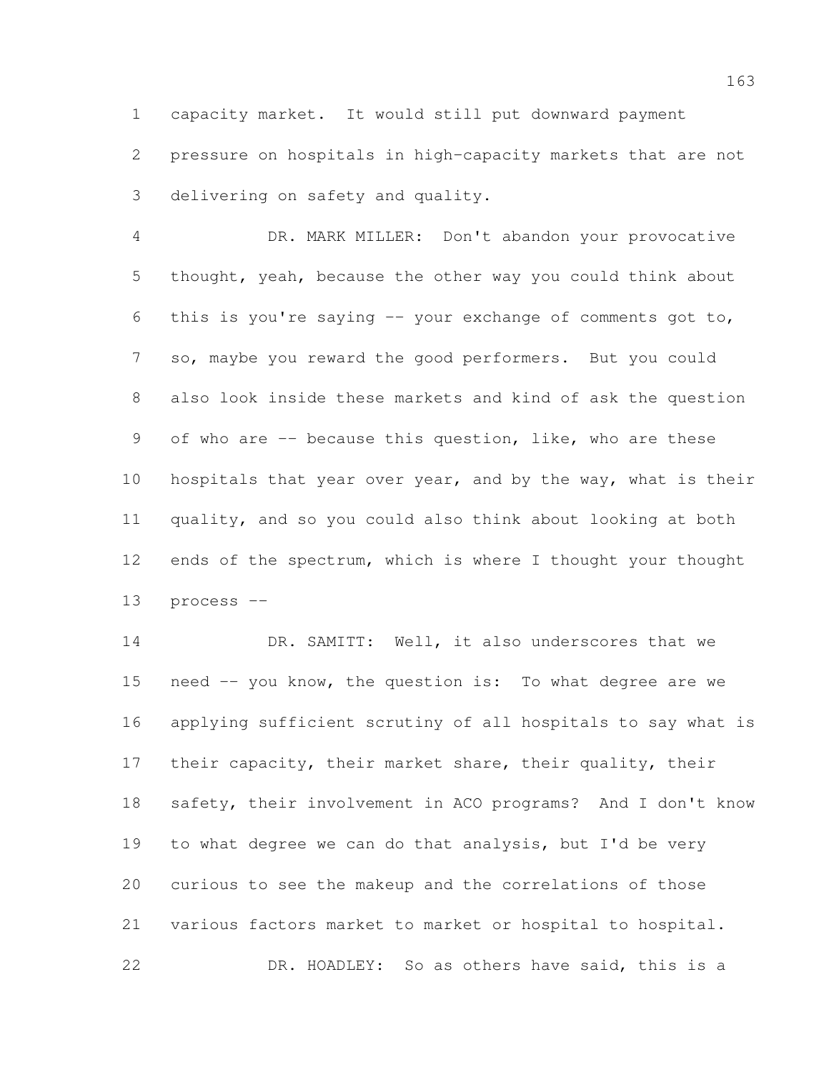capacity market. It would still put downward payment pressure on hospitals in high-capacity markets that are not delivering on safety and quality.

DR. MARK MILLER: Don't abandon your provocative thought, yeah, because the other way you could think about this is you're saying -- your exchange of comments got to, so, maybe you reward the good performers. But you could also look inside these markets and kind of ask the question of who are -- because this question, like, who are these hospitals that year over year, and by the way, what is their quality, and so you could also think about looking at both ends of the spectrum, which is where I thought your thought process --

DR. SAMITT: Well, it also underscores that we need -- you know, the question is: To what degree are we applying sufficient scrutiny of all hospitals to say what is their capacity, their market share, their quality, their safety, their involvement in ACO programs? And I don't know to what degree we can do that analysis, but I'd be very curious to see the makeup and the correlations of those various factors market to market or hospital to hospital.

DR. HOADLEY: So as others have said, this is a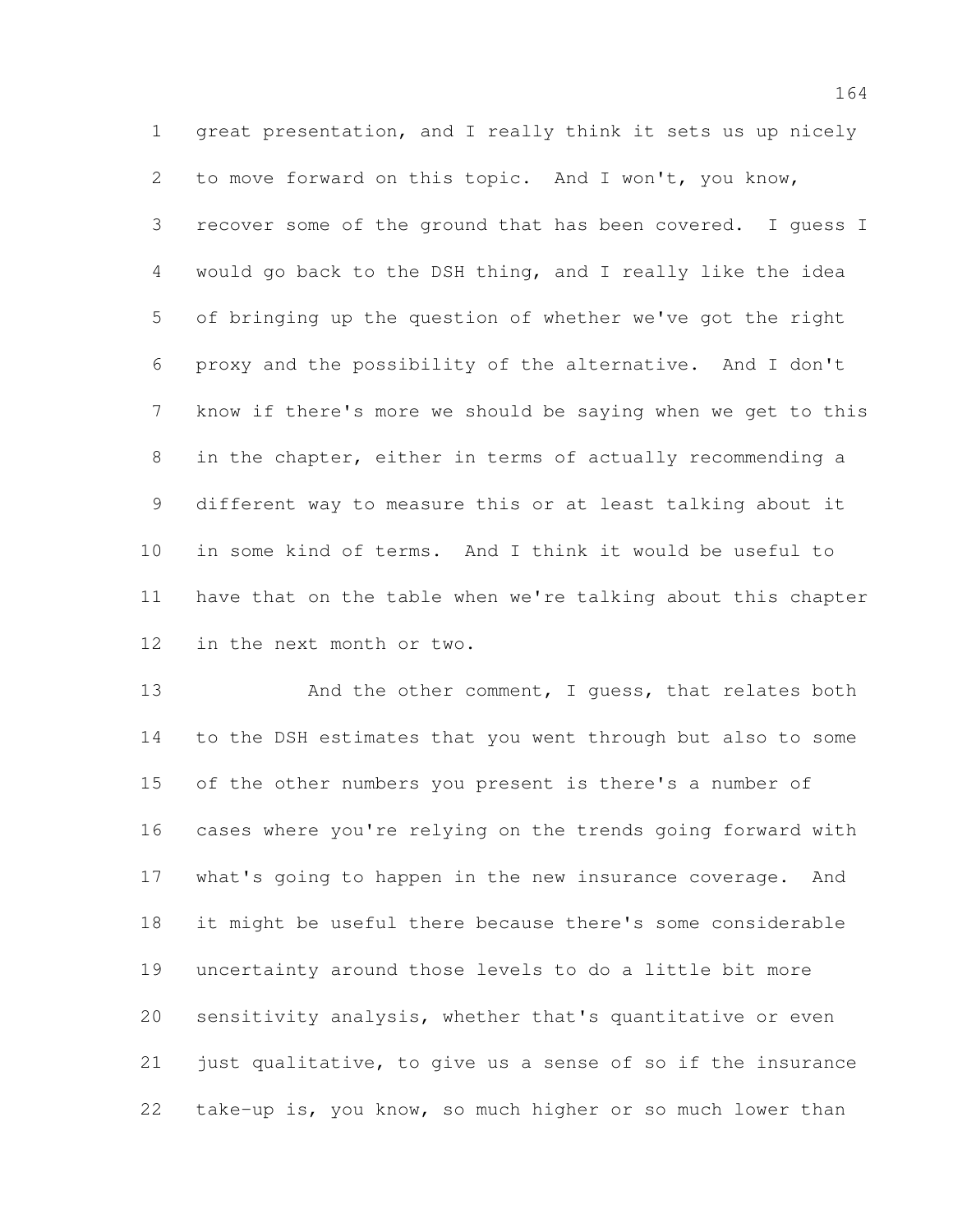great presentation, and I really think it sets us up nicely to move forward on this topic. And I won't, you know, recover some of the ground that has been covered. I guess I would go back to the DSH thing, and I really like the idea of bringing up the question of whether we've got the right proxy and the possibility of the alternative. And I don't know if there's more we should be saying when we get to this in the chapter, either in terms of actually recommending a different way to measure this or at least talking about it in some kind of terms. And I think it would be useful to have that on the table when we're talking about this chapter in the next month or two.

And the other comment, I guess, that relates both to the DSH estimates that you went through but also to some of the other numbers you present is there's a number of cases where you're relying on the trends going forward with what's going to happen in the new insurance coverage. And it might be useful there because there's some considerable uncertainty around those levels to do a little bit more sensitivity analysis, whether that's quantitative or even just qualitative, to give us a sense of so if the insurance take-up is, you know, so much higher or so much lower than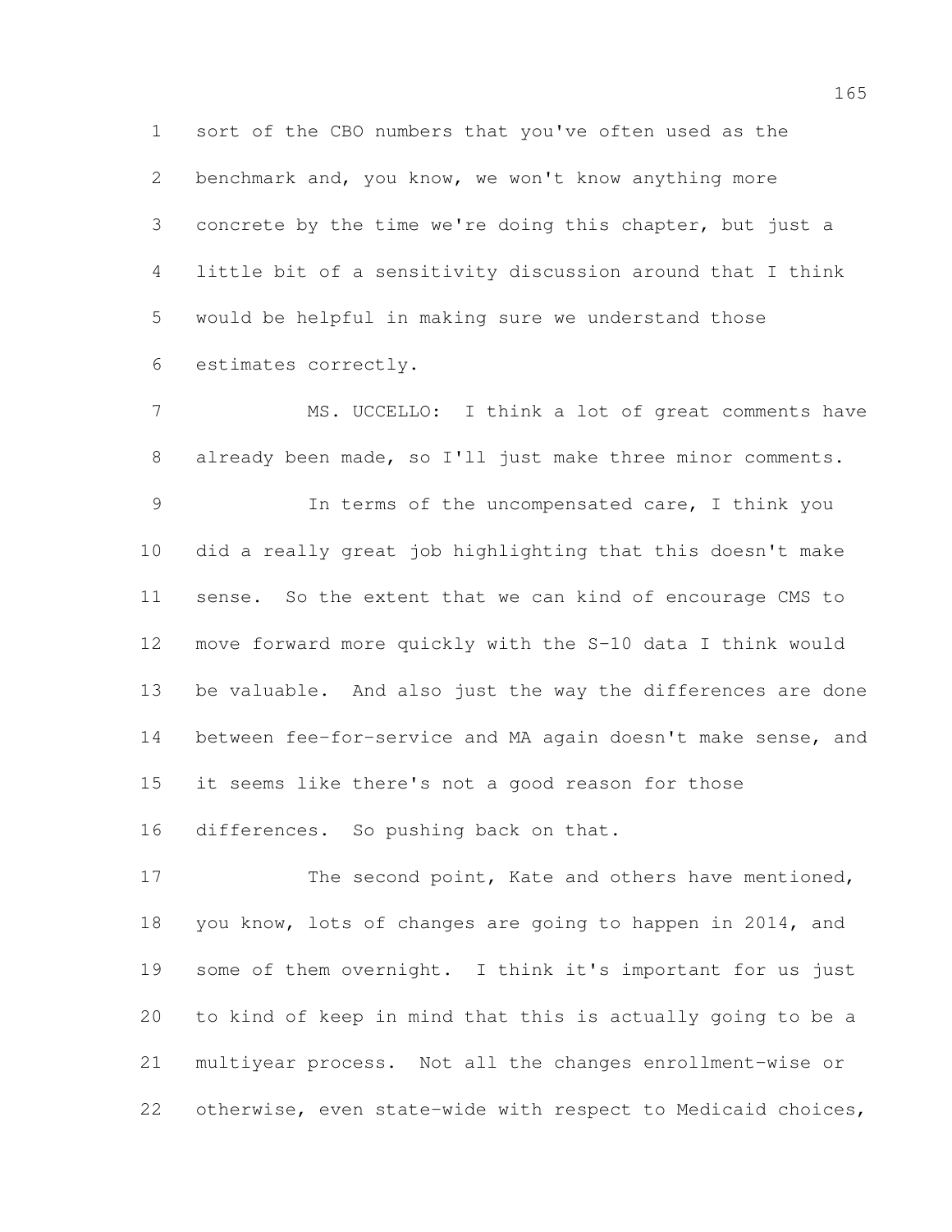sort of the CBO numbers that you've often used as the benchmark and, you know, we won't know anything more concrete by the time we're doing this chapter, but just a little bit of a sensitivity discussion around that I think would be helpful in making sure we understand those estimates correctly.

MS. UCCELLO: I think a lot of great comments have already been made, so I'll just make three minor comments.

In terms of the uncompensated care, I think you did a really great job highlighting that this doesn't make sense. So the extent that we can kind of encourage CMS to move forward more quickly with the S-10 data I think would be valuable. And also just the way the differences are done between fee-for-service and MA again doesn't make sense, and it seems like there's not a good reason for those differences. So pushing back on that.

The second point, Kate and others have mentioned, you know, lots of changes are going to happen in 2014, and some of them overnight. I think it's important for us just to kind of keep in mind that this is actually going to be a multiyear process. Not all the changes enrollment-wise or otherwise, even state-wide with respect to Medicaid choices,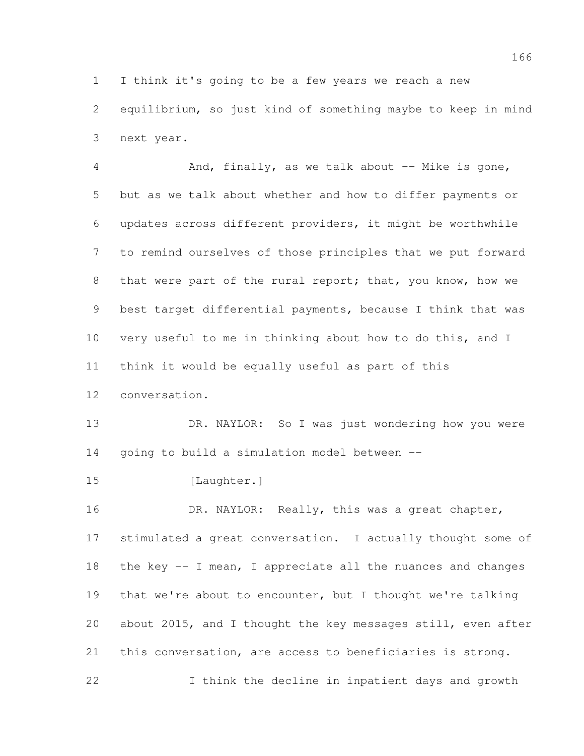I think it's going to be a few years we reach a new equilibrium, so just kind of something maybe to keep in mind next year.

And, finally, as we talk about -- Mike is gone, but as we talk about whether and how to differ payments or updates across different providers, it might be worthwhile to remind ourselves of those principles that we put forward that were part of the rural report; that, you know, how we best target differential payments, because I think that was very useful to me in thinking about how to do this, and I think it would be equally useful as part of this conversation.

DR. NAYLOR: So I was just wondering how you were going to build a simulation model between --

[Laughter.]

DR. NAYLOR: Really, this was a great chapter, stimulated a great conversation. I actually thought some of the key -- I mean, I appreciate all the nuances and changes that we're about to encounter, but I thought we're talking about 2015, and I thought the key messages still, even after this conversation, are access to beneficiaries is strong.

I think the decline in inpatient days and growth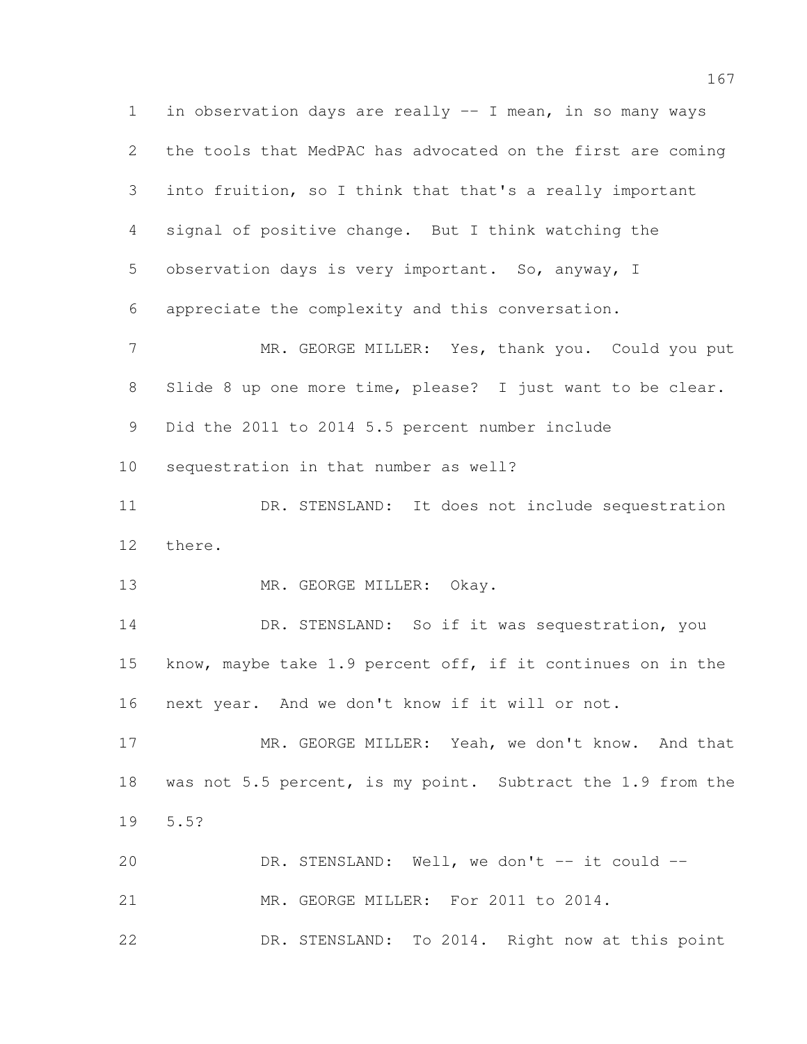in observation days are really -- I mean, in so many ways the tools that MedPAC has advocated on the first are coming into fruition, so I think that that's a really important signal of positive change. But I think watching the observation days is very important. So, anyway, I appreciate the complexity and this conversation.

MR. GEORGE MILLER: Yes, thank you. Could you put Slide 8 up one more time, please? I just want to be clear. Did the 2011 to 2014 5.5 percent number include sequestration in that number as well?

DR. STENSLAND: It does not include sequestration there.

MR. GEORGE MILLER: Okay.

DR. STENSLAND: So if it was sequestration, you know, maybe take 1.9 percent off, if it continues on in the next year. And we don't know if it will or not.

MR. GEORGE MILLER: Yeah, we don't know. And that was not 5.5 percent, is my point. Subtract the 1.9 from the 5.5?

DR. STENSLAND: Well, we don't -- it could --

MR. GEORGE MILLER: For 2011 to 2014.

DR. STENSLAND: To 2014. Right now at this point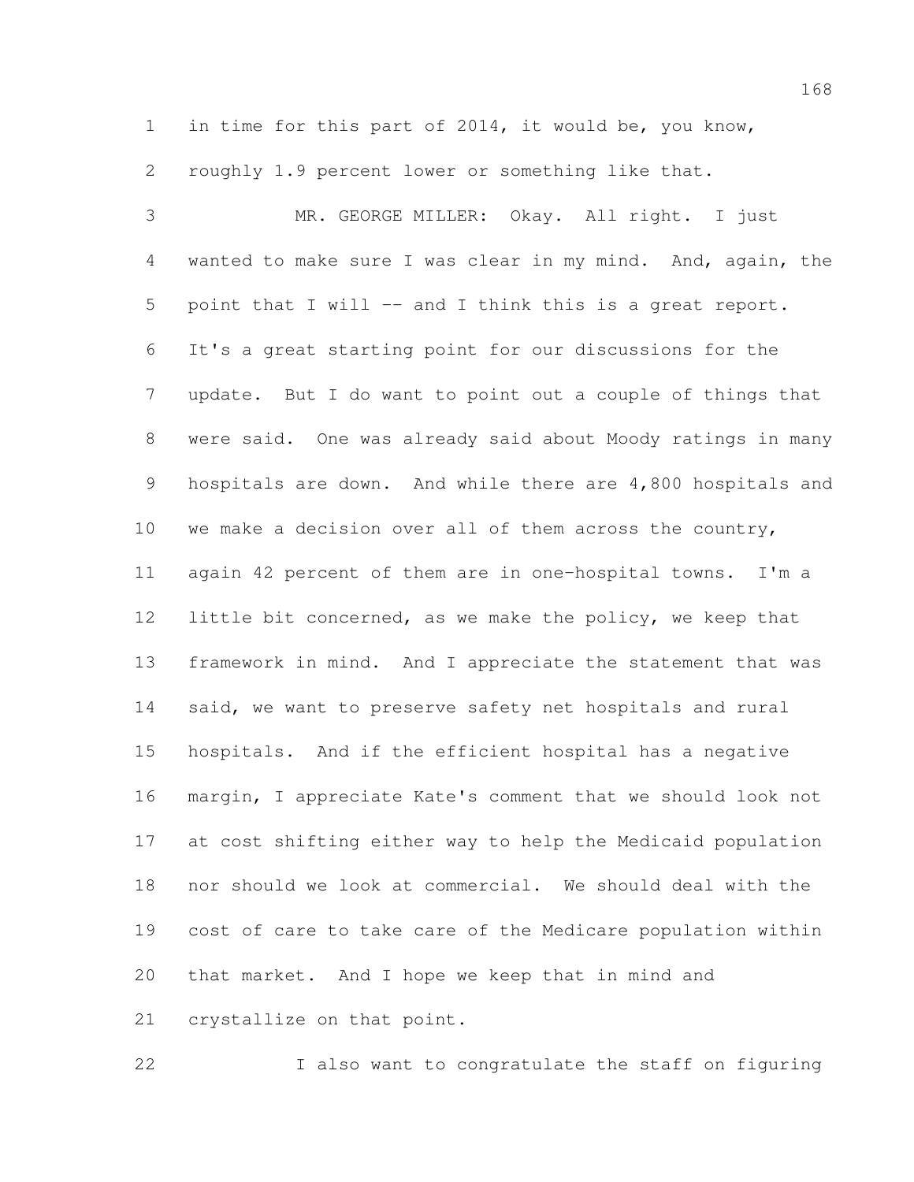in time for this part of 2014, it would be, you know, roughly 1.9 percent lower or something like that.

MR. GEORGE MILLER: Okay. All right. I just wanted to make sure I was clear in my mind. And, again, the point that I will -- and I think this is a great report. It's a great starting point for our discussions for the update. But I do want to point out a couple of things that were said. One was already said about Moody ratings in many hospitals are down. And while there are 4,800 hospitals and we make a decision over all of them across the country, again 42 percent of them are in one-hospital towns. I'm a little bit concerned, as we make the policy, we keep that framework in mind. And I appreciate the statement that was said, we want to preserve safety net hospitals and rural hospitals. And if the efficient hospital has a negative margin, I appreciate Kate's comment that we should look not at cost shifting either way to help the Medicaid population nor should we look at commercial. We should deal with the cost of care to take care of the Medicare population within that market. And I hope we keep that in mind and crystallize on that point.

I also want to congratulate the staff on figuring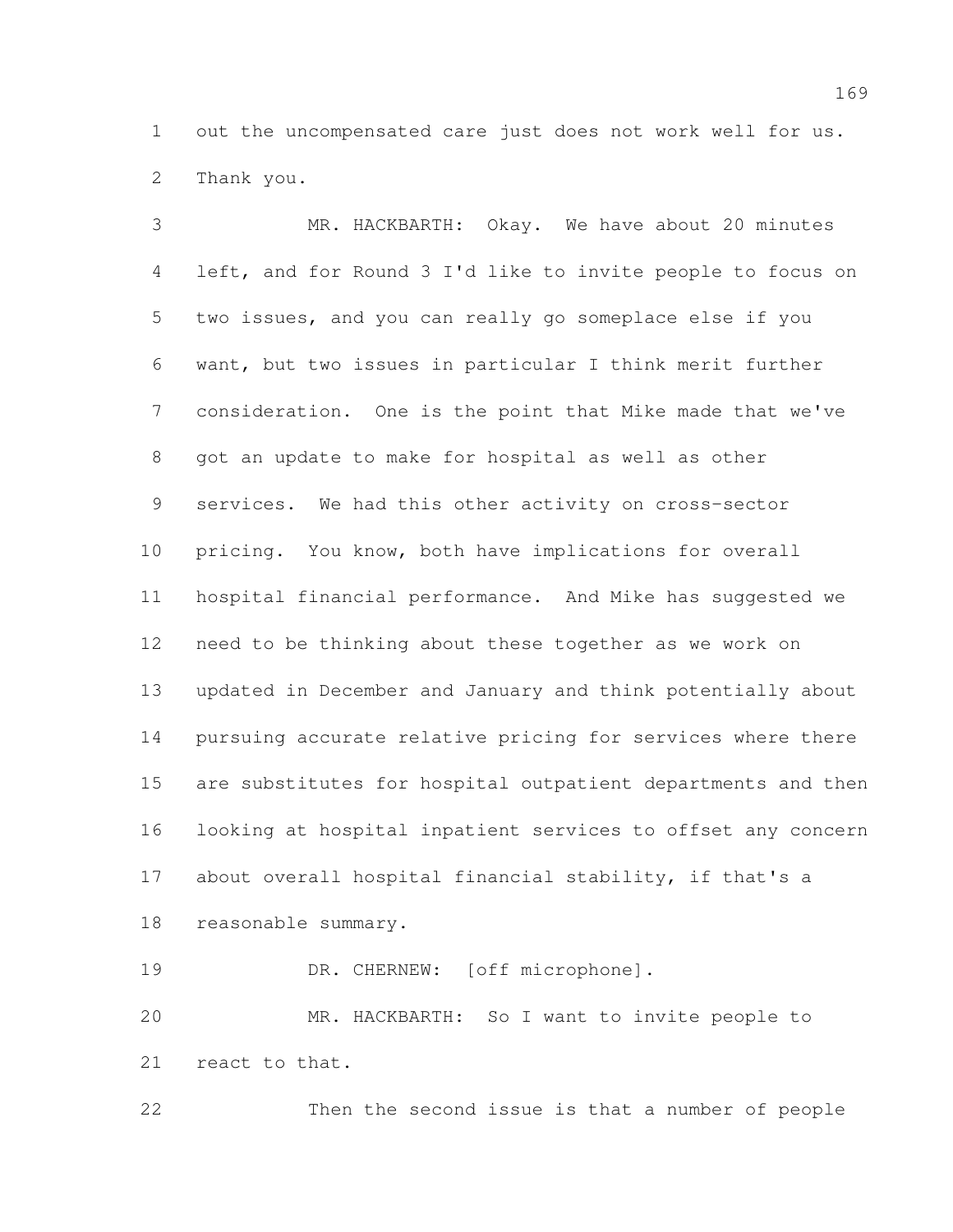out the uncompensated care just does not work well for us. Thank you.

MR. HACKBARTH: Okay. We have about 20 minutes left, and for Round 3 I'd like to invite people to focus on two issues, and you can really go someplace else if you want, but two issues in particular I think merit further consideration. One is the point that Mike made that we've got an update to make for hospital as well as other services. We had this other activity on cross-sector pricing. You know, both have implications for overall hospital financial performance. And Mike has suggested we need to be thinking about these together as we work on updated in December and January and think potentially about pursuing accurate relative pricing for services where there are substitutes for hospital outpatient departments and then looking at hospital inpatient services to offset any concern about overall hospital financial stability, if that's a reasonable summary.

DR. CHERNEW: [off microphone].

MR. HACKBARTH: So I want to invite people to react to that.

Then the second issue is that a number of people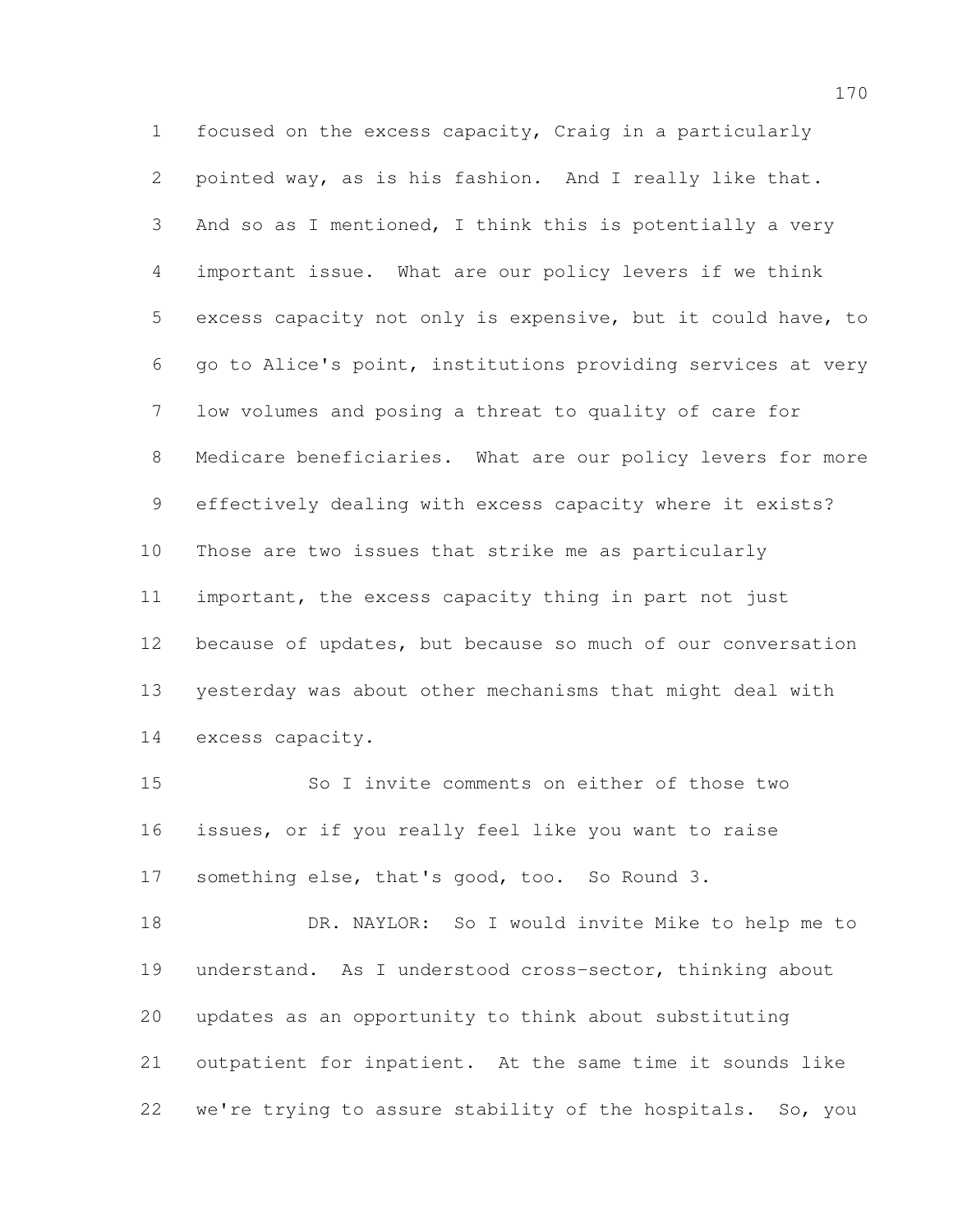focused on the excess capacity, Craig in a particularly pointed way, as is his fashion. And I really like that. And so as I mentioned, I think this is potentially a very important issue. What are our policy levers if we think excess capacity not only is expensive, but it could have, to go to Alice's point, institutions providing services at very low volumes and posing a threat to quality of care for Medicare beneficiaries. What are our policy levers for more effectively dealing with excess capacity where it exists? Those are two issues that strike me as particularly important, the excess capacity thing in part not just because of updates, but because so much of our conversation yesterday was about other mechanisms that might deal with excess capacity.

So I invite comments on either of those two issues, or if you really feel like you want to raise something else, that's good, too. So Round 3.

DR. NAYLOR: So I would invite Mike to help me to understand. As I understood cross-sector, thinking about updates as an opportunity to think about substituting outpatient for inpatient. At the same time it sounds like we're trying to assure stability of the hospitals. So, you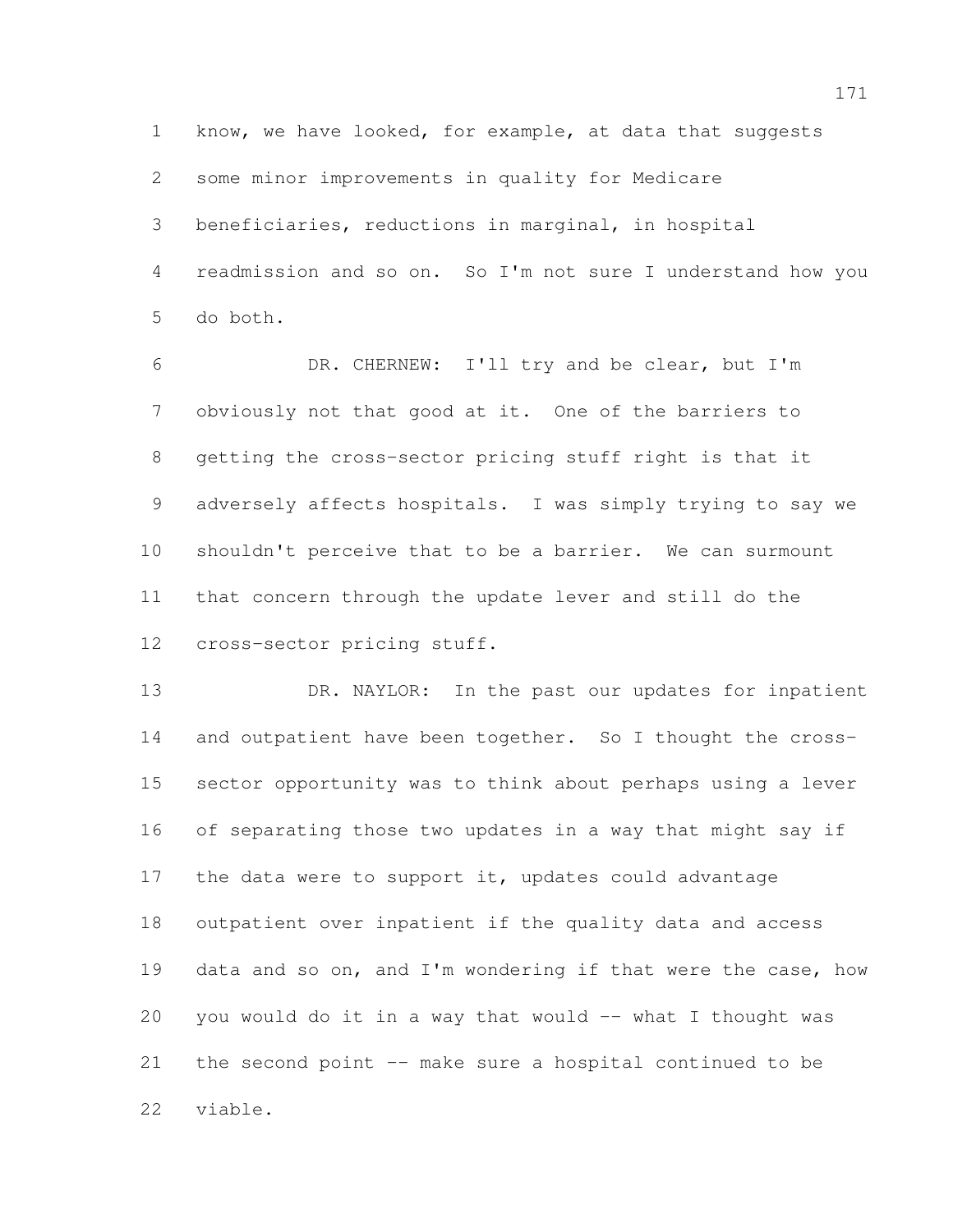know, we have looked, for example, at data that suggests some minor improvements in quality for Medicare beneficiaries, reductions in marginal, in hospital readmission and so on. So I'm not sure I understand how you do both.

DR. CHERNEW: I'll try and be clear, but I'm obviously not that good at it. One of the barriers to getting the cross-sector pricing stuff right is that it adversely affects hospitals. I was simply trying to say we shouldn't perceive that to be a barrier. We can surmount that concern through the update lever and still do the cross-sector pricing stuff.

DR. NAYLOR: In the past our updates for inpatient and outpatient have been together. So I thought the cross-sector opportunity was to think about perhaps using a lever of separating those two updates in a way that might say if the data were to support it, updates could advantage outpatient over inpatient if the quality data and access data and so on, and I'm wondering if that were the case, how you would do it in a way that would -- what I thought was the second point -- make sure a hospital continued to be viable.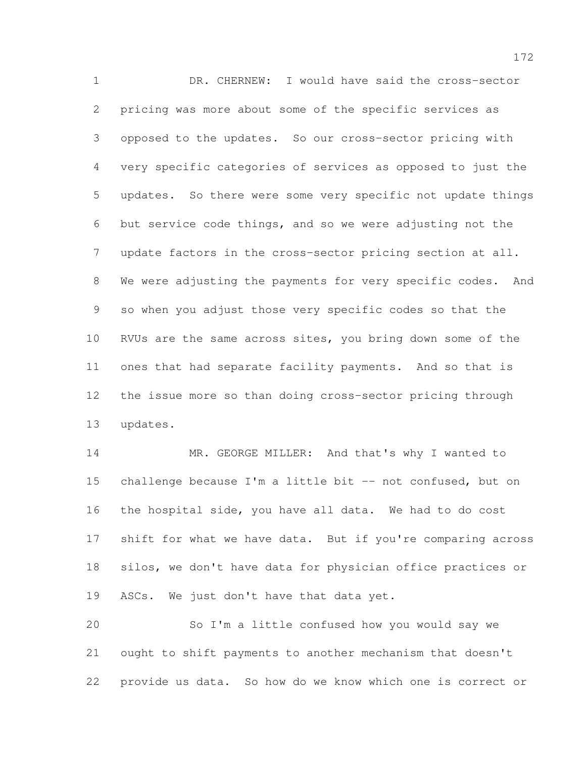DR. CHERNEW: I would have said the cross-sector pricing was more about some of the specific services as opposed to the updates. So our cross-sector pricing with very specific categories of services as opposed to just the updates. So there were some very specific not update things but service code things, and so we were adjusting not the update factors in the cross-sector pricing section at all. We were adjusting the payments for very specific codes. And so when you adjust those very specific codes so that the RVUs are the same across sites, you bring down some of the ones that had separate facility payments. And so that is the issue more so than doing cross-sector pricing through updates.

MR. GEORGE MILLER: And that's why I wanted to challenge because I'm a little bit -- not confused, but on the hospital side, you have all data. We had to do cost shift for what we have data. But if you're comparing across silos, we don't have data for physician office practices or ASCs. We just don't have that data yet.

So I'm a little confused how you would say we ought to shift payments to another mechanism that doesn't provide us data. So how do we know which one is correct or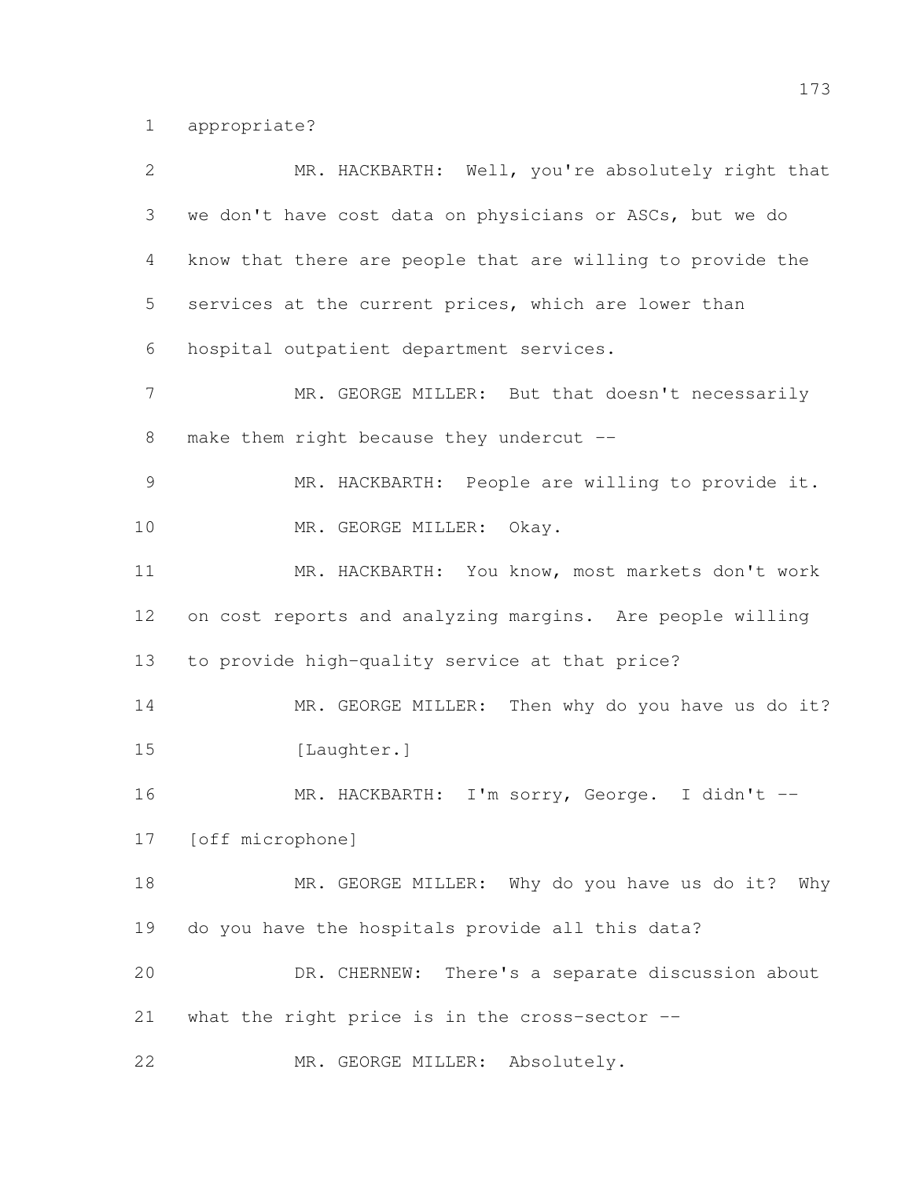appropriate?

MR. HACKBARTH: Well, you're absolutely right that we don't have cost data on physicians or ASCs, but we do know that there are people that are willing to provide the services at the current prices, which are lower than hospital outpatient department services.

MR. GEORGE MILLER: But that doesn't necessarily make them right because they undercut --

MR. HACKBARTH: People are willing to provide it.

MR. GEORGE MILLER: Okay.

MR. HACKBARTH: You know, most markets don't work on cost reports and analyzing margins. Are people willing to provide high-quality service at that price?

MR. GEORGE MILLER: Then why do you have us do it?

[Laughter.]

MR. HACKBARTH: I'm sorry, George. I didn't -- [off microphone]

MR. GEORGE MILLER: Why do you have us do it? Why do you have the hospitals provide all this data?

DR. CHERNEW: There's a separate discussion about what the right price is in the cross-sector --

MR. GEORGE MILLER: Absolutely.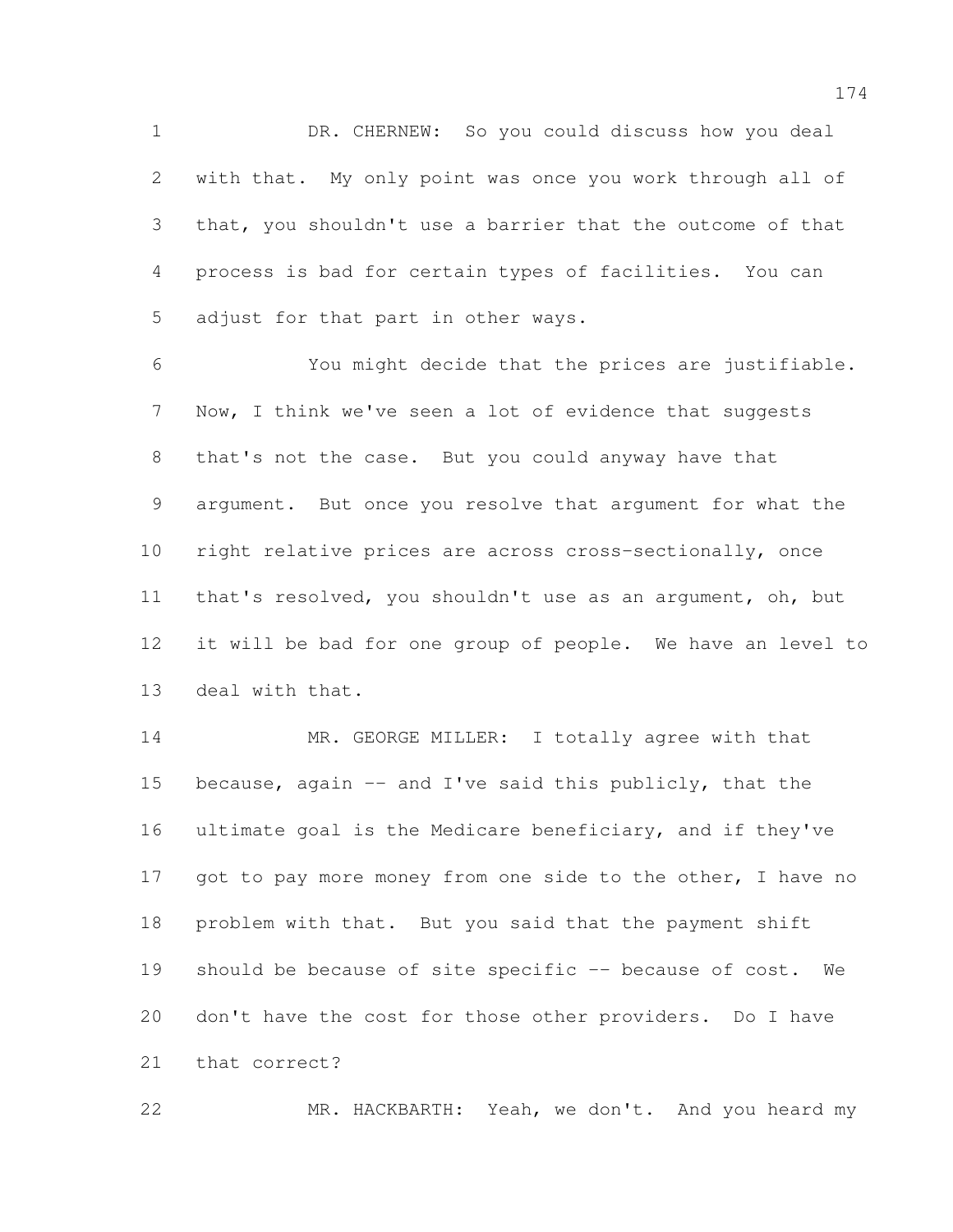DR. CHERNEW: So you could discuss how you deal with that. My only point was once you work through all of that, you shouldn't use a barrier that the outcome of that process is bad for certain types of facilities. You can adjust for that part in other ways.

You might decide that the prices are justifiable. Now, I think we've seen a lot of evidence that suggests that's not the case. But you could anyway have that argument. But once you resolve that argument for what the right relative prices are across cross-sectionally, once that's resolved, you shouldn't use as an argument, oh, but it will be bad for one group of people. We have an level to deal with that.

MR. GEORGE MILLER: I totally agree with that because, again -- and I've said this publicly, that the ultimate goal is the Medicare beneficiary, and if they've got to pay more money from one side to the other, I have no problem with that. But you said that the payment shift should be because of site specific -- because of cost. We don't have the cost for those other providers. Do I have that correct?

MR. HACKBARTH: Yeah, we don't. And you heard my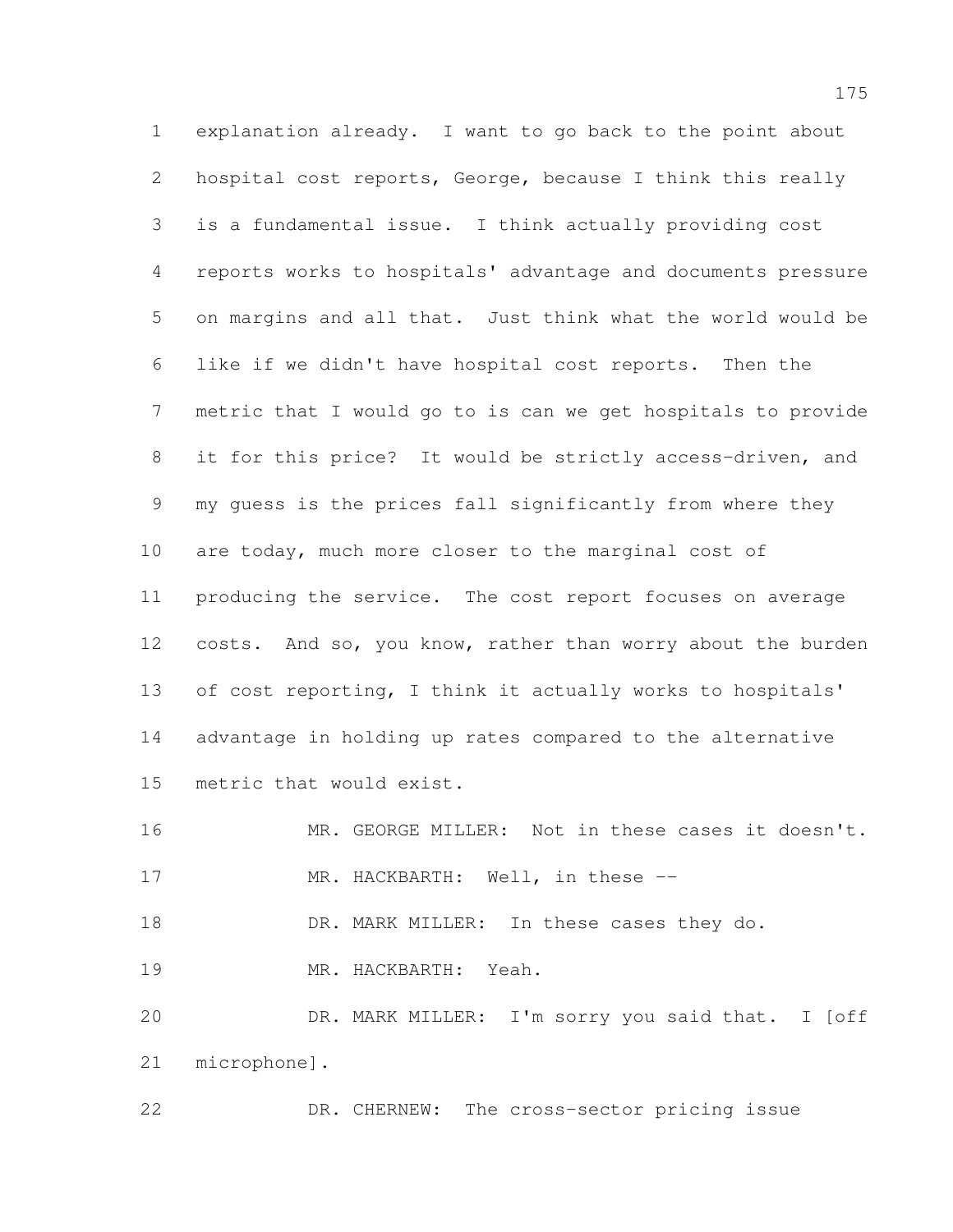explanation already. I want to go back to the point about hospital cost reports, George, because I think this really is a fundamental issue. I think actually providing cost reports works to hospitals' advantage and documents pressure on margins and all that. Just think what the world would be like if we didn't have hospital cost reports. Then the metric that I would go to is can we get hospitals to provide it for this price? It would be strictly access-driven, and my guess is the prices fall significantly from where they are today, much more closer to the marginal cost of producing the service. The cost report focuses on average costs. And so, you know, rather than worry about the burden of cost reporting, I think it actually works to hospitals' advantage in holding up rates compared to the alternative metric that would exist.

MR. GEORGE MILLER: Not in these cases it doesn't.

MR. HACKBARTH: Well, in these --

DR. MARK MILLER: In these cases they do.

MR. HACKBARTH: Yeah.

DR. MARK MILLER: I'm sorry you said that. I [off microphone].

DR. CHERNEW: The cross-sector pricing issue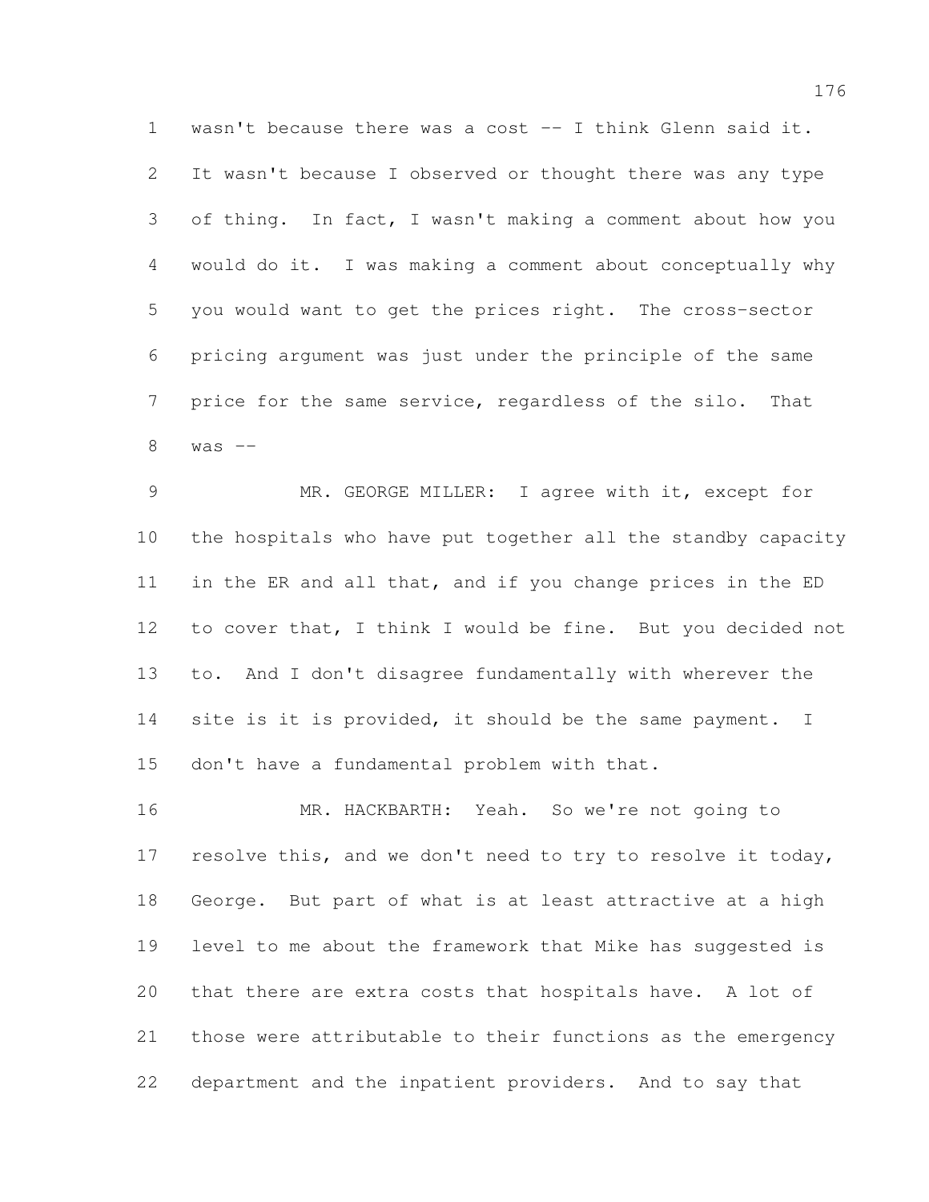wasn't because there was a cost -- I think Glenn said it. It wasn't because I observed or thought there was any type of thing. In fact, I wasn't making a comment about how you would do it. I was making a comment about conceptually why you would want to get the prices right. The cross-sector pricing argument was just under the principle of the same price for the same service, regardless of the silo. That was --

MR. GEORGE MILLER: I agree with it, except for the hospitals who have put together all the standby capacity in the ER and all that, and if you change prices in the ED to cover that, I think I would be fine. But you decided not to. And I don't disagree fundamentally with wherever the site is it is provided, it should be the same payment. I don't have a fundamental problem with that.

MR. HACKBARTH: Yeah. So we're not going to resolve this, and we don't need to try to resolve it today, George. But part of what is at least attractive at a high level to me about the framework that Mike has suggested is that there are extra costs that hospitals have. A lot of those were attributable to their functions as the emergency department and the inpatient providers. And to say that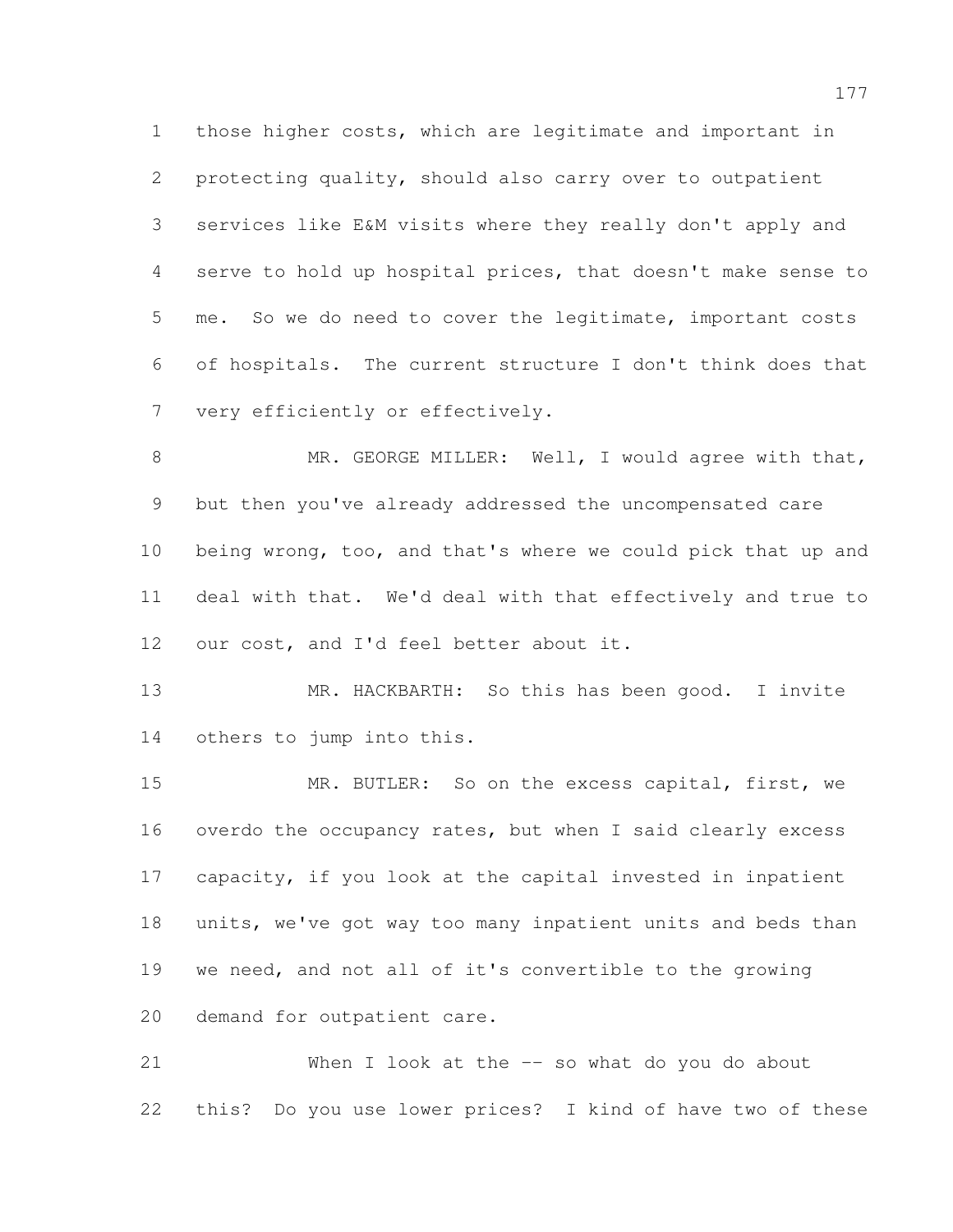those higher costs, which are legitimate and important in protecting quality, should also carry over to outpatient services like E&M visits where they really don't apply and serve to hold up hospital prices, that doesn't make sense to me. So we do need to cover the legitimate, important costs of hospitals. The current structure I don't think does that very efficiently or effectively.

MR. GEORGE MILLER: Well, I would agree with that, but then you've already addressed the uncompensated care being wrong, too, and that's where we could pick that up and deal with that. We'd deal with that effectively and true to our cost, and I'd feel better about it.

MR. HACKBARTH: So this has been good. I invite others to jump into this.

MR. BUTLER: So on the excess capital, first, we overdo the occupancy rates, but when I said clearly excess capacity, if you look at the capital invested in inpatient units, we've got way too many inpatient units and beds than we need, and not all of it's convertible to the growing demand for outpatient care.

When I look at the -- so what do you do about this? Do you use lower prices? I kind of have two of these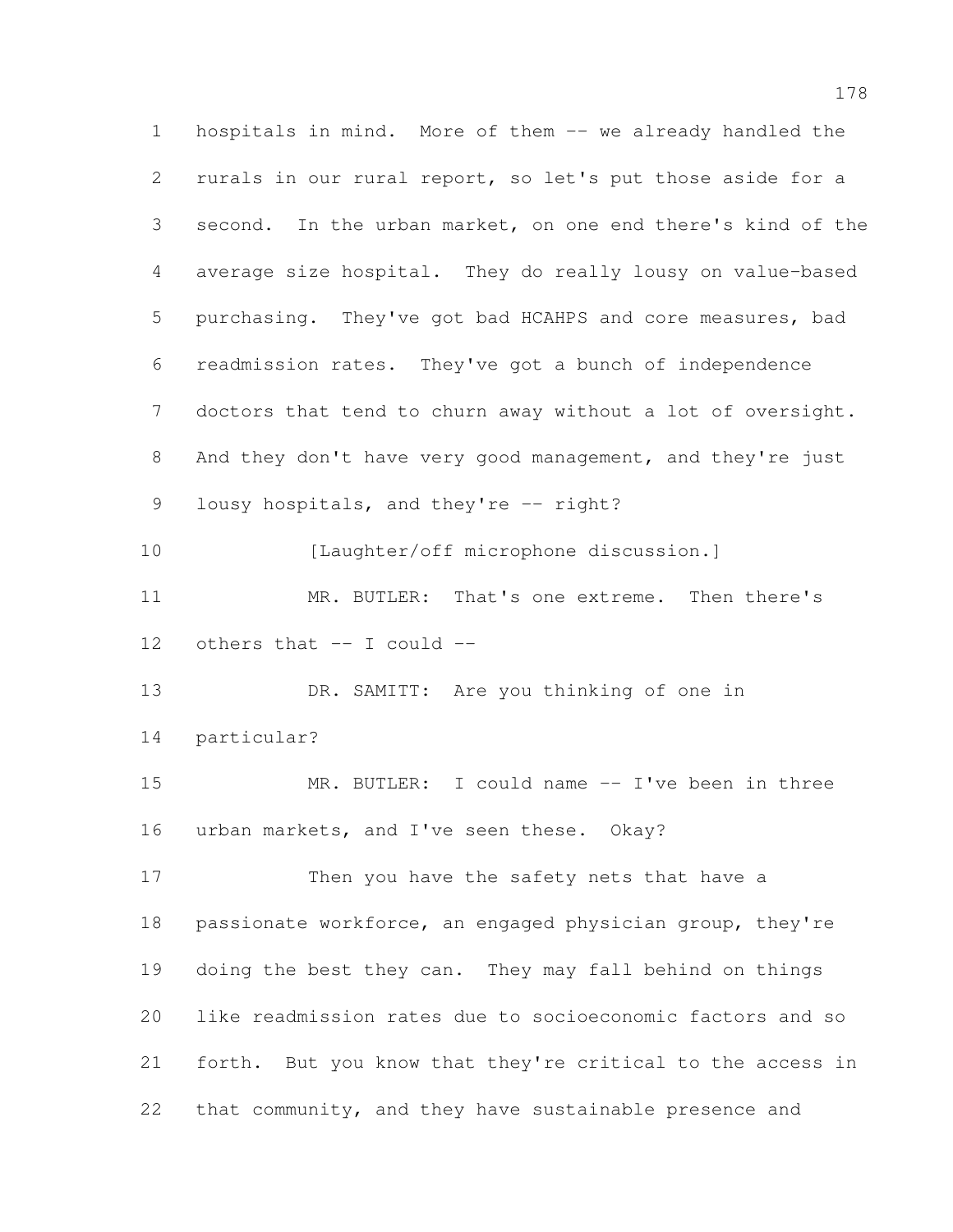hospitals in mind. More of them -- we already handled the rurals in our rural report, so let's put those aside for a second. In the urban market, on one end there's kind of the average size hospital. They do really lousy on value-based purchasing. They've got bad HCAHPS and core measures, bad readmission rates. They've got a bunch of independence doctors that tend to churn away without a lot of oversight. And they don't have very good management, and they're just lousy hospitals, and they're -- right?

[Laughter/off microphone discussion.]

MR. BUTLER: That's one extreme. Then there's others that -- I could --

DR. SAMITT: Are you thinking of one in particular?

MR. BUTLER: I could name -- I've been in three urban markets, and I've seen these. Okay?

Then you have the safety nets that have a passionate workforce, an engaged physician group, they're doing the best they can. They may fall behind on things like readmission rates due to socioeconomic factors and so forth. But you know that they're critical to the access in that community, and they have sustainable presence and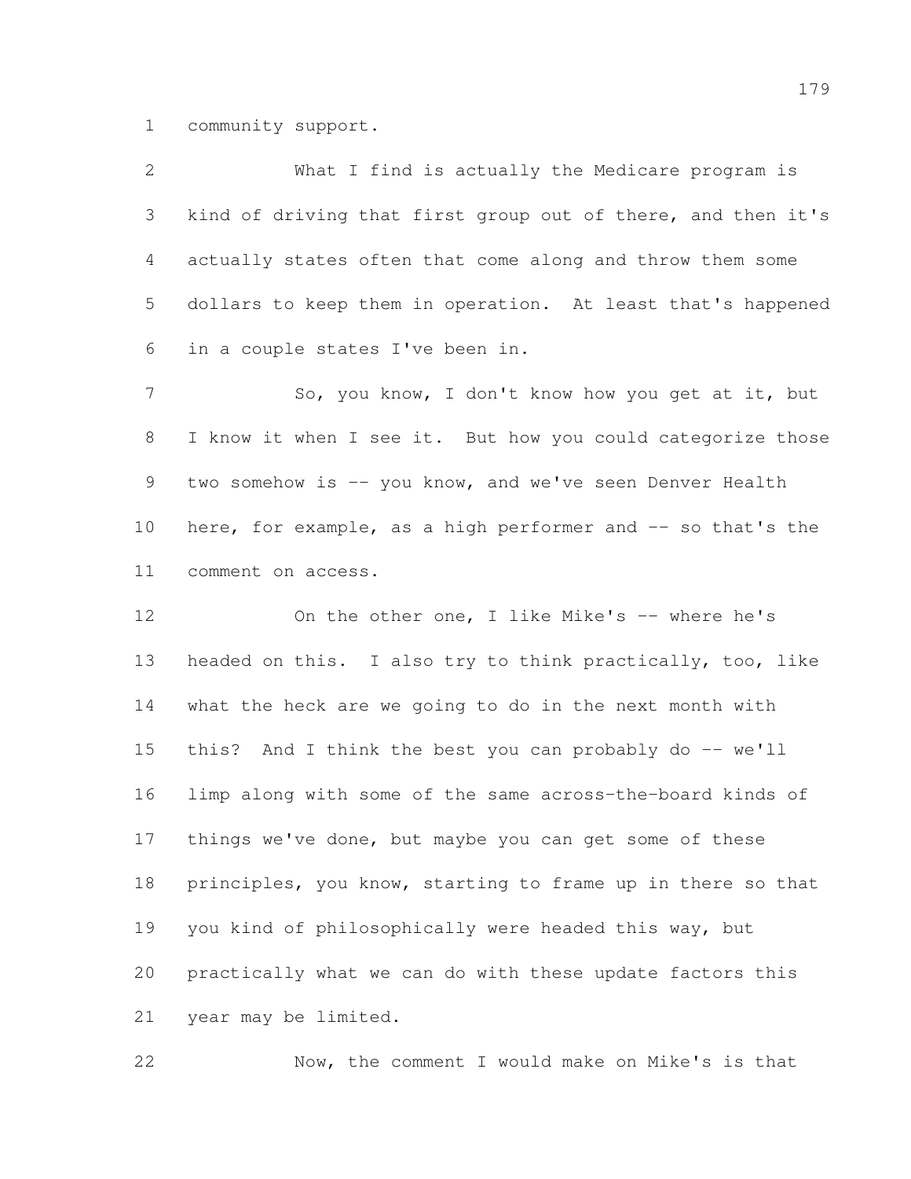community support.

What I find is actually the Medicare program is kind of driving that first group out of there, and then it's actually states often that come along and throw them some dollars to keep them in operation. At least that's happened in a couple states I've been in.

So, you know, I don't know how you get at it, but I know it when I see it. But how you could categorize those two somehow is -- you know, and we've seen Denver Health here, for example, as a high performer and -- so that's the comment on access.

On the other one, I like Mike's -- where he's headed on this. I also try to think practically, too, like what the heck are we going to do in the next month with this? And I think the best you can probably do -- we'll limp along with some of the same across-the-board kinds of things we've done, but maybe you can get some of these principles, you know, starting to frame up in there so that you kind of philosophically were headed this way, but practically what we can do with these update factors this year may be limited.

Now, the comment I would make on Mike's is that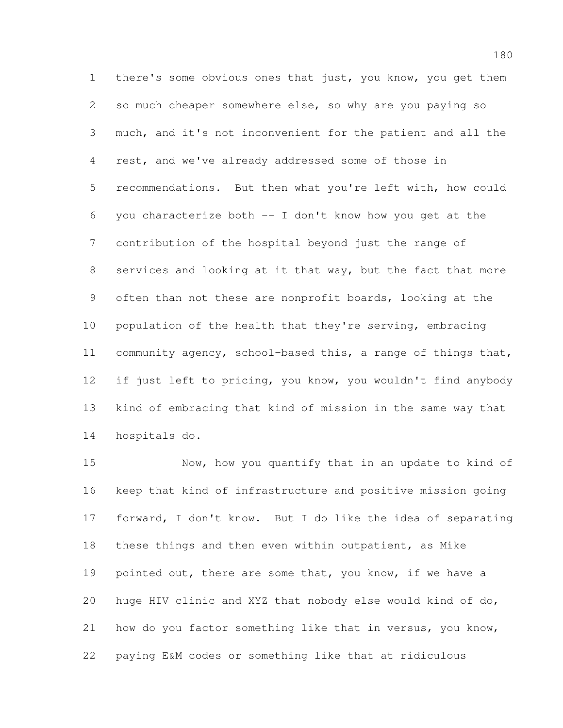there's some obvious ones that just, you know, you get them so much cheaper somewhere else, so why are you paying so much, and it's not inconvenient for the patient and all the rest, and we've already addressed some of those in recommendations. But then what you're left with, how could you characterize both -- I don't know how you get at the contribution of the hospital beyond just the range of services and looking at it that way, but the fact that more often than not these are nonprofit boards, looking at the population of the health that they're serving, embracing community agency, school-based this, a range of things that, if just left to pricing, you know, you wouldn't find anybody kind of embracing that kind of mission in the same way that hospitals do.

Now, how you quantify that in an update to kind of keep that kind of infrastructure and positive mission going forward, I don't know. But I do like the idea of separating these things and then even within outpatient, as Mike pointed out, there are some that, you know, if we have a huge HIV clinic and XYZ that nobody else would kind of do, how do you factor something like that in versus, you know, paying E&M codes or something like that at ridiculous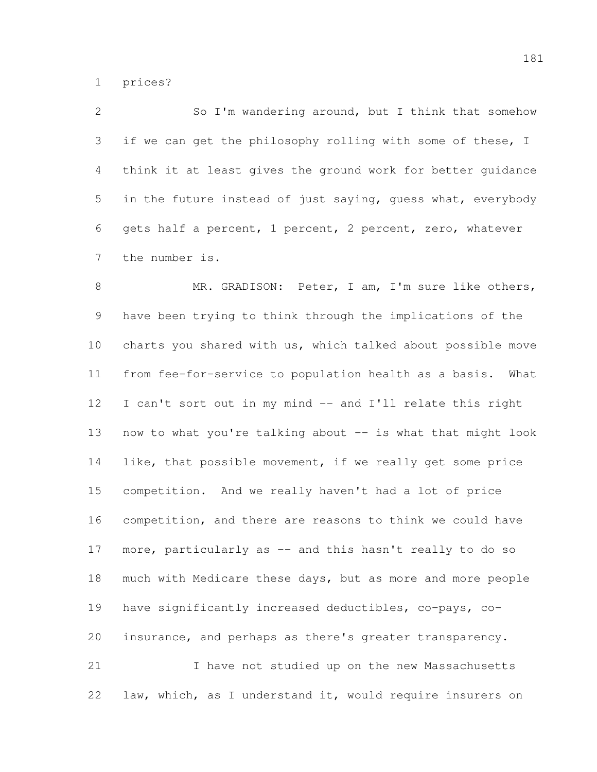prices?

So I'm wandering around, but I think that somehow if we can get the philosophy rolling with some of these, I think it at least gives the ground work for better guidance in the future instead of just saying, guess what, everybody gets half a percent, 1 percent, 2 percent, zero, whatever the number is.

MR. GRADISON: Peter, I am, I'm sure like others, have been trying to think through the implications of the charts you shared with us, which talked about possible move from fee-for-service to population health as a basis. What I can't sort out in my mind -- and I'll relate this right now to what you're talking about -- is what that might look like, that possible movement, if we really get some price competition. And we really haven't had a lot of price competition, and there are reasons to think we could have more, particularly as -- and this hasn't really to do so much with Medicare these days, but as more and more people have significantly increased deductibles, co-pays, co-insurance, and perhaps as there's greater transparency.

I have not studied up on the new Massachusetts law, which, as I understand it, would require insurers on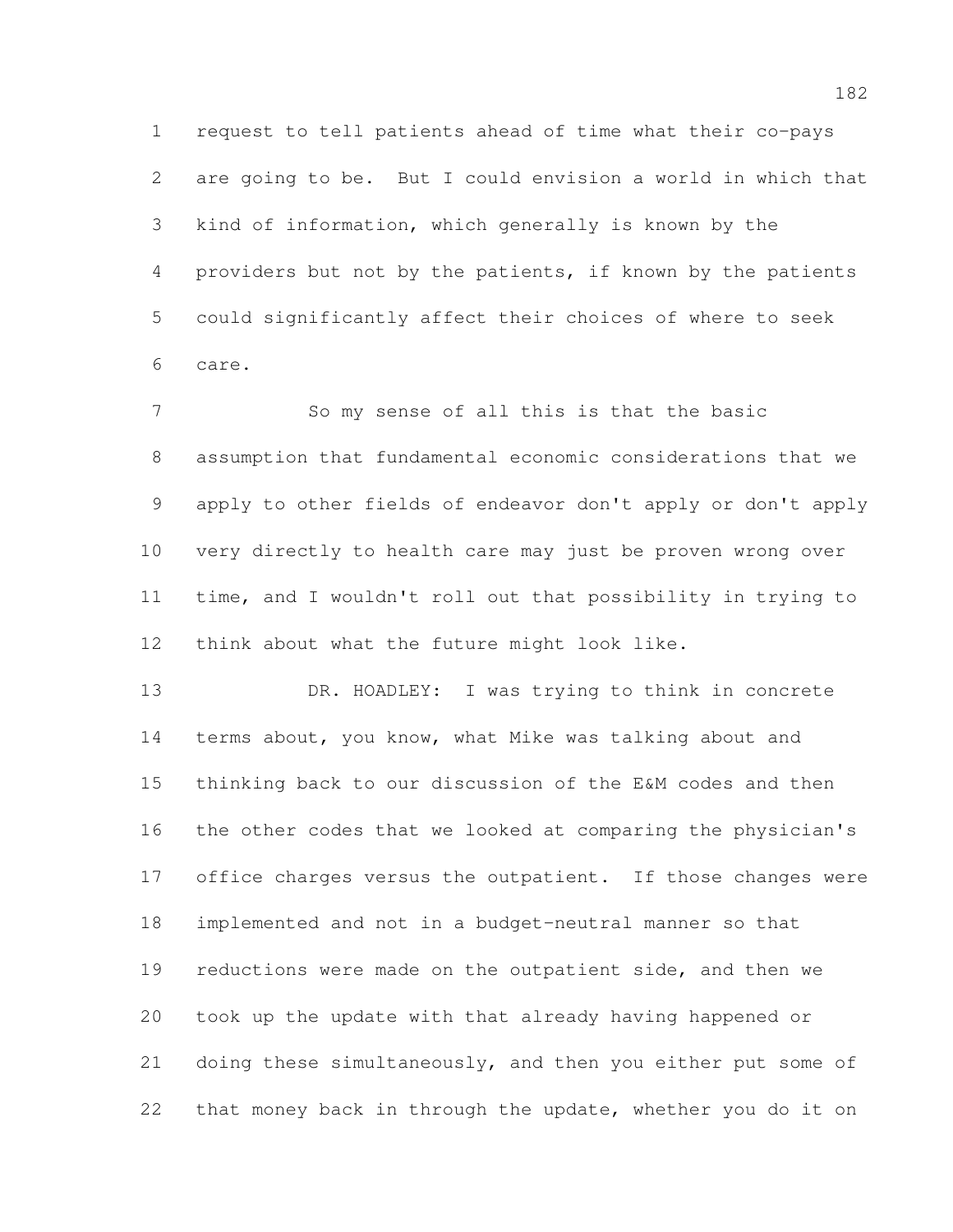request to tell patients ahead of time what their co-pays are going to be. But I could envision a world in which that kind of information, which generally is known by the providers but not by the patients, if known by the patients could significantly affect their choices of where to seek care.

So my sense of all this is that the basic assumption that fundamental economic considerations that we apply to other fields of endeavor don't apply or don't apply very directly to health care may just be proven wrong over time, and I wouldn't roll out that possibility in trying to think about what the future might look like.

DR. HOADLEY: I was trying to think in concrete terms about, you know, what Mike was talking about and thinking back to our discussion of the E&M codes and then the other codes that we looked at comparing the physician's office charges versus the outpatient. If those changes were implemented and not in a budget-neutral manner so that reductions were made on the outpatient side, and then we took up the update with that already having happened or doing these simultaneously, and then you either put some of that money back in through the update, whether you do it on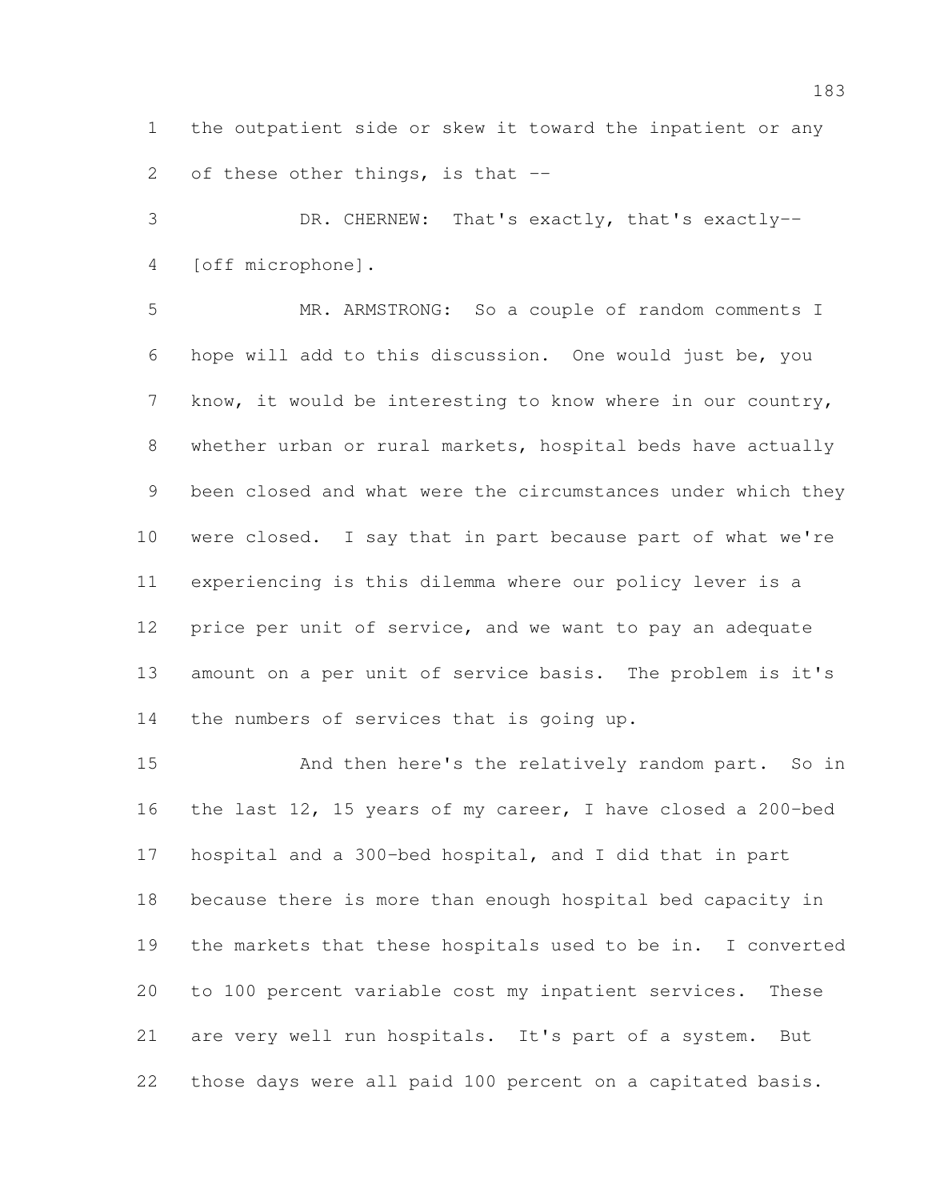the outpatient side or skew it toward the inpatient or any of these other things, is that --

DR. CHERNEW: That's exactly, that's exactly-- [off microphone].

MR. ARMSTRONG: So a couple of random comments I hope will add to this discussion. One would just be, you know, it would be interesting to know where in our country, whether urban or rural markets, hospital beds have actually been closed and what were the circumstances under which they were closed. I say that in part because part of what we're experiencing is this dilemma where our policy lever is a price per unit of service, and we want to pay an adequate amount on a per unit of service basis. The problem is it's the numbers of services that is going up.

And then here's the relatively random part. So in the last 12, 15 years of my career, I have closed a 200-bed hospital and a 300-bed hospital, and I did that in part because there is more than enough hospital bed capacity in the markets that these hospitals used to be in. I converted to 100 percent variable cost my inpatient services. These are very well run hospitals. It's part of a system. But those days were all paid 100 percent on a capitated basis.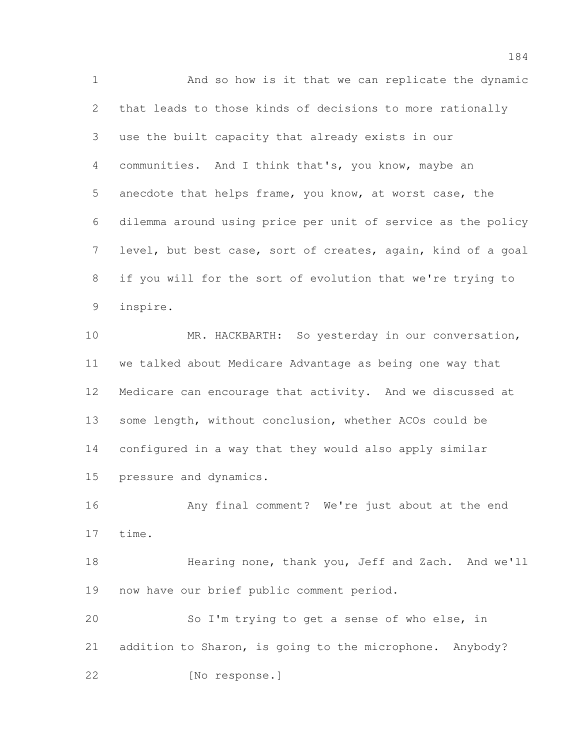And so how is it that we can replicate the dynamic that leads to those kinds of decisions to more rationally use the built capacity that already exists in our communities. And I think that's, you know, maybe an anecdote that helps frame, you know, at worst case, the dilemma around using price per unit of service as the policy level, but best case, sort of creates, again, kind of a goal if you will for the sort of evolution that we're trying to inspire.

MR. HACKBARTH: So yesterday in our conversation, we talked about Medicare Advantage as being one way that Medicare can encourage that activity. And we discussed at some length, without conclusion, whether ACOs could be configured in a way that they would also apply similar pressure and dynamics.

Any final comment? We're just about at the end time.

Hearing none, thank you, Jeff and Zach. And we'll now have our brief public comment period.

So I'm trying to get a sense of who else, in addition to Sharon, is going to the microphone. Anybody?

[No response.]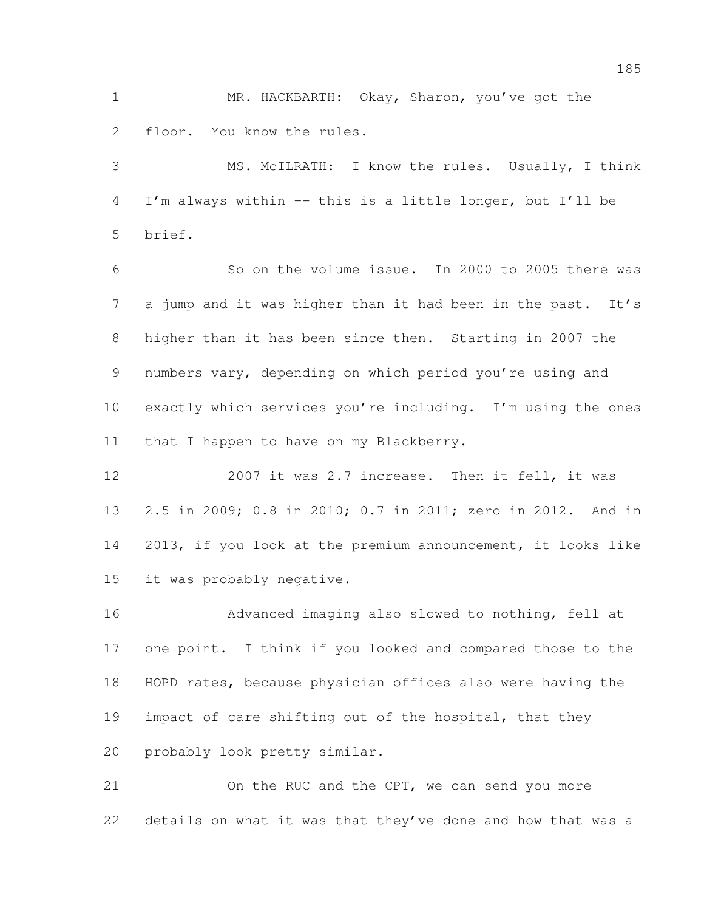MR. HACKBARTH: Okay, Sharon, you've got the floor. You know the rules.

MS. McILRATH: I know the rules. Usually, I think I'm always within -- this is a little longer, but I'll be brief.

So on the volume issue. In 2000 to 2005 there was a jump and it was higher than it had been in the past. It's higher than it has been since then. Starting in 2007 the numbers vary, depending on which period you're using and exactly which services you're including. I'm using the ones that I happen to have on my Blackberry.

2007 it was 2.7 increase. Then it fell, it was 2.5 in 2009; 0.8 in 2010; 0.7 in 2011; zero in 2012. And in 2013, if you look at the premium announcement, it looks like it was probably negative.

Advanced imaging also slowed to nothing, fell at one point. I think if you looked and compared those to the HOPD rates, because physician offices also were having the impact of care shifting out of the hospital, that they probably look pretty similar.

On the RUC and the CPT, we can send you more details on what it was that they've done and how that was a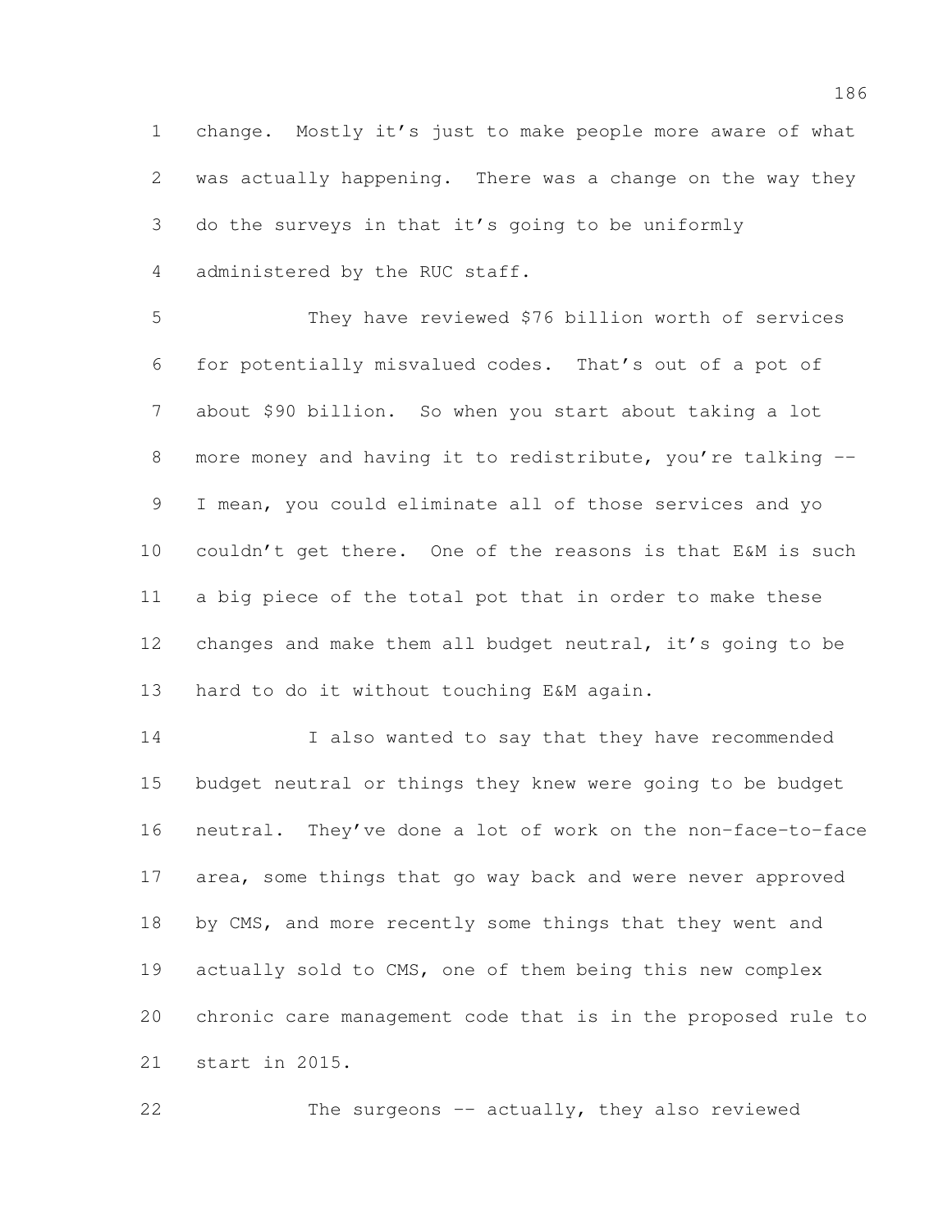change. Mostly it's just to make people more aware of what was actually happening. There was a change on the way they do the surveys in that it's going to be uniformly administered by the RUC staff.

They have reviewed $76 billion worth of services for potentially misvalued codes. That's out of a pot of about $90 billion. So when you start about taking a lot more money and having it to redistribute, you're talking -- I mean, you could eliminate all of those services and yo couldn't get there. One of the reasons is that E&M is such a big piece of the total pot that in order to make these changes and make them all budget neutral, it's going to be hard to do it without touching E&M again.

I also wanted to say that they have recommended budget neutral or things they knew were going to be budget neutral. They've done a lot of work on the non-face-to-face area, some things that go way back and were never approved by CMS, and more recently some things that they went and actually sold to CMS, one of them being this new complex chronic care management code that is in the proposed rule to start in 2015.

The surgeons -- actually, they also reviewed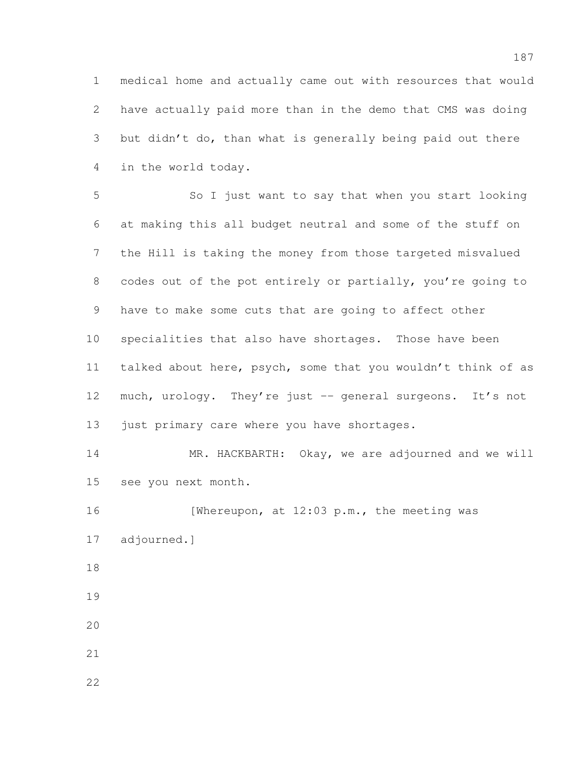medical home and actually came out with resources that would have actually paid more than in the demo that CMS was doing but didn't do, than what is generally being paid out there in the world today.

So I just want to say that when you start looking at making this all budget neutral and some of the stuff on the Hill is taking the money from those targeted misvalued codes out of the pot entirely or partially, you're going to have to make some cuts that are going to affect other specialities that also have shortages. Those have been talked about here, psych, some that you wouldn't think of as much, urology. They're just -- general surgeons. It's not just primary care where you have shortages.

MR. HACKBARTH: Okay, we are adjourned and we will see you next month.

[Whereupon, at 12:03 p.m., the meeting was adjourned.]